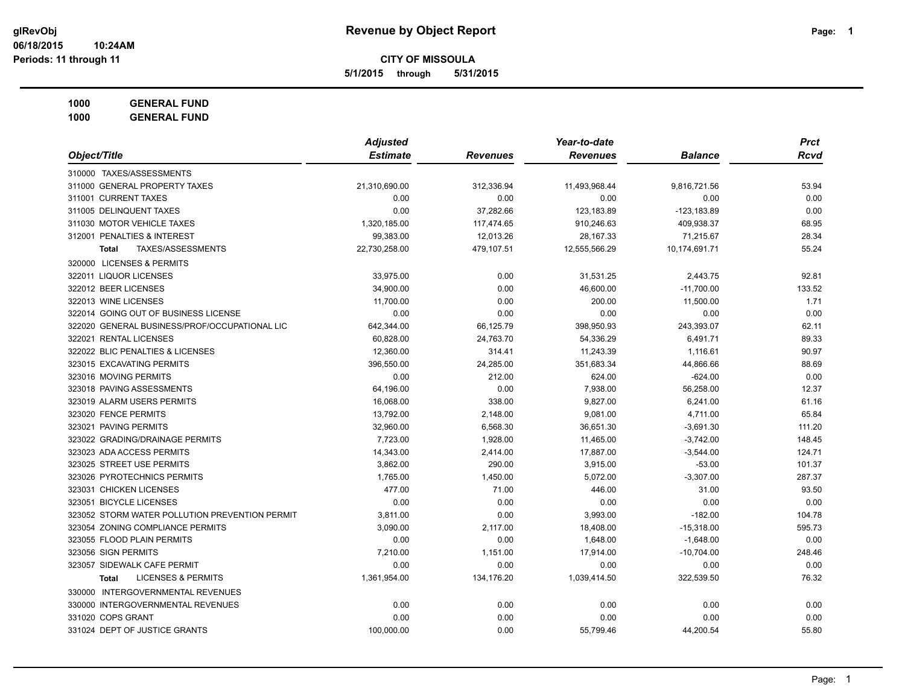# Revenue by Object Report

glRevObj
06/18/2015 10:24AM
Periods: 11 through 11

**CITY OF MISSOULA**

**5/1/2015 through 5/31/2015**

**1000 GENERAL FUND**
**1000 GENERAL FUND**

| Object/Title | Adjusted Estimate | Revenues | Year-to-date Revenues | Balance | Prct Rcvd |
|---|---|---|---|---|---|
| 310000 TAXES/ASSESSMENTS | | | | | |
| 311000 GENERAL PROPERTY TAXES | 21,310,690.00 | 312,336.94 | 11,493,968.44 | 9,816,721.56 | 53.94 |
| 311001 CURRENT TAXES | 0.00 | 0.00 | 0.00 | 0.00 | 0.00 |
| 311005 DELINQUENT TAXES | 0.00 | 37,282.66 | 123,183.89 | -123,183.89 | 0.00 |
| 311030 MOTOR VEHICLE TAXES | 1,320,185.00 | 117,474.65 | 910,246.63 | 409,938.37 | 68.95 |
| 312001 PENALTIES & INTEREST | 99,383.00 | 12,013.26 | 28,167.33 | 71,215.67 | 28.34 |
| **Total** TAXES/ASSESSMENTS | 22,730,258.00 | 479,107.51 | 12,555,566.29 | 10,174,691.71 | 55.24 |
| 320000 LICENSES & PERMITS | | | | | |
| 322011 LIQUOR LICENSES | 33,975.00 | 0.00 | 31,531.25 | 2,443.75 | 92.81 |
| 322012 BEER LICENSES | 34,900.00 | 0.00 | 46,600.00 | -11,700.00 | 133.52 |
| 322013 WINE LICENSES | 11,700.00 | 0.00 | 200.00 | 11,500.00 | 1.71 |
| 322014 GOING OUT OF BUSINESS LICENSE | 0.00 | 0.00 | 0.00 | 0.00 | 0.00 |
| 322020 GENERAL BUSINESS/PROF/OCCUPATIONAL LIC | 642,344.00 | 66,125.79 | 398,950.93 | 243,393.07 | 62.11 |
| 322021 RENTAL LICENSES | 60,828.00 | 24,763.70 | 54,336.29 | 6,491.71 | 89.33 |
| 322022 BLIC PENALTIES & LICENSES | 12,360.00 | 314.41 | 11,243.39 | 1,116.61 | 90.97 |
| 323015 EXCAVATING PERMITS | 396,550.00 | 24,285.00 | 351,683.34 | 44,866.66 | 88.69 |
| 323016 MOVING PERMITS | 0.00 | 212.00 | 624.00 | -624.00 | 0.00 |
| 323018 PAVING ASSESSMENTS | 64,196.00 | 0.00 | 7,938.00 | 56,258.00 | 12.37 |
| 323019 ALARM USERS PERMITS | 16,068.00 | 338.00 | 9,827.00 | 6,241.00 | 61.16 |
| 323020 FENCE PERMITS | 13,792.00 | 2,148.00 | 9,081.00 | 4,711.00 | 65.84 |
| 323021 PAVING PERMITS | 32,960.00 | 6,568.30 | 36,651.30 | -3,691.30 | 111.20 |
| 323022 GRADING/DRAINAGE PERMITS | 7,723.00 | 1,928.00 | 11,465.00 | -3,742.00 | 148.45 |
| 323023 ADA ACCESS PERMITS | 14,343.00 | 2,414.00 | 17,887.00 | -3,544.00 | 124.71 |
| 323025 STREET USE PERMITS | 3,862.00 | 290.00 | 3,915.00 | -53.00 | 101.37 |
| 323026 PYROTECHNICS PERMITS | 1,765.00 | 1,450.00 | 5,072.00 | -3,307.00 | 287.37 |
| 323031 CHICKEN LICENSES | 477.00 | 71.00 | 446.00 | 31.00 | 93.50 |
| 323051 BICYCLE LICENSES | 0.00 | 0.00 | 0.00 | 0.00 | 0.00 |
| 323052 STORM WATER POLLUTION PREVENTION PERMIT | 3,811.00 | 0.00 | 3,993.00 | -182.00 | 104.78 |
| 323054 ZONING COMPLIANCE PERMITS | 3,090.00 | 2,117.00 | 18,408.00 | -15,318.00 | 595.73 |
| 323055 FLOOD PLAIN PERMITS | 0.00 | 0.00 | 1,648.00 | -1,648.00 | 0.00 |
| 323056 SIGN PERMITS | 7,210.00 | 1,151.00 | 17,914.00 | -10,704.00 | 248.46 |
| 323057 SIDEWALK CAFE PERMIT | 0.00 | 0.00 | 0.00 | 0.00 | 0.00 |
| **Total** LICENSES & PERMITS | 1,361,954.00 | 134,176.20 | 1,039,414.50 | 322,539.50 | 76.32 |
| 330000 INTERGOVERNMENTAL REVENUES | | | | | |
| 330000 INTERGOVERNMENTAL REVENUES | 0.00 | 0.00 | 0.00 | 0.00 | 0.00 |
| 331020 COPS GRANT | 0.00 | 0.00 | 0.00 | 0.00 | 0.00 |
| 331024 DEPT OF JUSTICE GRANTS | 100,000.00 | 0.00 | 55,799.46 | 44,200.54 | 55.80 |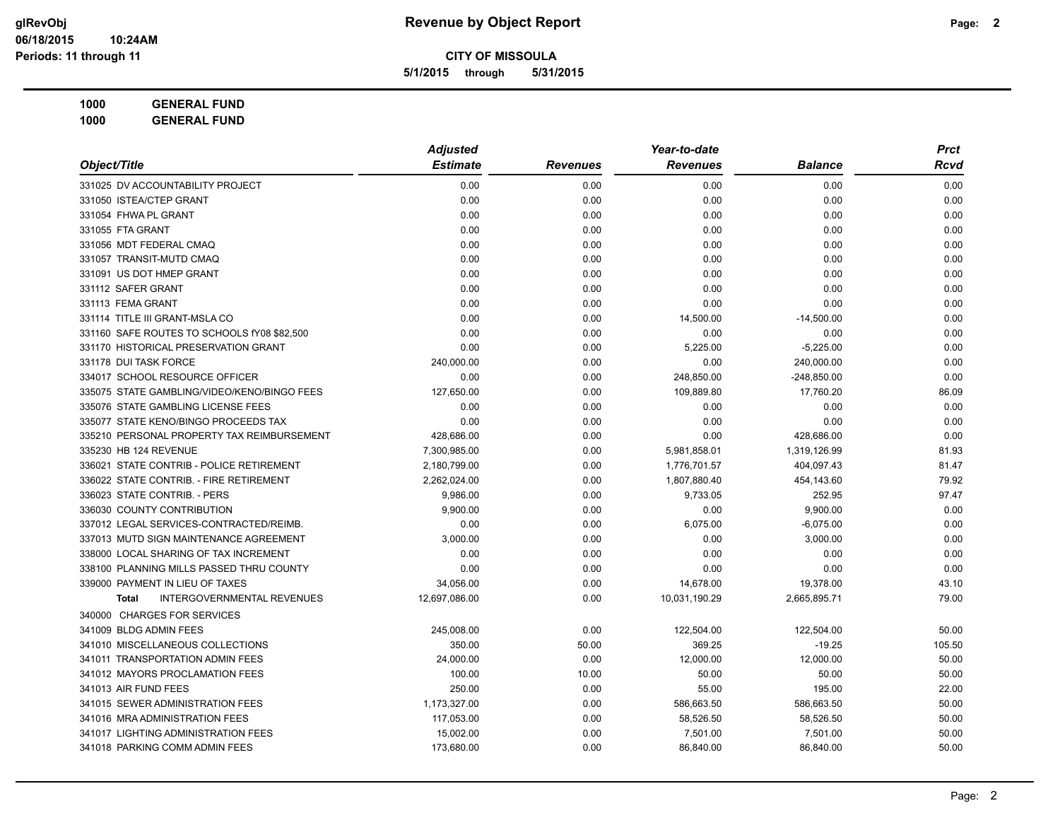# Revenue by Object Report

**CITY OF MISSOULA**

**5/1/2015 through 5/31/2015**

glRevObj
06/18/2015 10:24AM
Periods: 11 through 11

**1000 GENERAL FUND**

**1000 GENERAL FUND**

| Object/Title | Adjusted Estimate | Revenues | Year-to-date Revenues | Balance | Prct Rcvd |
|---|---|---|---|---|---|
| 331025 DV ACCOUNTABILITY PROJECT | 0.00 | 0.00 | 0.00 | 0.00 | 0.00 |
| 331050 ISTEA/CTEP GRANT | 0.00 | 0.00 | 0.00 | 0.00 | 0.00 |
| 331054 FHWA PL GRANT | 0.00 | 0.00 | 0.00 | 0.00 | 0.00 |
| 331055 FTA GRANT | 0.00 | 0.00 | 0.00 | 0.00 | 0.00 |
| 331056 MDT FEDERAL CMAQ | 0.00 | 0.00 | 0.00 | 0.00 | 0.00 |
| 331057 TRANSIT-MUTD CMAQ | 0.00 | 0.00 | 0.00 | 0.00 | 0.00 |
| 331091 US DOT HMEP GRANT | 0.00 | 0.00 | 0.00 | 0.00 | 0.00 |
| 331112 SAFER GRANT | 0.00 | 0.00 | 0.00 | 0.00 | 0.00 |
| 331113 FEMA GRANT | 0.00 | 0.00 | 0.00 | 0.00 | 0.00 |
| 331114 TITLE III GRANT-MSLA CO | 0.00 | 0.00 | 14,500.00 | -14,500.00 | 0.00 |
| 331160 SAFE ROUTES TO SCHOOLS fY08 $82,500 | 0.00 | 0.00 | 0.00 | 0.00 | 0.00 |
| 331170 HISTORICAL PRESERVATION GRANT | 0.00 | 0.00 | 5,225.00 | -5,225.00 | 0.00 |
| 331178 DUI TASK FORCE | 240,000.00 | 0.00 | 0.00 | 240,000.00 | 0.00 |
| 334017 SCHOOL RESOURCE OFFICER | 0.00 | 0.00 | 248,850.00 | -248,850.00 | 0.00 |
| 335075 STATE GAMBLING/VIDEO/KENO/BINGO FEES | 127,650.00 | 0.00 | 109,889.80 | 17,760.20 | 86.09 |
| 335076 STATE GAMBLING LICENSE FEES | 0.00 | 0.00 | 0.00 | 0.00 | 0.00 |
| 335077 STATE KENO/BINGO PROCEEDS TAX | 0.00 | 0.00 | 0.00 | 0.00 | 0.00 |
| 335210 PERSONAL PROPERTY TAX REIMBURSEMENT | 428,686.00 | 0.00 | 0.00 | 428,686.00 | 0.00 |
| 335230 HB 124 REVENUE | 7,300,985.00 | 0.00 | 5,981,858.01 | 1,319,126.99 | 81.93 |
| 336021 STATE CONTRIB - POLICE RETIREMENT | 2,180,799.00 | 0.00 | 1,776,701.57 | 404,097.43 | 81.47 |
| 336022 STATE CONTRIB. - FIRE RETIREMENT | 2,262,024.00 | 0.00 | 1,807,880.40 | 454,143.60 | 79.92 |
| 336023 STATE CONTRIB. - PERS | 9,986.00 | 0.00 | 9,733.05 | 252.95 | 97.47 |
| 336030 COUNTY CONTRIBUTION | 9,900.00 | 0.00 | 0.00 | 9,900.00 | 0.00 |
| 337012 LEGAL SERVICES-CONTRACTED/REIMB. | 0.00 | 0.00 | 6,075.00 | -6,075.00 | 0.00 |
| 337013 MUTD SIGN MAINTENANCE AGREEMENT | 3,000.00 | 0.00 | 0.00 | 3,000.00 | 0.00 |
| 338000 LOCAL SHARING OF TAX INCREMENT | 0.00 | 0.00 | 0.00 | 0.00 | 0.00 |
| 338100 PLANNING MILLS PASSED THRU COUNTY | 0.00 | 0.00 | 0.00 | 0.00 | 0.00 |
| 339000 PAYMENT IN LIEU OF TAXES | 34,056.00 | 0.00 | 14,678.00 | 19,378.00 | 43.10 |
| **Total** INTERGOVERNMENTAL REVENUES | 12,697,086.00 | 0.00 | 10,031,190.29 | 2,665,895.71 | 79.00 |
| 340000 CHARGES FOR SERVICES | | | | | |
| 341009 BLDG ADMIN FEES | 245,008.00 | 0.00 | 122,504.00 | 122,504.00 | 50.00 |
| 341010 MISCELLANEOUS COLLECTIONS | 350.00 | 50.00 | 369.25 | -19.25 | 105.50 |
| 341011 TRANSPORTATION ADMIN FEES | 24,000.00 | 0.00 | 12,000.00 | 12,000.00 | 50.00 |
| 341012 MAYORS PROCLAMATION FEES | 100.00 | 10.00 | 50.00 | 50.00 | 50.00 |
| 341013 AIR FUND FEES | 250.00 | 0.00 | 55.00 | 195.00 | 22.00 |
| 341015 SEWER ADMINISTRATION FEES | 1,173,327.00 | 0.00 | 586,663.50 | 586,663.50 | 50.00 |
| 341016 MRA ADMINISTRATION FEES | 117,053.00 | 0.00 | 58,526.50 | 58,526.50 | 50.00 |
| 341017 LIGHTING ADMINISTRATION FEES | 15,002.00 | 0.00 | 7,501.00 | 7,501.00 | 50.00 |
| 341018 PARKING COMM ADMIN FEES | 173,680.00 | 0.00 | 86,840.00 | 86,840.00 | 50.00 |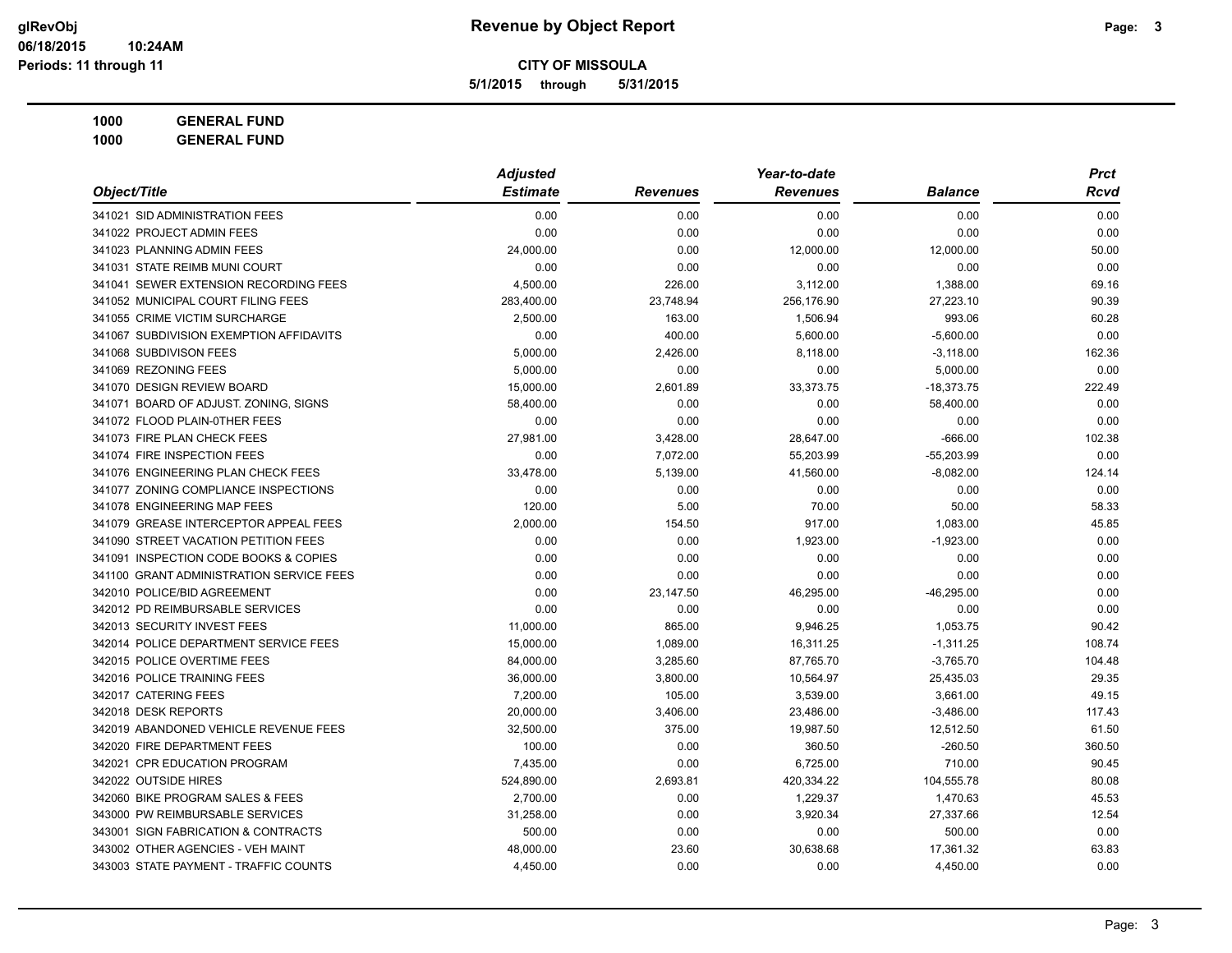# Revenue by Object Report

**CITY OF MISSOULA**

**5/1/2015 through 5/31/2015**

glRevObj
06/18/2015 10:24AM
Periods: 11 through 11

**1000 GENERAL FUND**
**1000 GENERAL FUND**

| Object/Title | Adjusted Estimate | Revenues | Year-to-date Revenues | Balance | Prct Rcvd |
|---|---|---|---|---|---|
| 341021 SID ADMINISTRATION FEES | 0.00 | 0.00 | 0.00 | 0.00 | 0.00 |
| 341022 PROJECT ADMIN FEES | 0.00 | 0.00 | 0.00 | 0.00 | 0.00 |
| 341023 PLANNING ADMIN FEES | 24,000.00 | 0.00 | 12,000.00 | 12,000.00 | 50.00 |
| 341031 STATE REIMB MUNI COURT | 0.00 | 0.00 | 0.00 | 0.00 | 0.00 |
| 341041 SEWER EXTENSION RECORDING FEES | 4,500.00 | 226.00 | 3,112.00 | 1,388.00 | 69.16 |
| 341052 MUNICIPAL COURT FILING FEES | 283,400.00 | 23,748.94 | 256,176.90 | 27,223.10 | 90.39 |
| 341055 CRIME VICTIM SURCHARGE | 2,500.00 | 163.00 | 1,506.94 | 993.06 | 60.28 |
| 341067 SUBDIVISION EXEMPTION AFFIDAVITS | 0.00 | 400.00 | 5,600.00 | -5,600.00 | 0.00 |
| 341068 SUBDIVISON FEES | 5,000.00 | 2,426.00 | 8,118.00 | -3,118.00 | 162.36 |
| 341069 REZONING FEES | 5,000.00 | 0.00 | 0.00 | 5,000.00 | 0.00 |
| 341070 DESIGN REVIEW BOARD | 15,000.00 | 2,601.89 | 33,373.75 | -18,373.75 | 222.49 |
| 341071 BOARD OF ADJUST. ZONING, SIGNS | 58,400.00 | 0.00 | 0.00 | 58,400.00 | 0.00 |
| 341072 FLOOD PLAIN-0THER FEES | 0.00 | 0.00 | 0.00 | 0.00 | 0.00 |
| 341073 FIRE PLAN CHECK FEES | 27,981.00 | 3,428.00 | 28,647.00 | -666.00 | 102.38 |
| 341074 FIRE INSPECTION FEES | 0.00 | 7,072.00 | 55,203.99 | -55,203.99 | 0.00 |
| 341076 ENGINEERING PLAN CHECK FEES | 33,478.00 | 5,139.00 | 41,560.00 | -8,082.00 | 124.14 |
| 341077 ZONING COMPLIANCE INSPECTIONS | 0.00 | 0.00 | 0.00 | 0.00 | 0.00 |
| 341078 ENGINEERING MAP FEES | 120.00 | 5.00 | 70.00 | 50.00 | 58.33 |
| 341079 GREASE INTERCEPTOR APPEAL FEES | 2,000.00 | 154.50 | 917.00 | 1,083.00 | 45.85 |
| 341090 STREET VACATION PETITION FEES | 0.00 | 0.00 | 1,923.00 | -1,923.00 | 0.00 |
| 341091 INSPECTION CODE BOOKS & COPIES | 0.00 | 0.00 | 0.00 | 0.00 | 0.00 |
| 341100 GRANT ADMINISTRATION SERVICE FEES | 0.00 | 0.00 | 0.00 | 0.00 | 0.00 |
| 342010 POLICE/BID AGREEMENT | 0.00 | 23,147.50 | 46,295.00 | -46,295.00 | 0.00 |
| 342012 PD REIMBURSABLE SERVICES | 0.00 | 0.00 | 0.00 | 0.00 | 0.00 |
| 342013 SECURITY INVEST FEES | 11,000.00 | 865.00 | 9,946.25 | 1,053.75 | 90.42 |
| 342014 POLICE DEPARTMENT SERVICE FEES | 15,000.00 | 1,089.00 | 16,311.25 | -1,311.25 | 108.74 |
| 342015 POLICE OVERTIME FEES | 84,000.00 | 3,285.60 | 87,765.70 | -3,765.70 | 104.48 |
| 342016 POLICE TRAINING FEES | 36,000.00 | 3,800.00 | 10,564.97 | 25,435.03 | 29.35 |
| 342017 CATERING FEES | 7,200.00 | 105.00 | 3,539.00 | 3,661.00 | 49.15 |
| 342018 DESK REPORTS | 20,000.00 | 3,406.00 | 23,486.00 | -3,486.00 | 117.43 |
| 342019 ABANDONED VEHICLE REVENUE FEES | 32,500.00 | 375.00 | 19,987.50 | 12,512.50 | 61.50 |
| 342020 FIRE DEPARTMENT FEES | 100.00 | 0.00 | 360.50 | -260.50 | 360.50 |
| 342021 CPR EDUCATION PROGRAM | 7,435.00 | 0.00 | 6,725.00 | 710.00 | 90.45 |
| 342022 OUTSIDE HIRES | 524,890.00 | 2,693.81 | 420,334.22 | 104,555.78 | 80.08 |
| 342060 BIKE PROGRAM SALES & FEES | 2,700.00 | 0.00 | 1,229.37 | 1,470.63 | 45.53 |
| 343000 PW REIMBURSABLE SERVICES | 31,258.00 | 0.00 | 3,920.34 | 27,337.66 | 12.54 |
| 343001 SIGN FABRICATION & CONTRACTS | 500.00 | 0.00 | 0.00 | 500.00 | 0.00 |
| 343002 OTHER AGENCIES - VEH MAINT | 48,000.00 | 23.60 | 30,638.68 | 17,361.32 | 63.83 |
| 343003 STATE PAYMENT - TRAFFIC COUNTS | 4,450.00 | 0.00 | 0.00 | 4,450.00 | 0.00 |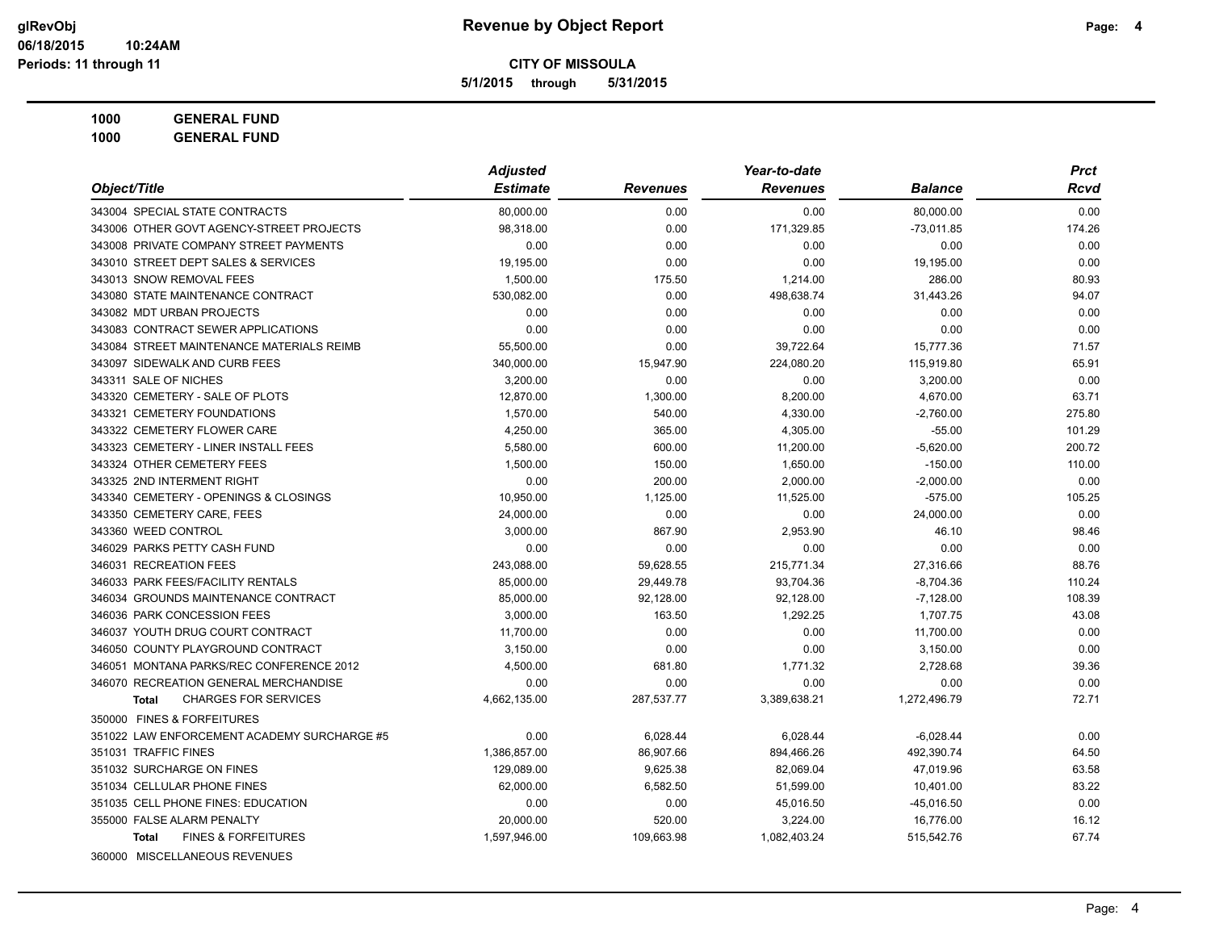# Revenue by Object Report

**CITY OF MISSOULA**

**5/1/2015 through 5/31/2015**

glRevObj
06/18/2015 10:24AM
Periods: 11 through 11

**1000 GENERAL FUND**
**1000 GENERAL FUND**

| Object/Title | Adjusted Estimate | Revenues | Year-to-date Revenues | Balance | Prct Rcvd |
|---|---|---|---|---|---|
| 343004 SPECIAL STATE CONTRACTS | 80,000.00 | 0.00 | 0.00 | 80,000.00 | 0.00 |
| 343006 OTHER GOVT AGENCY-STREET PROJECTS | 98,318.00 | 0.00 | 171,329.85 | -73,011.85 | 174.26 |
| 343008 PRIVATE COMPANY STREET PAYMENTS | 0.00 | 0.00 | 0.00 | 0.00 | 0.00 |
| 343010 STREET DEPT SALES & SERVICES | 19,195.00 | 0.00 | 0.00 | 19,195.00 | 0.00 |
| 343013 SNOW REMOVAL FEES | 1,500.00 | 175.50 | 1,214.00 | 286.00 | 80.93 |
| 343080 STATE MAINTENANCE CONTRACT | 530,082.00 | 0.00 | 498,638.74 | 31,443.26 | 94.07 |
| 343082 MDT URBAN PROJECTS | 0.00 | 0.00 | 0.00 | 0.00 | 0.00 |
| 343083 CONTRACT SEWER APPLICATIONS | 0.00 | 0.00 | 0.00 | 0.00 | 0.00 |
| 343084 STREET MAINTENANCE MATERIALS REIMB | 55,500.00 | 0.00 | 39,722.64 | 15,777.36 | 71.57 |
| 343097 SIDEWALK AND CURB FEES | 340,000.00 | 15,947.90 | 224,080.20 | 115,919.80 | 65.91 |
| 343311 SALE OF NICHES | 3,200.00 | 0.00 | 0.00 | 3,200.00 | 0.00 |
| 343320 CEMETERY - SALE OF PLOTS | 12,870.00 | 1,300.00 | 8,200.00 | 4,670.00 | 63.71 |
| 343321 CEMETERY FOUNDATIONS | 1,570.00 | 540.00 | 4,330.00 | -2,760.00 | 275.80 |
| 343322 CEMETERY FLOWER CARE | 4,250.00 | 365.00 | 4,305.00 | -55.00 | 101.29 |
| 343323 CEMETERY - LINER INSTALL FEES | 5,580.00 | 600.00 | 11,200.00 | -5,620.00 | 200.72 |
| 343324 OTHER CEMETERY FEES | 1,500.00 | 150.00 | 1,650.00 | -150.00 | 110.00 |
| 343325 2ND INTERMENT RIGHT | 0.00 | 200.00 | 2,000.00 | -2,000.00 | 0.00 |
| 343340 CEMETERY - OPENINGS & CLOSINGS | 10,950.00 | 1,125.00 | 11,525.00 | -575.00 | 105.25 |
| 343350 CEMETERY CARE, FEES | 24,000.00 | 0.00 | 0.00 | 24,000.00 | 0.00 |
| 343360 WEED CONTROL | 3,000.00 | 867.90 | 2,953.90 | 46.10 | 98.46 |
| 346029 PARKS PETTY CASH FUND | 0.00 | 0.00 | 0.00 | 0.00 | 0.00 |
| 346031 RECREATION FEES | 243,088.00 | 59,628.55 | 215,771.34 | 27,316.66 | 88.76 |
| 346033 PARK FEES/FACILITY RENTALS | 85,000.00 | 29,449.78 | 93,704.36 | -8,704.36 | 110.24 |
| 346034 GROUNDS MAINTENANCE CONTRACT | 85,000.00 | 92,128.00 | 92,128.00 | -7,128.00 | 108.39 |
| 346036 PARK CONCESSION FEES | 3,000.00 | 163.50 | 1,292.25 | 1,707.75 | 43.08 |
| 346037 YOUTH DRUG COURT CONTRACT | 11,700.00 | 0.00 | 0.00 | 11,700.00 | 0.00 |
| 346050 COUNTY PLAYGROUND CONTRACT | 3,150.00 | 0.00 | 0.00 | 3,150.00 | 0.00 |
| 346051 MONTANA PARKS/REC CONFERENCE 2012 | 4,500.00 | 681.80 | 1,771.32 | 2,728.68 | 39.36 |
| 346070 RECREATION GENERAL MERCHANDISE | 0.00 | 0.00 | 0.00 | 0.00 | 0.00 |
| **Total** CHARGES FOR SERVICES | 4,662,135.00 | 287,537.77 | 3,389,638.21 | 1,272,496.79 | 72.71 |
| 350000 FINES & FORFEITURES | | | | | |
| 351022 LAW ENFORCEMENT ACADEMY SURCHARGE #5 | 0.00 | 6,028.44 | 6,028.44 | -6,028.44 | 0.00 |
| 351031 TRAFFIC FINES | 1,386,857.00 | 86,907.66 | 894,466.26 | 492,390.74 | 64.50 |
| 351032 SURCHARGE ON FINES | 129,089.00 | 9,625.38 | 82,069.04 | 47,019.96 | 63.58 |
| 351034 CELLULAR PHONE FINES | 62,000.00 | 6,582.50 | 51,599.00 | 10,401.00 | 83.22 |
| 351035 CELL PHONE FINES: EDUCATION | 0.00 | 0.00 | 45,016.50 | -45,016.50 | 0.00 |
| 355000 FALSE ALARM PENALTY | 20,000.00 | 520.00 | 3,224.00 | 16,776.00 | 16.12 |
| **Total** FINES & FORFEITURES | 1,597,946.00 | 109,663.98 | 1,082,403.24 | 515,542.76 | 67.74 |
| 360000 MISCELLANEOUS REVENUES | | | | | |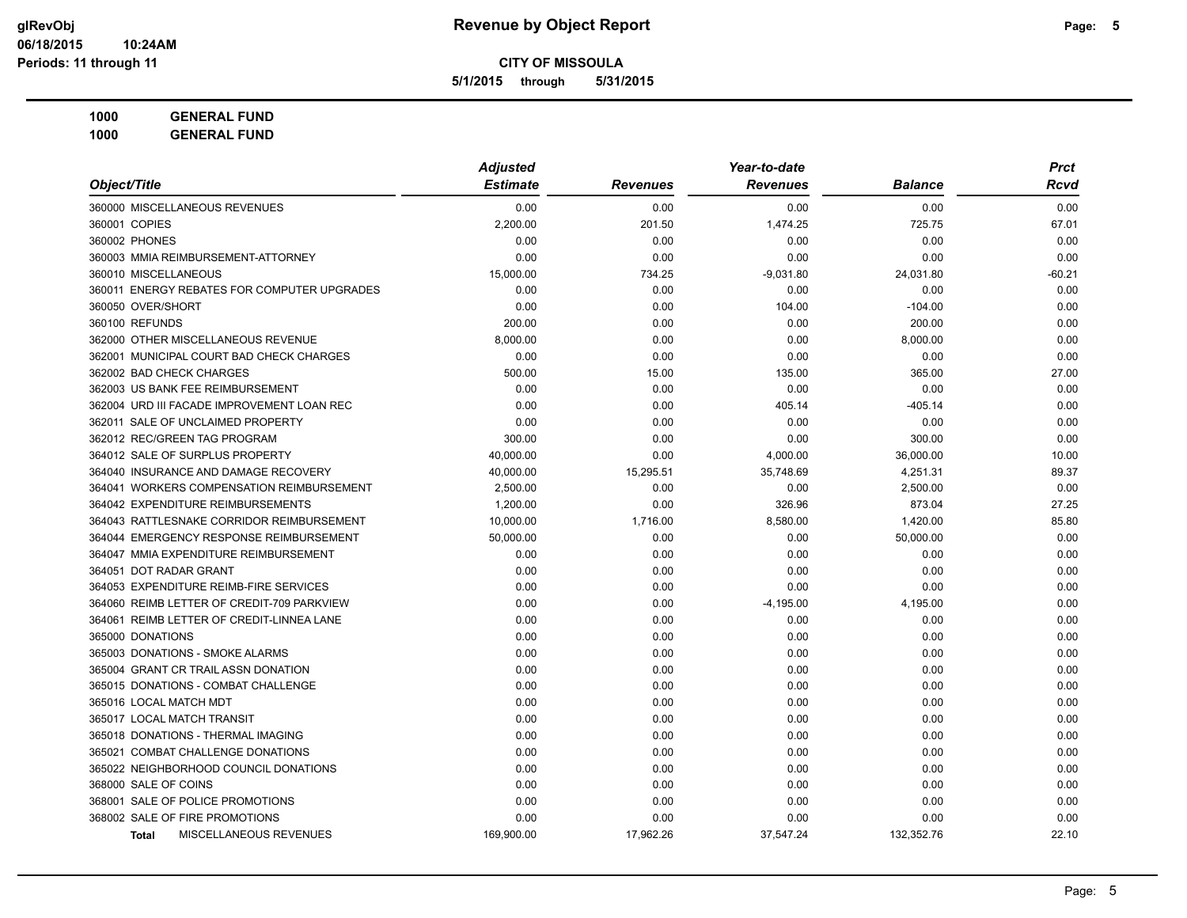# Revenue by Object Report

glRevObj
06/18/2015 10:24AM
Periods: 11 through 11

**CITY OF MISSOULA**

**5/1/2015 through 5/31/2015**

**1000 GENERAL FUND**

**1000 GENERAL FUND**

| Object/Title | Adjusted Estimate | Revenues | Year-to-date Revenues | Balance | Prct Rcvd |
|---|---|---|---|---|---|
| 360000 MISCELLANEOUS REVENUES | 0.00 | 0.00 | 0.00 | 0.00 | 0.00 |
| 360001 COPIES | 2,200.00 | 201.50 | 1,474.25 | 725.75 | 67.01 |
| 360002 PHONES | 0.00 | 0.00 | 0.00 | 0.00 | 0.00 |
| 360003 MMIA REIMBURSEMENT-ATTORNEY | 0.00 | 0.00 | 0.00 | 0.00 | 0.00 |
| 360010 MISCELLANEOUS | 15,000.00 | 734.25 | -9,031.80 | 24,031.80 | -60.21 |
| 360011 ENERGY REBATES FOR COMPUTER UPGRADES | 0.00 | 0.00 | 0.00 | 0.00 | 0.00 |
| 360050 OVER/SHORT | 0.00 | 0.00 | 104.00 | -104.00 | 0.00 |
| 360100 REFUNDS | 200.00 | 0.00 | 0.00 | 200.00 | 0.00 |
| 362000 OTHER MISCELLANEOUS REVENUE | 8,000.00 | 0.00 | 0.00 | 8,000.00 | 0.00 |
| 362001 MUNICIPAL COURT BAD CHECK CHARGES | 0.00 | 0.00 | 0.00 | 0.00 | 0.00 |
| 362002 BAD CHECK CHARGES | 500.00 | 15.00 | 135.00 | 365.00 | 27.00 |
| 362003 US BANK FEE REIMBURSEMENT | 0.00 | 0.00 | 0.00 | 0.00 | 0.00 |
| 362004 URD III FACADE IMPROVEMENT LOAN REC | 0.00 | 0.00 | 405.14 | -405.14 | 0.00 |
| 362011 SALE OF UNCLAIMED PROPERTY | 0.00 | 0.00 | 0.00 | 0.00 | 0.00 |
| 362012 REC/GREEN TAG PROGRAM | 300.00 | 0.00 | 0.00 | 300.00 | 0.00 |
| 364012 SALE OF SURPLUS PROPERTY | 40,000.00 | 0.00 | 4,000.00 | 36,000.00 | 10.00 |
| 364040 INSURANCE AND DAMAGE RECOVERY | 40,000.00 | 15,295.51 | 35,748.69 | 4,251.31 | 89.37 |
| 364041 WORKERS COMPENSATION REIMBURSEMENT | 2,500.00 | 0.00 | 0.00 | 2,500.00 | 0.00 |
| 364042 EXPENDITURE REIMBURSEMENTS | 1,200.00 | 0.00 | 326.96 | 873.04 | 27.25 |
| 364043 RATTLESNAKE CORRIDOR REIMBURSEMENT | 10,000.00 | 1,716.00 | 8,580.00 | 1,420.00 | 85.80 |
| 364044 EMERGENCY RESPONSE REIMBURSEMENT | 50,000.00 | 0.00 | 0.00 | 50,000.00 | 0.00 |
| 364047 MMIA EXPENDITURE REIMBURSEMENT | 0.00 | 0.00 | 0.00 | 0.00 | 0.00 |
| 364051 DOT RADAR GRANT | 0.00 | 0.00 | 0.00 | 0.00 | 0.00 |
| 364053 EXPENDITURE REIMB-FIRE SERVICES | 0.00 | 0.00 | 0.00 | 0.00 | 0.00 |
| 364060 REIMB LETTER OF CREDIT-709 PARKVIEW | 0.00 | 0.00 | -4,195.00 | 4,195.00 | 0.00 |
| 364061 REIMB LETTER OF CREDIT-LINNEA LANE | 0.00 | 0.00 | 0.00 | 0.00 | 0.00 |
| 365000 DONATIONS | 0.00 | 0.00 | 0.00 | 0.00 | 0.00 |
| 365003 DONATIONS - SMOKE ALARMS | 0.00 | 0.00 | 0.00 | 0.00 | 0.00 |
| 365004 GRANT CR TRAIL ASSN DONATION | 0.00 | 0.00 | 0.00 | 0.00 | 0.00 |
| 365015 DONATIONS - COMBAT CHALLENGE | 0.00 | 0.00 | 0.00 | 0.00 | 0.00 |
| 365016 LOCAL MATCH MDT | 0.00 | 0.00 | 0.00 | 0.00 | 0.00 |
| 365017 LOCAL MATCH TRANSIT | 0.00 | 0.00 | 0.00 | 0.00 | 0.00 |
| 365018 DONATIONS - THERMAL IMAGING | 0.00 | 0.00 | 0.00 | 0.00 | 0.00 |
| 365021 COMBAT CHALLENGE DONATIONS | 0.00 | 0.00 | 0.00 | 0.00 | 0.00 |
| 365022 NEIGHBORHOOD COUNCIL DONATIONS | 0.00 | 0.00 | 0.00 | 0.00 | 0.00 |
| 368000 SALE OF COINS | 0.00 | 0.00 | 0.00 | 0.00 | 0.00 |
| 368001 SALE OF POLICE PROMOTIONS | 0.00 | 0.00 | 0.00 | 0.00 | 0.00 |
| 368002 SALE OF FIRE PROMOTIONS | 0.00 | 0.00 | 0.00 | 0.00 | 0.00 |
| **Total** MISCELLANEOUS REVENUES | 169,900.00 | 17,962.26 | 37,547.24 | 132,352.76 | 22.10 |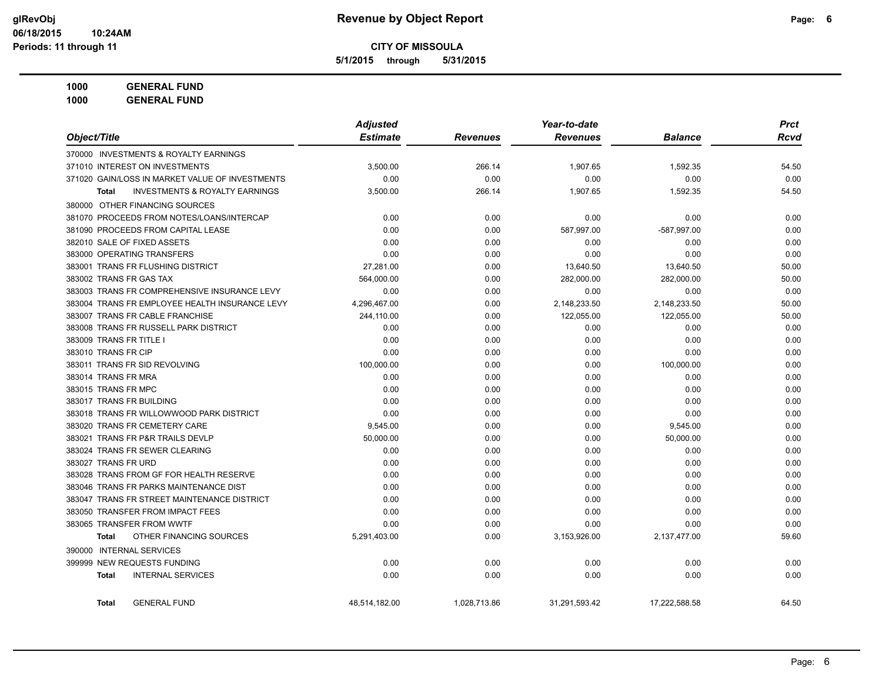**CITY OF MISSOULA**

**5/1/2015 through 5/31/2015**

**1000 GENERAL FUND**

**1000 GENERAL FUND**

| Object/Title | Adjusted Estimate | Revenues | Year-to-date Revenues | Balance | Prct Rcvd |
|---|---|---|---|---|---|
| 370000 INVESTMENTS & ROYALTY EARNINGS | | | | | |
| 371010 INTEREST ON INVESTMENTS | 3,500.00 | 266.14 | 1,907.65 | 1,592.35 | 54.50 |
| 371020 GAIN/LOSS IN MARKET VALUE OF INVESTMENTS | 0.00 | 0.00 | 0.00 | 0.00 | 0.00 |
| **Total** INVESTMENTS & ROYALTY EARNINGS | 3,500.00 | 266.14 | 1,907.65 | 1,592.35 | 54.50 |
| 380000 OTHER FINANCING SOURCES | | | | | |
| 381070 PROCEEDS FROM NOTES/LOANS/INTERCAP | 0.00 | 0.00 | 0.00 | 0.00 | 0.00 |
| 381090 PROCEEDS FROM CAPITAL LEASE | 0.00 | 0.00 | 587,997.00 | -587,997.00 | 0.00 |
| 382010 SALE OF FIXED ASSETS | 0.00 | 0.00 | 0.00 | 0.00 | 0.00 |
| 383000 OPERATING TRANSFERS | 0.00 | 0.00 | 0.00 | 0.00 | 0.00 |
| 383001 TRANS FR FLUSHING DISTRICT | 27,281.00 | 0.00 | 13,640.50 | 13,640.50 | 50.00 |
| 383002 TRANS FR GAS TAX | 564,000.00 | 0.00 | 282,000.00 | 282,000.00 | 50.00 |
| 383003 TRANS FR COMPREHENSIVE INSURANCE LEVY | 0.00 | 0.00 | 0.00 | 0.00 | 0.00 |
| 383004 TRANS FR EMPLOYEE HEALTH INSURANCE LEVY | 4,296,467.00 | 0.00 | 2,148,233.50 | 2,148,233.50 | 50.00 |
| 383007 TRANS FR CABLE FRANCHISE | 244,110.00 | 0.00 | 122,055.00 | 122,055.00 | 50.00 |
| 383008 TRANS FR RUSSELL PARK DISTRICT | 0.00 | 0.00 | 0.00 | 0.00 | 0.00 |
| 383009 TRANS FR TITLE I | 0.00 | 0.00 | 0.00 | 0.00 | 0.00 |
| 383010 TRANS FR CIP | 0.00 | 0.00 | 0.00 | 0.00 | 0.00 |
| 383011 TRANS FR SID REVOLVING | 100,000.00 | 0.00 | 0.00 | 100,000.00 | 0.00 |
| 383014 TRANS FR MRA | 0.00 | 0.00 | 0.00 | 0.00 | 0.00 |
| 383015 TRANS FR MPC | 0.00 | 0.00 | 0.00 | 0.00 | 0.00 |
| 383017 TRANS FR BUILDING | 0.00 | 0.00 | 0.00 | 0.00 | 0.00 |
| 383018 TRANS FR WILLOWWOOD PARK DISTRICT | 0.00 | 0.00 | 0.00 | 0.00 | 0.00 |
| 383020 TRANS FR CEMETERY CARE | 9,545.00 | 0.00 | 0.00 | 9,545.00 | 0.00 |
| 383021 TRANS FR P&R TRAILS DEVLP | 50,000.00 | 0.00 | 0.00 | 50,000.00 | 0.00 |
| 383024 TRANS FR SEWER CLEARING | 0.00 | 0.00 | 0.00 | 0.00 | 0.00 |
| 383027 TRANS FR URD | 0.00 | 0.00 | 0.00 | 0.00 | 0.00 |
| 383028 TRANS FROM GF FOR HEALTH RESERVE | 0.00 | 0.00 | 0.00 | 0.00 | 0.00 |
| 383046 TRANS FR PARKS MAINTENANCE DIST | 0.00 | 0.00 | 0.00 | 0.00 | 0.00 |
| 383047 TRANS FR STREET MAINTENANCE DISTRICT | 0.00 | 0.00 | 0.00 | 0.00 | 0.00 |
| 383050 TRANSFER FROM IMPACT FEES | 0.00 | 0.00 | 0.00 | 0.00 | 0.00 |
| 383065 TRANSFER FROM WWTF | 0.00 | 0.00 | 0.00 | 0.00 | 0.00 |
| **Total** OTHER FINANCING SOURCES | 5,291,403.00 | 0.00 | 3,153,926.00 | 2,137,477.00 | 59.60 |
| 390000 INTERNAL SERVICES | | | | | |
| 399999 NEW REQUESTS FUNDING | 0.00 | 0.00 | 0.00 | 0.00 | 0.00 |
| **Total** INTERNAL SERVICES | 0.00 | 0.00 | 0.00 | 0.00 | 0.00 |
| **Total** GENERAL FUND | 48,514,182.00 | 1,028,713.86 | 31,291,593.42 | 17,222,588.58 | 64.50 |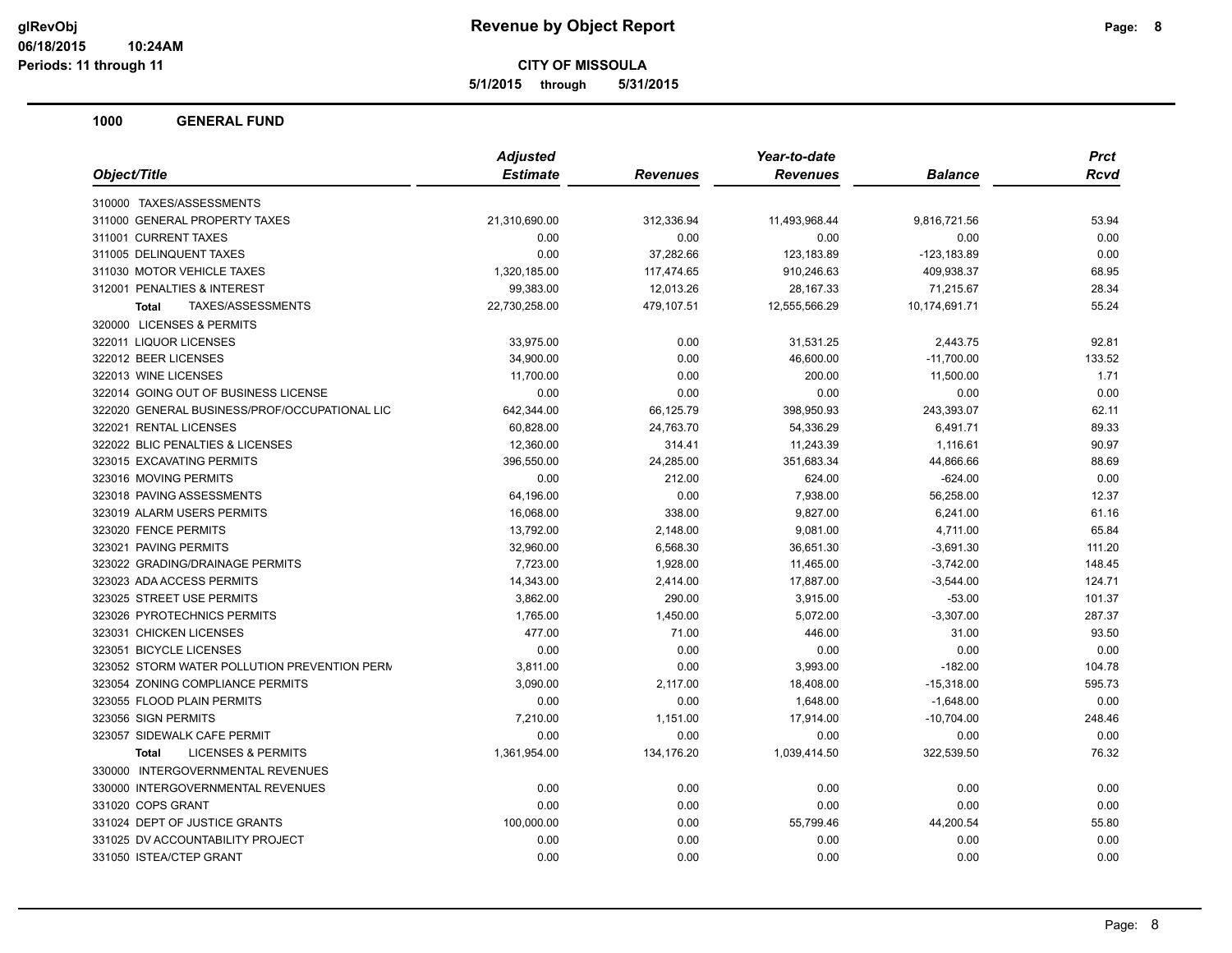# Revenue by Object Report

**CITY OF MISSOULA**

**5/1/2015 through 5/31/2015**

glRevObj
06/18/2015 10:24AM
Periods: 11 through 11

## 1000 GENERAL FUND

| Object/Title | Adjusted Estimate | Revenues | Year-to-date Revenues | Balance | Prct Rcvd |
|---|---|---|---|---|---|
| 310000 TAXES/ASSESSMENTS | | | | | |
| 311000 GENERAL PROPERTY TAXES | 21,310,690.00 | 312,336.94 | 11,493,968.44 | 9,816,721.56 | 53.94 |
| 311001 CURRENT TAXES | 0.00 | 0.00 | 0.00 | 0.00 | 0.00 |
| 311005 DELINQUENT TAXES | 0.00 | 37,282.66 | 123,183.89 | -123,183.89 | 0.00 |
| 311030 MOTOR VEHICLE TAXES | 1,320,185.00 | 117,474.65 | 910,246.63 | 409,938.37 | 68.95 |
| 312001 PENALTIES & INTEREST | 99,383.00 | 12,013.26 | 28,167.33 | 71,215.67 | 28.34 |
| **Total** TAXES/ASSESSMENTS | 22,730,258.00 | 479,107.51 | 12,555,566.29 | 10,174,691.71 | 55.24 |
| 320000 LICENSES & PERMITS | | | | | |
| 322011 LIQUOR LICENSES | 33,975.00 | 0.00 | 31,531.25 | 2,443.75 | 92.81 |
| 322012 BEER LICENSES | 34,900.00 | 0.00 | 46,600.00 | -11,700.00 | 133.52 |
| 322013 WINE LICENSES | 11,700.00 | 0.00 | 200.00 | 11,500.00 | 1.71 |
| 322014 GOING OUT OF BUSINESS LICENSE | 0.00 | 0.00 | 0.00 | 0.00 | 0.00 |
| 322020 GENERAL BUSINESS/PROF/OCCUPATIONAL LIC | 642,344.00 | 66,125.79 | 398,950.93 | 243,393.07 | 62.11 |
| 322021 RENTAL LICENSES | 60,828.00 | 24,763.70 | 54,336.29 | 6,491.71 | 89.33 |
| 322022 BLIC PENALTIES & LICENSES | 12,360.00 | 314.41 | 11,243.39 | 1,116.61 | 90.97 |
| 323015 EXCAVATING PERMITS | 396,550.00 | 24,285.00 | 351,683.34 | 44,866.66 | 88.69 |
| 323016 MOVING PERMITS | 0.00 | 212.00 | 624.00 | -624.00 | 0.00 |
| 323018 PAVING ASSESSMENTS | 64,196.00 | 0.00 | 7,938.00 | 56,258.00 | 12.37 |
| 323019 ALARM USERS PERMITS | 16,068.00 | 338.00 | 9,827.00 | 6,241.00 | 61.16 |
| 323020 FENCE PERMITS | 13,792.00 | 2,148.00 | 9,081.00 | 4,711.00 | 65.84 |
| 323021 PAVING PERMITS | 32,960.00 | 6,568.30 | 36,651.30 | -3,691.30 | 111.20 |
| 323022 GRADING/DRAINAGE PERMITS | 7,723.00 | 1,928.00 | 11,465.00 | -3,742.00 | 148.45 |
| 323023 ADA ACCESS PERMITS | 14,343.00 | 2,414.00 | 17,887.00 | -3,544.00 | 124.71 |
| 323025 STREET USE PERMITS | 3,862.00 | 290.00 | 3,915.00 | -53.00 | 101.37 |
| 323026 PYROTECHNICS PERMITS | 1,765.00 | 1,450.00 | 5,072.00 | -3,307.00 | 287.37 |
| 323031 CHICKEN LICENSES | 477.00 | 71.00 | 446.00 | 31.00 | 93.50 |
| 323051 BICYCLE LICENSES | 0.00 | 0.00 | 0.00 | 0.00 | 0.00 |
| 323052 STORM WATER POLLUTION PREVENTION PERM | 3,811.00 | 0.00 | 3,993.00 | -182.00 | 104.78 |
| 323054 ZONING COMPLIANCE PERMITS | 3,090.00 | 2,117.00 | 18,408.00 | -15,318.00 | 595.73 |
| 323055 FLOOD PLAIN PERMITS | 0.00 | 0.00 | 1,648.00 | -1,648.00 | 0.00 |
| 323056 SIGN PERMITS | 7,210.00 | 1,151.00 | 17,914.00 | -10,704.00 | 248.46 |
| 323057 SIDEWALK CAFE PERMIT | 0.00 | 0.00 | 0.00 | 0.00 | 0.00 |
| **Total** LICENSES & PERMITS | 1,361,954.00 | 134,176.20 | 1,039,414.50 | 322,539.50 | 76.32 |
| 330000 INTERGOVERNMENTAL REVENUES | | | | | |
| 330000 INTERGOVERNMENTAL REVENUES | 0.00 | 0.00 | 0.00 | 0.00 | 0.00 |
| 331020 COPS GRANT | 0.00 | 0.00 | 0.00 | 0.00 | 0.00 |
| 331024 DEPT OF JUSTICE GRANTS | 100,000.00 | 0.00 | 55,799.46 | 44,200.54 | 55.80 |
| 331025 DV ACCOUNTABILITY PROJECT | 0.00 | 0.00 | 0.00 | 0.00 | 0.00 |
| 331050 ISTEA/CTEP GRANT | 0.00 | 0.00 | 0.00 | 0.00 | 0.00 |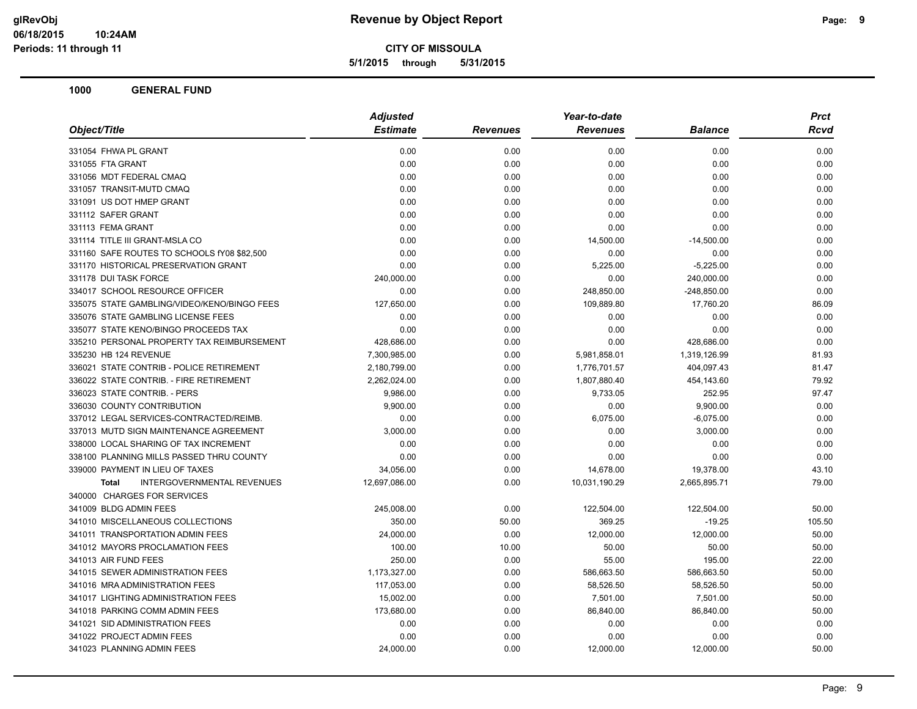# Revenue by Object Report

**CITY OF MISSOULA**

**5/1/2015 through 5/31/2015**

glRevObj
06/18/2015 10:24AM
Periods: 11 through 11

**1000 GENERAL FUND**

| Object/Title | Adjusted Estimate | Revenues | Year-to-date Revenues | Balance | Prct Rcvd |
|---|---|---|---|---|---|
| 331054 FHWA PL GRANT | 0.00 | 0.00 | 0.00 | 0.00 | 0.00 |
| 331055 FTA GRANT | 0.00 | 0.00 | 0.00 | 0.00 | 0.00 |
| 331056 MDT FEDERAL CMAQ | 0.00 | 0.00 | 0.00 | 0.00 | 0.00 |
| 331057 TRANSIT-MUTD CMAQ | 0.00 | 0.00 | 0.00 | 0.00 | 0.00 |
| 331091 US DOT HMEP GRANT | 0.00 | 0.00 | 0.00 | 0.00 | 0.00 |
| 331112 SAFER GRANT | 0.00 | 0.00 | 0.00 | 0.00 | 0.00 |
| 331113 FEMA GRANT | 0.00 | 0.00 | 0.00 | 0.00 | 0.00 |
| 331114 TITLE III GRANT-MSLA CO | 0.00 | 0.00 | 14,500.00 | -14,500.00 | 0.00 |
| 331160 SAFE ROUTES TO SCHOOLS fY08 $82,500 | 0.00 | 0.00 | 0.00 | 0.00 | 0.00 |
| 331170 HISTORICAL PRESERVATION GRANT | 0.00 | 0.00 | 5,225.00 | -5,225.00 | 0.00 |
| 331178 DUI TASK FORCE | 240,000.00 | 0.00 | 0.00 | 240,000.00 | 0.00 |
| 334017 SCHOOL RESOURCE OFFICER | 0.00 | 0.00 | 248,850.00 | -248,850.00 | 0.00 |
| 335075 STATE GAMBLING/VIDEO/KENO/BINGO FEES | 127,650.00 | 0.00 | 109,889.80 | 17,760.20 | 86.09 |
| 335076 STATE GAMBLING LICENSE FEES | 0.00 | 0.00 | 0.00 | 0.00 | 0.00 |
| 335077 STATE KENO/BINGO PROCEEDS TAX | 0.00 | 0.00 | 0.00 | 0.00 | 0.00 |
| 335210 PERSONAL PROPERTY TAX REIMBURSEMENT | 428,686.00 | 0.00 | 0.00 | 428,686.00 | 0.00 |
| 335230 HB 124 REVENUE | 7,300,985.00 | 0.00 | 5,981,858.01 | 1,319,126.99 | 81.93 |
| 336021 STATE CONTRIB - POLICE RETIREMENT | 2,180,799.00 | 0.00 | 1,776,701.57 | 404,097.43 | 81.47 |
| 336022 STATE CONTRIB. - FIRE RETIREMENT | 2,262,024.00 | 0.00 | 1,807,880.40 | 454,143.60 | 79.92 |
| 336023 STATE CONTRIB. - PERS | 9,986.00 | 0.00 | 9,733.05 | 252.95 | 97.47 |
| 336030 COUNTY CONTRIBUTION | 9,900.00 | 0.00 | 0.00 | 9,900.00 | 0.00 |
| 337012 LEGAL SERVICES-CONTRACTED/REIMB. | 0.00 | 0.00 | 6,075.00 | -6,075.00 | 0.00 |
| 337013 MUTD SIGN MAINTENANCE AGREEMENT | 3,000.00 | 0.00 | 0.00 | 3,000.00 | 0.00 |
| 338000 LOCAL SHARING OF TAX INCREMENT | 0.00 | 0.00 | 0.00 | 0.00 | 0.00 |
| 338100 PLANNING MILLS PASSED THRU COUNTY | 0.00 | 0.00 | 0.00 | 0.00 | 0.00 |
| 339000 PAYMENT IN LIEU OF TAXES | 34,056.00 | 0.00 | 14,678.00 | 19,378.00 | 43.10 |
| **Total** INTERGOVERNMENTAL REVENUES | 12,697,086.00 | 0.00 | 10,031,190.29 | 2,665,895.71 | 79.00 |
| 340000 CHARGES FOR SERVICES | | | | | |
| 341009 BLDG ADMIN FEES | 245,008.00 | 0.00 | 122,504.00 | 122,504.00 | 50.00 |
| 341010 MISCELLANEOUS COLLECTIONS | 350.00 | 50.00 | 369.25 | -19.25 | 105.50 |
| 341011 TRANSPORTATION ADMIN FEES | 24,000.00 | 0.00 | 12,000.00 | 12,000.00 | 50.00 |
| 341012 MAYORS PROCLAMATION FEES | 100.00 | 10.00 | 50.00 | 50.00 | 50.00 |
| 341013 AIR FUND FEES | 250.00 | 0.00 | 55.00 | 195.00 | 22.00 |
| 341015 SEWER ADMINISTRATION FEES | 1,173,327.00 | 0.00 | 586,663.50 | 586,663.50 | 50.00 |
| 341016 MRA ADMINISTRATION FEES | 117,053.00 | 0.00 | 58,526.50 | 58,526.50 | 50.00 |
| 341017 LIGHTING ADMINISTRATION FEES | 15,002.00 | 0.00 | 7,501.00 | 7,501.00 | 50.00 |
| 341018 PARKING COMM ADMIN FEES | 173,680.00 | 0.00 | 86,840.00 | 86,840.00 | 50.00 |
| 341021 SID ADMINISTRATION FEES | 0.00 | 0.00 | 0.00 | 0.00 | 0.00 |
| 341022 PROJECT ADMIN FEES | 0.00 | 0.00 | 0.00 | 0.00 | 0.00 |
| 341023 PLANNING ADMIN FEES | 24,000.00 | 0.00 | 12,000.00 | 12,000.00 | 50.00 |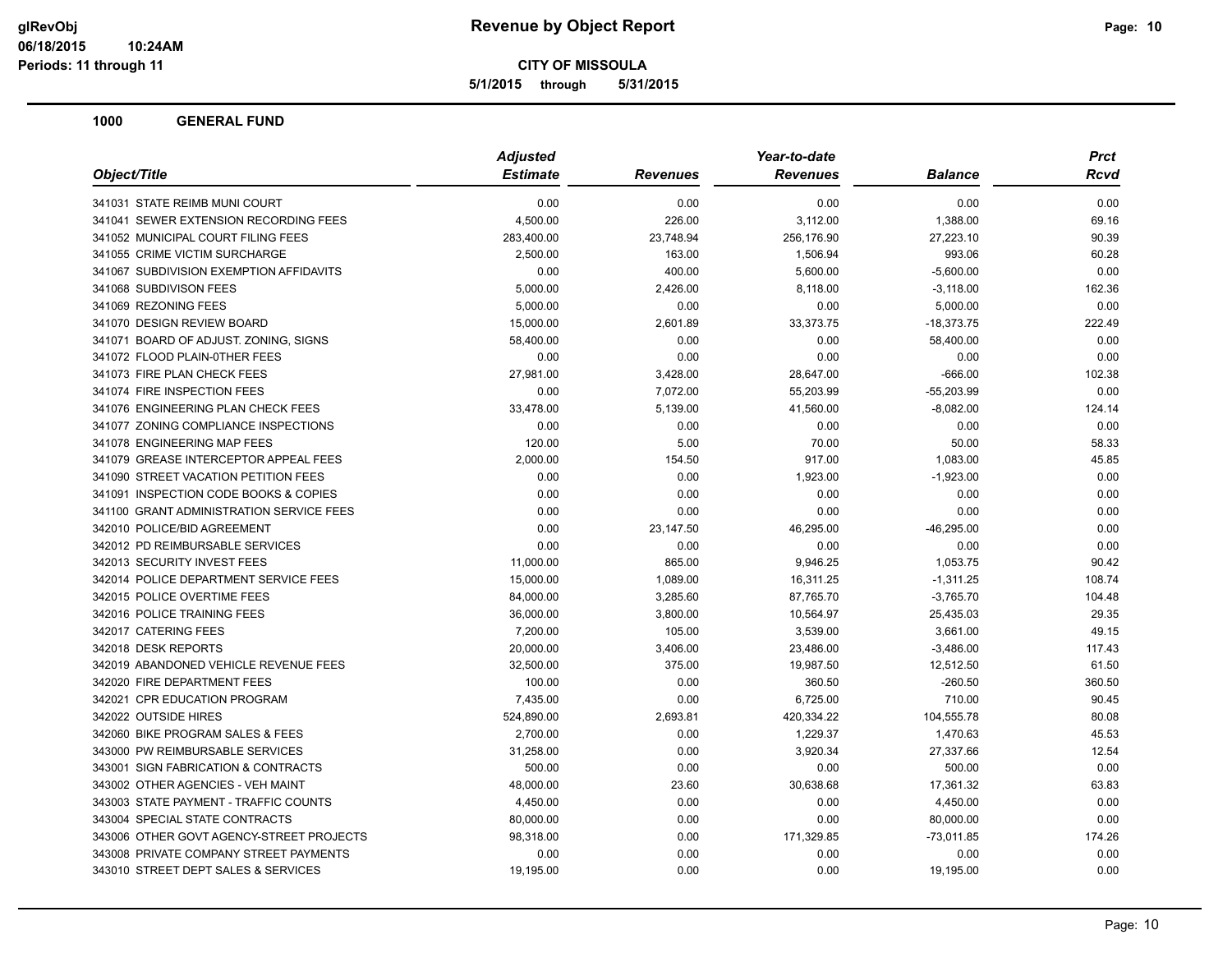**Revenue by Object Report**

**CITY OF MISSOULA**

**5/1/2015 through 5/31/2015**

glRevObj
06/18/2015 10:24AM
Periods: 11 through 11

## 1000 GENERAL FUND

| Object/Title | Adjusted Estimate | Revenues | Year-to-date Revenues | Balance | Prct Rcvd |
|---|---|---|---|---|---|
| 341031 STATE REIMB MUNI COURT | 0.00 | 0.00 | 0.00 | 0.00 | 0.00 |
| 341041 SEWER EXTENSION RECORDING FEES | 4,500.00 | 226.00 | 3,112.00 | 1,388.00 | 69.16 |
| 341052 MUNICIPAL COURT FILING FEES | 283,400.00 | 23,748.94 | 256,176.90 | 27,223.10 | 90.39 |
| 341055 CRIME VICTIM SURCHARGE | 2,500.00 | 163.00 | 1,506.94 | 993.06 | 60.28 |
| 341067 SUBDIVISION EXEMPTION AFFIDAVITS | 0.00 | 400.00 | 5,600.00 | -5,600.00 | 0.00 |
| 341068 SUBDIVISON FEES | 5,000.00 | 2,426.00 | 8,118.00 | -3,118.00 | 162.36 |
| 341069 REZONING FEES | 5,000.00 | 0.00 | 0.00 | 5,000.00 | 0.00 |
| 341070 DESIGN REVIEW BOARD | 15,000.00 | 2,601.89 | 33,373.75 | -18,373.75 | 222.49 |
| 341071 BOARD OF ADJUST. ZONING, SIGNS | 58,400.00 | 0.00 | 0.00 | 58,400.00 | 0.00 |
| 341072 FLOOD PLAIN-0THER FEES | 0.00 | 0.00 | 0.00 | 0.00 | 0.00 |
| 341073 FIRE PLAN CHECK FEES | 27,981.00 | 3,428.00 | 28,647.00 | -666.00 | 102.38 |
| 341074 FIRE INSPECTION FEES | 0.00 | 7,072.00 | 55,203.99 | -55,203.99 | 0.00 |
| 341076 ENGINEERING PLAN CHECK FEES | 33,478.00 | 5,139.00 | 41,560.00 | -8,082.00 | 124.14 |
| 341077 ZONING COMPLIANCE INSPECTIONS | 0.00 | 0.00 | 0.00 | 0.00 | 0.00 |
| 341078 ENGINEERING MAP FEES | 120.00 | 5.00 | 70.00 | 50.00 | 58.33 |
| 341079 GREASE INTERCEPTOR APPEAL FEES | 2,000.00 | 154.50 | 917.00 | 1,083.00 | 45.85 |
| 341090 STREET VACATION PETITION FEES | 0.00 | 0.00 | 1,923.00 | -1,923.00 | 0.00 |
| 341091 INSPECTION CODE BOOKS & COPIES | 0.00 | 0.00 | 0.00 | 0.00 | 0.00 |
| 341100 GRANT ADMINISTRATION SERVICE FEES | 0.00 | 0.00 | 0.00 | 0.00 | 0.00 |
| 342010 POLICE/BID AGREEMENT | 0.00 | 23,147.50 | 46,295.00 | -46,295.00 | 0.00 |
| 342012 PD REIMBURSABLE SERVICES | 0.00 | 0.00 | 0.00 | 0.00 | 0.00 |
| 342013 SECURITY INVEST FEES | 11,000.00 | 865.00 | 9,946.25 | 1,053.75 | 90.42 |
| 342014 POLICE DEPARTMENT SERVICE FEES | 15,000.00 | 1,089.00 | 16,311.25 | -1,311.25 | 108.74 |
| 342015 POLICE OVERTIME FEES | 84,000.00 | 3,285.60 | 87,765.70 | -3,765.70 | 104.48 |
| 342016 POLICE TRAINING FEES | 36,000.00 | 3,800.00 | 10,564.97 | 25,435.03 | 29.35 |
| 342017 CATERING FEES | 7,200.00 | 105.00 | 3,539.00 | 3,661.00 | 49.15 |
| 342018 DESK REPORTS | 20,000.00 | 3,406.00 | 23,486.00 | -3,486.00 | 117.43 |
| 342019 ABANDONED VEHICLE REVENUE FEES | 32,500.00 | 375.00 | 19,987.50 | 12,512.50 | 61.50 |
| 342020 FIRE DEPARTMENT FEES | 100.00 | 0.00 | 360.50 | -260.50 | 360.50 |
| 342021 CPR EDUCATION PROGRAM | 7,435.00 | 0.00 | 6,725.00 | 710.00 | 90.45 |
| 342022 OUTSIDE HIRES | 524,890.00 | 2,693.81 | 420,334.22 | 104,555.78 | 80.08 |
| 342060 BIKE PROGRAM SALES & FEES | 2,700.00 | 0.00 | 1,229.37 | 1,470.63 | 45.53 |
| 343000 PW REIMBURSABLE SERVICES | 31,258.00 | 0.00 | 3,920.34 | 27,337.66 | 12.54 |
| 343001 SIGN FABRICATION & CONTRACTS | 500.00 | 0.00 | 0.00 | 500.00 | 0.00 |
| 343002 OTHER AGENCIES - VEH MAINT | 48,000.00 | 23.60 | 30,638.68 | 17,361.32 | 63.83 |
| 343003 STATE PAYMENT - TRAFFIC COUNTS | 4,450.00 | 0.00 | 0.00 | 4,450.00 | 0.00 |
| 343004 SPECIAL STATE CONTRACTS | 80,000.00 | 0.00 | 0.00 | 80,000.00 | 0.00 |
| 343006 OTHER GOVT AGENCY-STREET PROJECTS | 98,318.00 | 0.00 | 171,329.85 | -73,011.85 | 174.26 |
| 343008 PRIVATE COMPANY STREET PAYMENTS | 0.00 | 0.00 | 0.00 | 0.00 | 0.00 |
| 343010 STREET DEPT SALES & SERVICES | 19,195.00 | 0.00 | 0.00 | 19,195.00 | 0.00 |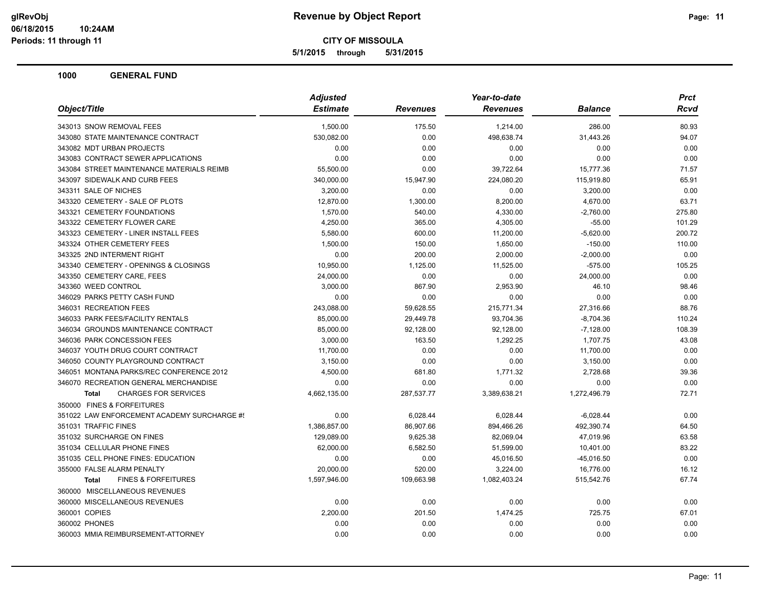**Revenue by Object Report**

**CITY OF MISSOULA**

**5/1/2015 through 5/31/2015**

glRevObj
06/18/2015 10:24AM
Periods: 11 through 11

## 1000 GENERAL FUND

| Object/Title | Adjusted Estimate | Revenues | Year-to-date Revenues | Balance | Prct Rcvd |
|---|---|---|---|---|---|
| 343013 SNOW REMOVAL FEES | 1,500.00 | 175.50 | 1,214.00 | 286.00 | 80.93 |
| 343080 STATE MAINTENANCE CONTRACT | 530,082.00 | 0.00 | 498,638.74 | 31,443.26 | 94.07 |
| 343082 MDT URBAN PROJECTS | 0.00 | 0.00 | 0.00 | 0.00 | 0.00 |
| 343083 CONTRACT SEWER APPLICATIONS | 0.00 | 0.00 | 0.00 | 0.00 | 0.00 |
| 343084 STREET MAINTENANCE MATERIALS REIMB | 55,500.00 | 0.00 | 39,722.64 | 15,777.36 | 71.57 |
| 343097 SIDEWALK AND CURB FEES | 340,000.00 | 15,947.90 | 224,080.20 | 115,919.80 | 65.91 |
| 343311 SALE OF NICHES | 3,200.00 | 0.00 | 0.00 | 3,200.00 | 0.00 |
| 343320 CEMETERY - SALE OF PLOTS | 12,870.00 | 1,300.00 | 8,200.00 | 4,670.00 | 63.71 |
| 343321 CEMETERY FOUNDATIONS | 1,570.00 | 540.00 | 4,330.00 | -2,760.00 | 275.80 |
| 343322 CEMETERY FLOWER CARE | 4,250.00 | 365.00 | 4,305.00 | -55.00 | 101.29 |
| 343323 CEMETERY - LINER INSTALL FEES | 5,580.00 | 600.00 | 11,200.00 | -5,620.00 | 200.72 |
| 343324 OTHER CEMETERY FEES | 1,500.00 | 150.00 | 1,650.00 | -150.00 | 110.00 |
| 343325 2ND INTERMENT RIGHT | 0.00 | 200.00 | 2,000.00 | -2,000.00 | 0.00 |
| 343340 CEMETERY - OPENINGS & CLOSINGS | 10,950.00 | 1,125.00 | 11,525.00 | -575.00 | 105.25 |
| 343350 CEMETERY CARE, FEES | 24,000.00 | 0.00 | 0.00 | 24,000.00 | 0.00 |
| 343360 WEED CONTROL | 3,000.00 | 867.90 | 2,953.90 | 46.10 | 98.46 |
| 346029 PARKS PETTY CASH FUND | 0.00 | 0.00 | 0.00 | 0.00 | 0.00 |
| 346031 RECREATION FEES | 243,088.00 | 59,628.55 | 215,771.34 | 27,316.66 | 88.76 |
| 346033 PARK FEES/FACILITY RENTALS | 85,000.00 | 29,449.78 | 93,704.36 | -8,704.36 | 110.24 |
| 346034 GROUNDS MAINTENANCE CONTRACT | 85,000.00 | 92,128.00 | 92,128.00 | -7,128.00 | 108.39 |
| 346036 PARK CONCESSION FEES | 3,000.00 | 163.50 | 1,292.25 | 1,707.75 | 43.08 |
| 346037 YOUTH DRUG COURT CONTRACT | 11,700.00 | 0.00 | 0.00 | 11,700.00 | 0.00 |
| 346050 COUNTY PLAYGROUND CONTRACT | 3,150.00 | 0.00 | 0.00 | 3,150.00 | 0.00 |
| 346051 MONTANA PARKS/REC CONFERENCE 2012 | 4,500.00 | 681.80 | 1,771.32 | 2,728.68 | 39.36 |
| 346070 RECREATION GENERAL MERCHANDISE | 0.00 | 0.00 | 0.00 | 0.00 | 0.00 |
| **Total** CHARGES FOR SERVICES | 4,662,135.00 | 287,537.77 | 3,389,638.21 | 1,272,496.79 | 72.71 |
| 350000 FINES & FORFEITURES | | | | | |
| 351022 LAW ENFORCEMENT ACADEMY SURCHARGE #! | 0.00 | 6,028.44 | 6,028.44 | -6,028.44 | 0.00 |
| 351031 TRAFFIC FINES | 1,386,857.00 | 86,907.66 | 894,466.26 | 492,390.74 | 64.50 |
| 351032 SURCHARGE ON FINES | 129,089.00 | 9,625.38 | 82,069.04 | 47,019.96 | 63.58 |
| 351034 CELLULAR PHONE FINES | 62,000.00 | 6,582.50 | 51,599.00 | 10,401.00 | 83.22 |
| 351035 CELL PHONE FINES: EDUCATION | 0.00 | 0.00 | 45,016.50 | -45,016.50 | 0.00 |
| 355000 FALSE ALARM PENALTY | 20,000.00 | 520.00 | 3,224.00 | 16,776.00 | 16.12 |
| **Total** FINES & FORFEITURES | 1,597,946.00 | 109,663.98 | 1,082,403.24 | 515,542.76 | 67.74 |
| 360000 MISCELLANEOUS REVENUES | | | | | |
| 360000 MISCELLANEOUS REVENUES | 0.00 | 0.00 | 0.00 | 0.00 | 0.00 |
| 360001 COPIES | 2,200.00 | 201.50 | 1,474.25 | 725.75 | 67.01 |
| 360002 PHONES | 0.00 | 0.00 | 0.00 | 0.00 | 0.00 |
| 360003 MMIA REIMBURSEMENT-ATTORNEY | 0.00 | 0.00 | 0.00 | 0.00 | 0.00 |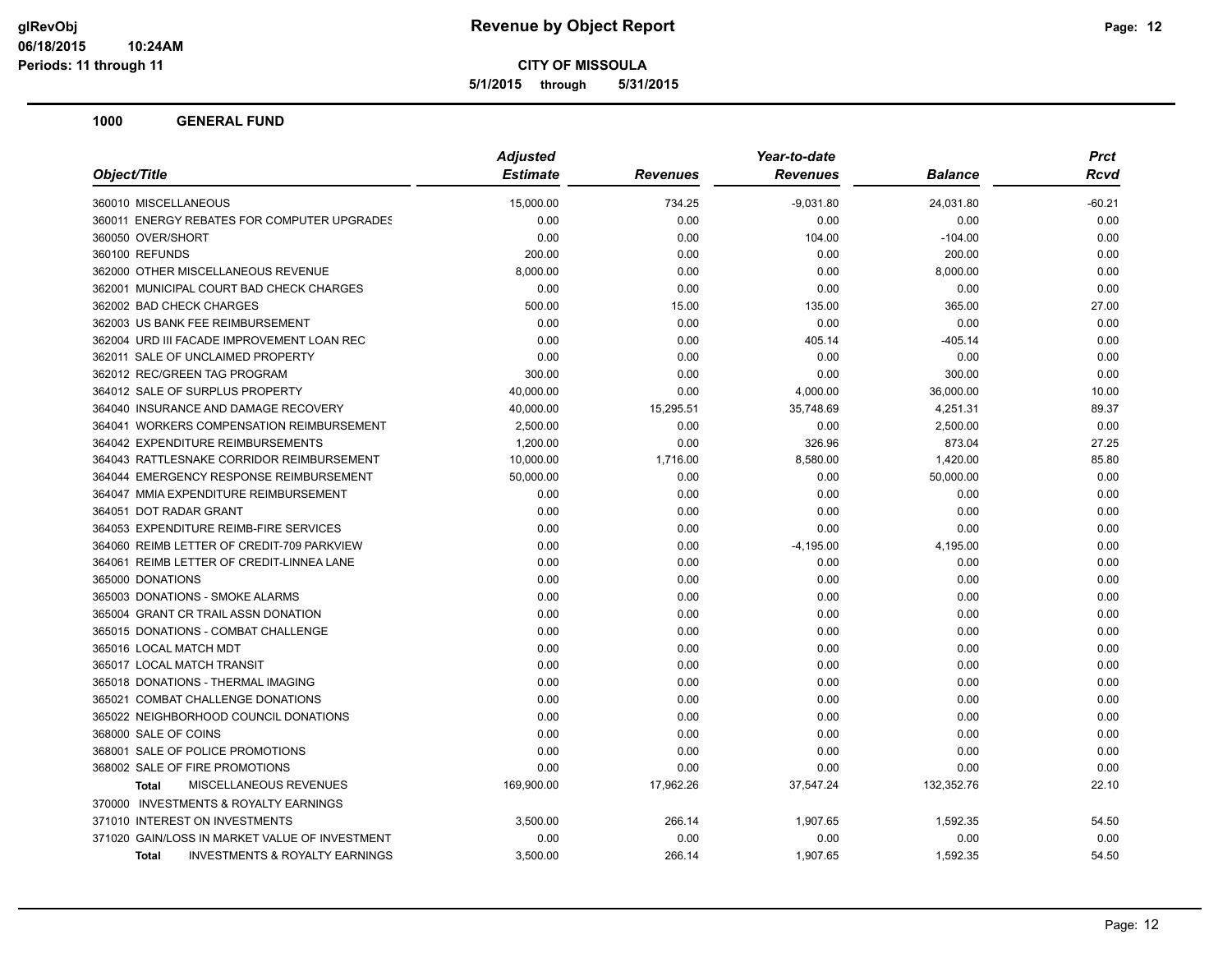**CITY OF MISSOULA**

**5/1/2015 through 5/31/2015**

## 1000 GENERAL FUND

| Object/Title | Adjusted Estimate | Revenues | Year-to-date Revenues | Balance | Prct Rcvd |
|---|---|---|---|---|---|
| 360010 MISCELLANEOUS | 15,000.00 | 734.25 | -9,031.80 | 24,031.80 | -60.21 |
| 360011 ENERGY REBATES FOR COMPUTER UPGRADES | 0.00 | 0.00 | 0.00 | 0.00 | 0.00 |
| 360050 OVER/SHORT | 0.00 | 0.00 | 104.00 | -104.00 | 0.00 |
| 360100 REFUNDS | 200.00 | 0.00 | 0.00 | 200.00 | 0.00 |
| 362000 OTHER MISCELLANEOUS REVENUE | 8,000.00 | 0.00 | 0.00 | 8,000.00 | 0.00 |
| 362001 MUNICIPAL COURT BAD CHECK CHARGES | 0.00 | 0.00 | 0.00 | 0.00 | 0.00 |
| 362002 BAD CHECK CHARGES | 500.00 | 15.00 | 135.00 | 365.00 | 27.00 |
| 362003 US BANK FEE REIMBURSEMENT | 0.00 | 0.00 | 0.00 | 0.00 | 0.00 |
| 362004 URD III FACADE IMPROVEMENT LOAN REC | 0.00 | 0.00 | 405.14 | -405.14 | 0.00 |
| 362011 SALE OF UNCLAIMED PROPERTY | 0.00 | 0.00 | 0.00 | 0.00 | 0.00 |
| 362012 REC/GREEN TAG PROGRAM | 300.00 | 0.00 | 0.00 | 300.00 | 0.00 |
| 364012 SALE OF SURPLUS PROPERTY | 40,000.00 | 0.00 | 4,000.00 | 36,000.00 | 10.00 |
| 364040 INSURANCE AND DAMAGE RECOVERY | 40,000.00 | 15,295.51 | 35,748.69 | 4,251.31 | 89.37 |
| 364041 WORKERS COMPENSATION REIMBURSEMENT | 2,500.00 | 0.00 | 0.00 | 2,500.00 | 0.00 |
| 364042 EXPENDITURE REIMBURSEMENTS | 1,200.00 | 0.00 | 326.96 | 873.04 | 27.25 |
| 364043 RATTLESNAKE CORRIDOR REIMBURSEMENT | 10,000.00 | 1,716.00 | 8,580.00 | 1,420.00 | 85.80 |
| 364044 EMERGENCY RESPONSE REIMBURSEMENT | 50,000.00 | 0.00 | 0.00 | 50,000.00 | 0.00 |
| 364047 MMIA EXPENDITURE REIMBURSEMENT | 0.00 | 0.00 | 0.00 | 0.00 | 0.00 |
| 364051 DOT RADAR GRANT | 0.00 | 0.00 | 0.00 | 0.00 | 0.00 |
| 364053 EXPENDITURE REIMB-FIRE SERVICES | 0.00 | 0.00 | 0.00 | 0.00 | 0.00 |
| 364060 REIMB LETTER OF CREDIT-709 PARKVIEW | 0.00 | 0.00 | -4,195.00 | 4,195.00 | 0.00 |
| 364061 REIMB LETTER OF CREDIT-LINNEA LANE | 0.00 | 0.00 | 0.00 | 0.00 | 0.00 |
| 365000 DONATIONS | 0.00 | 0.00 | 0.00 | 0.00 | 0.00 |
| 365003 DONATIONS - SMOKE ALARMS | 0.00 | 0.00 | 0.00 | 0.00 | 0.00 |
| 365004 GRANT CR TRAIL ASSN DONATION | 0.00 | 0.00 | 0.00 | 0.00 | 0.00 |
| 365015 DONATIONS - COMBAT CHALLENGE | 0.00 | 0.00 | 0.00 | 0.00 | 0.00 |
| 365016 LOCAL MATCH MDT | 0.00 | 0.00 | 0.00 | 0.00 | 0.00 |
| 365017 LOCAL MATCH TRANSIT | 0.00 | 0.00 | 0.00 | 0.00 | 0.00 |
| 365018 DONATIONS - THERMAL IMAGING | 0.00 | 0.00 | 0.00 | 0.00 | 0.00 |
| 365021 COMBAT CHALLENGE DONATIONS | 0.00 | 0.00 | 0.00 | 0.00 | 0.00 |
| 365022 NEIGHBORHOOD COUNCIL DONATIONS | 0.00 | 0.00 | 0.00 | 0.00 | 0.00 |
| 368000 SALE OF COINS | 0.00 | 0.00 | 0.00 | 0.00 | 0.00 |
| 368001 SALE OF POLICE PROMOTIONS | 0.00 | 0.00 | 0.00 | 0.00 | 0.00 |
| 368002 SALE OF FIRE PROMOTIONS | 0.00 | 0.00 | 0.00 | 0.00 | 0.00 |
| **Total** MISCELLANEOUS REVENUES | 169,900.00 | 17,962.26 | 37,547.24 | 132,352.76 | 22.10 |
| 370000 INVESTMENTS & ROYALTY EARNINGS | | | | | |
| 371010 INTEREST ON INVESTMENTS | 3,500.00 | 266.14 | 1,907.65 | 1,592.35 | 54.50 |
| 371020 GAIN/LOSS IN MARKET VALUE OF INVESTMENT | 0.00 | 0.00 | 0.00 | 0.00 | 0.00 |
| **Total** INVESTMENTS & ROYALTY EARNINGS | 3,500.00 | 266.14 | 1,907.65 | 1,592.35 | 54.50 |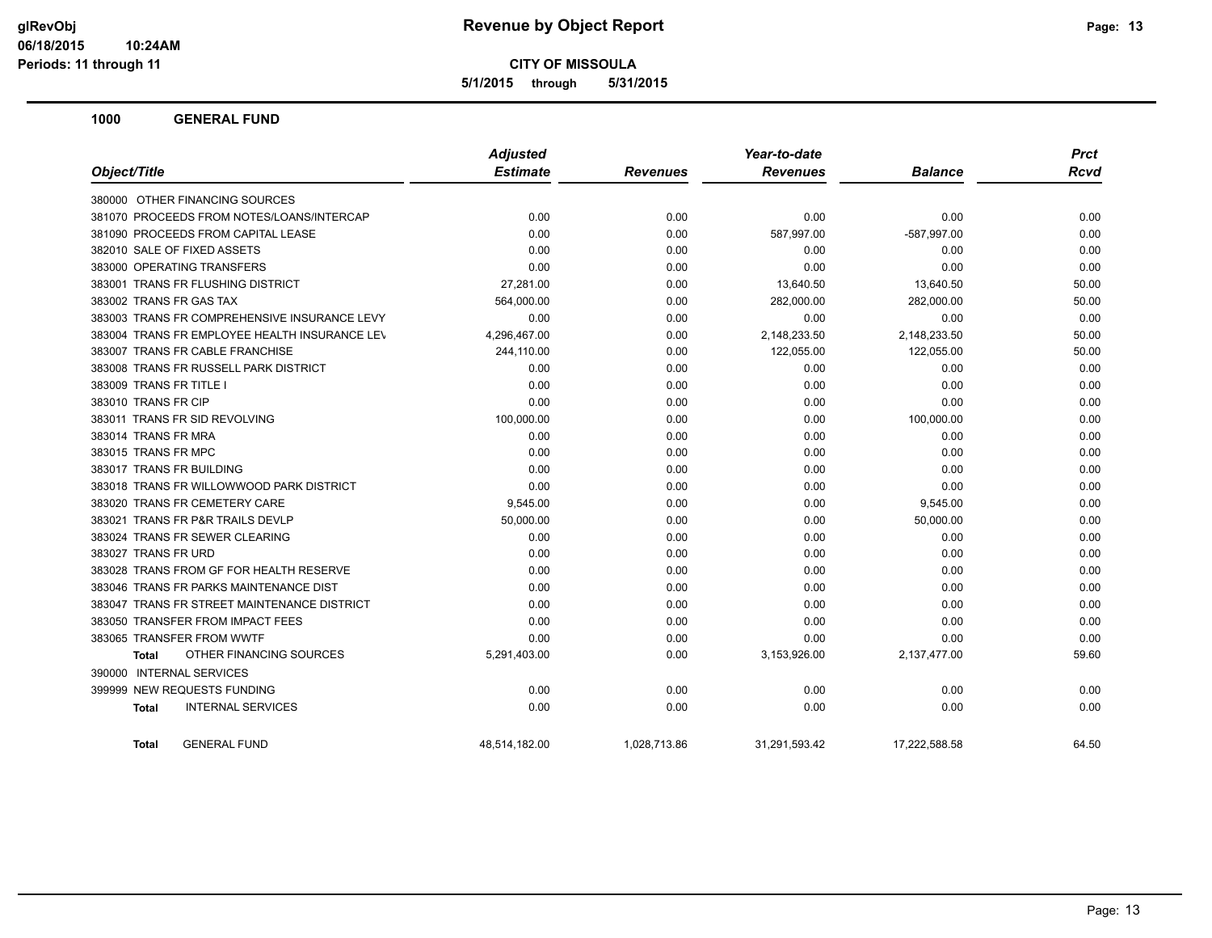# Revenue by Object Report

**CITY OF MISSOULA**

**5/1/2015 through 5/31/2015**

glRevObj
06/18/2015 10:24AM
Periods: 11 through 11

## 1000 GENERAL FUND

| Object/Title | Adjusted Estimate | Revenues | Year-to-date Revenues | Balance | Prct Rcvd |
|---|---|---|---|---|---|
| 380000 OTHER FINANCING SOURCES | | | | | |
| 381070 PROCEEDS FROM NOTES/LOANS/INTERCAP | 0.00 | 0.00 | 0.00 | 0.00 | 0.00 |
| 381090 PROCEEDS FROM CAPITAL LEASE | 0.00 | 0.00 | 587,997.00 | -587,997.00 | 0.00 |
| 382010 SALE OF FIXED ASSETS | 0.00 | 0.00 | 0.00 | 0.00 | 0.00 |
| 383000 OPERATING TRANSFERS | 0.00 | 0.00 | 0.00 | 0.00 | 0.00 |
| 383001 TRANS FR FLUSHING DISTRICT | 27,281.00 | 0.00 | 13,640.50 | 13,640.50 | 50.00 |
| 383002 TRANS FR GAS TAX | 564,000.00 | 0.00 | 282,000.00 | 282,000.00 | 50.00 |
| 383003 TRANS FR COMPREHENSIVE INSURANCE LEVY | 0.00 | 0.00 | 0.00 | 0.00 | 0.00 |
| 383004 TRANS FR EMPLOYEE HEALTH INSURANCE LEV | 4,296,467.00 | 0.00 | 2,148,233.50 | 2,148,233.50 | 50.00 |
| 383007 TRANS FR CABLE FRANCHISE | 244,110.00 | 0.00 | 122,055.00 | 122,055.00 | 50.00 |
| 383008 TRANS FR RUSSELL PARK DISTRICT | 0.00 | 0.00 | 0.00 | 0.00 | 0.00 |
| 383009 TRANS FR TITLE I | 0.00 | 0.00 | 0.00 | 0.00 | 0.00 |
| 383010 TRANS FR CIP | 0.00 | 0.00 | 0.00 | 0.00 | 0.00 |
| 383011 TRANS FR SID REVOLVING | 100,000.00 | 0.00 | 0.00 | 100,000.00 | 0.00 |
| 383014 TRANS FR MRA | 0.00 | 0.00 | 0.00 | 0.00 | 0.00 |
| 383015 TRANS FR MPC | 0.00 | 0.00 | 0.00 | 0.00 | 0.00 |
| 383017 TRANS FR BUILDING | 0.00 | 0.00 | 0.00 | 0.00 | 0.00 |
| 383018 TRANS FR WILLOWWOOD PARK DISTRICT | 0.00 | 0.00 | 0.00 | 0.00 | 0.00 |
| 383020 TRANS FR CEMETERY CARE | 9,545.00 | 0.00 | 0.00 | 9,545.00 | 0.00 |
| 383021 TRANS FR P&R TRAILS DEVLP | 50,000.00 | 0.00 | 0.00 | 50,000.00 | 0.00 |
| 383024 TRANS FR SEWER CLEARING | 0.00 | 0.00 | 0.00 | 0.00 | 0.00 |
| 383027 TRANS FR URD | 0.00 | 0.00 | 0.00 | 0.00 | 0.00 |
| 383028 TRANS FROM GF FOR HEALTH RESERVE | 0.00 | 0.00 | 0.00 | 0.00 | 0.00 |
| 383046 TRANS FR PARKS MAINTENANCE DIST | 0.00 | 0.00 | 0.00 | 0.00 | 0.00 |
| 383047 TRANS FR STREET MAINTENANCE DISTRICT | 0.00 | 0.00 | 0.00 | 0.00 | 0.00 |
| 383050 TRANSFER FROM IMPACT FEES | 0.00 | 0.00 | 0.00 | 0.00 | 0.00 |
| 383065 TRANSFER FROM WWTF | 0.00 | 0.00 | 0.00 | 0.00 | 0.00 |
| **Total** OTHER FINANCING SOURCES | 5,291,403.00 | 0.00 | 3,153,926.00 | 2,137,477.00 | 59.60 |
| 390000 INTERNAL SERVICES | | | | | |
| 399999 NEW REQUESTS FUNDING | 0.00 | 0.00 | 0.00 | 0.00 | 0.00 |
| **Total** INTERNAL SERVICES | 0.00 | 0.00 | 0.00 | 0.00 | 0.00 |
| **Total** GENERAL FUND | 48,514,182.00 | 1,028,713.86 | 31,291,593.42 | 17,222,588.58 | 64.50 |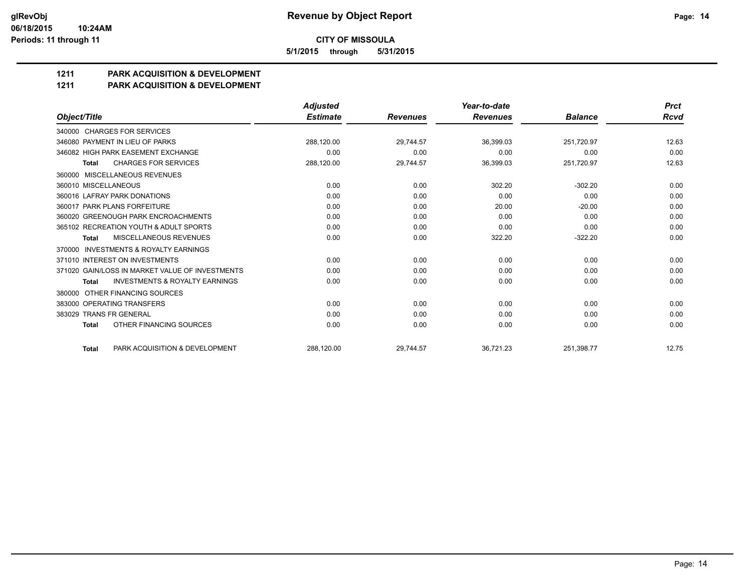**glRevObj**
**06/18/2015 10:24AM**
**Periods: 11 through 11**

# Revenue by Object Report

**CITY OF MISSOULA**

**5/1/2015 through 5/31/2015**

## 1211 PARK ACQUISITION & DEVELOPMENT
## 1211 PARK ACQUISITION & DEVELOPMENT

| Object/Title | Adjusted Estimate | Revenues | Year-to-date Revenues | Balance | Prct Rcvd |
|---|---|---|---|---|---|
| 340000 CHARGES FOR SERVICES | | | | | |
| 346080 PAYMENT IN LIEU OF PARKS | 288,120.00 | 29,744.57 | 36,399.03 | 251,720.97 | 12.63 |
| 346082 HIGH PARK EASEMENT EXCHANGE | 0.00 | 0.00 | 0.00 | 0.00 | 0.00 |
| **Total** CHARGES FOR SERVICES | 288,120.00 | 29,744.57 | 36,399.03 | 251,720.97 | 12.63 |
| 360000 MISCELLANEOUS REVENUES | | | | | |
| 360010 MISCELLANEOUS | 0.00 | 0.00 | 302.20 | -302.20 | 0.00 |
| 360016 LAFRAY PARK DONATIONS | 0.00 | 0.00 | 0.00 | 0.00 | 0.00 |
| 360017 PARK PLANS FORFEITURE | 0.00 | 0.00 | 20.00 | -20.00 | 0.00 |
| 360020 GREENOUGH PARK ENCROACHMENTS | 0.00 | 0.00 | 0.00 | 0.00 | 0.00 |
| 365102 RECREATION YOUTH & ADULT SPORTS | 0.00 | 0.00 | 0.00 | 0.00 | 0.00 |
| **Total** MISCELLANEOUS REVENUES | 0.00 | 0.00 | 322.20 | -322.20 | 0.00 |
| 370000 INVESTMENTS & ROYALTY EARNINGS | | | | | |
| 371010 INTEREST ON INVESTMENTS | 0.00 | 0.00 | 0.00 | 0.00 | 0.00 |
| 371020 GAIN/LOSS IN MARKET VALUE OF INVESTMENTS | 0.00 | 0.00 | 0.00 | 0.00 | 0.00 |
| **Total** INVESTMENTS & ROYALTY EARNINGS | 0.00 | 0.00 | 0.00 | 0.00 | 0.00 |
| 380000 OTHER FINANCING SOURCES | | | | | |
| 383000 OPERATING TRANSFERS | 0.00 | 0.00 | 0.00 | 0.00 | 0.00 |
| 383029 TRANS FR GENERAL | 0.00 | 0.00 | 0.00 | 0.00 | 0.00 |
| **Total** OTHER FINANCING SOURCES | 0.00 | 0.00 | 0.00 | 0.00 | 0.00 |
| **Total** PARK ACQUISITION & DEVELOPMENT | 288,120.00 | 29,744.57 | 36,721.23 | 251,398.77 | 12.75 |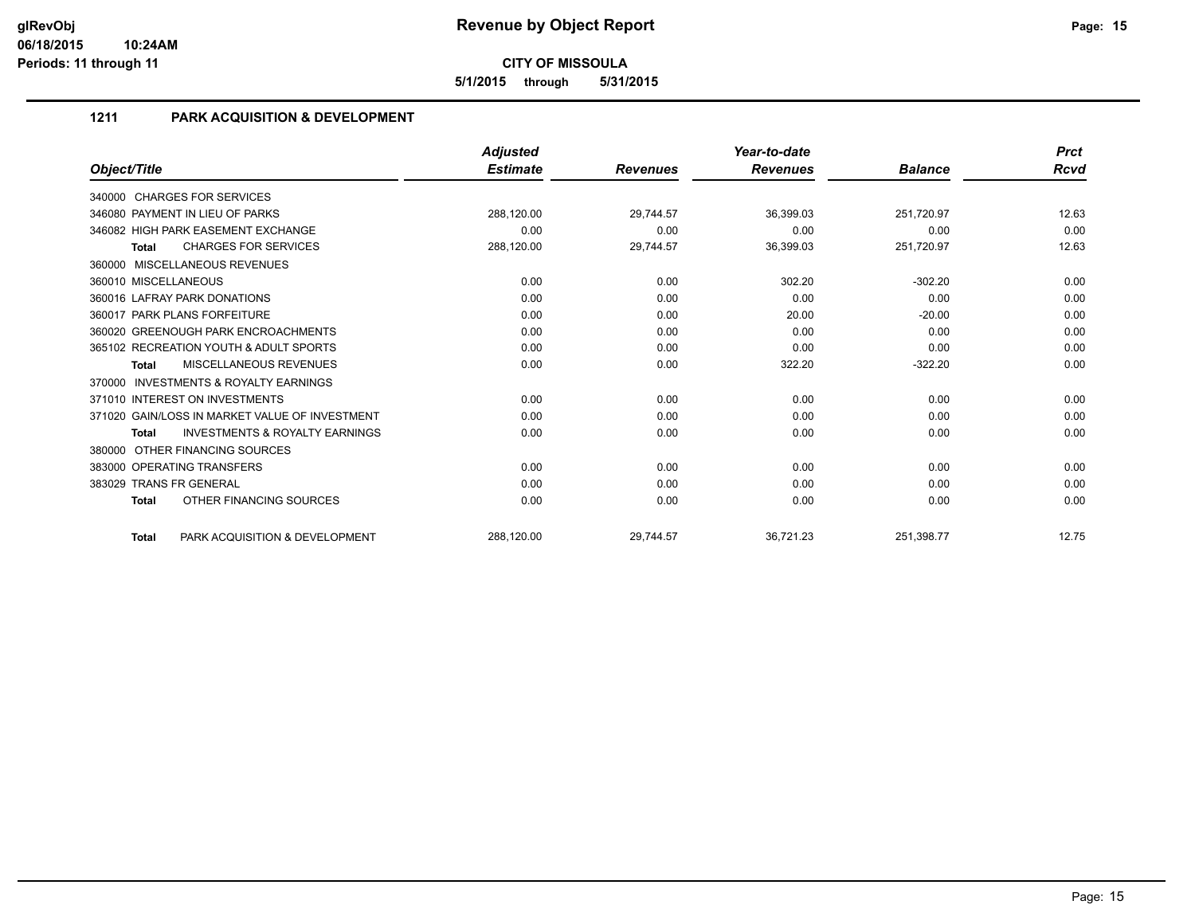**CITY OF MISSOULA**

**5/1/2015 through 5/31/2015**

## 1211 PARK ACQUISITION & DEVELOPMENT

| Object/Title | Adjusted Estimate | Revenues | Year-to-date Revenues | Balance | Prct Rcvd |
|---|---|---|---|---|---|
| 340000 CHARGES FOR SERVICES | | | | | |
| 346080 PAYMENT IN LIEU OF PARKS | 288,120.00 | 29,744.57 | 36,399.03 | 251,720.97 | 12.63 |
| 346082 HIGH PARK EASEMENT EXCHANGE | 0.00 | 0.00 | 0.00 | 0.00 | 0.00 |
| **Total** CHARGES FOR SERVICES | 288,120.00 | 29,744.57 | 36,399.03 | 251,720.97 | 12.63 |
| 360000 MISCELLANEOUS REVENUES | | | | | |
| 360010 MISCELLANEOUS | 0.00 | 0.00 | 302.20 | -302.20 | 0.00 |
| 360016 LAFRAY PARK DONATIONS | 0.00 | 0.00 | 0.00 | 0.00 | 0.00 |
| 360017 PARK PLANS FORFEITURE | 0.00 | 0.00 | 20.00 | -20.00 | 0.00 |
| 360020 GREENOUGH PARK ENCROACHMENTS | 0.00 | 0.00 | 0.00 | 0.00 | 0.00 |
| 365102 RECREATION YOUTH & ADULT SPORTS | 0.00 | 0.00 | 0.00 | 0.00 | 0.00 |
| **Total** MISCELLANEOUS REVENUES | 0.00 | 0.00 | 322.20 | -322.20 | 0.00 |
| 370000 INVESTMENTS & ROYALTY EARNINGS | | | | | |
| 371010 INTEREST ON INVESTMENTS | 0.00 | 0.00 | 0.00 | 0.00 | 0.00 |
| 371020 GAIN/LOSS IN MARKET VALUE OF INVESTMENT | 0.00 | 0.00 | 0.00 | 0.00 | 0.00 |
| **Total** INVESTMENTS & ROYALTY EARNINGS | 0.00 | 0.00 | 0.00 | 0.00 | 0.00 |
| 380000 OTHER FINANCING SOURCES | | | | | |
| 383000 OPERATING TRANSFERS | 0.00 | 0.00 | 0.00 | 0.00 | 0.00 |
| 383029 TRANS FR GENERAL | 0.00 | 0.00 | 0.00 | 0.00 | 0.00 |
| **Total** OTHER FINANCING SOURCES | 0.00 | 0.00 | 0.00 | 0.00 | 0.00 |
| **Total** PARK ACQUISITION & DEVELOPMENT | 288,120.00 | 29,744.57 | 36,721.23 | 251,398.77 | 12.75 |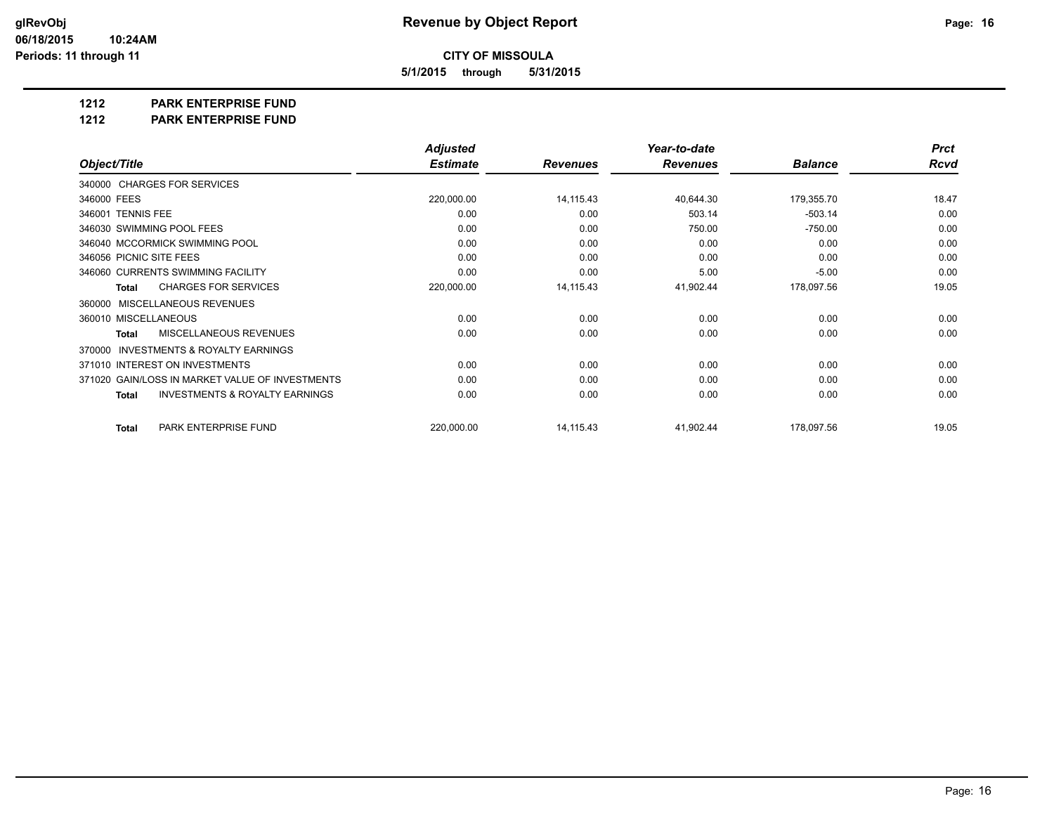# Revenue by Object Report

glRevObj
06/18/2015 10:24AM
Periods: 11 through 11

**CITY OF MISSOULA**

**5/1/2015 through 5/31/2015**

## 1212 PARK ENTERPRISE FUND

## 1212 PARK ENTERPRISE FUND

| Object/Title | Adjusted Estimate | Revenues | Year-to-date Revenues | Balance | Prct Rcvd |
|---|---|---|---|---|---|
| 340000 CHARGES FOR SERVICES | | | | | |
| 346000 FEES | 220,000.00 | 14,115.43 | 40,644.30 | 179,355.70 | 18.47 |
| 346001 TENNIS FEE | 0.00 | 0.00 | 503.14 | -503.14 | 0.00 |
| 346030 SWIMMING POOL FEES | 0.00 | 0.00 | 750.00 | -750.00 | 0.00 |
| 346040 MCCORMICK SWIMMING POOL | 0.00 | 0.00 | 0.00 | 0.00 | 0.00 |
| 346056 PICNIC SITE FEES | 0.00 | 0.00 | 0.00 | 0.00 | 0.00 |
| 346060 CURRENTS SWIMMING FACILITY | 0.00 | 0.00 | 5.00 | -5.00 | 0.00 |
| **Total** CHARGES FOR SERVICES | 220,000.00 | 14,115.43 | 41,902.44 | 178,097.56 | 19.05 |
| 360000 MISCELLANEOUS REVENUES | | | | | |
| 360010 MISCELLANEOUS | 0.00 | 0.00 | 0.00 | 0.00 | 0.00 |
| **Total** MISCELLANEOUS REVENUES | 0.00 | 0.00 | 0.00 | 0.00 | 0.00 |
| 370000 INVESTMENTS & ROYALTY EARNINGS | | | | | |
| 371010 INTEREST ON INVESTMENTS | 0.00 | 0.00 | 0.00 | 0.00 | 0.00 |
| 371020 GAIN/LOSS IN MARKET VALUE OF INVESTMENTS | 0.00 | 0.00 | 0.00 | 0.00 | 0.00 |
| **Total** INVESTMENTS & ROYALTY EARNINGS | 0.00 | 0.00 | 0.00 | 0.00 | 0.00 |
| **Total** PARK ENTERPRISE FUND | 220,000.00 | 14,115.43 | 41,902.44 | 178,097.56 | 19.05 |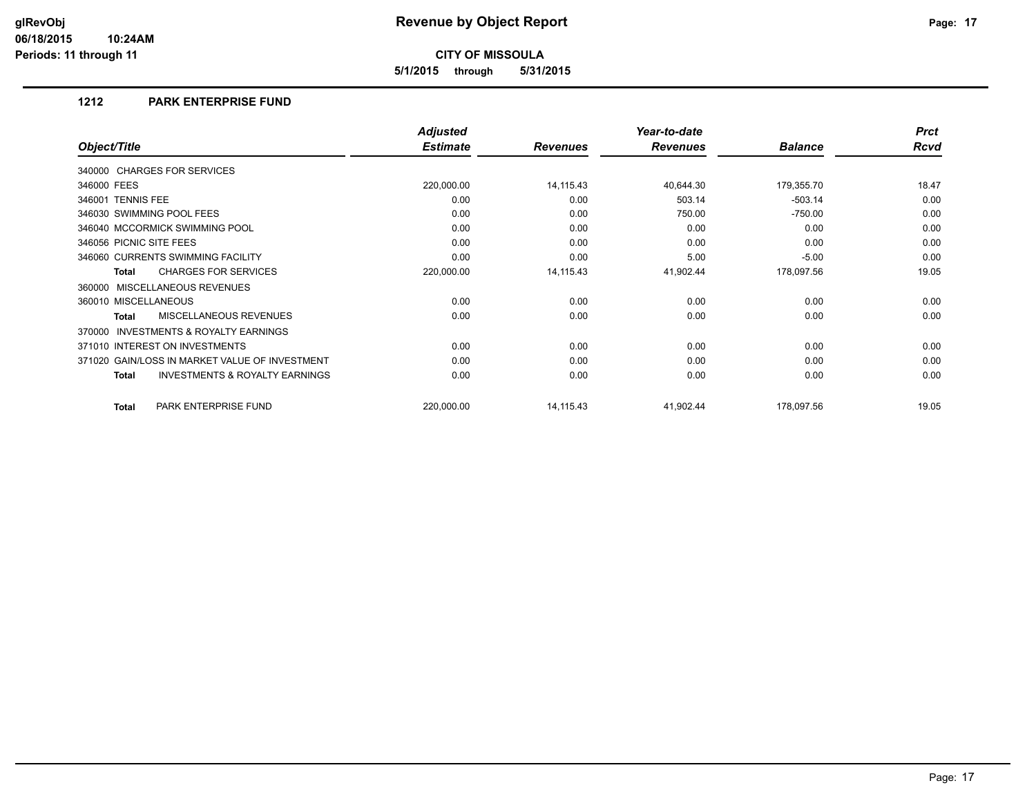# Revenue by Object Report

**CITY OF MISSOULA**

**5/1/2015 through 5/31/2015**

glRevObj
06/18/2015 10:24AM
Periods: 11 through 11

## 1212 PARK ENTERPRISE FUND

| Object/Title | Adjusted Estimate | Revenues | Year-to-date Revenues | Balance | Prct Rcvd |
|---|---|---|---|---|---|
| 340000 CHARGES FOR SERVICES | | | | | |
| 346000 FEES | 220,000.00 | 14,115.43 | 40,644.30 | 179,355.70 | 18.47 |
| 346001 TENNIS FEE | 0.00 | 0.00 | 503.14 | -503.14 | 0.00 |
| 346030 SWIMMING POOL FEES | 0.00 | 0.00 | 750.00 | -750.00 | 0.00 |
| 346040 MCCORMICK SWIMMING POOL | 0.00 | 0.00 | 0.00 | 0.00 | 0.00 |
| 346056 PICNIC SITE FEES | 0.00 | 0.00 | 0.00 | 0.00 | 0.00 |
| 346060 CURRENTS SWIMMING FACILITY | 0.00 | 0.00 | 5.00 | -5.00 | 0.00 |
| **Total** CHARGES FOR SERVICES | 220,000.00 | 14,115.43 | 41,902.44 | 178,097.56 | 19.05 |
| 360000 MISCELLANEOUS REVENUES | | | | | |
| 360010 MISCELLANEOUS | 0.00 | 0.00 | 0.00 | 0.00 | 0.00 |
| **Total** MISCELLANEOUS REVENUES | 0.00 | 0.00 | 0.00 | 0.00 | 0.00 |
| 370000 INVESTMENTS & ROYALTY EARNINGS | | | | | |
| 371010 INTEREST ON INVESTMENTS | 0.00 | 0.00 | 0.00 | 0.00 | 0.00 |
| 371020 GAIN/LOSS IN MARKET VALUE OF INVESTMENT | 0.00 | 0.00 | 0.00 | 0.00 | 0.00 |
| **Total** INVESTMENTS & ROYALTY EARNINGS | 0.00 | 0.00 | 0.00 | 0.00 | 0.00 |
| **Total** PARK ENTERPRISE FUND | 220,000.00 | 14,115.43 | 41,902.44 | 178,097.56 | 19.05 |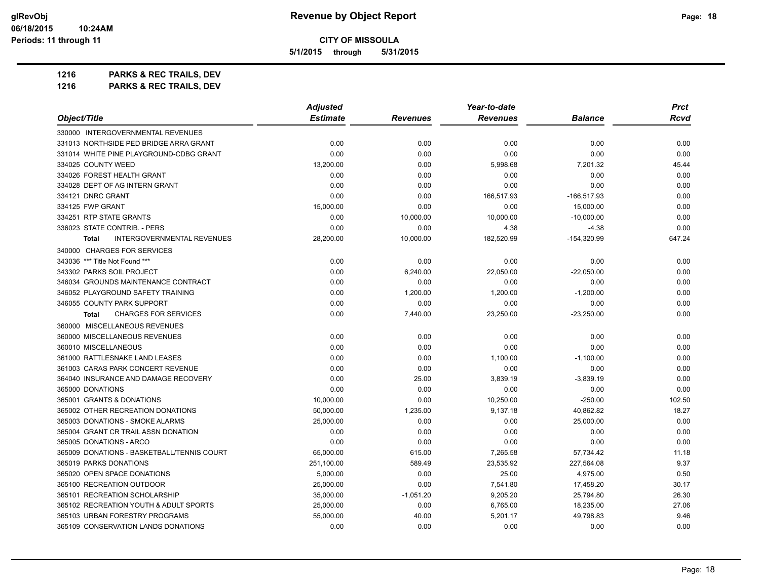# CITY OF MISSOULA

5/1/2015 through 5/31/2015

**1216 PARKS & REC TRAILS, DEV**

**1216 PARKS & REC TRAILS, DEV**

| Object/Title | Adjusted Estimate | Revenues | Year-to-date Revenues | Balance | Prct Rcvd |
|---|---|---|---|---|---|
| 330000 INTERGOVERNMENTAL REVENUES | | | | | |
| 331013 NORTHSIDE PED BRIDGE ARRA GRANT | 0.00 | 0.00 | 0.00 | 0.00 | 0.00 |
| 331014 WHITE PINE PLAYGROUND-CDBG GRANT | 0.00 | 0.00 | 0.00 | 0.00 | 0.00 |
| 334025 COUNTY WEED | 13,200.00 | 0.00 | 5,998.68 | 7,201.32 | 45.44 |
| 334026 FOREST HEALTH GRANT | 0.00 | 0.00 | 0.00 | 0.00 | 0.00 |
| 334028 DEPT OF AG INTERN GRANT | 0.00 | 0.00 | 0.00 | 0.00 | 0.00 |
| 334121 DNRC GRANT | 0.00 | 0.00 | 166,517.93 | -166,517.93 | 0.00 |
| 334125 FWP GRANT | 15,000.00 | 0.00 | 0.00 | 15,000.00 | 0.00 |
| 334251 RTP STATE GRANTS | 0.00 | 10,000.00 | 10,000.00 | -10,000.00 | 0.00 |
| 336023 STATE CONTRIB. - PERS | 0.00 | 0.00 | 4.38 | -4.38 | 0.00 |
| **Total** INTERGOVERNMENTAL REVENUES | 28,200.00 | 10,000.00 | 182,520.99 | -154,320.99 | 647.24 |
| 340000 CHARGES FOR SERVICES | | | | | |
| 343036 *** Title Not Found *** | 0.00 | 0.00 | 0.00 | 0.00 | 0.00 |
| 343302 PARKS SOIL PROJECT | 0.00 | 6,240.00 | 22,050.00 | -22,050.00 | 0.00 |
| 346034 GROUNDS MAINTENANCE CONTRACT | 0.00 | 0.00 | 0.00 | 0.00 | 0.00 |
| 346052 PLAYGROUND SAFETY TRAINING | 0.00 | 1,200.00 | 1,200.00 | -1,200.00 | 0.00 |
| 346055 COUNTY PARK SUPPORT | 0.00 | 0.00 | 0.00 | 0.00 | 0.00 |
| **Total** CHARGES FOR SERVICES | 0.00 | 7,440.00 | 23,250.00 | -23,250.00 | 0.00 |
| 360000 MISCELLANEOUS REVENUES | | | | | |
| 360000 MISCELLANEOUS REVENUES | 0.00 | 0.00 | 0.00 | 0.00 | 0.00 |
| 360010 MISCELLANEOUS | 0.00 | 0.00 | 0.00 | 0.00 | 0.00 |
| 361000 RATTLESNAKE LAND LEASES | 0.00 | 0.00 | 1,100.00 | -1,100.00 | 0.00 |
| 361003 CARAS PARK CONCERT REVENUE | 0.00 | 0.00 | 0.00 | 0.00 | 0.00 |
| 364040 INSURANCE AND DAMAGE RECOVERY | 0.00 | 25.00 | 3,839.19 | -3,839.19 | 0.00 |
| 365000 DONATIONS | 0.00 | 0.00 | 0.00 | 0.00 | 0.00 |
| 365001 GRANTS & DONATIONS | 10,000.00 | 0.00 | 10,250.00 | -250.00 | 102.50 |
| 365002 OTHER RECREATION DONATIONS | 50,000.00 | 1,235.00 | 9,137.18 | 40,862.82 | 18.27 |
| 365003 DONATIONS - SMOKE ALARMS | 25,000.00 | 0.00 | 0.00 | 25,000.00 | 0.00 |
| 365004 GRANT CR TRAIL ASSN DONATION | 0.00 | 0.00 | 0.00 | 0.00 | 0.00 |
| 365005 DONATIONS - ARCO | 0.00 | 0.00 | 0.00 | 0.00 | 0.00 |
| 365009 DONATIONS - BASKETBALL/TENNIS COURT | 65,000.00 | 615.00 | 7,265.58 | 57,734.42 | 11.18 |
| 365019 PARKS DONATIONS | 251,100.00 | 589.49 | 23,535.92 | 227,564.08 | 9.37 |
| 365020 OPEN SPACE DONATIONS | 5,000.00 | 0.00 | 25.00 | 4,975.00 | 0.50 |
| 365100 RECREATION OUTDOOR | 25,000.00 | 0.00 | 7,541.80 | 17,458.20 | 30.17 |
| 365101 RECREATION SCHOLARSHIP | 35,000.00 | -1,051.20 | 9,205.20 | 25,794.80 | 26.30 |
| 365102 RECREATION YOUTH & ADULT SPORTS | 25,000.00 | 0.00 | 6,765.00 | 18,235.00 | 27.06 |
| 365103 URBAN FORESTRY PROGRAMS | 55,000.00 | 40.00 | 5,201.17 | 49,798.83 | 9.46 |
| 365109 CONSERVATION LANDS DONATIONS | 0.00 | 0.00 | 0.00 | 0.00 | 0.00 |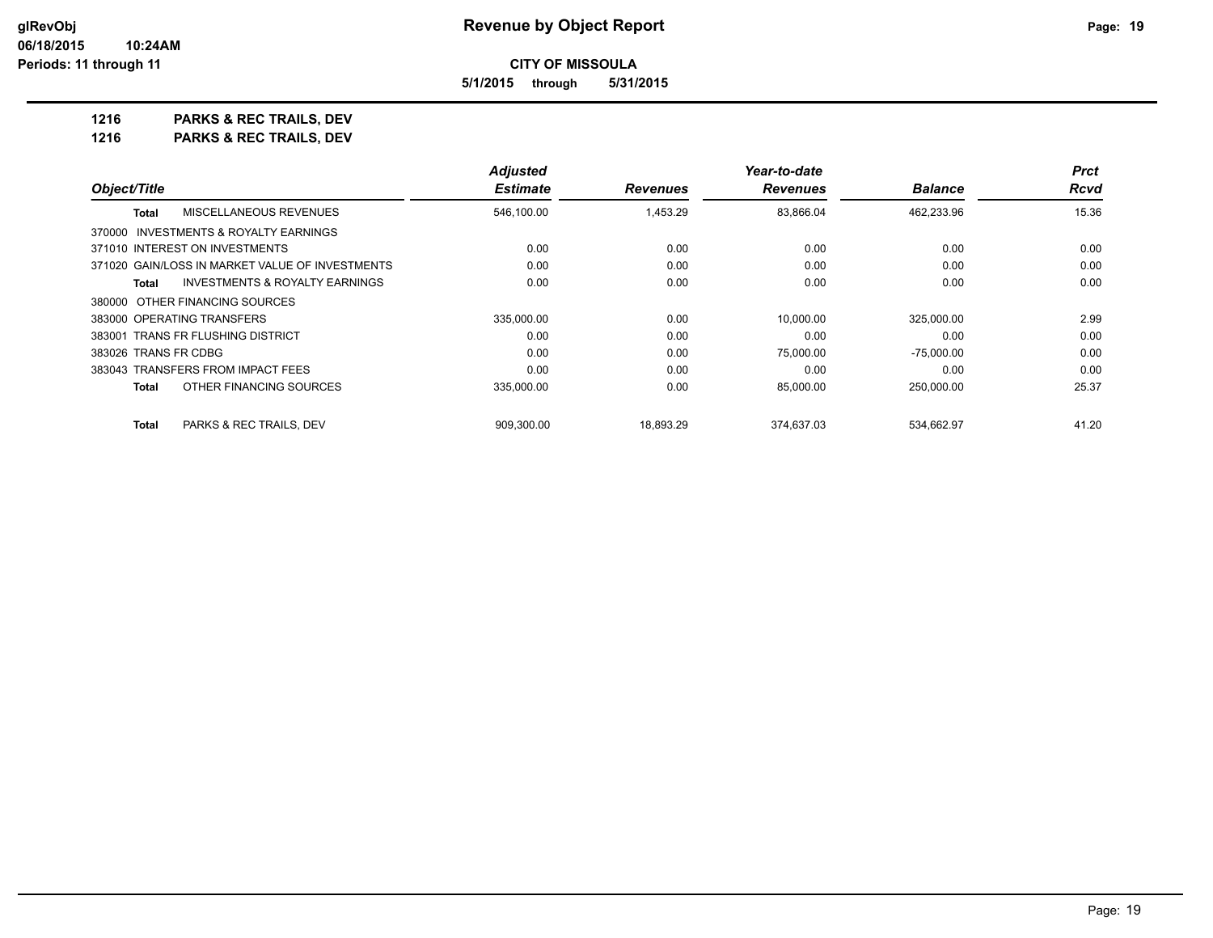**CITY OF MISSOULA**

**5/1/2015 through 5/31/2015**

**1216 PARKS & REC TRAILS, DEV**

**1216 PARKS & REC TRAILS, DEV**

| Object/Title | Adjusted Estimate | Revenues | Year-to-date Revenues | Balance | Prct Rcvd |
|---|---|---|---|---|---|
| **Total** MISCELLANEOUS REVENUES | 546,100.00 | 1,453.29 | 83,866.04 | 462,233.96 | 15.36 |
| 370000 INVESTMENTS & ROYALTY EARNINGS | | | | | |
| 371010 INTEREST ON INVESTMENTS | 0.00 | 0.00 | 0.00 | 0.00 | 0.00 |
| 371020 GAIN/LOSS IN MARKET VALUE OF INVESTMENTS | 0.00 | 0.00 | 0.00 | 0.00 | 0.00 |
| **Total** INVESTMENTS & ROYALTY EARNINGS | 0.00 | 0.00 | 0.00 | 0.00 | 0.00 |
| 380000 OTHER FINANCING SOURCES | | | | | |
| 383000 OPERATING TRANSFERS | 335,000.00 | 0.00 | 10,000.00 | 325,000.00 | 2.99 |
| 383001 TRANS FR FLUSHING DISTRICT | 0.00 | 0.00 | 0.00 | 0.00 | 0.00 |
| 383026 TRANS FR CDBG | 0.00 | 0.00 | 75,000.00 | -75,000.00 | 0.00 |
| 383043 TRANSFERS FROM IMPACT FEES | 0.00 | 0.00 | 0.00 | 0.00 | 0.00 |
| **Total** OTHER FINANCING SOURCES | 335,000.00 | 0.00 | 85,000.00 | 250,000.00 | 25.37 |
| **Total** PARKS & REC TRAILS, DEV | 909,300.00 | 18,893.29 | 374,637.03 | 534,662.97 | 41.20 |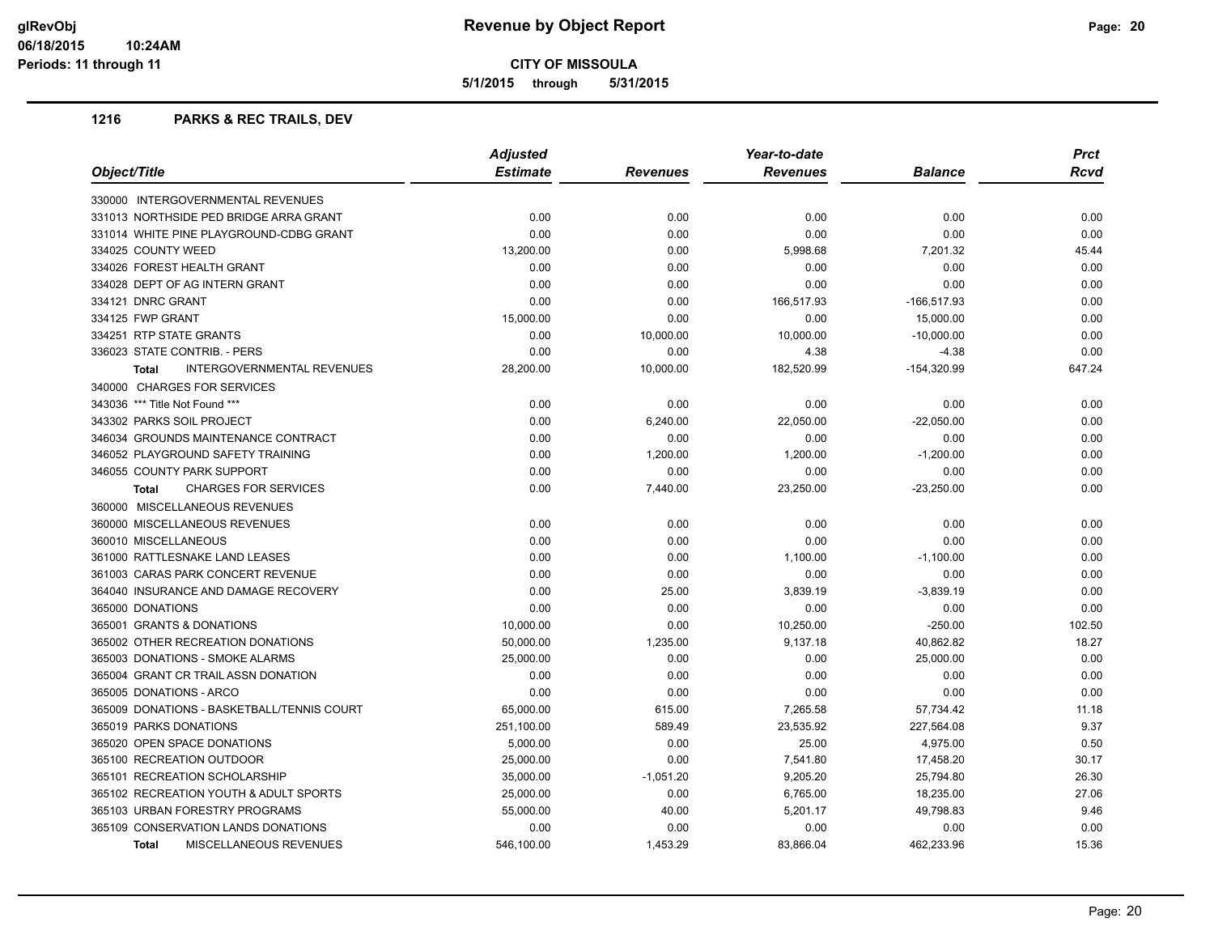**Revenue by Object Report**

**CITY OF MISSOULA**

**5/1/2015 through 5/31/2015**

glRevObj
06/18/2015 10:24AM
Periods: 11 through 11

## 1216 PARKS & REC TRAILS, DEV

| Object/Title | Adjusted Estimate | Revenues | Year-to-date Revenues | Balance | Prct Rcvd |
|---|---|---|---|---|---|
| 330000 INTERGOVERNMENTAL REVENUES | | | | | |
| 331013 NORTHSIDE PED BRIDGE ARRA GRANT | 0.00 | 0.00 | 0.00 | 0.00 | 0.00 |
| 331014 WHITE PINE PLAYGROUND-CDBG GRANT | 0.00 | 0.00 | 0.00 | 0.00 | 0.00 |
| 334025 COUNTY WEED | 13,200.00 | 0.00 | 5,998.68 | 7,201.32 | 45.44 |
| 334026 FOREST HEALTH GRANT | 0.00 | 0.00 | 0.00 | 0.00 | 0.00 |
| 334028 DEPT OF AG INTERN GRANT | 0.00 | 0.00 | 0.00 | 0.00 | 0.00 |
| 334121 DNRC GRANT | 0.00 | 0.00 | 166,517.93 | -166,517.93 | 0.00 |
| 334125 FWP GRANT | 15,000.00 | 0.00 | 0.00 | 15,000.00 | 0.00 |
| 334251 RTP STATE GRANTS | 0.00 | 10,000.00 | 10,000.00 | -10,000.00 | 0.00 |
| 336023 STATE CONTRIB. - PERS | 0.00 | 0.00 | 4.38 | -4.38 | 0.00 |
| **Total** INTERGOVERNMENTAL REVENUES | 28,200.00 | 10,000.00 | 182,520.99 | -154,320.99 | 647.24 |
| 340000 CHARGES FOR SERVICES | | | | | |
| 343036 *** Title Not Found *** | 0.00 | 0.00 | 0.00 | 0.00 | 0.00 |
| 343302 PARKS SOIL PROJECT | 0.00 | 6,240.00 | 22,050.00 | -22,050.00 | 0.00 |
| 346034 GROUNDS MAINTENANCE CONTRACT | 0.00 | 0.00 | 0.00 | 0.00 | 0.00 |
| 346052 PLAYGROUND SAFETY TRAINING | 0.00 | 1,200.00 | 1,200.00 | -1,200.00 | 0.00 |
| 346055 COUNTY PARK SUPPORT | 0.00 | 0.00 | 0.00 | 0.00 | 0.00 |
| **Total** CHARGES FOR SERVICES | 0.00 | 7,440.00 | 23,250.00 | -23,250.00 | 0.00 |
| 360000 MISCELLANEOUS REVENUES | | | | | |
| 360000 MISCELLANEOUS REVENUES | 0.00 | 0.00 | 0.00 | 0.00 | 0.00 |
| 360010 MISCELLANEOUS | 0.00 | 0.00 | 0.00 | 0.00 | 0.00 |
| 361000 RATTLESNAKE LAND LEASES | 0.00 | 0.00 | 1,100.00 | -1,100.00 | 0.00 |
| 361003 CARAS PARK CONCERT REVENUE | 0.00 | 0.00 | 0.00 | 0.00 | 0.00 |
| 364040 INSURANCE AND DAMAGE RECOVERY | 0.00 | 25.00 | 3,839.19 | -3,839.19 | 0.00 |
| 365000 DONATIONS | 0.00 | 0.00 | 0.00 | 0.00 | 0.00 |
| 365001 GRANTS & DONATIONS | 10,000.00 | 0.00 | 10,250.00 | -250.00 | 102.50 |
| 365002 OTHER RECREATION DONATIONS | 50,000.00 | 1,235.00 | 9,137.18 | 40,862.82 | 18.27 |
| 365003 DONATIONS - SMOKE ALARMS | 25,000.00 | 0.00 | 0.00 | 25,000.00 | 0.00 |
| 365004 GRANT CR TRAIL ASSN DONATION | 0.00 | 0.00 | 0.00 | 0.00 | 0.00 |
| 365005 DONATIONS - ARCO | 0.00 | 0.00 | 0.00 | 0.00 | 0.00 |
| 365009 DONATIONS - BASKETBALL/TENNIS COURT | 65,000.00 | 615.00 | 7,265.58 | 57,734.42 | 11.18 |
| 365019 PARKS DONATIONS | 251,100.00 | 589.49 | 23,535.92 | 227,564.08 | 9.37 |
| 365020 OPEN SPACE DONATIONS | 5,000.00 | 0.00 | 25.00 | 4,975.00 | 0.50 |
| 365100 RECREATION OUTDOOR | 25,000.00 | 0.00 | 7,541.80 | 17,458.20 | 30.17 |
| 365101 RECREATION SCHOLARSHIP | 35,000.00 | -1,051.20 | 9,205.20 | 25,794.80 | 26.30 |
| 365102 RECREATION YOUTH & ADULT SPORTS | 25,000.00 | 0.00 | 6,765.00 | 18,235.00 | 27.06 |
| 365103 URBAN FORESTRY PROGRAMS | 55,000.00 | 40.00 | 5,201.17 | 49,798.83 | 9.46 |
| 365109 CONSERVATION LANDS DONATIONS | 0.00 | 0.00 | 0.00 | 0.00 | 0.00 |
| **Total** MISCELLANEOUS REVENUES | 546,100.00 | 1,453.29 | 83,866.04 | 462,233.96 | 15.36 |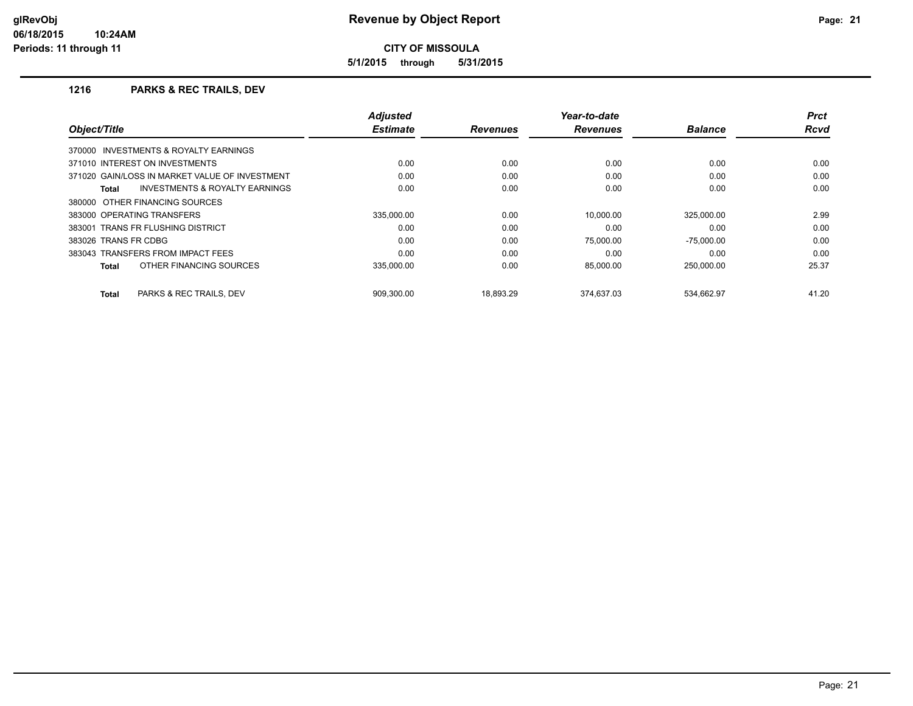# Revenue by Object Report

glRevObj
06/18/2015 10:24AM
Periods: 11 through 11

**CITY OF MISSOULA**

**5/1/2015 through 5/31/2015**

## 1216 PARKS & REC TRAILS, DEV

| Object/Title | Adjusted Estimate | Revenues | Year-to-date Revenues | Balance | Prct Rcvd |
|---|---|---|---|---|---|
| 370000 INVESTMENTS & ROYALTY EARNINGS | | | | | |
| 371010 INTEREST ON INVESTMENTS | 0.00 | 0.00 | 0.00 | 0.00 | 0.00 |
| 371020 GAIN/LOSS IN MARKET VALUE OF INVESTMENT | 0.00 | 0.00 | 0.00 | 0.00 | 0.00 |
| **Total** INVESTMENTS & ROYALTY EARNINGS | 0.00 | 0.00 | 0.00 | 0.00 | 0.00 |
| 380000 OTHER FINANCING SOURCES | | | | | |
| 383000 OPERATING TRANSFERS | 335,000.00 | 0.00 | 10,000.00 | 325,000.00 | 2.99 |
| 383001 TRANS FR FLUSHING DISTRICT | 0.00 | 0.00 | 0.00 | 0.00 | 0.00 |
| 383026 TRANS FR CDBG | 0.00 | 0.00 | 75,000.00 | -75,000.00 | 0.00 |
| 383043 TRANSFERS FROM IMPACT FEES | 0.00 | 0.00 | 0.00 | 0.00 | 0.00 |
| **Total** OTHER FINANCING SOURCES | 335,000.00 | 0.00 | 85,000.00 | 250,000.00 | 25.37 |
| **Total** PARKS & REC TRAILS, DEV | 909,300.00 | 18,893.29 | 374,637.03 | 534,662.97 | 41.20 |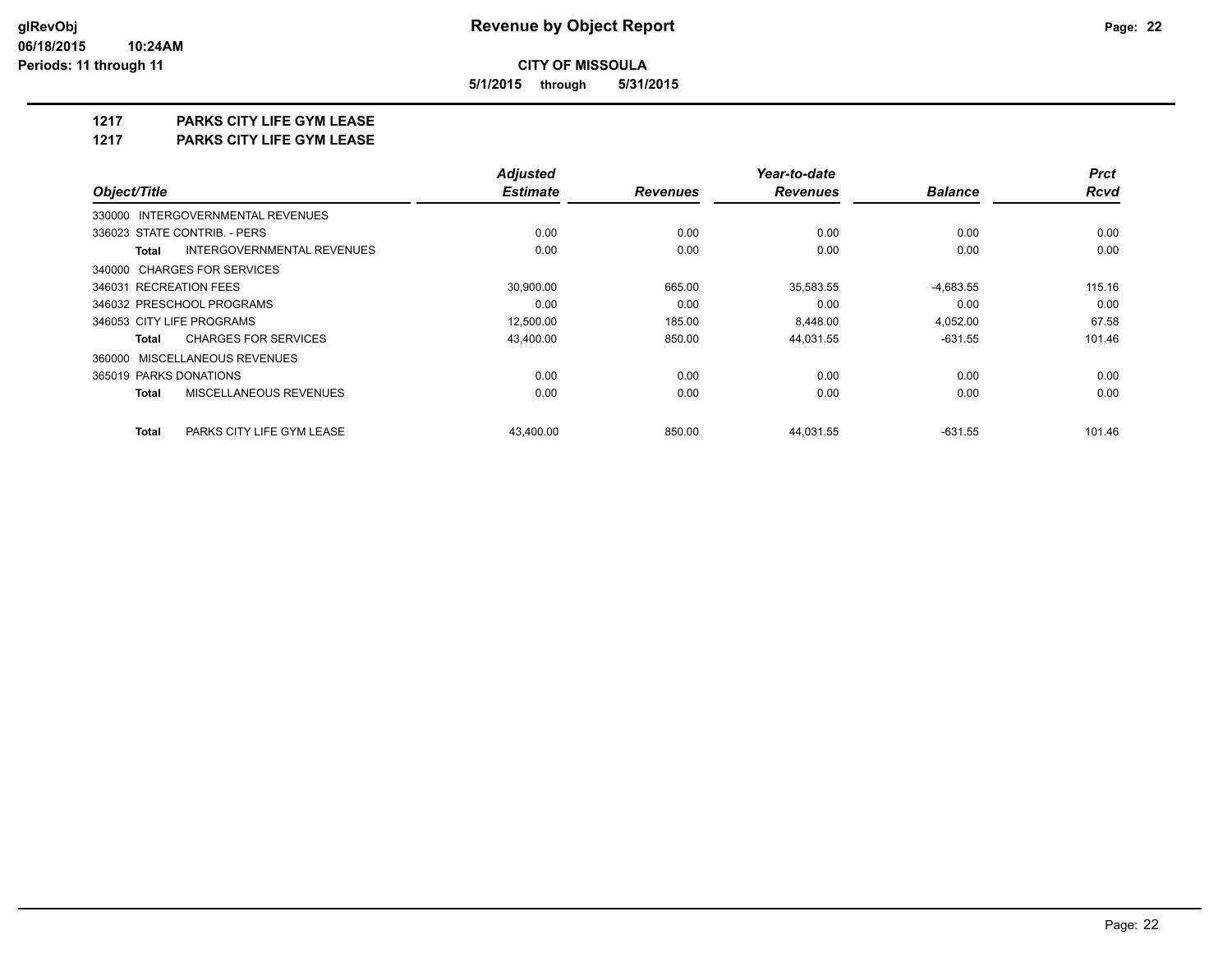**CITY OF MISSOULA**

**5/1/2015 through 5/31/2015**

## 1217 PARKS CITY LIFE GYM LEASE

## 1217 PARKS CITY LIFE GYM LEASE

| Object/Title | Adjusted Estimate | Revenues | Year-to-date Revenues | Balance | Prct Rcvd |
|---|---|---|---|---|---|
| 330000 INTERGOVERNMENTAL REVENUES | | | | | |
| 336023 STATE CONTRIB. - PERS | 0.00 | 0.00 | 0.00 | 0.00 | 0.00 |
| **Total** INTERGOVERNMENTAL REVENUES | 0.00 | 0.00 | 0.00 | 0.00 | 0.00 |
| 340000 CHARGES FOR SERVICES | | | | | |
| 346031 RECREATION FEES | 30,900.00 | 665.00 | 35,583.55 | -4,683.55 | 115.16 |
| 346032 PRESCHOOL PROGRAMS | 0.00 | 0.00 | 0.00 | 0.00 | 0.00 |
| 346053 CITY LIFE PROGRAMS | 12,500.00 | 185.00 | 8,448.00 | 4,052.00 | 67.58 |
| **Total** CHARGES FOR SERVICES | 43,400.00 | 850.00 | 44,031.55 | -631.55 | 101.46 |
| 360000 MISCELLANEOUS REVENUES | | | | | |
| 365019 PARKS DONATIONS | 0.00 | 0.00 | 0.00 | 0.00 | 0.00 |
| **Total** MISCELLANEOUS REVENUES | 0.00 | 0.00 | 0.00 | 0.00 | 0.00 |
| **Total** PARKS CITY LIFE GYM LEASE | 43,400.00 | 850.00 | 44,031.55 | -631.55 | 101.46 |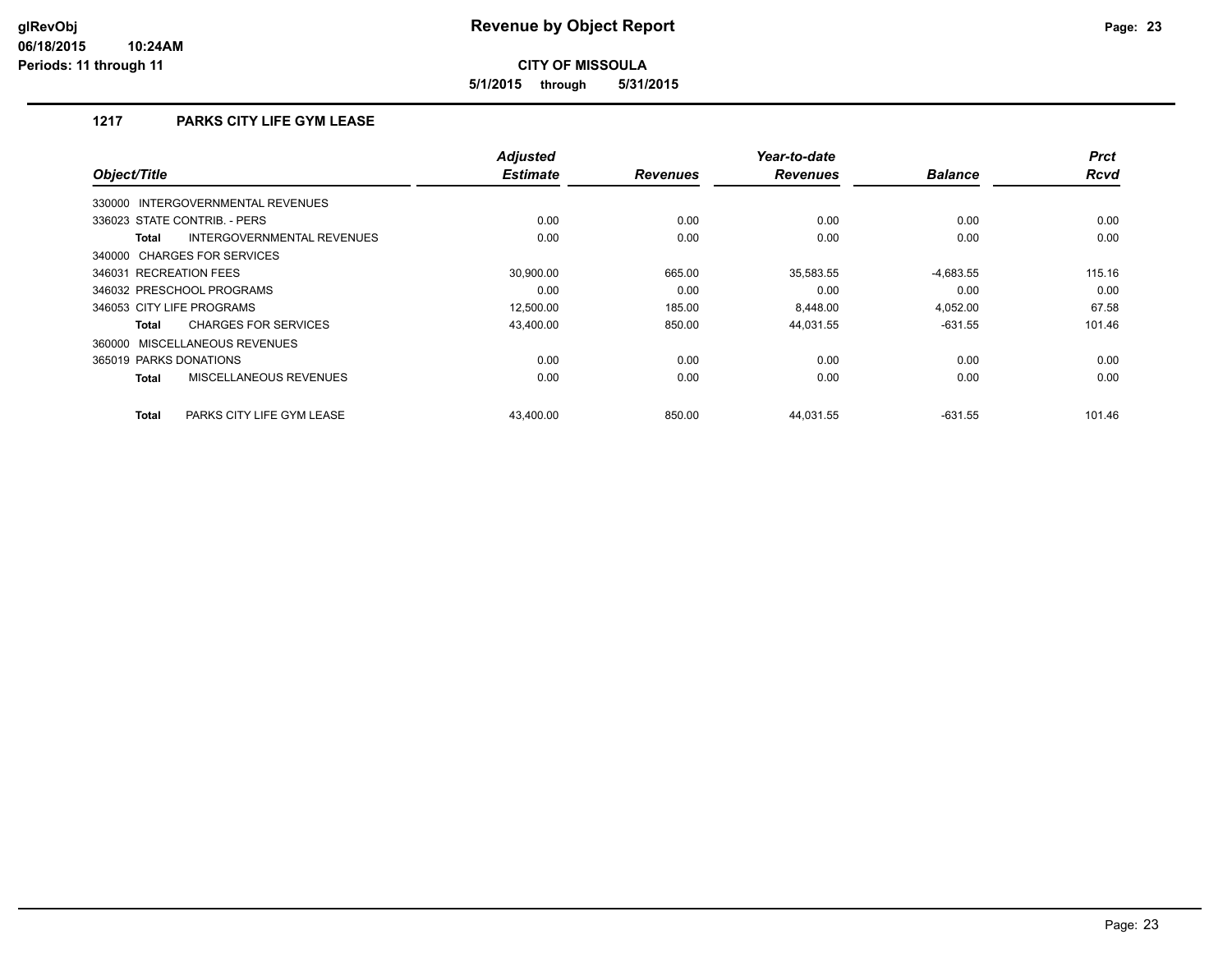**Revenue by Object Report**

**CITY OF MISSOULA**

**5/1/2015 through 5/31/2015**

glRevObj
06/18/2015 10:24AM
Periods: 11 through 11

## 1217 PARKS CITY LIFE GYM LEASE

| Object/Title | Adjusted Estimate | Revenues | Year-to-date Revenues | Balance | Prct Rcvd |
|---|---|---|---|---|---|
| 330000 INTERGOVERNMENTAL REVENUES | | | | | |
| 336023 STATE CONTRIB. - PERS | 0.00 | 0.00 | 0.00 | 0.00 | 0.00 |
| **Total** INTERGOVERNMENTAL REVENUES | 0.00 | 0.00 | 0.00 | 0.00 | 0.00 |
| 340000 CHARGES FOR SERVICES | | | | | |
| 346031 RECREATION FEES | 30,900.00 | 665.00 | 35,583.55 | -4,683.55 | 115.16 |
| 346032 PRESCHOOL PROGRAMS | 0.00 | 0.00 | 0.00 | 0.00 | 0.00 |
| 346053 CITY LIFE PROGRAMS | 12,500.00 | 185.00 | 8,448.00 | 4,052.00 | 67.58 |
| **Total** CHARGES FOR SERVICES | 43,400.00 | 850.00 | 44,031.55 | -631.55 | 101.46 |
| 360000 MISCELLANEOUS REVENUES | | | | | |
| 365019 PARKS DONATIONS | 0.00 | 0.00 | 0.00 | 0.00 | 0.00 |
| **Total** MISCELLANEOUS REVENUES | 0.00 | 0.00 | 0.00 | 0.00 | 0.00 |
| **Total** PARKS CITY LIFE GYM LEASE | 43,400.00 | 850.00 | 44,031.55 | -631.55 | 101.46 |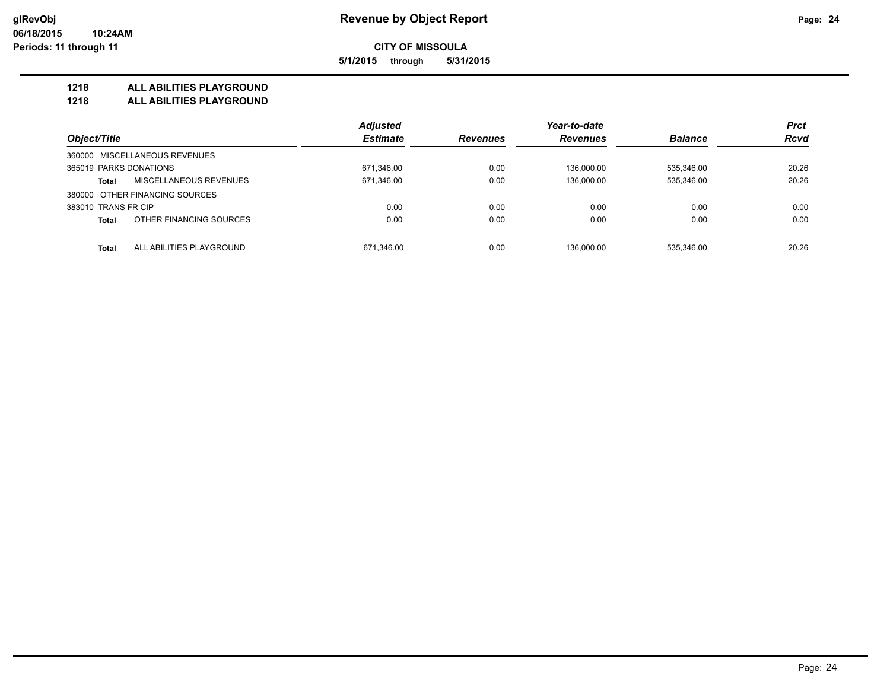**Revenue by Object Report**

**CITY OF MISSOULA**

**5/1/2015 through 5/31/2015**

glRevObj
06/18/2015 10:24AM
Periods: 11 through 11

## 1218 ALL ABILITIES PLAYGROUND
## 1218 ALL ABILITIES PLAYGROUND

| Object/Title | | Adjusted Estimate | Revenues | Year-to-date Revenues | Balance | Prct Rcvd |
|---|---|---|---|---|---|---|
| 360000 MISCELLANEOUS REVENUES | | | | | | |
| 365019 PARKS DONATIONS | | 671,346.00 | 0.00 | 136,000.00 | 535,346.00 | 20.26 |
| **Total** | MISCELLANEOUS REVENUES | 671,346.00 | 0.00 | 136,000.00 | 535,346.00 | 20.26 |
| 380000 OTHER FINANCING SOURCES | | | | | | |
| 383010 TRANS FR CIP | | 0.00 | 0.00 | 0.00 | 0.00 | 0.00 |
| **Total** | OTHER FINANCING SOURCES | 0.00 | 0.00 | 0.00 | 0.00 | 0.00 |
| **Total** | ALL ABILITIES PLAYGROUND | 671,346.00 | 0.00 | 136,000.00 | 535,346.00 | 20.26 |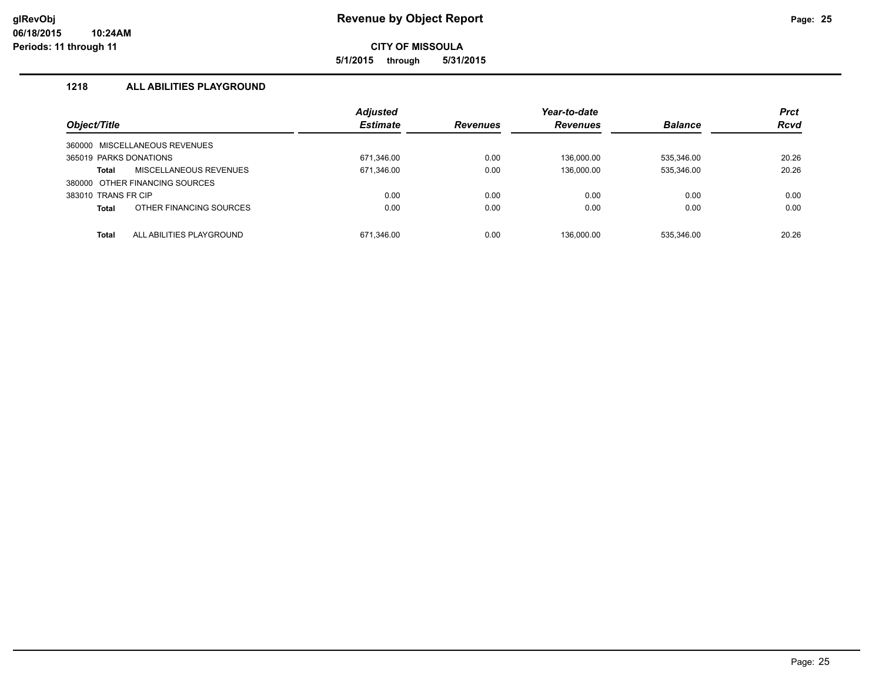# Revenue by Object Report

glRevObj
06/18/2015 10:24AM
Periods: 11 through 11

**CITY OF MISSOULA**

**5/1/2015 through 5/31/2015**

## 1218 ALL ABILITIES PLAYGROUND

| Object/Title | | Adjusted Estimate | Revenues | Year-to-date Revenues | Balance | Prct Rcvd |
|---|---|---|---|---|---|---|
| 360000 MISCELLANEOUS REVENUES | | | | | | |
| 365019 PARKS DONATIONS | | 671,346.00 | 0.00 | 136,000.00 | 535,346.00 | 20.26 |
| **Total** | MISCELLANEOUS REVENUES | 671,346.00 | 0.00 | 136,000.00 | 535,346.00 | 20.26 |
| 380000 OTHER FINANCING SOURCES | | | | | | |
| 383010 TRANS FR CIP | | 0.00 | 0.00 | 0.00 | 0.00 | 0.00 |
| **Total** | OTHER FINANCING SOURCES | 0.00 | 0.00 | 0.00 | 0.00 | 0.00 |
| **Total** | ALL ABILITIES PLAYGROUND | 671,346.00 | 0.00 | 136,000.00 | 535,346.00 | 20.26 |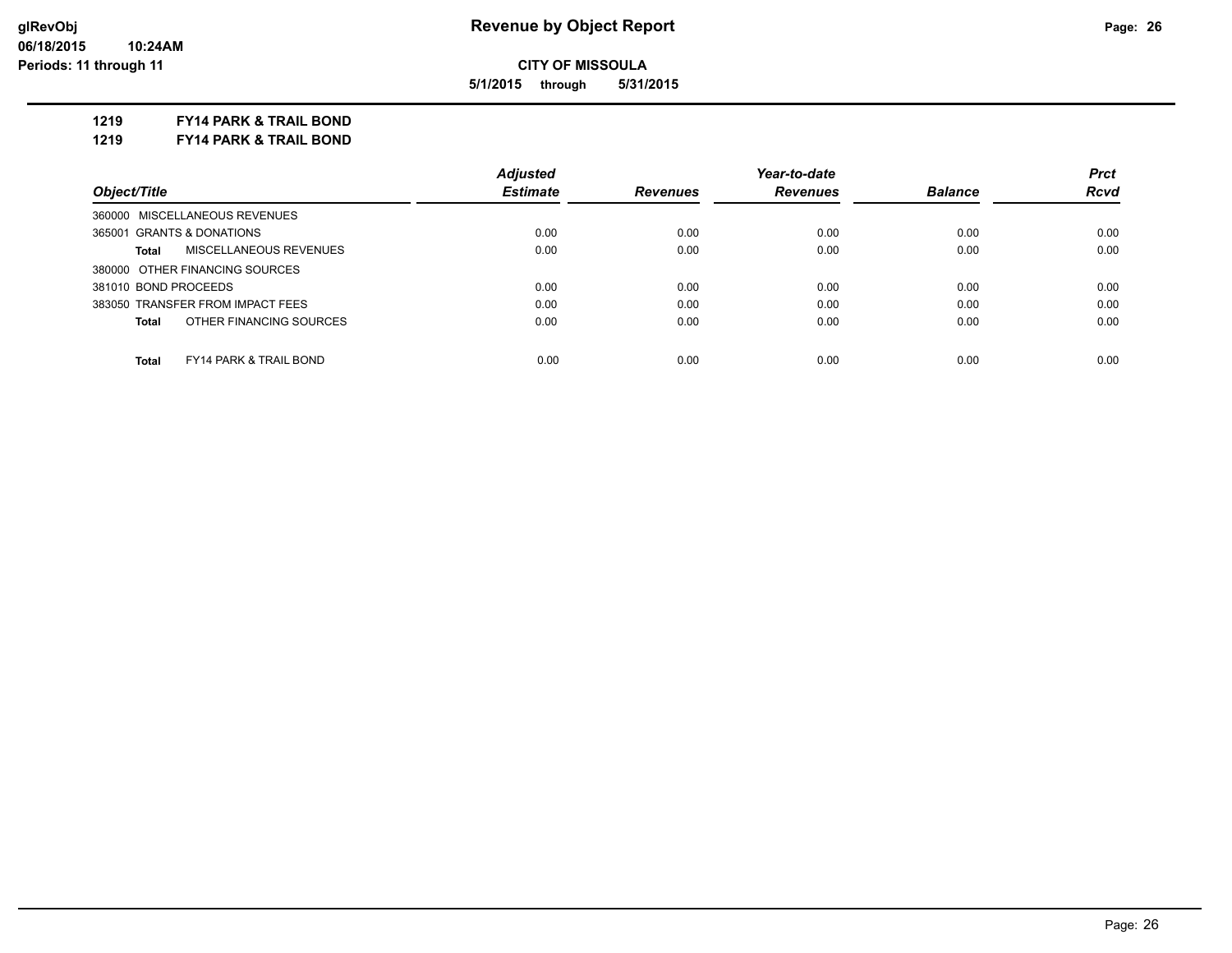# Revenue by Object Report

glRevObj
06/18/2015 10:24AM
Periods: 11 through 11

**CITY OF MISSOULA**

**5/1/2015 through 5/31/2015**

**1219 FY14 PARK & TRAIL BOND**

**1219 FY14 PARK & TRAIL BOND**

| Object/Title | Adjusted Estimate | Revenues | Year-to-date Revenues | Balance | Prct Rcvd |
|---|---|---|---|---|---|
| 360000 MISCELLANEOUS REVENUES | | | | | |
| 365001 GRANTS & DONATIONS | 0.00 | 0.00 | 0.00 | 0.00 | 0.00 |
| **Total** MISCELLANEOUS REVENUES | 0.00 | 0.00 | 0.00 | 0.00 | 0.00 |
| 380000 OTHER FINANCING SOURCES | | | | | |
| 381010 BOND PROCEEDS | 0.00 | 0.00 | 0.00 | 0.00 | 0.00 |
| 383050 TRANSFER FROM IMPACT FEES | 0.00 | 0.00 | 0.00 | 0.00 | 0.00 |
| **Total** OTHER FINANCING SOURCES | 0.00 | 0.00 | 0.00 | 0.00 | 0.00 |
| **Total** FY14 PARK & TRAIL BOND | 0.00 | 0.00 | 0.00 | 0.00 | 0.00 |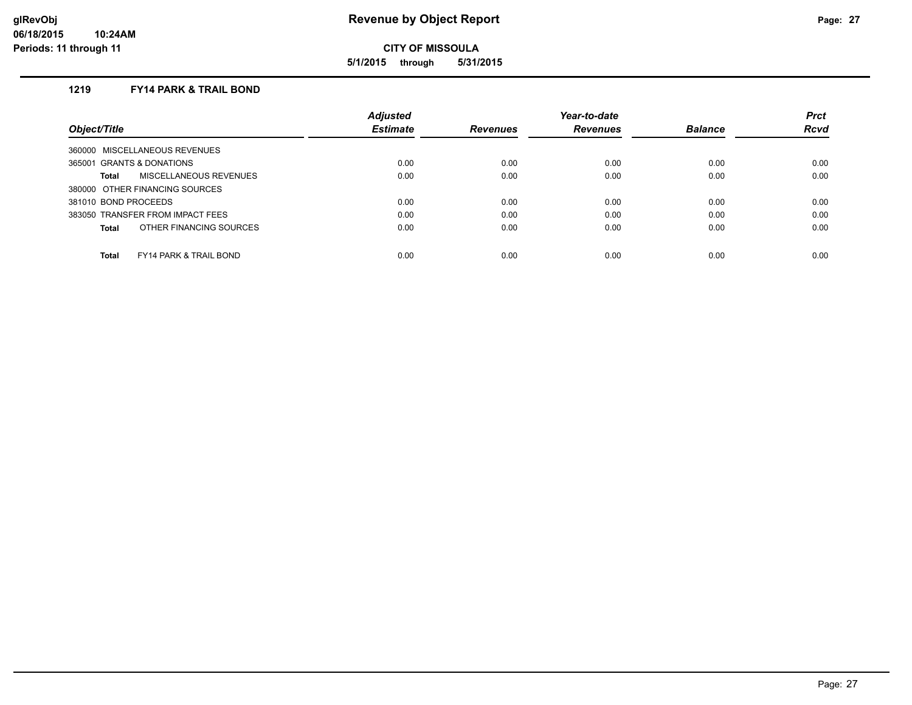**Revenue by Object Report**

**CITY OF MISSOULA**

**5/1/2015 through 5/31/2015**

glRevObj
06/18/2015 10:24AM
Periods: 11 through 11

### 1219 FY14 PARK & TRAIL BOND

| Object/Title | Adjusted Estimate | Revenues | Year-to-date Revenues | Balance | Prct Rcvd |
|---|---|---|---|---|---|
| 360000 MISCELLANEOUS REVENUES | | | | | |
| 365001 GRANTS & DONATIONS | 0.00 | 0.00 | 0.00 | 0.00 | 0.00 |
| **Total** MISCELLANEOUS REVENUES | 0.00 | 0.00 | 0.00 | 0.00 | 0.00 |
| 380000 OTHER FINANCING SOURCES | | | | | |
| 381010 BOND PROCEEDS | 0.00 | 0.00 | 0.00 | 0.00 | 0.00 |
| 383050 TRANSFER FROM IMPACT FEES | 0.00 | 0.00 | 0.00 | 0.00 | 0.00 |
| **Total** OTHER FINANCING SOURCES | 0.00 | 0.00 | 0.00 | 0.00 | 0.00 |
| **Total** FY14 PARK & TRAIL BOND | 0.00 | 0.00 | 0.00 | 0.00 | 0.00 |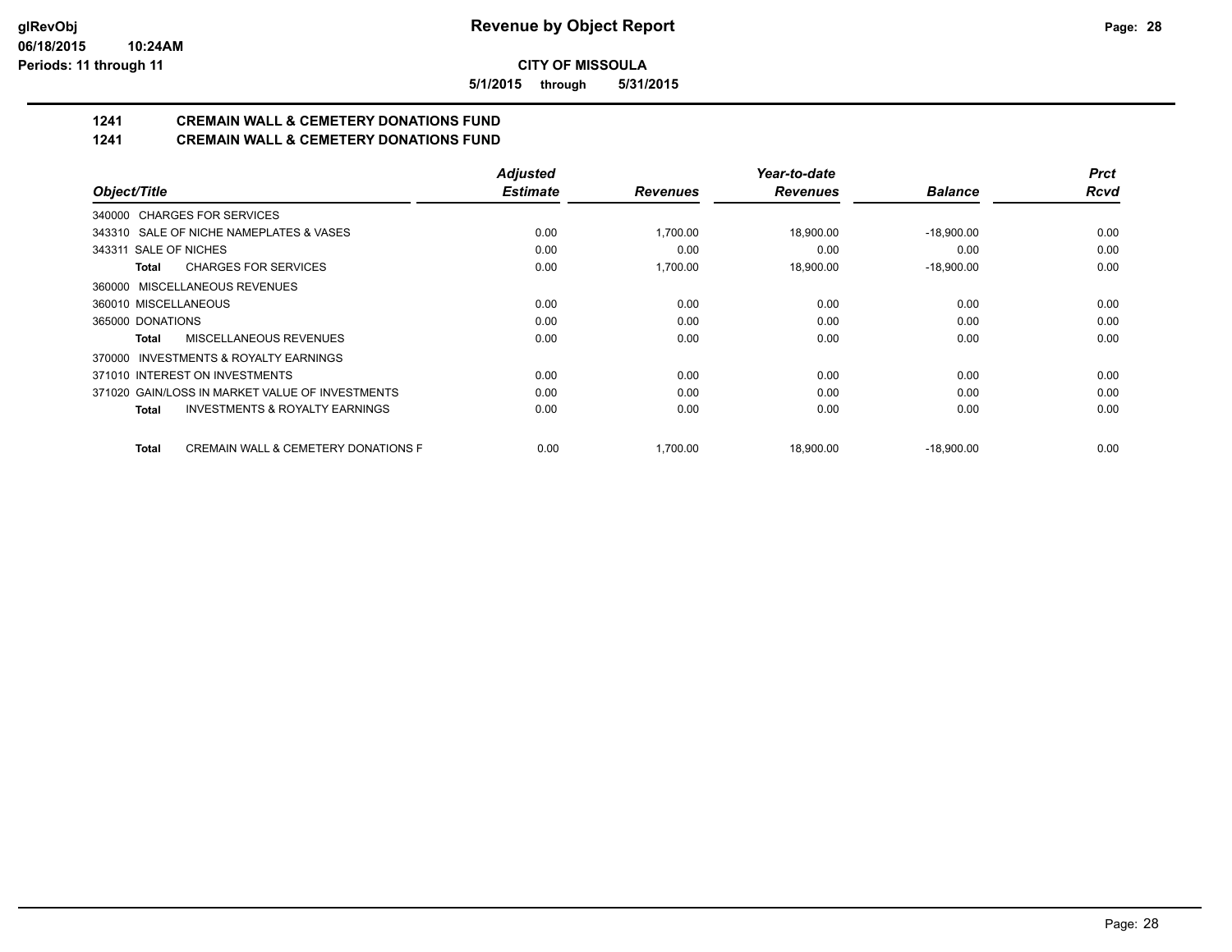**Revenue by Object Report**

**CITY OF MISSOULA**

**5/1/2015 through 5/31/2015**

## 1241 CREMAIN WALL & CEMETERY DONATIONS FUND
## 1241 CREMAIN WALL & CEMETERY DONATIONS FUND

| Object/Title | Adjusted Estimate | Revenues | Year-to-date Revenues | Balance | Prct Rcvd |
|---|---|---|---|---|---|
| 340000 CHARGES FOR SERVICES | | | | | |
| 343310 SALE OF NICHE NAMEPLATES & VASES | 0.00 | 1,700.00 | 18,900.00 | -18,900.00 | 0.00 |
| 343311 SALE OF NICHES | 0.00 | 0.00 | 0.00 | 0.00 | 0.00 |
| **Total** CHARGES FOR SERVICES | 0.00 | 1,700.00 | 18,900.00 | -18,900.00 | 0.00 |
| 360000 MISCELLANEOUS REVENUES | | | | | |
| 360010 MISCELLANEOUS | 0.00 | 0.00 | 0.00 | 0.00 | 0.00 |
| 365000 DONATIONS | 0.00 | 0.00 | 0.00 | 0.00 | 0.00 |
| **Total** MISCELLANEOUS REVENUES | 0.00 | 0.00 | 0.00 | 0.00 | 0.00 |
| 370000 INVESTMENTS & ROYALTY EARNINGS | | | | | |
| 371010 INTEREST ON INVESTMENTS | 0.00 | 0.00 | 0.00 | 0.00 | 0.00 |
| 371020 GAIN/LOSS IN MARKET VALUE OF INVESTMENTS | 0.00 | 0.00 | 0.00 | 0.00 | 0.00 |
| **Total** INVESTMENTS & ROYALTY EARNINGS | 0.00 | 0.00 | 0.00 | 0.00 | 0.00 |
| **Total** CREMAIN WALL & CEMETERY DONATIONS F | 0.00 | 1,700.00 | 18,900.00 | -18,900.00 | 0.00 |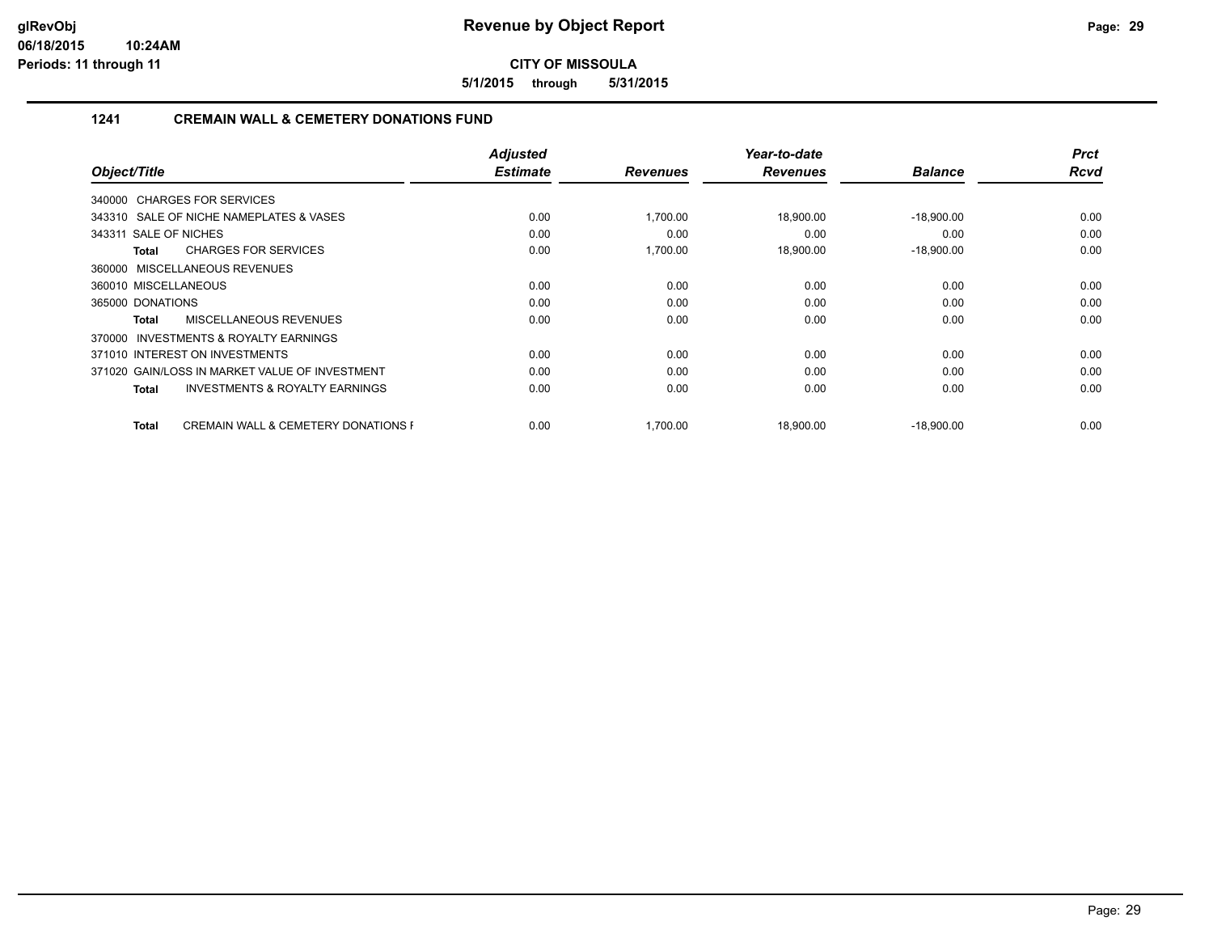**Revenue by Object Report**

**CITY OF MISSOULA**

**5/1/2015 through 5/31/2015**

glRevObj
06/18/2015 10:24AM
Periods: 11 through 11

## 1241 CREMAIN WALL & CEMETERY DONATIONS FUND

| Object/Title | Adjusted Estimate | Revenues | Year-to-date Revenues | Balance | Prct Rcvd |
|---|---|---|---|---|---|
| 340000 CHARGES FOR SERVICES | | | | | |
| 343310 SALE OF NICHE NAMEPLATES & VASES | 0.00 | 1,700.00 | 18,900.00 | -18,900.00 | 0.00 |
| 343311 SALE OF NICHES | 0.00 | 0.00 | 0.00 | 0.00 | 0.00 |
| **Total** CHARGES FOR SERVICES | 0.00 | 1,700.00 | 18,900.00 | -18,900.00 | 0.00 |
| 360000 MISCELLANEOUS REVENUES | | | | | |
| 360010 MISCELLANEOUS | 0.00 | 0.00 | 0.00 | 0.00 | 0.00 |
| 365000 DONATIONS | 0.00 | 0.00 | 0.00 | 0.00 | 0.00 |
| **Total** MISCELLANEOUS REVENUES | 0.00 | 0.00 | 0.00 | 0.00 | 0.00 |
| 370000 INVESTMENTS & ROYALTY EARNINGS | | | | | |
| 371010 INTEREST ON INVESTMENTS | 0.00 | 0.00 | 0.00 | 0.00 | 0.00 |
| 371020 GAIN/LOSS IN MARKET VALUE OF INVESTMENT | 0.00 | 0.00 | 0.00 | 0.00 | 0.00 |
| **Total** INVESTMENTS & ROYALTY EARNINGS | 0.00 | 0.00 | 0.00 | 0.00 | 0.00 |
| **Total** CREMAIN WALL & CEMETERY DONATIONS F | 0.00 | 1,700.00 | 18,900.00 | -18,900.00 | 0.00 |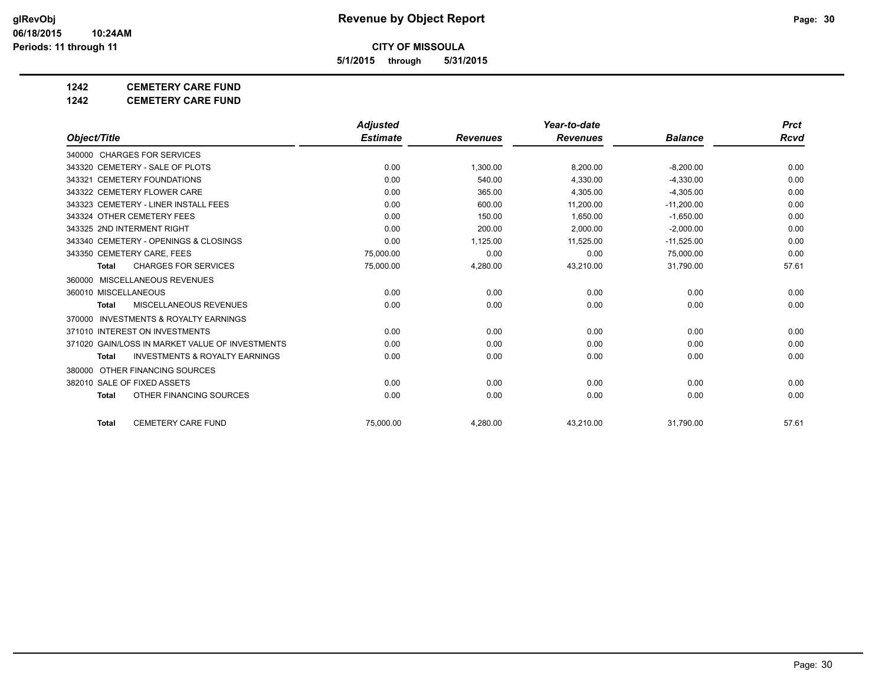# Revenue by Object Report

**CITY OF MISSOULA**

**5/1/2015 through 5/31/2015**

glRevObj
06/18/2015 10:24AM
Periods: 11 through 11

**1242 CEMETERY CARE FUND**

**1242 CEMETERY CARE FUND**

| Object/Title | Adjusted Estimate | Revenues | Year-to-date Revenues | Balance | Prct Rcvd |
|---|---|---|---|---|---|
| 340000 CHARGES FOR SERVICES | | | | | |
| 343320 CEMETERY - SALE OF PLOTS | 0.00 | 1,300.00 | 8,200.00 | -8,200.00 | 0.00 |
| 343321 CEMETERY FOUNDATIONS | 0.00 | 540.00 | 4,330.00 | -4,330.00 | 0.00 |
| 343322 CEMETERY FLOWER CARE | 0.00 | 365.00 | 4,305.00 | -4,305.00 | 0.00 |
| 343323 CEMETERY - LINER INSTALL FEES | 0.00 | 600.00 | 11,200.00 | -11,200.00 | 0.00 |
| 343324 OTHER CEMETERY FEES | 0.00 | 150.00 | 1,650.00 | -1,650.00 | 0.00 |
| 343325 2ND INTERMENT RIGHT | 0.00 | 200.00 | 2,000.00 | -2,000.00 | 0.00 |
| 343340 CEMETERY - OPENINGS & CLOSINGS | 0.00 | 1,125.00 | 11,525.00 | -11,525.00 | 0.00 |
| 343350 CEMETERY CARE, FEES | 75,000.00 | 0.00 | 0.00 | 75,000.00 | 0.00 |
| **Total** CHARGES FOR SERVICES | 75,000.00 | 4,280.00 | 43,210.00 | 31,790.00 | 57.61 |
| 360000 MISCELLANEOUS REVENUES | | | | | |
| 360010 MISCELLANEOUS | 0.00 | 0.00 | 0.00 | 0.00 | 0.00 |
| **Total** MISCELLANEOUS REVENUES | 0.00 | 0.00 | 0.00 | 0.00 | 0.00 |
| 370000 INVESTMENTS & ROYALTY EARNINGS | | | | | |
| 371010 INTEREST ON INVESTMENTS | 0.00 | 0.00 | 0.00 | 0.00 | 0.00 |
| 371020 GAIN/LOSS IN MARKET VALUE OF INVESTMENTS | 0.00 | 0.00 | 0.00 | 0.00 | 0.00 |
| **Total** INVESTMENTS & ROYALTY EARNINGS | 0.00 | 0.00 | 0.00 | 0.00 | 0.00 |
| 380000 OTHER FINANCING SOURCES | | | | | |
| 382010 SALE OF FIXED ASSETS | 0.00 | 0.00 | 0.00 | 0.00 | 0.00 |
| **Total** OTHER FINANCING SOURCES | 0.00 | 0.00 | 0.00 | 0.00 | 0.00 |
| **Total** CEMETERY CARE FUND | 75,000.00 | 4,280.00 | 43,210.00 | 31,790.00 | 57.61 |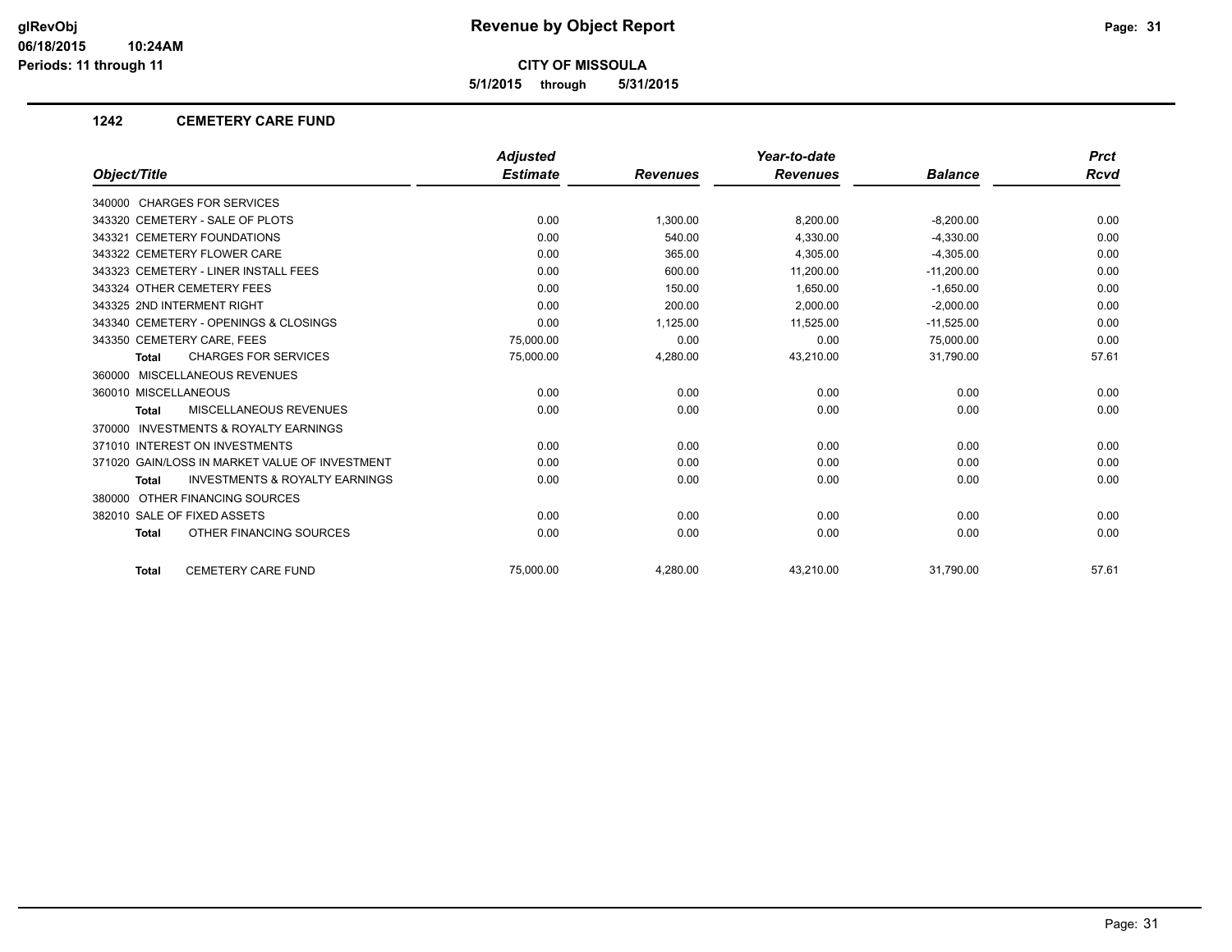**glRevObj**
**06/18/2015 10:24AM**
**Periods: 11 through 11**

# Revenue by Object Report

**CITY OF MISSOULA**

**5/1/2015 through 5/31/2015**

## 1242 CEMETERY CARE FUND

| Object/Title | Adjusted Estimate | Revenues | Year-to-date Revenues | Balance | Prct Rcvd |
|---|---|---|---|---|---|
| 340000 CHARGES FOR SERVICES | | | | | |
| 343320 CEMETERY - SALE OF PLOTS | 0.00 | 1,300.00 | 8,200.00 | -8,200.00 | 0.00 |
| 343321 CEMETERY FOUNDATIONS | 0.00 | 540.00 | 4,330.00 | -4,330.00 | 0.00 |
| 343322 CEMETERY FLOWER CARE | 0.00 | 365.00 | 4,305.00 | -4,305.00 | 0.00 |
| 343323 CEMETERY - LINER INSTALL FEES | 0.00 | 600.00 | 11,200.00 | -11,200.00 | 0.00 |
| 343324 OTHER CEMETERY FEES | 0.00 | 150.00 | 1,650.00 | -1,650.00 | 0.00 |
| 343325 2ND INTERMENT RIGHT | 0.00 | 200.00 | 2,000.00 | -2,000.00 | 0.00 |
| 343340 CEMETERY - OPENINGS & CLOSINGS | 0.00 | 1,125.00 | 11,525.00 | -11,525.00 | 0.00 |
| 343350 CEMETERY CARE, FEES | 75,000.00 | 0.00 | 0.00 | 75,000.00 | 0.00 |
| **Total** CHARGES FOR SERVICES | 75,000.00 | 4,280.00 | 43,210.00 | 31,790.00 | 57.61 |
| 360000 MISCELLANEOUS REVENUES | | | | | |
| 360010 MISCELLANEOUS | 0.00 | 0.00 | 0.00 | 0.00 | 0.00 |
| **Total** MISCELLANEOUS REVENUES | 0.00 | 0.00 | 0.00 | 0.00 | 0.00 |
| 370000 INVESTMENTS & ROYALTY EARNINGS | | | | | |
| 371010 INTEREST ON INVESTMENTS | 0.00 | 0.00 | 0.00 | 0.00 | 0.00 |
| 371020 GAIN/LOSS IN MARKET VALUE OF INVESTMENT | 0.00 | 0.00 | 0.00 | 0.00 | 0.00 |
| **Total** INVESTMENTS & ROYALTY EARNINGS | 0.00 | 0.00 | 0.00 | 0.00 | 0.00 |
| 380000 OTHER FINANCING SOURCES | | | | | |
| 382010 SALE OF FIXED ASSETS | 0.00 | 0.00 | 0.00 | 0.00 | 0.00 |
| **Total** OTHER FINANCING SOURCES | 0.00 | 0.00 | 0.00 | 0.00 | 0.00 |
| **Total** CEMETERY CARE FUND | 75,000.00 | 4,280.00 | 43,210.00 | 31,790.00 | 57.61 |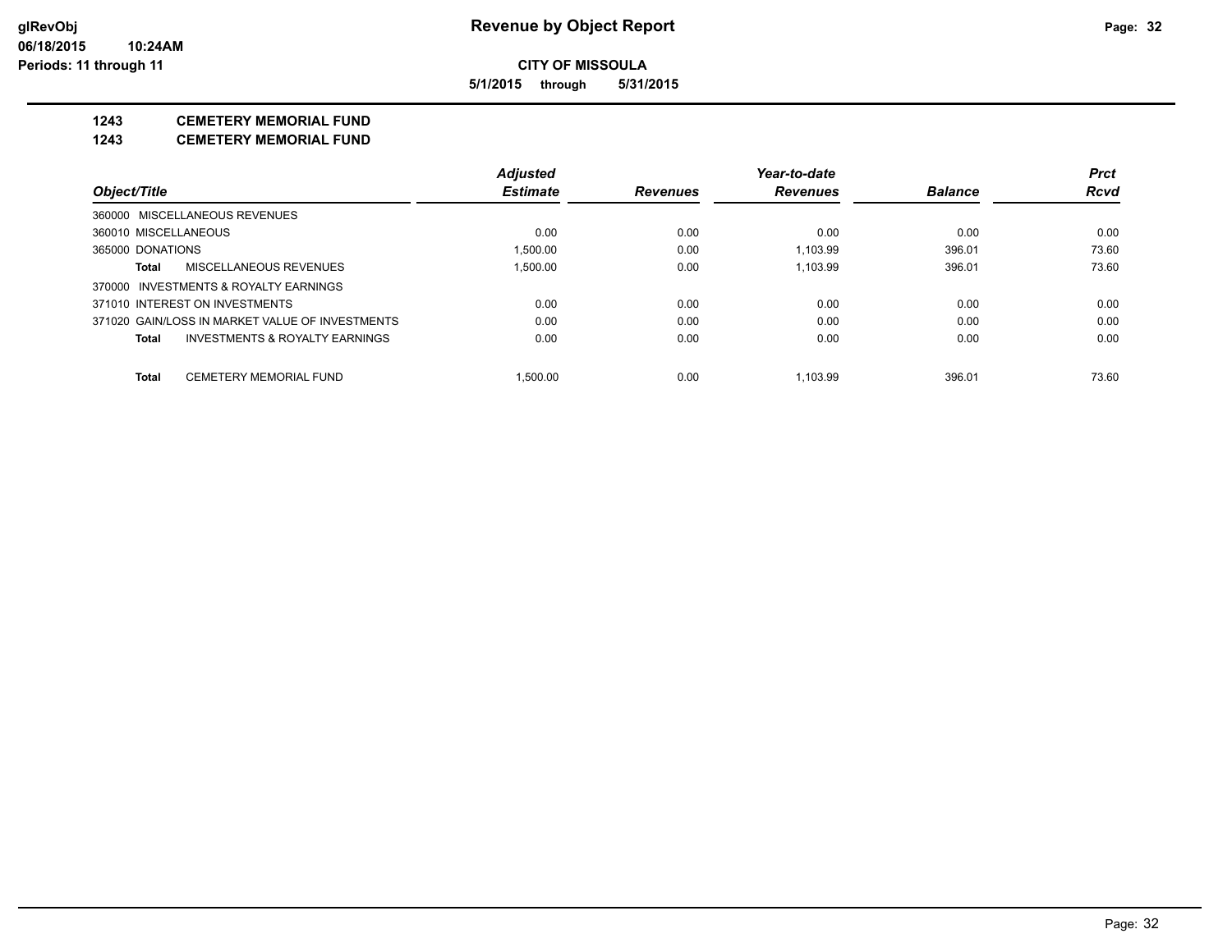**glRevObj**
**06/18/2015 10:24AM**
**Periods: 11 through 11**

# Revenue by Object Report

**CITY OF MISSOULA**

**5/1/2015 through 5/31/2015**

## 1243 CEMETERY MEMORIAL FUND
## 1243 CEMETERY MEMORIAL FUND

| Object/Title | Adjusted Estimate | Revenues | Year-to-date Revenues | Balance | Prct Rcvd |
|---|---|---|---|---|---|
| 360000 MISCELLANEOUS REVENUES | | | | | |
| 360010 MISCELLANEOUS | 0.00 | 0.00 | 0.00 | 0.00 | 0.00 |
| 365000 DONATIONS | 1,500.00 | 0.00 | 1,103.99 | 396.01 | 73.60 |
| **Total** MISCELLANEOUS REVENUES | 1,500.00 | 0.00 | 1,103.99 | 396.01 | 73.60 |
| 370000 INVESTMENTS & ROYALTY EARNINGS | | | | | |
| 371010 INTEREST ON INVESTMENTS | 0.00 | 0.00 | 0.00 | 0.00 | 0.00 |
| 371020 GAIN/LOSS IN MARKET VALUE OF INVESTMENTS | 0.00 | 0.00 | 0.00 | 0.00 | 0.00 |
| **Total** INVESTMENTS & ROYALTY EARNINGS | 0.00 | 0.00 | 0.00 | 0.00 | 0.00 |
| **Total** CEMETERY MEMORIAL FUND | 1,500.00 | 0.00 | 1,103.99 | 396.01 | 73.60 |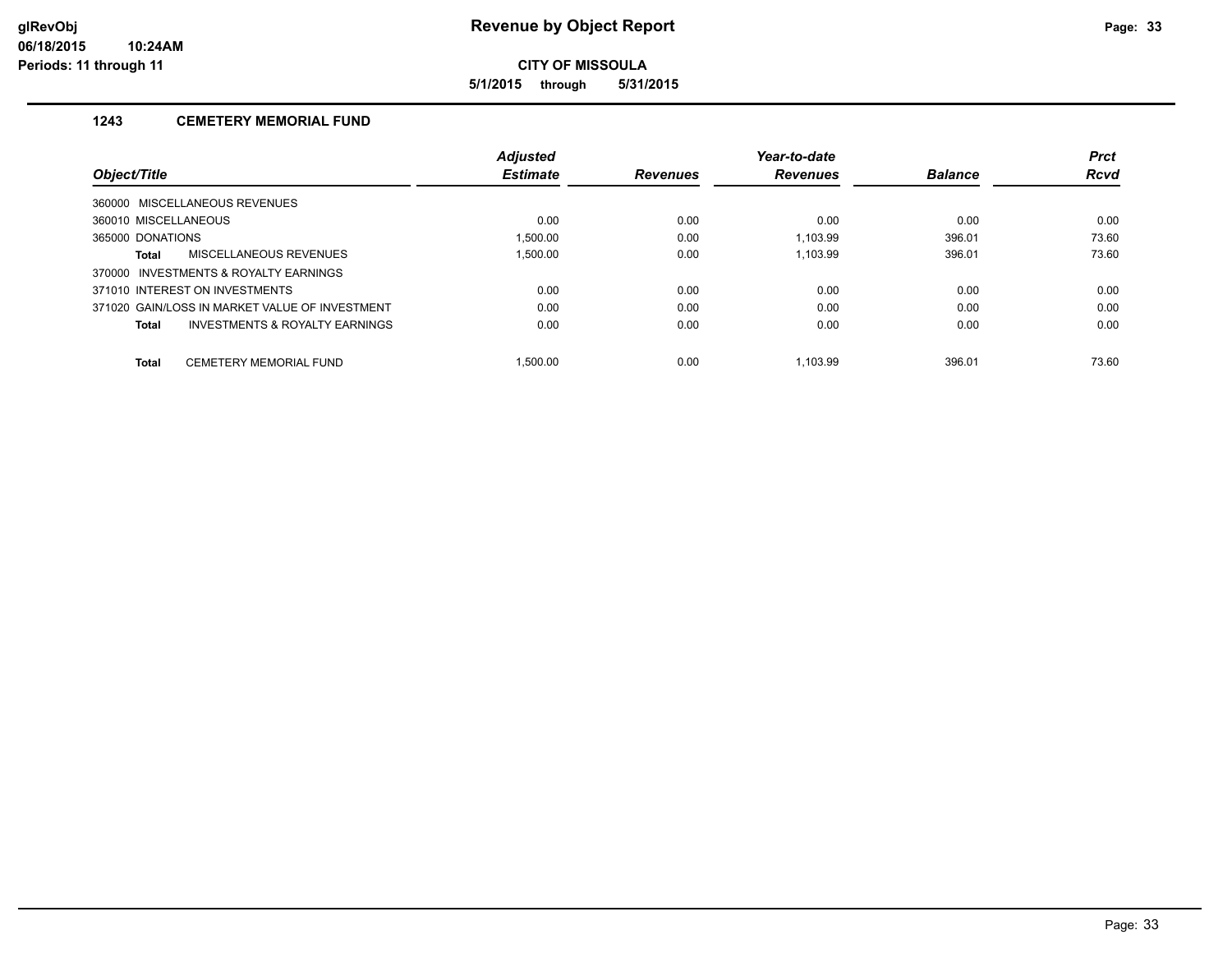# Revenue by Object Report

glRevObj
06/18/2015 10:24AM
Periods: 11 through 11

**CITY OF MISSOULA**

**5/1/2015 through 5/31/2015**

## 1243 CEMETERY MEMORIAL FUND

| Object/Title | Adjusted Estimate | Revenues | Year-to-date Revenues | Balance | Prct Rcvd |
|---|---|---|---|---|---|
| 360000 MISCELLANEOUS REVENUES | | | | | |
| 360010 MISCELLANEOUS | 0.00 | 0.00 | 0.00 | 0.00 | 0.00 |
| 365000 DONATIONS | 1,500.00 | 0.00 | 1,103.99 | 396.01 | 73.60 |
| **Total** MISCELLANEOUS REVENUES | 1,500.00 | 0.00 | 1,103.99 | 396.01 | 73.60 |
| 370000 INVESTMENTS & ROYALTY EARNINGS | | | | | |
| 371010 INTEREST ON INVESTMENTS | 0.00 | 0.00 | 0.00 | 0.00 | 0.00 |
| 371020 GAIN/LOSS IN MARKET VALUE OF INVESTMENT | 0.00 | 0.00 | 0.00 | 0.00 | 0.00 |
| **Total** INVESTMENTS & ROYALTY EARNINGS | 0.00 | 0.00 | 0.00 | 0.00 | 0.00 |
| **Total** CEMETERY MEMORIAL FUND | 1,500.00 | 0.00 | 1,103.99 | 396.01 | 73.60 |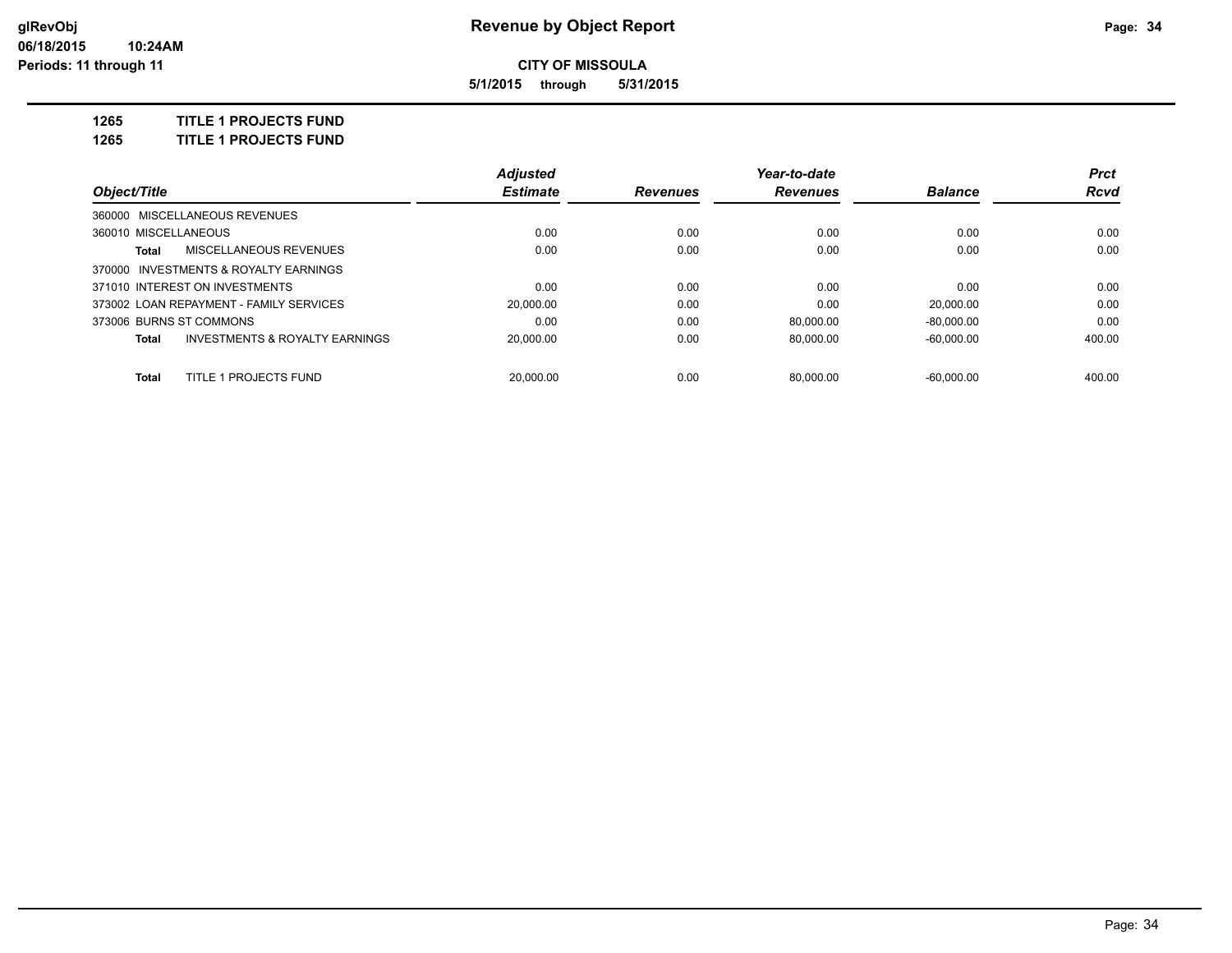**glRevObj**
**06/18/2015 10:24AM**
**Periods: 11 through 11**

# Revenue by Object Report

**CITY OF MISSOULA**

**5/1/2015 through 5/31/2015**

## 1265 TITLE 1 PROJECTS FUND
## 1265 TITLE 1 PROJECTS FUND

| Object/Title | Adjusted Estimate | Revenues | Year-to-date Revenues | Balance | Prct Rcvd |
|---|---|---|---|---|---|
| 360000 MISCELLANEOUS REVENUES | | | | | |
| 360010 MISCELLANEOUS | 0.00 | 0.00 | 0.00 | 0.00 | 0.00 |
| **Total** MISCELLANEOUS REVENUES | 0.00 | 0.00 | 0.00 | 0.00 | 0.00 |
| 370000 INVESTMENTS & ROYALTY EARNINGS | | | | | |
| 371010 INTEREST ON INVESTMENTS | 0.00 | 0.00 | 0.00 | 0.00 | 0.00 |
| 373002 LOAN REPAYMENT - FAMILY SERVICES | 20,000.00 | 0.00 | 0.00 | 20,000.00 | 0.00 |
| 373006 BURNS ST COMMONS | 0.00 | 0.00 | 80,000.00 | -80,000.00 | 0.00 |
| **Total** INVESTMENTS & ROYALTY EARNINGS | 20,000.00 | 0.00 | 80,000.00 | -60,000.00 | 400.00 |
| **Total** TITLE 1 PROJECTS FUND | 20,000.00 | 0.00 | 80,000.00 | -60,000.00 | 400.00 |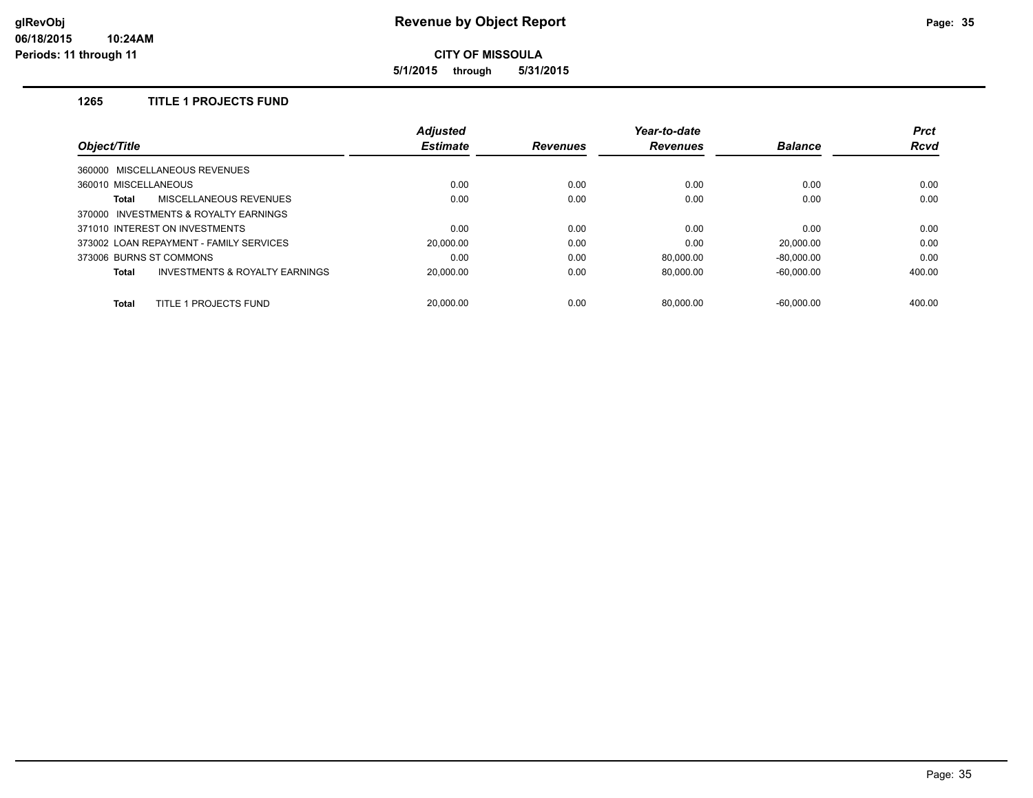**Revenue by Object Report**

**CITY OF MISSOULA**

**5/1/2015 through 5/31/2015**

glRevObj
06/18/2015 10:24AM
Periods: 11 through 11

## 1265 TITLE 1 PROJECTS FUND

| Object/Title | Adjusted Estimate | Revenues | Year-to-date Revenues | Balance | Prct Rcvd |
|---|---|---|---|---|---|
| 360000 MISCELLANEOUS REVENUES | | | | | |
| 360010 MISCELLANEOUS | 0.00 | 0.00 | 0.00 | 0.00 | 0.00 |
| **Total** MISCELLANEOUS REVENUES | 0.00 | 0.00 | 0.00 | 0.00 | 0.00 |
| 370000 INVESTMENTS & ROYALTY EARNINGS | | | | | |
| 371010 INTEREST ON INVESTMENTS | 0.00 | 0.00 | 0.00 | 0.00 | 0.00 |
| 373002 LOAN REPAYMENT - FAMILY SERVICES | 20,000.00 | 0.00 | 0.00 | 20,000.00 | 0.00 |
| 373006 BURNS ST COMMONS | 0.00 | 0.00 | 80,000.00 | -80,000.00 | 0.00 |
| **Total** INVESTMENTS & ROYALTY EARNINGS | 20,000.00 | 0.00 | 80,000.00 | -60,000.00 | 400.00 |
| **Total** TITLE 1 PROJECTS FUND | 20,000.00 | 0.00 | 80,000.00 | -60,000.00 | 400.00 |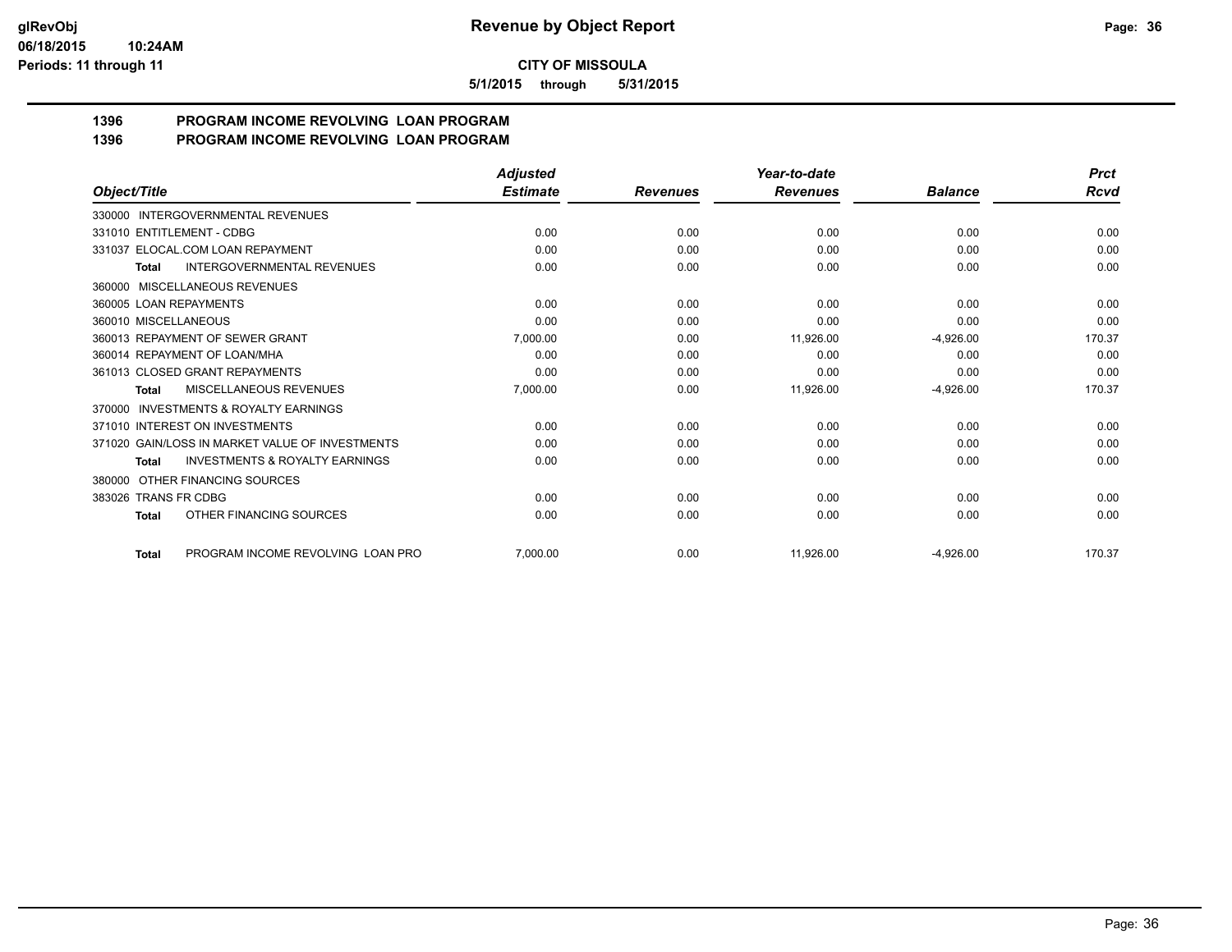**CITY OF MISSOULA**

**5/1/2015 through 5/31/2015**

## 1396 PROGRAM INCOME REVOLVING LOAN PROGRAM
## 1396 PROGRAM INCOME REVOLVING LOAN PROGRAM

| Object/Title | Adjusted Estimate | Revenues | Year-to-date Revenues | Balance | Prct Rcvd |
|---|---|---|---|---|---|
| 330000 INTERGOVERNMENTAL REVENUES | | | | | |
| 331010 ENTITLEMENT - CDBG | 0.00 | 0.00 | 0.00 | 0.00 | 0.00 |
| 331037 ELOCAL.COM LOAN REPAYMENT | 0.00 | 0.00 | 0.00 | 0.00 | 0.00 |
| **Total** INTERGOVERNMENTAL REVENUES | 0.00 | 0.00 | 0.00 | 0.00 | 0.00 |
| 360000 MISCELLANEOUS REVENUES | | | | | |
| 360005 LOAN REPAYMENTS | 0.00 | 0.00 | 0.00 | 0.00 | 0.00 |
| 360010 MISCELLANEOUS | 0.00 | 0.00 | 0.00 | 0.00 | 0.00 |
| 360013 REPAYMENT OF SEWER GRANT | 7,000.00 | 0.00 | 11,926.00 | -4,926.00 | 170.37 |
| 360014 REPAYMENT OF LOAN/MHA | 0.00 | 0.00 | 0.00 | 0.00 | 0.00 |
| 361013 CLOSED GRANT REPAYMENTS | 0.00 | 0.00 | 0.00 | 0.00 | 0.00 |
| **Total** MISCELLANEOUS REVENUES | 7,000.00 | 0.00 | 11,926.00 | -4,926.00 | 170.37 |
| 370000 INVESTMENTS & ROYALTY EARNINGS | | | | | |
| 371010 INTEREST ON INVESTMENTS | 0.00 | 0.00 | 0.00 | 0.00 | 0.00 |
| 371020 GAIN/LOSS IN MARKET VALUE OF INVESTMENTS | 0.00 | 0.00 | 0.00 | 0.00 | 0.00 |
| **Total** INVESTMENTS & ROYALTY EARNINGS | 0.00 | 0.00 | 0.00 | 0.00 | 0.00 |
| 380000 OTHER FINANCING SOURCES | | | | | |
| 383026 TRANS FR CDBG | 0.00 | 0.00 | 0.00 | 0.00 | 0.00 |
| **Total** OTHER FINANCING SOURCES | 0.00 | 0.00 | 0.00 | 0.00 | 0.00 |
| **Total** PROGRAM INCOME REVOLVING LOAN PRO | 7,000.00 | 0.00 | 11,926.00 | -4,926.00 | 170.37 |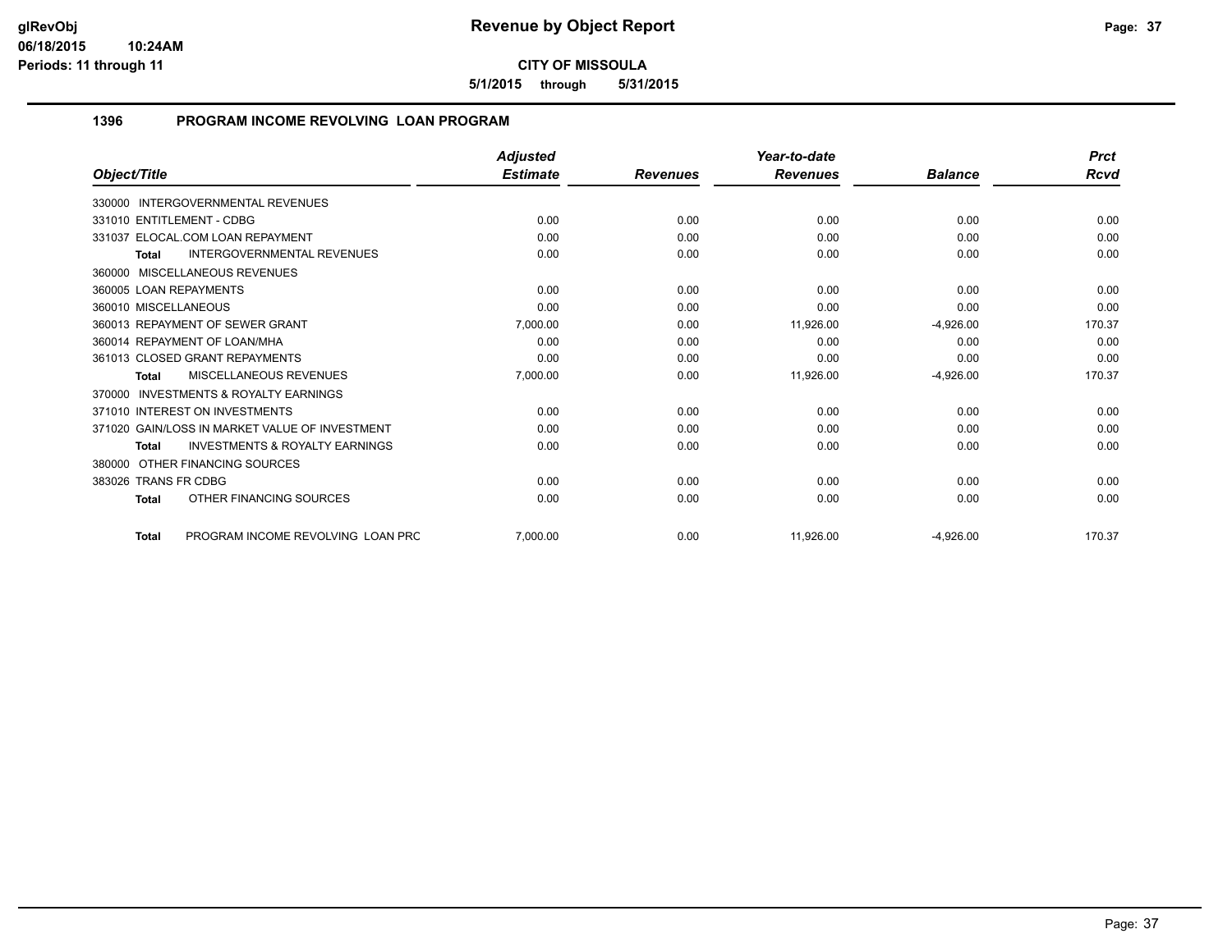# Revenue by Object Report

**CITY OF MISSOULA**

**5/1/2015 through 5/31/2015**

glRevObj
06/18/2015 10:24AM
Periods: 11 through 11

## 1396 PROGRAM INCOME REVOLVING LOAN PROGRAM

| Object/Title | Adjusted Estimate | Revenues | Year-to-date Revenues | Balance | Prct Rcvd |
|---|---|---|---|---|---|
| 330000 INTERGOVERNMENTAL REVENUES | | | | | |
| 331010 ENTITLEMENT - CDBG | 0.00 | 0.00 | 0.00 | 0.00 | 0.00 |
| 331037 ELOCAL.COM LOAN REPAYMENT | 0.00 | 0.00 | 0.00 | 0.00 | 0.00 |
| **Total** INTERGOVERNMENTAL REVENUES | 0.00 | 0.00 | 0.00 | 0.00 | 0.00 |
| 360000 MISCELLANEOUS REVENUES | | | | | |
| 360005 LOAN REPAYMENTS | 0.00 | 0.00 | 0.00 | 0.00 | 0.00 |
| 360010 MISCELLANEOUS | 0.00 | 0.00 | 0.00 | 0.00 | 0.00 |
| 360013 REPAYMENT OF SEWER GRANT | 7,000.00 | 0.00 | 11,926.00 | -4,926.00 | 170.37 |
| 360014 REPAYMENT OF LOAN/MHA | 0.00 | 0.00 | 0.00 | 0.00 | 0.00 |
| 361013 CLOSED GRANT REPAYMENTS | 0.00 | 0.00 | 0.00 | 0.00 | 0.00 |
| **Total** MISCELLANEOUS REVENUES | 7,000.00 | 0.00 | 11,926.00 | -4,926.00 | 170.37 |
| 370000 INVESTMENTS & ROYALTY EARNINGS | | | | | |
| 371010 INTEREST ON INVESTMENTS | 0.00 | 0.00 | 0.00 | 0.00 | 0.00 |
| 371020 GAIN/LOSS IN MARKET VALUE OF INVESTMENT | 0.00 | 0.00 | 0.00 | 0.00 | 0.00 |
| **Total** INVESTMENTS & ROYALTY EARNINGS | 0.00 | 0.00 | 0.00 | 0.00 | 0.00 |
| 380000 OTHER FINANCING SOURCES | | | | | |
| 383026 TRANS FR CDBG | 0.00 | 0.00 | 0.00 | 0.00 | 0.00 |
| **Total** OTHER FINANCING SOURCES | 0.00 | 0.00 | 0.00 | 0.00 | 0.00 |
| **Total** PROGRAM INCOME REVOLVING LOAN PRC | 7,000.00 | 0.00 | 11,926.00 | -4,926.00 | 170.37 |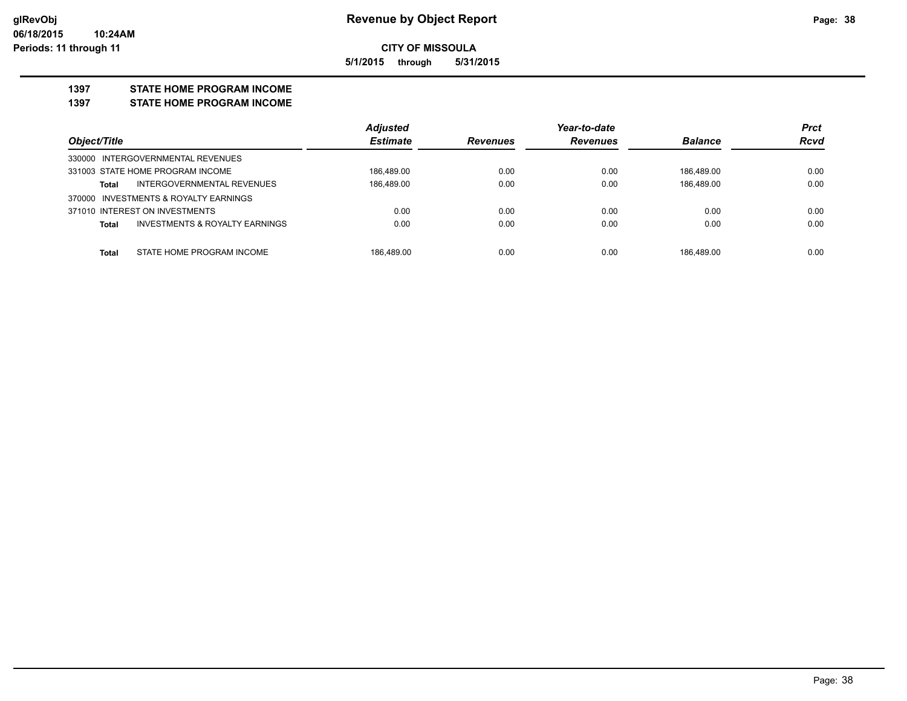# Revenue by Object Report

glRevObj
06/18/2015 10:24AM
Periods: 11 through 11

**CITY OF MISSOULA**

**5/1/2015 through 5/31/2015**

**1397 STATE HOME PROGRAM INCOME**

**1397 STATE HOME PROGRAM INCOME**

| Object/Title | Adjusted Estimate | Revenues | Year-to-date Revenues | Balance | Prct Rcvd |
|---|---|---|---|---|---|
| 330000 INTERGOVERNMENTAL REVENUES | | | | | |
| 331003 STATE HOME PROGRAM INCOME | 186,489.00 | 0.00 | 0.00 | 186,489.00 | 0.00 |
| **Total** INTERGOVERNMENTAL REVENUES | 186,489.00 | 0.00 | 0.00 | 186,489.00 | 0.00 |
| 370000 INVESTMENTS & ROYALTY EARNINGS | | | | | |
| 371010 INTEREST ON INVESTMENTS | 0.00 | 0.00 | 0.00 | 0.00 | 0.00 |
| **Total** INVESTMENTS & ROYALTY EARNINGS | 0.00 | 0.00 | 0.00 | 0.00 | 0.00 |
| **Total** STATE HOME PROGRAM INCOME | 186,489.00 | 0.00 | 0.00 | 186,489.00 | 0.00 |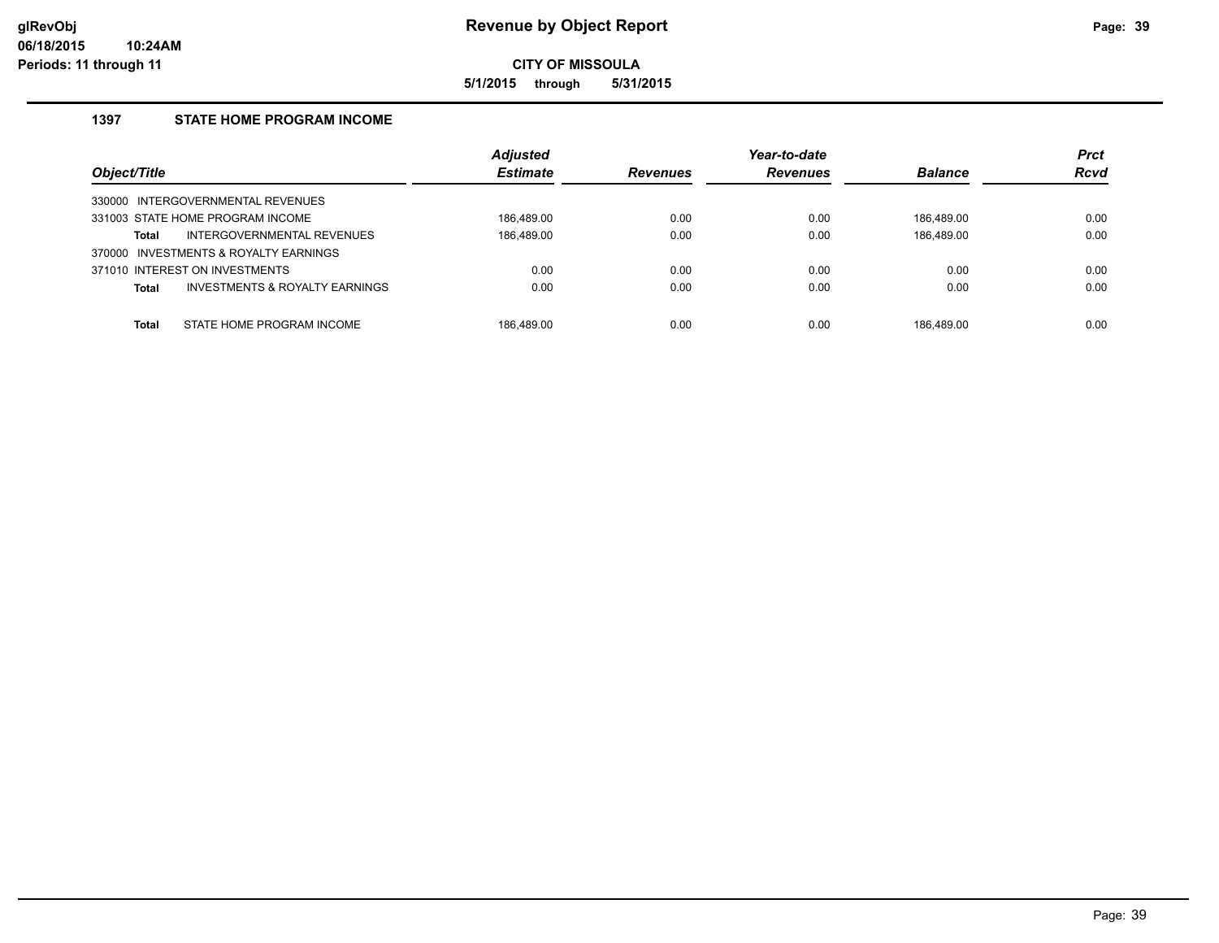# Revenue by Object Report

**CITY OF MISSOULA**

**5/1/2015 through 5/31/2015**

glRevObj
06/18/2015 10:24AM
Periods: 11 through 11

### 1397 STATE HOME PROGRAM INCOME

| Object/Title | Adjusted Estimate | Revenues | Year-to-date Revenues | Balance | Prct Rcvd |
|---|---|---|---|---|---|
| 330000 INTERGOVERNMENTAL REVENUES | | | | | |
| 331003 STATE HOME PROGRAM INCOME | 186,489.00 | 0.00 | 0.00 | 186,489.00 | 0.00 |
| **Total** INTERGOVERNMENTAL REVENUES | 186,489.00 | 0.00 | 0.00 | 186,489.00 | 0.00 |
| 370000 INVESTMENTS & ROYALTY EARNINGS | | | | | |
| 371010 INTEREST ON INVESTMENTS | 0.00 | 0.00 | 0.00 | 0.00 | 0.00 |
| **Total** INVESTMENTS & ROYALTY EARNINGS | 0.00 | 0.00 | 0.00 | 0.00 | 0.00 |
| **Total** STATE HOME PROGRAM INCOME | 186,489.00 | 0.00 | 0.00 | 186,489.00 | 0.00 |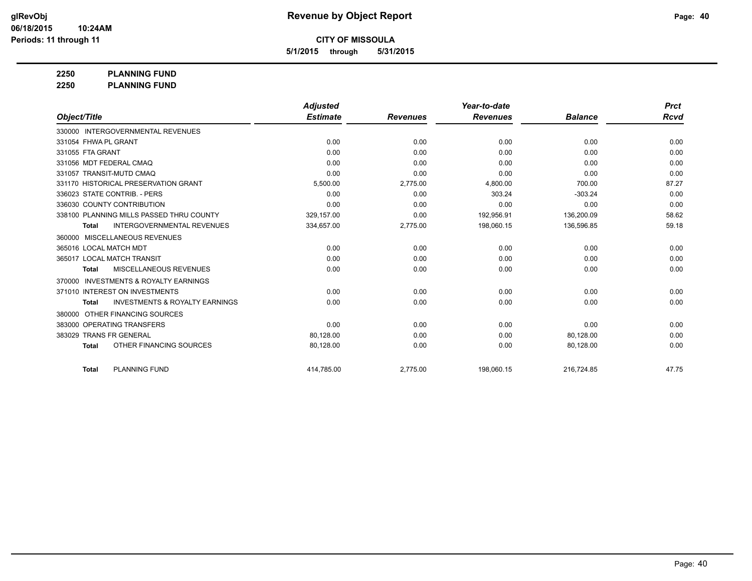# Revenue by Object Report

**CITY OF MISSOULA**

**5/1/2015 through 5/31/2015**

glRevObj
06/18/2015 10:24AM
Periods: 11 through 11

**2250 PLANNING FUND**
**2250 PLANNING FUND**

| Object/Title | Adjusted Estimate | Revenues | Year-to-date Revenues | Balance | Prct Rcvd |
|---|---|---|---|---|---|
| 330000 INTERGOVERNMENTAL REVENUES | | | | | |
| 331054 FHWA PL GRANT | 0.00 | 0.00 | 0.00 | 0.00 | 0.00 |
| 331055 FTA GRANT | 0.00 | 0.00 | 0.00 | 0.00 | 0.00 |
| 331056 MDT FEDERAL CMAQ | 0.00 | 0.00 | 0.00 | 0.00 | 0.00 |
| 331057 TRANSIT-MUTD CMAQ | 0.00 | 0.00 | 0.00 | 0.00 | 0.00 |
| 331170 HISTORICAL PRESERVATION GRANT | 5,500.00 | 2,775.00 | 4,800.00 | 700.00 | 87.27 |
| 336023 STATE CONTRIB. - PERS | 0.00 | 0.00 | 303.24 | -303.24 | 0.00 |
| 336030 COUNTY CONTRIBUTION | 0.00 | 0.00 | 0.00 | 0.00 | 0.00 |
| 338100 PLANNING MILLS PASSED THRU COUNTY | 329,157.00 | 0.00 | 192,956.91 | 136,200.09 | 58.62 |
| **Total** INTERGOVERNMENTAL REVENUES | 334,657.00 | 2,775.00 | 198,060.15 | 136,596.85 | 59.18 |
| 360000 MISCELLANEOUS REVENUES | | | | | |
| 365016 LOCAL MATCH MDT | 0.00 | 0.00 | 0.00 | 0.00 | 0.00 |
| 365017 LOCAL MATCH TRANSIT | 0.00 | 0.00 | 0.00 | 0.00 | 0.00 |
| **Total** MISCELLANEOUS REVENUES | 0.00 | 0.00 | 0.00 | 0.00 | 0.00 |
| 370000 INVESTMENTS & ROYALTY EARNINGS | | | | | |
| 371010 INTEREST ON INVESTMENTS | 0.00 | 0.00 | 0.00 | 0.00 | 0.00 |
| **Total** INVESTMENTS & ROYALTY EARNINGS | 0.00 | 0.00 | 0.00 | 0.00 | 0.00 |
| 380000 OTHER FINANCING SOURCES | | | | | |
| 383000 OPERATING TRANSFERS | 0.00 | 0.00 | 0.00 | 0.00 | 0.00 |
| 383029 TRANS FR GENERAL | 80,128.00 | 0.00 | 0.00 | 80,128.00 | 0.00 |
| **Total** OTHER FINANCING SOURCES | 80,128.00 | 0.00 | 0.00 | 80,128.00 | 0.00 |
| **Total** PLANNING FUND | 414,785.00 | 2,775.00 | 198,060.15 | 216,724.85 | 47.75 |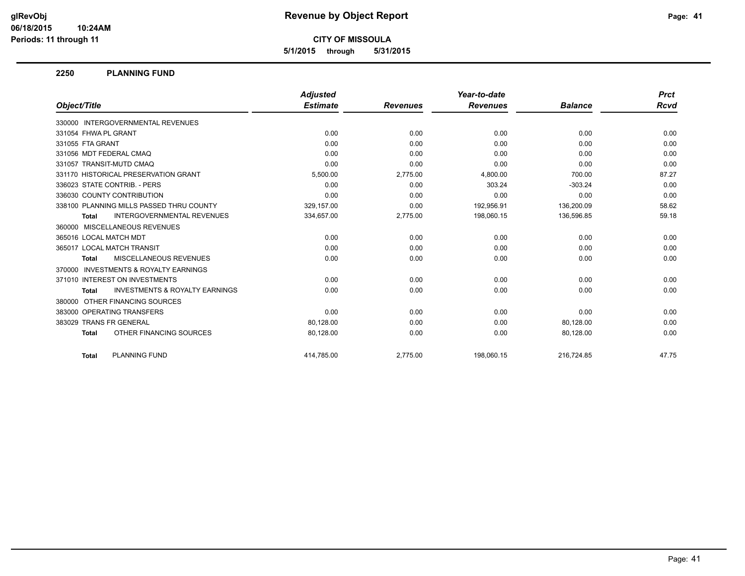# Revenue by Object Report

**CITY OF MISSOULA**

**5/1/2015 through 5/31/2015**

glRevObj
06/18/2015 10:24AM
Periods: 11 through 11

## 2250 PLANNING FUND

| Object/Title | Adjusted Estimate | Revenues | Year-to-date Revenues | Balance | Prct Rcvd |
|---|---|---|---|---|---|
| 330000 INTERGOVERNMENTAL REVENUES | | | | | |
| 331054 FHWA PL GRANT | 0.00 | 0.00 | 0.00 | 0.00 | 0.00 |
| 331055 FTA GRANT | 0.00 | 0.00 | 0.00 | 0.00 | 0.00 |
| 331056 MDT FEDERAL CMAQ | 0.00 | 0.00 | 0.00 | 0.00 | 0.00 |
| 331057 TRANSIT-MUTD CMAQ | 0.00 | 0.00 | 0.00 | 0.00 | 0.00 |
| 331170 HISTORICAL PRESERVATION GRANT | 5,500.00 | 2,775.00 | 4,800.00 | 700.00 | 87.27 |
| 336023 STATE CONTRIB. - PERS | 0.00 | 0.00 | 303.24 | -303.24 | 0.00 |
| 336030 COUNTY CONTRIBUTION | 0.00 | 0.00 | 0.00 | 0.00 | 0.00 |
| 338100 PLANNING MILLS PASSED THRU COUNTY | 329,157.00 | 0.00 | 192,956.91 | 136,200.09 | 58.62 |
| **Total** INTERGOVERNMENTAL REVENUES | 334,657.00 | 2,775.00 | 198,060.15 | 136,596.85 | 59.18 |
| 360000 MISCELLANEOUS REVENUES | | | | | |
| 365016 LOCAL MATCH MDT | 0.00 | 0.00 | 0.00 | 0.00 | 0.00 |
| 365017 LOCAL MATCH TRANSIT | 0.00 | 0.00 | 0.00 | 0.00 | 0.00 |
| **Total** MISCELLANEOUS REVENUES | 0.00 | 0.00 | 0.00 | 0.00 | 0.00 |
| 370000 INVESTMENTS & ROYALTY EARNINGS | | | | | |
| 371010 INTEREST ON INVESTMENTS | 0.00 | 0.00 | 0.00 | 0.00 | 0.00 |
| **Total** INVESTMENTS & ROYALTY EARNINGS | 0.00 | 0.00 | 0.00 | 0.00 | 0.00 |
| 380000 OTHER FINANCING SOURCES | | | | | |
| 383000 OPERATING TRANSFERS | 0.00 | 0.00 | 0.00 | 0.00 | 0.00 |
| 383029 TRANS FR GENERAL | 80,128.00 | 0.00 | 0.00 | 80,128.00 | 0.00 |
| **Total** OTHER FINANCING SOURCES | 80,128.00 | 0.00 | 0.00 | 80,128.00 | 0.00 |
| **Total** PLANNING FUND | 414,785.00 | 2,775.00 | 198,060.15 | 216,724.85 | 47.75 |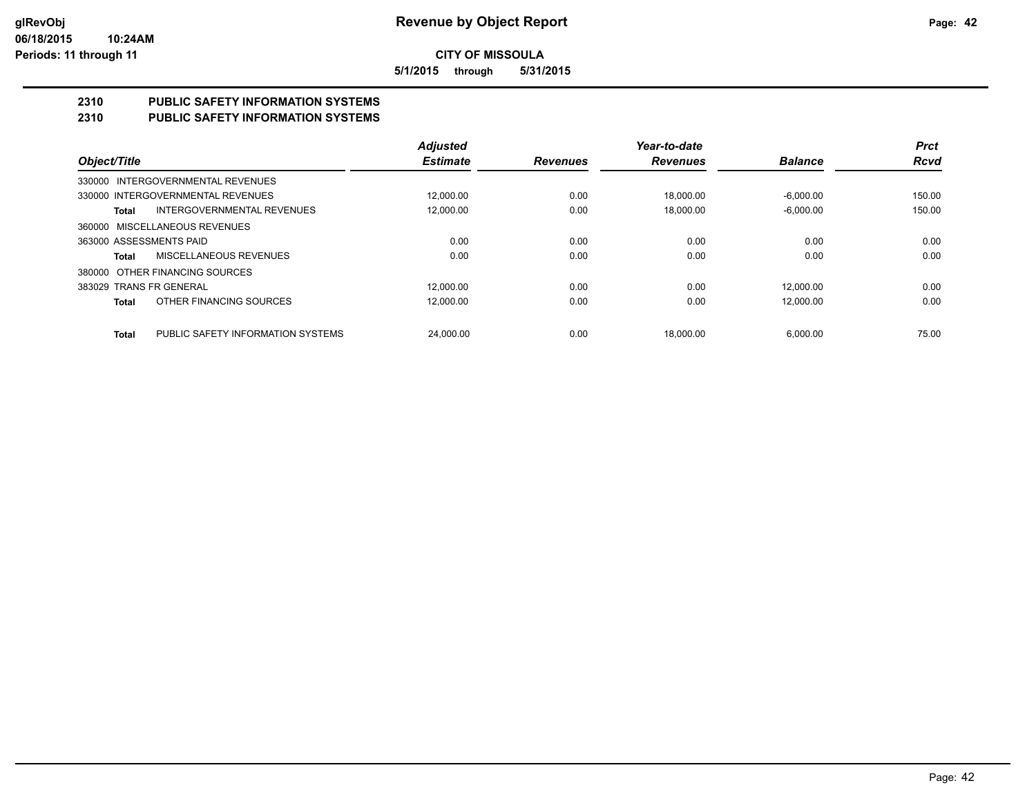# Revenue by Object Report

glRevObj
06/18/2015 10:24AM
Periods: 11 through 11

**CITY OF MISSOULA**

**5/1/2015 through 5/31/2015**

## 2310 PUBLIC SAFETY INFORMATION SYSTEMS
## 2310 PUBLIC SAFETY INFORMATION SYSTEMS

| Object/Title | Adjusted Estimate | Revenues | Year-to-date Revenues | Balance | Prct Rcvd |
|---|---|---|---|---|---|
| 330000 INTERGOVERNMENTAL REVENUES | | | | | |
| 330000 INTERGOVERNMENTAL REVENUES | 12,000.00 | 0.00 | 18,000.00 | -6,000.00 | 150.00 |
| **Total** INTERGOVERNMENTAL REVENUES | 12,000.00 | 0.00 | 18,000.00 | -6,000.00 | 150.00 |
| 360000 MISCELLANEOUS REVENUES | | | | | |
| 363000 ASSESSMENTS PAID | 0.00 | 0.00 | 0.00 | 0.00 | 0.00 |
| **Total** MISCELLANEOUS REVENUES | 0.00 | 0.00 | 0.00 | 0.00 | 0.00 |
| 380000 OTHER FINANCING SOURCES | | | | | |
| 383029 TRANS FR GENERAL | 12,000.00 | 0.00 | 0.00 | 12,000.00 | 0.00 |
| **Total** OTHER FINANCING SOURCES | 12,000.00 | 0.00 | 0.00 | 12,000.00 | 0.00 |
| **Total** PUBLIC SAFETY INFORMATION SYSTEMS | 24,000.00 | 0.00 | 18,000.00 | 6,000.00 | 75.00 |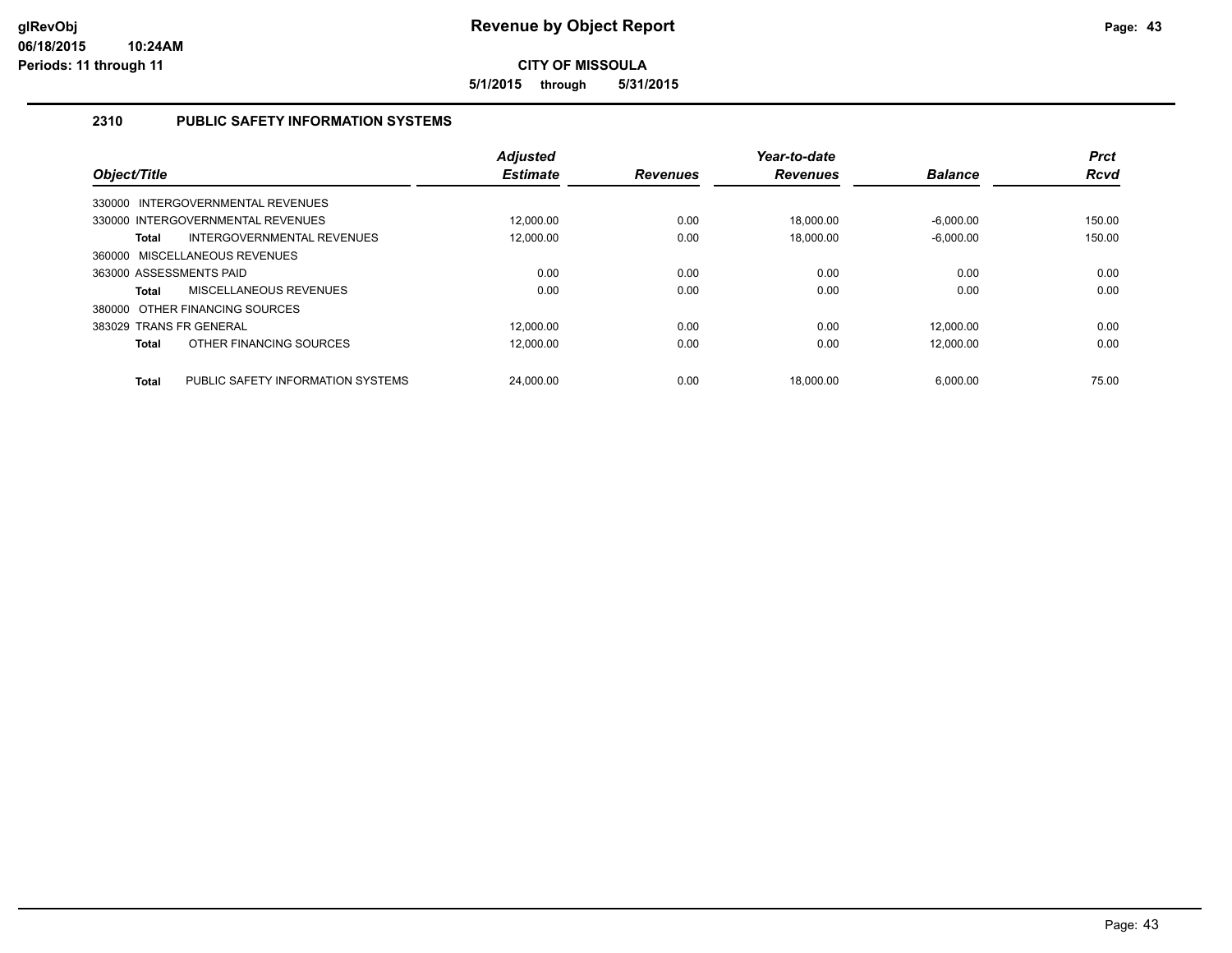**glRevObj** **Revenue by Object Report**

**06/18/2015 10:24AM**

**Periods: 11 through 11**

**CITY OF MISSOULA**

**5/1/2015 through 5/31/2015**

## 2310 PUBLIC SAFETY INFORMATION SYSTEMS

| Object/Title | | Adjusted Estimate | Revenues | Year-to-date Revenues | Balance | Prct Rcvd |
|---|---|---|---|---|---|---|
| 330000 INTERGOVERNMENTAL REVENUES | | | | | | |
| 330000 INTERGOVERNMENTAL REVENUES | | 12,000.00 | 0.00 | 18,000.00 | -6,000.00 | 150.00 |
| **Total** | INTERGOVERNMENTAL REVENUES | 12,000.00 | 0.00 | 18,000.00 | -6,000.00 | 150.00 |
| 360000 MISCELLANEOUS REVENUES | | | | | | |
| 363000 ASSESSMENTS PAID | | 0.00 | 0.00 | 0.00 | 0.00 | 0.00 |
| **Total** | MISCELLANEOUS REVENUES | 0.00 | 0.00 | 0.00 | 0.00 | 0.00 |
| 380000 OTHER FINANCING SOURCES | | | | | | |
| 383029 TRANS FR GENERAL | | 12,000.00 | 0.00 | 0.00 | 12,000.00 | 0.00 |
| **Total** | OTHER FINANCING SOURCES | 12,000.00 | 0.00 | 0.00 | 12,000.00 | 0.00 |
| **Total** | PUBLIC SAFETY INFORMATION SYSTEMS | 24,000.00 | 0.00 | 18,000.00 | 6,000.00 | 75.00 |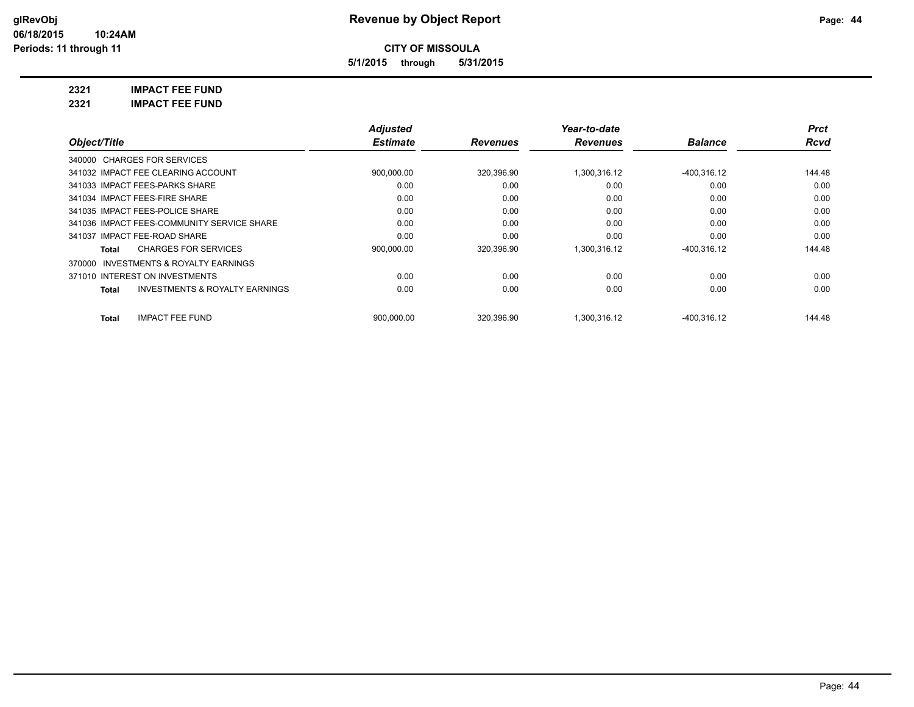# Revenue by Object Report

**CITY OF MISSOULA**

**5/1/2015 through 5/31/2015**

glRevObj
06/18/2015 10:24AM
Periods: 11 through 11

**2321 IMPACT FEE FUND**

**2321 IMPACT FEE FUND**

| Object/Title | | Adjusted Estimate | Revenues | Year-to-date Revenues | Balance | Prct Rcvd |
|---|---|---|---|---|---|---|
| 340000 CHARGES FOR SERVICES | | | | | | |
| 341032 IMPACT FEE CLEARING ACCOUNT | | 900,000.00 | 320,396.90 | 1,300,316.12 | -400,316.12 | 144.48 |
| 341033 IMPACT FEES-PARKS SHARE | | 0.00 | 0.00 | 0.00 | 0.00 | 0.00 |
| 341034 IMPACT FEES-FIRE SHARE | | 0.00 | 0.00 | 0.00 | 0.00 | 0.00 |
| 341035 IMPACT FEES-POLICE SHARE | | 0.00 | 0.00 | 0.00 | 0.00 | 0.00 |
| 341036 IMPACT FEES-COMMUNITY SERVICE SHARE | | 0.00 | 0.00 | 0.00 | 0.00 | 0.00 |
| 341037 IMPACT FEE-ROAD SHARE | | 0.00 | 0.00 | 0.00 | 0.00 | 0.00 |
| **Total** | CHARGES FOR SERVICES | 900,000.00 | 320,396.90 | 1,300,316.12 | -400,316.12 | 144.48 |
| 370000 INVESTMENTS & ROYALTY EARNINGS | | | | | | |
| 371010 INTEREST ON INVESTMENTS | | 0.00 | 0.00 | 0.00 | 0.00 | 0.00 |
| **Total** | INVESTMENTS & ROYALTY EARNINGS | 0.00 | 0.00 | 0.00 | 0.00 | 0.00 |
| **Total** | IMPACT FEE FUND | 900,000.00 | 320,396.90 | 1,300,316.12 | -400,316.12 | 144.48 |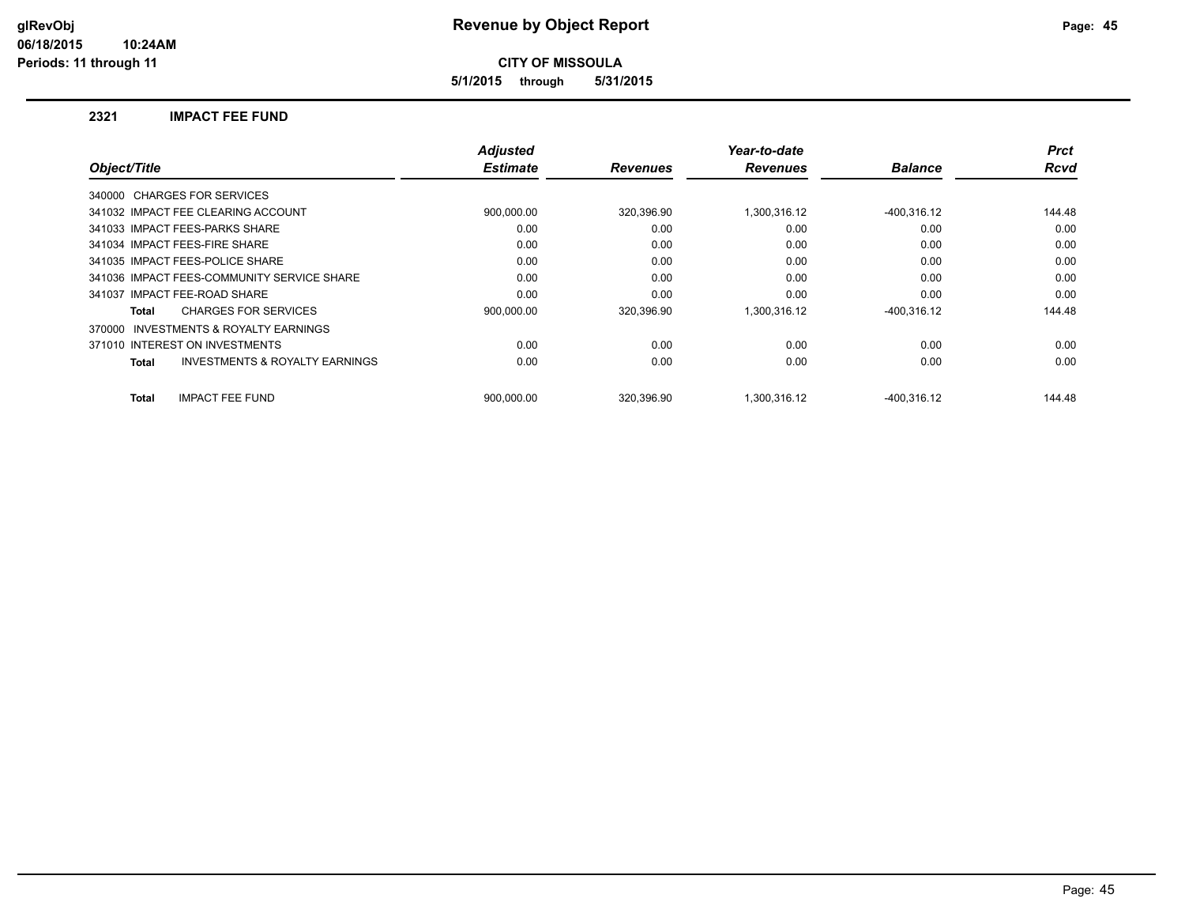**Revenue by Object Report**

**CITY OF MISSOULA**

**5/1/2015 through 5/31/2015**

glRevObj
06/18/2015 10:24AM
Periods: 11 through 11

## 2321 IMPACT FEE FUND

| Object/Title | Adjusted Estimate | Revenues | Year-to-date Revenues | Balance | Prct Rcvd |
|---|---|---|---|---|---|
| 340000 CHARGES FOR SERVICES | | | | | |
| 341032 IMPACT FEE CLEARING ACCOUNT | 900,000.00 | 320,396.90 | 1,300,316.12 | -400,316.12 | 144.48 |
| 341033 IMPACT FEES-PARKS SHARE | 0.00 | 0.00 | 0.00 | 0.00 | 0.00 |
| 341034 IMPACT FEES-FIRE SHARE | 0.00 | 0.00 | 0.00 | 0.00 | 0.00 |
| 341035 IMPACT FEES-POLICE SHARE | 0.00 | 0.00 | 0.00 | 0.00 | 0.00 |
| 341036 IMPACT FEES-COMMUNITY SERVICE SHARE | 0.00 | 0.00 | 0.00 | 0.00 | 0.00 |
| 341037 IMPACT FEE-ROAD SHARE | 0.00 | 0.00 | 0.00 | 0.00 | 0.00 |
| **Total** CHARGES FOR SERVICES | 900,000.00 | 320,396.90 | 1,300,316.12 | -400,316.12 | 144.48 |
| 370000 INVESTMENTS & ROYALTY EARNINGS | | | | | |
| 371010 INTEREST ON INVESTMENTS | 0.00 | 0.00 | 0.00 | 0.00 | 0.00 |
| **Total** INVESTMENTS & ROYALTY EARNINGS | 0.00 | 0.00 | 0.00 | 0.00 | 0.00 |
| **Total** IMPACT FEE FUND | 900,000.00 | 320,396.90 | 1,300,316.12 | -400,316.12 | 144.48 |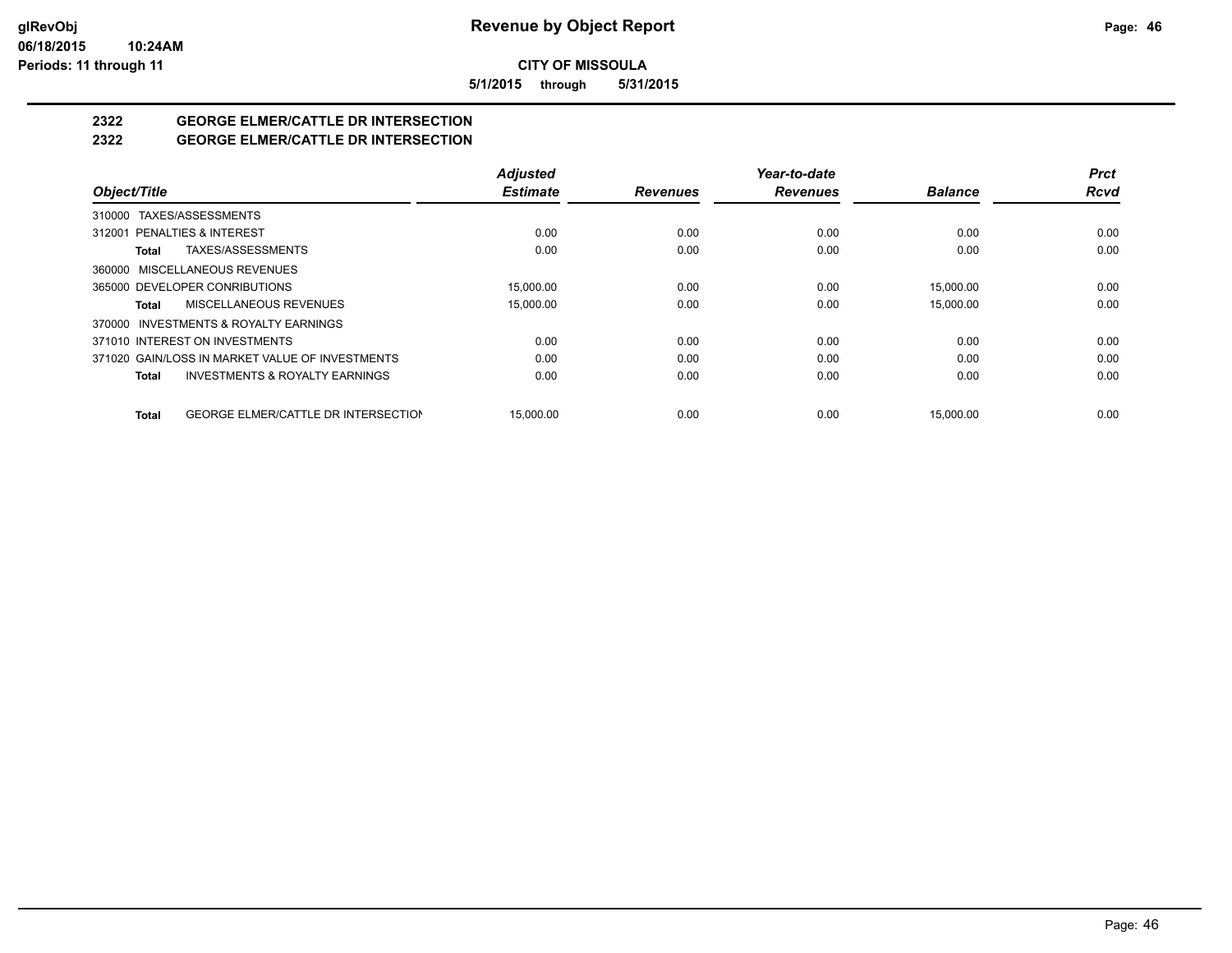# Revenue by Object Report

**CITY OF MISSOULA**

**5/1/2015 through 5/31/2015**

glRevObj
06/18/2015 10:24AM
Periods: 11 through 11

## 2322 GEORGE ELMER/CATTLE DR INTERSECTION
## 2322 GEORGE ELMER/CATTLE DR INTERSECTION

| Object/Title | Adjusted Estimate | Revenues | Year-to-date Revenues | Balance | Prct Rcvd |
|---|---|---|---|---|---|
| 310000 TAXES/ASSESSMENTS | | | | | |
| 312001 PENALTIES & INTEREST | 0.00 | 0.00 | 0.00 | 0.00 | 0.00 |
| **Total** TAXES/ASSESSMENTS | 0.00 | 0.00 | 0.00 | 0.00 | 0.00 |
| 360000 MISCELLANEOUS REVENUES | | | | | |
| 365000 DEVELOPER CONRIBUTIONS | 15,000.00 | 0.00 | 0.00 | 15,000.00 | 0.00 |
| **Total** MISCELLANEOUS REVENUES | 15,000.00 | 0.00 | 0.00 | 15,000.00 | 0.00 |
| 370000 INVESTMENTS & ROYALTY EARNINGS | | | | | |
| 371010 INTEREST ON INVESTMENTS | 0.00 | 0.00 | 0.00 | 0.00 | 0.00 |
| 371020 GAIN/LOSS IN MARKET VALUE OF INVESTMENTS | 0.00 | 0.00 | 0.00 | 0.00 | 0.00 |
| **Total** INVESTMENTS & ROYALTY EARNINGS | 0.00 | 0.00 | 0.00 | 0.00 | 0.00 |
| **Total** GEORGE ELMER/CATTLE DR INTERSECTION | 15,000.00 | 0.00 | 0.00 | 15,000.00 | 0.00 |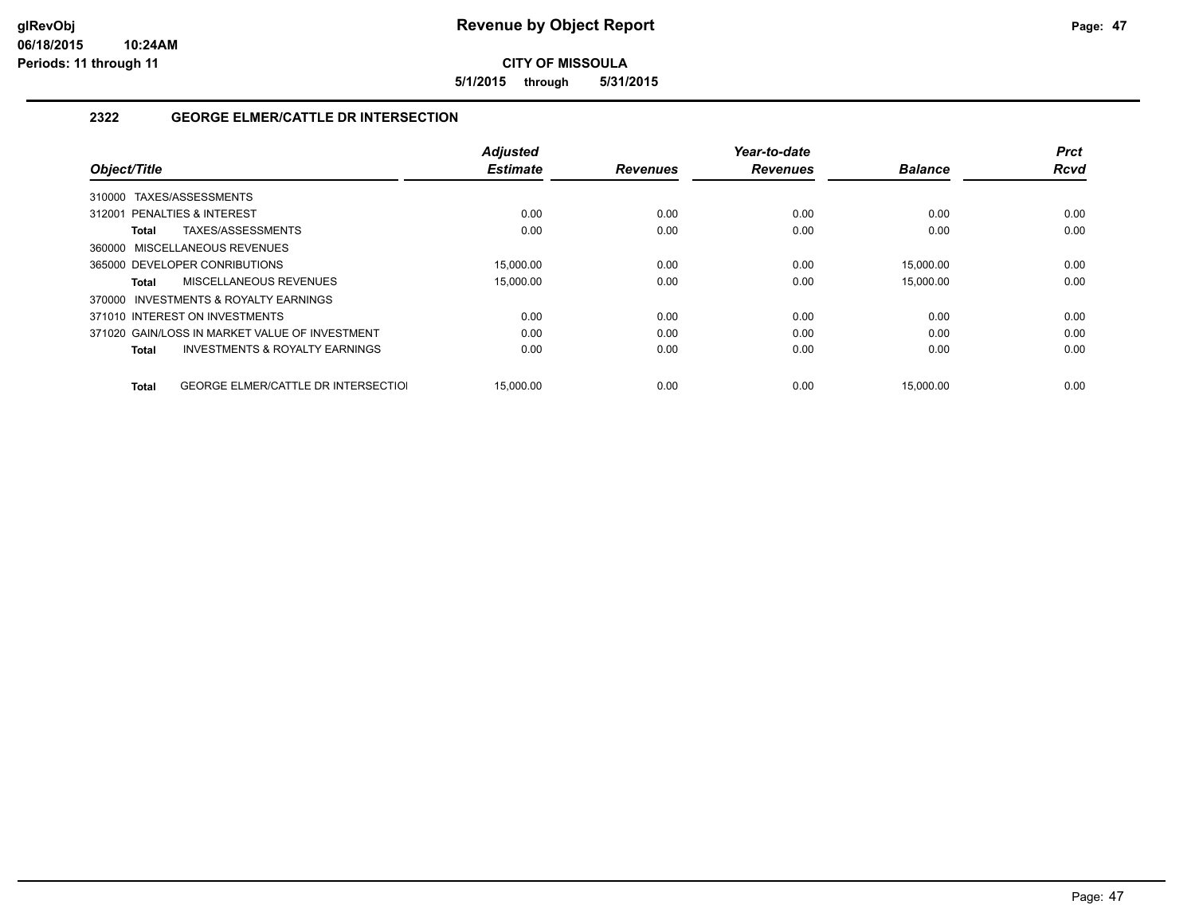**CITY OF MISSOULA**

**5/1/2015 through 5/31/2015**

## 2322 GEORGE ELMER/CATTLE DR INTERSECTION

| Object/Title | Adjusted Estimate | Revenues | Year-to-date Revenues | Balance | Prct Rcvd |
|---|---|---|---|---|---|
| 310000 TAXES/ASSESSMENTS | | | | | |
| 312001 PENALTIES & INTEREST | 0.00 | 0.00 | 0.00 | 0.00 | 0.00 |
| **Total** TAXES/ASSESSMENTS | 0.00 | 0.00 | 0.00 | 0.00 | 0.00 |
| 360000 MISCELLANEOUS REVENUES | | | | | |
| 365000 DEVELOPER CONRIBUTIONS | 15,000.00 | 0.00 | 0.00 | 15,000.00 | 0.00 |
| **Total** MISCELLANEOUS REVENUES | 15,000.00 | 0.00 | 0.00 | 15,000.00 | 0.00 |
| 370000 INVESTMENTS & ROYALTY EARNINGS | | | | | |
| 371010 INTEREST ON INVESTMENTS | 0.00 | 0.00 | 0.00 | 0.00 | 0.00 |
| 371020 GAIN/LOSS IN MARKET VALUE OF INVESTMENT | 0.00 | 0.00 | 0.00 | 0.00 | 0.00 |
| **Total** INVESTMENTS & ROYALTY EARNINGS | 0.00 | 0.00 | 0.00 | 0.00 | 0.00 |
| **Total** GEORGE ELMER/CATTLE DR INTERSECTIOI | 15,000.00 | 0.00 | 0.00 | 15,000.00 | 0.00 |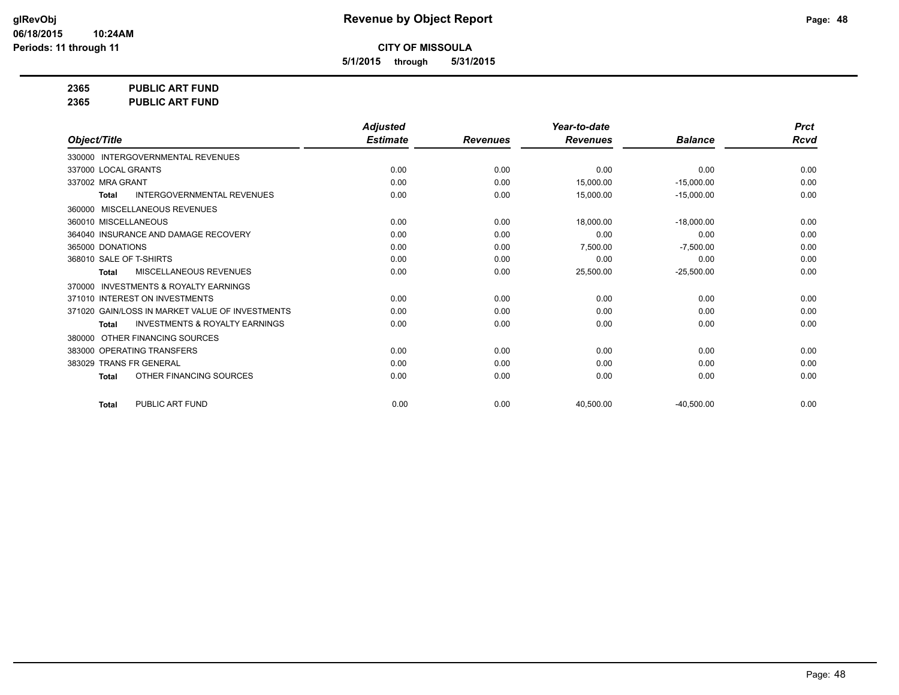# Revenue by Object Report

glRevObj
06/18/2015 10:24AM
Periods: 11 through 11

**CITY OF MISSOULA**

**5/1/2015 through 5/31/2015**

**2365 PUBLIC ART FUND**
**2365 PUBLIC ART FUND**

| Object/Title | Adjusted Estimate | Revenues | Year-to-date Revenues | Balance | Prct Rcvd |
|---|---|---|---|---|---|
| 330000 INTERGOVERNMENTAL REVENUES | | | | | |
| 337000 LOCAL GRANTS | 0.00 | 0.00 | 0.00 | 0.00 | 0.00 |
| 337002 MRA GRANT | 0.00 | 0.00 | 15,000.00 | -15,000.00 | 0.00 |
| **Total** INTERGOVERNMENTAL REVENUES | 0.00 | 0.00 | 15,000.00 | -15,000.00 | 0.00 |
| 360000 MISCELLANEOUS REVENUES | | | | | |
| 360010 MISCELLANEOUS | 0.00 | 0.00 | 18,000.00 | -18,000.00 | 0.00 |
| 364040 INSURANCE AND DAMAGE RECOVERY | 0.00 | 0.00 | 0.00 | 0.00 | 0.00 |
| 365000 DONATIONS | 0.00 | 0.00 | 7,500.00 | -7,500.00 | 0.00 |
| 368010 SALE OF T-SHIRTS | 0.00 | 0.00 | 0.00 | 0.00 | 0.00 |
| **Total** MISCELLANEOUS REVENUES | 0.00 | 0.00 | 25,500.00 | -25,500.00 | 0.00 |
| 370000 INVESTMENTS & ROYALTY EARNINGS | | | | | |
| 371010 INTEREST ON INVESTMENTS | 0.00 | 0.00 | 0.00 | 0.00 | 0.00 |
| 371020 GAIN/LOSS IN MARKET VALUE OF INVESTMENTS | 0.00 | 0.00 | 0.00 | 0.00 | 0.00 |
| **Total** INVESTMENTS & ROYALTY EARNINGS | 0.00 | 0.00 | 0.00 | 0.00 | 0.00 |
| 380000 OTHER FINANCING SOURCES | | | | | |
| 383000 OPERATING TRANSFERS | 0.00 | 0.00 | 0.00 | 0.00 | 0.00 |
| 383029 TRANS FR GENERAL | 0.00 | 0.00 | 0.00 | 0.00 | 0.00 |
| **Total** OTHER FINANCING SOURCES | 0.00 | 0.00 | 0.00 | 0.00 | 0.00 |
| **Total** PUBLIC ART FUND | 0.00 | 0.00 | 40,500.00 | -40,500.00 | 0.00 |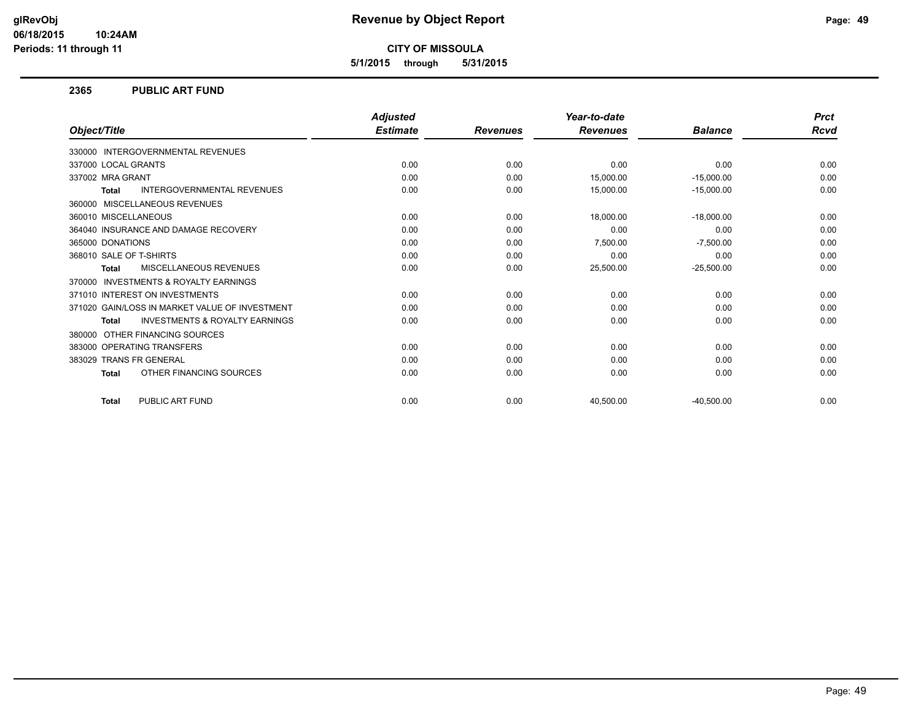# Revenue by Object Report

glRevObj
06/18/2015 10:24AM
Periods: 11 through 11

**CITY OF MISSOULA**

**5/1/2015 through 5/31/2015**

## 2365 PUBLIC ART FUND

| Object/Title | Adjusted Estimate | Revenues | Year-to-date Revenues | Balance | Prct Rcvd |
|---|---|---|---|---|---|
| 330000 INTERGOVERNMENTAL REVENUES | | | | | |
| 337000 LOCAL GRANTS | 0.00 | 0.00 | 0.00 | 0.00 | 0.00 |
| 337002 MRA GRANT | 0.00 | 0.00 | 15,000.00 | -15,000.00 | 0.00 |
| **Total** INTERGOVERNMENTAL REVENUES | 0.00 | 0.00 | 15,000.00 | -15,000.00 | 0.00 |
| 360000 MISCELLANEOUS REVENUES | | | | | |
| 360010 MISCELLANEOUS | 0.00 | 0.00 | 18,000.00 | -18,000.00 | 0.00 |
| 364040 INSURANCE AND DAMAGE RECOVERY | 0.00 | 0.00 | 0.00 | 0.00 | 0.00 |
| 365000 DONATIONS | 0.00 | 0.00 | 7,500.00 | -7,500.00 | 0.00 |
| 368010 SALE OF T-SHIRTS | 0.00 | 0.00 | 0.00 | 0.00 | 0.00 |
| **Total** MISCELLANEOUS REVENUES | 0.00 | 0.00 | 25,500.00 | -25,500.00 | 0.00 |
| 370000 INVESTMENTS & ROYALTY EARNINGS | | | | | |
| 371010 INTEREST ON INVESTMENTS | 0.00 | 0.00 | 0.00 | 0.00 | 0.00 |
| 371020 GAIN/LOSS IN MARKET VALUE OF INVESTMENT | 0.00 | 0.00 | 0.00 | 0.00 | 0.00 |
| **Total** INVESTMENTS & ROYALTY EARNINGS | 0.00 | 0.00 | 0.00 | 0.00 | 0.00 |
| 380000 OTHER FINANCING SOURCES | | | | | |
| 383000 OPERATING TRANSFERS | 0.00 | 0.00 | 0.00 | 0.00 | 0.00 |
| 383029 TRANS FR GENERAL | 0.00 | 0.00 | 0.00 | 0.00 | 0.00 |
| **Total** OTHER FINANCING SOURCES | 0.00 | 0.00 | 0.00 | 0.00 | 0.00 |
| **Total** PUBLIC ART FUND | 0.00 | 0.00 | 40,500.00 | -40,500.00 | 0.00 |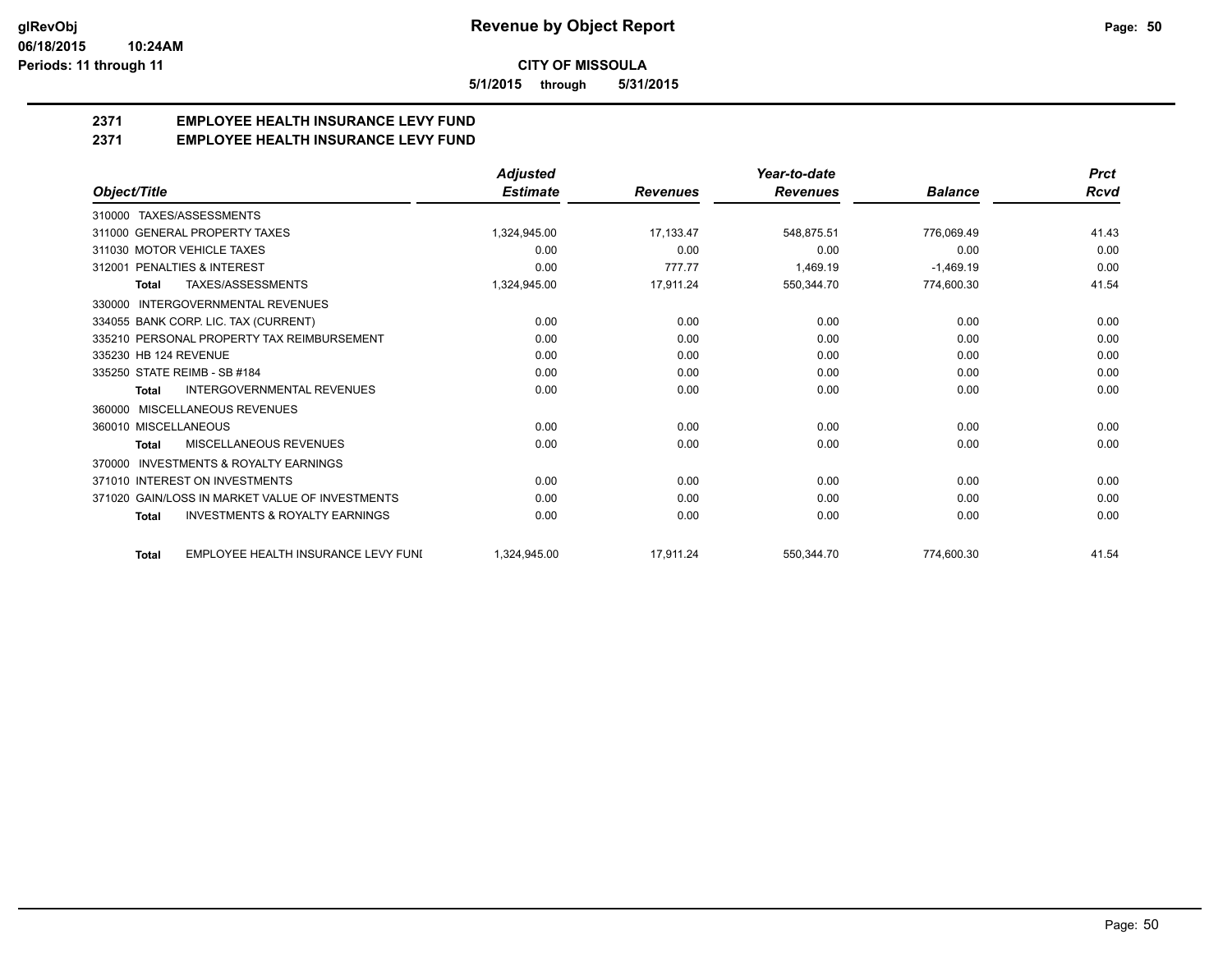**CITY OF MISSOULA**

**5/1/2015 through 5/31/2015**

# 2371 EMPLOYEE HEALTH INSURANCE LEVY FUND

## 2371 EMPLOYEE HEALTH INSURANCE LEVY FUND

| Object/Title | Adjusted Estimate | Revenues | Year-to-date Revenues | Balance | Prct Rcvd |
|---|---|---|---|---|---|
| 310000 TAXES/ASSESSMENTS | | | | | |
| 311000 GENERAL PROPERTY TAXES | 1,324,945.00 | 17,133.47 | 548,875.51 | 776,069.49 | 41.43 |
| 311030 MOTOR VEHICLE TAXES | 0.00 | 0.00 | 0.00 | 0.00 | 0.00 |
| 312001 PENALTIES & INTEREST | 0.00 | 777.77 | 1,469.19 | -1,469.19 | 0.00 |
| **Total** TAXES/ASSESSMENTS | 1,324,945.00 | 17,911.24 | 550,344.70 | 774,600.30 | 41.54 |
| 330000 INTERGOVERNMENTAL REVENUES | | | | | |
| 334055 BANK CORP. LIC. TAX (CURRENT) | 0.00 | 0.00 | 0.00 | 0.00 | 0.00 |
| 335210 PERSONAL PROPERTY TAX REIMBURSEMENT | 0.00 | 0.00 | 0.00 | 0.00 | 0.00 |
| 335230 HB 124 REVENUE | 0.00 | 0.00 | 0.00 | 0.00 | 0.00 |
| 335250 STATE REIMB - SB #184 | 0.00 | 0.00 | 0.00 | 0.00 | 0.00 |
| **Total** INTERGOVERNMENTAL REVENUES | 0.00 | 0.00 | 0.00 | 0.00 | 0.00 |
| 360000 MISCELLANEOUS REVENUES | | | | | |
| 360010 MISCELLANEOUS | 0.00 | 0.00 | 0.00 | 0.00 | 0.00 |
| **Total** MISCELLANEOUS REVENUES | 0.00 | 0.00 | 0.00 | 0.00 | 0.00 |
| 370000 INVESTMENTS & ROYALTY EARNINGS | | | | | |
| 371010 INTEREST ON INVESTMENTS | 0.00 | 0.00 | 0.00 | 0.00 | 0.00 |
| 371020 GAIN/LOSS IN MARKET VALUE OF INVESTMENTS | 0.00 | 0.00 | 0.00 | 0.00 | 0.00 |
| **Total** INVESTMENTS & ROYALTY EARNINGS | 0.00 | 0.00 | 0.00 | 0.00 | 0.00 |
| **Total** EMPLOYEE HEALTH INSURANCE LEVY FUNI | 1,324,945.00 | 17,911.24 | 550,344.70 | 774,600.30 | 41.54 |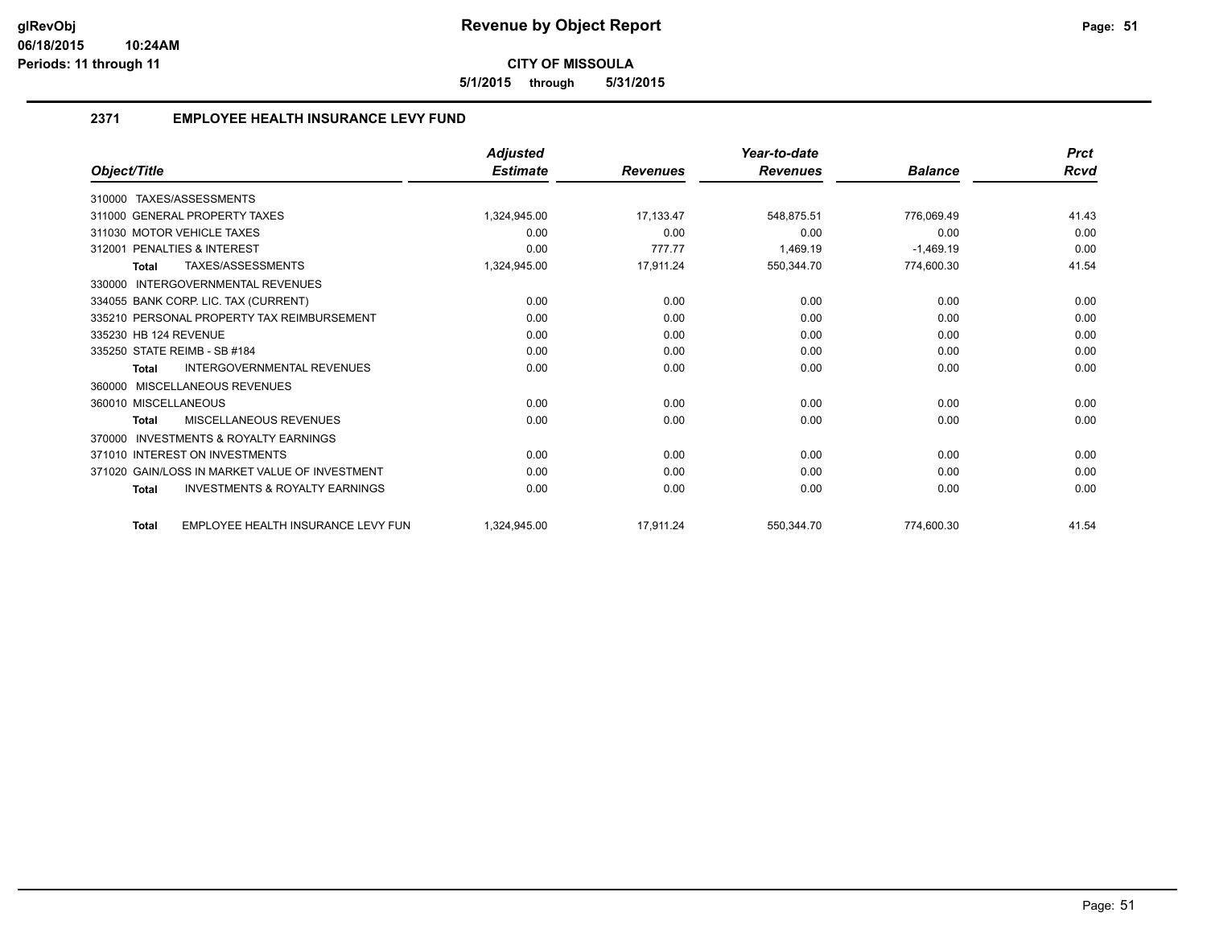**Revenue by Object Report**

**CITY OF MISSOULA**

**5/1/2015 through 5/31/2015**

## 2371 EMPLOYEE HEALTH INSURANCE LEVY FUND

| Object/Title | Adjusted Estimate | Revenues | Year-to-date Revenues | Balance | Prct Rcvd |
|---|---|---|---|---|---|
| 310000 TAXES/ASSESSMENTS | | | | | |
| 311000 GENERAL PROPERTY TAXES | 1,324,945.00 | 17,133.47 | 548,875.51 | 776,069.49 | 41.43 |
| 311030 MOTOR VEHICLE TAXES | 0.00 | 0.00 | 0.00 | 0.00 | 0.00 |
| 312001 PENALTIES & INTEREST | 0.00 | 777.77 | 1,469.19 | -1,469.19 | 0.00 |
| **Total** TAXES/ASSESSMENTS | 1,324,945.00 | 17,911.24 | 550,344.70 | 774,600.30 | 41.54 |
| 330000 INTERGOVERNMENTAL REVENUES | | | | | |
| 334055 BANK CORP. LIC. TAX (CURRENT) | 0.00 | 0.00 | 0.00 | 0.00 | 0.00 |
| 335210 PERSONAL PROPERTY TAX REIMBURSEMENT | 0.00 | 0.00 | 0.00 | 0.00 | 0.00 |
| 335230 HB 124 REVENUE | 0.00 | 0.00 | 0.00 | 0.00 | 0.00 |
| 335250 STATE REIMB - SB #184 | 0.00 | 0.00 | 0.00 | 0.00 | 0.00 |
| **Total** INTERGOVERNMENTAL REVENUES | 0.00 | 0.00 | 0.00 | 0.00 | 0.00 |
| 360000 MISCELLANEOUS REVENUES | | | | | |
| 360010 MISCELLANEOUS | 0.00 | 0.00 | 0.00 | 0.00 | 0.00 |
| **Total** MISCELLANEOUS REVENUES | 0.00 | 0.00 | 0.00 | 0.00 | 0.00 |
| 370000 INVESTMENTS & ROYALTY EARNINGS | | | | | |
| 371010 INTEREST ON INVESTMENTS | 0.00 | 0.00 | 0.00 | 0.00 | 0.00 |
| 371020 GAIN/LOSS IN MARKET VALUE OF INVESTMENT | 0.00 | 0.00 | 0.00 | 0.00 | 0.00 |
| **Total** INVESTMENTS & ROYALTY EARNINGS | 0.00 | 0.00 | 0.00 | 0.00 | 0.00 |
| **Total** EMPLOYEE HEALTH INSURANCE LEVY FUN | 1,324,945.00 | 17,911.24 | 550,344.70 | 774,600.30 | 41.54 |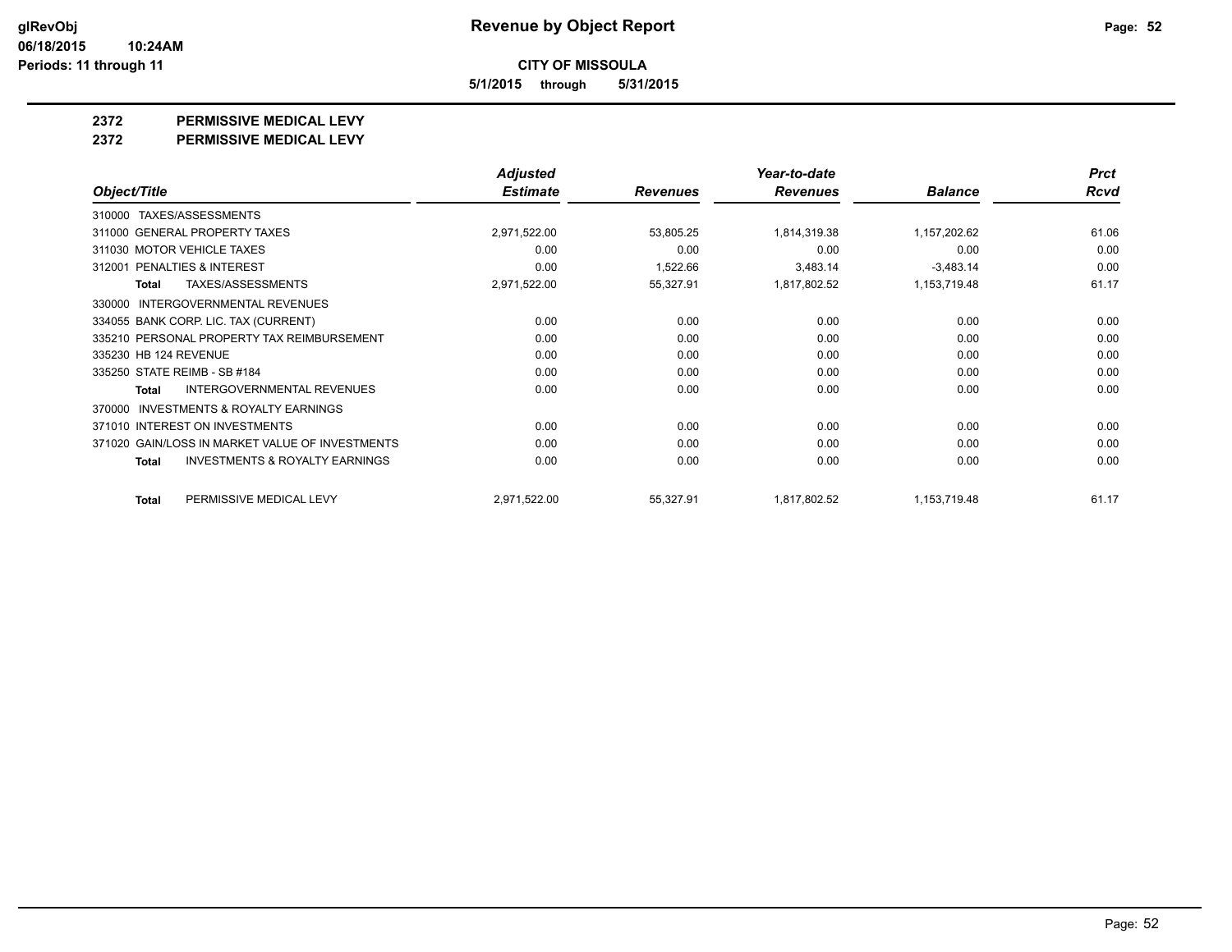# Revenue by Object Report

**CITY OF MISSOULA**

**5/1/2015 through 5/31/2015**

glRevObj
06/18/2015 10:24AM
Periods: 11 through 11

## 2372 PERMISSIVE MEDICAL LEVY
## 2372 PERMISSIVE MEDICAL LEVY

| Object/Title | Adjusted Estimate | Revenues | Year-to-date Revenues | Balance | Prct Rcvd |
|---|---|---|---|---|---|
| 310000 TAXES/ASSESSMENTS | | | | | |
| 311000 GENERAL PROPERTY TAXES | 2,971,522.00 | 53,805.25 | 1,814,319.38 | 1,157,202.62 | 61.06 |
| 311030 MOTOR VEHICLE TAXES | 0.00 | 0.00 | 0.00 | 0.00 | 0.00 |
| 312001 PENALTIES & INTEREST | 0.00 | 1,522.66 | 3,483.14 | -3,483.14 | 0.00 |
| **Total** TAXES/ASSESSMENTS | 2,971,522.00 | 55,327.91 | 1,817,802.52 | 1,153,719.48 | 61.17 |
| 330000 INTERGOVERNMENTAL REVENUES | | | | | |
| 334055 BANK CORP. LIC. TAX (CURRENT) | 0.00 | 0.00 | 0.00 | 0.00 | 0.00 |
| 335210 PERSONAL PROPERTY TAX REIMBURSEMENT | 0.00 | 0.00 | 0.00 | 0.00 | 0.00 |
| 335230 HB 124 REVENUE | 0.00 | 0.00 | 0.00 | 0.00 | 0.00 |
| 335250 STATE REIMB - SB #184 | 0.00 | 0.00 | 0.00 | 0.00 | 0.00 |
| **Total** INTERGOVERNMENTAL REVENUES | 0.00 | 0.00 | 0.00 | 0.00 | 0.00 |
| 370000 INVESTMENTS & ROYALTY EARNINGS | | | | | |
| 371010 INTEREST ON INVESTMENTS | 0.00 | 0.00 | 0.00 | 0.00 | 0.00 |
| 371020 GAIN/LOSS IN MARKET VALUE OF INVESTMENTS | 0.00 | 0.00 | 0.00 | 0.00 | 0.00 |
| **Total** INVESTMENTS & ROYALTY EARNINGS | 0.00 | 0.00 | 0.00 | 0.00 | 0.00 |
| **Total** PERMISSIVE MEDICAL LEVY | 2,971,522.00 | 55,327.91 | 1,817,802.52 | 1,153,719.48 | 61.17 |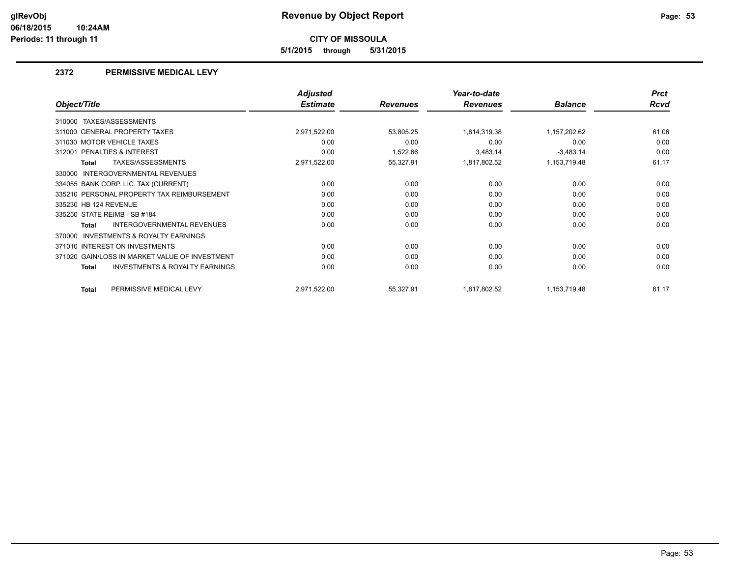**CITY OF MISSOULA**

**5/1/2015 through 5/31/2015**

## 2372 PERMISSIVE MEDICAL LEVY

| Object/Title | Adjusted Estimate | Revenues | Year-to-date Revenues | Balance | Prct Rcvd |
|---|---|---|---|---|---|
| 310000 TAXES/ASSESSMENTS | | | | | |
| 311000 GENERAL PROPERTY TAXES | 2,971,522.00 | 53,805.25 | 1,814,319.38 | 1,157,202.62 | 61.06 |
| 311030 MOTOR VEHICLE TAXES | 0.00 | 0.00 | 0.00 | 0.00 | 0.00 |
| 312001 PENALTIES & INTEREST | 0.00 | 1,522.66 | 3,483.14 | -3,483.14 | 0.00 |
| **Total** TAXES/ASSESSMENTS | 2,971,522.00 | 55,327.91 | 1,817,802.52 | 1,153,719.48 | 61.17 |
| 330000 INTERGOVERNMENTAL REVENUES | | | | | |
| 334055 BANK CORP. LIC. TAX (CURRENT) | 0.00 | 0.00 | 0.00 | 0.00 | 0.00 |
| 335210 PERSONAL PROPERTY TAX REIMBURSEMENT | 0.00 | 0.00 | 0.00 | 0.00 | 0.00 |
| 335230 HB 124 REVENUE | 0.00 | 0.00 | 0.00 | 0.00 | 0.00 |
| 335250 STATE REIMB - SB #184 | 0.00 | 0.00 | 0.00 | 0.00 | 0.00 |
| **Total** INTERGOVERNMENTAL REVENUES | 0.00 | 0.00 | 0.00 | 0.00 | 0.00 |
| 370000 INVESTMENTS & ROYALTY EARNINGS | | | | | |
| 371010 INTEREST ON INVESTMENTS | 0.00 | 0.00 | 0.00 | 0.00 | 0.00 |
| 371020 GAIN/LOSS IN MARKET VALUE OF INVESTMENT | 0.00 | 0.00 | 0.00 | 0.00 | 0.00 |
| **Total** INVESTMENTS & ROYALTY EARNINGS | 0.00 | 0.00 | 0.00 | 0.00 | 0.00 |
| **Total** PERMISSIVE MEDICAL LEVY | 2,971,522.00 | 55,327.91 | 1,817,802.52 | 1,153,719.48 | 61.17 |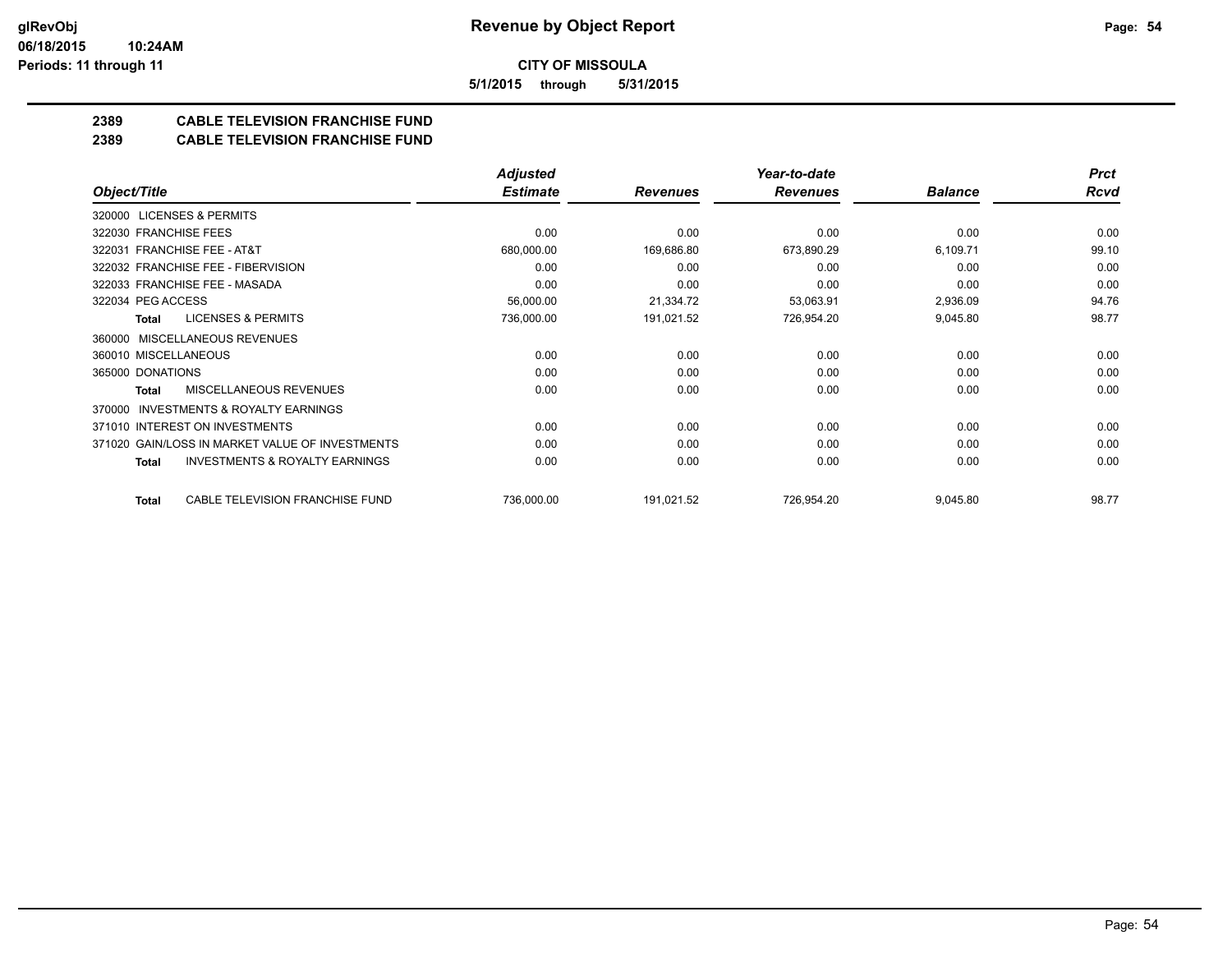# Revenue by Object Report

**CITY OF MISSOULA**

**5/1/2015 through 5/31/2015**

glRevObj
06/18/2015 10:24AM
Periods: 11 through 11

## 2389 CABLE TELEVISION FRANCHISE FUND
## 2389 CABLE TELEVISION FRANCHISE FUND

| Object/Title | Adjusted Estimate | Revenues | Year-to-date Revenues | Balance | Prct Rcvd |
|---|---|---|---|---|---|
| 320000 LICENSES & PERMITS | | | | | |
| 322030 FRANCHISE FEES | 0.00 | 0.00 | 0.00 | 0.00 | 0.00 |
| 322031 FRANCHISE FEE - AT&T | 680,000.00 | 169,686.80 | 673,890.29 | 6,109.71 | 99.10 |
| 322032 FRANCHISE FEE - FIBERVISION | 0.00 | 0.00 | 0.00 | 0.00 | 0.00 |
| 322033 FRANCHISE FEE - MASADA | 0.00 | 0.00 | 0.00 | 0.00 | 0.00 |
| 322034 PEG ACCESS | 56,000.00 | 21,334.72 | 53,063.91 | 2,936.09 | 94.76 |
| **Total** LICENSES & PERMITS | 736,000.00 | 191,021.52 | 726,954.20 | 9,045.80 | 98.77 |
| 360000 MISCELLANEOUS REVENUES | | | | | |
| 360010 MISCELLANEOUS | 0.00 | 0.00 | 0.00 | 0.00 | 0.00 |
| 365000 DONATIONS | 0.00 | 0.00 | 0.00 | 0.00 | 0.00 |
| **Total** MISCELLANEOUS REVENUES | 0.00 | 0.00 | 0.00 | 0.00 | 0.00 |
| 370000 INVESTMENTS & ROYALTY EARNINGS | | | | | |
| 371010 INTEREST ON INVESTMENTS | 0.00 | 0.00 | 0.00 | 0.00 | 0.00 |
| 371020 GAIN/LOSS IN MARKET VALUE OF INVESTMENTS | 0.00 | 0.00 | 0.00 | 0.00 | 0.00 |
| **Total** INVESTMENTS & ROYALTY EARNINGS | 0.00 | 0.00 | 0.00 | 0.00 | 0.00 |
| **Total** CABLE TELEVISION FRANCHISE FUND | 736,000.00 | 191,021.52 | 726,954.20 | 9,045.80 | 98.77 |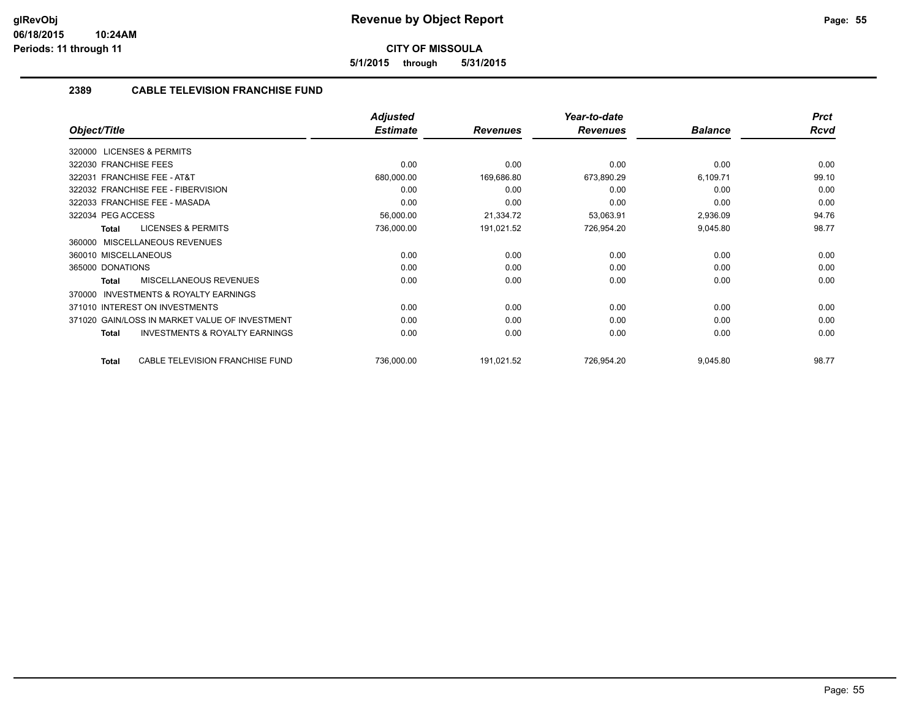**Revenue by Object Report**

**CITY OF MISSOULA**

**5/1/2015 through 5/31/2015**

glRevObj
06/18/2015 10:24AM
Periods: 11 through 11

## 2389 CABLE TELEVISION FRANCHISE FUND

| Object/Title | Adjusted Estimate | Revenues | Year-to-date Revenues | Balance | Prct Rcvd |
|---|---|---|---|---|---|
| 320000 LICENSES & PERMITS | | | | | |
| 322030 FRANCHISE FEES | 0.00 | 0.00 | 0.00 | 0.00 | 0.00 |
| 322031 FRANCHISE FEE - AT&T | 680,000.00 | 169,686.80 | 673,890.29 | 6,109.71 | 99.10 |
| 322032 FRANCHISE FEE - FIBERVISION | 0.00 | 0.00 | 0.00 | 0.00 | 0.00 |
| 322033 FRANCHISE FEE - MASADA | 0.00 | 0.00 | 0.00 | 0.00 | 0.00 |
| 322034 PEG ACCESS | 56,000.00 | 21,334.72 | 53,063.91 | 2,936.09 | 94.76 |
| **Total** LICENSES & PERMITS | 736,000.00 | 191,021.52 | 726,954.20 | 9,045.80 | 98.77 |
| 360000 MISCELLANEOUS REVENUES | | | | | |
| 360010 MISCELLANEOUS | 0.00 | 0.00 | 0.00 | 0.00 | 0.00 |
| 365000 DONATIONS | 0.00 | 0.00 | 0.00 | 0.00 | 0.00 |
| **Total** MISCELLANEOUS REVENUES | 0.00 | 0.00 | 0.00 | 0.00 | 0.00 |
| 370000 INVESTMENTS & ROYALTY EARNINGS | | | | | |
| 371010 INTEREST ON INVESTMENTS | 0.00 | 0.00 | 0.00 | 0.00 | 0.00 |
| 371020 GAIN/LOSS IN MARKET VALUE OF INVESTMENT | 0.00 | 0.00 | 0.00 | 0.00 | 0.00 |
| **Total** INVESTMENTS & ROYALTY EARNINGS | 0.00 | 0.00 | 0.00 | 0.00 | 0.00 |
| **Total** CABLE TELEVISION FRANCHISE FUND | 736,000.00 | 191,021.52 | 726,954.20 | 9,045.80 | 98.77 |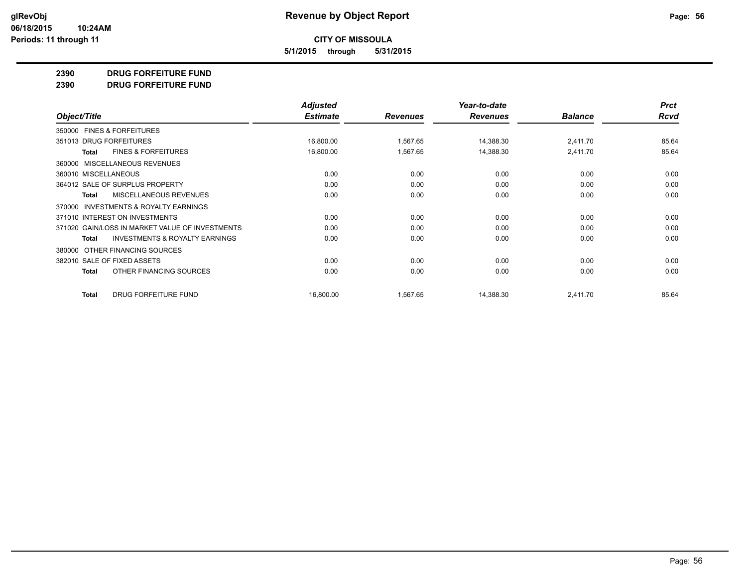# Revenue by Object Report

**CITY OF MISSOULA**

**5/1/2015 through 5/31/2015**

glRevObj
06/18/2015 10:24AM
Periods: 11 through 11

## 2390 DRUG FORFEITURE FUND
## 2390 DRUG FORFEITURE FUND

| Object/Title | Adjusted Estimate | Revenues | Year-to-date Revenues | Balance | Prct Rcvd |
|---|---|---|---|---|---|
| 350000 FINES & FORFEITURES | | | | | |
| 351013 DRUG FORFEITURES | 16,800.00 | 1,567.65 | 14,388.30 | 2,411.70 | 85.64 |
| **Total** FINES & FORFEITURES | 16,800.00 | 1,567.65 | 14,388.30 | 2,411.70 | 85.64 |
| 360000 MISCELLANEOUS REVENUES | | | | | |
| 360010 MISCELLANEOUS | 0.00 | 0.00 | 0.00 | 0.00 | 0.00 |
| 364012 SALE OF SURPLUS PROPERTY | 0.00 | 0.00 | 0.00 | 0.00 | 0.00 |
| **Total** MISCELLANEOUS REVENUES | 0.00 | 0.00 | 0.00 | 0.00 | 0.00 |
| 370000 INVESTMENTS & ROYALTY EARNINGS | | | | | |
| 371010 INTEREST ON INVESTMENTS | 0.00 | 0.00 | 0.00 | 0.00 | 0.00 |
| 371020 GAIN/LOSS IN MARKET VALUE OF INVESTMENTS | 0.00 | 0.00 | 0.00 | 0.00 | 0.00 |
| **Total** INVESTMENTS & ROYALTY EARNINGS | 0.00 | 0.00 | 0.00 | 0.00 | 0.00 |
| 380000 OTHER FINANCING SOURCES | | | | | |
| 382010 SALE OF FIXED ASSETS | 0.00 | 0.00 | 0.00 | 0.00 | 0.00 |
| **Total** OTHER FINANCING SOURCES | 0.00 | 0.00 | 0.00 | 0.00 | 0.00 |
| **Total** DRUG FORFEITURE FUND | 16,800.00 | 1,567.65 | 14,388.30 | 2,411.70 | 85.64 |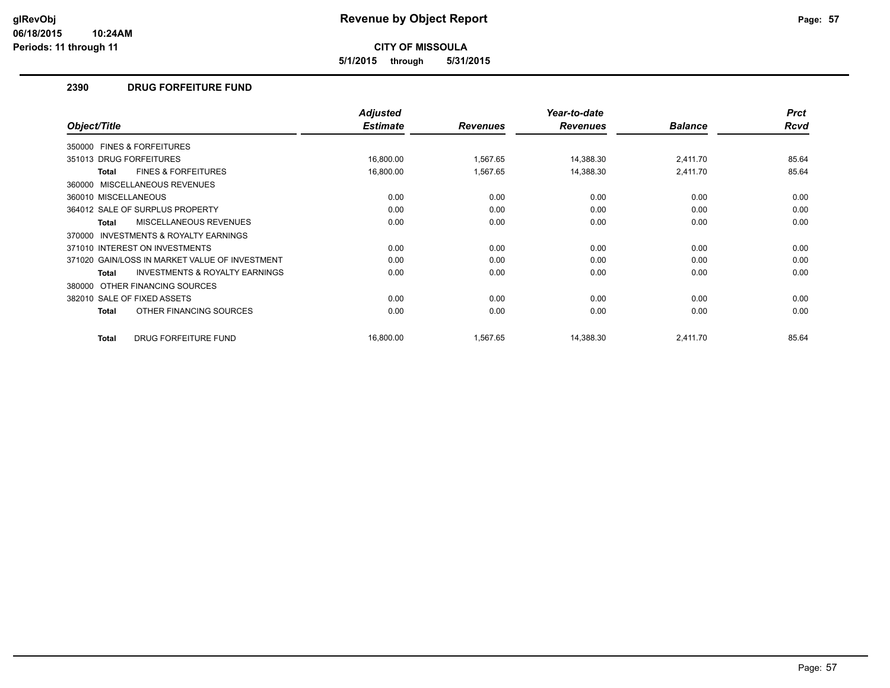**glRevObj**
**06/18/2015 10:24AM**
**Periods: 11 through 11**

# Revenue by Object Report

**CITY OF MISSOULA**

**5/1/2015 through 5/31/2015**

## 2390 DRUG FORFEITURE FUND

| Object/Title | Adjusted Estimate | Revenues | Year-to-date Revenues | Balance | Prct Rcvd |
|---|---|---|---|---|---|
| 350000 FINES & FORFEITURES | | | | | |
| 351013 DRUG FORFEITURES | 16,800.00 | 1,567.65 | 14,388.30 | 2,411.70 | 85.64 |
| **Total** FINES & FORFEITURES | 16,800.00 | 1,567.65 | 14,388.30 | 2,411.70 | 85.64 |
| 360000 MISCELLANEOUS REVENUES | | | | | |
| 360010 MISCELLANEOUS | 0.00 | 0.00 | 0.00 | 0.00 | 0.00 |
| 364012 SALE OF SURPLUS PROPERTY | 0.00 | 0.00 | 0.00 | 0.00 | 0.00 |
| **Total** MISCELLANEOUS REVENUES | 0.00 | 0.00 | 0.00 | 0.00 | 0.00 |
| 370000 INVESTMENTS & ROYALTY EARNINGS | | | | | |
| 371010 INTEREST ON INVESTMENTS | 0.00 | 0.00 | 0.00 | 0.00 | 0.00 |
| 371020 GAIN/LOSS IN MARKET VALUE OF INVESTMENT | 0.00 | 0.00 | 0.00 | 0.00 | 0.00 |
| **Total** INVESTMENTS & ROYALTY EARNINGS | 0.00 | 0.00 | 0.00 | 0.00 | 0.00 |
| 380000 OTHER FINANCING SOURCES | | | | | |
| 382010 SALE OF FIXED ASSETS | 0.00 | 0.00 | 0.00 | 0.00 | 0.00 |
| **Total** OTHER FINANCING SOURCES | 0.00 | 0.00 | 0.00 | 0.00 | 0.00 |
| **Total** DRUG FORFEITURE FUND | 16,800.00 | 1,567.65 | 14,388.30 | 2,411.70 | 85.64 |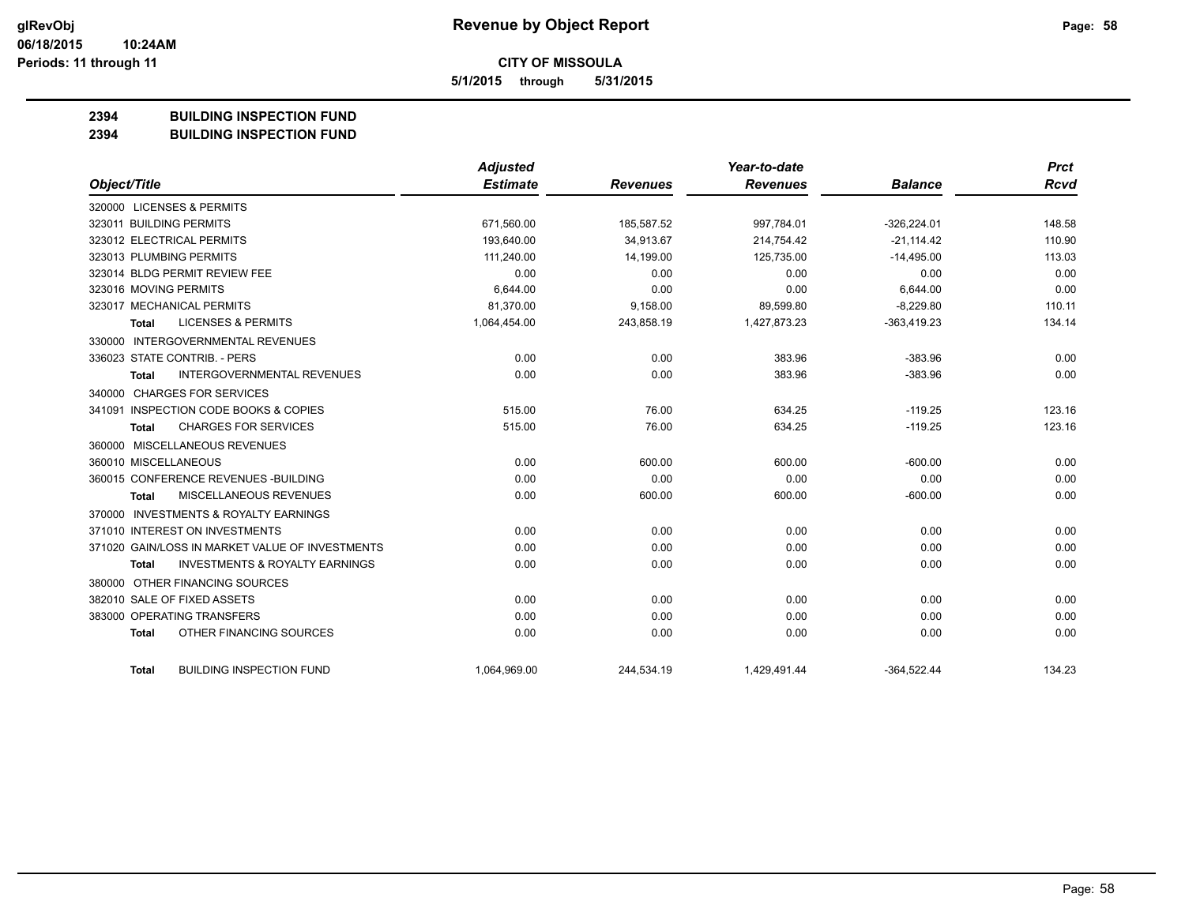**Revenue by Object Report**

**CITY OF MISSOULA**

**5/1/2015 through 5/31/2015**

glRevObj
06/18/2015 10:24AM
Periods: 11 through 11

## 2394 BUILDING INSPECTION FUND
## 2394 BUILDING INSPECTION FUND

| Object/Title | Adjusted Estimate | Revenues | Year-to-date Revenues | Balance | Prct Rcvd |
|---|---|---|---|---|---|
| 320000 LICENSES & PERMITS | | | | | |
| 323011 BUILDING PERMITS | 671,560.00 | 185,587.52 | 997,784.01 | -326,224.01 | 148.58 |
| 323012 ELECTRICAL PERMITS | 193,640.00 | 34,913.67 | 214,754.42 | -21,114.42 | 110.90 |
| 323013 PLUMBING PERMITS | 111,240.00 | 14,199.00 | 125,735.00 | -14,495.00 | 113.03 |
| 323014 BLDG PERMIT REVIEW FEE | 0.00 | 0.00 | 0.00 | 0.00 | 0.00 |
| 323016 MOVING PERMITS | 6,644.00 | 0.00 | 0.00 | 6,644.00 | 0.00 |
| 323017 MECHANICAL PERMITS | 81,370.00 | 9,158.00 | 89,599.80 | -8,229.80 | 110.11 |
| **Total** LICENSES & PERMITS | 1,064,454.00 | 243,858.19 | 1,427,873.23 | -363,419.23 | 134.14 |
| 330000 INTERGOVERNMENTAL REVENUES | | | | | |
| 336023 STATE CONTRIB. - PERS | 0.00 | 0.00 | 383.96 | -383.96 | 0.00 |
| **Total** INTERGOVERNMENTAL REVENUES | 0.00 | 0.00 | 383.96 | -383.96 | 0.00 |
| 340000 CHARGES FOR SERVICES | | | | | |
| 341091 INSPECTION CODE BOOKS & COPIES | 515.00 | 76.00 | 634.25 | -119.25 | 123.16 |
| **Total** CHARGES FOR SERVICES | 515.00 | 76.00 | 634.25 | -119.25 | 123.16 |
| 360000 MISCELLANEOUS REVENUES | | | | | |
| 360010 MISCELLANEOUS | 0.00 | 600.00 | 600.00 | -600.00 | 0.00 |
| 360015 CONFERENCE REVENUES -BUILDING | 0.00 | 0.00 | 0.00 | 0.00 | 0.00 |
| **Total** MISCELLANEOUS REVENUES | 0.00 | 600.00 | 600.00 | -600.00 | 0.00 |
| 370000 INVESTMENTS & ROYALTY EARNINGS | | | | | |
| 371010 INTEREST ON INVESTMENTS | 0.00 | 0.00 | 0.00 | 0.00 | 0.00 |
| 371020 GAIN/LOSS IN MARKET VALUE OF INVESTMENTS | 0.00 | 0.00 | 0.00 | 0.00 | 0.00 |
| **Total** INVESTMENTS & ROYALTY EARNINGS | 0.00 | 0.00 | 0.00 | 0.00 | 0.00 |
| 380000 OTHER FINANCING SOURCES | | | | | |
| 382010 SALE OF FIXED ASSETS | 0.00 | 0.00 | 0.00 | 0.00 | 0.00 |
| 383000 OPERATING TRANSFERS | 0.00 | 0.00 | 0.00 | 0.00 | 0.00 |
| **Total** OTHER FINANCING SOURCES | 0.00 | 0.00 | 0.00 | 0.00 | 0.00 |
| **Total** BUILDING INSPECTION FUND | 1,064,969.00 | 244,534.19 | 1,429,491.44 | -364,522.44 | 134.23 |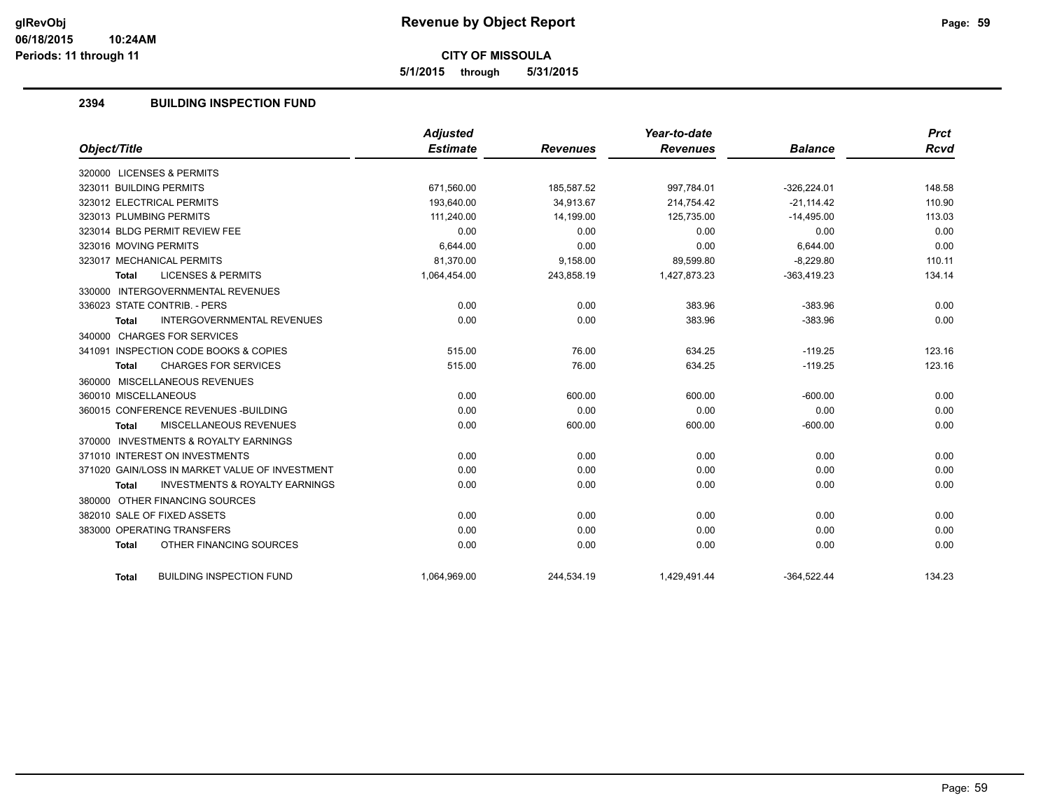# Revenue by Object Report

**CITY OF MISSOULA**

**5/1/2015 through 5/31/2015**

glRevObj
06/18/2015 10:24AM
Periods: 11 through 11

## 2394 BUILDING INSPECTION FUND

| Object/Title | Adjusted Estimate | Revenues | Year-to-date Revenues | Balance | Prct Rcvd |
|---|---|---|---|---|---|
| 320000 LICENSES & PERMITS | | | | | |
| 323011 BUILDING PERMITS | 671,560.00 | 185,587.52 | 997,784.01 | -326,224.01 | 148.58 |
| 323012 ELECTRICAL PERMITS | 193,640.00 | 34,913.67 | 214,754.42 | -21,114.42 | 110.90 |
| 323013 PLUMBING PERMITS | 111,240.00 | 14,199.00 | 125,735.00 | -14,495.00 | 113.03 |
| 323014 BLDG PERMIT REVIEW FEE | 0.00 | 0.00 | 0.00 | 0.00 | 0.00 |
| 323016 MOVING PERMITS | 6,644.00 | 0.00 | 0.00 | 6,644.00 | 0.00 |
| 323017 MECHANICAL PERMITS | 81,370.00 | 9,158.00 | 89,599.80 | -8,229.80 | 110.11 |
| **Total** LICENSES & PERMITS | 1,064,454.00 | 243,858.19 | 1,427,873.23 | -363,419.23 | 134.14 |
| 330000 INTERGOVERNMENTAL REVENUES | | | | | |
| 336023 STATE CONTRIB. - PERS | 0.00 | 0.00 | 383.96 | -383.96 | 0.00 |
| **Total** INTERGOVERNMENTAL REVENUES | 0.00 | 0.00 | 383.96 | -383.96 | 0.00 |
| 340000 CHARGES FOR SERVICES | | | | | |
| 341091 INSPECTION CODE BOOKS & COPIES | 515.00 | 76.00 | 634.25 | -119.25 | 123.16 |
| **Total** CHARGES FOR SERVICES | 515.00 | 76.00 | 634.25 | -119.25 | 123.16 |
| 360000 MISCELLANEOUS REVENUES | | | | | |
| 360010 MISCELLANEOUS | 0.00 | 600.00 | 600.00 | -600.00 | 0.00 |
| 360015 CONFERENCE REVENUES -BUILDING | 0.00 | 0.00 | 0.00 | 0.00 | 0.00 |
| **Total** MISCELLANEOUS REVENUES | 0.00 | 600.00 | 600.00 | -600.00 | 0.00 |
| 370000 INVESTMENTS & ROYALTY EARNINGS | | | | | |
| 371010 INTEREST ON INVESTMENTS | 0.00 | 0.00 | 0.00 | 0.00 | 0.00 |
| 371020 GAIN/LOSS IN MARKET VALUE OF INVESTMENT | 0.00 | 0.00 | 0.00 | 0.00 | 0.00 |
| **Total** INVESTMENTS & ROYALTY EARNINGS | 0.00 | 0.00 | 0.00 | 0.00 | 0.00 |
| 380000 OTHER FINANCING SOURCES | | | | | |
| 382010 SALE OF FIXED ASSETS | 0.00 | 0.00 | 0.00 | 0.00 | 0.00 |
| 383000 OPERATING TRANSFERS | 0.00 | 0.00 | 0.00 | 0.00 | 0.00 |
| **Total** OTHER FINANCING SOURCES | 0.00 | 0.00 | 0.00 | 0.00 | 0.00 |
| **Total** BUILDING INSPECTION FUND | 1,064,969.00 | 244,534.19 | 1,429,491.44 | -364,522.44 | 134.23 |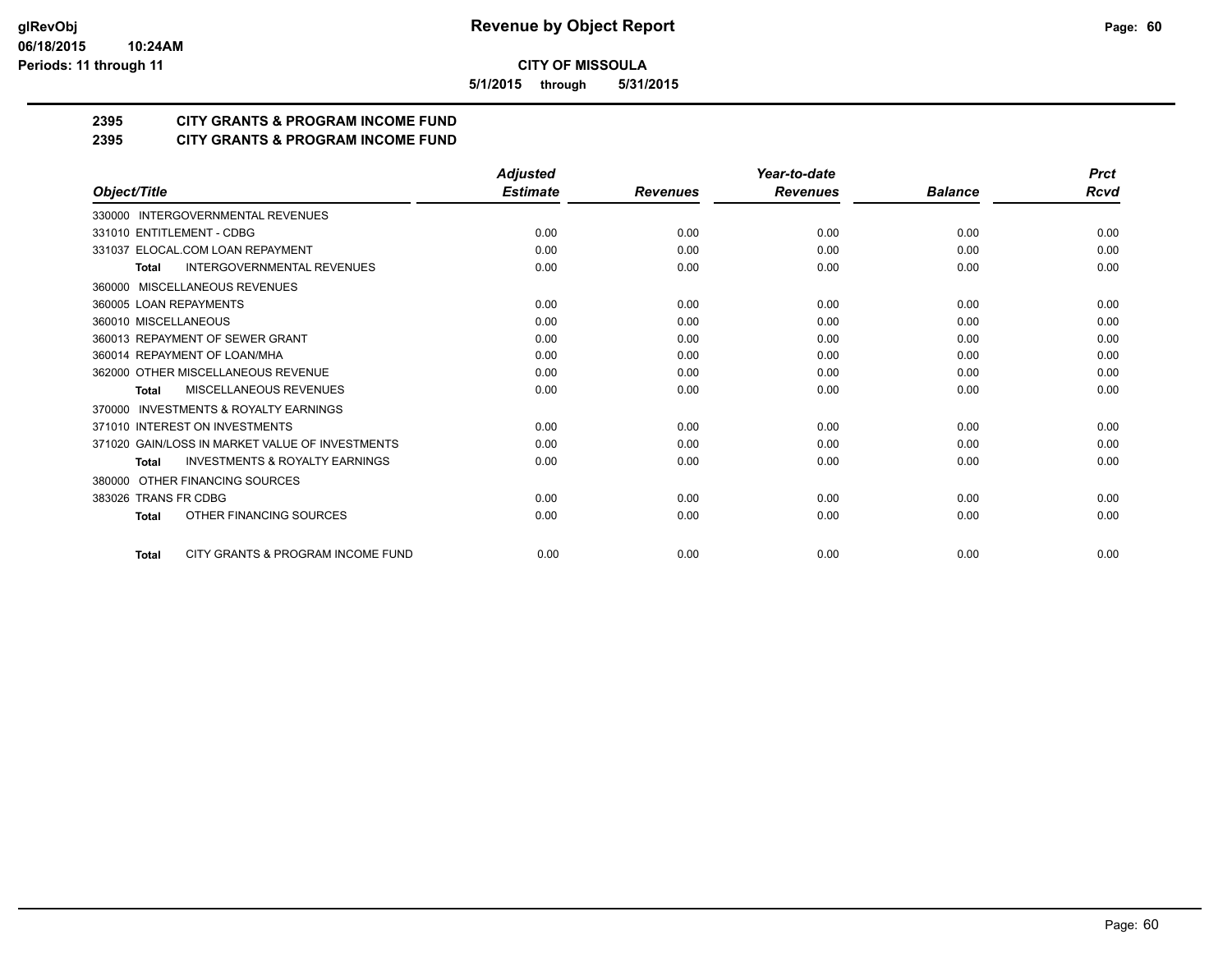# Revenue by Object Report

**CITY OF MISSOULA**

5/1/2015 through 5/31/2015

glRevObj
06/18/2015 10:24AM
Periods: 11 through 11

## 2395 CITY GRANTS & PROGRAM INCOME FUND
## 2395 CITY GRANTS & PROGRAM INCOME FUND

| Object/Title | Adjusted Estimate | Revenues | Year-to-date Revenues | Balance | Prct Rcvd |
|---|---|---|---|---|---|
| 330000 INTERGOVERNMENTAL REVENUES | | | | | |
| 331010 ENTITLEMENT - CDBG | 0.00 | 0.00 | 0.00 | 0.00 | 0.00 |
| 331037 ELOCAL.COM LOAN REPAYMENT | 0.00 | 0.00 | 0.00 | 0.00 | 0.00 |
| **Total** INTERGOVERNMENTAL REVENUES | 0.00 | 0.00 | 0.00 | 0.00 | 0.00 |
| 360000 MISCELLANEOUS REVENUES | | | | | |
| 360005 LOAN REPAYMENTS | 0.00 | 0.00 | 0.00 | 0.00 | 0.00 |
| 360010 MISCELLANEOUS | 0.00 | 0.00 | 0.00 | 0.00 | 0.00 |
| 360013 REPAYMENT OF SEWER GRANT | 0.00 | 0.00 | 0.00 | 0.00 | 0.00 |
| 360014 REPAYMENT OF LOAN/MHA | 0.00 | 0.00 | 0.00 | 0.00 | 0.00 |
| 362000 OTHER MISCELLANEOUS REVENUE | 0.00 | 0.00 | 0.00 | 0.00 | 0.00 |
| **Total** MISCELLANEOUS REVENUES | 0.00 | 0.00 | 0.00 | 0.00 | 0.00 |
| 370000 INVESTMENTS & ROYALTY EARNINGS | | | | | |
| 371010 INTEREST ON INVESTMENTS | 0.00 | 0.00 | 0.00 | 0.00 | 0.00 |
| 371020 GAIN/LOSS IN MARKET VALUE OF INVESTMENTS | 0.00 | 0.00 | 0.00 | 0.00 | 0.00 |
| **Total** INVESTMENTS & ROYALTY EARNINGS | 0.00 | 0.00 | 0.00 | 0.00 | 0.00 |
| 380000 OTHER FINANCING SOURCES | | | | | |
| 383026 TRANS FR CDBG | 0.00 | 0.00 | 0.00 | 0.00 | 0.00 |
| **Total** OTHER FINANCING SOURCES | 0.00 | 0.00 | 0.00 | 0.00 | 0.00 |
| **Total** CITY GRANTS & PROGRAM INCOME FUND | 0.00 | 0.00 | 0.00 | 0.00 | 0.00 |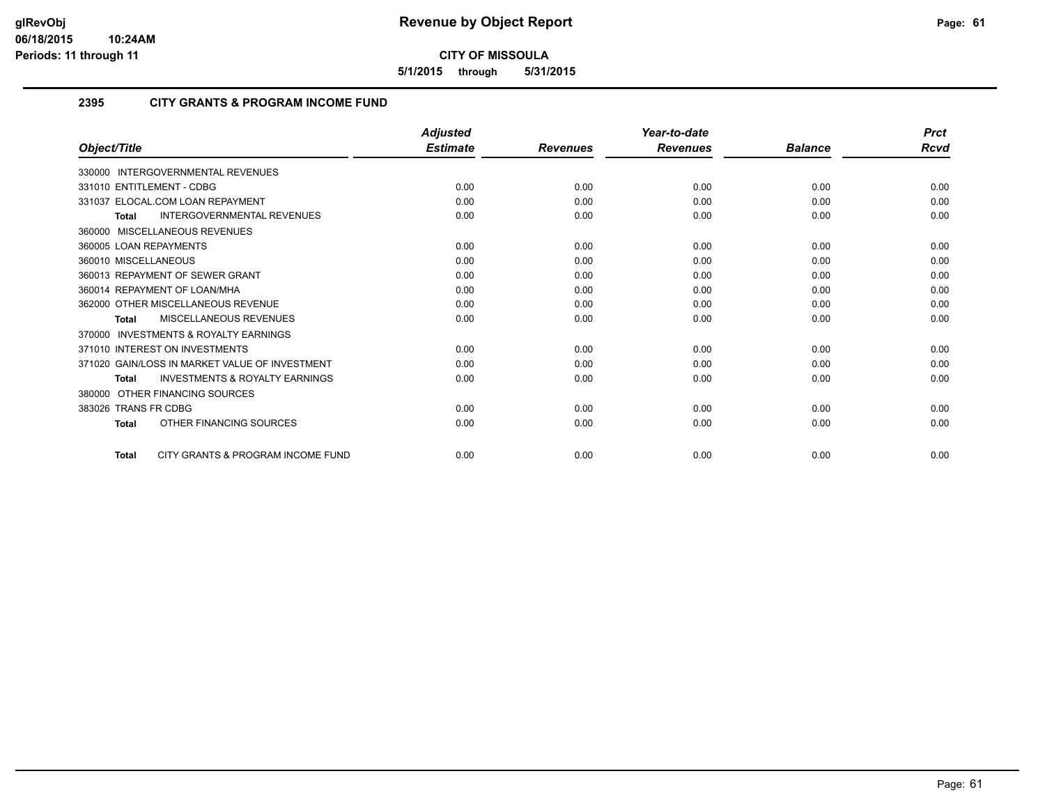**CITY OF MISSOULA**

**5/1/2015 through 5/31/2015**

## 2395 CITY GRANTS & PROGRAM INCOME FUND

| Object/Title | Adjusted Estimate | Revenues | Year-to-date Revenues | Balance | Prct Rcvd |
|---|---|---|---|---|---|
| 330000 INTERGOVERNMENTAL REVENUES | | | | | |
| 331010 ENTITLEMENT - CDBG | 0.00 | 0.00 | 0.00 | 0.00 | 0.00 |
| 331037 ELOCAL.COM LOAN REPAYMENT | 0.00 | 0.00 | 0.00 | 0.00 | 0.00 |
| **Total** INTERGOVERNMENTAL REVENUES | 0.00 | 0.00 | 0.00 | 0.00 | 0.00 |
| 360000 MISCELLANEOUS REVENUES | | | | | |
| 360005 LOAN REPAYMENTS | 0.00 | 0.00 | 0.00 | 0.00 | 0.00 |
| 360010 MISCELLANEOUS | 0.00 | 0.00 | 0.00 | 0.00 | 0.00 |
| 360013 REPAYMENT OF SEWER GRANT | 0.00 | 0.00 | 0.00 | 0.00 | 0.00 |
| 360014 REPAYMENT OF LOAN/MHA | 0.00 | 0.00 | 0.00 | 0.00 | 0.00 |
| 362000 OTHER MISCELLANEOUS REVENUE | 0.00 | 0.00 | 0.00 | 0.00 | 0.00 |
| **Total** MISCELLANEOUS REVENUES | 0.00 | 0.00 | 0.00 | 0.00 | 0.00 |
| 370000 INVESTMENTS & ROYALTY EARNINGS | | | | | |
| 371010 INTEREST ON INVESTMENTS | 0.00 | 0.00 | 0.00 | 0.00 | 0.00 |
| 371020 GAIN/LOSS IN MARKET VALUE OF INVESTMENT | 0.00 | 0.00 | 0.00 | 0.00 | 0.00 |
| **Total** INVESTMENTS & ROYALTY EARNINGS | 0.00 | 0.00 | 0.00 | 0.00 | 0.00 |
| 380000 OTHER FINANCING SOURCES | | | | | |
| 383026 TRANS FR CDBG | 0.00 | 0.00 | 0.00 | 0.00 | 0.00 |
| **Total** OTHER FINANCING SOURCES | 0.00 | 0.00 | 0.00 | 0.00 | 0.00 |
| **Total** CITY GRANTS & PROGRAM INCOME FUND | 0.00 | 0.00 | 0.00 | 0.00 | 0.00 |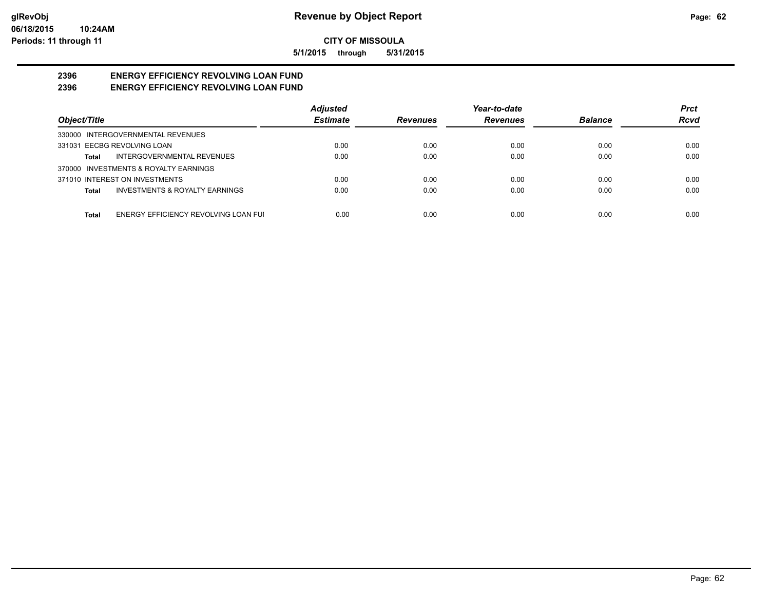# Revenue by Object Report

**CITY OF MISSOULA**

**5/1/2015 through 5/31/2015**

glRevObj
06/18/2015 10:24AM
Periods: 11 through 11

## 2396 ENERGY EFFICIENCY REVOLVING LOAN FUND
## 2396 ENERGY EFFICIENCY REVOLVING LOAN FUND

| Object/Title | Adjusted Estimate | Revenues | Year-to-date Revenues | Balance | Prct Rcvd |
|---|---|---|---|---|---|
| 330000 INTERGOVERNMENTAL REVENUES | | | | | |
| 331031 EECBG REVOLVING LOAN | 0.00 | 0.00 | 0.00 | 0.00 | 0.00 |
| **Total** INTERGOVERNMENTAL REVENUES | 0.00 | 0.00 | 0.00 | 0.00 | 0.00 |
| 370000 INVESTMENTS & ROYALTY EARNINGS | | | | | |
| 371010 INTEREST ON INVESTMENTS | 0.00 | 0.00 | 0.00 | 0.00 | 0.00 |
| **Total** INVESTMENTS & ROYALTY EARNINGS | 0.00 | 0.00 | 0.00 | 0.00 | 0.00 |
| **Total** ENERGY EFFICIENCY REVOLVING LOAN FUI | 0.00 | 0.00 | 0.00 | 0.00 | 0.00 |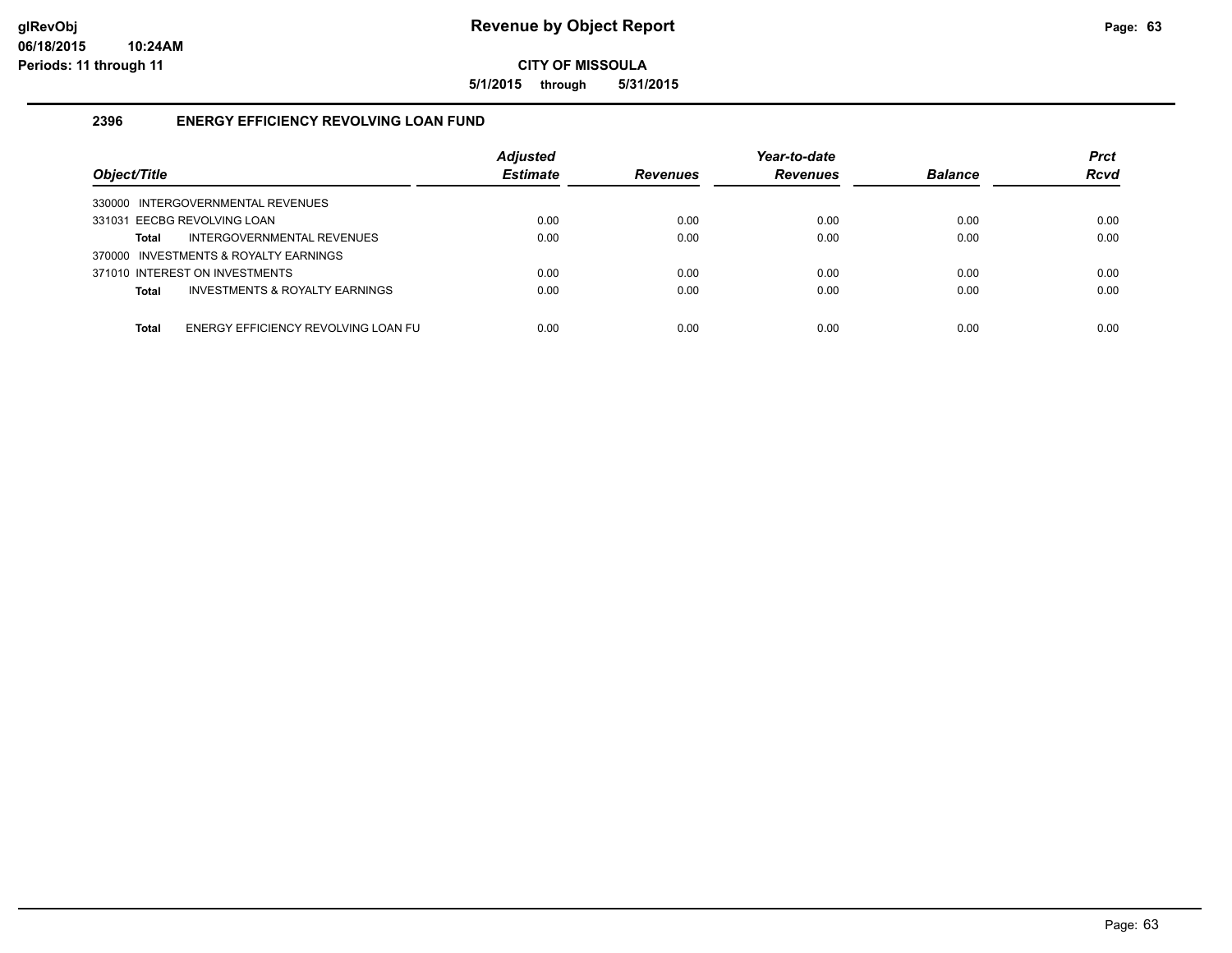# Revenue by Object Report

glRevObj
06/18/2015 10:24AM
Periods: 11 through 11

**CITY OF MISSOULA**

**5/1/2015 through 5/31/2015**

## 2396 ENERGY EFFICIENCY REVOLVING LOAN FUND

| Object/Title | Adjusted Estimate | Revenues | Year-to-date Revenues | Balance | Prct Rcvd |
|---|---|---|---|---|---|
| 330000 INTERGOVERNMENTAL REVENUES | | | | | |
| 331031 EECBG REVOLVING LOAN | 0.00 | 0.00 | 0.00 | 0.00 | 0.00 |
| **Total** INTERGOVERNMENTAL REVENUES | 0.00 | 0.00 | 0.00 | 0.00 | 0.00 |
| 370000 INVESTMENTS & ROYALTY EARNINGS | | | | | |
| 371010 INTEREST ON INVESTMENTS | 0.00 | 0.00 | 0.00 | 0.00 | 0.00 |
| **Total** INVESTMENTS & ROYALTY EARNINGS | 0.00 | 0.00 | 0.00 | 0.00 | 0.00 |
| **Total** ENERGY EFFICIENCY REVOLVING LOAN FU | 0.00 | 0.00 | 0.00 | 0.00 | 0.00 |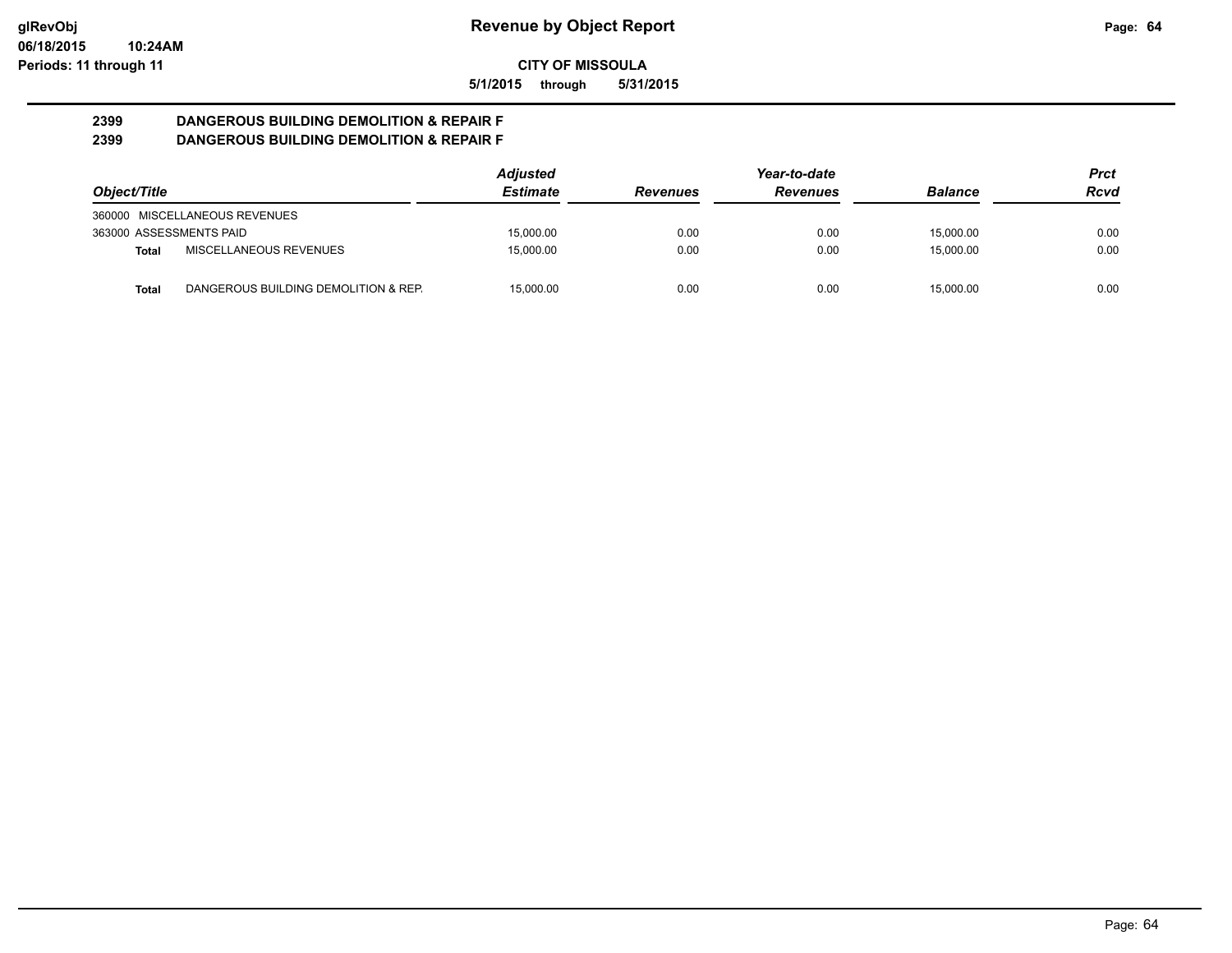# Revenue by Object Report

**CITY OF MISSOULA**

**5/1/2015 through 5/31/2015**

glRevObj
06/18/2015 10:24AM
Periods: 11 through 11

## 2399 DANGEROUS BUILDING DEMOLITION & REPAIR F
## 2399 DANGEROUS BUILDING DEMOLITION & REPAIR F

| Object/Title | | Adjusted Estimate | Revenues | Year-to-date Revenues | Balance | Prct Rcvd |
|---|---|---|---|---|---|---|
| 360000 MISCELLANEOUS REVENUES | | | | | | |
| 363000 ASSESSMENTS PAID | | 15,000.00 | 0.00 | 0.00 | 15,000.00 | 0.00 |
| **Total** | MISCELLANEOUS REVENUES | 15,000.00 | 0.00 | 0.00 | 15,000.00 | 0.00 |
| **Total** | DANGEROUS BUILDING DEMOLITION & REP. | 15,000.00 | 0.00 | 0.00 | 15,000.00 | 0.00 |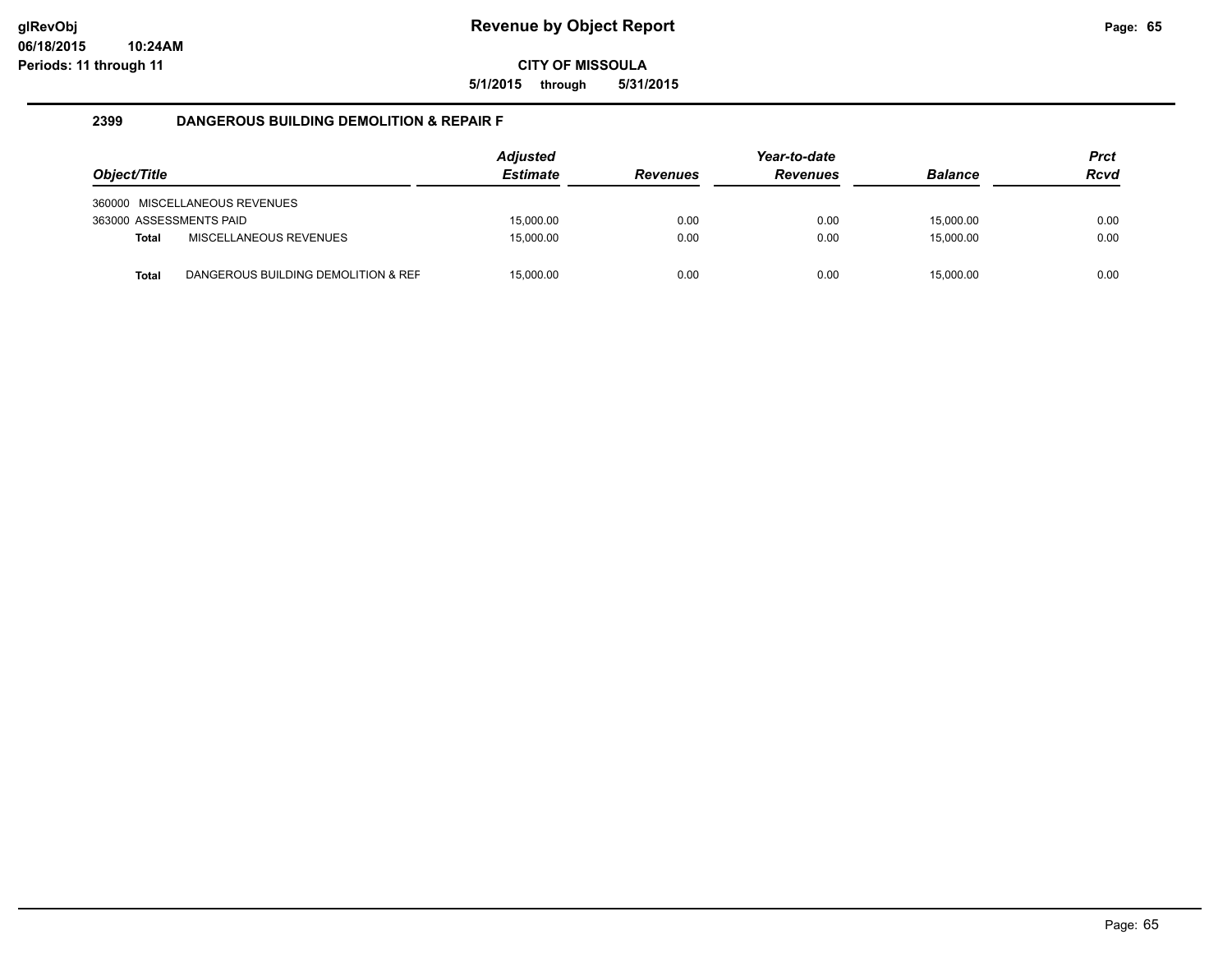**glRevObj**
**06/18/2015 10:24AM**
**Periods: 11 through 11**

# Revenue by Object Report

**CITY OF MISSOULA**

**5/1/2015 through 5/31/2015**

## 2399 DANGEROUS BUILDING DEMOLITION & REPAIR F

| Object/Title | | Adjusted Estimate | Revenues | Year-to-date Revenues | Balance | Prct Rcvd |
|---|---|---|---|---|---|---|
| 360000 | MISCELLANEOUS REVENUES | | | | | |
| 363000 ASSESSMENTS PAID | | 15,000.00 | 0.00 | 0.00 | 15,000.00 | 0.00 |
| **Total** | MISCELLANEOUS REVENUES | 15,000.00 | 0.00 | 0.00 | 15,000.00 | 0.00 |
| **Total** | DANGEROUS BUILDING DEMOLITION & REF | 15,000.00 | 0.00 | 0.00 | 15,000.00 | 0.00 |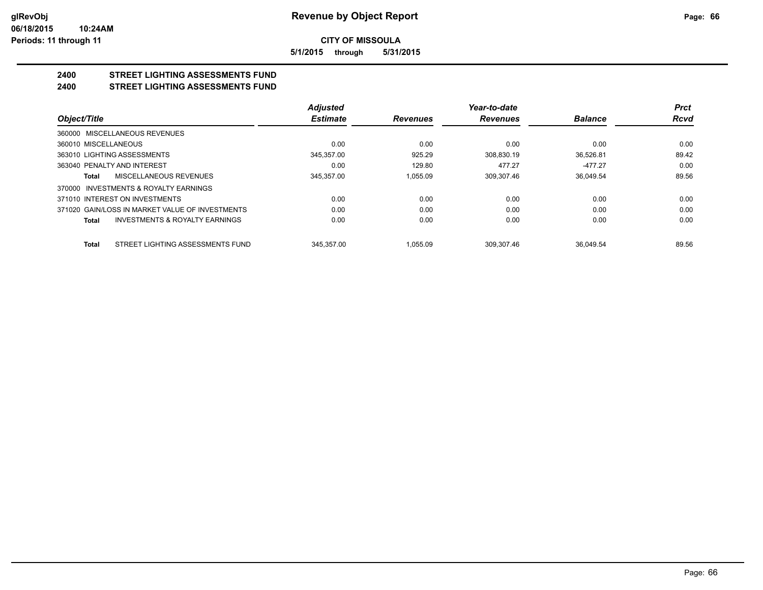**glRevObj**
**06/18/2015 10:24AM**
**Periods: 11 through 11**

# Revenue by Object Report

**CITY OF MISSOULA**

**5/1/2015 through 5/31/2015**

## 2400 STREET LIGHTING ASSESSMENTS FUND
## 2400 STREET LIGHTING ASSESSMENTS FUND

| Object/Title | Adjusted Estimate | Revenues | Year-to-date Revenues | Balance | Prct Rcvd |
|---|---|---|---|---|---|
| 360000 MISCELLANEOUS REVENUES | | | | | |
| 360010 MISCELLANEOUS | 0.00 | 0.00 | 0.00 | 0.00 | 0.00 |
| 363010 LIGHTING ASSESSMENTS | 345,357.00 | 925.29 | 308,830.19 | 36,526.81 | 89.42 |
| 363040 PENALTY AND INTEREST | 0.00 | 129.80 | 477.27 | -477.27 | 0.00 |
| **Total** MISCELLANEOUS REVENUES | 345,357.00 | 1,055.09 | 309,307.46 | 36,049.54 | 89.56 |
| 370000 INVESTMENTS & ROYALTY EARNINGS | | | | | |
| 371010 INTEREST ON INVESTMENTS | 0.00 | 0.00 | 0.00 | 0.00 | 0.00 |
| 371020 GAIN/LOSS IN MARKET VALUE OF INVESTMENTS | 0.00 | 0.00 | 0.00 | 0.00 | 0.00 |
| **Total** INVESTMENTS & ROYALTY EARNINGS | 0.00 | 0.00 | 0.00 | 0.00 | 0.00 |
| **Total** STREET LIGHTING ASSESSMENTS FUND | 345,357.00 | 1,055.09 | 309,307.46 | 36,049.54 | 89.56 |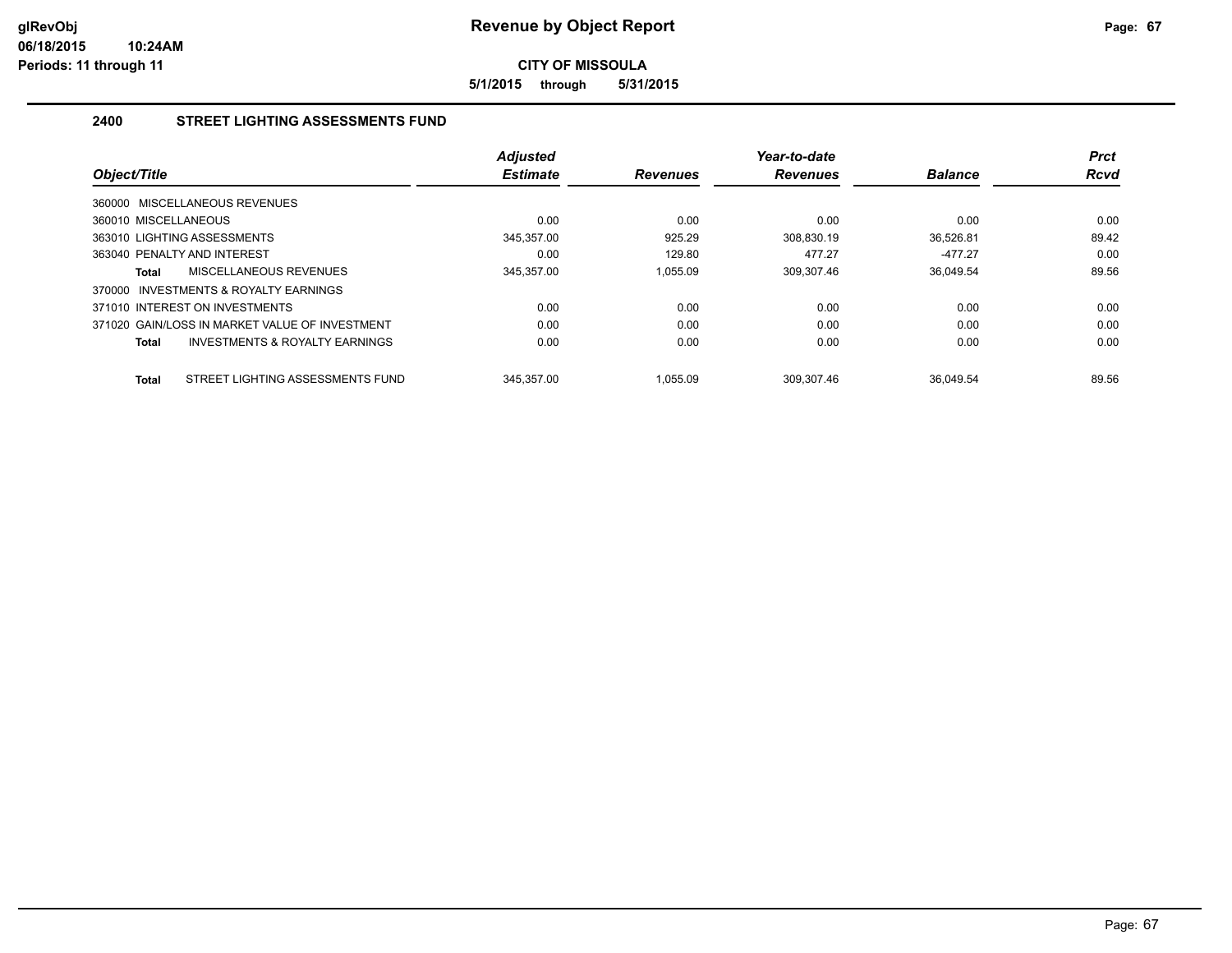**glRevObj**
**06/18/2015 10:24AM**
**Periods: 11 through 11**

# Revenue by Object Report

**CITY OF MISSOULA**

**5/1/2015 through 5/31/2015**

## 2400 STREET LIGHTING ASSESSMENTS FUND

| Object/Title | Adjusted Estimate | Revenues | Year-to-date Revenues | Balance | Prct Rcvd |
|---|---|---|---|---|---|
| 360000 MISCELLANEOUS REVENUES | | | | | |
| 360010 MISCELLANEOUS | 0.00 | 0.00 | 0.00 | 0.00 | 0.00 |
| 363010 LIGHTING ASSESSMENTS | 345,357.00 | 925.29 | 308,830.19 | 36,526.81 | 89.42 |
| 363040 PENALTY AND INTEREST | 0.00 | 129.80 | 477.27 | -477.27 | 0.00 |
| **Total** MISCELLANEOUS REVENUES | 345,357.00 | 1,055.09 | 309,307.46 | 36,049.54 | 89.56 |
| 370000 INVESTMENTS & ROYALTY EARNINGS | | | | | |
| 371010 INTEREST ON INVESTMENTS | 0.00 | 0.00 | 0.00 | 0.00 | 0.00 |
| 371020 GAIN/LOSS IN MARKET VALUE OF INVESTMENT | 0.00 | 0.00 | 0.00 | 0.00 | 0.00 |
| **Total** INVESTMENTS & ROYALTY EARNINGS | 0.00 | 0.00 | 0.00 | 0.00 | 0.00 |
| **Total** STREET LIGHTING ASSESSMENTS FUND | 345,357.00 | 1,055.09 | 309,307.46 | 36,049.54 | 89.56 |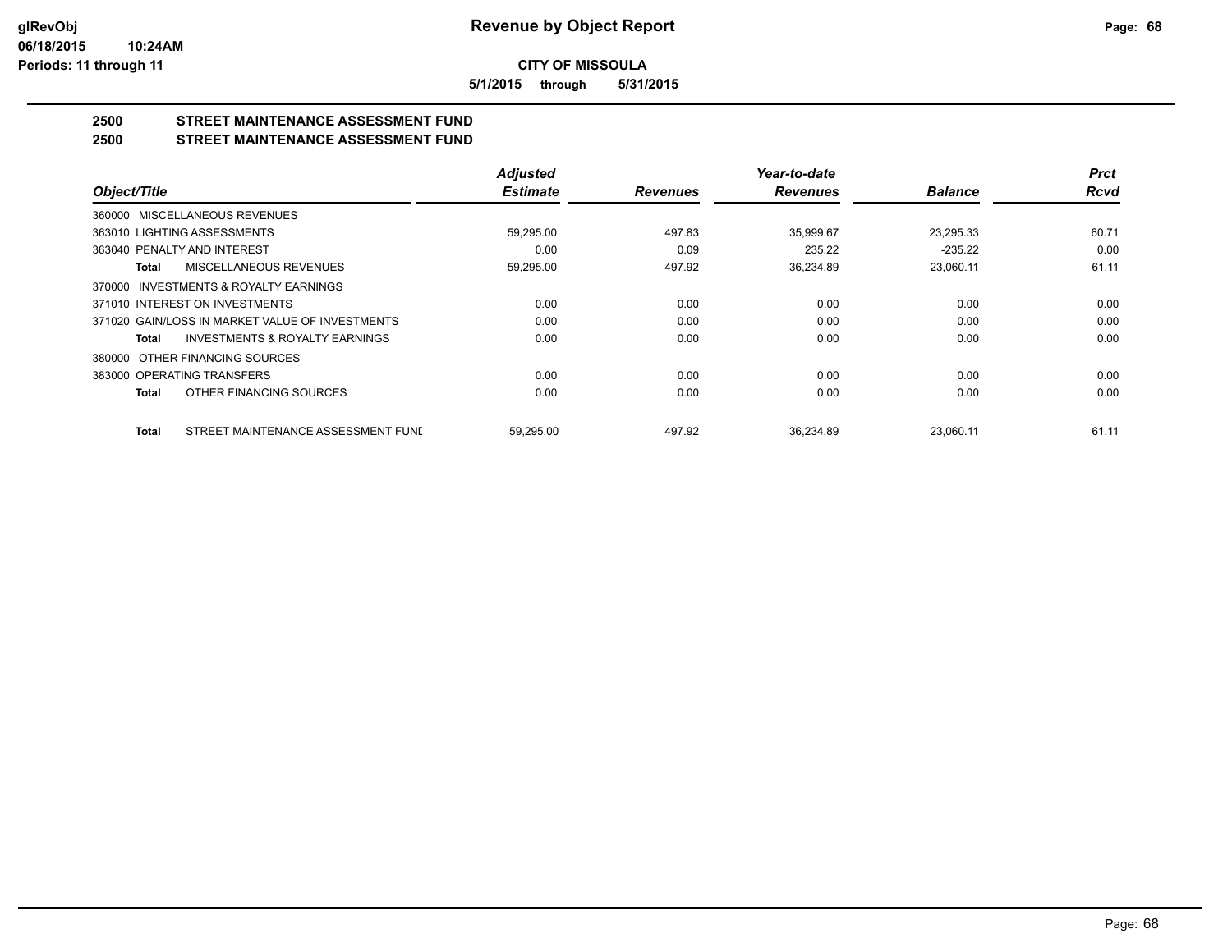# Revenue by Object Report

## CITY OF MISSOULA

**5/1/2015 through 5/31/2015**

### 2500 STREET MAINTENANCE ASSESSMENT FUND
### 2500 STREET MAINTENANCE ASSESSMENT FUND

| Object/Title | Adjusted Estimate | Revenues | Year-to-date Revenues | Balance | Prct Rcvd |
|---|---|---|---|---|---|
| 360000 MISCELLANEOUS REVENUES | | | | | |
| 363010 LIGHTING ASSESSMENTS | 59,295.00 | 497.83 | 35,999.67 | 23,295.33 | 60.71 |
| 363040 PENALTY AND INTEREST | 0.00 | 0.09 | 235.22 | -235.22 | 0.00 |
| **Total** MISCELLANEOUS REVENUES | 59,295.00 | 497.92 | 36,234.89 | 23,060.11 | 61.11 |
| 370000 INVESTMENTS & ROYALTY EARNINGS | | | | | |
| 371010 INTEREST ON INVESTMENTS | 0.00 | 0.00 | 0.00 | 0.00 | 0.00 |
| 371020 GAIN/LOSS IN MARKET VALUE OF INVESTMENTS | 0.00 | 0.00 | 0.00 | 0.00 | 0.00 |
| **Total** INVESTMENTS & ROYALTY EARNINGS | 0.00 | 0.00 | 0.00 | 0.00 | 0.00 |
| 380000 OTHER FINANCING SOURCES | | | | | |
| 383000 OPERATING TRANSFERS | 0.00 | 0.00 | 0.00 | 0.00 | 0.00 |
| **Total** OTHER FINANCING SOURCES | 0.00 | 0.00 | 0.00 | 0.00 | 0.00 |
| **Total** STREET MAINTENANCE ASSESSMENT FUNI | 59,295.00 | 497.92 | 36,234.89 | 23,060.11 | 61.11 |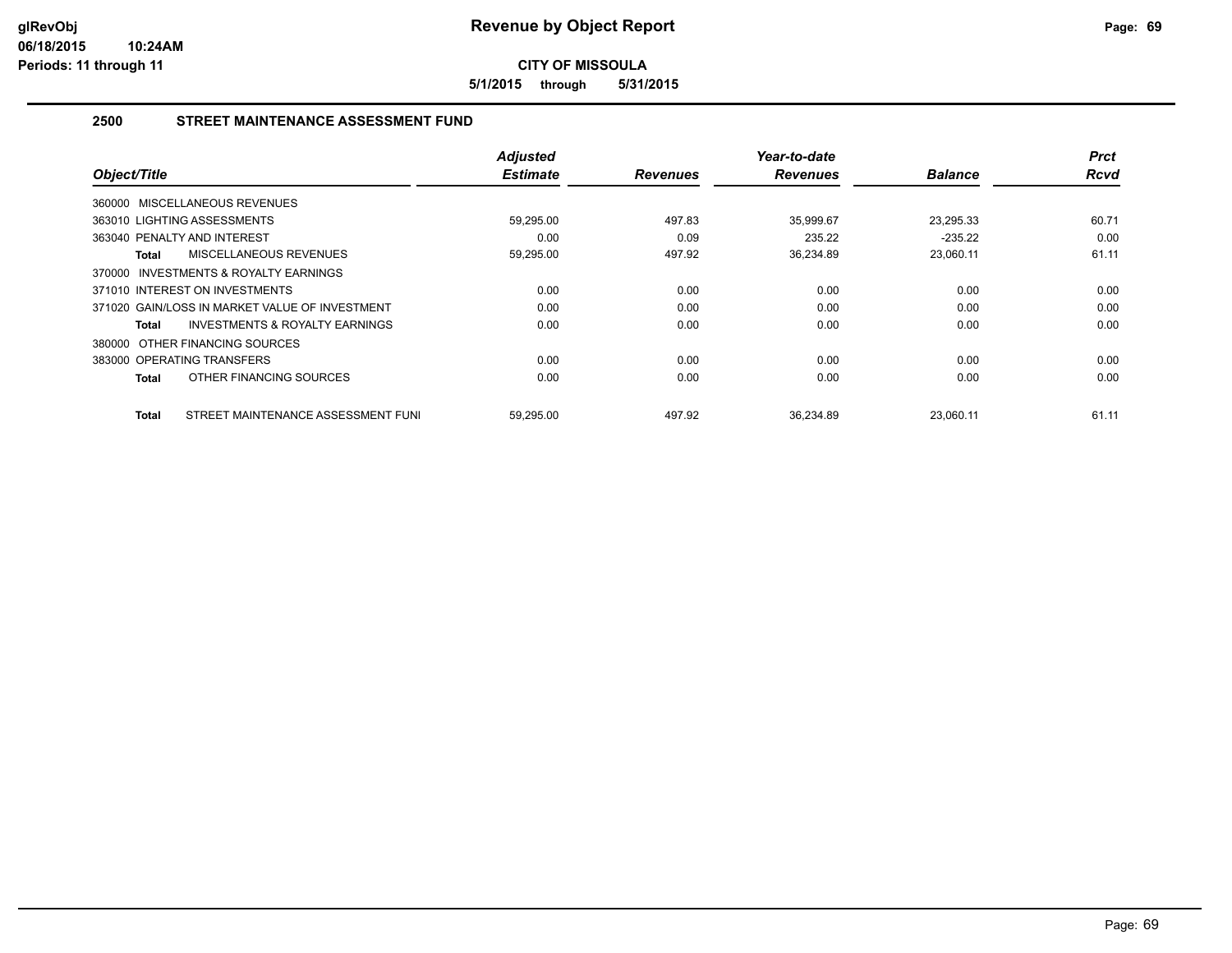**Revenue by Object Report**

**CITY OF MISSOULA**

**5/1/2015 through 5/31/2015**

glRevObj
06/18/2015 10:24AM
Periods: 11 through 11

## 2500 STREET MAINTENANCE ASSESSMENT FUND

| Object/Title | Adjusted Estimate | Revenues | Year-to-date Revenues | Balance | Prct Rcvd |
|---|---|---|---|---|---|
| 360000 MISCELLANEOUS REVENUES | | | | | |
| 363010 LIGHTING ASSESSMENTS | 59,295.00 | 497.83 | 35,999.67 | 23,295.33 | 60.71 |
| 363040 PENALTY AND INTEREST | 0.00 | 0.09 | 235.22 | -235.22 | 0.00 |
| **Total** MISCELLANEOUS REVENUES | 59,295.00 | 497.92 | 36,234.89 | 23,060.11 | 61.11 |
| 370000 INVESTMENTS & ROYALTY EARNINGS | | | | | |
| 371010 INTEREST ON INVESTMENTS | 0.00 | 0.00 | 0.00 | 0.00 | 0.00 |
| 371020 GAIN/LOSS IN MARKET VALUE OF INVESTMENT | 0.00 | 0.00 | 0.00 | 0.00 | 0.00 |
| **Total** INVESTMENTS & ROYALTY EARNINGS | 0.00 | 0.00 | 0.00 | 0.00 | 0.00 |
| 380000 OTHER FINANCING SOURCES | | | | | |
| 383000 OPERATING TRANSFERS | 0.00 | 0.00 | 0.00 | 0.00 | 0.00 |
| **Total** OTHER FINANCING SOURCES | 0.00 | 0.00 | 0.00 | 0.00 | 0.00 |
| **Total** STREET MAINTENANCE ASSESSMENT FUNI | 59,295.00 | 497.92 | 36,234.89 | 23,060.11 | 61.11 |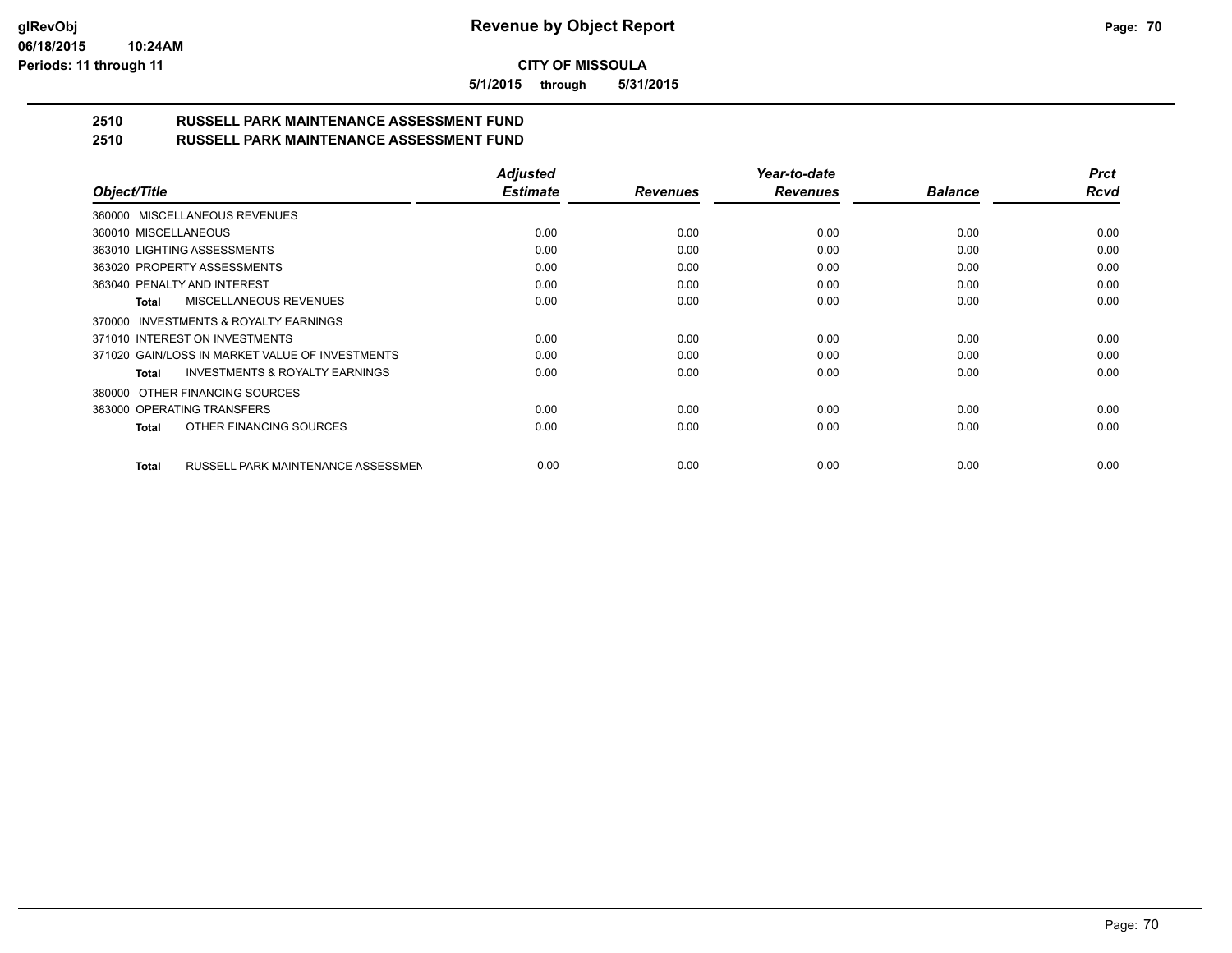**CITY OF MISSOULA**

**5/1/2015 through 5/31/2015**

**Revenue by Object Report**

glRevObj
06/18/2015 10:24AM
Periods: 11 through 11

## 2510 RUSSELL PARK MAINTENANCE ASSESSMENT FUND
## 2510 RUSSELL PARK MAINTENANCE ASSESSMENT FUND

| Object/Title | Adjusted Estimate | Revenues | Year-to-date Revenues | Balance | Prct Rcvd |
|---|---|---|---|---|---|
| 360000 MISCELLANEOUS REVENUES | | | | | |
| 360010 MISCELLANEOUS | 0.00 | 0.00 | 0.00 | 0.00 | 0.00 |
| 363010 LIGHTING ASSESSMENTS | 0.00 | 0.00 | 0.00 | 0.00 | 0.00 |
| 363020 PROPERTY ASSESSMENTS | 0.00 | 0.00 | 0.00 | 0.00 | 0.00 |
| 363040 PENALTY AND INTEREST | 0.00 | 0.00 | 0.00 | 0.00 | 0.00 |
| **Total** MISCELLANEOUS REVENUES | 0.00 | 0.00 | 0.00 | 0.00 | 0.00 |
| 370000 INVESTMENTS & ROYALTY EARNINGS | | | | | |
| 371010 INTEREST ON INVESTMENTS | 0.00 | 0.00 | 0.00 | 0.00 | 0.00 |
| 371020 GAIN/LOSS IN MARKET VALUE OF INVESTMENTS | 0.00 | 0.00 | 0.00 | 0.00 | 0.00 |
| **Total** INVESTMENTS & ROYALTY EARNINGS | 0.00 | 0.00 | 0.00 | 0.00 | 0.00 |
| 380000 OTHER FINANCING SOURCES | | | | | |
| 383000 OPERATING TRANSFERS | 0.00 | 0.00 | 0.00 | 0.00 | 0.00 |
| **Total** OTHER FINANCING SOURCES | 0.00 | 0.00 | 0.00 | 0.00 | 0.00 |
| **Total** RUSSELL PARK MAINTENANCE ASSESSMEN | 0.00 | 0.00 | 0.00 | 0.00 | 0.00 |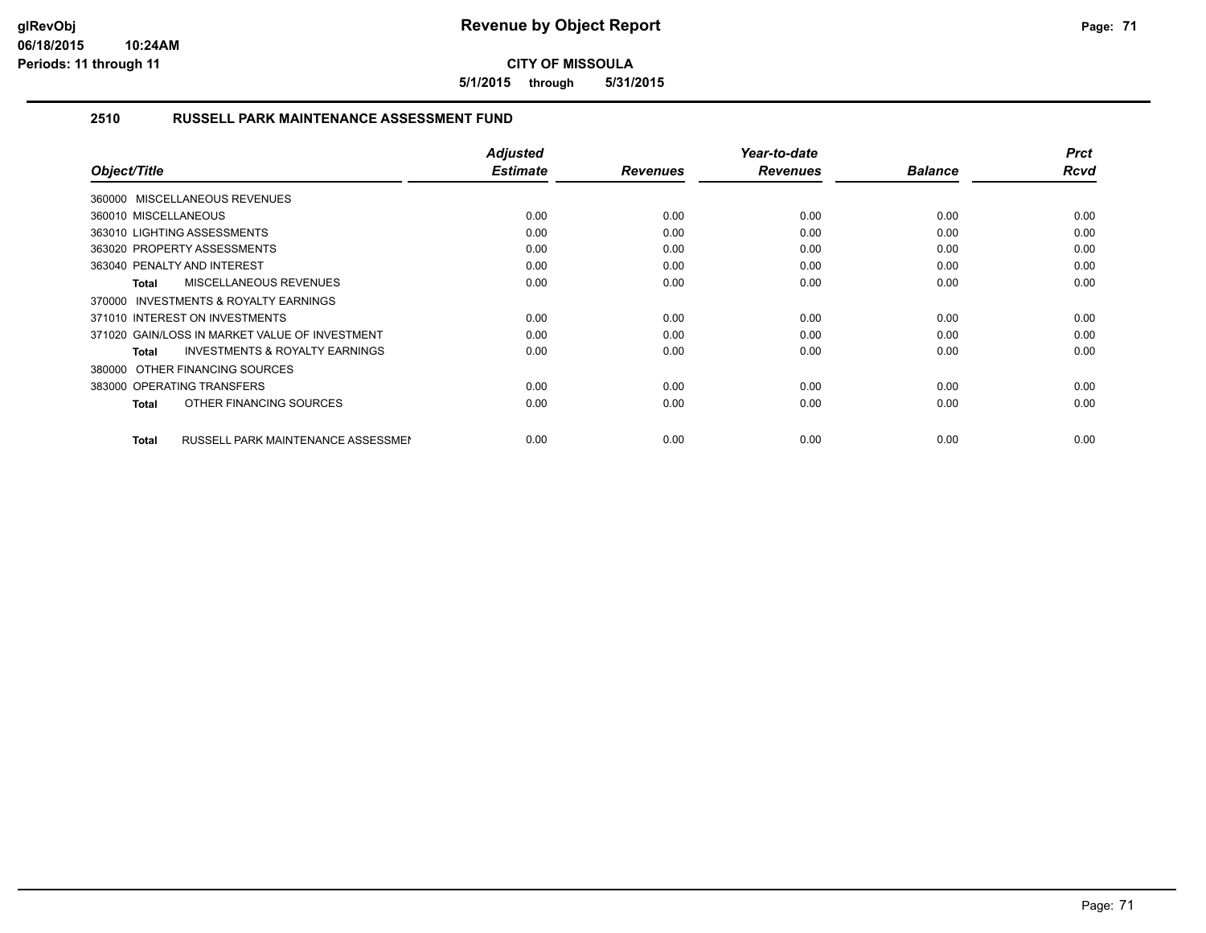# Revenue by Object Report

**CITY OF MISSOULA**

**5/1/2015 through 5/31/2015**

glRevObj
06/18/2015 10:24AM
Periods: 11 through 11

## 2510 RUSSELL PARK MAINTENANCE ASSESSMENT FUND

| Object/Title | Adjusted Estimate | Revenues | Year-to-date Revenues | Balance | Prct Rcvd |
|---|---|---|---|---|---|
| 360000 MISCELLANEOUS REVENUES | | | | | |
| 360010 MISCELLANEOUS | 0.00 | 0.00 | 0.00 | 0.00 | 0.00 |
| 363010 LIGHTING ASSESSMENTS | 0.00 | 0.00 | 0.00 | 0.00 | 0.00 |
| 363020 PROPERTY ASSESSMENTS | 0.00 | 0.00 | 0.00 | 0.00 | 0.00 |
| 363040 PENALTY AND INTEREST | 0.00 | 0.00 | 0.00 | 0.00 | 0.00 |
| **Total** MISCELLANEOUS REVENUES | 0.00 | 0.00 | 0.00 | 0.00 | 0.00 |
| 370000 INVESTMENTS & ROYALTY EARNINGS | | | | | |
| 371010 INTEREST ON INVESTMENTS | 0.00 | 0.00 | 0.00 | 0.00 | 0.00 |
| 371020 GAIN/LOSS IN MARKET VALUE OF INVESTMENT | 0.00 | 0.00 | 0.00 | 0.00 | 0.00 |
| **Total** INVESTMENTS & ROYALTY EARNINGS | 0.00 | 0.00 | 0.00 | 0.00 | 0.00 |
| 380000 OTHER FINANCING SOURCES | | | | | |
| 383000 OPERATING TRANSFERS | 0.00 | 0.00 | 0.00 | 0.00 | 0.00 |
| **Total** OTHER FINANCING SOURCES | 0.00 | 0.00 | 0.00 | 0.00 | 0.00 |
| **Total** RUSSELL PARK MAINTENANCE ASSESSMEN | 0.00 | 0.00 | 0.00 | 0.00 | 0.00 |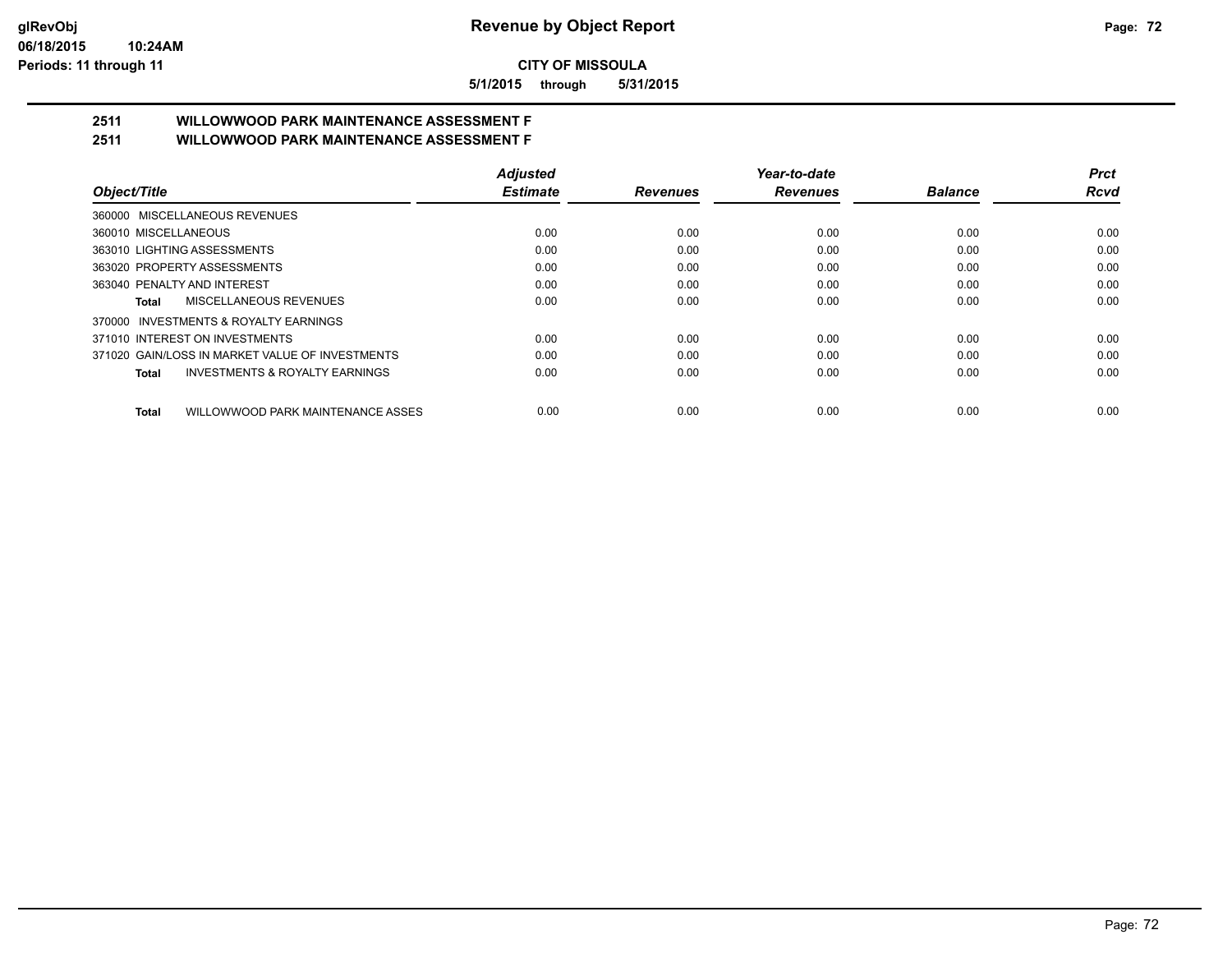**Revenue by Object Report**

**CITY OF MISSOULA**

**5/1/2015 through 5/31/2015**

glRevObj
06/18/2015 10:24AM
Periods: 11 through 11

## 2511 WILLOWWOOD PARK MAINTENANCE ASSESSMENT F
## 2511 WILLOWWOOD PARK MAINTENANCE ASSESSMENT F

| Object/Title | Adjusted Estimate | Revenues | Year-to-date Revenues | Balance | Prct Rcvd |
|---|---|---|---|---|---|
| 360000 MISCELLANEOUS REVENUES | | | | | |
| 360010 MISCELLANEOUS | 0.00 | 0.00 | 0.00 | 0.00 | 0.00 |
| 363010 LIGHTING ASSESSMENTS | 0.00 | 0.00 | 0.00 | 0.00 | 0.00 |
| 363020 PROPERTY ASSESSMENTS | 0.00 | 0.00 | 0.00 | 0.00 | 0.00 |
| 363040 PENALTY AND INTEREST | 0.00 | 0.00 | 0.00 | 0.00 | 0.00 |
| **Total** MISCELLANEOUS REVENUES | 0.00 | 0.00 | 0.00 | 0.00 | 0.00 |
| 370000 INVESTMENTS & ROYALTY EARNINGS | | | | | |
| 371010 INTEREST ON INVESTMENTS | 0.00 | 0.00 | 0.00 | 0.00 | 0.00 |
| 371020 GAIN/LOSS IN MARKET VALUE OF INVESTMENTS | 0.00 | 0.00 | 0.00 | 0.00 | 0.00 |
| **Total** INVESTMENTS & ROYALTY EARNINGS | 0.00 | 0.00 | 0.00 | 0.00 | 0.00 |
| **Total** WILLOWWOOD PARK MAINTENANCE ASSES | 0.00 | 0.00 | 0.00 | 0.00 | 0.00 |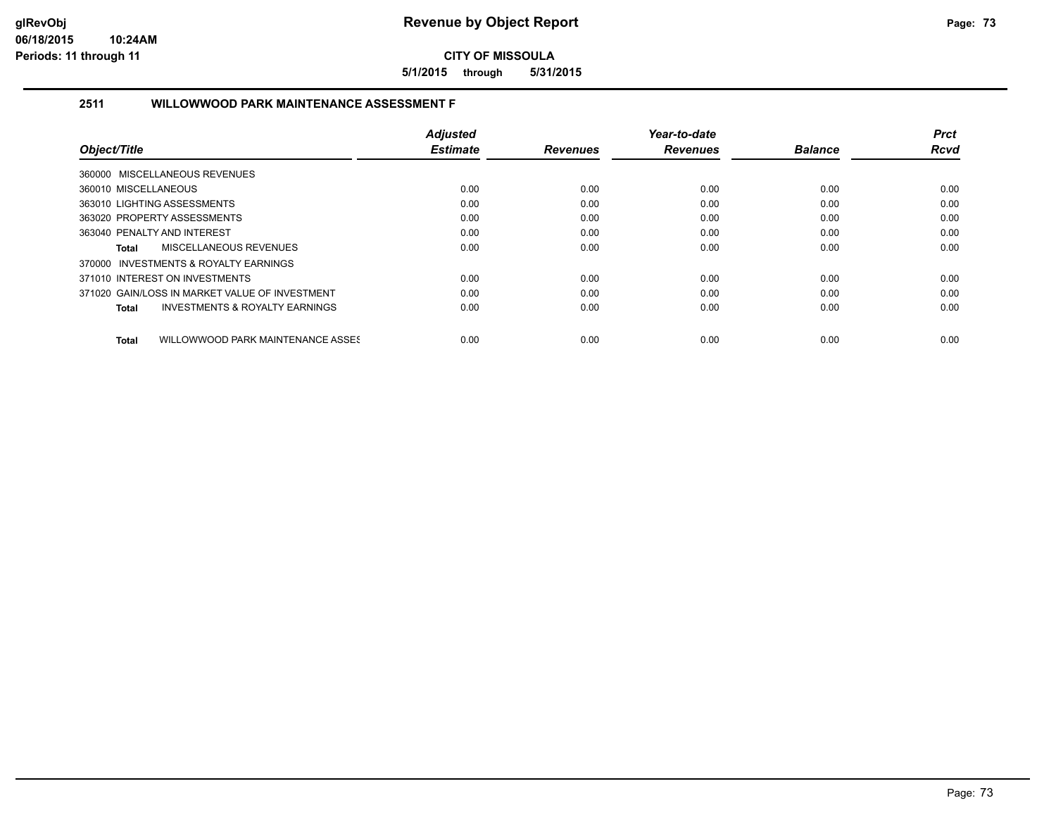# Revenue by Object Report

**CITY OF MISSOULA**

**5/1/2015 through 5/31/2015**

glRevObj
06/18/2015 10:24AM
Periods: 11 through 11

## 2511 WILLOWWOOD PARK MAINTENANCE ASSESSMENT F

| Object/Title | Adjusted Estimate | Revenues | Year-to-date Revenues | Balance | Prct Rcvd |
|---|---|---|---|---|---|
| 360000 MISCELLANEOUS REVENUES | | | | | |
| 360010 MISCELLANEOUS | 0.00 | 0.00 | 0.00 | 0.00 | 0.00 |
| 363010 LIGHTING ASSESSMENTS | 0.00 | 0.00 | 0.00 | 0.00 | 0.00 |
| 363020 PROPERTY ASSESSMENTS | 0.00 | 0.00 | 0.00 | 0.00 | 0.00 |
| 363040 PENALTY AND INTEREST | 0.00 | 0.00 | 0.00 | 0.00 | 0.00 |
| **Total** MISCELLANEOUS REVENUES | 0.00 | 0.00 | 0.00 | 0.00 | 0.00 |
| 370000 INVESTMENTS & ROYALTY EARNINGS | | | | | |
| 371010 INTEREST ON INVESTMENTS | 0.00 | 0.00 | 0.00 | 0.00 | 0.00 |
| 371020 GAIN/LOSS IN MARKET VALUE OF INVESTMENT | 0.00 | 0.00 | 0.00 | 0.00 | 0.00 |
| **Total** INVESTMENTS & ROYALTY EARNINGS | 0.00 | 0.00 | 0.00 | 0.00 | 0.00 |
| **Total** WILLOWWOOD PARK MAINTENANCE ASSES | 0.00 | 0.00 | 0.00 | 0.00 | 0.00 |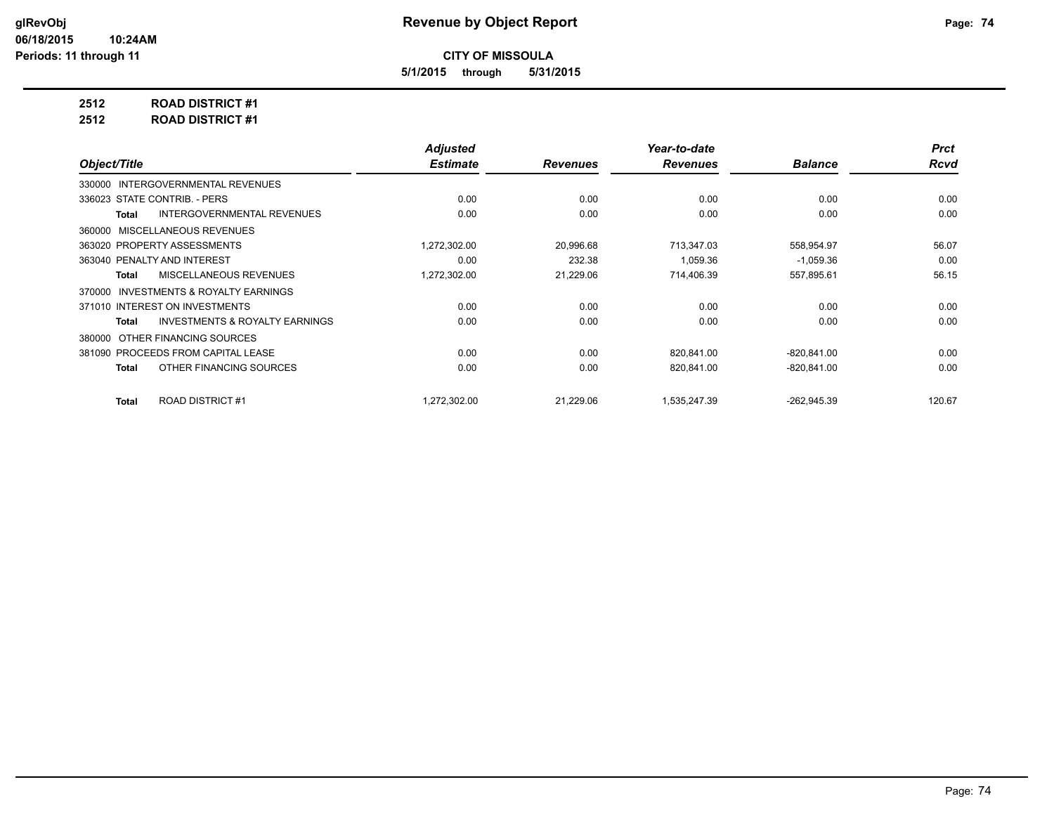# Revenue by Object Report

**CITY OF MISSOULA**

**5/1/2015 through 5/31/2015**

glRevObj
06/18/2015 10:24AM
Periods: 11 through 11

**2512 ROAD DISTRICT #1**

**2512 ROAD DISTRICT #1**

| Object/Title | Adjusted Estimate | Revenues | Year-to-date Revenues | Balance | Prct Rcvd |
|---|---|---|---|---|---|
| 330000 INTERGOVERNMENTAL REVENUES | | | | | |
| 336023 STATE CONTRIB. - PERS | 0.00 | 0.00 | 0.00 | 0.00 | 0.00 |
| **Total** INTERGOVERNMENTAL REVENUES | 0.00 | 0.00 | 0.00 | 0.00 | 0.00 |
| 360000 MISCELLANEOUS REVENUES | | | | | |
| 363020 PROPERTY ASSESSMENTS | 1,272,302.00 | 20,996.68 | 713,347.03 | 558,954.97 | 56.07 |
| 363040 PENALTY AND INTEREST | 0.00 | 232.38 | 1,059.36 | -1,059.36 | 0.00 |
| **Total** MISCELLANEOUS REVENUES | 1,272,302.00 | 21,229.06 | 714,406.39 | 557,895.61 | 56.15 |
| 370000 INVESTMENTS & ROYALTY EARNINGS | | | | | |
| 371010 INTEREST ON INVESTMENTS | 0.00 | 0.00 | 0.00 | 0.00 | 0.00 |
| **Total** INVESTMENTS & ROYALTY EARNINGS | 0.00 | 0.00 | 0.00 | 0.00 | 0.00 |
| 380000 OTHER FINANCING SOURCES | | | | | |
| 381090 PROCEEDS FROM CAPITAL LEASE | 0.00 | 0.00 | 820,841.00 | -820,841.00 | 0.00 |
| **Total** OTHER FINANCING SOURCES | 0.00 | 0.00 | 820,841.00 | -820,841.00 | 0.00 |
| **Total** ROAD DISTRICT #1 | 1,272,302.00 | 21,229.06 | 1,535,247.39 | -262,945.39 | 120.67 |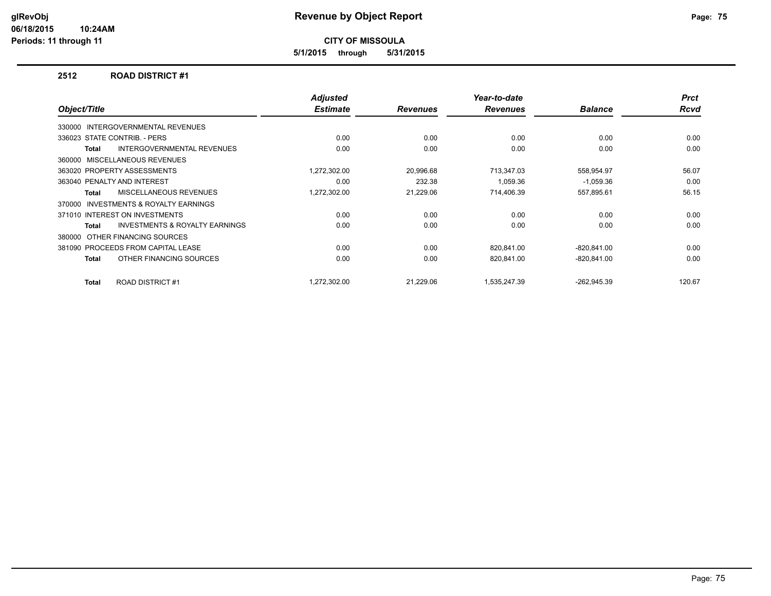# Revenue by Object Report

**CITY OF MISSOULA**

**5/1/2015 through 5/31/2015**

glRevObj
06/18/2015 10:24AM
Periods: 11 through 11

## 2512 ROAD DISTRICT #1

| Object/Title | Adjusted Estimate | Revenues | Year-to-date Revenues | Balance | Prct Rcvd |
|---|---|---|---|---|---|
| 330000 INTERGOVERNMENTAL REVENUES | | | | | |
| 336023 STATE CONTRIB. - PERS | 0.00 | 0.00 | 0.00 | 0.00 | 0.00 |
| **Total** INTERGOVERNMENTAL REVENUES | 0.00 | 0.00 | 0.00 | 0.00 | 0.00 |
| 360000 MISCELLANEOUS REVENUES | | | | | |
| 363020 PROPERTY ASSESSMENTS | 1,272,302.00 | 20,996.68 | 713,347.03 | 558,954.97 | 56.07 |
| 363040 PENALTY AND INTEREST | 0.00 | 232.38 | 1,059.36 | -1,059.36 | 0.00 |
| **Total** MISCELLANEOUS REVENUES | 1,272,302.00 | 21,229.06 | 714,406.39 | 557,895.61 | 56.15 |
| 370000 INVESTMENTS & ROYALTY EARNINGS | | | | | |
| 371010 INTEREST ON INVESTMENTS | 0.00 | 0.00 | 0.00 | 0.00 | 0.00 |
| **Total** INVESTMENTS & ROYALTY EARNINGS | 0.00 | 0.00 | 0.00 | 0.00 | 0.00 |
| 380000 OTHER FINANCING SOURCES | | | | | |
| 381090 PROCEEDS FROM CAPITAL LEASE | 0.00 | 0.00 | 820,841.00 | -820,841.00 | 0.00 |
| **Total** OTHER FINANCING SOURCES | 0.00 | 0.00 | 820,841.00 | -820,841.00 | 0.00 |
| **Total** ROAD DISTRICT #1 | 1,272,302.00 | 21,229.06 | 1,535,247.39 | -262,945.39 | 120.67 |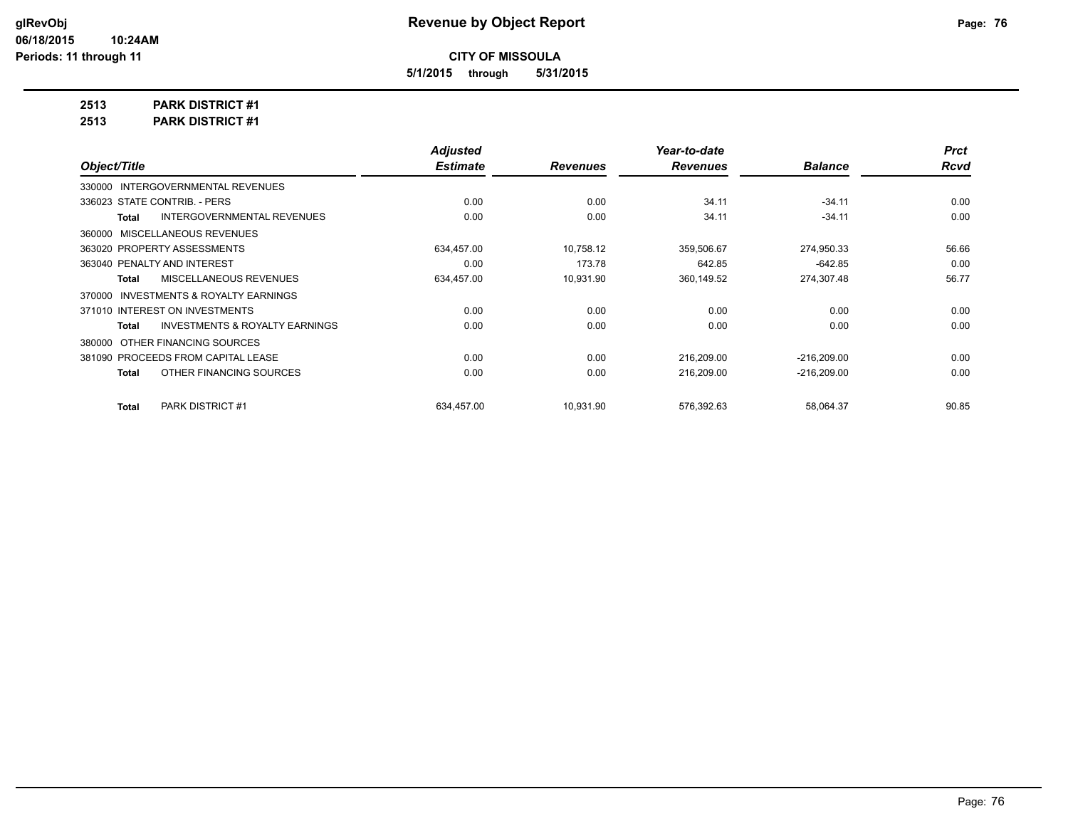# Revenue by Object Report

**CITY OF MISSOULA**

**5/1/2015 through 5/31/2015**

glRevObj
06/18/2015 10:24AM
Periods: 11 through 11

**2513 PARK DISTRICT #1**

**2513 PARK DISTRICT #1**

| Object/Title | Adjusted Estimate | Revenues | Year-to-date Revenues | Balance | Prct Rcvd |
|---|---|---|---|---|---|
| 330000 INTERGOVERNMENTAL REVENUES | | | | | |
| 336023 STATE CONTRIB. - PERS | 0.00 | 0.00 | 34.11 | -34.11 | 0.00 |
| **Total** INTERGOVERNMENTAL REVENUES | 0.00 | 0.00 | 34.11 | -34.11 | 0.00 |
| 360000 MISCELLANEOUS REVENUES | | | | | |
| 363020 PROPERTY ASSESSMENTS | 634,457.00 | 10,758.12 | 359,506.67 | 274,950.33 | 56.66 |
| 363040 PENALTY AND INTEREST | 0.00 | 173.78 | 642.85 | -642.85 | 0.00 |
| **Total** MISCELLANEOUS REVENUES | 634,457.00 | 10,931.90 | 360,149.52 | 274,307.48 | 56.77 |
| 370000 INVESTMENTS & ROYALTY EARNINGS | | | | | |
| 371010 INTEREST ON INVESTMENTS | 0.00 | 0.00 | 0.00 | 0.00 | 0.00 |
| **Total** INVESTMENTS & ROYALTY EARNINGS | 0.00 | 0.00 | 0.00 | 0.00 | 0.00 |
| 380000 OTHER FINANCING SOURCES | | | | | |
| 381090 PROCEEDS FROM CAPITAL LEASE | 0.00 | 0.00 | 216,209.00 | -216,209.00 | 0.00 |
| **Total** OTHER FINANCING SOURCES | 0.00 | 0.00 | 216,209.00 | -216,209.00 | 0.00 |
| **Total** PARK DISTRICT #1 | 634,457.00 | 10,931.90 | 576,392.63 | 58,064.37 | 90.85 |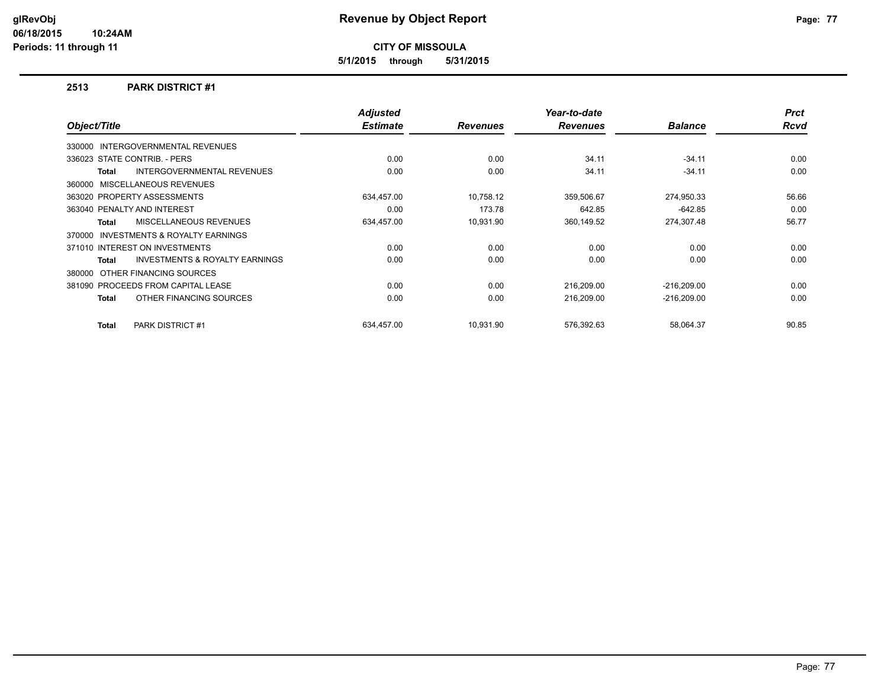**glRevObj**
**06/18/2015 10:24AM**
**Periods: 11 through 11**

# Revenue by Object Report

**CITY OF MISSOULA**

**5/1/2015 through 5/31/2015**

## 2513 PARK DISTRICT #1

| Object/Title | Adjusted Estimate | Revenues | Year-to-date Revenues | Balance | Prct Rcvd |
|---|---|---|---|---|---|
| 330000 INTERGOVERNMENTAL REVENUES | | | | | |
| 336023 STATE CONTRIB. - PERS | 0.00 | 0.00 | 34.11 | -34.11 | 0.00 |
| **Total** INTERGOVERNMENTAL REVENUES | 0.00 | 0.00 | 34.11 | -34.11 | 0.00 |
| 360000 MISCELLANEOUS REVENUES | | | | | |
| 363020 PROPERTY ASSESSMENTS | 634,457.00 | 10,758.12 | 359,506.67 | 274,950.33 | 56.66 |
| 363040 PENALTY AND INTEREST | 0.00 | 173.78 | 642.85 | -642.85 | 0.00 |
| **Total** MISCELLANEOUS REVENUES | 634,457.00 | 10,931.90 | 360,149.52 | 274,307.48 | 56.77 |
| 370000 INVESTMENTS & ROYALTY EARNINGS | | | | | |
| 371010 INTEREST ON INVESTMENTS | 0.00 | 0.00 | 0.00 | 0.00 | 0.00 |
| **Total** INVESTMENTS & ROYALTY EARNINGS | 0.00 | 0.00 | 0.00 | 0.00 | 0.00 |
| 380000 OTHER FINANCING SOURCES | | | | | |
| 381090 PROCEEDS FROM CAPITAL LEASE | 0.00 | 0.00 | 216,209.00 | -216,209.00 | 0.00 |
| **Total** OTHER FINANCING SOURCES | 0.00 | 0.00 | 216,209.00 | -216,209.00 | 0.00 |
| **Total** PARK DISTRICT #1 | 634,457.00 | 10,931.90 | 576,392.63 | 58,064.37 | 90.85 |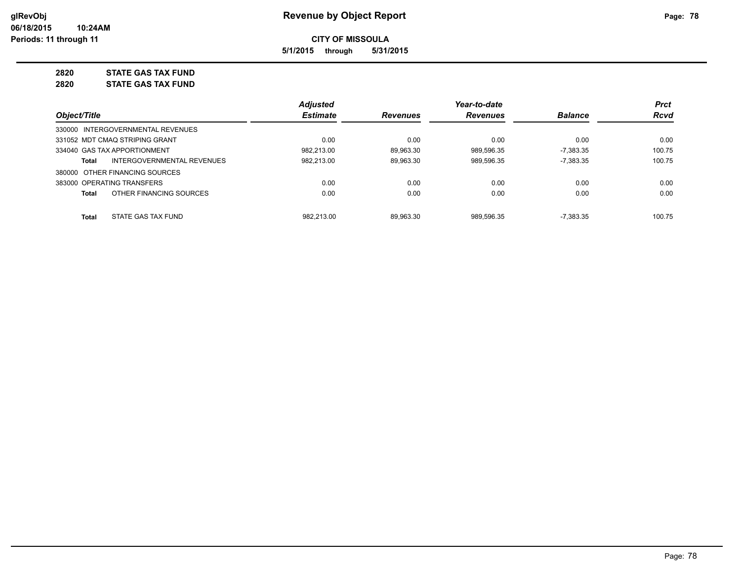**Revenue by Object Report**

**CITY OF MISSOULA**

**5/1/2015 through 5/31/2015**

glRevObj
06/18/2015 10:24AM
Periods: 11 through 11

## 2820 STATE GAS TAX FUND
## 2820 STATE GAS TAX FUND

| Object/Title | | Adjusted Estimate | Revenues | Year-to-date Revenues | Balance | Prct Rcvd |
|---|---|---|---|---|---|---|
| 330000 INTERGOVERNMENTAL REVENUES | | | | | | |
| 331052 MDT CMAQ STRIPING GRANT | | 0.00 | 0.00 | 0.00 | 0.00 | 0.00 |
| 334040 GAS TAX APPORTIONMENT | | 982,213.00 | 89,963.30 | 989,596.35 | -7,383.35 | 100.75 |
| **Total** | INTERGOVERNMENTAL REVENUES | 982,213.00 | 89,963.30 | 989,596.35 | -7,383.35 | 100.75 |
| 380000 OTHER FINANCING SOURCES | | | | | | |
| 383000 OPERATING TRANSFERS | | 0.00 | 0.00 | 0.00 | 0.00 | 0.00 |
| **Total** | OTHER FINANCING SOURCES | 0.00 | 0.00 | 0.00 | 0.00 | 0.00 |
| **Total** | STATE GAS TAX FUND | 982,213.00 | 89,963.30 | 989,596.35 | -7,383.35 | 100.75 |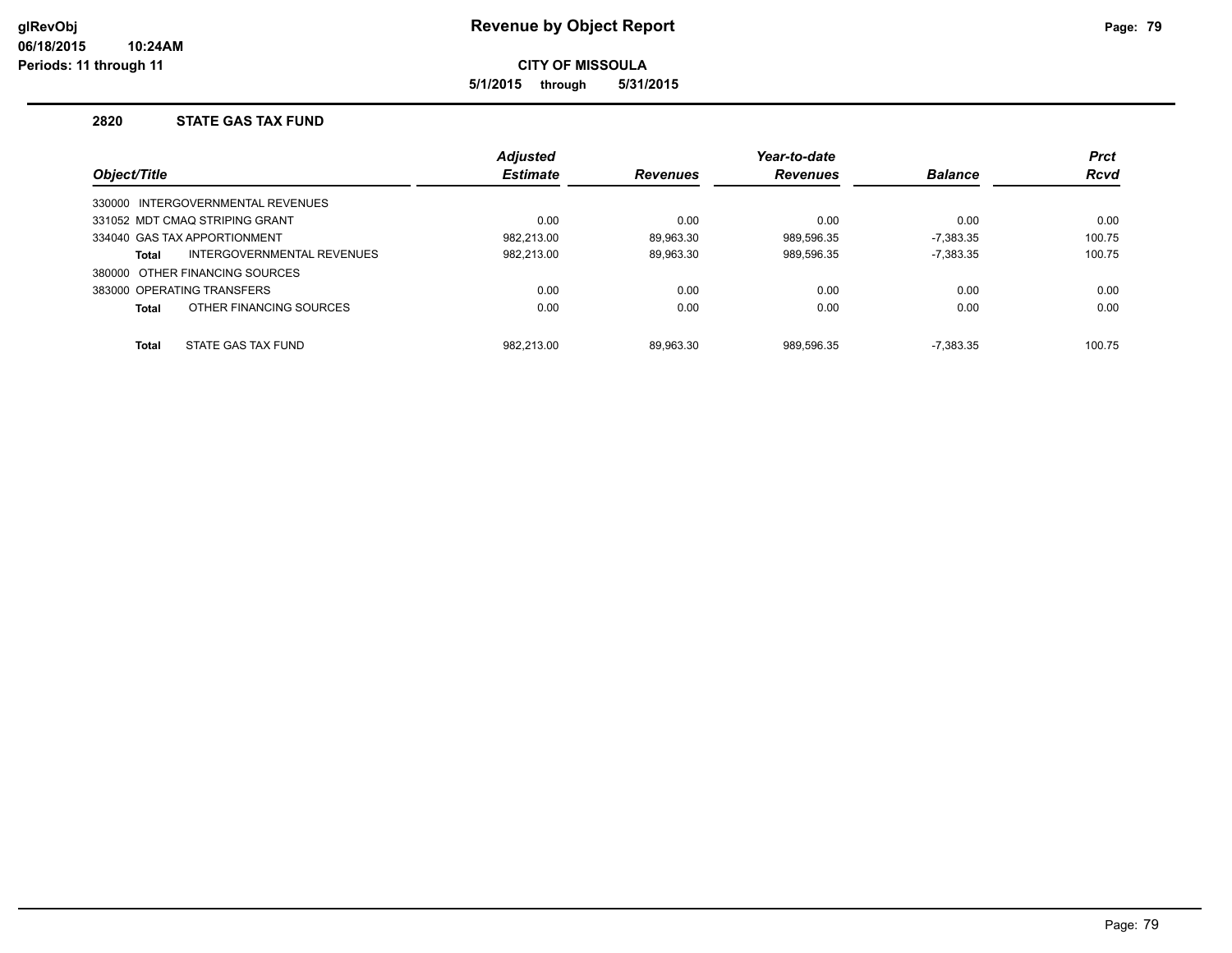**CITY OF MISSOULA**

**5/1/2015 through 5/31/2015**

## 2820 STATE GAS TAX FUND

| Object/Title | Adjusted Estimate | Revenues | Year-to-date Revenues | Balance | Prct Rcvd |
|---|---|---|---|---|---|
| 330000 INTERGOVERNMENTAL REVENUES | | | | | |
| 331052 MDT CMAQ STRIPING GRANT | 0.00 | 0.00 | 0.00 | 0.00 | 0.00 |
| 334040 GAS TAX APPORTIONMENT | 982,213.00 | 89,963.30 | 989,596.35 | -7,383.35 | 100.75 |
| **Total** INTERGOVERNMENTAL REVENUES | 982,213.00 | 89,963.30 | 989,596.35 | -7,383.35 | 100.75 |
| 380000 OTHER FINANCING SOURCES | | | | | |
| 383000 OPERATING TRANSFERS | 0.00 | 0.00 | 0.00 | 0.00 | 0.00 |
| **Total** OTHER FINANCING SOURCES | 0.00 | 0.00 | 0.00 | 0.00 | 0.00 |
| **Total** STATE GAS TAX FUND | 982,213.00 | 89,963.30 | 989,596.35 | -7,383.35 | 100.75 |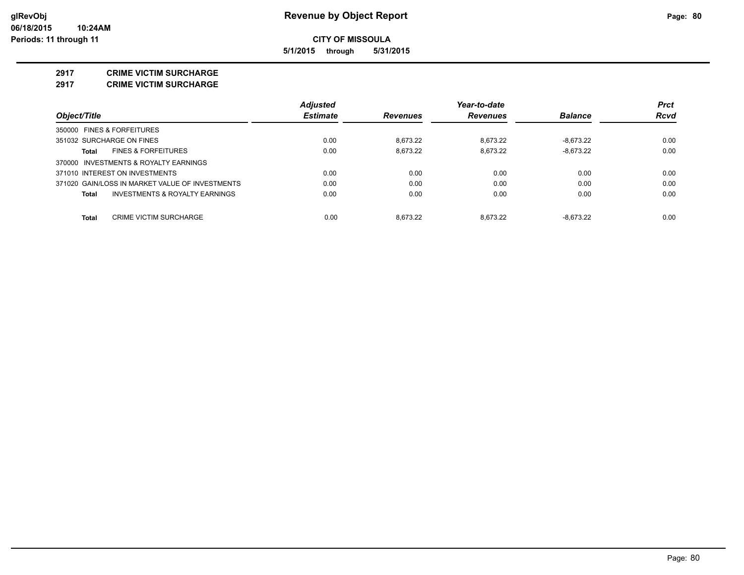**CITY OF MISSOULA**

**5/1/2015 through 5/31/2015**

## 2917 CRIME VICTIM SURCHARGE

## 2917 CRIME VICTIM SURCHARGE

| Object/Title | Adjusted Estimate | Revenues | Year-to-date Revenues | Balance | Prct Rcvd |
|---|---|---|---|---|---|
| 350000 FINES & FORFEITURES | | | | | |
| 351032 SURCHARGE ON FINES | 0.00 | 8,673.22 | 8,673.22 | -8,673.22 | 0.00 |
| **Total** FINES & FORFEITURES | 0.00 | 8,673.22 | 8,673.22 | -8,673.22 | 0.00 |
| 370000 INVESTMENTS & ROYALTY EARNINGS | | | | | |
| 371010 INTEREST ON INVESTMENTS | 0.00 | 0.00 | 0.00 | 0.00 | 0.00 |
| 371020 GAIN/LOSS IN MARKET VALUE OF INVESTMENTS | 0.00 | 0.00 | 0.00 | 0.00 | 0.00 |
| **Total** INVESTMENTS & ROYALTY EARNINGS | 0.00 | 0.00 | 0.00 | 0.00 | 0.00 |
| **Total** CRIME VICTIM SURCHARGE | 0.00 | 8,673.22 | 8,673.22 | -8,673.22 | 0.00 |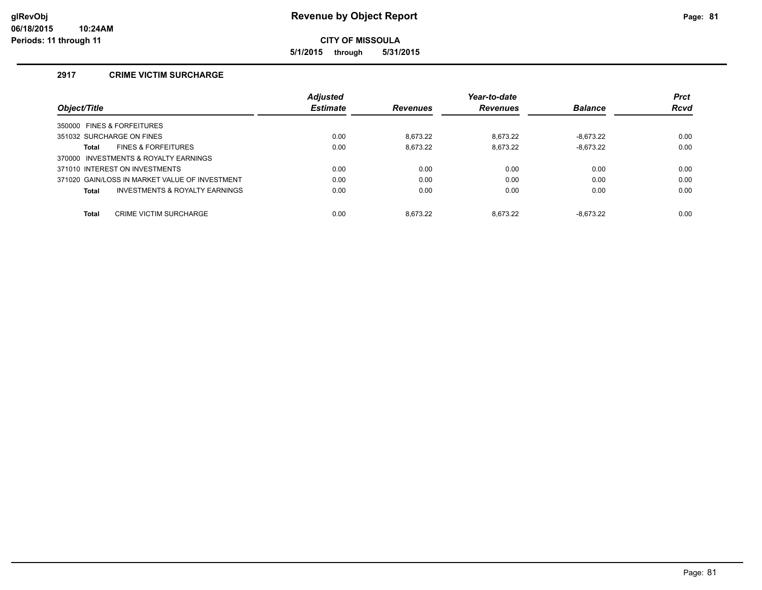**Revenue by Object Report**

**CITY OF MISSOULA**

**5/1/2015 through 5/31/2015**

## 2917 CRIME VICTIM SURCHARGE

| Object/Title | Adjusted Estimate | Revenues | Year-to-date Revenues | Balance | Prct Rcvd |
|---|---|---|---|---|---|
| 350000 FINES & FORFEITURES | | | | | |
| 351032 SURCHARGE ON FINES | 0.00 | 8,673.22 | 8,673.22 | -8,673.22 | 0.00 |
| **Total** FINES & FORFEITURES | 0.00 | 8,673.22 | 8,673.22 | -8,673.22 | 0.00 |
| 370000 INVESTMENTS & ROYALTY EARNINGS | | | | | |
| 371010 INTEREST ON INVESTMENTS | 0.00 | 0.00 | 0.00 | 0.00 | 0.00 |
| 371020 GAIN/LOSS IN MARKET VALUE OF INVESTMENT | 0.00 | 0.00 | 0.00 | 0.00 | 0.00 |
| **Total** INVESTMENTS & ROYALTY EARNINGS | 0.00 | 0.00 | 0.00 | 0.00 | 0.00 |
| **Total** CRIME VICTIM SURCHARGE | 0.00 | 8,673.22 | 8,673.22 | -8,673.22 | 0.00 |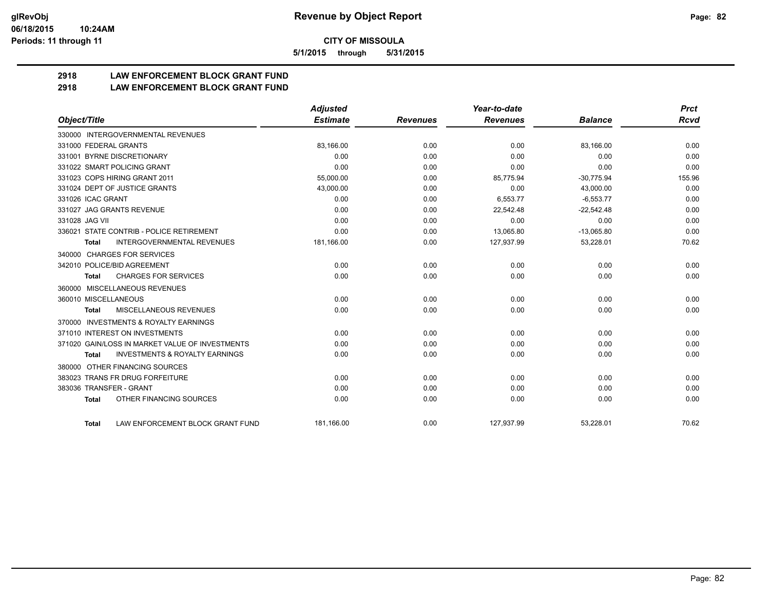**CITY OF MISSOULA**

**5/1/2015 through 5/31/2015**

## 2918 LAW ENFORCEMENT BLOCK GRANT FUND
## 2918 LAW ENFORCEMENT BLOCK GRANT FUND

| Object/Title | Adjusted Estimate | Revenues | Year-to-date Revenues | Balance | Prct Rcvd |
|---|---|---|---|---|---|
| 330000 INTERGOVERNMENTAL REVENUES | | | | | |
| 331000 FEDERAL GRANTS | 83,166.00 | 0.00 | 0.00 | 83,166.00 | 0.00 |
| 331001 BYRNE DISCRETIONARY | 0.00 | 0.00 | 0.00 | 0.00 | 0.00 |
| 331022 SMART POLICING GRANT | 0.00 | 0.00 | 0.00 | 0.00 | 0.00 |
| 331023 COPS HIRING GRANT 2011 | 55,000.00 | 0.00 | 85,775.94 | -30,775.94 | 155.96 |
| 331024 DEPT OF JUSTICE GRANTS | 43,000.00 | 0.00 | 0.00 | 43,000.00 | 0.00 |
| 331026 ICAC GRANT | 0.00 | 0.00 | 6,553.77 | -6,553.77 | 0.00 |
| 331027 JAG GRANTS REVENUE | 0.00 | 0.00 | 22,542.48 | -22,542.48 | 0.00 |
| 331028 JAG VII | 0.00 | 0.00 | 0.00 | 0.00 | 0.00 |
| 336021 STATE CONTRIB - POLICE RETIREMENT | 0.00 | 0.00 | 13,065.80 | -13,065.80 | 0.00 |
| **Total** INTERGOVERNMENTAL REVENUES | 181,166.00 | 0.00 | 127,937.99 | 53,228.01 | 70.62 |
| 340000 CHARGES FOR SERVICES | | | | | |
| 342010 POLICE/BID AGREEMENT | 0.00 | 0.00 | 0.00 | 0.00 | 0.00 |
| **Total** CHARGES FOR SERVICES | 0.00 | 0.00 | 0.00 | 0.00 | 0.00 |
| 360000 MISCELLANEOUS REVENUES | | | | | |
| 360010 MISCELLANEOUS | 0.00 | 0.00 | 0.00 | 0.00 | 0.00 |
| **Total** MISCELLANEOUS REVENUES | 0.00 | 0.00 | 0.00 | 0.00 | 0.00 |
| 370000 INVESTMENTS & ROYALTY EARNINGS | | | | | |
| 371010 INTEREST ON INVESTMENTS | 0.00 | 0.00 | 0.00 | 0.00 | 0.00 |
| 371020 GAIN/LOSS IN MARKET VALUE OF INVESTMENTS | 0.00 | 0.00 | 0.00 | 0.00 | 0.00 |
| **Total** INVESTMENTS & ROYALTY EARNINGS | 0.00 | 0.00 | 0.00 | 0.00 | 0.00 |
| 380000 OTHER FINANCING SOURCES | | | | | |
| 383023 TRANS FR DRUG FORFEITURE | 0.00 | 0.00 | 0.00 | 0.00 | 0.00 |
| 383036 TRANSFER - GRANT | 0.00 | 0.00 | 0.00 | 0.00 | 0.00 |
| **Total** OTHER FINANCING SOURCES | 0.00 | 0.00 | 0.00 | 0.00 | 0.00 |
| **Total** LAW ENFORCEMENT BLOCK GRANT FUND | 181,166.00 | 0.00 | 127,937.99 | 53,228.01 | 70.62 |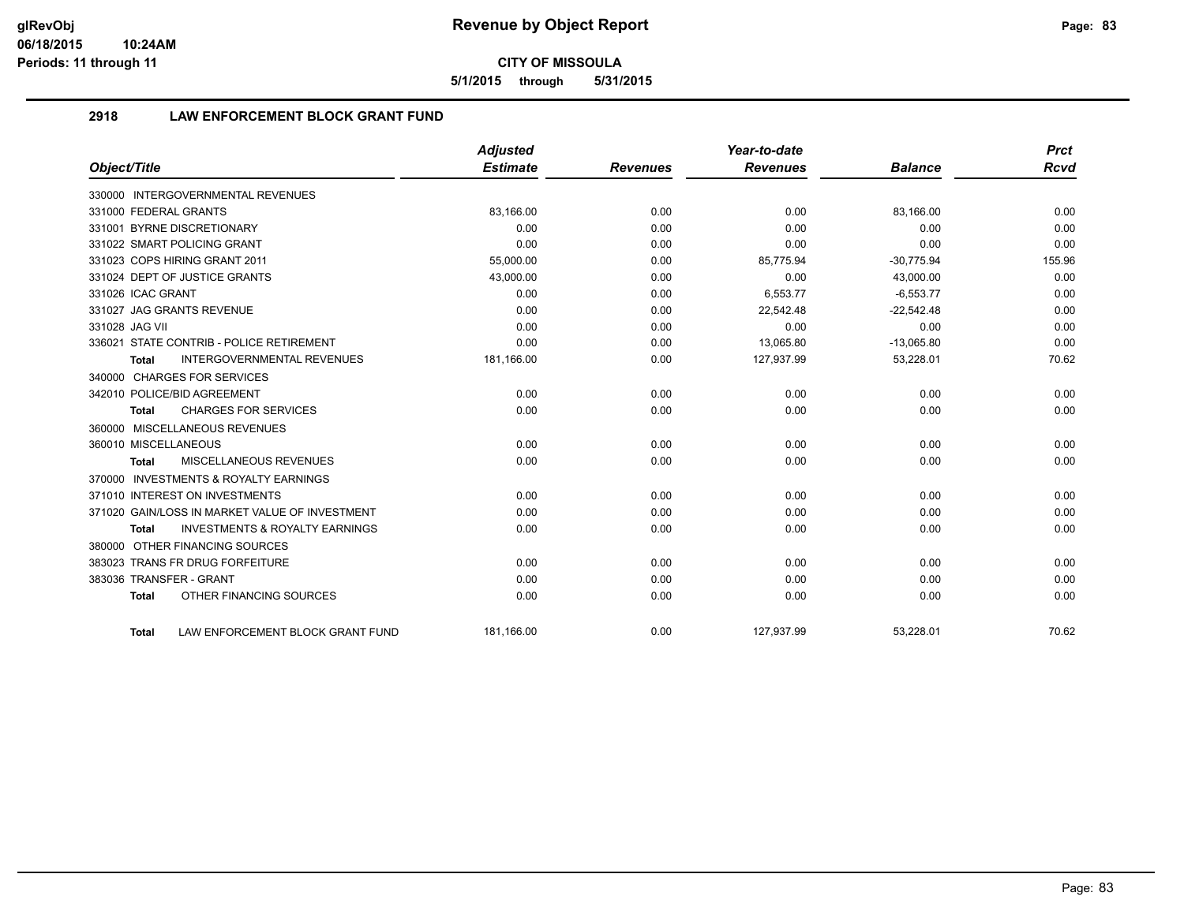# Revenue by Object Report

**CITY OF MISSOULA**

**5/1/2015 through 5/31/2015**

glRevObj
06/18/2015 10:24AM
Periods: 11 through 11

## 2918 LAW ENFORCEMENT BLOCK GRANT FUND

| Object/Title | Adjusted Estimate | Revenues | Year-to-date Revenues | Balance | Prct Rcvd |
|---|---|---|---|---|---|
| 330000 INTERGOVERNMENTAL REVENUES | | | | | |
| 331000 FEDERAL GRANTS | 83,166.00 | 0.00 | 0.00 | 83,166.00 | 0.00 |
| 331001 BYRNE DISCRETIONARY | 0.00 | 0.00 | 0.00 | 0.00 | 0.00 |
| 331022 SMART POLICING GRANT | 0.00 | 0.00 | 0.00 | 0.00 | 0.00 |
| 331023 COPS HIRING GRANT 2011 | 55,000.00 | 0.00 | 85,775.94 | -30,775.94 | 155.96 |
| 331024 DEPT OF JUSTICE GRANTS | 43,000.00 | 0.00 | 0.00 | 43,000.00 | 0.00 |
| 331026 ICAC GRANT | 0.00 | 0.00 | 6,553.77 | -6,553.77 | 0.00 |
| 331027 JAG GRANTS REVENUE | 0.00 | 0.00 | 22,542.48 | -22,542.48 | 0.00 |
| 331028 JAG VII | 0.00 | 0.00 | 0.00 | 0.00 | 0.00 |
| 336021 STATE CONTRIB - POLICE RETIREMENT | 0.00 | 0.00 | 13,065.80 | -13,065.80 | 0.00 |
| **Total** INTERGOVERNMENTAL REVENUES | 181,166.00 | 0.00 | 127,937.99 | 53,228.01 | 70.62 |
| 340000 CHARGES FOR SERVICES | | | | | |
| 342010 POLICE/BID AGREEMENT | 0.00 | 0.00 | 0.00 | 0.00 | 0.00 |
| **Total** CHARGES FOR SERVICES | 0.00 | 0.00 | 0.00 | 0.00 | 0.00 |
| 360000 MISCELLANEOUS REVENUES | | | | | |
| 360010 MISCELLANEOUS | 0.00 | 0.00 | 0.00 | 0.00 | 0.00 |
| **Total** MISCELLANEOUS REVENUES | 0.00 | 0.00 | 0.00 | 0.00 | 0.00 |
| 370000 INVESTMENTS & ROYALTY EARNINGS | | | | | |
| 371010 INTEREST ON INVESTMENTS | 0.00 | 0.00 | 0.00 | 0.00 | 0.00 |
| 371020 GAIN/LOSS IN MARKET VALUE OF INVESTMENT | 0.00 | 0.00 | 0.00 | 0.00 | 0.00 |
| **Total** INVESTMENTS & ROYALTY EARNINGS | 0.00 | 0.00 | 0.00 | 0.00 | 0.00 |
| 380000 OTHER FINANCING SOURCES | | | | | |
| 383023 TRANS FR DRUG FORFEITURE | 0.00 | 0.00 | 0.00 | 0.00 | 0.00 |
| 383036 TRANSFER - GRANT | 0.00 | 0.00 | 0.00 | 0.00 | 0.00 |
| **Total** OTHER FINANCING SOURCES | 0.00 | 0.00 | 0.00 | 0.00 | 0.00 |
| **Total** LAW ENFORCEMENT BLOCK GRANT FUND | 181,166.00 | 0.00 | 127,937.99 | 53,228.01 | 70.62 |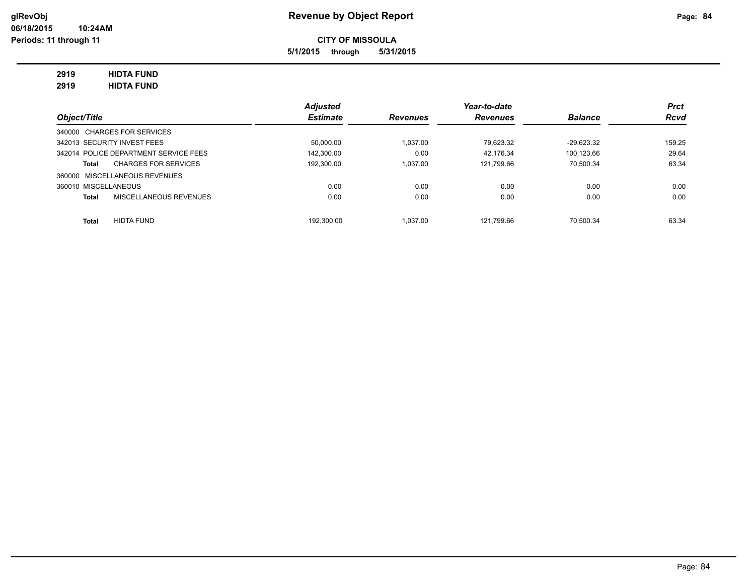glRevObj
06/18/2015 10:24AM
Periods: 11 through 11

# Revenue by Object Report

**CITY OF MISSOULA**

**5/1/2015 through 5/31/2015**

**2919 HIDTA FUND**
**2919 HIDTA FUND**

| Object/Title | Adjusted Estimate | Revenues | Year-to-date Revenues | Balance | Prct Rcvd |
|---|---|---|---|---|---|
| 340000 CHARGES FOR SERVICES | | | | | |
| 342013 SECURITY INVEST FEES | 50,000.00 | 1,037.00 | 79,623.32 | -29,623.32 | 159.25 |
| 342014 POLICE DEPARTMENT SERVICE FEES | 142,300.00 | 0.00 | 42,176.34 | 100,123.66 | 29.64 |
| **Total** CHARGES FOR SERVICES | 192,300.00 | 1,037.00 | 121,799.66 | 70,500.34 | 63.34 |
| 360000 MISCELLANEOUS REVENUES | | | | | |
| 360010 MISCELLANEOUS | 0.00 | 0.00 | 0.00 | 0.00 | 0.00 |
| **Total** MISCELLANEOUS REVENUES | 0.00 | 0.00 | 0.00 | 0.00 | 0.00 |
| **Total** HIDTA FUND | 192,300.00 | 1,037.00 | 121,799.66 | 70,500.34 | 63.34 |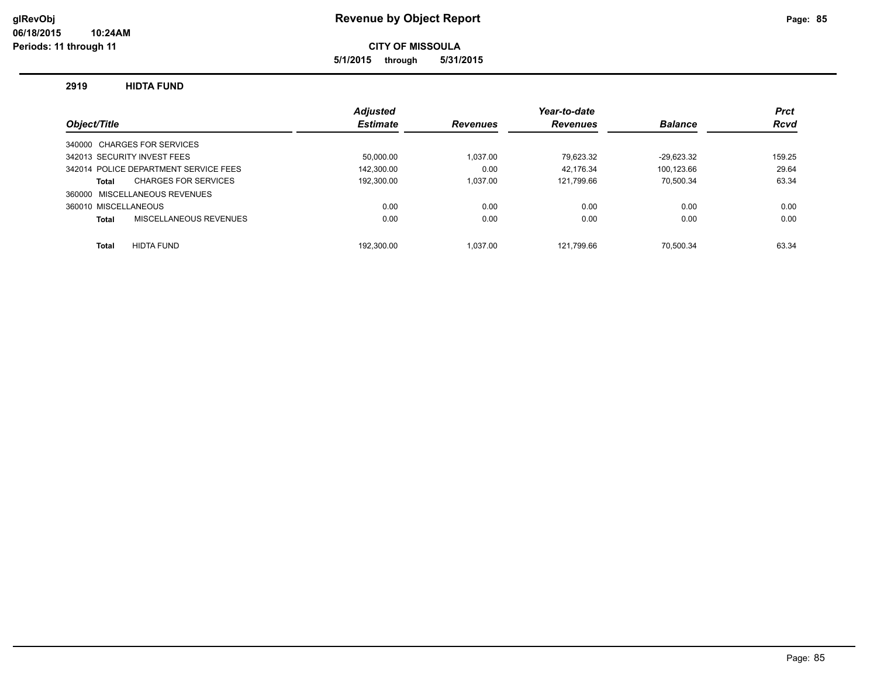# Revenue by Object Report

**CITY OF MISSOULA**

**5/1/2015 through 5/31/2015**

glRevObj
06/18/2015 10:24AM
Periods: 11 through 11

## 2919 HIDTA FUND

| Object/Title | Adjusted Estimate | Revenues | Year-to-date Revenues | Balance | Prct Rcvd |
|---|---|---|---|---|---|
| 340000 CHARGES FOR SERVICES | | | | | |
| 342013 SECURITY INVEST FEES | 50,000.00 | 1,037.00 | 79,623.32 | -29,623.32 | 159.25 |
| 342014 POLICE DEPARTMENT SERVICE FEES | 142,300.00 | 0.00 | 42,176.34 | 100,123.66 | 29.64 |
| **Total** CHARGES FOR SERVICES | 192,300.00 | 1,037.00 | 121,799.66 | 70,500.34 | 63.34 |
| 360000 MISCELLANEOUS REVENUES | | | | | |
| 360010 MISCELLANEOUS | 0.00 | 0.00 | 0.00 | 0.00 | 0.00 |
| **Total** MISCELLANEOUS REVENUES | 0.00 | 0.00 | 0.00 | 0.00 | 0.00 |
| **Total** HIDTA FUND | 192,300.00 | 1,037.00 | 121,799.66 | 70,500.34 | 63.34 |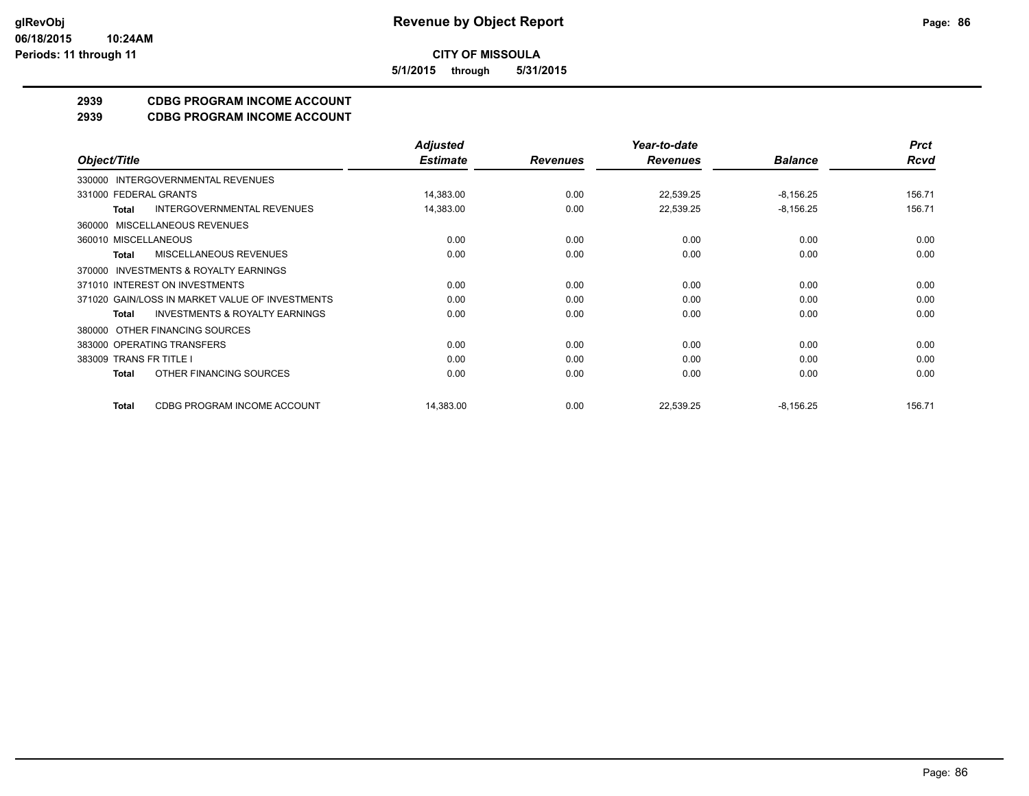**glRevObj**
**06/18/2015 10:24AM**
**Periods: 11 through 11**

# Revenue by Object Report

**CITY OF MISSOULA**

**5/1/2015 through 5/31/2015**

## 2939 CDBG PROGRAM INCOME ACCOUNT
## 2939 CDBG PROGRAM INCOME ACCOUNT

| Object/Title | Adjusted Estimate | Revenues | Year-to-date Revenues | Balance | Prct Rcvd |
|---|---|---|---|---|---|
| 330000 INTERGOVERNMENTAL REVENUES | | | | | |
| 331000 FEDERAL GRANTS | 14,383.00 | 0.00 | 22,539.25 | -8,156.25 | 156.71 |
| **Total** INTERGOVERNMENTAL REVENUES | 14,383.00 | 0.00 | 22,539.25 | -8,156.25 | 156.71 |
| 360000 MISCELLANEOUS REVENUES | | | | | |
| 360010 MISCELLANEOUS | 0.00 | 0.00 | 0.00 | 0.00 | 0.00 |
| **Total** MISCELLANEOUS REVENUES | 0.00 | 0.00 | 0.00 | 0.00 | 0.00 |
| 370000 INVESTMENTS & ROYALTY EARNINGS | | | | | |
| 371010 INTEREST ON INVESTMENTS | 0.00 | 0.00 | 0.00 | 0.00 | 0.00 |
| 371020 GAIN/LOSS IN MARKET VALUE OF INVESTMENTS | 0.00 | 0.00 | 0.00 | 0.00 | 0.00 |
| **Total** INVESTMENTS & ROYALTY EARNINGS | 0.00 | 0.00 | 0.00 | 0.00 | 0.00 |
| 380000 OTHER FINANCING SOURCES | | | | | |
| 383000 OPERATING TRANSFERS | 0.00 | 0.00 | 0.00 | 0.00 | 0.00 |
| 383009 TRANS FR TITLE I | 0.00 | 0.00 | 0.00 | 0.00 | 0.00 |
| **Total** OTHER FINANCING SOURCES | 0.00 | 0.00 | 0.00 | 0.00 | 0.00 |
| **Total** CDBG PROGRAM INCOME ACCOUNT | 14,383.00 | 0.00 | 22,539.25 | -8,156.25 | 156.71 |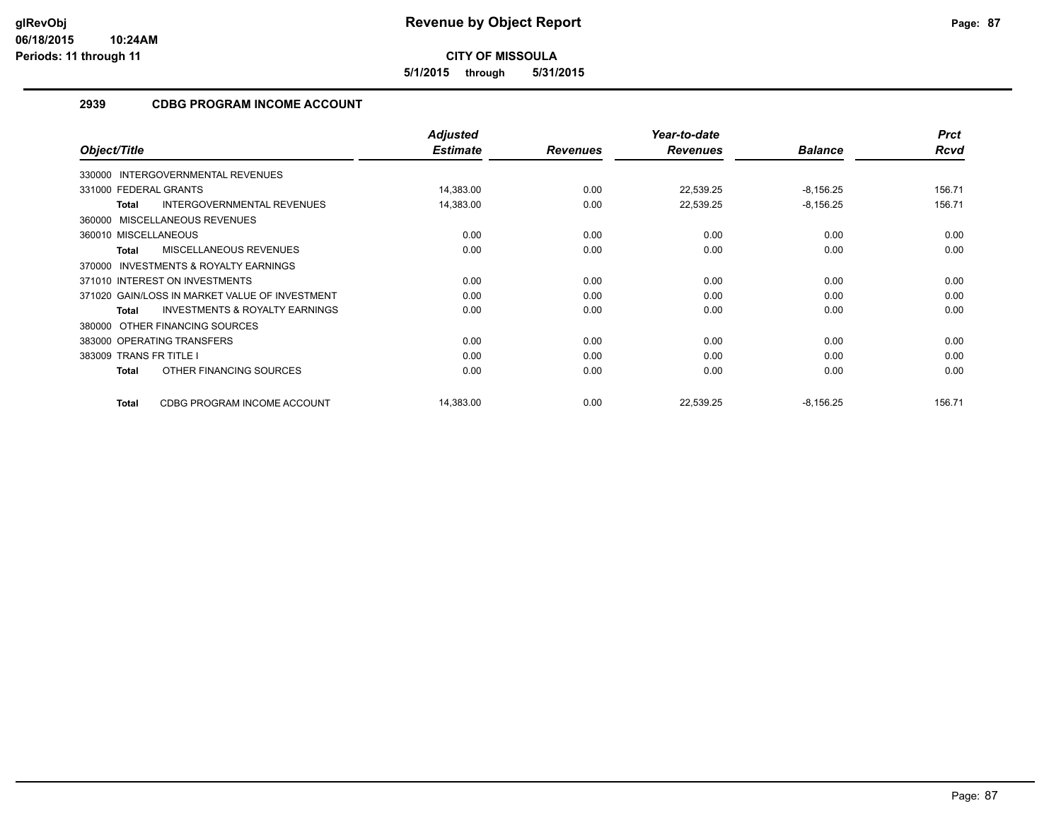# Revenue by Object Report

**CITY OF MISSOULA**

**5/1/2015 through 5/31/2015**

glRevObj
06/18/2015 10:24AM
Periods: 11 through 11

## 2939 CDBG PROGRAM INCOME ACCOUNT

| Object/Title | Adjusted Estimate | Revenues | Year-to-date Revenues | Balance | Prct Rcvd |
|---|---|---|---|---|---|
| 330000 INTERGOVERNMENTAL REVENUES | | | | | |
| 331000 FEDERAL GRANTS | 14,383.00 | 0.00 | 22,539.25 | -8,156.25 | 156.71 |
| **Total** INTERGOVERNMENTAL REVENUES | 14,383.00 | 0.00 | 22,539.25 | -8,156.25 | 156.71 |
| 360000 MISCELLANEOUS REVENUES | | | | | |
| 360010 MISCELLANEOUS | 0.00 | 0.00 | 0.00 | 0.00 | 0.00 |
| **Total** MISCELLANEOUS REVENUES | 0.00 | 0.00 | 0.00 | 0.00 | 0.00 |
| 370000 INVESTMENTS & ROYALTY EARNINGS | | | | | |
| 371010 INTEREST ON INVESTMENTS | 0.00 | 0.00 | 0.00 | 0.00 | 0.00 |
| 371020 GAIN/LOSS IN MARKET VALUE OF INVESTMENT | 0.00 | 0.00 | 0.00 | 0.00 | 0.00 |
| **Total** INVESTMENTS & ROYALTY EARNINGS | 0.00 | 0.00 | 0.00 | 0.00 | 0.00 |
| 380000 OTHER FINANCING SOURCES | | | | | |
| 383000 OPERATING TRANSFERS | 0.00 | 0.00 | 0.00 | 0.00 | 0.00 |
| 383009 TRANS FR TITLE I | 0.00 | 0.00 | 0.00 | 0.00 | 0.00 |
| **Total** OTHER FINANCING SOURCES | 0.00 | 0.00 | 0.00 | 0.00 | 0.00 |
| **Total** CDBG PROGRAM INCOME ACCOUNT | 14,383.00 | 0.00 | 22,539.25 | -8,156.25 | 156.71 |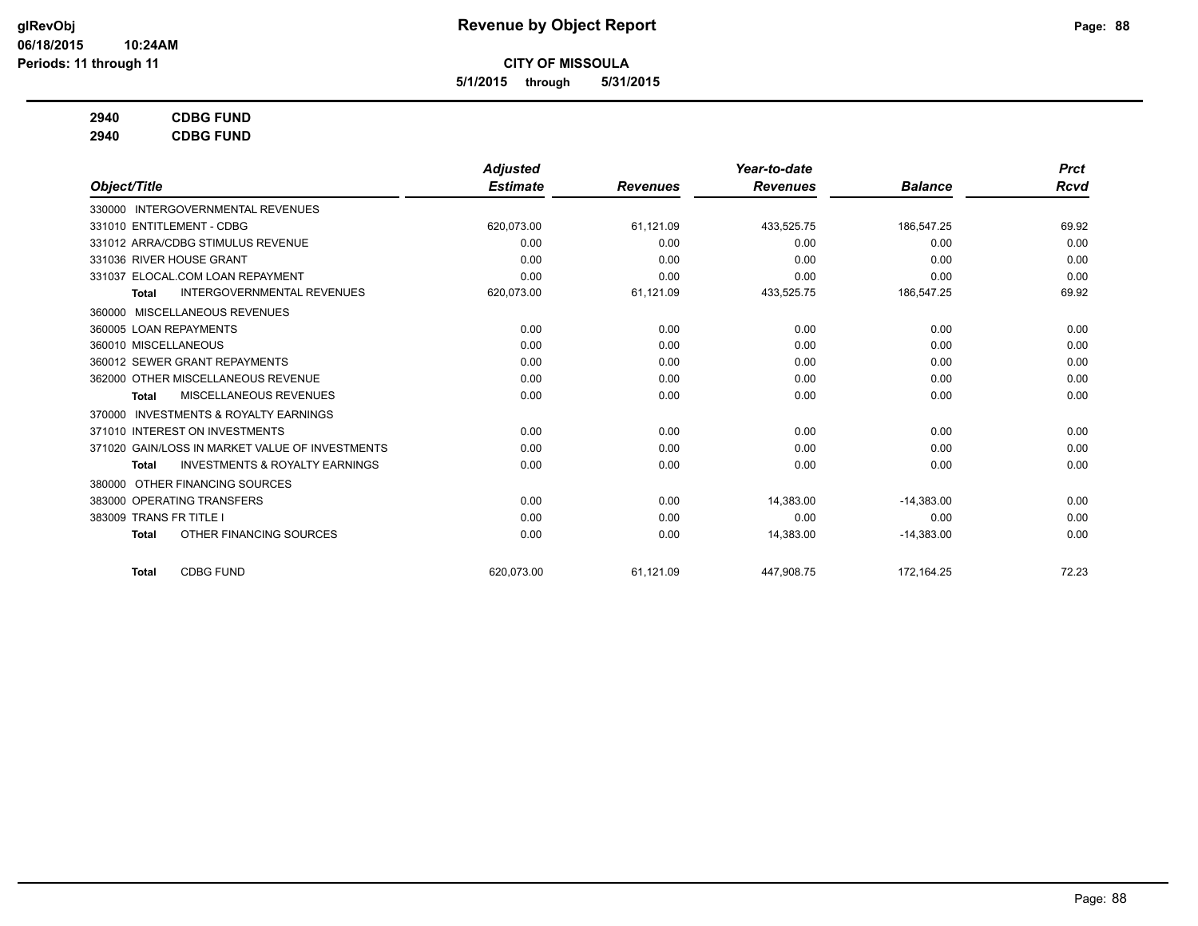**CITY OF MISSOULA**

**5/1/2015 through 5/31/2015**

**2940 CDBG FUND**

**2940 CDBG FUND**

| Object/Title | Adjusted Estimate | Revenues | Year-to-date Revenues | Balance | Prct Rcvd |
|---|---|---|---|---|---|
| 330000 INTERGOVERNMENTAL REVENUES | | | | | |
| 331010 ENTITLEMENT - CDBG | 620,073.00 | 61,121.09 | 433,525.75 | 186,547.25 | 69.92 |
| 331012 ARRA/CDBG STIMULUS REVENUE | 0.00 | 0.00 | 0.00 | 0.00 | 0.00 |
| 331036 RIVER HOUSE GRANT | 0.00 | 0.00 | 0.00 | 0.00 | 0.00 |
| 331037 ELOCAL.COM LOAN REPAYMENT | 0.00 | 0.00 | 0.00 | 0.00 | 0.00 |
| **Total** INTERGOVERNMENTAL REVENUES | 620,073.00 | 61,121.09 | 433,525.75 | 186,547.25 | 69.92 |
| 360000 MISCELLANEOUS REVENUES | | | | | |
| 360005 LOAN REPAYMENTS | 0.00 | 0.00 | 0.00 | 0.00 | 0.00 |
| 360010 MISCELLANEOUS | 0.00 | 0.00 | 0.00 | 0.00 | 0.00 |
| 360012 SEWER GRANT REPAYMENTS | 0.00 | 0.00 | 0.00 | 0.00 | 0.00 |
| 362000 OTHER MISCELLANEOUS REVENUE | 0.00 | 0.00 | 0.00 | 0.00 | 0.00 |
| **Total** MISCELLANEOUS REVENUES | 0.00 | 0.00 | 0.00 | 0.00 | 0.00 |
| 370000 INVESTMENTS & ROYALTY EARNINGS | | | | | |
| 371010 INTEREST ON INVESTMENTS | 0.00 | 0.00 | 0.00 | 0.00 | 0.00 |
| 371020 GAIN/LOSS IN MARKET VALUE OF INVESTMENTS | 0.00 | 0.00 | 0.00 | 0.00 | 0.00 |
| **Total** INVESTMENTS & ROYALTY EARNINGS | 0.00 | 0.00 | 0.00 | 0.00 | 0.00 |
| 380000 OTHER FINANCING SOURCES | | | | | |
| 383000 OPERATING TRANSFERS | 0.00 | 0.00 | 14,383.00 | -14,383.00 | 0.00 |
| 383009 TRANS FR TITLE I | 0.00 | 0.00 | 0.00 | 0.00 | 0.00 |
| **Total** OTHER FINANCING SOURCES | 0.00 | 0.00 | 14,383.00 | -14,383.00 | 0.00 |
| **Total** CDBG FUND | 620,073.00 | 61,121.09 | 447,908.75 | 172,164.25 | 72.23 |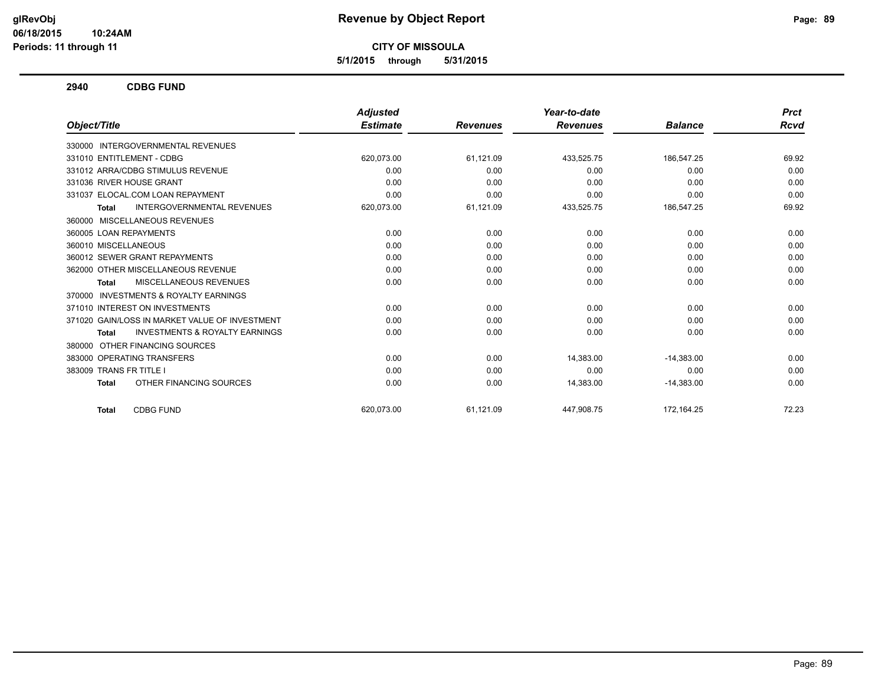# Revenue by Object Report

**CITY OF MISSOULA**

**5/1/2015 through 5/31/2015**

glRevObj
06/18/2015 10:24AM
Periods: 11 through 11

## 2940 CDBG FUND

| Object/Title | Adjusted Estimate | Revenues | Year-to-date Revenues | Balance | Prct Rcvd |
|---|---|---|---|---|---|
| 330000 INTERGOVERNMENTAL REVENUES | | | | | |
| 331010 ENTITLEMENT - CDBG | 620,073.00 | 61,121.09 | 433,525.75 | 186,547.25 | 69.92 |
| 331012 ARRA/CDBG STIMULUS REVENUE | 0.00 | 0.00 | 0.00 | 0.00 | 0.00 |
| 331036 RIVER HOUSE GRANT | 0.00 | 0.00 | 0.00 | 0.00 | 0.00 |
| 331037 ELOCAL.COM LOAN REPAYMENT | 0.00 | 0.00 | 0.00 | 0.00 | 0.00 |
| **Total** INTERGOVERNMENTAL REVENUES | 620,073.00 | 61,121.09 | 433,525.75 | 186,547.25 | 69.92 |
| 360000 MISCELLANEOUS REVENUES | | | | | |
| 360005 LOAN REPAYMENTS | 0.00 | 0.00 | 0.00 | 0.00 | 0.00 |
| 360010 MISCELLANEOUS | 0.00 | 0.00 | 0.00 | 0.00 | 0.00 |
| 360012 SEWER GRANT REPAYMENTS | 0.00 | 0.00 | 0.00 | 0.00 | 0.00 |
| 362000 OTHER MISCELLANEOUS REVENUE | 0.00 | 0.00 | 0.00 | 0.00 | 0.00 |
| **Total** MISCELLANEOUS REVENUES | 0.00 | 0.00 | 0.00 | 0.00 | 0.00 |
| 370000 INVESTMENTS & ROYALTY EARNINGS | | | | | |
| 371010 INTEREST ON INVESTMENTS | 0.00 | 0.00 | 0.00 | 0.00 | 0.00 |
| 371020 GAIN/LOSS IN MARKET VALUE OF INVESTMENT | 0.00 | 0.00 | 0.00 | 0.00 | 0.00 |
| **Total** INVESTMENTS & ROYALTY EARNINGS | 0.00 | 0.00 | 0.00 | 0.00 | 0.00 |
| 380000 OTHER FINANCING SOURCES | | | | | |
| 383000 OPERATING TRANSFERS | 0.00 | 0.00 | 14,383.00 | -14,383.00 | 0.00 |
| 383009 TRANS FR TITLE I | 0.00 | 0.00 | 0.00 | 0.00 | 0.00 |
| **Total** OTHER FINANCING SOURCES | 0.00 | 0.00 | 14,383.00 | -14,383.00 | 0.00 |
| **Total** CDBG FUND | 620,073.00 | 61,121.09 | 447,908.75 | 172,164.25 | 72.23 |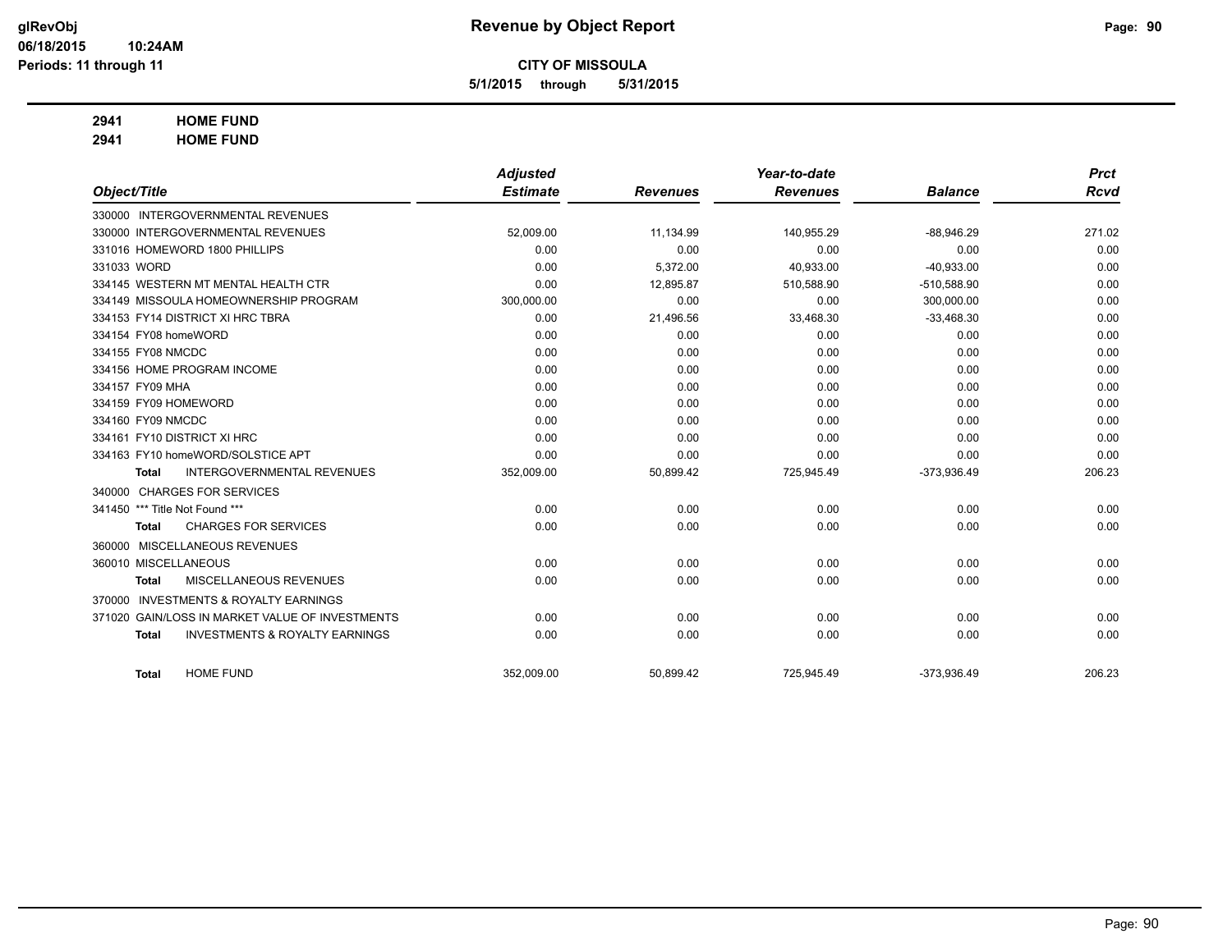**CITY OF MISSOULA**

**5/1/2015 through 5/31/2015**

**2941 HOME FUND**

**2941 HOME FUND**

| Object/Title | Adjusted Estimate | Revenues | Year-to-date Revenues | Balance | Prct Rcvd |
|---|---|---|---|---|---|
| 330000 INTERGOVERNMENTAL REVENUES | | | | | |
| 330000 INTERGOVERNMENTAL REVENUES | 52,009.00 | 11,134.99 | 140,955.29 | -88,946.29 | 271.02 |
| 331016 HOMEWORD 1800 PHILLIPS | 0.00 | 0.00 | 0.00 | 0.00 | 0.00 |
| 331033 WORD | 0.00 | 5,372.00 | 40,933.00 | -40,933.00 | 0.00 |
| 334145 WESTERN MT MENTAL HEALTH CTR | 0.00 | 12,895.87 | 510,588.90 | -510,588.90 | 0.00 |
| 334149 MISSOULA HOMEOWNERSHIP PROGRAM | 300,000.00 | 0.00 | 0.00 | 300,000.00 | 0.00 |
| 334153 FY14 DISTRICT XI HRC TBRA | 0.00 | 21,496.56 | 33,468.30 | -33,468.30 | 0.00 |
| 334154 FY08 homeWORD | 0.00 | 0.00 | 0.00 | 0.00 | 0.00 |
| 334155 FY08 NMCDC | 0.00 | 0.00 | 0.00 | 0.00 | 0.00 |
| 334156 HOME PROGRAM INCOME | 0.00 | 0.00 | 0.00 | 0.00 | 0.00 |
| 334157 FY09 MHA | 0.00 | 0.00 | 0.00 | 0.00 | 0.00 |
| 334159 FY09 HOMEWORD | 0.00 | 0.00 | 0.00 | 0.00 | 0.00 |
| 334160 FY09 NMCDC | 0.00 | 0.00 | 0.00 | 0.00 | 0.00 |
| 334161 FY10 DISTRICT XI HRC | 0.00 | 0.00 | 0.00 | 0.00 | 0.00 |
| 334163 FY10 homeWORD/SOLSTICE APT | 0.00 | 0.00 | 0.00 | 0.00 | 0.00 |
| **Total** INTERGOVERNMENTAL REVENUES | 352,009.00 | 50,899.42 | 725,945.49 | -373,936.49 | 206.23 |
| 340000 CHARGES FOR SERVICES | | | | | |
| 341450 *** Title Not Found *** | 0.00 | 0.00 | 0.00 | 0.00 | 0.00 |
| **Total** CHARGES FOR SERVICES | 0.00 | 0.00 | 0.00 | 0.00 | 0.00 |
| 360000 MISCELLANEOUS REVENUES | | | | | |
| 360010 MISCELLANEOUS | 0.00 | 0.00 | 0.00 | 0.00 | 0.00 |
| **Total** MISCELLANEOUS REVENUES | 0.00 | 0.00 | 0.00 | 0.00 | 0.00 |
| 370000 INVESTMENTS & ROYALTY EARNINGS | | | | | |
| 371020 GAIN/LOSS IN MARKET VALUE OF INVESTMENTS | 0.00 | 0.00 | 0.00 | 0.00 | 0.00 |
| **Total** INVESTMENTS & ROYALTY EARNINGS | 0.00 | 0.00 | 0.00 | 0.00 | 0.00 |
| **Total** HOME FUND | 352,009.00 | 50,899.42 | 725,945.49 | -373,936.49 | 206.23 |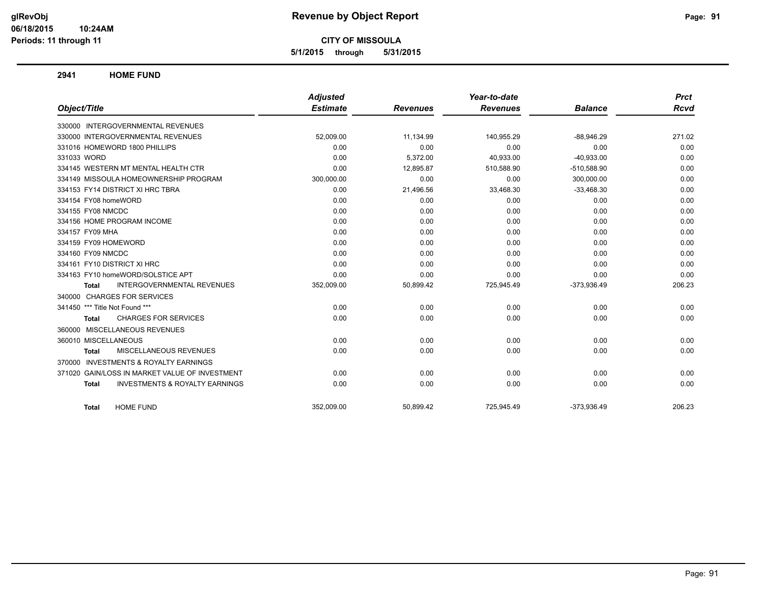# Revenue by Object Report

glRevObj
06/18/2015 10:24AM
Periods: 11 through 11

**CITY OF MISSOULA**

5/1/2015 through 5/31/2015

## 2941 HOME FUND

| Object/Title | Adjusted Estimate | Revenues | Year-to-date Revenues | Balance | Prct Rcvd |
|---|---|---|---|---|---|
| 330000 INTERGOVERNMENTAL REVENUES | | | | | |
| 330000 INTERGOVERNMENTAL REVENUES | 52,009.00 | 11,134.99 | 140,955.29 | -88,946.29 | 271.02 |
| 331016 HOMEWORD 1800 PHILLIPS | 0.00 | 0.00 | 0.00 | 0.00 | 0.00 |
| 331033 WORD | 0.00 | 5,372.00 | 40,933.00 | -40,933.00 | 0.00 |
| 334145 WESTERN MT MENTAL HEALTH CTR | 0.00 | 12,895.87 | 510,588.90 | -510,588.90 | 0.00 |
| 334149 MISSOULA HOMEOWNERSHIP PROGRAM | 300,000.00 | 0.00 | 0.00 | 300,000.00 | 0.00 |
| 334153 FY14 DISTRICT XI HRC TBRA | 0.00 | 21,496.56 | 33,468.30 | -33,468.30 | 0.00 |
| 334154 FY08 homeWORD | 0.00 | 0.00 | 0.00 | 0.00 | 0.00 |
| 334155 FY08 NMCDC | 0.00 | 0.00 | 0.00 | 0.00 | 0.00 |
| 334156 HOME PROGRAM INCOME | 0.00 | 0.00 | 0.00 | 0.00 | 0.00 |
| 334157 FY09 MHA | 0.00 | 0.00 | 0.00 | 0.00 | 0.00 |
| 334159 FY09 HOMEWORD | 0.00 | 0.00 | 0.00 | 0.00 | 0.00 |
| 334160 FY09 NMCDC | 0.00 | 0.00 | 0.00 | 0.00 | 0.00 |
| 334161 FY10 DISTRICT XI HRC | 0.00 | 0.00 | 0.00 | 0.00 | 0.00 |
| 334163 FY10 homeWORD/SOLSTICE APT | 0.00 | 0.00 | 0.00 | 0.00 | 0.00 |
| **Total** INTERGOVERNMENTAL REVENUES | 352,009.00 | 50,899.42 | 725,945.49 | -373,936.49 | 206.23 |
| 340000 CHARGES FOR SERVICES | | | | | |
| 341450 *** Title Not Found *** | 0.00 | 0.00 | 0.00 | 0.00 | 0.00 |
| **Total** CHARGES FOR SERVICES | 0.00 | 0.00 | 0.00 | 0.00 | 0.00 |
| 360000 MISCELLANEOUS REVENUES | | | | | |
| 360010 MISCELLANEOUS | 0.00 | 0.00 | 0.00 | 0.00 | 0.00 |
| **Total** MISCELLANEOUS REVENUES | 0.00 | 0.00 | 0.00 | 0.00 | 0.00 |
| 370000 INVESTMENTS & ROYALTY EARNINGS | | | | | |
| 371020 GAIN/LOSS IN MARKET VALUE OF INVESTMENT | 0.00 | 0.00 | 0.00 | 0.00 | 0.00 |
| **Total** INVESTMENTS & ROYALTY EARNINGS | 0.00 | 0.00 | 0.00 | 0.00 | 0.00 |
| **Total** HOME FUND | 352,009.00 | 50,899.42 | 725,945.49 | -373,936.49 | 206.23 |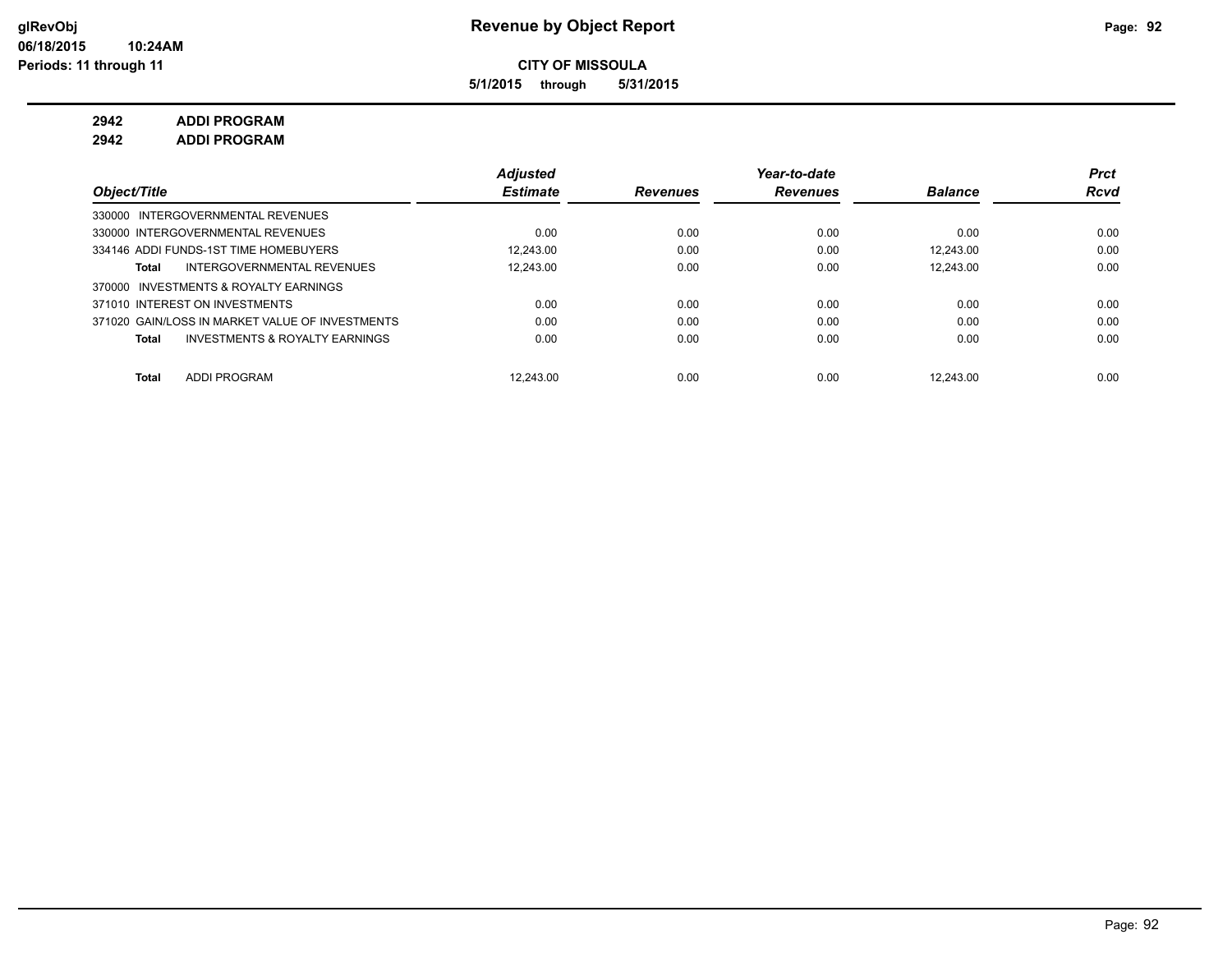**Revenue by Object Report**

**CITY OF MISSOULA**

**5/1/2015 through 5/31/2015**

glRevObj
06/18/2015 10:24AM
Periods: 11 through 11

**2942 ADDI PROGRAM**

**2942 ADDI PROGRAM**

| Object/Title | Adjusted Estimate | Revenues | Year-to-date Revenues | Balance | Prct Rcvd |
|---|---|---|---|---|---|
| 330000 INTERGOVERNMENTAL REVENUES | | | | | |
| 330000 INTERGOVERNMENTAL REVENUES | 0.00 | 0.00 | 0.00 | 0.00 | 0.00 |
| 334146 ADDI FUNDS-1ST TIME HOMEBUYERS | 12,243.00 | 0.00 | 0.00 | 12,243.00 | 0.00 |
| **Total** INTERGOVERNMENTAL REVENUES | 12,243.00 | 0.00 | 0.00 | 12,243.00 | 0.00 |
| 370000 INVESTMENTS & ROYALTY EARNINGS | | | | | |
| 371010 INTEREST ON INVESTMENTS | 0.00 | 0.00 | 0.00 | 0.00 | 0.00 |
| 371020 GAIN/LOSS IN MARKET VALUE OF INVESTMENTS | 0.00 | 0.00 | 0.00 | 0.00 | 0.00 |
| **Total** INVESTMENTS & ROYALTY EARNINGS | 0.00 | 0.00 | 0.00 | 0.00 | 0.00 |
| **Total** ADDI PROGRAM | 12,243.00 | 0.00 | 0.00 | 12,243.00 | 0.00 |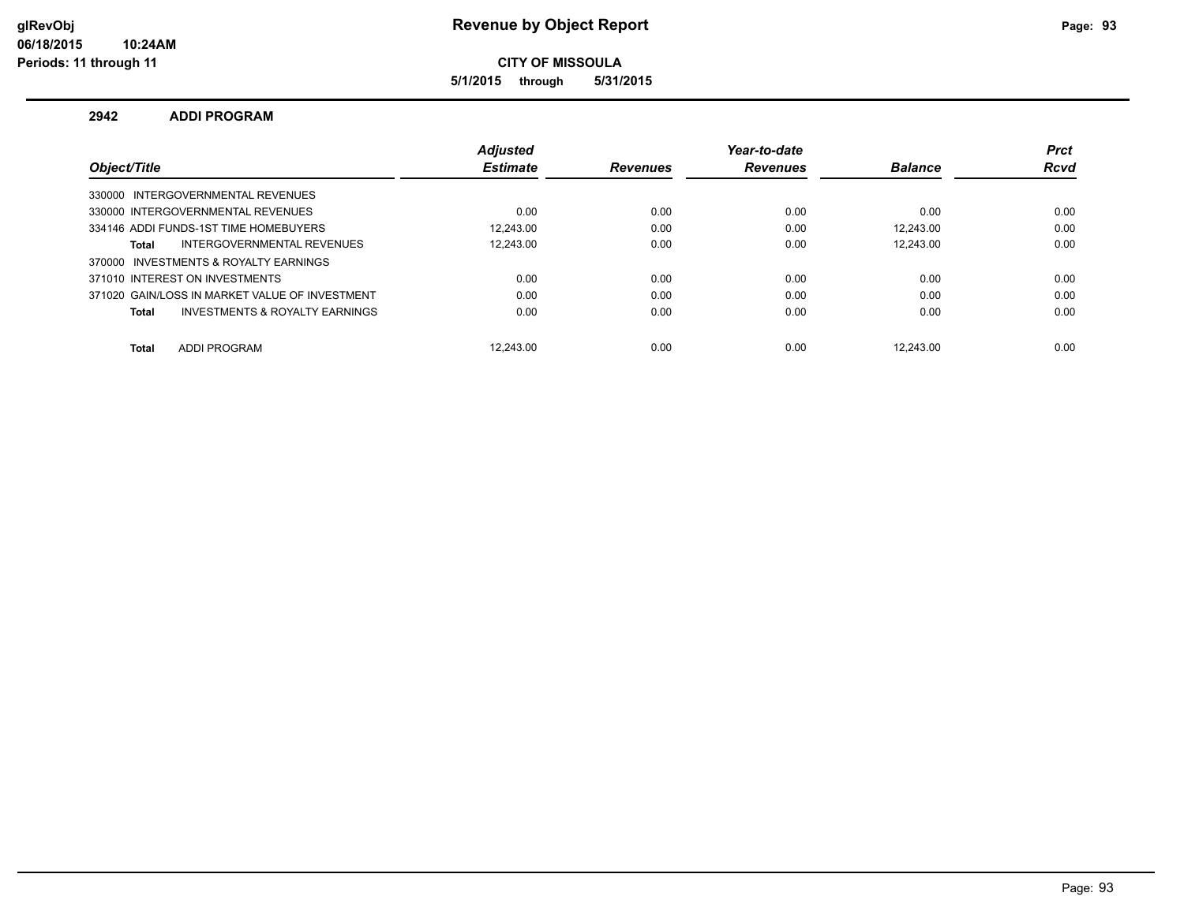**Revenue by Object Report**

**CITY OF MISSOULA**

**5/1/2015 through 5/31/2015**

glRevObj
06/18/2015 10:24AM
Periods: 11 through 11

## 2942 ADDI PROGRAM

| Object/Title | Adjusted Estimate | Revenues | Year-to-date Revenues | Balance | Prct Rcvd |
|---|---|---|---|---|---|
| 330000 INTERGOVERNMENTAL REVENUES | | | | | |
| 330000 INTERGOVERNMENTAL REVENUES | 0.00 | 0.00 | 0.00 | 0.00 | 0.00 |
| 334146 ADDI FUNDS-1ST TIME HOMEBUYERS | 12,243.00 | 0.00 | 0.00 | 12,243.00 | 0.00 |
| **Total** INTERGOVERNMENTAL REVENUES | 12,243.00 | 0.00 | 0.00 | 12,243.00 | 0.00 |
| 370000 INVESTMENTS & ROYALTY EARNINGS | | | | | |
| 371010 INTEREST ON INVESTMENTS | 0.00 | 0.00 | 0.00 | 0.00 | 0.00 |
| 371020 GAIN/LOSS IN MARKET VALUE OF INVESTMENT | 0.00 | 0.00 | 0.00 | 0.00 | 0.00 |
| **Total** INVESTMENTS & ROYALTY EARNINGS | 0.00 | 0.00 | 0.00 | 0.00 | 0.00 |
| **Total** ADDI PROGRAM | 12,243.00 | 0.00 | 0.00 | 12,243.00 | 0.00 |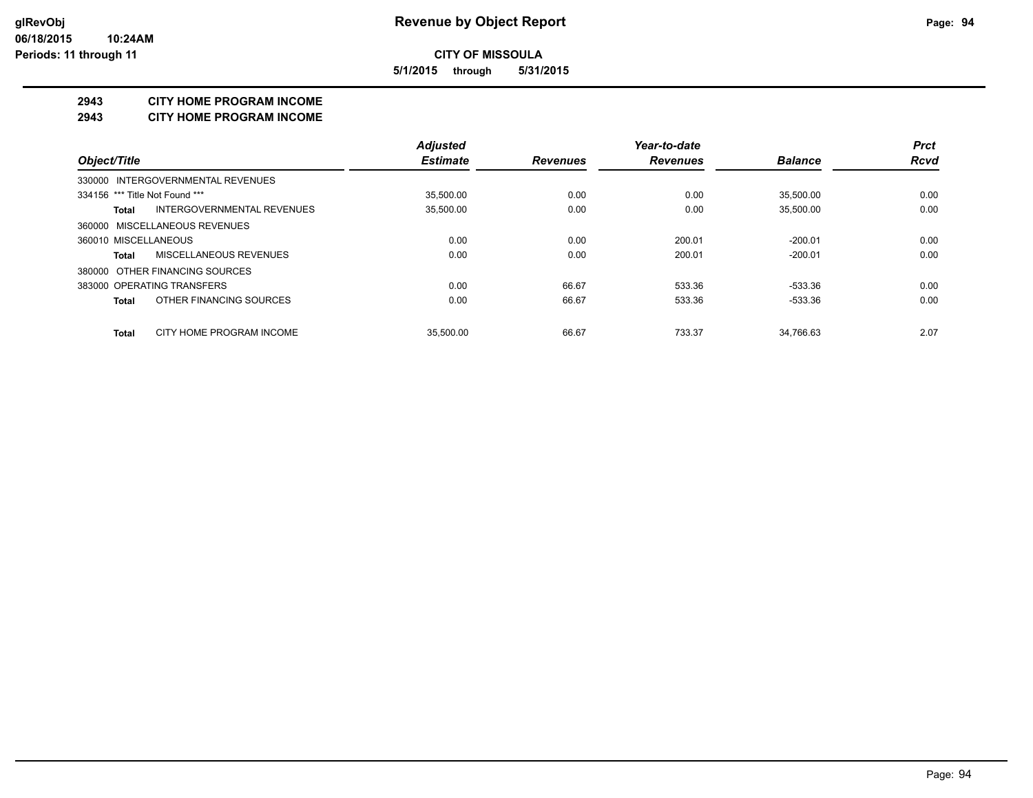# Revenue by Object Report

**CITY OF MISSOULA**

**5/1/2015 through 5/31/2015**

glRevObj
06/18/2015 10:24AM
Periods: 11 through 11

## 2943 CITY HOME PROGRAM INCOME
## 2943 CITY HOME PROGRAM INCOME

| Object/Title | Adjusted Estimate | Revenues | Year-to-date Revenues | Balance | Prct Rcvd |
|---|---|---|---|---|---|
| 330000 INTERGOVERNMENTAL REVENUES | | | | | |
| 334156 *** Title Not Found *** | 35,500.00 | 0.00 | 0.00 | 35,500.00 | 0.00 |
| **Total** INTERGOVERNMENTAL REVENUES | 35,500.00 | 0.00 | 0.00 | 35,500.00 | 0.00 |
| 360000 MISCELLANEOUS REVENUES | | | | | |
| 360010 MISCELLANEOUS | 0.00 | 0.00 | 200.01 | -200.01 | 0.00 |
| **Total** MISCELLANEOUS REVENUES | 0.00 | 0.00 | 200.01 | -200.01 | 0.00 |
| 380000 OTHER FINANCING SOURCES | | | | | |
| 383000 OPERATING TRANSFERS | 0.00 | 66.67 | 533.36 | -533.36 | 0.00 |
| **Total** OTHER FINANCING SOURCES | 0.00 | 66.67 | 533.36 | -533.36 | 0.00 |
| **Total** CITY HOME PROGRAM INCOME | 35,500.00 | 66.67 | 733.37 | 34,766.63 | 2.07 |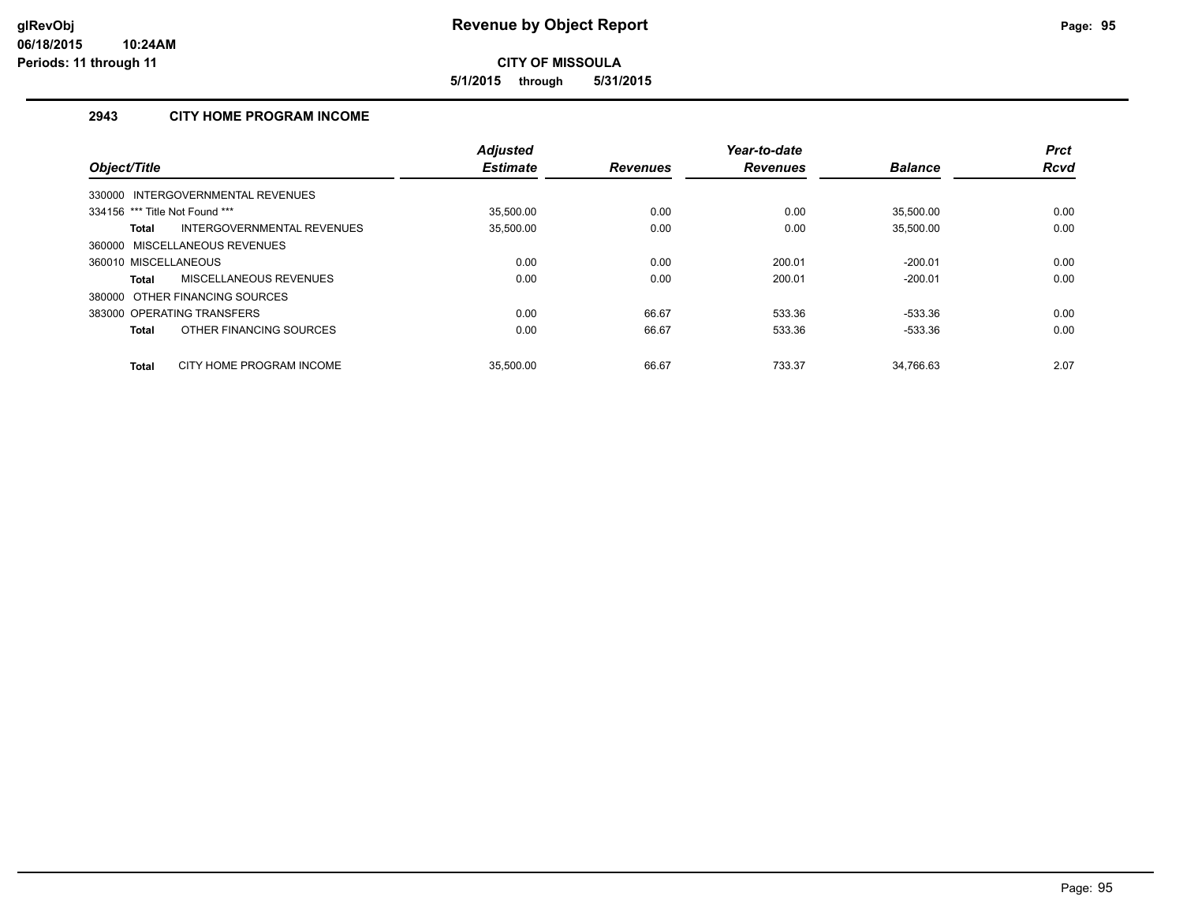# Revenue by Object Report

**CITY OF MISSOULA**

**5/1/2015 through 5/31/2015**

glRevObj
06/18/2015 10:24AM
Periods: 11 through 11

## 2943 CITY HOME PROGRAM INCOME

| Object/Title | Adjusted Estimate | Revenues | Year-to-date Revenues | Balance | Prct Rcvd |
|---|---|---|---|---|---|
| 330000 INTERGOVERNMENTAL REVENUES | | | | | |
| 334156 *** Title Not Found *** | 35,500.00 | 0.00 | 0.00 | 35,500.00 | 0.00 |
| **Total** INTERGOVERNMENTAL REVENUES | 35,500.00 | 0.00 | 0.00 | 35,500.00 | 0.00 |
| 360000 MISCELLANEOUS REVENUES | | | | | |
| 360010 MISCELLANEOUS | 0.00 | 0.00 | 200.01 | -200.01 | 0.00 |
| **Total** MISCELLANEOUS REVENUES | 0.00 | 0.00 | 200.01 | -200.01 | 0.00 |
| 380000 OTHER FINANCING SOURCES | | | | | |
| 383000 OPERATING TRANSFERS | 0.00 | 66.67 | 533.36 | -533.36 | 0.00 |
| **Total** OTHER FINANCING SOURCES | 0.00 | 66.67 | 533.36 | -533.36 | 0.00 |
| **Total** CITY HOME PROGRAM INCOME | 35,500.00 | 66.67 | 733.37 | 34,766.63 | 2.07 |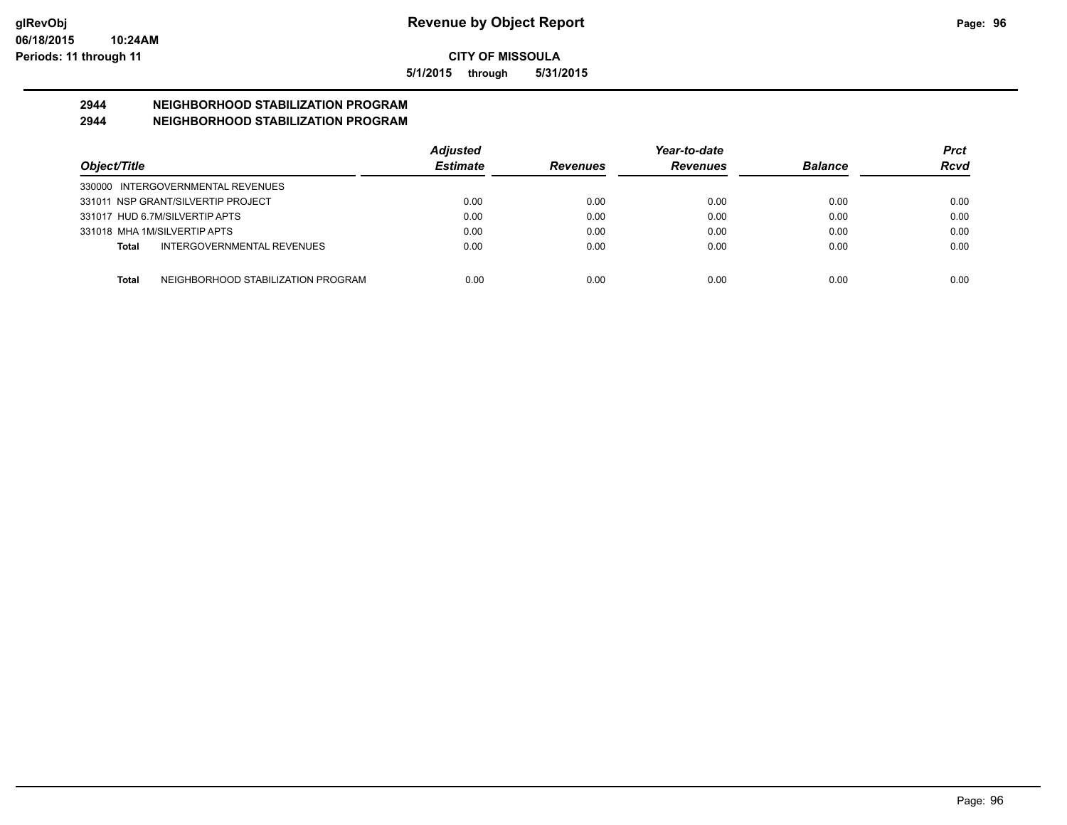**glRevObj**
**06/18/2015 10:24AM**
**Periods: 11 through 11**

# Revenue by Object Report

**CITY OF MISSOULA**

**5/1/2015 through 5/31/2015**

## 2944 NEIGHBORHOOD STABILIZATION PROGRAM
## 2944 NEIGHBORHOOD STABILIZATION PROGRAM

| Object/Title | Adjusted Estimate | Revenues | Year-to-date Revenues | Balance | Prct Rcvd |
|---|---|---|---|---|---|
| 330000 INTERGOVERNMENTAL REVENUES | | | | | |
| 331011 NSP GRANT/SILVERTIP PROJECT | 0.00 | 0.00 | 0.00 | 0.00 | 0.00 |
| 331017 HUD 6.7M/SILVERTIP APTS | 0.00 | 0.00 | 0.00 | 0.00 | 0.00 |
| 331018 MHA 1M/SILVERTIP APTS | 0.00 | 0.00 | 0.00 | 0.00 | 0.00 |
| **Total** INTERGOVERNMENTAL REVENUES | 0.00 | 0.00 | 0.00 | 0.00 | 0.00 |
| **Total** NEIGHBORHOOD STABILIZATION PROGRAM | 0.00 | 0.00 | 0.00 | 0.00 | 0.00 |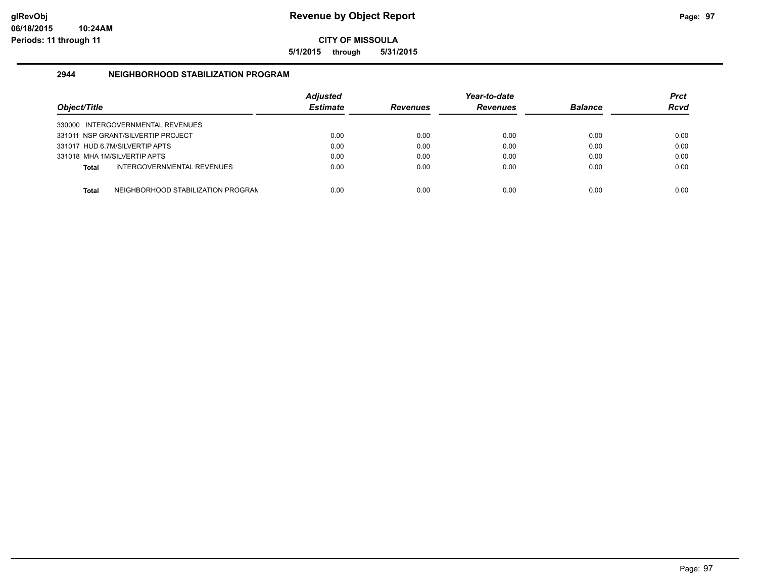# Revenue by Object Report

glRevObj
06/18/2015 10:24AM
Periods: 11 through 11

**CITY OF MISSOULA**

**5/1/2015 through 5/31/2015**

## 2944 NEIGHBORHOOD STABILIZATION PROGRAM

| Object/Title | Adjusted Estimate | Revenues | Year-to-date Revenues | Balance | Prct Rcvd |
|---|---|---|---|---|---|
| 330000 INTERGOVERNMENTAL REVENUES | | | | | |
| 331011 NSP GRANT/SILVERTIP PROJECT | 0.00 | 0.00 | 0.00 | 0.00 | 0.00 |
| 331017 HUD 6.7M/SILVERTIP APTS | 0.00 | 0.00 | 0.00 | 0.00 | 0.00 |
| 331018 MHA 1M/SILVERTIP APTS | 0.00 | 0.00 | 0.00 | 0.00 | 0.00 |
| **Total** INTERGOVERNMENTAL REVENUES | 0.00 | 0.00 | 0.00 | 0.00 | 0.00 |
| **Total** NEIGHBORHOOD STABILIZATION PROGRAM | 0.00 | 0.00 | 0.00 | 0.00 | 0.00 |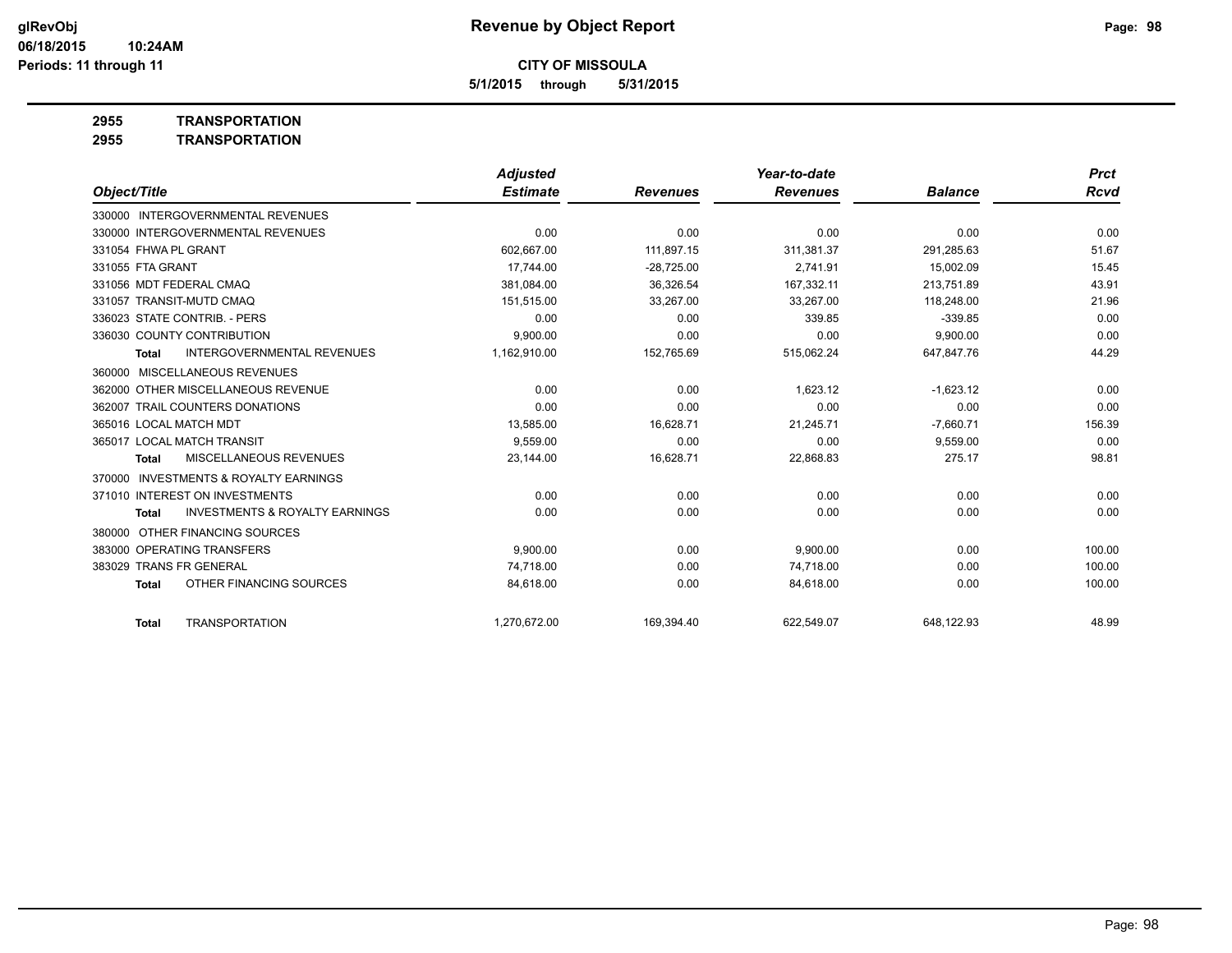glRevObj
06/18/2015 10:24AM
Periods: 11 through 11

# Revenue by Object Report

**CITY OF MISSOULA**

**5/1/2015 through 5/31/2015**

**2955 TRANSPORTATION**

**2955 TRANSPORTATION**

| Object/Title | Adjusted Estimate | Revenues | Year-to-date Revenues | Balance | Prct Rcvd |
|---|---|---|---|---|---|
| 330000 INTERGOVERNMENTAL REVENUES | | | | | |
| 330000 INTERGOVERNMENTAL REVENUES | 0.00 | 0.00 | 0.00 | 0.00 | 0.00 |
| 331054 FHWA PL GRANT | 602,667.00 | 111,897.15 | 311,381.37 | 291,285.63 | 51.67 |
| 331055 FTA GRANT | 17,744.00 | -28,725.00 | 2,741.91 | 15,002.09 | 15.45 |
| 331056 MDT FEDERAL CMAQ | 381,084.00 | 36,326.54 | 167,332.11 | 213,751.89 | 43.91 |
| 331057 TRANSIT-MUTD CMAQ | 151,515.00 | 33,267.00 | 33,267.00 | 118,248.00 | 21.96 |
| 336023 STATE CONTRIB. - PERS | 0.00 | 0.00 | 339.85 | -339.85 | 0.00 |
| 336030 COUNTY CONTRIBUTION | 9,900.00 | 0.00 | 0.00 | 9,900.00 | 0.00 |
| **Total** INTERGOVERNMENTAL REVENUES | 1,162,910.00 | 152,765.69 | 515,062.24 | 647,847.76 | 44.29 |
| 360000 MISCELLANEOUS REVENUES | | | | | |
| 362000 OTHER MISCELLANEOUS REVENUE | 0.00 | 0.00 | 1,623.12 | -1,623.12 | 0.00 |
| 362007 TRAIL COUNTERS DONATIONS | 0.00 | 0.00 | 0.00 | 0.00 | 0.00 |
| 365016 LOCAL MATCH MDT | 13,585.00 | 16,628.71 | 21,245.71 | -7,660.71 | 156.39 |
| 365017 LOCAL MATCH TRANSIT | 9,559.00 | 0.00 | 0.00 | 9,559.00 | 0.00 |
| **Total** MISCELLANEOUS REVENUES | 23,144.00 | 16,628.71 | 22,868.83 | 275.17 | 98.81 |
| 370000 INVESTMENTS & ROYALTY EARNINGS | | | | | |
| 371010 INTEREST ON INVESTMENTS | 0.00 | 0.00 | 0.00 | 0.00 | 0.00 |
| **Total** INVESTMENTS & ROYALTY EARNINGS | 0.00 | 0.00 | 0.00 | 0.00 | 0.00 |
| 380000 OTHER FINANCING SOURCES | | | | | |
| 383000 OPERATING TRANSFERS | 9,900.00 | 0.00 | 9,900.00 | 0.00 | 100.00 |
| 383029 TRANS FR GENERAL | 74,718.00 | 0.00 | 74,718.00 | 0.00 | 100.00 |
| **Total** OTHER FINANCING SOURCES | 84,618.00 | 0.00 | 84,618.00 | 0.00 | 100.00 |
| **Total** TRANSPORTATION | 1,270,672.00 | 169,394.40 | 622,549.07 | 648,122.93 | 48.99 |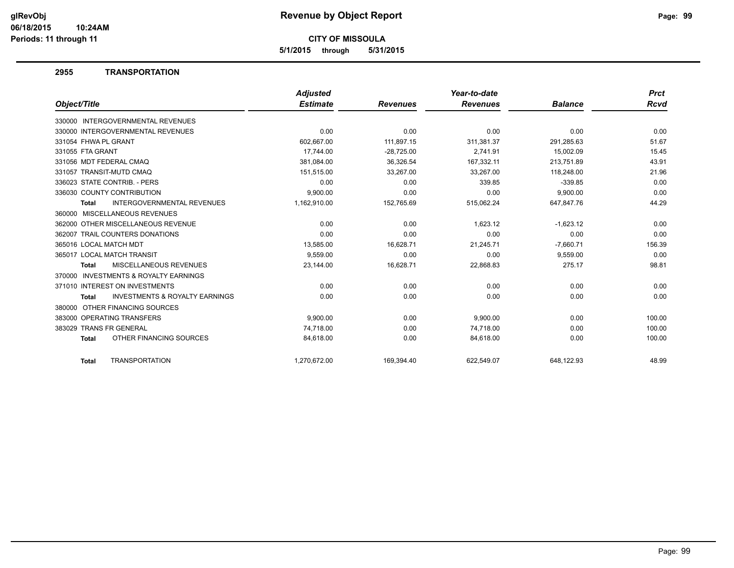# Revenue by Object Report

**CITY OF MISSOULA**

**5/1/2015 through 5/31/2015**

glRevObj
06/18/2015 10:24AM
Periods: 11 through 11

## 2955 TRANSPORTATION

| Object/Title | Adjusted Estimate | Revenues | Year-to-date Revenues | Balance | Prct Rcvd |
|---|---|---|---|---|---|
| 330000 INTERGOVERNMENTAL REVENUES | | | | | |
| 330000 INTERGOVERNMENTAL REVENUES | 0.00 | 0.00 | 0.00 | 0.00 | 0.00 |
| 331054 FHWA PL GRANT | 602,667.00 | 111,897.15 | 311,381.37 | 291,285.63 | 51.67 |
| 331055 FTA GRANT | 17,744.00 | -28,725.00 | 2,741.91 | 15,002.09 | 15.45 |
| 331056 MDT FEDERAL CMAQ | 381,084.00 | 36,326.54 | 167,332.11 | 213,751.89 | 43.91 |
| 331057 TRANSIT-MUTD CMAQ | 151,515.00 | 33,267.00 | 33,267.00 | 118,248.00 | 21.96 |
| 336023 STATE CONTRIB. - PERS | 0.00 | 0.00 | 339.85 | -339.85 | 0.00 |
| 336030 COUNTY CONTRIBUTION | 9,900.00 | 0.00 | 0.00 | 9,900.00 | 0.00 |
| **Total** INTERGOVERNMENTAL REVENUES | 1,162,910.00 | 152,765.69 | 515,062.24 | 647,847.76 | 44.29 |
| 360000 MISCELLANEOUS REVENUES | | | | | |
| 362000 OTHER MISCELLANEOUS REVENUE | 0.00 | 0.00 | 1,623.12 | -1,623.12 | 0.00 |
| 362007 TRAIL COUNTERS DONATIONS | 0.00 | 0.00 | 0.00 | 0.00 | 0.00 |
| 365016 LOCAL MATCH MDT | 13,585.00 | 16,628.71 | 21,245.71 | -7,660.71 | 156.39 |
| 365017 LOCAL MATCH TRANSIT | 9,559.00 | 0.00 | 0.00 | 9,559.00 | 0.00 |
| **Total** MISCELLANEOUS REVENUES | 23,144.00 | 16,628.71 | 22,868.83 | 275.17 | 98.81 |
| 370000 INVESTMENTS & ROYALTY EARNINGS | | | | | |
| 371010 INTEREST ON INVESTMENTS | 0.00 | 0.00 | 0.00 | 0.00 | 0.00 |
| **Total** INVESTMENTS & ROYALTY EARNINGS | 0.00 | 0.00 | 0.00 | 0.00 | 0.00 |
| 380000 OTHER FINANCING SOURCES | | | | | |
| 383000 OPERATING TRANSFERS | 9,900.00 | 0.00 | 9,900.00 | 0.00 | 100.00 |
| 383029 TRANS FR GENERAL | 74,718.00 | 0.00 | 74,718.00 | 0.00 | 100.00 |
| **Total** OTHER FINANCING SOURCES | 84,618.00 | 0.00 | 84,618.00 | 0.00 | 100.00 |
| **Total** TRANSPORTATION | 1,270,672.00 | 169,394.40 | 622,549.07 | 648,122.93 | 48.99 |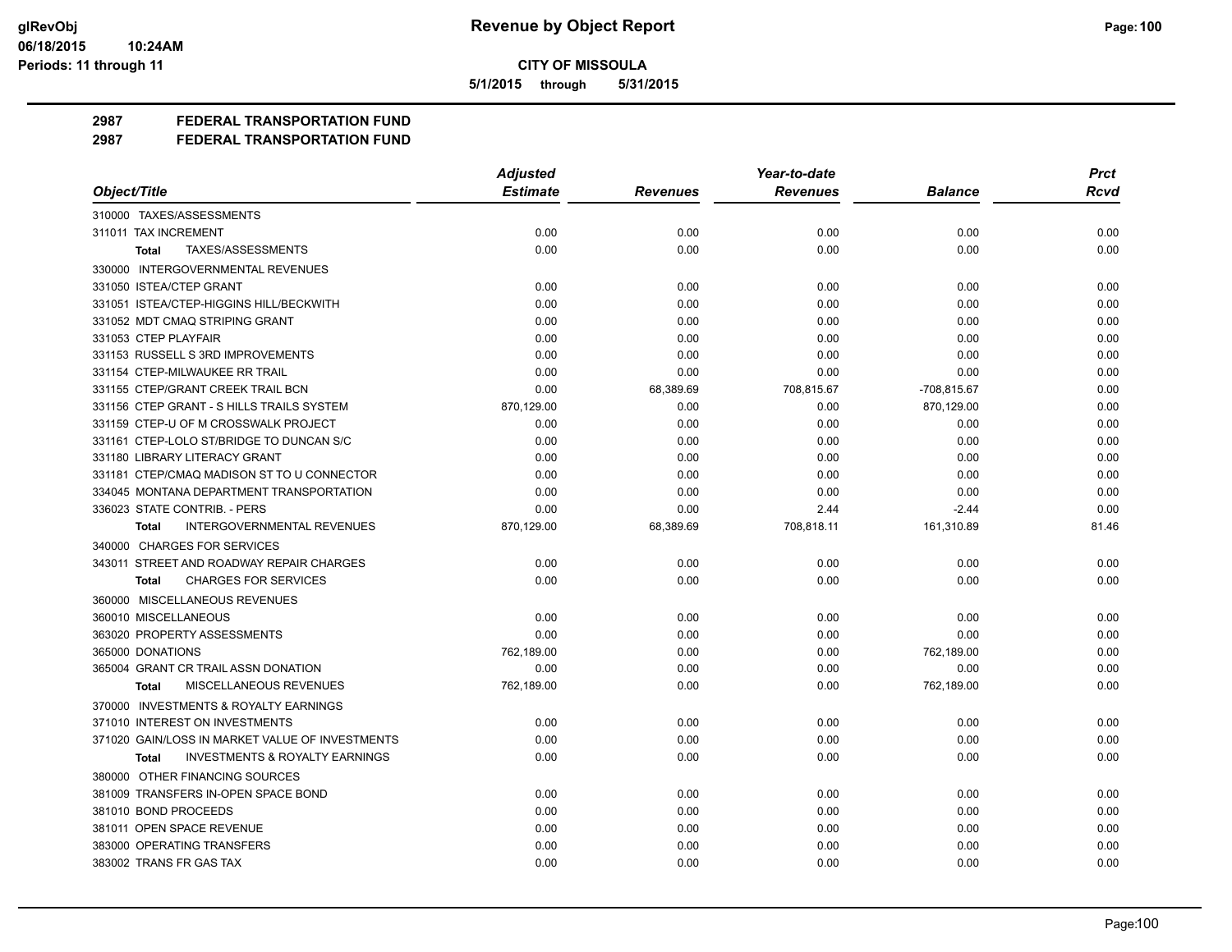**CITY OF MISSOULA**

**5/1/2015 through 5/31/2015**

**2987 FEDERAL TRANSPORTATION FUND**

**2987 FEDERAL TRANSPORTATION FUND**

| Object/Title | Adjusted Estimate | Revenues | Year-to-date Revenues | Balance | Prct Rcvd |
|---|---|---|---|---|---|
| 310000 TAXES/ASSESSMENTS | | | | | |
| 311011 TAX INCREMENT | 0.00 | 0.00 | 0.00 | 0.00 | 0.00 |
| **Total** TAXES/ASSESSMENTS | 0.00 | 0.00 | 0.00 | 0.00 | 0.00 |
| 330000 INTERGOVERNMENTAL REVENUES | | | | | |
| 331050 ISTEA/CTEP GRANT | 0.00 | 0.00 | 0.00 | 0.00 | 0.00 |
| 331051 ISTEA/CTEP-HIGGINS HILL/BECKWITH | 0.00 | 0.00 | 0.00 | 0.00 | 0.00 |
| 331052 MDT CMAQ STRIPING GRANT | 0.00 | 0.00 | 0.00 | 0.00 | 0.00 |
| 331053 CTEP PLAYFAIR | 0.00 | 0.00 | 0.00 | 0.00 | 0.00 |
| 331153 RUSSELL S 3RD IMPROVEMENTS | 0.00 | 0.00 | 0.00 | 0.00 | 0.00 |
| 331154 CTEP-MILWAUKEE RR TRAIL | 0.00 | 0.00 | 0.00 | 0.00 | 0.00 |
| 331155 CTEP/GRANT CREEK TRAIL BCN | 0.00 | 68,389.69 | 708,815.67 | -708,815.67 | 0.00 |
| 331156 CTEP GRANT - S HILLS TRAILS SYSTEM | 870,129.00 | 0.00 | 0.00 | 870,129.00 | 0.00 |
| 331159 CTEP-U OF M CROSSWALK PROJECT | 0.00 | 0.00 | 0.00 | 0.00 | 0.00 |
| 331161 CTEP-LOLO ST/BRIDGE TO DUNCAN S/C | 0.00 | 0.00 | 0.00 | 0.00 | 0.00 |
| 331180 LIBRARY LITERACY GRANT | 0.00 | 0.00 | 0.00 | 0.00 | 0.00 |
| 331181 CTEP/CMAQ MADISON ST TO U CONNECTOR | 0.00 | 0.00 | 0.00 | 0.00 | 0.00 |
| 334045 MONTANA DEPARTMENT TRANSPORTATION | 0.00 | 0.00 | 0.00 | 0.00 | 0.00 |
| 336023 STATE CONTRIB. - PERS | 0.00 | 0.00 | 2.44 | -2.44 | 0.00 |
| **Total** INTERGOVERNMENTAL REVENUES | 870,129.00 | 68,389.69 | 708,818.11 | 161,310.89 | 81.46 |
| 340000 CHARGES FOR SERVICES | | | | | |
| 343011 STREET AND ROADWAY REPAIR CHARGES | 0.00 | 0.00 | 0.00 | 0.00 | 0.00 |
| **Total** CHARGES FOR SERVICES | 0.00 | 0.00 | 0.00 | 0.00 | 0.00 |
| 360000 MISCELLANEOUS REVENUES | | | | | |
| 360010 MISCELLANEOUS | 0.00 | 0.00 | 0.00 | 0.00 | 0.00 |
| 363020 PROPERTY ASSESSMENTS | 0.00 | 0.00 | 0.00 | 0.00 | 0.00 |
| 365000 DONATIONS | 762,189.00 | 0.00 | 0.00 | 762,189.00 | 0.00 |
| 365004 GRANT CR TRAIL ASSN DONATION | 0.00 | 0.00 | 0.00 | 0.00 | 0.00 |
| **Total** MISCELLANEOUS REVENUES | 762,189.00 | 0.00 | 0.00 | 762,189.00 | 0.00 |
| 370000 INVESTMENTS & ROYALTY EARNINGS | | | | | |
| 371010 INTEREST ON INVESTMENTS | 0.00 | 0.00 | 0.00 | 0.00 | 0.00 |
| 371020 GAIN/LOSS IN MARKET VALUE OF INVESTMENTS | 0.00 | 0.00 | 0.00 | 0.00 | 0.00 |
| **Total** INVESTMENTS & ROYALTY EARNINGS | 0.00 | 0.00 | 0.00 | 0.00 | 0.00 |
| 380000 OTHER FINANCING SOURCES | | | | | |
| 381009 TRANSFERS IN-OPEN SPACE BOND | 0.00 | 0.00 | 0.00 | 0.00 | 0.00 |
| 381010 BOND PROCEEDS | 0.00 | 0.00 | 0.00 | 0.00 | 0.00 |
| 381011 OPEN SPACE REVENUE | 0.00 | 0.00 | 0.00 | 0.00 | 0.00 |
| 383000 OPERATING TRANSFERS | 0.00 | 0.00 | 0.00 | 0.00 | 0.00 |
| 383002 TRANS FR GAS TAX | 0.00 | 0.00 | 0.00 | 0.00 | 0.00 |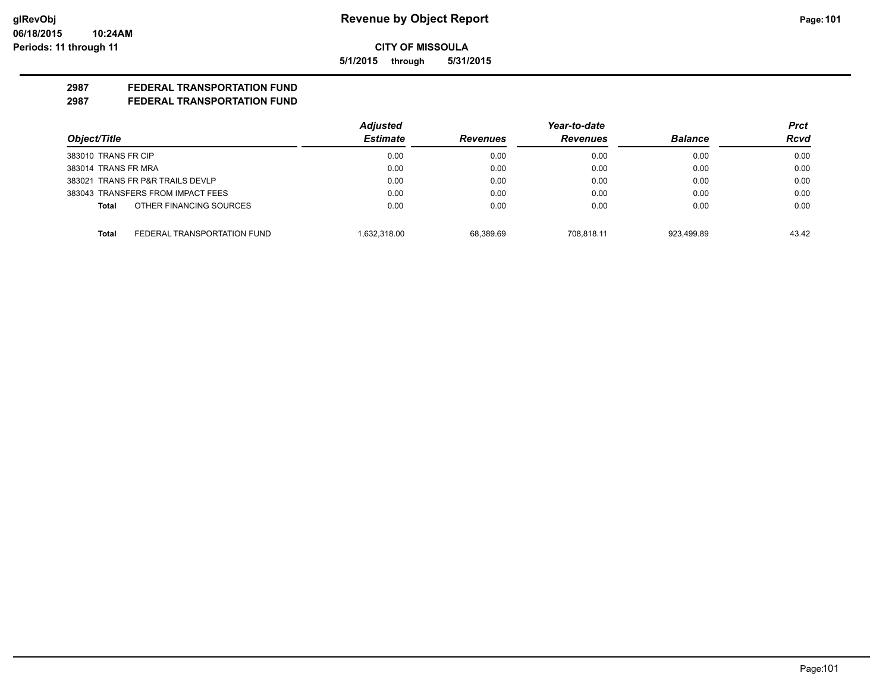**Revenue by Object Report**

**CITY OF MISSOULA**

**5/1/2015 through 5/31/2015**

glRevObj
06/18/2015 10:24AM
Periods: 11 through 11

## 2987 FEDERAL TRANSPORTATION FUND
## 2987 FEDERAL TRANSPORTATION FUND

| Object/Title | Adjusted Estimate | Revenues | Year-to-date Revenues | Balance | Prct Rcvd |
|---|---|---|---|---|---|
| 383010 TRANS FR CIP | 0.00 | 0.00 | 0.00 | 0.00 | 0.00 |
| 383014 TRANS FR MRA | 0.00 | 0.00 | 0.00 | 0.00 | 0.00 |
| 383021 TRANS FR P&R TRAILS DEVLP | 0.00 | 0.00 | 0.00 | 0.00 | 0.00 |
| 383043 TRANSFERS FROM IMPACT FEES | 0.00 | 0.00 | 0.00 | 0.00 | 0.00 |
| **Total** OTHER FINANCING SOURCES | 0.00 | 0.00 | 0.00 | 0.00 | 0.00 |
| **Total** FEDERAL TRANSPORTATION FUND | 1,632,318.00 | 68,389.69 | 708,818.11 | 923,499.89 | 43.42 |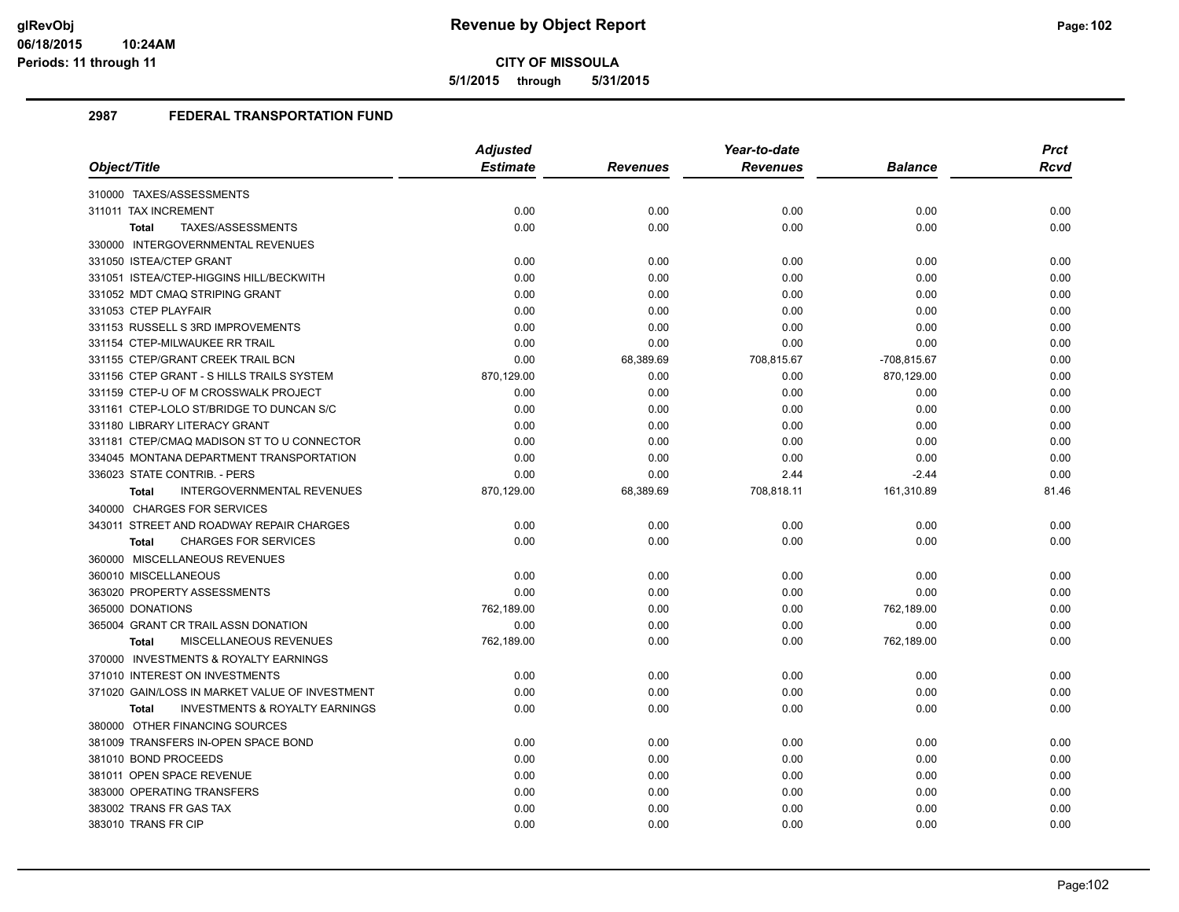# Revenue by Object Report

**CITY OF MISSOULA**

**5/1/2015 through 5/31/2015**

glRevObj
06/18/2015 10:24AM
Periods: 11 through 11

## 2987 FEDERAL TRANSPORTATION FUND

| Object/Title | Adjusted Estimate | Revenues | Year-to-date Revenues | Balance | Prct Rcvd |
|---|---|---|---|---|---|
| 310000 TAXES/ASSESSMENTS | | | | | |
| 311011 TAX INCREMENT | 0.00 | 0.00 | 0.00 | 0.00 | 0.00 |
| **Total** TAXES/ASSESSMENTS | 0.00 | 0.00 | 0.00 | 0.00 | 0.00 |
| 330000 INTERGOVERNMENTAL REVENUES | | | | | |
| 331050 ISTEA/CTEP GRANT | 0.00 | 0.00 | 0.00 | 0.00 | 0.00 |
| 331051 ISTEA/CTEP-HIGGINS HILL/BECKWITH | 0.00 | 0.00 | 0.00 | 0.00 | 0.00 |
| 331052 MDT CMAQ STRIPING GRANT | 0.00 | 0.00 | 0.00 | 0.00 | 0.00 |
| 331053 CTEP PLAYFAIR | 0.00 | 0.00 | 0.00 | 0.00 | 0.00 |
| 331153 RUSSELL S 3RD IMPROVEMENTS | 0.00 | 0.00 | 0.00 | 0.00 | 0.00 |
| 331154 CTEP-MILWAUKEE RR TRAIL | 0.00 | 0.00 | 0.00 | 0.00 | 0.00 |
| 331155 CTEP/GRANT CREEK TRAIL BCN | 0.00 | 68,389.69 | 708,815.67 | -708,815.67 | 0.00 |
| 331156 CTEP GRANT - S HILLS TRAILS SYSTEM | 870,129.00 | 0.00 | 0.00 | 870,129.00 | 0.00 |
| 331159 CTEP-U OF M CROSSWALK PROJECT | 0.00 | 0.00 | 0.00 | 0.00 | 0.00 |
| 331161 CTEP-LOLO ST/BRIDGE TO DUNCAN S/C | 0.00 | 0.00 | 0.00 | 0.00 | 0.00 |
| 331180 LIBRARY LITERACY GRANT | 0.00 | 0.00 | 0.00 | 0.00 | 0.00 |
| 331181 CTEP/CMAQ MADISON ST TO U CONNECTOR | 0.00 | 0.00 | 0.00 | 0.00 | 0.00 |
| 334045 MONTANA DEPARTMENT TRANSPORTATION | 0.00 | 0.00 | 0.00 | 0.00 | 0.00 |
| 336023 STATE CONTRIB. - PERS | 0.00 | 0.00 | 2.44 | -2.44 | 0.00 |
| **Total** INTERGOVERNMENTAL REVENUES | 870,129.00 | 68,389.69 | 708,818.11 | 161,310.89 | 81.46 |
| 340000 CHARGES FOR SERVICES | | | | | |
| 343011 STREET AND ROADWAY REPAIR CHARGES | 0.00 | 0.00 | 0.00 | 0.00 | 0.00 |
| **Total** CHARGES FOR SERVICES | 0.00 | 0.00 | 0.00 | 0.00 | 0.00 |
| 360000 MISCELLANEOUS REVENUES | | | | | |
| 360010 MISCELLANEOUS | 0.00 | 0.00 | 0.00 | 0.00 | 0.00 |
| 363020 PROPERTY ASSESSMENTS | 0.00 | 0.00 | 0.00 | 0.00 | 0.00 |
| 365000 DONATIONS | 762,189.00 | 0.00 | 0.00 | 762,189.00 | 0.00 |
| 365004 GRANT CR TRAIL ASSN DONATION | 0.00 | 0.00 | 0.00 | 0.00 | 0.00 |
| **Total** MISCELLANEOUS REVENUES | 762,189.00 | 0.00 | 0.00 | 762,189.00 | 0.00 |
| 370000 INVESTMENTS & ROYALTY EARNINGS | | | | | |
| 371010 INTEREST ON INVESTMENTS | 0.00 | 0.00 | 0.00 | 0.00 | 0.00 |
| 371020 GAIN/LOSS IN MARKET VALUE OF INVESTMENT | 0.00 | 0.00 | 0.00 | 0.00 | 0.00 |
| **Total** INVESTMENTS & ROYALTY EARNINGS | 0.00 | 0.00 | 0.00 | 0.00 | 0.00 |
| 380000 OTHER FINANCING SOURCES | | | | | |
| 381009 TRANSFERS IN-OPEN SPACE BOND | 0.00 | 0.00 | 0.00 | 0.00 | 0.00 |
| 381010 BOND PROCEEDS | 0.00 | 0.00 | 0.00 | 0.00 | 0.00 |
| 381011 OPEN SPACE REVENUE | 0.00 | 0.00 | 0.00 | 0.00 | 0.00 |
| 383000 OPERATING TRANSFERS | 0.00 | 0.00 | 0.00 | 0.00 | 0.00 |
| 383002 TRANS FR GAS TAX | 0.00 | 0.00 | 0.00 | 0.00 | 0.00 |
| 383010 TRANS FR CIP | 0.00 | 0.00 | 0.00 | 0.00 | 0.00 |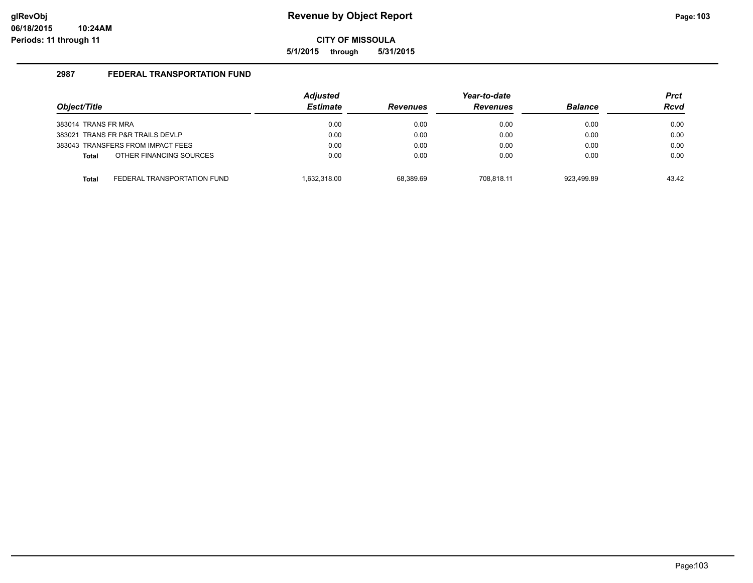# Revenue by Object Report

**CITY OF MISSOULA**

**5/1/2015 through 5/31/2015**

## 2987 FEDERAL TRANSPORTATION FUND

| Object/Title | Adjusted Estimate | Revenues | Year-to-date Revenues | Balance | Prct Rcvd |
|---|---|---|---|---|---|
| 383014 TRANS FR MRA | 0.00 | 0.00 | 0.00 | 0.00 | 0.00 |
| 383021 TRANS FR P&R TRAILS DEVLP | 0.00 | 0.00 | 0.00 | 0.00 | 0.00 |
| 383043 TRANSFERS FROM IMPACT FEES | 0.00 | 0.00 | 0.00 | 0.00 | 0.00 |
| **Total** OTHER FINANCING SOURCES | 0.00 | 0.00 | 0.00 | 0.00 | 0.00 |
| **Total** FEDERAL TRANSPORTATION FUND | 1,632,318.00 | 68,389.69 | 708,818.11 | 923,499.89 | 43.42 |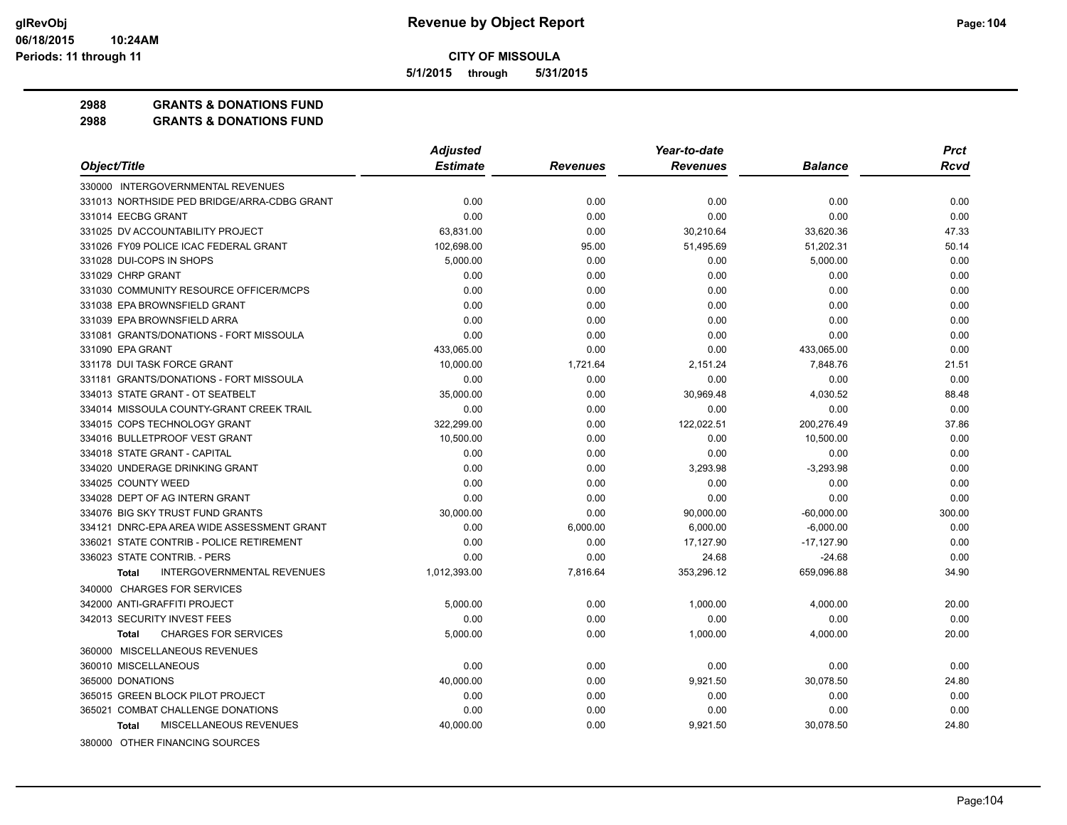# Revenue by Object Report

**CITY OF MISSOULA**

5/1/2015 through 5/31/2015

glRevObj
06/18/2015 10:24AM
Periods: 11 through 11

**2988 GRANTS & DONATIONS FUND**

**2988 GRANTS & DONATIONS FUND**

| Object/Title | Adjusted Estimate | Revenues | Year-to-date Revenues | Balance | Prct Rcvd |
|---|---|---|---|---|---|
| 330000 INTERGOVERNMENTAL REVENUES | | | | | |
| 331013 NORTHSIDE PED BRIDGE/ARRA-CDBG GRANT | 0.00 | 0.00 | 0.00 | 0.00 | 0.00 |
| 331014 EECBG GRANT | 0.00 | 0.00 | 0.00 | 0.00 | 0.00 |
| 331025 DV ACCOUNTABILITY PROJECT | 63,831.00 | 0.00 | 30,210.64 | 33,620.36 | 47.33 |
| 331026 FY09 POLICE ICAC FEDERAL GRANT | 102,698.00 | 95.00 | 51,495.69 | 51,202.31 | 50.14 |
| 331028 DUI-COPS IN SHOPS | 5,000.00 | 0.00 | 0.00 | 5,000.00 | 0.00 |
| 331029 CHRP GRANT | 0.00 | 0.00 | 0.00 | 0.00 | 0.00 |
| 331030 COMMUNITY RESOURCE OFFICER/MCPS | 0.00 | 0.00 | 0.00 | 0.00 | 0.00 |
| 331038 EPA BROWNSFIELD GRANT | 0.00 | 0.00 | 0.00 | 0.00 | 0.00 |
| 331039 EPA BROWNSFIELD ARRA | 0.00 | 0.00 | 0.00 | 0.00 | 0.00 |
| 331081 GRANTS/DONATIONS - FORT MISSOULA | 0.00 | 0.00 | 0.00 | 0.00 | 0.00 |
| 331090 EPA GRANT | 433,065.00 | 0.00 | 0.00 | 433,065.00 | 0.00 |
| 331178 DUI TASK FORCE GRANT | 10,000.00 | 1,721.64 | 2,151.24 | 7,848.76 | 21.51 |
| 331181 GRANTS/DONATIONS - FORT MISSOULA | 0.00 | 0.00 | 0.00 | 0.00 | 0.00 |
| 334013 STATE GRANT - OT SEATBELT | 35,000.00 | 0.00 | 30,969.48 | 4,030.52 | 88.48 |
| 334014 MISSOULA COUNTY-GRANT CREEK TRAIL | 0.00 | 0.00 | 0.00 | 0.00 | 0.00 |
| 334015 COPS TECHNOLOGY GRANT | 322,299.00 | 0.00 | 122,022.51 | 200,276.49 | 37.86 |
| 334016 BULLETPROOF VEST GRANT | 10,500.00 | 0.00 | 0.00 | 10,500.00 | 0.00 |
| 334018 STATE GRANT - CAPITAL | 0.00 | 0.00 | 0.00 | 0.00 | 0.00 |
| 334020 UNDERAGE DRINKING GRANT | 0.00 | 0.00 | 3,293.98 | -3,293.98 | 0.00 |
| 334025 COUNTY WEED | 0.00 | 0.00 | 0.00 | 0.00 | 0.00 |
| 334028 DEPT OF AG INTERN GRANT | 0.00 | 0.00 | 0.00 | 0.00 | 0.00 |
| 334076 BIG SKY TRUST FUND GRANTS | 30,000.00 | 0.00 | 90,000.00 | -60,000.00 | 300.00 |
| 334121 DNRC-EPA AREA WIDE ASSESSMENT GRANT | 0.00 | 6,000.00 | 6,000.00 | -6,000.00 | 0.00 |
| 336021 STATE CONTRIB - POLICE RETIREMENT | 0.00 | 0.00 | 17,127.90 | -17,127.90 | 0.00 |
| 336023 STATE CONTRIB. - PERS | 0.00 | 0.00 | 24.68 | -24.68 | 0.00 |
| **Total** INTERGOVERNMENTAL REVENUES | 1,012,393.00 | 7,816.64 | 353,296.12 | 659,096.88 | 34.90 |
| 340000 CHARGES FOR SERVICES | | | | | |
| 342000 ANTI-GRAFFITI PROJECT | 5,000.00 | 0.00 | 1,000.00 | 4,000.00 | 20.00 |
| 342013 SECURITY INVEST FEES | 0.00 | 0.00 | 0.00 | 0.00 | 0.00 |
| **Total** CHARGES FOR SERVICES | 5,000.00 | 0.00 | 1,000.00 | 4,000.00 | 20.00 |
| 360000 MISCELLANEOUS REVENUES | | | | | |
| 360010 MISCELLANEOUS | 0.00 | 0.00 | 0.00 | 0.00 | 0.00 |
| 365000 DONATIONS | 40,000.00 | 0.00 | 9,921.50 | 30,078.50 | 24.80 |
| 365015 GREEN BLOCK PILOT PROJECT | 0.00 | 0.00 | 0.00 | 0.00 | 0.00 |
| 365021 COMBAT CHALLENGE DONATIONS | 0.00 | 0.00 | 0.00 | 0.00 | 0.00 |
| **Total** MISCELLANEOUS REVENUES | 40,000.00 | 0.00 | 9,921.50 | 30,078.50 | 24.80 |
| 380000 OTHER FINANCING SOURCES | | | | | |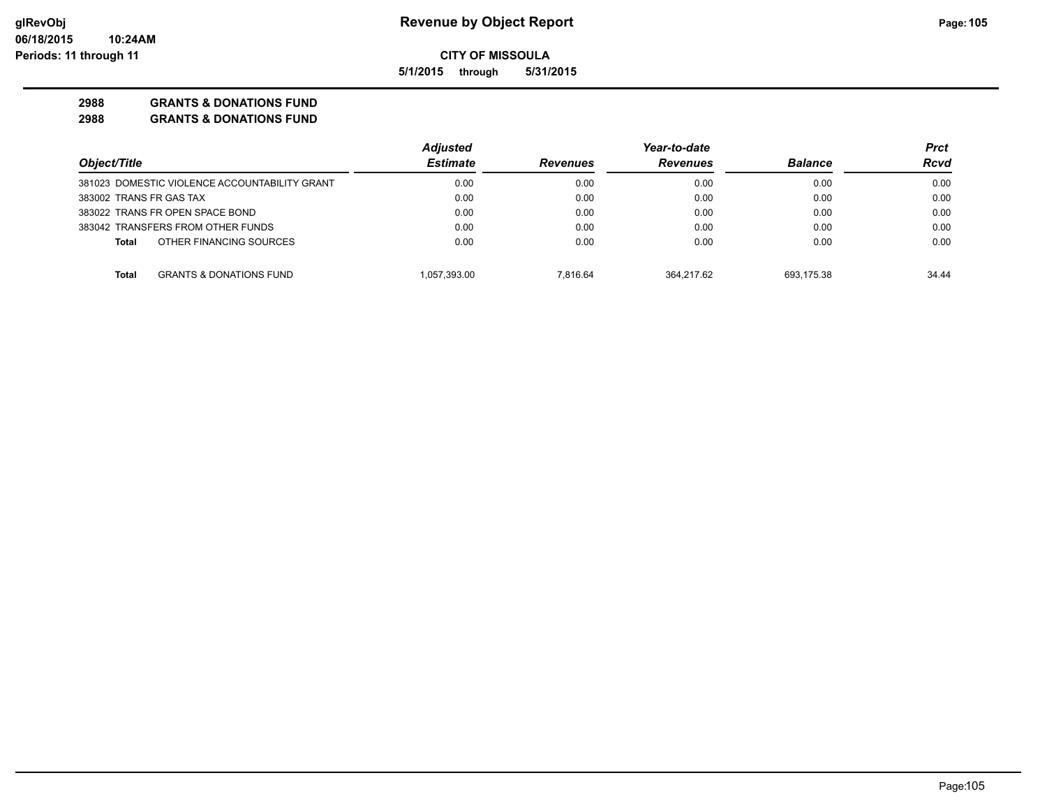**CITY OF MISSOULA**

**5/1/2015 through 5/31/2015**

**2988 GRANTS & DONATIONS FUND**

**2988 GRANTS & DONATIONS FUND**

| Object/Title | Adjusted Estimate | Revenues | Year-to-date Revenues | Balance | Prct Rcvd |
|---|---|---|---|---|---|
| 381023 DOMESTIC VIOLENCE ACCOUNTABILITY GRANT | 0.00 | 0.00 | 0.00 | 0.00 | 0.00 |
| 383002 TRANS FR GAS TAX | 0.00 | 0.00 | 0.00 | 0.00 | 0.00 |
| 383022 TRANS FR OPEN SPACE BOND | 0.00 | 0.00 | 0.00 | 0.00 | 0.00 |
| 383042 TRANSFERS FROM OTHER FUNDS | 0.00 | 0.00 | 0.00 | 0.00 | 0.00 |
| **Total** OTHER FINANCING SOURCES | 0.00 | 0.00 | 0.00 | 0.00 | 0.00 |
| **Total** GRANTS & DONATIONS FUND | 1,057,393.00 | 7,816.64 | 364,217.62 | 693,175.38 | 34.44 |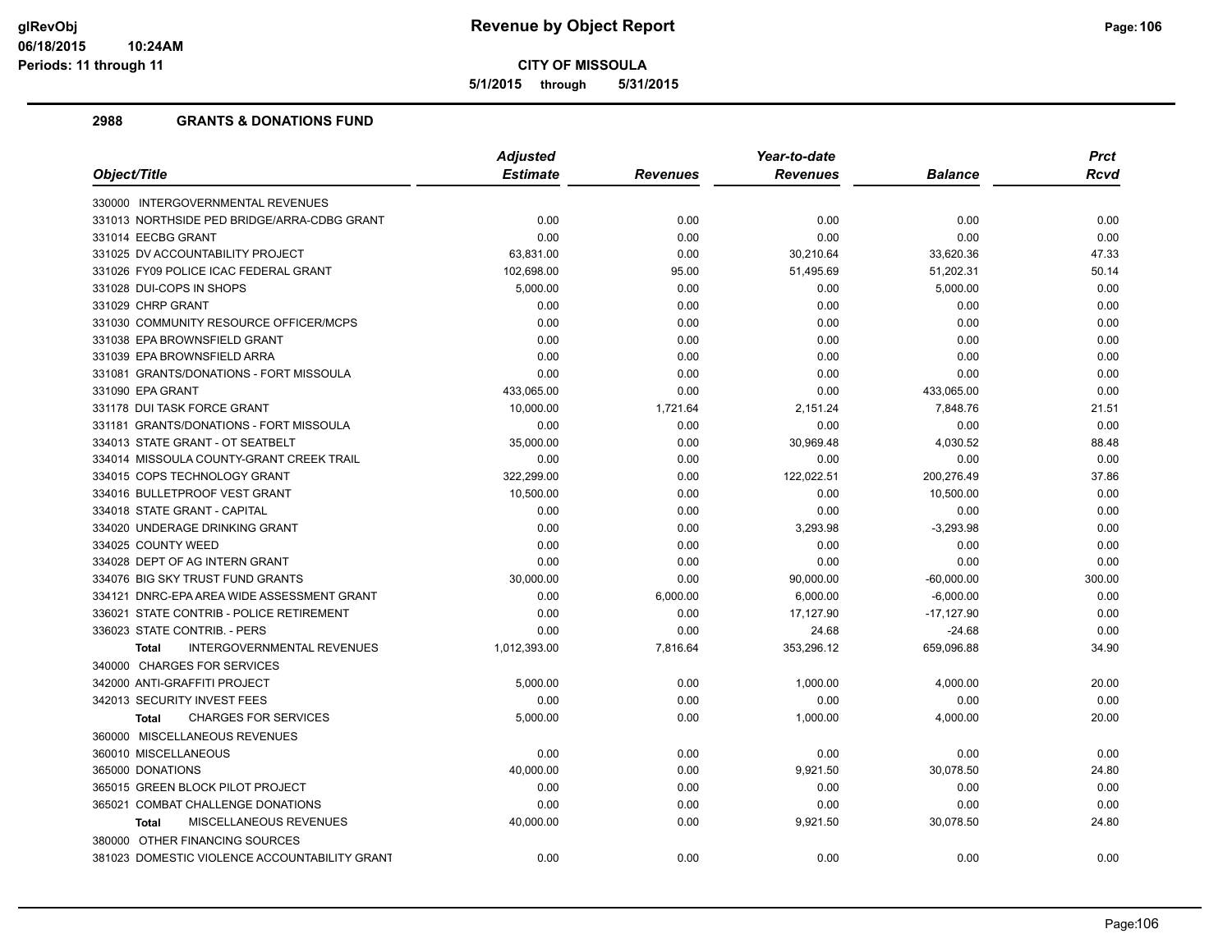**CITY OF MISSOULA**

**5/1/2015 through 5/31/2015**

## 2988 GRANTS & DONATIONS FUND

| Object/Title | Adjusted Estimate | Revenues | Year-to-date Revenues | Balance | Prct Rcvd |
|---|---|---|---|---|---|
| 330000 INTERGOVERNMENTAL REVENUES | | | | | |
| 331013 NORTHSIDE PED BRIDGE/ARRA-CDBG GRANT | 0.00 | 0.00 | 0.00 | 0.00 | 0.00 |
| 331014 EECBG GRANT | 0.00 | 0.00 | 0.00 | 0.00 | 0.00 |
| 331025 DV ACCOUNTABILITY PROJECT | 63,831.00 | 0.00 | 30,210.64 | 33,620.36 | 47.33 |
| 331026 FY09 POLICE ICAC FEDERAL GRANT | 102,698.00 | 95.00 | 51,495.69 | 51,202.31 | 50.14 |
| 331028 DUI-COPS IN SHOPS | 5,000.00 | 0.00 | 0.00 | 5,000.00 | 0.00 |
| 331029 CHRP GRANT | 0.00 | 0.00 | 0.00 | 0.00 | 0.00 |
| 331030 COMMUNITY RESOURCE OFFICER/MCPS | 0.00 | 0.00 | 0.00 | 0.00 | 0.00 |
| 331038 EPA BROWNSFIELD GRANT | 0.00 | 0.00 | 0.00 | 0.00 | 0.00 |
| 331039 EPA BROWNSFIELD ARRA | 0.00 | 0.00 | 0.00 | 0.00 | 0.00 |
| 331081 GRANTS/DONATIONS - FORT MISSOULA | 0.00 | 0.00 | 0.00 | 0.00 | 0.00 |
| 331090 EPA GRANT | 433,065.00 | 0.00 | 0.00 | 433,065.00 | 0.00 |
| 331178 DUI TASK FORCE GRANT | 10,000.00 | 1,721.64 | 2,151.24 | 7,848.76 | 21.51 |
| 331181 GRANTS/DONATIONS - FORT MISSOULA | 0.00 | 0.00 | 0.00 | 0.00 | 0.00 |
| 334013 STATE GRANT - OT SEATBELT | 35,000.00 | 0.00 | 30,969.48 | 4,030.52 | 88.48 |
| 334014 MISSOULA COUNTY-GRANT CREEK TRAIL | 0.00 | 0.00 | 0.00 | 0.00 | 0.00 |
| 334015 COPS TECHNOLOGY GRANT | 322,299.00 | 0.00 | 122,022.51 | 200,276.49 | 37.86 |
| 334016 BULLETPROOF VEST GRANT | 10,500.00 | 0.00 | 0.00 | 10,500.00 | 0.00 |
| 334018 STATE GRANT - CAPITAL | 0.00 | 0.00 | 0.00 | 0.00 | 0.00 |
| 334020 UNDERAGE DRINKING GRANT | 0.00 | 0.00 | 3,293.98 | -3,293.98 | 0.00 |
| 334025 COUNTY WEED | 0.00 | 0.00 | 0.00 | 0.00 | 0.00 |
| 334028 DEPT OF AG INTERN GRANT | 0.00 | 0.00 | 0.00 | 0.00 | 0.00 |
| 334076 BIG SKY TRUST FUND GRANTS | 30,000.00 | 0.00 | 90,000.00 | -60,000.00 | 300.00 |
| 334121 DNRC-EPA AREA WIDE ASSESSMENT GRANT | 0.00 | 6,000.00 | 6,000.00 | -6,000.00 | 0.00 |
| 336021 STATE CONTRIB - POLICE RETIREMENT | 0.00 | 0.00 | 17,127.90 | -17,127.90 | 0.00 |
| 336023 STATE CONTRIB. - PERS | 0.00 | 0.00 | 24.68 | -24.68 | 0.00 |
| **Total** INTERGOVERNMENTAL REVENUES | 1,012,393.00 | 7,816.64 | 353,296.12 | 659,096.88 | 34.90 |
| 340000 CHARGES FOR SERVICES | | | | | |
| 342000 ANTI-GRAFFITI PROJECT | 5,000.00 | 0.00 | 1,000.00 | 4,000.00 | 20.00 |
| 342013 SECURITY INVEST FEES | 0.00 | 0.00 | 0.00 | 0.00 | 0.00 |
| **Total** CHARGES FOR SERVICES | 5,000.00 | 0.00 | 1,000.00 | 4,000.00 | 20.00 |
| 360000 MISCELLANEOUS REVENUES | | | | | |
| 360010 MISCELLANEOUS | 0.00 | 0.00 | 0.00 | 0.00 | 0.00 |
| 365000 DONATIONS | 40,000.00 | 0.00 | 9,921.50 | 30,078.50 | 24.80 |
| 365015 GREEN BLOCK PILOT PROJECT | 0.00 | 0.00 | 0.00 | 0.00 | 0.00 |
| 365021 COMBAT CHALLENGE DONATIONS | 0.00 | 0.00 | 0.00 | 0.00 | 0.00 |
| **Total** MISCELLANEOUS REVENUES | 40,000.00 | 0.00 | 9,921.50 | 30,078.50 | 24.80 |
| 380000 OTHER FINANCING SOURCES | | | | | |
| 381023 DOMESTIC VIOLENCE ACCOUNTABILITY GRANT | 0.00 | 0.00 | 0.00 | 0.00 | 0.00 |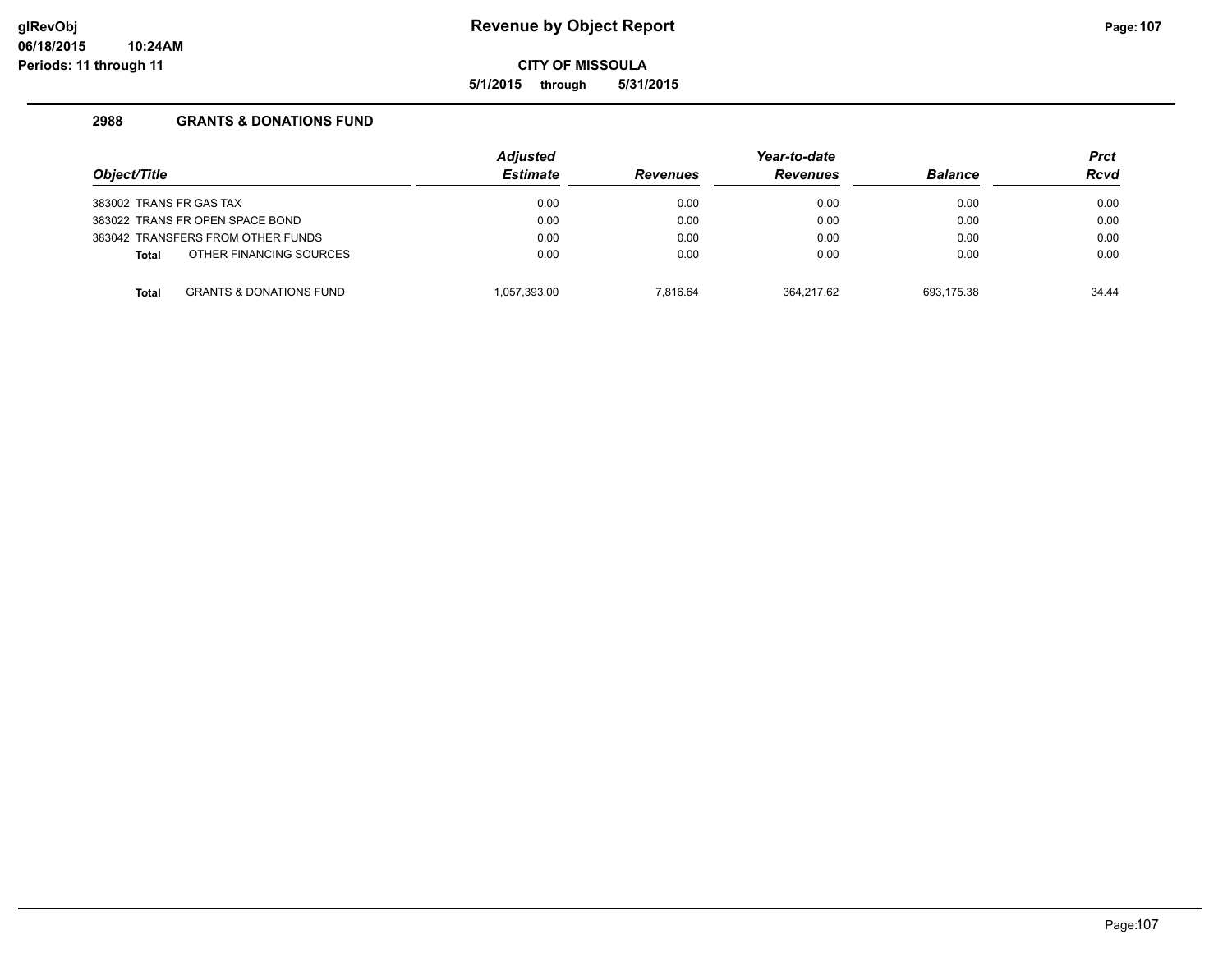**Revenue by Object Report**

**CITY OF MISSOULA**

**5/1/2015 through 5/31/2015**

## 2988 GRANTS & DONATIONS FUND

| Object/Title | | Adjusted Estimate | Revenues | Year-to-date Revenues | Balance | Prct Rcvd |
|---|---|---|---|---|---|---|
| 383002 TRANS FR GAS TAX | | 0.00 | 0.00 | 0.00 | 0.00 | 0.00 |
| 383022 TRANS FR OPEN SPACE BOND | | 0.00 | 0.00 | 0.00 | 0.00 | 0.00 |
| 383042 TRANSFERS FROM OTHER FUNDS | | 0.00 | 0.00 | 0.00 | 0.00 | 0.00 |
| **Total** | OTHER FINANCING SOURCES | 0.00 | 0.00 | 0.00 | 0.00 | 0.00 |
| **Total** | GRANTS & DONATIONS FUND | 1,057,393.00 | 7,816.64 | 364,217.62 | 693,175.38 | 34.44 |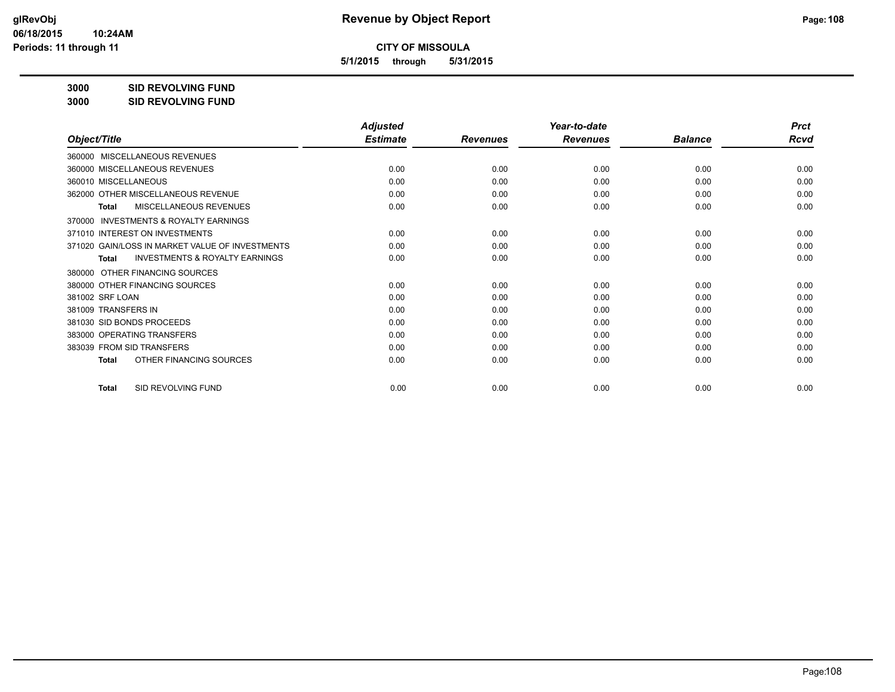# Revenue by Object Report

**CITY OF MISSOULA**

**5/1/2015 through 5/31/2015**

glRevObj
06/18/2015 10:24AM
Periods: 11 through 11

**3000 SID REVOLVING FUND**

**3000 SID REVOLVING FUND**

| Object/Title | Adjusted Estimate | Revenues | Year-to-date Revenues | Balance | Prct Rcvd |
|---|---|---|---|---|---|
| 360000 MISCELLANEOUS REVENUES | | | | | |
| 360000 MISCELLANEOUS REVENUES | 0.00 | 0.00 | 0.00 | 0.00 | 0.00 |
| 360010 MISCELLANEOUS | 0.00 | 0.00 | 0.00 | 0.00 | 0.00 |
| 362000 OTHER MISCELLANEOUS REVENUE | 0.00 | 0.00 | 0.00 | 0.00 | 0.00 |
| **Total** MISCELLANEOUS REVENUES | 0.00 | 0.00 | 0.00 | 0.00 | 0.00 |
| 370000 INVESTMENTS & ROYALTY EARNINGS | | | | | |
| 371010 INTEREST ON INVESTMENTS | 0.00 | 0.00 | 0.00 | 0.00 | 0.00 |
| 371020 GAIN/LOSS IN MARKET VALUE OF INVESTMENTS | 0.00 | 0.00 | 0.00 | 0.00 | 0.00 |
| **Total** INVESTMENTS & ROYALTY EARNINGS | 0.00 | 0.00 | 0.00 | 0.00 | 0.00 |
| 380000 OTHER FINANCING SOURCES | | | | | |
| 380000 OTHER FINANCING SOURCES | 0.00 | 0.00 | 0.00 | 0.00 | 0.00 |
| 381002 SRF LOAN | 0.00 | 0.00 | 0.00 | 0.00 | 0.00 |
| 381009 TRANSFERS IN | 0.00 | 0.00 | 0.00 | 0.00 | 0.00 |
| 381030 SID BONDS PROCEEDS | 0.00 | 0.00 | 0.00 | 0.00 | 0.00 |
| 383000 OPERATING TRANSFERS | 0.00 | 0.00 | 0.00 | 0.00 | 0.00 |
| 383039 FROM SID TRANSFERS | 0.00 | 0.00 | 0.00 | 0.00 | 0.00 |
| **Total** OTHER FINANCING SOURCES | 0.00 | 0.00 | 0.00 | 0.00 | 0.00 |
| **Total** SID REVOLVING FUND | 0.00 | 0.00 | 0.00 | 0.00 | 0.00 |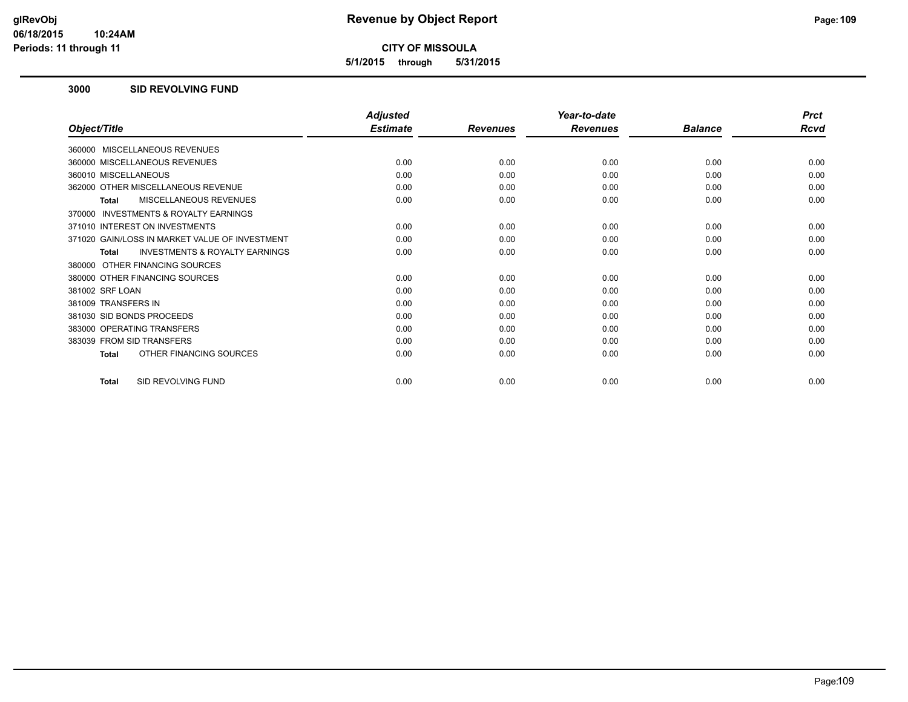**CITY OF MISSOULA**

**5/1/2015 through 5/31/2015**

### 3000 SID REVOLVING FUND

| Object/Title | Adjusted Estimate | Revenues | Year-to-date Revenues | Balance | Prct Rcvd |
|---|---|---|---|---|---|
| 360000 MISCELLANEOUS REVENUES | | | | | |
| 360000 MISCELLANEOUS REVENUES | 0.00 | 0.00 | 0.00 | 0.00 | 0.00 |
| 360010 MISCELLANEOUS | 0.00 | 0.00 | 0.00 | 0.00 | 0.00 |
| 362000 OTHER MISCELLANEOUS REVENUE | 0.00 | 0.00 | 0.00 | 0.00 | 0.00 |
| **Total** MISCELLANEOUS REVENUES | 0.00 | 0.00 | 0.00 | 0.00 | 0.00 |
| 370000 INVESTMENTS & ROYALTY EARNINGS | | | | | |
| 371010 INTEREST ON INVESTMENTS | 0.00 | 0.00 | 0.00 | 0.00 | 0.00 |
| 371020 GAIN/LOSS IN MARKET VALUE OF INVESTMENT | 0.00 | 0.00 | 0.00 | 0.00 | 0.00 |
| **Total** INVESTMENTS & ROYALTY EARNINGS | 0.00 | 0.00 | 0.00 | 0.00 | 0.00 |
| 380000 OTHER FINANCING SOURCES | | | | | |
| 380000 OTHER FINANCING SOURCES | 0.00 | 0.00 | 0.00 | 0.00 | 0.00 |
| 381002 SRF LOAN | 0.00 | 0.00 | 0.00 | 0.00 | 0.00 |
| 381009 TRANSFERS IN | 0.00 | 0.00 | 0.00 | 0.00 | 0.00 |
| 381030 SID BONDS PROCEEDS | 0.00 | 0.00 | 0.00 | 0.00 | 0.00 |
| 383000 OPERATING TRANSFERS | 0.00 | 0.00 | 0.00 | 0.00 | 0.00 |
| 383039 FROM SID TRANSFERS | 0.00 | 0.00 | 0.00 | 0.00 | 0.00 |
| **Total** OTHER FINANCING SOURCES | 0.00 | 0.00 | 0.00 | 0.00 | 0.00 |
| **Total** SID REVOLVING FUND | 0.00 | 0.00 | 0.00 | 0.00 | 0.00 |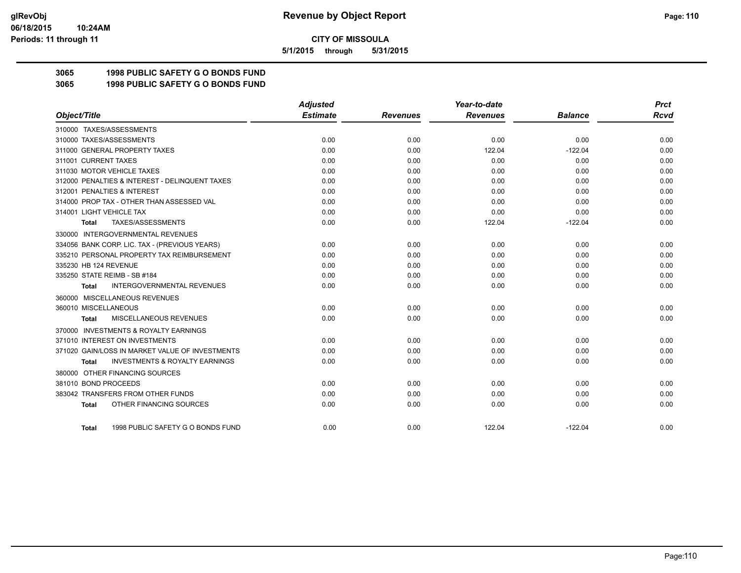**Revenue by Object Report**

**CITY OF MISSOULA**

**5/1/2015 through 5/31/2015**

glRevObj
06/18/2015 10:24AM
Periods: 11 through 11

## 3065 1998 PUBLIC SAFETY G O BONDS FUND
## 3065 1998 PUBLIC SAFETY G O BONDS FUND

| Object/Title | Adjusted Estimate | Revenues | Year-to-date Revenues | Balance | Prct Rcvd |
|---|---|---|---|---|---|
| 310000 TAXES/ASSESSMENTS | | | | | |
| 310000 TAXES/ASSESSMENTS | 0.00 | 0.00 | 0.00 | 0.00 | 0.00 |
| 311000 GENERAL PROPERTY TAXES | 0.00 | 0.00 | 122.04 | -122.04 | 0.00 |
| 311001 CURRENT TAXES | 0.00 | 0.00 | 0.00 | 0.00 | 0.00 |
| 311030 MOTOR VEHICLE TAXES | 0.00 | 0.00 | 0.00 | 0.00 | 0.00 |
| 312000 PENALTIES & INTEREST - DELINQUENT TAXES | 0.00 | 0.00 | 0.00 | 0.00 | 0.00 |
| 312001 PENALTIES & INTEREST | 0.00 | 0.00 | 0.00 | 0.00 | 0.00 |
| 314000 PROP TAX - OTHER THAN ASSESSED VAL | 0.00 | 0.00 | 0.00 | 0.00 | 0.00 |
| 314001 LIGHT VEHICLE TAX | 0.00 | 0.00 | 0.00 | 0.00 | 0.00 |
| **Total** TAXES/ASSESSMENTS | 0.00 | 0.00 | 122.04 | -122.04 | 0.00 |
| 330000 INTERGOVERNMENTAL REVENUES | | | | | |
| 334056 BANK CORP. LIC. TAX - (PREVIOUS YEARS) | 0.00 | 0.00 | 0.00 | 0.00 | 0.00 |
| 335210 PERSONAL PROPERTY TAX REIMBURSEMENT | 0.00 | 0.00 | 0.00 | 0.00 | 0.00 |
| 335230 HB 124 REVENUE | 0.00 | 0.00 | 0.00 | 0.00 | 0.00 |
| 335250 STATE REIMB - SB #184 | 0.00 | 0.00 | 0.00 | 0.00 | 0.00 |
| **Total** INTERGOVERNMENTAL REVENUES | 0.00 | 0.00 | 0.00 | 0.00 | 0.00 |
| 360000 MISCELLANEOUS REVENUES | | | | | |
| 360010 MISCELLANEOUS | 0.00 | 0.00 | 0.00 | 0.00 | 0.00 |
| **Total** MISCELLANEOUS REVENUES | 0.00 | 0.00 | 0.00 | 0.00 | 0.00 |
| 370000 INVESTMENTS & ROYALTY EARNINGS | | | | | |
| 371010 INTEREST ON INVESTMENTS | 0.00 | 0.00 | 0.00 | 0.00 | 0.00 |
| 371020 GAIN/LOSS IN MARKET VALUE OF INVESTMENTS | 0.00 | 0.00 | 0.00 | 0.00 | 0.00 |
| **Total** INVESTMENTS & ROYALTY EARNINGS | 0.00 | 0.00 | 0.00 | 0.00 | 0.00 |
| 380000 OTHER FINANCING SOURCES | | | | | |
| 381010 BOND PROCEEDS | 0.00 | 0.00 | 0.00 | 0.00 | 0.00 |
| 383042 TRANSFERS FROM OTHER FUNDS | 0.00 | 0.00 | 0.00 | 0.00 | 0.00 |
| **Total** OTHER FINANCING SOURCES | 0.00 | 0.00 | 0.00 | 0.00 | 0.00 |
| **Total** 1998 PUBLIC SAFETY G O BONDS FUND | 0.00 | 0.00 | 122.04 | -122.04 | 0.00 |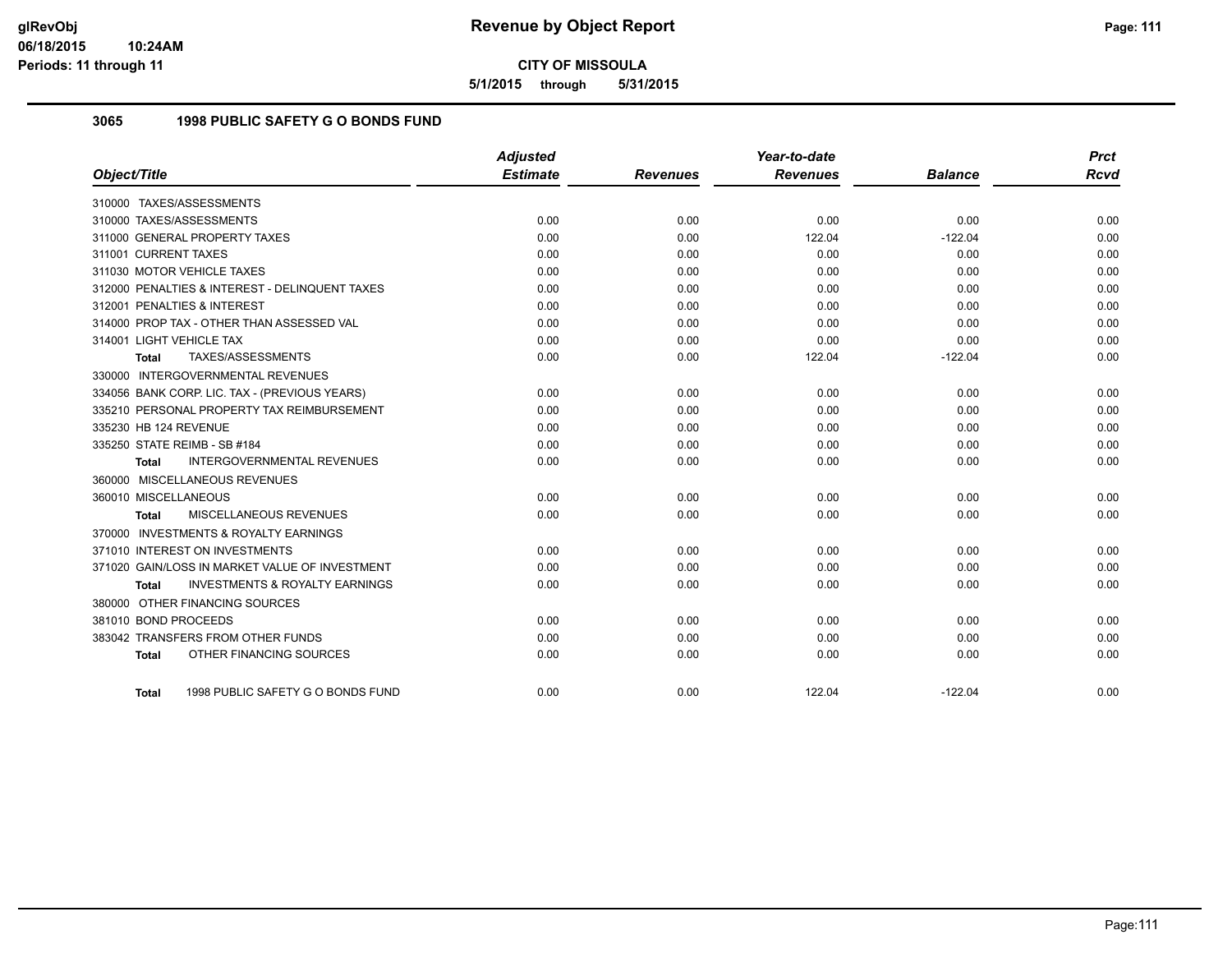# Revenue by Object Report

**CITY OF MISSOULA**

**5/1/2015 through 5/31/2015**

glRevObj
06/18/2015 10:24AM
Periods: 11 through 11

## 3065 1998 PUBLIC SAFETY G O BONDS FUND

| Object/Title | Adjusted Estimate | Revenues | Year-to-date Revenues | Balance | Prct Rcvd |
|---|---|---|---|---|---|
| 310000 TAXES/ASSESSMENTS | | | | | |
| 310000 TAXES/ASSESSMENTS | 0.00 | 0.00 | 0.00 | 0.00 | 0.00 |
| 311000 GENERAL PROPERTY TAXES | 0.00 | 0.00 | 122.04 | -122.04 | 0.00 |
| 311001 CURRENT TAXES | 0.00 | 0.00 | 0.00 | 0.00 | 0.00 |
| 311030 MOTOR VEHICLE TAXES | 0.00 | 0.00 | 0.00 | 0.00 | 0.00 |
| 312000 PENALTIES & INTEREST - DELINQUENT TAXES | 0.00 | 0.00 | 0.00 | 0.00 | 0.00 |
| 312001 PENALTIES & INTEREST | 0.00 | 0.00 | 0.00 | 0.00 | 0.00 |
| 314000 PROP TAX - OTHER THAN ASSESSED VAL | 0.00 | 0.00 | 0.00 | 0.00 | 0.00 |
| 314001 LIGHT VEHICLE TAX | 0.00 | 0.00 | 0.00 | 0.00 | 0.00 |
| **Total** TAXES/ASSESSMENTS | 0.00 | 0.00 | 122.04 | -122.04 | 0.00 |
| 330000 INTERGOVERNMENTAL REVENUES | | | | | |
| 334056 BANK CORP. LIC. TAX - (PREVIOUS YEARS) | 0.00 | 0.00 | 0.00 | 0.00 | 0.00 |
| 335210 PERSONAL PROPERTY TAX REIMBURSEMENT | 0.00 | 0.00 | 0.00 | 0.00 | 0.00 |
| 335230 HB 124 REVENUE | 0.00 | 0.00 | 0.00 | 0.00 | 0.00 |
| 335250 STATE REIMB - SB #184 | 0.00 | 0.00 | 0.00 | 0.00 | 0.00 |
| **Total** INTERGOVERNMENTAL REVENUES | 0.00 | 0.00 | 0.00 | 0.00 | 0.00 |
| 360000 MISCELLANEOUS REVENUES | | | | | |
| 360010 MISCELLANEOUS | 0.00 | 0.00 | 0.00 | 0.00 | 0.00 |
| **Total** MISCELLANEOUS REVENUES | 0.00 | 0.00 | 0.00 | 0.00 | 0.00 |
| 370000 INVESTMENTS & ROYALTY EARNINGS | | | | | |
| 371010 INTEREST ON INVESTMENTS | 0.00 | 0.00 | 0.00 | 0.00 | 0.00 |
| 371020 GAIN/LOSS IN MARKET VALUE OF INVESTMENT | 0.00 | 0.00 | 0.00 | 0.00 | 0.00 |
| **Total** INVESTMENTS & ROYALTY EARNINGS | 0.00 | 0.00 | 0.00 | 0.00 | 0.00 |
| 380000 OTHER FINANCING SOURCES | | | | | |
| 381010 BOND PROCEEDS | 0.00 | 0.00 | 0.00 | 0.00 | 0.00 |
| 383042 TRANSFERS FROM OTHER FUNDS | 0.00 | 0.00 | 0.00 | 0.00 | 0.00 |
| **Total** OTHER FINANCING SOURCES | 0.00 | 0.00 | 0.00 | 0.00 | 0.00 |
| **Total** 1998 PUBLIC SAFETY G O BONDS FUND | 0.00 | 0.00 | 122.04 | -122.04 | 0.00 |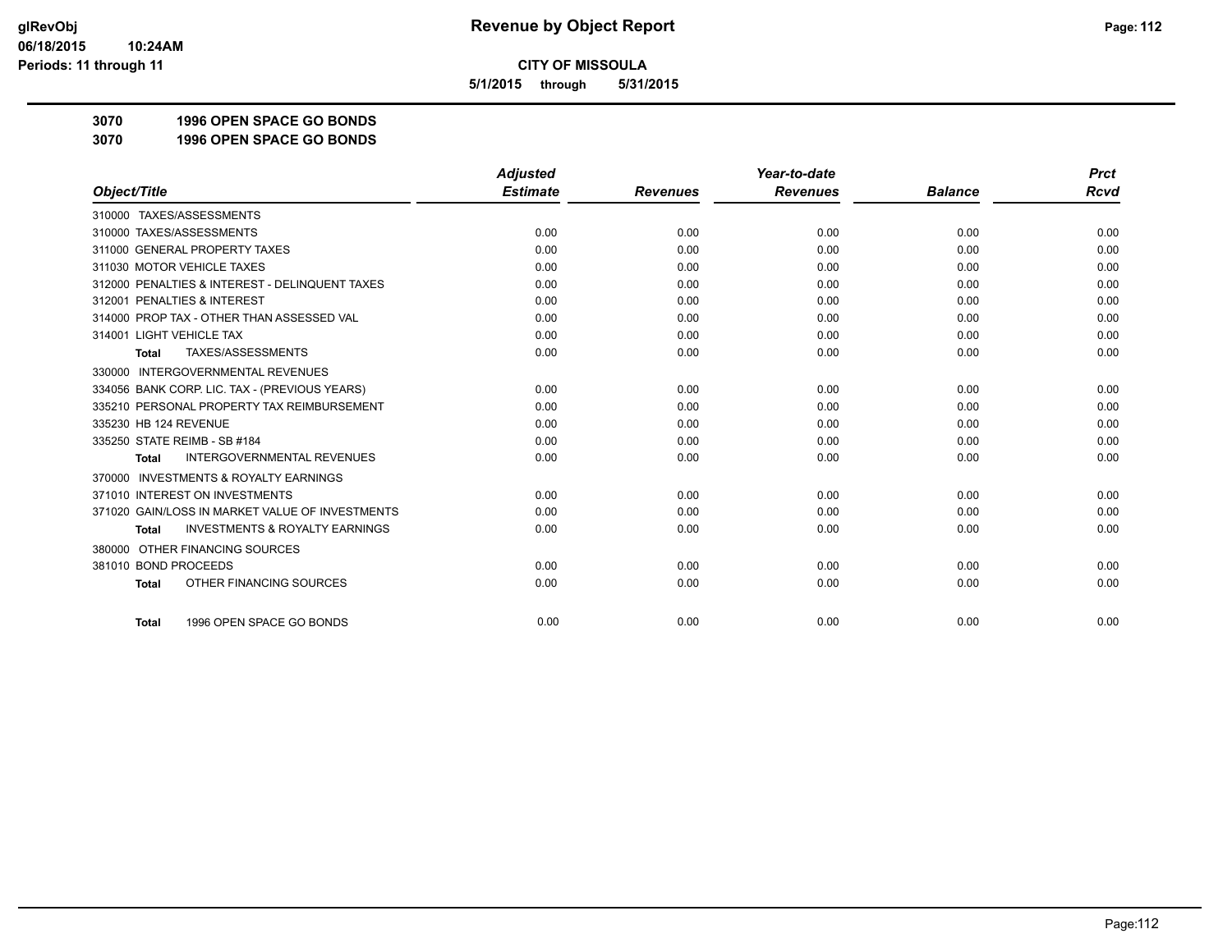**glRevObj**
**06/18/2015 10:24AM**
**Periods: 11 through 11**

# Revenue by Object Report

**CITY OF MISSOULA**

**5/1/2015 through 5/31/2015**

## 3070 1996 OPEN SPACE GO BONDS
## 3070 1996 OPEN SPACE GO BONDS

| Object/Title | Adjusted Estimate | Revenues | Year-to-date Revenues | Balance | Prct Rcvd |
|---|---|---|---|---|---|
| 310000 TAXES/ASSESSMENTS | | | | | |
| 310000 TAXES/ASSESSMENTS | 0.00 | 0.00 | 0.00 | 0.00 | 0.00 |
| 311000 GENERAL PROPERTY TAXES | 0.00 | 0.00 | 0.00 | 0.00 | 0.00 |
| 311030 MOTOR VEHICLE TAXES | 0.00 | 0.00 | 0.00 | 0.00 | 0.00 |
| 312000 PENALTIES & INTEREST - DELINQUENT TAXES | 0.00 | 0.00 | 0.00 | 0.00 | 0.00 |
| 312001 PENALTIES & INTEREST | 0.00 | 0.00 | 0.00 | 0.00 | 0.00 |
| 314000 PROP TAX - OTHER THAN ASSESSED VAL | 0.00 | 0.00 | 0.00 | 0.00 | 0.00 |
| 314001 LIGHT VEHICLE TAX | 0.00 | 0.00 | 0.00 | 0.00 | 0.00 |
| **Total** TAXES/ASSESSMENTS | 0.00 | 0.00 | 0.00 | 0.00 | 0.00 |
| 330000 INTERGOVERNMENTAL REVENUES | | | | | |
| 334056 BANK CORP. LIC. TAX - (PREVIOUS YEARS) | 0.00 | 0.00 | 0.00 | 0.00 | 0.00 |
| 335210 PERSONAL PROPERTY TAX REIMBURSEMENT | 0.00 | 0.00 | 0.00 | 0.00 | 0.00 |
| 335230 HB 124 REVENUE | 0.00 | 0.00 | 0.00 | 0.00 | 0.00 |
| 335250 STATE REIMB - SB #184 | 0.00 | 0.00 | 0.00 | 0.00 | 0.00 |
| **Total** INTERGOVERNMENTAL REVENUES | 0.00 | 0.00 | 0.00 | 0.00 | 0.00 |
| 370000 INVESTMENTS & ROYALTY EARNINGS | | | | | |
| 371010 INTEREST ON INVESTMENTS | 0.00 | 0.00 | 0.00 | 0.00 | 0.00 |
| 371020 GAIN/LOSS IN MARKET VALUE OF INVESTMENTS | 0.00 | 0.00 | 0.00 | 0.00 | 0.00 |
| **Total** INVESTMENTS & ROYALTY EARNINGS | 0.00 | 0.00 | 0.00 | 0.00 | 0.00 |
| 380000 OTHER FINANCING SOURCES | | | | | |
| 381010 BOND PROCEEDS | 0.00 | 0.00 | 0.00 | 0.00 | 0.00 |
| **Total** OTHER FINANCING SOURCES | 0.00 | 0.00 | 0.00 | 0.00 | 0.00 |
| **Total** 1996 OPEN SPACE GO BONDS | 0.00 | 0.00 | 0.00 | 0.00 | 0.00 |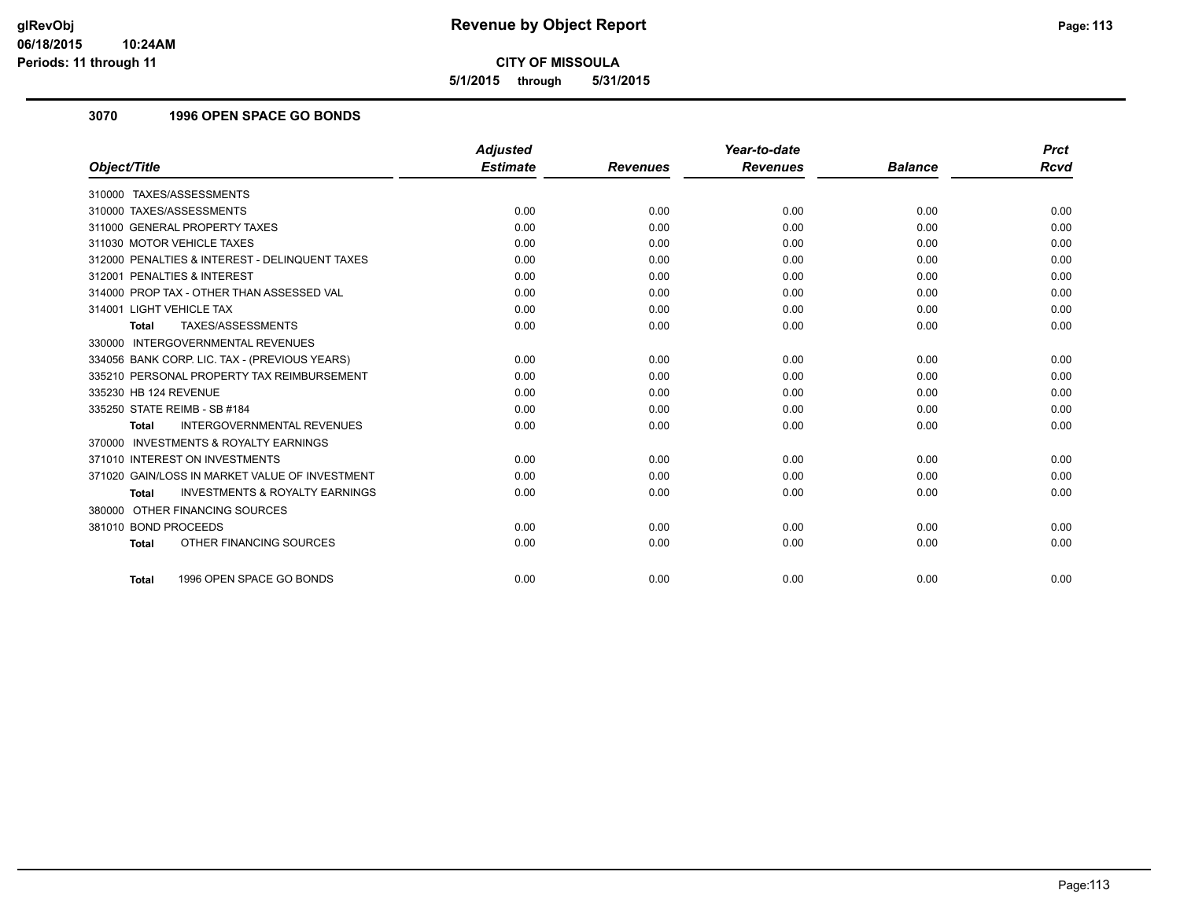# CITY OF MISSOULA

**5/1/2015 through 5/31/2015**

### 3070 1996 OPEN SPACE GO BONDS

| Object/Title | Adjusted Estimate | Revenues | Year-to-date Revenues | Balance | Prct Rcvd |
|---|---|---|---|---|---|
| 310000 TAXES/ASSESSMENTS | | | | | |
| 310000 TAXES/ASSESSMENTS | 0.00 | 0.00 | 0.00 | 0.00 | 0.00 |
| 311000 GENERAL PROPERTY TAXES | 0.00 | 0.00 | 0.00 | 0.00 | 0.00 |
| 311030 MOTOR VEHICLE TAXES | 0.00 | 0.00 | 0.00 | 0.00 | 0.00 |
| 312000 PENALTIES & INTEREST - DELINQUENT TAXES | 0.00 | 0.00 | 0.00 | 0.00 | 0.00 |
| 312001 PENALTIES & INTEREST | 0.00 | 0.00 | 0.00 | 0.00 | 0.00 |
| 314000 PROP TAX - OTHER THAN ASSESSED VAL | 0.00 | 0.00 | 0.00 | 0.00 | 0.00 |
| 314001 LIGHT VEHICLE TAX | 0.00 | 0.00 | 0.00 | 0.00 | 0.00 |
| **Total** TAXES/ASSESSMENTS | 0.00 | 0.00 | 0.00 | 0.00 | 0.00 |
| 330000 INTERGOVERNMENTAL REVENUES | | | | | |
| 334056 BANK CORP. LIC. TAX - (PREVIOUS YEARS) | 0.00 | 0.00 | 0.00 | 0.00 | 0.00 |
| 335210 PERSONAL PROPERTY TAX REIMBURSEMENT | 0.00 | 0.00 | 0.00 | 0.00 | 0.00 |
| 335230 HB 124 REVENUE | 0.00 | 0.00 | 0.00 | 0.00 | 0.00 |
| 335250 STATE REIMB - SB #184 | 0.00 | 0.00 | 0.00 | 0.00 | 0.00 |
| **Total** INTERGOVERNMENTAL REVENUES | 0.00 | 0.00 | 0.00 | 0.00 | 0.00 |
| 370000 INVESTMENTS & ROYALTY EARNINGS | | | | | |
| 371010 INTEREST ON INVESTMENTS | 0.00 | 0.00 | 0.00 | 0.00 | 0.00 |
| 371020 GAIN/LOSS IN MARKET VALUE OF INVESTMENT | 0.00 | 0.00 | 0.00 | 0.00 | 0.00 |
| **Total** INVESTMENTS & ROYALTY EARNINGS | 0.00 | 0.00 | 0.00 | 0.00 | 0.00 |
| 380000 OTHER FINANCING SOURCES | | | | | |
| 381010 BOND PROCEEDS | 0.00 | 0.00 | 0.00 | 0.00 | 0.00 |
| **Total** OTHER FINANCING SOURCES | 0.00 | 0.00 | 0.00 | 0.00 | 0.00 |
| **Total** 1996 OPEN SPACE GO BONDS | 0.00 | 0.00 | 0.00 | 0.00 | 0.00 |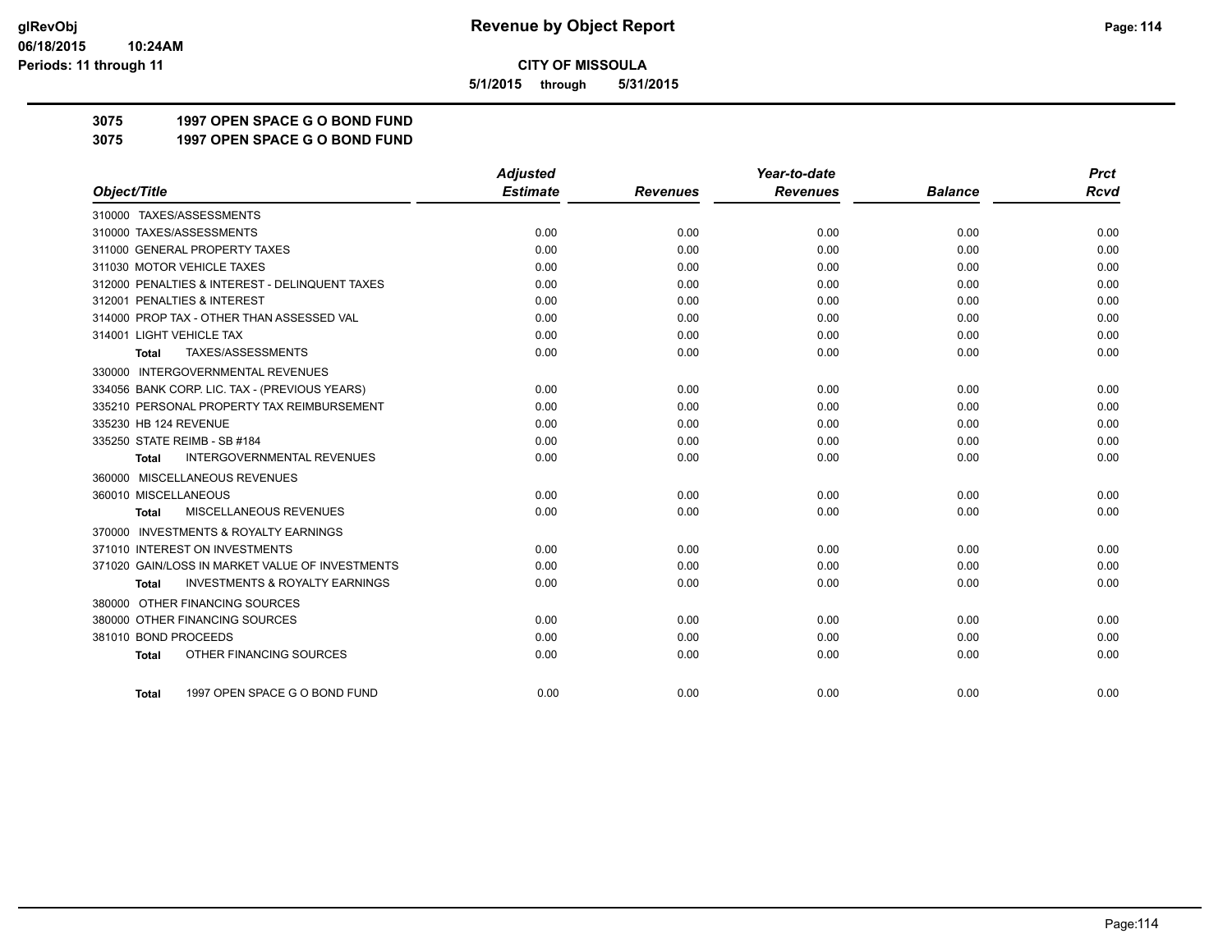# CITY OF MISSOULA

**5/1/2015 through 5/31/2015**

**3075 1997 OPEN SPACE G O BOND FUND**

**3075 1997 OPEN SPACE G O BOND FUND**

| Object/Title | Adjusted Estimate | Revenues | Year-to-date Revenues | Balance | Prct Rcvd |
|---|---|---|---|---|---|
| 310000 TAXES/ASSESSMENTS | | | | | |
| 310000 TAXES/ASSESSMENTS | 0.00 | 0.00 | 0.00 | 0.00 | 0.00 |
| 311000 GENERAL PROPERTY TAXES | 0.00 | 0.00 | 0.00 | 0.00 | 0.00 |
| 311030 MOTOR VEHICLE TAXES | 0.00 | 0.00 | 0.00 | 0.00 | 0.00 |
| 312000 PENALTIES & INTEREST - DELINQUENT TAXES | 0.00 | 0.00 | 0.00 | 0.00 | 0.00 |
| 312001 PENALTIES & INTEREST | 0.00 | 0.00 | 0.00 | 0.00 | 0.00 |
| 314000 PROP TAX - OTHER THAN ASSESSED VAL | 0.00 | 0.00 | 0.00 | 0.00 | 0.00 |
| 314001 LIGHT VEHICLE TAX | 0.00 | 0.00 | 0.00 | 0.00 | 0.00 |
| **Total** TAXES/ASSESSMENTS | 0.00 | 0.00 | 0.00 | 0.00 | 0.00 |
| 330000 INTERGOVERNMENTAL REVENUES | | | | | |
| 334056 BANK CORP. LIC. TAX - (PREVIOUS YEARS) | 0.00 | 0.00 | 0.00 | 0.00 | 0.00 |
| 335210 PERSONAL PROPERTY TAX REIMBURSEMENT | 0.00 | 0.00 | 0.00 | 0.00 | 0.00 |
| 335230 HB 124 REVENUE | 0.00 | 0.00 | 0.00 | 0.00 | 0.00 |
| 335250 STATE REIMB - SB #184 | 0.00 | 0.00 | 0.00 | 0.00 | 0.00 |
| **Total** INTERGOVERNMENTAL REVENUES | 0.00 | 0.00 | 0.00 | 0.00 | 0.00 |
| 360000 MISCELLANEOUS REVENUES | | | | | |
| 360010 MISCELLANEOUS | 0.00 | 0.00 | 0.00 | 0.00 | 0.00 |
| **Total** MISCELLANEOUS REVENUES | 0.00 | 0.00 | 0.00 | 0.00 | 0.00 |
| 370000 INVESTMENTS & ROYALTY EARNINGS | | | | | |
| 371010 INTEREST ON INVESTMENTS | 0.00 | 0.00 | 0.00 | 0.00 | 0.00 |
| 371020 GAIN/LOSS IN MARKET VALUE OF INVESTMENTS | 0.00 | 0.00 | 0.00 | 0.00 | 0.00 |
| **Total** INVESTMENTS & ROYALTY EARNINGS | 0.00 | 0.00 | 0.00 | 0.00 | 0.00 |
| 380000 OTHER FINANCING SOURCES | | | | | |
| 380000 OTHER FINANCING SOURCES | 0.00 | 0.00 | 0.00 | 0.00 | 0.00 |
| 381010 BOND PROCEEDS | 0.00 | 0.00 | 0.00 | 0.00 | 0.00 |
| **Total** OTHER FINANCING SOURCES | 0.00 | 0.00 | 0.00 | 0.00 | 0.00 |
| **Total** 1997 OPEN SPACE G O BOND FUND | 0.00 | 0.00 | 0.00 | 0.00 | 0.00 |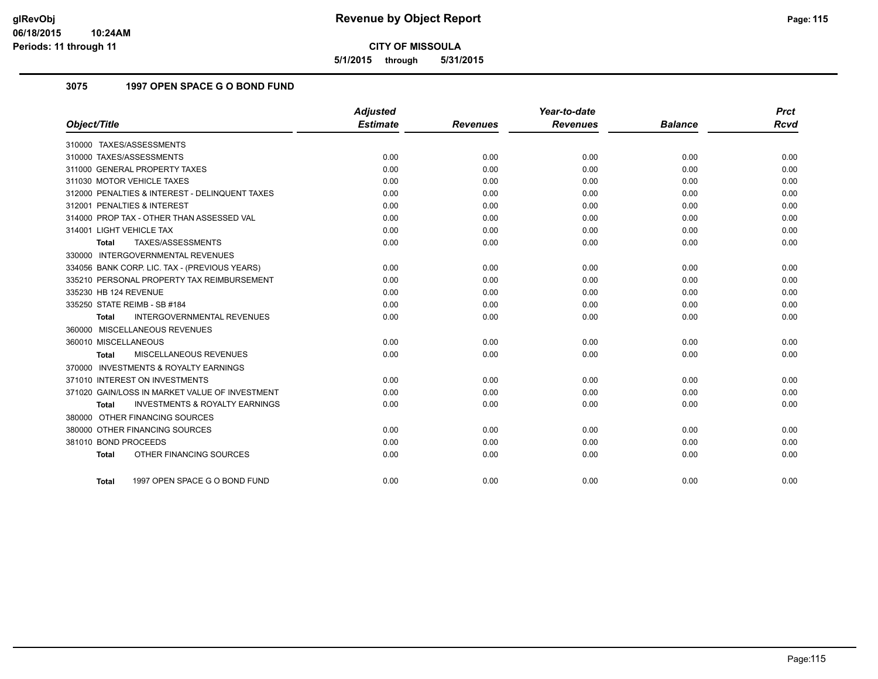# Revenue by Object Report

**CITY OF MISSOULA**

**5/1/2015 through 5/31/2015**

glRevObj
06/18/2015 10:24AM
Periods: 11 through 11

## 3075 1997 OPEN SPACE G O BOND FUND

| Object/Title | Adjusted Estimate | Revenues | Year-to-date Revenues | Balance | Prct Rcvd |
|---|---|---|---|---|---|
| 310000 TAXES/ASSESSMENTS | | | | | |
| 310000 TAXES/ASSESSMENTS | 0.00 | 0.00 | 0.00 | 0.00 | 0.00 |
| 311000 GENERAL PROPERTY TAXES | 0.00 | 0.00 | 0.00 | 0.00 | 0.00 |
| 311030 MOTOR VEHICLE TAXES | 0.00 | 0.00 | 0.00 | 0.00 | 0.00 |
| 312000 PENALTIES & INTEREST - DELINQUENT TAXES | 0.00 | 0.00 | 0.00 | 0.00 | 0.00 |
| 312001 PENALTIES & INTEREST | 0.00 | 0.00 | 0.00 | 0.00 | 0.00 |
| 314000 PROP TAX - OTHER THAN ASSESSED VAL | 0.00 | 0.00 | 0.00 | 0.00 | 0.00 |
| 314001 LIGHT VEHICLE TAX | 0.00 | 0.00 | 0.00 | 0.00 | 0.00 |
| **Total** TAXES/ASSESSMENTS | 0.00 | 0.00 | 0.00 | 0.00 | 0.00 |
| 330000 INTERGOVERNMENTAL REVENUES | | | | | |
| 334056 BANK CORP. LIC. TAX - (PREVIOUS YEARS) | 0.00 | 0.00 | 0.00 | 0.00 | 0.00 |
| 335210 PERSONAL PROPERTY TAX REIMBURSEMENT | 0.00 | 0.00 | 0.00 | 0.00 | 0.00 |
| 335230 HB 124 REVENUE | 0.00 | 0.00 | 0.00 | 0.00 | 0.00 |
| 335250 STATE REIMB - SB #184 | 0.00 | 0.00 | 0.00 | 0.00 | 0.00 |
| **Total** INTERGOVERNMENTAL REVENUES | 0.00 | 0.00 | 0.00 | 0.00 | 0.00 |
| 360000 MISCELLANEOUS REVENUES | | | | | |
| 360010 MISCELLANEOUS | 0.00 | 0.00 | 0.00 | 0.00 | 0.00 |
| **Total** MISCELLANEOUS REVENUES | 0.00 | 0.00 | 0.00 | 0.00 | 0.00 |
| 370000 INVESTMENTS & ROYALTY EARNINGS | | | | | |
| 371010 INTEREST ON INVESTMENTS | 0.00 | 0.00 | 0.00 | 0.00 | 0.00 |
| 371020 GAIN/LOSS IN MARKET VALUE OF INVESTMENT | 0.00 | 0.00 | 0.00 | 0.00 | 0.00 |
| **Total** INVESTMENTS & ROYALTY EARNINGS | 0.00 | 0.00 | 0.00 | 0.00 | 0.00 |
| 380000 OTHER FINANCING SOURCES | | | | | |
| 380000 OTHER FINANCING SOURCES | 0.00 | 0.00 | 0.00 | 0.00 | 0.00 |
| 381010 BOND PROCEEDS | 0.00 | 0.00 | 0.00 | 0.00 | 0.00 |
| **Total** OTHER FINANCING SOURCES | 0.00 | 0.00 | 0.00 | 0.00 | 0.00 |
| **Total** 1997 OPEN SPACE G O BOND FUND | 0.00 | 0.00 | 0.00 | 0.00 | 0.00 |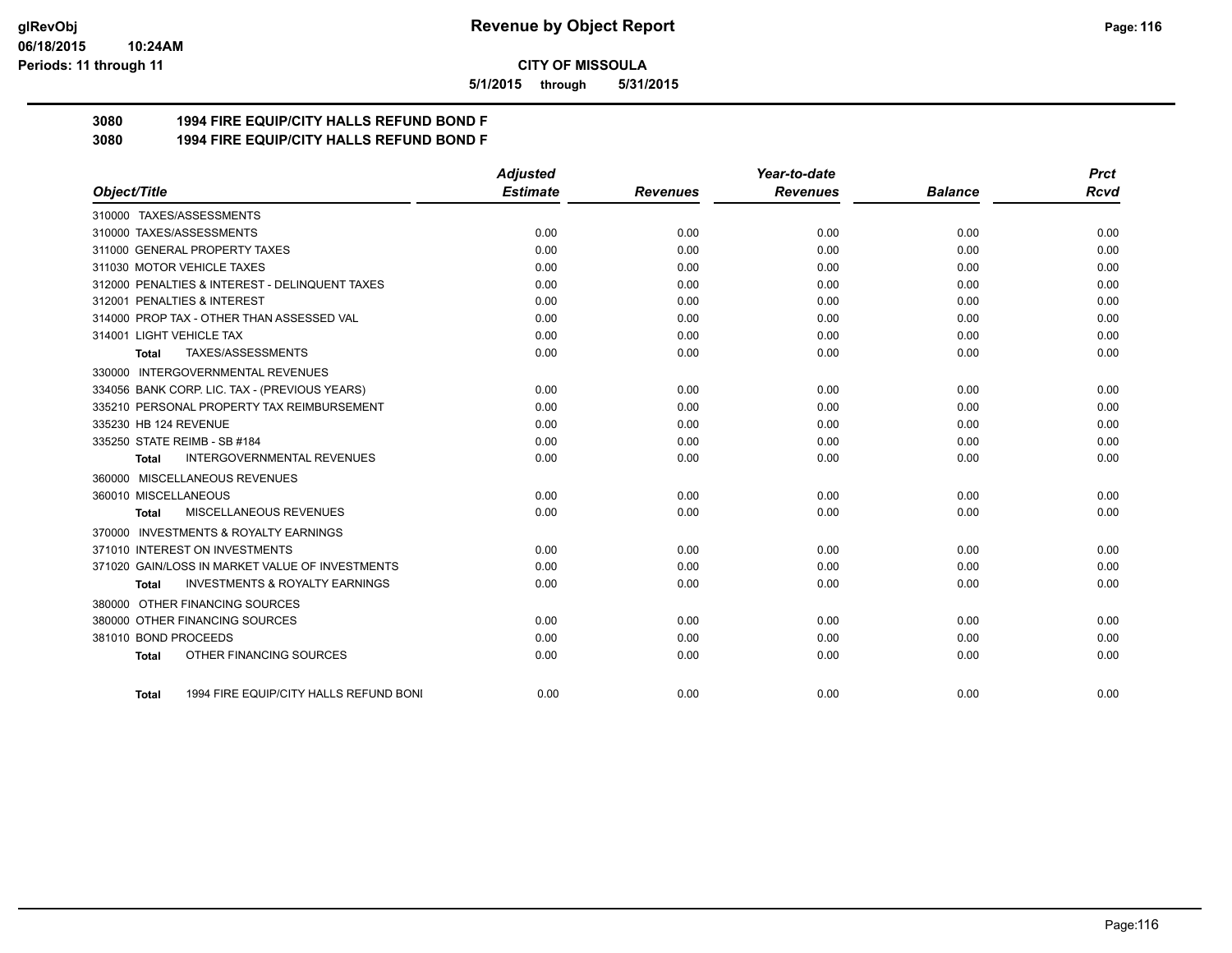**CITY OF MISSOULA**

**5/1/2015 through 5/31/2015**

**Revenue by Object Report**

**3080 1994 FIRE EQUIP/CITY HALLS REFUND BOND F**

**3080 1994 FIRE EQUIP/CITY HALLS REFUND BOND F**

| Object/Title | Adjusted Estimate | Revenues | Year-to-date Revenues | Balance | Prct Rcvd |
|---|---|---|---|---|---|
| 310000 TAXES/ASSESSMENTS | | | | | |
| 310000 TAXES/ASSESSMENTS | 0.00 | 0.00 | 0.00 | 0.00 | 0.00 |
| 311000 GENERAL PROPERTY TAXES | 0.00 | 0.00 | 0.00 | 0.00 | 0.00 |
| 311030 MOTOR VEHICLE TAXES | 0.00 | 0.00 | 0.00 | 0.00 | 0.00 |
| 312000 PENALTIES & INTEREST - DELINQUENT TAXES | 0.00 | 0.00 | 0.00 | 0.00 | 0.00 |
| 312001 PENALTIES & INTEREST | 0.00 | 0.00 | 0.00 | 0.00 | 0.00 |
| 314000 PROP TAX - OTHER THAN ASSESSED VAL | 0.00 | 0.00 | 0.00 | 0.00 | 0.00 |
| 314001 LIGHT VEHICLE TAX | 0.00 | 0.00 | 0.00 | 0.00 | 0.00 |
| **Total** TAXES/ASSESSMENTS | 0.00 | 0.00 | 0.00 | 0.00 | 0.00 |
| 330000 INTERGOVERNMENTAL REVENUES | | | | | |
| 334056 BANK CORP. LIC. TAX - (PREVIOUS YEARS) | 0.00 | 0.00 | 0.00 | 0.00 | 0.00 |
| 335210 PERSONAL PROPERTY TAX REIMBURSEMENT | 0.00 | 0.00 | 0.00 | 0.00 | 0.00 |
| 335230 HB 124 REVENUE | 0.00 | 0.00 | 0.00 | 0.00 | 0.00 |
| 335250 STATE REIMB - SB #184 | 0.00 | 0.00 | 0.00 | 0.00 | 0.00 |
| **Total** INTERGOVERNMENTAL REVENUES | 0.00 | 0.00 | 0.00 | 0.00 | 0.00 |
| 360000 MISCELLANEOUS REVENUES | | | | | |
| 360010 MISCELLANEOUS | 0.00 | 0.00 | 0.00 | 0.00 | 0.00 |
| **Total** MISCELLANEOUS REVENUES | 0.00 | 0.00 | 0.00 | 0.00 | 0.00 |
| 370000 INVESTMENTS & ROYALTY EARNINGS | | | | | |
| 371010 INTEREST ON INVESTMENTS | 0.00 | 0.00 | 0.00 | 0.00 | 0.00 |
| 371020 GAIN/LOSS IN MARKET VALUE OF INVESTMENTS | 0.00 | 0.00 | 0.00 | 0.00 | 0.00 |
| **Total** INVESTMENTS & ROYALTY EARNINGS | 0.00 | 0.00 | 0.00 | 0.00 | 0.00 |
| 380000 OTHER FINANCING SOURCES | | | | | |
| 380000 OTHER FINANCING SOURCES | 0.00 | 0.00 | 0.00 | 0.00 | 0.00 |
| 381010 BOND PROCEEDS | 0.00 | 0.00 | 0.00 | 0.00 | 0.00 |
| **Total** OTHER FINANCING SOURCES | 0.00 | 0.00 | 0.00 | 0.00 | 0.00 |
| **Total** 1994 FIRE EQUIP/CITY HALLS REFUND BONI | 0.00 | 0.00 | 0.00 | 0.00 | 0.00 |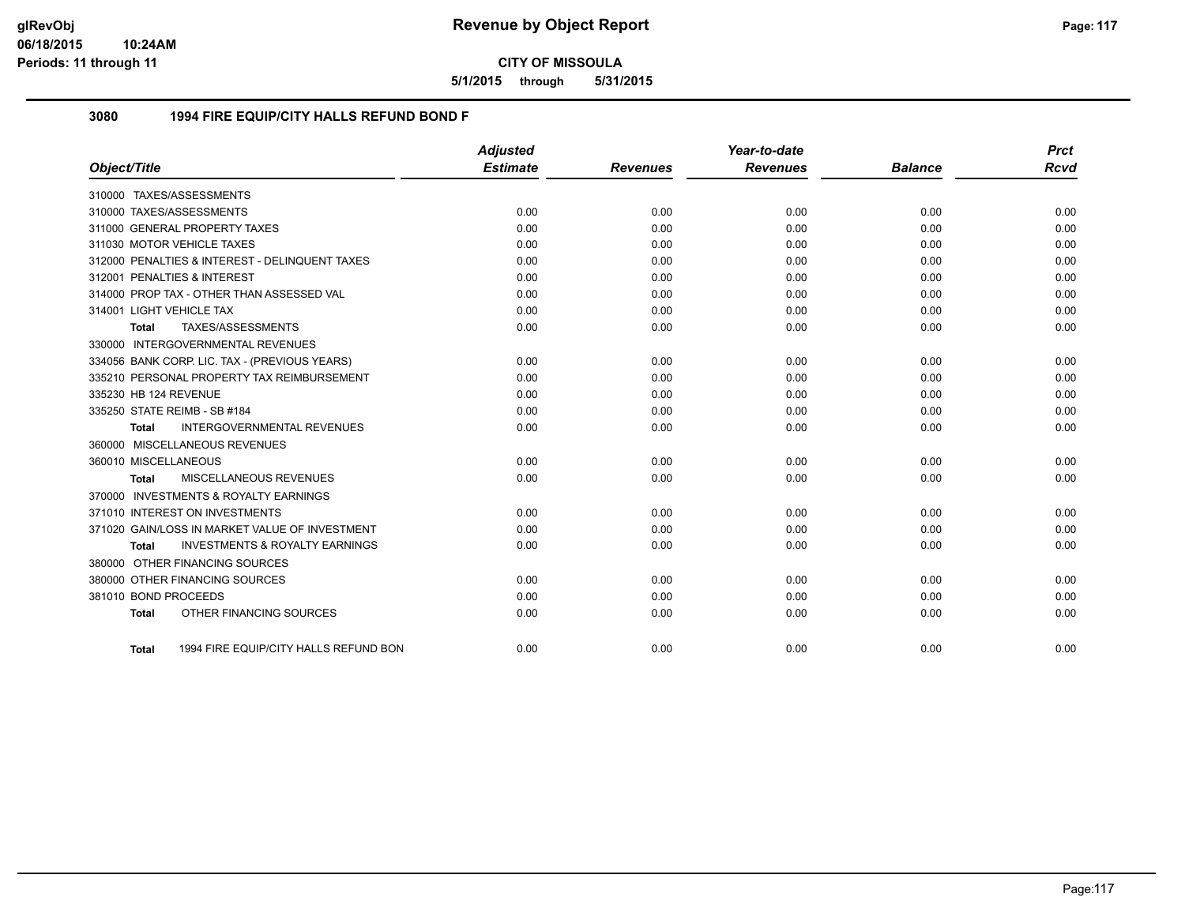# CITY OF MISSOULA

**5/1/2015 through 5/31/2015**

## 3080 1994 FIRE EQUIP/CITY HALLS REFUND BOND F

| Object/Title | Adjusted Estimate | Revenues | Year-to-date Revenues | Balance | Prct Rcvd |
|---|---|---|---|---|---|
| 310000 TAXES/ASSESSMENTS | | | | | |
| 310000 TAXES/ASSESSMENTS | 0.00 | 0.00 | 0.00 | 0.00 | 0.00 |
| 311000 GENERAL PROPERTY TAXES | 0.00 | 0.00 | 0.00 | 0.00 | 0.00 |
| 311030 MOTOR VEHICLE TAXES | 0.00 | 0.00 | 0.00 | 0.00 | 0.00 |
| 312000 PENALTIES & INTEREST - DELINQUENT TAXES | 0.00 | 0.00 | 0.00 | 0.00 | 0.00 |
| 312001 PENALTIES & INTEREST | 0.00 | 0.00 | 0.00 | 0.00 | 0.00 |
| 314000 PROP TAX - OTHER THAN ASSESSED VAL | 0.00 | 0.00 | 0.00 | 0.00 | 0.00 |
| 314001 LIGHT VEHICLE TAX | 0.00 | 0.00 | 0.00 | 0.00 | 0.00 |
| **Total** TAXES/ASSESSMENTS | 0.00 | 0.00 | 0.00 | 0.00 | 0.00 |
| 330000 INTERGOVERNMENTAL REVENUES | | | | | |
| 334056 BANK CORP. LIC. TAX - (PREVIOUS YEARS) | 0.00 | 0.00 | 0.00 | 0.00 | 0.00 |
| 335210 PERSONAL PROPERTY TAX REIMBURSEMENT | 0.00 | 0.00 | 0.00 | 0.00 | 0.00 |
| 335230 HB 124 REVENUE | 0.00 | 0.00 | 0.00 | 0.00 | 0.00 |
| 335250 STATE REIMB - SB #184 | 0.00 | 0.00 | 0.00 | 0.00 | 0.00 |
| **Total** INTERGOVERNMENTAL REVENUES | 0.00 | 0.00 | 0.00 | 0.00 | 0.00 |
| 360000 MISCELLANEOUS REVENUES | | | | | |
| 360010 MISCELLANEOUS | 0.00 | 0.00 | 0.00 | 0.00 | 0.00 |
| **Total** MISCELLANEOUS REVENUES | 0.00 | 0.00 | 0.00 | 0.00 | 0.00 |
| 370000 INVESTMENTS & ROYALTY EARNINGS | | | | | |
| 371010 INTEREST ON INVESTMENTS | 0.00 | 0.00 | 0.00 | 0.00 | 0.00 |
| 371020 GAIN/LOSS IN MARKET VALUE OF INVESTMENT | 0.00 | 0.00 | 0.00 | 0.00 | 0.00 |
| **Total** INVESTMENTS & ROYALTY EARNINGS | 0.00 | 0.00 | 0.00 | 0.00 | 0.00 |
| 380000 OTHER FINANCING SOURCES | | | | | |
| 380000 OTHER FINANCING SOURCES | 0.00 | 0.00 | 0.00 | 0.00 | 0.00 |
| 381010 BOND PROCEEDS | 0.00 | 0.00 | 0.00 | 0.00 | 0.00 |
| **Total** OTHER FINANCING SOURCES | 0.00 | 0.00 | 0.00 | 0.00 | 0.00 |
| **Total** 1994 FIRE EQUIP/CITY HALLS REFUND BON | 0.00 | 0.00 | 0.00 | 0.00 | 0.00 |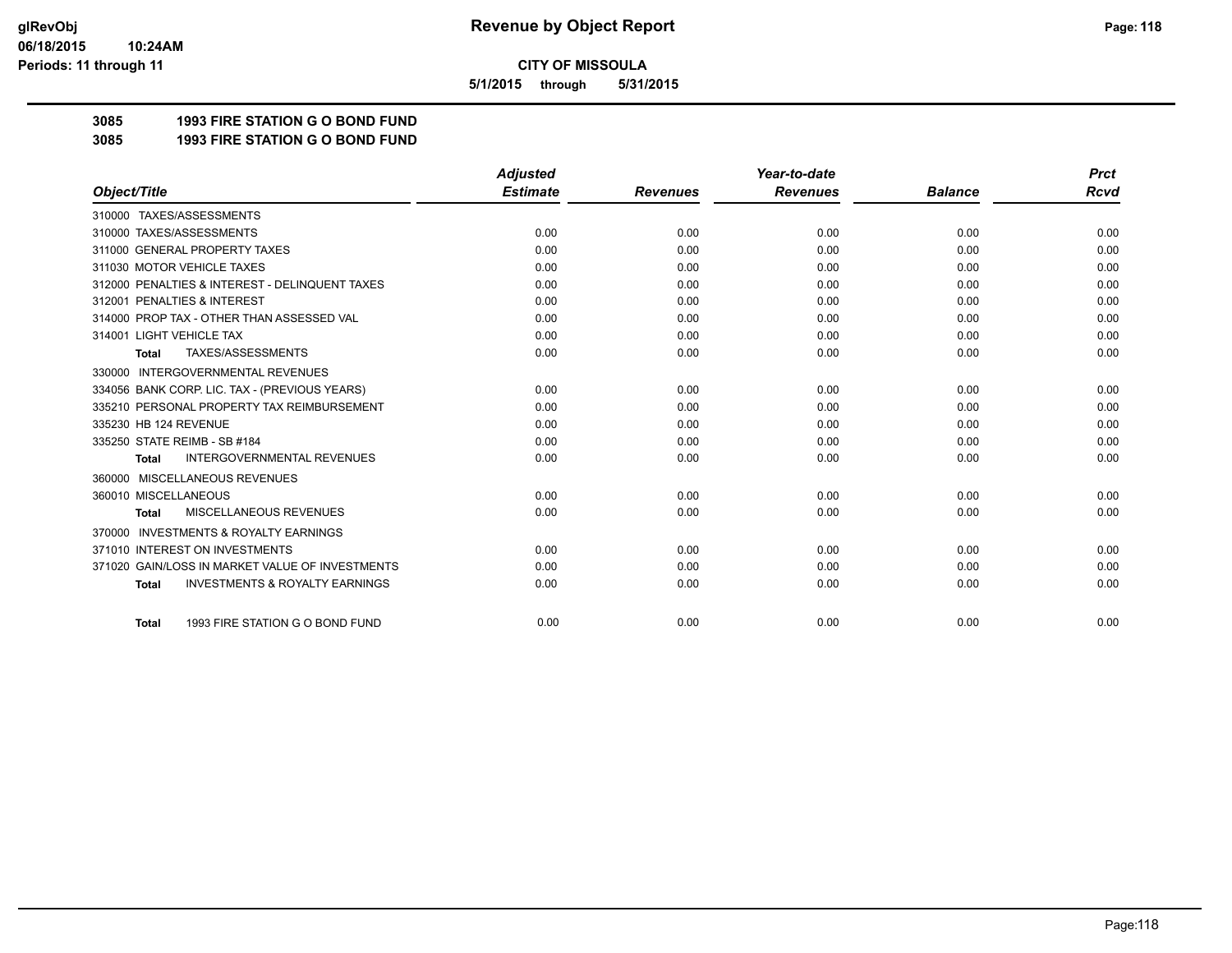**glRevObj**
**06/18/2015 10:24AM**
**Periods: 11 through 11**

# Revenue by Object Report

**CITY OF MISSOULA**

**5/1/2015 through 5/31/2015**

## 3085 1993 FIRE STATION G O BOND FUND
## 3085 1993 FIRE STATION G O BOND FUND

| Object/Title | Adjusted Estimate | Revenues | Year-to-date Revenues | Balance | Prct Rcvd |
|---|---|---|---|---|---|
| 310000 TAXES/ASSESSMENTS | | | | | |
| 310000 TAXES/ASSESSMENTS | 0.00 | 0.00 | 0.00 | 0.00 | 0.00 |
| 311000 GENERAL PROPERTY TAXES | 0.00 | 0.00 | 0.00 | 0.00 | 0.00 |
| 311030 MOTOR VEHICLE TAXES | 0.00 | 0.00 | 0.00 | 0.00 | 0.00 |
| 312000 PENALTIES & INTEREST - DELINQUENT TAXES | 0.00 | 0.00 | 0.00 | 0.00 | 0.00 |
| 312001 PENALTIES & INTEREST | 0.00 | 0.00 | 0.00 | 0.00 | 0.00 |
| 314000 PROP TAX - OTHER THAN ASSESSED VAL | 0.00 | 0.00 | 0.00 | 0.00 | 0.00 |
| 314001 LIGHT VEHICLE TAX | 0.00 | 0.00 | 0.00 | 0.00 | 0.00 |
| **Total** TAXES/ASSESSMENTS | 0.00 | 0.00 | 0.00 | 0.00 | 0.00 |
| 330000 INTERGOVERNMENTAL REVENUES | | | | | |
| 334056 BANK CORP. LIC. TAX - (PREVIOUS YEARS) | 0.00 | 0.00 | 0.00 | 0.00 | 0.00 |
| 335210 PERSONAL PROPERTY TAX REIMBURSEMENT | 0.00 | 0.00 | 0.00 | 0.00 | 0.00 |
| 335230 HB 124 REVENUE | 0.00 | 0.00 | 0.00 | 0.00 | 0.00 |
| 335250 STATE REIMB - SB #184 | 0.00 | 0.00 | 0.00 | 0.00 | 0.00 |
| **Total** INTERGOVERNMENTAL REVENUES | 0.00 | 0.00 | 0.00 | 0.00 | 0.00 |
| 360000 MISCELLANEOUS REVENUES | | | | | |
| 360010 MISCELLANEOUS | 0.00 | 0.00 | 0.00 | 0.00 | 0.00 |
| **Total** MISCELLANEOUS REVENUES | 0.00 | 0.00 | 0.00 | 0.00 | 0.00 |
| 370000 INVESTMENTS & ROYALTY EARNINGS | | | | | |
| 371010 INTEREST ON INVESTMENTS | 0.00 | 0.00 | 0.00 | 0.00 | 0.00 |
| 371020 GAIN/LOSS IN MARKET VALUE OF INVESTMENTS | 0.00 | 0.00 | 0.00 | 0.00 | 0.00 |
| **Total** INVESTMENTS & ROYALTY EARNINGS | 0.00 | 0.00 | 0.00 | 0.00 | 0.00 |
| **Total** 1993 FIRE STATION G O BOND FUND | 0.00 | 0.00 | 0.00 | 0.00 | 0.00 |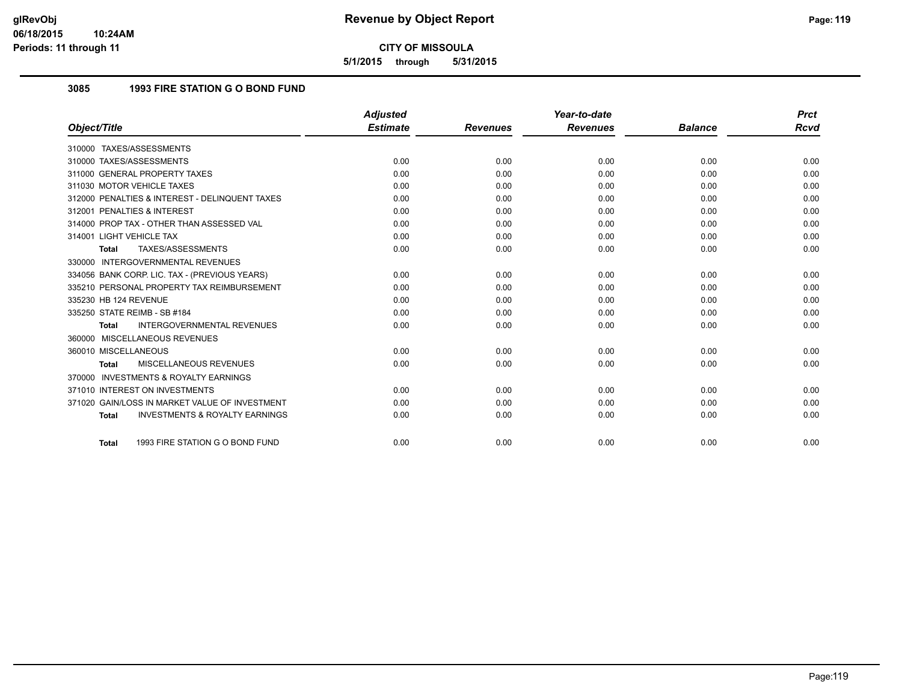**CITY OF MISSOULA**

**5/1/2015 through 5/31/2015**

## 3085 1993 FIRE STATION G O BOND FUND

| Object/Title | Adjusted Estimate | Revenues | Year-to-date Revenues | Balance | Prct Rcvd |
|---|---|---|---|---|---|
| 310000 TAXES/ASSESSMENTS | | | | | |
| 310000 TAXES/ASSESSMENTS | 0.00 | 0.00 | 0.00 | 0.00 | 0.00 |
| 311000 GENERAL PROPERTY TAXES | 0.00 | 0.00 | 0.00 | 0.00 | 0.00 |
| 311030 MOTOR VEHICLE TAXES | 0.00 | 0.00 | 0.00 | 0.00 | 0.00 |
| 312000 PENALTIES & INTEREST - DELINQUENT TAXES | 0.00 | 0.00 | 0.00 | 0.00 | 0.00 |
| 312001 PENALTIES & INTEREST | 0.00 | 0.00 | 0.00 | 0.00 | 0.00 |
| 314000 PROP TAX - OTHER THAN ASSESSED VAL | 0.00 | 0.00 | 0.00 | 0.00 | 0.00 |
| 314001 LIGHT VEHICLE TAX | 0.00 | 0.00 | 0.00 | 0.00 | 0.00 |
| **Total** TAXES/ASSESSMENTS | 0.00 | 0.00 | 0.00 | 0.00 | 0.00 |
| 330000 INTERGOVERNMENTAL REVENUES | | | | | |
| 334056 BANK CORP. LIC. TAX - (PREVIOUS YEARS) | 0.00 | 0.00 | 0.00 | 0.00 | 0.00 |
| 335210 PERSONAL PROPERTY TAX REIMBURSEMENT | 0.00 | 0.00 | 0.00 | 0.00 | 0.00 |
| 335230 HB 124 REVENUE | 0.00 | 0.00 | 0.00 | 0.00 | 0.00 |
| 335250 STATE REIMB - SB #184 | 0.00 | 0.00 | 0.00 | 0.00 | 0.00 |
| **Total** INTERGOVERNMENTAL REVENUES | 0.00 | 0.00 | 0.00 | 0.00 | 0.00 |
| 360000 MISCELLANEOUS REVENUES | | | | | |
| 360010 MISCELLANEOUS | 0.00 | 0.00 | 0.00 | 0.00 | 0.00 |
| **Total** MISCELLANEOUS REVENUES | 0.00 | 0.00 | 0.00 | 0.00 | 0.00 |
| 370000 INVESTMENTS & ROYALTY EARNINGS | | | | | |
| 371010 INTEREST ON INVESTMENTS | 0.00 | 0.00 | 0.00 | 0.00 | 0.00 |
| 371020 GAIN/LOSS IN MARKET VALUE OF INVESTMENT | 0.00 | 0.00 | 0.00 | 0.00 | 0.00 |
| **Total** INVESTMENTS & ROYALTY EARNINGS | 0.00 | 0.00 | 0.00 | 0.00 | 0.00 |
| **Total** 1993 FIRE STATION G O BOND FUND | 0.00 | 0.00 | 0.00 | 0.00 | 0.00 |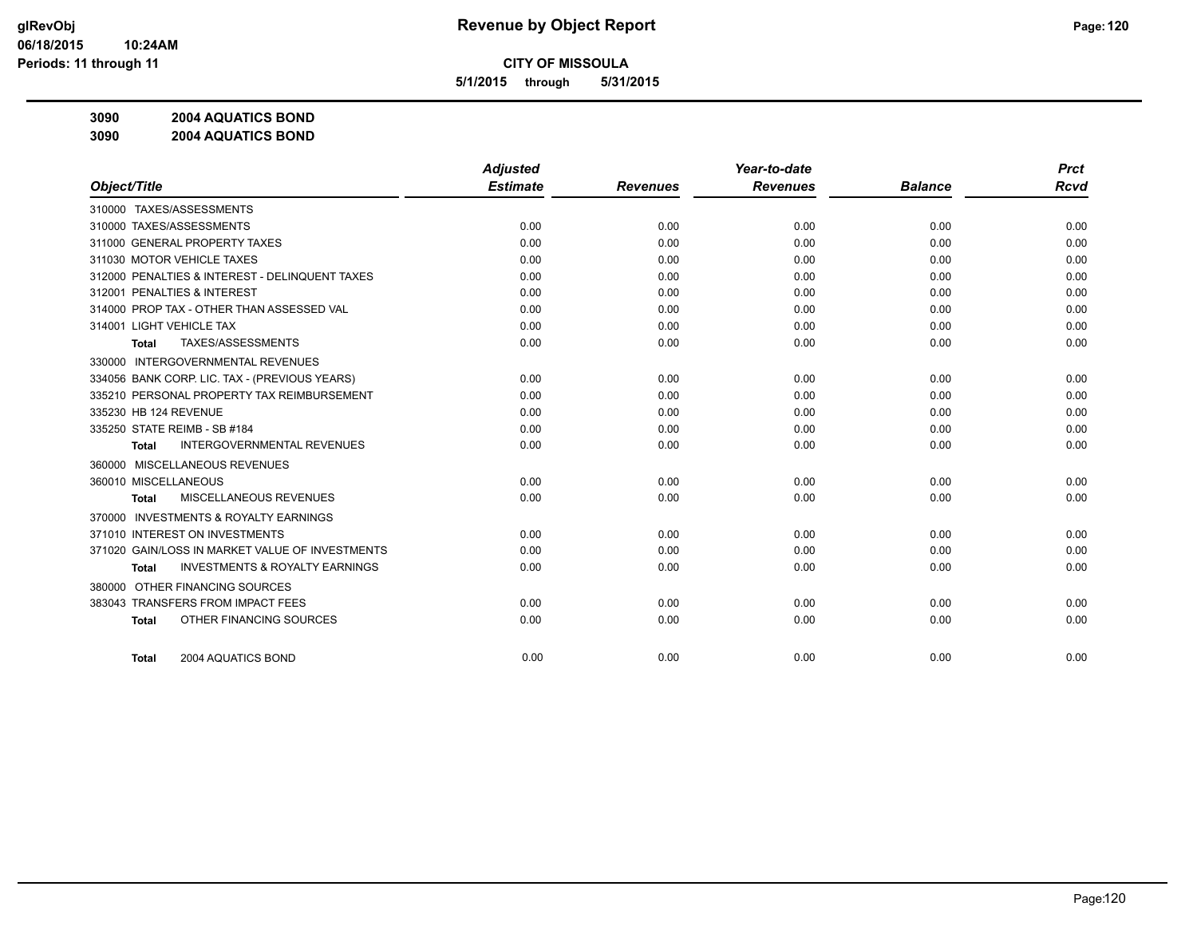# Revenue by Object Report

**CITY OF MISSOULA**

**5/1/2015 through 5/31/2015**

glRevObj
06/18/2015 10:24AM
Periods: 11 through 11

## 3090 2004 AQUATICS BOND

## 3090 2004 AQUATICS BOND

| Object/Title | Adjusted Estimate | Revenues | Year-to-date Revenues | Balance | Prct Rcvd |
|---|---|---|---|---|---|
| 310000 TAXES/ASSESSMENTS | | | | | |
| 310000 TAXES/ASSESSMENTS | 0.00 | 0.00 | 0.00 | 0.00 | 0.00 |
| 311000 GENERAL PROPERTY TAXES | 0.00 | 0.00 | 0.00 | 0.00 | 0.00 |
| 311030 MOTOR VEHICLE TAXES | 0.00 | 0.00 | 0.00 | 0.00 | 0.00 |
| 312000 PENALTIES & INTEREST - DELINQUENT TAXES | 0.00 | 0.00 | 0.00 | 0.00 | 0.00 |
| 312001 PENALTIES & INTEREST | 0.00 | 0.00 | 0.00 | 0.00 | 0.00 |
| 314000 PROP TAX - OTHER THAN ASSESSED VAL | 0.00 | 0.00 | 0.00 | 0.00 | 0.00 |
| 314001 LIGHT VEHICLE TAX | 0.00 | 0.00 | 0.00 | 0.00 | 0.00 |
| **Total** TAXES/ASSESSMENTS | 0.00 | 0.00 | 0.00 | 0.00 | 0.00 |
| 330000 INTERGOVERNMENTAL REVENUES | | | | | |
| 334056 BANK CORP. LIC. TAX - (PREVIOUS YEARS) | 0.00 | 0.00 | 0.00 | 0.00 | 0.00 |
| 335210 PERSONAL PROPERTY TAX REIMBURSEMENT | 0.00 | 0.00 | 0.00 | 0.00 | 0.00 |
| 335230 HB 124 REVENUE | 0.00 | 0.00 | 0.00 | 0.00 | 0.00 |
| 335250 STATE REIMB - SB #184 | 0.00 | 0.00 | 0.00 | 0.00 | 0.00 |
| **Total** INTERGOVERNMENTAL REVENUES | 0.00 | 0.00 | 0.00 | 0.00 | 0.00 |
| 360000 MISCELLANEOUS REVENUES | | | | | |
| 360010 MISCELLANEOUS | 0.00 | 0.00 | 0.00 | 0.00 | 0.00 |
| **Total** MISCELLANEOUS REVENUES | 0.00 | 0.00 | 0.00 | 0.00 | 0.00 |
| 370000 INVESTMENTS & ROYALTY EARNINGS | | | | | |
| 371010 INTEREST ON INVESTMENTS | 0.00 | 0.00 | 0.00 | 0.00 | 0.00 |
| 371020 GAIN/LOSS IN MARKET VALUE OF INVESTMENTS | 0.00 | 0.00 | 0.00 | 0.00 | 0.00 |
| **Total** INVESTMENTS & ROYALTY EARNINGS | 0.00 | 0.00 | 0.00 | 0.00 | 0.00 |
| 380000 OTHER FINANCING SOURCES | | | | | |
| 383043 TRANSFERS FROM IMPACT FEES | 0.00 | 0.00 | 0.00 | 0.00 | 0.00 |
| **Total** OTHER FINANCING SOURCES | 0.00 | 0.00 | 0.00 | 0.00 | 0.00 |
| **Total** 2004 AQUATICS BOND | 0.00 | 0.00 | 0.00 | 0.00 | 0.00 |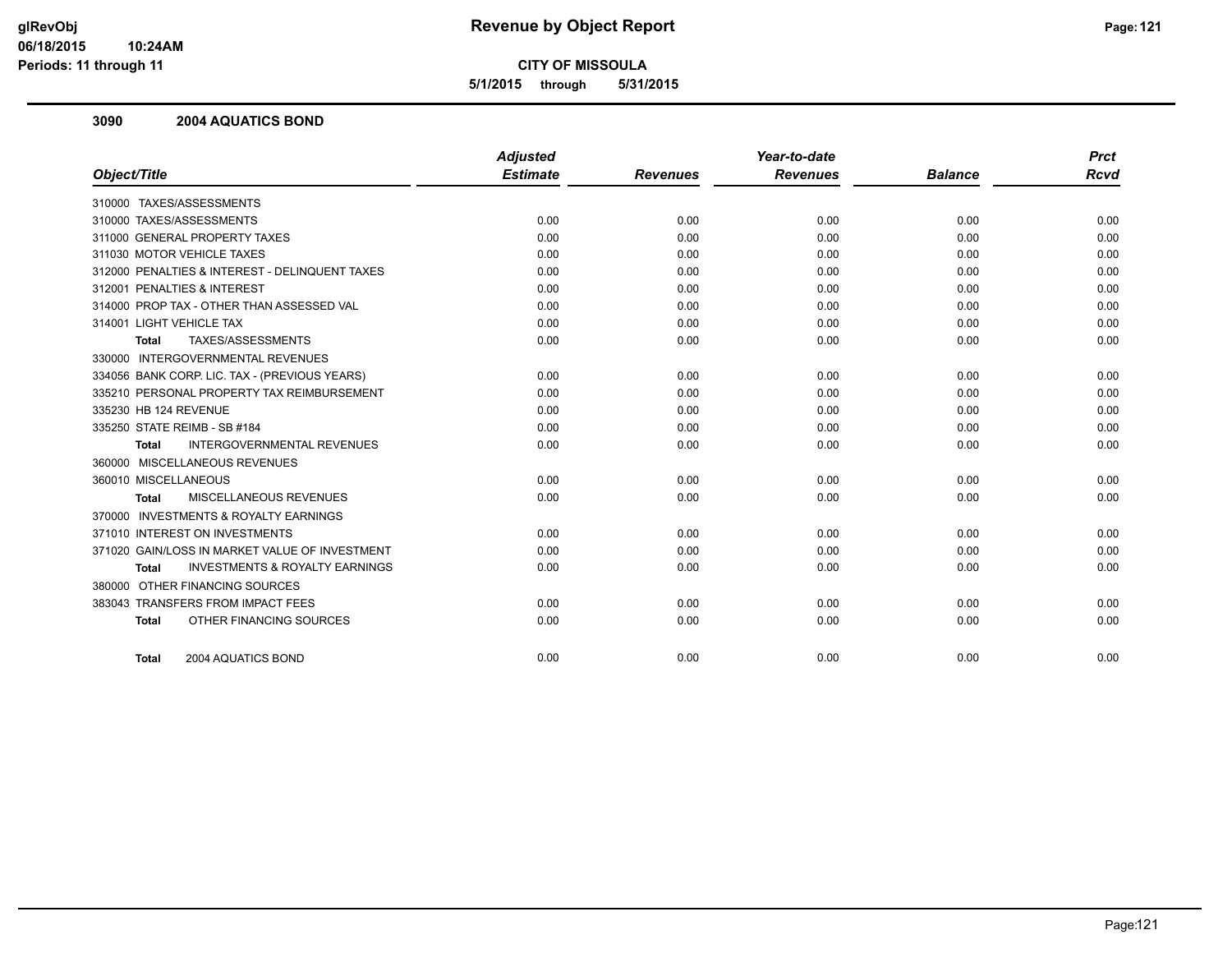# Revenue by Object Report

**CITY OF MISSOULA**

**5/1/2015 through 5/31/2015**

### 3090 2004 AQUATICS BOND

| Object/Title | Adjusted Estimate | Revenues | Year-to-date Revenues | Balance | Prct Rcvd |
|---|---|---|---|---|---|
| 310000 TAXES/ASSESSMENTS | | | | | |
| 310000 TAXES/ASSESSMENTS | 0.00 | 0.00 | 0.00 | 0.00 | 0.00 |
| 311000 GENERAL PROPERTY TAXES | 0.00 | 0.00 | 0.00 | 0.00 | 0.00 |
| 311030 MOTOR VEHICLE TAXES | 0.00 | 0.00 | 0.00 | 0.00 | 0.00 |
| 312000 PENALTIES & INTEREST - DELINQUENT TAXES | 0.00 | 0.00 | 0.00 | 0.00 | 0.00 |
| 312001 PENALTIES & INTEREST | 0.00 | 0.00 | 0.00 | 0.00 | 0.00 |
| 314000 PROP TAX - OTHER THAN ASSESSED VAL | 0.00 | 0.00 | 0.00 | 0.00 | 0.00 |
| 314001 LIGHT VEHICLE TAX | 0.00 | 0.00 | 0.00 | 0.00 | 0.00 |
| **Total** TAXES/ASSESSMENTS | 0.00 | 0.00 | 0.00 | 0.00 | 0.00 |
| 330000 INTERGOVERNMENTAL REVENUES | | | | | |
| 334056 BANK CORP. LIC. TAX - (PREVIOUS YEARS) | 0.00 | 0.00 | 0.00 | 0.00 | 0.00 |
| 335210 PERSONAL PROPERTY TAX REIMBURSEMENT | 0.00 | 0.00 | 0.00 | 0.00 | 0.00 |
| 335230 HB 124 REVENUE | 0.00 | 0.00 | 0.00 | 0.00 | 0.00 |
| 335250 STATE REIMB - SB #184 | 0.00 | 0.00 | 0.00 | 0.00 | 0.00 |
| **Total** INTERGOVERNMENTAL REVENUES | 0.00 | 0.00 | 0.00 | 0.00 | 0.00 |
| 360000 MISCELLANEOUS REVENUES | | | | | |
| 360010 MISCELLANEOUS | 0.00 | 0.00 | 0.00 | 0.00 | 0.00 |
| **Total** MISCELLANEOUS REVENUES | 0.00 | 0.00 | 0.00 | 0.00 | 0.00 |
| 370000 INVESTMENTS & ROYALTY EARNINGS | | | | | |
| 371010 INTEREST ON INVESTMENTS | 0.00 | 0.00 | 0.00 | 0.00 | 0.00 |
| 371020 GAIN/LOSS IN MARKET VALUE OF INVESTMENT | 0.00 | 0.00 | 0.00 | 0.00 | 0.00 |
| **Total** INVESTMENTS & ROYALTY EARNINGS | 0.00 | 0.00 | 0.00 | 0.00 | 0.00 |
| 380000 OTHER FINANCING SOURCES | | | | | |
| 383043 TRANSFERS FROM IMPACT FEES | 0.00 | 0.00 | 0.00 | 0.00 | 0.00 |
| **Total** OTHER FINANCING SOURCES | 0.00 | 0.00 | 0.00 | 0.00 | 0.00 |
| **Total** 2004 AQUATICS BOND | 0.00 | 0.00 | 0.00 | 0.00 | 0.00 |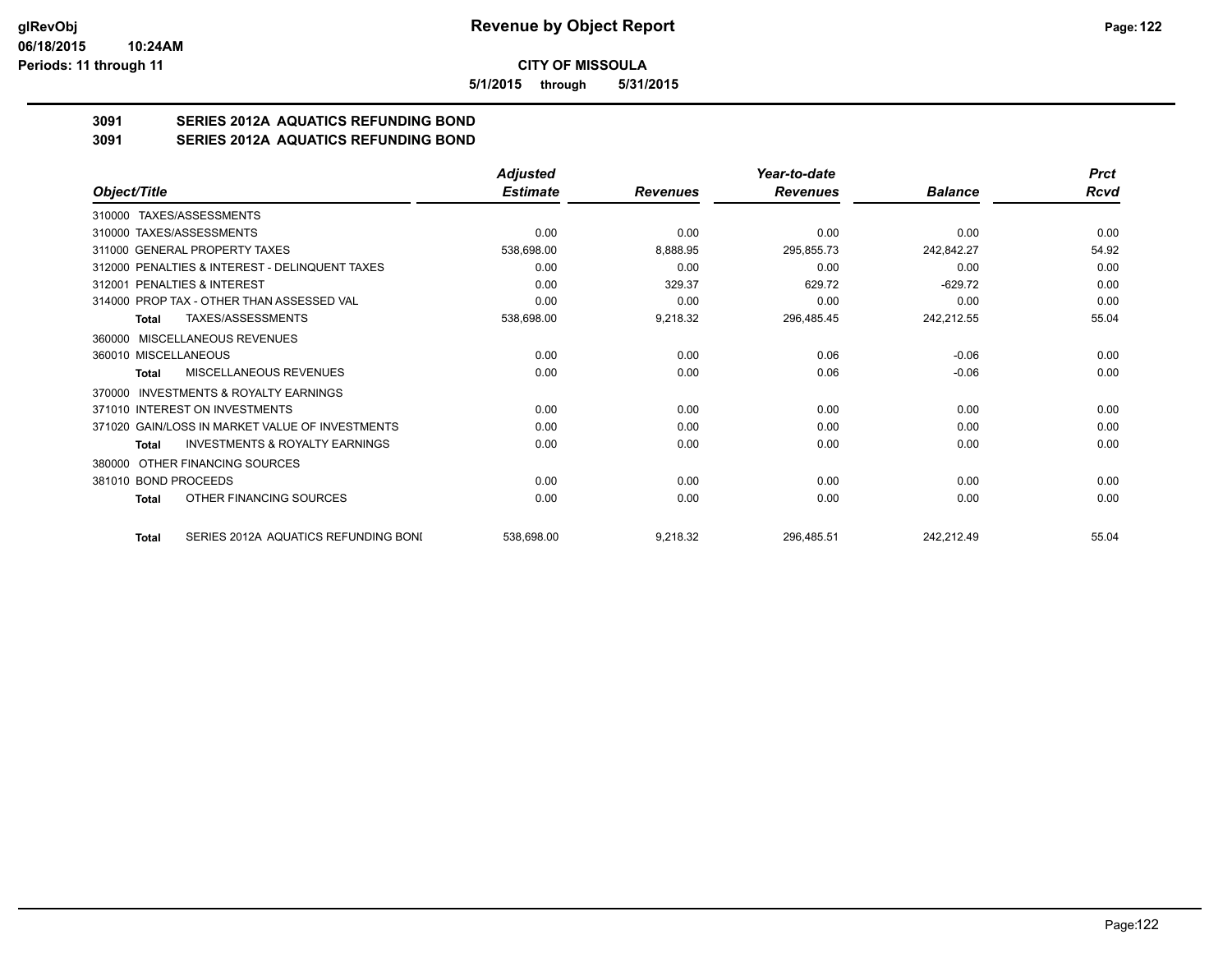# CITY OF MISSOULA

**5/1/2015 through 5/31/2015**

## 3091 SERIES 2012A AQUATICS REFUNDING BOND
## 3091 SERIES 2012A AQUATICS REFUNDING BOND

| Object/Title | Adjusted Estimate | Revenues | Year-to-date Revenues | Balance | Prct Rcvd |
|---|---|---|---|---|---|
| 310000 TAXES/ASSESSMENTS | | | | | |
| 310000 TAXES/ASSESSMENTS | 0.00 | 0.00 | 0.00 | 0.00 | 0.00 |
| 311000 GENERAL PROPERTY TAXES | 538,698.00 | 8,888.95 | 295,855.73 | 242,842.27 | 54.92 |
| 312000 PENALTIES & INTEREST - DELINQUENT TAXES | 0.00 | 0.00 | 0.00 | 0.00 | 0.00 |
| 312001 PENALTIES & INTEREST | 0.00 | 329.37 | 629.72 | -629.72 | 0.00 |
| 314000 PROP TAX - OTHER THAN ASSESSED VAL | 0.00 | 0.00 | 0.00 | 0.00 | 0.00 |
| **Total** TAXES/ASSESSMENTS | 538,698.00 | 9,218.32 | 296,485.45 | 242,212.55 | 55.04 |
| 360000 MISCELLANEOUS REVENUES | | | | | |
| 360010 MISCELLANEOUS | 0.00 | 0.00 | 0.06 | -0.06 | 0.00 |
| **Total** MISCELLANEOUS REVENUES | 0.00 | 0.00 | 0.06 | -0.06 | 0.00 |
| 370000 INVESTMENTS & ROYALTY EARNINGS | | | | | |
| 371010 INTEREST ON INVESTMENTS | 0.00 | 0.00 | 0.00 | 0.00 | 0.00 |
| 371020 GAIN/LOSS IN MARKET VALUE OF INVESTMENTS | 0.00 | 0.00 | 0.00 | 0.00 | 0.00 |
| **Total** INVESTMENTS & ROYALTY EARNINGS | 0.00 | 0.00 | 0.00 | 0.00 | 0.00 |
| 380000 OTHER FINANCING SOURCES | | | | | |
| 381010 BOND PROCEEDS | 0.00 | 0.00 | 0.00 | 0.00 | 0.00 |
| **Total** OTHER FINANCING SOURCES | 0.00 | 0.00 | 0.00 | 0.00 | 0.00 |
| **Total** SERIES 2012A AQUATICS REFUNDING BONI | 538,698.00 | 9,218.32 | 296,485.51 | 242,212.49 | 55.04 |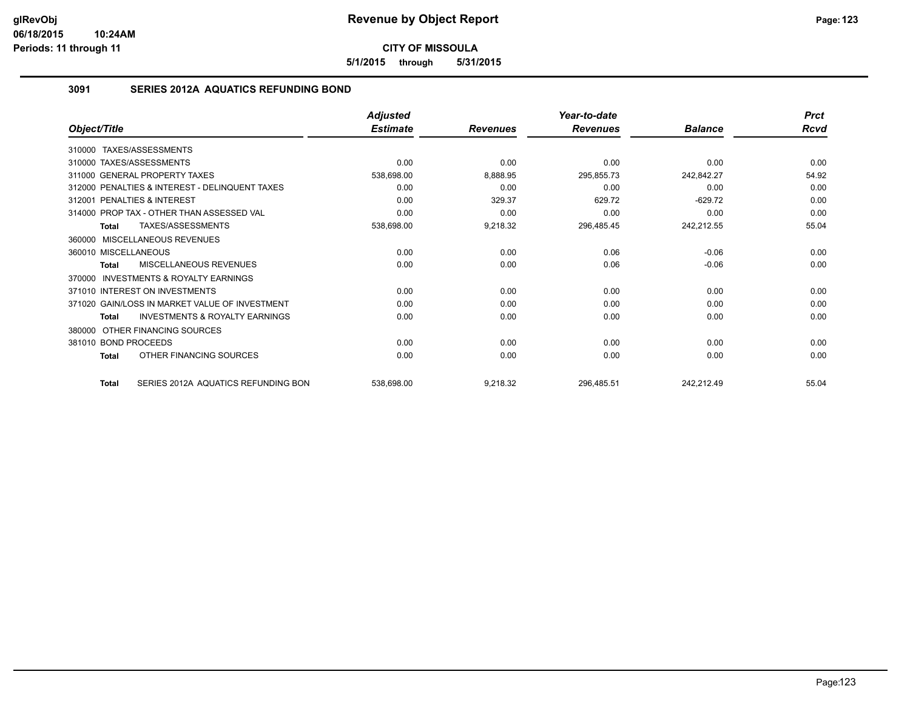# Revenue by Object Report

**CITY OF MISSOULA**

**5/1/2015 through 5/31/2015**

glRevObj
06/18/2015 10:24AM
Periods: 11 through 11

## 3091 SERIES 2012A AQUATICS REFUNDING BOND

| Object/Title | Adjusted Estimate | Revenues | Year-to-date Revenues | Balance | Prct Rcvd |
|---|---|---|---|---|---|
| 310000 TAXES/ASSESSMENTS | | | | | |
| 310000 TAXES/ASSESSMENTS | 0.00 | 0.00 | 0.00 | 0.00 | 0.00 |
| 311000 GENERAL PROPERTY TAXES | 538,698.00 | 8,888.95 | 295,855.73 | 242,842.27 | 54.92 |
| 312000 PENALTIES & INTEREST - DELINQUENT TAXES | 0.00 | 0.00 | 0.00 | 0.00 | 0.00 |
| 312001 PENALTIES & INTEREST | 0.00 | 329.37 | 629.72 | -629.72 | 0.00 |
| 314000 PROP TAX - OTHER THAN ASSESSED VAL | 0.00 | 0.00 | 0.00 | 0.00 | 0.00 |
| **Total** TAXES/ASSESSMENTS | 538,698.00 | 9,218.32 | 296,485.45 | 242,212.55 | 55.04 |
| 360000 MISCELLANEOUS REVENUES | | | | | |
| 360010 MISCELLANEOUS | 0.00 | 0.00 | 0.06 | -0.06 | 0.00 |
| **Total** MISCELLANEOUS REVENUES | 0.00 | 0.00 | 0.06 | -0.06 | 0.00 |
| 370000 INVESTMENTS & ROYALTY EARNINGS | | | | | |
| 371010 INTEREST ON INVESTMENTS | 0.00 | 0.00 | 0.00 | 0.00 | 0.00 |
| 371020 GAIN/LOSS IN MARKET VALUE OF INVESTMENT | 0.00 | 0.00 | 0.00 | 0.00 | 0.00 |
| **Total** INVESTMENTS & ROYALTY EARNINGS | 0.00 | 0.00 | 0.00 | 0.00 | 0.00 |
| 380000 OTHER FINANCING SOURCES | | | | | |
| 381010 BOND PROCEEDS | 0.00 | 0.00 | 0.00 | 0.00 | 0.00 |
| **Total** OTHER FINANCING SOURCES | 0.00 | 0.00 | 0.00 | 0.00 | 0.00 |
| **Total** SERIES 2012A AQUATICS REFUNDING BON | 538,698.00 | 9,218.32 | 296,485.51 | 242,212.49 | 55.04 |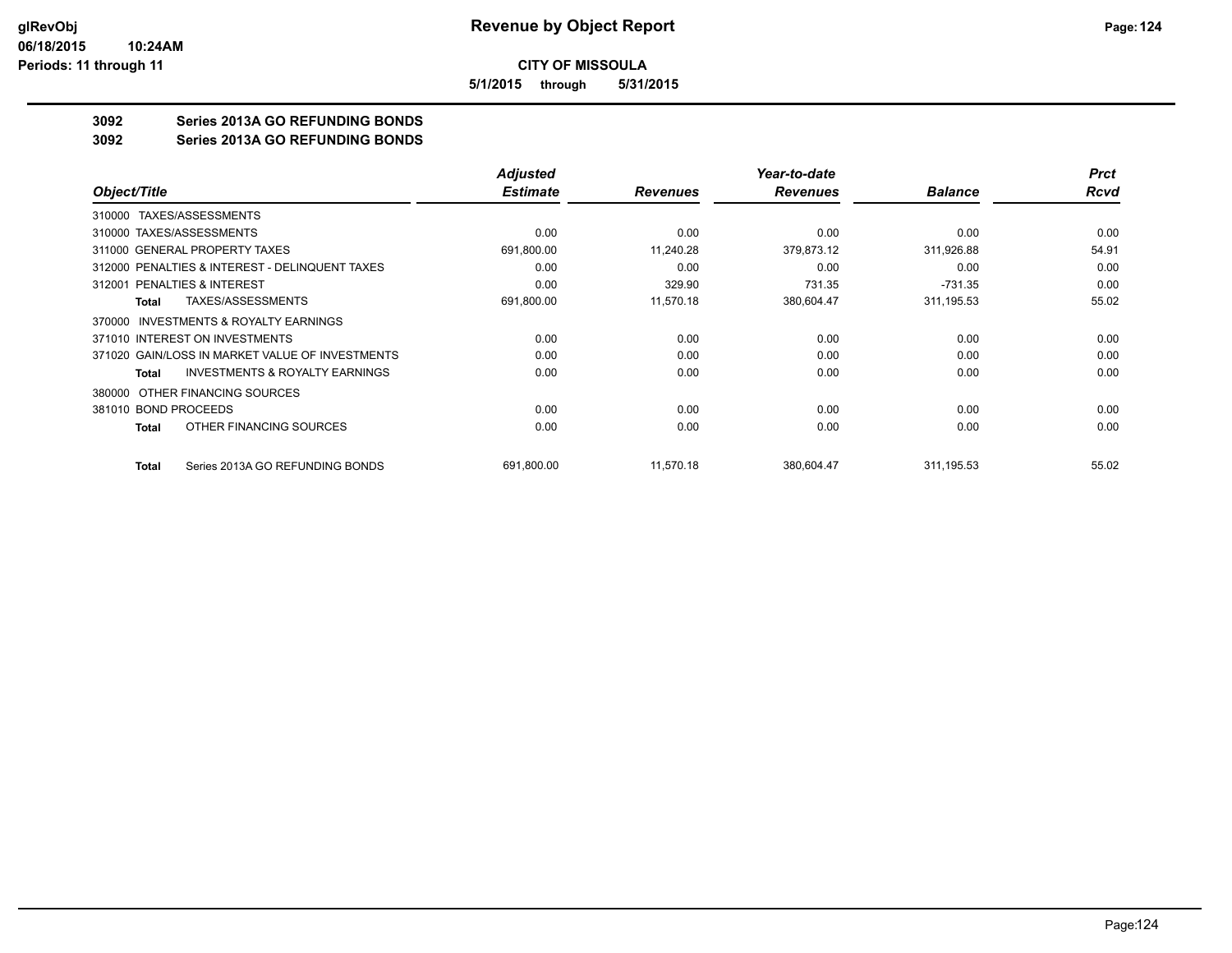**CITY OF MISSOULA**

**5/1/2015 through 5/31/2015**

**3092 Series 2013A GO REFUNDING BONDS**

**3092 Series 2013A GO REFUNDING BONDS**

| Object/Title | Adjusted Estimate | Revenues | Year-to-date Revenues | Balance | Prct Rcvd |
|---|---|---|---|---|---|
| 310000 TAXES/ASSESSMENTS | | | | | |
| 310000 TAXES/ASSESSMENTS | 0.00 | 0.00 | 0.00 | 0.00 | 0.00 |
| 311000 GENERAL PROPERTY TAXES | 691,800.00 | 11,240.28 | 379,873.12 | 311,926.88 | 54.91 |
| 312000 PENALTIES & INTEREST - DELINQUENT TAXES | 0.00 | 0.00 | 0.00 | 0.00 | 0.00 |
| 312001 PENALTIES & INTEREST | 0.00 | 329.90 | 731.35 | -731.35 | 0.00 |
| **Total** TAXES/ASSESSMENTS | 691,800.00 | 11,570.18 | 380,604.47 | 311,195.53 | 55.02 |
| 370000 INVESTMENTS & ROYALTY EARNINGS | | | | | |
| 371010 INTEREST ON INVESTMENTS | 0.00 | 0.00 | 0.00 | 0.00 | 0.00 |
| 371020 GAIN/LOSS IN MARKET VALUE OF INVESTMENTS | 0.00 | 0.00 | 0.00 | 0.00 | 0.00 |
| **Total** INVESTMENTS & ROYALTY EARNINGS | 0.00 | 0.00 | 0.00 | 0.00 | 0.00 |
| 380000 OTHER FINANCING SOURCES | | | | | |
| 381010 BOND PROCEEDS | 0.00 | 0.00 | 0.00 | 0.00 | 0.00 |
| **Total** OTHER FINANCING SOURCES | 0.00 | 0.00 | 0.00 | 0.00 | 0.00 |
| **Total** Series 2013A GO REFUNDING BONDS | 691,800.00 | 11,570.18 | 380,604.47 | 311,195.53 | 55.02 |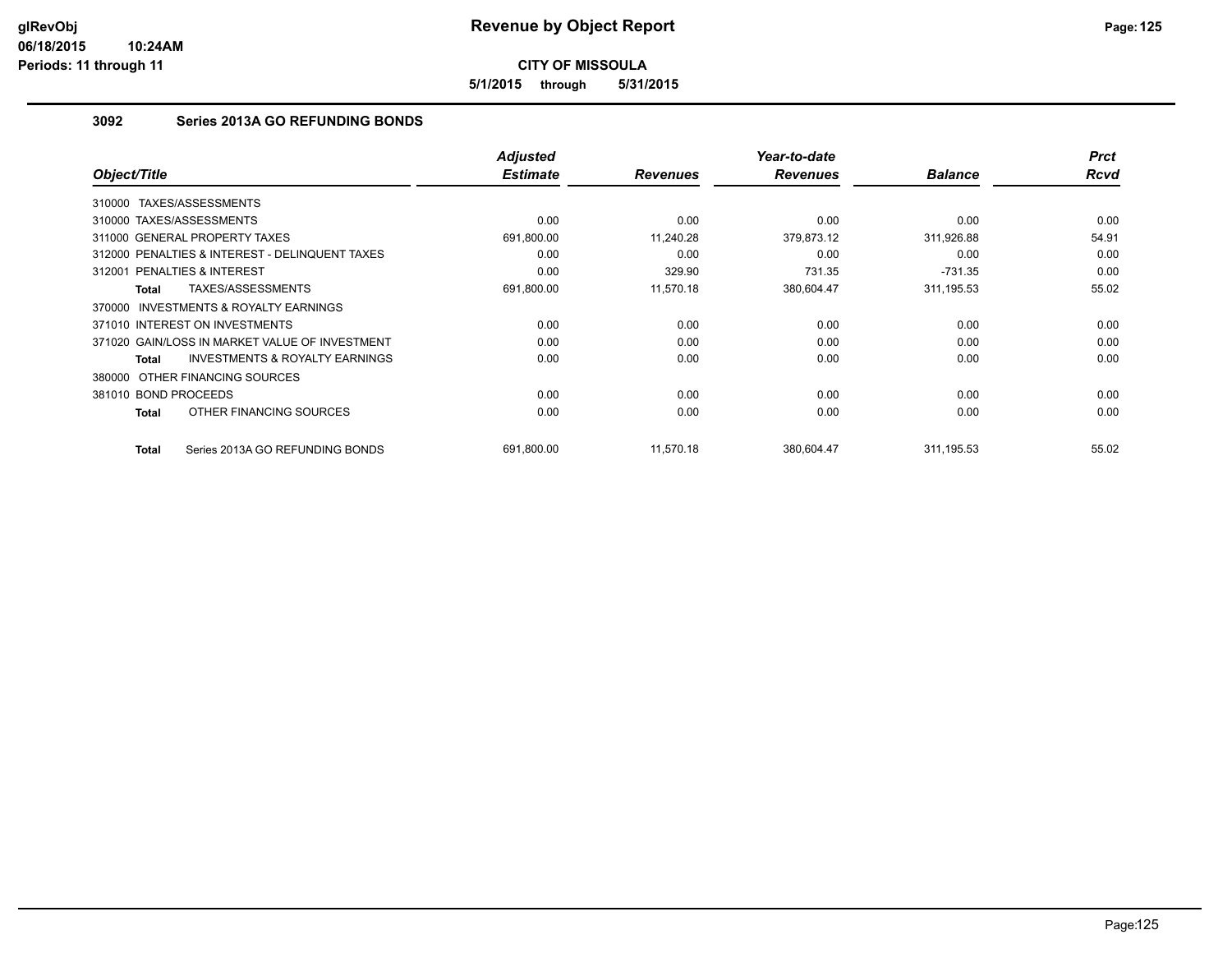# Revenue by Object Report

**CITY OF MISSOULA**

**5/1/2015 through 5/31/2015**

### 3092 Series 2013A GO REFUNDING BONDS

| Object/Title | Adjusted Estimate | Revenues | Year-to-date Revenues | Balance | Prct Rcvd |
|---|---|---|---|---|---|
| 310000 TAXES/ASSESSMENTS | | | | | |
| 310000 TAXES/ASSESSMENTS | 0.00 | 0.00 | 0.00 | 0.00 | 0.00 |
| 311000 GENERAL PROPERTY TAXES | 691,800.00 | 11,240.28 | 379,873.12 | 311,926.88 | 54.91 |
| 312000 PENALTIES & INTEREST - DELINQUENT TAXES | 0.00 | 0.00 | 0.00 | 0.00 | 0.00 |
| 312001 PENALTIES & INTEREST | 0.00 | 329.90 | 731.35 | -731.35 | 0.00 |
| **Total** TAXES/ASSESSMENTS | 691,800.00 | 11,570.18 | 380,604.47 | 311,195.53 | 55.02 |
| 370000 INVESTMENTS & ROYALTY EARNINGS | | | | | |
| 371010 INTEREST ON INVESTMENTS | 0.00 | 0.00 | 0.00 | 0.00 | 0.00 |
| 371020 GAIN/LOSS IN MARKET VALUE OF INVESTMENT | 0.00 | 0.00 | 0.00 | 0.00 | 0.00 |
| **Total** INVESTMENTS & ROYALTY EARNINGS | 0.00 | 0.00 | 0.00 | 0.00 | 0.00 |
| 380000 OTHER FINANCING SOURCES | | | | | |
| 381010 BOND PROCEEDS | 0.00 | 0.00 | 0.00 | 0.00 | 0.00 |
| **Total** OTHER FINANCING SOURCES | 0.00 | 0.00 | 0.00 | 0.00 | 0.00 |
| **Total** Series 2013A GO REFUNDING BONDS | 691,800.00 | 11,570.18 | 380,604.47 | 311,195.53 | 55.02 |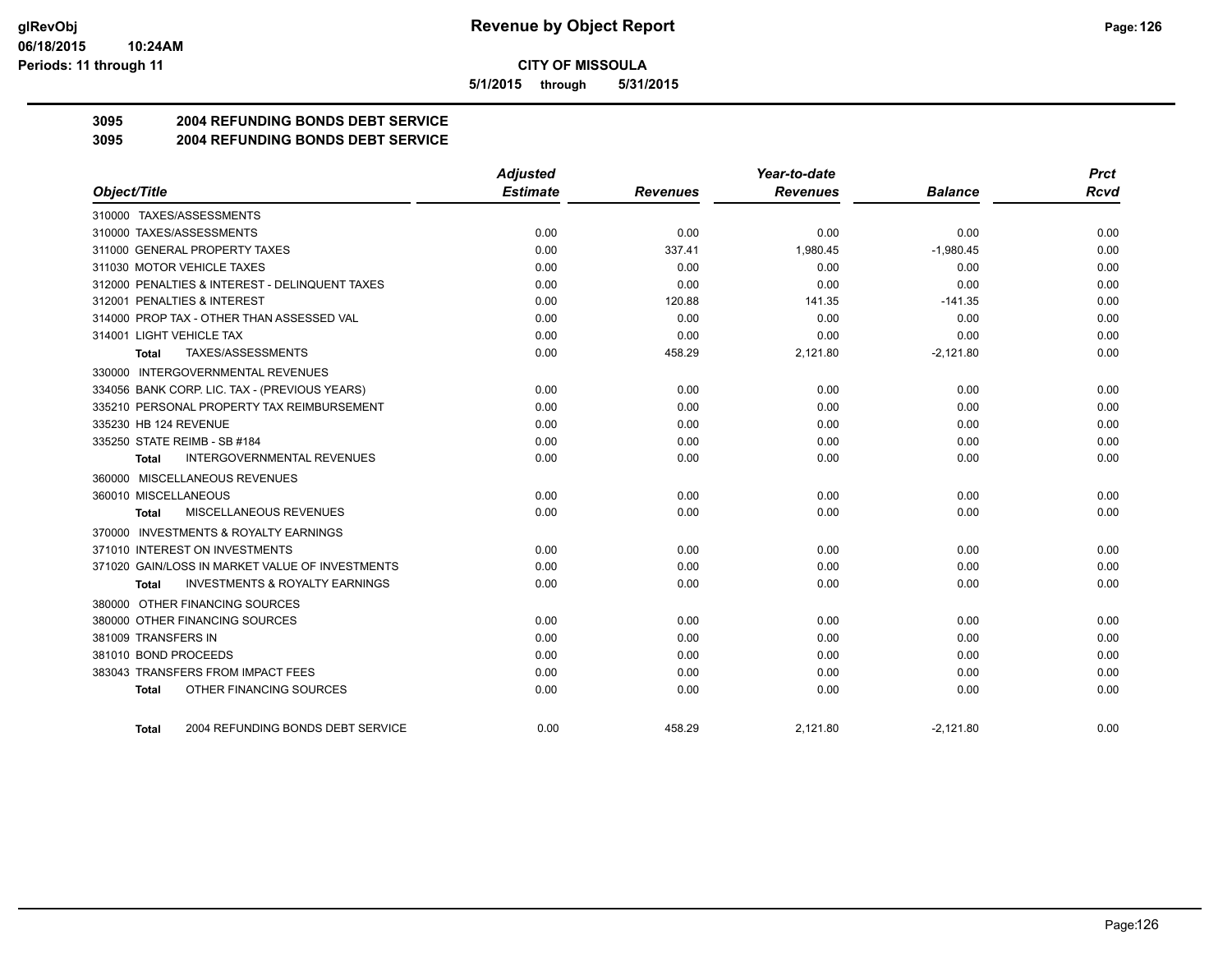# CITY OF MISSOULA

**5/1/2015 through 5/31/2015**

## 3095 2004 REFUNDING BONDS DEBT SERVICE
## 3095 2004 REFUNDING BONDS DEBT SERVICE

| Object/Title | Adjusted Estimate | Revenues | Year-to-date Revenues | Balance | Prct Rcvd |
|---|---|---|---|---|---|
| 310000 TAXES/ASSESSMENTS | | | | | |
| 310000 TAXES/ASSESSMENTS | 0.00 | 0.00 | 0.00 | 0.00 | 0.00 |
| 311000 GENERAL PROPERTY TAXES | 0.00 | 337.41 | 1,980.45 | -1,980.45 | 0.00 |
| 311030 MOTOR VEHICLE TAXES | 0.00 | 0.00 | 0.00 | 0.00 | 0.00 |
| 312000 PENALTIES & INTEREST - DELINQUENT TAXES | 0.00 | 0.00 | 0.00 | 0.00 | 0.00 |
| 312001 PENALTIES & INTEREST | 0.00 | 120.88 | 141.35 | -141.35 | 0.00 |
| 314000 PROP TAX - OTHER THAN ASSESSED VAL | 0.00 | 0.00 | 0.00 | 0.00 | 0.00 |
| 314001 LIGHT VEHICLE TAX | 0.00 | 0.00 | 0.00 | 0.00 | 0.00 |
| **Total** TAXES/ASSESSMENTS | 0.00 | 458.29 | 2,121.80 | -2,121.80 | 0.00 |
| 330000 INTERGOVERNMENTAL REVENUES | | | | | |
| 334056 BANK CORP. LIC. TAX - (PREVIOUS YEARS) | 0.00 | 0.00 | 0.00 | 0.00 | 0.00 |
| 335210 PERSONAL PROPERTY TAX REIMBURSEMENT | 0.00 | 0.00 | 0.00 | 0.00 | 0.00 |
| 335230 HB 124 REVENUE | 0.00 | 0.00 | 0.00 | 0.00 | 0.00 |
| 335250 STATE REIMB - SB #184 | 0.00 | 0.00 | 0.00 | 0.00 | 0.00 |
| **Total** INTERGOVERNMENTAL REVENUES | 0.00 | 0.00 | 0.00 | 0.00 | 0.00 |
| 360000 MISCELLANEOUS REVENUES | | | | | |
| 360010 MISCELLANEOUS | 0.00 | 0.00 | 0.00 | 0.00 | 0.00 |
| **Total** MISCELLANEOUS REVENUES | 0.00 | 0.00 | 0.00 | 0.00 | 0.00 |
| 370000 INVESTMENTS & ROYALTY EARNINGS | | | | | |
| 371010 INTEREST ON INVESTMENTS | 0.00 | 0.00 | 0.00 | 0.00 | 0.00 |
| 371020 GAIN/LOSS IN MARKET VALUE OF INVESTMENTS | 0.00 | 0.00 | 0.00 | 0.00 | 0.00 |
| **Total** INVESTMENTS & ROYALTY EARNINGS | 0.00 | 0.00 | 0.00 | 0.00 | 0.00 |
| 380000 OTHER FINANCING SOURCES | | | | | |
| 380000 OTHER FINANCING SOURCES | 0.00 | 0.00 | 0.00 | 0.00 | 0.00 |
| 381009 TRANSFERS IN | 0.00 | 0.00 | 0.00 | 0.00 | 0.00 |
| 381010 BOND PROCEEDS | 0.00 | 0.00 | 0.00 | 0.00 | 0.00 |
| 383043 TRANSFERS FROM IMPACT FEES | 0.00 | 0.00 | 0.00 | 0.00 | 0.00 |
| **Total** OTHER FINANCING SOURCES | 0.00 | 0.00 | 0.00 | 0.00 | 0.00 |
| **Total** 2004 REFUNDING BONDS DEBT SERVICE | 0.00 | 458.29 | 2,121.80 | -2,121.80 | 0.00 |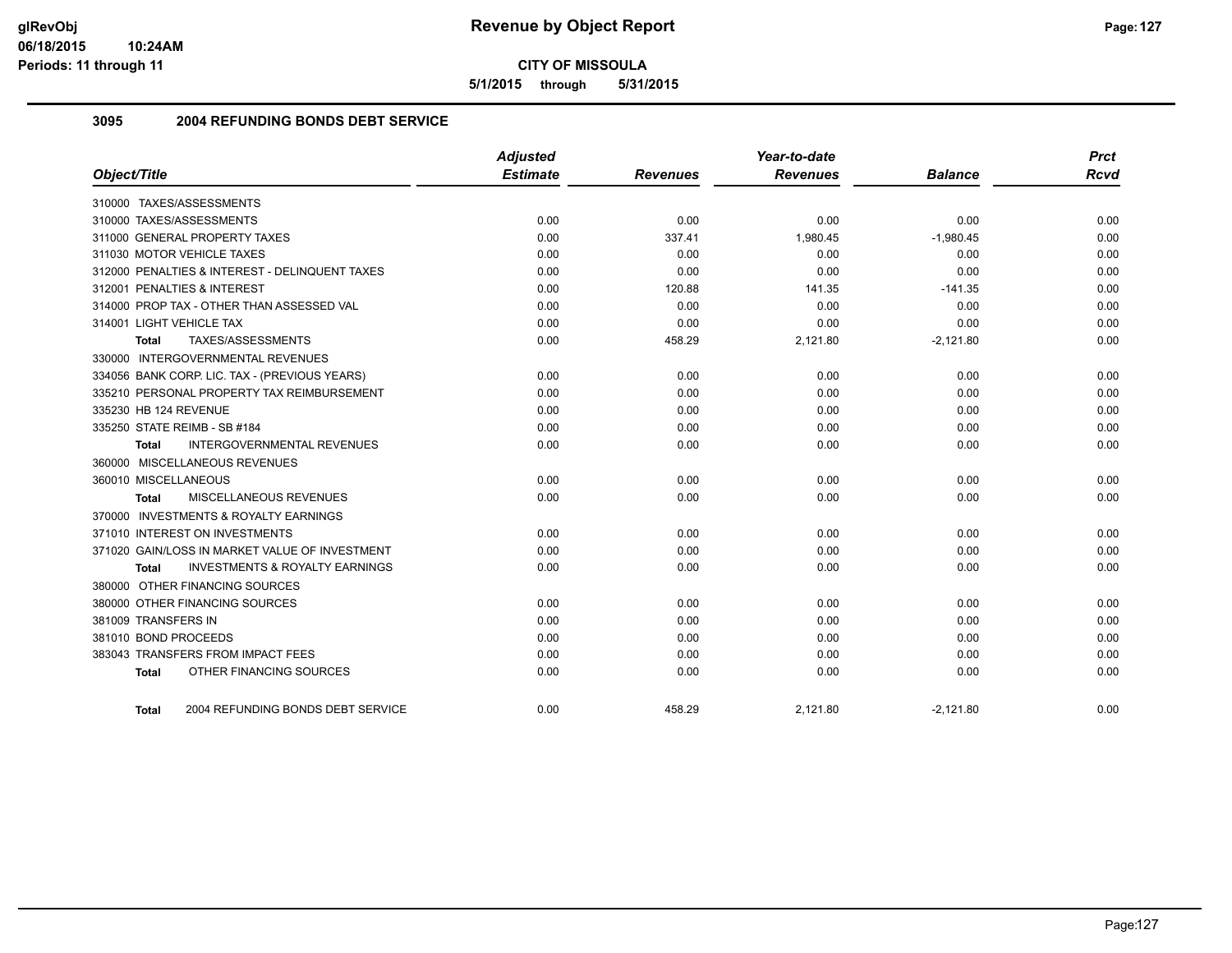# Revenue by Object Report

**CITY OF MISSOULA**

**5/1/2015 through 5/31/2015**

glRevObj
06/18/2015 10:24AM
Periods: 11 through 11

## 3095 2004 REFUNDING BONDS DEBT SERVICE

| Object/Title | Adjusted Estimate | Revenues | Year-to-date Revenues | Balance | Prct Rcvd |
|---|---|---|---|---|---|
| 310000 TAXES/ASSESSMENTS | | | | | |
| 310000 TAXES/ASSESSMENTS | 0.00 | 0.00 | 0.00 | 0.00 | 0.00 |
| 311000 GENERAL PROPERTY TAXES | 0.00 | 337.41 | 1,980.45 | -1,980.45 | 0.00 |
| 311030 MOTOR VEHICLE TAXES | 0.00 | 0.00 | 0.00 | 0.00 | 0.00 |
| 312000 PENALTIES & INTEREST - DELINQUENT TAXES | 0.00 | 0.00 | 0.00 | 0.00 | 0.00 |
| 312001 PENALTIES & INTEREST | 0.00 | 120.88 | 141.35 | -141.35 | 0.00 |
| 314000 PROP TAX - OTHER THAN ASSESSED VAL | 0.00 | 0.00 | 0.00 | 0.00 | 0.00 |
| 314001 LIGHT VEHICLE TAX | 0.00 | 0.00 | 0.00 | 0.00 | 0.00 |
| **Total** TAXES/ASSESSMENTS | 0.00 | 458.29 | 2,121.80 | -2,121.80 | 0.00 |
| 330000 INTERGOVERNMENTAL REVENUES | | | | | |
| 334056 BANK CORP. LIC. TAX - (PREVIOUS YEARS) | 0.00 | 0.00 | 0.00 | 0.00 | 0.00 |
| 335210 PERSONAL PROPERTY TAX REIMBURSEMENT | 0.00 | 0.00 | 0.00 | 0.00 | 0.00 |
| 335230 HB 124 REVENUE | 0.00 | 0.00 | 0.00 | 0.00 | 0.00 |
| 335250 STATE REIMB - SB #184 | 0.00 | 0.00 | 0.00 | 0.00 | 0.00 |
| **Total** INTERGOVERNMENTAL REVENUES | 0.00 | 0.00 | 0.00 | 0.00 | 0.00 |
| 360000 MISCELLANEOUS REVENUES | | | | | |
| 360010 MISCELLANEOUS | 0.00 | 0.00 | 0.00 | 0.00 | 0.00 |
| **Total** MISCELLANEOUS REVENUES | 0.00 | 0.00 | 0.00 | 0.00 | 0.00 |
| 370000 INVESTMENTS & ROYALTY EARNINGS | | | | | |
| 371010 INTEREST ON INVESTMENTS | 0.00 | 0.00 | 0.00 | 0.00 | 0.00 |
| 371020 GAIN/LOSS IN MARKET VALUE OF INVESTMENT | 0.00 | 0.00 | 0.00 | 0.00 | 0.00 |
| **Total** INVESTMENTS & ROYALTY EARNINGS | 0.00 | 0.00 | 0.00 | 0.00 | 0.00 |
| 380000 OTHER FINANCING SOURCES | | | | | |
| 380000 OTHER FINANCING SOURCES | 0.00 | 0.00 | 0.00 | 0.00 | 0.00 |
| 381009 TRANSFERS IN | 0.00 | 0.00 | 0.00 | 0.00 | 0.00 |
| 381010 BOND PROCEEDS | 0.00 | 0.00 | 0.00 | 0.00 | 0.00 |
| 383043 TRANSFERS FROM IMPACT FEES | 0.00 | 0.00 | 0.00 | 0.00 | 0.00 |
| **Total** OTHER FINANCING SOURCES | 0.00 | 0.00 | 0.00 | 0.00 | 0.00 |
| **Total** 2004 REFUNDING BONDS DEBT SERVICE | 0.00 | 458.29 | 2,121.80 | -2,121.80 | 0.00 |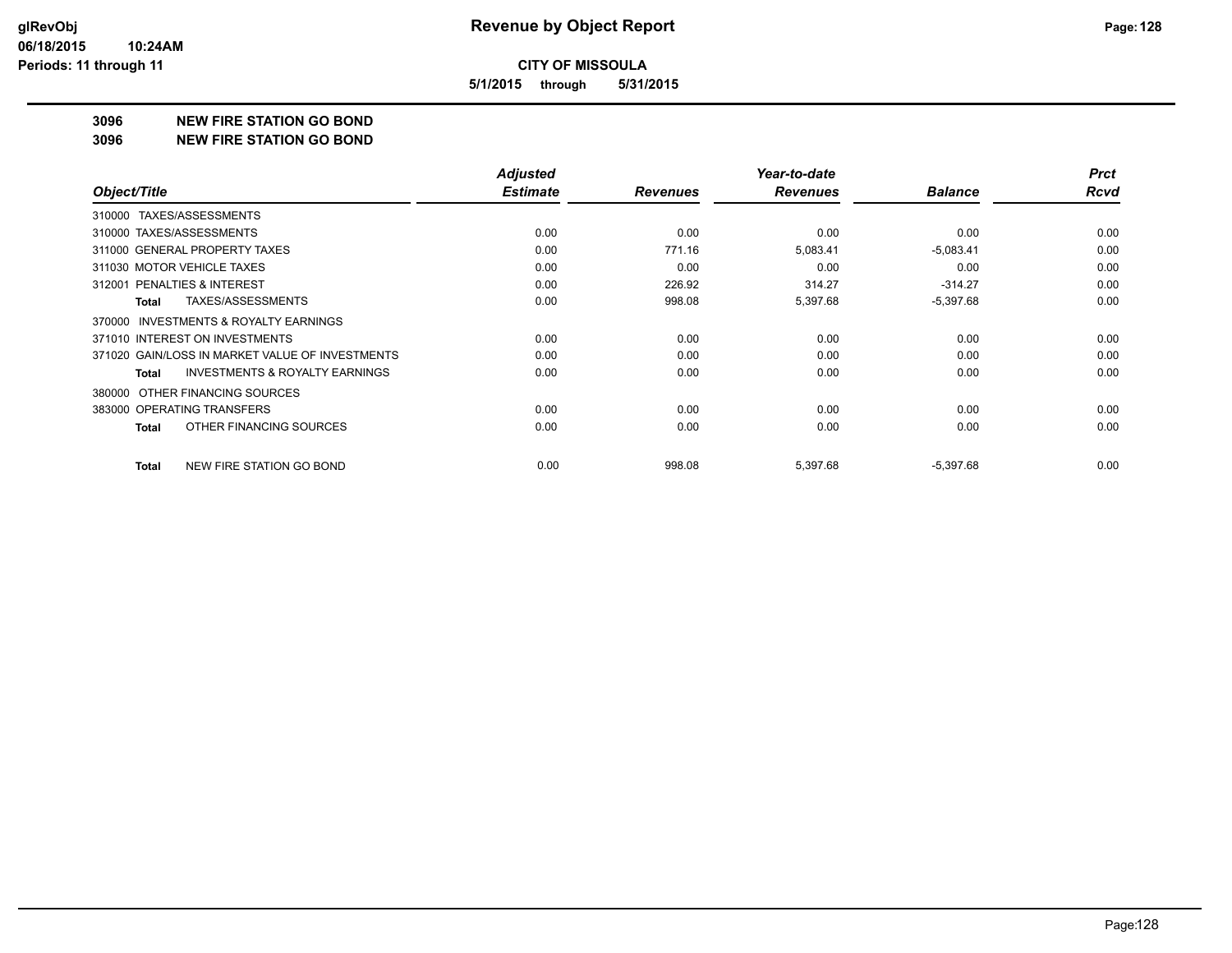**CITY OF MISSOULA**

**5/1/2015 through 5/31/2015**

**3096 NEW FIRE STATION GO BOND**

**3096 NEW FIRE STATION GO BOND**

| Object/Title | Adjusted Estimate | Revenues | Year-to-date Revenues | Balance | Prct Rcvd |
|---|---|---|---|---|---|
| 310000 TAXES/ASSESSMENTS | | | | | |
| 310000 TAXES/ASSESSMENTS | 0.00 | 0.00 | 0.00 | 0.00 | 0.00 |
| 311000 GENERAL PROPERTY TAXES | 0.00 | 771.16 | 5,083.41 | -5,083.41 | 0.00 |
| 311030 MOTOR VEHICLE TAXES | 0.00 | 0.00 | 0.00 | 0.00 | 0.00 |
| 312001 PENALTIES & INTEREST | 0.00 | 226.92 | 314.27 | -314.27 | 0.00 |
| **Total** TAXES/ASSESSMENTS | 0.00 | 998.08 | 5,397.68 | -5,397.68 | 0.00 |
| 370000 INVESTMENTS & ROYALTY EARNINGS | | | | | |
| 371010 INTEREST ON INVESTMENTS | 0.00 | 0.00 | 0.00 | 0.00 | 0.00 |
| 371020 GAIN/LOSS IN MARKET VALUE OF INVESTMENTS | 0.00 | 0.00 | 0.00 | 0.00 | 0.00 |
| **Total** INVESTMENTS & ROYALTY EARNINGS | 0.00 | 0.00 | 0.00 | 0.00 | 0.00 |
| 380000 OTHER FINANCING SOURCES | | | | | |
| 383000 OPERATING TRANSFERS | 0.00 | 0.00 | 0.00 | 0.00 | 0.00 |
| **Total** OTHER FINANCING SOURCES | 0.00 | 0.00 | 0.00 | 0.00 | 0.00 |
| **Total** NEW FIRE STATION GO BOND | 0.00 | 998.08 | 5,397.68 | -5,397.68 | 0.00 |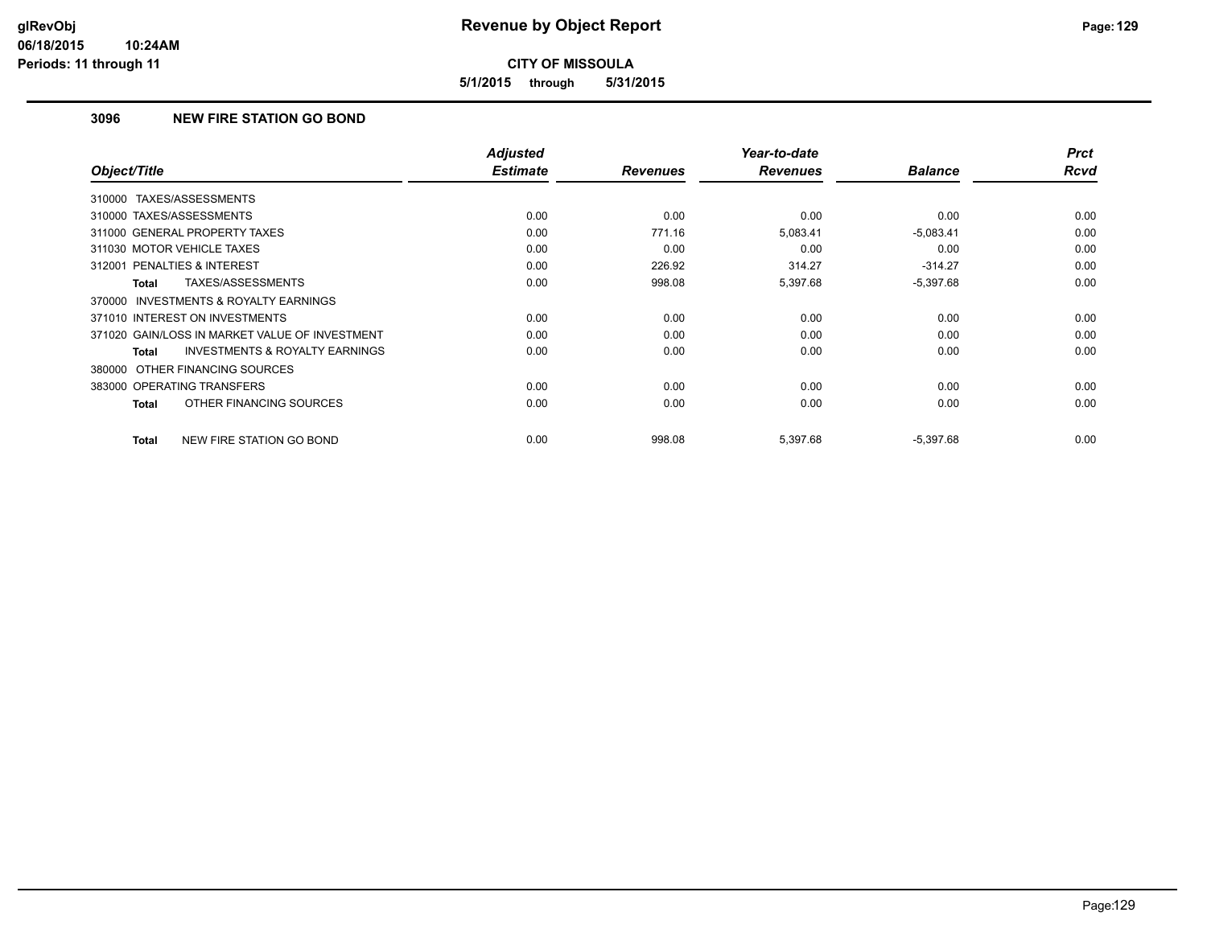# Revenue by Object Report

**CITY OF MISSOULA**

**5/1/2015 through 5/31/2015**

glRevObj
06/18/2015 10:24AM
Periods: 11 through 11

### 3096 NEW FIRE STATION GO BOND

| Object/Title | Adjusted Estimate | Revenues | Year-to-date Revenues | Balance | Prct Rcvd |
|---|---|---|---|---|---|
| 310000 TAXES/ASSESSMENTS | | | | | |
| 310000 TAXES/ASSESSMENTS | 0.00 | 0.00 | 0.00 | 0.00 | 0.00 |
| 311000 GENERAL PROPERTY TAXES | 0.00 | 771.16 | 5,083.41 | -5,083.41 | 0.00 |
| 311030 MOTOR VEHICLE TAXES | 0.00 | 0.00 | 0.00 | 0.00 | 0.00 |
| 312001 PENALTIES & INTEREST | 0.00 | 226.92 | 314.27 | -314.27 | 0.00 |
| **Total** TAXES/ASSESSMENTS | 0.00 | 998.08 | 5,397.68 | -5,397.68 | 0.00 |
| 370000 INVESTMENTS & ROYALTY EARNINGS | | | | | |
| 371010 INTEREST ON INVESTMENTS | 0.00 | 0.00 | 0.00 | 0.00 | 0.00 |
| 371020 GAIN/LOSS IN MARKET VALUE OF INVESTMENT | 0.00 | 0.00 | 0.00 | 0.00 | 0.00 |
| **Total** INVESTMENTS & ROYALTY EARNINGS | 0.00 | 0.00 | 0.00 | 0.00 | 0.00 |
| 380000 OTHER FINANCING SOURCES | | | | | |
| 383000 OPERATING TRANSFERS | 0.00 | 0.00 | 0.00 | 0.00 | 0.00 |
| **Total** OTHER FINANCING SOURCES | 0.00 | 0.00 | 0.00 | 0.00 | 0.00 |
| **Total** NEW FIRE STATION GO BOND | 0.00 | 998.08 | 5,397.68 | -5,397.68 | 0.00 |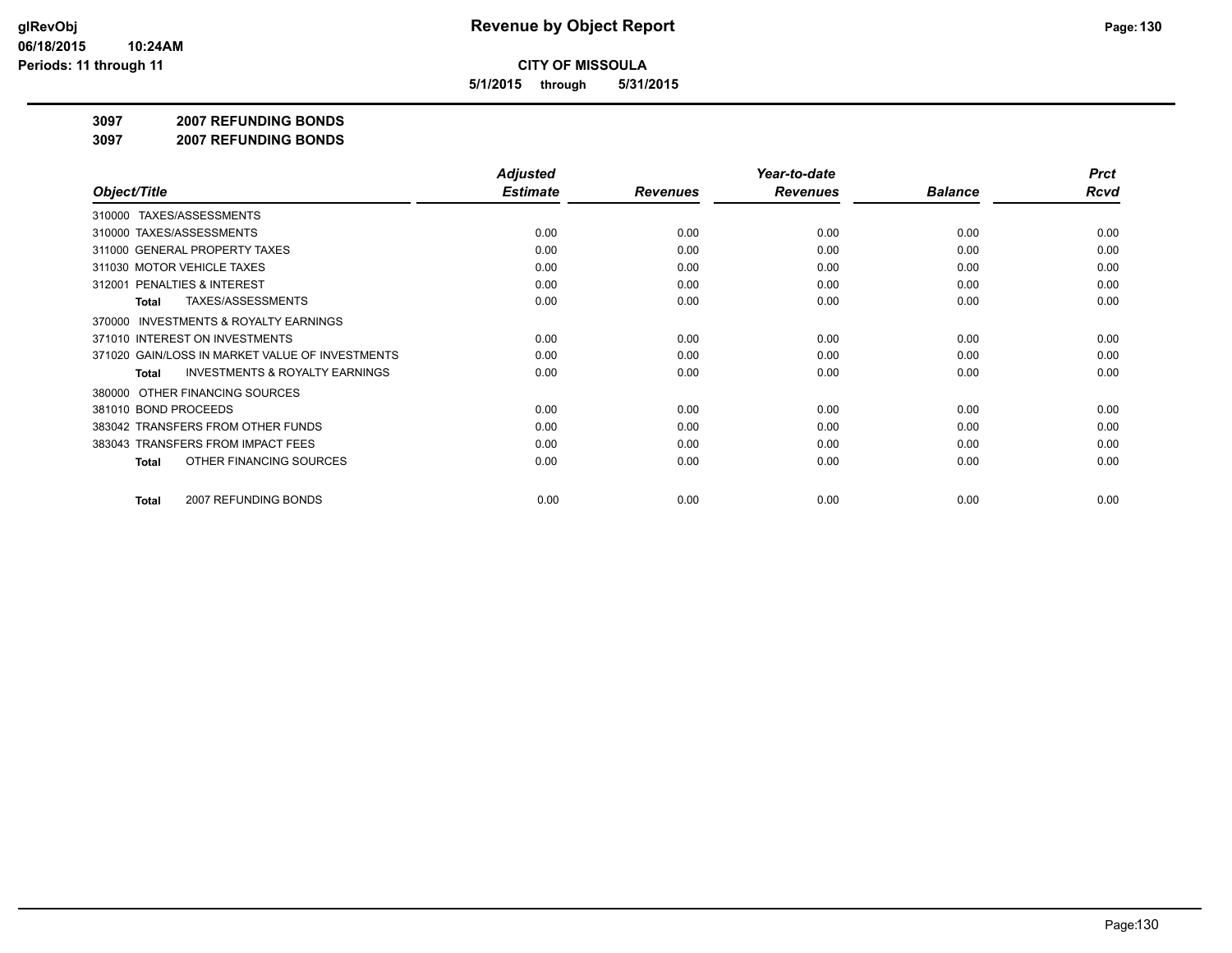**glRevObj**
**06/18/2015 10:24AM**
**Periods: 11 through 11**

# Revenue by Object Report

**CITY OF MISSOULA**

**5/1/2015 through 5/31/2015**

**3097 2007 REFUNDING BONDS**

**3097 2007 REFUNDING BONDS**

| Object/Title | Adjusted Estimate | Revenues | Year-to-date Revenues | Balance | Prct Rcvd |
|---|---|---|---|---|---|
| 310000 TAXES/ASSESSMENTS | | | | | |
| 310000 TAXES/ASSESSMENTS | 0.00 | 0.00 | 0.00 | 0.00 | 0.00 |
| 311000 GENERAL PROPERTY TAXES | 0.00 | 0.00 | 0.00 | 0.00 | 0.00 |
| 311030 MOTOR VEHICLE TAXES | 0.00 | 0.00 | 0.00 | 0.00 | 0.00 |
| 312001 PENALTIES & INTEREST | 0.00 | 0.00 | 0.00 | 0.00 | 0.00 |
| **Total** TAXES/ASSESSMENTS | 0.00 | 0.00 | 0.00 | 0.00 | 0.00 |
| 370000 INVESTMENTS & ROYALTY EARNINGS | | | | | |
| 371010 INTEREST ON INVESTMENTS | 0.00 | 0.00 | 0.00 | 0.00 | 0.00 |
| 371020 GAIN/LOSS IN MARKET VALUE OF INVESTMENTS | 0.00 | 0.00 | 0.00 | 0.00 | 0.00 |
| **Total** INVESTMENTS & ROYALTY EARNINGS | 0.00 | 0.00 | 0.00 | 0.00 | 0.00 |
| 380000 OTHER FINANCING SOURCES | | | | | |
| 381010 BOND PROCEEDS | 0.00 | 0.00 | 0.00 | 0.00 | 0.00 |
| 383042 TRANSFERS FROM OTHER FUNDS | 0.00 | 0.00 | 0.00 | 0.00 | 0.00 |
| 383043 TRANSFERS FROM IMPACT FEES | 0.00 | 0.00 | 0.00 | 0.00 | 0.00 |
| **Total** OTHER FINANCING SOURCES | 0.00 | 0.00 | 0.00 | 0.00 | 0.00 |
| **Total** 2007 REFUNDING BONDS | 0.00 | 0.00 | 0.00 | 0.00 | 0.00 |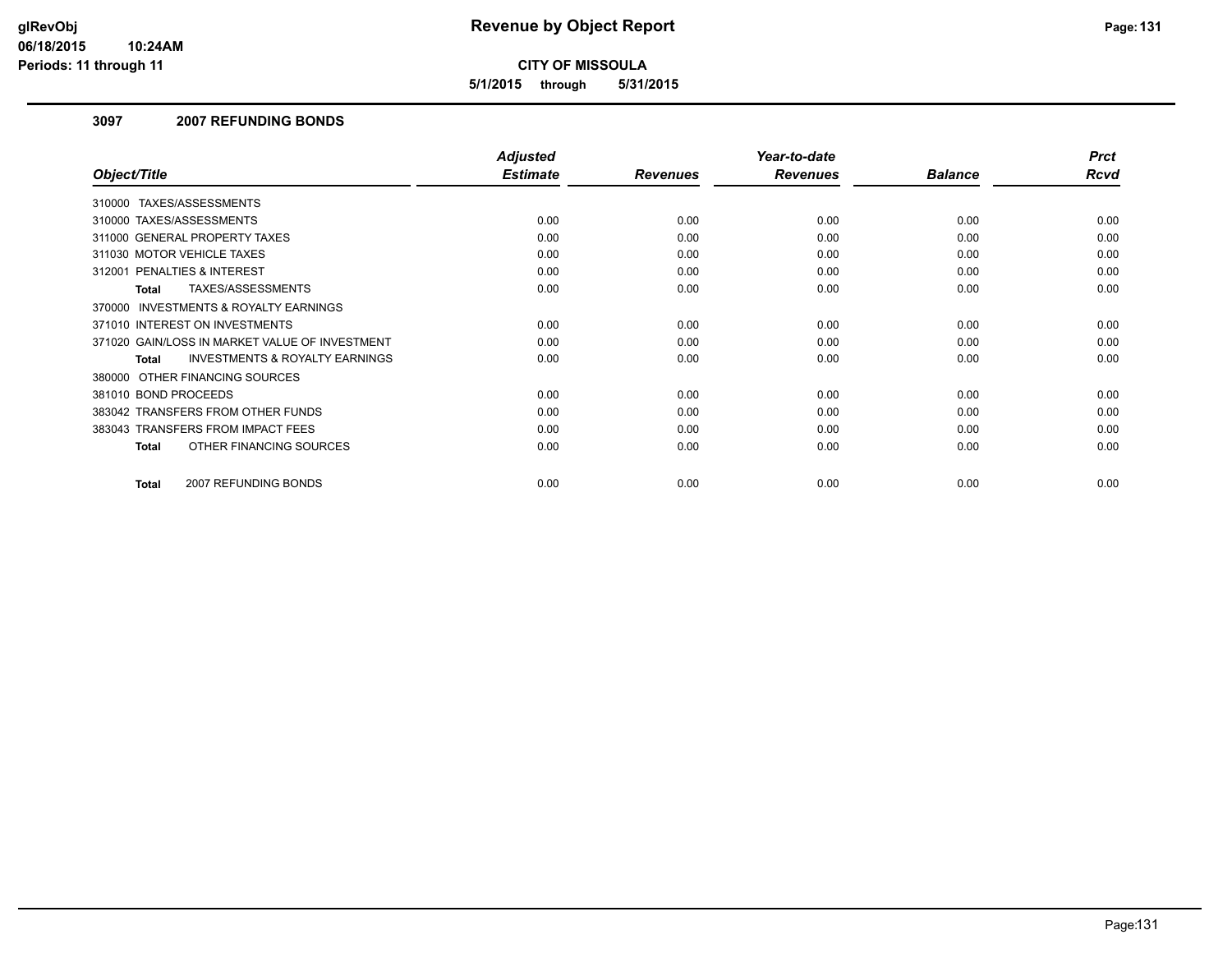# Revenue by Object Report

**CITY OF MISSOULA**

**5/1/2015 through 5/31/2015**

glRevObj
06/18/2015 10:24AM
Periods: 11 through 11

## 3097 2007 REFUNDING BONDS

| Object/Title | Adjusted Estimate | Revenues | Year-to-date Revenues | Balance | Prct Rcvd |
|---|---|---|---|---|---|
| 310000 TAXES/ASSESSMENTS | | | | | |
| 310000 TAXES/ASSESSMENTS | 0.00 | 0.00 | 0.00 | 0.00 | 0.00 |
| 311000 GENERAL PROPERTY TAXES | 0.00 | 0.00 | 0.00 | 0.00 | 0.00 |
| 311030 MOTOR VEHICLE TAXES | 0.00 | 0.00 | 0.00 | 0.00 | 0.00 |
| 312001 PENALTIES & INTEREST | 0.00 | 0.00 | 0.00 | 0.00 | 0.00 |
| **Total** TAXES/ASSESSMENTS | 0.00 | 0.00 | 0.00 | 0.00 | 0.00 |
| 370000 INVESTMENTS & ROYALTY EARNINGS | | | | | |
| 371010 INTEREST ON INVESTMENTS | 0.00 | 0.00 | 0.00 | 0.00 | 0.00 |
| 371020 GAIN/LOSS IN MARKET VALUE OF INVESTMENT | 0.00 | 0.00 | 0.00 | 0.00 | 0.00 |
| **Total** INVESTMENTS & ROYALTY EARNINGS | 0.00 | 0.00 | 0.00 | 0.00 | 0.00 |
| 380000 OTHER FINANCING SOURCES | | | | | |
| 381010 BOND PROCEEDS | 0.00 | 0.00 | 0.00 | 0.00 | 0.00 |
| 383042 TRANSFERS FROM OTHER FUNDS | 0.00 | 0.00 | 0.00 | 0.00 | 0.00 |
| 383043 TRANSFERS FROM IMPACT FEES | 0.00 | 0.00 | 0.00 | 0.00 | 0.00 |
| **Total** OTHER FINANCING SOURCES | 0.00 | 0.00 | 0.00 | 0.00 | 0.00 |
| **Total** 2007 REFUNDING BONDS | 0.00 | 0.00 | 0.00 | 0.00 | 0.00 |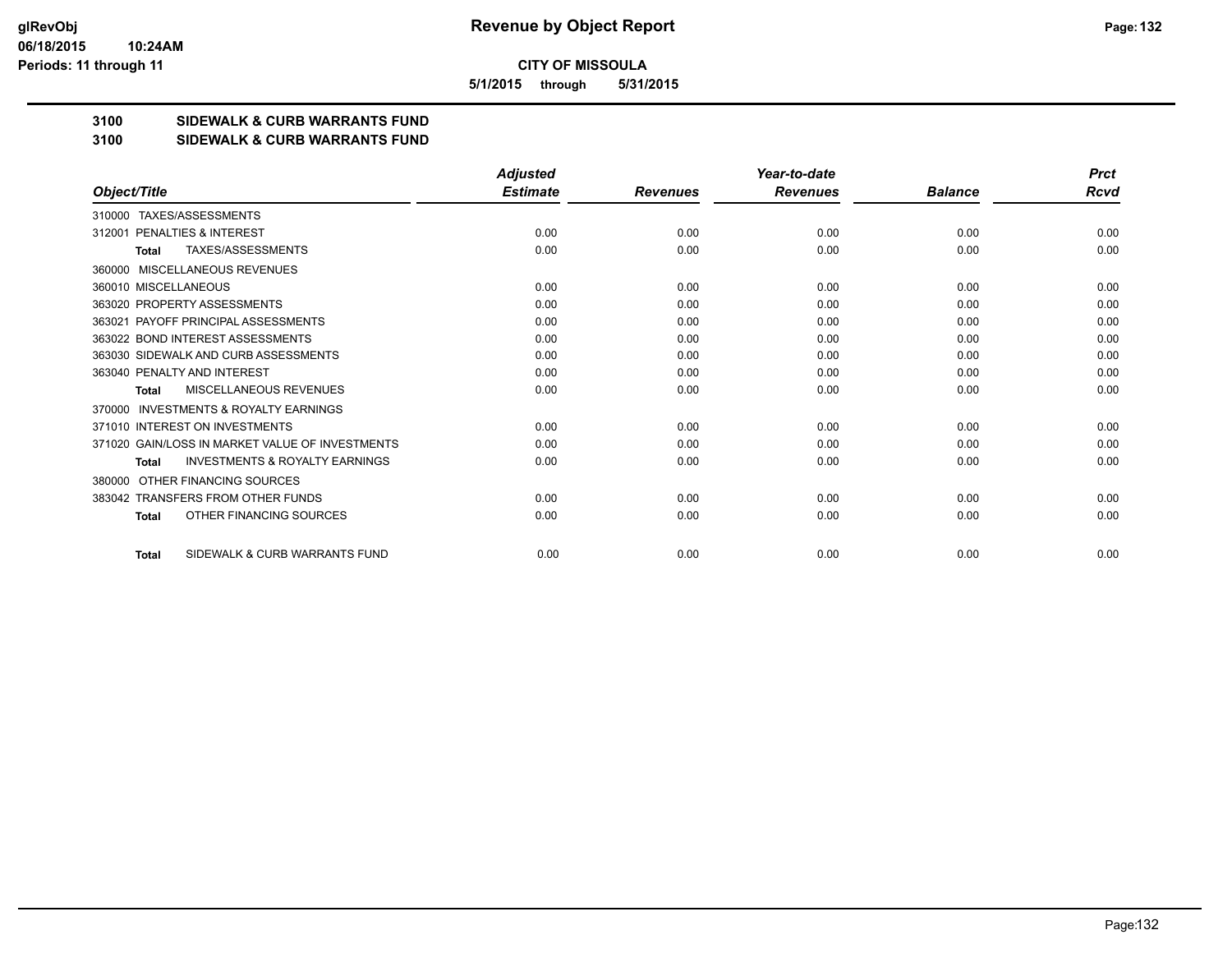**CITY OF MISSOULA**

**5/1/2015 through 5/31/2015**

**Revenue by Object Report**

glRevObj
06/18/2015 10:24AM
Periods: 11 through 11

## 3100 SIDEWALK & CURB WARRANTS FUND
## 3100 SIDEWALK & CURB WARRANTS FUND

| Object/Title | Adjusted Estimate | Revenues | Year-to-date Revenues | Balance | Prct Rcvd |
|---|---|---|---|---|---|
| 310000 TAXES/ASSESSMENTS | | | | | |
| 312001 PENALTIES & INTEREST | 0.00 | 0.00 | 0.00 | 0.00 | 0.00 |
| **Total** TAXES/ASSESSMENTS | 0.00 | 0.00 | 0.00 | 0.00 | 0.00 |
| 360000 MISCELLANEOUS REVENUES | | | | | |
| 360010 MISCELLANEOUS | 0.00 | 0.00 | 0.00 | 0.00 | 0.00 |
| 363020 PROPERTY ASSESSMENTS | 0.00 | 0.00 | 0.00 | 0.00 | 0.00 |
| 363021 PAYOFF PRINCIPAL ASSESSMENTS | 0.00 | 0.00 | 0.00 | 0.00 | 0.00 |
| 363022 BOND INTEREST ASSESSMENTS | 0.00 | 0.00 | 0.00 | 0.00 | 0.00 |
| 363030 SIDEWALK AND CURB ASSESSMENTS | 0.00 | 0.00 | 0.00 | 0.00 | 0.00 |
| 363040 PENALTY AND INTEREST | 0.00 | 0.00 | 0.00 | 0.00 | 0.00 |
| **Total** MISCELLANEOUS REVENUES | 0.00 | 0.00 | 0.00 | 0.00 | 0.00 |
| 370000 INVESTMENTS & ROYALTY EARNINGS | | | | | |
| 371010 INTEREST ON INVESTMENTS | 0.00 | 0.00 | 0.00 | 0.00 | 0.00 |
| 371020 GAIN/LOSS IN MARKET VALUE OF INVESTMENTS | 0.00 | 0.00 | 0.00 | 0.00 | 0.00 |
| **Total** INVESTMENTS & ROYALTY EARNINGS | 0.00 | 0.00 | 0.00 | 0.00 | 0.00 |
| 380000 OTHER FINANCING SOURCES | | | | | |
| 383042 TRANSFERS FROM OTHER FUNDS | 0.00 | 0.00 | 0.00 | 0.00 | 0.00 |
| **Total** OTHER FINANCING SOURCES | 0.00 | 0.00 | 0.00 | 0.00 | 0.00 |
| **Total** SIDEWALK & CURB WARRANTS FUND | 0.00 | 0.00 | 0.00 | 0.00 | 0.00 |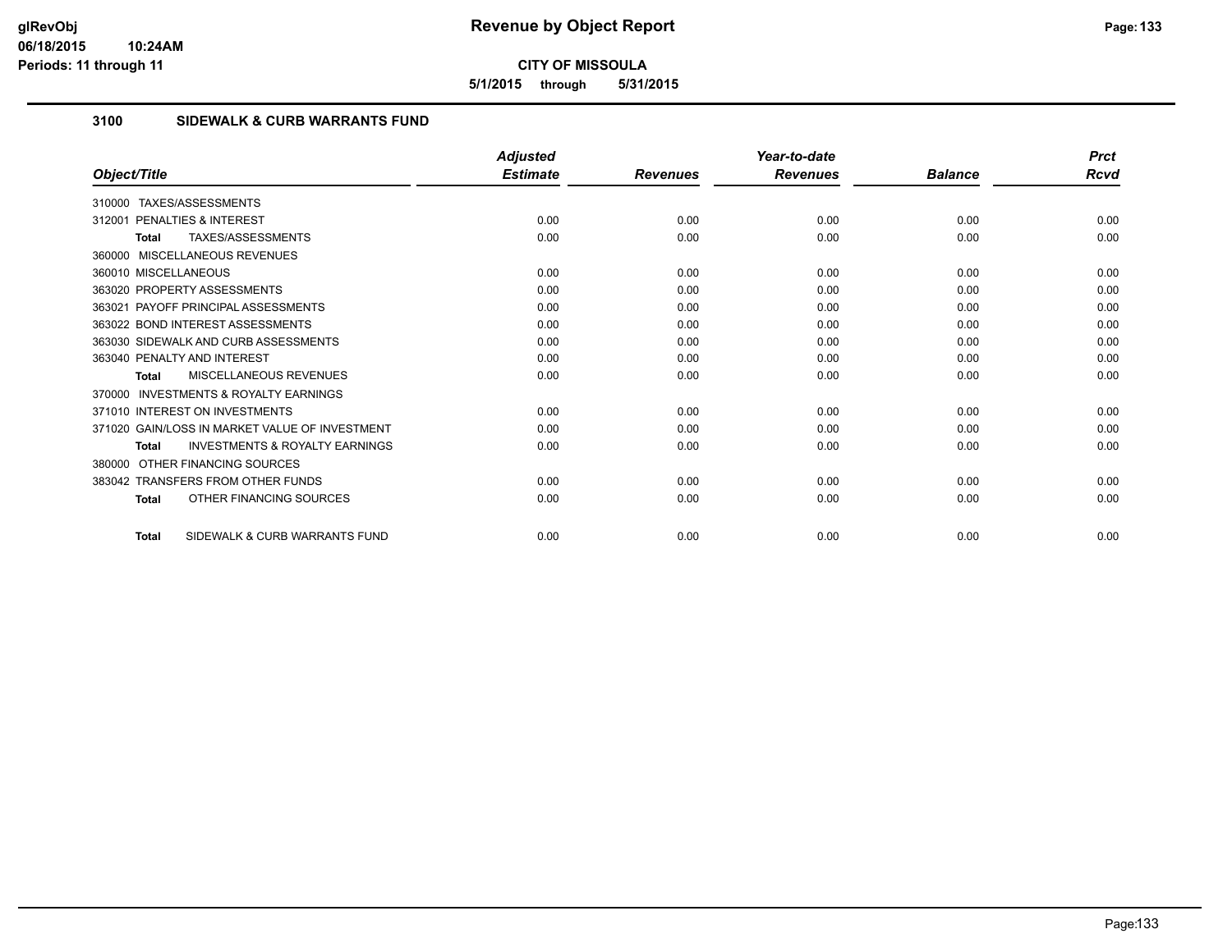**CITY OF MISSOULA**

**5/1/2015 through 5/31/2015**

## 3100 SIDEWALK & CURB WARRANTS FUND

| Object/Title | Adjusted Estimate | Revenues | Year-to-date Revenues | Balance | Prct Rcvd |
|---|---|---|---|---|---|
| 310000 TAXES/ASSESSMENTS | | | | | |
| 312001 PENALTIES & INTEREST | 0.00 | 0.00 | 0.00 | 0.00 | 0.00 |
| **Total** TAXES/ASSESSMENTS | 0.00 | 0.00 | 0.00 | 0.00 | 0.00 |
| 360000 MISCELLANEOUS REVENUES | | | | | |
| 360010 MISCELLANEOUS | 0.00 | 0.00 | 0.00 | 0.00 | 0.00 |
| 363020 PROPERTY ASSESSMENTS | 0.00 | 0.00 | 0.00 | 0.00 | 0.00 |
| 363021 PAYOFF PRINCIPAL ASSESSMENTS | 0.00 | 0.00 | 0.00 | 0.00 | 0.00 |
| 363022 BOND INTEREST ASSESSMENTS | 0.00 | 0.00 | 0.00 | 0.00 | 0.00 |
| 363030 SIDEWALK AND CURB ASSESSMENTS | 0.00 | 0.00 | 0.00 | 0.00 | 0.00 |
| 363040 PENALTY AND INTEREST | 0.00 | 0.00 | 0.00 | 0.00 | 0.00 |
| **Total** MISCELLANEOUS REVENUES | 0.00 | 0.00 | 0.00 | 0.00 | 0.00 |
| 370000 INVESTMENTS & ROYALTY EARNINGS | | | | | |
| 371010 INTEREST ON INVESTMENTS | 0.00 | 0.00 | 0.00 | 0.00 | 0.00 |
| 371020 GAIN/LOSS IN MARKET VALUE OF INVESTMENT | 0.00 | 0.00 | 0.00 | 0.00 | 0.00 |
| **Total** INVESTMENTS & ROYALTY EARNINGS | 0.00 | 0.00 | 0.00 | 0.00 | 0.00 |
| 380000 OTHER FINANCING SOURCES | | | | | |
| 383042 TRANSFERS FROM OTHER FUNDS | 0.00 | 0.00 | 0.00 | 0.00 | 0.00 |
| **Total** OTHER FINANCING SOURCES | 0.00 | 0.00 | 0.00 | 0.00 | 0.00 |
| **Total** SIDEWALK & CURB WARRANTS FUND | 0.00 | 0.00 | 0.00 | 0.00 | 0.00 |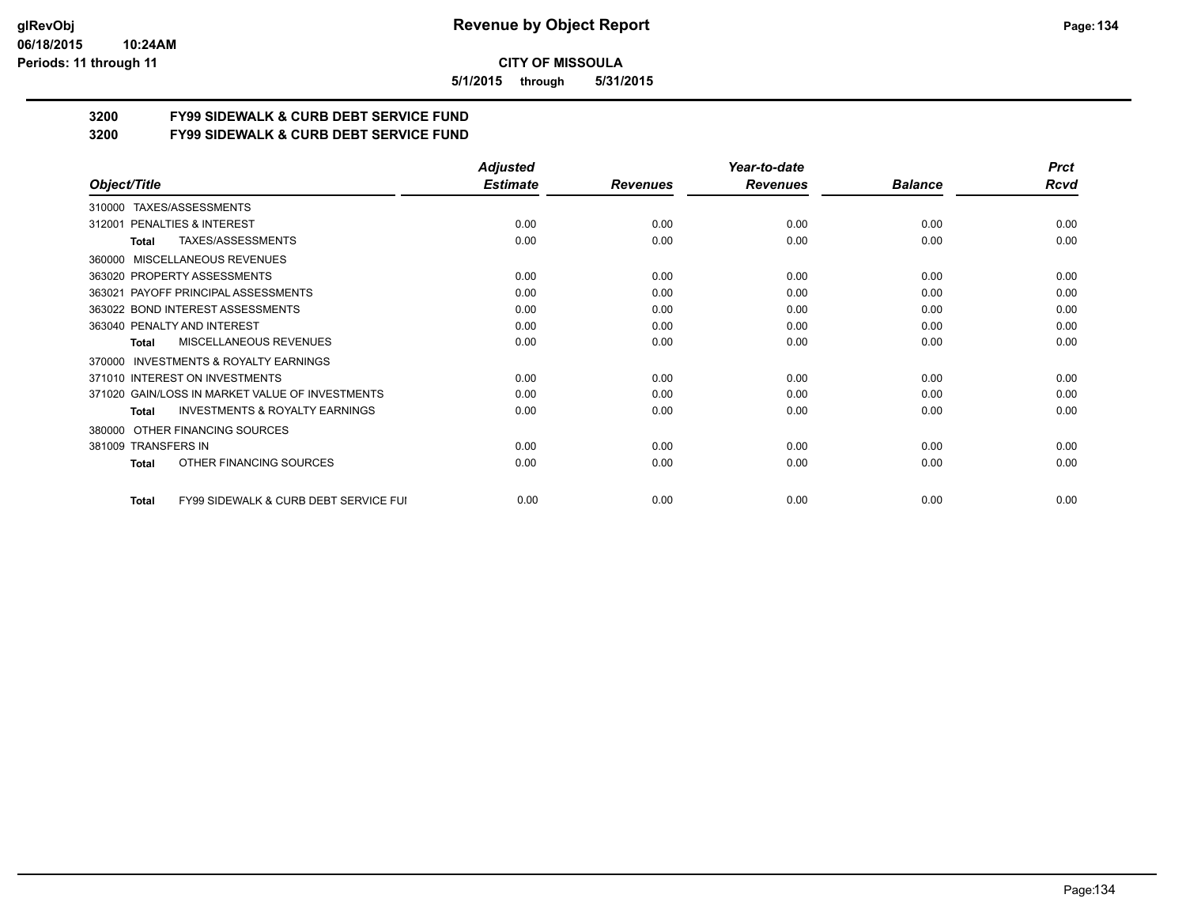# Revenue by Object Report

**CITY OF MISSOULA**

**5/1/2015 through 5/31/2015**

glRevObj
06/18/2015 10:24AM
Periods: 11 through 11

## 3200 FY99 SIDEWALK & CURB DEBT SERVICE FUND
## 3200 FY99 SIDEWALK & CURB DEBT SERVICE FUND

| Object/Title | Adjusted Estimate | Revenues | Year-to-date Revenues | Balance | Prct Rcvd |
|---|---|---|---|---|---|
| 310000 TAXES/ASSESSMENTS | | | | | |
| 312001 PENALTIES & INTEREST | 0.00 | 0.00 | 0.00 | 0.00 | 0.00 |
| **Total** TAXES/ASSESSMENTS | 0.00 | 0.00 | 0.00 | 0.00 | 0.00 |
| 360000 MISCELLANEOUS REVENUES | | | | | |
| 363020 PROPERTY ASSESSMENTS | 0.00 | 0.00 | 0.00 | 0.00 | 0.00 |
| 363021 PAYOFF PRINCIPAL ASSESSMENTS | 0.00 | 0.00 | 0.00 | 0.00 | 0.00 |
| 363022 BOND INTEREST ASSESSMENTS | 0.00 | 0.00 | 0.00 | 0.00 | 0.00 |
| 363040 PENALTY AND INTEREST | 0.00 | 0.00 | 0.00 | 0.00 | 0.00 |
| **Total** MISCELLANEOUS REVENUES | 0.00 | 0.00 | 0.00 | 0.00 | 0.00 |
| 370000 INVESTMENTS & ROYALTY EARNINGS | | | | | |
| 371010 INTEREST ON INVESTMENTS | 0.00 | 0.00 | 0.00 | 0.00 | 0.00 |
| 371020 GAIN/LOSS IN MARKET VALUE OF INVESTMENTS | 0.00 | 0.00 | 0.00 | 0.00 | 0.00 |
| **Total** INVESTMENTS & ROYALTY EARNINGS | 0.00 | 0.00 | 0.00 | 0.00 | 0.00 |
| 380000 OTHER FINANCING SOURCES | | | | | |
| 381009 TRANSFERS IN | 0.00 | 0.00 | 0.00 | 0.00 | 0.00 |
| **Total** OTHER FINANCING SOURCES | 0.00 | 0.00 | 0.00 | 0.00 | 0.00 |
| **Total** FY99 SIDEWALK & CURB DEBT SERVICE FUI | 0.00 | 0.00 | 0.00 | 0.00 | 0.00 |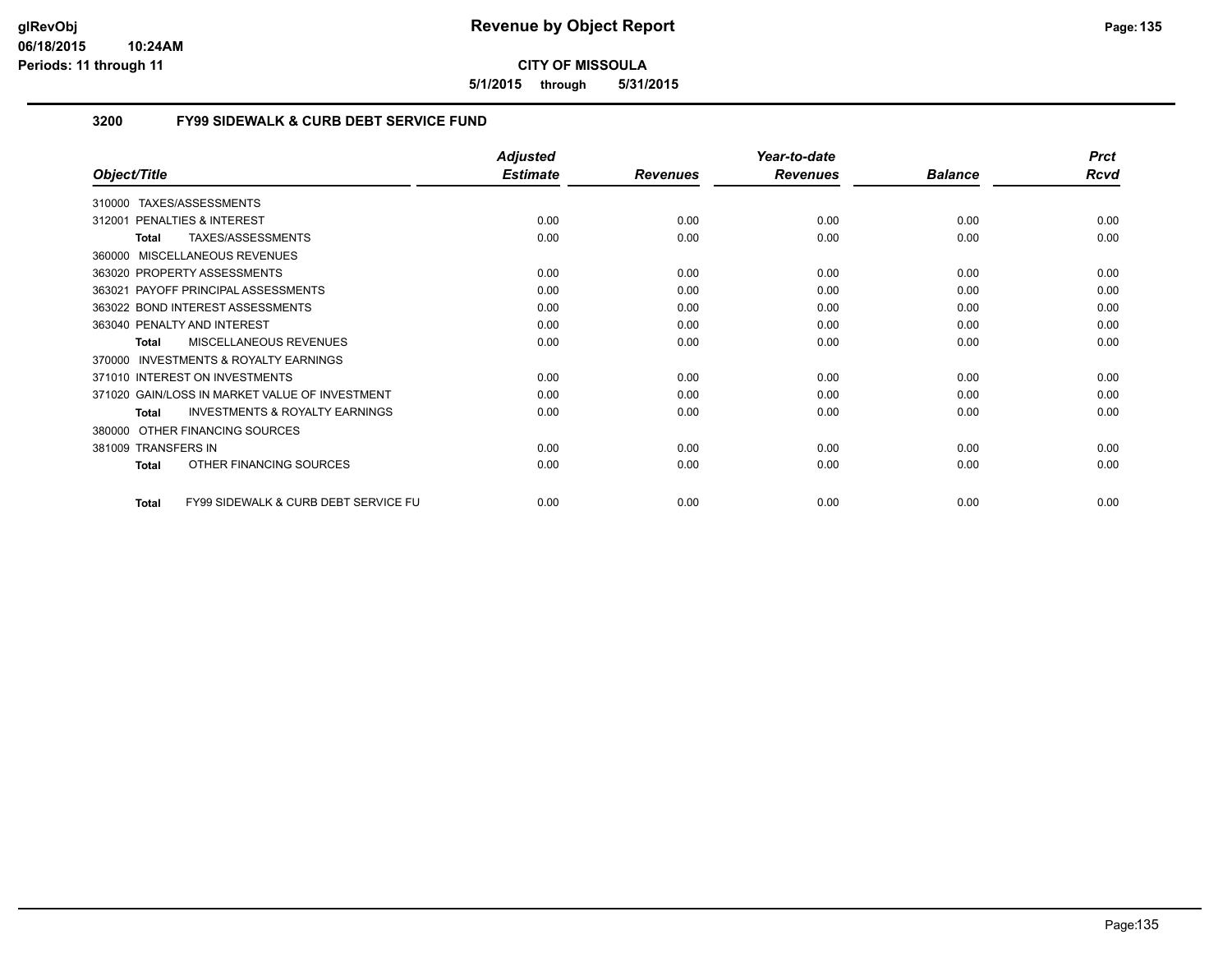# Revenue by Object Report

**CITY OF MISSOULA**

**5/1/2015 through 5/31/2015**

glRevObj
06/18/2015 10:24AM
Periods: 11 through 11

## 3200 FY99 SIDEWALK & CURB DEBT SERVICE FUND

| Object/Title | Adjusted Estimate | Revenues | Year-to-date Revenues | Balance | Prct Rcvd |
|---|---|---|---|---|---|
| 310000 TAXES/ASSESSMENTS | | | | | |
| 312001 PENALTIES & INTEREST | 0.00 | 0.00 | 0.00 | 0.00 | 0.00 |
| **Total** TAXES/ASSESSMENTS | 0.00 | 0.00 | 0.00 | 0.00 | 0.00 |
| 360000 MISCELLANEOUS REVENUES | | | | | |
| 363020 PROPERTY ASSESSMENTS | 0.00 | 0.00 | 0.00 | 0.00 | 0.00 |
| 363021 PAYOFF PRINCIPAL ASSESSMENTS | 0.00 | 0.00 | 0.00 | 0.00 | 0.00 |
| 363022 BOND INTEREST ASSESSMENTS | 0.00 | 0.00 | 0.00 | 0.00 | 0.00 |
| 363040 PENALTY AND INTEREST | 0.00 | 0.00 | 0.00 | 0.00 | 0.00 |
| **Total** MISCELLANEOUS REVENUES | 0.00 | 0.00 | 0.00 | 0.00 | 0.00 |
| 370000 INVESTMENTS & ROYALTY EARNINGS | | | | | |
| 371010 INTEREST ON INVESTMENTS | 0.00 | 0.00 | 0.00 | 0.00 | 0.00 |
| 371020 GAIN/LOSS IN MARKET VALUE OF INVESTMENT | 0.00 | 0.00 | 0.00 | 0.00 | 0.00 |
| **Total** INVESTMENTS & ROYALTY EARNINGS | 0.00 | 0.00 | 0.00 | 0.00 | 0.00 |
| 380000 OTHER FINANCING SOURCES | | | | | |
| 381009 TRANSFERS IN | 0.00 | 0.00 | 0.00 | 0.00 | 0.00 |
| **Total** OTHER FINANCING SOURCES | 0.00 | 0.00 | 0.00 | 0.00 | 0.00 |
| **Total** FY99 SIDEWALK & CURB DEBT SERVICE FU | 0.00 | 0.00 | 0.00 | 0.00 | 0.00 |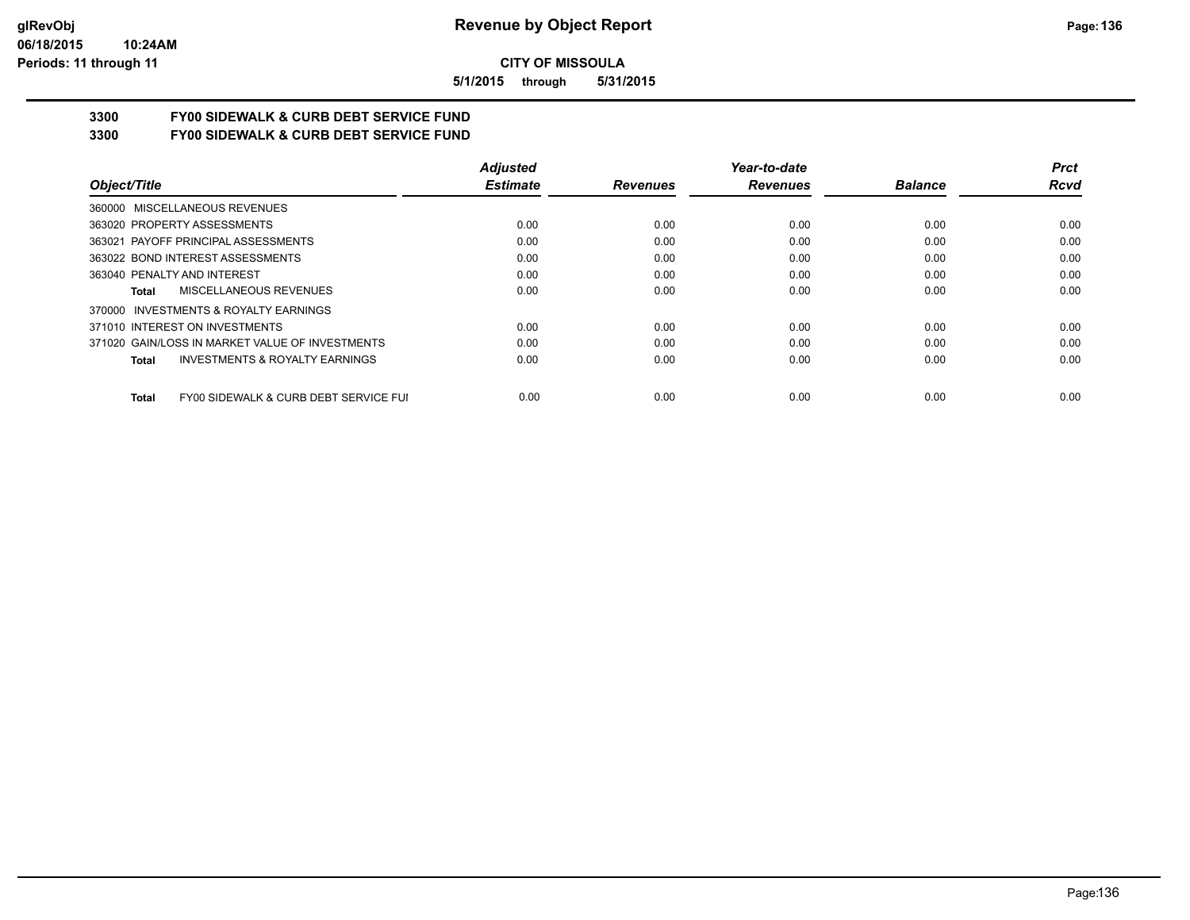**CITY OF MISSOULA**

**5/1/2015 through 5/31/2015**

## 3300 FY00 SIDEWALK & CURB DEBT SERVICE FUND

## 3300 FY00 SIDEWALK & CURB DEBT SERVICE FUND

| Object/Title | Adjusted Estimate | Revenues | Year-to-date Revenues | Balance | Prct Rcvd |
|---|---|---|---|---|---|
| 360000 MISCELLANEOUS REVENUES | | | | | |
| 363020 PROPERTY ASSESSMENTS | 0.00 | 0.00 | 0.00 | 0.00 | 0.00 |
| 363021 PAYOFF PRINCIPAL ASSESSMENTS | 0.00 | 0.00 | 0.00 | 0.00 | 0.00 |
| 363022 BOND INTEREST ASSESSMENTS | 0.00 | 0.00 | 0.00 | 0.00 | 0.00 |
| 363040 PENALTY AND INTEREST | 0.00 | 0.00 | 0.00 | 0.00 | 0.00 |
| **Total** MISCELLANEOUS REVENUES | 0.00 | 0.00 | 0.00 | 0.00 | 0.00 |
| 370000 INVESTMENTS & ROYALTY EARNINGS | | | | | |
| 371010 INTEREST ON INVESTMENTS | 0.00 | 0.00 | 0.00 | 0.00 | 0.00 |
| 371020 GAIN/LOSS IN MARKET VALUE OF INVESTMENTS | 0.00 | 0.00 | 0.00 | 0.00 | 0.00 |
| **Total** INVESTMENTS & ROYALTY EARNINGS | 0.00 | 0.00 | 0.00 | 0.00 | 0.00 |
| **Total** FY00 SIDEWALK & CURB DEBT SERVICE FUI | 0.00 | 0.00 | 0.00 | 0.00 | 0.00 |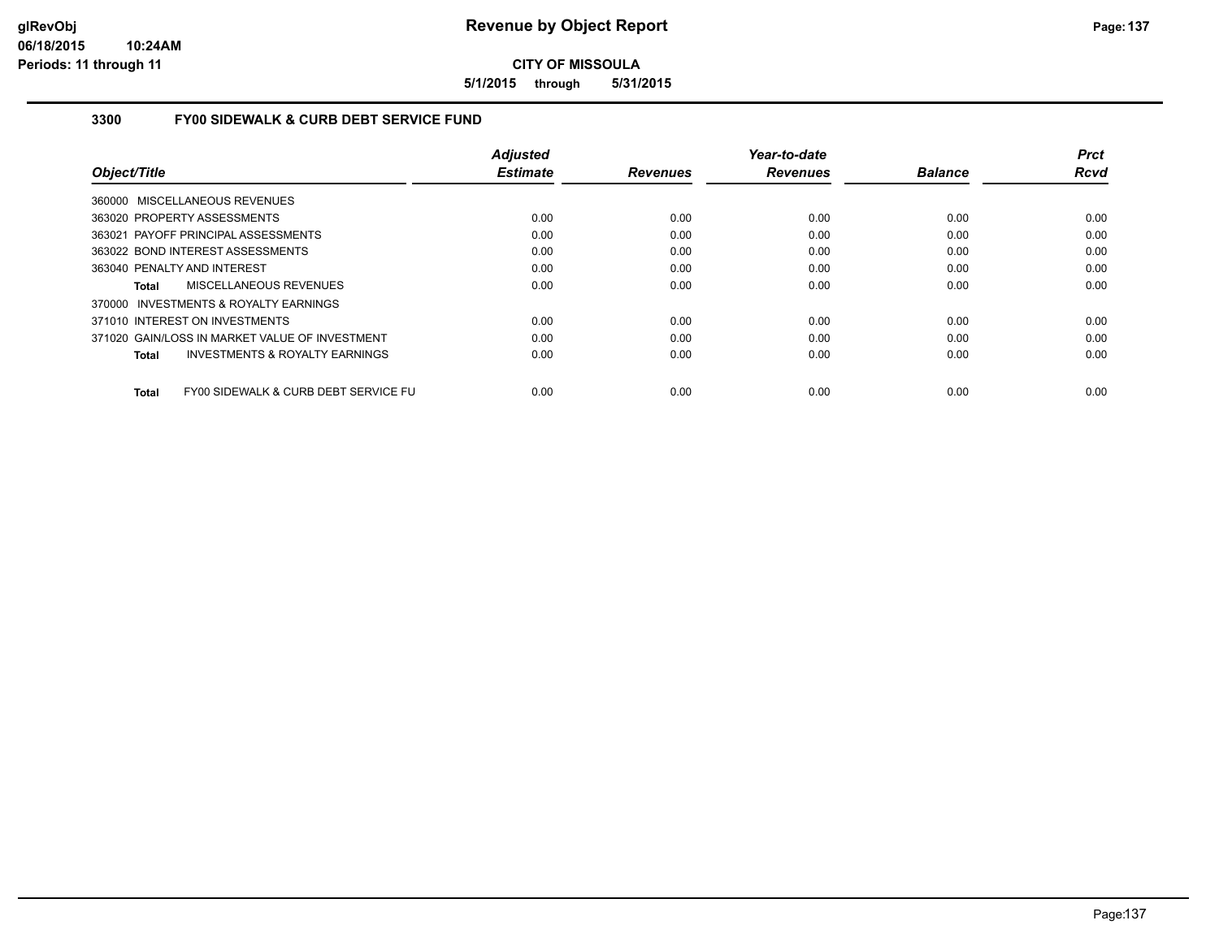**CITY OF MISSOULA**

**5/1/2015 through 5/31/2015**

## 3300 FY00 SIDEWALK & CURB DEBT SERVICE FUND

| Object/Title | Adjusted Estimate | Revenues | Year-to-date Revenues | Balance | Prct Rcvd |
|---|---|---|---|---|---|
| 360000 MISCELLANEOUS REVENUES | | | | | |
| 363020 PROPERTY ASSESSMENTS | 0.00 | 0.00 | 0.00 | 0.00 | 0.00 |
| 363021 PAYOFF PRINCIPAL ASSESSMENTS | 0.00 | 0.00 | 0.00 | 0.00 | 0.00 |
| 363022 BOND INTEREST ASSESSMENTS | 0.00 | 0.00 | 0.00 | 0.00 | 0.00 |
| 363040 PENALTY AND INTEREST | 0.00 | 0.00 | 0.00 | 0.00 | 0.00 |
| **Total** MISCELLANEOUS REVENUES | 0.00 | 0.00 | 0.00 | 0.00 | 0.00 |
| 370000 INVESTMENTS & ROYALTY EARNINGS | | | | | |
| 371010 INTEREST ON INVESTMENTS | 0.00 | 0.00 | 0.00 | 0.00 | 0.00 |
| 371020 GAIN/LOSS IN MARKET VALUE OF INVESTMENT | 0.00 | 0.00 | 0.00 | 0.00 | 0.00 |
| **Total** INVESTMENTS & ROYALTY EARNINGS | 0.00 | 0.00 | 0.00 | 0.00 | 0.00 |
| **Total** FY00 SIDEWALK & CURB DEBT SERVICE FU | 0.00 | 0.00 | 0.00 | 0.00 | 0.00 |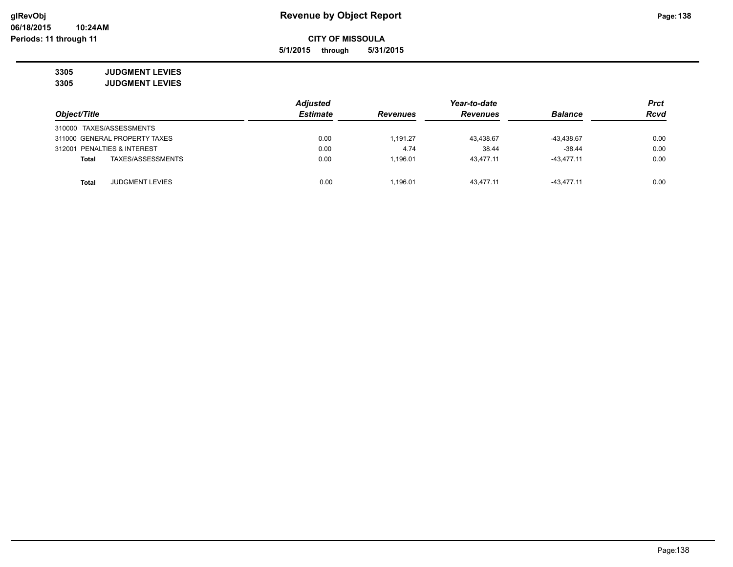**CITY OF MISSOULA**

**5/1/2015 through 5/31/2015**

**3305 JUDGMENT LEVIES**

**3305 JUDGMENT LEVIES**

| Object/Title | Adjusted Estimate | Revenues | Year-to-date Revenues | Balance | Prct Rcvd |
|---|---|---|---|---|---|
| 310000 TAXES/ASSESSMENTS | | | | | |
| 311000 GENERAL PROPERTY TAXES | 0.00 | 1,191.27 | 43,438.67 | -43,438.67 | 0.00 |
| 312001 PENALTIES & INTEREST | 0.00 | 4.74 | 38.44 | -38.44 | 0.00 |
| **Total** TAXES/ASSESSMENTS | 0.00 | 1,196.01 | 43,477.11 | -43,477.11 | 0.00 |
| **Total** JUDGMENT LEVIES | 0.00 | 1,196.01 | 43,477.11 | -43,477.11 | 0.00 |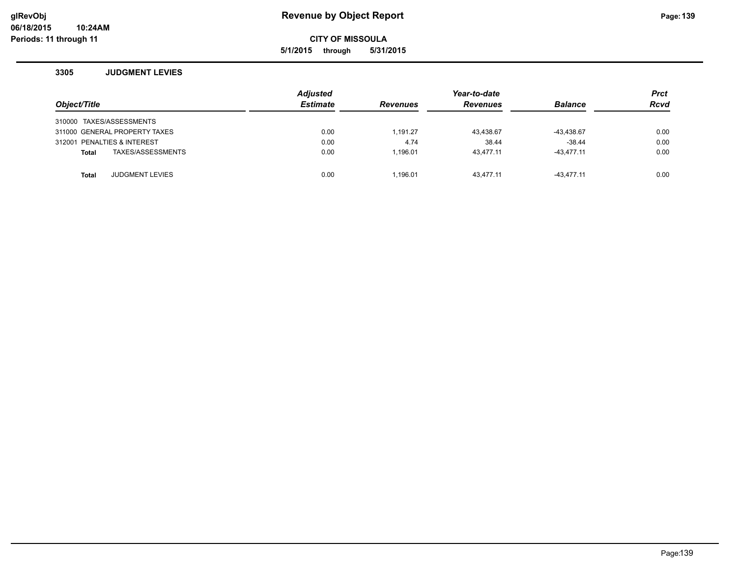# Revenue by Object Report

**CITY OF MISSOULA**

**5/1/2015 through 5/31/2015**

glRevObj
06/18/2015 10:24AM
Periods: 11 through 11

## 3305 JUDGMENT LEVIES

| Object/Title | Adjusted Estimate | Revenues | Year-to-date Revenues | Balance | Prct Rcvd |
|---|---|---|---|---|---|
| 310000 TAXES/ASSESSMENTS | | | | | |
| 311000 GENERAL PROPERTY TAXES | 0.00 | 1,191.27 | 43,438.67 | -43,438.67 | 0.00 |
| 312001 PENALTIES & INTEREST | 0.00 | 4.74 | 38.44 | -38.44 | 0.00 |
| **Total** TAXES/ASSESSMENTS | 0.00 | 1,196.01 | 43,477.11 | -43,477.11 | 0.00 |
| | | | | | |
| **Total** JUDGMENT LEVIES | 0.00 | 1,196.01 | 43,477.11 | -43,477.11 | 0.00 |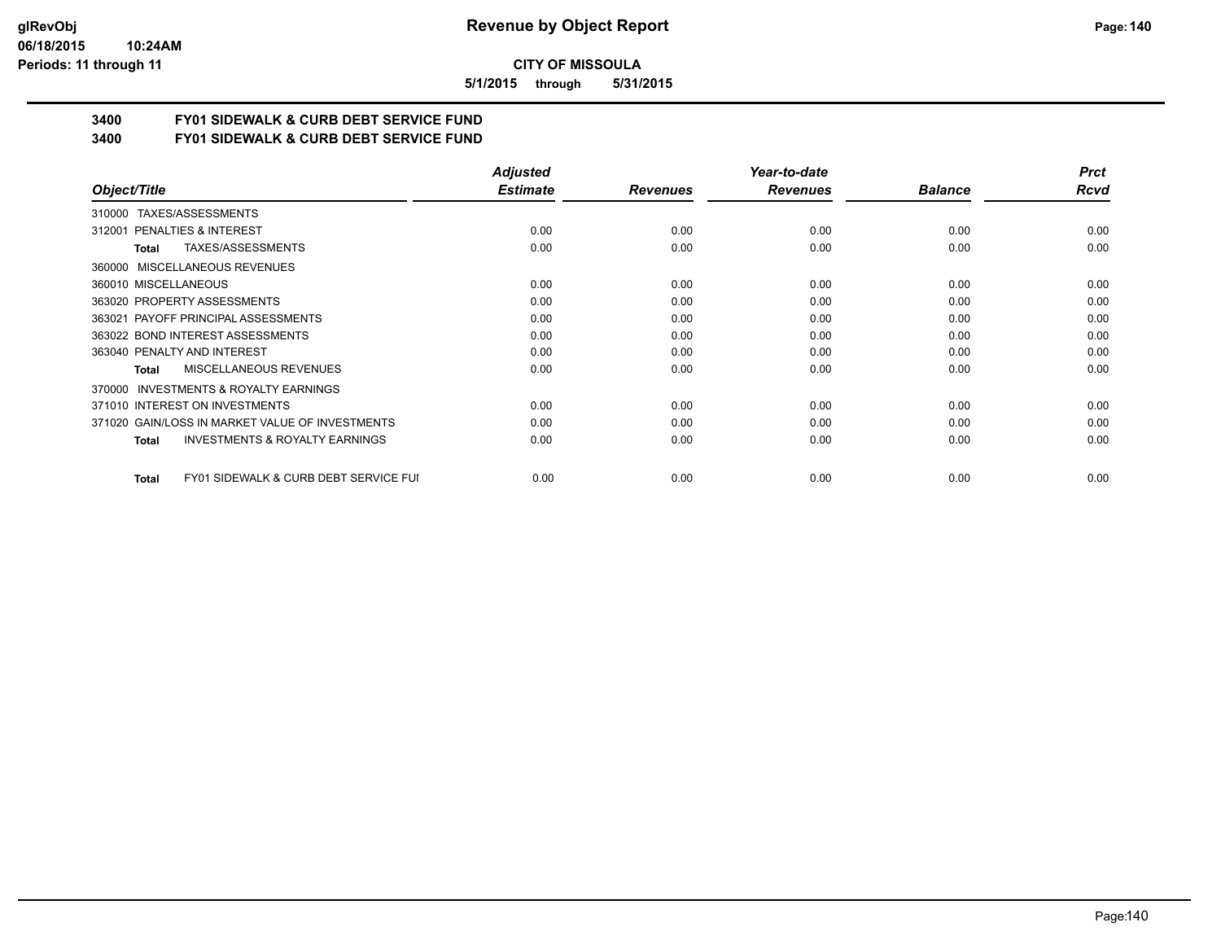**CITY OF MISSOULA**

**5/1/2015 through 5/31/2015**

## 3400 FY01 SIDEWALK & CURB DEBT SERVICE FUND
## 3400 FY01 SIDEWALK & CURB DEBT SERVICE FUND

| Object/Title | Adjusted Estimate | Revenues | Year-to-date Revenues | Balance | Prct Rcvd |
|---|---|---|---|---|---|
| 310000 TAXES/ASSESSMENTS | | | | | |
| 312001 PENALTIES & INTEREST | 0.00 | 0.00 | 0.00 | 0.00 | 0.00 |
| **Total** TAXES/ASSESSMENTS | 0.00 | 0.00 | 0.00 | 0.00 | 0.00 |
| 360000 MISCELLANEOUS REVENUES | | | | | |
| 360010 MISCELLANEOUS | 0.00 | 0.00 | 0.00 | 0.00 | 0.00 |
| 363020 PROPERTY ASSESSMENTS | 0.00 | 0.00 | 0.00 | 0.00 | 0.00 |
| 363021 PAYOFF PRINCIPAL ASSESSMENTS | 0.00 | 0.00 | 0.00 | 0.00 | 0.00 |
| 363022 BOND INTEREST ASSESSMENTS | 0.00 | 0.00 | 0.00 | 0.00 | 0.00 |
| 363040 PENALTY AND INTEREST | 0.00 | 0.00 | 0.00 | 0.00 | 0.00 |
| **Total** MISCELLANEOUS REVENUES | 0.00 | 0.00 | 0.00 | 0.00 | 0.00 |
| 370000 INVESTMENTS & ROYALTY EARNINGS | | | | | |
| 371010 INTEREST ON INVESTMENTS | 0.00 | 0.00 | 0.00 | 0.00 | 0.00 |
| 371020 GAIN/LOSS IN MARKET VALUE OF INVESTMENTS | 0.00 | 0.00 | 0.00 | 0.00 | 0.00 |
| **Total** INVESTMENTS & ROYALTY EARNINGS | 0.00 | 0.00 | 0.00 | 0.00 | 0.00 |
| **Total** FY01 SIDEWALK & CURB DEBT SERVICE FUI | 0.00 | 0.00 | 0.00 | 0.00 | 0.00 |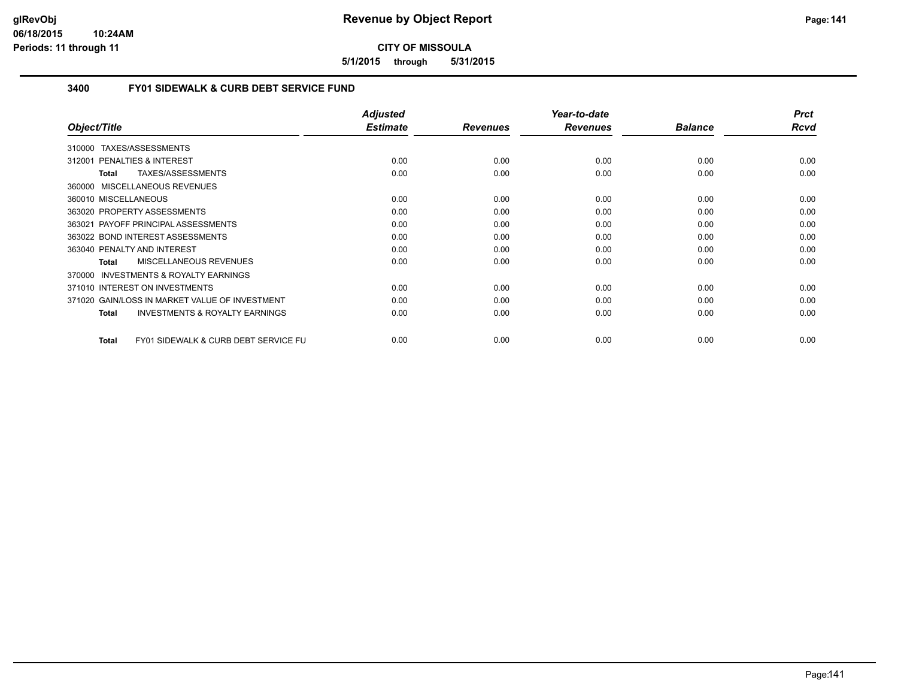# Revenue by Object Report

**CITY OF MISSOULA**

**5/1/2015 through 5/31/2015**

glRevObj
06/18/2015 10:24AM
Periods: 11 through 11

## 3400 FY01 SIDEWALK & CURB DEBT SERVICE FUND

| Object/Title | Adjusted Estimate | Revenues | Year-to-date Revenues | Balance | Prct Rcvd |
|---|---|---|---|---|---|
| 310000 TAXES/ASSESSMENTS | | | | | |
| 312001 PENALTIES & INTEREST | 0.00 | 0.00 | 0.00 | 0.00 | 0.00 |
| **Total** TAXES/ASSESSMENTS | 0.00 | 0.00 | 0.00 | 0.00 | 0.00 |
| 360000 MISCELLANEOUS REVENUES | | | | | |
| 360010 MISCELLANEOUS | 0.00 | 0.00 | 0.00 | 0.00 | 0.00 |
| 363020 PROPERTY ASSESSMENTS | 0.00 | 0.00 | 0.00 | 0.00 | 0.00 |
| 363021 PAYOFF PRINCIPAL ASSESSMENTS | 0.00 | 0.00 | 0.00 | 0.00 | 0.00 |
| 363022 BOND INTEREST ASSESSMENTS | 0.00 | 0.00 | 0.00 | 0.00 | 0.00 |
| 363040 PENALTY AND INTEREST | 0.00 | 0.00 | 0.00 | 0.00 | 0.00 |
| **Total** MISCELLANEOUS REVENUES | 0.00 | 0.00 | 0.00 | 0.00 | 0.00 |
| 370000 INVESTMENTS & ROYALTY EARNINGS | | | | | |
| 371010 INTEREST ON INVESTMENTS | 0.00 | 0.00 | 0.00 | 0.00 | 0.00 |
| 371020 GAIN/LOSS IN MARKET VALUE OF INVESTMENT | 0.00 | 0.00 | 0.00 | 0.00 | 0.00 |
| **Total** INVESTMENTS & ROYALTY EARNINGS | 0.00 | 0.00 | 0.00 | 0.00 | 0.00 |
| **Total** FY01 SIDEWALK & CURB DEBT SERVICE FU | 0.00 | 0.00 | 0.00 | 0.00 | 0.00 |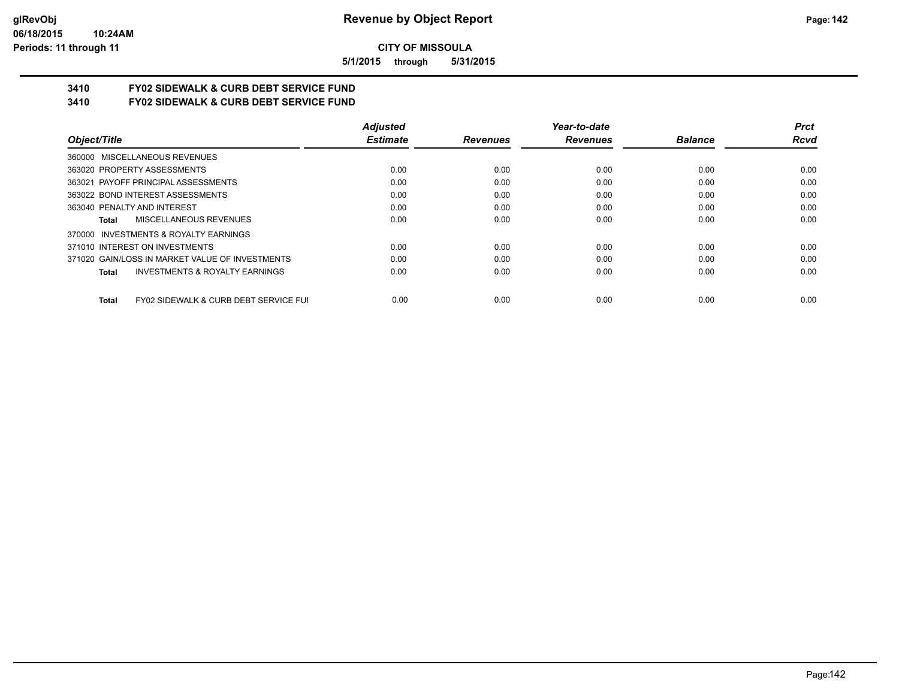# CITY OF MISSOULA

**5/1/2015 through 5/31/2015**

## 3410 FY02 SIDEWALK & CURB DEBT SERVICE FUND
## 3410 FY02 SIDEWALK & CURB DEBT SERVICE FUND

| Object/Title | Adjusted Estimate | Revenues | Year-to-date Revenues | Balance | Prct Rcvd |
|---|---|---|---|---|---|
| 360000 MISCELLANEOUS REVENUES | | | | | |
| 363020 PROPERTY ASSESSMENTS | 0.00 | 0.00 | 0.00 | 0.00 | 0.00 |
| 363021 PAYOFF PRINCIPAL ASSESSMENTS | 0.00 | 0.00 | 0.00 | 0.00 | 0.00 |
| 363022 BOND INTEREST ASSESSMENTS | 0.00 | 0.00 | 0.00 | 0.00 | 0.00 |
| 363040 PENALTY AND INTEREST | 0.00 | 0.00 | 0.00 | 0.00 | 0.00 |
| **Total** MISCELLANEOUS REVENUES | 0.00 | 0.00 | 0.00 | 0.00 | 0.00 |
| 370000 INVESTMENTS & ROYALTY EARNINGS | | | | | |
| 371010 INTEREST ON INVESTMENTS | 0.00 | 0.00 | 0.00 | 0.00 | 0.00 |
| 371020 GAIN/LOSS IN MARKET VALUE OF INVESTMENTS | 0.00 | 0.00 | 0.00 | 0.00 | 0.00 |
| **Total** INVESTMENTS & ROYALTY EARNINGS | 0.00 | 0.00 | 0.00 | 0.00 | 0.00 |
| **Total** FY02 SIDEWALK & CURB DEBT SERVICE FUI | 0.00 | 0.00 | 0.00 | 0.00 | 0.00 |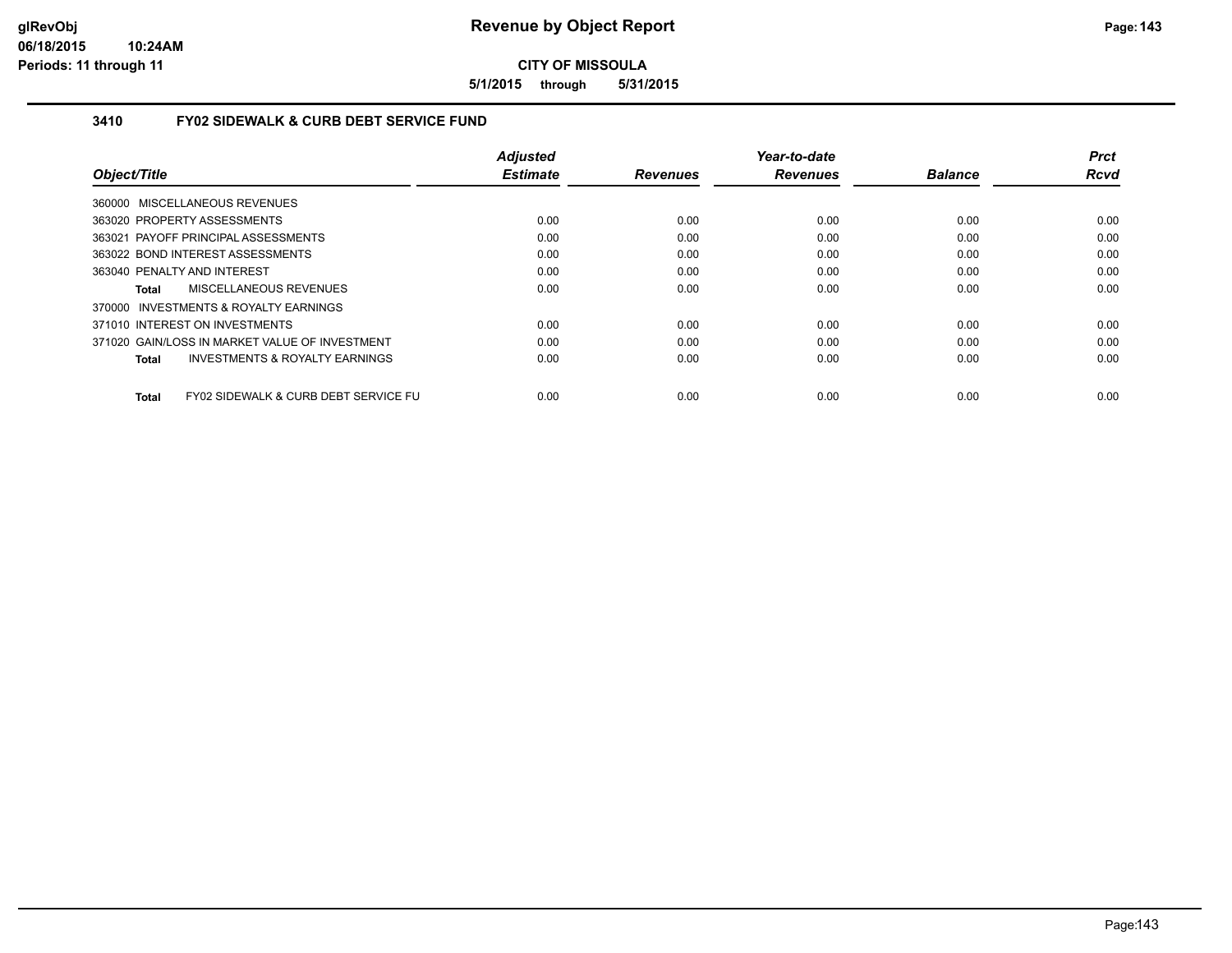# Revenue by Object Report

**CITY OF MISSOULA**

**5/1/2015 through 5/31/2015**

glRevObj
06/18/2015 10:24AM
Periods: 11 through 11

## 3410 FY02 SIDEWALK & CURB DEBT SERVICE FUND

| Object/Title | Adjusted Estimate | Revenues | Year-to-date Revenues | Balance | Prct Rcvd |
|---|---|---|---|---|---|
| 360000 MISCELLANEOUS REVENUES | | | | | |
| 363020 PROPERTY ASSESSMENTS | 0.00 | 0.00 | 0.00 | 0.00 | 0.00 |
| 363021 PAYOFF PRINCIPAL ASSESSMENTS | 0.00 | 0.00 | 0.00 | 0.00 | 0.00 |
| 363022 BOND INTEREST ASSESSMENTS | 0.00 | 0.00 | 0.00 | 0.00 | 0.00 |
| 363040 PENALTY AND INTEREST | 0.00 | 0.00 | 0.00 | 0.00 | 0.00 |
| **Total** MISCELLANEOUS REVENUES | 0.00 | 0.00 | 0.00 | 0.00 | 0.00 |
| 370000 INVESTMENTS & ROYALTY EARNINGS | | | | | |
| 371010 INTEREST ON INVESTMENTS | 0.00 | 0.00 | 0.00 | 0.00 | 0.00 |
| 371020 GAIN/LOSS IN MARKET VALUE OF INVESTMENT | 0.00 | 0.00 | 0.00 | 0.00 | 0.00 |
| **Total** INVESTMENTS & ROYALTY EARNINGS | 0.00 | 0.00 | 0.00 | 0.00 | 0.00 |
| **Total** FY02 SIDEWALK & CURB DEBT SERVICE FU | 0.00 | 0.00 | 0.00 | 0.00 | 0.00 |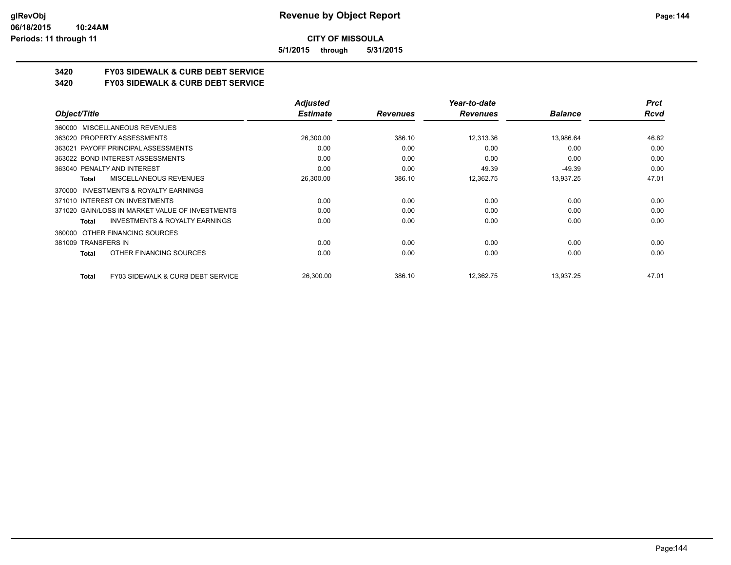**CITY OF MISSOULA**

**5/1/2015 through 5/31/2015**

## 3420 FY03 SIDEWALK & CURB DEBT SERVICE
## 3420 FY03 SIDEWALK & CURB DEBT SERVICE

| Object/Title | Adjusted Estimate | Revenues | Year-to-date Revenues | Balance | Prct Rcvd |
|---|---|---|---|---|---|
| 360000 MISCELLANEOUS REVENUES | | | | | |
| 363020 PROPERTY ASSESSMENTS | 26,300.00 | 386.10 | 12,313.36 | 13,986.64 | 46.82 |
| 363021 PAYOFF PRINCIPAL ASSESSMENTS | 0.00 | 0.00 | 0.00 | 0.00 | 0.00 |
| 363022 BOND INTEREST ASSESSMENTS | 0.00 | 0.00 | 0.00 | 0.00 | 0.00 |
| 363040 PENALTY AND INTEREST | 0.00 | 0.00 | 49.39 | -49.39 | 0.00 |
| **Total** MISCELLANEOUS REVENUES | 26,300.00 | 386.10 | 12,362.75 | 13,937.25 | 47.01 |
| 370000 INVESTMENTS & ROYALTY EARNINGS | | | | | |
| 371010 INTEREST ON INVESTMENTS | 0.00 | 0.00 | 0.00 | 0.00 | 0.00 |
| 371020 GAIN/LOSS IN MARKET VALUE OF INVESTMENTS | 0.00 | 0.00 | 0.00 | 0.00 | 0.00 |
| **Total** INVESTMENTS & ROYALTY EARNINGS | 0.00 | 0.00 | 0.00 | 0.00 | 0.00 |
| 380000 OTHER FINANCING SOURCES | | | | | |
| 381009 TRANSFERS IN | 0.00 | 0.00 | 0.00 | 0.00 | 0.00 |
| **Total** OTHER FINANCING SOURCES | 0.00 | 0.00 | 0.00 | 0.00 | 0.00 |
| **Total** FY03 SIDEWALK & CURB DEBT SERVICE | 26,300.00 | 386.10 | 12,362.75 | 13,937.25 | 47.01 |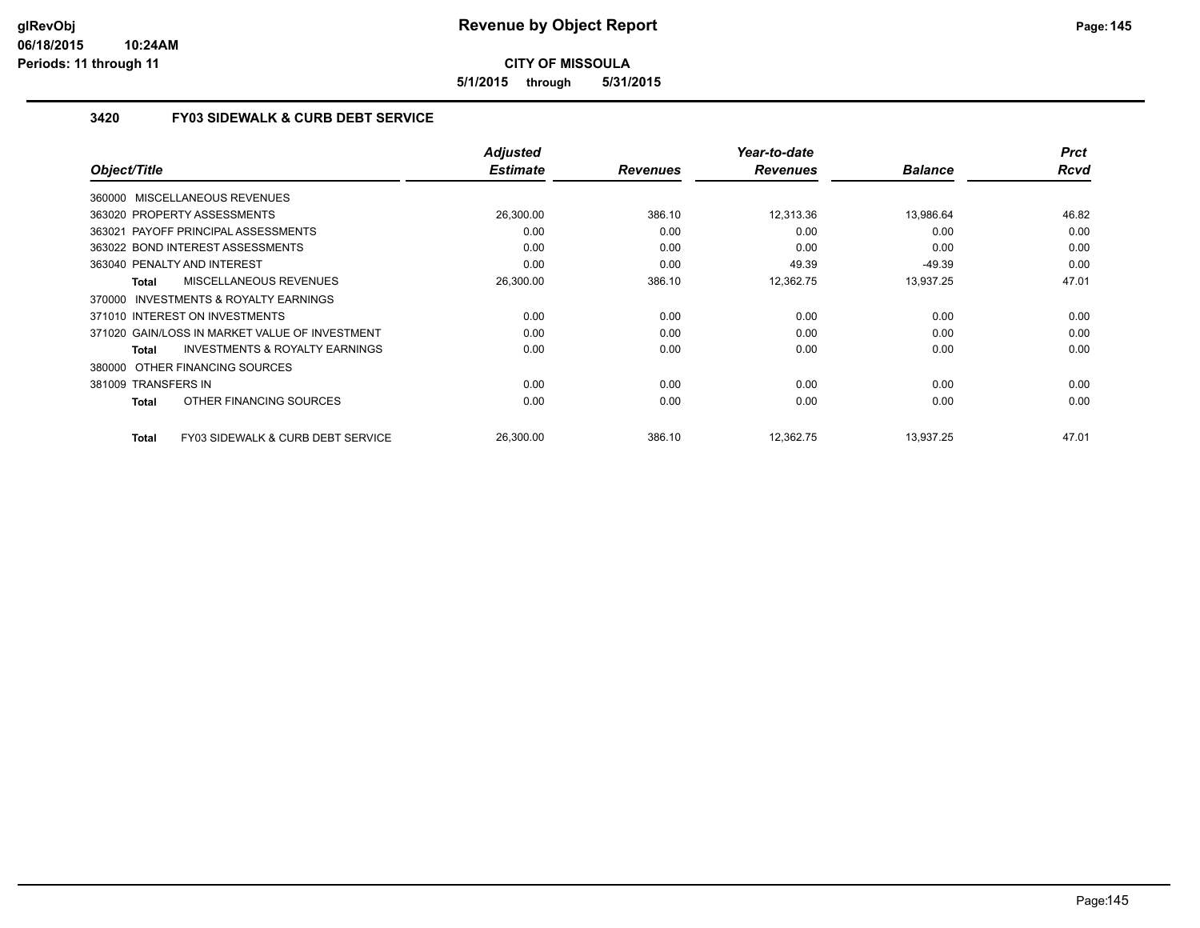**Revenue by Object Report**

**CITY OF MISSOULA**

**5/1/2015 through 5/31/2015**

### 3420 FY03 SIDEWALK & CURB DEBT SERVICE

| Object/Title | Adjusted Estimate | Revenues | Year-to-date Revenues | Balance | Prct Rcvd |
|---|---|---|---|---|---|
| 360000 MISCELLANEOUS REVENUES | | | | | |
| 363020 PROPERTY ASSESSMENTS | 26,300.00 | 386.10 | 12,313.36 | 13,986.64 | 46.82 |
| 363021 PAYOFF PRINCIPAL ASSESSMENTS | 0.00 | 0.00 | 0.00 | 0.00 | 0.00 |
| 363022 BOND INTEREST ASSESSMENTS | 0.00 | 0.00 | 0.00 | 0.00 | 0.00 |
| 363040 PENALTY AND INTEREST | 0.00 | 0.00 | 49.39 | -49.39 | 0.00 |
| **Total** MISCELLANEOUS REVENUES | 26,300.00 | 386.10 | 12,362.75 | 13,937.25 | 47.01 |
| 370000 INVESTMENTS & ROYALTY EARNINGS | | | | | |
| 371010 INTEREST ON INVESTMENTS | 0.00 | 0.00 | 0.00 | 0.00 | 0.00 |
| 371020 GAIN/LOSS IN MARKET VALUE OF INVESTMENT | 0.00 | 0.00 | 0.00 | 0.00 | 0.00 |
| **Total** INVESTMENTS & ROYALTY EARNINGS | 0.00 | 0.00 | 0.00 | 0.00 | 0.00 |
| 380000 OTHER FINANCING SOURCES | | | | | |
| 381009 TRANSFERS IN | 0.00 | 0.00 | 0.00 | 0.00 | 0.00 |
| **Total** OTHER FINANCING SOURCES | 0.00 | 0.00 | 0.00 | 0.00 | 0.00 |
| **Total** FY03 SIDEWALK & CURB DEBT SERVICE | 26,300.00 | 386.10 | 12,362.75 | 13,937.25 | 47.01 |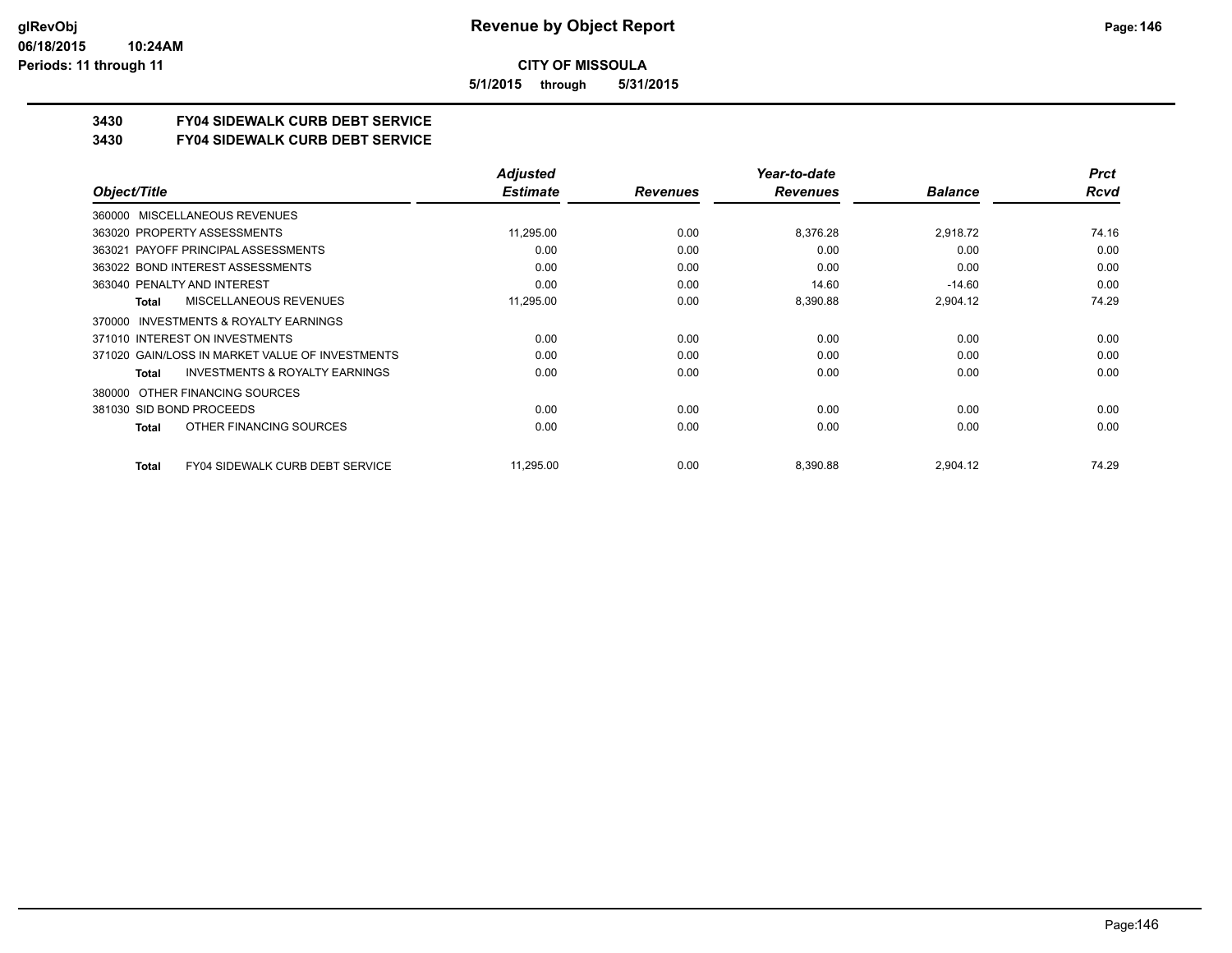# Revenue by Object Report

**CITY OF MISSOULA**

**5/1/2015 through 5/31/2015**

glRevObj
06/18/2015 10:24AM
Periods: 11 through 11

## 3430 FY04 SIDEWALK CURB DEBT SERVICE
## 3430 FY04 SIDEWALK CURB DEBT SERVICE

| Object/Title | Adjusted Estimate | Revenues | Year-to-date Revenues | Balance | Prct Rcvd |
|---|---|---|---|---|---|
| 360000 MISCELLANEOUS REVENUES | | | | | |
| 363020 PROPERTY ASSESSMENTS | 11,295.00 | 0.00 | 8,376.28 | 2,918.72 | 74.16 |
| 363021 PAYOFF PRINCIPAL ASSESSMENTS | 0.00 | 0.00 | 0.00 | 0.00 | 0.00 |
| 363022 BOND INTEREST ASSESSMENTS | 0.00 | 0.00 | 0.00 | 0.00 | 0.00 |
| 363040 PENALTY AND INTEREST | 0.00 | 0.00 | 14.60 | -14.60 | 0.00 |
| **Total** MISCELLANEOUS REVENUES | 11,295.00 | 0.00 | 8,390.88 | 2,904.12 | 74.29 |
| 370000 INVESTMENTS & ROYALTY EARNINGS | | | | | |
| 371010 INTEREST ON INVESTMENTS | 0.00 | 0.00 | 0.00 | 0.00 | 0.00 |
| 371020 GAIN/LOSS IN MARKET VALUE OF INVESTMENTS | 0.00 | 0.00 | 0.00 | 0.00 | 0.00 |
| **Total** INVESTMENTS & ROYALTY EARNINGS | 0.00 | 0.00 | 0.00 | 0.00 | 0.00 |
| 380000 OTHER FINANCING SOURCES | | | | | |
| 381030 SID BOND PROCEEDS | 0.00 | 0.00 | 0.00 | 0.00 | 0.00 |
| **Total** OTHER FINANCING SOURCES | 0.00 | 0.00 | 0.00 | 0.00 | 0.00 |
| **Total** FY04 SIDEWALK CURB DEBT SERVICE | 11,295.00 | 0.00 | 8,390.88 | 2,904.12 | 74.29 |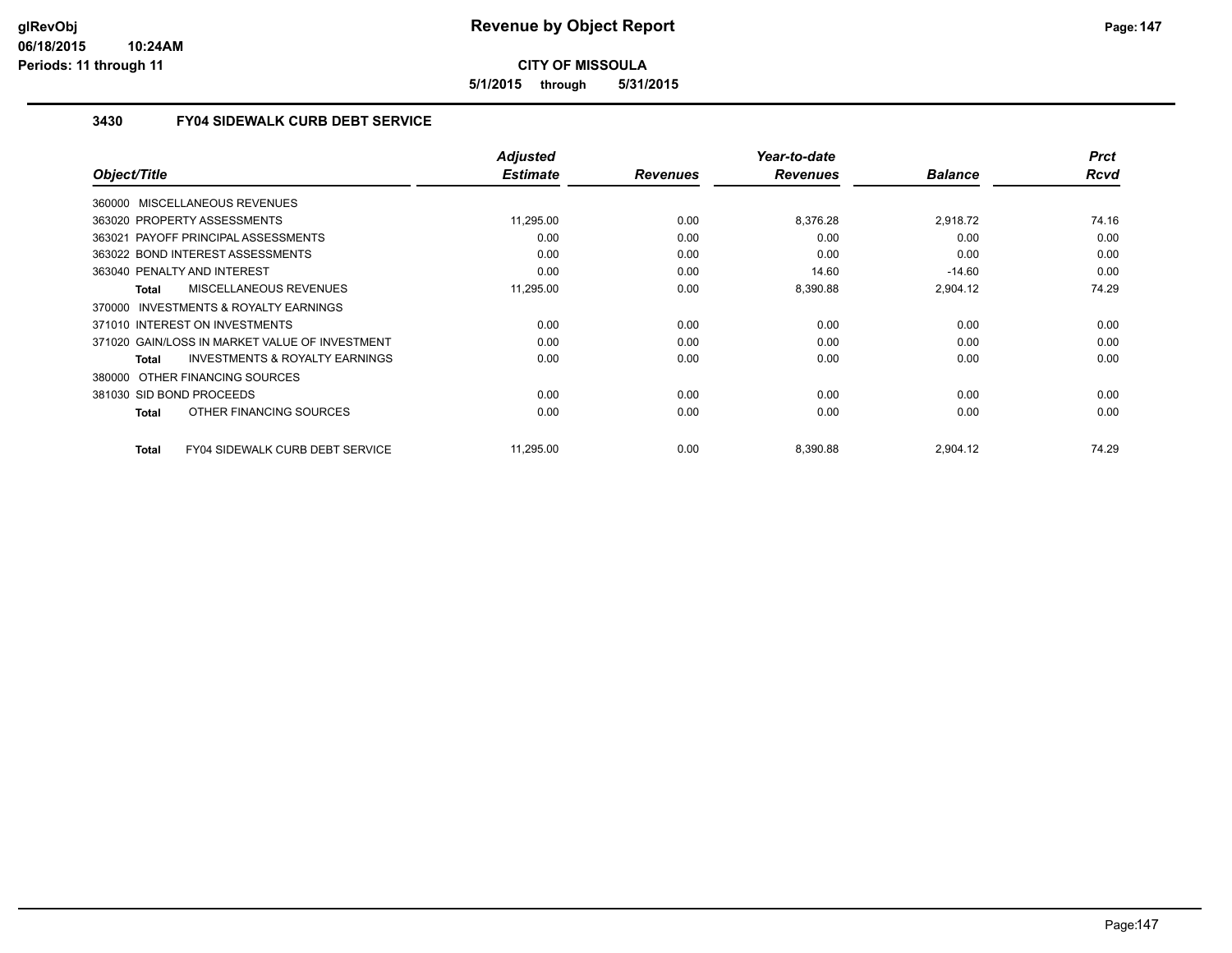# Revenue by Object Report

**CITY OF MISSOULA**

**5/1/2015 through 5/31/2015**

glRevObj
06/18/2015 10:24AM
Periods: 11 through 11

## 3430 FY04 SIDEWALK CURB DEBT SERVICE

| Object/Title | Adjusted Estimate | Revenues | Year-to-date Revenues | Balance | Prct Rcvd |
|---|---|---|---|---|---|
| 360000 MISCELLANEOUS REVENUES | | | | | |
| 363020 PROPERTY ASSESSMENTS | 11,295.00 | 0.00 | 8,376.28 | 2,918.72 | 74.16 |
| 363021 PAYOFF PRINCIPAL ASSESSMENTS | 0.00 | 0.00 | 0.00 | 0.00 | 0.00 |
| 363022 BOND INTEREST ASSESSMENTS | 0.00 | 0.00 | 0.00 | 0.00 | 0.00 |
| 363040 PENALTY AND INTEREST | 0.00 | 0.00 | 14.60 | -14.60 | 0.00 |
| **Total** MISCELLANEOUS REVENUES | 11,295.00 | 0.00 | 8,390.88 | 2,904.12 | 74.29 |
| 370000 INVESTMENTS & ROYALTY EARNINGS | | | | | |
| 371010 INTEREST ON INVESTMENTS | 0.00 | 0.00 | 0.00 | 0.00 | 0.00 |
| 371020 GAIN/LOSS IN MARKET VALUE OF INVESTMENT | 0.00 | 0.00 | 0.00 | 0.00 | 0.00 |
| **Total** INVESTMENTS & ROYALTY EARNINGS | 0.00 | 0.00 | 0.00 | 0.00 | 0.00 |
| 380000 OTHER FINANCING SOURCES | | | | | |
| 381030 SID BOND PROCEEDS | 0.00 | 0.00 | 0.00 | 0.00 | 0.00 |
| **Total** OTHER FINANCING SOURCES | 0.00 | 0.00 | 0.00 | 0.00 | 0.00 |
| **Total** FY04 SIDEWALK CURB DEBT SERVICE | 11,295.00 | 0.00 | 8,390.88 | 2,904.12 | 74.29 |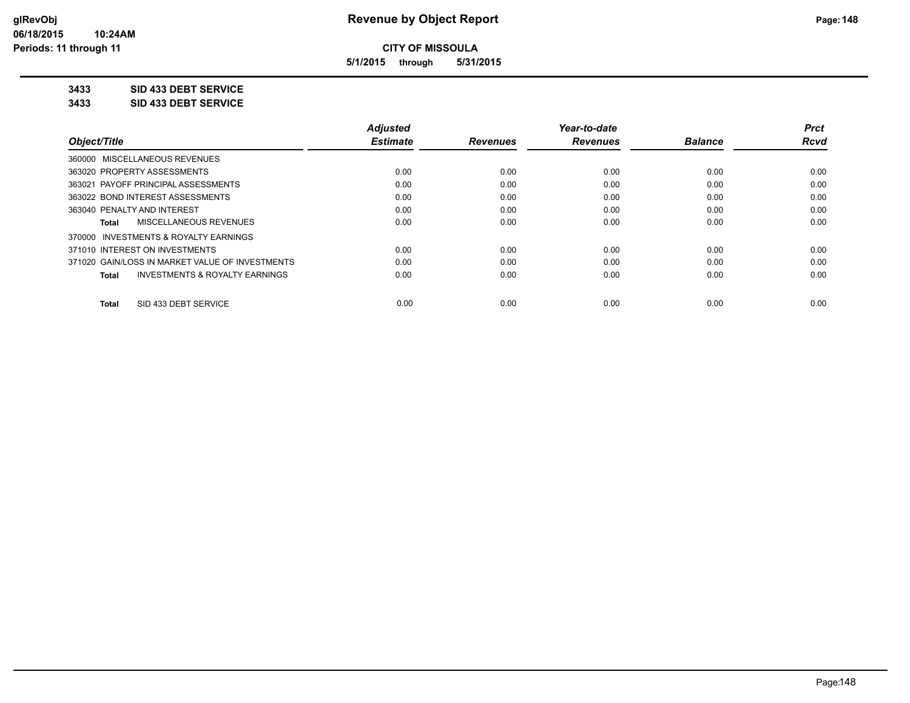# Revenue by Object Report

**CITY OF MISSOULA**

**5/1/2015 through 5/31/2015**

glRevObj
06/18/2015 10:24AM
Periods: 11 through 11

## 3433 SID 433 DEBT SERVICE
## 3433 SID 433 DEBT SERVICE

| Object/Title | Adjusted Estimate | Revenues | Year-to-date Revenues | Balance | Prct Rcvd |
|---|---|---|---|---|---|
| 360000 MISCELLANEOUS REVENUES | | | | | |
| 363020 PROPERTY ASSESSMENTS | 0.00 | 0.00 | 0.00 | 0.00 | 0.00 |
| 363021 PAYOFF PRINCIPAL ASSESSMENTS | 0.00 | 0.00 | 0.00 | 0.00 | 0.00 |
| 363022 BOND INTEREST ASSESSMENTS | 0.00 | 0.00 | 0.00 | 0.00 | 0.00 |
| 363040 PENALTY AND INTEREST | 0.00 | 0.00 | 0.00 | 0.00 | 0.00 |
| **Total** MISCELLANEOUS REVENUES | 0.00 | 0.00 | 0.00 | 0.00 | 0.00 |
| 370000 INVESTMENTS & ROYALTY EARNINGS | | | | | |
| 371010 INTEREST ON INVESTMENTS | 0.00 | 0.00 | 0.00 | 0.00 | 0.00 |
| 371020 GAIN/LOSS IN MARKET VALUE OF INVESTMENTS | 0.00 | 0.00 | 0.00 | 0.00 | 0.00 |
| **Total** INVESTMENTS & ROYALTY EARNINGS | 0.00 | 0.00 | 0.00 | 0.00 | 0.00 |
| **Total** SID 433 DEBT SERVICE | 0.00 | 0.00 | 0.00 | 0.00 | 0.00 |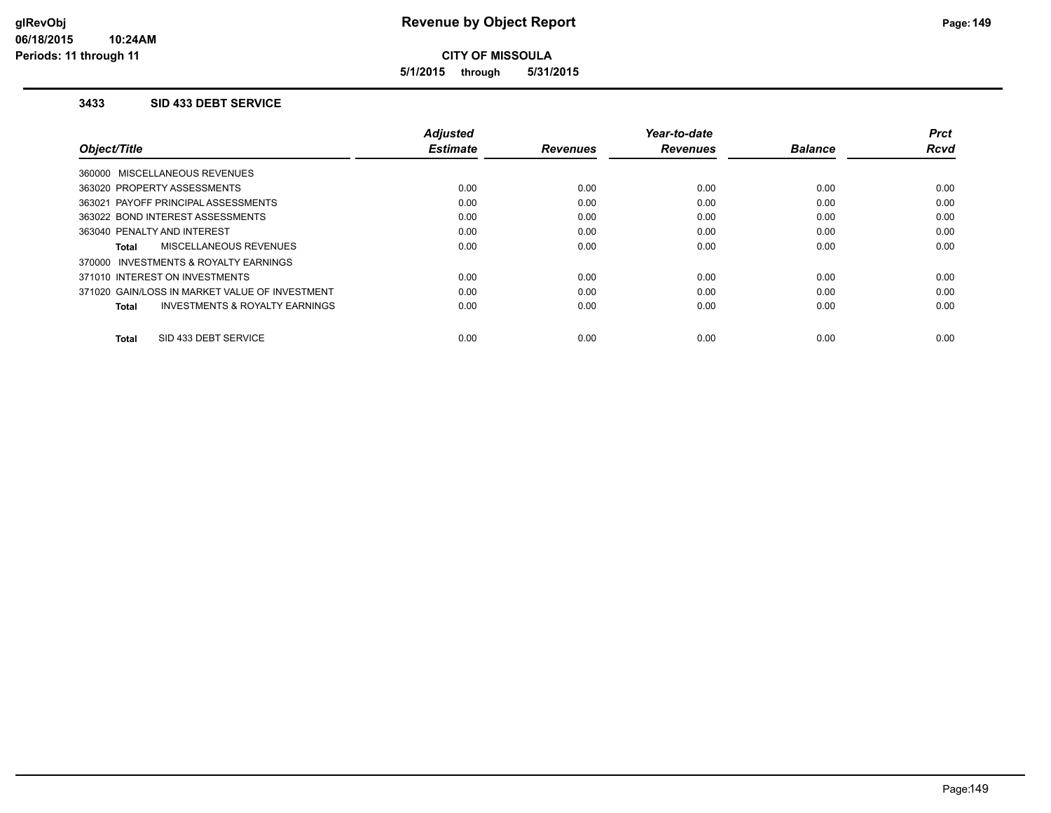# Revenue by Object Report

**CITY OF MISSOULA**

**5/1/2015 through 5/31/2015**

glRevObj
06/18/2015 10:24AM
Periods: 11 through 11

### 3433 SID 433 DEBT SERVICE

| Object/Title | Adjusted Estimate | Revenues | Year-to-date Revenues | Balance | Prct Rcvd |
|---|---|---|---|---|---|
| 360000 MISCELLANEOUS REVENUES | | | | | |
| 363020 PROPERTY ASSESSMENTS | 0.00 | 0.00 | 0.00 | 0.00 | 0.00 |
| 363021 PAYOFF PRINCIPAL ASSESSMENTS | 0.00 | 0.00 | 0.00 | 0.00 | 0.00 |
| 363022 BOND INTEREST ASSESSMENTS | 0.00 | 0.00 | 0.00 | 0.00 | 0.00 |
| 363040 PENALTY AND INTEREST | 0.00 | 0.00 | 0.00 | 0.00 | 0.00 |
| **Total** MISCELLANEOUS REVENUES | 0.00 | 0.00 | 0.00 | 0.00 | 0.00 |
| 370000 INVESTMENTS & ROYALTY EARNINGS | | | | | |
| 371010 INTEREST ON INVESTMENTS | 0.00 | 0.00 | 0.00 | 0.00 | 0.00 |
| 371020 GAIN/LOSS IN MARKET VALUE OF INVESTMENT | 0.00 | 0.00 | 0.00 | 0.00 | 0.00 |
| **Total** INVESTMENTS & ROYALTY EARNINGS | 0.00 | 0.00 | 0.00 | 0.00 | 0.00 |
| **Total** SID 433 DEBT SERVICE | 0.00 | 0.00 | 0.00 | 0.00 | 0.00 |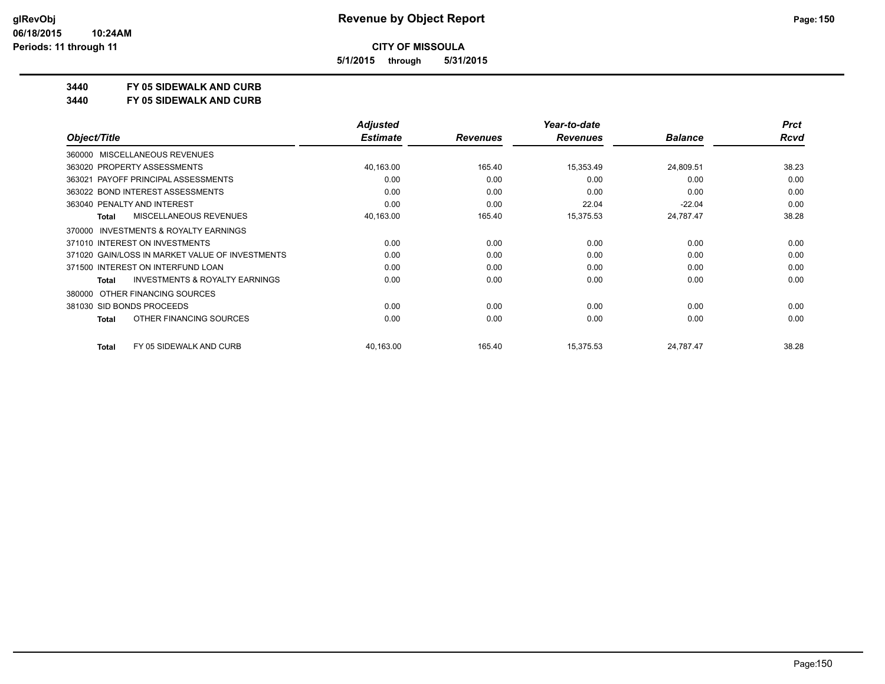**glRevObj**
**06/18/2015 10:24AM**
**Periods: 11 through 11**

# Revenue by Object Report

**CITY OF MISSOULA**

**5/1/2015 through 5/31/2015**

## 3440 FY 05 SIDEWALK AND CURB
## 3440 FY 05 SIDEWALK AND CURB

| Object/Title | Adjusted Estimate | Revenues | Year-to-date Revenues | Balance | Prct Rcvd |
|---|---|---|---|---|---|
| 360000 MISCELLANEOUS REVENUES | | | | | |
| 363020 PROPERTY ASSESSMENTS | 40,163.00 | 165.40 | 15,353.49 | 24,809.51 | 38.23 |
| 363021 PAYOFF PRINCIPAL ASSESSMENTS | 0.00 | 0.00 | 0.00 | 0.00 | 0.00 |
| 363022 BOND INTEREST ASSESSMENTS | 0.00 | 0.00 | 0.00 | 0.00 | 0.00 |
| 363040 PENALTY AND INTEREST | 0.00 | 0.00 | 22.04 | -22.04 | 0.00 |
| **Total** MISCELLANEOUS REVENUES | 40,163.00 | 165.40 | 15,375.53 | 24,787.47 | 38.28 |
| 370000 INVESTMENTS & ROYALTY EARNINGS | | | | | |
| 371010 INTEREST ON INVESTMENTS | 0.00 | 0.00 | 0.00 | 0.00 | 0.00 |
| 371020 GAIN/LOSS IN MARKET VALUE OF INVESTMENTS | 0.00 | 0.00 | 0.00 | 0.00 | 0.00 |
| 371500 INTEREST ON INTERFUND LOAN | 0.00 | 0.00 | 0.00 | 0.00 | 0.00 |
| **Total** INVESTMENTS & ROYALTY EARNINGS | 0.00 | 0.00 | 0.00 | 0.00 | 0.00 |
| 380000 OTHER FINANCING SOURCES | | | | | |
| 381030 SID BONDS PROCEEDS | 0.00 | 0.00 | 0.00 | 0.00 | 0.00 |
| **Total** OTHER FINANCING SOURCES | 0.00 | 0.00 | 0.00 | 0.00 | 0.00 |
| **Total** FY 05 SIDEWALK AND CURB | 40,163.00 | 165.40 | 15,375.53 | 24,787.47 | 38.28 |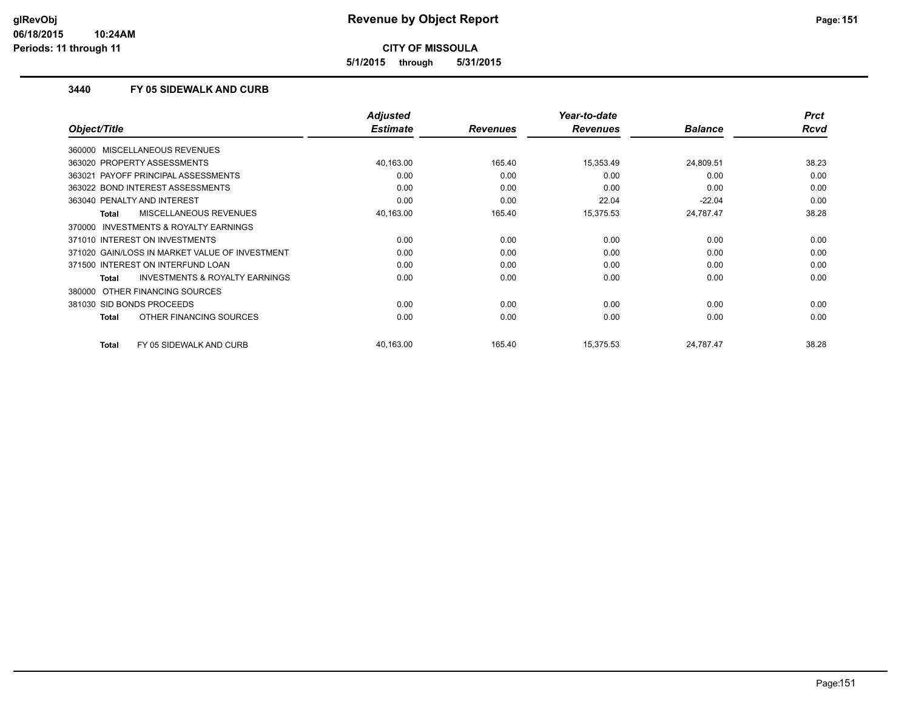# Revenue by Object Report

**CITY OF MISSOULA**

**5/1/2015 through 5/31/2015**

### 3440 FY 05 SIDEWALK AND CURB

| Object/Title | Adjusted Estimate | Revenues | Year-to-date Revenues | Balance | Prct Rcvd |
|---|---|---|---|---|---|
| 360000 MISCELLANEOUS REVENUES | | | | | |
| 363020 PROPERTY ASSESSMENTS | 40,163.00 | 165.40 | 15,353.49 | 24,809.51 | 38.23 |
| 363021 PAYOFF PRINCIPAL ASSESSMENTS | 0.00 | 0.00 | 0.00 | 0.00 | 0.00 |
| 363022 BOND INTEREST ASSESSMENTS | 0.00 | 0.00 | 0.00 | 0.00 | 0.00 |
| 363040 PENALTY AND INTEREST | 0.00 | 0.00 | 22.04 | -22.04 | 0.00 |
| **Total** MISCELLANEOUS REVENUES | 40,163.00 | 165.40 | 15,375.53 | 24,787.47 | 38.28 |
| 370000 INVESTMENTS & ROYALTY EARNINGS | | | | | |
| 371010 INTEREST ON INVESTMENTS | 0.00 | 0.00 | 0.00 | 0.00 | 0.00 |
| 371020 GAIN/LOSS IN MARKET VALUE OF INVESTMENT | 0.00 | 0.00 | 0.00 | 0.00 | 0.00 |
| 371500 INTEREST ON INTERFUND LOAN | 0.00 | 0.00 | 0.00 | 0.00 | 0.00 |
| **Total** INVESTMENTS & ROYALTY EARNINGS | 0.00 | 0.00 | 0.00 | 0.00 | 0.00 |
| 380000 OTHER FINANCING SOURCES | | | | | |
| 381030 SID BONDS PROCEEDS | 0.00 | 0.00 | 0.00 | 0.00 | 0.00 |
| **Total** OTHER FINANCING SOURCES | 0.00 | 0.00 | 0.00 | 0.00 | 0.00 |
| **Total** FY 05 SIDEWALK AND CURB | 40,163.00 | 165.40 | 15,375.53 | 24,787.47 | 38.28 |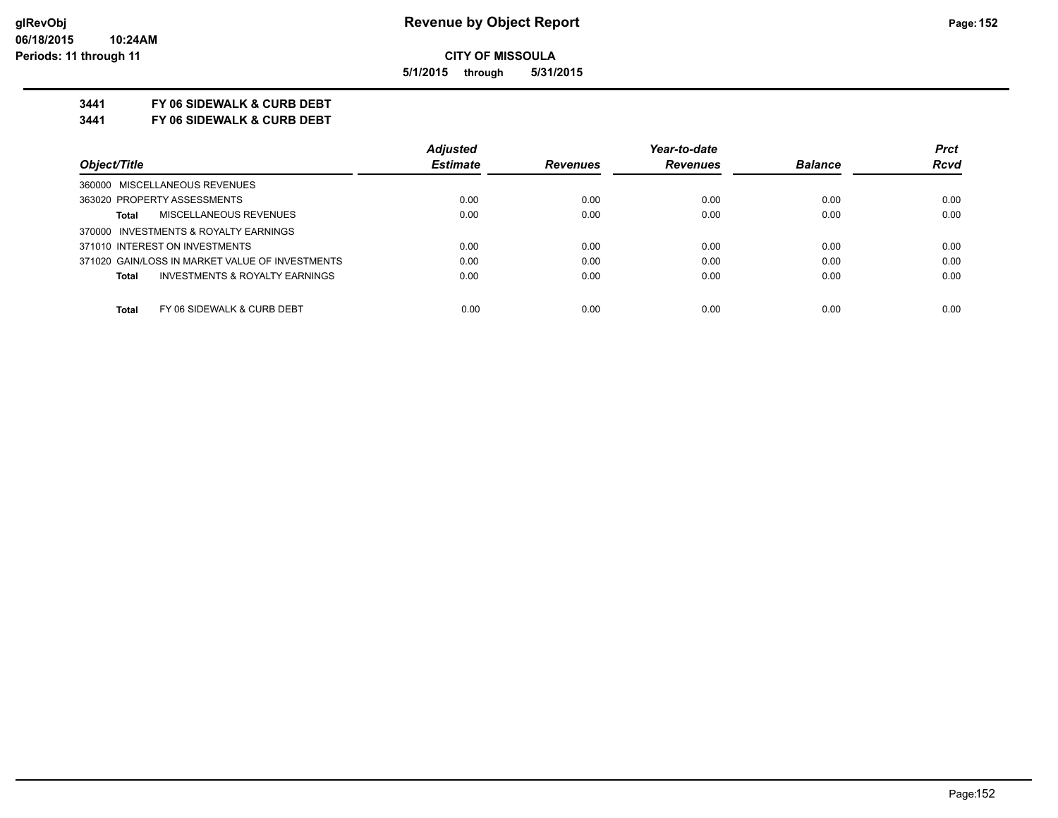**CITY OF MISSOULA**

**5/1/2015 through 5/31/2015**

**3441 FY 06 SIDEWALK & CURB DEBT**

**3441 FY 06 SIDEWALK & CURB DEBT**

| Object/Title | Adjusted Estimate | Revenues | Year-to-date Revenues | Balance | Prct Rcvd |
|---|---|---|---|---|---|
| 360000 MISCELLANEOUS REVENUES | | | | | |
| 363020 PROPERTY ASSESSMENTS | 0.00 | 0.00 | 0.00 | 0.00 | 0.00 |
| **Total** MISCELLANEOUS REVENUES | 0.00 | 0.00 | 0.00 | 0.00 | 0.00 |
| 370000 INVESTMENTS & ROYALTY EARNINGS | | | | | |
| 371010 INTEREST ON INVESTMENTS | 0.00 | 0.00 | 0.00 | 0.00 | 0.00 |
| 371020 GAIN/LOSS IN MARKET VALUE OF INVESTMENTS | 0.00 | 0.00 | 0.00 | 0.00 | 0.00 |
| **Total** INVESTMENTS & ROYALTY EARNINGS | 0.00 | 0.00 | 0.00 | 0.00 | 0.00 |
| **Total** FY 06 SIDEWALK & CURB DEBT | 0.00 | 0.00 | 0.00 | 0.00 | 0.00 |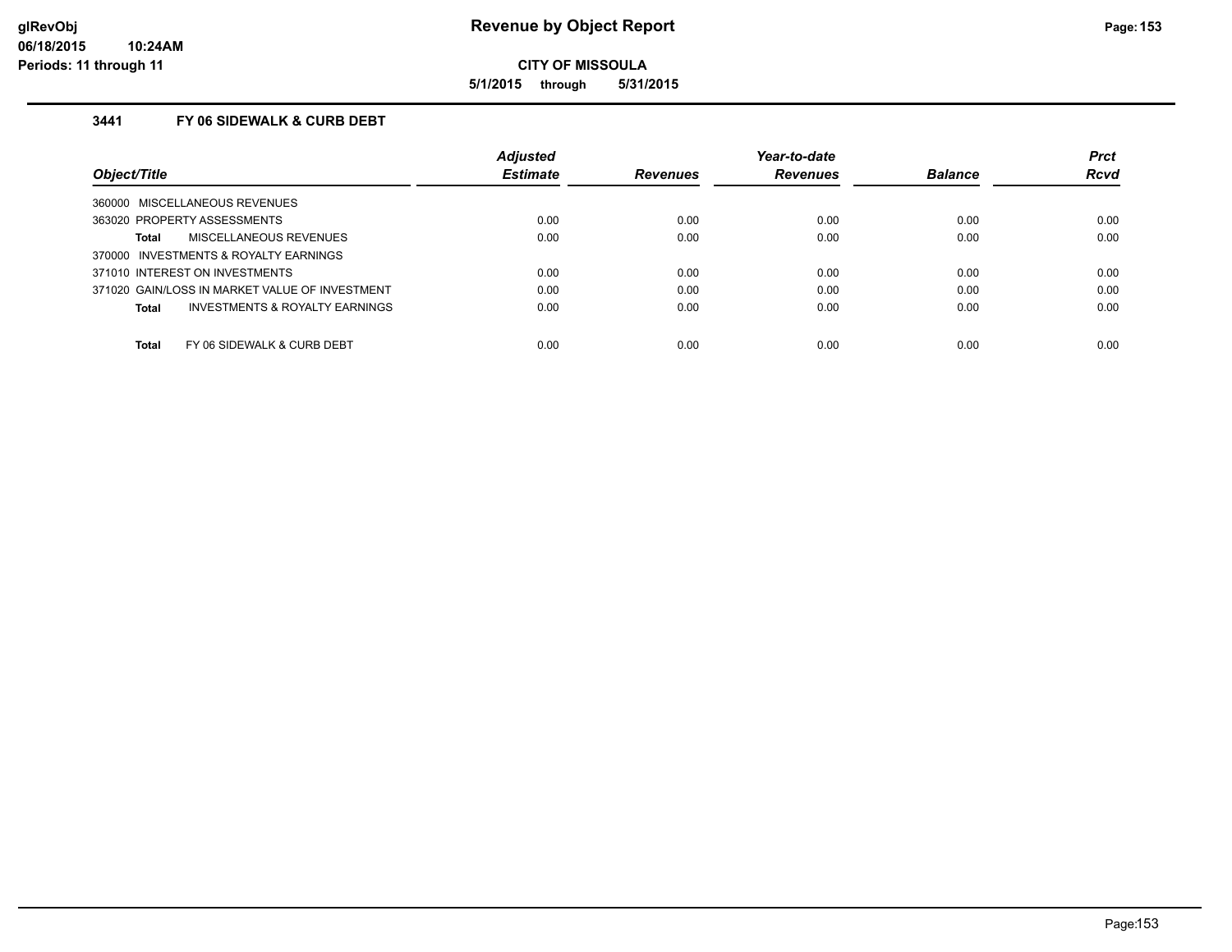# Revenue by Object Report

glRevObj
06/18/2015 10:24AM
Periods: 11 through 11

**CITY OF MISSOULA**

**5/1/2015 through 5/31/2015**

### 3441 FY 06 SIDEWALK & CURB DEBT

| Object/Title | Adjusted Estimate | Revenues | Year-to-date Revenues | Balance | Prct Rcvd |
|---|---|---|---|---|---|
| 360000 MISCELLANEOUS REVENUES | | | | | |
| 363020 PROPERTY ASSESSMENTS | 0.00 | 0.00 | 0.00 | 0.00 | 0.00 |
| **Total** MISCELLANEOUS REVENUES | 0.00 | 0.00 | 0.00 | 0.00 | 0.00 |
| 370000 INVESTMENTS & ROYALTY EARNINGS | | | | | |
| 371010 INTEREST ON INVESTMENTS | 0.00 | 0.00 | 0.00 | 0.00 | 0.00 |
| 371020 GAIN/LOSS IN MARKET VALUE OF INVESTMENT | 0.00 | 0.00 | 0.00 | 0.00 | 0.00 |
| **Total** INVESTMENTS & ROYALTY EARNINGS | 0.00 | 0.00 | 0.00 | 0.00 | 0.00 |
| **Total** FY 06 SIDEWALK & CURB DEBT | 0.00 | 0.00 | 0.00 | 0.00 | 0.00 |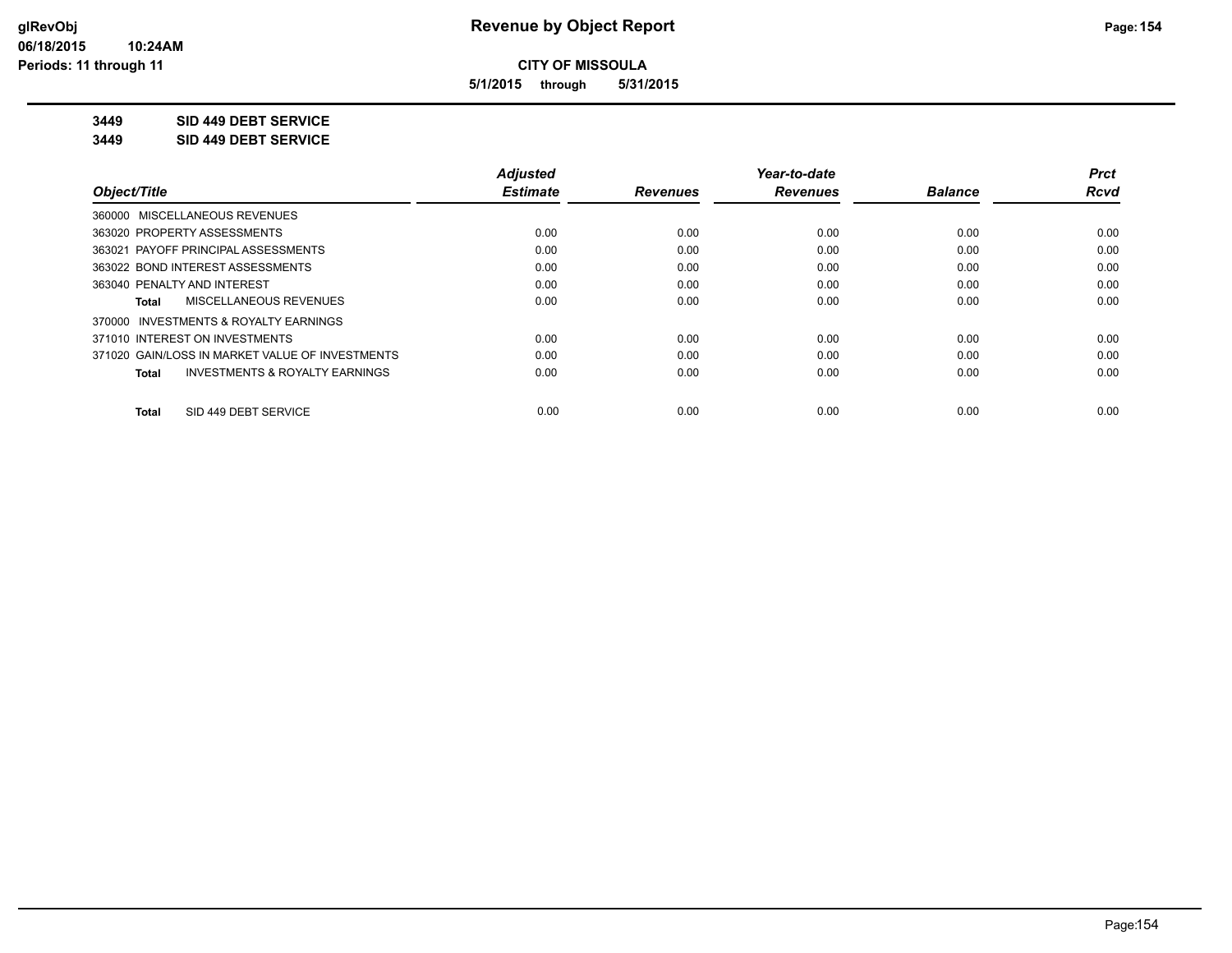**CITY OF MISSOULA**

**5/1/2015 through 5/31/2015**

**3449 SID 449 DEBT SERVICE**

**3449 SID 449 DEBT SERVICE**

| Object/Title | Adjusted Estimate | Revenues | Year-to-date Revenues | Balance | Prct Rcvd |
|---|---|---|---|---|---|
| 360000 MISCELLANEOUS REVENUES | | | | | |
| 363020 PROPERTY ASSESSMENTS | 0.00 | 0.00 | 0.00 | 0.00 | 0.00 |
| 363021 PAYOFF PRINCIPAL ASSESSMENTS | 0.00 | 0.00 | 0.00 | 0.00 | 0.00 |
| 363022 BOND INTEREST ASSESSMENTS | 0.00 | 0.00 | 0.00 | 0.00 | 0.00 |
| 363040 PENALTY AND INTEREST | 0.00 | 0.00 | 0.00 | 0.00 | 0.00 |
| **Total** MISCELLANEOUS REVENUES | 0.00 | 0.00 | 0.00 | 0.00 | 0.00 |
| 370000 INVESTMENTS & ROYALTY EARNINGS | | | | | |
| 371010 INTEREST ON INVESTMENTS | 0.00 | 0.00 | 0.00 | 0.00 | 0.00 |
| 371020 GAIN/LOSS IN MARKET VALUE OF INVESTMENTS | 0.00 | 0.00 | 0.00 | 0.00 | 0.00 |
| **Total** INVESTMENTS & ROYALTY EARNINGS | 0.00 | 0.00 | 0.00 | 0.00 | 0.00 |
| **Total** SID 449 DEBT SERVICE | 0.00 | 0.00 | 0.00 | 0.00 | 0.00 |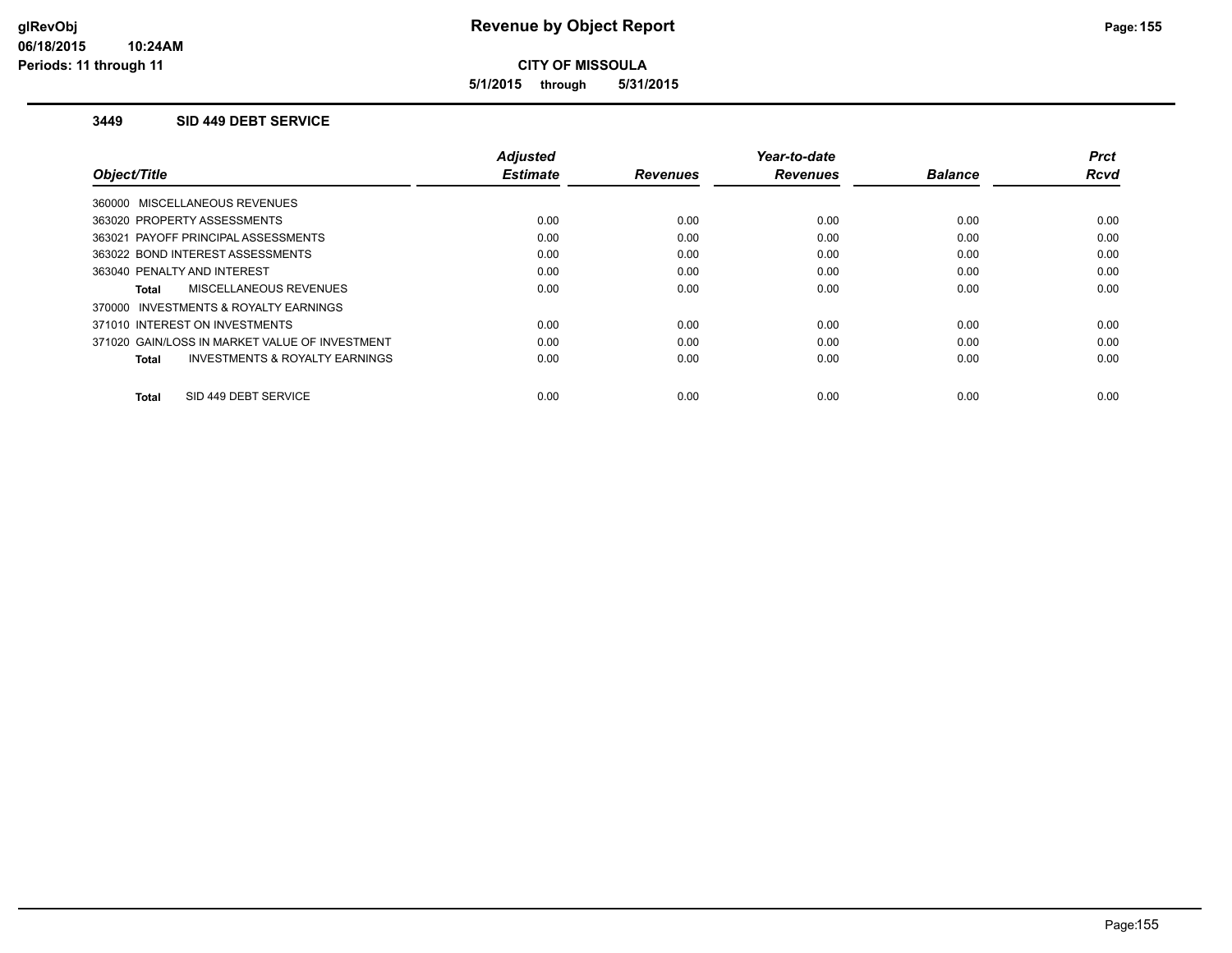# Revenue by Object Report

**CITY OF MISSOULA**

**5/1/2015 through 5/31/2015**

glRevObj
06/18/2015 10:24AM
Periods: 11 through 11

### 3449 SID 449 DEBT SERVICE

| Object/Title | Adjusted Estimate | Revenues | Year-to-date Revenues | Balance | Prct Rcvd |
|---|---|---|---|---|---|
| 360000 MISCELLANEOUS REVENUES | | | | | |
| 363020 PROPERTY ASSESSMENTS | 0.00 | 0.00 | 0.00 | 0.00 | 0.00 |
| 363021 PAYOFF PRINCIPAL ASSESSMENTS | 0.00 | 0.00 | 0.00 | 0.00 | 0.00 |
| 363022 BOND INTEREST ASSESSMENTS | 0.00 | 0.00 | 0.00 | 0.00 | 0.00 |
| 363040 PENALTY AND INTEREST | 0.00 | 0.00 | 0.00 | 0.00 | 0.00 |
| **Total** MISCELLANEOUS REVENUES | 0.00 | 0.00 | 0.00 | 0.00 | 0.00 |
| 370000 INVESTMENTS & ROYALTY EARNINGS | | | | | |
| 371010 INTEREST ON INVESTMENTS | 0.00 | 0.00 | 0.00 | 0.00 | 0.00 |
| 371020 GAIN/LOSS IN MARKET VALUE OF INVESTMENT | 0.00 | 0.00 | 0.00 | 0.00 | 0.00 |
| **Total** INVESTMENTS & ROYALTY EARNINGS | 0.00 | 0.00 | 0.00 | 0.00 | 0.00 |
| **Total** SID 449 DEBT SERVICE | 0.00 | 0.00 | 0.00 | 0.00 | 0.00 |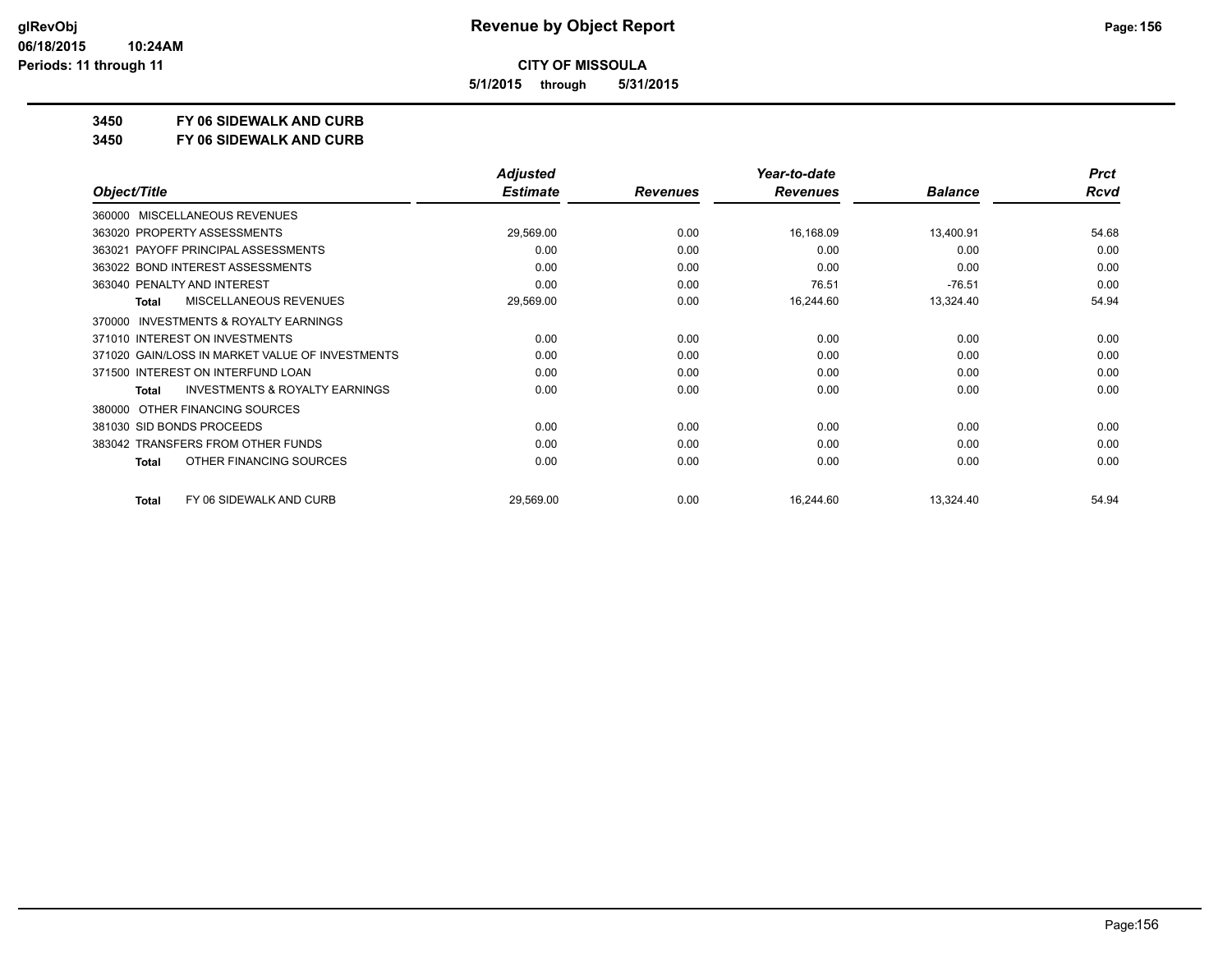# Revenue by Object Report

**CITY OF MISSOULA**

**5/1/2015 through 5/31/2015**

**3450 FY 06 SIDEWALK AND CURB**

**3450 FY 06 SIDEWALK AND CURB**

| Object/Title | Adjusted Estimate | Revenues | Year-to-date Revenues | Balance | Prct Rcvd |
|---|---|---|---|---|---|
| 360000 MISCELLANEOUS REVENUES | | | | | |
| 363020 PROPERTY ASSESSMENTS | 29,569.00 | 0.00 | 16,168.09 | 13,400.91 | 54.68 |
| 363021 PAYOFF PRINCIPAL ASSESSMENTS | 0.00 | 0.00 | 0.00 | 0.00 | 0.00 |
| 363022 BOND INTEREST ASSESSMENTS | 0.00 | 0.00 | 0.00 | 0.00 | 0.00 |
| 363040 PENALTY AND INTEREST | 0.00 | 0.00 | 76.51 | -76.51 | 0.00 |
| **Total** MISCELLANEOUS REVENUES | 29,569.00 | 0.00 | 16,244.60 | 13,324.40 | 54.94 |
| 370000 INVESTMENTS & ROYALTY EARNINGS | | | | | |
| 371010 INTEREST ON INVESTMENTS | 0.00 | 0.00 | 0.00 | 0.00 | 0.00 |
| 371020 GAIN/LOSS IN MARKET VALUE OF INVESTMENTS | 0.00 | 0.00 | 0.00 | 0.00 | 0.00 |
| 371500 INTEREST ON INTERFUND LOAN | 0.00 | 0.00 | 0.00 | 0.00 | 0.00 |
| **Total** INVESTMENTS & ROYALTY EARNINGS | 0.00 | 0.00 | 0.00 | 0.00 | 0.00 |
| 380000 OTHER FINANCING SOURCES | | | | | |
| 381030 SID BONDS PROCEEDS | 0.00 | 0.00 | 0.00 | 0.00 | 0.00 |
| 383042 TRANSFERS FROM OTHER FUNDS | 0.00 | 0.00 | 0.00 | 0.00 | 0.00 |
| **Total** OTHER FINANCING SOURCES | 0.00 | 0.00 | 0.00 | 0.00 | 0.00 |
| **Total** FY 06 SIDEWALK AND CURB | 29,569.00 | 0.00 | 16,244.60 | 13,324.40 | 54.94 |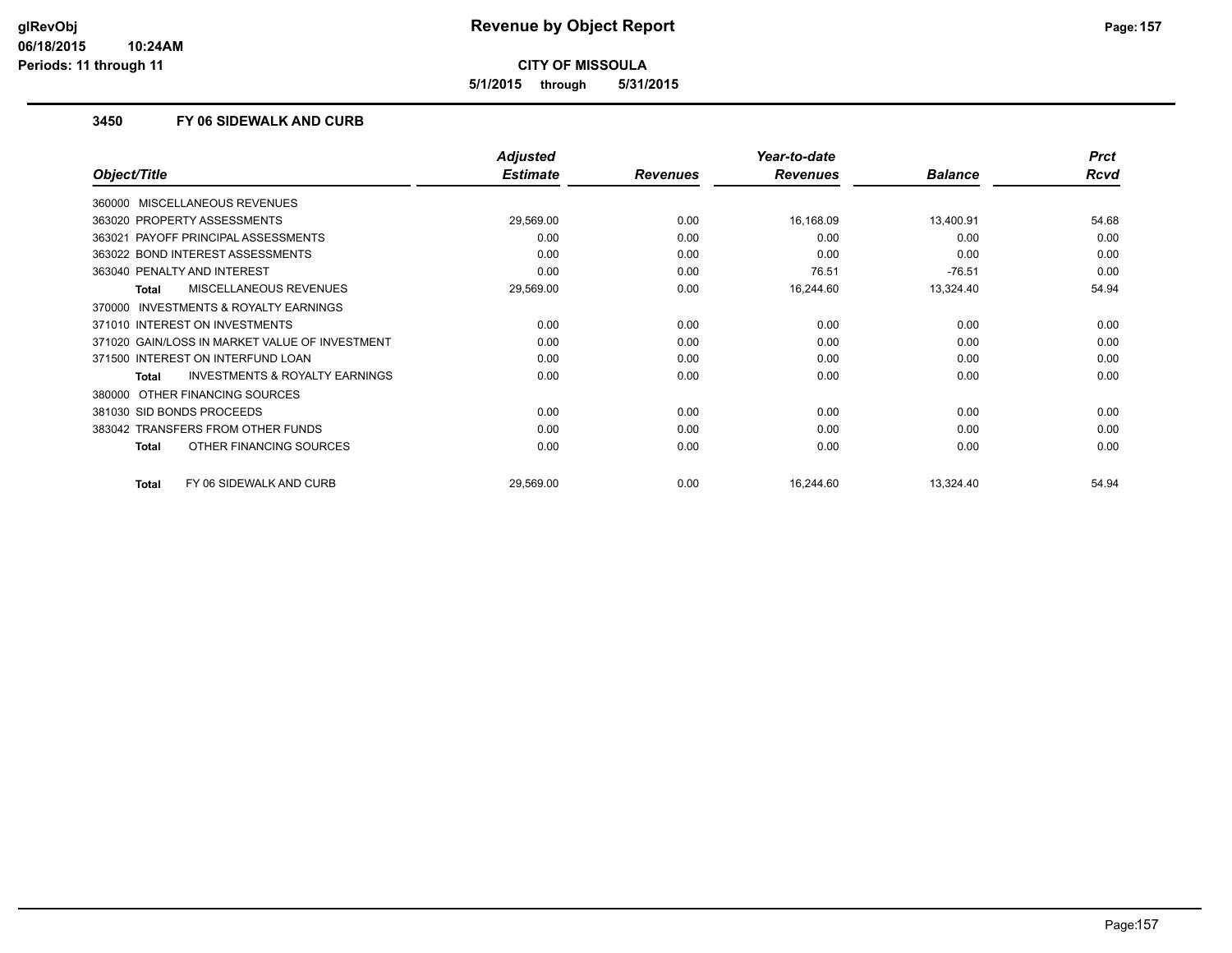**CITY OF MISSOULA**

**5/1/2015 through 5/31/2015**

### 3450 FY 06 SIDEWALK AND CURB

| Object/Title | Adjusted Estimate | Revenues | Year-to-date Revenues | Balance | Prct Rcvd |
|---|---|---|---|---|---|
| 360000 MISCELLANEOUS REVENUES | | | | | |
| 363020 PROPERTY ASSESSMENTS | 29,569.00 | 0.00 | 16,168.09 | 13,400.91 | 54.68 |
| 363021 PAYOFF PRINCIPAL ASSESSMENTS | 0.00 | 0.00 | 0.00 | 0.00 | 0.00 |
| 363022 BOND INTEREST ASSESSMENTS | 0.00 | 0.00 | 0.00 | 0.00 | 0.00 |
| 363040 PENALTY AND INTEREST | 0.00 | 0.00 | 76.51 | -76.51 | 0.00 |
| **Total** MISCELLANEOUS REVENUES | 29,569.00 | 0.00 | 16,244.60 | 13,324.40 | 54.94 |
| 370000 INVESTMENTS & ROYALTY EARNINGS | | | | | |
| 371010 INTEREST ON INVESTMENTS | 0.00 | 0.00 | 0.00 | 0.00 | 0.00 |
| 371020 GAIN/LOSS IN MARKET VALUE OF INVESTMENT | 0.00 | 0.00 | 0.00 | 0.00 | 0.00 |
| 371500 INTEREST ON INTERFUND LOAN | 0.00 | 0.00 | 0.00 | 0.00 | 0.00 |
| **Total** INVESTMENTS & ROYALTY EARNINGS | 0.00 | 0.00 | 0.00 | 0.00 | 0.00 |
| 380000 OTHER FINANCING SOURCES | | | | | |
| 381030 SID BONDS PROCEEDS | 0.00 | 0.00 | 0.00 | 0.00 | 0.00 |
| 383042 TRANSFERS FROM OTHER FUNDS | 0.00 | 0.00 | 0.00 | 0.00 | 0.00 |
| **Total** OTHER FINANCING SOURCES | 0.00 | 0.00 | 0.00 | 0.00 | 0.00 |
| **Total** FY 06 SIDEWALK AND CURB | 29,569.00 | 0.00 | 16,244.60 | 13,324.40 | 54.94 |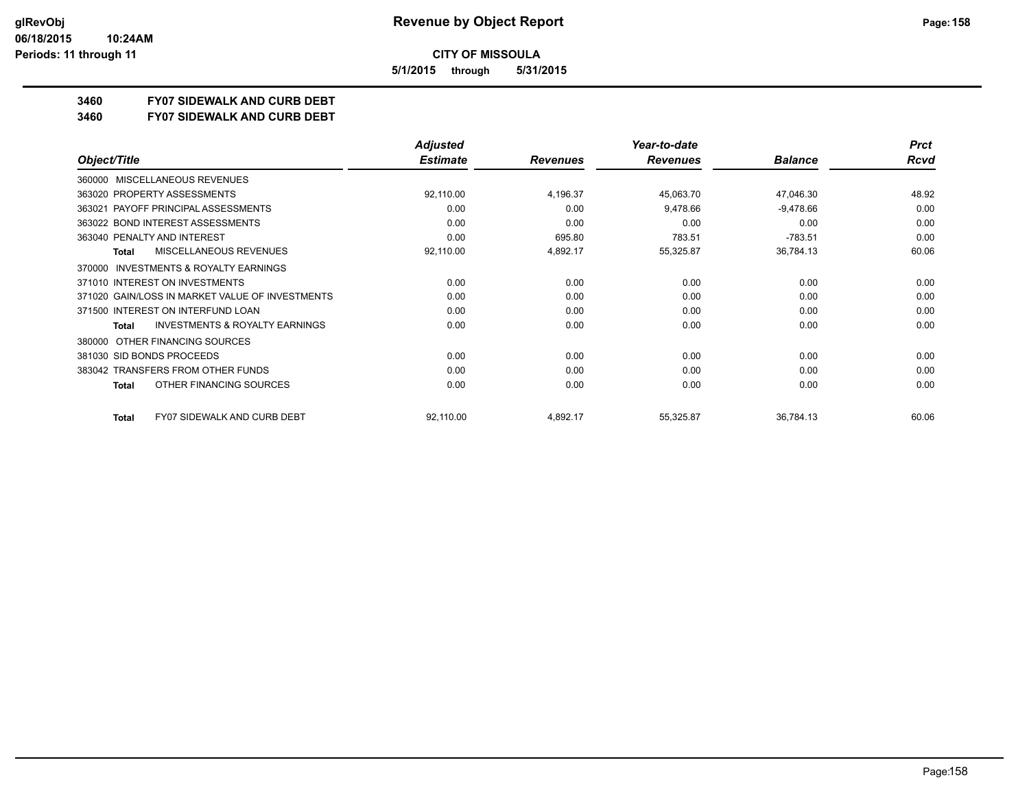# Revenue by Object Report

**CITY OF MISSOULA**

**5/1/2015 through 5/31/2015**

glRevObj
06/18/2015 10:24AM
Periods: 11 through 11

## 3460 FY07 SIDEWALK AND CURB DEBT
## 3460 FY07 SIDEWALK AND CURB DEBT

| Object/Title | Adjusted Estimate | Revenues | Year-to-date Revenues | Balance | Prct Rcvd |
|---|---|---|---|---|---|
| 360000 MISCELLANEOUS REVENUES | | | | | |
| 363020 PROPERTY ASSESSMENTS | 92,110.00 | 4,196.37 | 45,063.70 | 47,046.30 | 48.92 |
| 363021 PAYOFF PRINCIPAL ASSESSMENTS | 0.00 | 0.00 | 9,478.66 | -9,478.66 | 0.00 |
| 363022 BOND INTEREST ASSESSMENTS | 0.00 | 0.00 | 0.00 | 0.00 | 0.00 |
| 363040 PENALTY AND INTEREST | 0.00 | 695.80 | 783.51 | -783.51 | 0.00 |
| **Total** MISCELLANEOUS REVENUES | 92,110.00 | 4,892.17 | 55,325.87 | 36,784.13 | 60.06 |
| 370000 INVESTMENTS & ROYALTY EARNINGS | | | | | |
| 371010 INTEREST ON INVESTMENTS | 0.00 | 0.00 | 0.00 | 0.00 | 0.00 |
| 371020 GAIN/LOSS IN MARKET VALUE OF INVESTMENTS | 0.00 | 0.00 | 0.00 | 0.00 | 0.00 |
| 371500 INTEREST ON INTERFUND LOAN | 0.00 | 0.00 | 0.00 | 0.00 | 0.00 |
| **Total** INVESTMENTS & ROYALTY EARNINGS | 0.00 | 0.00 | 0.00 | 0.00 | 0.00 |
| 380000 OTHER FINANCING SOURCES | | | | | |
| 381030 SID BONDS PROCEEDS | 0.00 | 0.00 | 0.00 | 0.00 | 0.00 |
| 383042 TRANSFERS FROM OTHER FUNDS | 0.00 | 0.00 | 0.00 | 0.00 | 0.00 |
| **Total** OTHER FINANCING SOURCES | 0.00 | 0.00 | 0.00 | 0.00 | 0.00 |
| **Total** FY07 SIDEWALK AND CURB DEBT | 92,110.00 | 4,892.17 | 55,325.87 | 36,784.13 | 60.06 |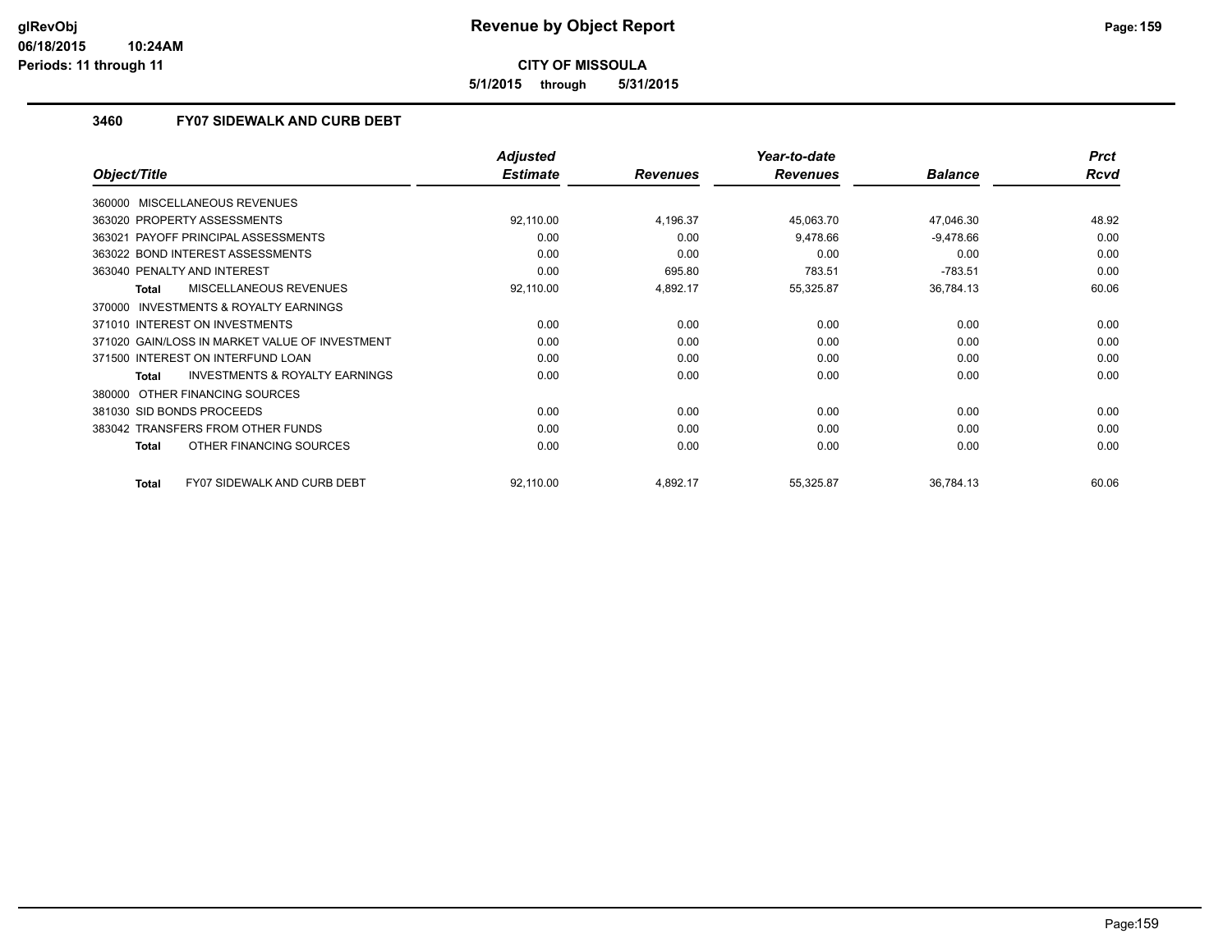# Revenue by Object Report

**CITY OF MISSOULA**

**5/1/2015 through 5/31/2015**

glRevObj
06/18/2015 10:24AM
Periods: 11 through 11

### 3460 FY07 SIDEWALK AND CURB DEBT

| Object/Title | Adjusted Estimate | Revenues | Year-to-date Revenues | Balance | Prct Rcvd |
|---|---|---|---|---|---|
| 360000 MISCELLANEOUS REVENUES | | | | | |
| 363020 PROPERTY ASSESSMENTS | 92,110.00 | 4,196.37 | 45,063.70 | 47,046.30 | 48.92 |
| 363021 PAYOFF PRINCIPAL ASSESSMENTS | 0.00 | 0.00 | 9,478.66 | -9,478.66 | 0.00 |
| 363022 BOND INTEREST ASSESSMENTS | 0.00 | 0.00 | 0.00 | 0.00 | 0.00 |
| 363040 PENALTY AND INTEREST | 0.00 | 695.80 | 783.51 | -783.51 | 0.00 |
| **Total** MISCELLANEOUS REVENUES | 92,110.00 | 4,892.17 | 55,325.87 | 36,784.13 | 60.06 |
| 370000 INVESTMENTS & ROYALTY EARNINGS | | | | | |
| 371010 INTEREST ON INVESTMENTS | 0.00 | 0.00 | 0.00 | 0.00 | 0.00 |
| 371020 GAIN/LOSS IN MARKET VALUE OF INVESTMENT | 0.00 | 0.00 | 0.00 | 0.00 | 0.00 |
| 371500 INTEREST ON INTERFUND LOAN | 0.00 | 0.00 | 0.00 | 0.00 | 0.00 |
| **Total** INVESTMENTS & ROYALTY EARNINGS | 0.00 | 0.00 | 0.00 | 0.00 | 0.00 |
| 380000 OTHER FINANCING SOURCES | | | | | |
| 381030 SID BONDS PROCEEDS | 0.00 | 0.00 | 0.00 | 0.00 | 0.00 |
| 383042 TRANSFERS FROM OTHER FUNDS | 0.00 | 0.00 | 0.00 | 0.00 | 0.00 |
| **Total** OTHER FINANCING SOURCES | 0.00 | 0.00 | 0.00 | 0.00 | 0.00 |
| **Total** FY07 SIDEWALK AND CURB DEBT | 92,110.00 | 4,892.17 | 55,325.87 | 36,784.13 | 60.06 |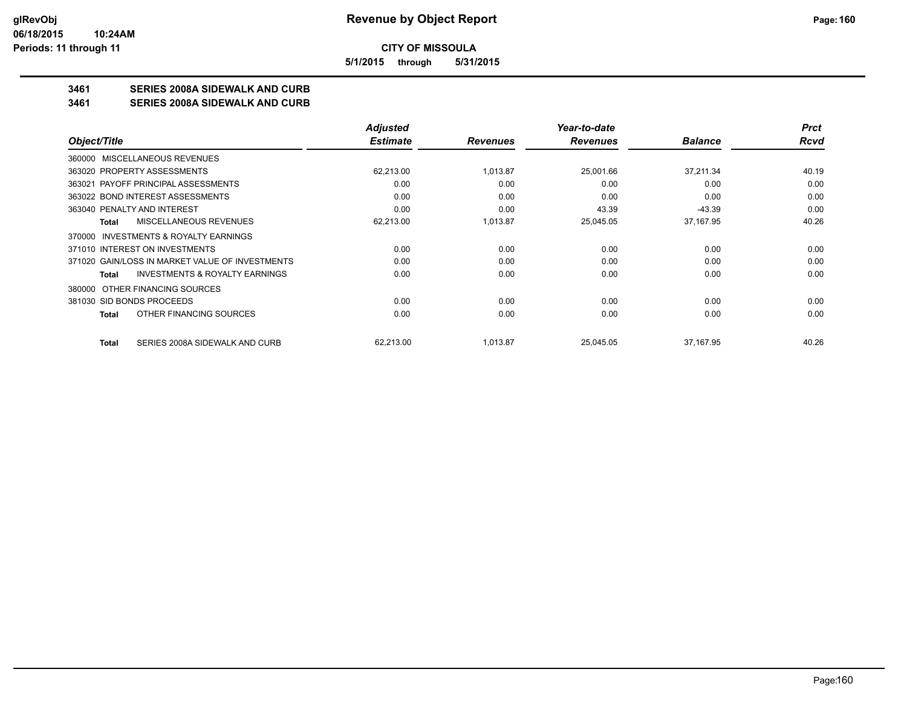**CITY OF MISSOULA**

**5/1/2015 through 5/31/2015**

## 3461 SERIES 2008A SIDEWALK AND CURB

## 3461 SERIES 2008A SIDEWALK AND CURB

| Object/Title | | Adjusted Estimate | Revenues | Year-to-date Revenues | Balance | Prct Rcvd |
|---|---|---|---|---|---|---|
| 360000 MISCELLANEOUS REVENUES | | | | | | |
| 363020 PROPERTY ASSESSMENTS | | 62,213.00 | 1,013.87 | 25,001.66 | 37,211.34 | 40.19 |
| 363021 PAYOFF PRINCIPAL ASSESSMENTS | | 0.00 | 0.00 | 0.00 | 0.00 | 0.00 |
| 363022 BOND INTEREST ASSESSMENTS | | 0.00 | 0.00 | 0.00 | 0.00 | 0.00 |
| 363040 PENALTY AND INTEREST | | 0.00 | 0.00 | 43.39 | -43.39 | 0.00 |
| **Total** | MISCELLANEOUS REVENUES | 62,213.00 | 1,013.87 | 25,045.05 | 37,167.95 | 40.26 |
| 370000 INVESTMENTS & ROYALTY EARNINGS | | | | | | |
| 371010 INTEREST ON INVESTMENTS | | 0.00 | 0.00 | 0.00 | 0.00 | 0.00 |
| 371020 GAIN/LOSS IN MARKET VALUE OF INVESTMENTS | | 0.00 | 0.00 | 0.00 | 0.00 | 0.00 |
| **Total** | INVESTMENTS & ROYALTY EARNINGS | 0.00 | 0.00 | 0.00 | 0.00 | 0.00 |
| 380000 OTHER FINANCING SOURCES | | | | | | |
| 381030 SID BONDS PROCEEDS | | 0.00 | 0.00 | 0.00 | 0.00 | 0.00 |
| **Total** | OTHER FINANCING SOURCES | 0.00 | 0.00 | 0.00 | 0.00 | 0.00 |
| **Total** | SERIES 2008A SIDEWALK AND CURB | 62,213.00 | 1,013.87 | 25,045.05 | 37,167.95 | 40.26 |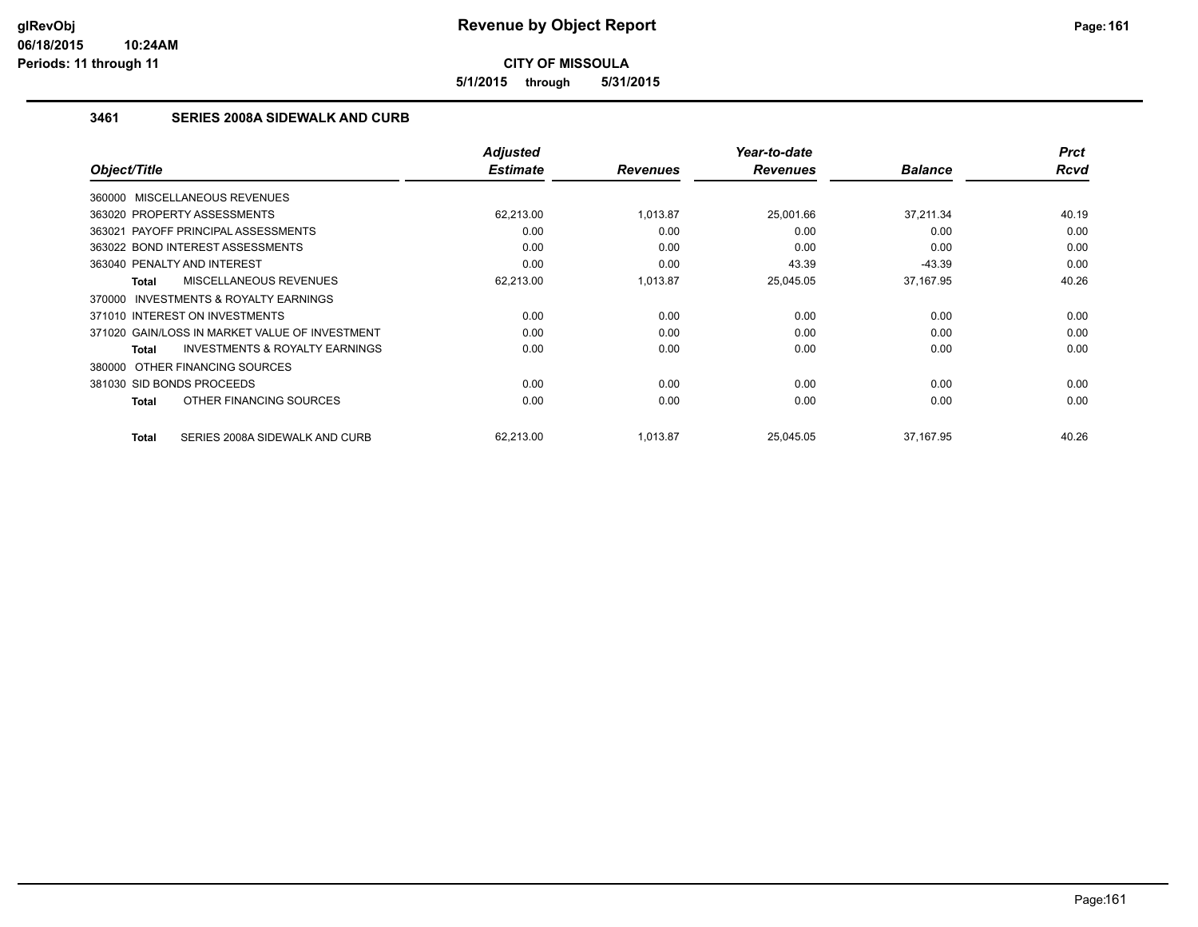# Revenue by Object Report

**CITY OF MISSOULA**

**5/1/2015 through 5/31/2015**

glRevObj
06/18/2015 10:24AM
Periods: 11 through 11

## 3461 SERIES 2008A SIDEWALK AND CURB

| Object/Title | Adjusted Estimate | Revenues | Year-to-date Revenues | Balance | Prct Rcvd |
|---|---|---|---|---|---|
| 360000 MISCELLANEOUS REVENUES | | | | | |
| 363020 PROPERTY ASSESSMENTS | 62,213.00 | 1,013.87 | 25,001.66 | 37,211.34 | 40.19 |
| 363021 PAYOFF PRINCIPAL ASSESSMENTS | 0.00 | 0.00 | 0.00 | 0.00 | 0.00 |
| 363022 BOND INTEREST ASSESSMENTS | 0.00 | 0.00 | 0.00 | 0.00 | 0.00 |
| 363040 PENALTY AND INTEREST | 0.00 | 0.00 | 43.39 | -43.39 | 0.00 |
| **Total** MISCELLANEOUS REVENUES | 62,213.00 | 1,013.87 | 25,045.05 | 37,167.95 | 40.26 |
| 370000 INVESTMENTS & ROYALTY EARNINGS | | | | | |
| 371010 INTEREST ON INVESTMENTS | 0.00 | 0.00 | 0.00 | 0.00 | 0.00 |
| 371020 GAIN/LOSS IN MARKET VALUE OF INVESTMENT | 0.00 | 0.00 | 0.00 | 0.00 | 0.00 |
| **Total** INVESTMENTS & ROYALTY EARNINGS | 0.00 | 0.00 | 0.00 | 0.00 | 0.00 |
| 380000 OTHER FINANCING SOURCES | | | | | |
| 381030 SID BONDS PROCEEDS | 0.00 | 0.00 | 0.00 | 0.00 | 0.00 |
| **Total** OTHER FINANCING SOURCES | 0.00 | 0.00 | 0.00 | 0.00 | 0.00 |
| **Total** SERIES 2008A SIDEWALK AND CURB | 62,213.00 | 1,013.87 | 25,045.05 | 37,167.95 | 40.26 |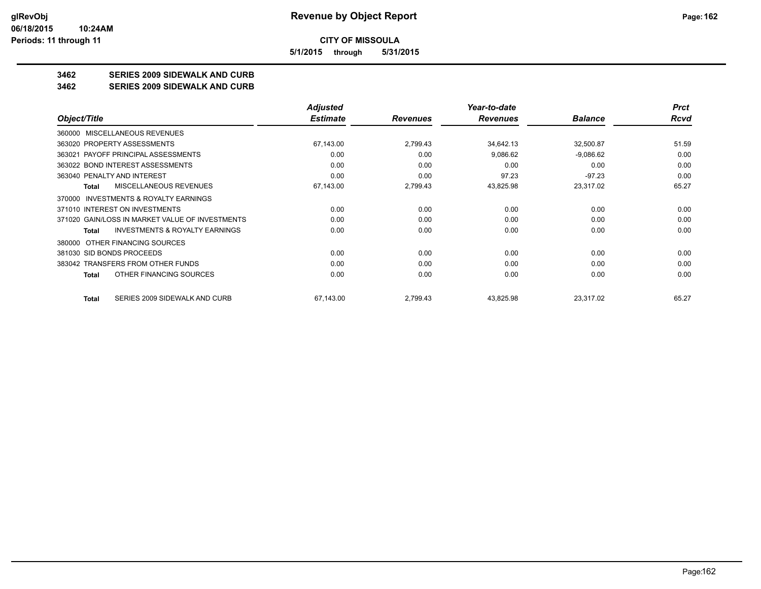# Revenue by Object Report

glRevObj
06/18/2015 10:24AM
Periods: 11 through 11

**CITY OF MISSOULA**

**5/1/2015 through 5/31/2015**

## 3462 SERIES 2009 SIDEWALK AND CURB
## 3462 SERIES 2009 SIDEWALK AND CURB

| Object/Title | Adjusted Estimate | Revenues | Year-to-date Revenues | Balance | Prct Rcvd |
|---|---|---|---|---|---|
| 360000 MISCELLANEOUS REVENUES | | | | | |
| 363020 PROPERTY ASSESSMENTS | 67,143.00 | 2,799.43 | 34,642.13 | 32,500.87 | 51.59 |
| 363021 PAYOFF PRINCIPAL ASSESSMENTS | 0.00 | 0.00 | 9,086.62 | -9,086.62 | 0.00 |
| 363022 BOND INTEREST ASSESSMENTS | 0.00 | 0.00 | 0.00 | 0.00 | 0.00 |
| 363040 PENALTY AND INTEREST | 0.00 | 0.00 | 97.23 | -97.23 | 0.00 |
| **Total** MISCELLANEOUS REVENUES | 67,143.00 | 2,799.43 | 43,825.98 | 23,317.02 | 65.27 |
| 370000 INVESTMENTS & ROYALTY EARNINGS | | | | | |
| 371010 INTEREST ON INVESTMENTS | 0.00 | 0.00 | 0.00 | 0.00 | 0.00 |
| 371020 GAIN/LOSS IN MARKET VALUE OF INVESTMENTS | 0.00 | 0.00 | 0.00 | 0.00 | 0.00 |
| **Total** INVESTMENTS & ROYALTY EARNINGS | 0.00 | 0.00 | 0.00 | 0.00 | 0.00 |
| 380000 OTHER FINANCING SOURCES | | | | | |
| 381030 SID BONDS PROCEEDS | 0.00 | 0.00 | 0.00 | 0.00 | 0.00 |
| 383042 TRANSFERS FROM OTHER FUNDS | 0.00 | 0.00 | 0.00 | 0.00 | 0.00 |
| **Total** OTHER FINANCING SOURCES | 0.00 | 0.00 | 0.00 | 0.00 | 0.00 |
| **Total** SERIES 2009 SIDEWALK AND CURB | 67,143.00 | 2,799.43 | 43,825.98 | 23,317.02 | 65.27 |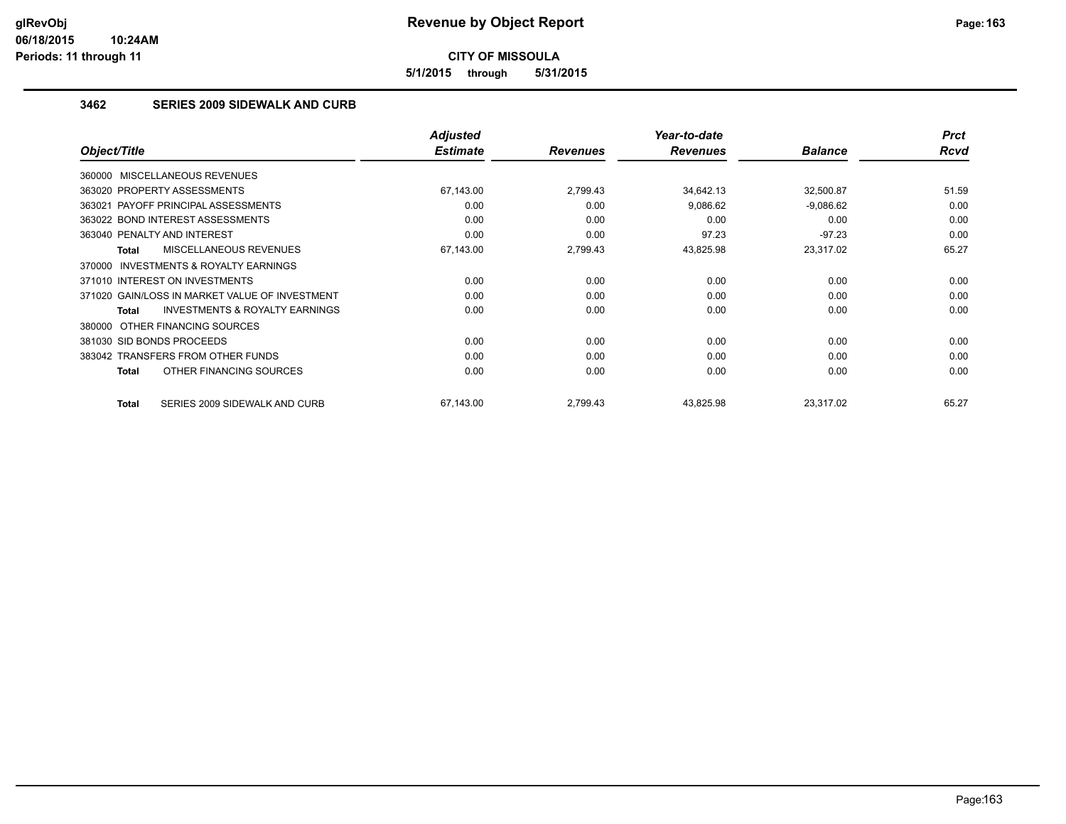**CITY OF MISSOULA**

**5/1/2015 through 5/31/2015**

### 3462 SERIES 2009 SIDEWALK AND CURB

| Object/Title | Adjusted Estimate | Revenues | Year-to-date Revenues | Balance | Prct Rcvd |
|---|---|---|---|---|---|
| 360000 MISCELLANEOUS REVENUES | | | | | |
| 363020 PROPERTY ASSESSMENTS | 67,143.00 | 2,799.43 | 34,642.13 | 32,500.87 | 51.59 |
| 363021 PAYOFF PRINCIPAL ASSESSMENTS | 0.00 | 0.00 | 9,086.62 | -9,086.62 | 0.00 |
| 363022 BOND INTEREST ASSESSMENTS | 0.00 | 0.00 | 0.00 | 0.00 | 0.00 |
| 363040 PENALTY AND INTEREST | 0.00 | 0.00 | 97.23 | -97.23 | 0.00 |
| **Total** MISCELLANEOUS REVENUES | 67,143.00 | 2,799.43 | 43,825.98 | 23,317.02 | 65.27 |
| 370000 INVESTMENTS & ROYALTY EARNINGS | | | | | |
| 371010 INTEREST ON INVESTMENTS | 0.00 | 0.00 | 0.00 | 0.00 | 0.00 |
| 371020 GAIN/LOSS IN MARKET VALUE OF INVESTMENT | 0.00 | 0.00 | 0.00 | 0.00 | 0.00 |
| **Total** INVESTMENTS & ROYALTY EARNINGS | 0.00 | 0.00 | 0.00 | 0.00 | 0.00 |
| 380000 OTHER FINANCING SOURCES | | | | | |
| 381030 SID BONDS PROCEEDS | 0.00 | 0.00 | 0.00 | 0.00 | 0.00 |
| 383042 TRANSFERS FROM OTHER FUNDS | 0.00 | 0.00 | 0.00 | 0.00 | 0.00 |
| **Total** OTHER FINANCING SOURCES | 0.00 | 0.00 | 0.00 | 0.00 | 0.00 |
| **Total** SERIES 2009 SIDEWALK AND CURB | 67,143.00 | 2,799.43 | 43,825.98 | 23,317.02 | 65.27 |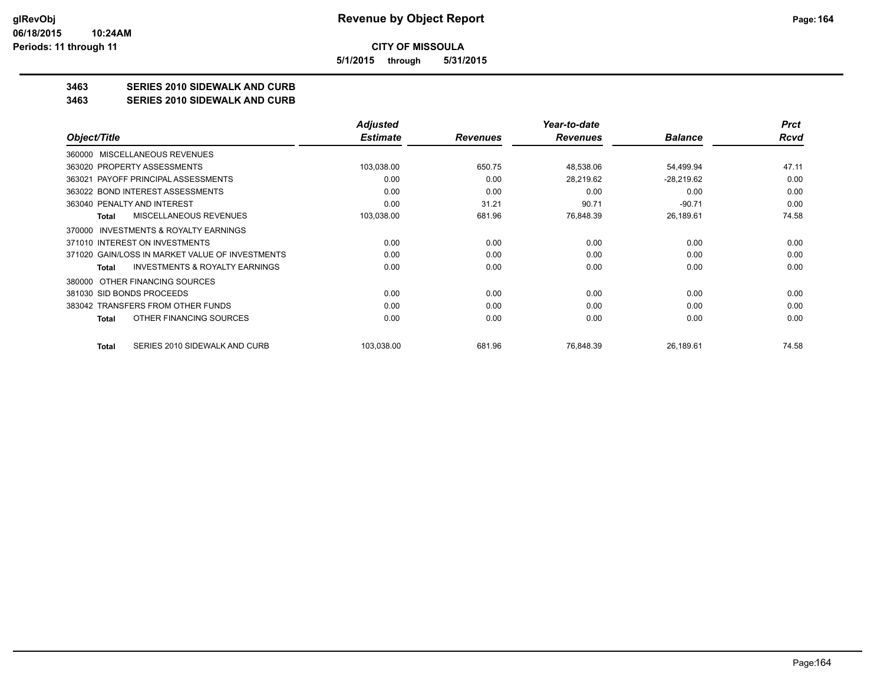# Revenue by Object Report

**CITY OF MISSOULA**

**5/1/2015 through 5/31/2015**

glRevObj
06/18/2015 10:24AM
Periods: 11 through 11

## 3463 SERIES 2010 SIDEWALK AND CURB
## 3463 SERIES 2010 SIDEWALK AND CURB

| Object/Title | Adjusted Estimate | Revenues | Year-to-date Revenues | Balance | Prct Rcvd |
|---|---|---|---|---|---|
| 360000 MISCELLANEOUS REVENUES | | | | | |
| 363020 PROPERTY ASSESSMENTS | 103,038.00 | 650.75 | 48,538.06 | 54,499.94 | 47.11 |
| 363021 PAYOFF PRINCIPAL ASSESSMENTS | 0.00 | 0.00 | 28,219.62 | -28,219.62 | 0.00 |
| 363022 BOND INTEREST ASSESSMENTS | 0.00 | 0.00 | 0.00 | 0.00 | 0.00 |
| 363040 PENALTY AND INTEREST | 0.00 | 31.21 | 90.71 | -90.71 | 0.00 |
| **Total** MISCELLANEOUS REVENUES | 103,038.00 | 681.96 | 76,848.39 | 26,189.61 | 74.58 |
| 370000 INVESTMENTS & ROYALTY EARNINGS | | | | | |
| 371010 INTEREST ON INVESTMENTS | 0.00 | 0.00 | 0.00 | 0.00 | 0.00 |
| 371020 GAIN/LOSS IN MARKET VALUE OF INVESTMENTS | 0.00 | 0.00 | 0.00 | 0.00 | 0.00 |
| **Total** INVESTMENTS & ROYALTY EARNINGS | 0.00 | 0.00 | 0.00 | 0.00 | 0.00 |
| 380000 OTHER FINANCING SOURCES | | | | | |
| 381030 SID BONDS PROCEEDS | 0.00 | 0.00 | 0.00 | 0.00 | 0.00 |
| 383042 TRANSFERS FROM OTHER FUNDS | 0.00 | 0.00 | 0.00 | 0.00 | 0.00 |
| **Total** OTHER FINANCING SOURCES | 0.00 | 0.00 | 0.00 | 0.00 | 0.00 |
| **Total** SERIES 2010 SIDEWALK AND CURB | 103,038.00 | 681.96 | 76,848.39 | 26,189.61 | 74.58 |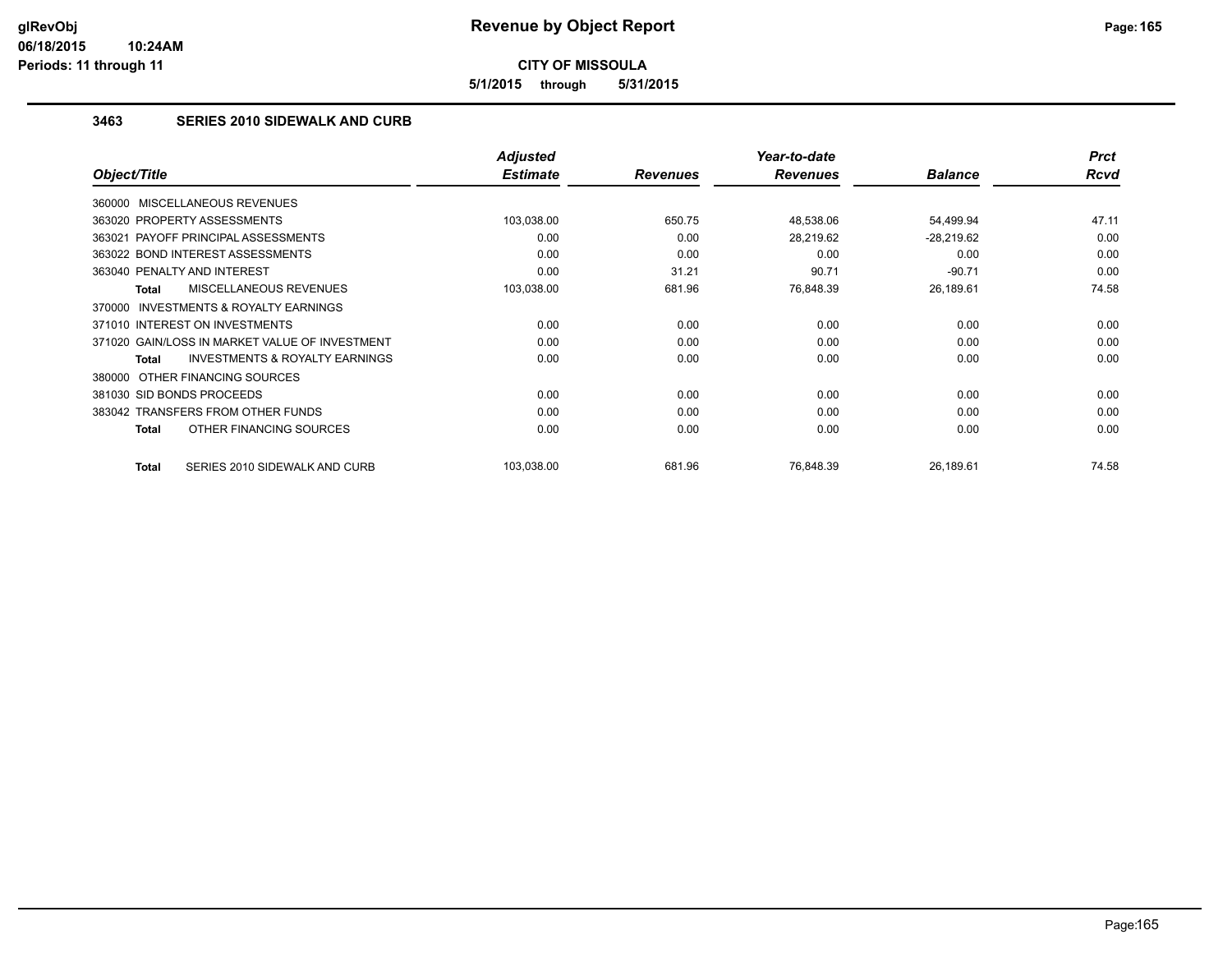# Revenue by Object Report

**CITY OF MISSOULA**

**5/1/2015 through 5/31/2015**

glRevObj
06/18/2015 10:24AM
Periods: 11 through 11

### 3463 SERIES 2010 SIDEWALK AND CURB

| Object/Title | Adjusted Estimate | Revenues | Year-to-date Revenues | Balance | Prct Rcvd |
|---|---|---|---|---|---|
| 360000 MISCELLANEOUS REVENUES | | | | | |
| 363020 PROPERTY ASSESSMENTS | 103,038.00 | 650.75 | 48,538.06 | 54,499.94 | 47.11 |
| 363021 PAYOFF PRINCIPAL ASSESSMENTS | 0.00 | 0.00 | 28,219.62 | -28,219.62 | 0.00 |
| 363022 BOND INTEREST ASSESSMENTS | 0.00 | 0.00 | 0.00 | 0.00 | 0.00 |
| 363040 PENALTY AND INTEREST | 0.00 | 31.21 | 90.71 | -90.71 | 0.00 |
| Total MISCELLANEOUS REVENUES | 103,038.00 | 681.96 | 76,848.39 | 26,189.61 | 74.58 |
| 370000 INVESTMENTS & ROYALTY EARNINGS | | | | | |
| 371010 INTEREST ON INVESTMENTS | 0.00 | 0.00 | 0.00 | 0.00 | 0.00 |
| 371020 GAIN/LOSS IN MARKET VALUE OF INVESTMENT | 0.00 | 0.00 | 0.00 | 0.00 | 0.00 |
| Total INVESTMENTS & ROYALTY EARNINGS | 0.00 | 0.00 | 0.00 | 0.00 | 0.00 |
| 380000 OTHER FINANCING SOURCES | | | | | |
| 381030 SID BONDS PROCEEDS | 0.00 | 0.00 | 0.00 | 0.00 | 0.00 |
| 383042 TRANSFERS FROM OTHER FUNDS | 0.00 | 0.00 | 0.00 | 0.00 | 0.00 |
| Total OTHER FINANCING SOURCES | 0.00 | 0.00 | 0.00 | 0.00 | 0.00 |
| Total SERIES 2010 SIDEWALK AND CURB | 103,038.00 | 681.96 | 76,848.39 | 26,189.61 | 74.58 |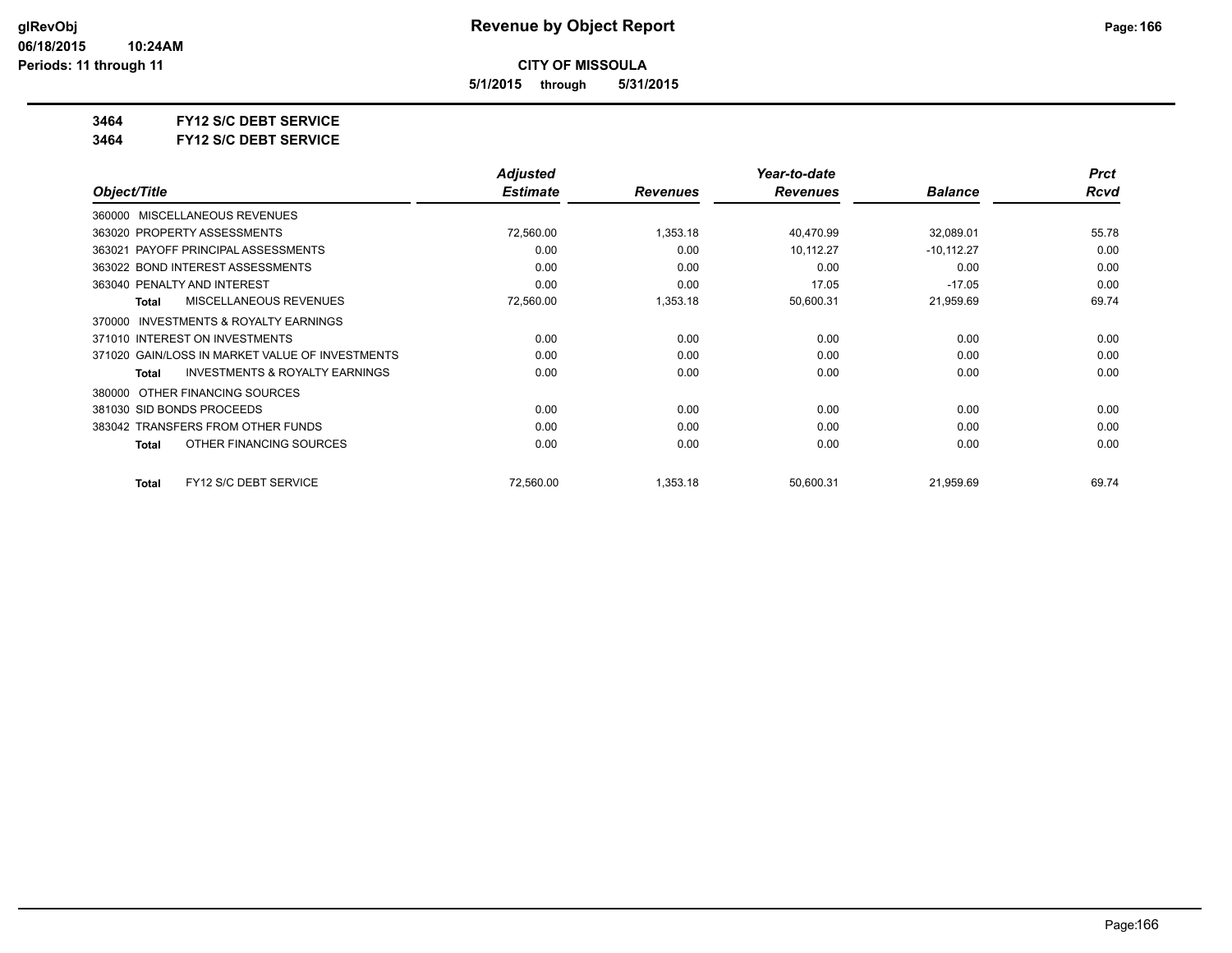**CITY OF MISSOULA**

**5/1/2015 through 5/31/2015**

**3464 FY12 S/C DEBT SERVICE**

**3464 FY12 S/C DEBT SERVICE**

| Object/Title | Adjusted Estimate | Revenues | Year-to-date Revenues | Balance | Prct Rcvd |
|---|---|---|---|---|---|
| 360000 MISCELLANEOUS REVENUES | | | | | |
| 363020 PROPERTY ASSESSMENTS | 72,560.00 | 1,353.18 | 40,470.99 | 32,089.01 | 55.78 |
| 363021 PAYOFF PRINCIPAL ASSESSMENTS | 0.00 | 0.00 | 10,112.27 | -10,112.27 | 0.00 |
| 363022 BOND INTEREST ASSESSMENTS | 0.00 | 0.00 | 0.00 | 0.00 | 0.00 |
| 363040 PENALTY AND INTEREST | 0.00 | 0.00 | 17.05 | -17.05 | 0.00 |
| **Total** MISCELLANEOUS REVENUES | 72,560.00 | 1,353.18 | 50,600.31 | 21,959.69 | 69.74 |
| 370000 INVESTMENTS & ROYALTY EARNINGS | | | | | |
| 371010 INTEREST ON INVESTMENTS | 0.00 | 0.00 | 0.00 | 0.00 | 0.00 |
| 371020 GAIN/LOSS IN MARKET VALUE OF INVESTMENTS | 0.00 | 0.00 | 0.00 | 0.00 | 0.00 |
| **Total** INVESTMENTS & ROYALTY EARNINGS | 0.00 | 0.00 | 0.00 | 0.00 | 0.00 |
| 380000 OTHER FINANCING SOURCES | | | | | |
| 381030 SID BONDS PROCEEDS | 0.00 | 0.00 | 0.00 | 0.00 | 0.00 |
| 383042 TRANSFERS FROM OTHER FUNDS | 0.00 | 0.00 | 0.00 | 0.00 | 0.00 |
| **Total** OTHER FINANCING SOURCES | 0.00 | 0.00 | 0.00 | 0.00 | 0.00 |
| **Total** FY12 S/C DEBT SERVICE | 72,560.00 | 1,353.18 | 50,600.31 | 21,959.69 | 69.74 |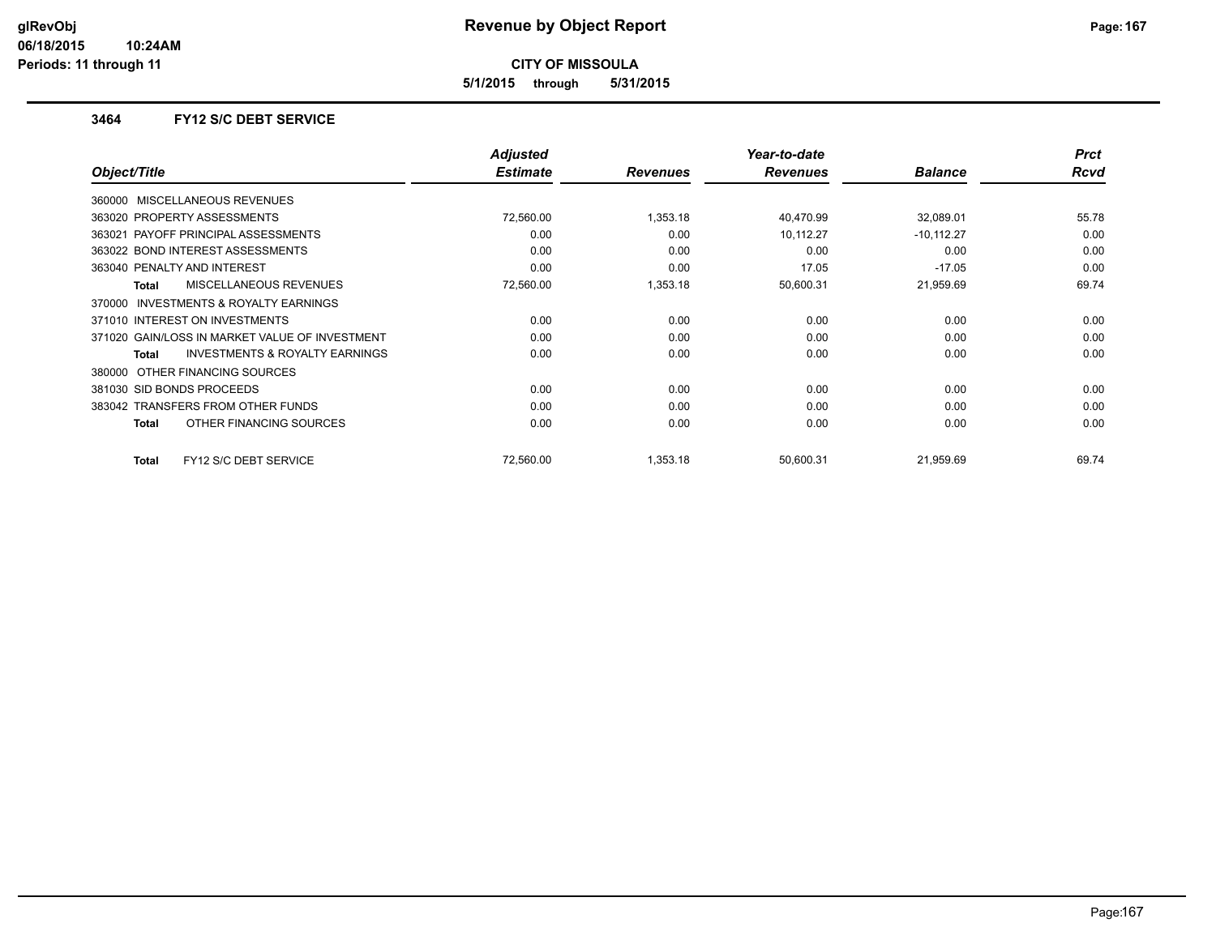# Revenue by Object Report

**CITY OF MISSOULA**

**5/1/2015 through 5/31/2015**

glRevObj
06/18/2015 10:24AM
Periods: 11 through 11

### 3464 FY12 S/C DEBT SERVICE

| Object/Title | Adjusted Estimate | Revenues | Year-to-date Revenues | Balance | Prct Rcvd |
|---|---|---|---|---|---|
| 360000 MISCELLANEOUS REVENUES | | | | | |
| 363020 PROPERTY ASSESSMENTS | 72,560.00 | 1,353.18 | 40,470.99 | 32,089.01 | 55.78 |
| 363021 PAYOFF PRINCIPAL ASSESSMENTS | 0.00 | 0.00 | 10,112.27 | -10,112.27 | 0.00 |
| 363022 BOND INTEREST ASSESSMENTS | 0.00 | 0.00 | 0.00 | 0.00 | 0.00 |
| 363040 PENALTY AND INTEREST | 0.00 | 0.00 | 17.05 | -17.05 | 0.00 |
| **Total** MISCELLANEOUS REVENUES | 72,560.00 | 1,353.18 | 50,600.31 | 21,959.69 | 69.74 |
| 370000 INVESTMENTS & ROYALTY EARNINGS | | | | | |
| 371010 INTEREST ON INVESTMENTS | 0.00 | 0.00 | 0.00 | 0.00 | 0.00 |
| 371020 GAIN/LOSS IN MARKET VALUE OF INVESTMENT | 0.00 | 0.00 | 0.00 | 0.00 | 0.00 |
| **Total** INVESTMENTS & ROYALTY EARNINGS | 0.00 | 0.00 | 0.00 | 0.00 | 0.00 |
| 380000 OTHER FINANCING SOURCES | | | | | |
| 381030 SID BONDS PROCEEDS | 0.00 | 0.00 | 0.00 | 0.00 | 0.00 |
| 383042 TRANSFERS FROM OTHER FUNDS | 0.00 | 0.00 | 0.00 | 0.00 | 0.00 |
| **Total** OTHER FINANCING SOURCES | 0.00 | 0.00 | 0.00 | 0.00 | 0.00 |
| **Total** FY12 S/C DEBT SERVICE | 72,560.00 | 1,353.18 | 50,600.31 | 21,959.69 | 69.74 |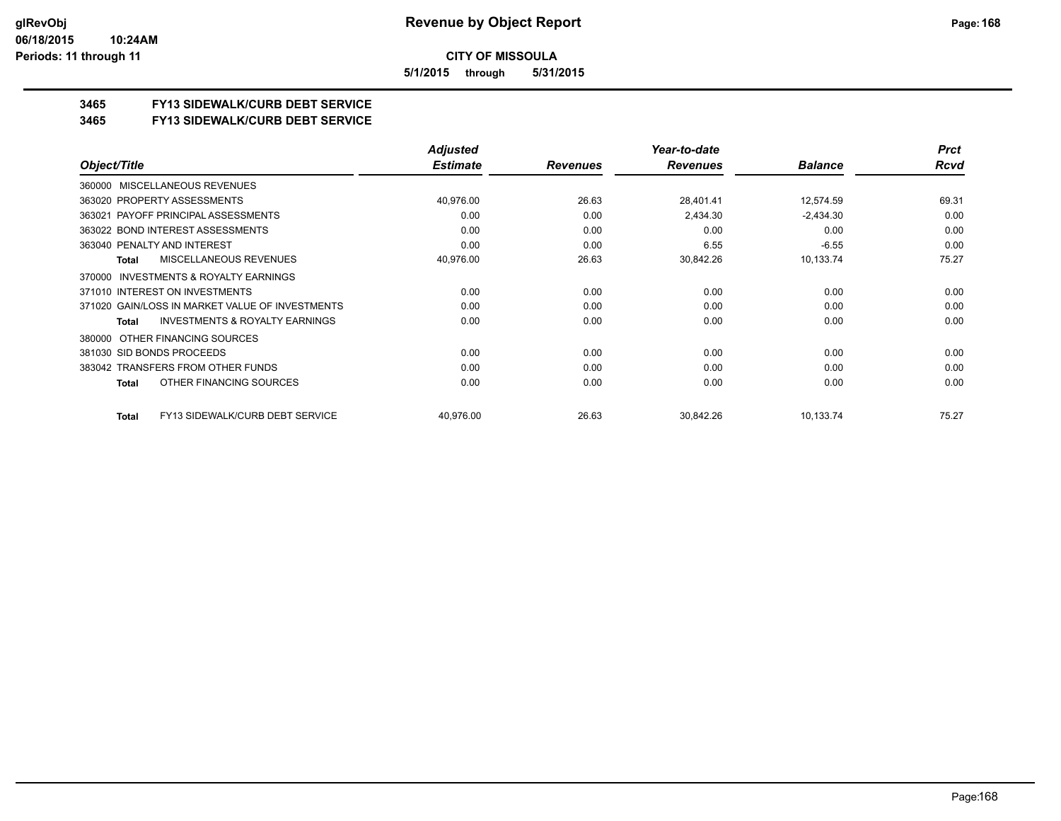**CITY OF MISSOULA**

**5/1/2015 through 5/31/2015**

## 3465 FY13 SIDEWALK/CURB DEBT SERVICE
## 3465 FY13 SIDEWALK/CURB DEBT SERVICE

| Object/Title | Adjusted Estimate | Revenues | Year-to-date Revenues | Balance | Prct Rcvd |
|---|---|---|---|---|---|
| 360000 MISCELLANEOUS REVENUES | | | | | |
| 363020 PROPERTY ASSESSMENTS | 40,976.00 | 26.63 | 28,401.41 | 12,574.59 | 69.31 |
| 363021 PAYOFF PRINCIPAL ASSESSMENTS | 0.00 | 0.00 | 2,434.30 | -2,434.30 | 0.00 |
| 363022 BOND INTEREST ASSESSMENTS | 0.00 | 0.00 | 0.00 | 0.00 | 0.00 |
| 363040 PENALTY AND INTEREST | 0.00 | 0.00 | 6.55 | -6.55 | 0.00 |
| **Total** MISCELLANEOUS REVENUES | 40,976.00 | 26.63 | 30,842.26 | 10,133.74 | 75.27 |
| 370000 INVESTMENTS & ROYALTY EARNINGS | | | | | |
| 371010 INTEREST ON INVESTMENTS | 0.00 | 0.00 | 0.00 | 0.00 | 0.00 |
| 371020 GAIN/LOSS IN MARKET VALUE OF INVESTMENTS | 0.00 | 0.00 | 0.00 | 0.00 | 0.00 |
| **Total** INVESTMENTS & ROYALTY EARNINGS | 0.00 | 0.00 | 0.00 | 0.00 | 0.00 |
| 380000 OTHER FINANCING SOURCES | | | | | |
| 381030 SID BONDS PROCEEDS | 0.00 | 0.00 | 0.00 | 0.00 | 0.00 |
| 383042 TRANSFERS FROM OTHER FUNDS | 0.00 | 0.00 | 0.00 | 0.00 | 0.00 |
| **Total** OTHER FINANCING SOURCES | 0.00 | 0.00 | 0.00 | 0.00 | 0.00 |
| **Total** FY13 SIDEWALK/CURB DEBT SERVICE | 40,976.00 | 26.63 | 30,842.26 | 10,133.74 | 75.27 |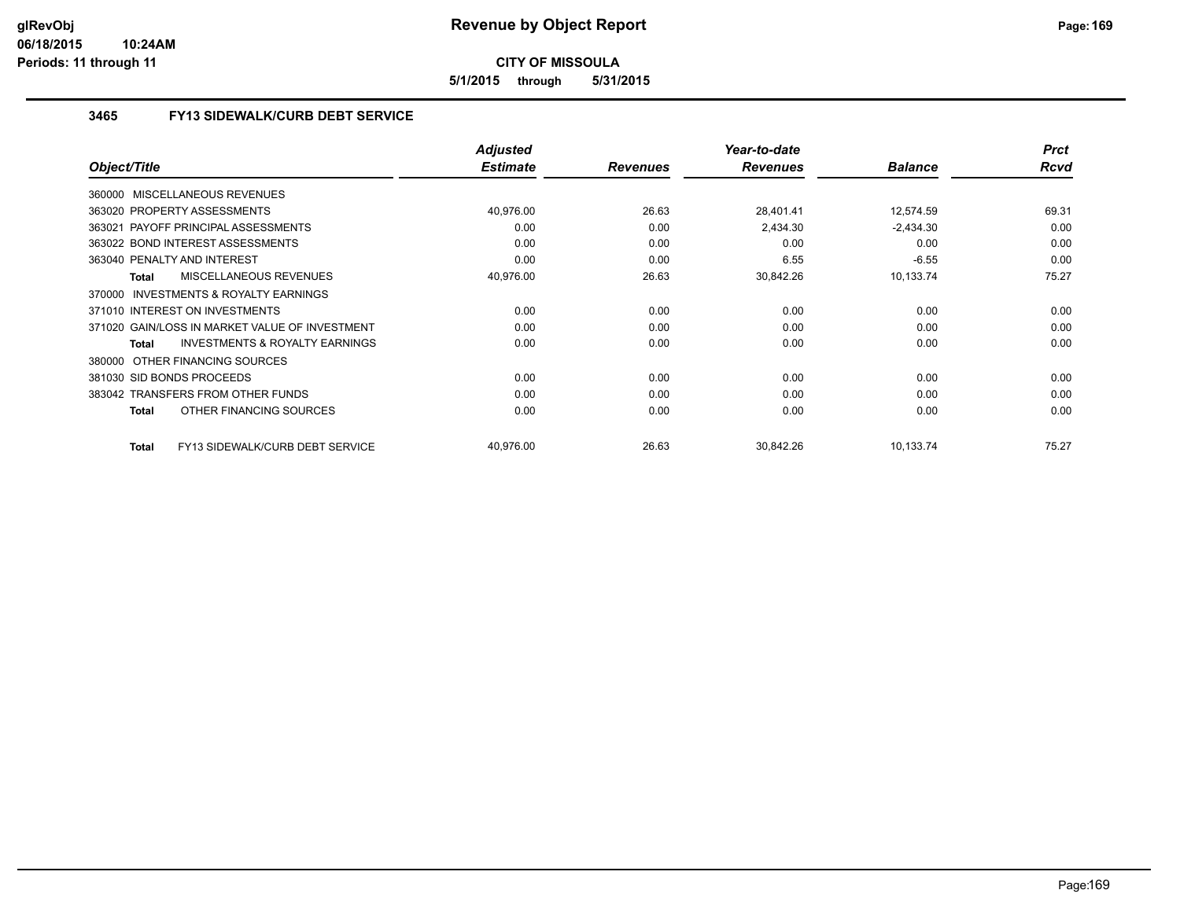**CITY OF MISSOULA**

**5/1/2015 through 5/31/2015**

### 3465 FY13 SIDEWALK/CURB DEBT SERVICE

| Object/Title | Adjusted Estimate | Revenues | Year-to-date Revenues | Balance | Prct Rcvd |
|---|---|---|---|---|---|
| 360000 MISCELLANEOUS REVENUES | | | | | |
| 363020 PROPERTY ASSESSMENTS | 40,976.00 | 26.63 | 28,401.41 | 12,574.59 | 69.31 |
| 363021 PAYOFF PRINCIPAL ASSESSMENTS | 0.00 | 0.00 | 2,434.30 | -2,434.30 | 0.00 |
| 363022 BOND INTEREST ASSESSMENTS | 0.00 | 0.00 | 0.00 | 0.00 | 0.00 |
| 363040 PENALTY AND INTEREST | 0.00 | 0.00 | 6.55 | -6.55 | 0.00 |
| **Total** MISCELLANEOUS REVENUES | 40,976.00 | 26.63 | 30,842.26 | 10,133.74 | 75.27 |
| 370000 INVESTMENTS & ROYALTY EARNINGS | | | | | |
| 371010 INTEREST ON INVESTMENTS | 0.00 | 0.00 | 0.00 | 0.00 | 0.00 |
| 371020 GAIN/LOSS IN MARKET VALUE OF INVESTMENT | 0.00 | 0.00 | 0.00 | 0.00 | 0.00 |
| **Total** INVESTMENTS & ROYALTY EARNINGS | 0.00 | 0.00 | 0.00 | 0.00 | 0.00 |
| 380000 OTHER FINANCING SOURCES | | | | | |
| 381030 SID BONDS PROCEEDS | 0.00 | 0.00 | 0.00 | 0.00 | 0.00 |
| 383042 TRANSFERS FROM OTHER FUNDS | 0.00 | 0.00 | 0.00 | 0.00 | 0.00 |
| **Total** OTHER FINANCING SOURCES | 0.00 | 0.00 | 0.00 | 0.00 | 0.00 |
| **Total** FY13 SIDEWALK/CURB DEBT SERVICE | 40,976.00 | 26.63 | 30,842.26 | 10,133.74 | 75.27 |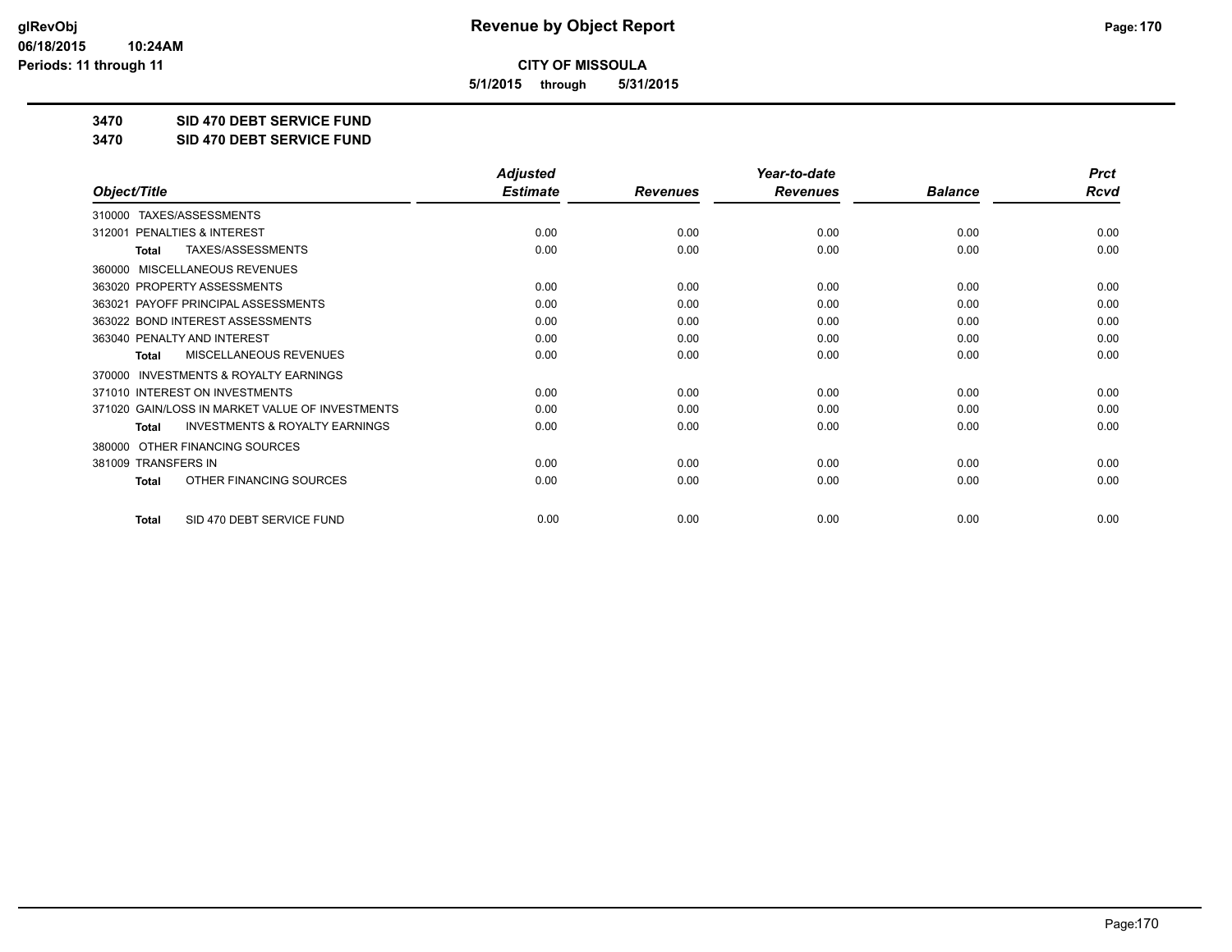# Revenue by Object Report

**CITY OF MISSOULA**

**5/1/2015 through 5/31/2015**

glRevObj
06/18/2015 10:24AM
Periods: 11 through 11

**3470 SID 470 DEBT SERVICE FUND**

**3470 SID 470 DEBT SERVICE FUND**

| Object/Title | Adjusted Estimate | Revenues | Year-to-date Revenues | Balance | Prct Rcvd |
|---|---|---|---|---|---|
| 310000 TAXES/ASSESSMENTS | | | | | |
| 312001 PENALTIES & INTEREST | 0.00 | 0.00 | 0.00 | 0.00 | 0.00 |
| **Total** TAXES/ASSESSMENTS | 0.00 | 0.00 | 0.00 | 0.00 | 0.00 |
| 360000 MISCELLANEOUS REVENUES | | | | | |
| 363020 PROPERTY ASSESSMENTS | 0.00 | 0.00 | 0.00 | 0.00 | 0.00 |
| 363021 PAYOFF PRINCIPAL ASSESSMENTS | 0.00 | 0.00 | 0.00 | 0.00 | 0.00 |
| 363022 BOND INTEREST ASSESSMENTS | 0.00 | 0.00 | 0.00 | 0.00 | 0.00 |
| 363040 PENALTY AND INTEREST | 0.00 | 0.00 | 0.00 | 0.00 | 0.00 |
| **Total** MISCELLANEOUS REVENUES | 0.00 | 0.00 | 0.00 | 0.00 | 0.00 |
| 370000 INVESTMENTS & ROYALTY EARNINGS | | | | | |
| 371010 INTEREST ON INVESTMENTS | 0.00 | 0.00 | 0.00 | 0.00 | 0.00 |
| 371020 GAIN/LOSS IN MARKET VALUE OF INVESTMENTS | 0.00 | 0.00 | 0.00 | 0.00 | 0.00 |
| **Total** INVESTMENTS & ROYALTY EARNINGS | 0.00 | 0.00 | 0.00 | 0.00 | 0.00 |
| 380000 OTHER FINANCING SOURCES | | | | | |
| 381009 TRANSFERS IN | 0.00 | 0.00 | 0.00 | 0.00 | 0.00 |
| **Total** OTHER FINANCING SOURCES | 0.00 | 0.00 | 0.00 | 0.00 | 0.00 |
| **Total** SID 470 DEBT SERVICE FUND | 0.00 | 0.00 | 0.00 | 0.00 | 0.00 |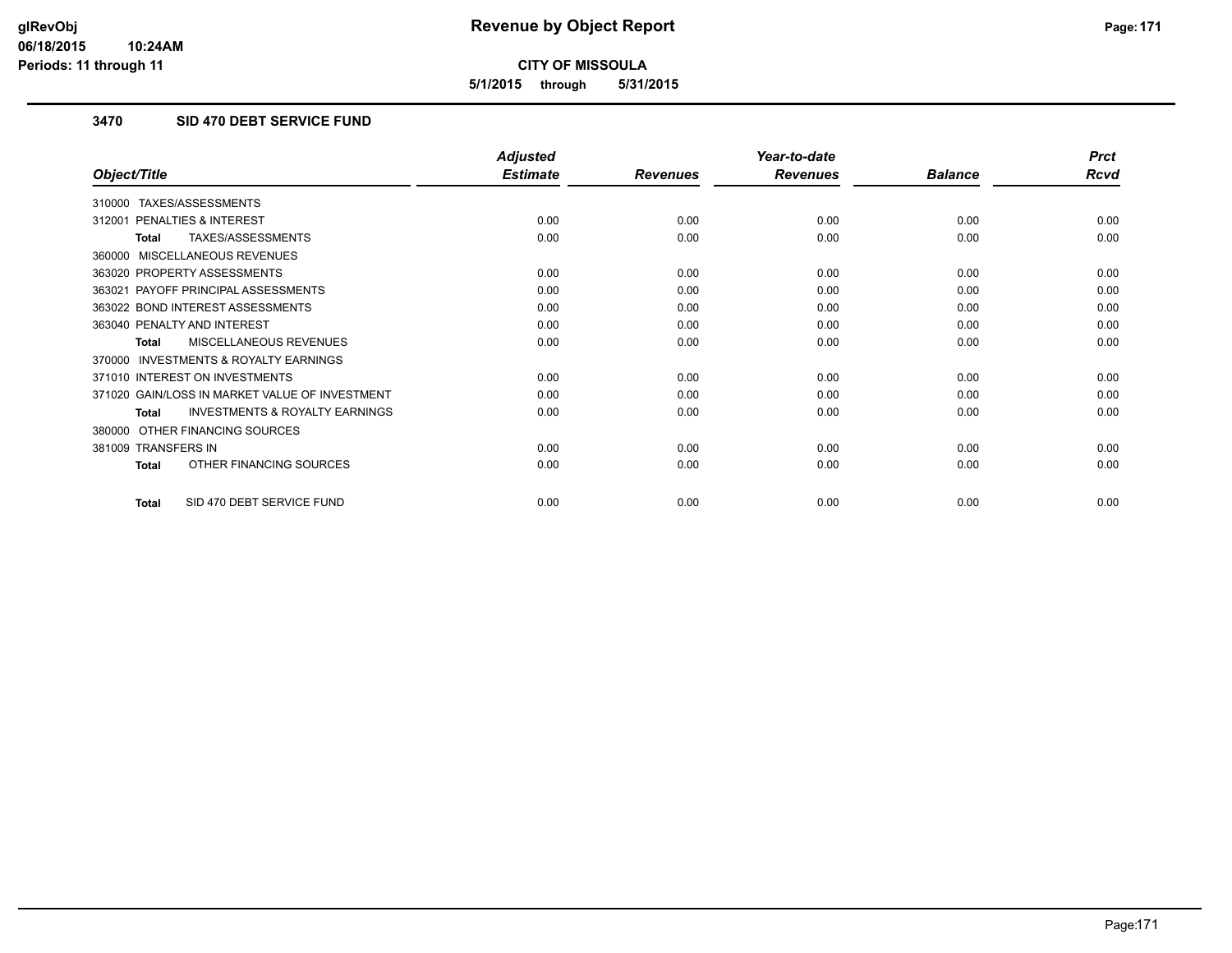# Revenue by Object Report

**CITY OF MISSOULA**

**5/1/2015 through 5/31/2015**

glRevObj
06/18/2015 10:24AM
Periods: 11 through 11

## 3470 SID 470 DEBT SERVICE FUND

| Object/Title | Adjusted Estimate | Revenues | Year-to-date Revenues | Balance | Prct Rcvd |
|---|---|---|---|---|---|
| 310000 TAXES/ASSESSMENTS | | | | | |
| 312001 PENALTIES & INTEREST | 0.00 | 0.00 | 0.00 | 0.00 | 0.00 |
| **Total** TAXES/ASSESSMENTS | 0.00 | 0.00 | 0.00 | 0.00 | 0.00 |
| 360000 MISCELLANEOUS REVENUES | | | | | |
| 363020 PROPERTY ASSESSMENTS | 0.00 | 0.00 | 0.00 | 0.00 | 0.00 |
| 363021 PAYOFF PRINCIPAL ASSESSMENTS | 0.00 | 0.00 | 0.00 | 0.00 | 0.00 |
| 363022 BOND INTEREST ASSESSMENTS | 0.00 | 0.00 | 0.00 | 0.00 | 0.00 |
| 363040 PENALTY AND INTEREST | 0.00 | 0.00 | 0.00 | 0.00 | 0.00 |
| **Total** MISCELLANEOUS REVENUES | 0.00 | 0.00 | 0.00 | 0.00 | 0.00 |
| 370000 INVESTMENTS & ROYALTY EARNINGS | | | | | |
| 371010 INTEREST ON INVESTMENTS | 0.00 | 0.00 | 0.00 | 0.00 | 0.00 |
| 371020 GAIN/LOSS IN MARKET VALUE OF INVESTMENT | 0.00 | 0.00 | 0.00 | 0.00 | 0.00 |
| **Total** INVESTMENTS & ROYALTY EARNINGS | 0.00 | 0.00 | 0.00 | 0.00 | 0.00 |
| 380000 OTHER FINANCING SOURCES | | | | | |
| 381009 TRANSFERS IN | 0.00 | 0.00 | 0.00 | 0.00 | 0.00 |
| **Total** OTHER FINANCING SOURCES | 0.00 | 0.00 | 0.00 | 0.00 | 0.00 |
| **Total** SID 470 DEBT SERVICE FUND | 0.00 | 0.00 | 0.00 | 0.00 | 0.00 |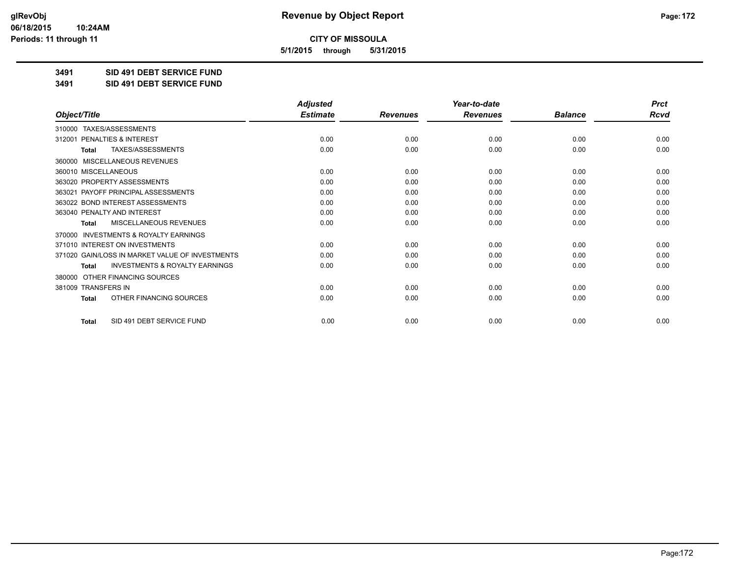**glRevObj**
**06/18/2015 10:24AM**
**Periods: 11 through 11**

# Revenue by Object Report

**CITY OF MISSOULA**

**5/1/2015 through 5/31/2015**

**3491 SID 491 DEBT SERVICE FUND**
**3491 SID 491 DEBT SERVICE FUND**

| Object/Title | Adjusted Estimate | Revenues | Year-to-date Revenues | Balance | Prct Rcvd |
|---|---|---|---|---|---|
| 310000 TAXES/ASSESSMENTS | | | | | |
| 312001 PENALTIES & INTEREST | 0.00 | 0.00 | 0.00 | 0.00 | 0.00 |
| **Total** TAXES/ASSESSMENTS | 0.00 | 0.00 | 0.00 | 0.00 | 0.00 |
| 360000 MISCELLANEOUS REVENUES | | | | | |
| 360010 MISCELLANEOUS | 0.00 | 0.00 | 0.00 | 0.00 | 0.00 |
| 363020 PROPERTY ASSESSMENTS | 0.00 | 0.00 | 0.00 | 0.00 | 0.00 |
| 363021 PAYOFF PRINCIPAL ASSESSMENTS | 0.00 | 0.00 | 0.00 | 0.00 | 0.00 |
| 363022 BOND INTEREST ASSESSMENTS | 0.00 | 0.00 | 0.00 | 0.00 | 0.00 |
| 363040 PENALTY AND INTEREST | 0.00 | 0.00 | 0.00 | 0.00 | 0.00 |
| **Total** MISCELLANEOUS REVENUES | 0.00 | 0.00 | 0.00 | 0.00 | 0.00 |
| 370000 INVESTMENTS & ROYALTY EARNINGS | | | | | |
| 371010 INTEREST ON INVESTMENTS | 0.00 | 0.00 | 0.00 | 0.00 | 0.00 |
| 371020 GAIN/LOSS IN MARKET VALUE OF INVESTMENTS | 0.00 | 0.00 | 0.00 | 0.00 | 0.00 |
| **Total** INVESTMENTS & ROYALTY EARNINGS | 0.00 | 0.00 | 0.00 | 0.00 | 0.00 |
| 380000 OTHER FINANCING SOURCES | | | | | |
| 381009 TRANSFERS IN | 0.00 | 0.00 | 0.00 | 0.00 | 0.00 |
| **Total** OTHER FINANCING SOURCES | 0.00 | 0.00 | 0.00 | 0.00 | 0.00 |
| **Total** SID 491 DEBT SERVICE FUND | 0.00 | 0.00 | 0.00 | 0.00 | 0.00 |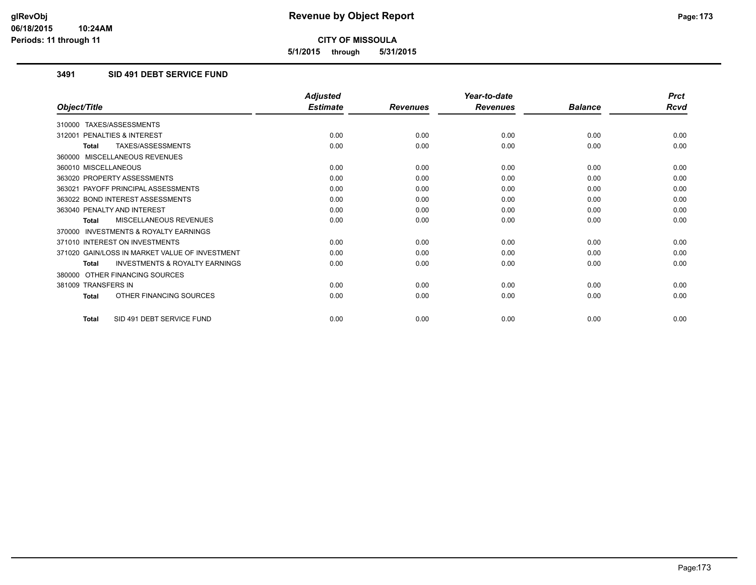# Revenue by Object Report

**CITY OF MISSOULA**

**5/1/2015 through 5/31/2015**

glRevObj
06/18/2015 10:24AM
Periods: 11 through 11

## 3491 SID 491 DEBT SERVICE FUND

| Object/Title | Adjusted Estimate | Revenues | Year-to-date Revenues | Balance | Prct Rcvd |
|---|---|---|---|---|---|
| 310000 TAXES/ASSESSMENTS | | | | | |
| 312001 PENALTIES & INTEREST | 0.00 | 0.00 | 0.00 | 0.00 | 0.00 |
| **Total** TAXES/ASSESSMENTS | 0.00 | 0.00 | 0.00 | 0.00 | 0.00 |
| 360000 MISCELLANEOUS REVENUES | | | | | |
| 360010 MISCELLANEOUS | 0.00 | 0.00 | 0.00 | 0.00 | 0.00 |
| 363020 PROPERTY ASSESSMENTS | 0.00 | 0.00 | 0.00 | 0.00 | 0.00 |
| 363021 PAYOFF PRINCIPAL ASSESSMENTS | 0.00 | 0.00 | 0.00 | 0.00 | 0.00 |
| 363022 BOND INTEREST ASSESSMENTS | 0.00 | 0.00 | 0.00 | 0.00 | 0.00 |
| 363040 PENALTY AND INTEREST | 0.00 | 0.00 | 0.00 | 0.00 | 0.00 |
| **Total** MISCELLANEOUS REVENUES | 0.00 | 0.00 | 0.00 | 0.00 | 0.00 |
| 370000 INVESTMENTS & ROYALTY EARNINGS | | | | | |
| 371010 INTEREST ON INVESTMENTS | 0.00 | 0.00 | 0.00 | 0.00 | 0.00 |
| 371020 GAIN/LOSS IN MARKET VALUE OF INVESTMENT | 0.00 | 0.00 | 0.00 | 0.00 | 0.00 |
| **Total** INVESTMENTS & ROYALTY EARNINGS | 0.00 | 0.00 | 0.00 | 0.00 | 0.00 |
| 380000 OTHER FINANCING SOURCES | | | | | |
| 381009 TRANSFERS IN | 0.00 | 0.00 | 0.00 | 0.00 | 0.00 |
| **Total** OTHER FINANCING SOURCES | 0.00 | 0.00 | 0.00 | 0.00 | 0.00 |
| **Total** SID 491 DEBT SERVICE FUND | 0.00 | 0.00 | 0.00 | 0.00 | 0.00 |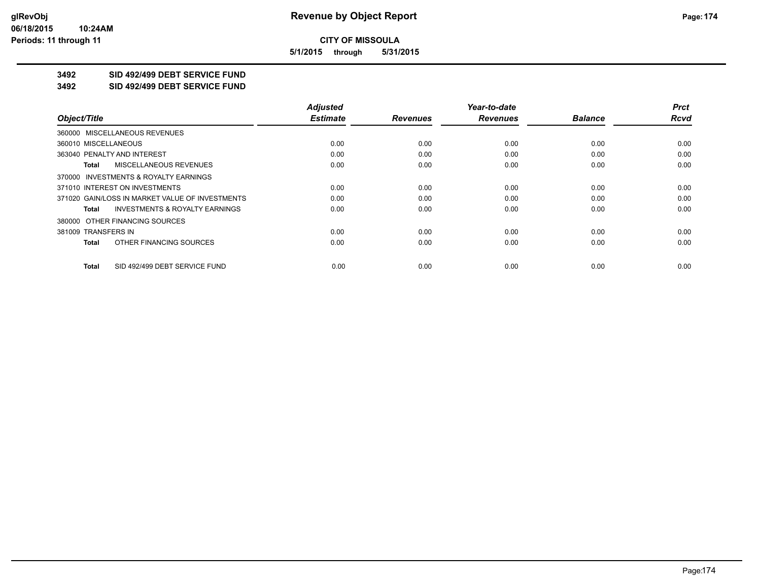**CITY OF MISSOULA**

**5/1/2015 through 5/31/2015**

# Revenue by Object Report

**3492 SID 492/499 DEBT SERVICE FUND**

**3492 SID 492/499 DEBT SERVICE FUND**

| Object/Title | Adjusted Estimate | Revenues | Year-to-date Revenues | Balance | Prct Rcvd |
|---|---|---|---|---|---|
| 360000 MISCELLANEOUS REVENUES | | | | | |
| 360010 MISCELLANEOUS | 0.00 | 0.00 | 0.00 | 0.00 | 0.00 |
| 363040 PENALTY AND INTEREST | 0.00 | 0.00 | 0.00 | 0.00 | 0.00 |
| **Total** MISCELLANEOUS REVENUES | 0.00 | 0.00 | 0.00 | 0.00 | 0.00 |
| 370000 INVESTMENTS & ROYALTY EARNINGS | | | | | |
| 371010 INTEREST ON INVESTMENTS | 0.00 | 0.00 | 0.00 | 0.00 | 0.00 |
| 371020 GAIN/LOSS IN MARKET VALUE OF INVESTMENTS | 0.00 | 0.00 | 0.00 | 0.00 | 0.00 |
| **Total** INVESTMENTS & ROYALTY EARNINGS | 0.00 | 0.00 | 0.00 | 0.00 | 0.00 |
| 380000 OTHER FINANCING SOURCES | | | | | |
| 381009 TRANSFERS IN | 0.00 | 0.00 | 0.00 | 0.00 | 0.00 |
| **Total** OTHER FINANCING SOURCES | 0.00 | 0.00 | 0.00 | 0.00 | 0.00 |
| **Total** SID 492/499 DEBT SERVICE FUND | 0.00 | 0.00 | 0.00 | 0.00 | 0.00 |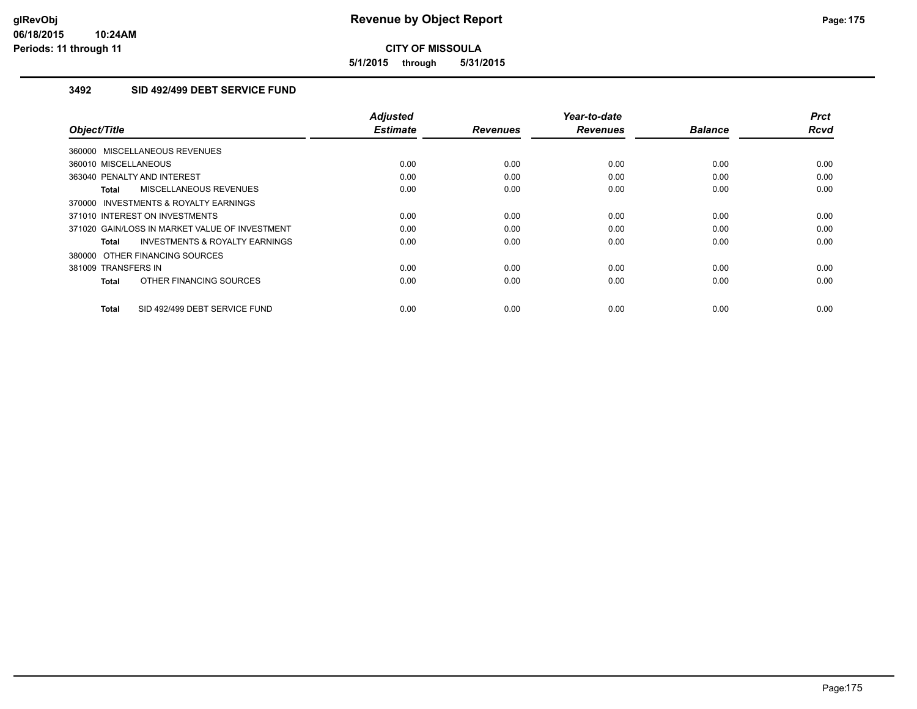# Revenue by Object Report

**CITY OF MISSOULA**

**5/1/2015 through 5/31/2015**

glRevObj
06/18/2015 10:24AM
Periods: 11 through 11

## 3492 SID 492/499 DEBT SERVICE FUND

| Object/Title | Adjusted Estimate | Revenues | Year-to-date Revenues | Balance | Prct Rcvd |
|---|---|---|---|---|---|
| 360000 MISCELLANEOUS REVENUES | | | | | |
| 360010 MISCELLANEOUS | 0.00 | 0.00 | 0.00 | 0.00 | 0.00 |
| 363040 PENALTY AND INTEREST | 0.00 | 0.00 | 0.00 | 0.00 | 0.00 |
| **Total** MISCELLANEOUS REVENUES | 0.00 | 0.00 | 0.00 | 0.00 | 0.00 |
| 370000 INVESTMENTS & ROYALTY EARNINGS | | | | | |
| 371010 INTEREST ON INVESTMENTS | 0.00 | 0.00 | 0.00 | 0.00 | 0.00 |
| 371020 GAIN/LOSS IN MARKET VALUE OF INVESTMENT | 0.00 | 0.00 | 0.00 | 0.00 | 0.00 |
| **Total** INVESTMENTS & ROYALTY EARNINGS | 0.00 | 0.00 | 0.00 | 0.00 | 0.00 |
| 380000 OTHER FINANCING SOURCES | | | | | |
| 381009 TRANSFERS IN | 0.00 | 0.00 | 0.00 | 0.00 | 0.00 |
| **Total** OTHER FINANCING SOURCES | 0.00 | 0.00 | 0.00 | 0.00 | 0.00 |
| **Total** SID 492/499 DEBT SERVICE FUND | 0.00 | 0.00 | 0.00 | 0.00 | 0.00 |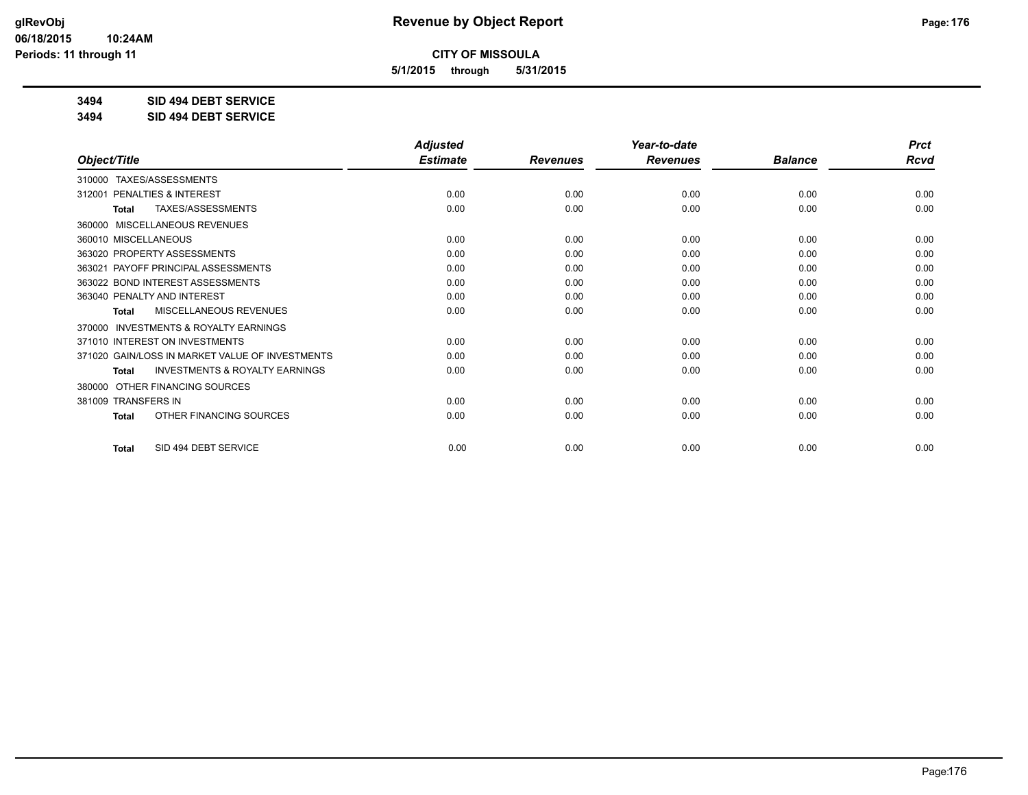**CITY OF MISSOULA**

**5/1/2015 through 5/31/2015**

**3494 SID 494 DEBT SERVICE**

**3494 SID 494 DEBT SERVICE**

| Object/Title | Adjusted Estimate | Revenues | Year-to-date Revenues | Balance | Prct Rcvd |
|---|---|---|---|---|---|
| 310000 TAXES/ASSESSMENTS | | | | | |
| 312001 PENALTIES & INTEREST | 0.00 | 0.00 | 0.00 | 0.00 | 0.00 |
| **Total** TAXES/ASSESSMENTS | 0.00 | 0.00 | 0.00 | 0.00 | 0.00 |
| 360000 MISCELLANEOUS REVENUES | | | | | |
| 360010 MISCELLANEOUS | 0.00 | 0.00 | 0.00 | 0.00 | 0.00 |
| 363020 PROPERTY ASSESSMENTS | 0.00 | 0.00 | 0.00 | 0.00 | 0.00 |
| 363021 PAYOFF PRINCIPAL ASSESSMENTS | 0.00 | 0.00 | 0.00 | 0.00 | 0.00 |
| 363022 BOND INTEREST ASSESSMENTS | 0.00 | 0.00 | 0.00 | 0.00 | 0.00 |
| 363040 PENALTY AND INTEREST | 0.00 | 0.00 | 0.00 | 0.00 | 0.00 |
| **Total** MISCELLANEOUS REVENUES | 0.00 | 0.00 | 0.00 | 0.00 | 0.00 |
| 370000 INVESTMENTS & ROYALTY EARNINGS | | | | | |
| 371010 INTEREST ON INVESTMENTS | 0.00 | 0.00 | 0.00 | 0.00 | 0.00 |
| 371020 GAIN/LOSS IN MARKET VALUE OF INVESTMENTS | 0.00 | 0.00 | 0.00 | 0.00 | 0.00 |
| **Total** INVESTMENTS & ROYALTY EARNINGS | 0.00 | 0.00 | 0.00 | 0.00 | 0.00 |
| 380000 OTHER FINANCING SOURCES | | | | | |
| 381009 TRANSFERS IN | 0.00 | 0.00 | 0.00 | 0.00 | 0.00 |
| **Total** OTHER FINANCING SOURCES | 0.00 | 0.00 | 0.00 | 0.00 | 0.00 |
| **Total** SID 494 DEBT SERVICE | 0.00 | 0.00 | 0.00 | 0.00 | 0.00 |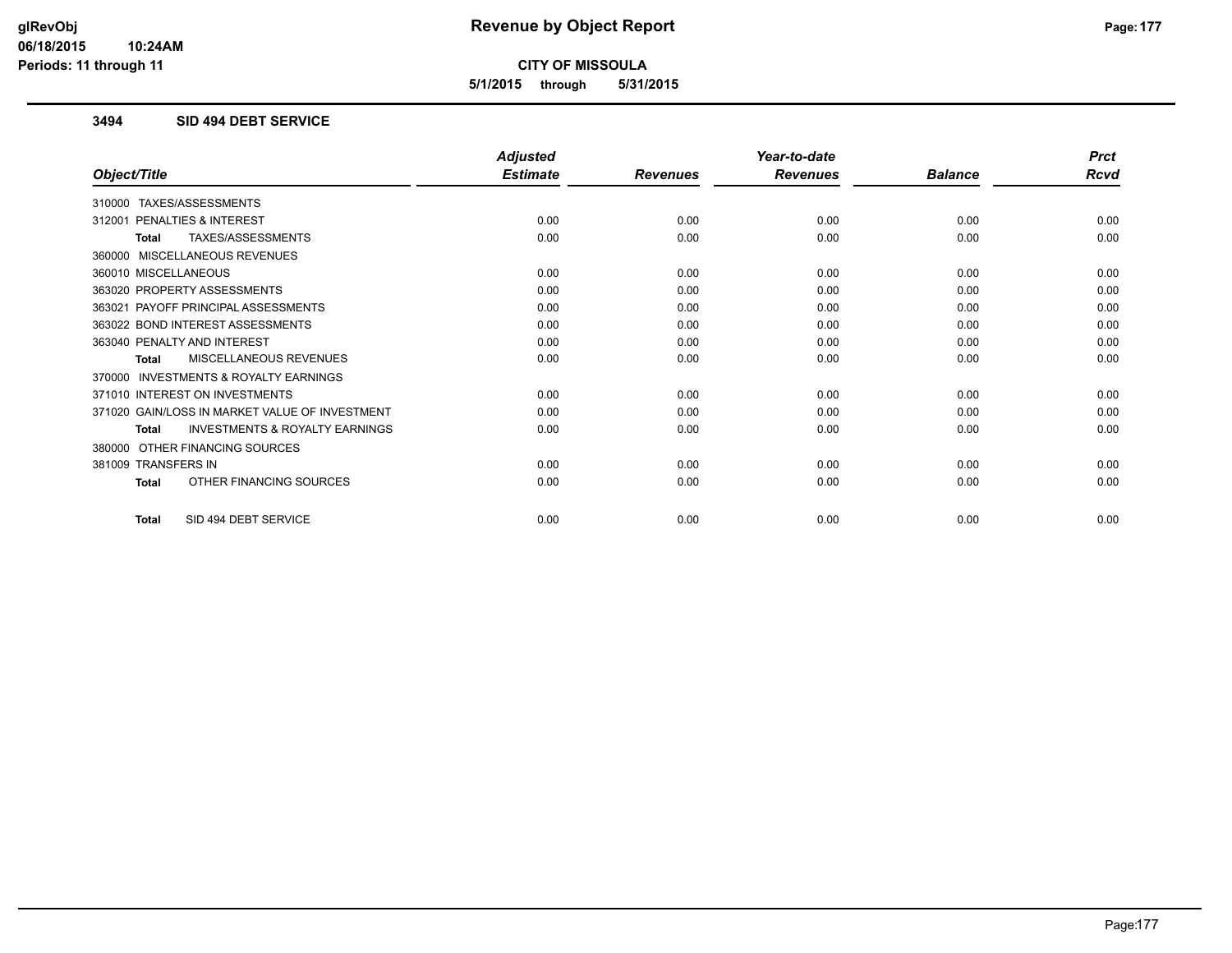**CITY OF MISSOULA**

**5/1/2015 through 5/31/2015**

### 3494 SID 494 DEBT SERVICE

| Object/Title | Adjusted Estimate | Revenues | Year-to-date Revenues | Balance | Prct Rcvd |
|---|---|---|---|---|---|
| 310000 TAXES/ASSESSMENTS | | | | | |
| 312001 PENALTIES & INTEREST | 0.00 | 0.00 | 0.00 | 0.00 | 0.00 |
| **Total** TAXES/ASSESSMENTS | 0.00 | 0.00 | 0.00 | 0.00 | 0.00 |
| 360000 MISCELLANEOUS REVENUES | | | | | |
| 360010 MISCELLANEOUS | 0.00 | 0.00 | 0.00 | 0.00 | 0.00 |
| 363020 PROPERTY ASSESSMENTS | 0.00 | 0.00 | 0.00 | 0.00 | 0.00 |
| 363021 PAYOFF PRINCIPAL ASSESSMENTS | 0.00 | 0.00 | 0.00 | 0.00 | 0.00 |
| 363022 BOND INTEREST ASSESSMENTS | 0.00 | 0.00 | 0.00 | 0.00 | 0.00 |
| 363040 PENALTY AND INTEREST | 0.00 | 0.00 | 0.00 | 0.00 | 0.00 |
| **Total** MISCELLANEOUS REVENUES | 0.00 | 0.00 | 0.00 | 0.00 | 0.00 |
| 370000 INVESTMENTS & ROYALTY EARNINGS | | | | | |
| 371010 INTEREST ON INVESTMENTS | 0.00 | 0.00 | 0.00 | 0.00 | 0.00 |
| 371020 GAIN/LOSS IN MARKET VALUE OF INVESTMENT | 0.00 | 0.00 | 0.00 | 0.00 | 0.00 |
| **Total** INVESTMENTS & ROYALTY EARNINGS | 0.00 | 0.00 | 0.00 | 0.00 | 0.00 |
| 380000 OTHER FINANCING SOURCES | | | | | |
| 381009 TRANSFERS IN | 0.00 | 0.00 | 0.00 | 0.00 | 0.00 |
| **Total** OTHER FINANCING SOURCES | 0.00 | 0.00 | 0.00 | 0.00 | 0.00 |
| **Total** SID 494 DEBT SERVICE | 0.00 | 0.00 | 0.00 | 0.00 | 0.00 |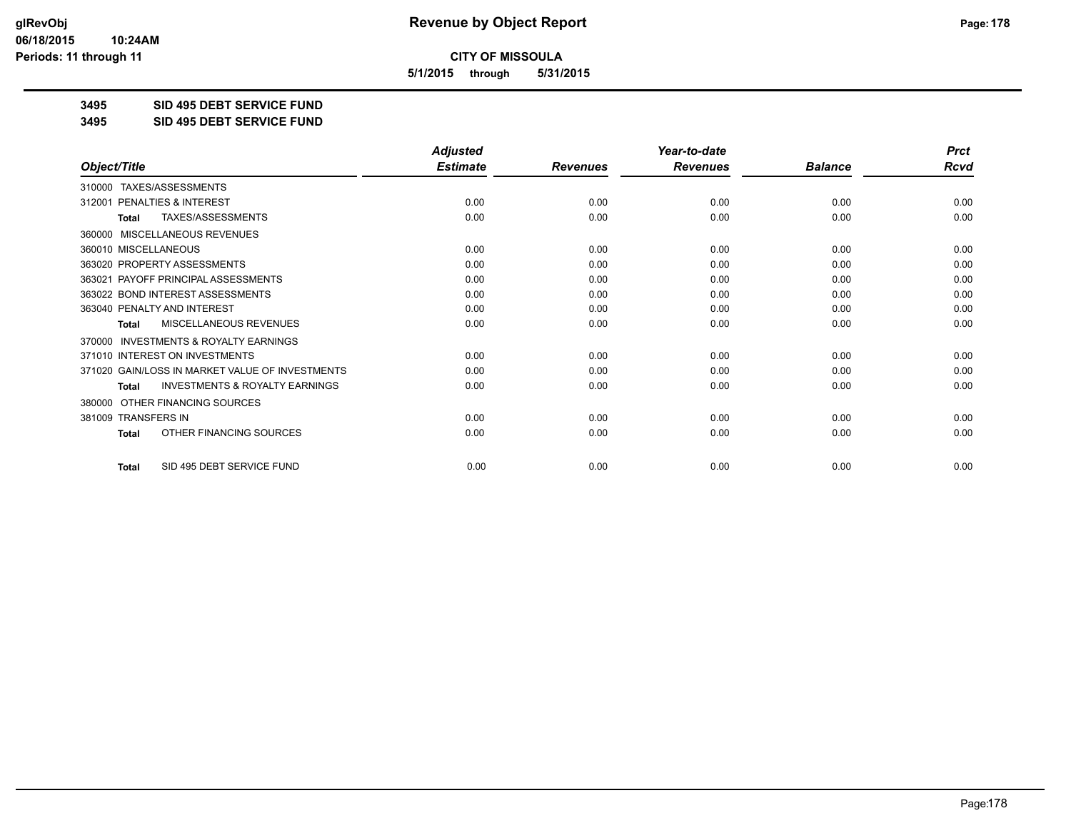**CITY OF MISSOULA**

**5/1/2015 through 5/31/2015**

**3495 SID 495 DEBT SERVICE FUND**

**3495 SID 495 DEBT SERVICE FUND**

| Object/Title | Adjusted Estimate | Revenues | Year-to-date Revenues | Balance | Prct Rcvd |
|---|---|---|---|---|---|
| 310000 TAXES/ASSESSMENTS | | | | | |
| 312001 PENALTIES & INTEREST | 0.00 | 0.00 | 0.00 | 0.00 | 0.00 |
| **Total** TAXES/ASSESSMENTS | 0.00 | 0.00 | 0.00 | 0.00 | 0.00 |
| 360000 MISCELLANEOUS REVENUES | | | | | |
| 360010 MISCELLANEOUS | 0.00 | 0.00 | 0.00 | 0.00 | 0.00 |
| 363020 PROPERTY ASSESSMENTS | 0.00 | 0.00 | 0.00 | 0.00 | 0.00 |
| 363021 PAYOFF PRINCIPAL ASSESSMENTS | 0.00 | 0.00 | 0.00 | 0.00 | 0.00 |
| 363022 BOND INTEREST ASSESSMENTS | 0.00 | 0.00 | 0.00 | 0.00 | 0.00 |
| 363040 PENALTY AND INTEREST | 0.00 | 0.00 | 0.00 | 0.00 | 0.00 |
| **Total** MISCELLANEOUS REVENUES | 0.00 | 0.00 | 0.00 | 0.00 | 0.00 |
| 370000 INVESTMENTS & ROYALTY EARNINGS | | | | | |
| 371010 INTEREST ON INVESTMENTS | 0.00 | 0.00 | 0.00 | 0.00 | 0.00 |
| 371020 GAIN/LOSS IN MARKET VALUE OF INVESTMENTS | 0.00 | 0.00 | 0.00 | 0.00 | 0.00 |
| **Total** INVESTMENTS & ROYALTY EARNINGS | 0.00 | 0.00 | 0.00 | 0.00 | 0.00 |
| 380000 OTHER FINANCING SOURCES | | | | | |
| 381009 TRANSFERS IN | 0.00 | 0.00 | 0.00 | 0.00 | 0.00 |
| **Total** OTHER FINANCING SOURCES | 0.00 | 0.00 | 0.00 | 0.00 | 0.00 |
| **Total** SID 495 DEBT SERVICE FUND | 0.00 | 0.00 | 0.00 | 0.00 | 0.00 |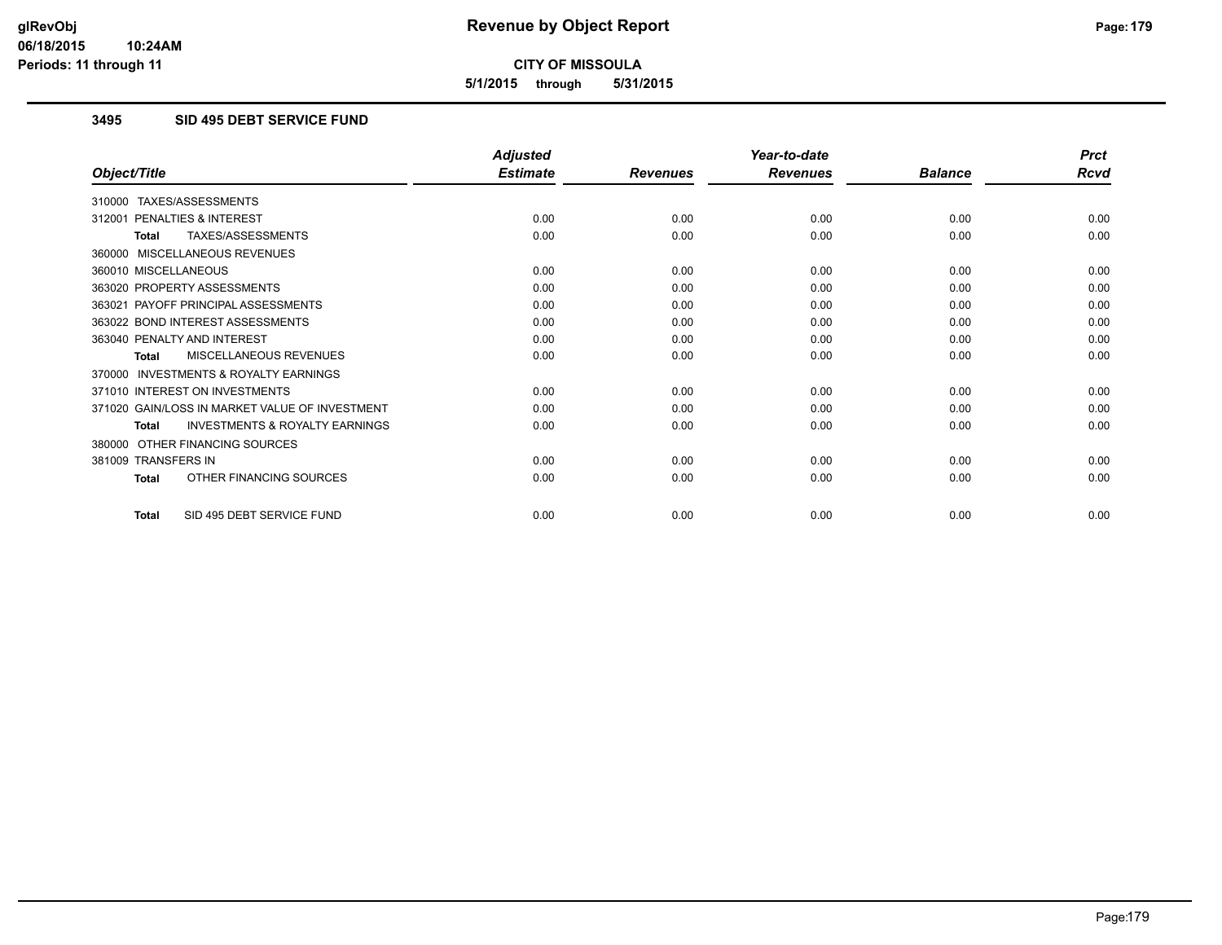# Revenue by Object Report

**CITY OF MISSOULA**

**5/1/2015 through 5/31/2015**

glRevObj
06/18/2015 10:24AM
Periods: 11 through 11

### 3495 SID 495 DEBT SERVICE FUND

| Object/Title | Adjusted Estimate | Revenues | Year-to-date Revenues | Balance | Prct Rcvd |
|---|---|---|---|---|---|
| 310000 TAXES/ASSESSMENTS | | | | | |
| 312001 PENALTIES & INTEREST | 0.00 | 0.00 | 0.00 | 0.00 | 0.00 |
| **Total** TAXES/ASSESSMENTS | 0.00 | 0.00 | 0.00 | 0.00 | 0.00 |
| 360000 MISCELLANEOUS REVENUES | | | | | |
| 360010 MISCELLANEOUS | 0.00 | 0.00 | 0.00 | 0.00 | 0.00 |
| 363020 PROPERTY ASSESSMENTS | 0.00 | 0.00 | 0.00 | 0.00 | 0.00 |
| 363021 PAYOFF PRINCIPAL ASSESSMENTS | 0.00 | 0.00 | 0.00 | 0.00 | 0.00 |
| 363022 BOND INTEREST ASSESSMENTS | 0.00 | 0.00 | 0.00 | 0.00 | 0.00 |
| 363040 PENALTY AND INTEREST | 0.00 | 0.00 | 0.00 | 0.00 | 0.00 |
| **Total** MISCELLANEOUS REVENUES | 0.00 | 0.00 | 0.00 | 0.00 | 0.00 |
| 370000 INVESTMENTS & ROYALTY EARNINGS | | | | | |
| 371010 INTEREST ON INVESTMENTS | 0.00 | 0.00 | 0.00 | 0.00 | 0.00 |
| 371020 GAIN/LOSS IN MARKET VALUE OF INVESTMENT | 0.00 | 0.00 | 0.00 | 0.00 | 0.00 |
| **Total** INVESTMENTS & ROYALTY EARNINGS | 0.00 | 0.00 | 0.00 | 0.00 | 0.00 |
| 380000 OTHER FINANCING SOURCES | | | | | |
| 381009 TRANSFERS IN | 0.00 | 0.00 | 0.00 | 0.00 | 0.00 |
| **Total** OTHER FINANCING SOURCES | 0.00 | 0.00 | 0.00 | 0.00 | 0.00 |
| **Total** SID 495 DEBT SERVICE FUND | 0.00 | 0.00 | 0.00 | 0.00 | 0.00 |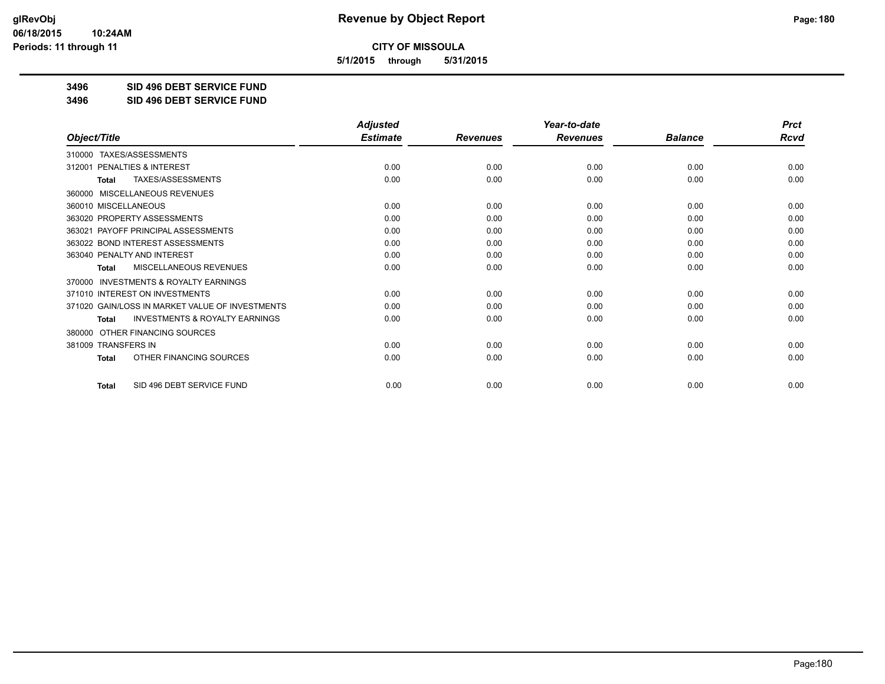# CITY OF MISSOULA

**5/1/2015 through 5/31/2015**

## 3496 SID 496 DEBT SERVICE FUND
## 3496 SID 496 DEBT SERVICE FUND

| Object/Title | Adjusted Estimate | Revenues | Year-to-date Revenues | Balance | Prct Rcvd |
|---|---|---|---|---|---|
| 310000 TAXES/ASSESSMENTS | | | | | |
| 312001 PENALTIES & INTEREST | 0.00 | 0.00 | 0.00 | 0.00 | 0.00 |
| **Total** TAXES/ASSESSMENTS | 0.00 | 0.00 | 0.00 | 0.00 | 0.00 |
| 360000 MISCELLANEOUS REVENUES | | | | | |
| 360010 MISCELLANEOUS | 0.00 | 0.00 | 0.00 | 0.00 | 0.00 |
| 363020 PROPERTY ASSESSMENTS | 0.00 | 0.00 | 0.00 | 0.00 | 0.00 |
| 363021 PAYOFF PRINCIPAL ASSESSMENTS | 0.00 | 0.00 | 0.00 | 0.00 | 0.00 |
| 363022 BOND INTEREST ASSESSMENTS | 0.00 | 0.00 | 0.00 | 0.00 | 0.00 |
| 363040 PENALTY AND INTEREST | 0.00 | 0.00 | 0.00 | 0.00 | 0.00 |
| **Total** MISCELLANEOUS REVENUES | 0.00 | 0.00 | 0.00 | 0.00 | 0.00 |
| 370000 INVESTMENTS & ROYALTY EARNINGS | | | | | |
| 371010 INTEREST ON INVESTMENTS | 0.00 | 0.00 | 0.00 | 0.00 | 0.00 |
| 371020 GAIN/LOSS IN MARKET VALUE OF INVESTMENTS | 0.00 | 0.00 | 0.00 | 0.00 | 0.00 |
| **Total** INVESTMENTS & ROYALTY EARNINGS | 0.00 | 0.00 | 0.00 | 0.00 | 0.00 |
| 380000 OTHER FINANCING SOURCES | | | | | |
| 381009 TRANSFERS IN | 0.00 | 0.00 | 0.00 | 0.00 | 0.00 |
| **Total** OTHER FINANCING SOURCES | 0.00 | 0.00 | 0.00 | 0.00 | 0.00 |
| **Total** SID 496 DEBT SERVICE FUND | 0.00 | 0.00 | 0.00 | 0.00 | 0.00 |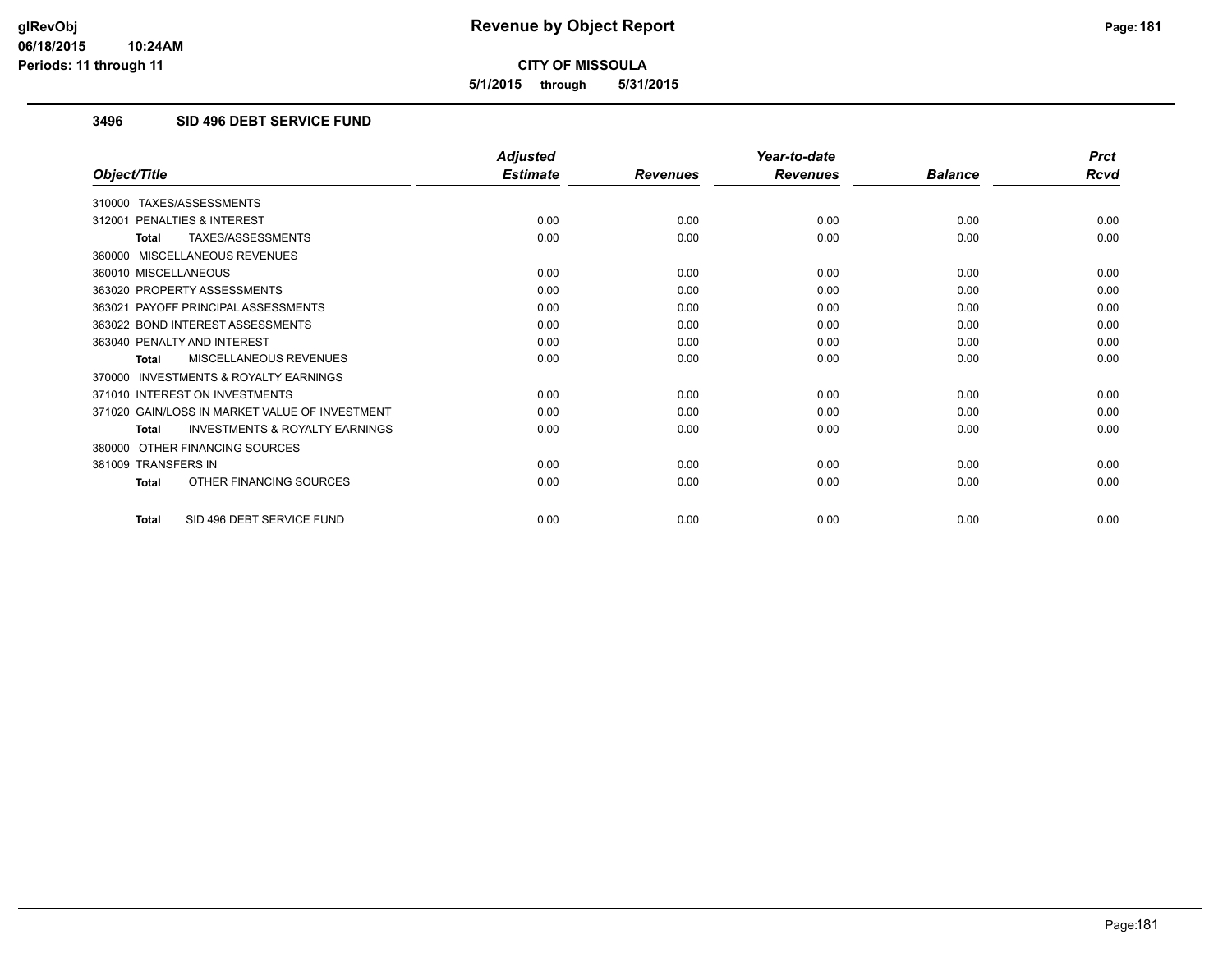# Revenue by Object Report

**CITY OF MISSOULA**

**5/1/2015 through 5/31/2015**

glRevObj
06/18/2015 10:24AM
Periods: 11 through 11

### 3496 SID 496 DEBT SERVICE FUND

| Object/Title | Adjusted Estimate | Revenues | Year-to-date Revenues | Balance | Prct Rcvd |
|---|---|---|---|---|---|
| 310000 TAXES/ASSESSMENTS | | | | | |
| 312001 PENALTIES & INTEREST | 0.00 | 0.00 | 0.00 | 0.00 | 0.00 |
| **Total** TAXES/ASSESSMENTS | 0.00 | 0.00 | 0.00 | 0.00 | 0.00 |
| 360000 MISCELLANEOUS REVENUES | | | | | |
| 360010 MISCELLANEOUS | 0.00 | 0.00 | 0.00 | 0.00 | 0.00 |
| 363020 PROPERTY ASSESSMENTS | 0.00 | 0.00 | 0.00 | 0.00 | 0.00 |
| 363021 PAYOFF PRINCIPAL ASSESSMENTS | 0.00 | 0.00 | 0.00 | 0.00 | 0.00 |
| 363022 BOND INTEREST ASSESSMENTS | 0.00 | 0.00 | 0.00 | 0.00 | 0.00 |
| 363040 PENALTY AND INTEREST | 0.00 | 0.00 | 0.00 | 0.00 | 0.00 |
| **Total** MISCELLANEOUS REVENUES | 0.00 | 0.00 | 0.00 | 0.00 | 0.00 |
| 370000 INVESTMENTS & ROYALTY EARNINGS | | | | | |
| 371010 INTEREST ON INVESTMENTS | 0.00 | 0.00 | 0.00 | 0.00 | 0.00 |
| 371020 GAIN/LOSS IN MARKET VALUE OF INVESTMENT | 0.00 | 0.00 | 0.00 | 0.00 | 0.00 |
| **Total** INVESTMENTS & ROYALTY EARNINGS | 0.00 | 0.00 | 0.00 | 0.00 | 0.00 |
| 380000 OTHER FINANCING SOURCES | | | | | |
| 381009 TRANSFERS IN | 0.00 | 0.00 | 0.00 | 0.00 | 0.00 |
| **Total** OTHER FINANCING SOURCES | 0.00 | 0.00 | 0.00 | 0.00 | 0.00 |
| **Total** SID 496 DEBT SERVICE FUND | 0.00 | 0.00 | 0.00 | 0.00 | 0.00 |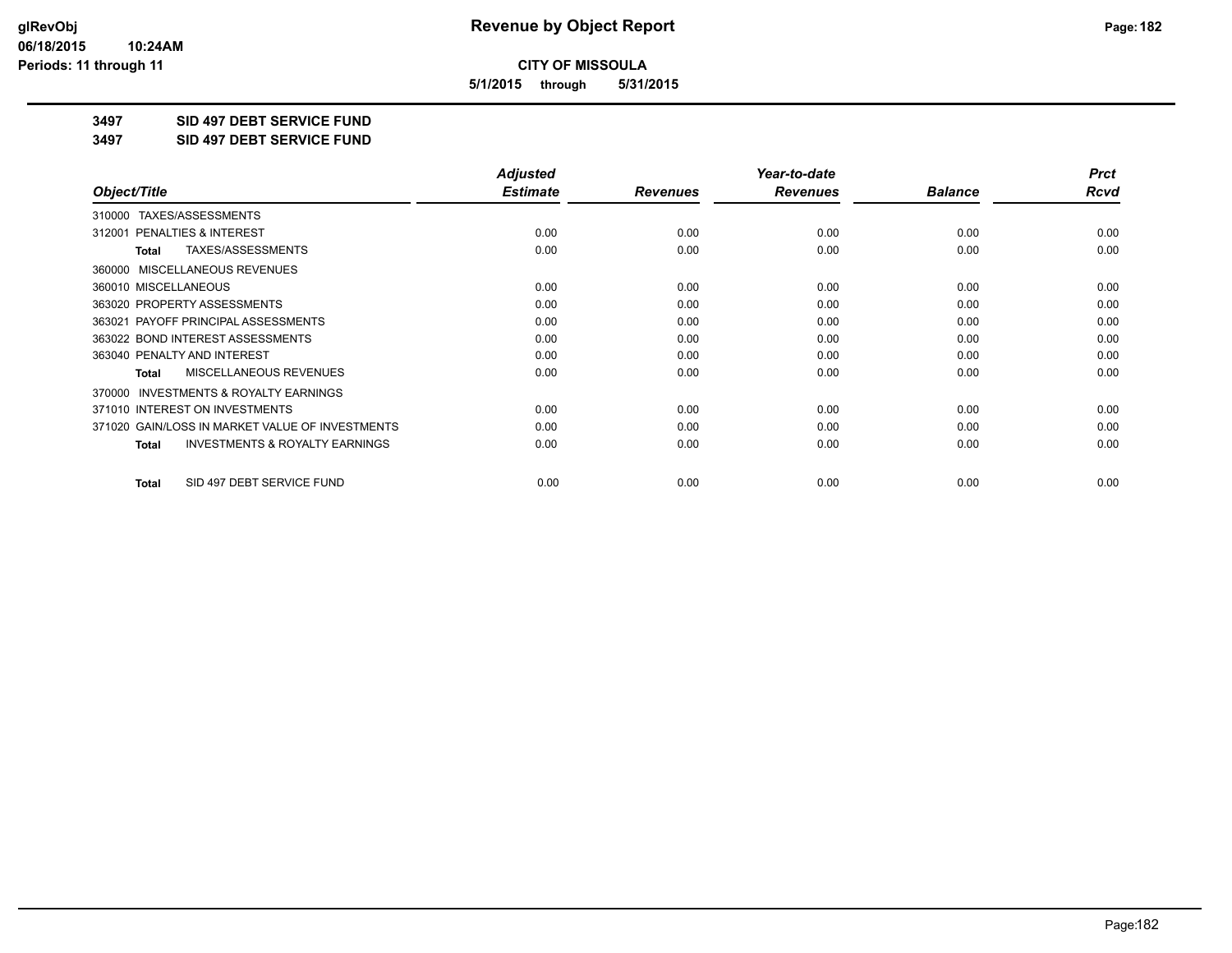# Revenue by Object Report

**CITY OF MISSOULA**

**5/1/2015 through 5/31/2015**

glRevObj
06/18/2015 10:24AM
Periods: 11 through 11

**3497 SID 497 DEBT SERVICE FUND**

**3497 SID 497 DEBT SERVICE FUND**

| Object/Title | Adjusted Estimate | Revenues | Year-to-date Revenues | Balance | Prct Rcvd |
|---|---|---|---|---|---|
| 310000 TAXES/ASSESSMENTS | | | | | |
| 312001 PENALTIES & INTEREST | 0.00 | 0.00 | 0.00 | 0.00 | 0.00 |
| **Total** TAXES/ASSESSMENTS | 0.00 | 0.00 | 0.00 | 0.00 | 0.00 |
| 360000 MISCELLANEOUS REVENUES | | | | | |
| 360010 MISCELLANEOUS | 0.00 | 0.00 | 0.00 | 0.00 | 0.00 |
| 363020 PROPERTY ASSESSMENTS | 0.00 | 0.00 | 0.00 | 0.00 | 0.00 |
| 363021 PAYOFF PRINCIPAL ASSESSMENTS | 0.00 | 0.00 | 0.00 | 0.00 | 0.00 |
| 363022 BOND INTEREST ASSESSMENTS | 0.00 | 0.00 | 0.00 | 0.00 | 0.00 |
| 363040 PENALTY AND INTEREST | 0.00 | 0.00 | 0.00 | 0.00 | 0.00 |
| **Total** MISCELLANEOUS REVENUES | 0.00 | 0.00 | 0.00 | 0.00 | 0.00 |
| 370000 INVESTMENTS & ROYALTY EARNINGS | | | | | |
| 371010 INTEREST ON INVESTMENTS | 0.00 | 0.00 | 0.00 | 0.00 | 0.00 |
| 371020 GAIN/LOSS IN MARKET VALUE OF INVESTMENTS | 0.00 | 0.00 | 0.00 | 0.00 | 0.00 |
| **Total** INVESTMENTS & ROYALTY EARNINGS | 0.00 | 0.00 | 0.00 | 0.00 | 0.00 |
| **Total** SID 497 DEBT SERVICE FUND | 0.00 | 0.00 | 0.00 | 0.00 | 0.00 |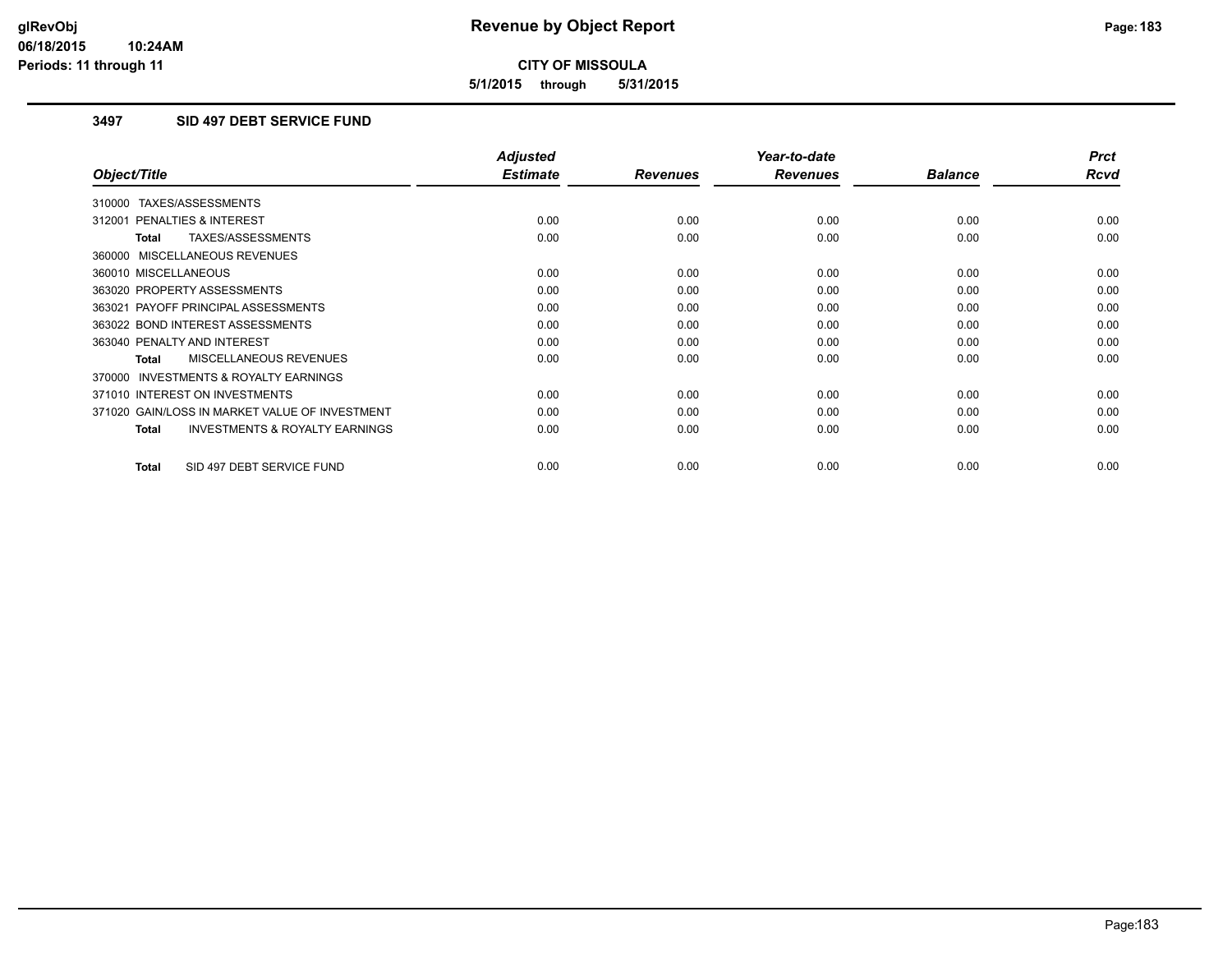glRevObj
06/18/2015 10:24AM
Periods: 11 through 11

# Revenue by Object Report

**CITY OF MISSOULA**

**5/1/2015 through 5/31/2015**

## 3497 SID 497 DEBT SERVICE FUND

| Object/Title | Adjusted Estimate | Revenues | Year-to-date Revenues | Balance | Prct Rcvd |
|---|---|---|---|---|---|
| 310000 TAXES/ASSESSMENTS | | | | | |
| 312001 PENALTIES & INTEREST | 0.00 | 0.00 | 0.00 | 0.00 | 0.00 |
| **Total** TAXES/ASSESSMENTS | 0.00 | 0.00 | 0.00 | 0.00 | 0.00 |
| 360000 MISCELLANEOUS REVENUES | | | | | |
| 360010 MISCELLANEOUS | 0.00 | 0.00 | 0.00 | 0.00 | 0.00 |
| 363020 PROPERTY ASSESSMENTS | 0.00 | 0.00 | 0.00 | 0.00 | 0.00 |
| 363021 PAYOFF PRINCIPAL ASSESSMENTS | 0.00 | 0.00 | 0.00 | 0.00 | 0.00 |
| 363022 BOND INTEREST ASSESSMENTS | 0.00 | 0.00 | 0.00 | 0.00 | 0.00 |
| 363040 PENALTY AND INTEREST | 0.00 | 0.00 | 0.00 | 0.00 | 0.00 |
| **Total** MISCELLANEOUS REVENUES | 0.00 | 0.00 | 0.00 | 0.00 | 0.00 |
| 370000 INVESTMENTS & ROYALTY EARNINGS | | | | | |
| 371010 INTEREST ON INVESTMENTS | 0.00 | 0.00 | 0.00 | 0.00 | 0.00 |
| 371020 GAIN/LOSS IN MARKET VALUE OF INVESTMENT | 0.00 | 0.00 | 0.00 | 0.00 | 0.00 |
| **Total** INVESTMENTS & ROYALTY EARNINGS | 0.00 | 0.00 | 0.00 | 0.00 | 0.00 |
| **Total** SID 497 DEBT SERVICE FUND | 0.00 | 0.00 | 0.00 | 0.00 | 0.00 |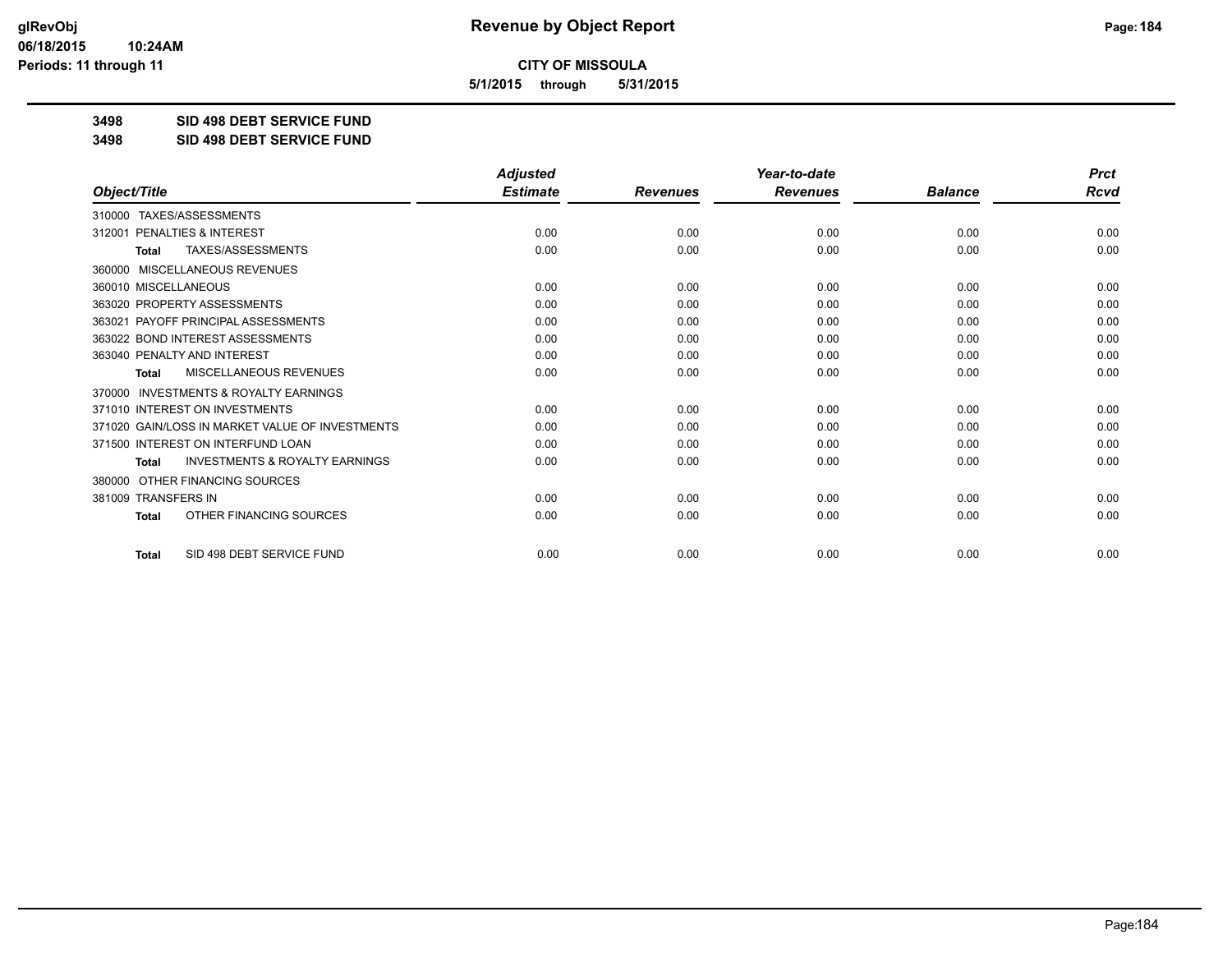**CITY OF MISSOULA**

**5/1/2015 through 5/31/2015**

**3498 SID 498 DEBT SERVICE FUND**

**3498 SID 498 DEBT SERVICE FUND**

| Object/Title | Adjusted Estimate | Revenues | Year-to-date Revenues | Balance | Prct Rcvd |
|---|---|---|---|---|---|
| 310000 TAXES/ASSESSMENTS | | | | | |
| 312001 PENALTIES & INTEREST | 0.00 | 0.00 | 0.00 | 0.00 | 0.00 |
| **Total** TAXES/ASSESSMENTS | 0.00 | 0.00 | 0.00 | 0.00 | 0.00 |
| 360000 MISCELLANEOUS REVENUES | | | | | |
| 360010 MISCELLANEOUS | 0.00 | 0.00 | 0.00 | 0.00 | 0.00 |
| 363020 PROPERTY ASSESSMENTS | 0.00 | 0.00 | 0.00 | 0.00 | 0.00 |
| 363021 PAYOFF PRINCIPAL ASSESSMENTS | 0.00 | 0.00 | 0.00 | 0.00 | 0.00 |
| 363022 BOND INTEREST ASSESSMENTS | 0.00 | 0.00 | 0.00 | 0.00 | 0.00 |
| 363040 PENALTY AND INTEREST | 0.00 | 0.00 | 0.00 | 0.00 | 0.00 |
| **Total** MISCELLANEOUS REVENUES | 0.00 | 0.00 | 0.00 | 0.00 | 0.00 |
| 370000 INVESTMENTS & ROYALTY EARNINGS | | | | | |
| 371010 INTEREST ON INVESTMENTS | 0.00 | 0.00 | 0.00 | 0.00 | 0.00 |
| 371020 GAIN/LOSS IN MARKET VALUE OF INVESTMENTS | 0.00 | 0.00 | 0.00 | 0.00 | 0.00 |
| 371500 INTEREST ON INTERFUND LOAN | 0.00 | 0.00 | 0.00 | 0.00 | 0.00 |
| **Total** INVESTMENTS & ROYALTY EARNINGS | 0.00 | 0.00 | 0.00 | 0.00 | 0.00 |
| 380000 OTHER FINANCING SOURCES | | | | | |
| 381009 TRANSFERS IN | 0.00 | 0.00 | 0.00 | 0.00 | 0.00 |
| **Total** OTHER FINANCING SOURCES | 0.00 | 0.00 | 0.00 | 0.00 | 0.00 |
| **Total** SID 498 DEBT SERVICE FUND | 0.00 | 0.00 | 0.00 | 0.00 | 0.00 |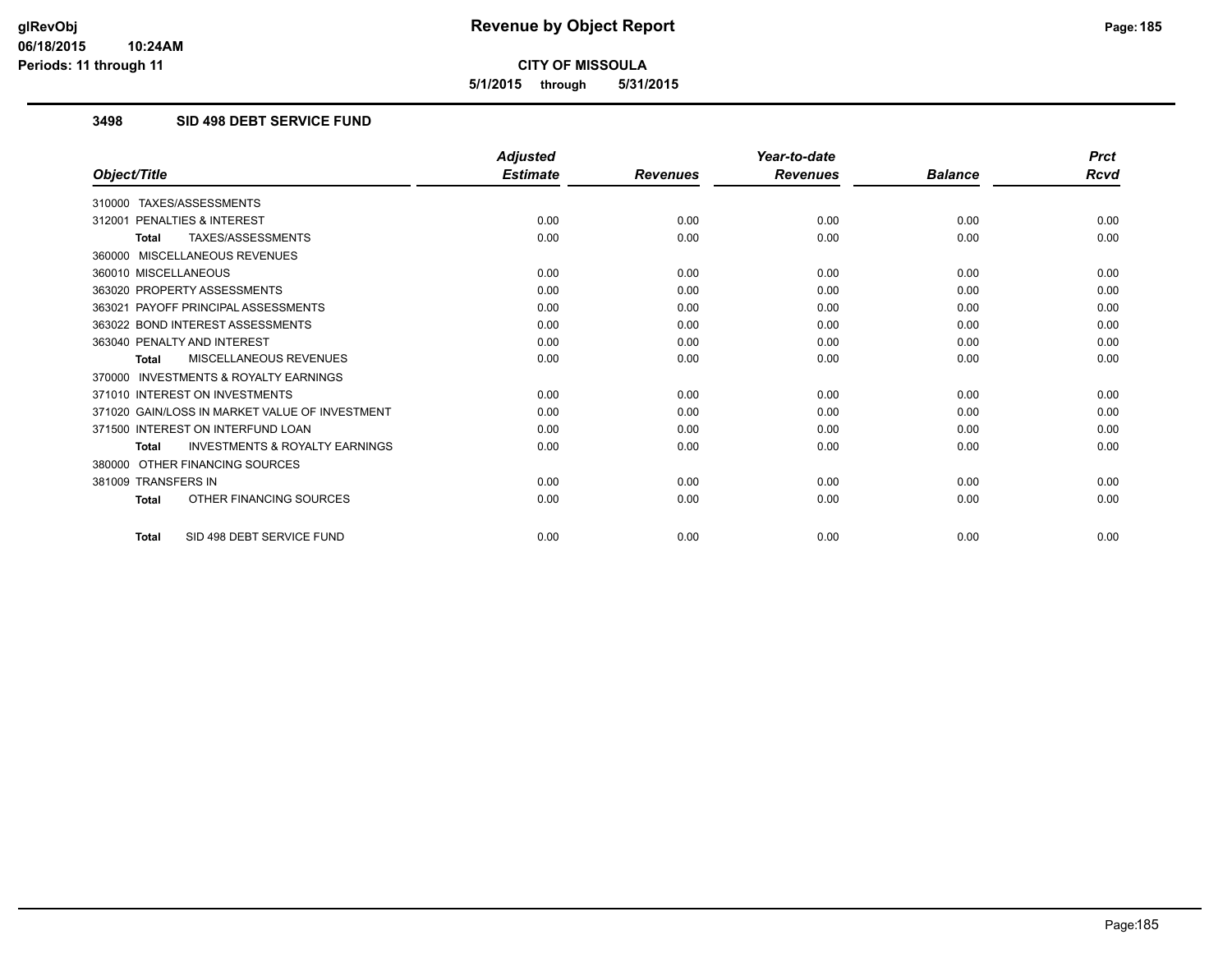**CITY OF MISSOULA**

**5/1/2015 through 5/31/2015**

## 3498 SID 498 DEBT SERVICE FUND

| Object/Title | Adjusted Estimate | Revenues | Year-to-date Revenues | Balance | Prct Rcvd |
|---|---|---|---|---|---|
| 310000 TAXES/ASSESSMENTS | | | | | |
| 312001 PENALTIES & INTEREST | 0.00 | 0.00 | 0.00 | 0.00 | 0.00 |
| **Total** TAXES/ASSESSMENTS | 0.00 | 0.00 | 0.00 | 0.00 | 0.00 |
| 360000 MISCELLANEOUS REVENUES | | | | | |
| 360010 MISCELLANEOUS | 0.00 | 0.00 | 0.00 | 0.00 | 0.00 |
| 363020 PROPERTY ASSESSMENTS | 0.00 | 0.00 | 0.00 | 0.00 | 0.00 |
| 363021 PAYOFF PRINCIPAL ASSESSMENTS | 0.00 | 0.00 | 0.00 | 0.00 | 0.00 |
| 363022 BOND INTEREST ASSESSMENTS | 0.00 | 0.00 | 0.00 | 0.00 | 0.00 |
| 363040 PENALTY AND INTEREST | 0.00 | 0.00 | 0.00 | 0.00 | 0.00 |
| **Total** MISCELLANEOUS REVENUES | 0.00 | 0.00 | 0.00 | 0.00 | 0.00 |
| 370000 INVESTMENTS & ROYALTY EARNINGS | | | | | |
| 371010 INTEREST ON INVESTMENTS | 0.00 | 0.00 | 0.00 | 0.00 | 0.00 |
| 371020 GAIN/LOSS IN MARKET VALUE OF INVESTMENT | 0.00 | 0.00 | 0.00 | 0.00 | 0.00 |
| 371500 INTEREST ON INTERFUND LOAN | 0.00 | 0.00 | 0.00 | 0.00 | 0.00 |
| **Total** INVESTMENTS & ROYALTY EARNINGS | 0.00 | 0.00 | 0.00 | 0.00 | 0.00 |
| 380000 OTHER FINANCING SOURCES | | | | | |
| 381009 TRANSFERS IN | 0.00 | 0.00 | 0.00 | 0.00 | 0.00 |
| **Total** OTHER FINANCING SOURCES | 0.00 | 0.00 | 0.00 | 0.00 | 0.00 |
| **Total** SID 498 DEBT SERVICE FUND | 0.00 | 0.00 | 0.00 | 0.00 | 0.00 |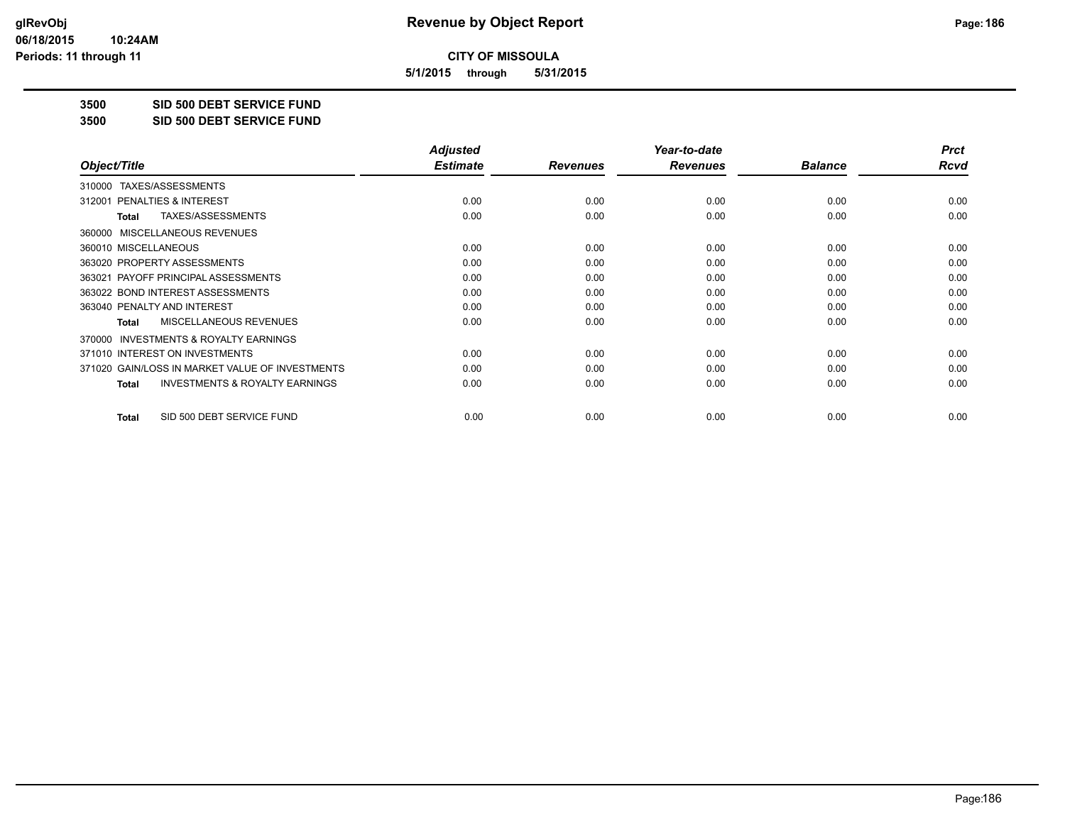**glRevObj**
**06/18/2015 10:24AM**
**Periods: 11 through 11**

# Revenue by Object Report

**CITY OF MISSOULA**

**5/1/2015 through 5/31/2015**

**3500 SID 500 DEBT SERVICE FUND**

**3500 SID 500 DEBT SERVICE FUND**

| Object/Title | Adjusted Estimate | Revenues | Year-to-date Revenues | Balance | Prct Rcvd |
|---|---|---|---|---|---|
| 310000 TAXES/ASSESSMENTS | | | | | |
| 312001 PENALTIES & INTEREST | 0.00 | 0.00 | 0.00 | 0.00 | 0.00 |
| **Total** TAXES/ASSESSMENTS | 0.00 | 0.00 | 0.00 | 0.00 | 0.00 |
| 360000 MISCELLANEOUS REVENUES | | | | | |
| 360010 MISCELLANEOUS | 0.00 | 0.00 | 0.00 | 0.00 | 0.00 |
| 363020 PROPERTY ASSESSMENTS | 0.00 | 0.00 | 0.00 | 0.00 | 0.00 |
| 363021 PAYOFF PRINCIPAL ASSESSMENTS | 0.00 | 0.00 | 0.00 | 0.00 | 0.00 |
| 363022 BOND INTEREST ASSESSMENTS | 0.00 | 0.00 | 0.00 | 0.00 | 0.00 |
| 363040 PENALTY AND INTEREST | 0.00 | 0.00 | 0.00 | 0.00 | 0.00 |
| **Total** MISCELLANEOUS REVENUES | 0.00 | 0.00 | 0.00 | 0.00 | 0.00 |
| 370000 INVESTMENTS & ROYALTY EARNINGS | | | | | |
| 371010 INTEREST ON INVESTMENTS | 0.00 | 0.00 | 0.00 | 0.00 | 0.00 |
| 371020 GAIN/LOSS IN MARKET VALUE OF INVESTMENTS | 0.00 | 0.00 | 0.00 | 0.00 | 0.00 |
| **Total** INVESTMENTS & ROYALTY EARNINGS | 0.00 | 0.00 | 0.00 | 0.00 | 0.00 |
| **Total** SID 500 DEBT SERVICE FUND | 0.00 | 0.00 | 0.00 | 0.00 | 0.00 |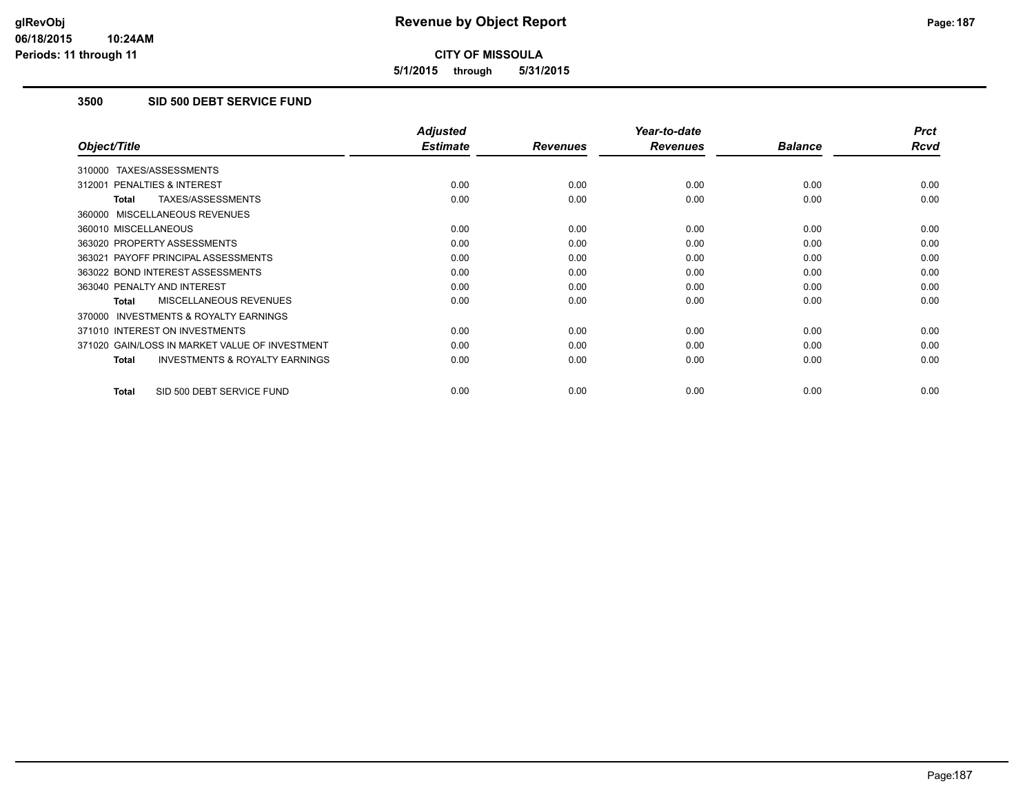# Revenue by Object Report

**CITY OF MISSOULA**

**5/1/2015 through 5/31/2015**

glRevObj
06/18/2015 10:24AM
Periods: 11 through 11

## 3500 SID 500 DEBT SERVICE FUND

| Object/Title | Adjusted Estimate | Revenues | Year-to-date Revenues | Balance | Prct Rcvd |
|---|---|---|---|---|---|
| 310000 TAXES/ASSESSMENTS | | | | | |
| 312001 PENALTIES & INTEREST | 0.00 | 0.00 | 0.00 | 0.00 | 0.00 |
| **Total** TAXES/ASSESSMENTS | 0.00 | 0.00 | 0.00 | 0.00 | 0.00 |
| 360000 MISCELLANEOUS REVENUES | | | | | |
| 360010 MISCELLANEOUS | 0.00 | 0.00 | 0.00 | 0.00 | 0.00 |
| 363020 PROPERTY ASSESSMENTS | 0.00 | 0.00 | 0.00 | 0.00 | 0.00 |
| 363021 PAYOFF PRINCIPAL ASSESSMENTS | 0.00 | 0.00 | 0.00 | 0.00 | 0.00 |
| 363022 BOND INTEREST ASSESSMENTS | 0.00 | 0.00 | 0.00 | 0.00 | 0.00 |
| 363040 PENALTY AND INTEREST | 0.00 | 0.00 | 0.00 | 0.00 | 0.00 |
| **Total** MISCELLANEOUS REVENUES | 0.00 | 0.00 | 0.00 | 0.00 | 0.00 |
| 370000 INVESTMENTS & ROYALTY EARNINGS | | | | | |
| 371010 INTEREST ON INVESTMENTS | 0.00 | 0.00 | 0.00 | 0.00 | 0.00 |
| 371020 GAIN/LOSS IN MARKET VALUE OF INVESTMENT | 0.00 | 0.00 | 0.00 | 0.00 | 0.00 |
| **Total** INVESTMENTS & ROYALTY EARNINGS | 0.00 | 0.00 | 0.00 | 0.00 | 0.00 |
| **Total** SID 500 DEBT SERVICE FUND | 0.00 | 0.00 | 0.00 | 0.00 | 0.00 |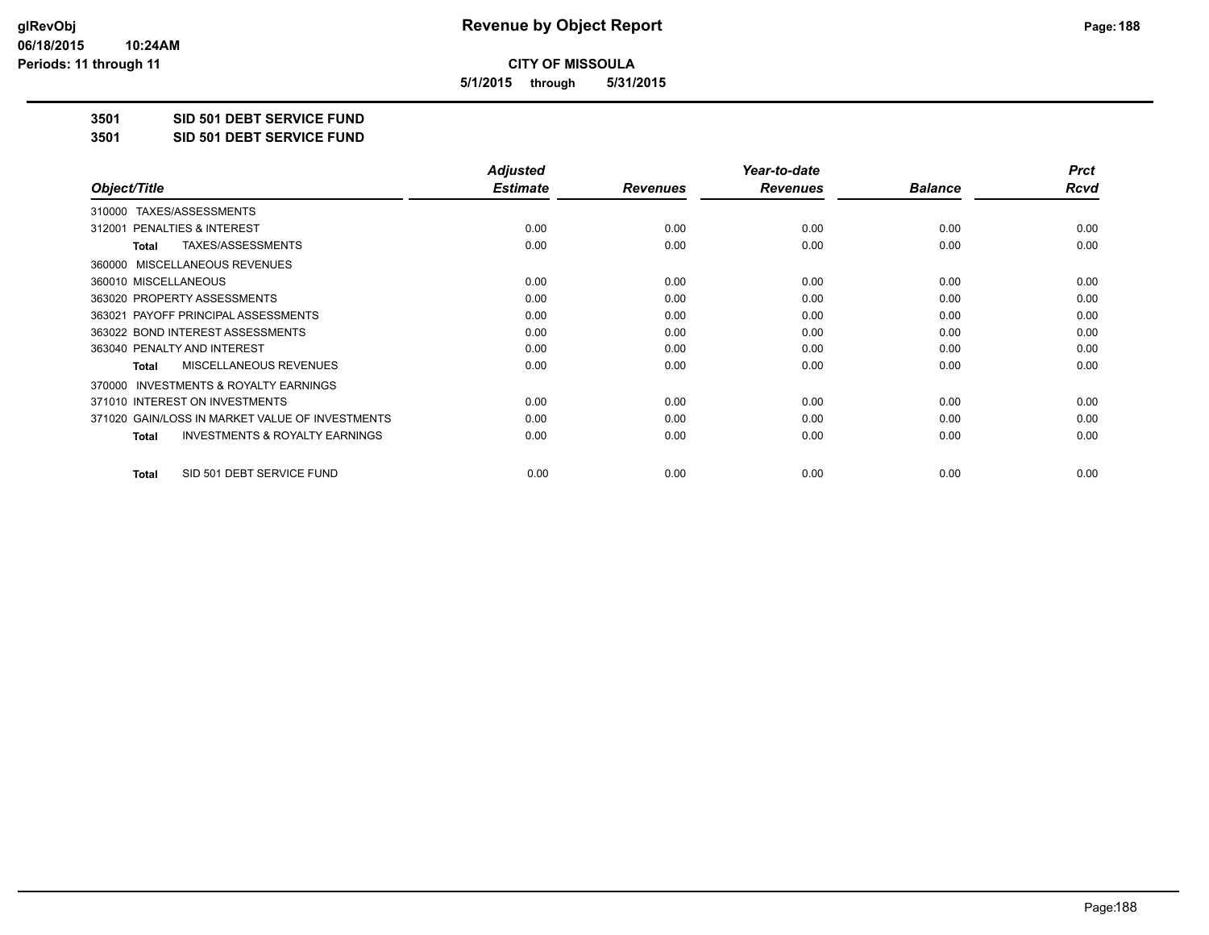**CITY OF MISSOULA**

**5/1/2015 through 5/31/2015**

**3501 SID 501 DEBT SERVICE FUND**

**3501 SID 501 DEBT SERVICE FUND**

| Object/Title | Adjusted Estimate | Revenues | Year-to-date Revenues | Balance | Prct Rcvd |
|---|---|---|---|---|---|
| 310000 TAXES/ASSESSMENTS | | | | | |
| 312001 PENALTIES & INTEREST | 0.00 | 0.00 | 0.00 | 0.00 | 0.00 |
| **Total** TAXES/ASSESSMENTS | 0.00 | 0.00 | 0.00 | 0.00 | 0.00 |
| 360000 MISCELLANEOUS REVENUES | | | | | |
| 360010 MISCELLANEOUS | 0.00 | 0.00 | 0.00 | 0.00 | 0.00 |
| 363020 PROPERTY ASSESSMENTS | 0.00 | 0.00 | 0.00 | 0.00 | 0.00 |
| 363021 PAYOFF PRINCIPAL ASSESSMENTS | 0.00 | 0.00 | 0.00 | 0.00 | 0.00 |
| 363022 BOND INTEREST ASSESSMENTS | 0.00 | 0.00 | 0.00 | 0.00 | 0.00 |
| 363040 PENALTY AND INTEREST | 0.00 | 0.00 | 0.00 | 0.00 | 0.00 |
| **Total** MISCELLANEOUS REVENUES | 0.00 | 0.00 | 0.00 | 0.00 | 0.00 |
| 370000 INVESTMENTS & ROYALTY EARNINGS | | | | | |
| 371010 INTEREST ON INVESTMENTS | 0.00 | 0.00 | 0.00 | 0.00 | 0.00 |
| 371020 GAIN/LOSS IN MARKET VALUE OF INVESTMENTS | 0.00 | 0.00 | 0.00 | 0.00 | 0.00 |
| **Total** INVESTMENTS & ROYALTY EARNINGS | 0.00 | 0.00 | 0.00 | 0.00 | 0.00 |
| **Total** SID 501 DEBT SERVICE FUND | 0.00 | 0.00 | 0.00 | 0.00 | 0.00 |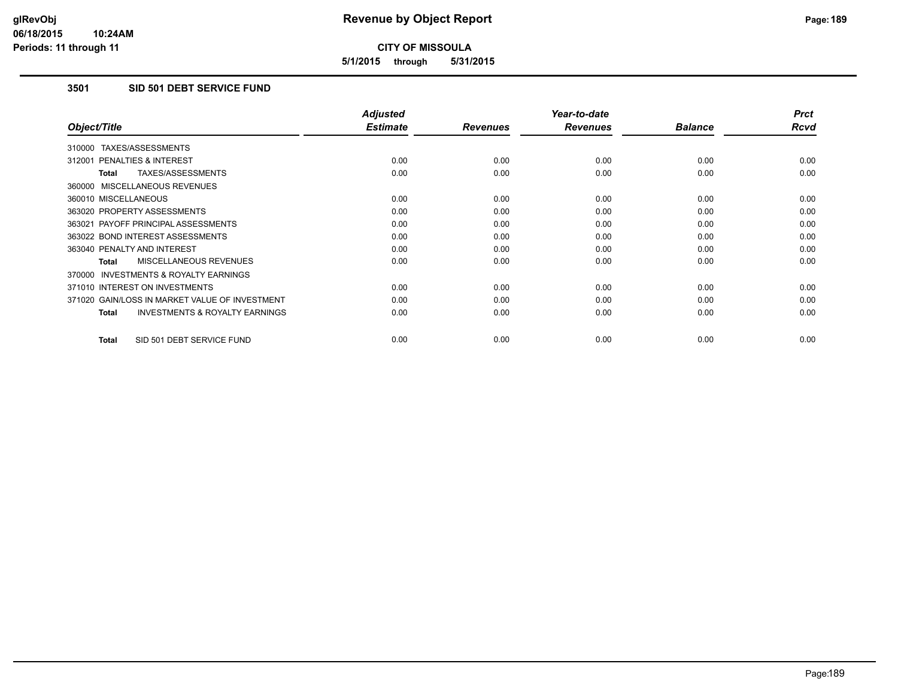**CITY OF MISSOULA**

**5/1/2015 through 5/31/2015**

## 3501 SID 501 DEBT SERVICE FUND

| Object/Title | Adjusted Estimate | Revenues | Year-to-date Revenues | Balance | Prct Rcvd |
|---|---|---|---|---|---|
| 310000 TAXES/ASSESSMENTS | | | | | |
| 312001 PENALTIES & INTEREST | 0.00 | 0.00 | 0.00 | 0.00 | 0.00 |
| **Total** TAXES/ASSESSMENTS | 0.00 | 0.00 | 0.00 | 0.00 | 0.00 |
| 360000 MISCELLANEOUS REVENUES | | | | | |
| 360010 MISCELLANEOUS | 0.00 | 0.00 | 0.00 | 0.00 | 0.00 |
| 363020 PROPERTY ASSESSMENTS | 0.00 | 0.00 | 0.00 | 0.00 | 0.00 |
| 363021 PAYOFF PRINCIPAL ASSESSMENTS | 0.00 | 0.00 | 0.00 | 0.00 | 0.00 |
| 363022 BOND INTEREST ASSESSMENTS | 0.00 | 0.00 | 0.00 | 0.00 | 0.00 |
| 363040 PENALTY AND INTEREST | 0.00 | 0.00 | 0.00 | 0.00 | 0.00 |
| **Total** MISCELLANEOUS REVENUES | 0.00 | 0.00 | 0.00 | 0.00 | 0.00 |
| 370000 INVESTMENTS & ROYALTY EARNINGS | | | | | |
| 371010 INTEREST ON INVESTMENTS | 0.00 | 0.00 | 0.00 | 0.00 | 0.00 |
| 371020 GAIN/LOSS IN MARKET VALUE OF INVESTMENT | 0.00 | 0.00 | 0.00 | 0.00 | 0.00 |
| **Total** INVESTMENTS & ROYALTY EARNINGS | 0.00 | 0.00 | 0.00 | 0.00 | 0.00 |
| **Total** SID 501 DEBT SERVICE FUND | 0.00 | 0.00 | 0.00 | 0.00 | 0.00 |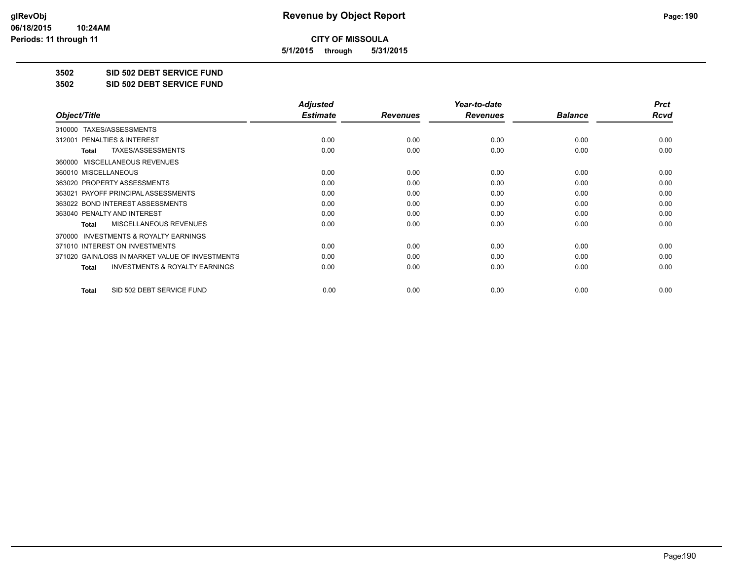# CITY OF MISSOULA

**5/1/2015 through 5/31/2015**

**3502 SID 502 DEBT SERVICE FUND**

**3502 SID 502 DEBT SERVICE FUND**

| Object/Title | Adjusted Estimate | Revenues | Year-to-date Revenues | Balance | Prct Rcvd |
|---|---|---|---|---|---|
| 310000 TAXES/ASSESSMENTS | | | | | |
| 312001 PENALTIES & INTEREST | 0.00 | 0.00 | 0.00 | 0.00 | 0.00 |
| **Total** TAXES/ASSESSMENTS | 0.00 | 0.00 | 0.00 | 0.00 | 0.00 |
| 360000 MISCELLANEOUS REVENUES | | | | | |
| 360010 MISCELLANEOUS | 0.00 | 0.00 | 0.00 | 0.00 | 0.00 |
| 363020 PROPERTY ASSESSMENTS | 0.00 | 0.00 | 0.00 | 0.00 | 0.00 |
| 363021 PAYOFF PRINCIPAL ASSESSMENTS | 0.00 | 0.00 | 0.00 | 0.00 | 0.00 |
| 363022 BOND INTEREST ASSESSMENTS | 0.00 | 0.00 | 0.00 | 0.00 | 0.00 |
| 363040 PENALTY AND INTEREST | 0.00 | 0.00 | 0.00 | 0.00 | 0.00 |
| **Total** MISCELLANEOUS REVENUES | 0.00 | 0.00 | 0.00 | 0.00 | 0.00 |
| 370000 INVESTMENTS & ROYALTY EARNINGS | | | | | |
| 371010 INTEREST ON INVESTMENTS | 0.00 | 0.00 | 0.00 | 0.00 | 0.00 |
| 371020 GAIN/LOSS IN MARKET VALUE OF INVESTMENTS | 0.00 | 0.00 | 0.00 | 0.00 | 0.00 |
| **Total** INVESTMENTS & ROYALTY EARNINGS | 0.00 | 0.00 | 0.00 | 0.00 | 0.00 |
| **Total** SID 502 DEBT SERVICE FUND | 0.00 | 0.00 | 0.00 | 0.00 | 0.00 |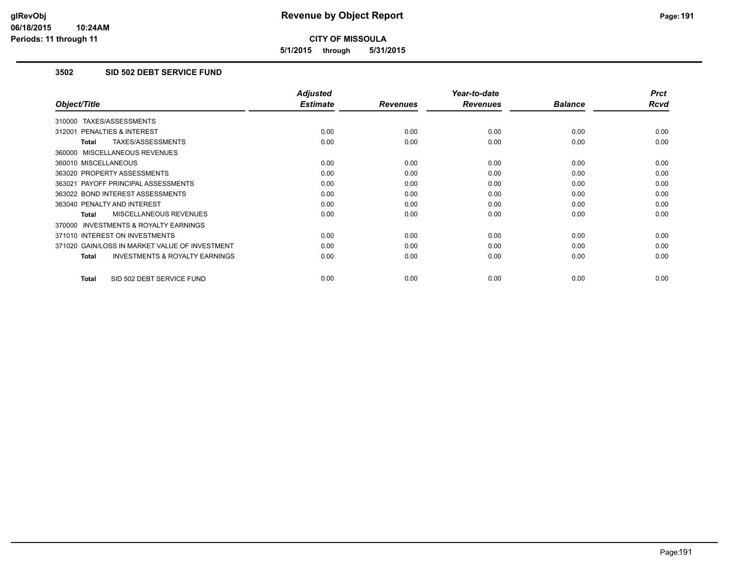# Revenue by Object Report

**CITY OF MISSOULA**

**5/1/2015 through 5/31/2015**

glRevObj
06/18/2015 10:24AM
Periods: 11 through 11

## 3502 SID 502 DEBT SERVICE FUND

| Object/Title | Adjusted Estimate | Revenues | Year-to-date Revenues | Balance | Prct Rcvd |
|---|---|---|---|---|---|
| 310000 TAXES/ASSESSMENTS | | | | | |
| 312001 PENALTIES & INTEREST | 0.00 | 0.00 | 0.00 | 0.00 | 0.00 |
| **Total** TAXES/ASSESSMENTS | 0.00 | 0.00 | 0.00 | 0.00 | 0.00 |
| 360000 MISCELLANEOUS REVENUES | | | | | |
| 360010 MISCELLANEOUS | 0.00 | 0.00 | 0.00 | 0.00 | 0.00 |
| 363020 PROPERTY ASSESSMENTS | 0.00 | 0.00 | 0.00 | 0.00 | 0.00 |
| 363021 PAYOFF PRINCIPAL ASSESSMENTS | 0.00 | 0.00 | 0.00 | 0.00 | 0.00 |
| 363022 BOND INTEREST ASSESSMENTS | 0.00 | 0.00 | 0.00 | 0.00 | 0.00 |
| 363040 PENALTY AND INTEREST | 0.00 | 0.00 | 0.00 | 0.00 | 0.00 |
| **Total** MISCELLANEOUS REVENUES | 0.00 | 0.00 | 0.00 | 0.00 | 0.00 |
| 370000 INVESTMENTS & ROYALTY EARNINGS | | | | | |
| 371010 INTEREST ON INVESTMENTS | 0.00 | 0.00 | 0.00 | 0.00 | 0.00 |
| 371020 GAIN/LOSS IN MARKET VALUE OF INVESTMENT | 0.00 | 0.00 | 0.00 | 0.00 | 0.00 |
| **Total** INVESTMENTS & ROYALTY EARNINGS | 0.00 | 0.00 | 0.00 | 0.00 | 0.00 |
| **Total** SID 502 DEBT SERVICE FUND | 0.00 | 0.00 | 0.00 | 0.00 | 0.00 |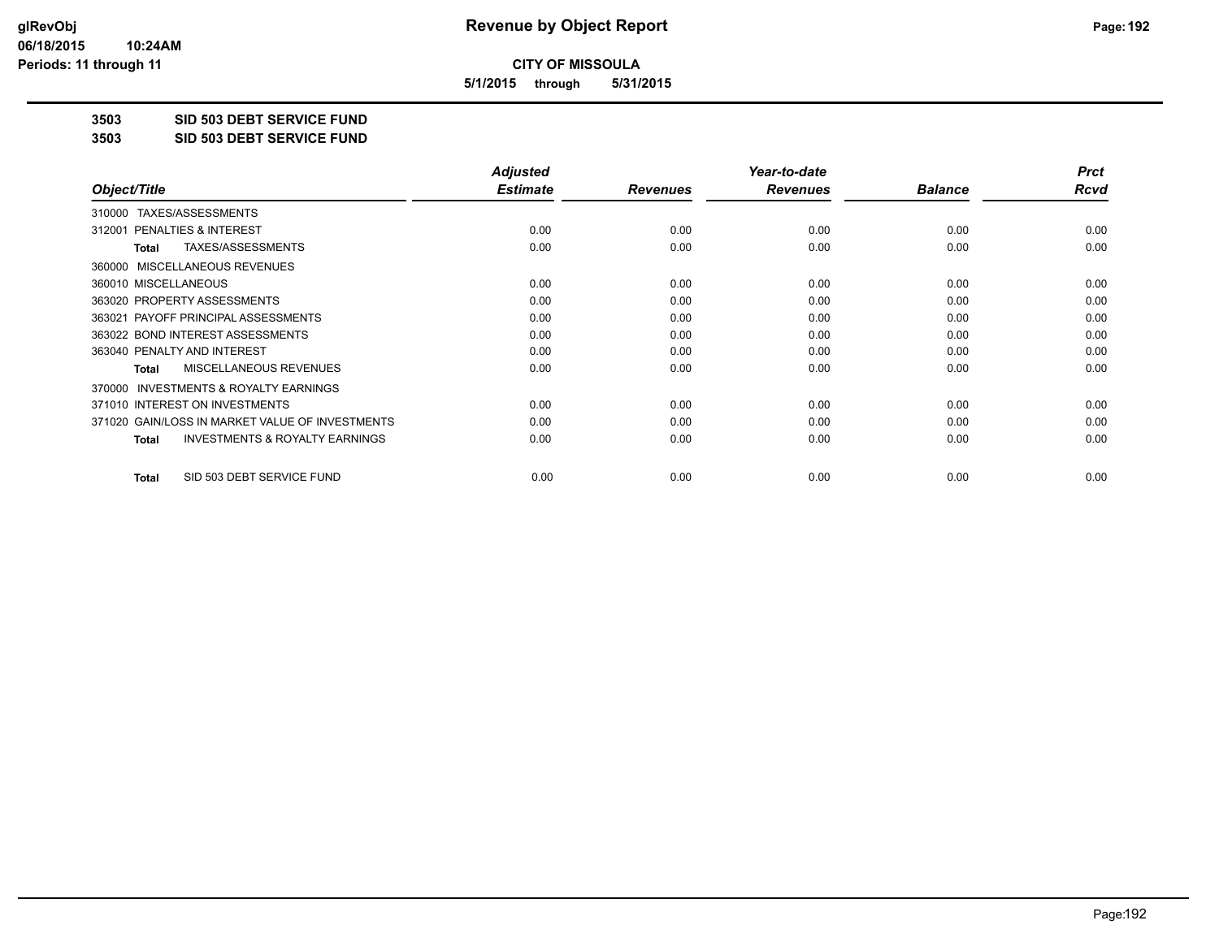**glRevObj**
**06/18/2015 10:24AM**
**Periods: 11 through 11**

# Revenue by Object Report

**CITY OF MISSOULA**

**5/1/2015 through 5/31/2015**

## 3503 SID 503 DEBT SERVICE FUND
## 3503 SID 503 DEBT SERVICE FUND

| Object/Title | Adjusted Estimate | Revenues | Year-to-date Revenues | Balance | Prct Rcvd |
|---|---|---|---|---|---|
| 310000 TAXES/ASSESSMENTS | | | | | |
| 312001 PENALTIES & INTEREST | 0.00 | 0.00 | 0.00 | 0.00 | 0.00 |
| **Total** TAXES/ASSESSMENTS | 0.00 | 0.00 | 0.00 | 0.00 | 0.00 |
| 360000 MISCELLANEOUS REVENUES | | | | | |
| 360010 MISCELLANEOUS | 0.00 | 0.00 | 0.00 | 0.00 | 0.00 |
| 363020 PROPERTY ASSESSMENTS | 0.00 | 0.00 | 0.00 | 0.00 | 0.00 |
| 363021 PAYOFF PRINCIPAL ASSESSMENTS | 0.00 | 0.00 | 0.00 | 0.00 | 0.00 |
| 363022 BOND INTEREST ASSESSMENTS | 0.00 | 0.00 | 0.00 | 0.00 | 0.00 |
| 363040 PENALTY AND INTEREST | 0.00 | 0.00 | 0.00 | 0.00 | 0.00 |
| **Total** MISCELLANEOUS REVENUES | 0.00 | 0.00 | 0.00 | 0.00 | 0.00 |
| 370000 INVESTMENTS & ROYALTY EARNINGS | | | | | |
| 371010 INTEREST ON INVESTMENTS | 0.00 | 0.00 | 0.00 | 0.00 | 0.00 |
| 371020 GAIN/LOSS IN MARKET VALUE OF INVESTMENTS | 0.00 | 0.00 | 0.00 | 0.00 | 0.00 |
| **Total** INVESTMENTS & ROYALTY EARNINGS | 0.00 | 0.00 | 0.00 | 0.00 | 0.00 |
| **Total** SID 503 DEBT SERVICE FUND | 0.00 | 0.00 | 0.00 | 0.00 | 0.00 |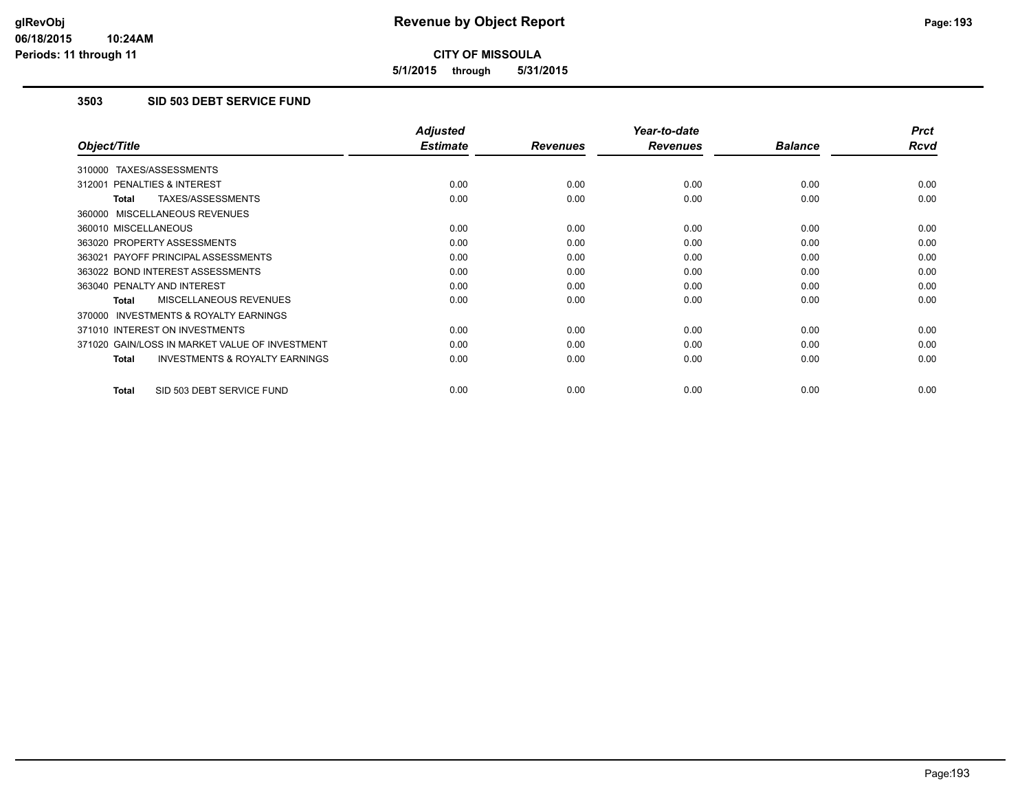**CITY OF MISSOULA**

**5/1/2015 through 5/31/2015**

## 3503 SID 503 DEBT SERVICE FUND

| Object/Title | Adjusted Estimate | Revenues | Year-to-date Revenues | Balance | Prct Rcvd |
|---|---|---|---|---|---|
| 310000 TAXES/ASSESSMENTS | | | | | |
| 312001 PENALTIES & INTEREST | 0.00 | 0.00 | 0.00 | 0.00 | 0.00 |
| **Total** TAXES/ASSESSMENTS | 0.00 | 0.00 | 0.00 | 0.00 | 0.00 |
| 360000 MISCELLANEOUS REVENUES | | | | | |
| 360010 MISCELLANEOUS | 0.00 | 0.00 | 0.00 | 0.00 | 0.00 |
| 363020 PROPERTY ASSESSMENTS | 0.00 | 0.00 | 0.00 | 0.00 | 0.00 |
| 363021 PAYOFF PRINCIPAL ASSESSMENTS | 0.00 | 0.00 | 0.00 | 0.00 | 0.00 |
| 363022 BOND INTEREST ASSESSMENTS | 0.00 | 0.00 | 0.00 | 0.00 | 0.00 |
| 363040 PENALTY AND INTEREST | 0.00 | 0.00 | 0.00 | 0.00 | 0.00 |
| **Total** MISCELLANEOUS REVENUES | 0.00 | 0.00 | 0.00 | 0.00 | 0.00 |
| 370000 INVESTMENTS & ROYALTY EARNINGS | | | | | |
| 371010 INTEREST ON INVESTMENTS | 0.00 | 0.00 | 0.00 | 0.00 | 0.00 |
| 371020 GAIN/LOSS IN MARKET VALUE OF INVESTMENT | 0.00 | 0.00 | 0.00 | 0.00 | 0.00 |
| **Total** INVESTMENTS & ROYALTY EARNINGS | 0.00 | 0.00 | 0.00 | 0.00 | 0.00 |
| **Total** SID 503 DEBT SERVICE FUND | 0.00 | 0.00 | 0.00 | 0.00 | 0.00 |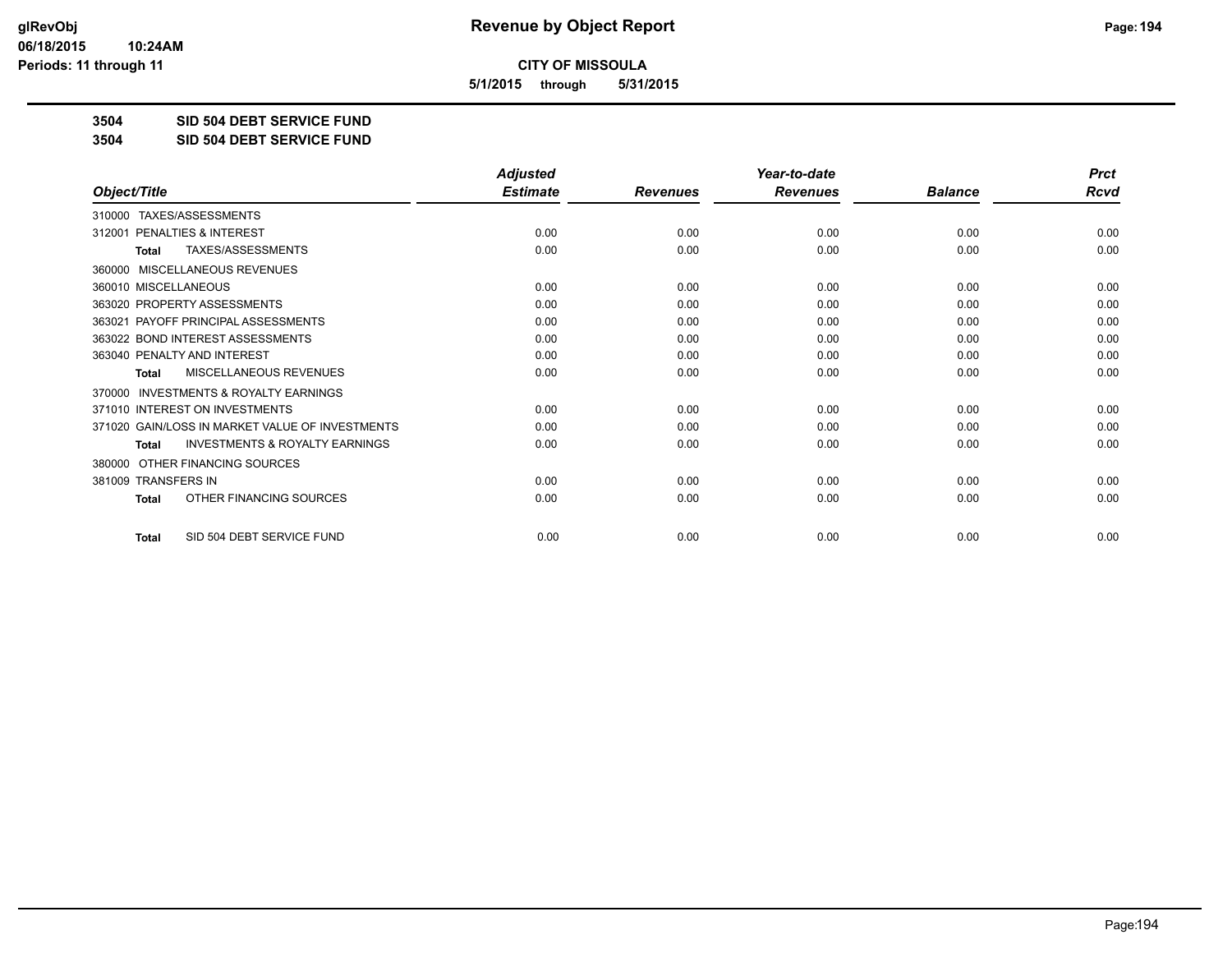**CITY OF MISSOULA**

**5/1/2015 through 5/31/2015**

**3504 SID 504 DEBT SERVICE FUND**

**3504 SID 504 DEBT SERVICE FUND**

| Object/Title | Adjusted Estimate | Revenues | Year-to-date Revenues | Balance | Prct Rcvd |
|---|---|---|---|---|---|
| 310000 TAXES/ASSESSMENTS | | | | | |
| 312001 PENALTIES & INTEREST | 0.00 | 0.00 | 0.00 | 0.00 | 0.00 |
| **Total** TAXES/ASSESSMENTS | 0.00 | 0.00 | 0.00 | 0.00 | 0.00 |
| 360000 MISCELLANEOUS REVENUES | | | | | |
| 360010 MISCELLANEOUS | 0.00 | 0.00 | 0.00 | 0.00 | 0.00 |
| 363020 PROPERTY ASSESSMENTS | 0.00 | 0.00 | 0.00 | 0.00 | 0.00 |
| 363021 PAYOFF PRINCIPAL ASSESSMENTS | 0.00 | 0.00 | 0.00 | 0.00 | 0.00 |
| 363022 BOND INTEREST ASSESSMENTS | 0.00 | 0.00 | 0.00 | 0.00 | 0.00 |
| 363040 PENALTY AND INTEREST | 0.00 | 0.00 | 0.00 | 0.00 | 0.00 |
| **Total** MISCELLANEOUS REVENUES | 0.00 | 0.00 | 0.00 | 0.00 | 0.00 |
| 370000 INVESTMENTS & ROYALTY EARNINGS | | | | | |
| 371010 INTEREST ON INVESTMENTS | 0.00 | 0.00 | 0.00 | 0.00 | 0.00 |
| 371020 GAIN/LOSS IN MARKET VALUE OF INVESTMENTS | 0.00 | 0.00 | 0.00 | 0.00 | 0.00 |
| **Total** INVESTMENTS & ROYALTY EARNINGS | 0.00 | 0.00 | 0.00 | 0.00 | 0.00 |
| 380000 OTHER FINANCING SOURCES | | | | | |
| 381009 TRANSFERS IN | 0.00 | 0.00 | 0.00 | 0.00 | 0.00 |
| **Total** OTHER FINANCING SOURCES | 0.00 | 0.00 | 0.00 | 0.00 | 0.00 |
| **Total** SID 504 DEBT SERVICE FUND | 0.00 | 0.00 | 0.00 | 0.00 | 0.00 |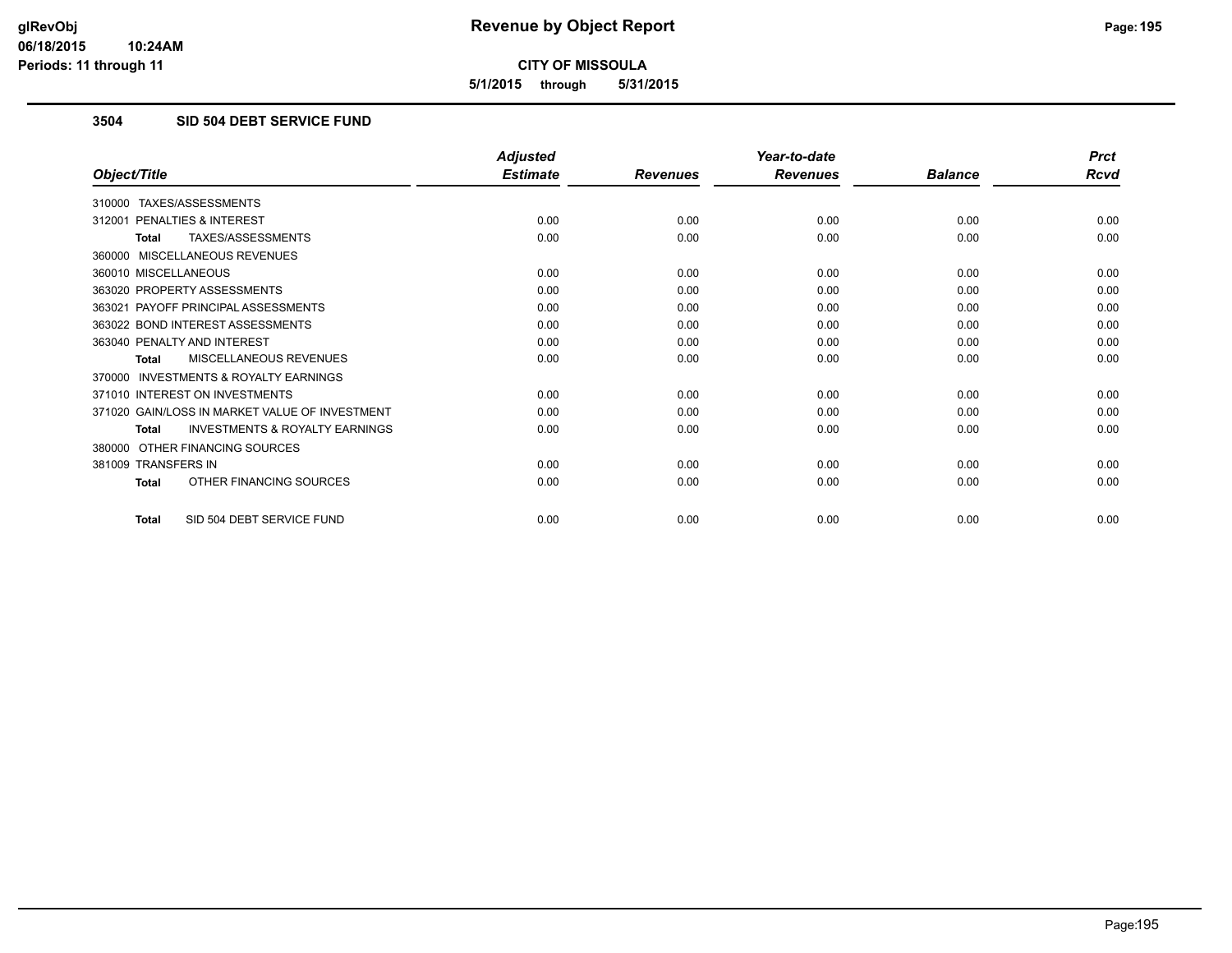**CITY OF MISSOULA**

**5/1/2015 through 5/31/2015**

### 3504 SID 504 DEBT SERVICE FUND

| Object/Title | Adjusted Estimate | Revenues | Year-to-date Revenues | Balance | Prct Rcvd |
|---|---|---|---|---|---|
| 310000 TAXES/ASSESSMENTS | | | | | |
| 312001 PENALTIES & INTEREST | 0.00 | 0.00 | 0.00 | 0.00 | 0.00 |
| **Total** TAXES/ASSESSMENTS | 0.00 | 0.00 | 0.00 | 0.00 | 0.00 |
| 360000 MISCELLANEOUS REVENUES | | | | | |
| 360010 MISCELLANEOUS | 0.00 | 0.00 | 0.00 | 0.00 | 0.00 |
| 363020 PROPERTY ASSESSMENTS | 0.00 | 0.00 | 0.00 | 0.00 | 0.00 |
| 363021 PAYOFF PRINCIPAL ASSESSMENTS | 0.00 | 0.00 | 0.00 | 0.00 | 0.00 |
| 363022 BOND INTEREST ASSESSMENTS | 0.00 | 0.00 | 0.00 | 0.00 | 0.00 |
| 363040 PENALTY AND INTEREST | 0.00 | 0.00 | 0.00 | 0.00 | 0.00 |
| **Total** MISCELLANEOUS REVENUES | 0.00 | 0.00 | 0.00 | 0.00 | 0.00 |
| 370000 INVESTMENTS & ROYALTY EARNINGS | | | | | |
| 371010 INTEREST ON INVESTMENTS | 0.00 | 0.00 | 0.00 | 0.00 | 0.00 |
| 371020 GAIN/LOSS IN MARKET VALUE OF INVESTMENT | 0.00 | 0.00 | 0.00 | 0.00 | 0.00 |
| **Total** INVESTMENTS & ROYALTY EARNINGS | 0.00 | 0.00 | 0.00 | 0.00 | 0.00 |
| 380000 OTHER FINANCING SOURCES | | | | | |
| 381009 TRANSFERS IN | 0.00 | 0.00 | 0.00 | 0.00 | 0.00 |
| **Total** OTHER FINANCING SOURCES | 0.00 | 0.00 | 0.00 | 0.00 | 0.00 |
| **Total** SID 504 DEBT SERVICE FUND | 0.00 | 0.00 | 0.00 | 0.00 | 0.00 |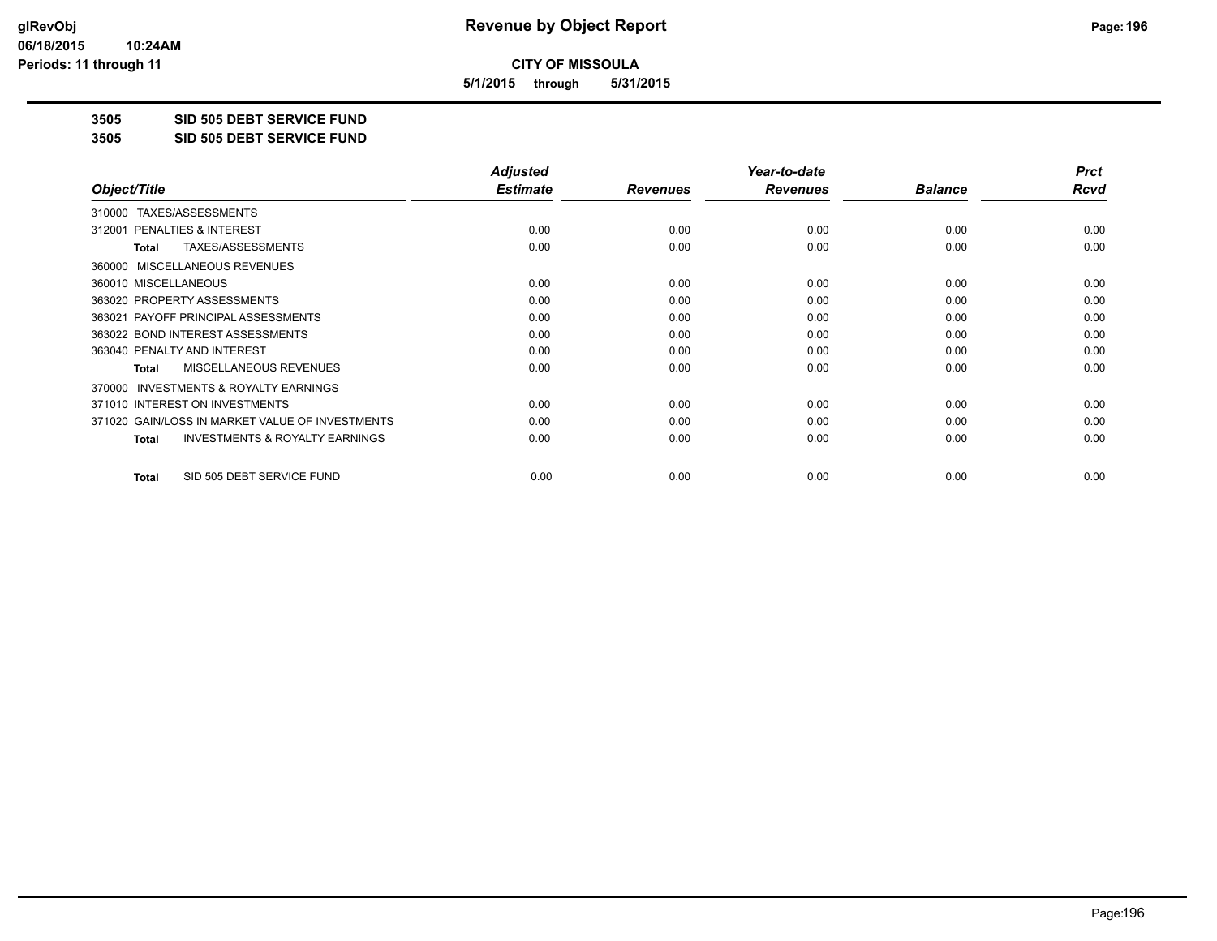**CITY OF MISSOULA**

**5/1/2015 through 5/31/2015**

## 3505 SID 505 DEBT SERVICE FUND

## 3505 SID 505 DEBT SERVICE FUND

| Object/Title | Adjusted Estimate | Revenues | Year-to-date Revenues | Balance | Prct Rcvd |
|---|---|---|---|---|---|
| 310000 TAXES/ASSESSMENTS | | | | | |
| 312001 PENALTIES & INTEREST | 0.00 | 0.00 | 0.00 | 0.00 | 0.00 |
| **Total** TAXES/ASSESSMENTS | 0.00 | 0.00 | 0.00 | 0.00 | 0.00 |
| 360000 MISCELLANEOUS REVENUES | | | | | |
| 360010 MISCELLANEOUS | 0.00 | 0.00 | 0.00 | 0.00 | 0.00 |
| 363020 PROPERTY ASSESSMENTS | 0.00 | 0.00 | 0.00 | 0.00 | 0.00 |
| 363021 PAYOFF PRINCIPAL ASSESSMENTS | 0.00 | 0.00 | 0.00 | 0.00 | 0.00 |
| 363022 BOND INTEREST ASSESSMENTS | 0.00 | 0.00 | 0.00 | 0.00 | 0.00 |
| 363040 PENALTY AND INTEREST | 0.00 | 0.00 | 0.00 | 0.00 | 0.00 |
| **Total** MISCELLANEOUS REVENUES | 0.00 | 0.00 | 0.00 | 0.00 | 0.00 |
| 370000 INVESTMENTS & ROYALTY EARNINGS | | | | | |
| 371010 INTEREST ON INVESTMENTS | 0.00 | 0.00 | 0.00 | 0.00 | 0.00 |
| 371020 GAIN/LOSS IN MARKET VALUE OF INVESTMENTS | 0.00 | 0.00 | 0.00 | 0.00 | 0.00 |
| **Total** INVESTMENTS & ROYALTY EARNINGS | 0.00 | 0.00 | 0.00 | 0.00 | 0.00 |
| **Total** SID 505 DEBT SERVICE FUND | 0.00 | 0.00 | 0.00 | 0.00 | 0.00 |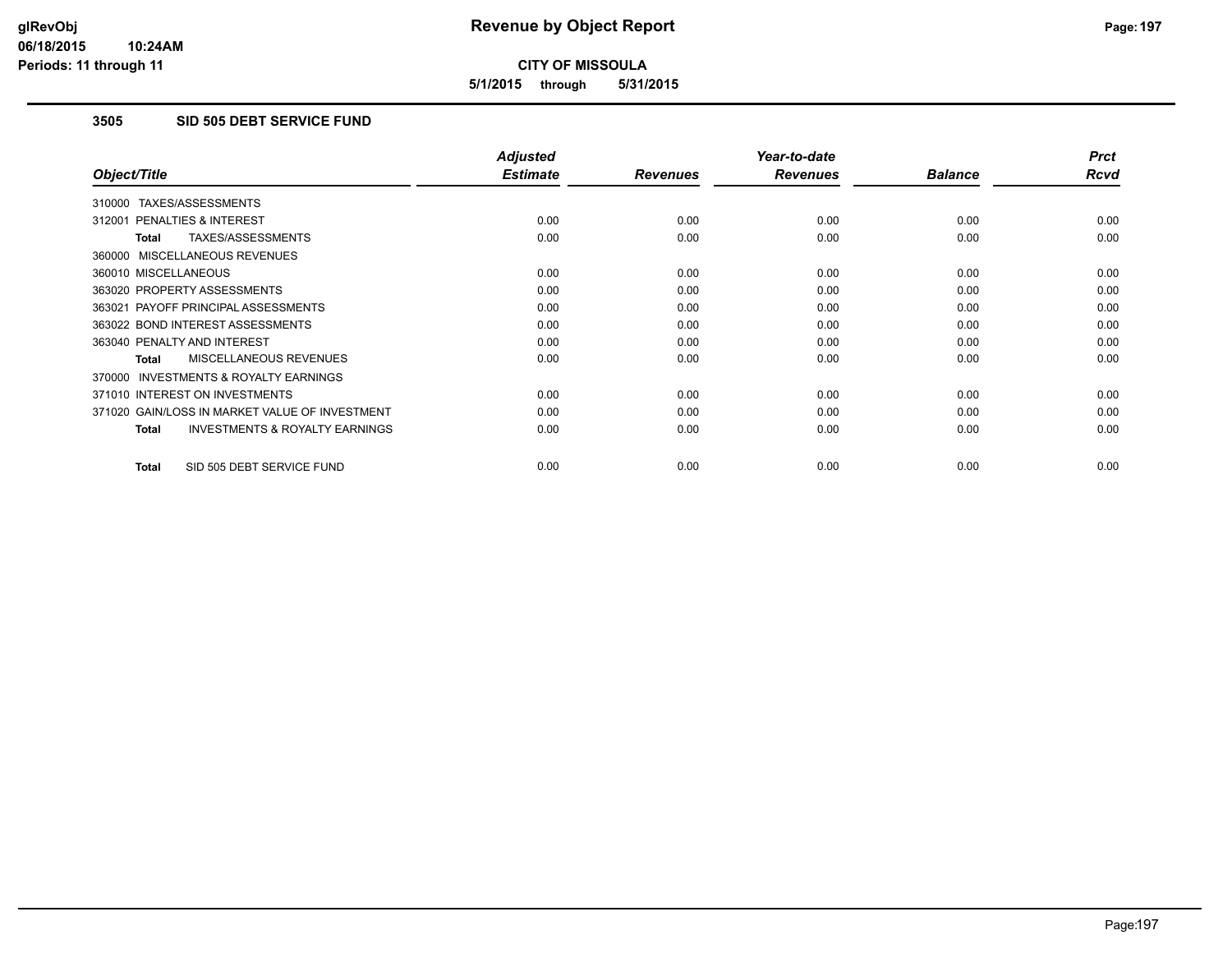# Revenue by Object Report

**CITY OF MISSOULA**

**5/1/2015 through 5/31/2015**

glRevObj
06/18/2015 10:24AM
Periods: 11 through 11

## 3505 SID 505 DEBT SERVICE FUND

| Object/Title | Adjusted Estimate | Revenues | Year-to-date Revenues | Balance | Prct Rcvd |
|---|---|---|---|---|---|
| 310000 TAXES/ASSESSMENTS | | | | | |
| 312001 PENALTIES & INTEREST | 0.00 | 0.00 | 0.00 | 0.00 | 0.00 |
| **Total** TAXES/ASSESSMENTS | 0.00 | 0.00 | 0.00 | 0.00 | 0.00 |
| 360000 MISCELLANEOUS REVENUES | | | | | |
| 360010 MISCELLANEOUS | 0.00 | 0.00 | 0.00 | 0.00 | 0.00 |
| 363020 PROPERTY ASSESSMENTS | 0.00 | 0.00 | 0.00 | 0.00 | 0.00 |
| 363021 PAYOFF PRINCIPAL ASSESSMENTS | 0.00 | 0.00 | 0.00 | 0.00 | 0.00 |
| 363022 BOND INTEREST ASSESSMENTS | 0.00 | 0.00 | 0.00 | 0.00 | 0.00 |
| 363040 PENALTY AND INTEREST | 0.00 | 0.00 | 0.00 | 0.00 | 0.00 |
| **Total** MISCELLANEOUS REVENUES | 0.00 | 0.00 | 0.00 | 0.00 | 0.00 |
| 370000 INVESTMENTS & ROYALTY EARNINGS | | | | | |
| 371010 INTEREST ON INVESTMENTS | 0.00 | 0.00 | 0.00 | 0.00 | 0.00 |
| 371020 GAIN/LOSS IN MARKET VALUE OF INVESTMENT | 0.00 | 0.00 | 0.00 | 0.00 | 0.00 |
| **Total** INVESTMENTS & ROYALTY EARNINGS | 0.00 | 0.00 | 0.00 | 0.00 | 0.00 |
| **Total** SID 505 DEBT SERVICE FUND | 0.00 | 0.00 | 0.00 | 0.00 | 0.00 |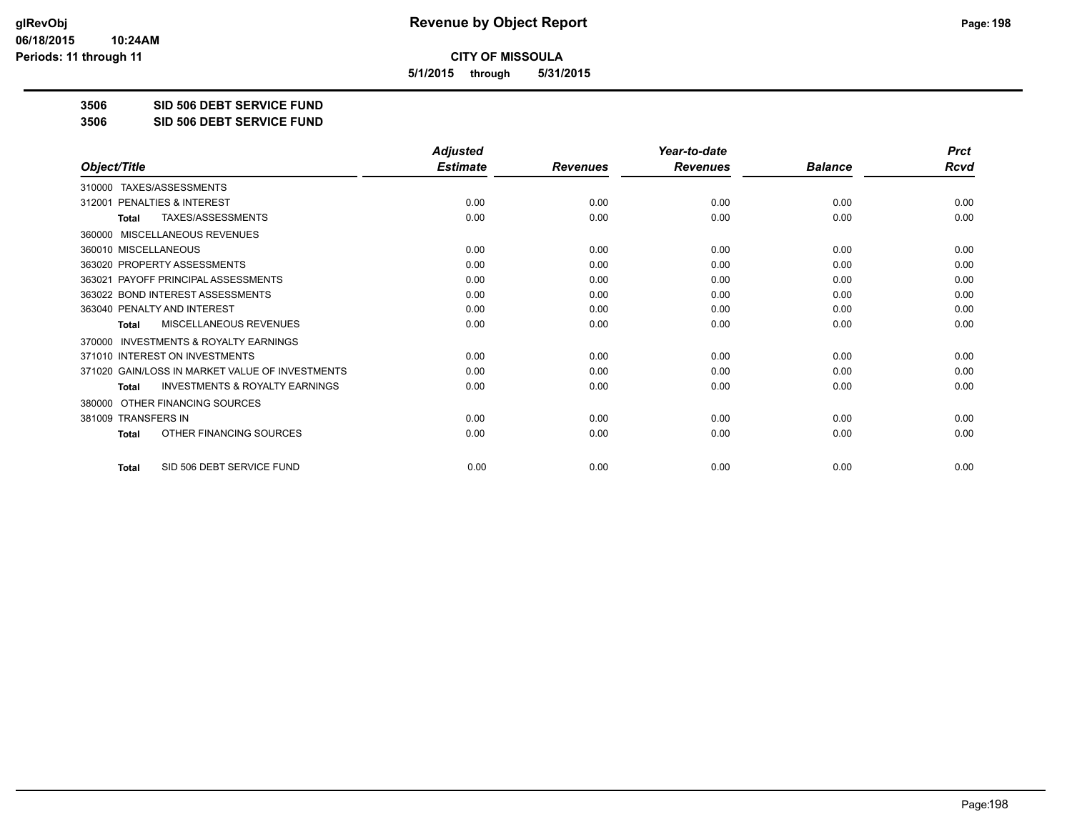# CITY OF MISSOULA

**5/1/2015 through 5/31/2015**

## 3506 SID 506 DEBT SERVICE FUND

## 3506 SID 506 DEBT SERVICE FUND

| Object/Title | Adjusted Estimate | Revenues | Year-to-date Revenues | Balance | Prct Rcvd |
|---|---|---|---|---|---|
| 310000 TAXES/ASSESSMENTS | | | | | |
| 312001 PENALTIES & INTEREST | 0.00 | 0.00 | 0.00 | 0.00 | 0.00 |
| **Total** TAXES/ASSESSMENTS | 0.00 | 0.00 | 0.00 | 0.00 | 0.00 |
| 360000 MISCELLANEOUS REVENUES | | | | | |
| 360010 MISCELLANEOUS | 0.00 | 0.00 | 0.00 | 0.00 | 0.00 |
| 363020 PROPERTY ASSESSMENTS | 0.00 | 0.00 | 0.00 | 0.00 | 0.00 |
| 363021 PAYOFF PRINCIPAL ASSESSMENTS | 0.00 | 0.00 | 0.00 | 0.00 | 0.00 |
| 363022 BOND INTEREST ASSESSMENTS | 0.00 | 0.00 | 0.00 | 0.00 | 0.00 |
| 363040 PENALTY AND INTEREST | 0.00 | 0.00 | 0.00 | 0.00 | 0.00 |
| **Total** MISCELLANEOUS REVENUES | 0.00 | 0.00 | 0.00 | 0.00 | 0.00 |
| 370000 INVESTMENTS & ROYALTY EARNINGS | | | | | |
| 371010 INTEREST ON INVESTMENTS | 0.00 | 0.00 | 0.00 | 0.00 | 0.00 |
| 371020 GAIN/LOSS IN MARKET VALUE OF INVESTMENTS | 0.00 | 0.00 | 0.00 | 0.00 | 0.00 |
| **Total** INVESTMENTS & ROYALTY EARNINGS | 0.00 | 0.00 | 0.00 | 0.00 | 0.00 |
| 380000 OTHER FINANCING SOURCES | | | | | |
| 381009 TRANSFERS IN | 0.00 | 0.00 | 0.00 | 0.00 | 0.00 |
| **Total** OTHER FINANCING SOURCES | 0.00 | 0.00 | 0.00 | 0.00 | 0.00 |
| **Total** SID 506 DEBT SERVICE FUND | 0.00 | 0.00 | 0.00 | 0.00 | 0.00 |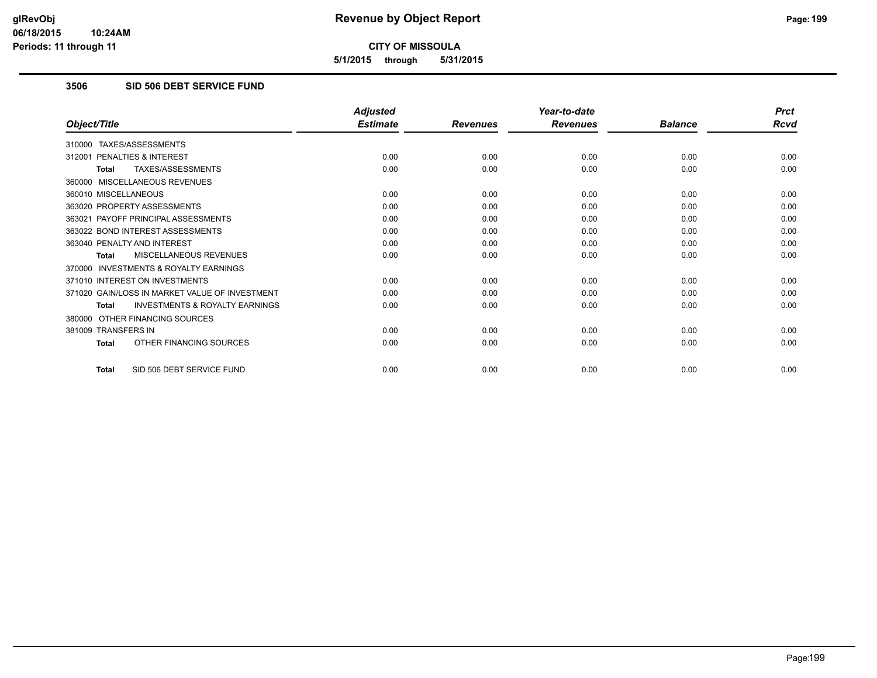# CITY OF MISSOULA

**5/1/2015 through 5/31/2015**

## 3506 SID 506 DEBT SERVICE FUND

| Object/Title | Adjusted Estimate | Revenues | Year-to-date Revenues | Balance | Prct Rcvd |
|---|---|---|---|---|---|
| 310000 TAXES/ASSESSMENTS | | | | | |
| 312001 PENALTIES & INTEREST | 0.00 | 0.00 | 0.00 | 0.00 | 0.00 |
| **Total** TAXES/ASSESSMENTS | 0.00 | 0.00 | 0.00 | 0.00 | 0.00 |
| 360000 MISCELLANEOUS REVENUES | | | | | |
| 360010 MISCELLANEOUS | 0.00 | 0.00 | 0.00 | 0.00 | 0.00 |
| 363020 PROPERTY ASSESSMENTS | 0.00 | 0.00 | 0.00 | 0.00 | 0.00 |
| 363021 PAYOFF PRINCIPAL ASSESSMENTS | 0.00 | 0.00 | 0.00 | 0.00 | 0.00 |
| 363022 BOND INTEREST ASSESSMENTS | 0.00 | 0.00 | 0.00 | 0.00 | 0.00 |
| 363040 PENALTY AND INTEREST | 0.00 | 0.00 | 0.00 | 0.00 | 0.00 |
| **Total** MISCELLANEOUS REVENUES | 0.00 | 0.00 | 0.00 | 0.00 | 0.00 |
| 370000 INVESTMENTS & ROYALTY EARNINGS | | | | | |
| 371010 INTEREST ON INVESTMENTS | 0.00 | 0.00 | 0.00 | 0.00 | 0.00 |
| 371020 GAIN/LOSS IN MARKET VALUE OF INVESTMENT | 0.00 | 0.00 | 0.00 | 0.00 | 0.00 |
| **Total** INVESTMENTS & ROYALTY EARNINGS | 0.00 | 0.00 | 0.00 | 0.00 | 0.00 |
| 380000 OTHER FINANCING SOURCES | | | | | |
| 381009 TRANSFERS IN | 0.00 | 0.00 | 0.00 | 0.00 | 0.00 |
| **Total** OTHER FINANCING SOURCES | 0.00 | 0.00 | 0.00 | 0.00 | 0.00 |
| **Total** SID 506 DEBT SERVICE FUND | 0.00 | 0.00 | 0.00 | 0.00 | 0.00 |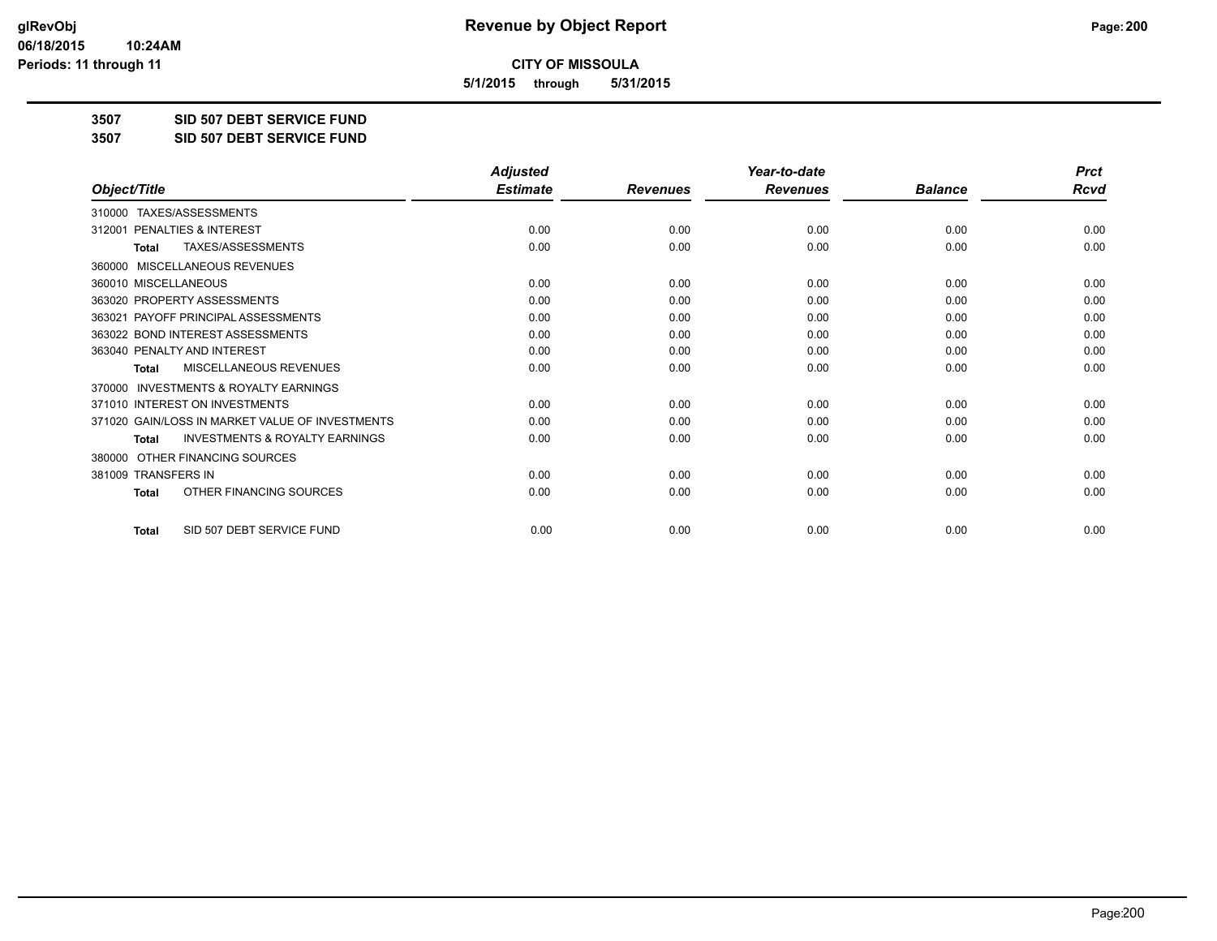# Revenue by Object Report

**CITY OF MISSOULA**

**5/1/2015 through 5/31/2015**

**3507 SID 507 DEBT SERVICE FUND**

**3507 SID 507 DEBT SERVICE FUND**

| Object/Title | Adjusted Estimate | Revenues | Year-to-date Revenues | Balance | Prct Rcvd |
|---|---|---|---|---|---|
| 310000 TAXES/ASSESSMENTS | | | | | |
| 312001 PENALTIES & INTEREST | 0.00 | 0.00 | 0.00 | 0.00 | 0.00 |
| **Total** TAXES/ASSESSMENTS | 0.00 | 0.00 | 0.00 | 0.00 | 0.00 |
| 360000 MISCELLANEOUS REVENUES | | | | | |
| 360010 MISCELLANEOUS | 0.00 | 0.00 | 0.00 | 0.00 | 0.00 |
| 363020 PROPERTY ASSESSMENTS | 0.00 | 0.00 | 0.00 | 0.00 | 0.00 |
| 363021 PAYOFF PRINCIPAL ASSESSMENTS | 0.00 | 0.00 | 0.00 | 0.00 | 0.00 |
| 363022 BOND INTEREST ASSESSMENTS | 0.00 | 0.00 | 0.00 | 0.00 | 0.00 |
| 363040 PENALTY AND INTEREST | 0.00 | 0.00 | 0.00 | 0.00 | 0.00 |
| **Total** MISCELLANEOUS REVENUES | 0.00 | 0.00 | 0.00 | 0.00 | 0.00 |
| 370000 INVESTMENTS & ROYALTY EARNINGS | | | | | |
| 371010 INTEREST ON INVESTMENTS | 0.00 | 0.00 | 0.00 | 0.00 | 0.00 |
| 371020 GAIN/LOSS IN MARKET VALUE OF INVESTMENTS | 0.00 | 0.00 | 0.00 | 0.00 | 0.00 |
| **Total** INVESTMENTS & ROYALTY EARNINGS | 0.00 | 0.00 | 0.00 | 0.00 | 0.00 |
| 380000 OTHER FINANCING SOURCES | | | | | |
| 381009 TRANSFERS IN | 0.00 | 0.00 | 0.00 | 0.00 | 0.00 |
| **Total** OTHER FINANCING SOURCES | 0.00 | 0.00 | 0.00 | 0.00 | 0.00 |
| **Total** SID 507 DEBT SERVICE FUND | 0.00 | 0.00 | 0.00 | 0.00 | 0.00 |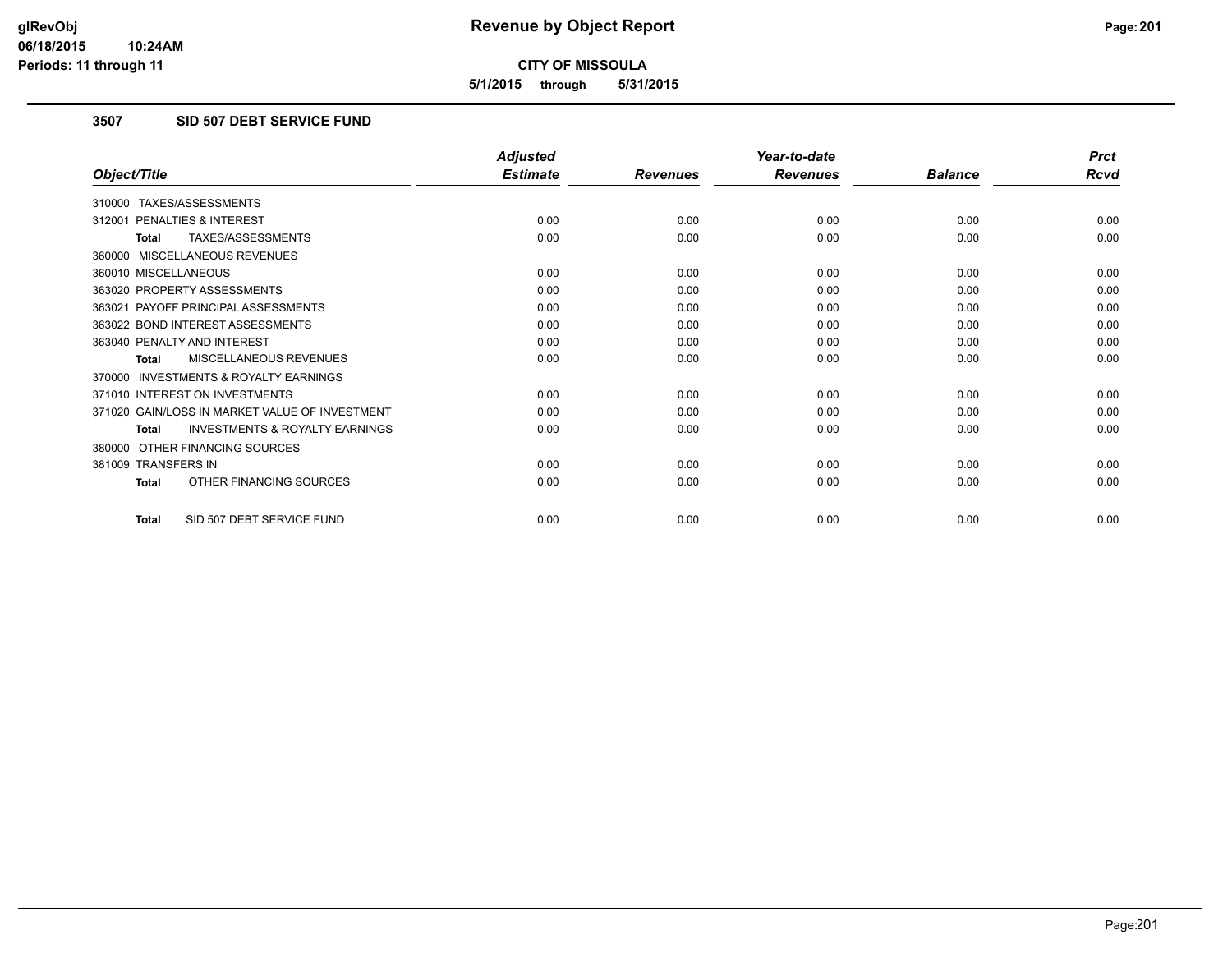**CITY OF MISSOULA**

**5/1/2015 through 5/31/2015**

## 3507 SID 507 DEBT SERVICE FUND

| Object/Title | Adjusted Estimate | Revenues | Year-to-date Revenues | Balance | Prct Rcvd |
|---|---|---|---|---|---|
| 310000 TAXES/ASSESSMENTS | | | | | |
| 312001 PENALTIES & INTEREST | 0.00 | 0.00 | 0.00 | 0.00 | 0.00 |
| **Total** TAXES/ASSESSMENTS | 0.00 | 0.00 | 0.00 | 0.00 | 0.00 |
| 360000 MISCELLANEOUS REVENUES | | | | | |
| 360010 MISCELLANEOUS | 0.00 | 0.00 | 0.00 | 0.00 | 0.00 |
| 363020 PROPERTY ASSESSMENTS | 0.00 | 0.00 | 0.00 | 0.00 | 0.00 |
| 363021 PAYOFF PRINCIPAL ASSESSMENTS | 0.00 | 0.00 | 0.00 | 0.00 | 0.00 |
| 363022 BOND INTEREST ASSESSMENTS | 0.00 | 0.00 | 0.00 | 0.00 | 0.00 |
| 363040 PENALTY AND INTEREST | 0.00 | 0.00 | 0.00 | 0.00 | 0.00 |
| **Total** MISCELLANEOUS REVENUES | 0.00 | 0.00 | 0.00 | 0.00 | 0.00 |
| 370000 INVESTMENTS & ROYALTY EARNINGS | | | | | |
| 371010 INTEREST ON INVESTMENTS | 0.00 | 0.00 | 0.00 | 0.00 | 0.00 |
| 371020 GAIN/LOSS IN MARKET VALUE OF INVESTMENT | 0.00 | 0.00 | 0.00 | 0.00 | 0.00 |
| **Total** INVESTMENTS & ROYALTY EARNINGS | 0.00 | 0.00 | 0.00 | 0.00 | 0.00 |
| 380000 OTHER FINANCING SOURCES | | | | | |
| 381009 TRANSFERS IN | 0.00 | 0.00 | 0.00 | 0.00 | 0.00 |
| **Total** OTHER FINANCING SOURCES | 0.00 | 0.00 | 0.00 | 0.00 | 0.00 |
| **Total** SID 507 DEBT SERVICE FUND | 0.00 | 0.00 | 0.00 | 0.00 | 0.00 |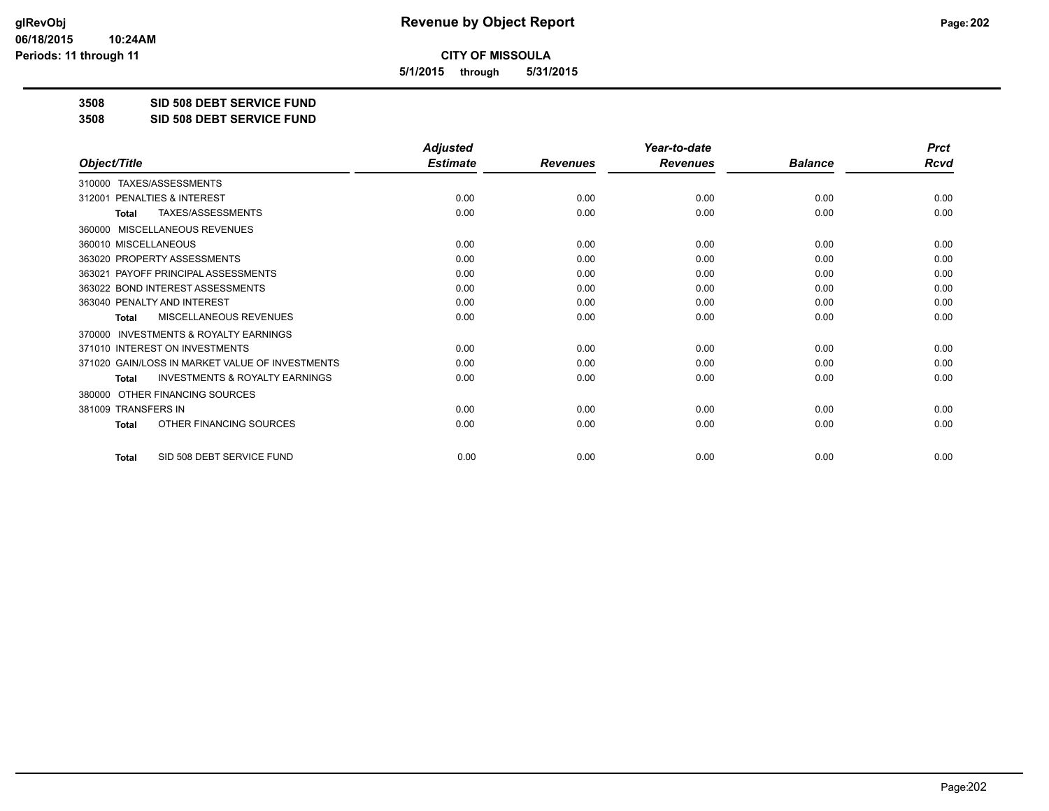**Revenue by Object Report**

**CITY OF MISSOULA**

**5/1/2015 through 5/31/2015**

**glRevObj**
**06/18/2015 10:24AM**
**Periods: 11 through 11**

## 3508 SID 508 DEBT SERVICE FUND
## 3508 SID 508 DEBT SERVICE FUND

| Object/Title | Adjusted Estimate | Revenues | Year-to-date Revenues | Balance | Prct Rcvd |
|---|---|---|---|---|---|
| 310000 TAXES/ASSESSMENTS | | | | | |
| 312001 PENALTIES & INTEREST | 0.00 | 0.00 | 0.00 | 0.00 | 0.00 |
| **Total** TAXES/ASSESSMENTS | 0.00 | 0.00 | 0.00 | 0.00 | 0.00 |
| 360000 MISCELLANEOUS REVENUES | | | | | |
| 360010 MISCELLANEOUS | 0.00 | 0.00 | 0.00 | 0.00 | 0.00 |
| 363020 PROPERTY ASSESSMENTS | 0.00 | 0.00 | 0.00 | 0.00 | 0.00 |
| 363021 PAYOFF PRINCIPAL ASSESSMENTS | 0.00 | 0.00 | 0.00 | 0.00 | 0.00 |
| 363022 BOND INTEREST ASSESSMENTS | 0.00 | 0.00 | 0.00 | 0.00 | 0.00 |
| 363040 PENALTY AND INTEREST | 0.00 | 0.00 | 0.00 | 0.00 | 0.00 |
| **Total** MISCELLANEOUS REVENUES | 0.00 | 0.00 | 0.00 | 0.00 | 0.00 |
| 370000 INVESTMENTS & ROYALTY EARNINGS | | | | | |
| 371010 INTEREST ON INVESTMENTS | 0.00 | 0.00 | 0.00 | 0.00 | 0.00 |
| 371020 GAIN/LOSS IN MARKET VALUE OF INVESTMENTS | 0.00 | 0.00 | 0.00 | 0.00 | 0.00 |
| **Total** INVESTMENTS & ROYALTY EARNINGS | 0.00 | 0.00 | 0.00 | 0.00 | 0.00 |
| 380000 OTHER FINANCING SOURCES | | | | | |
| 381009 TRANSFERS IN | 0.00 | 0.00 | 0.00 | 0.00 | 0.00 |
| **Total** OTHER FINANCING SOURCES | 0.00 | 0.00 | 0.00 | 0.00 | 0.00 |
| **Total** SID 508 DEBT SERVICE FUND | 0.00 | 0.00 | 0.00 | 0.00 | 0.00 |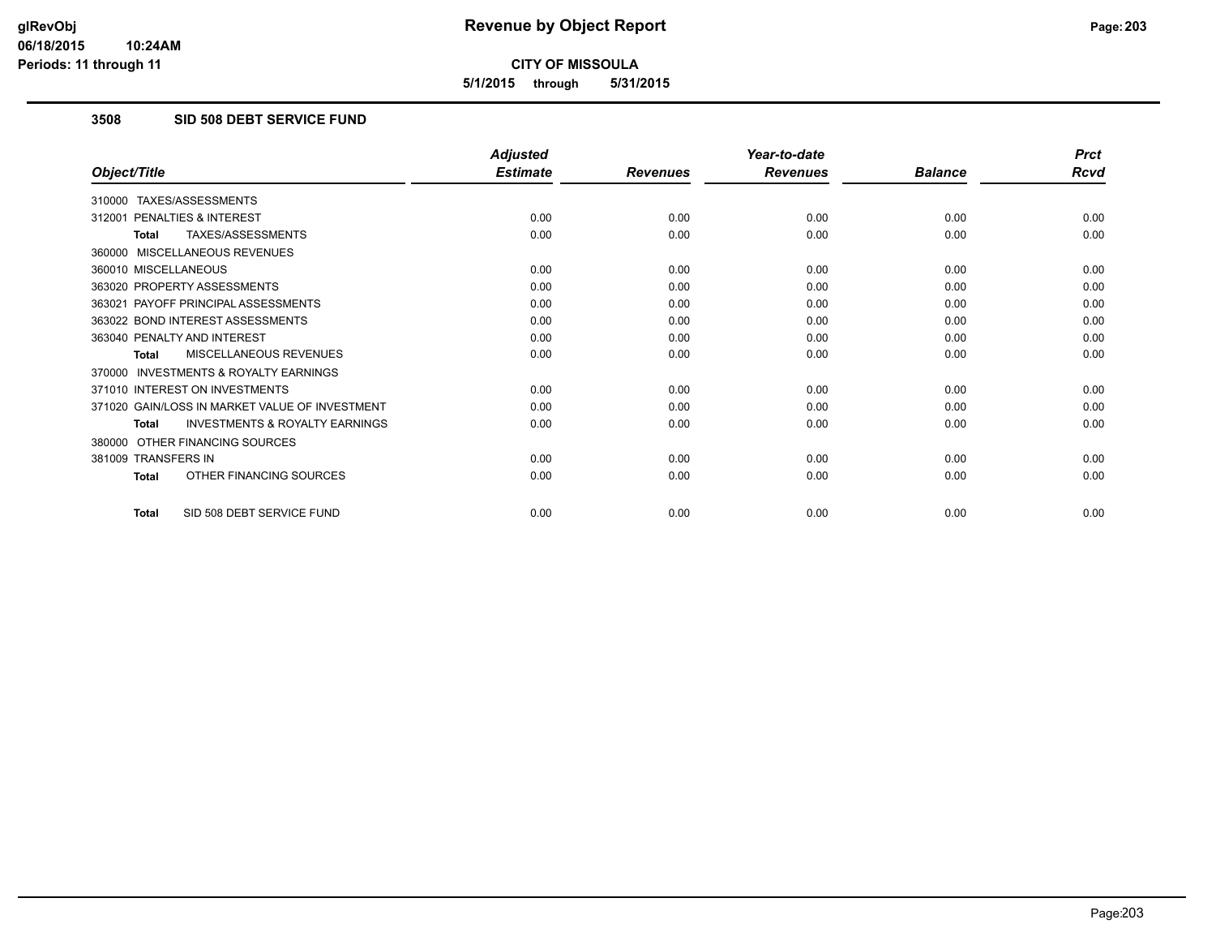# Revenue by Object Report

**CITY OF MISSOULA**

**5/1/2015 through 5/31/2015**

glRevObj
06/18/2015 10:24AM
Periods: 11 through 11

## 3508 SID 508 DEBT SERVICE FUND

| Object/Title | Adjusted Estimate | Revenues | Year-to-date Revenues | Balance | Prct Rcvd |
|---|---|---|---|---|---|
| 310000 TAXES/ASSESSMENTS | | | | | |
| 312001 PENALTIES & INTEREST | 0.00 | 0.00 | 0.00 | 0.00 | 0.00 |
| **Total** TAXES/ASSESSMENTS | 0.00 | 0.00 | 0.00 | 0.00 | 0.00 |
| 360000 MISCELLANEOUS REVENUES | | | | | |
| 360010 MISCELLANEOUS | 0.00 | 0.00 | 0.00 | 0.00 | 0.00 |
| 363020 PROPERTY ASSESSMENTS | 0.00 | 0.00 | 0.00 | 0.00 | 0.00 |
| 363021 PAYOFF PRINCIPAL ASSESSMENTS | 0.00 | 0.00 | 0.00 | 0.00 | 0.00 |
| 363022 BOND INTEREST ASSESSMENTS | 0.00 | 0.00 | 0.00 | 0.00 | 0.00 |
| 363040 PENALTY AND INTEREST | 0.00 | 0.00 | 0.00 | 0.00 | 0.00 |
| **Total** MISCELLANEOUS REVENUES | 0.00 | 0.00 | 0.00 | 0.00 | 0.00 |
| 370000 INVESTMENTS & ROYALTY EARNINGS | | | | | |
| 371010 INTEREST ON INVESTMENTS | 0.00 | 0.00 | 0.00 | 0.00 | 0.00 |
| 371020 GAIN/LOSS IN MARKET VALUE OF INVESTMENT | 0.00 | 0.00 | 0.00 | 0.00 | 0.00 |
| **Total** INVESTMENTS & ROYALTY EARNINGS | 0.00 | 0.00 | 0.00 | 0.00 | 0.00 |
| 380000 OTHER FINANCING SOURCES | | | | | |
| 381009 TRANSFERS IN | 0.00 | 0.00 | 0.00 | 0.00 | 0.00 |
| **Total** OTHER FINANCING SOURCES | 0.00 | 0.00 | 0.00 | 0.00 | 0.00 |
| **Total** SID 508 DEBT SERVICE FUND | 0.00 | 0.00 | 0.00 | 0.00 | 0.00 |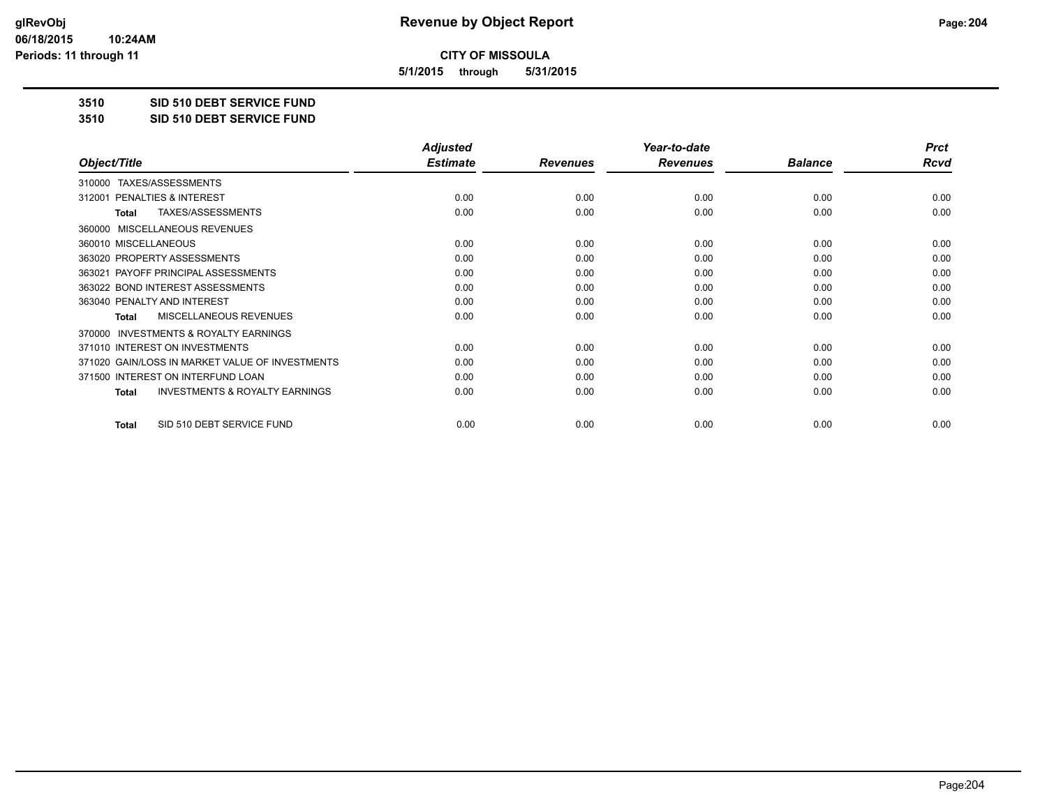**CITY OF MISSOULA**

**5/1/2015 through 5/31/2015**

## 3510 SID 510 DEBT SERVICE FUND

## 3510 SID 510 DEBT SERVICE FUND

| Object/Title | Adjusted Estimate | Revenues | Year-to-date Revenues | Balance | Prct Rcvd |
|---|---|---|---|---|---|
| 310000 TAXES/ASSESSMENTS | | | | | |
| 312001 PENALTIES & INTEREST | 0.00 | 0.00 | 0.00 | 0.00 | 0.00 |
| **Total** TAXES/ASSESSMENTS | 0.00 | 0.00 | 0.00 | 0.00 | 0.00 |
| 360000 MISCELLANEOUS REVENUES | | | | | |
| 360010 MISCELLANEOUS | 0.00 | 0.00 | 0.00 | 0.00 | 0.00 |
| 363020 PROPERTY ASSESSMENTS | 0.00 | 0.00 | 0.00 | 0.00 | 0.00 |
| 363021 PAYOFF PRINCIPAL ASSESSMENTS | 0.00 | 0.00 | 0.00 | 0.00 | 0.00 |
| 363022 BOND INTEREST ASSESSMENTS | 0.00 | 0.00 | 0.00 | 0.00 | 0.00 |
| 363040 PENALTY AND INTEREST | 0.00 | 0.00 | 0.00 | 0.00 | 0.00 |
| **Total** MISCELLANEOUS REVENUES | 0.00 | 0.00 | 0.00 | 0.00 | 0.00 |
| 370000 INVESTMENTS & ROYALTY EARNINGS | | | | | |
| 371010 INTEREST ON INVESTMENTS | 0.00 | 0.00 | 0.00 | 0.00 | 0.00 |
| 371020 GAIN/LOSS IN MARKET VALUE OF INVESTMENTS | 0.00 | 0.00 | 0.00 | 0.00 | 0.00 |
| 371500 INTEREST ON INTERFUND LOAN | 0.00 | 0.00 | 0.00 | 0.00 | 0.00 |
| **Total** INVESTMENTS & ROYALTY EARNINGS | 0.00 | 0.00 | 0.00 | 0.00 | 0.00 |
| **Total** SID 510 DEBT SERVICE FUND | 0.00 | 0.00 | 0.00 | 0.00 | 0.00 |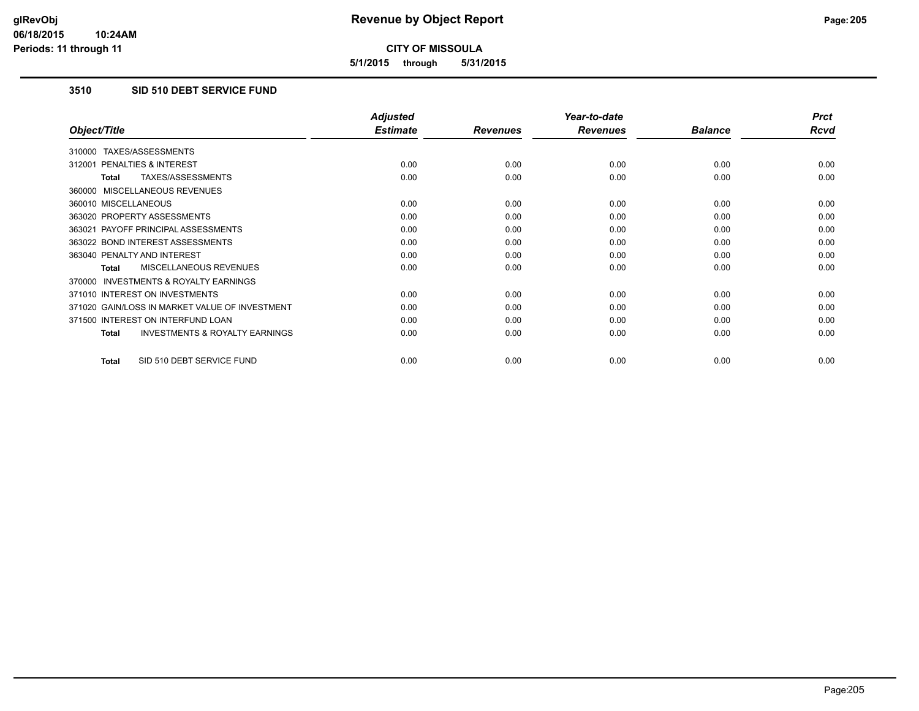# Revenue by Object Report

**CITY OF MISSOULA**

**5/1/2015 through 5/31/2015**

glRevObj
06/18/2015 10:24AM
Periods: 11 through 11

## 3510 SID 510 DEBT SERVICE FUND

| Object/Title | Adjusted Estimate | Revenues | Year-to-date Revenues | Balance | Prct Rcvd |
|---|---|---|---|---|---|
| 310000 TAXES/ASSESSMENTS | | | | | |
| 312001 PENALTIES & INTEREST | 0.00 | 0.00 | 0.00 | 0.00 | 0.00 |
| **Total** TAXES/ASSESSMENTS | 0.00 | 0.00 | 0.00 | 0.00 | 0.00 |
| 360000 MISCELLANEOUS REVENUES | | | | | |
| 360010 MISCELLANEOUS | 0.00 | 0.00 | 0.00 | 0.00 | 0.00 |
| 363020 PROPERTY ASSESSMENTS | 0.00 | 0.00 | 0.00 | 0.00 | 0.00 |
| 363021 PAYOFF PRINCIPAL ASSESSMENTS | 0.00 | 0.00 | 0.00 | 0.00 | 0.00 |
| 363022 BOND INTEREST ASSESSMENTS | 0.00 | 0.00 | 0.00 | 0.00 | 0.00 |
| 363040 PENALTY AND INTEREST | 0.00 | 0.00 | 0.00 | 0.00 | 0.00 |
| **Total** MISCELLANEOUS REVENUES | 0.00 | 0.00 | 0.00 | 0.00 | 0.00 |
| 370000 INVESTMENTS & ROYALTY EARNINGS | | | | | |
| 371010 INTEREST ON INVESTMENTS | 0.00 | 0.00 | 0.00 | 0.00 | 0.00 |
| 371020 GAIN/LOSS IN MARKET VALUE OF INVESTMENT | 0.00 | 0.00 | 0.00 | 0.00 | 0.00 |
| 371500 INTEREST ON INTERFUND LOAN | 0.00 | 0.00 | 0.00 | 0.00 | 0.00 |
| **Total** INVESTMENTS & ROYALTY EARNINGS | 0.00 | 0.00 | 0.00 | 0.00 | 0.00 |
| **Total** SID 510 DEBT SERVICE FUND | 0.00 | 0.00 | 0.00 | 0.00 | 0.00 |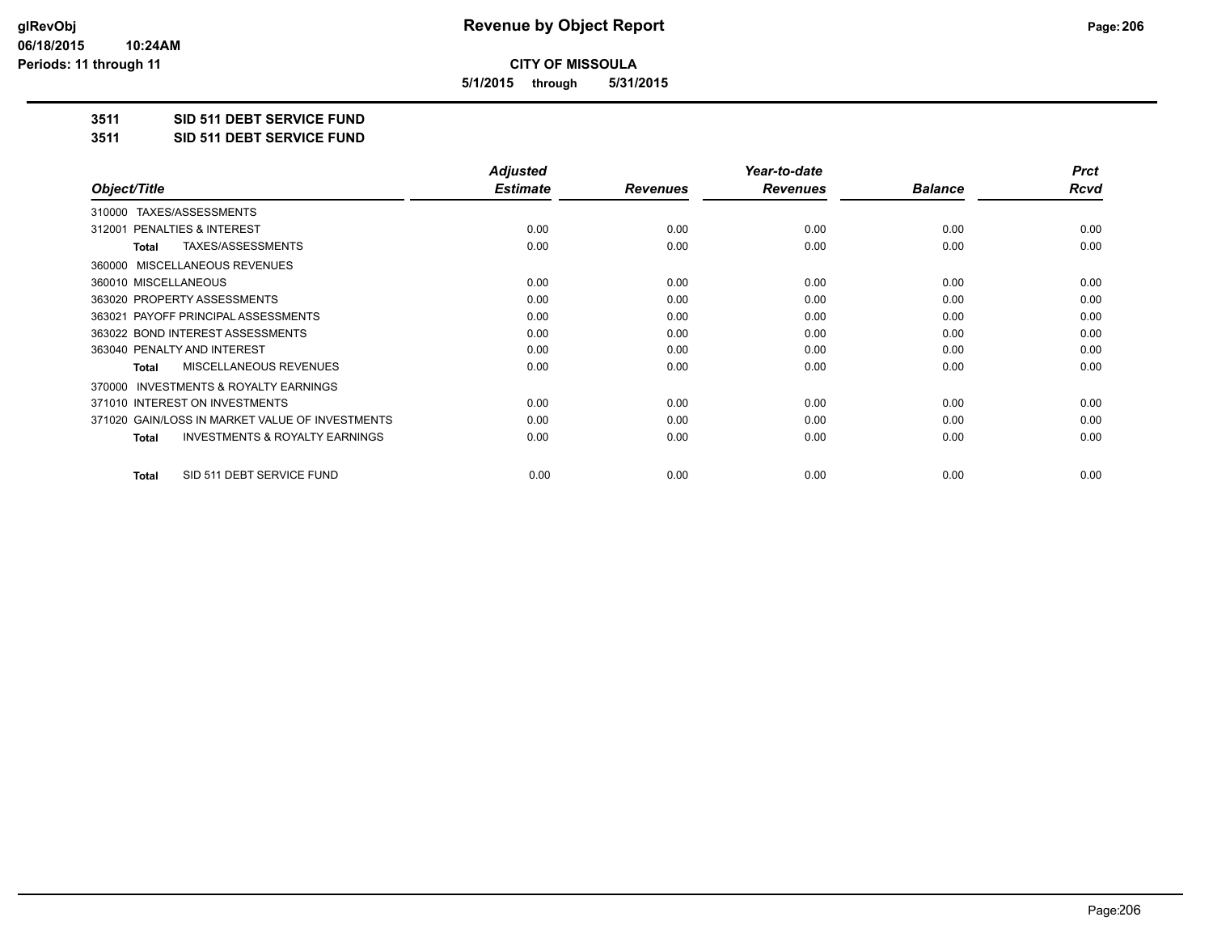**CITY OF MISSOULA**

**5/1/2015 through 5/31/2015**

**3511 SID 511 DEBT SERVICE FUND**

**3511 SID 511 DEBT SERVICE FUND**

| Object/Title | Adjusted Estimate | Revenues | Year-to-date Revenues | Balance | Prct Rcvd |
|---|---|---|---|---|---|
| 310000 TAXES/ASSESSMENTS | | | | | |
| 312001 PENALTIES & INTEREST | 0.00 | 0.00 | 0.00 | 0.00 | 0.00 |
| **Total** TAXES/ASSESSMENTS | 0.00 | 0.00 | 0.00 | 0.00 | 0.00 |
| 360000 MISCELLANEOUS REVENUES | | | | | |
| 360010 MISCELLANEOUS | 0.00 | 0.00 | 0.00 | 0.00 | 0.00 |
| 363020 PROPERTY ASSESSMENTS | 0.00 | 0.00 | 0.00 | 0.00 | 0.00 |
| 363021 PAYOFF PRINCIPAL ASSESSMENTS | 0.00 | 0.00 | 0.00 | 0.00 | 0.00 |
| 363022 BOND INTEREST ASSESSMENTS | 0.00 | 0.00 | 0.00 | 0.00 | 0.00 |
| 363040 PENALTY AND INTEREST | 0.00 | 0.00 | 0.00 | 0.00 | 0.00 |
| **Total** MISCELLANEOUS REVENUES | 0.00 | 0.00 | 0.00 | 0.00 | 0.00 |
| 370000 INVESTMENTS & ROYALTY EARNINGS | | | | | |
| 371010 INTEREST ON INVESTMENTS | 0.00 | 0.00 | 0.00 | 0.00 | 0.00 |
| 371020 GAIN/LOSS IN MARKET VALUE OF INVESTMENTS | 0.00 | 0.00 | 0.00 | 0.00 | 0.00 |
| **Total** INVESTMENTS & ROYALTY EARNINGS | 0.00 | 0.00 | 0.00 | 0.00 | 0.00 |
| **Total** SID 511 DEBT SERVICE FUND | 0.00 | 0.00 | 0.00 | 0.00 | 0.00 |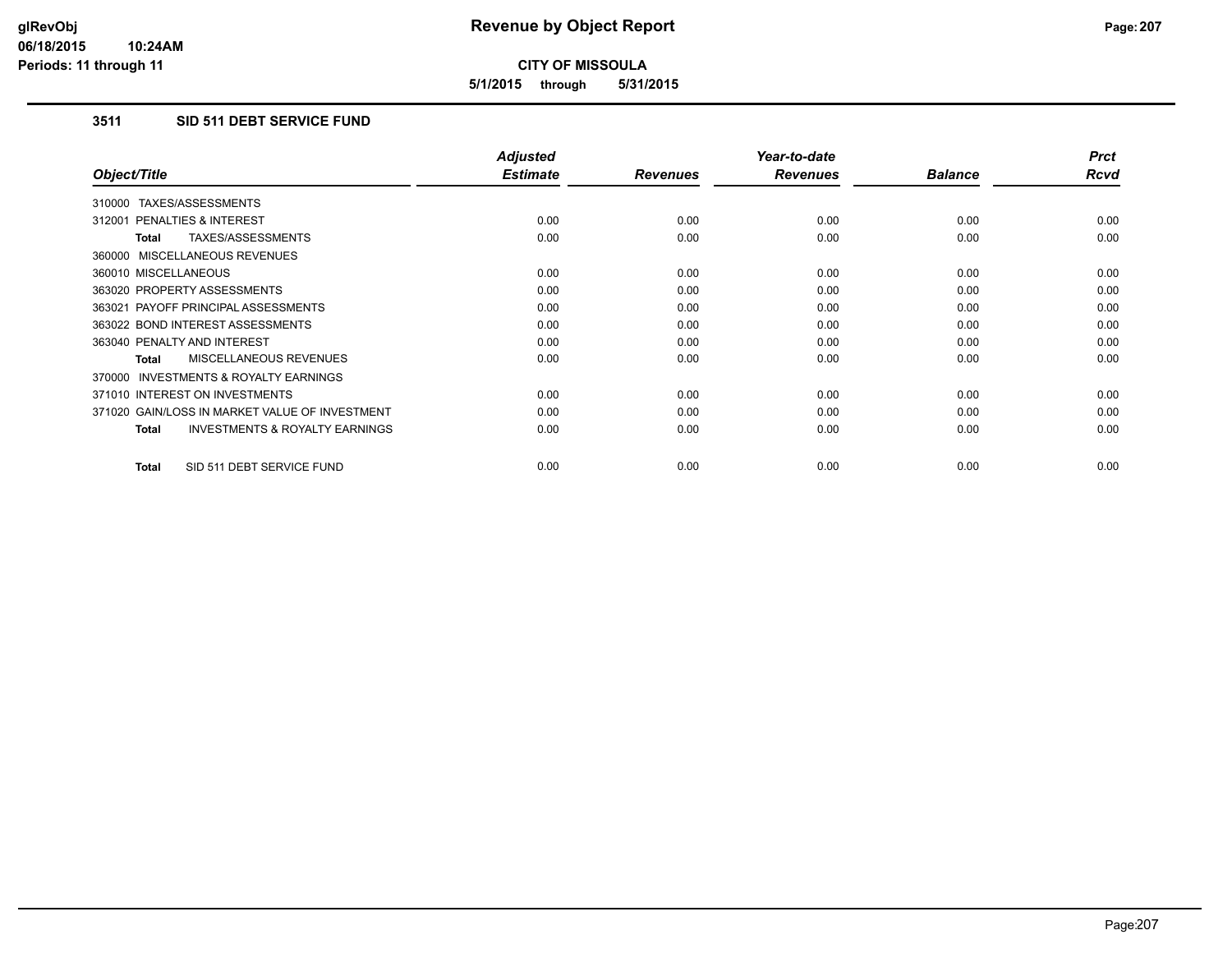**CITY OF MISSOULA**

**5/1/2015 through 5/31/2015**

## 3511 SID 511 DEBT SERVICE FUND

| Object/Title | Adjusted Estimate | Revenues | Year-to-date Revenues | Balance | Prct Rcvd |
|---|---|---|---|---|---|
| 310000 TAXES/ASSESSMENTS | | | | | |
| 312001 PENALTIES & INTEREST | 0.00 | 0.00 | 0.00 | 0.00 | 0.00 |
| **Total** TAXES/ASSESSMENTS | 0.00 | 0.00 | 0.00 | 0.00 | 0.00 |
| 360000 MISCELLANEOUS REVENUES | | | | | |
| 360010 MISCELLANEOUS | 0.00 | 0.00 | 0.00 | 0.00 | 0.00 |
| 363020 PROPERTY ASSESSMENTS | 0.00 | 0.00 | 0.00 | 0.00 | 0.00 |
| 363021 PAYOFF PRINCIPAL ASSESSMENTS | 0.00 | 0.00 | 0.00 | 0.00 | 0.00 |
| 363022 BOND INTEREST ASSESSMENTS | 0.00 | 0.00 | 0.00 | 0.00 | 0.00 |
| 363040 PENALTY AND INTEREST | 0.00 | 0.00 | 0.00 | 0.00 | 0.00 |
| **Total** MISCELLANEOUS REVENUES | 0.00 | 0.00 | 0.00 | 0.00 | 0.00 |
| 370000 INVESTMENTS & ROYALTY EARNINGS | | | | | |
| 371010 INTEREST ON INVESTMENTS | 0.00 | 0.00 | 0.00 | 0.00 | 0.00 |
| 371020 GAIN/LOSS IN MARKET VALUE OF INVESTMENT | 0.00 | 0.00 | 0.00 | 0.00 | 0.00 |
| **Total** INVESTMENTS & ROYALTY EARNINGS | 0.00 | 0.00 | 0.00 | 0.00 | 0.00 |
| **Total** SID 511 DEBT SERVICE FUND | 0.00 | 0.00 | 0.00 | 0.00 | 0.00 |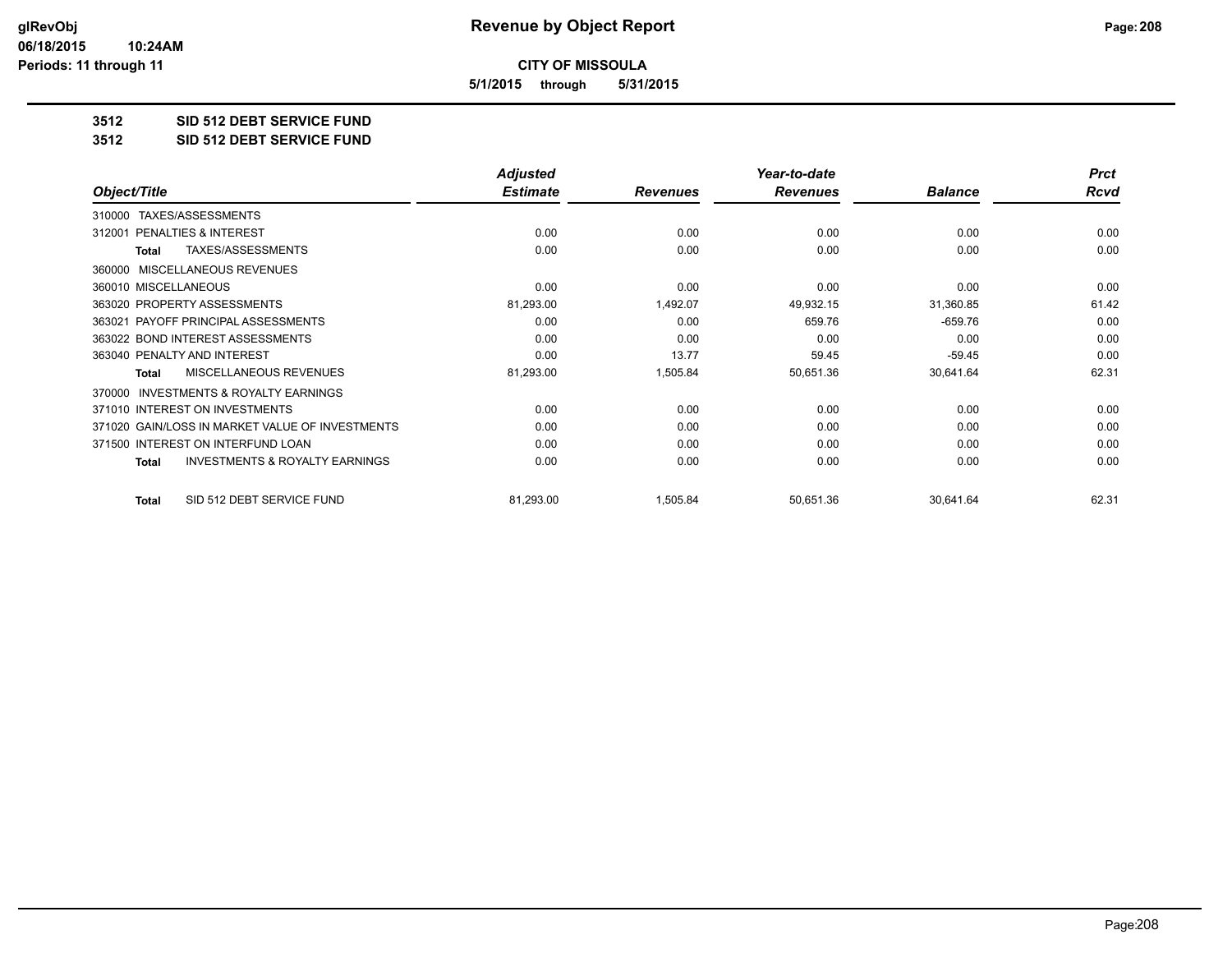glRevObj
06/18/2015 10:24AM
Periods: 11 through 11

# Revenue by Object Report

**CITY OF MISSOULA**

**5/1/2015 through 5/31/2015**

**3512 SID 512 DEBT SERVICE FUND**

**3512 SID 512 DEBT SERVICE FUND**

| Object/Title | Adjusted Estimate | Revenues | Year-to-date Revenues | Balance | Prct Rcvd |
|---|---|---|---|---|---|
| 310000 TAXES/ASSESSMENTS | | | | | |
| 312001 PENALTIES & INTEREST | 0.00 | 0.00 | 0.00 | 0.00 | 0.00 |
| **Total** TAXES/ASSESSMENTS | 0.00 | 0.00 | 0.00 | 0.00 | 0.00 |
| 360000 MISCELLANEOUS REVENUES | | | | | |
| 360010 MISCELLANEOUS | 0.00 | 0.00 | 0.00 | 0.00 | 0.00 |
| 363020 PROPERTY ASSESSMENTS | 81,293.00 | 1,492.07 | 49,932.15 | 31,360.85 | 61.42 |
| 363021 PAYOFF PRINCIPAL ASSESSMENTS | 0.00 | 0.00 | 659.76 | -659.76 | 0.00 |
| 363022 BOND INTEREST ASSESSMENTS | 0.00 | 0.00 | 0.00 | 0.00 | 0.00 |
| 363040 PENALTY AND INTEREST | 0.00 | 13.77 | 59.45 | -59.45 | 0.00 |
| **Total** MISCELLANEOUS REVENUES | 81,293.00 | 1,505.84 | 50,651.36 | 30,641.64 | 62.31 |
| 370000 INVESTMENTS & ROYALTY EARNINGS | | | | | |
| 371010 INTEREST ON INVESTMENTS | 0.00 | 0.00 | 0.00 | 0.00 | 0.00 |
| 371020 GAIN/LOSS IN MARKET VALUE OF INVESTMENTS | 0.00 | 0.00 | 0.00 | 0.00 | 0.00 |
| 371500 INTEREST ON INTERFUND LOAN | 0.00 | 0.00 | 0.00 | 0.00 | 0.00 |
| **Total** INVESTMENTS & ROYALTY EARNINGS | 0.00 | 0.00 | 0.00 | 0.00 | 0.00 |
| **Total** SID 512 DEBT SERVICE FUND | 81,293.00 | 1,505.84 | 50,651.36 | 30,641.64 | 62.31 |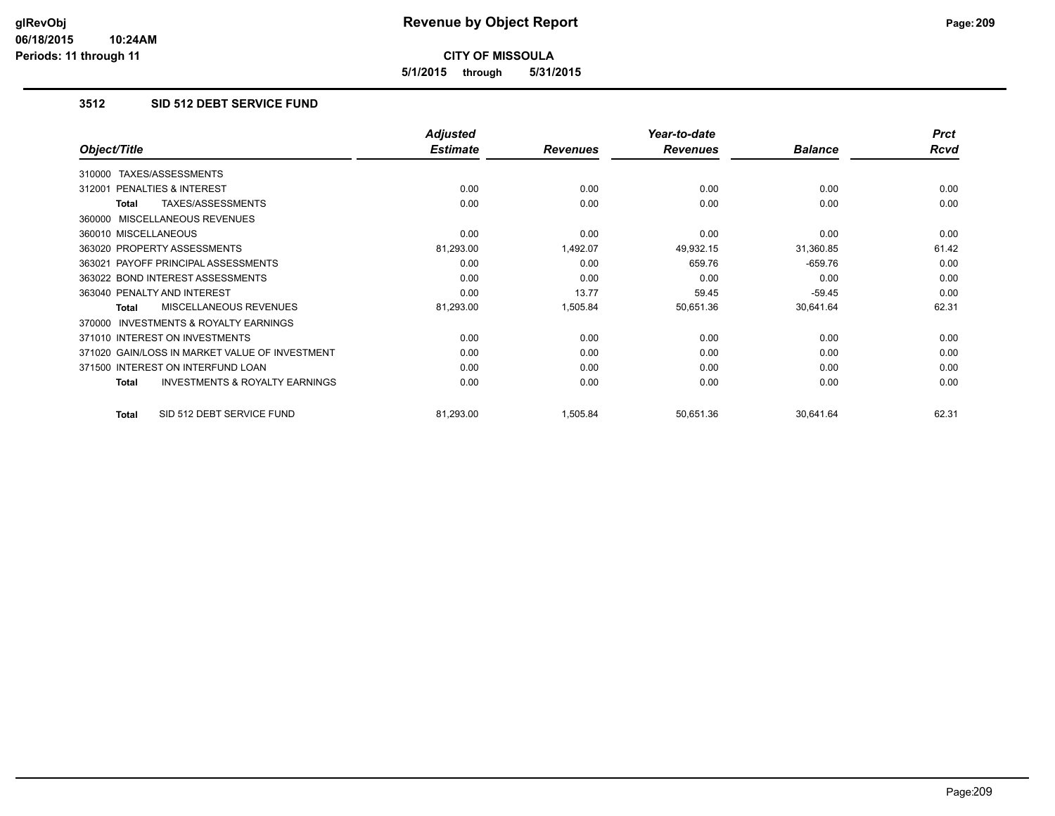# Revenue by Object Report

**CITY OF MISSOULA**

**5/1/2015 through 5/31/2015**

glRevObj
06/18/2015 10:24AM
Periods: 11 through 11

## 3512 SID 512 DEBT SERVICE FUND

| Object/Title | Adjusted Estimate | Revenues | Year-to-date Revenues | Balance | Prct Rcvd |
|---|---|---|---|---|---|
| 310000 TAXES/ASSESSMENTS | | | | | |
| 312001 PENALTIES & INTEREST | 0.00 | 0.00 | 0.00 | 0.00 | 0.00 |
| **Total** TAXES/ASSESSMENTS | 0.00 | 0.00 | 0.00 | 0.00 | 0.00 |
| 360000 MISCELLANEOUS REVENUES | | | | | |
| 360010 MISCELLANEOUS | 0.00 | 0.00 | 0.00 | 0.00 | 0.00 |
| 363020 PROPERTY ASSESSMENTS | 81,293.00 | 1,492.07 | 49,932.15 | 31,360.85 | 61.42 |
| 363021 PAYOFF PRINCIPAL ASSESSMENTS | 0.00 | 0.00 | 659.76 | -659.76 | 0.00 |
| 363022 BOND INTEREST ASSESSMENTS | 0.00 | 0.00 | 0.00 | 0.00 | 0.00 |
| 363040 PENALTY AND INTEREST | 0.00 | 13.77 | 59.45 | -59.45 | 0.00 |
| **Total** MISCELLANEOUS REVENUES | 81,293.00 | 1,505.84 | 50,651.36 | 30,641.64 | 62.31 |
| 370000 INVESTMENTS & ROYALTY EARNINGS | | | | | |
| 371010 INTEREST ON INVESTMENTS | 0.00 | 0.00 | 0.00 | 0.00 | 0.00 |
| 371020 GAIN/LOSS IN MARKET VALUE OF INVESTMENT | 0.00 | 0.00 | 0.00 | 0.00 | 0.00 |
| 371500 INTEREST ON INTERFUND LOAN | 0.00 | 0.00 | 0.00 | 0.00 | 0.00 |
| **Total** INVESTMENTS & ROYALTY EARNINGS | 0.00 | 0.00 | 0.00 | 0.00 | 0.00 |
| **Total** SID 512 DEBT SERVICE FUND | 81,293.00 | 1,505.84 | 50,651.36 | 30,641.64 | 62.31 |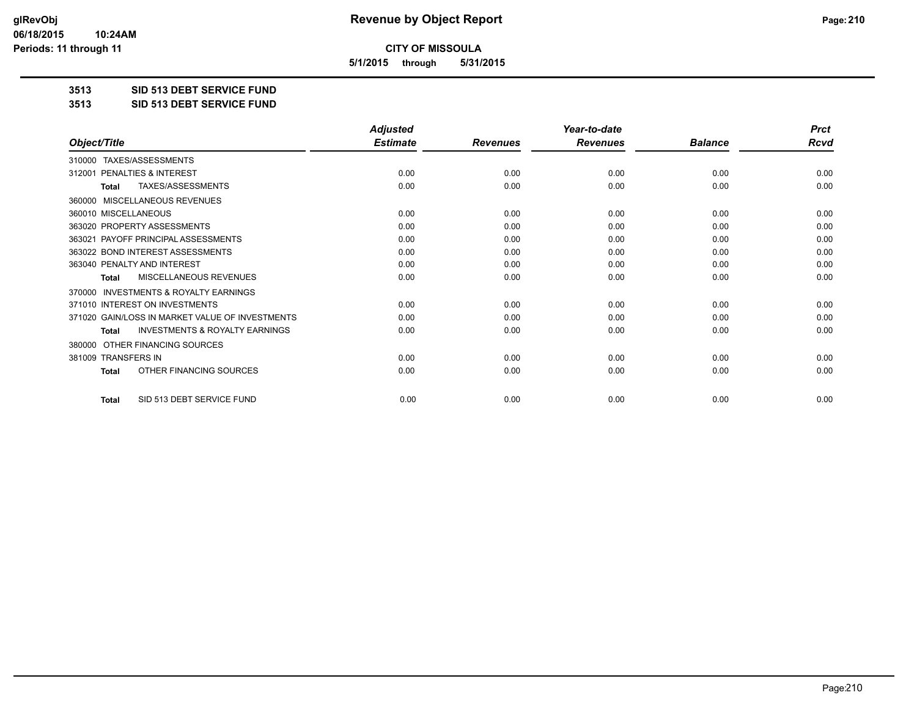**Revenue by Object Report**

**CITY OF MISSOULA**

**5/1/2015 through 5/31/2015**

glRevObj
06/18/2015 10:24AM
Periods: 11 through 11

## 3513 SID 513 DEBT SERVICE FUND
## 3513 SID 513 DEBT SERVICE FUND

| Object/Title | Adjusted Estimate | Revenues | Year-to-date Revenues | Balance | Prct Rcvd |
|---|---|---|---|---|---|
| 310000 TAXES/ASSESSMENTS | | | | | |
| 312001 PENALTIES & INTEREST | 0.00 | 0.00 | 0.00 | 0.00 | 0.00 |
| **Total** TAXES/ASSESSMENTS | 0.00 | 0.00 | 0.00 | 0.00 | 0.00 |
| 360000 MISCELLANEOUS REVENUES | | | | | |
| 360010 MISCELLANEOUS | 0.00 | 0.00 | 0.00 | 0.00 | 0.00 |
| 363020 PROPERTY ASSESSMENTS | 0.00 | 0.00 | 0.00 | 0.00 | 0.00 |
| 363021 PAYOFF PRINCIPAL ASSESSMENTS | 0.00 | 0.00 | 0.00 | 0.00 | 0.00 |
| 363022 BOND INTEREST ASSESSMENTS | 0.00 | 0.00 | 0.00 | 0.00 | 0.00 |
| 363040 PENALTY AND INTEREST | 0.00 | 0.00 | 0.00 | 0.00 | 0.00 |
| **Total** MISCELLANEOUS REVENUES | 0.00 | 0.00 | 0.00 | 0.00 | 0.00 |
| 370000 INVESTMENTS & ROYALTY EARNINGS | | | | | |
| 371010 INTEREST ON INVESTMENTS | 0.00 | 0.00 | 0.00 | 0.00 | 0.00 |
| 371020 GAIN/LOSS IN MARKET VALUE OF INVESTMENTS | 0.00 | 0.00 | 0.00 | 0.00 | 0.00 |
| **Total** INVESTMENTS & ROYALTY EARNINGS | 0.00 | 0.00 | 0.00 | 0.00 | 0.00 |
| 380000 OTHER FINANCING SOURCES | | | | | |
| 381009 TRANSFERS IN | 0.00 | 0.00 | 0.00 | 0.00 | 0.00 |
| **Total** OTHER FINANCING SOURCES | 0.00 | 0.00 | 0.00 | 0.00 | 0.00 |
| **Total** SID 513 DEBT SERVICE FUND | 0.00 | 0.00 | 0.00 | 0.00 | 0.00 |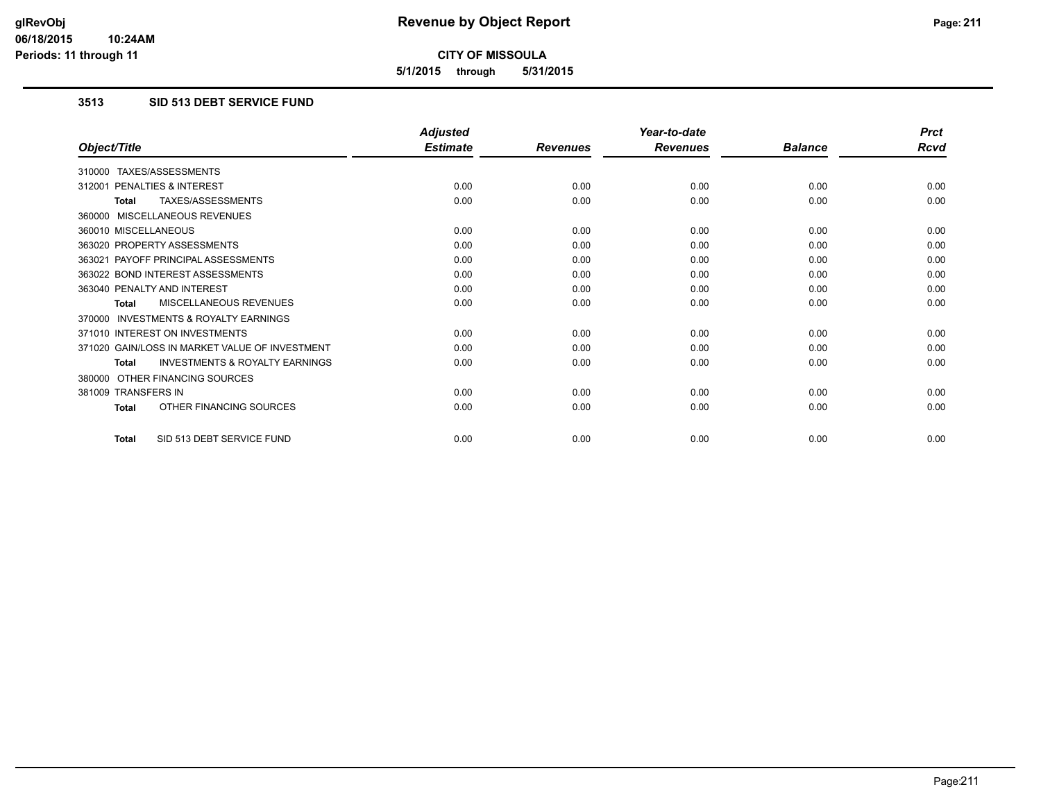# Revenue by Object Report

**CITY OF MISSOULA**

**5/1/2015 through 5/31/2015**

glRevObj
06/18/2015 10:24AM
Periods: 11 through 11

### 3513 SID 513 DEBT SERVICE FUND

| Object/Title | Adjusted Estimate | Revenues | Year-to-date Revenues | Balance | Prct Rcvd |
|---|---|---|---|---|---|
| 310000 TAXES/ASSESSMENTS | | | | | |
| 312001 PENALTIES & INTEREST | 0.00 | 0.00 | 0.00 | 0.00 | 0.00 |
| **Total** TAXES/ASSESSMENTS | 0.00 | 0.00 | 0.00 | 0.00 | 0.00 |
| 360000 MISCELLANEOUS REVENUES | | | | | |
| 360010 MISCELLANEOUS | 0.00 | 0.00 | 0.00 | 0.00 | 0.00 |
| 363020 PROPERTY ASSESSMENTS | 0.00 | 0.00 | 0.00 | 0.00 | 0.00 |
| 363021 PAYOFF PRINCIPAL ASSESSMENTS | 0.00 | 0.00 | 0.00 | 0.00 | 0.00 |
| 363022 BOND INTEREST ASSESSMENTS | 0.00 | 0.00 | 0.00 | 0.00 | 0.00 |
| 363040 PENALTY AND INTEREST | 0.00 | 0.00 | 0.00 | 0.00 | 0.00 |
| **Total** MISCELLANEOUS REVENUES | 0.00 | 0.00 | 0.00 | 0.00 | 0.00 |
| 370000 INVESTMENTS & ROYALTY EARNINGS | | | | | |
| 371010 INTEREST ON INVESTMENTS | 0.00 | 0.00 | 0.00 | 0.00 | 0.00 |
| 371020 GAIN/LOSS IN MARKET VALUE OF INVESTMENT | 0.00 | 0.00 | 0.00 | 0.00 | 0.00 |
| **Total** INVESTMENTS & ROYALTY EARNINGS | 0.00 | 0.00 | 0.00 | 0.00 | 0.00 |
| 380000 OTHER FINANCING SOURCES | | | | | |
| 381009 TRANSFERS IN | 0.00 | 0.00 | 0.00 | 0.00 | 0.00 |
| **Total** OTHER FINANCING SOURCES | 0.00 | 0.00 | 0.00 | 0.00 | 0.00 |
| **Total** SID 513 DEBT SERVICE FUND | 0.00 | 0.00 | 0.00 | 0.00 | 0.00 |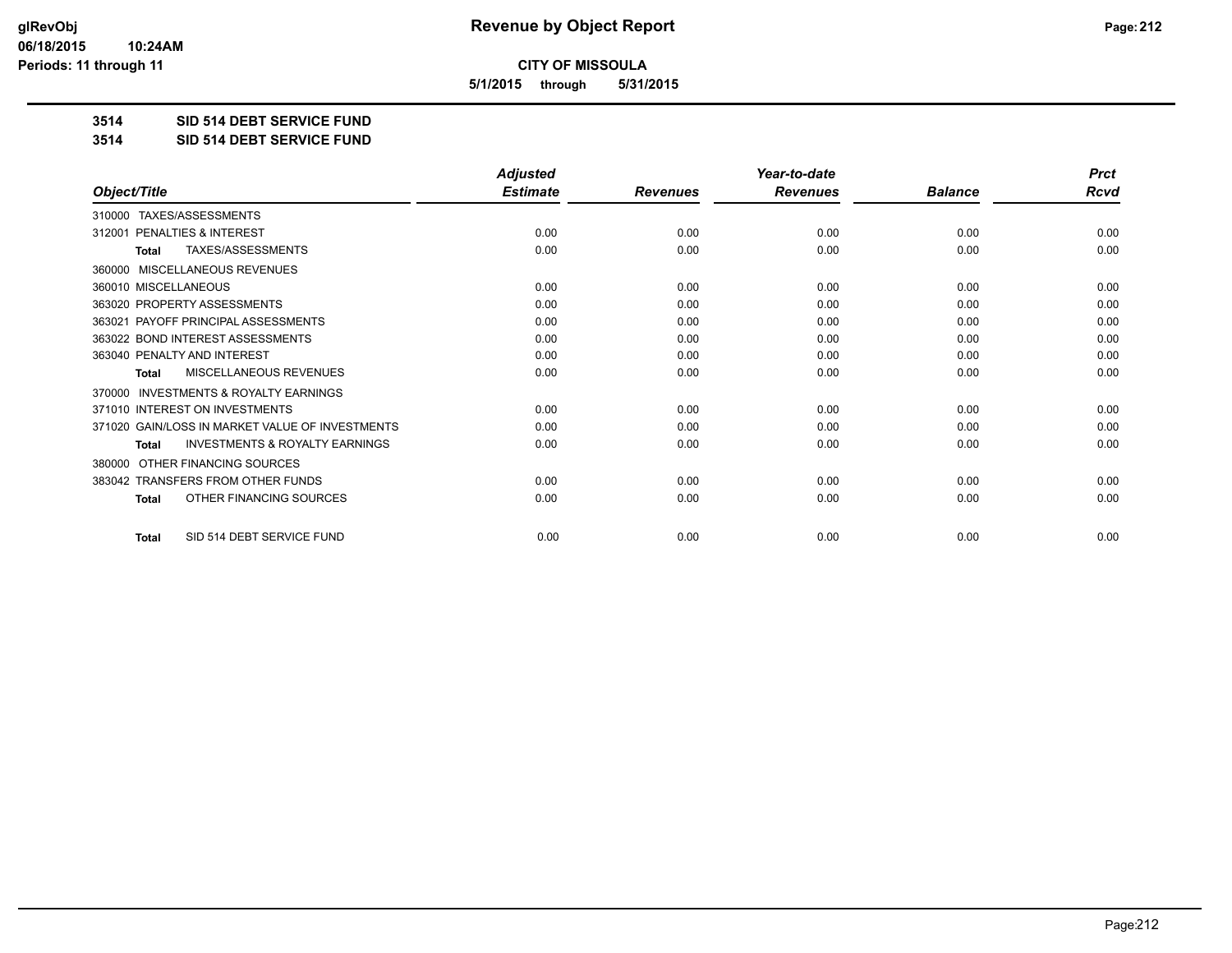**CITY OF MISSOULA**

**5/1/2015 through 5/31/2015**

**3514 SID 514 DEBT SERVICE FUND**

**3514 SID 514 DEBT SERVICE FUND**

| Object/Title | Adjusted Estimate | Revenues | Year-to-date Revenues | Balance | Prct Rcvd |
|---|---|---|---|---|---|
| 310000 TAXES/ASSESSMENTS | | | | | |
| 312001 PENALTIES & INTEREST | 0.00 | 0.00 | 0.00 | 0.00 | 0.00 |
| **Total** TAXES/ASSESSMENTS | 0.00 | 0.00 | 0.00 | 0.00 | 0.00 |
| 360000 MISCELLANEOUS REVENUES | | | | | |
| 360010 MISCELLANEOUS | 0.00 | 0.00 | 0.00 | 0.00 | 0.00 |
| 363020 PROPERTY ASSESSMENTS | 0.00 | 0.00 | 0.00 | 0.00 | 0.00 |
| 363021 PAYOFF PRINCIPAL ASSESSMENTS | 0.00 | 0.00 | 0.00 | 0.00 | 0.00 |
| 363022 BOND INTEREST ASSESSMENTS | 0.00 | 0.00 | 0.00 | 0.00 | 0.00 |
| 363040 PENALTY AND INTEREST | 0.00 | 0.00 | 0.00 | 0.00 | 0.00 |
| **Total** MISCELLANEOUS REVENUES | 0.00 | 0.00 | 0.00 | 0.00 | 0.00 |
| 370000 INVESTMENTS & ROYALTY EARNINGS | | | | | |
| 371010 INTEREST ON INVESTMENTS | 0.00 | 0.00 | 0.00 | 0.00 | 0.00 |
| 371020 GAIN/LOSS IN MARKET VALUE OF INVESTMENTS | 0.00 | 0.00 | 0.00 | 0.00 | 0.00 |
| **Total** INVESTMENTS & ROYALTY EARNINGS | 0.00 | 0.00 | 0.00 | 0.00 | 0.00 |
| 380000 OTHER FINANCING SOURCES | | | | | |
| 383042 TRANSFERS FROM OTHER FUNDS | 0.00 | 0.00 | 0.00 | 0.00 | 0.00 |
| **Total** OTHER FINANCING SOURCES | 0.00 | 0.00 | 0.00 | 0.00 | 0.00 |
| **Total** SID 514 DEBT SERVICE FUND | 0.00 | 0.00 | 0.00 | 0.00 | 0.00 |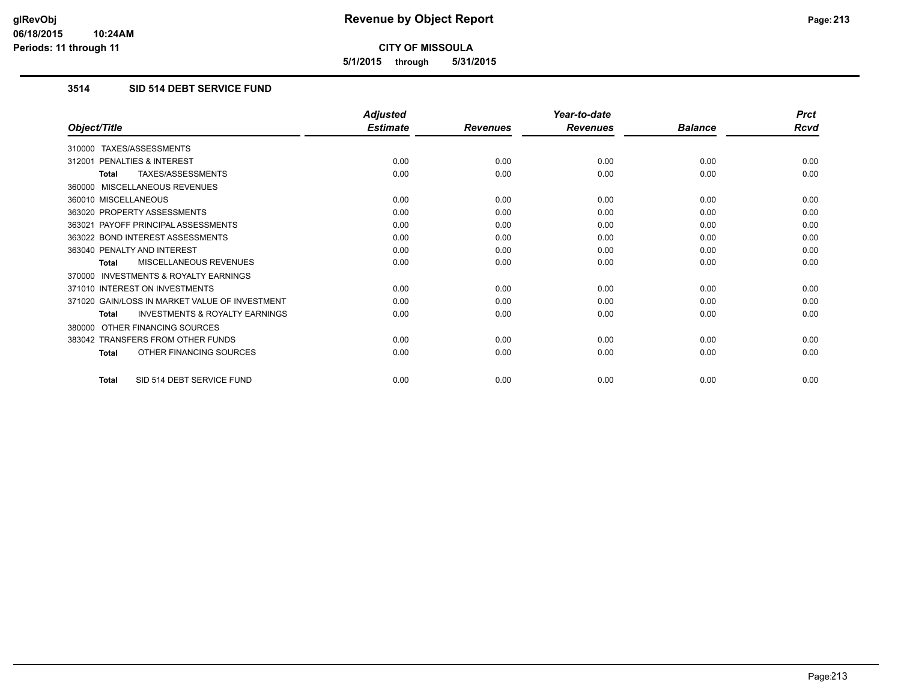# Revenue by Object Report

**CITY OF MISSOULA**

**5/1/2015 through 5/31/2015**

glRevObj
06/18/2015 10:24AM
Periods: 11 through 11

### 3514 SID 514 DEBT SERVICE FUND

| Object/Title | Adjusted Estimate | Revenues | Year-to-date Revenues | Balance | Prct Rcvd |
|---|---|---|---|---|---|
| 310000 TAXES/ASSESSMENTS | | | | | |
| 312001 PENALTIES & INTEREST | 0.00 | 0.00 | 0.00 | 0.00 | 0.00 |
| **Total** TAXES/ASSESSMENTS | 0.00 | 0.00 | 0.00 | 0.00 | 0.00 |
| 360000 MISCELLANEOUS REVENUES | | | | | |
| 360010 MISCELLANEOUS | 0.00 | 0.00 | 0.00 | 0.00 | 0.00 |
| 363020 PROPERTY ASSESSMENTS | 0.00 | 0.00 | 0.00 | 0.00 | 0.00 |
| 363021 PAYOFF PRINCIPAL ASSESSMENTS | 0.00 | 0.00 | 0.00 | 0.00 | 0.00 |
| 363022 BOND INTEREST ASSESSMENTS | 0.00 | 0.00 | 0.00 | 0.00 | 0.00 |
| 363040 PENALTY AND INTEREST | 0.00 | 0.00 | 0.00 | 0.00 | 0.00 |
| **Total** MISCELLANEOUS REVENUES | 0.00 | 0.00 | 0.00 | 0.00 | 0.00 |
| 370000 INVESTMENTS & ROYALTY EARNINGS | | | | | |
| 371010 INTEREST ON INVESTMENTS | 0.00 | 0.00 | 0.00 | 0.00 | 0.00 |
| 371020 GAIN/LOSS IN MARKET VALUE OF INVESTMENT | 0.00 | 0.00 | 0.00 | 0.00 | 0.00 |
| **Total** INVESTMENTS & ROYALTY EARNINGS | 0.00 | 0.00 | 0.00 | 0.00 | 0.00 |
| 380000 OTHER FINANCING SOURCES | | | | | |
| 383042 TRANSFERS FROM OTHER FUNDS | 0.00 | 0.00 | 0.00 | 0.00 | 0.00 |
| **Total** OTHER FINANCING SOURCES | 0.00 | 0.00 | 0.00 | 0.00 | 0.00 |
| **Total** SID 514 DEBT SERVICE FUND | 0.00 | 0.00 | 0.00 | 0.00 | 0.00 |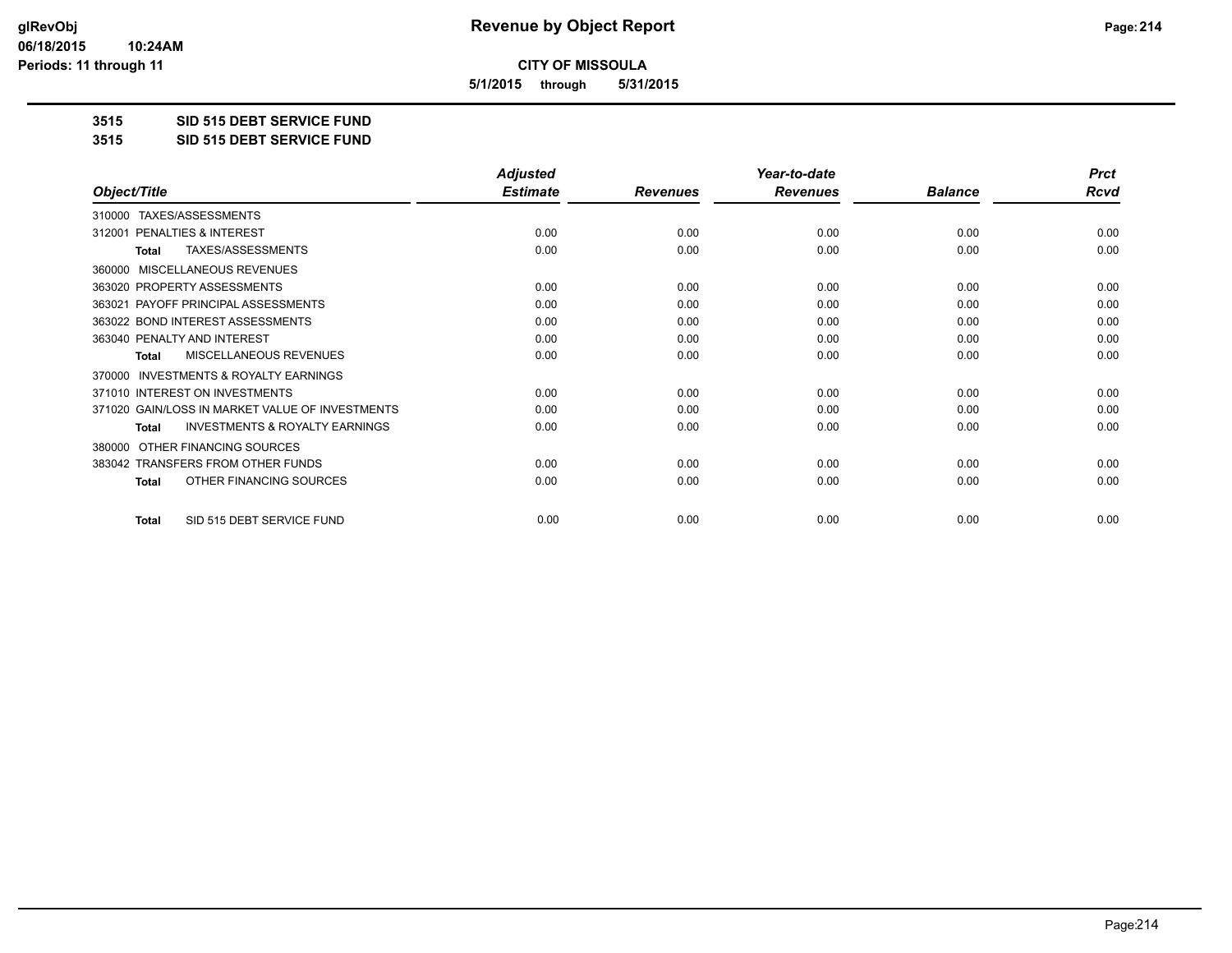**CITY OF MISSOULA**

**5/1/2015 through 5/31/2015**

**3515 SID 515 DEBT SERVICE FUND**

**3515 SID 515 DEBT SERVICE FUND**

| Object/Title | Adjusted Estimate | Revenues | Year-to-date Revenues | Balance | Prct Rcvd |
|---|---|---|---|---|---|
| 310000 TAXES/ASSESSMENTS | | | | | |
| 312001 PENALTIES & INTEREST | 0.00 | 0.00 | 0.00 | 0.00 | 0.00 |
| **Total** TAXES/ASSESSMENTS | 0.00 | 0.00 | 0.00 | 0.00 | 0.00 |
| 360000 MISCELLANEOUS REVENUES | | | | | |
| 363020 PROPERTY ASSESSMENTS | 0.00 | 0.00 | 0.00 | 0.00 | 0.00 |
| 363021 PAYOFF PRINCIPAL ASSESSMENTS | 0.00 | 0.00 | 0.00 | 0.00 | 0.00 |
| 363022 BOND INTEREST ASSESSMENTS | 0.00 | 0.00 | 0.00 | 0.00 | 0.00 |
| 363040 PENALTY AND INTEREST | 0.00 | 0.00 | 0.00 | 0.00 | 0.00 |
| **Total** MISCELLANEOUS REVENUES | 0.00 | 0.00 | 0.00 | 0.00 | 0.00 |
| 370000 INVESTMENTS & ROYALTY EARNINGS | | | | | |
| 371010 INTEREST ON INVESTMENTS | 0.00 | 0.00 | 0.00 | 0.00 | 0.00 |
| 371020 GAIN/LOSS IN MARKET VALUE OF INVESTMENTS | 0.00 | 0.00 | 0.00 | 0.00 | 0.00 |
| **Total** INVESTMENTS & ROYALTY EARNINGS | 0.00 | 0.00 | 0.00 | 0.00 | 0.00 |
| 380000 OTHER FINANCING SOURCES | | | | | |
| 383042 TRANSFERS FROM OTHER FUNDS | 0.00 | 0.00 | 0.00 | 0.00 | 0.00 |
| **Total** OTHER FINANCING SOURCES | 0.00 | 0.00 | 0.00 | 0.00 | 0.00 |
| **Total** SID 515 DEBT SERVICE FUND | 0.00 | 0.00 | 0.00 | 0.00 | 0.00 |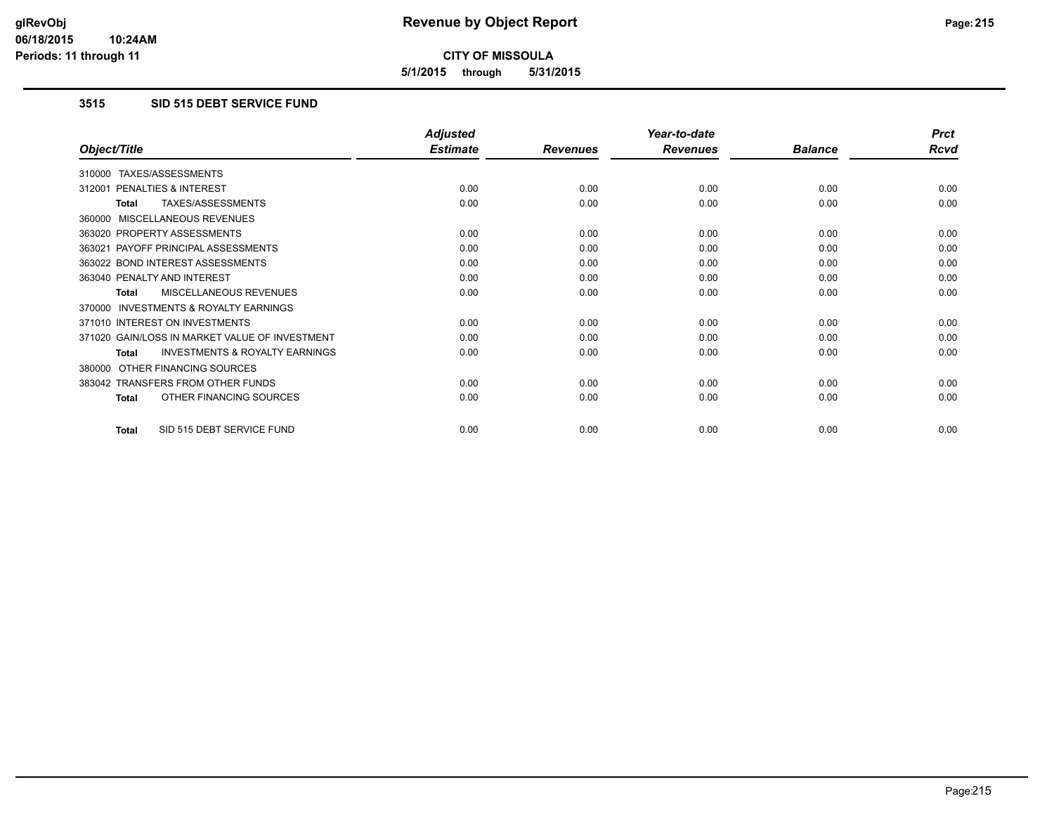**Revenue by Object Report**

**CITY OF MISSOULA**

**5/1/2015 through 5/31/2015**

glRevObj
06/18/2015 10:24AM
Periods: 11 through 11

### 3515 SID 515 DEBT SERVICE FUND

| Object/Title | Adjusted Estimate | Revenues | Year-to-date Revenues | Balance | Prct Rcvd |
|---|---|---|---|---|---|
| 310000 TAXES/ASSESSMENTS | | | | | |
| 312001 PENALTIES & INTEREST | 0.00 | 0.00 | 0.00 | 0.00 | 0.00 |
| **Total** TAXES/ASSESSMENTS | 0.00 | 0.00 | 0.00 | 0.00 | 0.00 |
| 360000 MISCELLANEOUS REVENUES | | | | | |
| 363020 PROPERTY ASSESSMENTS | 0.00 | 0.00 | 0.00 | 0.00 | 0.00 |
| 363021 PAYOFF PRINCIPAL ASSESSMENTS | 0.00 | 0.00 | 0.00 | 0.00 | 0.00 |
| 363022 BOND INTEREST ASSESSMENTS | 0.00 | 0.00 | 0.00 | 0.00 | 0.00 |
| 363040 PENALTY AND INTEREST | 0.00 | 0.00 | 0.00 | 0.00 | 0.00 |
| **Total** MISCELLANEOUS REVENUES | 0.00 | 0.00 | 0.00 | 0.00 | 0.00 |
| 370000 INVESTMENTS & ROYALTY EARNINGS | | | | | |
| 371010 INTEREST ON INVESTMENTS | 0.00 | 0.00 | 0.00 | 0.00 | 0.00 |
| 371020 GAIN/LOSS IN MARKET VALUE OF INVESTMENT | 0.00 | 0.00 | 0.00 | 0.00 | 0.00 |
| **Total** INVESTMENTS & ROYALTY EARNINGS | 0.00 | 0.00 | 0.00 | 0.00 | 0.00 |
| 380000 OTHER FINANCING SOURCES | | | | | |
| 383042 TRANSFERS FROM OTHER FUNDS | 0.00 | 0.00 | 0.00 | 0.00 | 0.00 |
| **Total** OTHER FINANCING SOURCES | 0.00 | 0.00 | 0.00 | 0.00 | 0.00 |
| **Total** SID 515 DEBT SERVICE FUND | 0.00 | 0.00 | 0.00 | 0.00 | 0.00 |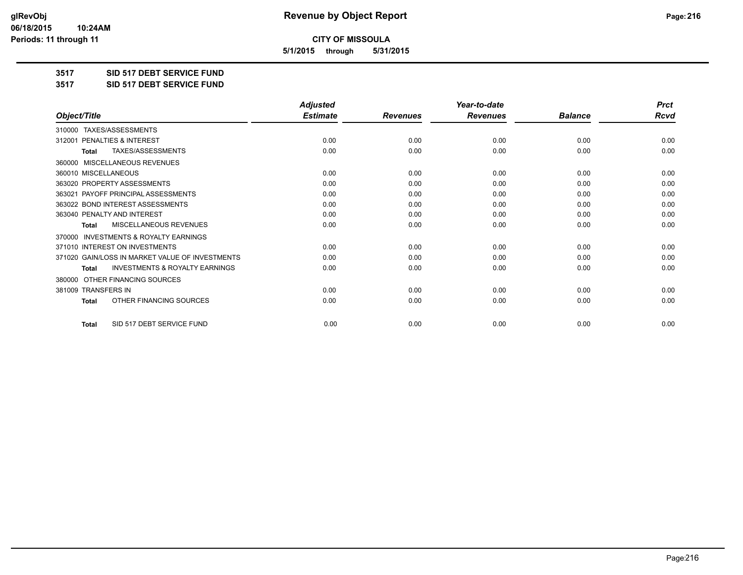# Revenue by Object Report

**CITY OF MISSOULA**

**5/1/2015 through 5/31/2015**

glRevObj
06/18/2015 10:24AM
Periods: 11 through 11

**3517 SID 517 DEBT SERVICE FUND**

**3517 SID 517 DEBT SERVICE FUND**

| Object/Title | Adjusted Estimate | Revenues | Year-to-date Revenues | Balance | Prct Rcvd |
|---|---|---|---|---|---|
| 310000 TAXES/ASSESSMENTS | | | | | |
| 312001 PENALTIES & INTEREST | 0.00 | 0.00 | 0.00 | 0.00 | 0.00 |
| Total TAXES/ASSESSMENTS | 0.00 | 0.00 | 0.00 | 0.00 | 0.00 |
| 360000 MISCELLANEOUS REVENUES | | | | | |
| 360010 MISCELLANEOUS | 0.00 | 0.00 | 0.00 | 0.00 | 0.00 |
| 363020 PROPERTY ASSESSMENTS | 0.00 | 0.00 | 0.00 | 0.00 | 0.00 |
| 363021 PAYOFF PRINCIPAL ASSESSMENTS | 0.00 | 0.00 | 0.00 | 0.00 | 0.00 |
| 363022 BOND INTEREST ASSESSMENTS | 0.00 | 0.00 | 0.00 | 0.00 | 0.00 |
| 363040 PENALTY AND INTEREST | 0.00 | 0.00 | 0.00 | 0.00 | 0.00 |
| Total MISCELLANEOUS REVENUES | 0.00 | 0.00 | 0.00 | 0.00 | 0.00 |
| 370000 INVESTMENTS & ROYALTY EARNINGS | | | | | |
| 371010 INTEREST ON INVESTMENTS | 0.00 | 0.00 | 0.00 | 0.00 | 0.00 |
| 371020 GAIN/LOSS IN MARKET VALUE OF INVESTMENTS | 0.00 | 0.00 | 0.00 | 0.00 | 0.00 |
| Total INVESTMENTS & ROYALTY EARNINGS | 0.00 | 0.00 | 0.00 | 0.00 | 0.00 |
| 380000 OTHER FINANCING SOURCES | | | | | |
| 381009 TRANSFERS IN | 0.00 | 0.00 | 0.00 | 0.00 | 0.00 |
| Total OTHER FINANCING SOURCES | 0.00 | 0.00 | 0.00 | 0.00 | 0.00 |
| Total SID 517 DEBT SERVICE FUND | 0.00 | 0.00 | 0.00 | 0.00 | 0.00 |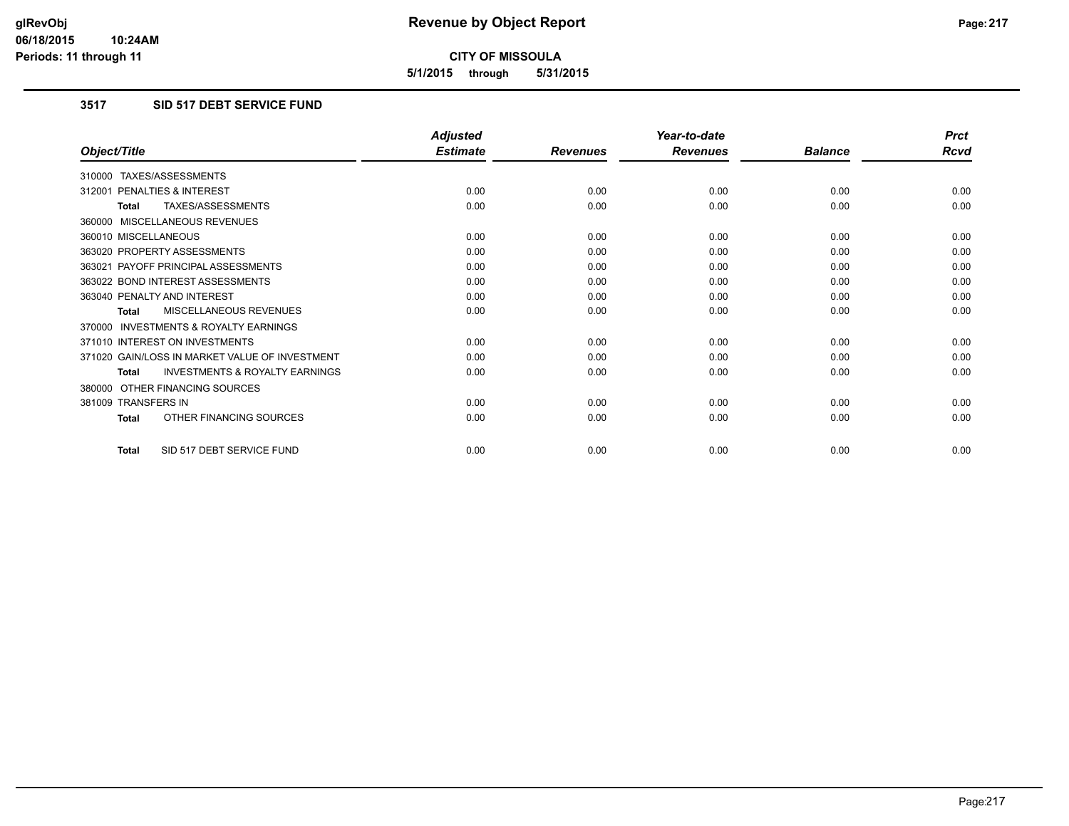**CITY OF MISSOULA**

**5/1/2015 through 5/31/2015**

### 3517 SID 517 DEBT SERVICE FUND

| Object/Title | Adjusted Estimate | Revenues | Year-to-date Revenues | Balance | Prct Rcvd |
|---|---|---|---|---|---|
| 310000 TAXES/ASSESSMENTS | | | | | |
| 312001 PENALTIES & INTEREST | 0.00 | 0.00 | 0.00 | 0.00 | 0.00 |
| **Total** TAXES/ASSESSMENTS | 0.00 | 0.00 | 0.00 | 0.00 | 0.00 |
| 360000 MISCELLANEOUS REVENUES | | | | | |
| 360010 MISCELLANEOUS | 0.00 | 0.00 | 0.00 | 0.00 | 0.00 |
| 363020 PROPERTY ASSESSMENTS | 0.00 | 0.00 | 0.00 | 0.00 | 0.00 |
| 363021 PAYOFF PRINCIPAL ASSESSMENTS | 0.00 | 0.00 | 0.00 | 0.00 | 0.00 |
| 363022 BOND INTEREST ASSESSMENTS | 0.00 | 0.00 | 0.00 | 0.00 | 0.00 |
| 363040 PENALTY AND INTEREST | 0.00 | 0.00 | 0.00 | 0.00 | 0.00 |
| **Total** MISCELLANEOUS REVENUES | 0.00 | 0.00 | 0.00 | 0.00 | 0.00 |
| 370000 INVESTMENTS & ROYALTY EARNINGS | | | | | |
| 371010 INTEREST ON INVESTMENTS | 0.00 | 0.00 | 0.00 | 0.00 | 0.00 |
| 371020 GAIN/LOSS IN MARKET VALUE OF INVESTMENT | 0.00 | 0.00 | 0.00 | 0.00 | 0.00 |
| **Total** INVESTMENTS & ROYALTY EARNINGS | 0.00 | 0.00 | 0.00 | 0.00 | 0.00 |
| 380000 OTHER FINANCING SOURCES | | | | | |
| 381009 TRANSFERS IN | 0.00 | 0.00 | 0.00 | 0.00 | 0.00 |
| **Total** OTHER FINANCING SOURCES | 0.00 | 0.00 | 0.00 | 0.00 | 0.00 |
| **Total** SID 517 DEBT SERVICE FUND | 0.00 | 0.00 | 0.00 | 0.00 | 0.00 |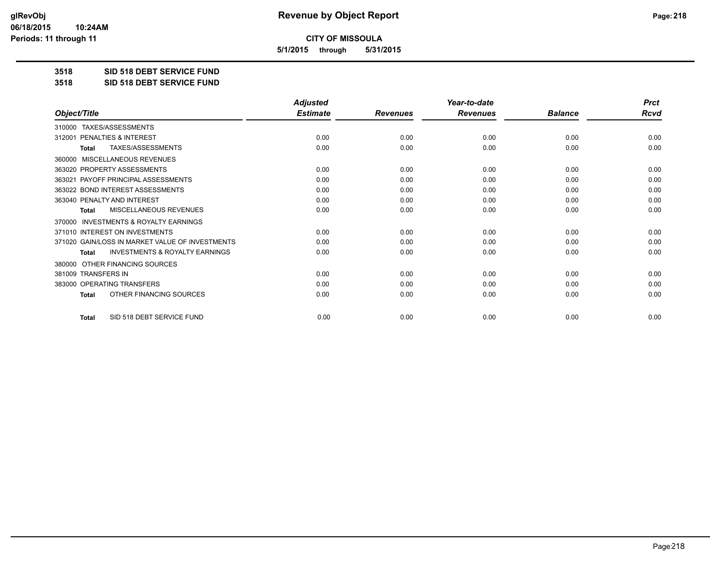**CITY OF MISSOULA**

**5/1/2015 through 5/31/2015**

**3518 SID 518 DEBT SERVICE FUND**

**3518 SID 518 DEBT SERVICE FUND**

| Object/Title | Adjusted Estimate | Revenues | Year-to-date Revenues | Balance | Prct Rcvd |
|---|---|---|---|---|---|
| 310000 TAXES/ASSESSMENTS | | | | | |
| 312001 PENALTIES & INTEREST | 0.00 | 0.00 | 0.00 | 0.00 | 0.00 |
| **Total** TAXES/ASSESSMENTS | 0.00 | 0.00 | 0.00 | 0.00 | 0.00 |
| 360000 MISCELLANEOUS REVENUES | | | | | |
| 363020 PROPERTY ASSESSMENTS | 0.00 | 0.00 | 0.00 | 0.00 | 0.00 |
| 363021 PAYOFF PRINCIPAL ASSESSMENTS | 0.00 | 0.00 | 0.00 | 0.00 | 0.00 |
| 363022 BOND INTEREST ASSESSMENTS | 0.00 | 0.00 | 0.00 | 0.00 | 0.00 |
| 363040 PENALTY AND INTEREST | 0.00 | 0.00 | 0.00 | 0.00 | 0.00 |
| **Total** MISCELLANEOUS REVENUES | 0.00 | 0.00 | 0.00 | 0.00 | 0.00 |
| 370000 INVESTMENTS & ROYALTY EARNINGS | | | | | |
| 371010 INTEREST ON INVESTMENTS | 0.00 | 0.00 | 0.00 | 0.00 | 0.00 |
| 371020 GAIN/LOSS IN MARKET VALUE OF INVESTMENTS | 0.00 | 0.00 | 0.00 | 0.00 | 0.00 |
| **Total** INVESTMENTS & ROYALTY EARNINGS | 0.00 | 0.00 | 0.00 | 0.00 | 0.00 |
| 380000 OTHER FINANCING SOURCES | | | | | |
| 381009 TRANSFERS IN | 0.00 | 0.00 | 0.00 | 0.00 | 0.00 |
| 383000 OPERATING TRANSFERS | 0.00 | 0.00 | 0.00 | 0.00 | 0.00 |
| **Total** OTHER FINANCING SOURCES | 0.00 | 0.00 | 0.00 | 0.00 | 0.00 |
| **Total** SID 518 DEBT SERVICE FUND | 0.00 | 0.00 | 0.00 | 0.00 | 0.00 |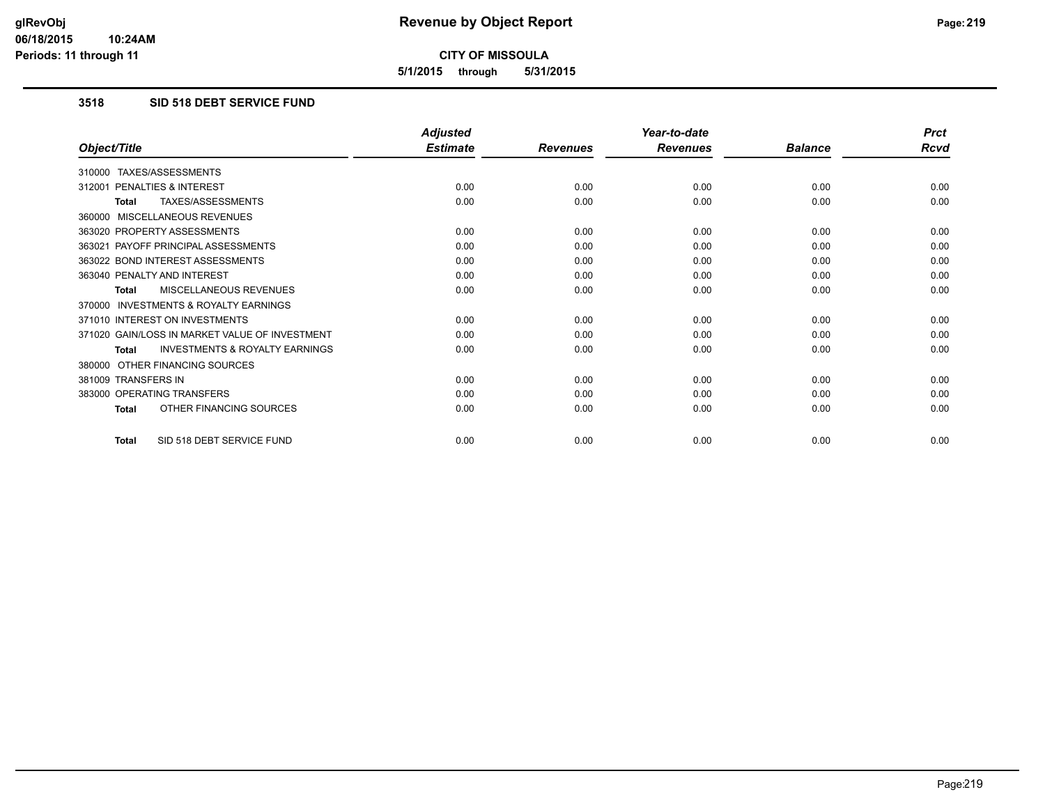# Revenue by Object Report

**CITY OF MISSOULA**

**5/1/2015 through 5/31/2015**

glRevObj
06/18/2015 10:24AM
Periods: 11 through 11

## 3518 SID 518 DEBT SERVICE FUND

| Object/Title | Adjusted Estimate | Revenues | Year-to-date Revenues | Balance | Prct Rcvd |
|---|---|---|---|---|---|
| 310000 TAXES/ASSESSMENTS | | | | | |
| 312001 PENALTIES & INTEREST | 0.00 | 0.00 | 0.00 | 0.00 | 0.00 |
| **Total** TAXES/ASSESSMENTS | 0.00 | 0.00 | 0.00 | 0.00 | 0.00 |
| 360000 MISCELLANEOUS REVENUES | | | | | |
| 363020 PROPERTY ASSESSMENTS | 0.00 | 0.00 | 0.00 | 0.00 | 0.00 |
| 363021 PAYOFF PRINCIPAL ASSESSMENTS | 0.00 | 0.00 | 0.00 | 0.00 | 0.00 |
| 363022 BOND INTEREST ASSESSMENTS | 0.00 | 0.00 | 0.00 | 0.00 | 0.00 |
| 363040 PENALTY AND INTEREST | 0.00 | 0.00 | 0.00 | 0.00 | 0.00 |
| **Total** MISCELLANEOUS REVENUES | 0.00 | 0.00 | 0.00 | 0.00 | 0.00 |
| 370000 INVESTMENTS & ROYALTY EARNINGS | | | | | |
| 371010 INTEREST ON INVESTMENTS | 0.00 | 0.00 | 0.00 | 0.00 | 0.00 |
| 371020 GAIN/LOSS IN MARKET VALUE OF INVESTMENT | 0.00 | 0.00 | 0.00 | 0.00 | 0.00 |
| **Total** INVESTMENTS & ROYALTY EARNINGS | 0.00 | 0.00 | 0.00 | 0.00 | 0.00 |
| 380000 OTHER FINANCING SOURCES | | | | | |
| 381009 TRANSFERS IN | 0.00 | 0.00 | 0.00 | 0.00 | 0.00 |
| 383000 OPERATING TRANSFERS | 0.00 | 0.00 | 0.00 | 0.00 | 0.00 |
| **Total** OTHER FINANCING SOURCES | 0.00 | 0.00 | 0.00 | 0.00 | 0.00 |
| **Total** SID 518 DEBT SERVICE FUND | 0.00 | 0.00 | 0.00 | 0.00 | 0.00 |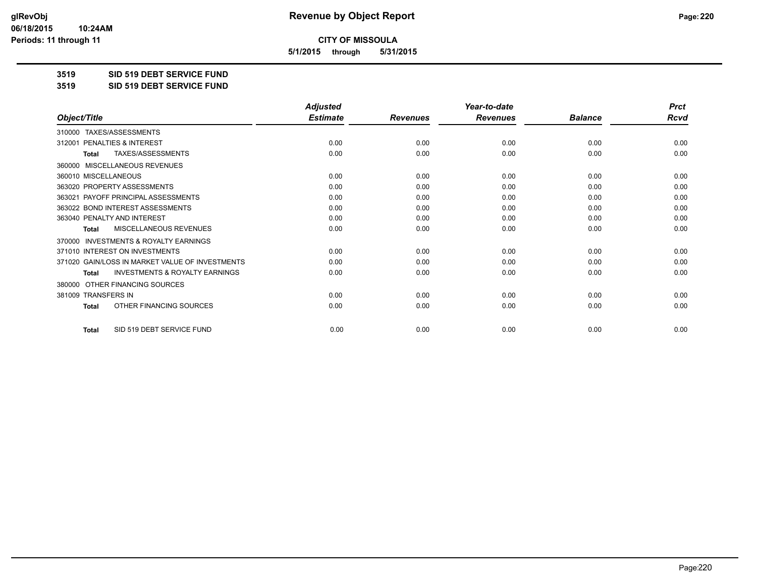**CITY OF MISSOULA**

**5/1/2015 through 5/31/2015**

**3519 SID 519 DEBT SERVICE FUND**

**3519 SID 519 DEBT SERVICE FUND**

| Object/Title | Adjusted Estimate | Revenues | Year-to-date Revenues | Balance | Prct Rcvd |
|---|---|---|---|---|---|
| 310000 TAXES/ASSESSMENTS | | | | | |
| 312001 PENALTIES & INTEREST | 0.00 | 0.00 | 0.00 | 0.00 | 0.00 |
| **Total** TAXES/ASSESSMENTS | 0.00 | 0.00 | 0.00 | 0.00 | 0.00 |
| 360000 MISCELLANEOUS REVENUES | | | | | |
| 360010 MISCELLANEOUS | 0.00 | 0.00 | 0.00 | 0.00 | 0.00 |
| 363020 PROPERTY ASSESSMENTS | 0.00 | 0.00 | 0.00 | 0.00 | 0.00 |
| 363021 PAYOFF PRINCIPAL ASSESSMENTS | 0.00 | 0.00 | 0.00 | 0.00 | 0.00 |
| 363022 BOND INTEREST ASSESSMENTS | 0.00 | 0.00 | 0.00 | 0.00 | 0.00 |
| 363040 PENALTY AND INTEREST | 0.00 | 0.00 | 0.00 | 0.00 | 0.00 |
| **Total** MISCELLANEOUS REVENUES | 0.00 | 0.00 | 0.00 | 0.00 | 0.00 |
| 370000 INVESTMENTS & ROYALTY EARNINGS | | | | | |
| 371010 INTEREST ON INVESTMENTS | 0.00 | 0.00 | 0.00 | 0.00 | 0.00 |
| 371020 GAIN/LOSS IN MARKET VALUE OF INVESTMENTS | 0.00 | 0.00 | 0.00 | 0.00 | 0.00 |
| **Total** INVESTMENTS & ROYALTY EARNINGS | 0.00 | 0.00 | 0.00 | 0.00 | 0.00 |
| 380000 OTHER FINANCING SOURCES | | | | | |
| 381009 TRANSFERS IN | 0.00 | 0.00 | 0.00 | 0.00 | 0.00 |
| **Total** OTHER FINANCING SOURCES | 0.00 | 0.00 | 0.00 | 0.00 | 0.00 |
| **Total** SID 519 DEBT SERVICE FUND | 0.00 | 0.00 | 0.00 | 0.00 | 0.00 |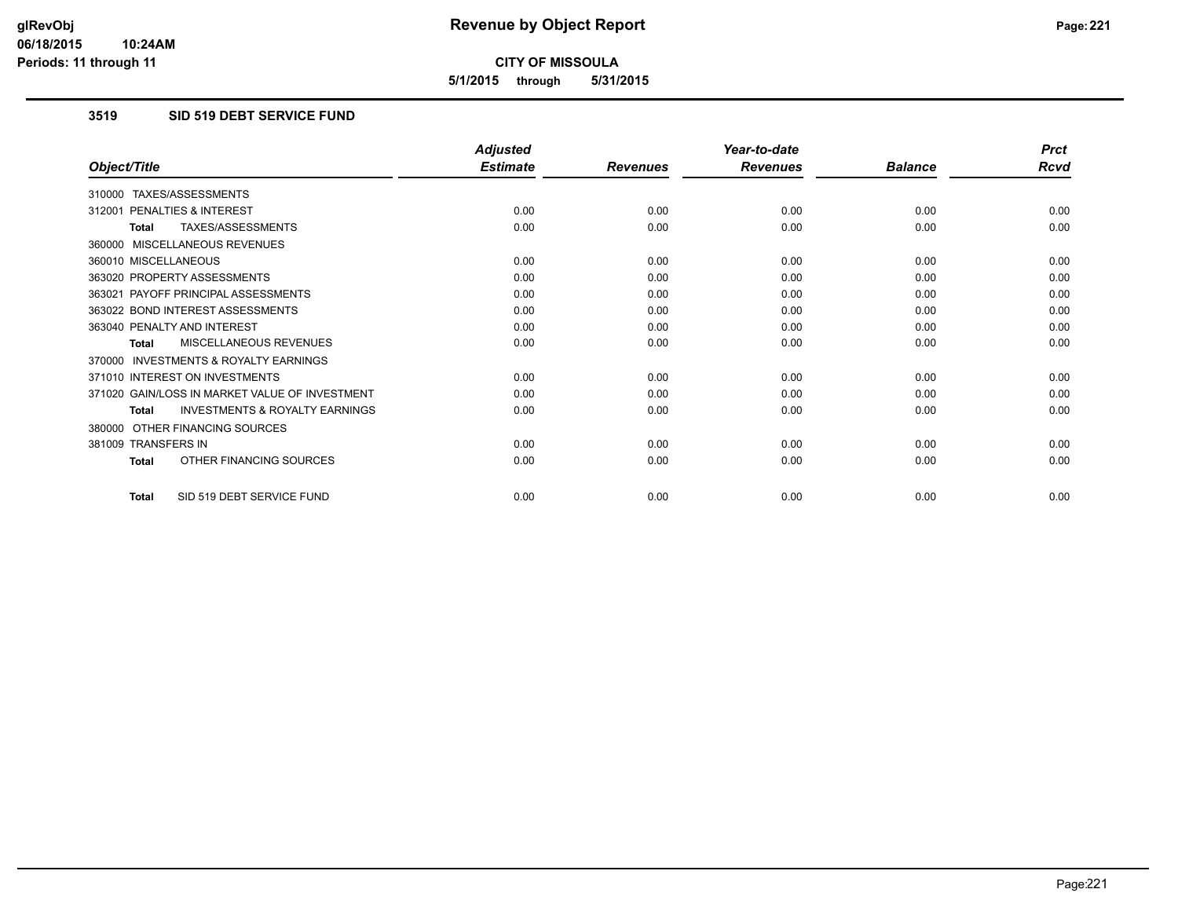# CITY OF MISSOULA

**5/1/2015 through 5/31/2015**

## 3519 SID 519 DEBT SERVICE FUND

| Object/Title | Adjusted Estimate | Revenues | Year-to-date Revenues | Balance | Prct Rcvd |
|---|---|---|---|---|---|
| 310000 TAXES/ASSESSMENTS | | | | | |
| 312001 PENALTIES & INTEREST | 0.00 | 0.00 | 0.00 | 0.00 | 0.00 |
| **Total** TAXES/ASSESSMENTS | 0.00 | 0.00 | 0.00 | 0.00 | 0.00 |
| 360000 MISCELLANEOUS REVENUES | | | | | |
| 360010 MISCELLANEOUS | 0.00 | 0.00 | 0.00 | 0.00 | 0.00 |
| 363020 PROPERTY ASSESSMENTS | 0.00 | 0.00 | 0.00 | 0.00 | 0.00 |
| 363021 PAYOFF PRINCIPAL ASSESSMENTS | 0.00 | 0.00 | 0.00 | 0.00 | 0.00 |
| 363022 BOND INTEREST ASSESSMENTS | 0.00 | 0.00 | 0.00 | 0.00 | 0.00 |
| 363040 PENALTY AND INTEREST | 0.00 | 0.00 | 0.00 | 0.00 | 0.00 |
| **Total** MISCELLANEOUS REVENUES | 0.00 | 0.00 | 0.00 | 0.00 | 0.00 |
| 370000 INVESTMENTS & ROYALTY EARNINGS | | | | | |
| 371010 INTEREST ON INVESTMENTS | 0.00 | 0.00 | 0.00 | 0.00 | 0.00 |
| 371020 GAIN/LOSS IN MARKET VALUE OF INVESTMENT | 0.00 | 0.00 | 0.00 | 0.00 | 0.00 |
| **Total** INVESTMENTS & ROYALTY EARNINGS | 0.00 | 0.00 | 0.00 | 0.00 | 0.00 |
| 380000 OTHER FINANCING SOURCES | | | | | |
| 381009 TRANSFERS IN | 0.00 | 0.00 | 0.00 | 0.00 | 0.00 |
| **Total** OTHER FINANCING SOURCES | 0.00 | 0.00 | 0.00 | 0.00 | 0.00 |
| **Total** SID 519 DEBT SERVICE FUND | 0.00 | 0.00 | 0.00 | 0.00 | 0.00 |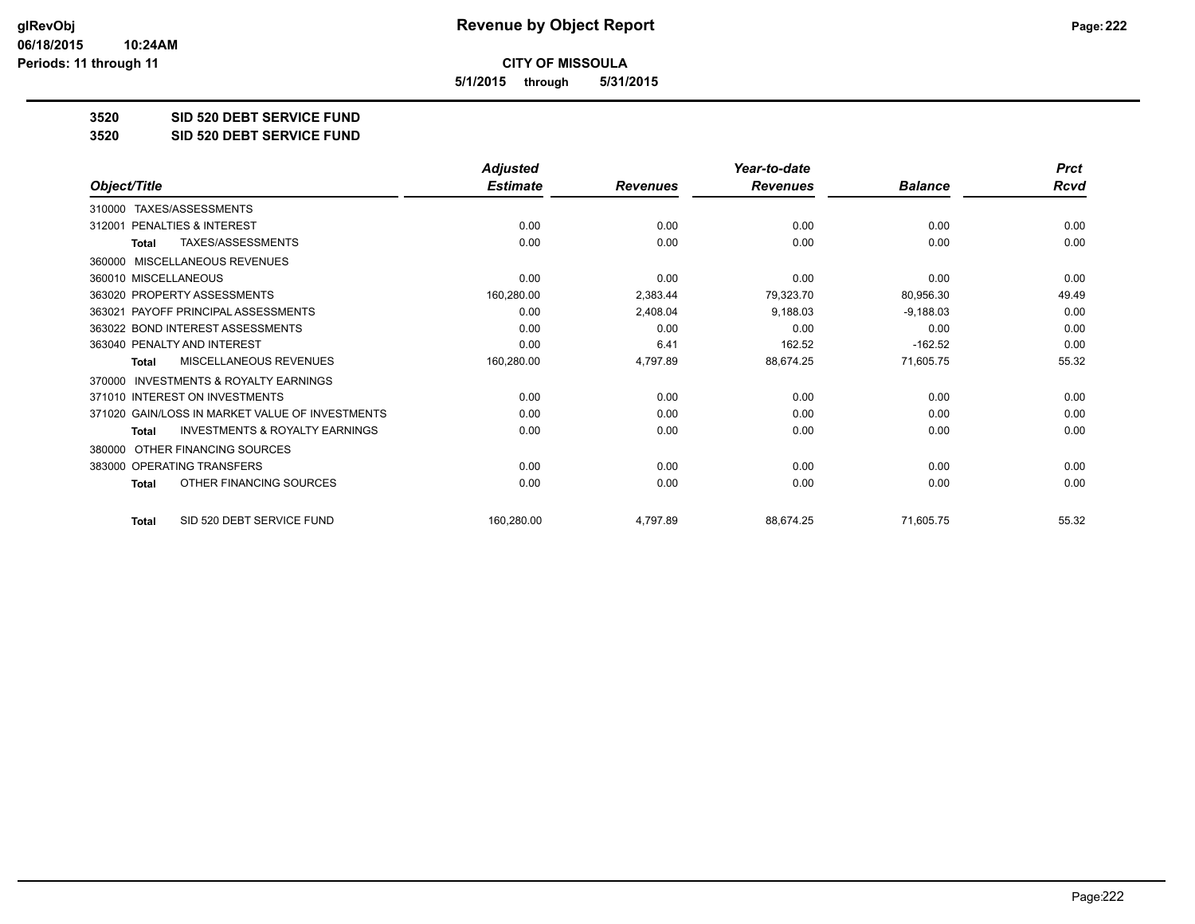# Revenue by Object Report

**CITY OF MISSOULA**

**5/1/2015 through 5/31/2015**

glRevObj
06/18/2015 10:24AM
Periods: 11 through 11

## 3520 SID 520 DEBT SERVICE FUND
## 3520 SID 520 DEBT SERVICE FUND

| Object/Title | Adjusted Estimate | Revenues | Year-to-date Revenues | Balance | Prct Rcvd |
|---|---|---|---|---|---|
| 310000 TAXES/ASSESSMENTS | | | | | |
| 312001 PENALTIES & INTEREST | 0.00 | 0.00 | 0.00 | 0.00 | 0.00 |
| Total TAXES/ASSESSMENTS | 0.00 | 0.00 | 0.00 | 0.00 | 0.00 |
| 360000 MISCELLANEOUS REVENUES | | | | | |
| 360010 MISCELLANEOUS | 0.00 | 0.00 | 0.00 | 0.00 | 0.00 |
| 363020 PROPERTY ASSESSMENTS | 160,280.00 | 2,383.44 | 79,323.70 | 80,956.30 | 49.49 |
| 363021 PAYOFF PRINCIPAL ASSESSMENTS | 0.00 | 2,408.04 | 9,188.03 | -9,188.03 | 0.00 |
| 363022 BOND INTEREST ASSESSMENTS | 0.00 | 0.00 | 0.00 | 0.00 | 0.00 |
| 363040 PENALTY AND INTEREST | 0.00 | 6.41 | 162.52 | -162.52 | 0.00 |
| Total MISCELLANEOUS REVENUES | 160,280.00 | 4,797.89 | 88,674.25 | 71,605.75 | 55.32 |
| 370000 INVESTMENTS & ROYALTY EARNINGS | | | | | |
| 371010 INTEREST ON INVESTMENTS | 0.00 | 0.00 | 0.00 | 0.00 | 0.00 |
| 371020 GAIN/LOSS IN MARKET VALUE OF INVESTMENTS | 0.00 | 0.00 | 0.00 | 0.00 | 0.00 |
| Total INVESTMENTS & ROYALTY EARNINGS | 0.00 | 0.00 | 0.00 | 0.00 | 0.00 |
| 380000 OTHER FINANCING SOURCES | | | | | |
| 383000 OPERATING TRANSFERS | 0.00 | 0.00 | 0.00 | 0.00 | 0.00 |
| Total OTHER FINANCING SOURCES | 0.00 | 0.00 | 0.00 | 0.00 | 0.00 |
| Total SID 520 DEBT SERVICE FUND | 160,280.00 | 4,797.89 | 88,674.25 | 71,605.75 | 55.32 |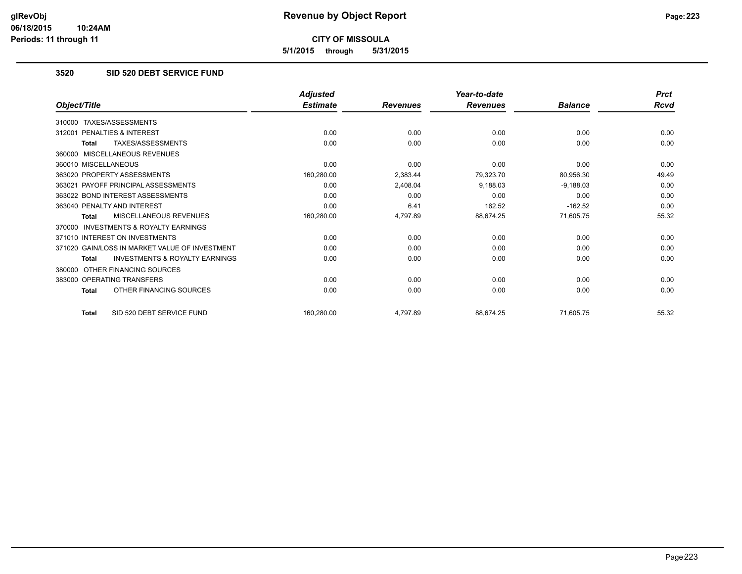**Revenue by Object Report**

**CITY OF MISSOULA**

**5/1/2015 through 5/31/2015**

glRevObj
06/18/2015 10:24AM
Periods: 11 through 11

## 3520 SID 520 DEBT SERVICE FUND

| Object/Title | Adjusted Estimate | Revenues | Year-to-date Revenues | Balance | Prct Rcvd |
|---|---|---|---|---|---|
| 310000 TAXES/ASSESSMENTS | | | | | |
| 312001 PENALTIES & INTEREST | 0.00 | 0.00 | 0.00 | 0.00 | 0.00 |
| **Total** TAXES/ASSESSMENTS | 0.00 | 0.00 | 0.00 | 0.00 | 0.00 |
| 360000 MISCELLANEOUS REVENUES | | | | | |
| 360010 MISCELLANEOUS | 0.00 | 0.00 | 0.00 | 0.00 | 0.00 |
| 363020 PROPERTY ASSESSMENTS | 160,280.00 | 2,383.44 | 79,323.70 | 80,956.30 | 49.49 |
| 363021 PAYOFF PRINCIPAL ASSESSMENTS | 0.00 | 2,408.04 | 9,188.03 | -9,188.03 | 0.00 |
| 363022 BOND INTEREST ASSESSMENTS | 0.00 | 0.00 | 0.00 | 0.00 | 0.00 |
| 363040 PENALTY AND INTEREST | 0.00 | 6.41 | 162.52 | -162.52 | 0.00 |
| **Total** MISCELLANEOUS REVENUES | 160,280.00 | 4,797.89 | 88,674.25 | 71,605.75 | 55.32 |
| 370000 INVESTMENTS & ROYALTY EARNINGS | | | | | |
| 371010 INTEREST ON INVESTMENTS | 0.00 | 0.00 | 0.00 | 0.00 | 0.00 |
| 371020 GAIN/LOSS IN MARKET VALUE OF INVESTMENT | 0.00 | 0.00 | 0.00 | 0.00 | 0.00 |
| **Total** INVESTMENTS & ROYALTY EARNINGS | 0.00 | 0.00 | 0.00 | 0.00 | 0.00 |
| 380000 OTHER FINANCING SOURCES | | | | | |
| 383000 OPERATING TRANSFERS | 0.00 | 0.00 | 0.00 | 0.00 | 0.00 |
| **Total** OTHER FINANCING SOURCES | 0.00 | 0.00 | 0.00 | 0.00 | 0.00 |
| **Total** SID 520 DEBT SERVICE FUND | 160,280.00 | 4,797.89 | 88,674.25 | 71,605.75 | 55.32 |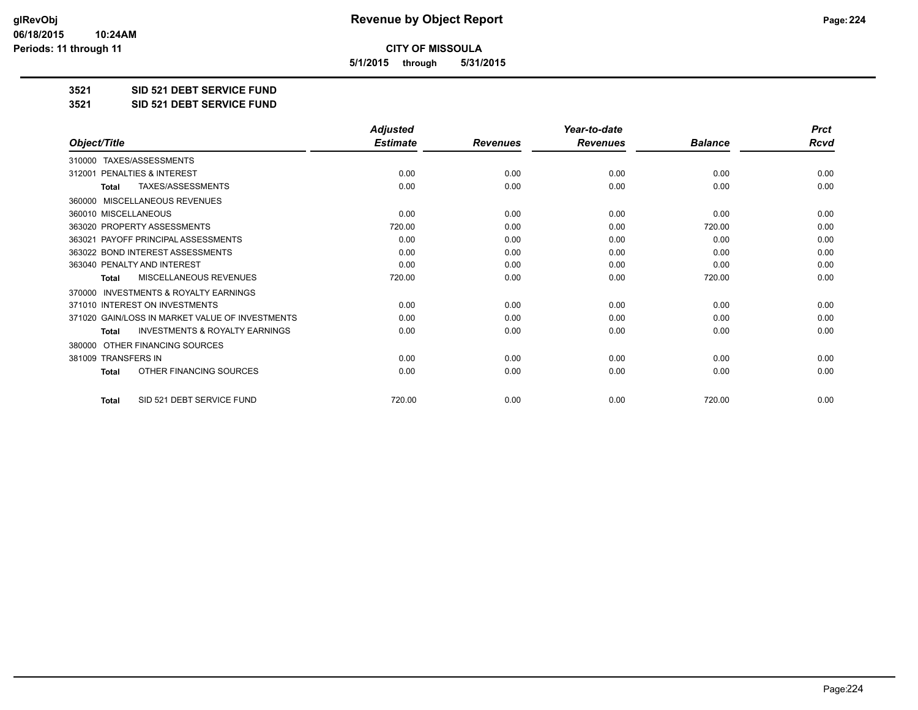# Revenue by Object Report

## CITY OF MISSOULA

**5/1/2015 through 5/31/2015**

**3521 SID 521 DEBT SERVICE FUND**

**3521 SID 521 DEBT SERVICE FUND**

| Object/Title | Adjusted Estimate | Revenues | Year-to-date Revenues | Balance | Prct Rcvd |
|---|---|---|---|---|---|
| 310000 TAXES/ASSESSMENTS | | | | | |
| 312001 PENALTIES & INTEREST | 0.00 | 0.00 | 0.00 | 0.00 | 0.00 |
| **Total** TAXES/ASSESSMENTS | 0.00 | 0.00 | 0.00 | 0.00 | 0.00 |
| 360000 MISCELLANEOUS REVENUES | | | | | |
| 360010 MISCELLANEOUS | 0.00 | 0.00 | 0.00 | 0.00 | 0.00 |
| 363020 PROPERTY ASSESSMENTS | 720.00 | 0.00 | 0.00 | 720.00 | 0.00 |
| 363021 PAYOFF PRINCIPAL ASSESSMENTS | 0.00 | 0.00 | 0.00 | 0.00 | 0.00 |
| 363022 BOND INTEREST ASSESSMENTS | 0.00 | 0.00 | 0.00 | 0.00 | 0.00 |
| 363040 PENALTY AND INTEREST | 0.00 | 0.00 | 0.00 | 0.00 | 0.00 |
| **Total** MISCELLANEOUS REVENUES | 720.00 | 0.00 | 0.00 | 720.00 | 0.00 |
| 370000 INVESTMENTS & ROYALTY EARNINGS | | | | | |
| 371010 INTEREST ON INVESTMENTS | 0.00 | 0.00 | 0.00 | 0.00 | 0.00 |
| 371020 GAIN/LOSS IN MARKET VALUE OF INVESTMENTS | 0.00 | 0.00 | 0.00 | 0.00 | 0.00 |
| **Total** INVESTMENTS & ROYALTY EARNINGS | 0.00 | 0.00 | 0.00 | 0.00 | 0.00 |
| 380000 OTHER FINANCING SOURCES | | | | | |
| 381009 TRANSFERS IN | 0.00 | 0.00 | 0.00 | 0.00 | 0.00 |
| **Total** OTHER FINANCING SOURCES | 0.00 | 0.00 | 0.00 | 0.00 | 0.00 |
| **Total** SID 521 DEBT SERVICE FUND | 720.00 | 0.00 | 0.00 | 720.00 | 0.00 |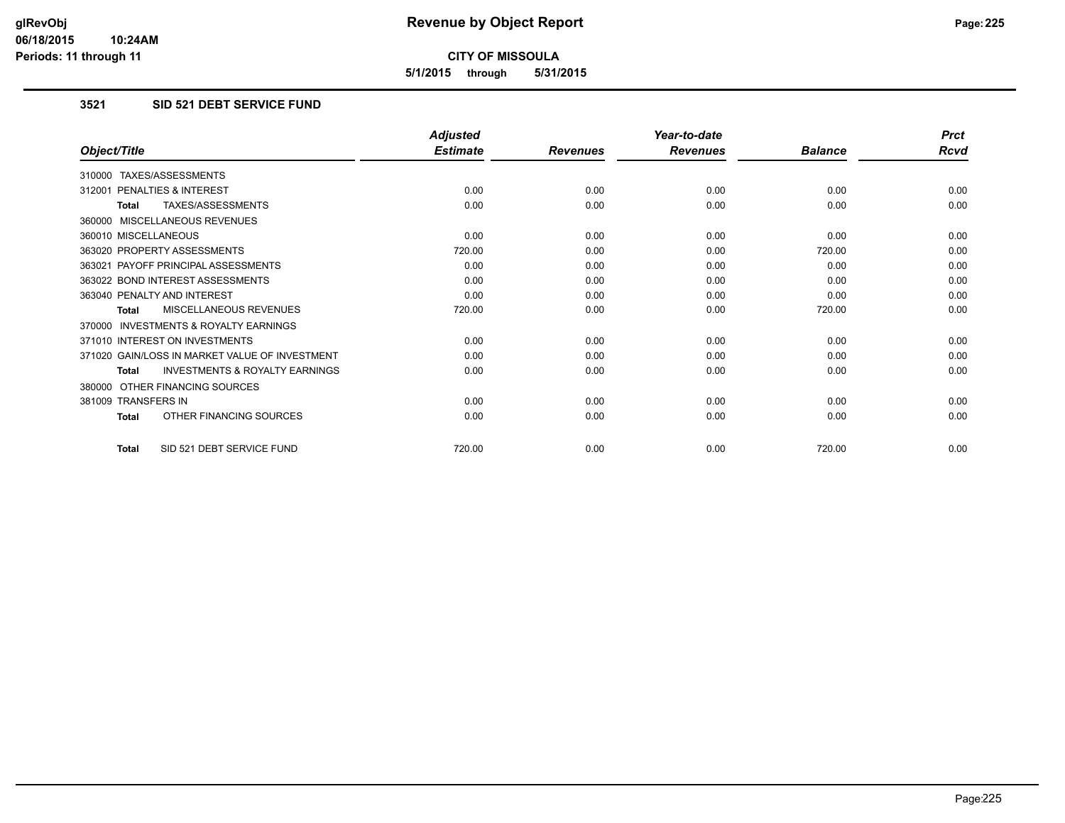# Revenue by Object Report

**CITY OF MISSOULA**

**5/1/2015 through 5/31/2015**

glRevObj
06/18/2015 10:24AM
Periods: 11 through 11

### 3521 SID 521 DEBT SERVICE FUND

| Object/Title | Adjusted Estimate | Revenues | Year-to-date Revenues | Balance | Prct Rcvd |
|---|---|---|---|---|---|
| 310000 TAXES/ASSESSMENTS | | | | | |
| 312001 PENALTIES & INTEREST | 0.00 | 0.00 | 0.00 | 0.00 | 0.00 |
| **Total** TAXES/ASSESSMENTS | 0.00 | 0.00 | 0.00 | 0.00 | 0.00 |
| 360000 MISCELLANEOUS REVENUES | | | | | |
| 360010 MISCELLANEOUS | 0.00 | 0.00 | 0.00 | 0.00 | 0.00 |
| 363020 PROPERTY ASSESSMENTS | 720.00 | 0.00 | 0.00 | 720.00 | 0.00 |
| 363021 PAYOFF PRINCIPAL ASSESSMENTS | 0.00 | 0.00 | 0.00 | 0.00 | 0.00 |
| 363022 BOND INTEREST ASSESSMENTS | 0.00 | 0.00 | 0.00 | 0.00 | 0.00 |
| 363040 PENALTY AND INTEREST | 0.00 | 0.00 | 0.00 | 0.00 | 0.00 |
| **Total** MISCELLANEOUS REVENUES | 720.00 | 0.00 | 0.00 | 720.00 | 0.00 |
| 370000 INVESTMENTS & ROYALTY EARNINGS | | | | | |
| 371010 INTEREST ON INVESTMENTS | 0.00 | 0.00 | 0.00 | 0.00 | 0.00 |
| 371020 GAIN/LOSS IN MARKET VALUE OF INVESTMENT | 0.00 | 0.00 | 0.00 | 0.00 | 0.00 |
| **Total** INVESTMENTS & ROYALTY EARNINGS | 0.00 | 0.00 | 0.00 | 0.00 | 0.00 |
| 380000 OTHER FINANCING SOURCES | | | | | |
| 381009 TRANSFERS IN | 0.00 | 0.00 | 0.00 | 0.00 | 0.00 |
| **Total** OTHER FINANCING SOURCES | 0.00 | 0.00 | 0.00 | 0.00 | 0.00 |
| **Total** SID 521 DEBT SERVICE FUND | 720.00 | 0.00 | 0.00 | 720.00 | 0.00 |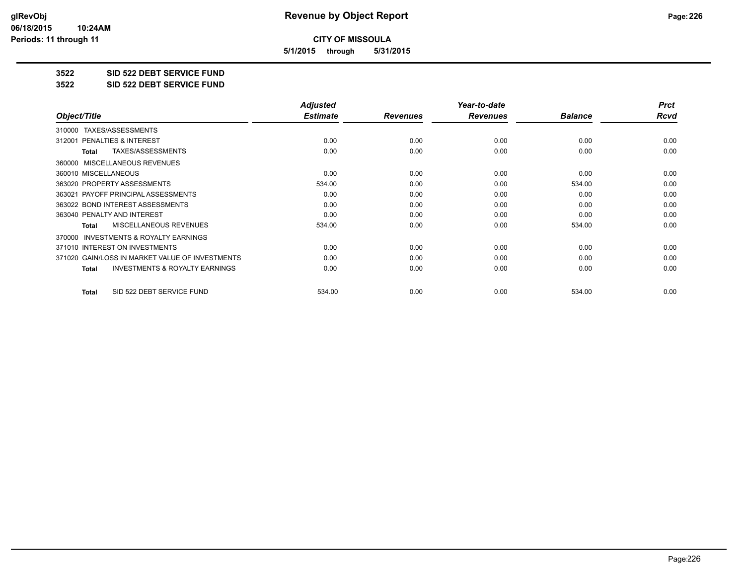**CITY OF MISSOULA**

**5/1/2015 through 5/31/2015**

**3522 SID 522 DEBT SERVICE FUND**

**3522 SID 522 DEBT SERVICE FUND**

| Object/Title | Adjusted Estimate | Revenues | Year-to-date Revenues | Balance | Prct Rcvd |
|---|---|---|---|---|---|
| 310000 TAXES/ASSESSMENTS | | | | | |
| 312001 PENALTIES & INTEREST | 0.00 | 0.00 | 0.00 | 0.00 | 0.00 |
| **Total** TAXES/ASSESSMENTS | 0.00 | 0.00 | 0.00 | 0.00 | 0.00 |
| 360000 MISCELLANEOUS REVENUES | | | | | |
| 360010 MISCELLANEOUS | 0.00 | 0.00 | 0.00 | 0.00 | 0.00 |
| 363020 PROPERTY ASSESSMENTS | 534.00 | 0.00 | 0.00 | 534.00 | 0.00 |
| 363021 PAYOFF PRINCIPAL ASSESSMENTS | 0.00 | 0.00 | 0.00 | 0.00 | 0.00 |
| 363022 BOND INTEREST ASSESSMENTS | 0.00 | 0.00 | 0.00 | 0.00 | 0.00 |
| 363040 PENALTY AND INTEREST | 0.00 | 0.00 | 0.00 | 0.00 | 0.00 |
| **Total** MISCELLANEOUS REVENUES | 534.00 | 0.00 | 0.00 | 534.00 | 0.00 |
| 370000 INVESTMENTS & ROYALTY EARNINGS | | | | | |
| 371010 INTEREST ON INVESTMENTS | 0.00 | 0.00 | 0.00 | 0.00 | 0.00 |
| 371020 GAIN/LOSS IN MARKET VALUE OF INVESTMENTS | 0.00 | 0.00 | 0.00 | 0.00 | 0.00 |
| **Total** INVESTMENTS & ROYALTY EARNINGS | 0.00 | 0.00 | 0.00 | 0.00 | 0.00 |
| **Total** SID 522 DEBT SERVICE FUND | 534.00 | 0.00 | 0.00 | 534.00 | 0.00 |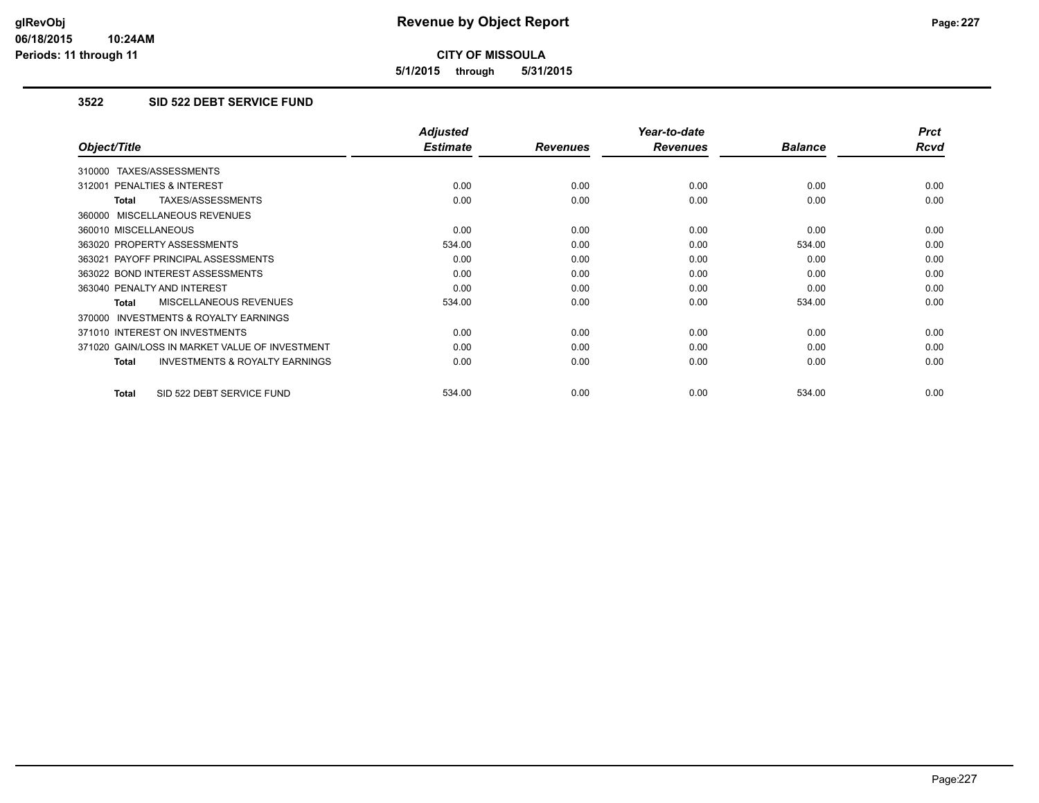**CITY OF MISSOULA**

**5/1/2015 through 5/31/2015**

### 3522 SID 522 DEBT SERVICE FUND

| Object/Title | Adjusted Estimate | Revenues | Year-to-date Revenues | Balance | Prct Rcvd |
|---|---|---|---|---|---|
| 310000 TAXES/ASSESSMENTS | | | | | |
| 312001 PENALTIES & INTEREST | 0.00 | 0.00 | 0.00 | 0.00 | 0.00 |
| **Total** TAXES/ASSESSMENTS | 0.00 | 0.00 | 0.00 | 0.00 | 0.00 |
| 360000 MISCELLANEOUS REVENUES | | | | | |
| 360010 MISCELLANEOUS | 0.00 | 0.00 | 0.00 | 0.00 | 0.00 |
| 363020 PROPERTY ASSESSMENTS | 534.00 | 0.00 | 0.00 | 534.00 | 0.00 |
| 363021 PAYOFF PRINCIPAL ASSESSMENTS | 0.00 | 0.00 | 0.00 | 0.00 | 0.00 |
| 363022 BOND INTEREST ASSESSMENTS | 0.00 | 0.00 | 0.00 | 0.00 | 0.00 |
| 363040 PENALTY AND INTEREST | 0.00 | 0.00 | 0.00 | 0.00 | 0.00 |
| **Total** MISCELLANEOUS REVENUES | 534.00 | 0.00 | 0.00 | 534.00 | 0.00 |
| 370000 INVESTMENTS & ROYALTY EARNINGS | | | | | |
| 371010 INTEREST ON INVESTMENTS | 0.00 | 0.00 | 0.00 | 0.00 | 0.00 |
| 371020 GAIN/LOSS IN MARKET VALUE OF INVESTMENT | 0.00 | 0.00 | 0.00 | 0.00 | 0.00 |
| **Total** INVESTMENTS & ROYALTY EARNINGS | 0.00 | 0.00 | 0.00 | 0.00 | 0.00 |
| **Total** SID 522 DEBT SERVICE FUND | 534.00 | 0.00 | 0.00 | 534.00 | 0.00 |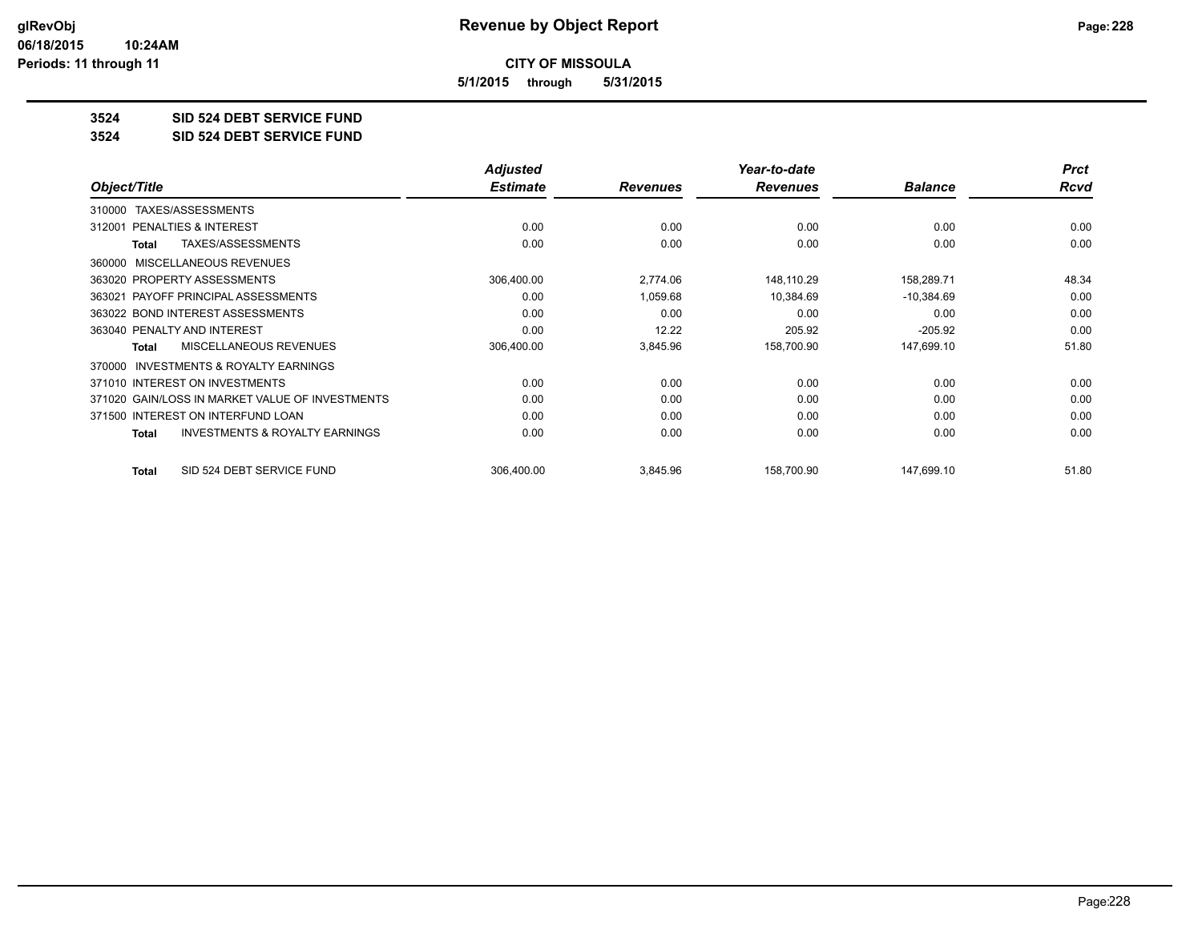# Revenue by Object Report

**CITY OF MISSOULA**

**5/1/2015 through 5/31/2015**

glRevObj
06/18/2015 10:24AM
Periods: 11 through 11

## 3524 SID 524 DEBT SERVICE FUND

## 3524 SID 524 DEBT SERVICE FUND

| Object/Title | Adjusted Estimate | Revenues | Year-to-date Revenues | Balance | Prct Rcvd |
|---|---|---|---|---|---|
| 310000 TAXES/ASSESSMENTS | | | | | |
| 312001 PENALTIES & INTEREST | 0.00 | 0.00 | 0.00 | 0.00 | 0.00 |
| **Total** TAXES/ASSESSMENTS | 0.00 | 0.00 | 0.00 | 0.00 | 0.00 |
| 360000 MISCELLANEOUS REVENUES | | | | | |
| 363020 PROPERTY ASSESSMENTS | 306,400.00 | 2,774.06 | 148,110.29 | 158,289.71 | 48.34 |
| 363021 PAYOFF PRINCIPAL ASSESSMENTS | 0.00 | 1,059.68 | 10,384.69 | -10,384.69 | 0.00 |
| 363022 BOND INTEREST ASSESSMENTS | 0.00 | 0.00 | 0.00 | 0.00 | 0.00 |
| 363040 PENALTY AND INTEREST | 0.00 | 12.22 | 205.92 | -205.92 | 0.00 |
| **Total** MISCELLANEOUS REVENUES | 306,400.00 | 3,845.96 | 158,700.90 | 147,699.10 | 51.80 |
| 370000 INVESTMENTS & ROYALTY EARNINGS | | | | | |
| 371010 INTEREST ON INVESTMENTS | 0.00 | 0.00 | 0.00 | 0.00 | 0.00 |
| 371020 GAIN/LOSS IN MARKET VALUE OF INVESTMENTS | 0.00 | 0.00 | 0.00 | 0.00 | 0.00 |
| 371500 INTEREST ON INTERFUND LOAN | 0.00 | 0.00 | 0.00 | 0.00 | 0.00 |
| **Total** INVESTMENTS & ROYALTY EARNINGS | 0.00 | 0.00 | 0.00 | 0.00 | 0.00 |
| **Total** SID 524 DEBT SERVICE FUND | 306,400.00 | 3,845.96 | 158,700.90 | 147,699.10 | 51.80 |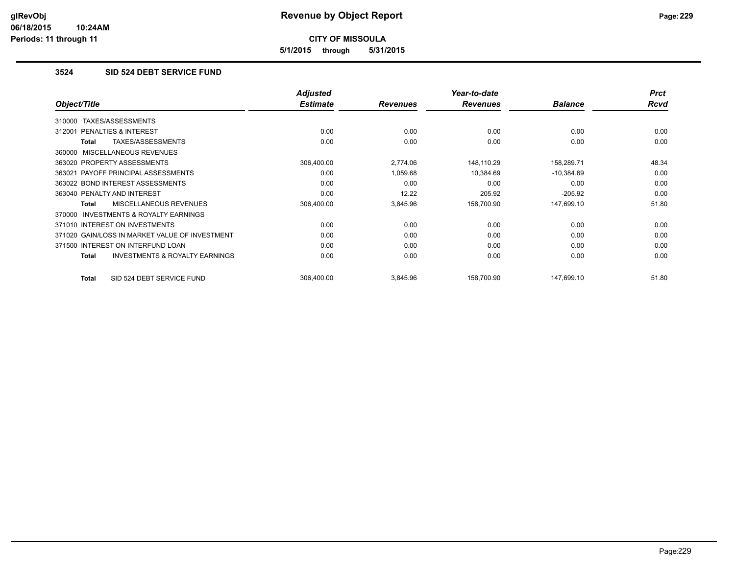# Revenue by Object Report

**CITY OF MISSOULA**

**5/1/2015 through 5/31/2015**

glRevObj
06/18/2015 10:24AM
Periods: 11 through 11

### 3524 SID 524 DEBT SERVICE FUND

| Object/Title | Adjusted Estimate | Revenues | Year-to-date Revenues | Balance | Prct Rcvd |
|---|---|---|---|---|---|
| 310000 TAXES/ASSESSMENTS | | | | | |
| 312001 PENALTIES & INTEREST | 0.00 | 0.00 | 0.00 | 0.00 | 0.00 |
| **Total** TAXES/ASSESSMENTS | 0.00 | 0.00 | 0.00 | 0.00 | 0.00 |
| 360000 MISCELLANEOUS REVENUES | | | | | |
| 363020 PROPERTY ASSESSMENTS | 306,400.00 | 2,774.06 | 148,110.29 | 158,289.71 | 48.34 |
| 363021 PAYOFF PRINCIPAL ASSESSMENTS | 0.00 | 1,059.68 | 10,384.69 | -10,384.69 | 0.00 |
| 363022 BOND INTEREST ASSESSMENTS | 0.00 | 0.00 | 0.00 | 0.00 | 0.00 |
| 363040 PENALTY AND INTEREST | 0.00 | 12.22 | 205.92 | -205.92 | 0.00 |
| **Total** MISCELLANEOUS REVENUES | 306,400.00 | 3,845.96 | 158,700.90 | 147,699.10 | 51.80 |
| 370000 INVESTMENTS & ROYALTY EARNINGS | | | | | |
| 371010 INTEREST ON INVESTMENTS | 0.00 | 0.00 | 0.00 | 0.00 | 0.00 |
| 371020 GAIN/LOSS IN MARKET VALUE OF INVESTMENT | 0.00 | 0.00 | 0.00 | 0.00 | 0.00 |
| 371500 INTEREST ON INTERFUND LOAN | 0.00 | 0.00 | 0.00 | 0.00 | 0.00 |
| **Total** INVESTMENTS & ROYALTY EARNINGS | 0.00 | 0.00 | 0.00 | 0.00 | 0.00 |
| **Total** SID 524 DEBT SERVICE FUND | 306,400.00 | 3,845.96 | 158,700.90 | 147,699.10 | 51.80 |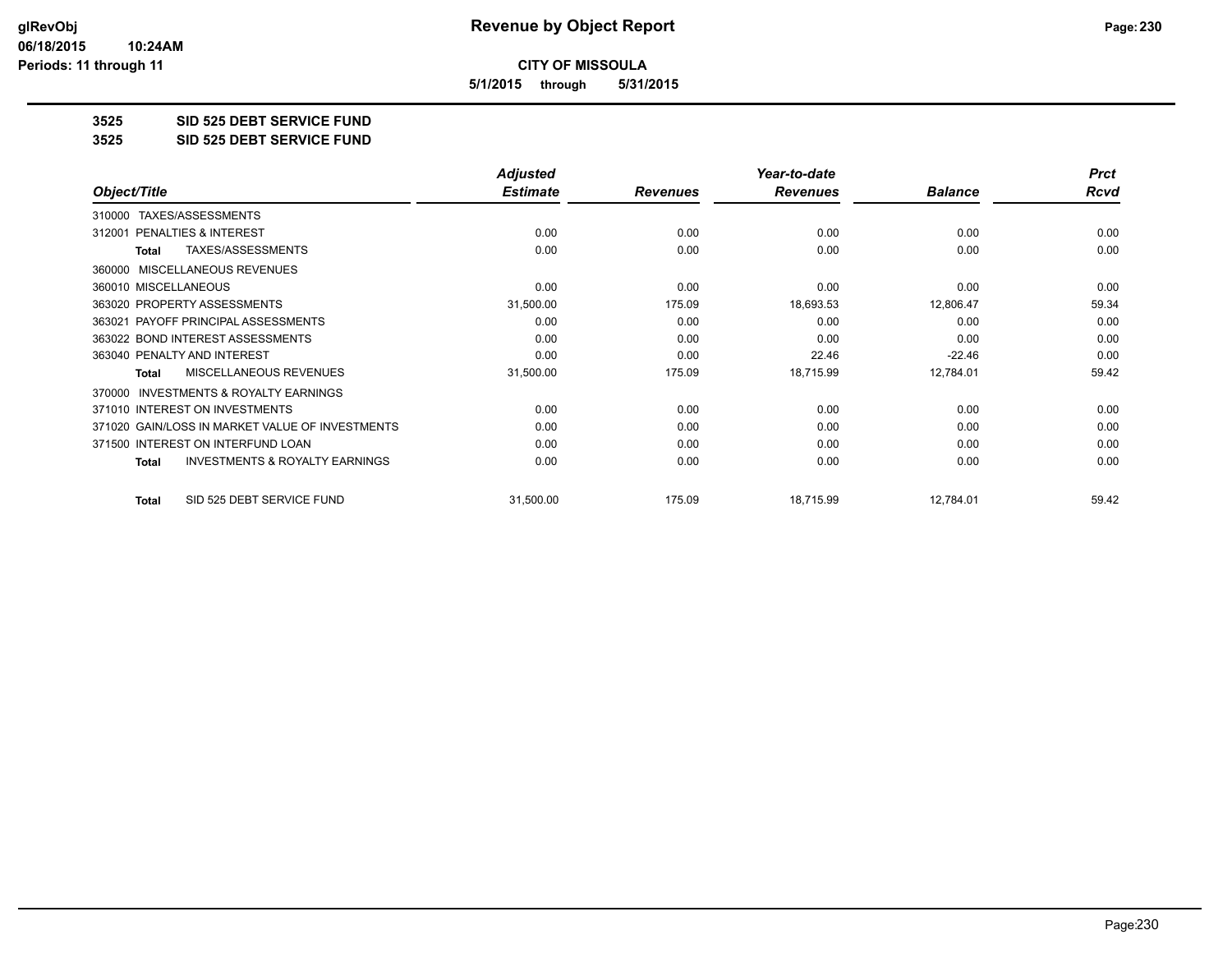**CITY OF MISSOULA**

**5/1/2015 through 5/31/2015**

# 3525 SID 525 DEBT SERVICE FUND

## 3525 SID 525 DEBT SERVICE FUND

| Object/Title | Adjusted Estimate | Revenues | Year-to-date Revenues | Balance | Prct Rcvd |
|---|---|---|---|---|---|
| 310000 TAXES/ASSESSMENTS | | | | | |
| 312001 PENALTIES & INTEREST | 0.00 | 0.00 | 0.00 | 0.00 | 0.00 |
| Total TAXES/ASSESSMENTS | 0.00 | 0.00 | 0.00 | 0.00 | 0.00 |
| 360000 MISCELLANEOUS REVENUES | | | | | |
| 360010 MISCELLANEOUS | 0.00 | 0.00 | 0.00 | 0.00 | 0.00 |
| 363020 PROPERTY ASSESSMENTS | 31,500.00 | 175.09 | 18,693.53 | 12,806.47 | 59.34 |
| 363021 PAYOFF PRINCIPAL ASSESSMENTS | 0.00 | 0.00 | 0.00 | 0.00 | 0.00 |
| 363022 BOND INTEREST ASSESSMENTS | 0.00 | 0.00 | 0.00 | 0.00 | 0.00 |
| 363040 PENALTY AND INTEREST | 0.00 | 0.00 | 22.46 | -22.46 | 0.00 |
| Total MISCELLANEOUS REVENUES | 31,500.00 | 175.09 | 18,715.99 | 12,784.01 | 59.42 |
| 370000 INVESTMENTS & ROYALTY EARNINGS | | | | | |
| 371010 INTEREST ON INVESTMENTS | 0.00 | 0.00 | 0.00 | 0.00 | 0.00 |
| 371020 GAIN/LOSS IN MARKET VALUE OF INVESTMENTS | 0.00 | 0.00 | 0.00 | 0.00 | 0.00 |
| 371500 INTEREST ON INTERFUND LOAN | 0.00 | 0.00 | 0.00 | 0.00 | 0.00 |
| Total INVESTMENTS & ROYALTY EARNINGS | 0.00 | 0.00 | 0.00 | 0.00 | 0.00 |
| Total SID 525 DEBT SERVICE FUND | 31,500.00 | 175.09 | 18,715.99 | 12,784.01 | 59.42 |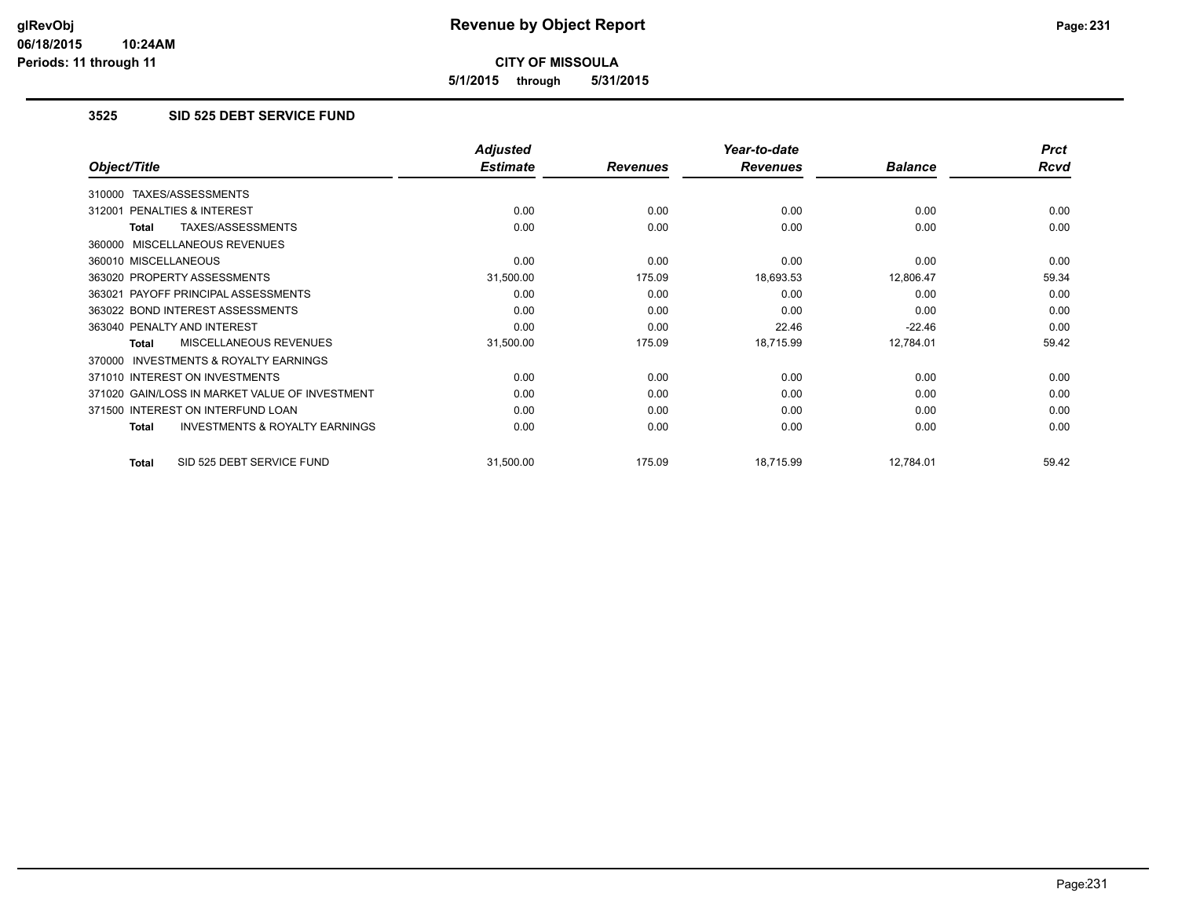**glRevObj**
**06/18/2015 10:24AM**
**Periods: 11 through 11**

# Revenue by Object Report

**CITY OF MISSOULA**

**5/1/2015 through 5/31/2015**

## 3525 SID 525 DEBT SERVICE FUND

| Object/Title | Adjusted Estimate | Revenues | Year-to-date Revenues | Balance | Prct Rcvd |
|---|---|---|---|---|---|
| 310000 TAXES/ASSESSMENTS | | | | | |
| 312001 PENALTIES & INTEREST | 0.00 | 0.00 | 0.00 | 0.00 | 0.00 |
| **Total** TAXES/ASSESSMENTS | 0.00 | 0.00 | 0.00 | 0.00 | 0.00 |
| 360000 MISCELLANEOUS REVENUES | | | | | |
| 360010 MISCELLANEOUS | 0.00 | 0.00 | 0.00 | 0.00 | 0.00 |
| 363020 PROPERTY ASSESSMENTS | 31,500.00 | 175.09 | 18,693.53 | 12,806.47 | 59.34 |
| 363021 PAYOFF PRINCIPAL ASSESSMENTS | 0.00 | 0.00 | 0.00 | 0.00 | 0.00 |
| 363022 BOND INTEREST ASSESSMENTS | 0.00 | 0.00 | 0.00 | 0.00 | 0.00 |
| 363040 PENALTY AND INTEREST | 0.00 | 0.00 | 22.46 | -22.46 | 0.00 |
| **Total** MISCELLANEOUS REVENUES | 31,500.00 | 175.09 | 18,715.99 | 12,784.01 | 59.42 |
| 370000 INVESTMENTS & ROYALTY EARNINGS | | | | | |
| 371010 INTEREST ON INVESTMENTS | 0.00 | 0.00 | 0.00 | 0.00 | 0.00 |
| 371020 GAIN/LOSS IN MARKET VALUE OF INVESTMENT | 0.00 | 0.00 | 0.00 | 0.00 | 0.00 |
| 371500 INTEREST ON INTERFUND LOAN | 0.00 | 0.00 | 0.00 | 0.00 | 0.00 |
| **Total** INVESTMENTS & ROYALTY EARNINGS | 0.00 | 0.00 | 0.00 | 0.00 | 0.00 |
| **Total** SID 525 DEBT SERVICE FUND | 31,500.00 | 175.09 | 18,715.99 | 12,784.01 | 59.42 |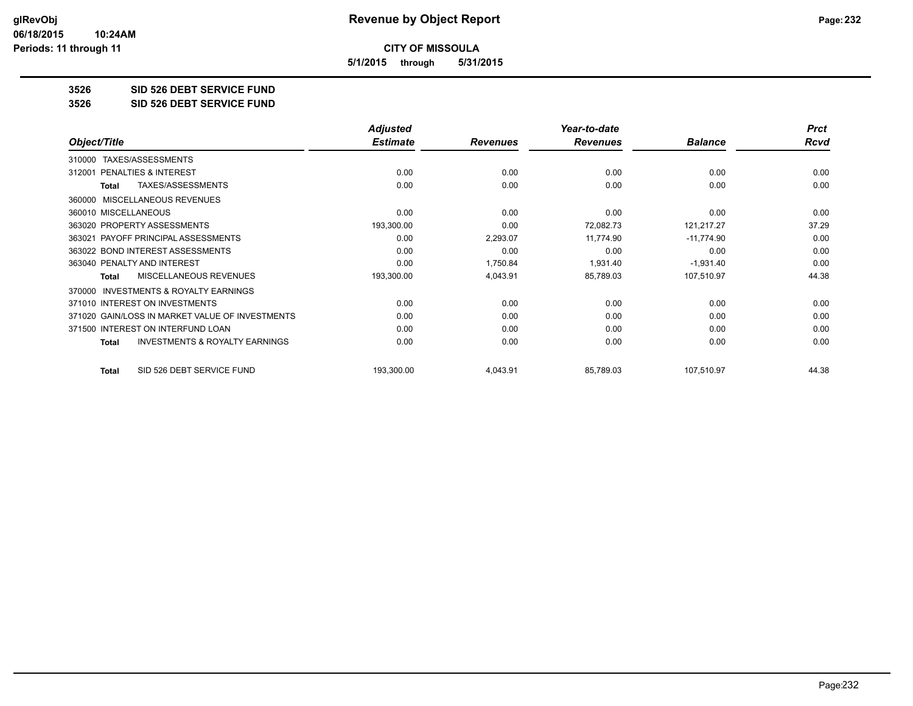**CITY OF MISSOULA**

**5/1/2015 through 5/31/2015**

**3526 SID 526 DEBT SERVICE FUND**

**3526 SID 526 DEBT SERVICE FUND**

| Object/Title | Adjusted Estimate | Revenues | Year-to-date Revenues | Balance | Prct Rcvd |
|---|---|---|---|---|---|
| 310000 TAXES/ASSESSMENTS | | | | | |
| 312001 PENALTIES & INTEREST | 0.00 | 0.00 | 0.00 | 0.00 | 0.00 |
| Total TAXES/ASSESSMENTS | 0.00 | 0.00 | 0.00 | 0.00 | 0.00 |
| 360000 MISCELLANEOUS REVENUES | | | | | |
| 360010 MISCELLANEOUS | 0.00 | 0.00 | 0.00 | 0.00 | 0.00 |
| 363020 PROPERTY ASSESSMENTS | 193,300.00 | 0.00 | 72,082.73 | 121,217.27 | 37.29 |
| 363021 PAYOFF PRINCIPAL ASSESSMENTS | 0.00 | 2,293.07 | 11,774.90 | -11,774.90 | 0.00 |
| 363022 BOND INTEREST ASSESSMENTS | 0.00 | 0.00 | 0.00 | 0.00 | 0.00 |
| 363040 PENALTY AND INTEREST | 0.00 | 1,750.84 | 1,931.40 | -1,931.40 | 0.00 |
| Total MISCELLANEOUS REVENUES | 193,300.00 | 4,043.91 | 85,789.03 | 107,510.97 | 44.38 |
| 370000 INVESTMENTS & ROYALTY EARNINGS | | | | | |
| 371010 INTEREST ON INVESTMENTS | 0.00 | 0.00 | 0.00 | 0.00 | 0.00 |
| 371020 GAIN/LOSS IN MARKET VALUE OF INVESTMENTS | 0.00 | 0.00 | 0.00 | 0.00 | 0.00 |
| 371500 INTEREST ON INTERFUND LOAN | 0.00 | 0.00 | 0.00 | 0.00 | 0.00 |
| Total INVESTMENTS & ROYALTY EARNINGS | 0.00 | 0.00 | 0.00 | 0.00 | 0.00 |
| Total SID 526 DEBT SERVICE FUND | 193,300.00 | 4,043.91 | 85,789.03 | 107,510.97 | 44.38 |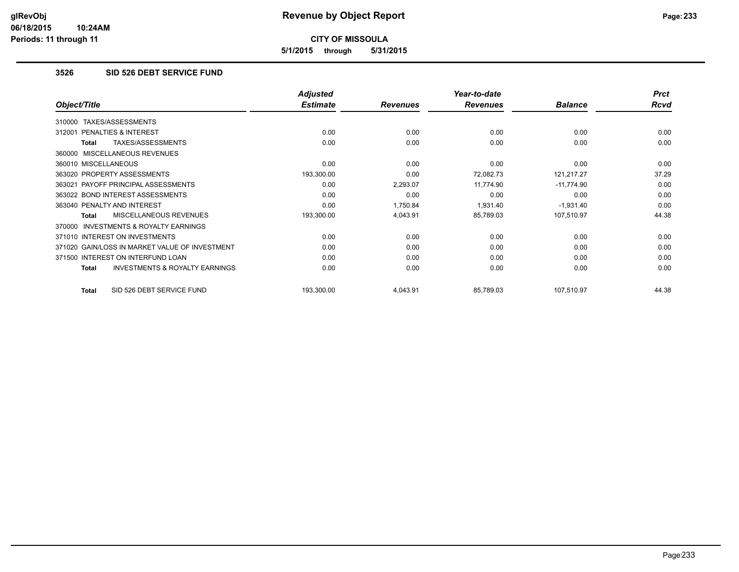**Revenue by Object Report**

**CITY OF MISSOULA**

**5/1/2015 through 5/31/2015**

## 3526 SID 526 DEBT SERVICE FUND

| Object/Title | Adjusted Estimate | Revenues | Year-to-date Revenues | Balance | Prct Rcvd |
|---|---|---|---|---|---|
| 310000 TAXES/ASSESSMENTS | | | | | |
| 312001 PENALTIES & INTEREST | 0.00 | 0.00 | 0.00 | 0.00 | 0.00 |
| **Total** TAXES/ASSESSMENTS | 0.00 | 0.00 | 0.00 | 0.00 | 0.00 |
| 360000 MISCELLANEOUS REVENUES | | | | | |
| 360010 MISCELLANEOUS | 0.00 | 0.00 | 0.00 | 0.00 | 0.00 |
| 363020 PROPERTY ASSESSMENTS | 193,300.00 | 0.00 | 72,082.73 | 121,217.27 | 37.29 |
| 363021 PAYOFF PRINCIPAL ASSESSMENTS | 0.00 | 2,293.07 | 11,774.90 | -11,774.90 | 0.00 |
| 363022 BOND INTEREST ASSESSMENTS | 0.00 | 0.00 | 0.00 | 0.00 | 0.00 |
| 363040 PENALTY AND INTEREST | 0.00 | 1,750.84 | 1,931.40 | -1,931.40 | 0.00 |
| **Total** MISCELLANEOUS REVENUES | 193,300.00 | 4,043.91 | 85,789.03 | 107,510.97 | 44.38 |
| 370000 INVESTMENTS & ROYALTY EARNINGS | | | | | |
| 371010 INTEREST ON INVESTMENTS | 0.00 | 0.00 | 0.00 | 0.00 | 0.00 |
| 371020 GAIN/LOSS IN MARKET VALUE OF INVESTMENT | 0.00 | 0.00 | 0.00 | 0.00 | 0.00 |
| 371500 INTEREST ON INTERFUND LOAN | 0.00 | 0.00 | 0.00 | 0.00 | 0.00 |
| **Total** INVESTMENTS & ROYALTY EARNINGS | 0.00 | 0.00 | 0.00 | 0.00 | 0.00 |
| **Total** SID 526 DEBT SERVICE FUND | 193,300.00 | 4,043.91 | 85,789.03 | 107,510.97 | 44.38 |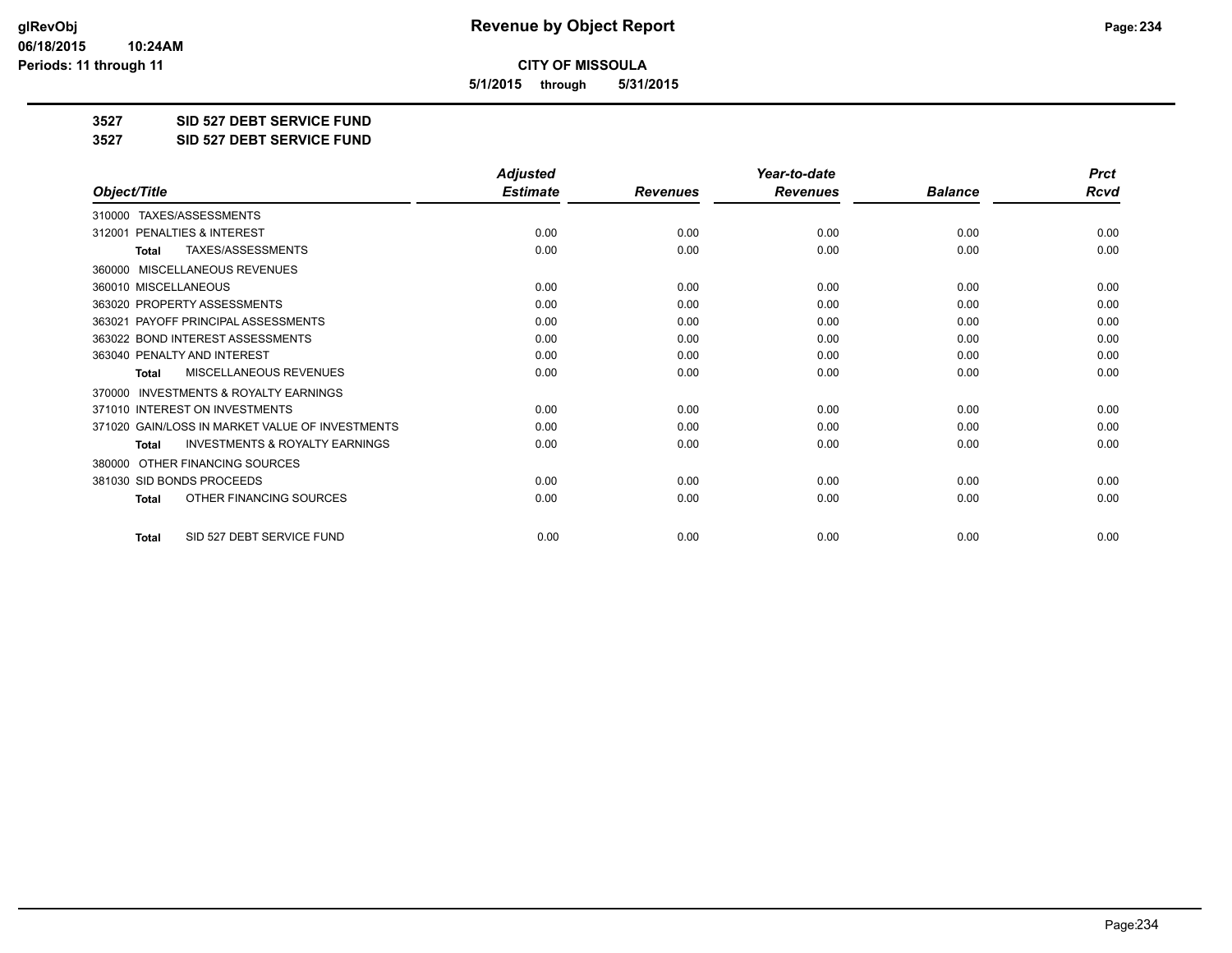# Revenue by Object Report

**CITY OF MISSOULA**

**5/1/2015 through 5/31/2015**

glRevObj
06/18/2015 10:24AM
Periods: 11 through 11

**3527 SID 527 DEBT SERVICE FUND**

**3527 SID 527 DEBT SERVICE FUND**

| Object/Title | Adjusted Estimate | Revenues | Year-to-date Revenues | Balance | Prct Rcvd |
|---|---|---|---|---|---|
| 310000 TAXES/ASSESSMENTS | | | | | |
| 312001 PENALTIES & INTEREST | 0.00 | 0.00 | 0.00 | 0.00 | 0.00 |
| Total TAXES/ASSESSMENTS | 0.00 | 0.00 | 0.00 | 0.00 | 0.00 |
| 360000 MISCELLANEOUS REVENUES | | | | | |
| 360010 MISCELLANEOUS | 0.00 | 0.00 | 0.00 | 0.00 | 0.00 |
| 363020 PROPERTY ASSESSMENTS | 0.00 | 0.00 | 0.00 | 0.00 | 0.00 |
| 363021 PAYOFF PRINCIPAL ASSESSMENTS | 0.00 | 0.00 | 0.00 | 0.00 | 0.00 |
| 363022 BOND INTEREST ASSESSMENTS | 0.00 | 0.00 | 0.00 | 0.00 | 0.00 |
| 363040 PENALTY AND INTEREST | 0.00 | 0.00 | 0.00 | 0.00 | 0.00 |
| Total MISCELLANEOUS REVENUES | 0.00 | 0.00 | 0.00 | 0.00 | 0.00 |
| 370000 INVESTMENTS & ROYALTY EARNINGS | | | | | |
| 371010 INTEREST ON INVESTMENTS | 0.00 | 0.00 | 0.00 | 0.00 | 0.00 |
| 371020 GAIN/LOSS IN MARKET VALUE OF INVESTMENTS | 0.00 | 0.00 | 0.00 | 0.00 | 0.00 |
| Total INVESTMENTS & ROYALTY EARNINGS | 0.00 | 0.00 | 0.00 | 0.00 | 0.00 |
| 380000 OTHER FINANCING SOURCES | | | | | |
| 381030 SID BONDS PROCEEDS | 0.00 | 0.00 | 0.00 | 0.00 | 0.00 |
| Total OTHER FINANCING SOURCES | 0.00 | 0.00 | 0.00 | 0.00 | 0.00 |
| Total SID 527 DEBT SERVICE FUND | 0.00 | 0.00 | 0.00 | 0.00 | 0.00 |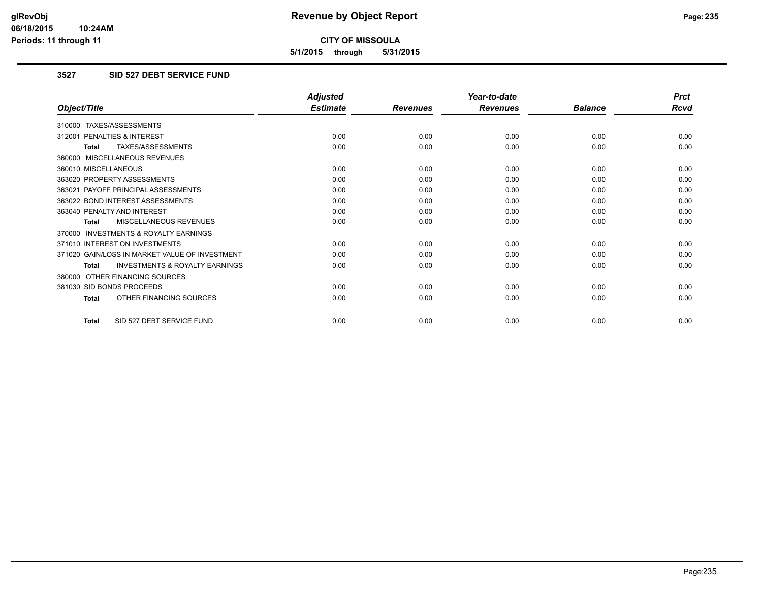# Revenue by Object Report

**CITY OF MISSOULA**

**5/1/2015 through 5/31/2015**

glRevObj
06/18/2015 10:24AM
Periods: 11 through 11

## 3527 SID 527 DEBT SERVICE FUND

| Object/Title | Adjusted Estimate | Revenues | Year-to-date Revenues | Balance | Prct Rcvd |
|---|---|---|---|---|---|
| 310000 TAXES/ASSESSMENTS | | | | | |
| 312001 PENALTIES & INTEREST | 0.00 | 0.00 | 0.00 | 0.00 | 0.00 |
| **Total** TAXES/ASSESSMENTS | 0.00 | 0.00 | 0.00 | 0.00 | 0.00 |
| 360000 MISCELLANEOUS REVENUES | | | | | |
| 360010 MISCELLANEOUS | 0.00 | 0.00 | 0.00 | 0.00 | 0.00 |
| 363020 PROPERTY ASSESSMENTS | 0.00 | 0.00 | 0.00 | 0.00 | 0.00 |
| 363021 PAYOFF PRINCIPAL ASSESSMENTS | 0.00 | 0.00 | 0.00 | 0.00 | 0.00 |
| 363022 BOND INTEREST ASSESSMENTS | 0.00 | 0.00 | 0.00 | 0.00 | 0.00 |
| 363040 PENALTY AND INTEREST | 0.00 | 0.00 | 0.00 | 0.00 | 0.00 |
| **Total** MISCELLANEOUS REVENUES | 0.00 | 0.00 | 0.00 | 0.00 | 0.00 |
| 370000 INVESTMENTS & ROYALTY EARNINGS | | | | | |
| 371010 INTEREST ON INVESTMENTS | 0.00 | 0.00 | 0.00 | 0.00 | 0.00 |
| 371020 GAIN/LOSS IN MARKET VALUE OF INVESTMENT | 0.00 | 0.00 | 0.00 | 0.00 | 0.00 |
| **Total** INVESTMENTS & ROYALTY EARNINGS | 0.00 | 0.00 | 0.00 | 0.00 | 0.00 |
| 380000 OTHER FINANCING SOURCES | | | | | |
| 381030 SID BONDS PROCEEDS | 0.00 | 0.00 | 0.00 | 0.00 | 0.00 |
| **Total** OTHER FINANCING SOURCES | 0.00 | 0.00 | 0.00 | 0.00 | 0.00 |
| **Total** SID 527 DEBT SERVICE FUND | 0.00 | 0.00 | 0.00 | 0.00 | 0.00 |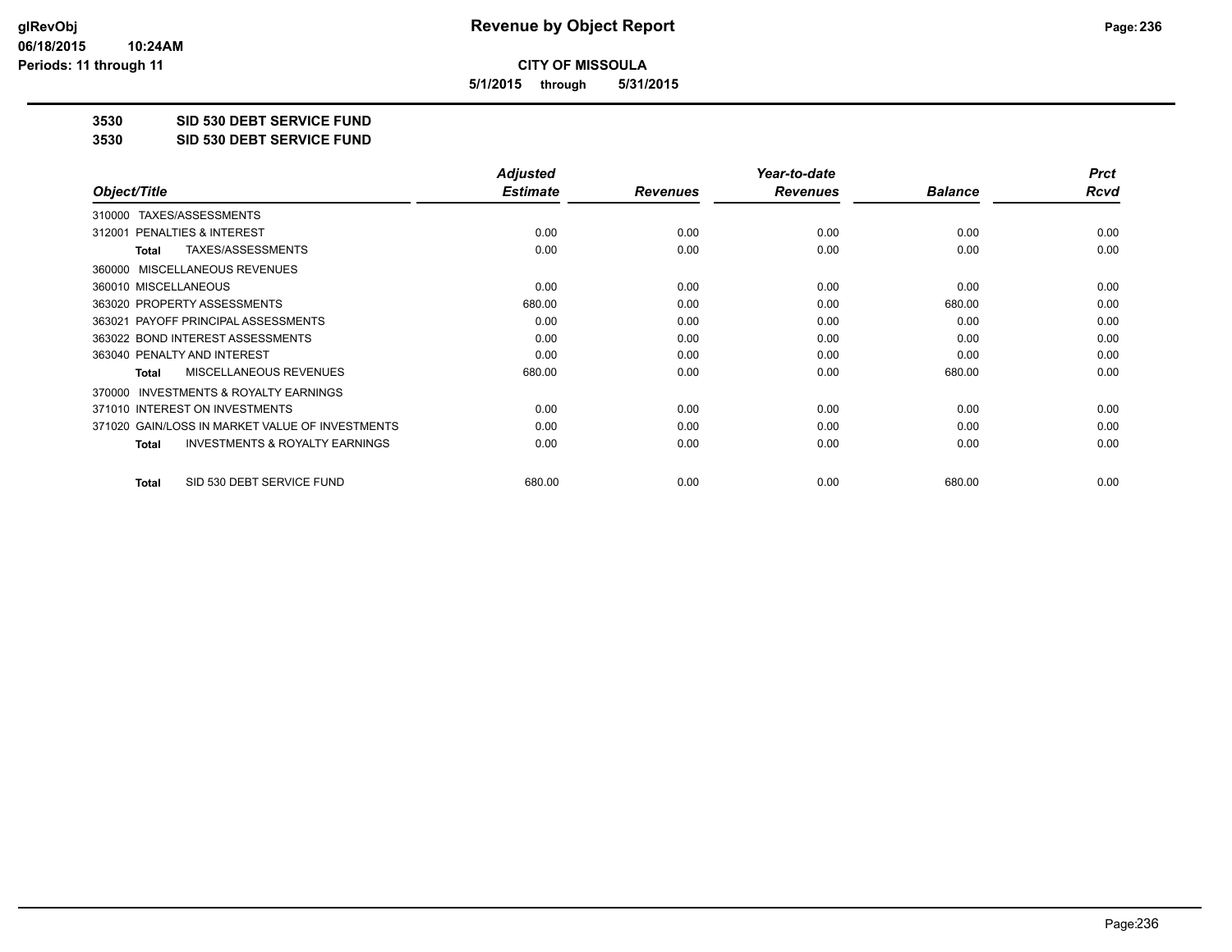**CITY OF MISSOULA**

**5/1/2015 through 5/31/2015**

**3530 SID 530 DEBT SERVICE FUND**

**3530 SID 530 DEBT SERVICE FUND**

| Object/Title | Adjusted Estimate | Revenues | Year-to-date Revenues | Balance | Prct Rcvd |
|---|---|---|---|---|---|
| 310000 TAXES/ASSESSMENTS | | | | | |
| 312001 PENALTIES & INTEREST | 0.00 | 0.00 | 0.00 | 0.00 | 0.00 |
| **Total** TAXES/ASSESSMENTS | 0.00 | 0.00 | 0.00 | 0.00 | 0.00 |
| 360000 MISCELLANEOUS REVENUES | | | | | |
| 360010 MISCELLANEOUS | 0.00 | 0.00 | 0.00 | 0.00 | 0.00 |
| 363020 PROPERTY ASSESSMENTS | 680.00 | 0.00 | 0.00 | 680.00 | 0.00 |
| 363021 PAYOFF PRINCIPAL ASSESSMENTS | 0.00 | 0.00 | 0.00 | 0.00 | 0.00 |
| 363022 BOND INTEREST ASSESSMENTS | 0.00 | 0.00 | 0.00 | 0.00 | 0.00 |
| 363040 PENALTY AND INTEREST | 0.00 | 0.00 | 0.00 | 0.00 | 0.00 |
| **Total** MISCELLANEOUS REVENUES | 680.00 | 0.00 | 0.00 | 680.00 | 0.00 |
| 370000 INVESTMENTS & ROYALTY EARNINGS | | | | | |
| 371010 INTEREST ON INVESTMENTS | 0.00 | 0.00 | 0.00 | 0.00 | 0.00 |
| 371020 GAIN/LOSS IN MARKET VALUE OF INVESTMENTS | 0.00 | 0.00 | 0.00 | 0.00 | 0.00 |
| **Total** INVESTMENTS & ROYALTY EARNINGS | 0.00 | 0.00 | 0.00 | 0.00 | 0.00 |
| **Total** SID 530 DEBT SERVICE FUND | 680.00 | 0.00 | 0.00 | 680.00 | 0.00 |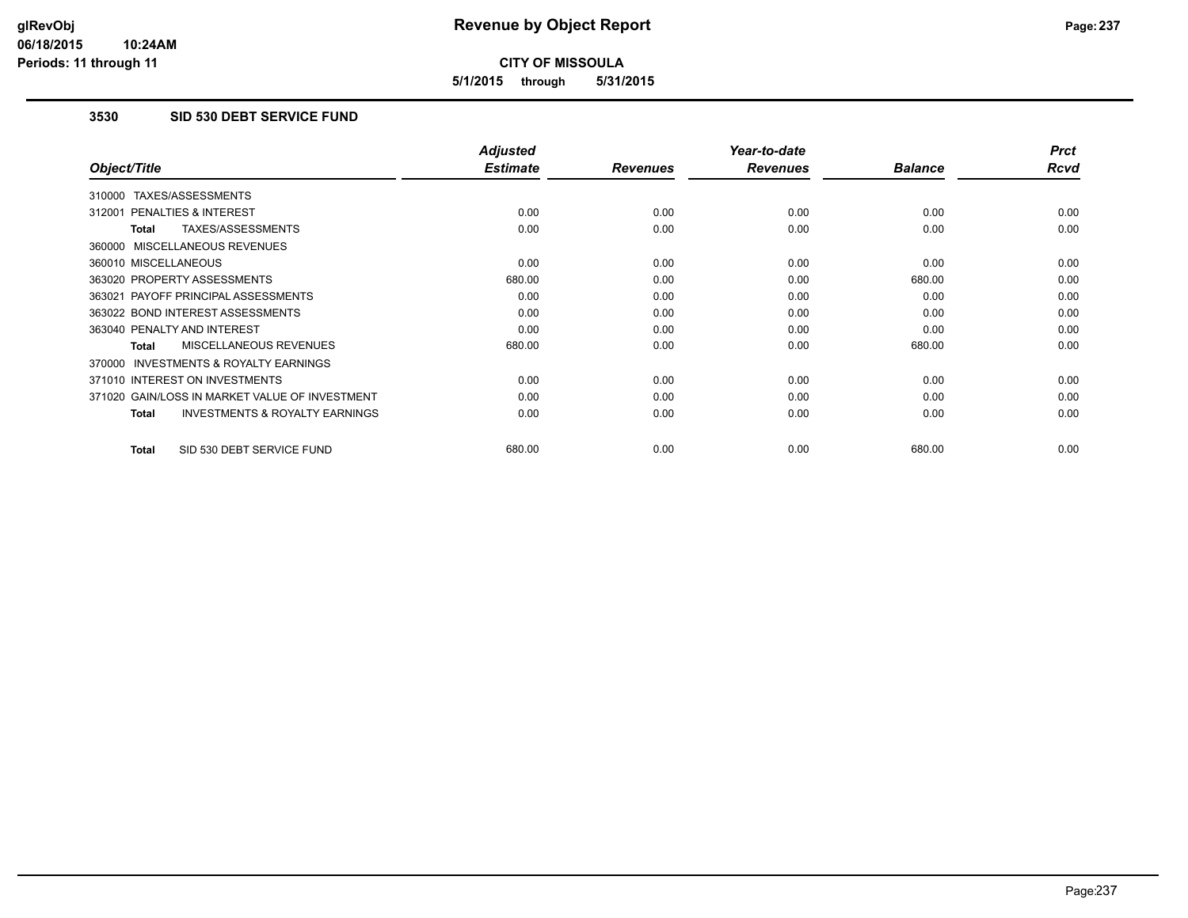**Revenue by Object Report**

**CITY OF MISSOULA**

**5/1/2015 through 5/31/2015**

### 3530 SID 530 DEBT SERVICE FUND

| Object/Title | Adjusted Estimate | Revenues | Year-to-date Revenues | Balance | Prct Rcvd |
|---|---|---|---|---|---|
| 310000 TAXES/ASSESSMENTS | | | | | |
| 312001 PENALTIES & INTEREST | 0.00 | 0.00 | 0.00 | 0.00 | 0.00 |
| **Total** TAXES/ASSESSMENTS | 0.00 | 0.00 | 0.00 | 0.00 | 0.00 |
| 360000 MISCELLANEOUS REVENUES | | | | | |
| 360010 MISCELLANEOUS | 0.00 | 0.00 | 0.00 | 0.00 | 0.00 |
| 363020 PROPERTY ASSESSMENTS | 680.00 | 0.00 | 0.00 | 680.00 | 0.00 |
| 363021 PAYOFF PRINCIPAL ASSESSMENTS | 0.00 | 0.00 | 0.00 | 0.00 | 0.00 |
| 363022 BOND INTEREST ASSESSMENTS | 0.00 | 0.00 | 0.00 | 0.00 | 0.00 |
| 363040 PENALTY AND INTEREST | 0.00 | 0.00 | 0.00 | 0.00 | 0.00 |
| **Total** MISCELLANEOUS REVENUES | 680.00 | 0.00 | 0.00 | 680.00 | 0.00 |
| 370000 INVESTMENTS & ROYALTY EARNINGS | | | | | |
| 371010 INTEREST ON INVESTMENTS | 0.00 | 0.00 | 0.00 | 0.00 | 0.00 |
| 371020 GAIN/LOSS IN MARKET VALUE OF INVESTMENT | 0.00 | 0.00 | 0.00 | 0.00 | 0.00 |
| **Total** INVESTMENTS & ROYALTY EARNINGS | 0.00 | 0.00 | 0.00 | 0.00 | 0.00 |
| **Total** SID 530 DEBT SERVICE FUND | 680.00 | 0.00 | 0.00 | 680.00 | 0.00 |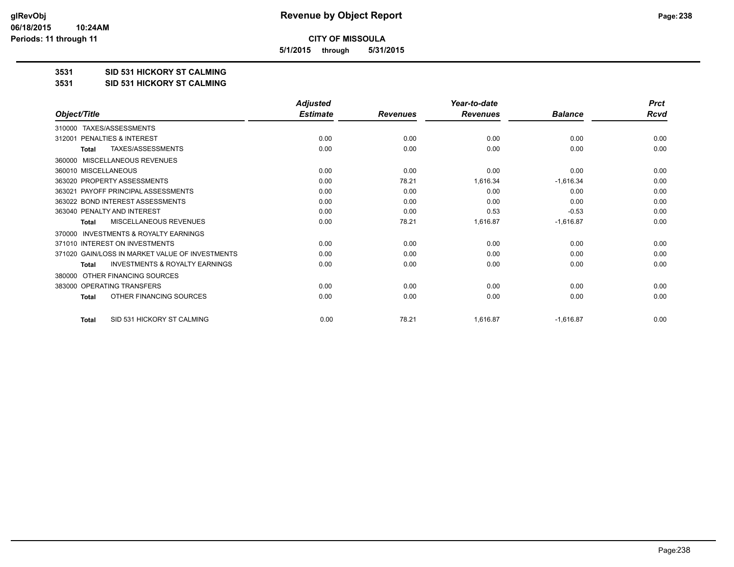**CITY OF MISSOULA**

**5/1/2015 through 5/31/2015**

**3531 SID 531 HICKORY ST CALMING**

**3531 SID 531 HICKORY ST CALMING**

| Object/Title | Adjusted Estimate | Revenues | Year-to-date Revenues | Balance | Prct Rcvd |
|---|---|---|---|---|---|
| 310000 TAXES/ASSESSMENTS | | | | | |
| 312001 PENALTIES & INTEREST | 0.00 | 0.00 | 0.00 | 0.00 | 0.00 |
| **Total** TAXES/ASSESSMENTS | 0.00 | 0.00 | 0.00 | 0.00 | 0.00 |
| 360000 MISCELLANEOUS REVENUES | | | | | |
| 360010 MISCELLANEOUS | 0.00 | 0.00 | 0.00 | 0.00 | 0.00 |
| 363020 PROPERTY ASSESSMENTS | 0.00 | 78.21 | 1,616.34 | -1,616.34 | 0.00 |
| 363021 PAYOFF PRINCIPAL ASSESSMENTS | 0.00 | 0.00 | 0.00 | 0.00 | 0.00 |
| 363022 BOND INTEREST ASSESSMENTS | 0.00 | 0.00 | 0.00 | 0.00 | 0.00 |
| 363040 PENALTY AND INTEREST | 0.00 | 0.00 | 0.53 | -0.53 | 0.00 |
| **Total** MISCELLANEOUS REVENUES | 0.00 | 78.21 | 1,616.87 | -1,616.87 | 0.00 |
| 370000 INVESTMENTS & ROYALTY EARNINGS | | | | | |
| 371010 INTEREST ON INVESTMENTS | 0.00 | 0.00 | 0.00 | 0.00 | 0.00 |
| 371020 GAIN/LOSS IN MARKET VALUE OF INVESTMENTS | 0.00 | 0.00 | 0.00 | 0.00 | 0.00 |
| **Total** INVESTMENTS & ROYALTY EARNINGS | 0.00 | 0.00 | 0.00 | 0.00 | 0.00 |
| 380000 OTHER FINANCING SOURCES | | | | | |
| 383000 OPERATING TRANSFERS | 0.00 | 0.00 | 0.00 | 0.00 | 0.00 |
| **Total** OTHER FINANCING SOURCES | 0.00 | 0.00 | 0.00 | 0.00 | 0.00 |
| **Total** SID 531 HICKORY ST CALMING | 0.00 | 78.21 | 1,616.87 | -1,616.87 | 0.00 |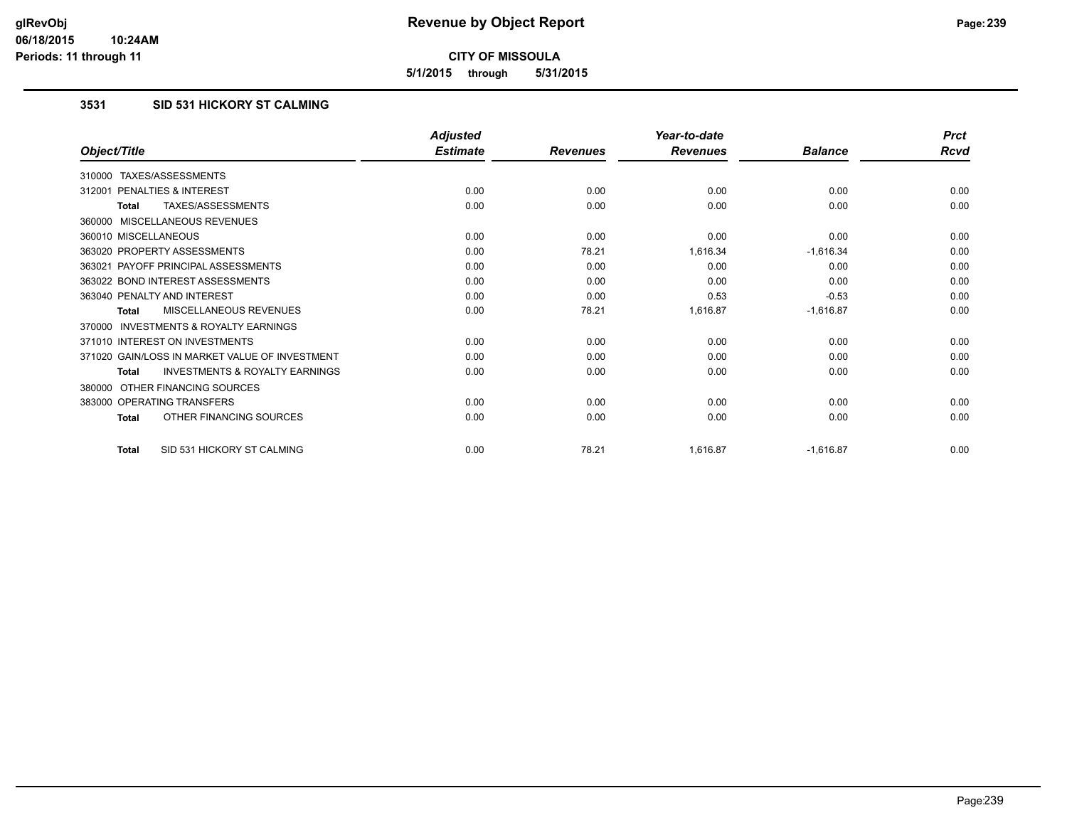**CITY OF MISSOULA**

**5/1/2015 through 5/31/2015**

### 3531 SID 531 HICKORY ST CALMING

| Object/Title | Adjusted Estimate | Revenues | Year-to-date Revenues | Balance | Prct Rcvd |
|---|---|---|---|---|---|
| 310000 TAXES/ASSESSMENTS | | | | | |
| 312001 PENALTIES & INTEREST | 0.00 | 0.00 | 0.00 | 0.00 | 0.00 |
| **Total** TAXES/ASSESSMENTS | 0.00 | 0.00 | 0.00 | 0.00 | 0.00 |
| 360000 MISCELLANEOUS REVENUES | | | | | |
| 360010 MISCELLANEOUS | 0.00 | 0.00 | 0.00 | 0.00 | 0.00 |
| 363020 PROPERTY ASSESSMENTS | 0.00 | 78.21 | 1,616.34 | -1,616.34 | 0.00 |
| 363021 PAYOFF PRINCIPAL ASSESSMENTS | 0.00 | 0.00 | 0.00 | 0.00 | 0.00 |
| 363022 BOND INTEREST ASSESSMENTS | 0.00 | 0.00 | 0.00 | 0.00 | 0.00 |
| 363040 PENALTY AND INTEREST | 0.00 | 0.00 | 0.53 | -0.53 | 0.00 |
| **Total** MISCELLANEOUS REVENUES | 0.00 | 78.21 | 1,616.87 | -1,616.87 | 0.00 |
| 370000 INVESTMENTS & ROYALTY EARNINGS | | | | | |
| 371010 INTEREST ON INVESTMENTS | 0.00 | 0.00 | 0.00 | 0.00 | 0.00 |
| 371020 GAIN/LOSS IN MARKET VALUE OF INVESTMENT | 0.00 | 0.00 | 0.00 | 0.00 | 0.00 |
| **Total** INVESTMENTS & ROYALTY EARNINGS | 0.00 | 0.00 | 0.00 | 0.00 | 0.00 |
| 380000 OTHER FINANCING SOURCES | | | | | |
| 383000 OPERATING TRANSFERS | 0.00 | 0.00 | 0.00 | 0.00 | 0.00 |
| **Total** OTHER FINANCING SOURCES | 0.00 | 0.00 | 0.00 | 0.00 | 0.00 |
| **Total** SID 531 HICKORY ST CALMING | 0.00 | 78.21 | 1,616.87 | -1,616.87 | 0.00 |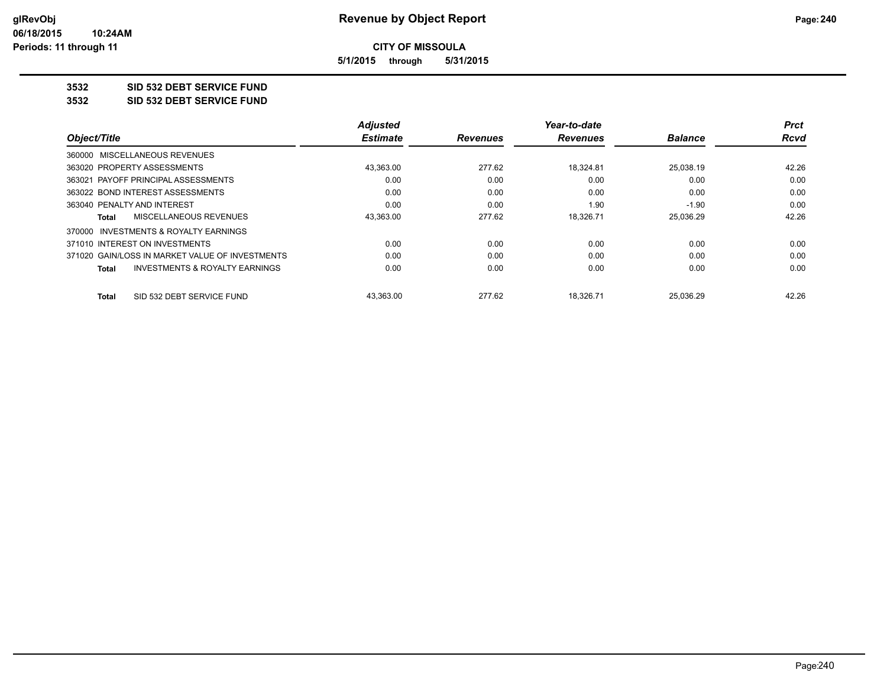**Revenue by Object Report**

**CITY OF MISSOULA**

**5/1/2015 through 5/31/2015**

glRevObj
06/18/2015 10:24AM
Periods: 11 through 11

## 3532 SID 532 DEBT SERVICE FUND
## 3532 SID 532 DEBT SERVICE FUND

| Object/Title | Adjusted Estimate | Revenues | Year-to-date Revenues | Balance | Prct Rcvd |
|---|---|---|---|---|---|
| 360000 MISCELLANEOUS REVENUES | | | | | |
| 363020 PROPERTY ASSESSMENTS | 43,363.00 | 277.62 | 18,324.81 | 25,038.19 | 42.26 |
| 363021 PAYOFF PRINCIPAL ASSESSMENTS | 0.00 | 0.00 | 0.00 | 0.00 | 0.00 |
| 363022 BOND INTEREST ASSESSMENTS | 0.00 | 0.00 | 0.00 | 0.00 | 0.00 |
| 363040 PENALTY AND INTEREST | 0.00 | 0.00 | 1.90 | -1.90 | 0.00 |
| **Total** MISCELLANEOUS REVENUES | 43,363.00 | 277.62 | 18,326.71 | 25,036.29 | 42.26 |
| 370000 INVESTMENTS & ROYALTY EARNINGS | | | | | |
| 371010 INTEREST ON INVESTMENTS | 0.00 | 0.00 | 0.00 | 0.00 | 0.00 |
| 371020 GAIN/LOSS IN MARKET VALUE OF INVESTMENTS | 0.00 | 0.00 | 0.00 | 0.00 | 0.00 |
| **Total** INVESTMENTS & ROYALTY EARNINGS | 0.00 | 0.00 | 0.00 | 0.00 | 0.00 |
| **Total** SID 532 DEBT SERVICE FUND | 43,363.00 | 277.62 | 18,326.71 | 25,036.29 | 42.26 |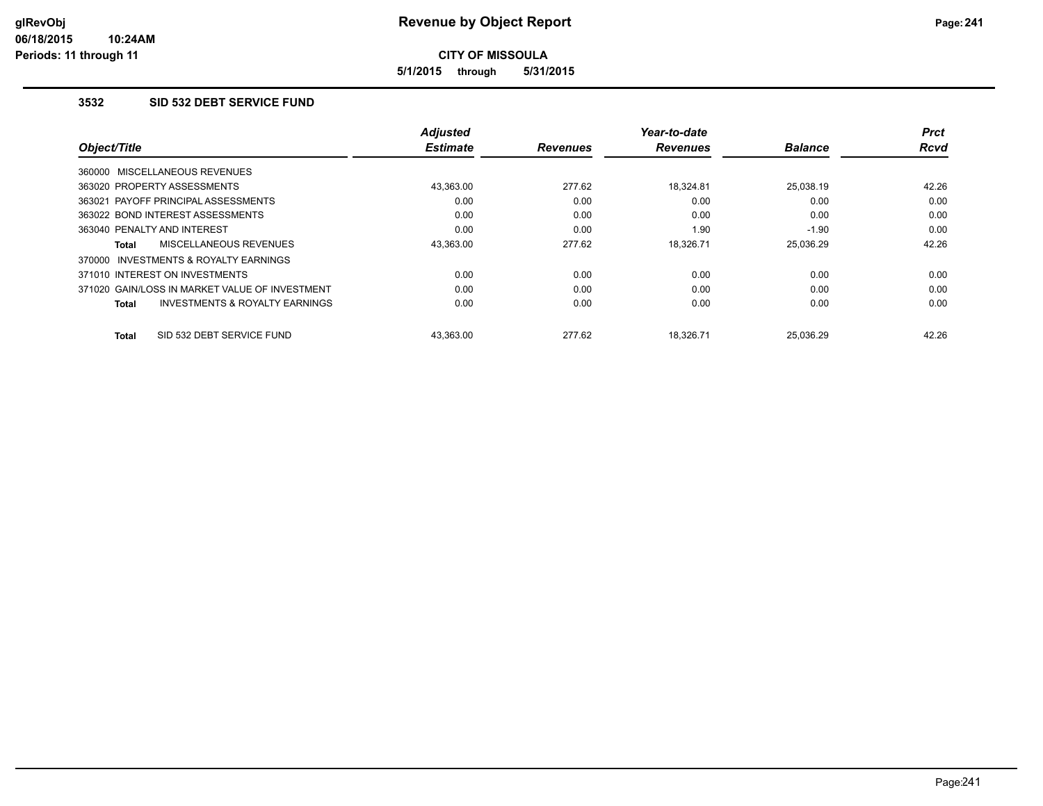**glRevObj**
**06/18/2015 10:24AM**
**Periods: 11 through 11**

# Revenue by Object Report

**CITY OF MISSOULA**

**5/1/2015 through 5/31/2015**

## 3532 SID 532 DEBT SERVICE FUND

| Object/Title | Adjusted Estimate | Revenues | Year-to-date Revenues | Balance | Prct Rcvd |
|---|---|---|---|---|---|
| 360000 MISCELLANEOUS REVENUES | | | | | |
| 363020 PROPERTY ASSESSMENTS | 43,363.00 | 277.62 | 18,324.81 | 25,038.19 | 42.26 |
| 363021 PAYOFF PRINCIPAL ASSESSMENTS | 0.00 | 0.00 | 0.00 | 0.00 | 0.00 |
| 363022 BOND INTEREST ASSESSMENTS | 0.00 | 0.00 | 0.00 | 0.00 | 0.00 |
| 363040 PENALTY AND INTEREST | 0.00 | 0.00 | 1.90 | -1.90 | 0.00 |
| **Total** MISCELLANEOUS REVENUES | 43,363.00 | 277.62 | 18,326.71 | 25,036.29 | 42.26 |
| 370000 INVESTMENTS & ROYALTY EARNINGS | | | | | |
| 371010 INTEREST ON INVESTMENTS | 0.00 | 0.00 | 0.00 | 0.00 | 0.00 |
| 371020 GAIN/LOSS IN MARKET VALUE OF INVESTMENT | 0.00 | 0.00 | 0.00 | 0.00 | 0.00 |
| **Total** INVESTMENTS & ROYALTY EARNINGS | 0.00 | 0.00 | 0.00 | 0.00 | 0.00 |
| **Total** SID 532 DEBT SERVICE FUND | 43,363.00 | 277.62 | 18,326.71 | 25,036.29 | 42.26 |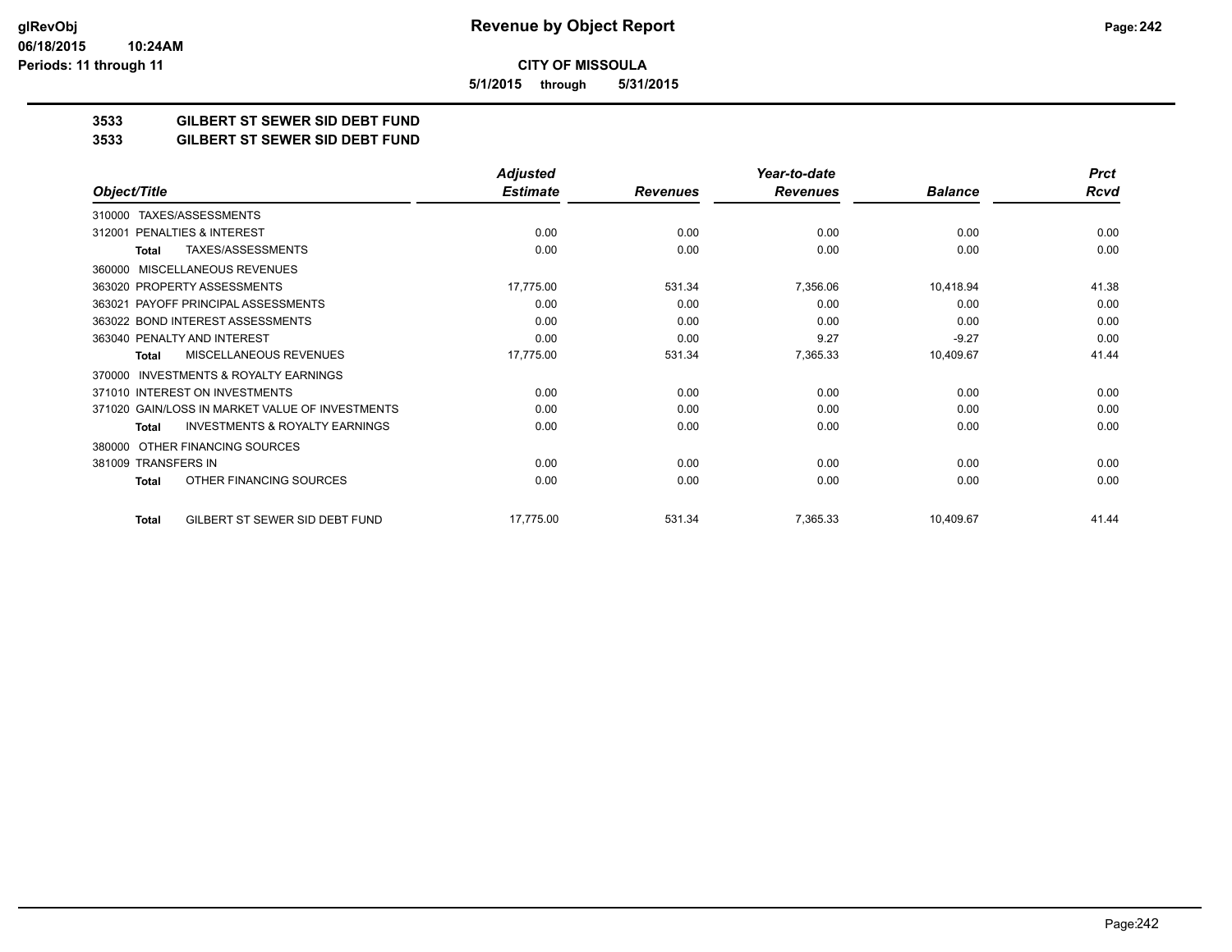# Revenue by Object Report

**CITY OF MISSOULA**

**5/1/2015 through 5/31/2015**

glRevObj
06/18/2015 10:24AM
Periods: 11 through 11

## 3533 GILBERT ST SEWER SID DEBT FUND
## 3533 GILBERT ST SEWER SID DEBT FUND

| Object/Title | Adjusted Estimate | Revenues | Year-to-date Revenues | Balance | Prct Rcvd |
|---|---|---|---|---|---|
| 310000 TAXES/ASSESSMENTS | | | | | |
| 312001 PENALTIES & INTEREST | 0.00 | 0.00 | 0.00 | 0.00 | 0.00 |
| **Total** TAXES/ASSESSMENTS | 0.00 | 0.00 | 0.00 | 0.00 | 0.00 |
| 360000 MISCELLANEOUS REVENUES | | | | | |
| 363020 PROPERTY ASSESSMENTS | 17,775.00 | 531.34 | 7,356.06 | 10,418.94 | 41.38 |
| 363021 PAYOFF PRINCIPAL ASSESSMENTS | 0.00 | 0.00 | 0.00 | 0.00 | 0.00 |
| 363022 BOND INTEREST ASSESSMENTS | 0.00 | 0.00 | 0.00 | 0.00 | 0.00 |
| 363040 PENALTY AND INTEREST | 0.00 | 0.00 | 9.27 | -9.27 | 0.00 |
| **Total** MISCELLANEOUS REVENUES | 17,775.00 | 531.34 | 7,365.33 | 10,409.67 | 41.44 |
| 370000 INVESTMENTS & ROYALTY EARNINGS | | | | | |
| 371010 INTEREST ON INVESTMENTS | 0.00 | 0.00 | 0.00 | 0.00 | 0.00 |
| 371020 GAIN/LOSS IN MARKET VALUE OF INVESTMENTS | 0.00 | 0.00 | 0.00 | 0.00 | 0.00 |
| **Total** INVESTMENTS & ROYALTY EARNINGS | 0.00 | 0.00 | 0.00 | 0.00 | 0.00 |
| 380000 OTHER FINANCING SOURCES | | | | | |
| 381009 TRANSFERS IN | 0.00 | 0.00 | 0.00 | 0.00 | 0.00 |
| **Total** OTHER FINANCING SOURCES | 0.00 | 0.00 | 0.00 | 0.00 | 0.00 |
| **Total** GILBERT ST SEWER SID DEBT FUND | 17,775.00 | 531.34 | 7,365.33 | 10,409.67 | 41.44 |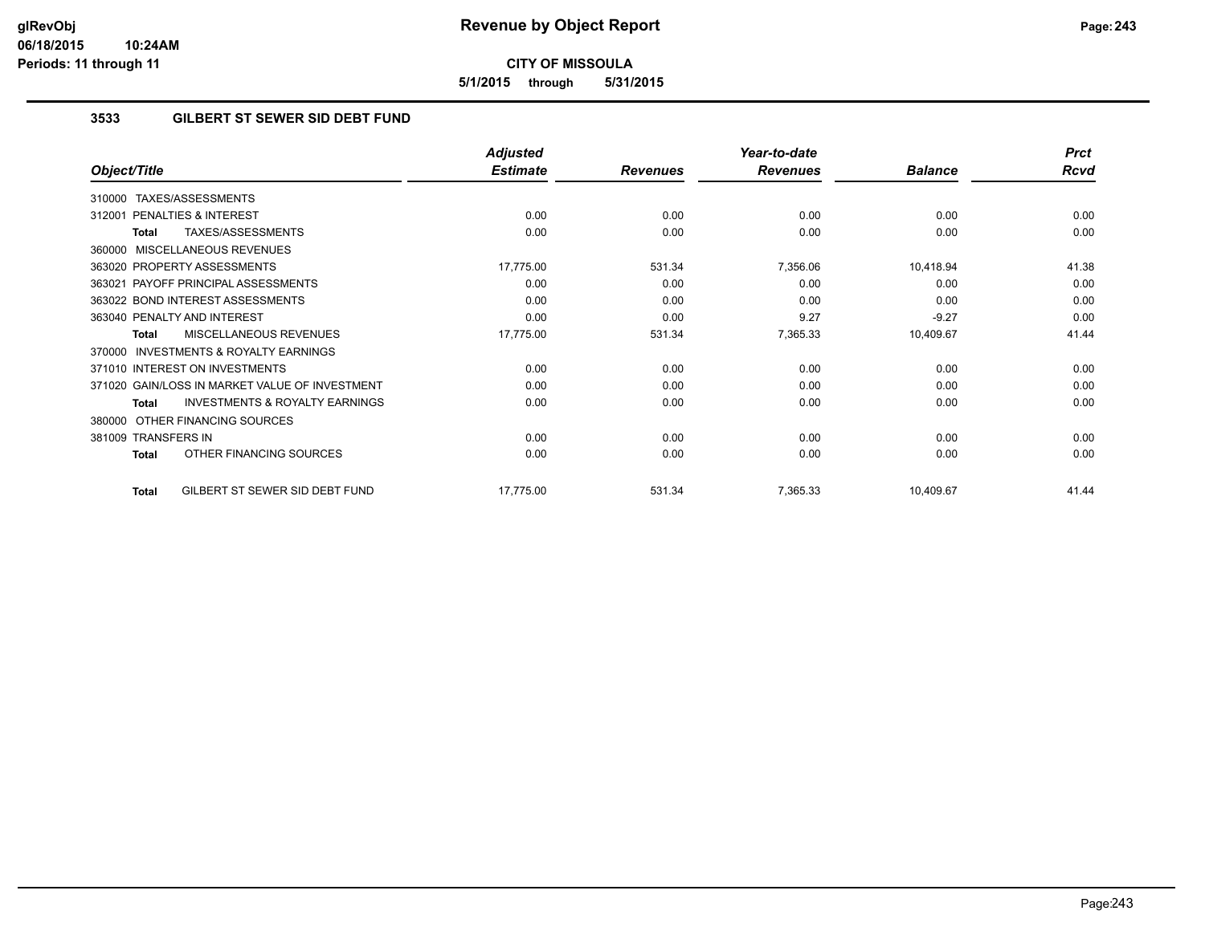**glRevObj**
**06/18/2015 10:24AM**
**Periods: 11 through 11**

# Revenue by Object Report

**CITY OF MISSOULA**

**5/1/2015 through 5/31/2015**

## 3533 GILBERT ST SEWER SID DEBT FUND

| Object/Title | Adjusted Estimate | Revenues | Year-to-date Revenues | Balance | Prct Rcvd |
|---|---|---|---|---|---|
| 310000 TAXES/ASSESSMENTS | | | | | |
| 312001 PENALTIES & INTEREST | 0.00 | 0.00 | 0.00 | 0.00 | 0.00 |
| **Total** TAXES/ASSESSMENTS | 0.00 | 0.00 | 0.00 | 0.00 | 0.00 |
| 360000 MISCELLANEOUS REVENUES | | | | | |
| 363020 PROPERTY ASSESSMENTS | 17,775.00 | 531.34 | 7,356.06 | 10,418.94 | 41.38 |
| 363021 PAYOFF PRINCIPAL ASSESSMENTS | 0.00 | 0.00 | 0.00 | 0.00 | 0.00 |
| 363022 BOND INTEREST ASSESSMENTS | 0.00 | 0.00 | 0.00 | 0.00 | 0.00 |
| 363040 PENALTY AND INTEREST | 0.00 | 0.00 | 9.27 | -9.27 | 0.00 |
| **Total** MISCELLANEOUS REVENUES | 17,775.00 | 531.34 | 7,365.33 | 10,409.67 | 41.44 |
| 370000 INVESTMENTS & ROYALTY EARNINGS | | | | | |
| 371010 INTEREST ON INVESTMENTS | 0.00 | 0.00 | 0.00 | 0.00 | 0.00 |
| 371020 GAIN/LOSS IN MARKET VALUE OF INVESTMENT | 0.00 | 0.00 | 0.00 | 0.00 | 0.00 |
| **Total** INVESTMENTS & ROYALTY EARNINGS | 0.00 | 0.00 | 0.00 | 0.00 | 0.00 |
| 380000 OTHER FINANCING SOURCES | | | | | |
| 381009 TRANSFERS IN | 0.00 | 0.00 | 0.00 | 0.00 | 0.00 |
| **Total** OTHER FINANCING SOURCES | 0.00 | 0.00 | 0.00 | 0.00 | 0.00 |
| **Total** GILBERT ST SEWER SID DEBT FUND | 17,775.00 | 531.34 | 7,365.33 | 10,409.67 | 41.44 |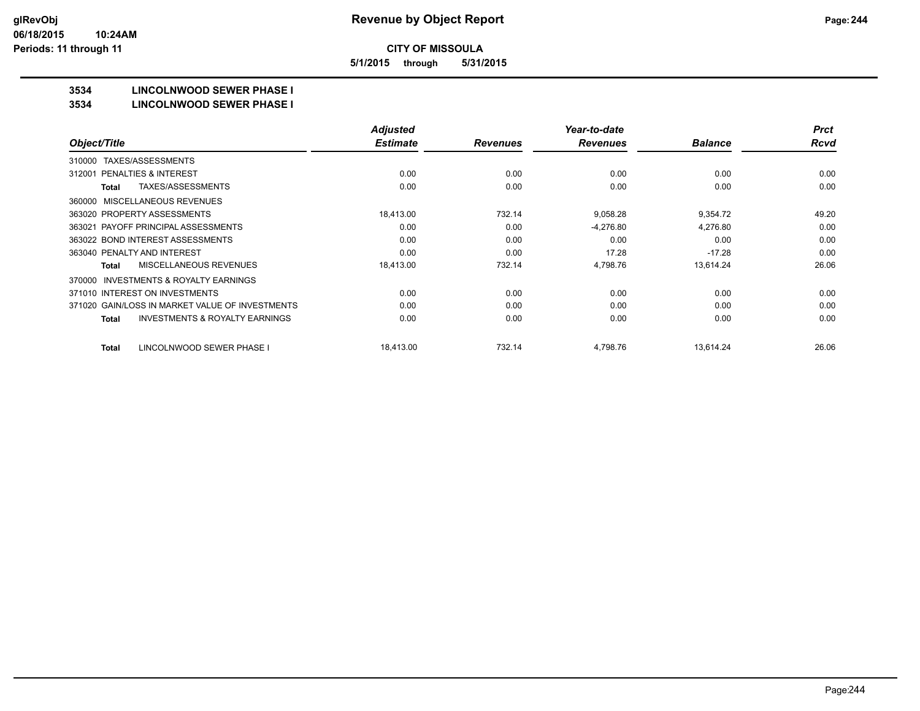**CITY OF MISSOULA**

**5/1/2015 through 5/31/2015**

**3534 LINCOLNWOOD SEWER PHASE I**

**3534 LINCOLNWOOD SEWER PHASE I**

| Object/Title | Adjusted Estimate | Revenues | Year-to-date Revenues | Balance | Prct Rcvd |
|---|---|---|---|---|---|
| 310000 TAXES/ASSESSMENTS | | | | | |
| 312001 PENALTIES & INTEREST | 0.00 | 0.00 | 0.00 | 0.00 | 0.00 |
| **Total** TAXES/ASSESSMENTS | 0.00 | 0.00 | 0.00 | 0.00 | 0.00 |
| 360000 MISCELLANEOUS REVENUES | | | | | |
| 363020 PROPERTY ASSESSMENTS | 18,413.00 | 732.14 | 9,058.28 | 9,354.72 | 49.20 |
| 363021 PAYOFF PRINCIPAL ASSESSMENTS | 0.00 | 0.00 | -4,276.80 | 4,276.80 | 0.00 |
| 363022 BOND INTEREST ASSESSMENTS | 0.00 | 0.00 | 0.00 | 0.00 | 0.00 |
| 363040 PENALTY AND INTEREST | 0.00 | 0.00 | 17.28 | -17.28 | 0.00 |
| **Total** MISCELLANEOUS REVENUES | 18,413.00 | 732.14 | 4,798.76 | 13,614.24 | 26.06 |
| 370000 INVESTMENTS & ROYALTY EARNINGS | | | | | |
| 371010 INTEREST ON INVESTMENTS | 0.00 | 0.00 | 0.00 | 0.00 | 0.00 |
| 371020 GAIN/LOSS IN MARKET VALUE OF INVESTMENTS | 0.00 | 0.00 | 0.00 | 0.00 | 0.00 |
| **Total** INVESTMENTS & ROYALTY EARNINGS | 0.00 | 0.00 | 0.00 | 0.00 | 0.00 |
| **Total** LINCOLNWOOD SEWER PHASE I | 18,413.00 | 732.14 | 4,798.76 | 13,614.24 | 26.06 |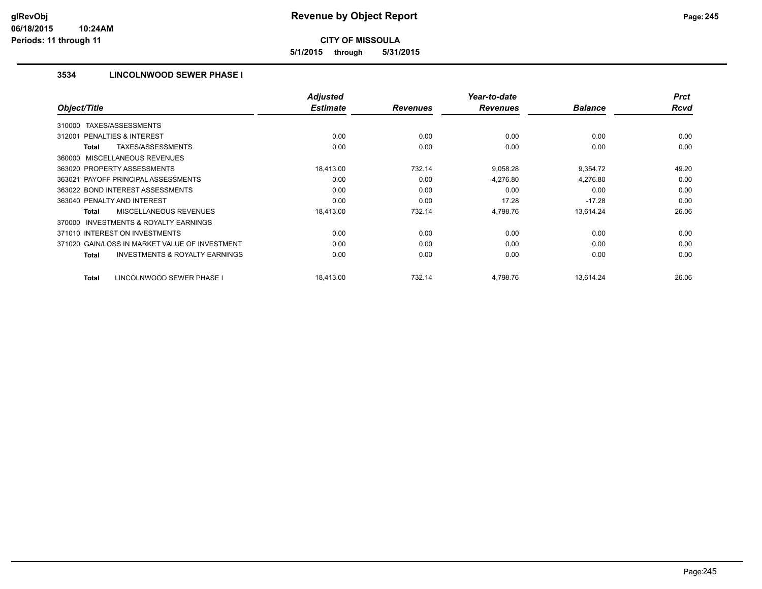**CITY OF MISSOULA**

**5/1/2015 through 5/31/2015**

### 3534 LINCOLNWOOD SEWER PHASE I

| Object/Title | Adjusted Estimate | Revenues | Year-to-date Revenues | Balance | Prct Rcvd |
|---|---|---|---|---|---|
| 310000 TAXES/ASSESSMENTS | | | | | |
| 312001 PENALTIES & INTEREST | 0.00 | 0.00 | 0.00 | 0.00 | 0.00 |
| **Total** TAXES/ASSESSMENTS | 0.00 | 0.00 | 0.00 | 0.00 | 0.00 |
| 360000 MISCELLANEOUS REVENUES | | | | | |
| 363020 PROPERTY ASSESSMENTS | 18,413.00 | 732.14 | 9,058.28 | 9,354.72 | 49.20 |
| 363021 PAYOFF PRINCIPAL ASSESSMENTS | 0.00 | 0.00 | -4,276.80 | 4,276.80 | 0.00 |
| 363022 BOND INTEREST ASSESSMENTS | 0.00 | 0.00 | 0.00 | 0.00 | 0.00 |
| 363040 PENALTY AND INTEREST | 0.00 | 0.00 | 17.28 | -17.28 | 0.00 |
| **Total** MISCELLANEOUS REVENUES | 18,413.00 | 732.14 | 4,798.76 | 13,614.24 | 26.06 |
| 370000 INVESTMENTS & ROYALTY EARNINGS | | | | | |
| 371010 INTEREST ON INVESTMENTS | 0.00 | 0.00 | 0.00 | 0.00 | 0.00 |
| 371020 GAIN/LOSS IN MARKET VALUE OF INVESTMENT | 0.00 | 0.00 | 0.00 | 0.00 | 0.00 |
| **Total** INVESTMENTS & ROYALTY EARNINGS | 0.00 | 0.00 | 0.00 | 0.00 | 0.00 |
| **Total** LINCOLNWOOD SEWER PHASE I | 18,413.00 | 732.14 | 4,798.76 | 13,614.24 | 26.06 |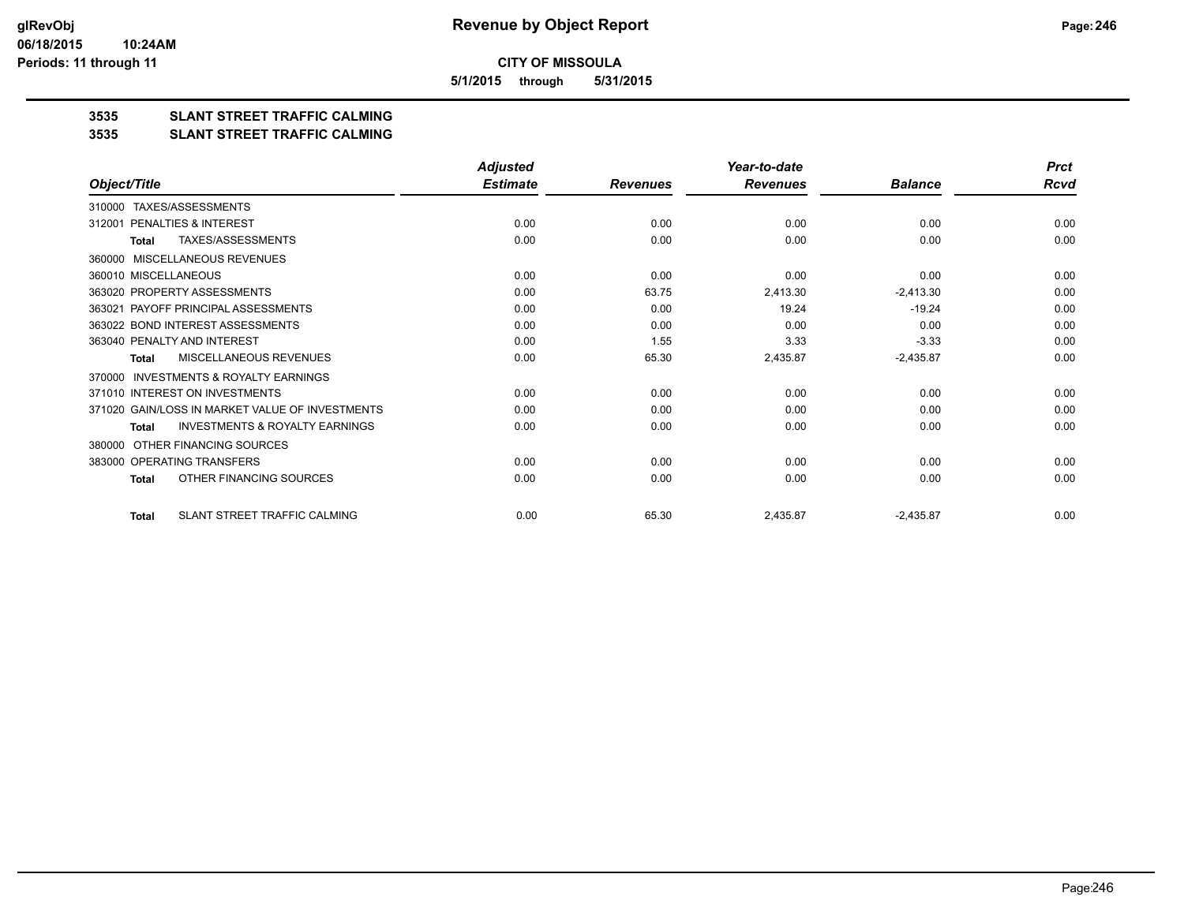glRevObj
06/18/2015 10:24AM
Periods: 11 through 11

# Revenue by Object Report

**CITY OF MISSOULA**

**5/1/2015 through 5/31/2015**

## 3535 SLANT STREET TRAFFIC CALMING
## 3535 SLANT STREET TRAFFIC CALMING

| Object/Title | Adjusted Estimate | Revenues | Year-to-date Revenues | Balance | Prct Rcvd |
|---|---|---|---|---|---|
| 310000 TAXES/ASSESSMENTS | | | | | |
| 312001 PENALTIES & INTEREST | 0.00 | 0.00 | 0.00 | 0.00 | 0.00 |
| **Total** TAXES/ASSESSMENTS | 0.00 | 0.00 | 0.00 | 0.00 | 0.00 |
| 360000 MISCELLANEOUS REVENUES | | | | | |
| 360010 MISCELLANEOUS | 0.00 | 0.00 | 0.00 | 0.00 | 0.00 |
| 363020 PROPERTY ASSESSMENTS | 0.00 | 63.75 | 2,413.30 | -2,413.30 | 0.00 |
| 363021 PAYOFF PRINCIPAL ASSESSMENTS | 0.00 | 0.00 | 19.24 | -19.24 | 0.00 |
| 363022 BOND INTEREST ASSESSMENTS | 0.00 | 0.00 | 0.00 | 0.00 | 0.00 |
| 363040 PENALTY AND INTEREST | 0.00 | 1.55 | 3.33 | -3.33 | 0.00 |
| **Total** MISCELLANEOUS REVENUES | 0.00 | 65.30 | 2,435.87 | -2,435.87 | 0.00 |
| 370000 INVESTMENTS & ROYALTY EARNINGS | | | | | |
| 371010 INTEREST ON INVESTMENTS | 0.00 | 0.00 | 0.00 | 0.00 | 0.00 |
| 371020 GAIN/LOSS IN MARKET VALUE OF INVESTMENTS | 0.00 | 0.00 | 0.00 | 0.00 | 0.00 |
| **Total** INVESTMENTS & ROYALTY EARNINGS | 0.00 | 0.00 | 0.00 | 0.00 | 0.00 |
| 380000 OTHER FINANCING SOURCES | | | | | |
| 383000 OPERATING TRANSFERS | 0.00 | 0.00 | 0.00 | 0.00 | 0.00 |
| **Total** OTHER FINANCING SOURCES | 0.00 | 0.00 | 0.00 | 0.00 | 0.00 |
| **Total** SLANT STREET TRAFFIC CALMING | 0.00 | 65.30 | 2,435.87 | -2,435.87 | 0.00 |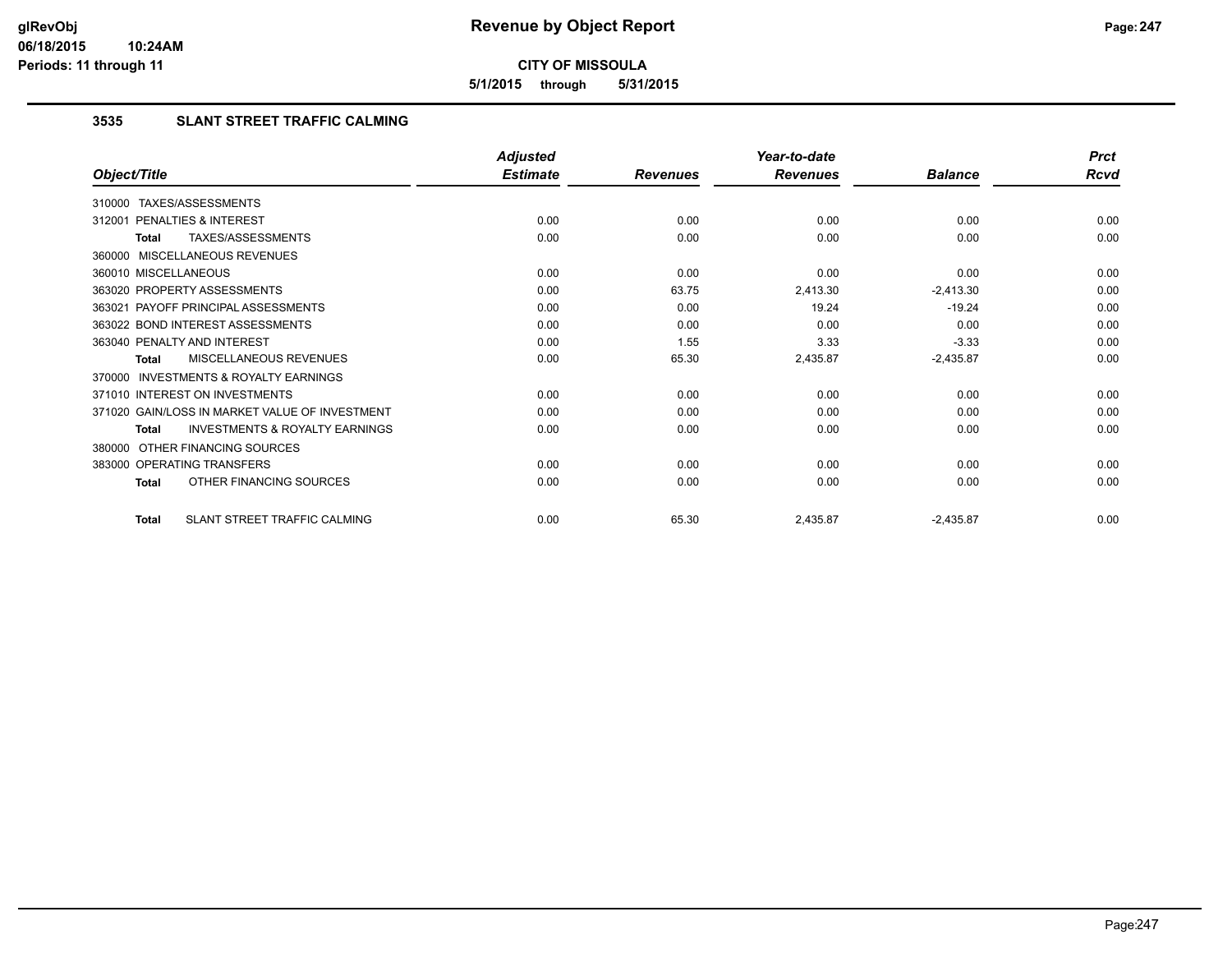# Revenue by Object Report

**CITY OF MISSOULA**

**5/1/2015 through 5/31/2015**

glRevObj
06/18/2015 10:24AM
Periods: 11 through 11

## 3535 SLANT STREET TRAFFIC CALMING

| Object/Title | Adjusted Estimate | Revenues | Year-to-date Revenues | Balance | Prct Rcvd |
|---|---|---|---|---|---|
| 310000 TAXES/ASSESSMENTS | | | | | |
| 312001 PENALTIES & INTEREST | 0.00 | 0.00 | 0.00 | 0.00 | 0.00 |
| **Total** TAXES/ASSESSMENTS | 0.00 | 0.00 | 0.00 | 0.00 | 0.00 |
| 360000 MISCELLANEOUS REVENUES | | | | | |
| 360010 MISCELLANEOUS | 0.00 | 0.00 | 0.00 | 0.00 | 0.00 |
| 363020 PROPERTY ASSESSMENTS | 0.00 | 63.75 | 2,413.30 | -2,413.30 | 0.00 |
| 363021 PAYOFF PRINCIPAL ASSESSMENTS | 0.00 | 0.00 | 19.24 | -19.24 | 0.00 |
| 363022 BOND INTEREST ASSESSMENTS | 0.00 | 0.00 | 0.00 | 0.00 | 0.00 |
| 363040 PENALTY AND INTEREST | 0.00 | 1.55 | 3.33 | -3.33 | 0.00 |
| **Total** MISCELLANEOUS REVENUES | 0.00 | 65.30 | 2,435.87 | -2,435.87 | 0.00 |
| 370000 INVESTMENTS & ROYALTY EARNINGS | | | | | |
| 371010 INTEREST ON INVESTMENTS | 0.00 | 0.00 | 0.00 | 0.00 | 0.00 |
| 371020 GAIN/LOSS IN MARKET VALUE OF INVESTMENT | 0.00 | 0.00 | 0.00 | 0.00 | 0.00 |
| **Total** INVESTMENTS & ROYALTY EARNINGS | 0.00 | 0.00 | 0.00 | 0.00 | 0.00 |
| 380000 OTHER FINANCING SOURCES | | | | | |
| 383000 OPERATING TRANSFERS | 0.00 | 0.00 | 0.00 | 0.00 | 0.00 |
| **Total** OTHER FINANCING SOURCES | 0.00 | 0.00 | 0.00 | 0.00 | 0.00 |
| **Total** SLANT STREET TRAFFIC CALMING | 0.00 | 65.30 | 2,435.87 | -2,435.87 | 0.00 |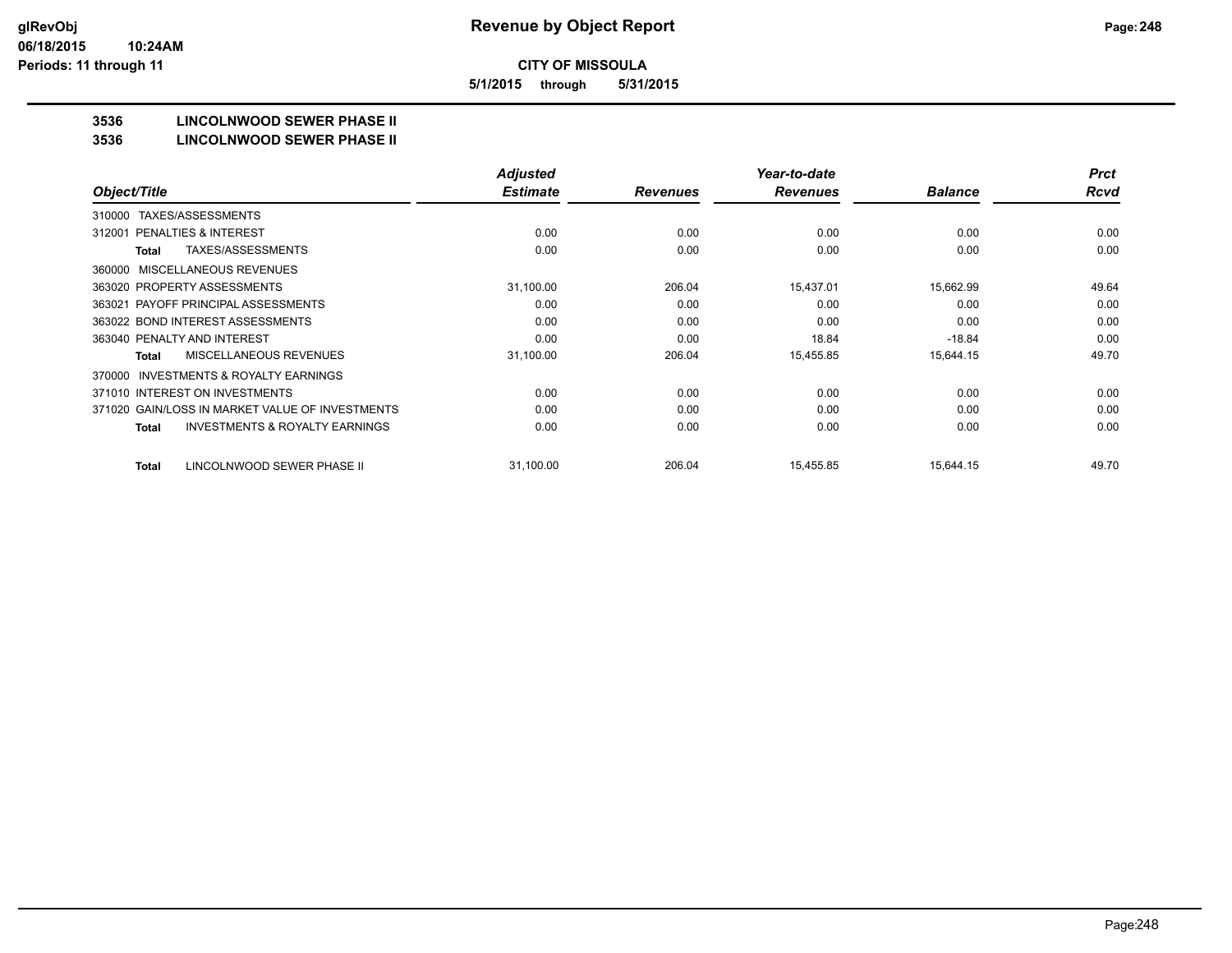# Revenue by Object Report

**CITY OF MISSOULA**

**5/1/2015 through 5/31/2015**

glRevObj
06/18/2015 10:24AM
Periods: 11 through 11

## 3536 LINCOLNWOOD SEWER PHASE II
## 3536 LINCOLNWOOD SEWER PHASE II

| Object/Title | Adjusted Estimate | Revenues | Year-to-date Revenues | Balance | Prct Rcvd |
|---|---|---|---|---|---|
| 310000 TAXES/ASSESSMENTS | | | | | |
| 312001 PENALTIES & INTEREST | 0.00 | 0.00 | 0.00 | 0.00 | 0.00 |
| **Total** TAXES/ASSESSMENTS | 0.00 | 0.00 | 0.00 | 0.00 | 0.00 |
| 360000 MISCELLANEOUS REVENUES | | | | | |
| 363020 PROPERTY ASSESSMENTS | 31,100.00 | 206.04 | 15,437.01 | 15,662.99 | 49.64 |
| 363021 PAYOFF PRINCIPAL ASSESSMENTS | 0.00 | 0.00 | 0.00 | 0.00 | 0.00 |
| 363022 BOND INTEREST ASSESSMENTS | 0.00 | 0.00 | 0.00 | 0.00 | 0.00 |
| 363040 PENALTY AND INTEREST | 0.00 | 0.00 | 18.84 | -18.84 | 0.00 |
| **Total** MISCELLANEOUS REVENUES | 31,100.00 | 206.04 | 15,455.85 | 15,644.15 | 49.70 |
| 370000 INVESTMENTS & ROYALTY EARNINGS | | | | | |
| 371010 INTEREST ON INVESTMENTS | 0.00 | 0.00 | 0.00 | 0.00 | 0.00 |
| 371020 GAIN/LOSS IN MARKET VALUE OF INVESTMENTS | 0.00 | 0.00 | 0.00 | 0.00 | 0.00 |
| **Total** INVESTMENTS & ROYALTY EARNINGS | 0.00 | 0.00 | 0.00 | 0.00 | 0.00 |
| **Total** LINCOLNWOOD SEWER PHASE II | 31,100.00 | 206.04 | 15,455.85 | 15,644.15 | 49.70 |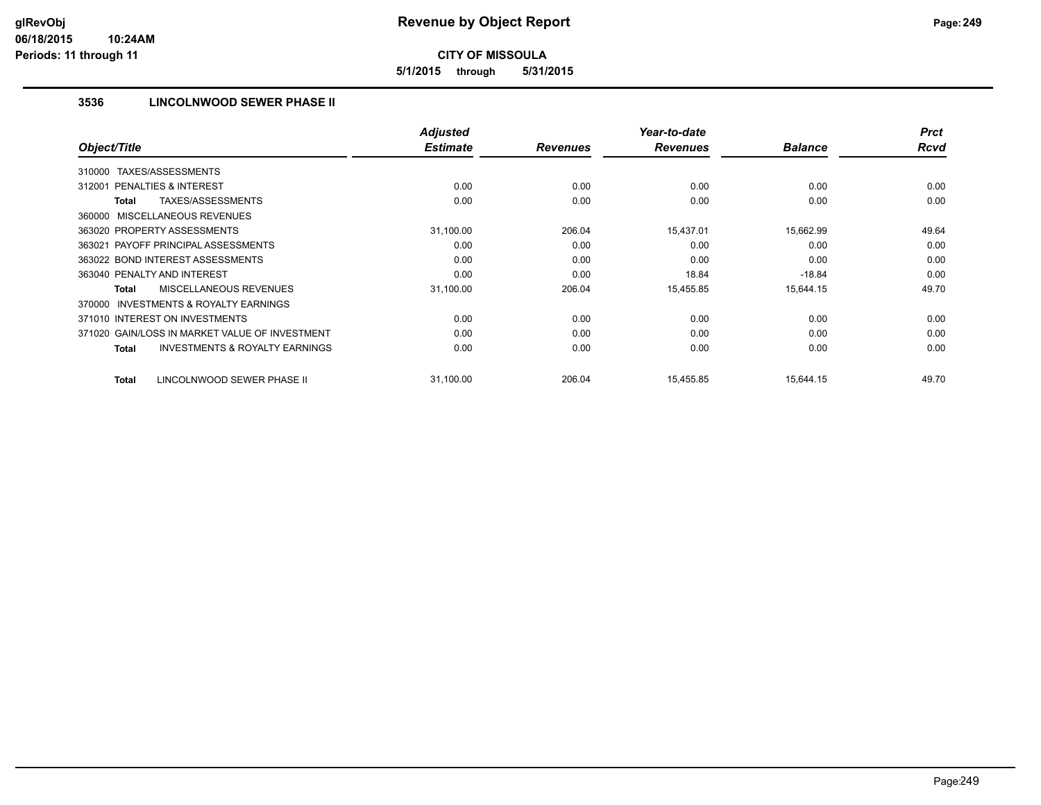# Revenue by Object Report

**CITY OF MISSOULA**

**5/1/2015 through 5/31/2015**

glRevObj
06/18/2015 10:24AM
Periods: 11 through 11

### 3536 LINCOLNWOOD SEWER PHASE II

| Object/Title | Adjusted Estimate | Revenues | Year-to-date Revenues | Balance | Prct Rcvd |
|---|---|---|---|---|---|
| 310000 TAXES/ASSESSMENTS | | | | | |
| 312001 PENALTIES & INTEREST | 0.00 | 0.00 | 0.00 | 0.00 | 0.00 |
| **Total** TAXES/ASSESSMENTS | 0.00 | 0.00 | 0.00 | 0.00 | 0.00 |
| 360000 MISCELLANEOUS REVENUES | | | | | |
| 363020 PROPERTY ASSESSMENTS | 31,100.00 | 206.04 | 15,437.01 | 15,662.99 | 49.64 |
| 363021 PAYOFF PRINCIPAL ASSESSMENTS | 0.00 | 0.00 | 0.00 | 0.00 | 0.00 |
| 363022 BOND INTEREST ASSESSMENTS | 0.00 | 0.00 | 0.00 | 0.00 | 0.00 |
| 363040 PENALTY AND INTEREST | 0.00 | 0.00 | 18.84 | -18.84 | 0.00 |
| **Total** MISCELLANEOUS REVENUES | 31,100.00 | 206.04 | 15,455.85 | 15,644.15 | 49.70 |
| 370000 INVESTMENTS & ROYALTY EARNINGS | | | | | |
| 371010 INTEREST ON INVESTMENTS | 0.00 | 0.00 | 0.00 | 0.00 | 0.00 |
| 371020 GAIN/LOSS IN MARKET VALUE OF INVESTMENT | 0.00 | 0.00 | 0.00 | 0.00 | 0.00 |
| **Total** INVESTMENTS & ROYALTY EARNINGS | 0.00 | 0.00 | 0.00 | 0.00 | 0.00 |
| **Total** LINCOLNWOOD SEWER PHASE II | 31,100.00 | 206.04 | 15,455.85 | 15,644.15 | 49.70 |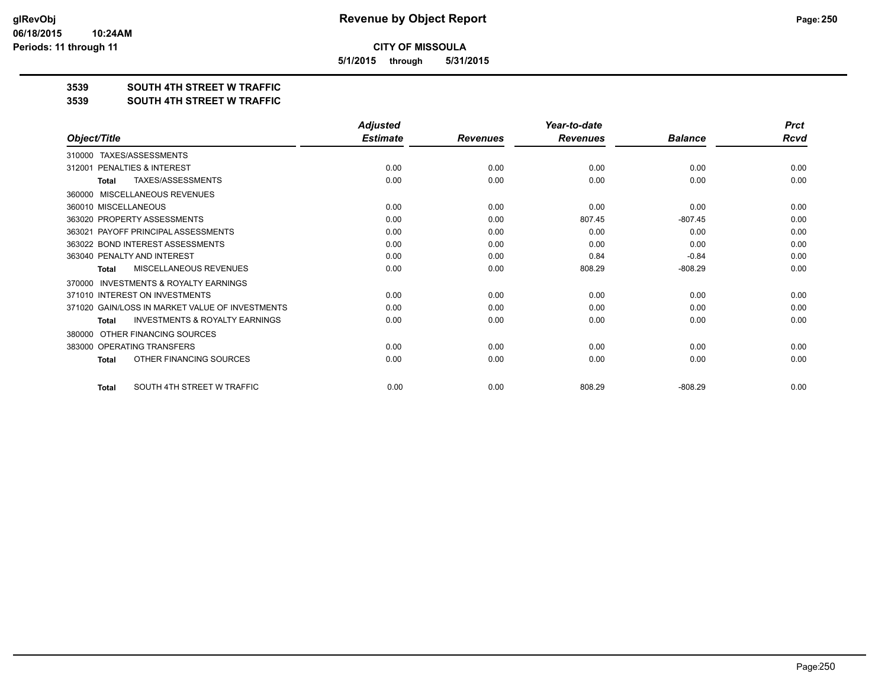**CITY OF MISSOULA**

**5/1/2015 through 5/31/2015**

# 3539 SOUTH 4TH STREET W TRAFFIC

## 3539 SOUTH 4TH STREET W TRAFFIC

| Object/Title | Adjusted Estimate | Revenues | Year-to-date Revenues | Balance | Prct Rcvd |
|---|---|---|---|---|---|
| 310000 TAXES/ASSESSMENTS | | | | | |
| 312001 PENALTIES & INTEREST | 0.00 | 0.00 | 0.00 | 0.00 | 0.00 |
| **Total** TAXES/ASSESSMENTS | 0.00 | 0.00 | 0.00 | 0.00 | 0.00 |
| 360000 MISCELLANEOUS REVENUES | | | | | |
| 360010 MISCELLANEOUS | 0.00 | 0.00 | 0.00 | 0.00 | 0.00 |
| 363020 PROPERTY ASSESSMENTS | 0.00 | 0.00 | 807.45 | -807.45 | 0.00 |
| 363021 PAYOFF PRINCIPAL ASSESSMENTS | 0.00 | 0.00 | 0.00 | 0.00 | 0.00 |
| 363022 BOND INTEREST ASSESSMENTS | 0.00 | 0.00 | 0.00 | 0.00 | 0.00 |
| 363040 PENALTY AND INTEREST | 0.00 | 0.00 | 0.84 | -0.84 | 0.00 |
| **Total** MISCELLANEOUS REVENUES | 0.00 | 0.00 | 808.29 | -808.29 | 0.00 |
| 370000 INVESTMENTS & ROYALTY EARNINGS | | | | | |
| 371010 INTEREST ON INVESTMENTS | 0.00 | 0.00 | 0.00 | 0.00 | 0.00 |
| 371020 GAIN/LOSS IN MARKET VALUE OF INVESTMENTS | 0.00 | 0.00 | 0.00 | 0.00 | 0.00 |
| **Total** INVESTMENTS & ROYALTY EARNINGS | 0.00 | 0.00 | 0.00 | 0.00 | 0.00 |
| 380000 OTHER FINANCING SOURCES | | | | | |
| 383000 OPERATING TRANSFERS | 0.00 | 0.00 | 0.00 | 0.00 | 0.00 |
| **Total** OTHER FINANCING SOURCES | 0.00 | 0.00 | 0.00 | 0.00 | 0.00 |
| **Total** SOUTH 4TH STREET W TRAFFIC | 0.00 | 0.00 | 808.29 | -808.29 | 0.00 |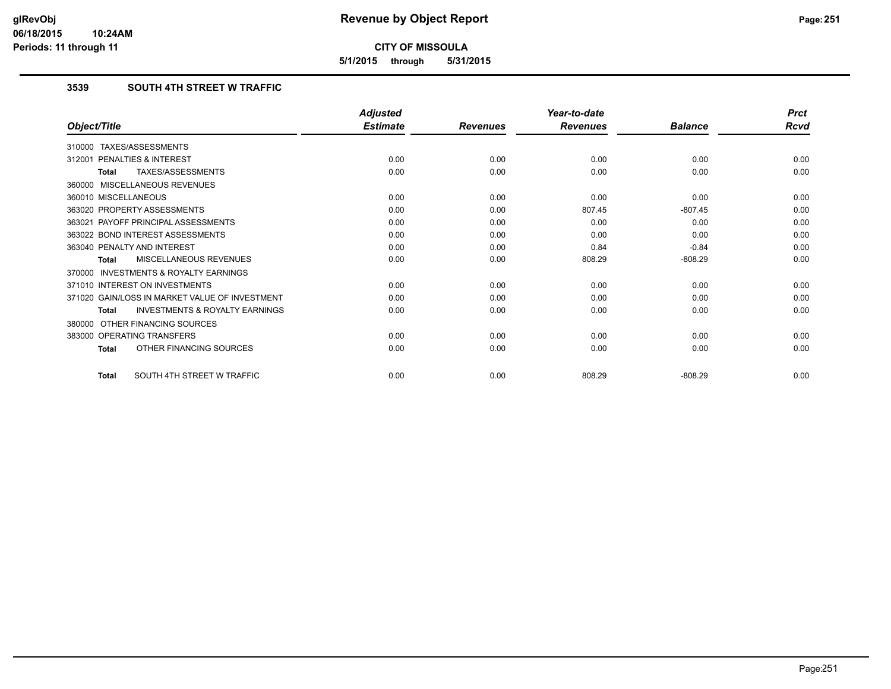**CITY OF MISSOULA**

**5/1/2015 through 5/31/2015**

## 3539 SOUTH 4TH STREET W TRAFFIC

| Object/Title | Adjusted Estimate | Revenues | Year-to-date Revenues | Balance | Prct Rcvd |
|---|---|---|---|---|---|
| 310000 TAXES/ASSESSMENTS | | | | | |
| 312001 PENALTIES & INTEREST | 0.00 | 0.00 | 0.00 | 0.00 | 0.00 |
| **Total** TAXES/ASSESSMENTS | 0.00 | 0.00 | 0.00 | 0.00 | 0.00 |
| 360000 MISCELLANEOUS REVENUES | | | | | |
| 360010 MISCELLANEOUS | 0.00 | 0.00 | 0.00 | 0.00 | 0.00 |
| 363020 PROPERTY ASSESSMENTS | 0.00 | 0.00 | 807.45 | -807.45 | 0.00 |
| 363021 PAYOFF PRINCIPAL ASSESSMENTS | 0.00 | 0.00 | 0.00 | 0.00 | 0.00 |
| 363022 BOND INTEREST ASSESSMENTS | 0.00 | 0.00 | 0.00 | 0.00 | 0.00 |
| 363040 PENALTY AND INTEREST | 0.00 | 0.00 | 0.84 | -0.84 | 0.00 |
| **Total** MISCELLANEOUS REVENUES | 0.00 | 0.00 | 808.29 | -808.29 | 0.00 |
| 370000 INVESTMENTS & ROYALTY EARNINGS | | | | | |
| 371010 INTEREST ON INVESTMENTS | 0.00 | 0.00 | 0.00 | 0.00 | 0.00 |
| 371020 GAIN/LOSS IN MARKET VALUE OF INVESTMENT | 0.00 | 0.00 | 0.00 | 0.00 | 0.00 |
| **Total** INVESTMENTS & ROYALTY EARNINGS | 0.00 | 0.00 | 0.00 | 0.00 | 0.00 |
| 380000 OTHER FINANCING SOURCES | | | | | |
| 383000 OPERATING TRANSFERS | 0.00 | 0.00 | 0.00 | 0.00 | 0.00 |
| **Total** OTHER FINANCING SOURCES | 0.00 | 0.00 | 0.00 | 0.00 | 0.00 |
| **Total** SOUTH 4TH STREET W TRAFFIC | 0.00 | 0.00 | 808.29 | -808.29 | 0.00 |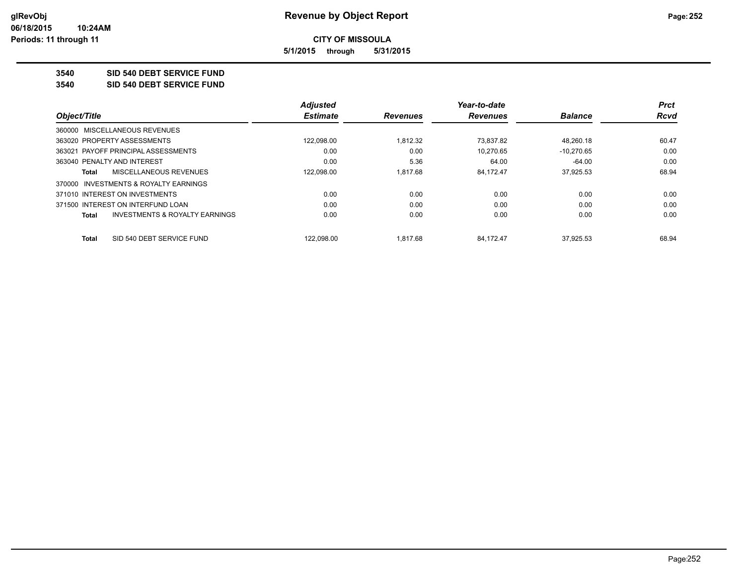**Revenue by Object Report**

**CITY OF MISSOULA**

**5/1/2015 through 5/31/2015**

glRevObj
06/18/2015 10:24AM
Periods: 11 through 11

**3540 SID 540 DEBT SERVICE FUND**

**3540 SID 540 DEBT SERVICE FUND**

| Object/Title | | Adjusted Estimate | Revenues | Year-to-date Revenues | Balance | Prct Rcvd |
|---|---|---|---|---|---|---|
| 360000 MISCELLANEOUS REVENUES | | | | | | |
| 363020 PROPERTY ASSESSMENTS | | 122,098.00 | 1,812.32 | 73,837.82 | 48,260.18 | 60.47 |
| 363021 PAYOFF PRINCIPAL ASSESSMENTS | | 0.00 | 0.00 | 10,270.65 | -10,270.65 | 0.00 |
| 363040 PENALTY AND INTEREST | | 0.00 | 5.36 | 64.00 | -64.00 | 0.00 |
| **Total** | MISCELLANEOUS REVENUES | 122,098.00 | 1,817.68 | 84,172.47 | 37,925.53 | 68.94 |
| 370000 INVESTMENTS & ROYALTY EARNINGS | | | | | | |
| 371010 INTEREST ON INVESTMENTS | | 0.00 | 0.00 | 0.00 | 0.00 | 0.00 |
| 371500 INTEREST ON INTERFUND LOAN | | 0.00 | 0.00 | 0.00 | 0.00 | 0.00 |
| **Total** | INVESTMENTS & ROYALTY EARNINGS | 0.00 | 0.00 | 0.00 | 0.00 | 0.00 |
| **Total** | SID 540 DEBT SERVICE FUND | 122,098.00 | 1,817.68 | 84,172.47 | 37,925.53 | 68.94 |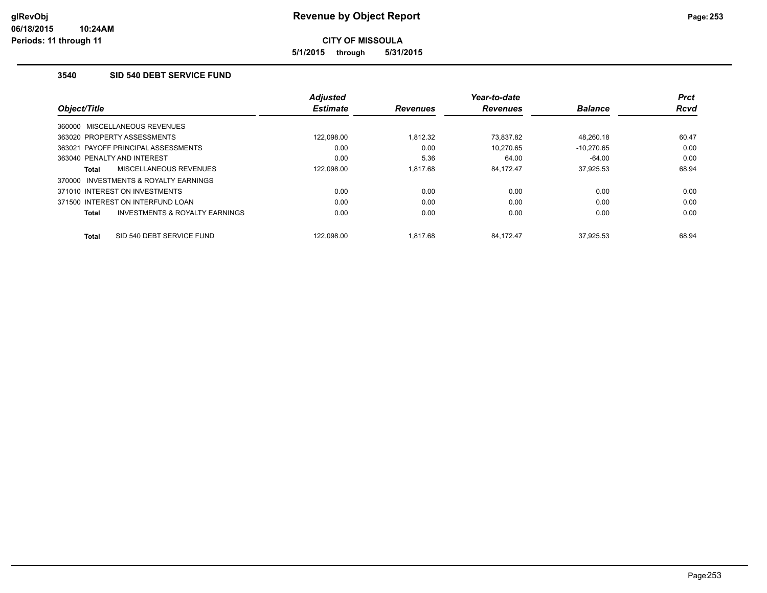# Revenue by Object Report

**CITY OF MISSOULA**

**5/1/2015 through 5/31/2015**

glRevObj
06/18/2015 10:24AM
Periods: 11 through 11

### 3540 SID 540 DEBT SERVICE FUND

| Object/Title | | Adjusted Estimate | Revenues | Year-to-date Revenues | Balance | Prct Rcvd |
|---|---|---|---|---|---|---|
| 360000 MISCELLANEOUS REVENUES | | | | | | |
| 363020 PROPERTY ASSESSMENTS | | 122,098.00 | 1,812.32 | 73,837.82 | 48,260.18 | 60.47 |
| 363021 PAYOFF PRINCIPAL ASSESSMENTS | | 0.00 | 0.00 | 10,270.65 | -10,270.65 | 0.00 |
| 363040 PENALTY AND INTEREST | | 0.00 | 5.36 | 64.00 | -64.00 | 0.00 |
| Total | MISCELLANEOUS REVENUES | 122,098.00 | 1,817.68 | 84,172.47 | 37,925.53 | 68.94 |
| 370000 INVESTMENTS & ROYALTY EARNINGS | | | | | | |
| 371010 INTEREST ON INVESTMENTS | | 0.00 | 0.00 | 0.00 | 0.00 | 0.00 |
| 371500 INTEREST ON INTERFUND LOAN | | 0.00 | 0.00 | 0.00 | 0.00 | 0.00 |
| Total | INVESTMENTS & ROYALTY EARNINGS | 0.00 | 0.00 | 0.00 | 0.00 | 0.00 |
| Total | SID 540 DEBT SERVICE FUND | 122,098.00 | 1,817.68 | 84,172.47 | 37,925.53 | 68.94 |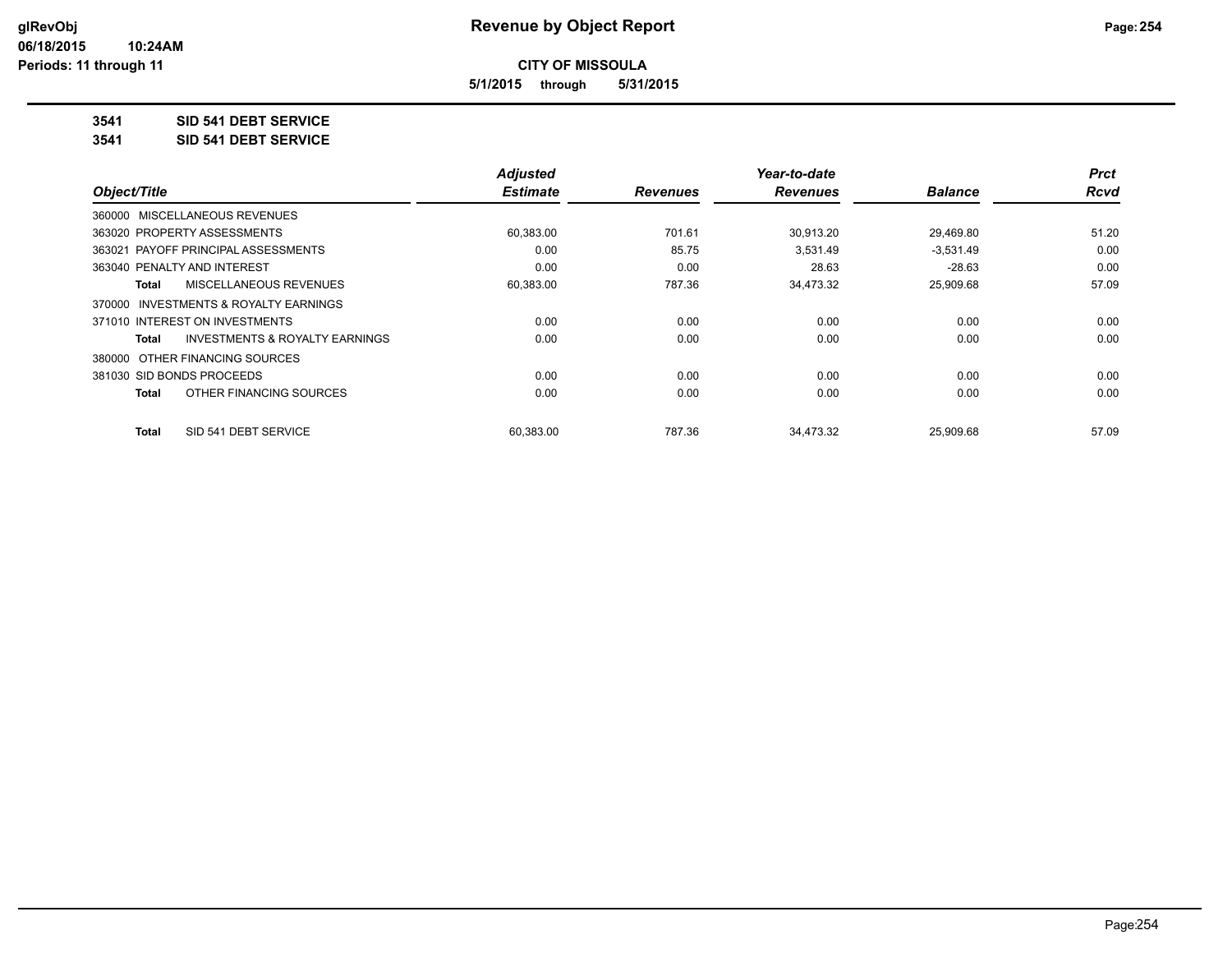# Revenue by Object Report

**CITY OF MISSOULA**

**5/1/2015 through 5/31/2015**

glRevObj
06/18/2015 10:24AM
Periods: 11 through 11

**3541 SID 541 DEBT SERVICE**

**3541 SID 541 DEBT SERVICE**

| Object/Title | Adjusted Estimate | Revenues | Year-to-date Revenues | Balance | Prct Rcvd |
|---|---|---|---|---|---|
| 360000 MISCELLANEOUS REVENUES | | | | | |
| 363020 PROPERTY ASSESSMENTS | 60,383.00 | 701.61 | 30,913.20 | 29,469.80 | 51.20 |
| 363021 PAYOFF PRINCIPAL ASSESSMENTS | 0.00 | 85.75 | 3,531.49 | -3,531.49 | 0.00 |
| 363040 PENALTY AND INTEREST | 0.00 | 0.00 | 28.63 | -28.63 | 0.00 |
| **Total** MISCELLANEOUS REVENUES | 60,383.00 | 787.36 | 34,473.32 | 25,909.68 | 57.09 |
| 370000 INVESTMENTS & ROYALTY EARNINGS | | | | | |
| 371010 INTEREST ON INVESTMENTS | 0.00 | 0.00 | 0.00 | 0.00 | 0.00 |
| **Total** INVESTMENTS & ROYALTY EARNINGS | 0.00 | 0.00 | 0.00 | 0.00 | 0.00 |
| 380000 OTHER FINANCING SOURCES | | | | | |
| 381030 SID BONDS PROCEEDS | 0.00 | 0.00 | 0.00 | 0.00 | 0.00 |
| **Total** OTHER FINANCING SOURCES | 0.00 | 0.00 | 0.00 | 0.00 | 0.00 |
| **Total** SID 541 DEBT SERVICE | 60,383.00 | 787.36 | 34,473.32 | 25,909.68 | 57.09 |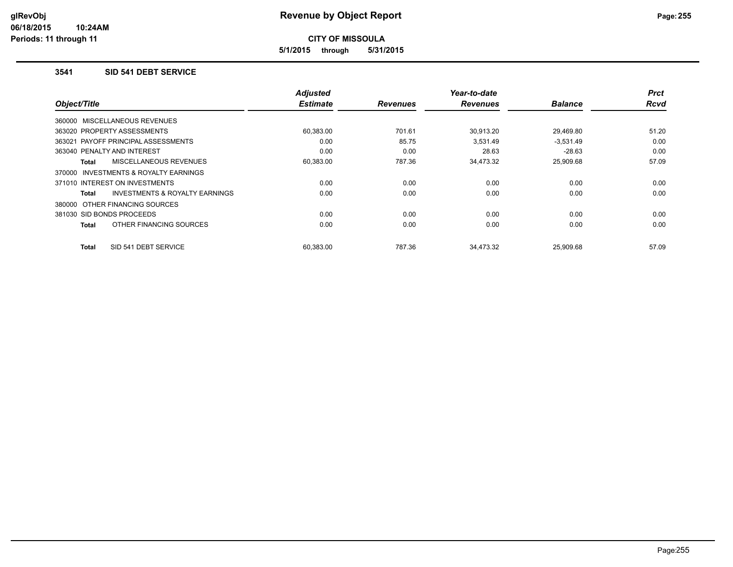**CITY OF MISSOULA**

**5/1/2015 through 5/31/2015**

### 3541 SID 541 DEBT SERVICE

| Object/Title | Adjusted Estimate | Revenues | Year-to-date Revenues | Balance | Prct Rcvd |
|---|---|---|---|---|---|
| 360000 MISCELLANEOUS REVENUES | | | | | |
| 363020 PROPERTY ASSESSMENTS | 60,383.00 | 701.61 | 30,913.20 | 29,469.80 | 51.20 |
| 363021 PAYOFF PRINCIPAL ASSESSMENTS | 0.00 | 85.75 | 3,531.49 | -3,531.49 | 0.00 |
| 363040 PENALTY AND INTEREST | 0.00 | 0.00 | 28.63 | -28.63 | 0.00 |
| **Total** MISCELLANEOUS REVENUES | 60,383.00 | 787.36 | 34,473.32 | 25,909.68 | 57.09 |
| 370000 INVESTMENTS & ROYALTY EARNINGS | | | | | |
| 371010 INTEREST ON INVESTMENTS | 0.00 | 0.00 | 0.00 | 0.00 | 0.00 |
| **Total** INVESTMENTS & ROYALTY EARNINGS | 0.00 | 0.00 | 0.00 | 0.00 | 0.00 |
| 380000 OTHER FINANCING SOURCES | | | | | |
| 381030 SID BONDS PROCEEDS | 0.00 | 0.00 | 0.00 | 0.00 | 0.00 |
| **Total** OTHER FINANCING SOURCES | 0.00 | 0.00 | 0.00 | 0.00 | 0.00 |
| **Total** SID 541 DEBT SERVICE | 60,383.00 | 787.36 | 34,473.32 | 25,909.68 | 57.09 |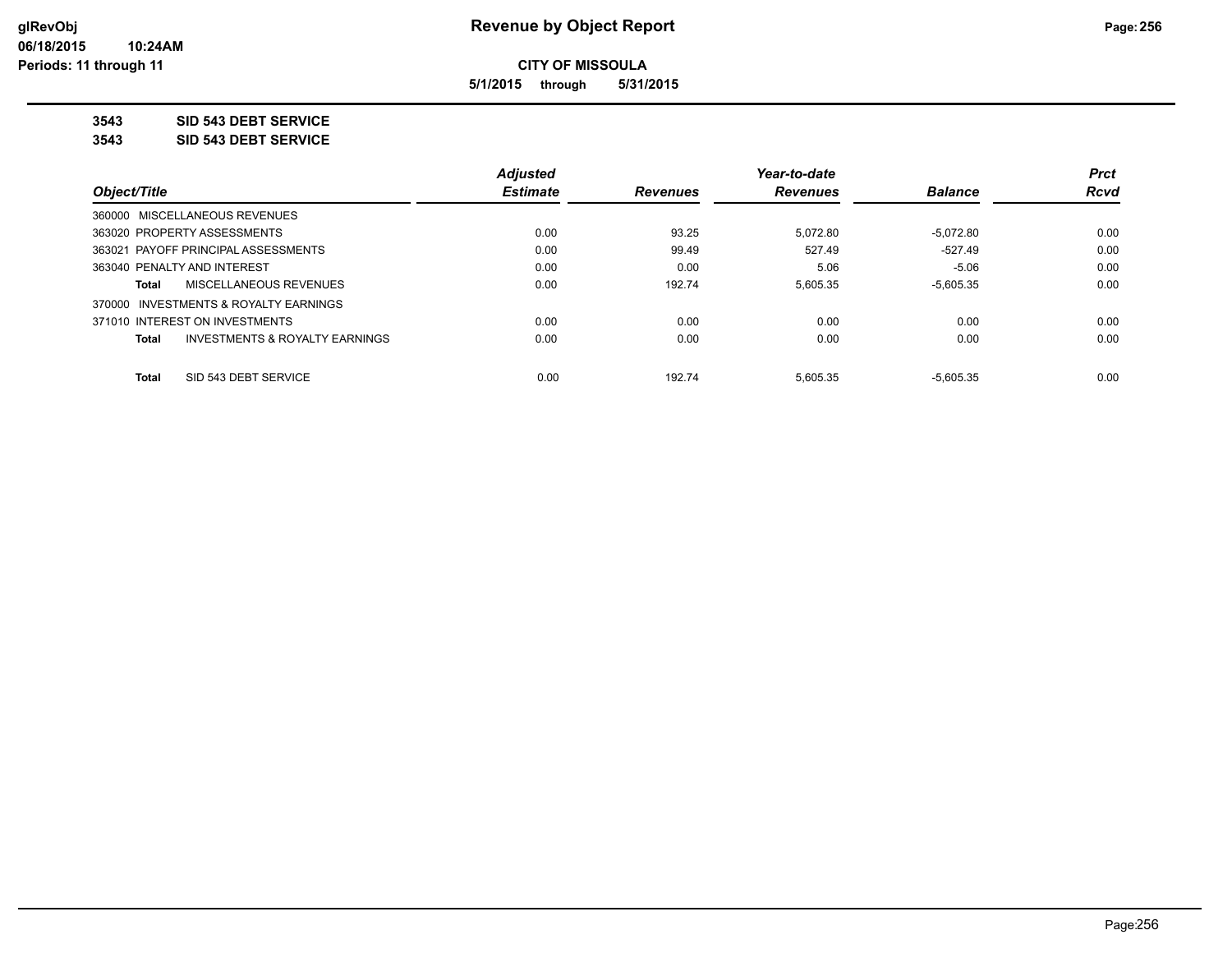# Revenue by Object Report

**CITY OF MISSOULA**

**5/1/2015 through 5/31/2015**

glRevObj
06/18/2015 10:24AM
Periods: 11 through 11

**3543 SID 543 DEBT SERVICE**
**3543 SID 543 DEBT SERVICE**

| Object/Title | Adjusted Estimate | Revenues | Year-to-date Revenues | Balance | Prct Rcvd |
|---|---|---|---|---|---|
| 360000 MISCELLANEOUS REVENUES | | | | | |
| 363020 PROPERTY ASSESSMENTS | 0.00 | 93.25 | 5,072.80 | -5,072.80 | 0.00 |
| 363021 PAYOFF PRINCIPAL ASSESSMENTS | 0.00 | 99.49 | 527.49 | -527.49 | 0.00 |
| 363040 PENALTY AND INTEREST | 0.00 | 0.00 | 5.06 | -5.06 | 0.00 |
| **Total** MISCELLANEOUS REVENUES | 0.00 | 192.74 | 5,605.35 | -5,605.35 | 0.00 |
| 370000 INVESTMENTS & ROYALTY EARNINGS | | | | | |
| 371010 INTEREST ON INVESTMENTS | 0.00 | 0.00 | 0.00 | 0.00 | 0.00 |
| **Total** INVESTMENTS & ROYALTY EARNINGS | 0.00 | 0.00 | 0.00 | 0.00 | 0.00 |
| **Total** SID 543 DEBT SERVICE | 0.00 | 192.74 | 5,605.35 | -5,605.35 | 0.00 |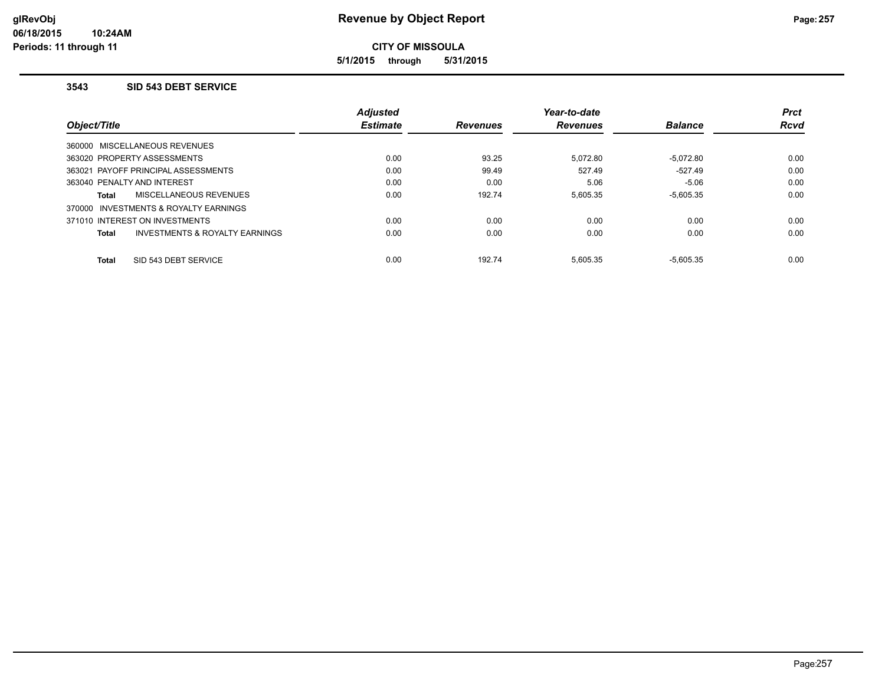# Revenue by Object Report

**CITY OF MISSOULA**

**5/1/2015 through 5/31/2015**

glRevObj
06/18/2015 10:24AM
Periods: 11 through 11

### 3543 SID 543 DEBT SERVICE

| Object/Title | Adjusted Estimate | Revenues | Year-to-date Revenues | Balance | Prct Rcvd |
|---|---|---|---|---|---|
| 360000 MISCELLANEOUS REVENUES | | | | | |
| 363020 PROPERTY ASSESSMENTS | 0.00 | 93.25 | 5,072.80 | -5,072.80 | 0.00 |
| 363021 PAYOFF PRINCIPAL ASSESSMENTS | 0.00 | 99.49 | 527.49 | -527.49 | 0.00 |
| 363040 PENALTY AND INTEREST | 0.00 | 0.00 | 5.06 | -5.06 | 0.00 |
| **Total** MISCELLANEOUS REVENUES | 0.00 | 192.74 | 5,605.35 | -5,605.35 | 0.00 |
| 370000 INVESTMENTS & ROYALTY EARNINGS | | | | | |
| 371010 INTEREST ON INVESTMENTS | 0.00 | 0.00 | 0.00 | 0.00 | 0.00 |
| **Total** INVESTMENTS & ROYALTY EARNINGS | 0.00 | 0.00 | 0.00 | 0.00 | 0.00 |
| **Total** SID 543 DEBT SERVICE | 0.00 | 192.74 | 5,605.35 | -5,605.35 | 0.00 |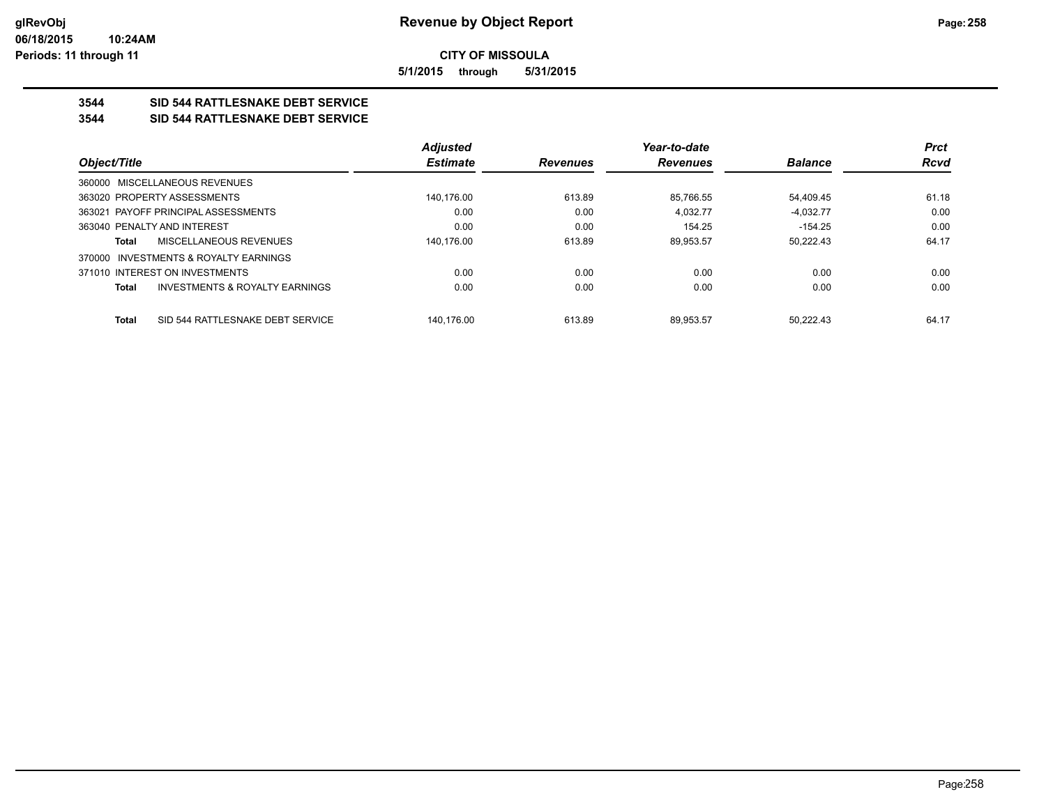**CITY OF MISSOULA**

**5/1/2015 through 5/31/2015**

**3544 SID 544 RATTLESNAKE DEBT SERVICE**

**3544 SID 544 RATTLESNAKE DEBT SERVICE**

| Object/Title | Adjusted Estimate | Revenues | Year-to-date Revenues | Balance | Prct Rcvd |
|---|---|---|---|---|---|
| 360000 MISCELLANEOUS REVENUES | | | | | |
| 363020 PROPERTY ASSESSMENTS | 140,176.00 | 613.89 | 85,766.55 | 54,409.45 | 61.18 |
| 363021 PAYOFF PRINCIPAL ASSESSMENTS | 0.00 | 0.00 | 4,032.77 | -4,032.77 | 0.00 |
| 363040 PENALTY AND INTEREST | 0.00 | 0.00 | 154.25 | -154.25 | 0.00 |
| **Total** MISCELLANEOUS REVENUES | 140,176.00 | 613.89 | 89,953.57 | 50,222.43 | 64.17 |
| 370000 INVESTMENTS & ROYALTY EARNINGS | | | | | |
| 371010 INTEREST ON INVESTMENTS | 0.00 | 0.00 | 0.00 | 0.00 | 0.00 |
| **Total** INVESTMENTS & ROYALTY EARNINGS | 0.00 | 0.00 | 0.00 | 0.00 | 0.00 |
| **Total** SID 544 RATTLESNAKE DEBT SERVICE | 140,176.00 | 613.89 | 89,953.57 | 50,222.43 | 64.17 |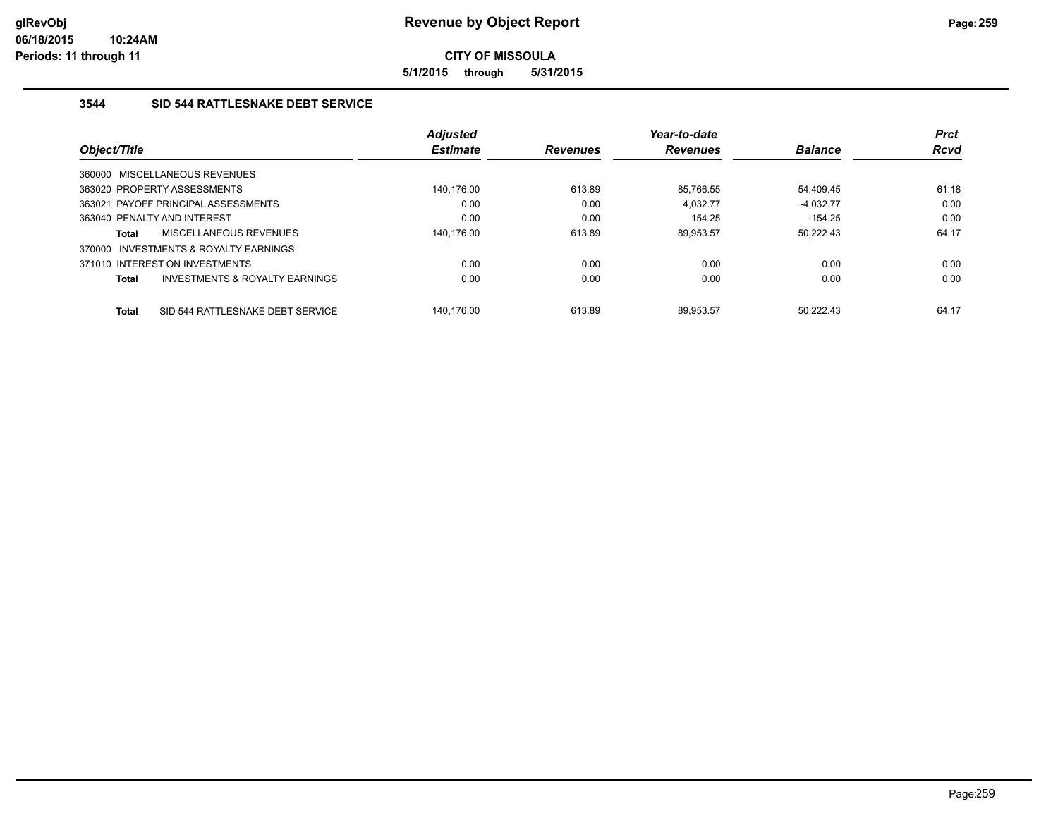**CITY OF MISSOULA**

**5/1/2015 through 5/31/2015**

### 3544 SID 544 RATTLESNAKE DEBT SERVICE

| Object/Title | Adjusted Estimate | Revenues | Year-to-date Revenues | Balance | Prct Rcvd |
|---|---|---|---|---|---|
| 360000 MISCELLANEOUS REVENUES | | | | | |
| 363020 PROPERTY ASSESSMENTS | 140,176.00 | 613.89 | 85,766.55 | 54,409.45 | 61.18 |
| 363021 PAYOFF PRINCIPAL ASSESSMENTS | 0.00 | 0.00 | 4,032.77 | -4,032.77 | 0.00 |
| 363040 PENALTY AND INTEREST | 0.00 | 0.00 | 154.25 | -154.25 | 0.00 |
| **Total** MISCELLANEOUS REVENUES | 140,176.00 | 613.89 | 89,953.57 | 50,222.43 | 64.17 |
| 370000 INVESTMENTS & ROYALTY EARNINGS | | | | | |
| 371010 INTEREST ON INVESTMENTS | 0.00 | 0.00 | 0.00 | 0.00 | 0.00 |
| **Total** INVESTMENTS & ROYALTY EARNINGS | 0.00 | 0.00 | 0.00 | 0.00 | 0.00 |
| **Total** SID 544 RATTLESNAKE DEBT SERVICE | 140,176.00 | 613.89 | 89,953.57 | 50,222.43 | 64.17 |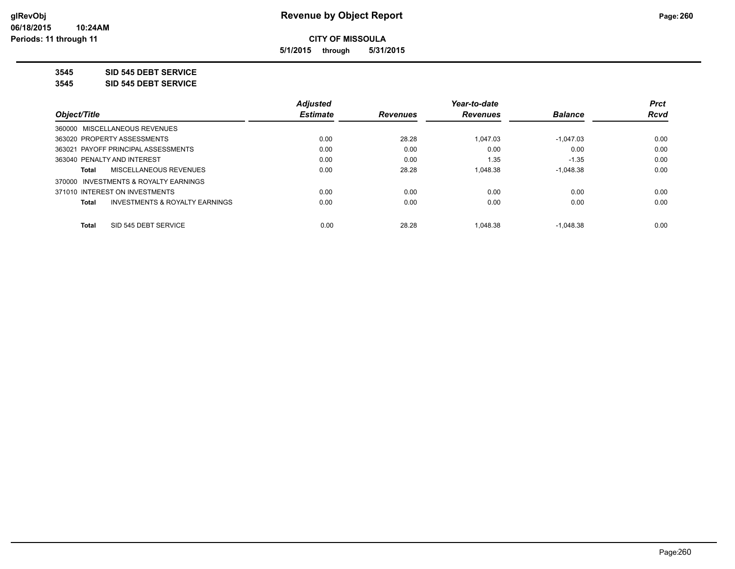**glRevObj**
**06/18/2015 10:24AM**
**Periods: 11 through 11**

# Revenue by Object Report

**CITY OF MISSOULA**

**5/1/2015 through 5/31/2015**

**3545 SID 545 DEBT SERVICE**

**3545 SID 545 DEBT SERVICE**

| Object/Title | Adjusted Estimate | Revenues | Year-to-date Revenues | Balance | Prct Rcvd |
|---|---|---|---|---|---|
| 360000 MISCELLANEOUS REVENUES | | | | | |
| 363020 PROPERTY ASSESSMENTS | 0.00 | 28.28 | 1,047.03 | -1,047.03 | 0.00 |
| 363021 PAYOFF PRINCIPAL ASSESSMENTS | 0.00 | 0.00 | 0.00 | 0.00 | 0.00 |
| 363040 PENALTY AND INTEREST | 0.00 | 0.00 | 1.35 | -1.35 | 0.00 |
| **Total** MISCELLANEOUS REVENUES | 0.00 | 28.28 | 1,048.38 | -1,048.38 | 0.00 |
| 370000 INVESTMENTS & ROYALTY EARNINGS | | | | | |
| 371010 INTEREST ON INVESTMENTS | 0.00 | 0.00 | 0.00 | 0.00 | 0.00 |
| **Total** INVESTMENTS & ROYALTY EARNINGS | 0.00 | 0.00 | 0.00 | 0.00 | 0.00 |
| **Total** SID 545 DEBT SERVICE | 0.00 | 28.28 | 1,048.38 | -1,048.38 | 0.00 |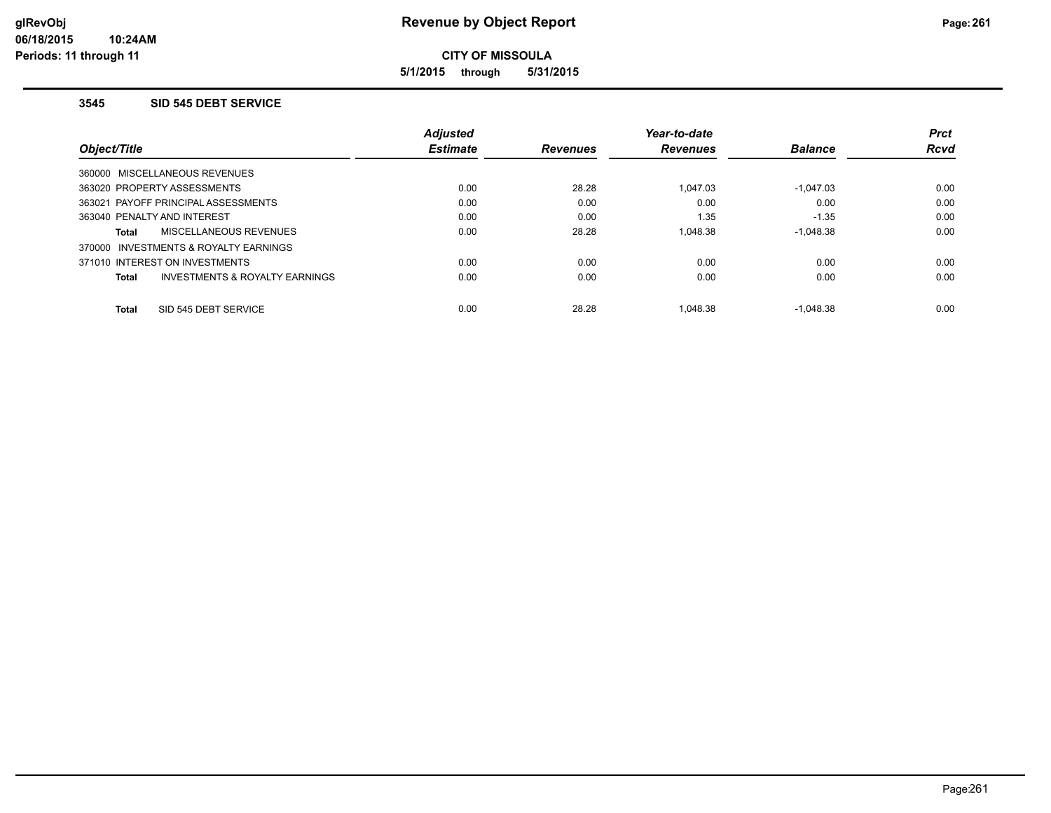# Revenue by Object Report

**CITY OF MISSOULA**

**5/1/2015 through 5/31/2015**

glRevObj
06/18/2015 10:24AM
Periods: 11 through 11

### 3545 SID 545 DEBT SERVICE

| Object/Title | Adjusted Estimate | Revenues | Year-to-date Revenues | Balance | Prct Rcvd |
|---|---|---|---|---|---|
| 360000 MISCELLANEOUS REVENUES | | | | | |
| 363020 PROPERTY ASSESSMENTS | 0.00 | 28.28 | 1,047.03 | -1,047.03 | 0.00 |
| 363021 PAYOFF PRINCIPAL ASSESSMENTS | 0.00 | 0.00 | 0.00 | 0.00 | 0.00 |
| 363040 PENALTY AND INTEREST | 0.00 | 0.00 | 1.35 | -1.35 | 0.00 |
| **Total** MISCELLANEOUS REVENUES | 0.00 | 28.28 | 1,048.38 | -1,048.38 | 0.00 |
| 370000 INVESTMENTS & ROYALTY EARNINGS | | | | | |
| 371010 INTEREST ON INVESTMENTS | 0.00 | 0.00 | 0.00 | 0.00 | 0.00 |
| **Total** INVESTMENTS & ROYALTY EARNINGS | 0.00 | 0.00 | 0.00 | 0.00 | 0.00 |
| **Total** SID 545 DEBT SERVICE | 0.00 | 28.28 | 1,048.38 | -1,048.38 | 0.00 |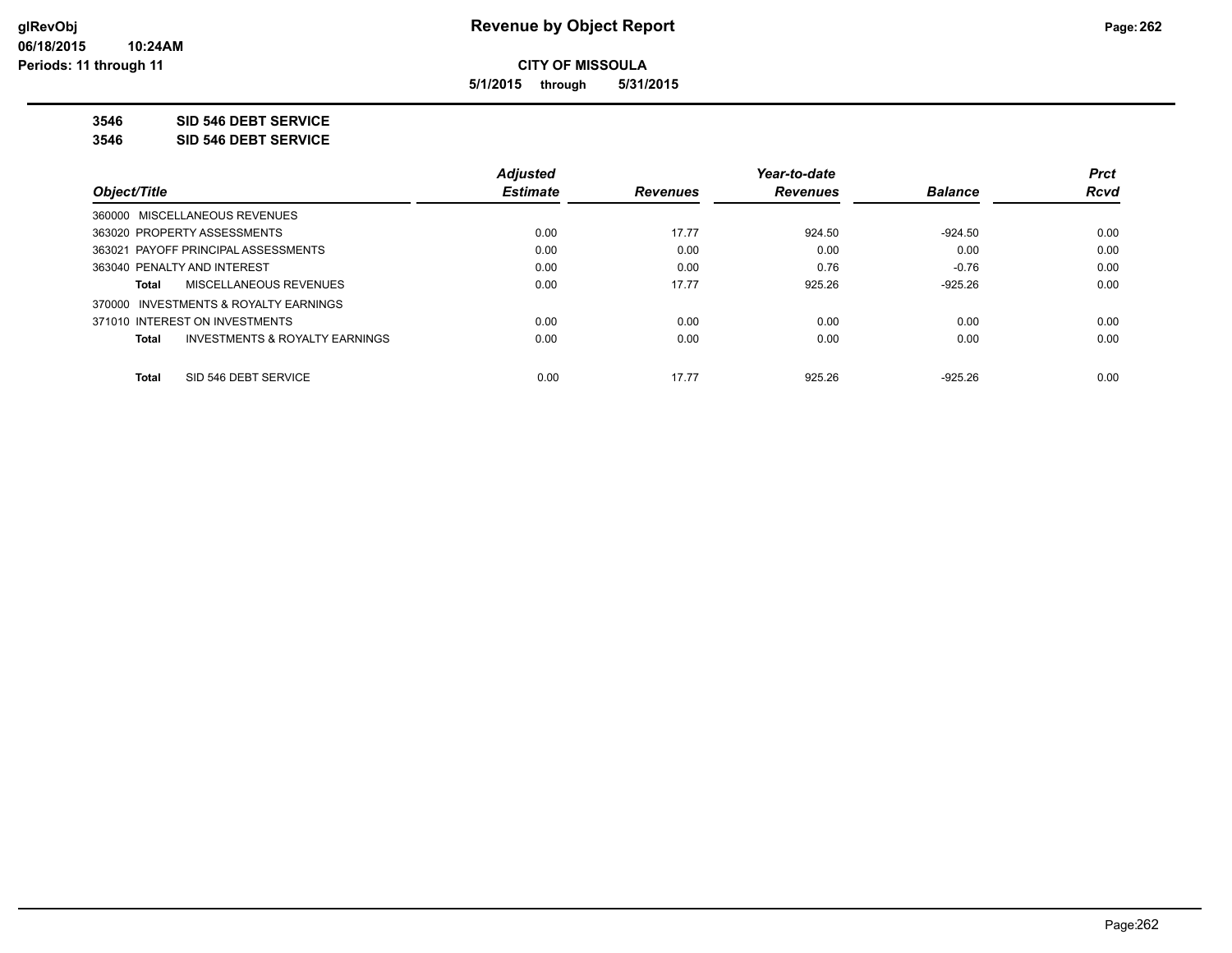**CITY OF MISSOULA**

**5/1/2015 through 5/31/2015**

**3546 SID 546 DEBT SERVICE**

**3546 SID 546 DEBT SERVICE**

| Object/Title | Adjusted Estimate | Revenues | Year-to-date Revenues | Balance | Prct Rcvd |
|---|---|---|---|---|---|
| 360000 MISCELLANEOUS REVENUES | | | | | |
| 363020 PROPERTY ASSESSMENTS | 0.00 | 17.77 | 924.50 | -924.50 | 0.00 |
| 363021 PAYOFF PRINCIPAL ASSESSMENTS | 0.00 | 0.00 | 0.00 | 0.00 | 0.00 |
| 363040 PENALTY AND INTEREST | 0.00 | 0.00 | 0.76 | -0.76 | 0.00 |
| **Total** MISCELLANEOUS REVENUES | 0.00 | 17.77 | 925.26 | -925.26 | 0.00 |
| 370000 INVESTMENTS & ROYALTY EARNINGS | | | | | |
| 371010 INTEREST ON INVESTMENTS | 0.00 | 0.00 | 0.00 | 0.00 | 0.00 |
| **Total** INVESTMENTS & ROYALTY EARNINGS | 0.00 | 0.00 | 0.00 | 0.00 | 0.00 |
| **Total** SID 546 DEBT SERVICE | 0.00 | 17.77 | 925.26 | -925.26 | 0.00 |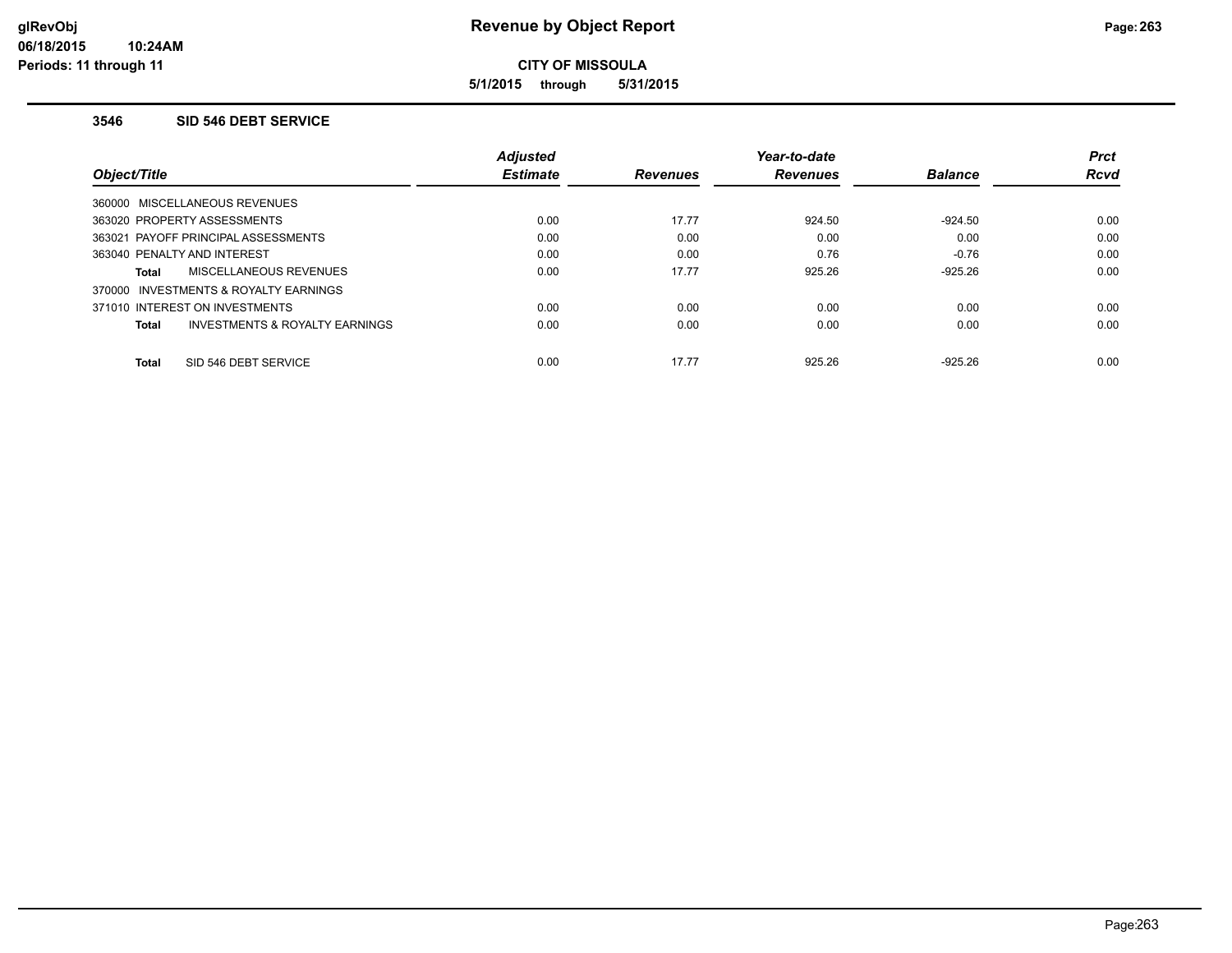# Revenue by Object Report

**CITY OF MISSOULA**

**5/1/2015 through 5/31/2015**

glRevObj
06/18/2015 10:24AM
Periods: 11 through 11

### 3546 SID 546 DEBT SERVICE

| Object/Title | Adjusted Estimate | Revenues | Year-to-date Revenues | Balance | Prct Rcvd |
|---|---|---|---|---|---|
| 360000 MISCELLANEOUS REVENUES | | | | | |
| 363020 PROPERTY ASSESSMENTS | 0.00 | 17.77 | 924.50 | -924.50 | 0.00 |
| 363021 PAYOFF PRINCIPAL ASSESSMENTS | 0.00 | 0.00 | 0.00 | 0.00 | 0.00 |
| 363040 PENALTY AND INTEREST | 0.00 | 0.00 | 0.76 | -0.76 | 0.00 |
| **Total** MISCELLANEOUS REVENUES | 0.00 | 17.77 | 925.26 | -925.26 | 0.00 |
| 370000 INVESTMENTS & ROYALTY EARNINGS | | | | | |
| 371010 INTEREST ON INVESTMENTS | 0.00 | 0.00 | 0.00 | 0.00 | 0.00 |
| **Total** INVESTMENTS & ROYALTY EARNINGS | 0.00 | 0.00 | 0.00 | 0.00 | 0.00 |
| **Total** SID 546 DEBT SERVICE | 0.00 | 17.77 | 925.26 | -925.26 | 0.00 |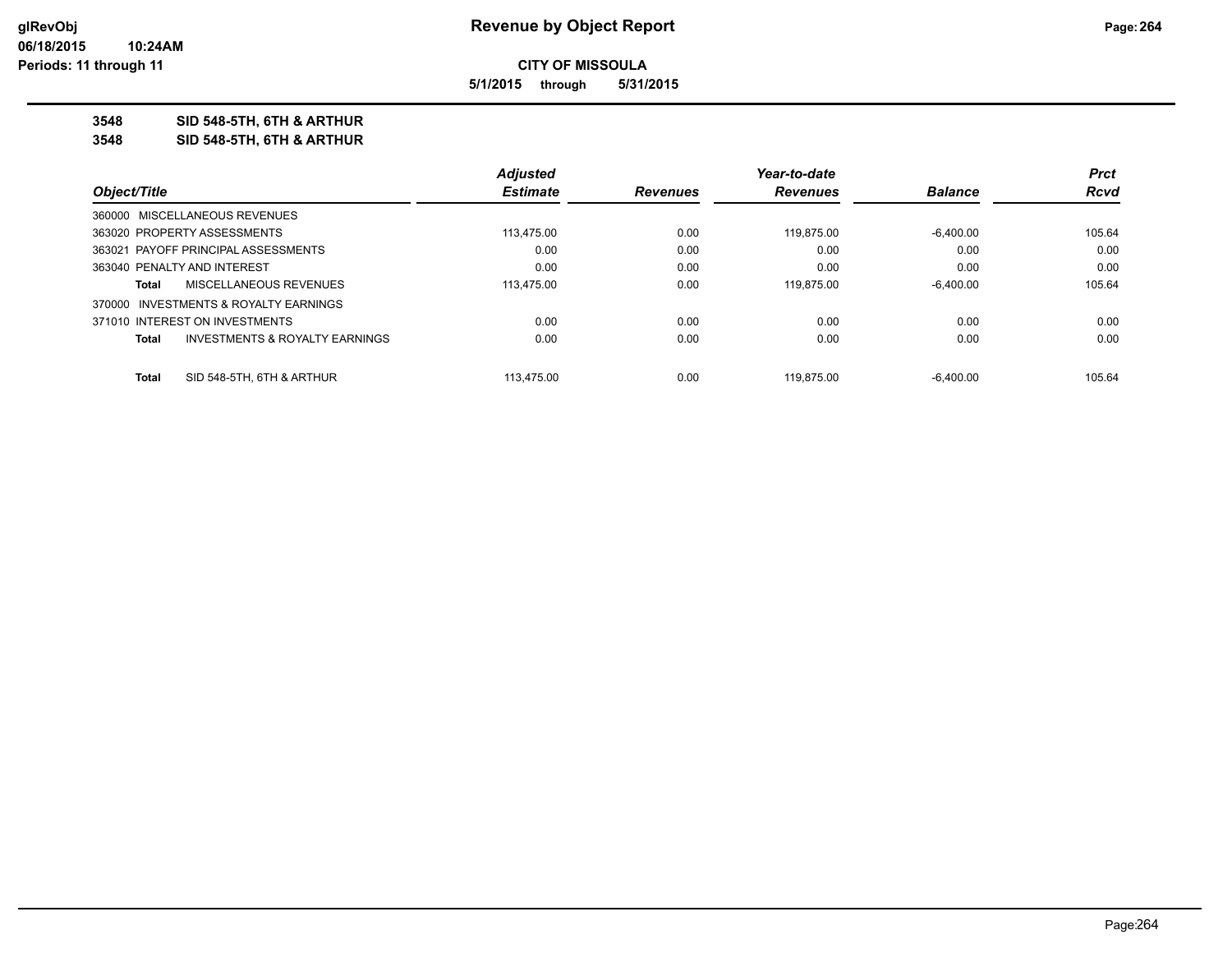# Revenue by Object Report

**CITY OF MISSOULA**

**5/1/2015 through 5/31/2015**

glRevObj
06/18/2015 10:24AM
Periods: 11 through 11

**3548 SID 548-5TH, 6TH & ARTHUR**

**3548 SID 548-5TH, 6TH & ARTHUR**

| Object/Title | | Adjusted Estimate | Revenues | Year-to-date Revenues | Balance | Prct Rcvd |
|---|---|---|---|---|---|---|
| 360000 MISCELLANEOUS REVENUES | | | | | | |
| 363020 PROPERTY ASSESSMENTS | | 113,475.00 | 0.00 | 119,875.00 | -6,400.00 | 105.64 |
| 363021 PAYOFF PRINCIPAL ASSESSMENTS | | 0.00 | 0.00 | 0.00 | 0.00 | 0.00 |
| 363040 PENALTY AND INTEREST | | 0.00 | 0.00 | 0.00 | 0.00 | 0.00 |
| Total | MISCELLANEOUS REVENUES | 113,475.00 | 0.00 | 119,875.00 | -6,400.00 | 105.64 |
| 370000 INVESTMENTS & ROYALTY EARNINGS | | | | | | |
| 371010 INTEREST ON INVESTMENTS | | 0.00 | 0.00 | 0.00 | 0.00 | 0.00 |
| Total | INVESTMENTS & ROYALTY EARNINGS | 0.00 | 0.00 | 0.00 | 0.00 | 0.00 |
| Total | SID 548-5TH, 6TH & ARTHUR | 113,475.00 | 0.00 | 119,875.00 | -6,400.00 | 105.64 |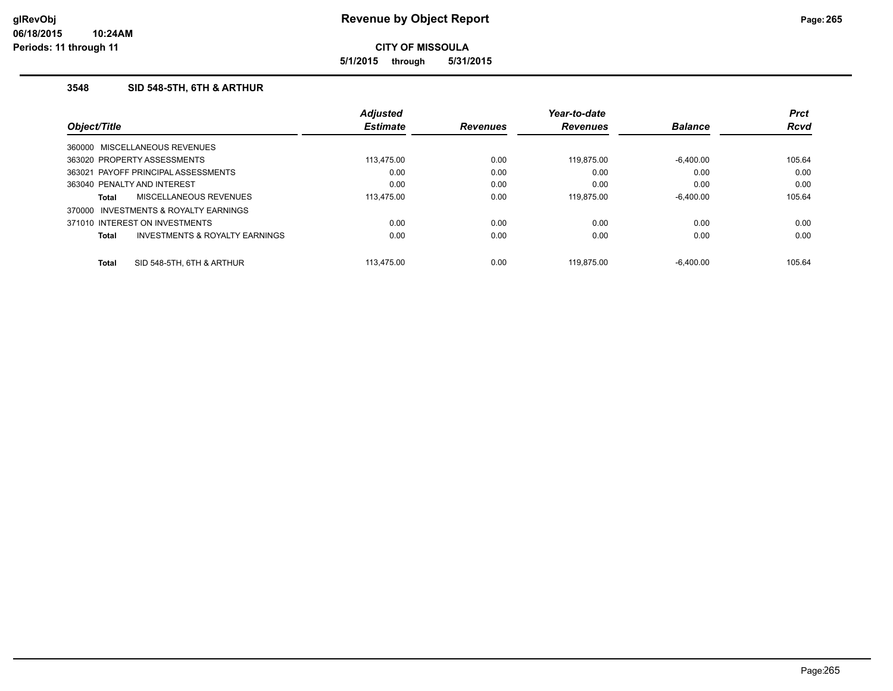**CITY OF MISSOULA**

**5/1/2015 through 5/31/2015**

### 3548 SID 548-5TH, 6TH & ARTHUR

| Object/Title | Adjusted Estimate | Revenues | Year-to-date Revenues | Balance | Prct Rcvd |
|---|---|---|---|---|---|
| 360000 MISCELLANEOUS REVENUES | | | | | |
| 363020 PROPERTY ASSESSMENTS | 113,475.00 | 0.00 | 119,875.00 | -6,400.00 | 105.64 |
| 363021 PAYOFF PRINCIPAL ASSESSMENTS | 0.00 | 0.00 | 0.00 | 0.00 | 0.00 |
| 363040 PENALTY AND INTEREST | 0.00 | 0.00 | 0.00 | 0.00 | 0.00 |
| **Total** MISCELLANEOUS REVENUES | 113,475.00 | 0.00 | 119,875.00 | -6,400.00 | 105.64 |
| 370000 INVESTMENTS & ROYALTY EARNINGS | | | | | |
| 371010 INTEREST ON INVESTMENTS | 0.00 | 0.00 | 0.00 | 0.00 | 0.00 |
| **Total** INVESTMENTS & ROYALTY EARNINGS | 0.00 | 0.00 | 0.00 | 0.00 | 0.00 |
| **Total** SID 548-5TH, 6TH & ARTHUR | 113,475.00 | 0.00 | 119,875.00 | -6,400.00 | 105.64 |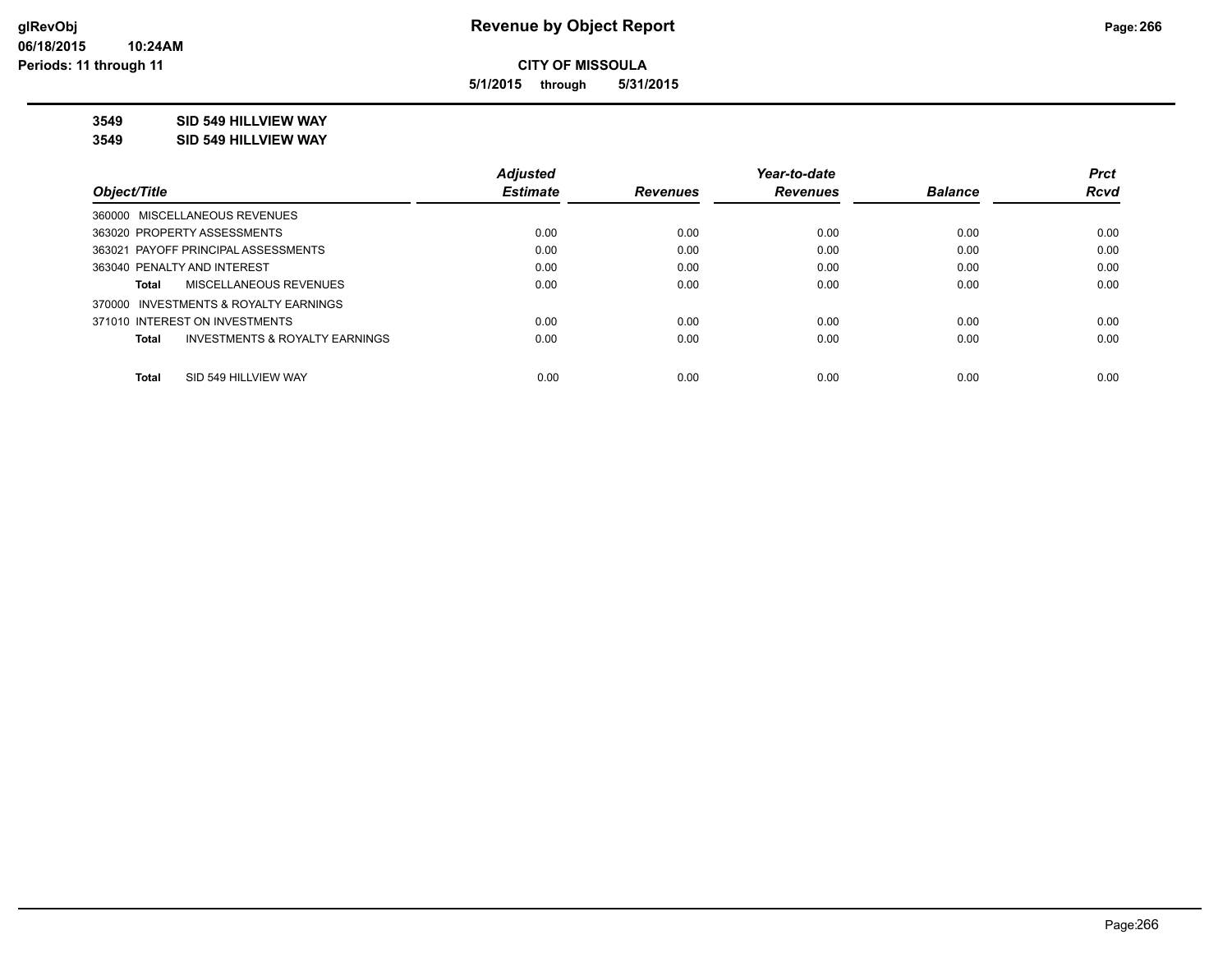**CITY OF MISSOULA**

**5/1/2015 through 5/31/2015**

**3549 SID 549 HILLVIEW WAY**

**3549 SID 549 HILLVIEW WAY**

| Object/Title | Adjusted Estimate | Revenues | Year-to-date Revenues | Balance | Prct Rcvd |
|---|---|---|---|---|---|
| 360000 MISCELLANEOUS REVENUES | | | | | |
| 363020 PROPERTY ASSESSMENTS | 0.00 | 0.00 | 0.00 | 0.00 | 0.00 |
| 363021 PAYOFF PRINCIPAL ASSESSMENTS | 0.00 | 0.00 | 0.00 | 0.00 | 0.00 |
| 363040 PENALTY AND INTEREST | 0.00 | 0.00 | 0.00 | 0.00 | 0.00 |
| **Total** MISCELLANEOUS REVENUES | 0.00 | 0.00 | 0.00 | 0.00 | 0.00 |
| 370000 INVESTMENTS & ROYALTY EARNINGS | | | | | |
| 371010 INTEREST ON INVESTMENTS | 0.00 | 0.00 | 0.00 | 0.00 | 0.00 |
| **Total** INVESTMENTS & ROYALTY EARNINGS | 0.00 | 0.00 | 0.00 | 0.00 | 0.00 |
| **Total** SID 549 HILLVIEW WAY | 0.00 | 0.00 | 0.00 | 0.00 | 0.00 |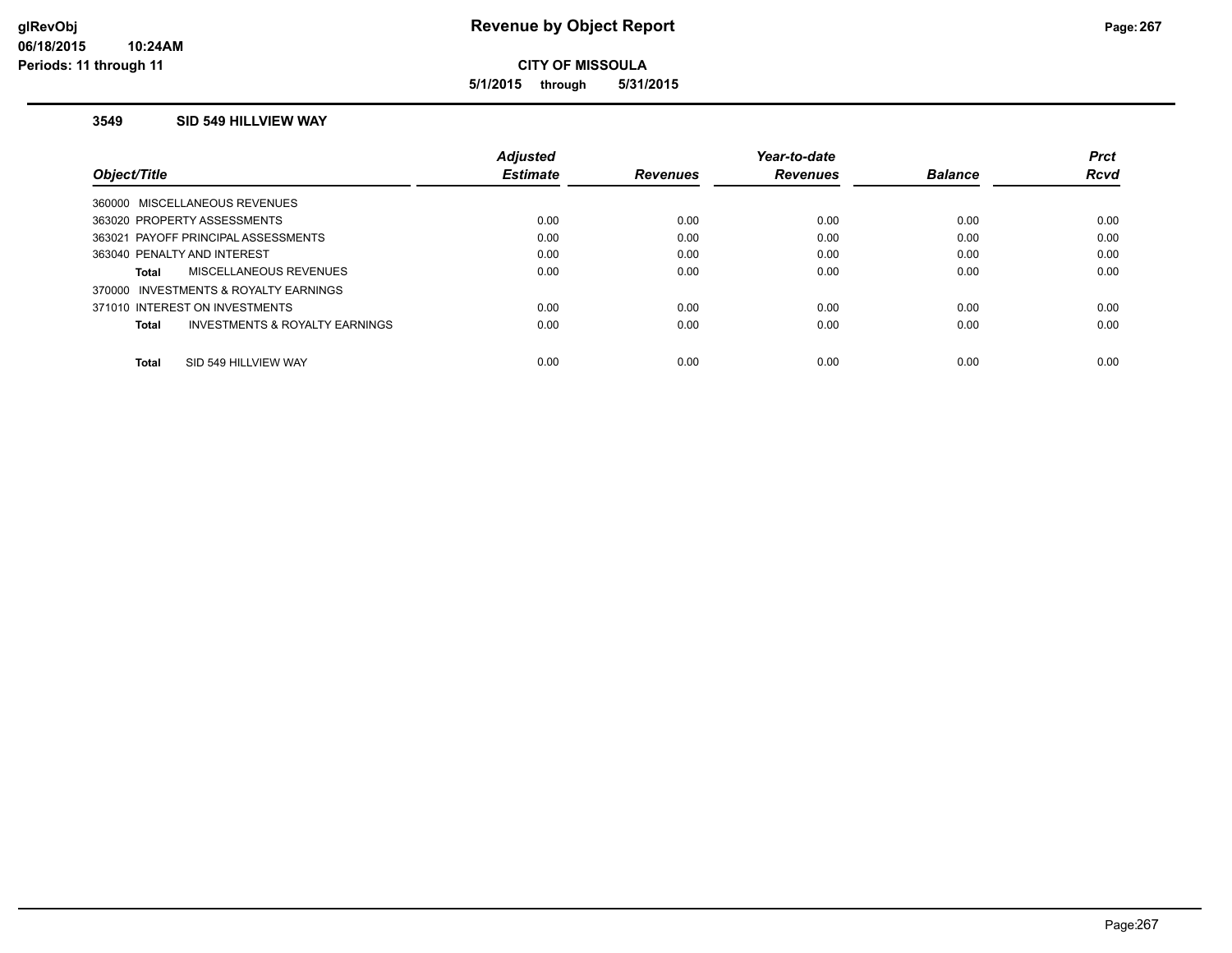# Revenue by Object Report

**CITY OF MISSOULA**

**5/1/2015 through 5/31/2015**

### 3549 SID 549 HILLVIEW WAY

| Object/Title | Adjusted Estimate | Revenues | Year-to-date Revenues | Balance | Prct Rcvd |
|---|---|---|---|---|---|
| 360000 MISCELLANEOUS REVENUES | | | | | |
| 363020 PROPERTY ASSESSMENTS | 0.00 | 0.00 | 0.00 | 0.00 | 0.00 |
| 363021 PAYOFF PRINCIPAL ASSESSMENTS | 0.00 | 0.00 | 0.00 | 0.00 | 0.00 |
| 363040 PENALTY AND INTEREST | 0.00 | 0.00 | 0.00 | 0.00 | 0.00 |
| **Total** MISCELLANEOUS REVENUES | 0.00 | 0.00 | 0.00 | 0.00 | 0.00 |
| 370000 INVESTMENTS & ROYALTY EARNINGS | | | | | |
| 371010 INTEREST ON INVESTMENTS | 0.00 | 0.00 | 0.00 | 0.00 | 0.00 |
| **Total** INVESTMENTS & ROYALTY EARNINGS | 0.00 | 0.00 | 0.00 | 0.00 | 0.00 |
| **Total** SID 549 HILLVIEW WAY | 0.00 | 0.00 | 0.00 | 0.00 | 0.00 |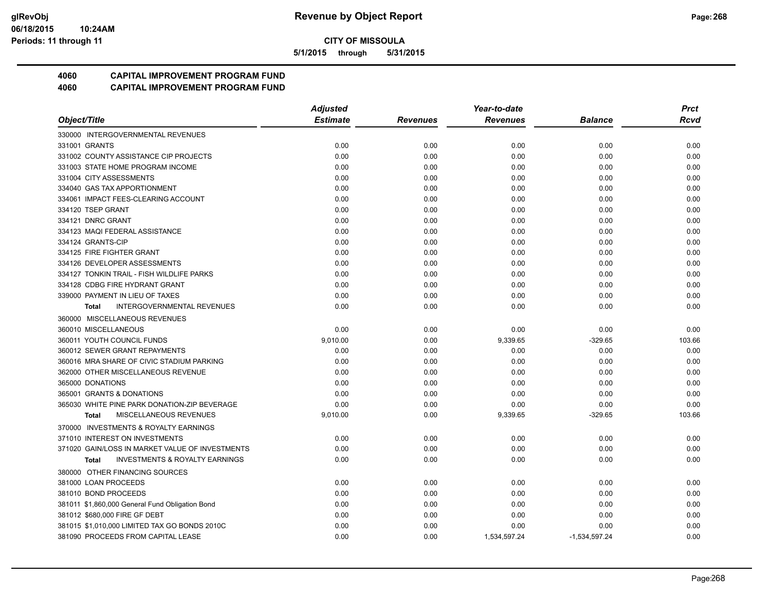# Revenue by Object Report

**CITY OF MISSOULA**

**5/1/2015 through 5/31/2015**

glRevObj
06/18/2015 10:24AM
Periods: 11 through 11

## 4060 CAPITAL IMPROVEMENT PROGRAM FUND
## 4060 CAPITAL IMPROVEMENT PROGRAM FUND

| Object/Title | Adjusted Estimate | Revenues | Year-to-date Revenues | Balance | Prct Rcvd |
|---|---|---|---|---|---|
| 330000 INTERGOVERNMENTAL REVENUES | | | | | |
| 331001 GRANTS | 0.00 | 0.00 | 0.00 | 0.00 | 0.00 |
| 331002 COUNTY ASSISTANCE CIP PROJECTS | 0.00 | 0.00 | 0.00 | 0.00 | 0.00 |
| 331003 STATE HOME PROGRAM INCOME | 0.00 | 0.00 | 0.00 | 0.00 | 0.00 |
| 331004 CITY ASSESSMENTS | 0.00 | 0.00 | 0.00 | 0.00 | 0.00 |
| 334040 GAS TAX APPORTIONMENT | 0.00 | 0.00 | 0.00 | 0.00 | 0.00 |
| 334061 IMPACT FEES-CLEARING ACCOUNT | 0.00 | 0.00 | 0.00 | 0.00 | 0.00 |
| 334120 TSEP GRANT | 0.00 | 0.00 | 0.00 | 0.00 | 0.00 |
| 334121 DNRC GRANT | 0.00 | 0.00 | 0.00 | 0.00 | 0.00 |
| 334123 MAQI FEDERAL ASSISTANCE | 0.00 | 0.00 | 0.00 | 0.00 | 0.00 |
| 334124 GRANTS-CIP | 0.00 | 0.00 | 0.00 | 0.00 | 0.00 |
| 334125 FIRE FIGHTER GRANT | 0.00 | 0.00 | 0.00 | 0.00 | 0.00 |
| 334126 DEVELOPER ASSESSMENTS | 0.00 | 0.00 | 0.00 | 0.00 | 0.00 |
| 334127 TONKIN TRAIL - FISH WILDLIFE PARKS | 0.00 | 0.00 | 0.00 | 0.00 | 0.00 |
| 334128 CDBG FIRE HYDRANT GRANT | 0.00 | 0.00 | 0.00 | 0.00 | 0.00 |
| 339000 PAYMENT IN LIEU OF TAXES | 0.00 | 0.00 | 0.00 | 0.00 | 0.00 |
| **Total** INTERGOVERNMENTAL REVENUES | 0.00 | 0.00 | 0.00 | 0.00 | 0.00 |
| 360000 MISCELLANEOUS REVENUES | | | | | |
| 360010 MISCELLANEOUS | 0.00 | 0.00 | 0.00 | 0.00 | 0.00 |
| 360011 YOUTH COUNCIL FUNDS | 9,010.00 | 0.00 | 9,339.65 | -329.65 | 103.66 |
| 360012 SEWER GRANT REPAYMENTS | 0.00 | 0.00 | 0.00 | 0.00 | 0.00 |
| 360016 MRA SHARE OF CIVIC STADIUM PARKING | 0.00 | 0.00 | 0.00 | 0.00 | 0.00 |
| 362000 OTHER MISCELLANEOUS REVENUE | 0.00 | 0.00 | 0.00 | 0.00 | 0.00 |
| 365000 DONATIONS | 0.00 | 0.00 | 0.00 | 0.00 | 0.00 |
| 365001 GRANTS & DONATIONS | 0.00 | 0.00 | 0.00 | 0.00 | 0.00 |
| 365030 WHITE PINE PARK DONATION-ZIP BEVERAGE | 0.00 | 0.00 | 0.00 | 0.00 | 0.00 |
| **Total** MISCELLANEOUS REVENUES | 9,010.00 | 0.00 | 9,339.65 | -329.65 | 103.66 |
| 370000 INVESTMENTS & ROYALTY EARNINGS | | | | | |
| 371010 INTEREST ON INVESTMENTS | 0.00 | 0.00 | 0.00 | 0.00 | 0.00 |
| 371020 GAIN/LOSS IN MARKET VALUE OF INVESTMENTS | 0.00 | 0.00 | 0.00 | 0.00 | 0.00 |
| **Total** INVESTMENTS & ROYALTY EARNINGS | 0.00 | 0.00 | 0.00 | 0.00 | 0.00 |
| 380000 OTHER FINANCING SOURCES | | | | | |
| 381000 LOAN PROCEEDS | 0.00 | 0.00 | 0.00 | 0.00 | 0.00 |
| 381010 BOND PROCEEDS | 0.00 | 0.00 | 0.00 | 0.00 | 0.00 |
| 381011 $1,860,000 General Fund Obligation Bond | 0.00 | 0.00 | 0.00 | 0.00 | 0.00 |
| 381012 $680,000 FIRE GF DEBT | 0.00 | 0.00 | 0.00 | 0.00 | 0.00 |
| 381015 $1,010,000 LIMITED TAX GO BONDS 2010C | 0.00 | 0.00 | 0.00 | 0.00 | 0.00 |
| 381090 PROCEEDS FROM CAPITAL LEASE | 0.00 | 0.00 | 1,534,597.24 | -1,534,597.24 | 0.00 |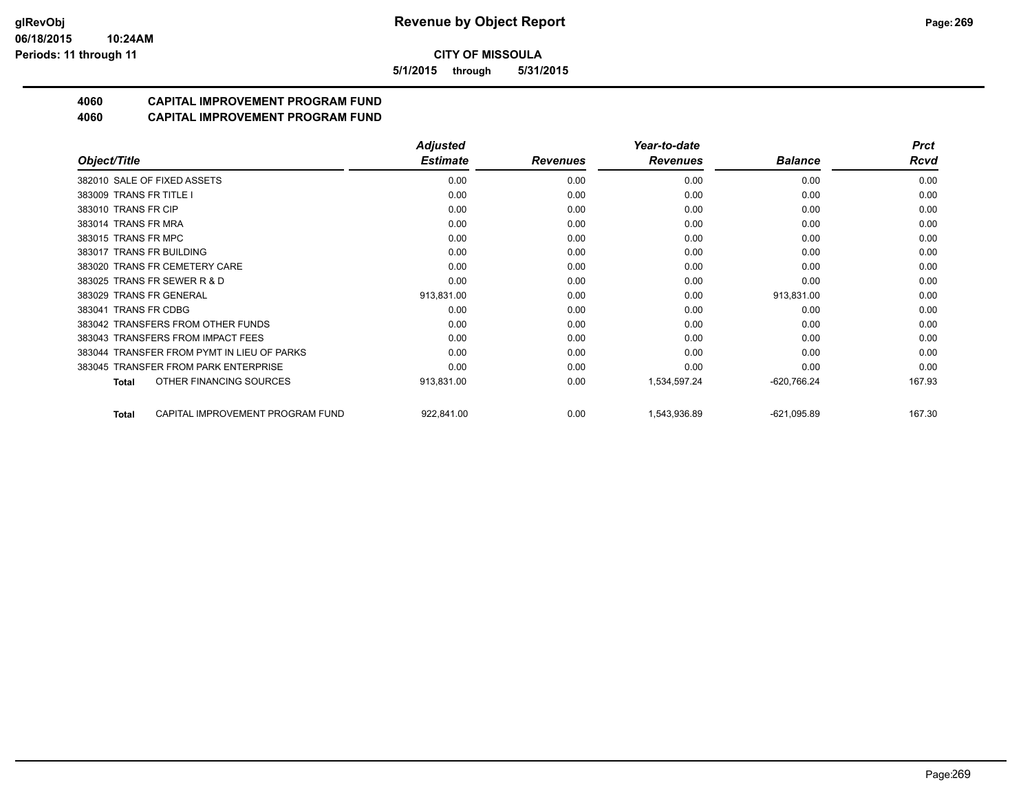**CITY OF MISSOULA**

**5/1/2015 through 5/31/2015**

# 4060 CAPITAL IMPROVEMENT PROGRAM FUND
## 4060 CAPITAL IMPROVEMENT PROGRAM FUND

| Object/Title | Adjusted Estimate | Revenues | Year-to-date Revenues | Balance | Prct Rcvd |
|---|---|---|---|---|---|
| 382010 SALE OF FIXED ASSETS | 0.00 | 0.00 | 0.00 | 0.00 | 0.00 |
| 383009 TRANS FR TITLE I | 0.00 | 0.00 | 0.00 | 0.00 | 0.00 |
| 383010 TRANS FR CIP | 0.00 | 0.00 | 0.00 | 0.00 | 0.00 |
| 383014 TRANS FR MRA | 0.00 | 0.00 | 0.00 | 0.00 | 0.00 |
| 383015 TRANS FR MPC | 0.00 | 0.00 | 0.00 | 0.00 | 0.00 |
| 383017 TRANS FR BUILDING | 0.00 | 0.00 | 0.00 | 0.00 | 0.00 |
| 383020 TRANS FR CEMETERY CARE | 0.00 | 0.00 | 0.00 | 0.00 | 0.00 |
| 383025 TRANS FR SEWER R & D | 0.00 | 0.00 | 0.00 | 0.00 | 0.00 |
| 383029 TRANS FR GENERAL | 913,831.00 | 0.00 | 0.00 | 913,831.00 | 0.00 |
| 383041 TRANS FR CDBG | 0.00 | 0.00 | 0.00 | 0.00 | 0.00 |
| 383042 TRANSFERS FROM OTHER FUNDS | 0.00 | 0.00 | 0.00 | 0.00 | 0.00 |
| 383043 TRANSFERS FROM IMPACT FEES | 0.00 | 0.00 | 0.00 | 0.00 | 0.00 |
| 383044 TRANSFER FROM PYMT IN LIEU OF PARKS | 0.00 | 0.00 | 0.00 | 0.00 | 0.00 |
| 383045 TRANSFER FROM PARK ENTERPRISE | 0.00 | 0.00 | 0.00 | 0.00 | 0.00 |
| **Total** OTHER FINANCING SOURCES | 913,831.00 | 0.00 | 1,534,597.24 | -620,766.24 | 167.93 |
| **Total** CAPITAL IMPROVEMENT PROGRAM FUND | 922,841.00 | 0.00 | 1,543,936.89 | -621,095.89 | 167.30 |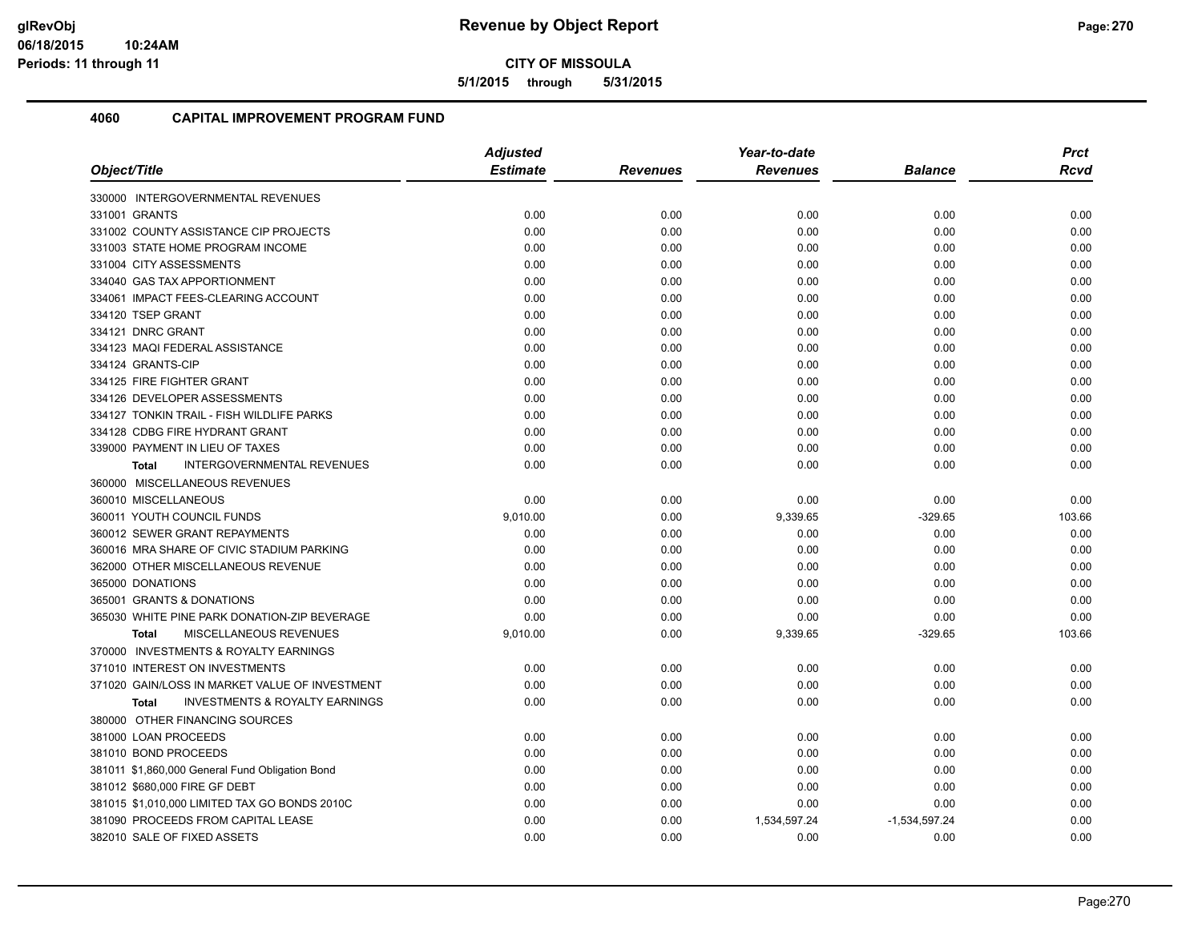**Revenue by Object Report**

**CITY OF MISSOULA**

**5/1/2015 through 5/31/2015**

glRevObj
06/18/2015 10:24AM
Periods: 11 through 11

## 4060 CAPITAL IMPROVEMENT PROGRAM FUND

| Object/Title | Adjusted Estimate | Revenues | Year-to-date Revenues | Balance | Prct Rcvd |
|---|---|---|---|---|---|
| 330000 INTERGOVERNMENTAL REVENUES | | | | | |
| 331001 GRANTS | 0.00 | 0.00 | 0.00 | 0.00 | 0.00 |
| 331002 COUNTY ASSISTANCE CIP PROJECTS | 0.00 | 0.00 | 0.00 | 0.00 | 0.00 |
| 331003 STATE HOME PROGRAM INCOME | 0.00 | 0.00 | 0.00 | 0.00 | 0.00 |
| 331004 CITY ASSESSMENTS | 0.00 | 0.00 | 0.00 | 0.00 | 0.00 |
| 334040 GAS TAX APPORTIONMENT | 0.00 | 0.00 | 0.00 | 0.00 | 0.00 |
| 334061 IMPACT FEES-CLEARING ACCOUNT | 0.00 | 0.00 | 0.00 | 0.00 | 0.00 |
| 334120 TSEP GRANT | 0.00 | 0.00 | 0.00 | 0.00 | 0.00 |
| 334121 DNRC GRANT | 0.00 | 0.00 | 0.00 | 0.00 | 0.00 |
| 334123 MAQI FEDERAL ASSISTANCE | 0.00 | 0.00 | 0.00 | 0.00 | 0.00 |
| 334124 GRANTS-CIP | 0.00 | 0.00 | 0.00 | 0.00 | 0.00 |
| 334125 FIRE FIGHTER GRANT | 0.00 | 0.00 | 0.00 | 0.00 | 0.00 |
| 334126 DEVELOPER ASSESSMENTS | 0.00 | 0.00 | 0.00 | 0.00 | 0.00 |
| 334127 TONKIN TRAIL - FISH WILDLIFE PARKS | 0.00 | 0.00 | 0.00 | 0.00 | 0.00 |
| 334128 CDBG FIRE HYDRANT GRANT | 0.00 | 0.00 | 0.00 | 0.00 | 0.00 |
| 339000 PAYMENT IN LIEU OF TAXES | 0.00 | 0.00 | 0.00 | 0.00 | 0.00 |
| **Total** INTERGOVERNMENTAL REVENUES | 0.00 | 0.00 | 0.00 | 0.00 | 0.00 |
| 360000 MISCELLANEOUS REVENUES | | | | | |
| 360010 MISCELLANEOUS | 0.00 | 0.00 | 0.00 | 0.00 | 0.00 |
| 360011 YOUTH COUNCIL FUNDS | 9,010.00 | 0.00 | 9,339.65 | -329.65 | 103.66 |
| 360012 SEWER GRANT REPAYMENTS | 0.00 | 0.00 | 0.00 | 0.00 | 0.00 |
| 360016 MRA SHARE OF CIVIC STADIUM PARKING | 0.00 | 0.00 | 0.00 | 0.00 | 0.00 |
| 362000 OTHER MISCELLANEOUS REVENUE | 0.00 | 0.00 | 0.00 | 0.00 | 0.00 |
| 365000 DONATIONS | 0.00 | 0.00 | 0.00 | 0.00 | 0.00 |
| 365001 GRANTS & DONATIONS | 0.00 | 0.00 | 0.00 | 0.00 | 0.00 |
| 365030 WHITE PINE PARK DONATION-ZIP BEVERAGE | 0.00 | 0.00 | 0.00 | 0.00 | 0.00 |
| **Total** MISCELLANEOUS REVENUES | 9,010.00 | 0.00 | 9,339.65 | -329.65 | 103.66 |
| 370000 INVESTMENTS & ROYALTY EARNINGS | | | | | |
| 371010 INTEREST ON INVESTMENTS | 0.00 | 0.00 | 0.00 | 0.00 | 0.00 |
| 371020 GAIN/LOSS IN MARKET VALUE OF INVESTMENT | 0.00 | 0.00 | 0.00 | 0.00 | 0.00 |
| **Total** INVESTMENTS & ROYALTY EARNINGS | 0.00 | 0.00 | 0.00 | 0.00 | 0.00 |
| 380000 OTHER FINANCING SOURCES | | | | | |
| 381000 LOAN PROCEEDS | 0.00 | 0.00 | 0.00 | 0.00 | 0.00 |
| 381010 BOND PROCEEDS | 0.00 | 0.00 | 0.00 | 0.00 | 0.00 |
| 381011 $1,860,000 General Fund Obligation Bond | 0.00 | 0.00 | 0.00 | 0.00 | 0.00 |
| 381012 $680,000 FIRE GF DEBT | 0.00 | 0.00 | 0.00 | 0.00 | 0.00 |
| 381015 $1,010,000 LIMITED TAX GO BONDS 2010C | 0.00 | 0.00 | 0.00 | 0.00 | 0.00 |
| 381090 PROCEEDS FROM CAPITAL LEASE | 0.00 | 0.00 | 1,534,597.24 | -1,534,597.24 | 0.00 |
| 382010 SALE OF FIXED ASSETS | 0.00 | 0.00 | 0.00 | 0.00 | 0.00 |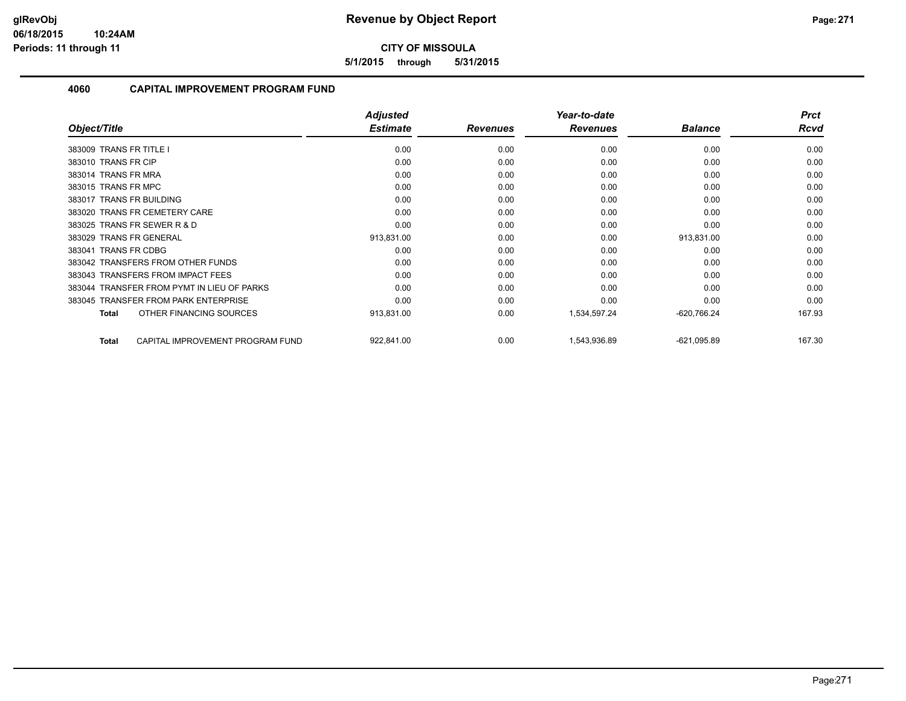# Revenue by Object Report

**CITY OF MISSOULA**

**5/1/2015 through 5/31/2015**

glRevObj
06/18/2015 10:24AM
Periods: 11 through 11

## 4060 CAPITAL IMPROVEMENT PROGRAM FUND

| Object/Title | Adjusted Estimate | Revenues | Year-to-date Revenues | Balance | Prct Rcvd |
|---|---|---|---|---|---|
| 383009 TRANS FR TITLE I | 0.00 | 0.00 | 0.00 | 0.00 | 0.00 |
| 383010 TRANS FR CIP | 0.00 | 0.00 | 0.00 | 0.00 | 0.00 |
| 383014 TRANS FR MRA | 0.00 | 0.00 | 0.00 | 0.00 | 0.00 |
| 383015 TRANS FR MPC | 0.00 | 0.00 | 0.00 | 0.00 | 0.00 |
| 383017 TRANS FR BUILDING | 0.00 | 0.00 | 0.00 | 0.00 | 0.00 |
| 383020 TRANS FR CEMETERY CARE | 0.00 | 0.00 | 0.00 | 0.00 | 0.00 |
| 383025 TRANS FR SEWER R & D | 0.00 | 0.00 | 0.00 | 0.00 | 0.00 |
| 383029 TRANS FR GENERAL | 913,831.00 | 0.00 | 0.00 | 913,831.00 | 0.00 |
| 383041 TRANS FR CDBG | 0.00 | 0.00 | 0.00 | 0.00 | 0.00 |
| 383042 TRANSFERS FROM OTHER FUNDS | 0.00 | 0.00 | 0.00 | 0.00 | 0.00 |
| 383043 TRANSFERS FROM IMPACT FEES | 0.00 | 0.00 | 0.00 | 0.00 | 0.00 |
| 383044 TRANSFER FROM PYMT IN LIEU OF PARKS | 0.00 | 0.00 | 0.00 | 0.00 | 0.00 |
| 383045 TRANSFER FROM PARK ENTERPRISE | 0.00 | 0.00 | 0.00 | 0.00 | 0.00 |
| **Total** OTHER FINANCING SOURCES | 913,831.00 | 0.00 | 1,534,597.24 | -620,766.24 | 167.93 |
| **Total** CAPITAL IMPROVEMENT PROGRAM FUND | 922,841.00 | 0.00 | 1,543,936.89 | -621,095.89 | 167.30 |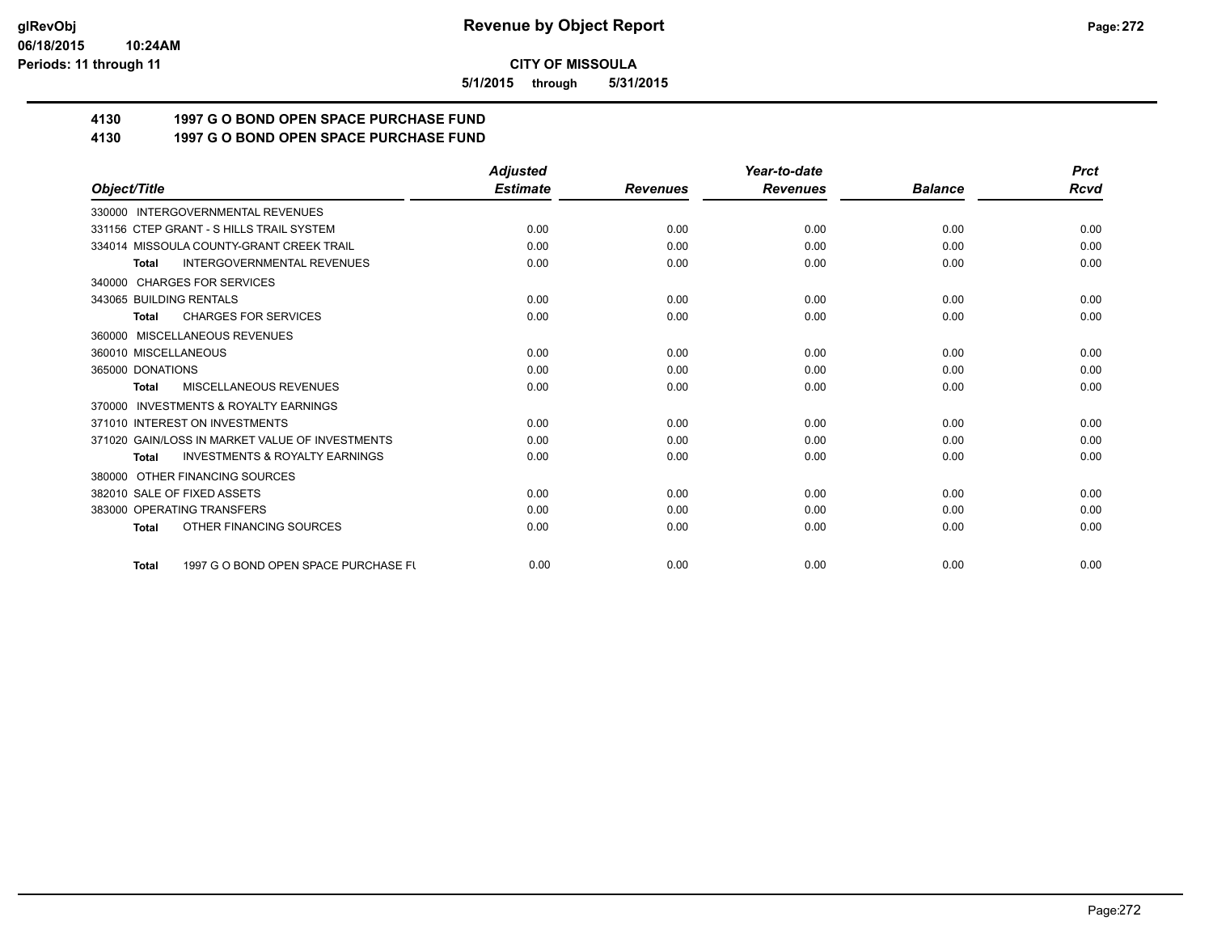glRevObj
06/18/2015 10:24AM
Periods: 11 through 11

# Revenue by Object Report

## CITY OF MISSOULA

5/1/2015 through 5/31/2015

### 4130 1997 G O BOND OPEN SPACE PURCHASE FUND
### 4130 1997 G O BOND OPEN SPACE PURCHASE FUND

| Object/Title | Adjusted Estimate | Revenues | Year-to-date Revenues | Balance | Prct Rcvd |
|---|---|---|---|---|---|
| 330000 INTERGOVERNMENTAL REVENUES | | | | | |
| 331156 CTEP GRANT - S HILLS TRAIL SYSTEM | 0.00 | 0.00 | 0.00 | 0.00 | 0.00 |
| 334014 MISSOULA COUNTY-GRANT CREEK TRAIL | 0.00 | 0.00 | 0.00 | 0.00 | 0.00 |
| Total INTERGOVERNMENTAL REVENUES | 0.00 | 0.00 | 0.00 | 0.00 | 0.00 |
| 340000 CHARGES FOR SERVICES | | | | | |
| 343065 BUILDING RENTALS | 0.00 | 0.00 | 0.00 | 0.00 | 0.00 |
| Total CHARGES FOR SERVICES | 0.00 | 0.00 | 0.00 | 0.00 | 0.00 |
| 360000 MISCELLANEOUS REVENUES | | | | | |
| 360010 MISCELLANEOUS | 0.00 | 0.00 | 0.00 | 0.00 | 0.00 |
| 365000 DONATIONS | 0.00 | 0.00 | 0.00 | 0.00 | 0.00 |
| Total MISCELLANEOUS REVENUES | 0.00 | 0.00 | 0.00 | 0.00 | 0.00 |
| 370000 INVESTMENTS & ROYALTY EARNINGS | | | | | |
| 371010 INTEREST ON INVESTMENTS | 0.00 | 0.00 | 0.00 | 0.00 | 0.00 |
| 371020 GAIN/LOSS IN MARKET VALUE OF INVESTMENTS | 0.00 | 0.00 | 0.00 | 0.00 | 0.00 |
| Total INVESTMENTS & ROYALTY EARNINGS | 0.00 | 0.00 | 0.00 | 0.00 | 0.00 |
| 380000 OTHER FINANCING SOURCES | | | | | |
| 382010 SALE OF FIXED ASSETS | 0.00 | 0.00 | 0.00 | 0.00 | 0.00 |
| 383000 OPERATING TRANSFERS | 0.00 | 0.00 | 0.00 | 0.00 | 0.00 |
| Total OTHER FINANCING SOURCES | 0.00 | 0.00 | 0.00 | 0.00 | 0.00 |
| Total 1997 G O BOND OPEN SPACE PURCHASE FU | 0.00 | 0.00 | 0.00 | 0.00 | 0.00 |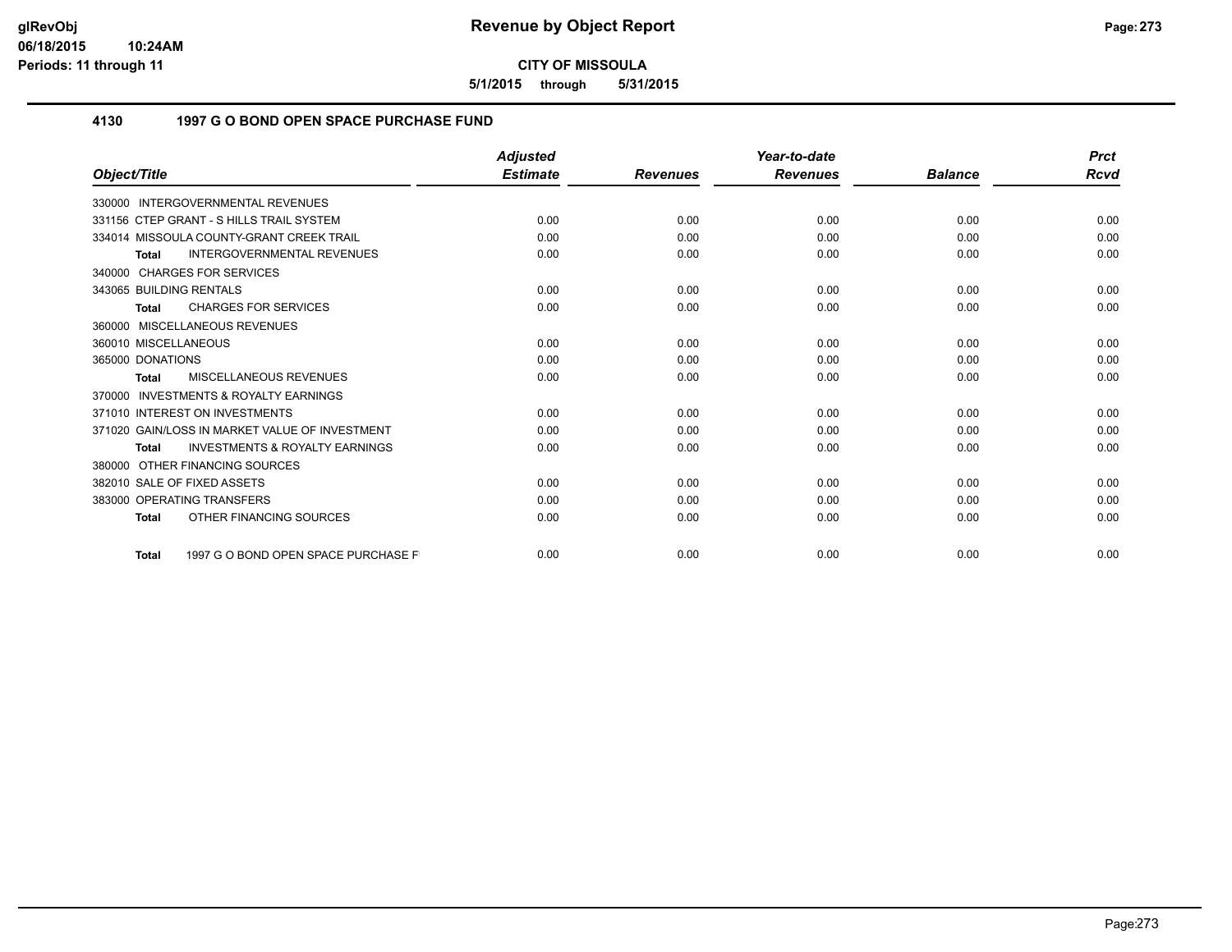# Revenue by Object Report

**CITY OF MISSOULA**

**5/1/2015 through 5/31/2015**

## 4130 1997 G O BOND OPEN SPACE PURCHASE FUND

| Object/Title | Adjusted Estimate | Revenues | Year-to-date Revenues | Balance | Prct Rcvd |
|---|---|---|---|---|---|
| 330000 INTERGOVERNMENTAL REVENUES | | | | | |
| 331156 CTEP GRANT - S HILLS TRAIL SYSTEM | 0.00 | 0.00 | 0.00 | 0.00 | 0.00 |
| 334014 MISSOULA COUNTY-GRANT CREEK TRAIL | 0.00 | 0.00 | 0.00 | 0.00 | 0.00 |
| **Total** INTERGOVERNMENTAL REVENUES | 0.00 | 0.00 | 0.00 | 0.00 | 0.00 |
| 340000 CHARGES FOR SERVICES | | | | | |
| 343065 BUILDING RENTALS | 0.00 | 0.00 | 0.00 | 0.00 | 0.00 |
| **Total** CHARGES FOR SERVICES | 0.00 | 0.00 | 0.00 | 0.00 | 0.00 |
| 360000 MISCELLANEOUS REVENUES | | | | | |
| 360010 MISCELLANEOUS | 0.00 | 0.00 | 0.00 | 0.00 | 0.00 |
| 365000 DONATIONS | 0.00 | 0.00 | 0.00 | 0.00 | 0.00 |
| **Total** MISCELLANEOUS REVENUES | 0.00 | 0.00 | 0.00 | 0.00 | 0.00 |
| 370000 INVESTMENTS & ROYALTY EARNINGS | | | | | |
| 371010 INTEREST ON INVESTMENTS | 0.00 | 0.00 | 0.00 | 0.00 | 0.00 |
| 371020 GAIN/LOSS IN MARKET VALUE OF INVESTMENT | 0.00 | 0.00 | 0.00 | 0.00 | 0.00 |
| **Total** INVESTMENTS & ROYALTY EARNINGS | 0.00 | 0.00 | 0.00 | 0.00 | 0.00 |
| 380000 OTHER FINANCING SOURCES | | | | | |
| 382010 SALE OF FIXED ASSETS | 0.00 | 0.00 | 0.00 | 0.00 | 0.00 |
| 383000 OPERATING TRANSFERS | 0.00 | 0.00 | 0.00 | 0.00 | 0.00 |
| **Total** OTHER FINANCING SOURCES | 0.00 | 0.00 | 0.00 | 0.00 | 0.00 |
| **Total** 1997 G O BOND OPEN SPACE PURCHASE F | 0.00 | 0.00 | 0.00 | 0.00 | 0.00 |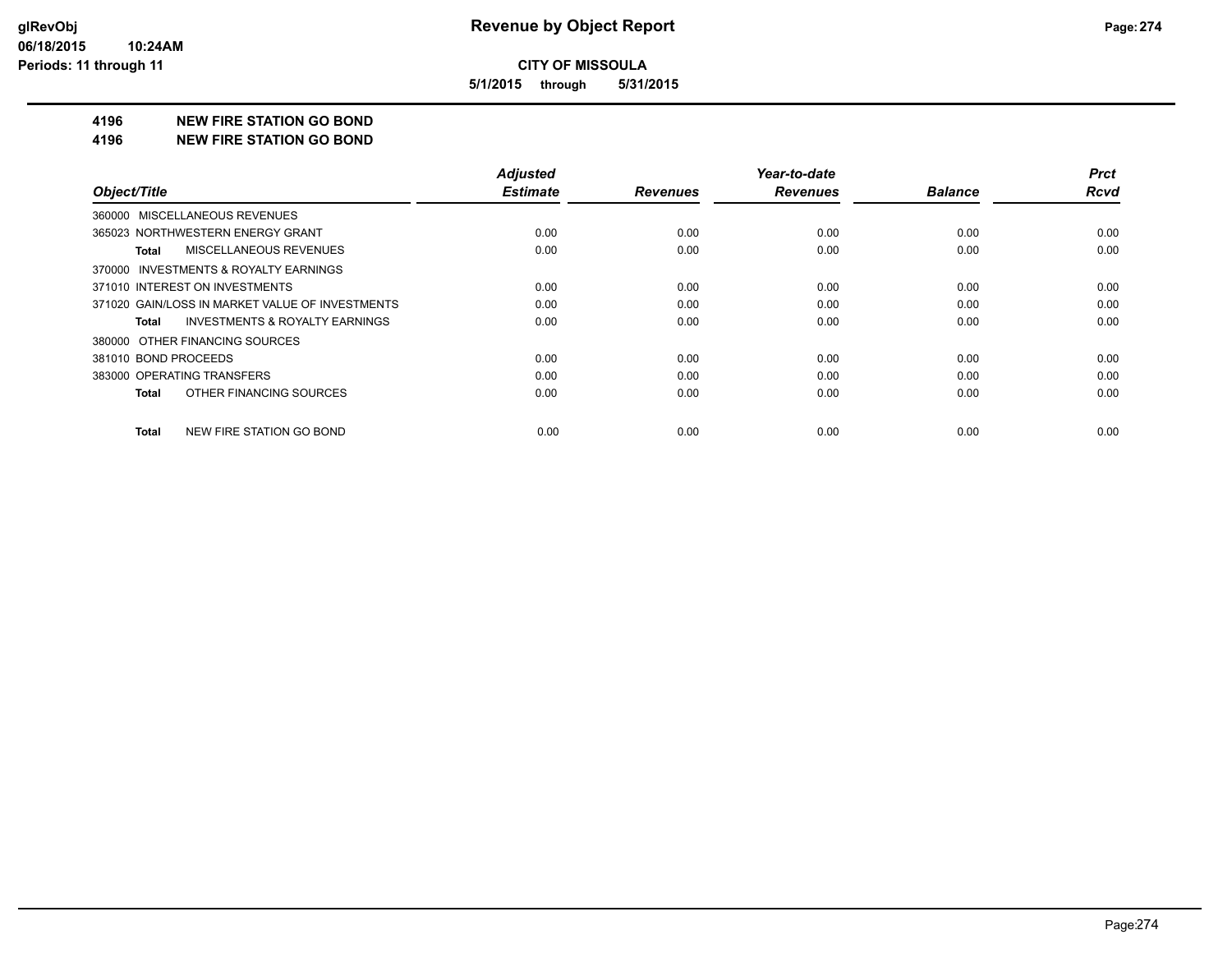# Revenue by Object Report

**CITY OF MISSOULA**

**5/1/2015 through 5/31/2015**

glRevObj
06/18/2015 10:24AM
Periods: 11 through 11

**4196 NEW FIRE STATION GO BOND**

**4196 NEW FIRE STATION GO BOND**

| Object/Title | Adjusted Estimate | Revenues | Year-to-date Revenues | Balance | Prct Rcvd |
|---|---|---|---|---|---|
| 360000 MISCELLANEOUS REVENUES | | | | | |
| 365023 NORTHWESTERN ENERGY GRANT | 0.00 | 0.00 | 0.00 | 0.00 | 0.00 |
| **Total** MISCELLANEOUS REVENUES | 0.00 | 0.00 | 0.00 | 0.00 | 0.00 |
| 370000 INVESTMENTS & ROYALTY EARNINGS | | | | | |
| 371010 INTEREST ON INVESTMENTS | 0.00 | 0.00 | 0.00 | 0.00 | 0.00 |
| 371020 GAIN/LOSS IN MARKET VALUE OF INVESTMENTS | 0.00 | 0.00 | 0.00 | 0.00 | 0.00 |
| **Total** INVESTMENTS & ROYALTY EARNINGS | 0.00 | 0.00 | 0.00 | 0.00 | 0.00 |
| 380000 OTHER FINANCING SOURCES | | | | | |
| 381010 BOND PROCEEDS | 0.00 | 0.00 | 0.00 | 0.00 | 0.00 |
| 383000 OPERATING TRANSFERS | 0.00 | 0.00 | 0.00 | 0.00 | 0.00 |
| **Total** OTHER FINANCING SOURCES | 0.00 | 0.00 | 0.00 | 0.00 | 0.00 |
| **Total** NEW FIRE STATION GO BOND | 0.00 | 0.00 | 0.00 | 0.00 | 0.00 |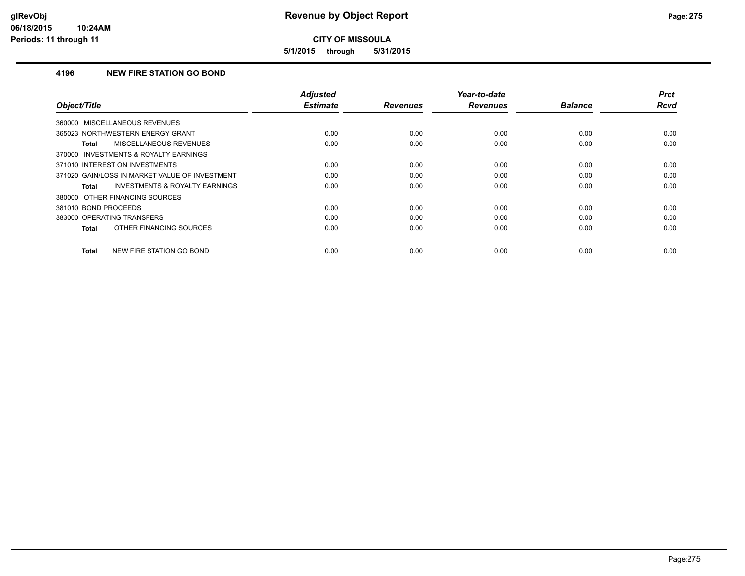# Revenue by Object Report

**CITY OF MISSOULA**

**5/1/2015 through 5/31/2015**

glRevObj
06/18/2015 10:24AM
Periods: 11 through 11

### 4196 NEW FIRE STATION GO BOND

| Object/Title | Adjusted Estimate | Revenues | Year-to-date Revenues | Balance | Prct Rcvd |
|---|---|---|---|---|---|
| 360000 MISCELLANEOUS REVENUES | | | | | |
| 365023 NORTHWESTERN ENERGY GRANT | 0.00 | 0.00 | 0.00 | 0.00 | 0.00 |
| **Total** MISCELLANEOUS REVENUES | 0.00 | 0.00 | 0.00 | 0.00 | 0.00 |
| 370000 INVESTMENTS & ROYALTY EARNINGS | | | | | |
| 371010 INTEREST ON INVESTMENTS | 0.00 | 0.00 | 0.00 | 0.00 | 0.00 |
| 371020 GAIN/LOSS IN MARKET VALUE OF INVESTMENT | 0.00 | 0.00 | 0.00 | 0.00 | 0.00 |
| **Total** INVESTMENTS & ROYALTY EARNINGS | 0.00 | 0.00 | 0.00 | 0.00 | 0.00 |
| 380000 OTHER FINANCING SOURCES | | | | | |
| 381010 BOND PROCEEDS | 0.00 | 0.00 | 0.00 | 0.00 | 0.00 |
| 383000 OPERATING TRANSFERS | 0.00 | 0.00 | 0.00 | 0.00 | 0.00 |
| **Total** OTHER FINANCING SOURCES | 0.00 | 0.00 | 0.00 | 0.00 | 0.00 |
| **Total** NEW FIRE STATION GO BOND | 0.00 | 0.00 | 0.00 | 0.00 | 0.00 |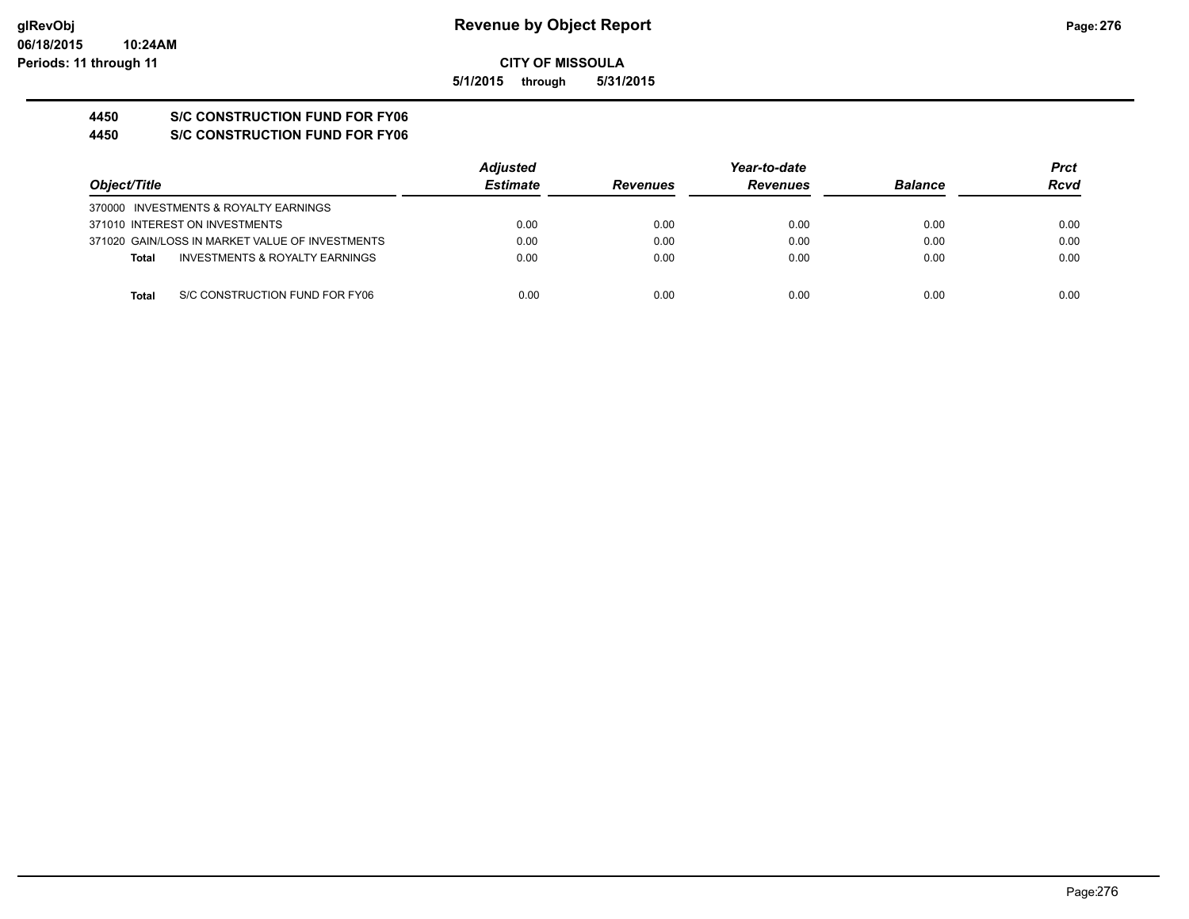**Revenue by Object Report**

**CITY OF MISSOULA**

**5/1/2015 through 5/31/2015**

**4450 S/C CONSTRUCTION FUND FOR FY06**

**4450 S/C CONSTRUCTION FUND FOR FY06**

| Object/Title | Adjusted Estimate | Revenues | Year-to-date Revenues | Balance | Prct Rcvd |
|---|---|---|---|---|---|
| 370000 INVESTMENTS & ROYALTY EARNINGS | | | | | |
| 371010 INTEREST ON INVESTMENTS | 0.00 | 0.00 | 0.00 | 0.00 | 0.00 |
| 371020 GAIN/LOSS IN MARKET VALUE OF INVESTMENTS | 0.00 | 0.00 | 0.00 | 0.00 | 0.00 |
| **Total** INVESTMENTS & ROYALTY EARNINGS | 0.00 | 0.00 | 0.00 | 0.00 | 0.00 |
| **Total** S/C CONSTRUCTION FUND FOR FY06 | 0.00 | 0.00 | 0.00 | 0.00 | 0.00 |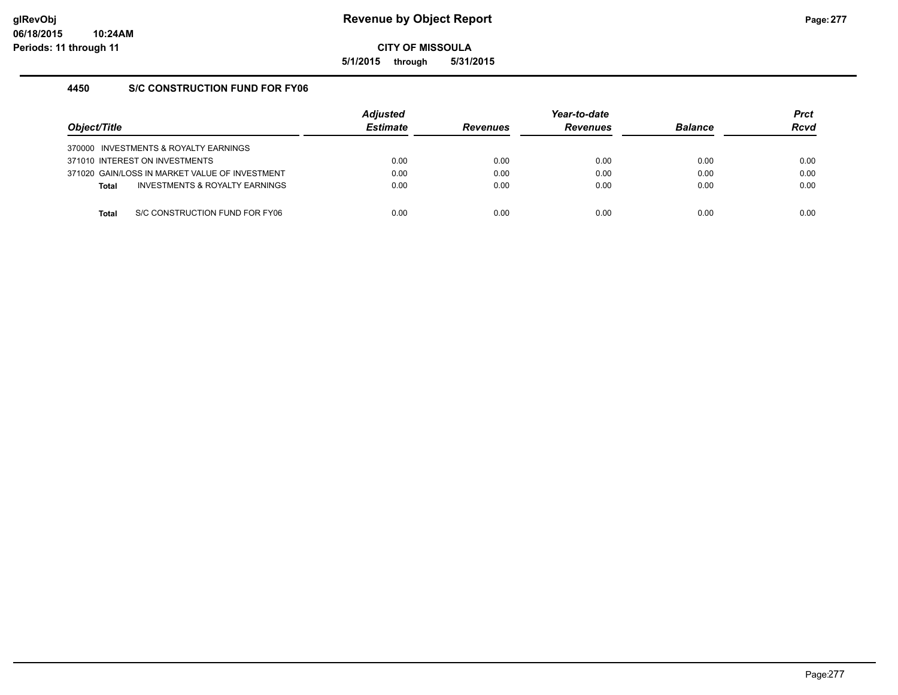**Revenue by Object Report**

**CITY OF MISSOULA**

**5/1/2015 through 5/31/2015**

glRevObj
06/18/2015 10:24AM
Periods: 11 through 11

## 4450 S/C CONSTRUCTION FUND FOR FY06

| Object/Title | Adjusted Estimate | Revenues | Year-to-date Revenues | Balance | Prct Rcvd |
|---|---|---|---|---|---|
| 370000 INVESTMENTS & ROYALTY EARNINGS | | | | | |
| 371010 INTEREST ON INVESTMENTS | 0.00 | 0.00 | 0.00 | 0.00 | 0.00 |
| 371020 GAIN/LOSS IN MARKET VALUE OF INVESTMENT | 0.00 | 0.00 | 0.00 | 0.00 | 0.00 |
| **Total** INVESTMENTS & ROYALTY EARNINGS | 0.00 | 0.00 | 0.00 | 0.00 | 0.00 |
| **Total** S/C CONSTRUCTION FUND FOR FY06 | 0.00 | 0.00 | 0.00 | 0.00 | 0.00 |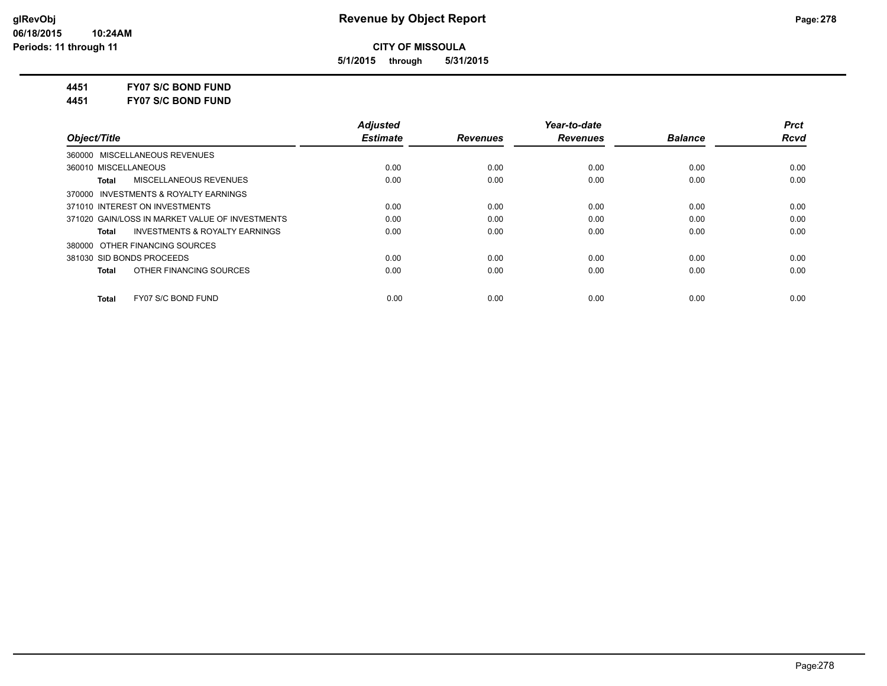# Revenue by Object Report

**CITY OF MISSOULA**

**5/1/2015 through 5/31/2015**

glRevObj
06/18/2015 10:24AM
Periods: 11 through 11

**4451 FY07 S/C BOND FUND**

**4451 FY07 S/C BOND FUND**

| Object/Title | Adjusted Estimate | Revenues | Year-to-date Revenues | Balance | Prct Rcvd |
|---|---|---|---|---|---|
| 360000 MISCELLANEOUS REVENUES | | | | | |
| 360010 MISCELLANEOUS | 0.00 | 0.00 | 0.00 | 0.00 | 0.00 |
| **Total** MISCELLANEOUS REVENUES | 0.00 | 0.00 | 0.00 | 0.00 | 0.00 |
| 370000 INVESTMENTS & ROYALTY EARNINGS | | | | | |
| 371010 INTEREST ON INVESTMENTS | 0.00 | 0.00 | 0.00 | 0.00 | 0.00 |
| 371020 GAIN/LOSS IN MARKET VALUE OF INVESTMENTS | 0.00 | 0.00 | 0.00 | 0.00 | 0.00 |
| **Total** INVESTMENTS & ROYALTY EARNINGS | 0.00 | 0.00 | 0.00 | 0.00 | 0.00 |
| 380000 OTHER FINANCING SOURCES | | | | | |
| 381030 SID BONDS PROCEEDS | 0.00 | 0.00 | 0.00 | 0.00 | 0.00 |
| **Total** OTHER FINANCING SOURCES | 0.00 | 0.00 | 0.00 | 0.00 | 0.00 |
| **Total** FY07 S/C BOND FUND | 0.00 | 0.00 | 0.00 | 0.00 | 0.00 |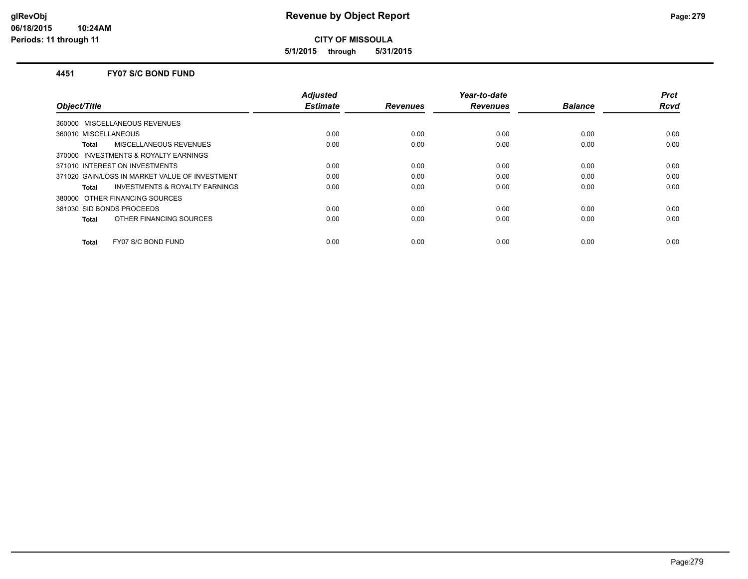# Revenue by Object Report

**CITY OF MISSOULA**

**5/1/2015 through 5/31/2015**

glRevObj
06/18/2015 10:24AM
Periods: 11 through 11

### 4451 FY07 S/C BOND FUND

| Object/Title | Adjusted Estimate | Revenues | Year-to-date Revenues | Balance | Prct Rcvd |
|---|---|---|---|---|---|
| 360000 MISCELLANEOUS REVENUES | | | | | |
| 360010 MISCELLANEOUS | 0.00 | 0.00 | 0.00 | 0.00 | 0.00 |
| **Total** MISCELLANEOUS REVENUES | 0.00 | 0.00 | 0.00 | 0.00 | 0.00 |
| 370000 INVESTMENTS & ROYALTY EARNINGS | | | | | |
| 371010 INTEREST ON INVESTMENTS | 0.00 | 0.00 | 0.00 | 0.00 | 0.00 |
| 371020 GAIN/LOSS IN MARKET VALUE OF INVESTMENT | 0.00 | 0.00 | 0.00 | 0.00 | 0.00 |
| **Total** INVESTMENTS & ROYALTY EARNINGS | 0.00 | 0.00 | 0.00 | 0.00 | 0.00 |
| 380000 OTHER FINANCING SOURCES | | | | | |
| 381030 SID BONDS PROCEEDS | 0.00 | 0.00 | 0.00 | 0.00 | 0.00 |
| **Total** OTHER FINANCING SOURCES | 0.00 | 0.00 | 0.00 | 0.00 | 0.00 |
| **Total** FY07 S/C BOND FUND | 0.00 | 0.00 | 0.00 | 0.00 | 0.00 |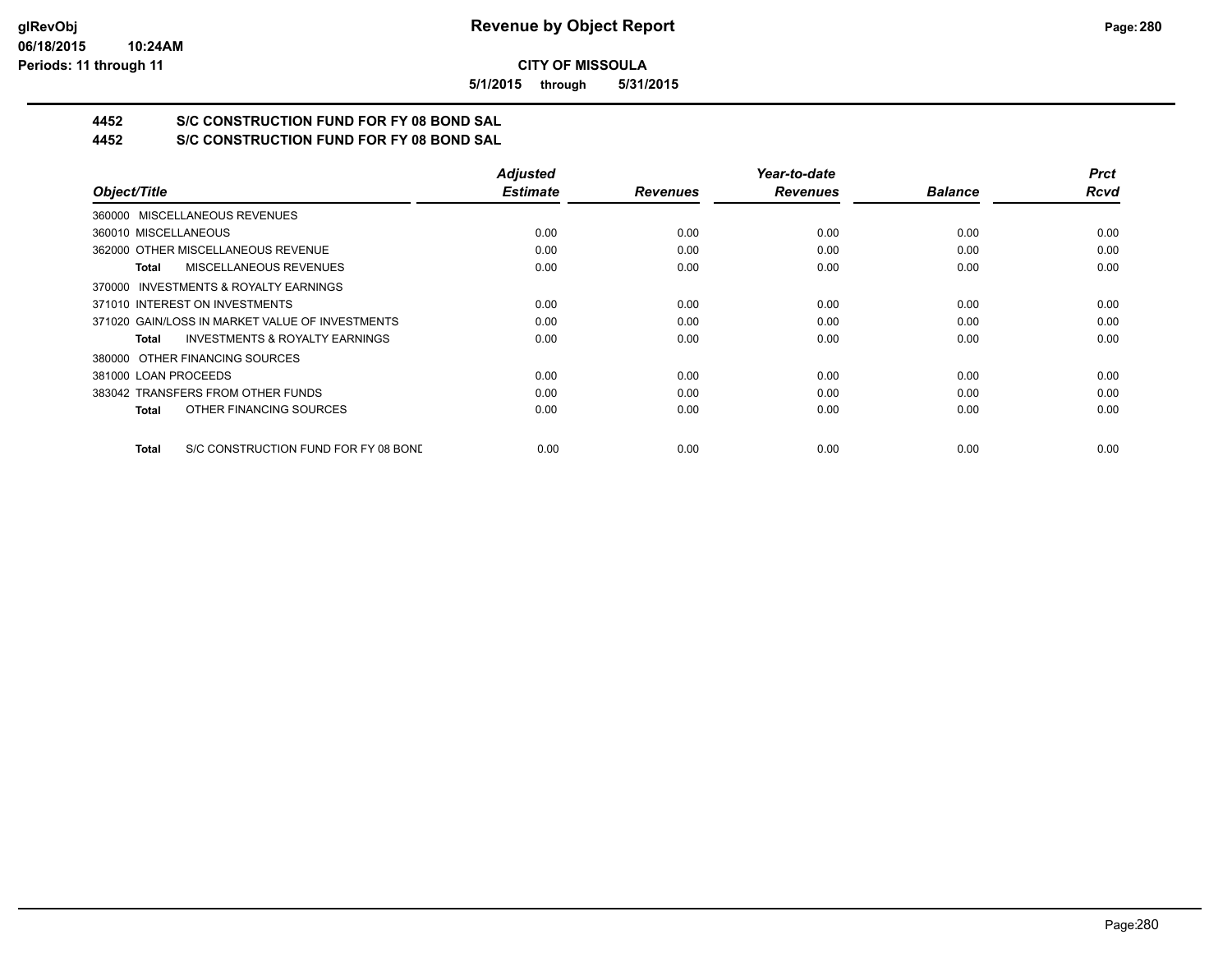**CITY OF MISSOULA**

**5/1/2015 through 5/31/2015**

## 4452 S/C CONSTRUCTION FUND FOR FY 08 BOND SAL

## 4452 S/C CONSTRUCTION FUND FOR FY 08 BOND SAL

| Object/Title | Adjusted Estimate | Revenues | Year-to-date Revenues | Balance | Prct Rcvd |
|---|---|---|---|---|---|
| 360000 MISCELLANEOUS REVENUES | | | | | |
| 360010 MISCELLANEOUS | 0.00 | 0.00 | 0.00 | 0.00 | 0.00 |
| 362000 OTHER MISCELLANEOUS REVENUE | 0.00 | 0.00 | 0.00 | 0.00 | 0.00 |
| **Total** MISCELLANEOUS REVENUES | 0.00 | 0.00 | 0.00 | 0.00 | 0.00 |
| 370000 INVESTMENTS & ROYALTY EARNINGS | | | | | |
| 371010 INTEREST ON INVESTMENTS | 0.00 | 0.00 | 0.00 | 0.00 | 0.00 |
| 371020 GAIN/LOSS IN MARKET VALUE OF INVESTMENTS | 0.00 | 0.00 | 0.00 | 0.00 | 0.00 |
| **Total** INVESTMENTS & ROYALTY EARNINGS | 0.00 | 0.00 | 0.00 | 0.00 | 0.00 |
| 380000 OTHER FINANCING SOURCES | | | | | |
| 381000 LOAN PROCEEDS | 0.00 | 0.00 | 0.00 | 0.00 | 0.00 |
| 383042 TRANSFERS FROM OTHER FUNDS | 0.00 | 0.00 | 0.00 | 0.00 | 0.00 |
| **Total** OTHER FINANCING SOURCES | 0.00 | 0.00 | 0.00 | 0.00 | 0.00 |
| **Total** S/C CONSTRUCTION FUND FOR FY 08 BONE | 0.00 | 0.00 | 0.00 | 0.00 | 0.00 |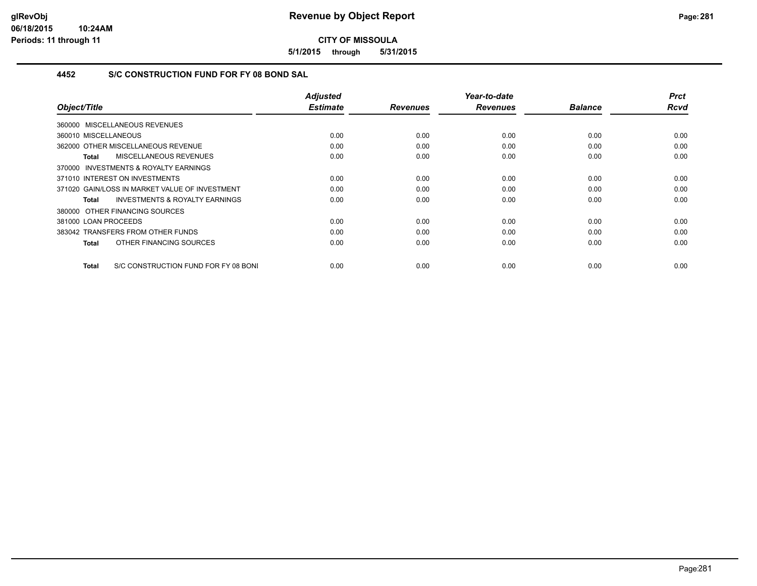# Revenue by Object Report

**CITY OF MISSOULA**

**5/1/2015 through 5/31/2015**

glRevObj
06/18/2015 10:24AM
Periods: 11 through 11

## 4452 S/C CONSTRUCTION FUND FOR FY 08 BOND SAL

| Object/Title | Adjusted Estimate | Revenues | Year-to-date Revenues | Balance | Prct Rcvd |
|---|---|---|---|---|---|
| 360000 MISCELLANEOUS REVENUES | | | | | |
| 360010 MISCELLANEOUS | 0.00 | 0.00 | 0.00 | 0.00 | 0.00 |
| 362000 OTHER MISCELLANEOUS REVENUE | 0.00 | 0.00 | 0.00 | 0.00 | 0.00 |
| **Total** MISCELLANEOUS REVENUES | 0.00 | 0.00 | 0.00 | 0.00 | 0.00 |
| 370000 INVESTMENTS & ROYALTY EARNINGS | | | | | |
| 371010 INTEREST ON INVESTMENTS | 0.00 | 0.00 | 0.00 | 0.00 | 0.00 |
| 371020 GAIN/LOSS IN MARKET VALUE OF INVESTMENT | 0.00 | 0.00 | 0.00 | 0.00 | 0.00 |
| **Total** INVESTMENTS & ROYALTY EARNINGS | 0.00 | 0.00 | 0.00 | 0.00 | 0.00 |
| 380000 OTHER FINANCING SOURCES | | | | | |
| 381000 LOAN PROCEEDS | 0.00 | 0.00 | 0.00 | 0.00 | 0.00 |
| 383042 TRANSFERS FROM OTHER FUNDS | 0.00 | 0.00 | 0.00 | 0.00 | 0.00 |
| **Total** OTHER FINANCING SOURCES | 0.00 | 0.00 | 0.00 | 0.00 | 0.00 |
| **Total** S/C CONSTRUCTION FUND FOR FY 08 BONI | 0.00 | 0.00 | 0.00 | 0.00 | 0.00 |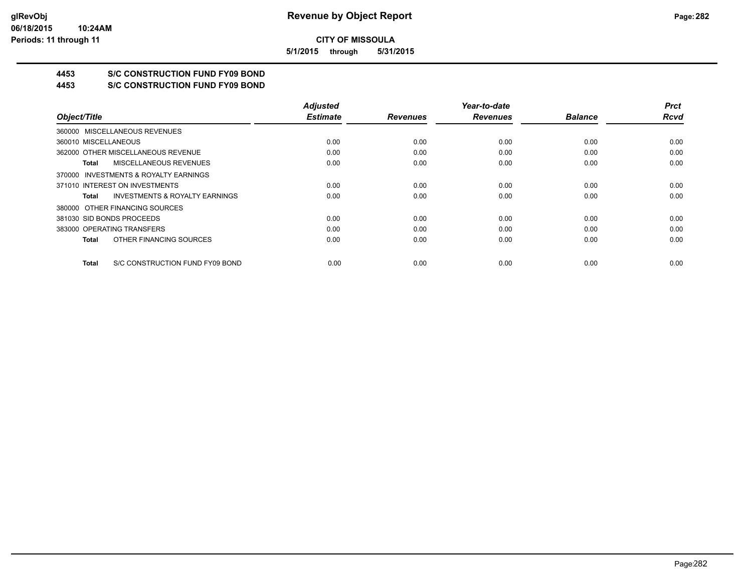# Revenue by Object Report

**CITY OF MISSOULA**

**5/1/2015 through 5/31/2015**

glRevObj
06/18/2015 10:24AM
Periods: 11 through 11

**4453 S/C CONSTRUCTION FUND FY09 BOND**

**4453 S/C CONSTRUCTION FUND FY09 BOND**

| Object/Title | Adjusted Estimate | Revenues | Year-to-date Revenues | Balance | Prct Rcvd |
|---|---|---|---|---|---|
| 360000 MISCELLANEOUS REVENUES | | | | | |
| 360010 MISCELLANEOUS | 0.00 | 0.00 | 0.00 | 0.00 | 0.00 |
| 362000 OTHER MISCELLANEOUS REVENUE | 0.00 | 0.00 | 0.00 | 0.00 | 0.00 |
| **Total** MISCELLANEOUS REVENUES | 0.00 | 0.00 | 0.00 | 0.00 | 0.00 |
| 370000 INVESTMENTS & ROYALTY EARNINGS | | | | | |
| 371010 INTEREST ON INVESTMENTS | 0.00 | 0.00 | 0.00 | 0.00 | 0.00 |
| **Total** INVESTMENTS & ROYALTY EARNINGS | 0.00 | 0.00 | 0.00 | 0.00 | 0.00 |
| 380000 OTHER FINANCING SOURCES | | | | | |
| 381030 SID BONDS PROCEEDS | 0.00 | 0.00 | 0.00 | 0.00 | 0.00 |
| 383000 OPERATING TRANSFERS | 0.00 | 0.00 | 0.00 | 0.00 | 0.00 |
| **Total** OTHER FINANCING SOURCES | 0.00 | 0.00 | 0.00 | 0.00 | 0.00 |
| **Total** S/C CONSTRUCTION FUND FY09 BOND | 0.00 | 0.00 | 0.00 | 0.00 | 0.00 |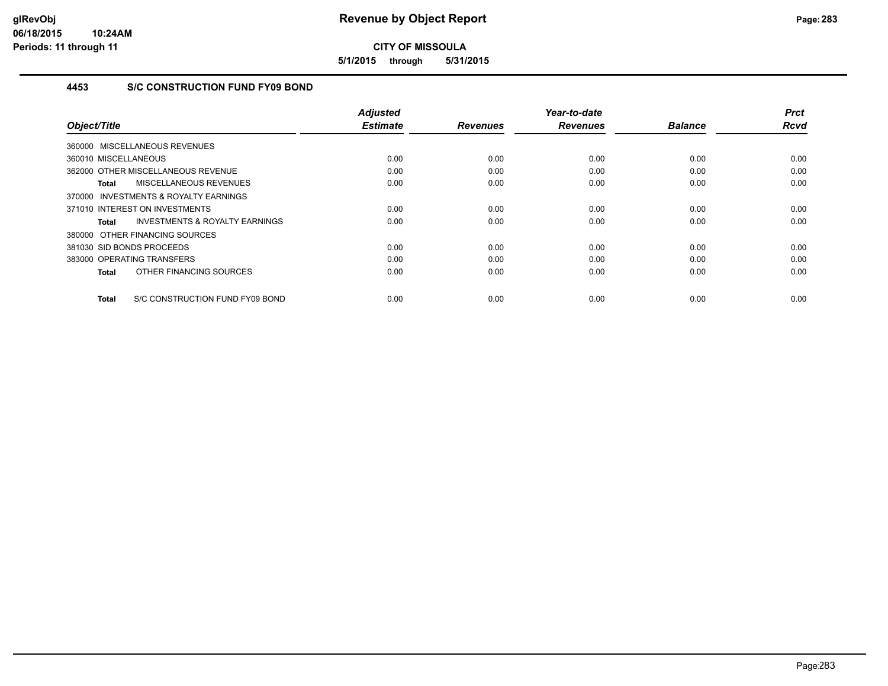# Revenue by Object Report

**CITY OF MISSOULA**

**5/1/2015 through 5/31/2015**

glRevObj
06/18/2015 10:24AM
Periods: 11 through 11

## 4453 S/C CONSTRUCTION FUND FY09 BOND

| Object/Title | Adjusted Estimate | Revenues | Year-to-date Revenues | Balance | Prct Rcvd |
|---|---|---|---|---|---|
| 360000 MISCELLANEOUS REVENUES | | | | | |
| 360010 MISCELLANEOUS | 0.00 | 0.00 | 0.00 | 0.00 | 0.00 |
| 362000 OTHER MISCELLANEOUS REVENUE | 0.00 | 0.00 | 0.00 | 0.00 | 0.00 |
| **Total** MISCELLANEOUS REVENUES | 0.00 | 0.00 | 0.00 | 0.00 | 0.00 |
| 370000 INVESTMENTS & ROYALTY EARNINGS | | | | | |
| 371010 INTEREST ON INVESTMENTS | 0.00 | 0.00 | 0.00 | 0.00 | 0.00 |
| **Total** INVESTMENTS & ROYALTY EARNINGS | 0.00 | 0.00 | 0.00 | 0.00 | 0.00 |
| 380000 OTHER FINANCING SOURCES | | | | | |
| 381030 SID BONDS PROCEEDS | 0.00 | 0.00 | 0.00 | 0.00 | 0.00 |
| 383000 OPERATING TRANSFERS | 0.00 | 0.00 | 0.00 | 0.00 | 0.00 |
| **Total** OTHER FINANCING SOURCES | 0.00 | 0.00 | 0.00 | 0.00 | 0.00 |
| **Total** S/C CONSTRUCTION FUND FY09 BOND | 0.00 | 0.00 | 0.00 | 0.00 | 0.00 |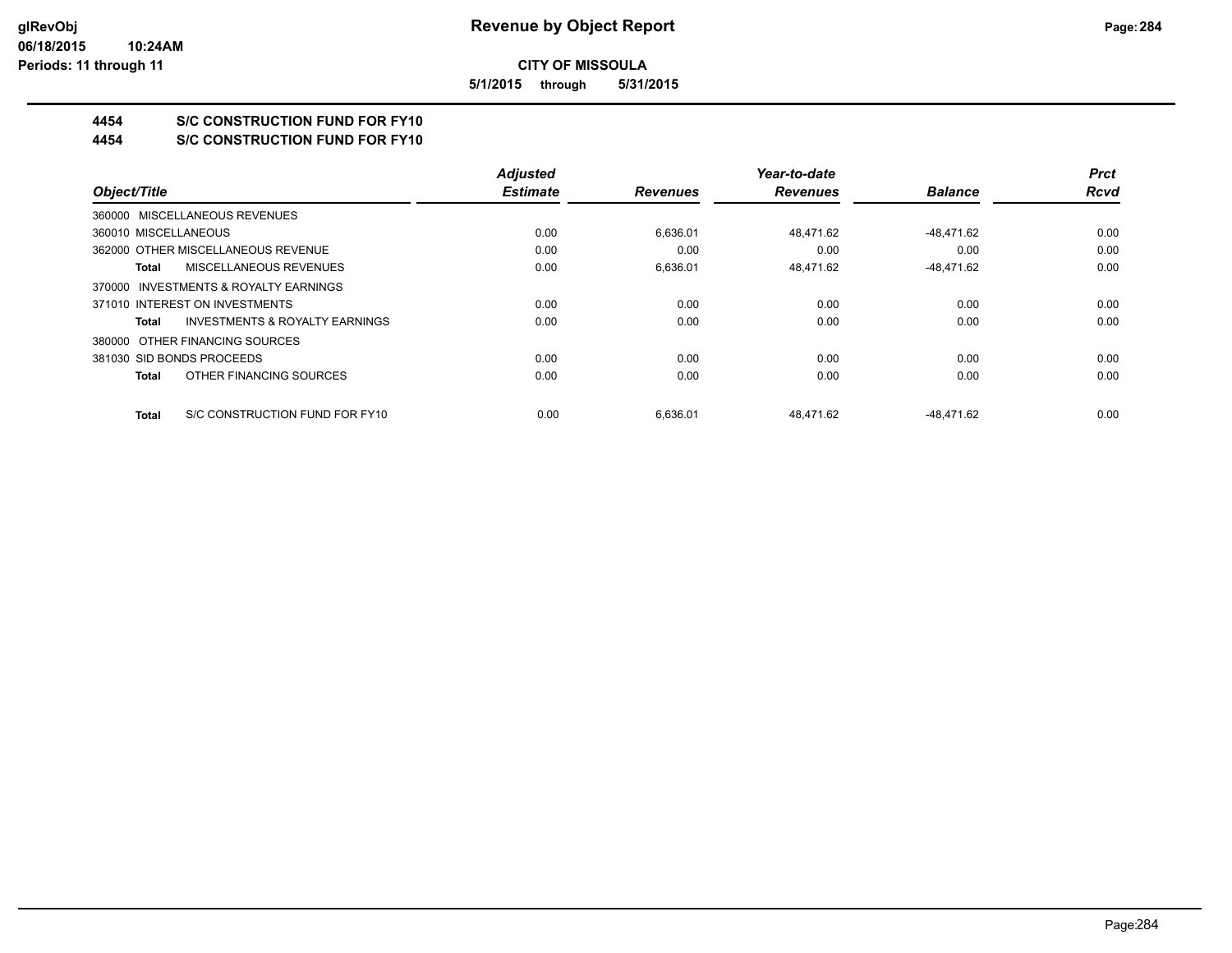**CITY OF MISSOULA**

**5/1/2015 through 5/31/2015**

# 4454 S/C CONSTRUCTION FUND FOR FY10

## 4454 S/C CONSTRUCTION FUND FOR FY10

| Object/Title | Adjusted Estimate | Revenues | Year-to-date Revenues | Balance | Prct Rcvd |
|---|---|---|---|---|---|
| 360000 MISCELLANEOUS REVENUES | | | | | |
| 360010 MISCELLANEOUS | 0.00 | 6,636.01 | 48,471.62 | -48,471.62 | 0.00 |
| 362000 OTHER MISCELLANEOUS REVENUE | 0.00 | 0.00 | 0.00 | 0.00 | 0.00 |
| **Total** MISCELLANEOUS REVENUES | 0.00 | 6,636.01 | 48,471.62 | -48,471.62 | 0.00 |
| 370000 INVESTMENTS & ROYALTY EARNINGS | | | | | |
| 371010 INTEREST ON INVESTMENTS | 0.00 | 0.00 | 0.00 | 0.00 | 0.00 |
| **Total** INVESTMENTS & ROYALTY EARNINGS | 0.00 | 0.00 | 0.00 | 0.00 | 0.00 |
| 380000 OTHER FINANCING SOURCES | | | | | |
| 381030 SID BONDS PROCEEDS | 0.00 | 0.00 | 0.00 | 0.00 | 0.00 |
| **Total** OTHER FINANCING SOURCES | 0.00 | 0.00 | 0.00 | 0.00 | 0.00 |
| **Total** S/C CONSTRUCTION FUND FOR FY10 | 0.00 | 6,636.01 | 48,471.62 | -48,471.62 | 0.00 |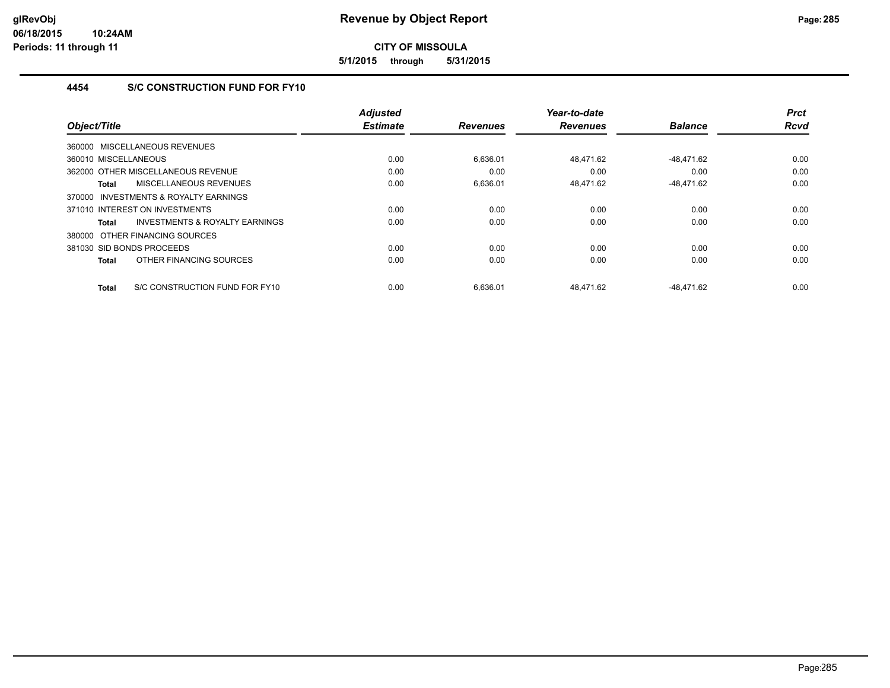# Revenue by Object Report

**CITY OF MISSOULA**

**5/1/2015 through 5/31/2015**

glRevObj
06/18/2015 10:24AM
Periods: 11 through 11

## 4454 S/C CONSTRUCTION FUND FOR FY10

| Object/Title | Adjusted Estimate | Revenues | Year-to-date Revenues | Balance | Prct Rcvd |
|---|---|---|---|---|---|
| 360000 MISCELLANEOUS REVENUES | | | | | |
| 360010 MISCELLANEOUS | 0.00 | 6,636.01 | 48,471.62 | -48,471.62 | 0.00 |
| 362000 OTHER MISCELLANEOUS REVENUE | 0.00 | 0.00 | 0.00 | 0.00 | 0.00 |
| **Total** MISCELLANEOUS REVENUES | 0.00 | 6,636.01 | 48,471.62 | -48,471.62 | 0.00 |
| 370000 INVESTMENTS & ROYALTY EARNINGS | | | | | |
| 371010 INTEREST ON INVESTMENTS | 0.00 | 0.00 | 0.00 | 0.00 | 0.00 |
| **Total** INVESTMENTS & ROYALTY EARNINGS | 0.00 | 0.00 | 0.00 | 0.00 | 0.00 |
| 380000 OTHER FINANCING SOURCES | | | | | |
| 381030 SID BONDS PROCEEDS | 0.00 | 0.00 | 0.00 | 0.00 | 0.00 |
| **Total** OTHER FINANCING SOURCES | 0.00 | 0.00 | 0.00 | 0.00 | 0.00 |
| **Total** S/C CONSTRUCTION FUND FOR FY10 | 0.00 | 6,636.01 | 48,471.62 | -48,471.62 | 0.00 |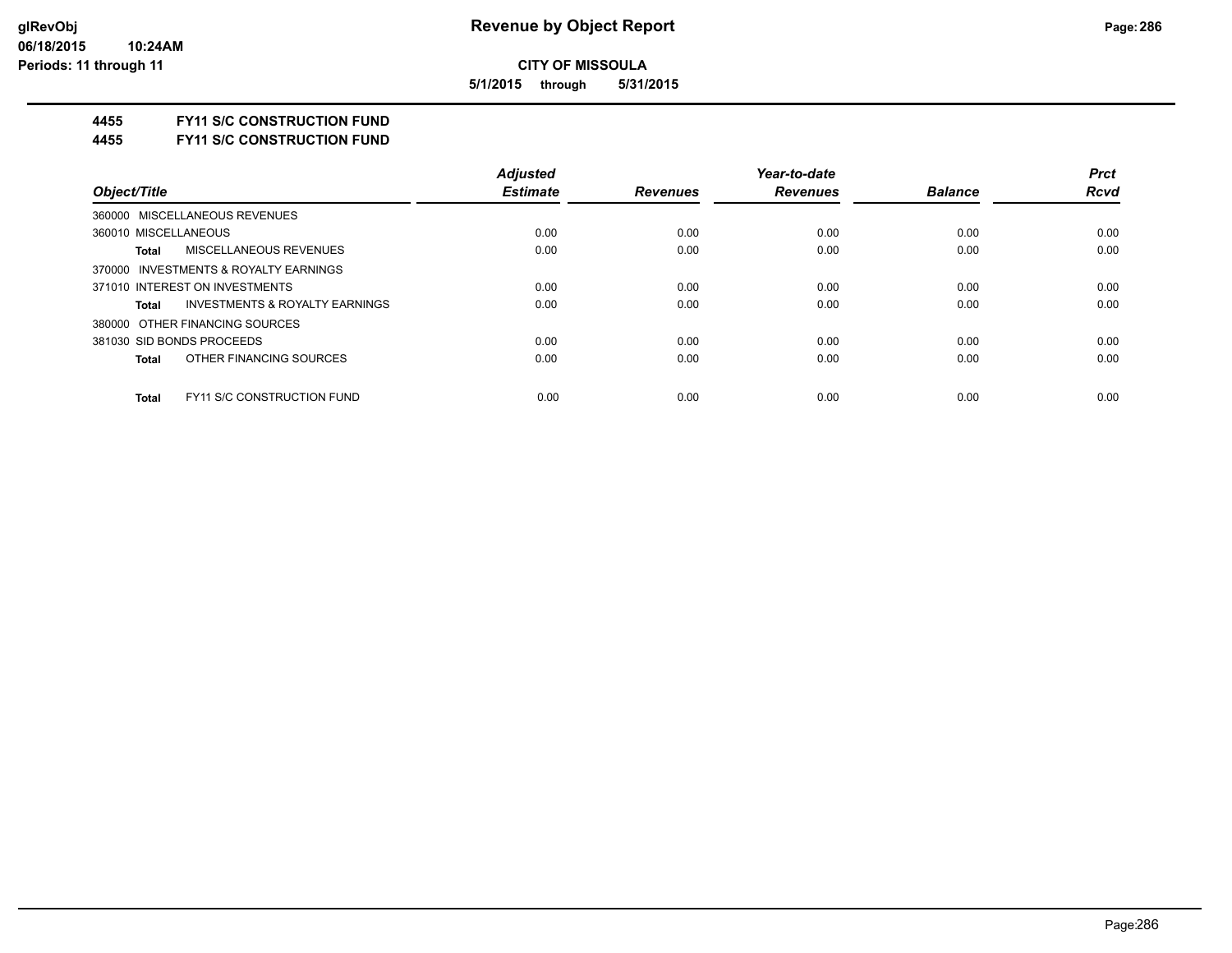**CITY OF MISSOULA**

**5/1/2015 through 5/31/2015**

**4455 FY11 S/C CONSTRUCTION FUND**

**4455 FY11 S/C CONSTRUCTION FUND**

| *Object/Title* | *Adjusted Estimate* | *Revenues* | *Year-to-date Revenues* | *Balance* | *Prct Rcvd* |
|---|---|---|---|---|---|
| 360000 MISCELLANEOUS REVENUES | | | | | |
| 360010 MISCELLANEOUS | 0.00 | 0.00 | 0.00 | 0.00 | 0.00 |
| **Total** MISCELLANEOUS REVENUES | 0.00 | 0.00 | 0.00 | 0.00 | 0.00 |
| 370000 INVESTMENTS & ROYALTY EARNINGS | | | | | |
| 371010 INTEREST ON INVESTMENTS | 0.00 | 0.00 | 0.00 | 0.00 | 0.00 |
| **Total** INVESTMENTS & ROYALTY EARNINGS | 0.00 | 0.00 | 0.00 | 0.00 | 0.00 |
| 380000 OTHER FINANCING SOURCES | | | | | |
| 381030 SID BONDS PROCEEDS | 0.00 | 0.00 | 0.00 | 0.00 | 0.00 |
| **Total** OTHER FINANCING SOURCES | 0.00 | 0.00 | 0.00 | 0.00 | 0.00 |
| **Total** FY11 S/C CONSTRUCTION FUND | 0.00 | 0.00 | 0.00 | 0.00 | 0.00 |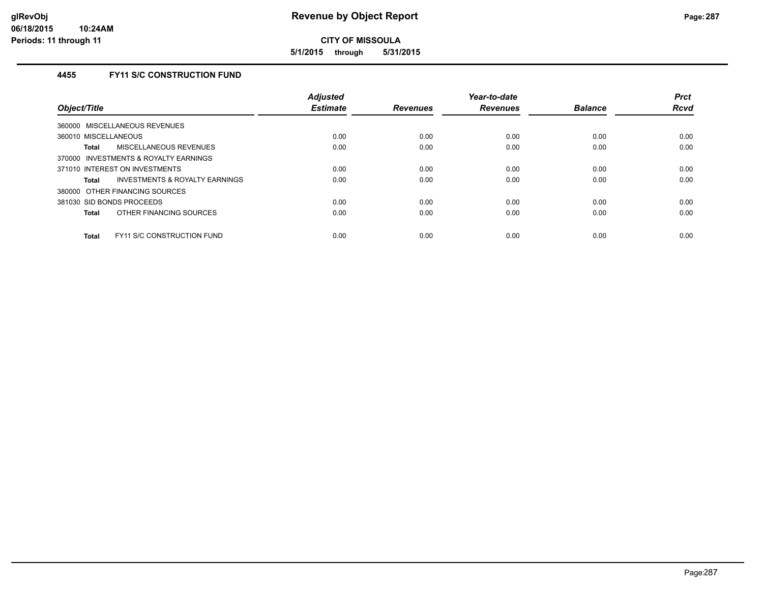# Revenue by Object Report

**CITY OF MISSOULA**

**5/1/2015 through 5/31/2015**

glRevObj
06/18/2015 10:24AM
Periods: 11 through 11

## 4455 FY11 S/C CONSTRUCTION FUND

| Object/Title | Adjusted Estimate | Revenues | Year-to-date Revenues | Balance | Prct Rcvd |
|---|---|---|---|---|---|
| 360000 MISCELLANEOUS REVENUES | | | | | |
| 360010 MISCELLANEOUS | 0.00 | 0.00 | 0.00 | 0.00 | 0.00 |
| **Total** MISCELLANEOUS REVENUES | 0.00 | 0.00 | 0.00 | 0.00 | 0.00 |
| 370000 INVESTMENTS & ROYALTY EARNINGS | | | | | |
| 371010 INTEREST ON INVESTMENTS | 0.00 | 0.00 | 0.00 | 0.00 | 0.00 |
| **Total** INVESTMENTS & ROYALTY EARNINGS | 0.00 | 0.00 | 0.00 | 0.00 | 0.00 |
| 380000 OTHER FINANCING SOURCES | | | | | |
| 381030 SID BONDS PROCEEDS | 0.00 | 0.00 | 0.00 | 0.00 | 0.00 |
| **Total** OTHER FINANCING SOURCES | 0.00 | 0.00 | 0.00 | 0.00 | 0.00 |
| **Total** FY11 S/C CONSTRUCTION FUND | 0.00 | 0.00 | 0.00 | 0.00 | 0.00 |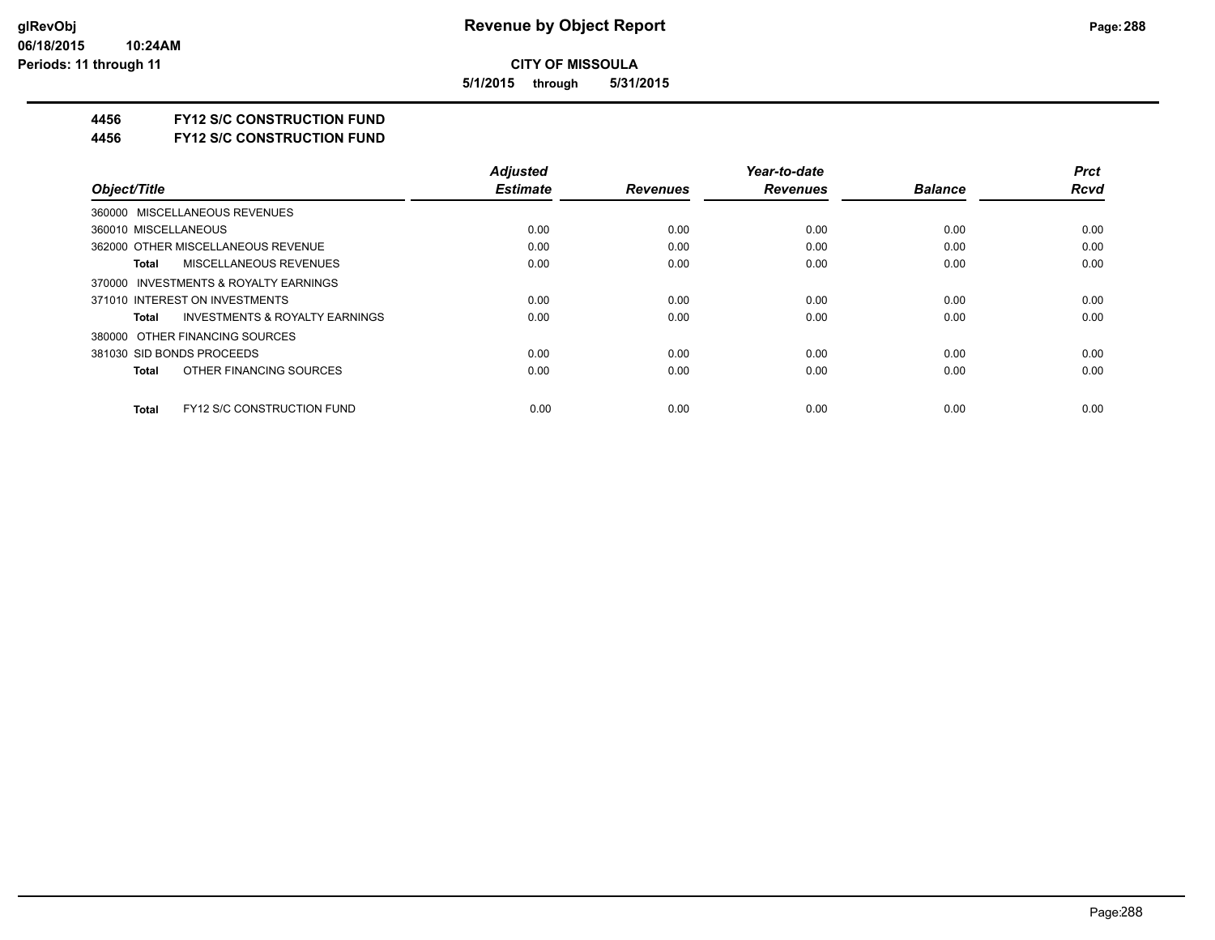# Revenue by Object Report

## CITY OF MISSOULA

**5/1/2015 through 5/31/2015**

**4456 FY12 S/C CONSTRUCTION FUND**

**4456 FY12 S/C CONSTRUCTION FUND**

| Object/Title | Adjusted Estimate | Revenues | Year-to-date Revenues | Balance | Prct Rcvd |
|---|---|---|---|---|---|
| 360000 MISCELLANEOUS REVENUES | | | | | |
| 360010 MISCELLANEOUS | 0.00 | 0.00 | 0.00 | 0.00 | 0.00 |
| 362000 OTHER MISCELLANEOUS REVENUE | 0.00 | 0.00 | 0.00 | 0.00 | 0.00 |
| **Total** MISCELLANEOUS REVENUES | 0.00 | 0.00 | 0.00 | 0.00 | 0.00 |
| 370000 INVESTMENTS & ROYALTY EARNINGS | | | | | |
| 371010 INTEREST ON INVESTMENTS | 0.00 | 0.00 | 0.00 | 0.00 | 0.00 |
| **Total** INVESTMENTS & ROYALTY EARNINGS | 0.00 | 0.00 | 0.00 | 0.00 | 0.00 |
| 380000 OTHER FINANCING SOURCES | | | | | |
| 381030 SID BONDS PROCEEDS | 0.00 | 0.00 | 0.00 | 0.00 | 0.00 |
| **Total** OTHER FINANCING SOURCES | 0.00 | 0.00 | 0.00 | 0.00 | 0.00 |
| **Total** FY12 S/C CONSTRUCTION FUND | 0.00 | 0.00 | 0.00 | 0.00 | 0.00 |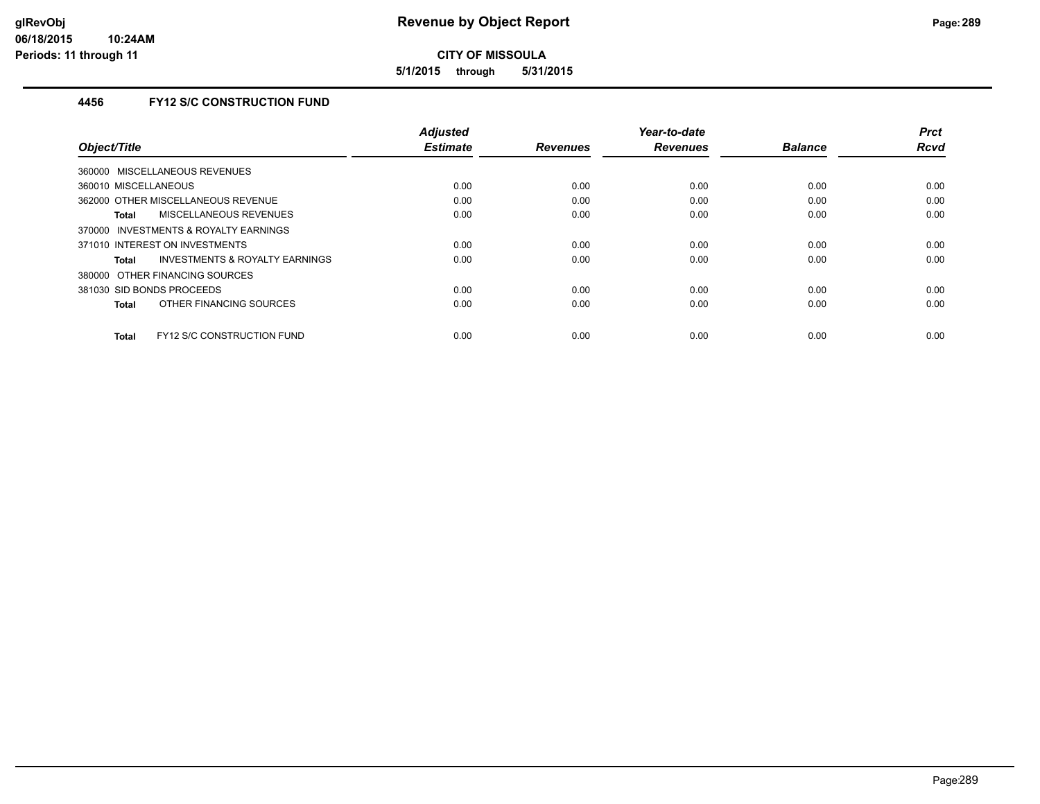# Revenue by Object Report

**CITY OF MISSOULA**

**5/1/2015 through 5/31/2015**

glRevObj
06/18/2015 10:24AM
Periods: 11 through 11

## 4456 FY12 S/C CONSTRUCTION FUND

| Object/Title | Adjusted Estimate | Revenues | Year-to-date Revenues | Balance | Prct Rcvd |
|---|---|---|---|---|---|
| 360000 MISCELLANEOUS REVENUES | | | | | |
| 360010 MISCELLANEOUS | 0.00 | 0.00 | 0.00 | 0.00 | 0.00 |
| 362000 OTHER MISCELLANEOUS REVENUE | 0.00 | 0.00 | 0.00 | 0.00 | 0.00 |
| **Total** MISCELLANEOUS REVENUES | 0.00 | 0.00 | 0.00 | 0.00 | 0.00 |
| 370000 INVESTMENTS & ROYALTY EARNINGS | | | | | |
| 371010 INTEREST ON INVESTMENTS | 0.00 | 0.00 | 0.00 | 0.00 | 0.00 |
| **Total** INVESTMENTS & ROYALTY EARNINGS | 0.00 | 0.00 | 0.00 | 0.00 | 0.00 |
| 380000 OTHER FINANCING SOURCES | | | | | |
| 381030 SID BONDS PROCEEDS | 0.00 | 0.00 | 0.00 | 0.00 | 0.00 |
| **Total** OTHER FINANCING SOURCES | 0.00 | 0.00 | 0.00 | 0.00 | 0.00 |
| **Total** FY12 S/C CONSTRUCTION FUND | 0.00 | 0.00 | 0.00 | 0.00 | 0.00 |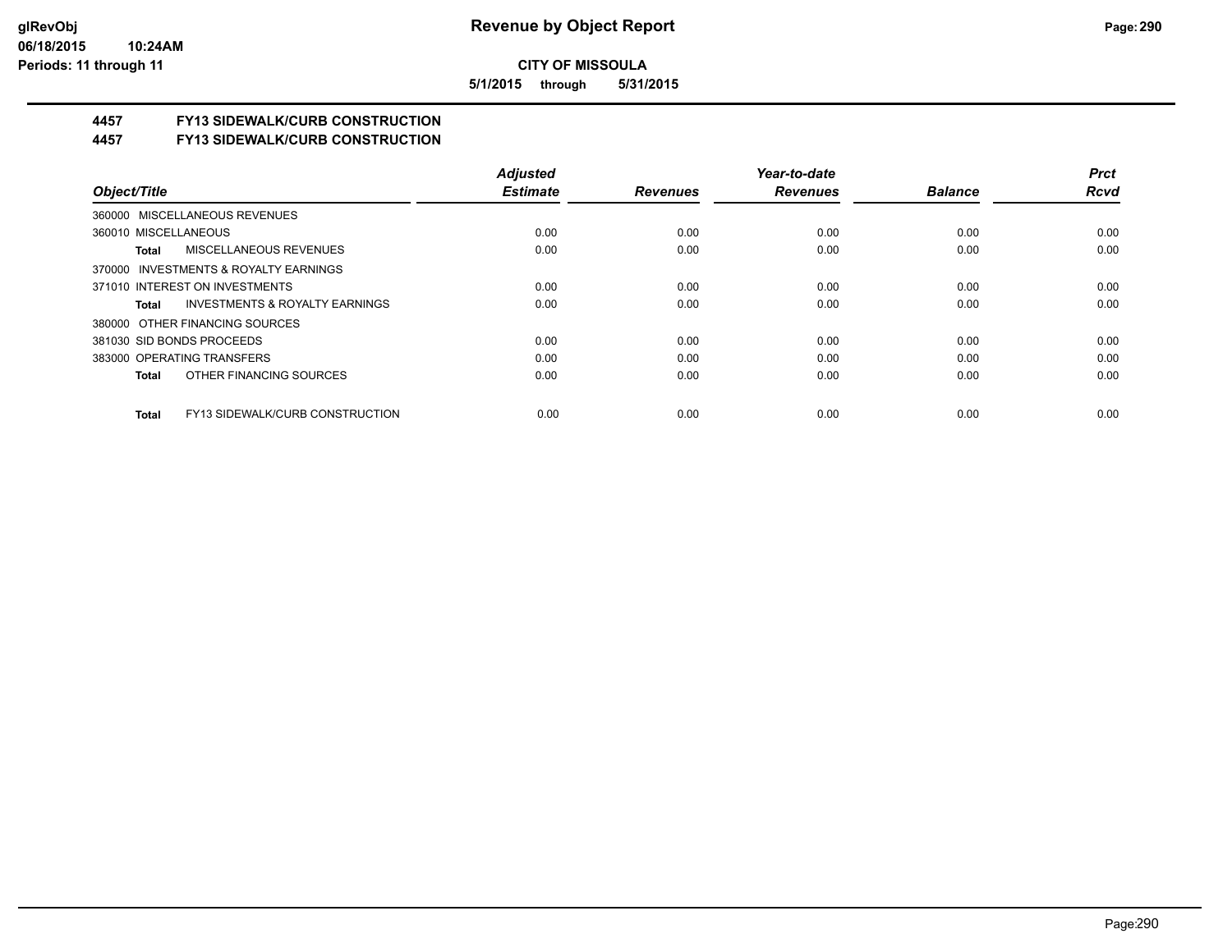**CITY OF MISSOULA**

**5/1/2015 through 5/31/2015**

## 4457 FY13 SIDEWALK/CURB CONSTRUCTION

## 4457 FY13 SIDEWALK/CURB CONSTRUCTION

| Object/Title | Adjusted Estimate | Revenues | Year-to-date Revenues | Balance | Prct Rcvd |
|---|---|---|---|---|---|
| 360000 MISCELLANEOUS REVENUES | | | | | |
| 360010 MISCELLANEOUS | 0.00 | 0.00 | 0.00 | 0.00 | 0.00 |
| **Total** MISCELLANEOUS REVENUES | 0.00 | 0.00 | 0.00 | 0.00 | 0.00 |
| 370000 INVESTMENTS & ROYALTY EARNINGS | | | | | |
| 371010 INTEREST ON INVESTMENTS | 0.00 | 0.00 | 0.00 | 0.00 | 0.00 |
| **Total** INVESTMENTS & ROYALTY EARNINGS | 0.00 | 0.00 | 0.00 | 0.00 | 0.00 |
| 380000 OTHER FINANCING SOURCES | | | | | |
| 381030 SID BONDS PROCEEDS | 0.00 | 0.00 | 0.00 | 0.00 | 0.00 |
| 383000 OPERATING TRANSFERS | 0.00 | 0.00 | 0.00 | 0.00 | 0.00 |
| **Total** OTHER FINANCING SOURCES | 0.00 | 0.00 | 0.00 | 0.00 | 0.00 |
| **Total** FY13 SIDEWALK/CURB CONSTRUCTION | 0.00 | 0.00 | 0.00 | 0.00 | 0.00 |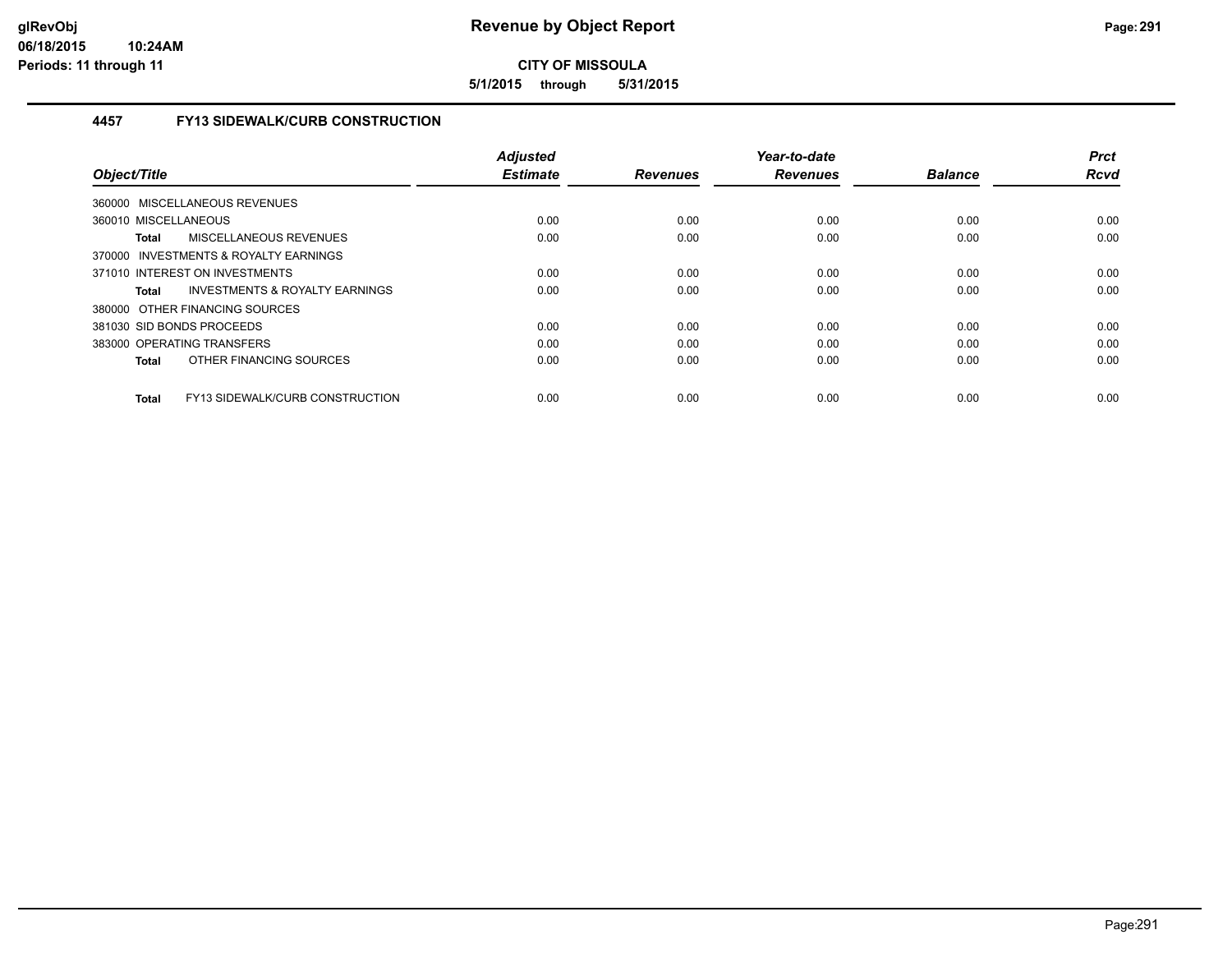**CITY OF MISSOULA**

**5/1/2015 through 5/31/2015**

### 4457 FY13 SIDEWALK/CURB CONSTRUCTION

| Object/Title | Adjusted Estimate | Revenues | Year-to-date Revenues | Balance | Prct Rcvd |
|---|---|---|---|---|---|
| 360000 MISCELLANEOUS REVENUES | | | | | |
| 360010 MISCELLANEOUS | 0.00 | 0.00 | 0.00 | 0.00 | 0.00 |
| **Total** MISCELLANEOUS REVENUES | 0.00 | 0.00 | 0.00 | 0.00 | 0.00 |
| 370000 INVESTMENTS & ROYALTY EARNINGS | | | | | |
| 371010 INTEREST ON INVESTMENTS | 0.00 | 0.00 | 0.00 | 0.00 | 0.00 |
| **Total** INVESTMENTS & ROYALTY EARNINGS | 0.00 | 0.00 | 0.00 | 0.00 | 0.00 |
| 380000 OTHER FINANCING SOURCES | | | | | |
| 381030 SID BONDS PROCEEDS | 0.00 | 0.00 | 0.00 | 0.00 | 0.00 |
| 383000 OPERATING TRANSFERS | 0.00 | 0.00 | 0.00 | 0.00 | 0.00 |
| **Total** OTHER FINANCING SOURCES | 0.00 | 0.00 | 0.00 | 0.00 | 0.00 |
| **Total** FY13 SIDEWALK/CURB CONSTRUCTION | 0.00 | 0.00 | 0.00 | 0.00 | 0.00 |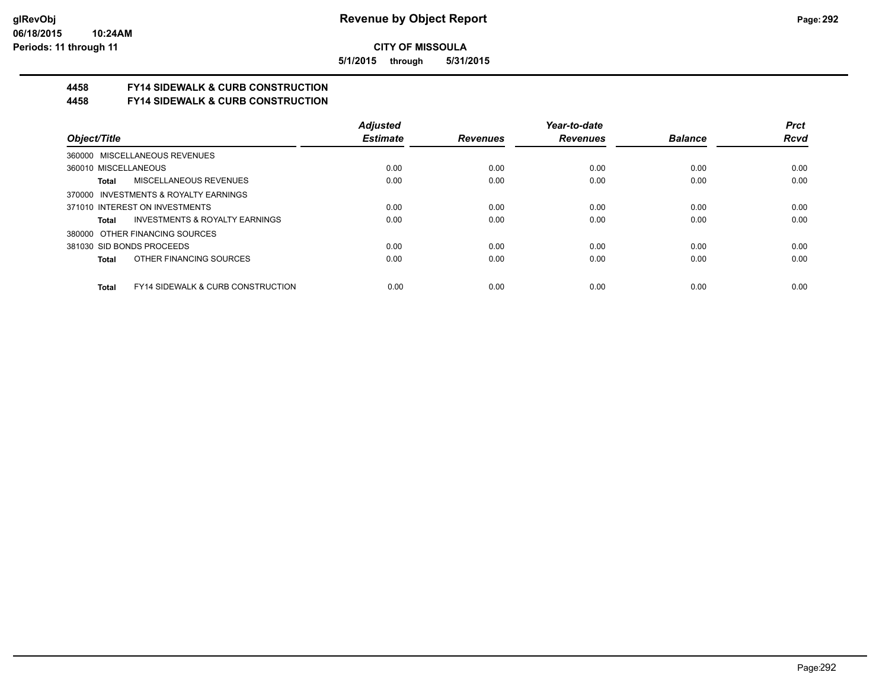**CITY OF MISSOULA**

**5/1/2015 through 5/31/2015**

## 4458 FY14 SIDEWALK & CURB CONSTRUCTION
## 4458 FY14 SIDEWALK & CURB CONSTRUCTION

| Object/Title | Adjusted Estimate | Revenues | Year-to-date Revenues | Balance | Prct Rcvd |
|---|---|---|---|---|---|
| 360000 MISCELLANEOUS REVENUES | | | | | |
| 360010 MISCELLANEOUS | 0.00 | 0.00 | 0.00 | 0.00 | 0.00 |
| **Total** MISCELLANEOUS REVENUES | 0.00 | 0.00 | 0.00 | 0.00 | 0.00 |
| 370000 INVESTMENTS & ROYALTY EARNINGS | | | | | |
| 371010 INTEREST ON INVESTMENTS | 0.00 | 0.00 | 0.00 | 0.00 | 0.00 |
| **Total** INVESTMENTS & ROYALTY EARNINGS | 0.00 | 0.00 | 0.00 | 0.00 | 0.00 |
| 380000 OTHER FINANCING SOURCES | | | | | |
| 381030 SID BONDS PROCEEDS | 0.00 | 0.00 | 0.00 | 0.00 | 0.00 |
| **Total** OTHER FINANCING SOURCES | 0.00 | 0.00 | 0.00 | 0.00 | 0.00 |
| **Total** FY14 SIDEWALK & CURB CONSTRUCTION | 0.00 | 0.00 | 0.00 | 0.00 | 0.00 |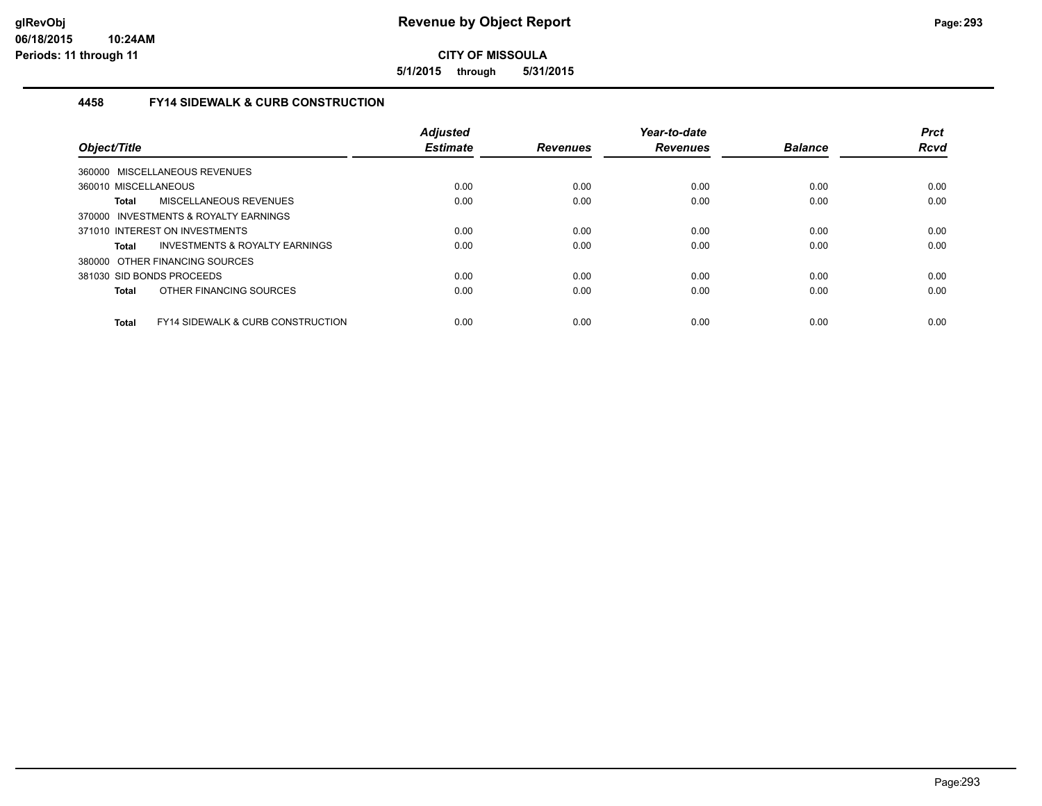# Revenue by Object Report

**CITY OF MISSOULA**

**5/1/2015 through 5/31/2015**

glRevObj
06/18/2015 10:24AM
Periods: 11 through 11

## 4458 FY14 SIDEWALK & CURB CONSTRUCTION

| Object/Title | | Adjusted Estimate | Revenues | Year-to-date Revenues | Balance | Prct Rcvd |
|---|---|---|---|---|---|---|
| 360000 MISCELLANEOUS REVENUES | | | | | | |
| 360010 MISCELLANEOUS | | 0.00 | 0.00 | 0.00 | 0.00 | 0.00 |
| **Total** | MISCELLANEOUS REVENUES | 0.00 | 0.00 | 0.00 | 0.00 | 0.00 |
| 370000 INVESTMENTS & ROYALTY EARNINGS | | | | | | |
| 371010 INTEREST ON INVESTMENTS | | 0.00 | 0.00 | 0.00 | 0.00 | 0.00 |
| **Total** | INVESTMENTS & ROYALTY EARNINGS | 0.00 | 0.00 | 0.00 | 0.00 | 0.00 |
| 380000 OTHER FINANCING SOURCES | | | | | | |
| 381030 SID BONDS PROCEEDS | | 0.00 | 0.00 | 0.00 | 0.00 | 0.00 |
| **Total** | OTHER FINANCING SOURCES | 0.00 | 0.00 | 0.00 | 0.00 | 0.00 |
| **Total** | FY14 SIDEWALK & CURB CONSTRUCTION | 0.00 | 0.00 | 0.00 | 0.00 | 0.00 |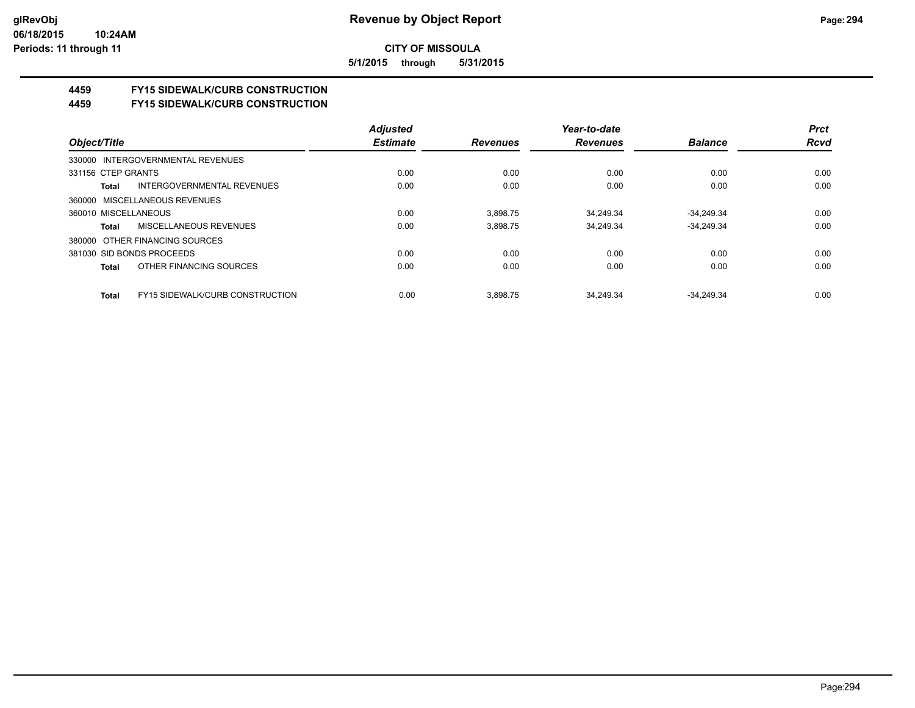**CITY OF MISSOULA**

**5/1/2015 through 5/31/2015**

## 4459 FY15 SIDEWALK/CURB CONSTRUCTION
## 4459 FY15 SIDEWALK/CURB CONSTRUCTION

| Object/Title | | Adjusted Estimate | Revenues | Year-to-date Revenues | Balance | Prct Rcvd |
|---|---|---|---|---|---|---|
| 330000 INTERGOVERNMENTAL REVENUES | | | | | | |
| 331156 CTEP GRANTS | | 0.00 | 0.00 | 0.00 | 0.00 | 0.00 |
| **Total** | INTERGOVERNMENTAL REVENUES | 0.00 | 0.00 | 0.00 | 0.00 | 0.00 |
| 360000 MISCELLANEOUS REVENUES | | | | | | |
| 360010 MISCELLANEOUS | | 0.00 | 3,898.75 | 34,249.34 | -34,249.34 | 0.00 |
| **Total** | MISCELLANEOUS REVENUES | 0.00 | 3,898.75 | 34,249.34 | -34,249.34 | 0.00 |
| 380000 OTHER FINANCING SOURCES | | | | | | |
| 381030 SID BONDS PROCEEDS | | 0.00 | 0.00 | 0.00 | 0.00 | 0.00 |
| **Total** | OTHER FINANCING SOURCES | 0.00 | 0.00 | 0.00 | 0.00 | 0.00 |
| **Total** | FY15 SIDEWALK/CURB CONSTRUCTION | 0.00 | 3,898.75 | 34,249.34 | -34,249.34 | 0.00 |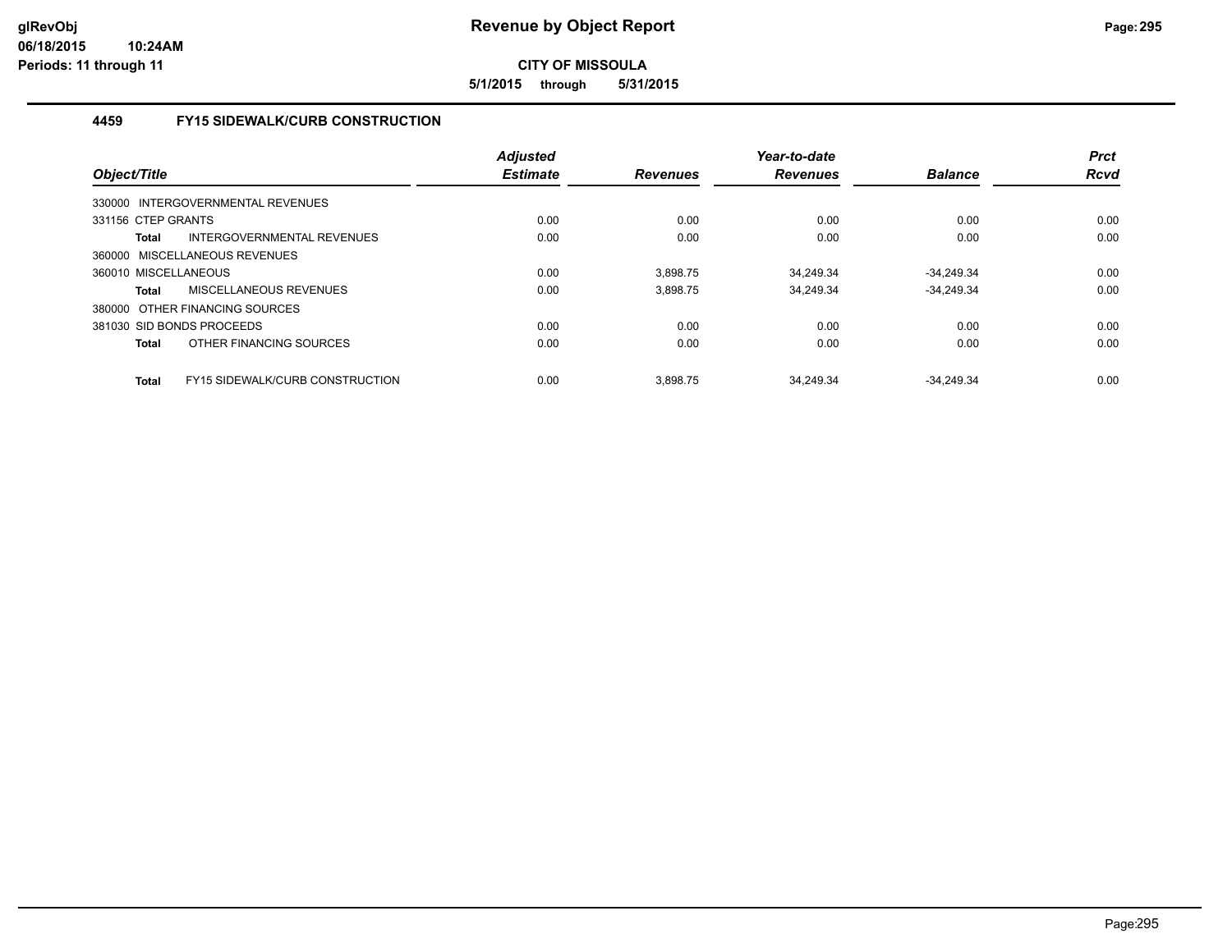# Revenue by Object Report

glRevObj
06/18/2015 10:24AM
Periods: 11 through 11

**CITY OF MISSOULA**

**5/1/2015 through 5/31/2015**

## 4459 FY15 SIDEWALK/CURB CONSTRUCTION

| Object/Title | | Adjusted Estimate | Revenues | Year-to-date Revenues | Balance | Prct Rcvd |
|---|---|---|---|---|---|---|
| 330000 INTERGOVERNMENTAL REVENUES | | | | | | |
| 331156 CTEP GRANTS | | 0.00 | 0.00 | 0.00 | 0.00 | 0.00 |
| **Total** | INTERGOVERNMENTAL REVENUES | 0.00 | 0.00 | 0.00 | 0.00 | 0.00 |
| 360000 MISCELLANEOUS REVENUES | | | | | | |
| 360010 MISCELLANEOUS | | 0.00 | 3,898.75 | 34,249.34 | -34,249.34 | 0.00 |
| **Total** | MISCELLANEOUS REVENUES | 0.00 | 3,898.75 | 34,249.34 | -34,249.34 | 0.00 |
| 380000 OTHER FINANCING SOURCES | | | | | | |
| 381030 SID BONDS PROCEEDS | | 0.00 | 0.00 | 0.00 | 0.00 | 0.00 |
| **Total** | OTHER FINANCING SOURCES | 0.00 | 0.00 | 0.00 | 0.00 | 0.00 |
| **Total** | FY15 SIDEWALK/CURB CONSTRUCTION | 0.00 | 3,898.75 | 34,249.34 | -34,249.34 | 0.00 |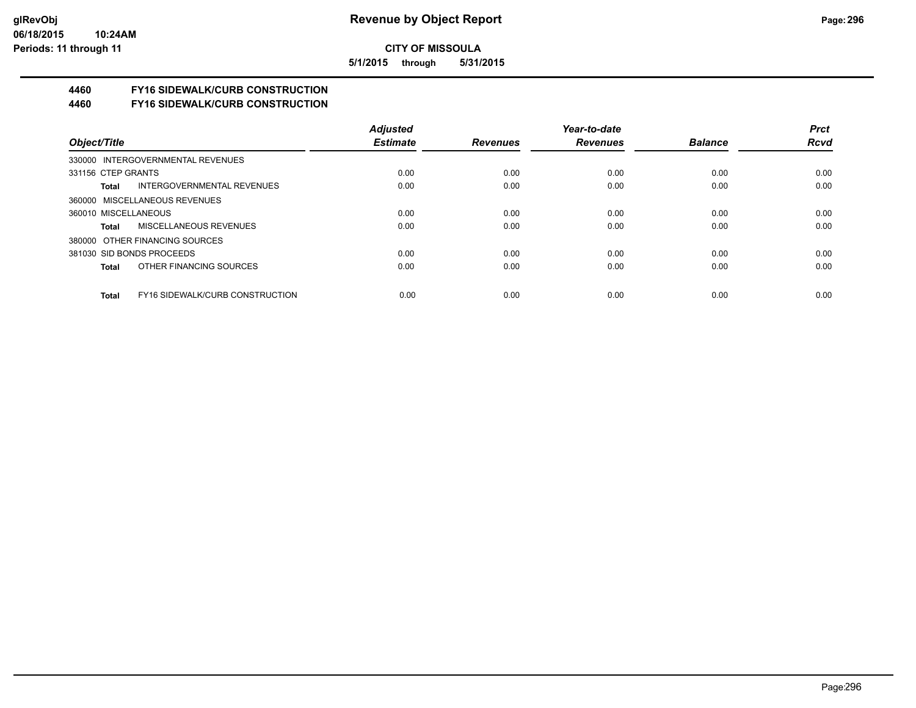**CITY OF MISSOULA**

**5/1/2015 through 5/31/2015**

## 4460 FY16 SIDEWALK/CURB CONSTRUCTION

## 4460 FY16 SIDEWALK/CURB CONSTRUCTION

| Object/Title | Adjusted Estimate | Revenues | Year-to-date Revenues | Balance | Prct Rcvd |
|---|---|---|---|---|---|
| 330000 INTERGOVERNMENTAL REVENUES | | | | | |
| 331156 CTEP GRANTS | 0.00 | 0.00 | 0.00 | 0.00 | 0.00 |
| **Total** INTERGOVERNMENTAL REVENUES | 0.00 | 0.00 | 0.00 | 0.00 | 0.00 |
| 360000 MISCELLANEOUS REVENUES | | | | | |
| 360010 MISCELLANEOUS | 0.00 | 0.00 | 0.00 | 0.00 | 0.00 |
| **Total** MISCELLANEOUS REVENUES | 0.00 | 0.00 | 0.00 | 0.00 | 0.00 |
| 380000 OTHER FINANCING SOURCES | | | | | |
| 381030 SID BONDS PROCEEDS | 0.00 | 0.00 | 0.00 | 0.00 | 0.00 |
| **Total** OTHER FINANCING SOURCES | 0.00 | 0.00 | 0.00 | 0.00 | 0.00 |
| **Total** FY16 SIDEWALK/CURB CONSTRUCTION | 0.00 | 0.00 | 0.00 | 0.00 | 0.00 |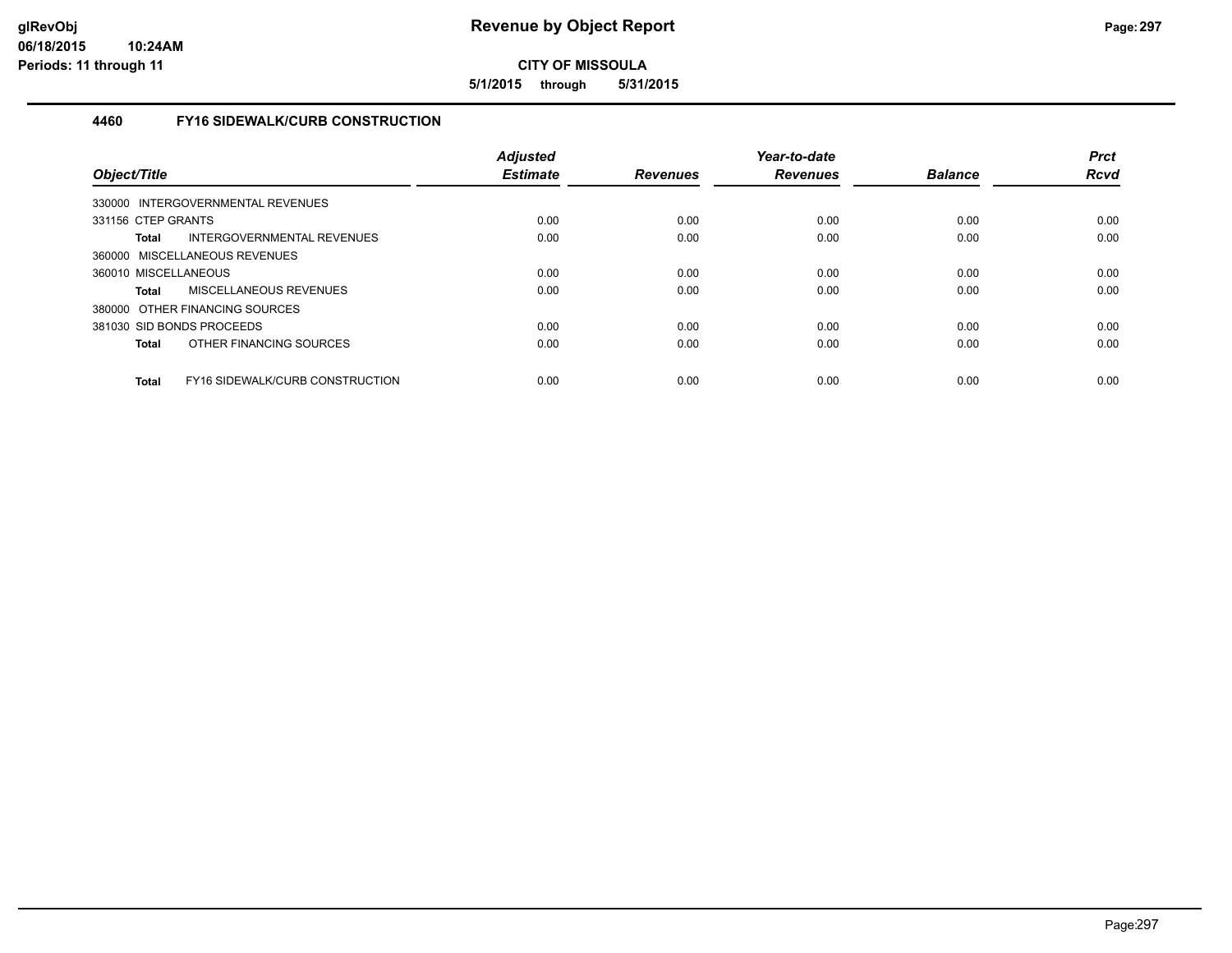# Revenue by Object Report

**CITY OF MISSOULA**

**5/1/2015 through 5/31/2015**

glRevObj
06/18/2015 10:24AM
Periods: 11 through 11

### 4460 FY16 SIDEWALK/CURB CONSTRUCTION

| Object/Title | | Adjusted Estimate | Revenues | Year-to-date Revenues | Balance | Prct Rcvd |
|---|---|---|---|---|---|---|
| 330000 INTERGOVERNMENTAL REVENUES | | | | | | |
| 331156 CTEP GRANTS | | 0.00 | 0.00 | 0.00 | 0.00 | 0.00 |
| **Total** | INTERGOVERNMENTAL REVENUES | 0.00 | 0.00 | 0.00 | 0.00 | 0.00 |
| 360000 MISCELLANEOUS REVENUES | | | | | | |
| 360010 MISCELLANEOUS | | 0.00 | 0.00 | 0.00 | 0.00 | 0.00 |
| **Total** | MISCELLANEOUS REVENUES | 0.00 | 0.00 | 0.00 | 0.00 | 0.00 |
| 380000 OTHER FINANCING SOURCES | | | | | | |
| 381030 SID BONDS PROCEEDS | | 0.00 | 0.00 | 0.00 | 0.00 | 0.00 |
| **Total** | OTHER FINANCING SOURCES | 0.00 | 0.00 | 0.00 | 0.00 | 0.00 |
| **Total** | FY16 SIDEWALK/CURB CONSTRUCTION | 0.00 | 0.00 | 0.00 | 0.00 | 0.00 |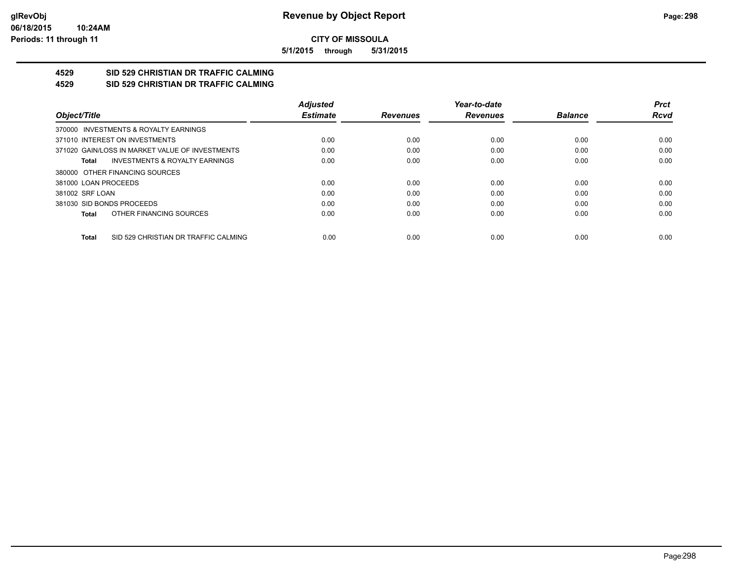**CITY OF MISSOULA**

**5/1/2015 through 5/31/2015**

## 4529 SID 529 CHRISTIAN DR TRAFFIC CALMING
## 4529 SID 529 CHRISTIAN DR TRAFFIC CALMING

| Object/Title | Adjusted Estimate | Revenues | Year-to-date Revenues | Balance | Prct Rcvd |
|---|---|---|---|---|---|
| 370000 INVESTMENTS & ROYALTY EARNINGS | | | | | |
| 371010 INTEREST ON INVESTMENTS | 0.00 | 0.00 | 0.00 | 0.00 | 0.00 |
| 371020 GAIN/LOSS IN MARKET VALUE OF INVESTMENTS | 0.00 | 0.00 | 0.00 | 0.00 | 0.00 |
| **Total** INVESTMENTS & ROYALTY EARNINGS | 0.00 | 0.00 | 0.00 | 0.00 | 0.00 |
| 380000 OTHER FINANCING SOURCES | | | | | |
| 381000 LOAN PROCEEDS | 0.00 | 0.00 | 0.00 | 0.00 | 0.00 |
| 381002 SRF LOAN | 0.00 | 0.00 | 0.00 | 0.00 | 0.00 |
| 381030 SID BONDS PROCEEDS | 0.00 | 0.00 | 0.00 | 0.00 | 0.00 |
| **Total** OTHER FINANCING SOURCES | 0.00 | 0.00 | 0.00 | 0.00 | 0.00 |
| **Total** SID 529 CHRISTIAN DR TRAFFIC CALMING | 0.00 | 0.00 | 0.00 | 0.00 | 0.00 |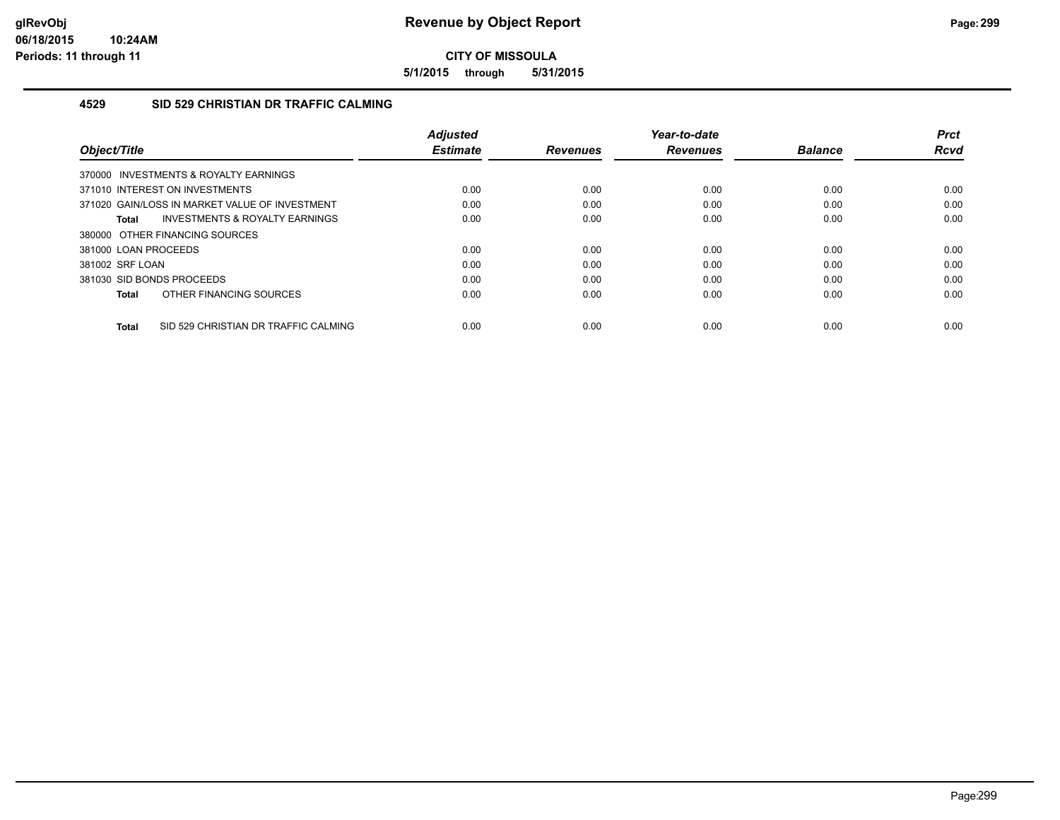**CITY OF MISSOULA**

**5/1/2015 through 5/31/2015**

## 4529 SID 529 CHRISTIAN DR TRAFFIC CALMING

| Object/Title | Adjusted Estimate | Revenues | Year-to-date Revenues | Balance | Prct Rcvd |
|---|---|---|---|---|---|
| 370000 INVESTMENTS & ROYALTY EARNINGS | | | | | |
| 371010 INTEREST ON INVESTMENTS | 0.00 | 0.00 | 0.00 | 0.00 | 0.00 |
| 371020 GAIN/LOSS IN MARKET VALUE OF INVESTMENT | 0.00 | 0.00 | 0.00 | 0.00 | 0.00 |
| **Total** INVESTMENTS & ROYALTY EARNINGS | 0.00 | 0.00 | 0.00 | 0.00 | 0.00 |
| 380000 OTHER FINANCING SOURCES | | | | | |
| 381000 LOAN PROCEEDS | 0.00 | 0.00 | 0.00 | 0.00 | 0.00 |
| 381002 SRF LOAN | 0.00 | 0.00 | 0.00 | 0.00 | 0.00 |
| 381030 SID BONDS PROCEEDS | 0.00 | 0.00 | 0.00 | 0.00 | 0.00 |
| **Total** OTHER FINANCING SOURCES | 0.00 | 0.00 | 0.00 | 0.00 | 0.00 |
| **Total** SID 529 CHRISTIAN DR TRAFFIC CALMING | 0.00 | 0.00 | 0.00 | 0.00 | 0.00 |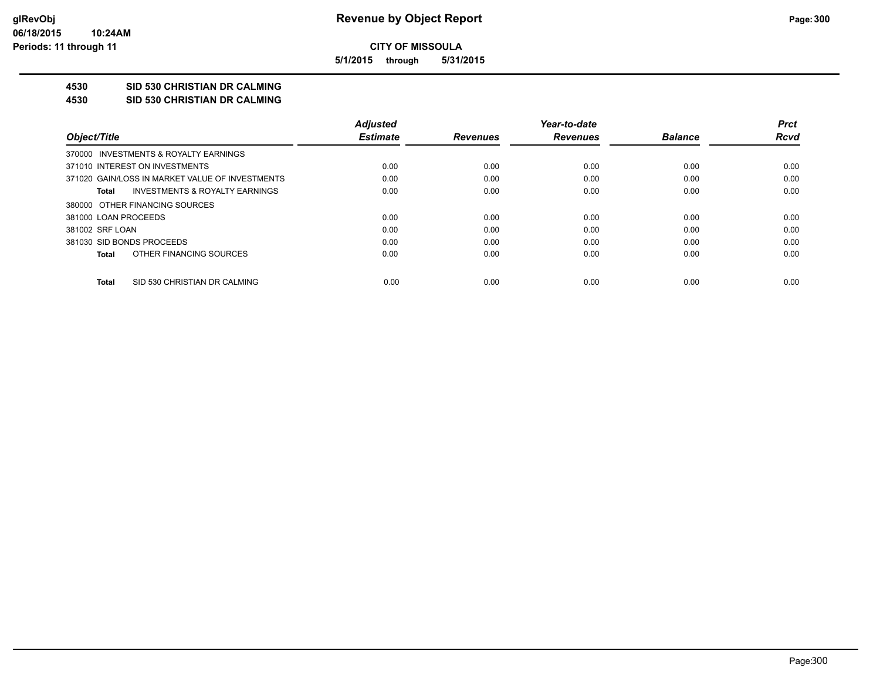**CITY OF MISSOULA**

**5/1/2015 through 5/31/2015**

**4530 SID 530 CHRISTIAN DR CALMING**

**4530 SID 530 CHRISTIAN DR CALMING**

| Object/Title | Adjusted Estimate | Revenues | Year-to-date Revenues | Balance | Prct Rcvd |
|---|---|---|---|---|---|
| 370000 INVESTMENTS & ROYALTY EARNINGS | | | | | |
| 371010 INTEREST ON INVESTMENTS | 0.00 | 0.00 | 0.00 | 0.00 | 0.00 |
| 371020 GAIN/LOSS IN MARKET VALUE OF INVESTMENTS | 0.00 | 0.00 | 0.00 | 0.00 | 0.00 |
| **Total** INVESTMENTS & ROYALTY EARNINGS | 0.00 | 0.00 | 0.00 | 0.00 | 0.00 |
| 380000 OTHER FINANCING SOURCES | | | | | |
| 381000 LOAN PROCEEDS | 0.00 | 0.00 | 0.00 | 0.00 | 0.00 |
| 381002 SRF LOAN | 0.00 | 0.00 | 0.00 | 0.00 | 0.00 |
| 381030 SID BONDS PROCEEDS | 0.00 | 0.00 | 0.00 | 0.00 | 0.00 |
| **Total** OTHER FINANCING SOURCES | 0.00 | 0.00 | 0.00 | 0.00 | 0.00 |
| **Total** SID 530 CHRISTIAN DR CALMING | 0.00 | 0.00 | 0.00 | 0.00 | 0.00 |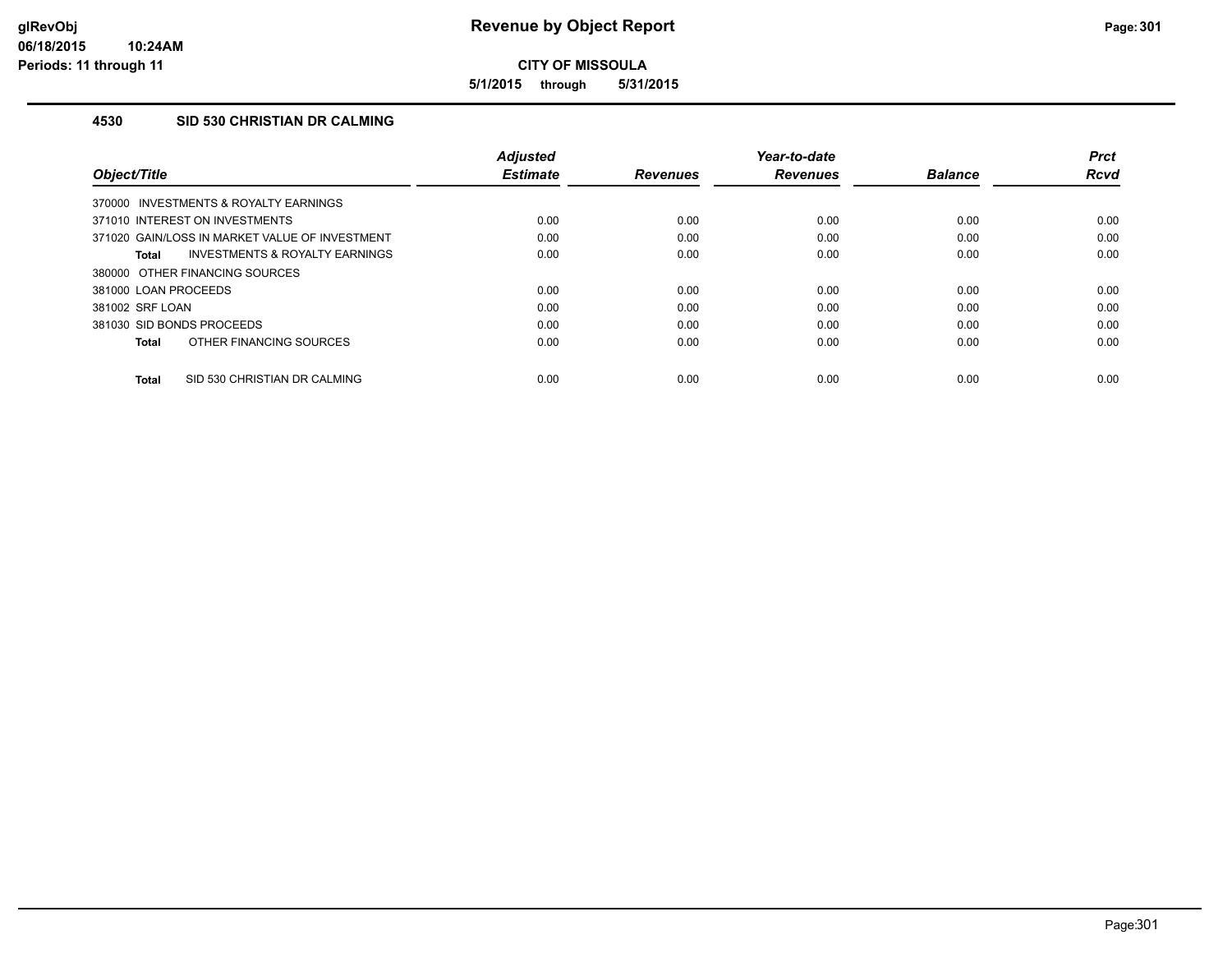# Revenue by Object Report

**CITY OF MISSOULA**

**5/1/2015 through 5/31/2015**

glRevObj
06/18/2015 10:24AM
Periods: 11 through 11

## 4530 SID 530 CHRISTIAN DR CALMING

| Object/Title | Adjusted Estimate | Revenues | Year-to-date Revenues | Balance | Prct Rcvd |
|---|---|---|---|---|---|
| 370000 INVESTMENTS & ROYALTY EARNINGS | | | | | |
| 371010 INTEREST ON INVESTMENTS | 0.00 | 0.00 | 0.00 | 0.00 | 0.00 |
| 371020 GAIN/LOSS IN MARKET VALUE OF INVESTMENT | 0.00 | 0.00 | 0.00 | 0.00 | 0.00 |
| **Total** INVESTMENTS & ROYALTY EARNINGS | 0.00 | 0.00 | 0.00 | 0.00 | 0.00 |
| 380000 OTHER FINANCING SOURCES | | | | | |
| 381000 LOAN PROCEEDS | 0.00 | 0.00 | 0.00 | 0.00 | 0.00 |
| 381002 SRF LOAN | 0.00 | 0.00 | 0.00 | 0.00 | 0.00 |
| 381030 SID BONDS PROCEEDS | 0.00 | 0.00 | 0.00 | 0.00 | 0.00 |
| **Total** OTHER FINANCING SOURCES | 0.00 | 0.00 | 0.00 | 0.00 | 0.00 |
| **Total** SID 530 CHRISTIAN DR CALMING | 0.00 | 0.00 | 0.00 | 0.00 | 0.00 |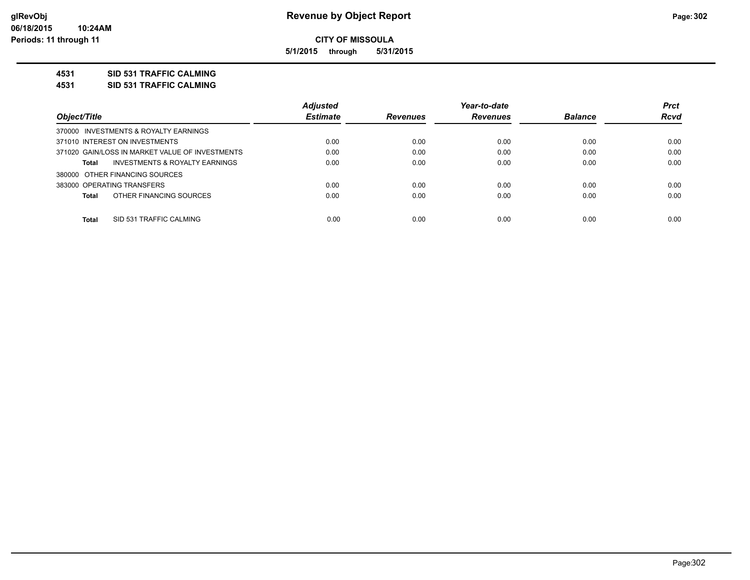**glRevObj**
**06/18/2015 10:24AM**
**Periods: 11 through 11**

# Revenue by Object Report

**CITY OF MISSOULA**

**5/1/2015 through 5/31/2015**

**4531 SID 531 TRAFFIC CALMING**

**4531 SID 531 TRAFFIC CALMING**

| Object/Title | Adjusted Estimate | Revenues | Year-to-date Revenues | Balance | Prct Rcvd |
|---|---|---|---|---|---|
| 370000 INVESTMENTS & ROYALTY EARNINGS | | | | | |
| 371010 INTEREST ON INVESTMENTS | 0.00 | 0.00 | 0.00 | 0.00 | 0.00 |
| 371020 GAIN/LOSS IN MARKET VALUE OF INVESTMENTS | 0.00 | 0.00 | 0.00 | 0.00 | 0.00 |
| **Total** INVESTMENTS & ROYALTY EARNINGS | 0.00 | 0.00 | 0.00 | 0.00 | 0.00 |
| 380000 OTHER FINANCING SOURCES | | | | | |
| 383000 OPERATING TRANSFERS | 0.00 | 0.00 | 0.00 | 0.00 | 0.00 |
| **Total** OTHER FINANCING SOURCES | 0.00 | 0.00 | 0.00 | 0.00 | 0.00 |
| **Total** SID 531 TRAFFIC CALMING | 0.00 | 0.00 | 0.00 | 0.00 | 0.00 |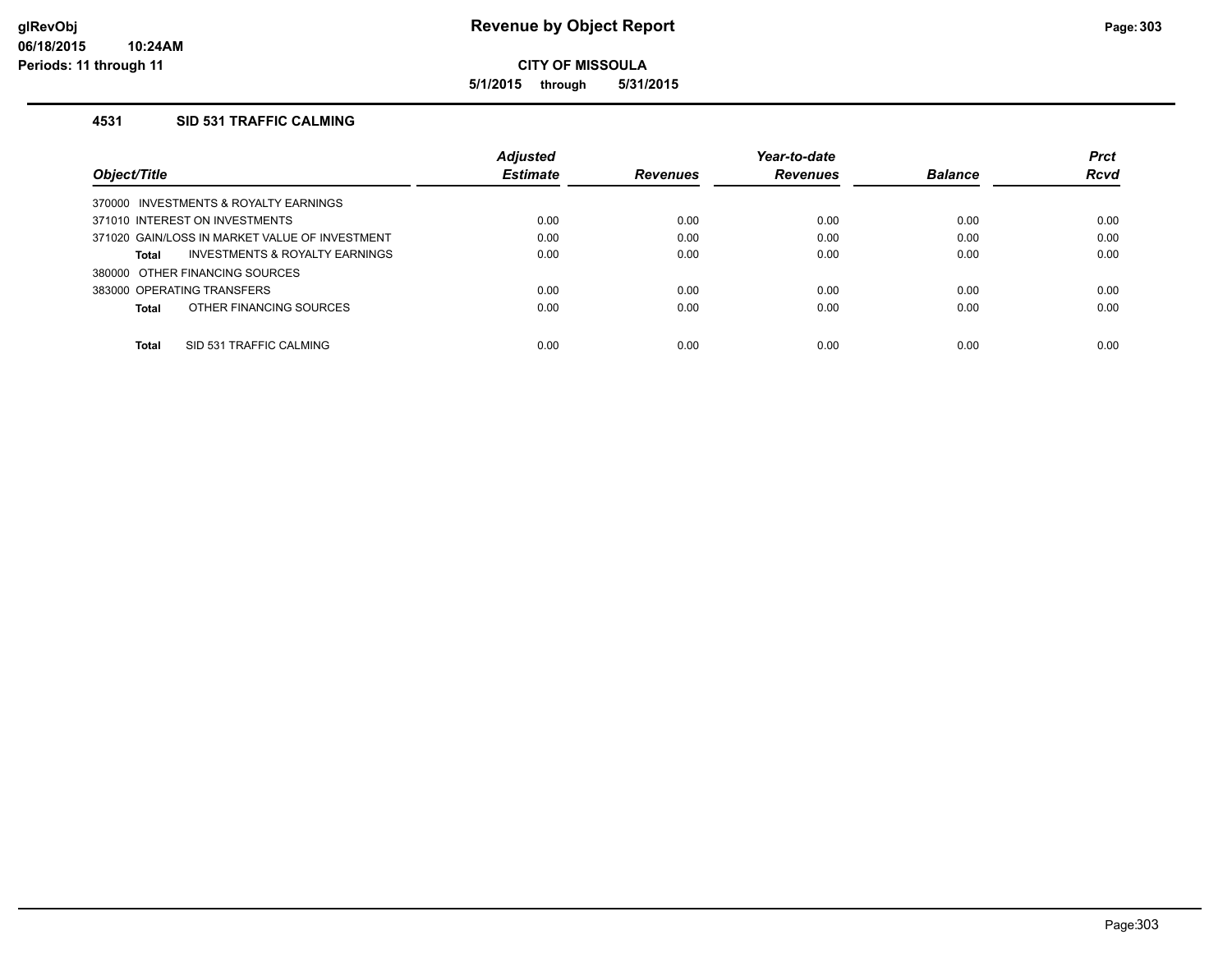# Revenue by Object Report

glRevObj
06/18/2015 10:24AM
Periods: 11 through 11

**CITY OF MISSOULA**

**5/1/2015 through 5/31/2015**

### 4531 SID 531 TRAFFIC CALMING

| Object/Title | Adjusted Estimate | Revenues | Year-to-date Revenues | Balance | Prct Rcvd |
|---|---|---|---|---|---|
| 370000 INVESTMENTS & ROYALTY EARNINGS | | | | | |
| 371010 INTEREST ON INVESTMENTS | 0.00 | 0.00 | 0.00 | 0.00 | 0.00 |
| 371020 GAIN/LOSS IN MARKET VALUE OF INVESTMENT | 0.00 | 0.00 | 0.00 | 0.00 | 0.00 |
| **Total** INVESTMENTS & ROYALTY EARNINGS | 0.00 | 0.00 | 0.00 | 0.00 | 0.00 |
| 380000 OTHER FINANCING SOURCES | | | | | |
| 383000 OPERATING TRANSFERS | 0.00 | 0.00 | 0.00 | 0.00 | 0.00 |
| **Total** OTHER FINANCING SOURCES | 0.00 | 0.00 | 0.00 | 0.00 | 0.00 |
| **Total** SID 531 TRAFFIC CALMING | 0.00 | 0.00 | 0.00 | 0.00 | 0.00 |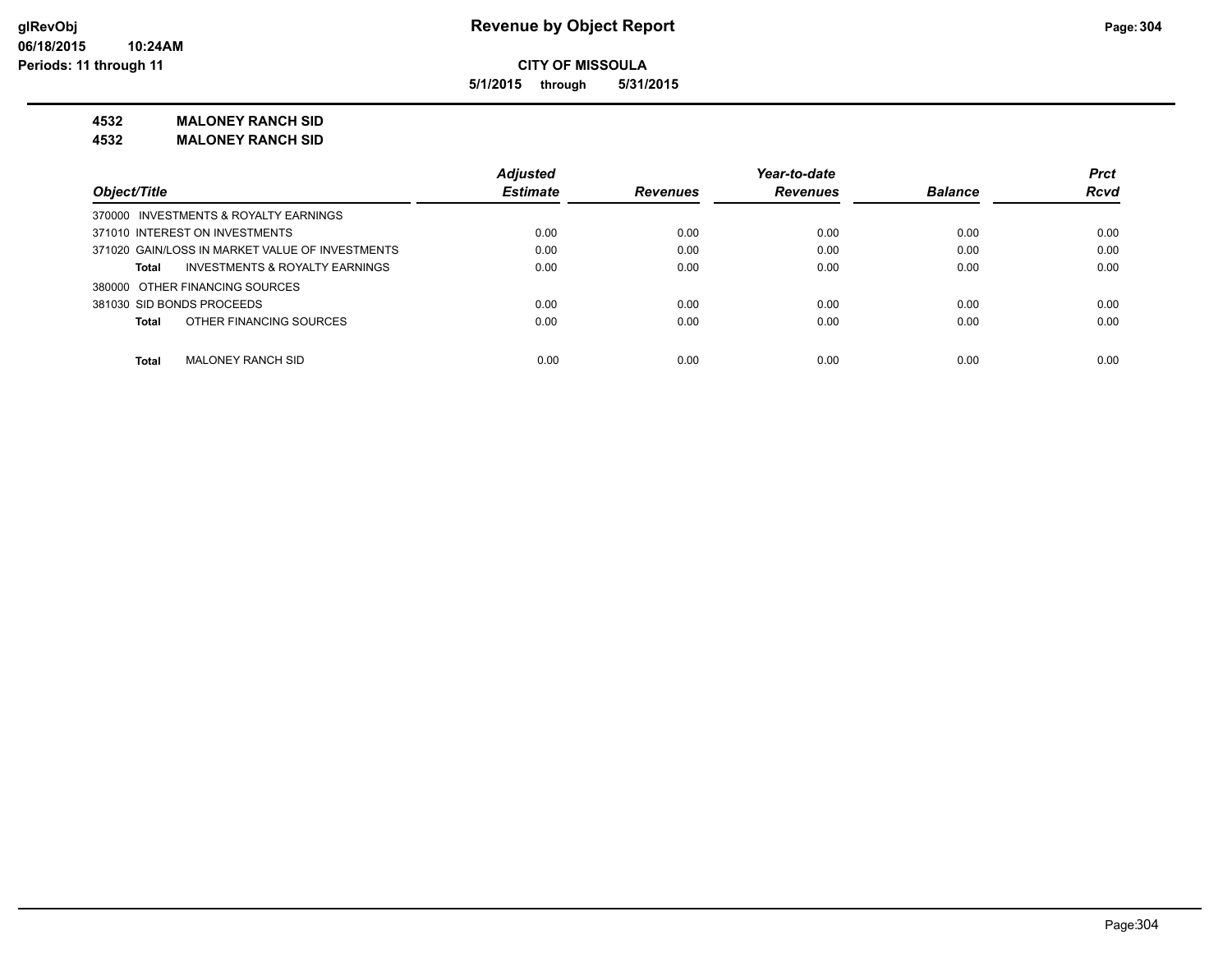# Revenue by Object Report

**CITY OF MISSOULA**

**5/1/2015 through 5/31/2015**

glRevObj
06/18/2015 10:24AM
Periods: 11 through 11

**4532 MALONEY RANCH SID**
**4532 MALONEY RANCH SID**

| Object/Title | Adjusted Estimate | Revenues | Year-to-date Revenues | Balance | Prct Rcvd |
|---|---|---|---|---|---|
| 370000 INVESTMENTS & ROYALTY EARNINGS | | | | | |
| 371010 INTEREST ON INVESTMENTS | 0.00 | 0.00 | 0.00 | 0.00 | 0.00 |
| 371020 GAIN/LOSS IN MARKET VALUE OF INVESTMENTS | 0.00 | 0.00 | 0.00 | 0.00 | 0.00 |
| **Total** INVESTMENTS & ROYALTY EARNINGS | 0.00 | 0.00 | 0.00 | 0.00 | 0.00 |
| 380000 OTHER FINANCING SOURCES | | | | | |
| 381030 SID BONDS PROCEEDS | 0.00 | 0.00 | 0.00 | 0.00 | 0.00 |
| **Total** OTHER FINANCING SOURCES | 0.00 | 0.00 | 0.00 | 0.00 | 0.00 |
| **Total** MALONEY RANCH SID | 0.00 | 0.00 | 0.00 | 0.00 | 0.00 |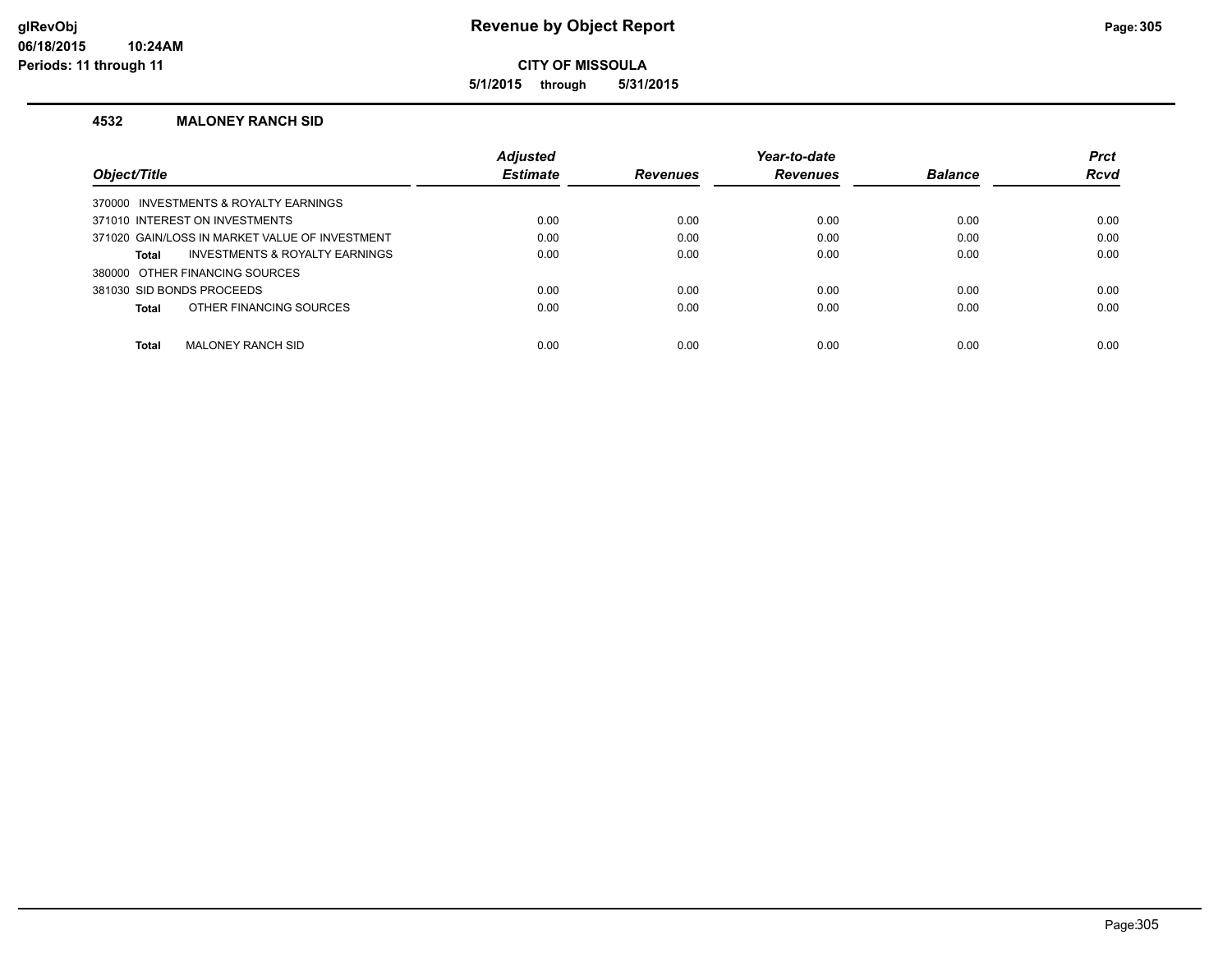# Revenue by Object Report

glRevObj
06/18/2015 10:24AM
Periods: 11 through 11

**CITY OF MISSOULA**

**5/1/2015 through 5/31/2015**

## 4532 MALONEY RANCH SID

| Object/Title | Adjusted Estimate | Revenues | Year-to-date Revenues | Balance | Prct Rcvd |
|---|---|---|---|---|---|
| 370000 INVESTMENTS & ROYALTY EARNINGS | | | | | |
| 371010 INTEREST ON INVESTMENTS | 0.00 | 0.00 | 0.00 | 0.00 | 0.00 |
| 371020 GAIN/LOSS IN MARKET VALUE OF INVESTMENT | 0.00 | 0.00 | 0.00 | 0.00 | 0.00 |
| **Total** INVESTMENTS & ROYALTY EARNINGS | 0.00 | 0.00 | 0.00 | 0.00 | 0.00 |
| 380000 OTHER FINANCING SOURCES | | | | | |
| 381030 SID BONDS PROCEEDS | 0.00 | 0.00 | 0.00 | 0.00 | 0.00 |
| **Total** OTHER FINANCING SOURCES | 0.00 | 0.00 | 0.00 | 0.00 | 0.00 |
| **Total** MALONEY RANCH SID | 0.00 | 0.00 | 0.00 | 0.00 | 0.00 |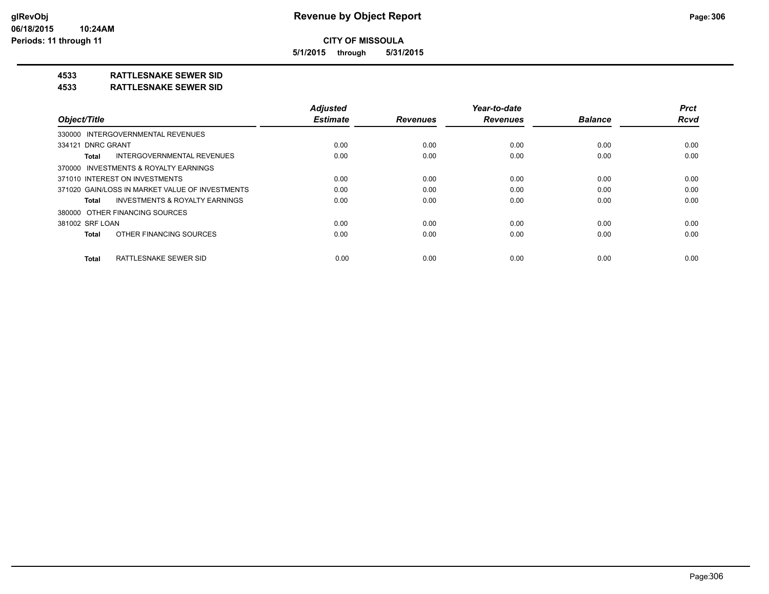# Revenue by Object Report

**CITY OF MISSOULA**

**5/1/2015 through 5/31/2015**

**4533 RATTLESNAKE SEWER SID**

**4533 RATTLESNAKE SEWER SID**

| Object/Title | Adjusted Estimate | Revenues | Year-to-date Revenues | Balance | Prct Rcvd |
|---|---|---|---|---|---|
| 330000 INTERGOVERNMENTAL REVENUES | | | | | |
| 334121 DNRC GRANT | 0.00 | 0.00 | 0.00 | 0.00 | 0.00 |
| **Total** INTERGOVERNMENTAL REVENUES | 0.00 | 0.00 | 0.00 | 0.00 | 0.00 |
| 370000 INVESTMENTS & ROYALTY EARNINGS | | | | | |
| 371010 INTEREST ON INVESTMENTS | 0.00 | 0.00 | 0.00 | 0.00 | 0.00 |
| 371020 GAIN/LOSS IN MARKET VALUE OF INVESTMENTS | 0.00 | 0.00 | 0.00 | 0.00 | 0.00 |
| **Total** INVESTMENTS & ROYALTY EARNINGS | 0.00 | 0.00 | 0.00 | 0.00 | 0.00 |
| 380000 OTHER FINANCING SOURCES | | | | | |
| 381002 SRF LOAN | 0.00 | 0.00 | 0.00 | 0.00 | 0.00 |
| **Total** OTHER FINANCING SOURCES | 0.00 | 0.00 | 0.00 | 0.00 | 0.00 |
| **Total** RATTLESNAKE SEWER SID | 0.00 | 0.00 | 0.00 | 0.00 | 0.00 |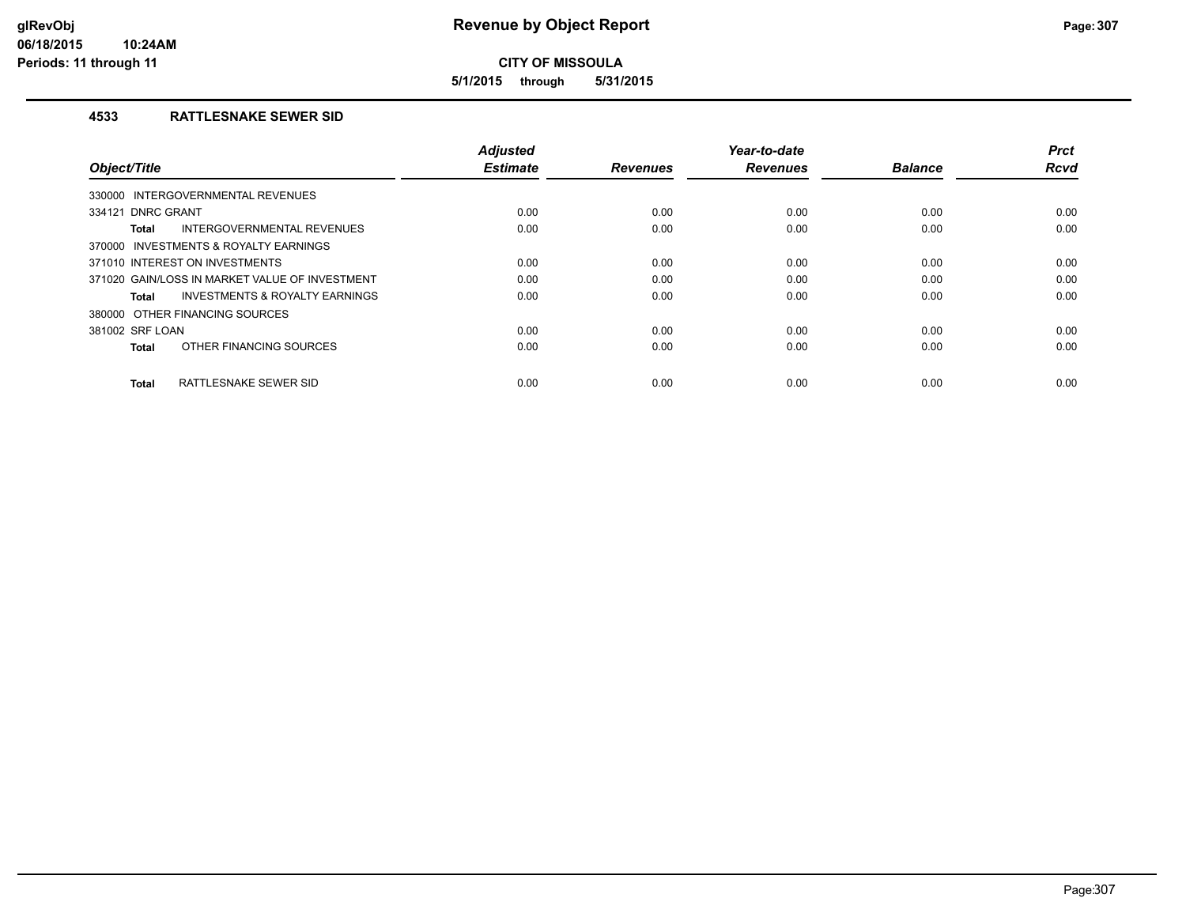**glRevObj**
**06/18/2015 10:24AM**
**Periods: 11 through 11**

# Revenue by Object Report

**CITY OF MISSOULA**

**5/1/2015 through 5/31/2015**

## 4533 RATTLESNAKE SEWER SID

| Object/Title | Adjusted Estimate | Revenues | Year-to-date Revenues | Balance | Prct Rcvd |
|---|---|---|---|---|---|
| 330000 INTERGOVERNMENTAL REVENUES | | | | | |
| 334121 DNRC GRANT | 0.00 | 0.00 | 0.00 | 0.00 | 0.00 |
| **Total** INTERGOVERNMENTAL REVENUES | 0.00 | 0.00 | 0.00 | 0.00 | 0.00 |
| 370000 INVESTMENTS & ROYALTY EARNINGS | | | | | |
| 371010 INTEREST ON INVESTMENTS | 0.00 | 0.00 | 0.00 | 0.00 | 0.00 |
| 371020 GAIN/LOSS IN MARKET VALUE OF INVESTMENT | 0.00 | 0.00 | 0.00 | 0.00 | 0.00 |
| **Total** INVESTMENTS & ROYALTY EARNINGS | 0.00 | 0.00 | 0.00 | 0.00 | 0.00 |
| 380000 OTHER FINANCING SOURCES | | | | | |
| 381002 SRF LOAN | 0.00 | 0.00 | 0.00 | 0.00 | 0.00 |
| **Total** OTHER FINANCING SOURCES | 0.00 | 0.00 | 0.00 | 0.00 | 0.00 |
| **Total** RATTLESNAKE SEWER SID | 0.00 | 0.00 | 0.00 | 0.00 | 0.00 |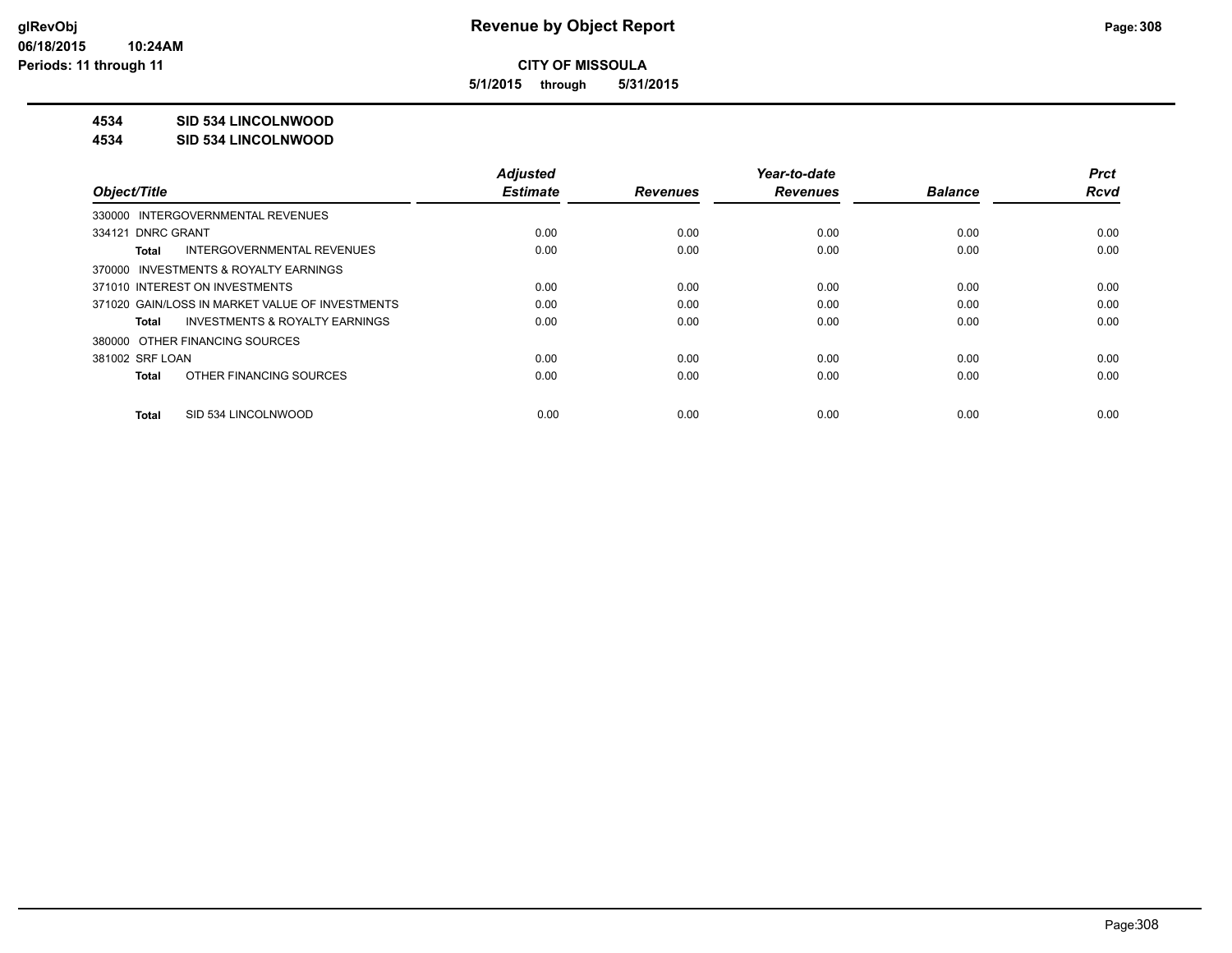**CITY OF MISSOULA**

**5/1/2015 through 5/31/2015**

## 4534 SID 534 LINCOLNWOOD

## 4534 SID 534 LINCOLNWOOD

| Object/Title | Adjusted Estimate | Revenues | Year-to-date Revenues | Balance | Prct Rcvd |
|---|---|---|---|---|---|
| 330000 INTERGOVERNMENTAL REVENUES | | | | | |
| 334121 DNRC GRANT | 0.00 | 0.00 | 0.00 | 0.00 | 0.00 |
| **Total** INTERGOVERNMENTAL REVENUES | 0.00 | 0.00 | 0.00 | 0.00 | 0.00 |
| 370000 INVESTMENTS & ROYALTY EARNINGS | | | | | |
| 371010 INTEREST ON INVESTMENTS | 0.00 | 0.00 | 0.00 | 0.00 | 0.00 |
| 371020 GAIN/LOSS IN MARKET VALUE OF INVESTMENTS | 0.00 | 0.00 | 0.00 | 0.00 | 0.00 |
| **Total** INVESTMENTS & ROYALTY EARNINGS | 0.00 | 0.00 | 0.00 | 0.00 | 0.00 |
| 380000 OTHER FINANCING SOURCES | | | | | |
| 381002 SRF LOAN | 0.00 | 0.00 | 0.00 | 0.00 | 0.00 |
| **Total** OTHER FINANCING SOURCES | 0.00 | 0.00 | 0.00 | 0.00 | 0.00 |
| **Total** SID 534 LINCOLNWOOD | 0.00 | 0.00 | 0.00 | 0.00 | 0.00 |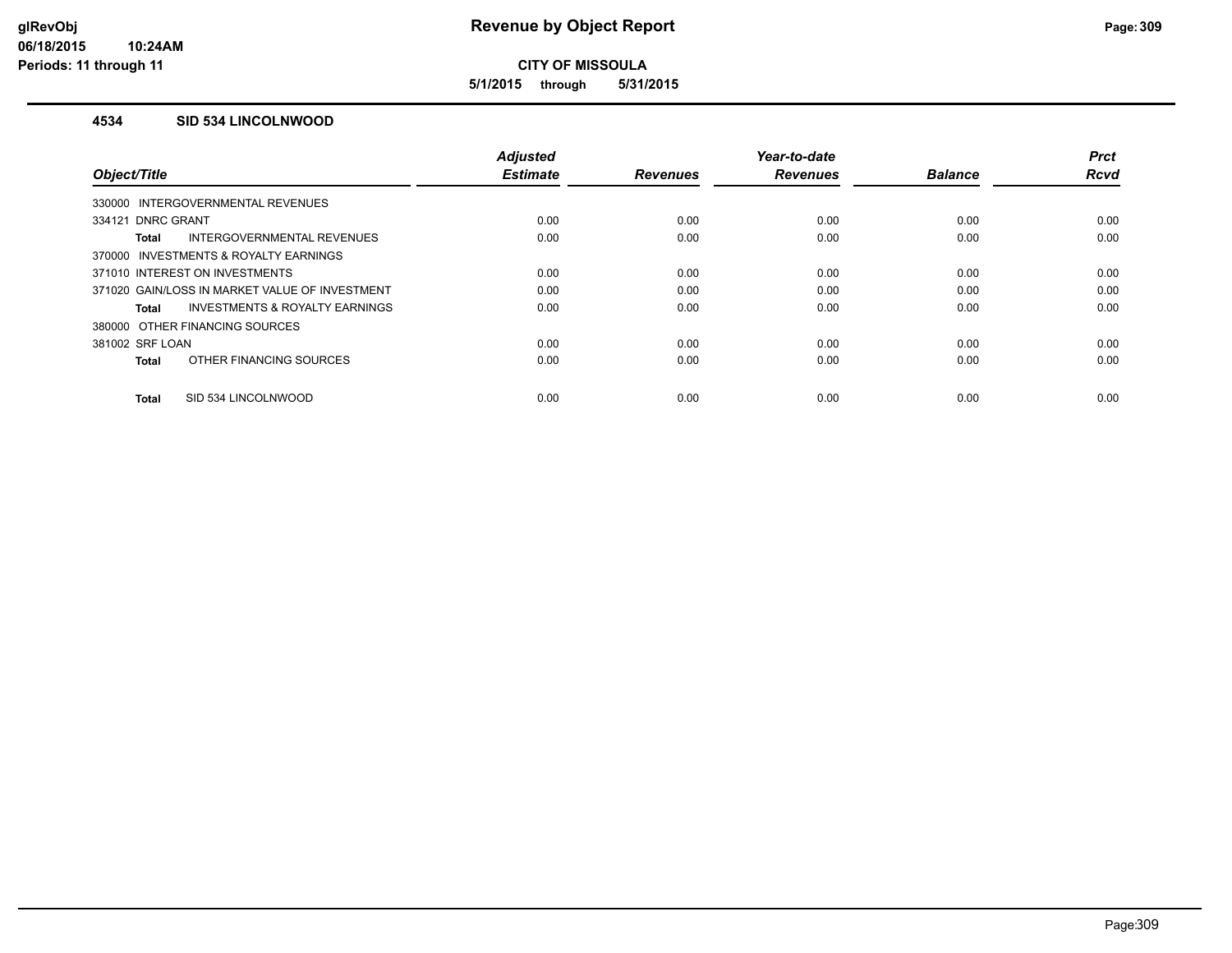# Revenue by Object Report

**CITY OF MISSOULA**

**5/1/2015 through 5/31/2015**

glRevObj
06/18/2015 10:24AM
Periods: 11 through 11

## 4534 SID 534 LINCOLNWOOD

| Object/Title | Adjusted Estimate | Revenues | Year-to-date Revenues | Balance | Prct Rcvd |
|---|---|---|---|---|---|
| 330000 INTERGOVERNMENTAL REVENUES | | | | | |
| 334121 DNRC GRANT | 0.00 | 0.00 | 0.00 | 0.00 | 0.00 |
| **Total** INTERGOVERNMENTAL REVENUES | 0.00 | 0.00 | 0.00 | 0.00 | 0.00 |
| 370000 INVESTMENTS & ROYALTY EARNINGS | | | | | |
| 371010 INTEREST ON INVESTMENTS | 0.00 | 0.00 | 0.00 | 0.00 | 0.00 |
| 371020 GAIN/LOSS IN MARKET VALUE OF INVESTMENT | 0.00 | 0.00 | 0.00 | 0.00 | 0.00 |
| **Total** INVESTMENTS & ROYALTY EARNINGS | 0.00 | 0.00 | 0.00 | 0.00 | 0.00 |
| 380000 OTHER FINANCING SOURCES | | | | | |
| 381002 SRF LOAN | 0.00 | 0.00 | 0.00 | 0.00 | 0.00 |
| **Total** OTHER FINANCING SOURCES | 0.00 | 0.00 | 0.00 | 0.00 | 0.00 |
| **Total** SID 534 LINCOLNWOOD | 0.00 | 0.00 | 0.00 | 0.00 | 0.00 |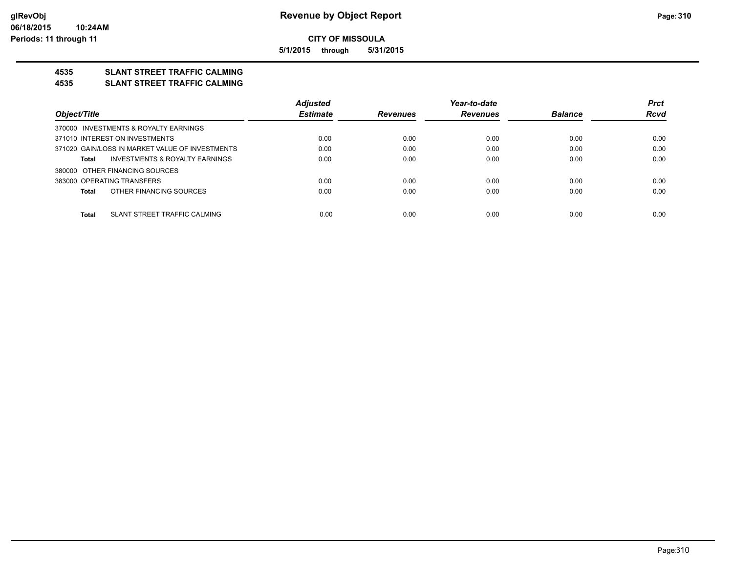**CITY OF MISSOULA**

**5/1/2015 through 5/31/2015**

# 4535 SLANT STREET TRAFFIC CALMING

## 4535 SLANT STREET TRAFFIC CALMING

| Object/Title | Adjusted Estimate | Revenues | Year-to-date Revenues | Balance | Prct Rcvd |
|---|---|---|---|---|---|
| 370000 INVESTMENTS & ROYALTY EARNINGS | | | | | |
| 371010 INTEREST ON INVESTMENTS | 0.00 | 0.00 | 0.00 | 0.00 | 0.00 |
| 371020 GAIN/LOSS IN MARKET VALUE OF INVESTMENTS | 0.00 | 0.00 | 0.00 | 0.00 | 0.00 |
| **Total** INVESTMENTS & ROYALTY EARNINGS | 0.00 | 0.00 | 0.00 | 0.00 | 0.00 |
| 380000 OTHER FINANCING SOURCES | | | | | |
| 383000 OPERATING TRANSFERS | 0.00 | 0.00 | 0.00 | 0.00 | 0.00 |
| **Total** OTHER FINANCING SOURCES | 0.00 | 0.00 | 0.00 | 0.00 | 0.00 |
| **Total** SLANT STREET TRAFFIC CALMING | 0.00 | 0.00 | 0.00 | 0.00 | 0.00 |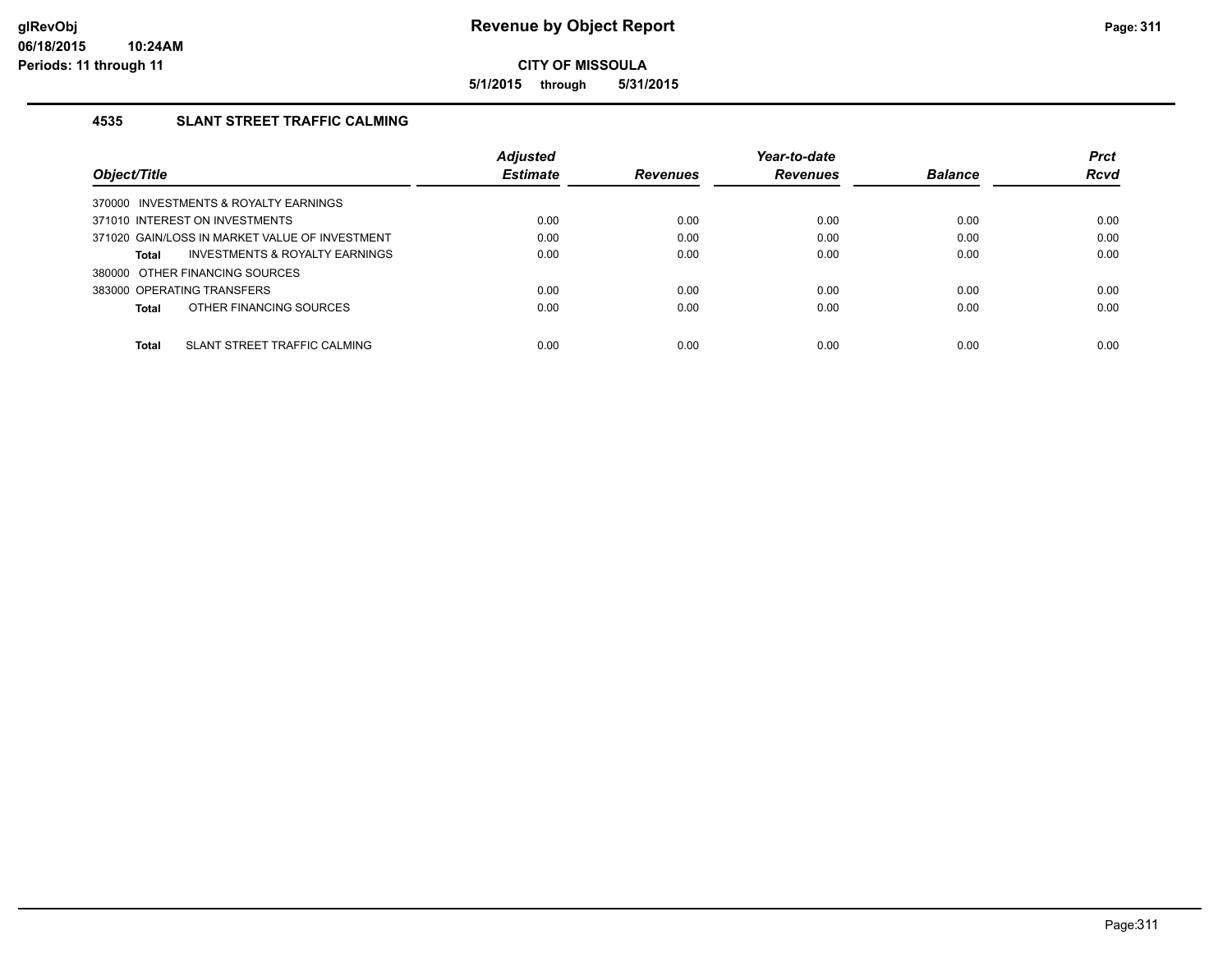# Revenue by Object Report

**CITY OF MISSOULA**

**5/1/2015 through 5/31/2015**

glRevObj
06/18/2015 10:24AM
Periods: 11 through 11

### 4535 SLANT STREET TRAFFIC CALMING

| Object/Title | Adjusted Estimate | Revenues | Year-to-date Revenues | Balance | Prct Rcvd |
|---|---|---|---|---|---|
| 370000 INVESTMENTS & ROYALTY EARNINGS | | | | | |
| 371010 INTEREST ON INVESTMENTS | 0.00 | 0.00 | 0.00 | 0.00 | 0.00 |
| 371020 GAIN/LOSS IN MARKET VALUE OF INVESTMENT | 0.00 | 0.00 | 0.00 | 0.00 | 0.00 |
| **Total** INVESTMENTS & ROYALTY EARNINGS | 0.00 | 0.00 | 0.00 | 0.00 | 0.00 |
| 380000 OTHER FINANCING SOURCES | | | | | |
| 383000 OPERATING TRANSFERS | 0.00 | 0.00 | 0.00 | 0.00 | 0.00 |
| **Total** OTHER FINANCING SOURCES | 0.00 | 0.00 | 0.00 | 0.00 | 0.00 |
| **Total** SLANT STREET TRAFFIC CALMING | 0.00 | 0.00 | 0.00 | 0.00 | 0.00 |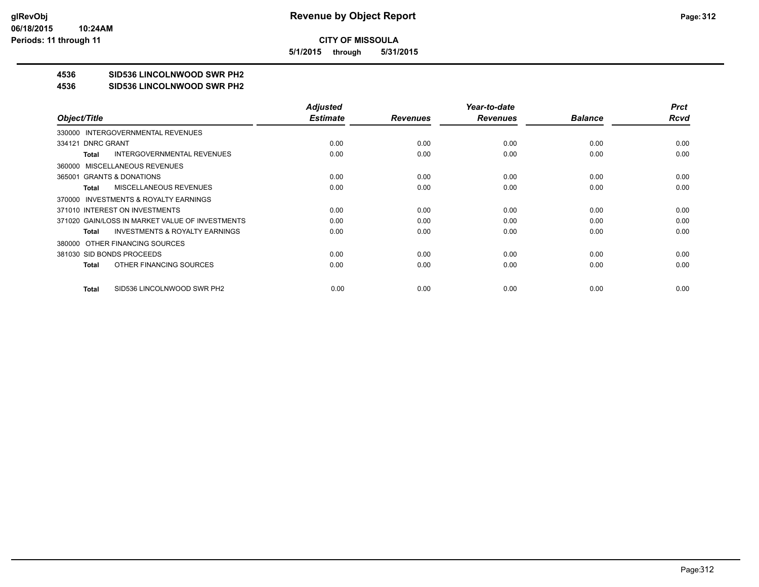# Revenue by Object Report

**CITY OF MISSOULA**

**5/1/2015 through 5/31/2015**

glRevObj
06/18/2015 10:24AM
Periods: 11 through 11

**4536 SID536 LINCOLNWOOD SWR PH2**

**4536 SID536 LINCOLNWOOD SWR PH2**

| Object/Title | Adjusted Estimate | Revenues | Year-to-date Revenues | Balance | Prct Rcvd |
|---|---|---|---|---|---|
| 330000 INTERGOVERNMENTAL REVENUES | | | | | |
| 334121 DNRC GRANT | 0.00 | 0.00 | 0.00 | 0.00 | 0.00 |
| **Total** INTERGOVERNMENTAL REVENUES | 0.00 | 0.00 | 0.00 | 0.00 | 0.00 |
| 360000 MISCELLANEOUS REVENUES | | | | | |
| 365001 GRANTS & DONATIONS | 0.00 | 0.00 | 0.00 | 0.00 | 0.00 |
| **Total** MISCELLANEOUS REVENUES | 0.00 | 0.00 | 0.00 | 0.00 | 0.00 |
| 370000 INVESTMENTS & ROYALTY EARNINGS | | | | | |
| 371010 INTEREST ON INVESTMENTS | 0.00 | 0.00 | 0.00 | 0.00 | 0.00 |
| 371020 GAIN/LOSS IN MARKET VALUE OF INVESTMENTS | 0.00 | 0.00 | 0.00 | 0.00 | 0.00 |
| **Total** INVESTMENTS & ROYALTY EARNINGS | 0.00 | 0.00 | 0.00 | 0.00 | 0.00 |
| 380000 OTHER FINANCING SOURCES | | | | | |
| 381030 SID BONDS PROCEEDS | 0.00 | 0.00 | 0.00 | 0.00 | 0.00 |
| **Total** OTHER FINANCING SOURCES | 0.00 | 0.00 | 0.00 | 0.00 | 0.00 |
| **Total** SID536 LINCOLNWOOD SWR PH2 | 0.00 | 0.00 | 0.00 | 0.00 | 0.00 |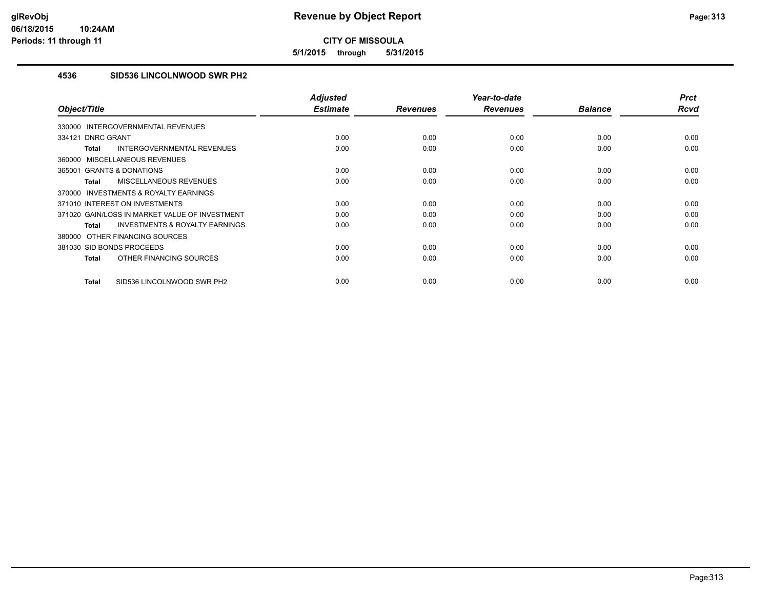# Revenue by Object Report

**glRevObj**
**06/18/2015 10:24AM**
**Periods: 11 through 11**

**CITY OF MISSOULA**

**5/1/2015 through 5/31/2015**

## 4536 SID536 LINCOLNWOOD SWR PH2

| Object/Title | Adjusted Estimate | Revenues | Year-to-date Revenues | Balance | Prct Rcvd |
|---|---|---|---|---|---|
| 330000 INTERGOVERNMENTAL REVENUES | | | | | |
| 334121 DNRC GRANT | 0.00 | 0.00 | 0.00 | 0.00 | 0.00 |
| **Total** INTERGOVERNMENTAL REVENUES | 0.00 | 0.00 | 0.00 | 0.00 | 0.00 |
| 360000 MISCELLANEOUS REVENUES | | | | | |
| 365001 GRANTS & DONATIONS | 0.00 | 0.00 | 0.00 | 0.00 | 0.00 |
| **Total** MISCELLANEOUS REVENUES | 0.00 | 0.00 | 0.00 | 0.00 | 0.00 |
| 370000 INVESTMENTS & ROYALTY EARNINGS | | | | | |
| 371010 INTEREST ON INVESTMENTS | 0.00 | 0.00 | 0.00 | 0.00 | 0.00 |
| 371020 GAIN/LOSS IN MARKET VALUE OF INVESTMENT | 0.00 | 0.00 | 0.00 | 0.00 | 0.00 |
| **Total** INVESTMENTS & ROYALTY EARNINGS | 0.00 | 0.00 | 0.00 | 0.00 | 0.00 |
| 380000 OTHER FINANCING SOURCES | | | | | |
| 381030 SID BONDS PROCEEDS | 0.00 | 0.00 | 0.00 | 0.00 | 0.00 |
| **Total** OTHER FINANCING SOURCES | 0.00 | 0.00 | 0.00 | 0.00 | 0.00 |
| **Total** SID536 LINCOLNWOOD SWR PH2 | 0.00 | 0.00 | 0.00 | 0.00 | 0.00 |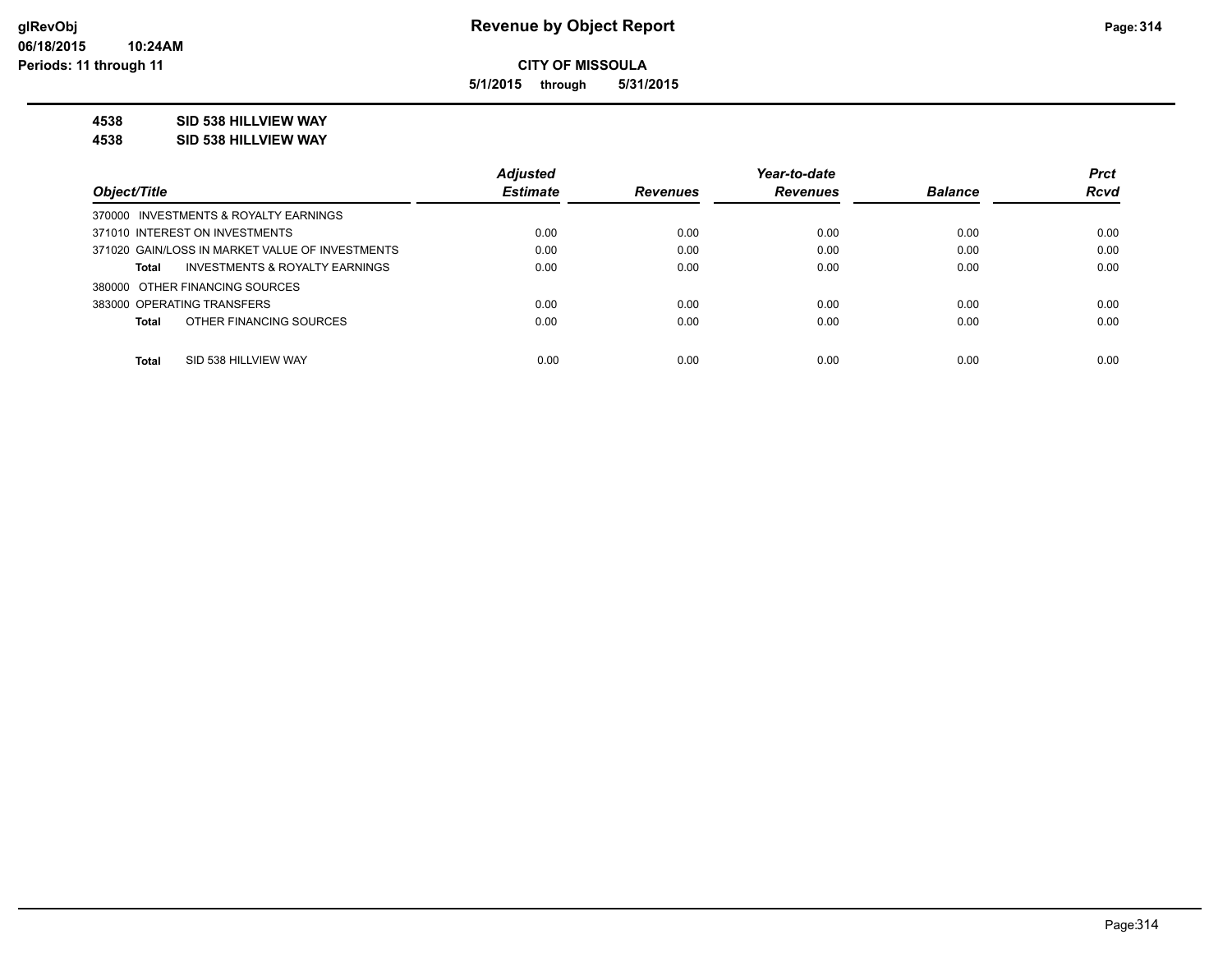# Revenue by Object Report

**CITY OF MISSOULA**

**5/1/2015 through 5/31/2015**

glRevObj
06/18/2015 10:24AM
Periods: 11 through 11

**4538 SID 538 HILLVIEW WAY**

**4538 SID 538 HILLVIEW WAY**

| Object/Title | Adjusted Estimate | Revenues | Year-to-date Revenues | Balance | Prct Rcvd |
|---|---|---|---|---|---|
| 370000 INVESTMENTS & ROYALTY EARNINGS | | | | | |
| 371010 INTEREST ON INVESTMENTS | 0.00 | 0.00 | 0.00 | 0.00 | 0.00 |
| 371020 GAIN/LOSS IN MARKET VALUE OF INVESTMENTS | 0.00 | 0.00 | 0.00 | 0.00 | 0.00 |
| **Total** INVESTMENTS & ROYALTY EARNINGS | 0.00 | 0.00 | 0.00 | 0.00 | 0.00 |
| 380000 OTHER FINANCING SOURCES | | | | | |
| 383000 OPERATING TRANSFERS | 0.00 | 0.00 | 0.00 | 0.00 | 0.00 |
| **Total** OTHER FINANCING SOURCES | 0.00 | 0.00 | 0.00 | 0.00 | 0.00 |
| **Total** SID 538 HILLVIEW WAY | 0.00 | 0.00 | 0.00 | 0.00 | 0.00 |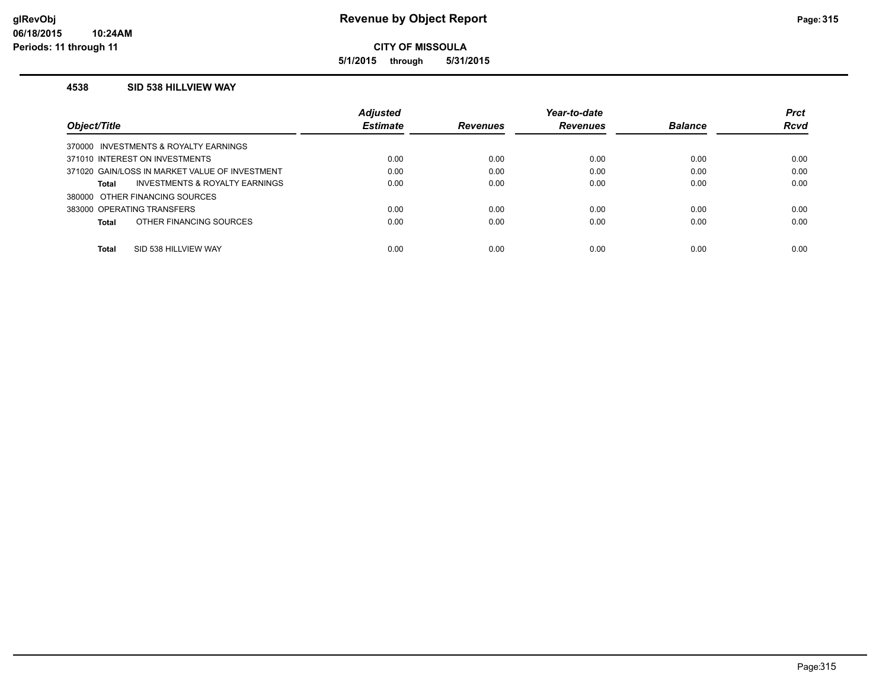# Revenue by Object Report

**CITY OF MISSOULA**

**5/1/2015 through 5/31/2015**

glRevObj
06/18/2015 10:24AM
Periods: 11 through 11

### 4538 SID 538 HILLVIEW WAY

| Object/Title | Adjusted Estimate | Revenues | Year-to-date Revenues | Balance | Prct Rcvd |
|---|---|---|---|---|---|
| 370000 INVESTMENTS & ROYALTY EARNINGS | | | | | |
| 371010 INTEREST ON INVESTMENTS | 0.00 | 0.00 | 0.00 | 0.00 | 0.00 |
| 371020 GAIN/LOSS IN MARKET VALUE OF INVESTMENT | 0.00 | 0.00 | 0.00 | 0.00 | 0.00 |
| **Total** INVESTMENTS & ROYALTY EARNINGS | 0.00 | 0.00 | 0.00 | 0.00 | 0.00 |
| 380000 OTHER FINANCING SOURCES | | | | | |
| 383000 OPERATING TRANSFERS | 0.00 | 0.00 | 0.00 | 0.00 | 0.00 |
| **Total** OTHER FINANCING SOURCES | 0.00 | 0.00 | 0.00 | 0.00 | 0.00 |
| **Total** SID 538 HILLVIEW WAY | 0.00 | 0.00 | 0.00 | 0.00 | 0.00 |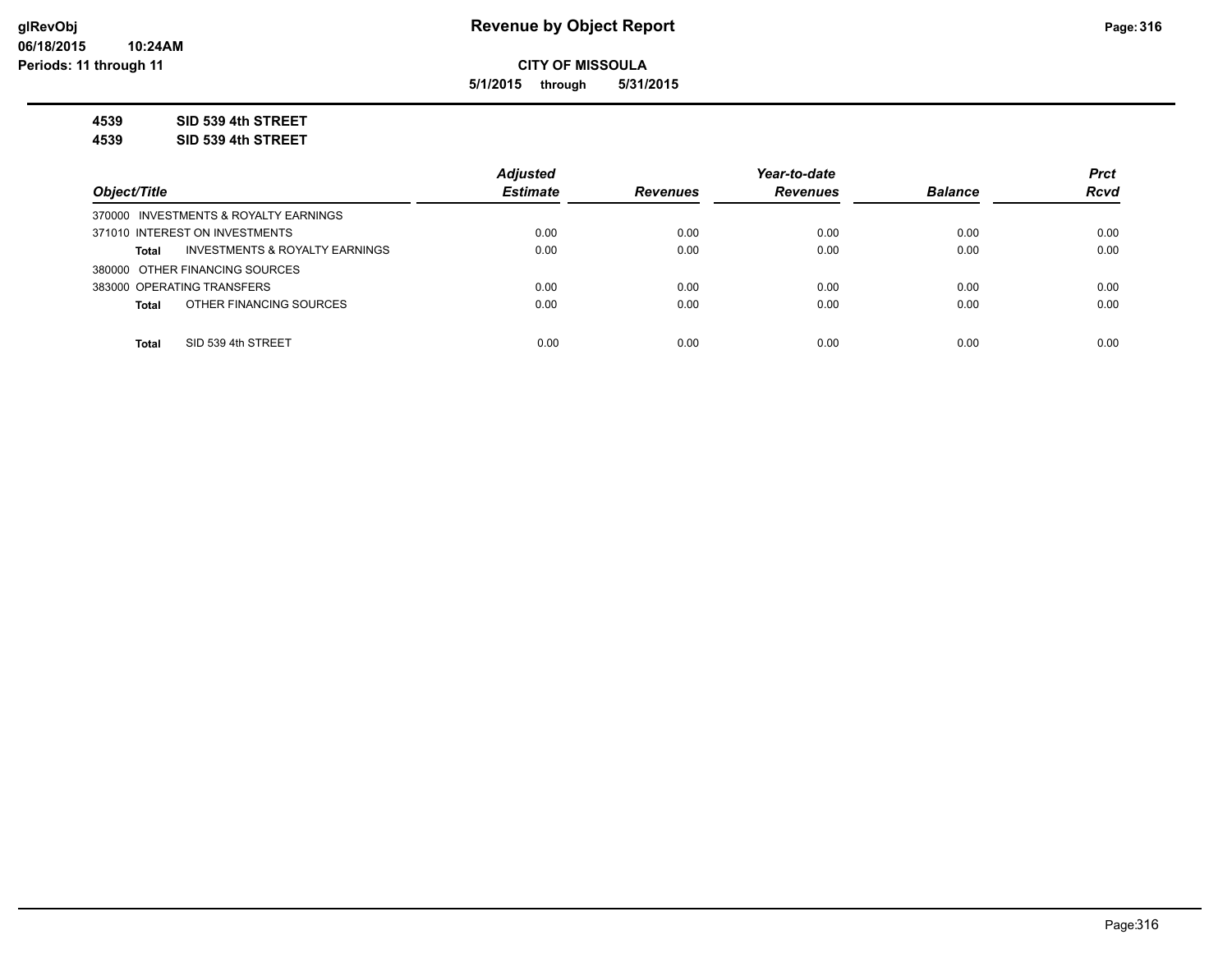**Revenue by Object Report**

**CITY OF MISSOULA**

**5/1/2015 through 5/31/2015**

glRevObj
06/18/2015 10:24AM
Periods: 11 through 11

**4539 SID 539 4th STREET**

**4539 SID 539 4th STREET**

| Object/Title | Adjusted Estimate | Revenues | Year-to-date Revenues | Balance | Prct Rcvd |
|---|---|---|---|---|---|
| 370000 INVESTMENTS & ROYALTY EARNINGS | | | | | |
| 371010 INTEREST ON INVESTMENTS | 0.00 | 0.00 | 0.00 | 0.00 | 0.00 |
| **Total** INVESTMENTS & ROYALTY EARNINGS | 0.00 | 0.00 | 0.00 | 0.00 | 0.00 |
| 380000 OTHER FINANCING SOURCES | | | | | |
| 383000 OPERATING TRANSFERS | 0.00 | 0.00 | 0.00 | 0.00 | 0.00 |
| **Total** OTHER FINANCING SOURCES | 0.00 | 0.00 | 0.00 | 0.00 | 0.00 |
| **Total** SID 539 4th STREET | 0.00 | 0.00 | 0.00 | 0.00 | 0.00 |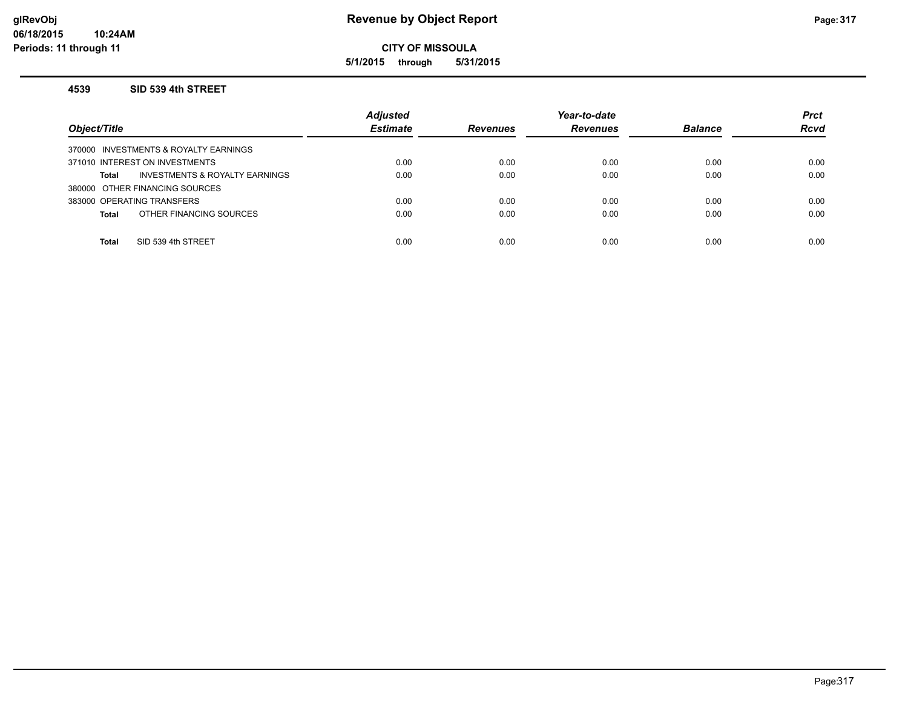# Revenue by Object Report

glRevObj
06/18/2015 10:24AM
Periods: 11 through 11

**CITY OF MISSOULA**

**5/1/2015 through 5/31/2015**

### 4539 SID 539 4th STREET

| Object/Title | Adjusted Estimate | Revenues | Year-to-date Revenues | Balance | Prct Rcvd |
|---|---|---|---|---|---|
| 370000 INVESTMENTS & ROYALTY EARNINGS | | | | | |
| 371010 INTEREST ON INVESTMENTS | 0.00 | 0.00 | 0.00 | 0.00 | 0.00 |
| **Total** INVESTMENTS & ROYALTY EARNINGS | 0.00 | 0.00 | 0.00 | 0.00 | 0.00 |
| 380000 OTHER FINANCING SOURCES | | | | | |
| 383000 OPERATING TRANSFERS | 0.00 | 0.00 | 0.00 | 0.00 | 0.00 |
| **Total** OTHER FINANCING SOURCES | 0.00 | 0.00 | 0.00 | 0.00 | 0.00 |
| **Total** SID 539 4th STREET | 0.00 | 0.00 | 0.00 | 0.00 | 0.00 |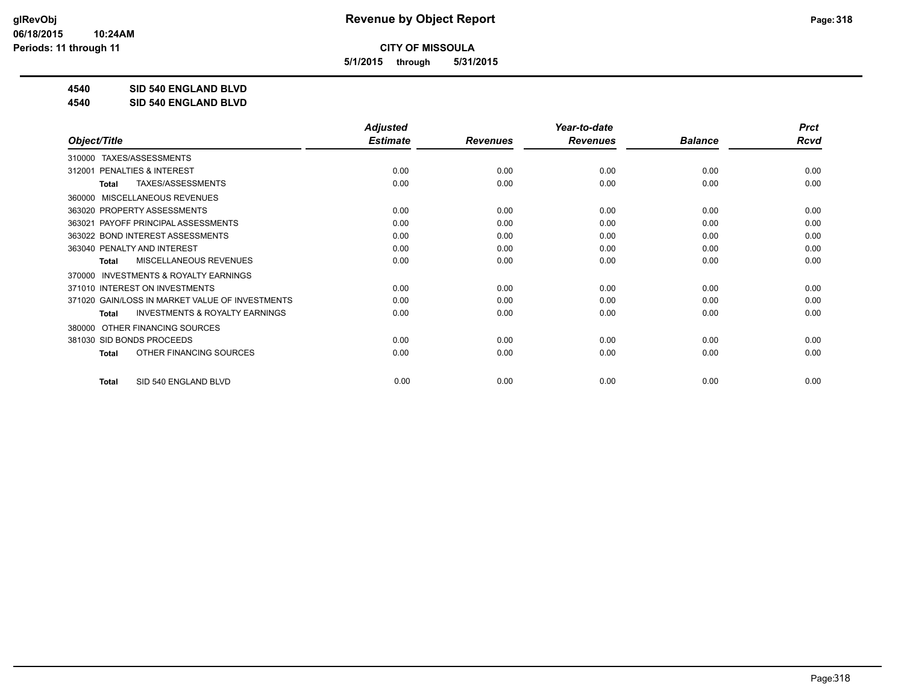**CITY OF MISSOULA**

**5/1/2015 through 5/31/2015**

**4540 SID 540 ENGLAND BLVD**

**4540 SID 540 ENGLAND BLVD**

| Object/Title | Adjusted Estimate | Revenues | Year-to-date Revenues | Balance | Prct Rcvd |
|---|---|---|---|---|---|
| 310000 TAXES/ASSESSMENTS | | | | | |
| 312001 PENALTIES & INTEREST | 0.00 | 0.00 | 0.00 | 0.00 | 0.00 |
| **Total** TAXES/ASSESSMENTS | 0.00 | 0.00 | 0.00 | 0.00 | 0.00 |
| 360000 MISCELLANEOUS REVENUES | | | | | |
| 363020 PROPERTY ASSESSMENTS | 0.00 | 0.00 | 0.00 | 0.00 | 0.00 |
| 363021 PAYOFF PRINCIPAL ASSESSMENTS | 0.00 | 0.00 | 0.00 | 0.00 | 0.00 |
| 363022 BOND INTEREST ASSESSMENTS | 0.00 | 0.00 | 0.00 | 0.00 | 0.00 |
| 363040 PENALTY AND INTEREST | 0.00 | 0.00 | 0.00 | 0.00 | 0.00 |
| **Total** MISCELLANEOUS REVENUES | 0.00 | 0.00 | 0.00 | 0.00 | 0.00 |
| 370000 INVESTMENTS & ROYALTY EARNINGS | | | | | |
| 371010 INTEREST ON INVESTMENTS | 0.00 | 0.00 | 0.00 | 0.00 | 0.00 |
| 371020 GAIN/LOSS IN MARKET VALUE OF INVESTMENTS | 0.00 | 0.00 | 0.00 | 0.00 | 0.00 |
| **Total** INVESTMENTS & ROYALTY EARNINGS | 0.00 | 0.00 | 0.00 | 0.00 | 0.00 |
| 380000 OTHER FINANCING SOURCES | | | | | |
| 381030 SID BONDS PROCEEDS | 0.00 | 0.00 | 0.00 | 0.00 | 0.00 |
| **Total** OTHER FINANCING SOURCES | 0.00 | 0.00 | 0.00 | 0.00 | 0.00 |
| **Total** SID 540 ENGLAND BLVD | 0.00 | 0.00 | 0.00 | 0.00 | 0.00 |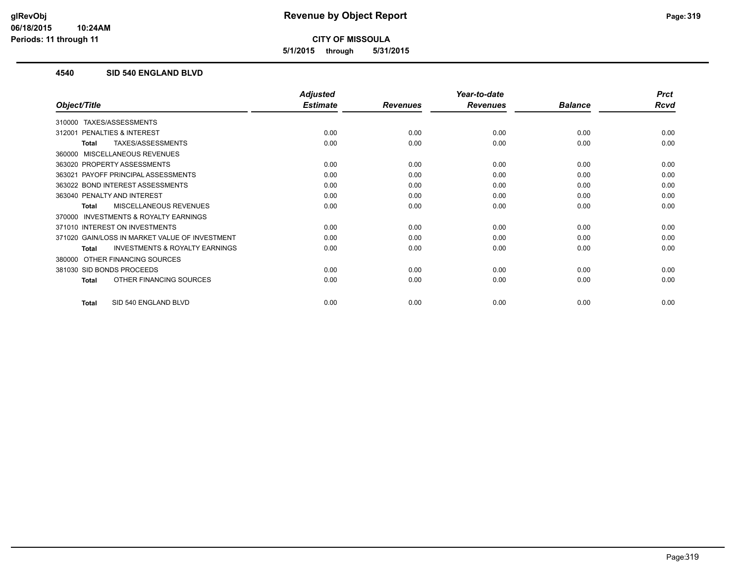# Revenue by Object Report

**CITY OF MISSOULA**

**5/1/2015 through 5/31/2015**

glRevObj
06/18/2015 10:24AM
Periods: 11 through 11

## 4540 SID 540 ENGLAND BLVD

| Object/Title | Adjusted Estimate | Revenues | Year-to-date Revenues | Balance | Prct Rcvd |
|---|---|---|---|---|---|
| 310000 TAXES/ASSESSMENTS | | | | | |
| 312001 PENALTIES & INTEREST | 0.00 | 0.00 | 0.00 | 0.00 | 0.00 |
| **Total** TAXES/ASSESSMENTS | 0.00 | 0.00 | 0.00 | 0.00 | 0.00 |
| 360000 MISCELLANEOUS REVENUES | | | | | |
| 363020 PROPERTY ASSESSMENTS | 0.00 | 0.00 | 0.00 | 0.00 | 0.00 |
| 363021 PAYOFF PRINCIPAL ASSESSMENTS | 0.00 | 0.00 | 0.00 | 0.00 | 0.00 |
| 363022 BOND INTEREST ASSESSMENTS | 0.00 | 0.00 | 0.00 | 0.00 | 0.00 |
| 363040 PENALTY AND INTEREST | 0.00 | 0.00 | 0.00 | 0.00 | 0.00 |
| **Total** MISCELLANEOUS REVENUES | 0.00 | 0.00 | 0.00 | 0.00 | 0.00 |
| 370000 INVESTMENTS & ROYALTY EARNINGS | | | | | |
| 371010 INTEREST ON INVESTMENTS | 0.00 | 0.00 | 0.00 | 0.00 | 0.00 |
| 371020 GAIN/LOSS IN MARKET VALUE OF INVESTMENT | 0.00 | 0.00 | 0.00 | 0.00 | 0.00 |
| **Total** INVESTMENTS & ROYALTY EARNINGS | 0.00 | 0.00 | 0.00 | 0.00 | 0.00 |
| 380000 OTHER FINANCING SOURCES | | | | | |
| 381030 SID BONDS PROCEEDS | 0.00 | 0.00 | 0.00 | 0.00 | 0.00 |
| **Total** OTHER FINANCING SOURCES | 0.00 | 0.00 | 0.00 | 0.00 | 0.00 |
| **Total** SID 540 ENGLAND BLVD | 0.00 | 0.00 | 0.00 | 0.00 | 0.00 |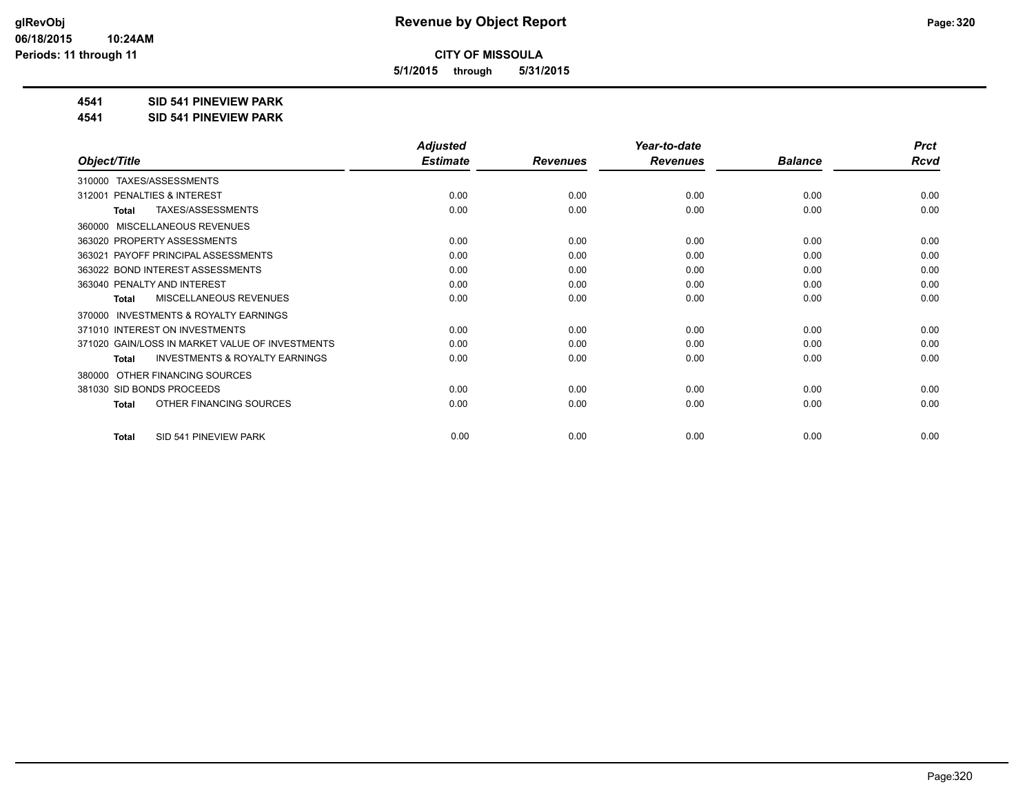**CITY OF MISSOULA**

**5/1/2015 through 5/31/2015**

**4541 SID 541 PINEVIEW PARK**

**4541 SID 541 PINEVIEW PARK**

| Object/Title | Adjusted Estimate | Revenues | Year-to-date Revenues | Balance | Prct Rcvd |
|---|---|---|---|---|---|
| 310000 TAXES/ASSESSMENTS | | | | | |
| 312001 PENALTIES & INTEREST | 0.00 | 0.00 | 0.00 | 0.00 | 0.00 |
| Total TAXES/ASSESSMENTS | 0.00 | 0.00 | 0.00 | 0.00 | 0.00 |
| 360000 MISCELLANEOUS REVENUES | | | | | |
| 363020 PROPERTY ASSESSMENTS | 0.00 | 0.00 | 0.00 | 0.00 | 0.00 |
| 363021 PAYOFF PRINCIPAL ASSESSMENTS | 0.00 | 0.00 | 0.00 | 0.00 | 0.00 |
| 363022 BOND INTEREST ASSESSMENTS | 0.00 | 0.00 | 0.00 | 0.00 | 0.00 |
| 363040 PENALTY AND INTEREST | 0.00 | 0.00 | 0.00 | 0.00 | 0.00 |
| Total MISCELLANEOUS REVENUES | 0.00 | 0.00 | 0.00 | 0.00 | 0.00 |
| 370000 INVESTMENTS & ROYALTY EARNINGS | | | | | |
| 371010 INTEREST ON INVESTMENTS | 0.00 | 0.00 | 0.00 | 0.00 | 0.00 |
| 371020 GAIN/LOSS IN MARKET VALUE OF INVESTMENTS | 0.00 | 0.00 | 0.00 | 0.00 | 0.00 |
| Total INVESTMENTS & ROYALTY EARNINGS | 0.00 | 0.00 | 0.00 | 0.00 | 0.00 |
| 380000 OTHER FINANCING SOURCES | | | | | |
| 381030 SID BONDS PROCEEDS | 0.00 | 0.00 | 0.00 | 0.00 | 0.00 |
| Total OTHER FINANCING SOURCES | 0.00 | 0.00 | 0.00 | 0.00 | 0.00 |
| Total SID 541 PINEVIEW PARK | 0.00 | 0.00 | 0.00 | 0.00 | 0.00 |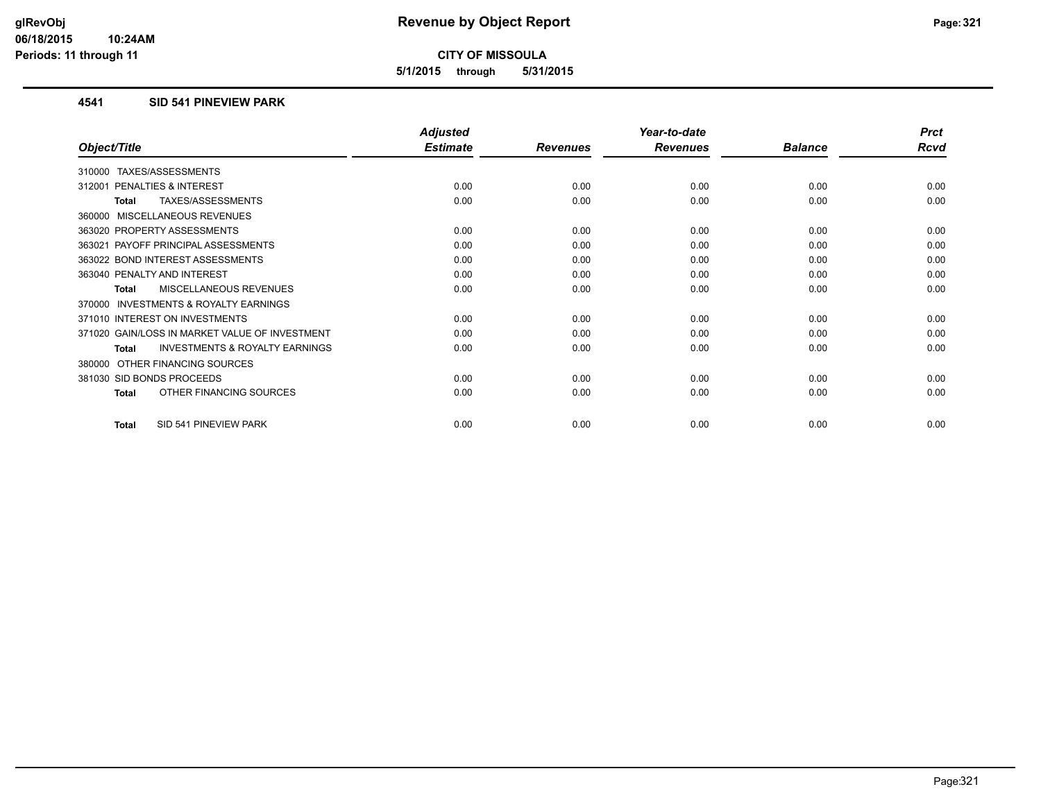# Revenue by Object Report

**CITY OF MISSOULA**

**5/1/2015 through 5/31/2015**

glRevObj
06/18/2015 10:24AM
Periods: 11 through 11

## 4541 SID 541 PINEVIEW PARK

| Object/Title | Adjusted Estimate | Revenues | Year-to-date Revenues | Balance | Prct Rcvd |
|---|---|---|---|---|---|
| 310000 TAXES/ASSESSMENTS | | | | | |
| 312001 PENALTIES & INTEREST | 0.00 | 0.00 | 0.00 | 0.00 | 0.00 |
| **Total** TAXES/ASSESSMENTS | 0.00 | 0.00 | 0.00 | 0.00 | 0.00 |
| 360000 MISCELLANEOUS REVENUES | | | | | |
| 363020 PROPERTY ASSESSMENTS | 0.00 | 0.00 | 0.00 | 0.00 | 0.00 |
| 363021 PAYOFF PRINCIPAL ASSESSMENTS | 0.00 | 0.00 | 0.00 | 0.00 | 0.00 |
| 363022 BOND INTEREST ASSESSMENTS | 0.00 | 0.00 | 0.00 | 0.00 | 0.00 |
| 363040 PENALTY AND INTEREST | 0.00 | 0.00 | 0.00 | 0.00 | 0.00 |
| **Total** MISCELLANEOUS REVENUES | 0.00 | 0.00 | 0.00 | 0.00 | 0.00 |
| 370000 INVESTMENTS & ROYALTY EARNINGS | | | | | |
| 371010 INTEREST ON INVESTMENTS | 0.00 | 0.00 | 0.00 | 0.00 | 0.00 |
| 371020 GAIN/LOSS IN MARKET VALUE OF INVESTMENT | 0.00 | 0.00 | 0.00 | 0.00 | 0.00 |
| **Total** INVESTMENTS & ROYALTY EARNINGS | 0.00 | 0.00 | 0.00 | 0.00 | 0.00 |
| 380000 OTHER FINANCING SOURCES | | | | | |
| 381030 SID BONDS PROCEEDS | 0.00 | 0.00 | 0.00 | 0.00 | 0.00 |
| **Total** OTHER FINANCING SOURCES | 0.00 | 0.00 | 0.00 | 0.00 | 0.00 |
| **Total** SID 541 PINEVIEW PARK | 0.00 | 0.00 | 0.00 | 0.00 | 0.00 |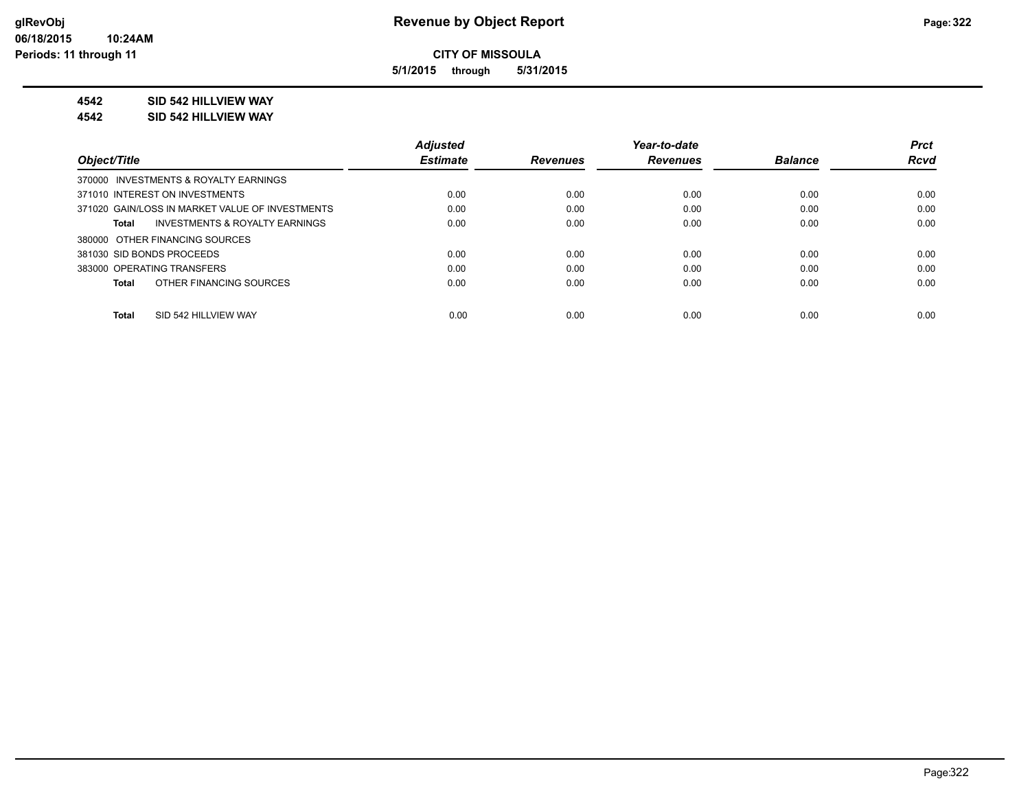**glRevObj**
**06/18/2015 10:24AM**
**Periods: 11 through 11**

# Revenue by Object Report

**CITY OF MISSOULA**

**5/1/2015 through 5/31/2015**

**4542 SID 542 HILLVIEW WAY**
**4542 SID 542 HILLVIEW WAY**

| Object/Title | Adjusted Estimate | Revenues | Year-to-date Revenues | Balance | Prct Rcvd |
|---|---|---|---|---|---|
| 370000 INVESTMENTS & ROYALTY EARNINGS | | | | | |
| 371010 INTEREST ON INVESTMENTS | 0.00 | 0.00 | 0.00 | 0.00 | 0.00 |
| 371020 GAIN/LOSS IN MARKET VALUE OF INVESTMENTS | 0.00 | 0.00 | 0.00 | 0.00 | 0.00 |
| **Total** INVESTMENTS & ROYALTY EARNINGS | 0.00 | 0.00 | 0.00 | 0.00 | 0.00 |
| 380000 OTHER FINANCING SOURCES | | | | | |
| 381030 SID BONDS PROCEEDS | 0.00 | 0.00 | 0.00 | 0.00 | 0.00 |
| 383000 OPERATING TRANSFERS | 0.00 | 0.00 | 0.00 | 0.00 | 0.00 |
| **Total** OTHER FINANCING SOURCES | 0.00 | 0.00 | 0.00 | 0.00 | 0.00 |
| **Total** SID 542 HILLVIEW WAY | 0.00 | 0.00 | 0.00 | 0.00 | 0.00 |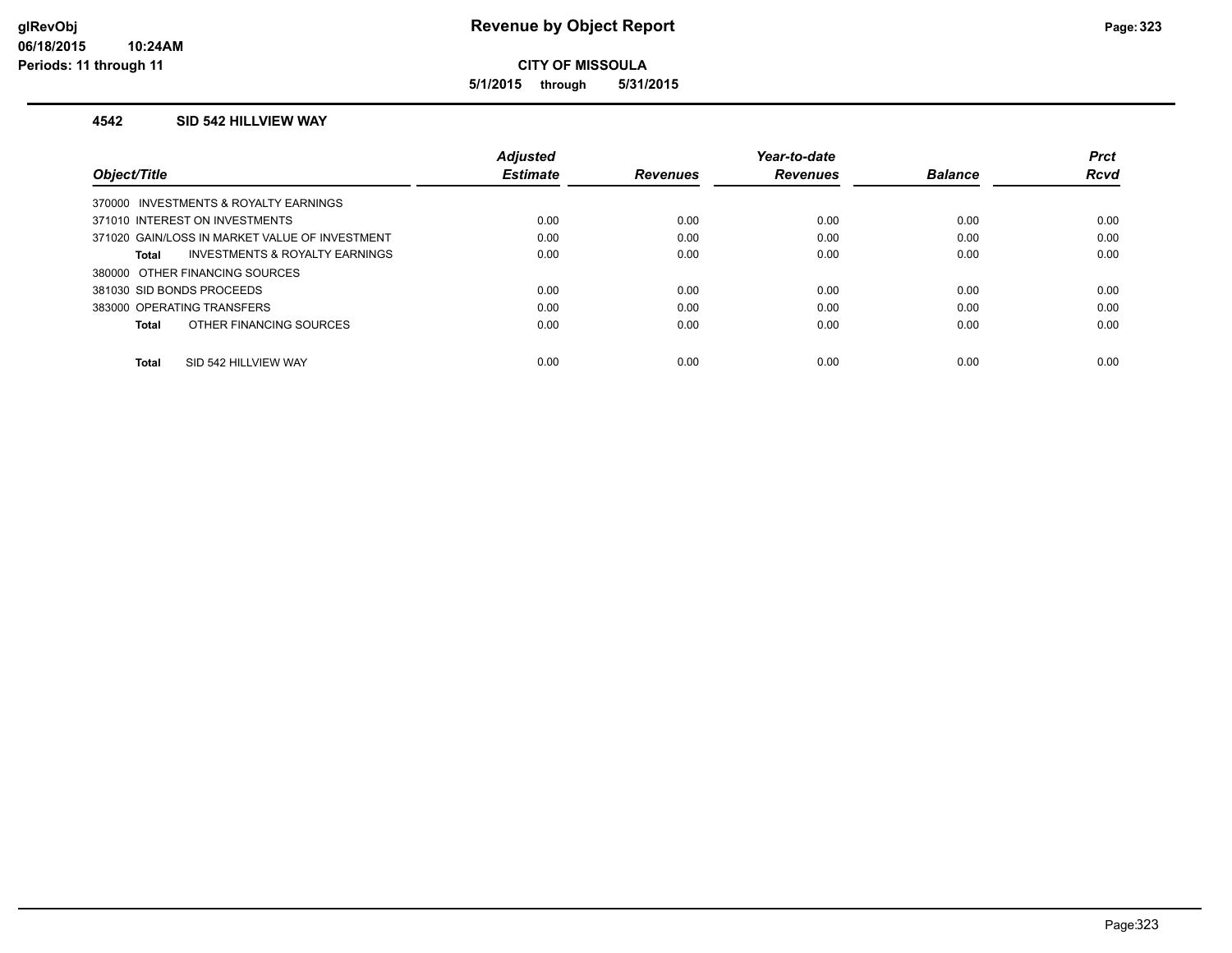# Revenue by Object Report

**CITY OF MISSOULA**

**5/1/2015 through 5/31/2015**

glRevObj
06/18/2015 10:24AM
Periods: 11 through 11

## 4542 SID 542 HILLVIEW WAY

| Object/Title | Adjusted Estimate | Revenues | Year-to-date Revenues | Balance | Prct Rcvd |
|---|---|---|---|---|---|
| 370000 INVESTMENTS & ROYALTY EARNINGS | | | | | |
| 371010 INTEREST ON INVESTMENTS | 0.00 | 0.00 | 0.00 | 0.00 | 0.00 |
| 371020 GAIN/LOSS IN MARKET VALUE OF INVESTMENT | 0.00 | 0.00 | 0.00 | 0.00 | 0.00 |
| **Total** INVESTMENTS & ROYALTY EARNINGS | 0.00 | 0.00 | 0.00 | 0.00 | 0.00 |
| 380000 OTHER FINANCING SOURCES | | | | | |
| 381030 SID BONDS PROCEEDS | 0.00 | 0.00 | 0.00 | 0.00 | 0.00 |
| 383000 OPERATING TRANSFERS | 0.00 | 0.00 | 0.00 | 0.00 | 0.00 |
| **Total** OTHER FINANCING SOURCES | 0.00 | 0.00 | 0.00 | 0.00 | 0.00 |
| **Total** SID 542 HILLVIEW WAY | 0.00 | 0.00 | 0.00 | 0.00 | 0.00 |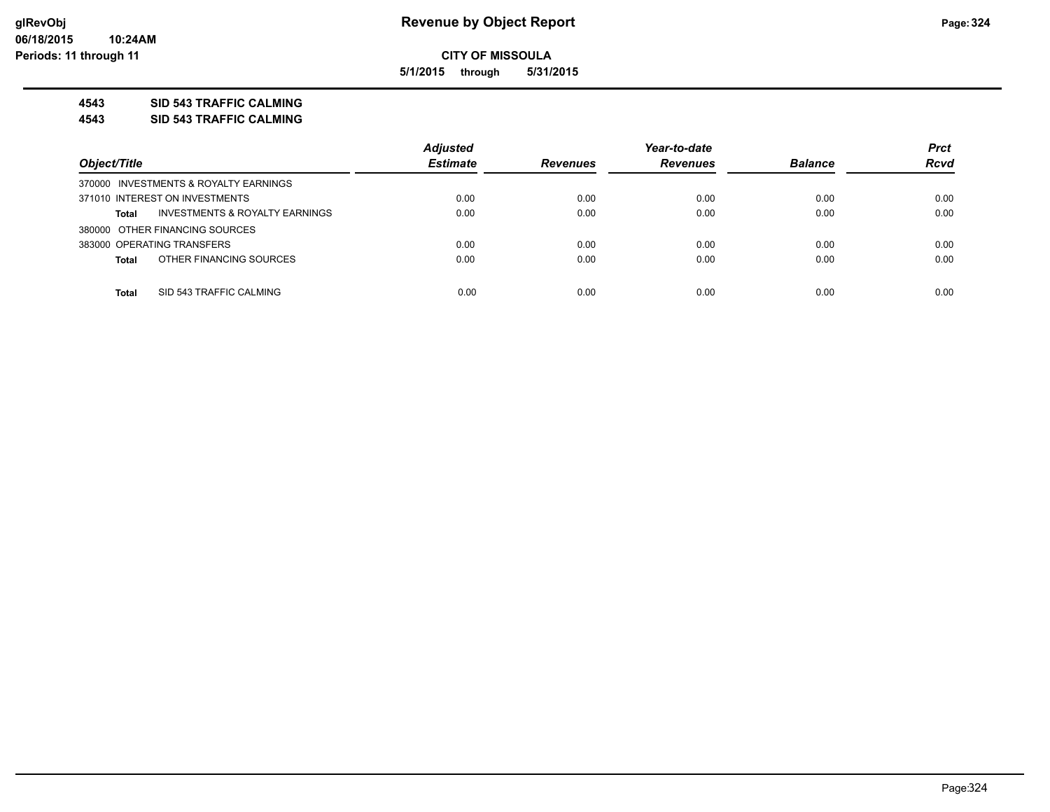**Revenue by Object Report**

**CITY OF MISSOULA**

**5/1/2015 through 5/31/2015**

**glRevObj**
**06/18/2015 10:24AM**
**Periods: 11 through 11**

## 4543 SID 543 TRAFFIC CALMING
## 4543 SID 543 TRAFFIC CALMING

| Object/Title | Adjusted Estimate | Revenues | Year-to-date Revenues | Balance | Prct Rcvd |
|---|---|---|---|---|---|
| 370000 INVESTMENTS & ROYALTY EARNINGS | | | | | |
| 371010 INTEREST ON INVESTMENTS | 0.00 | 0.00 | 0.00 | 0.00 | 0.00 |
| **Total** INVESTMENTS & ROYALTY EARNINGS | 0.00 | 0.00 | 0.00 | 0.00 | 0.00 |
| 380000 OTHER FINANCING SOURCES | | | | | |
| 383000 OPERATING TRANSFERS | 0.00 | 0.00 | 0.00 | 0.00 | 0.00 |
| **Total** OTHER FINANCING SOURCES | 0.00 | 0.00 | 0.00 | 0.00 | 0.00 |
| **Total** SID 543 TRAFFIC CALMING | 0.00 | 0.00 | 0.00 | 0.00 | 0.00 |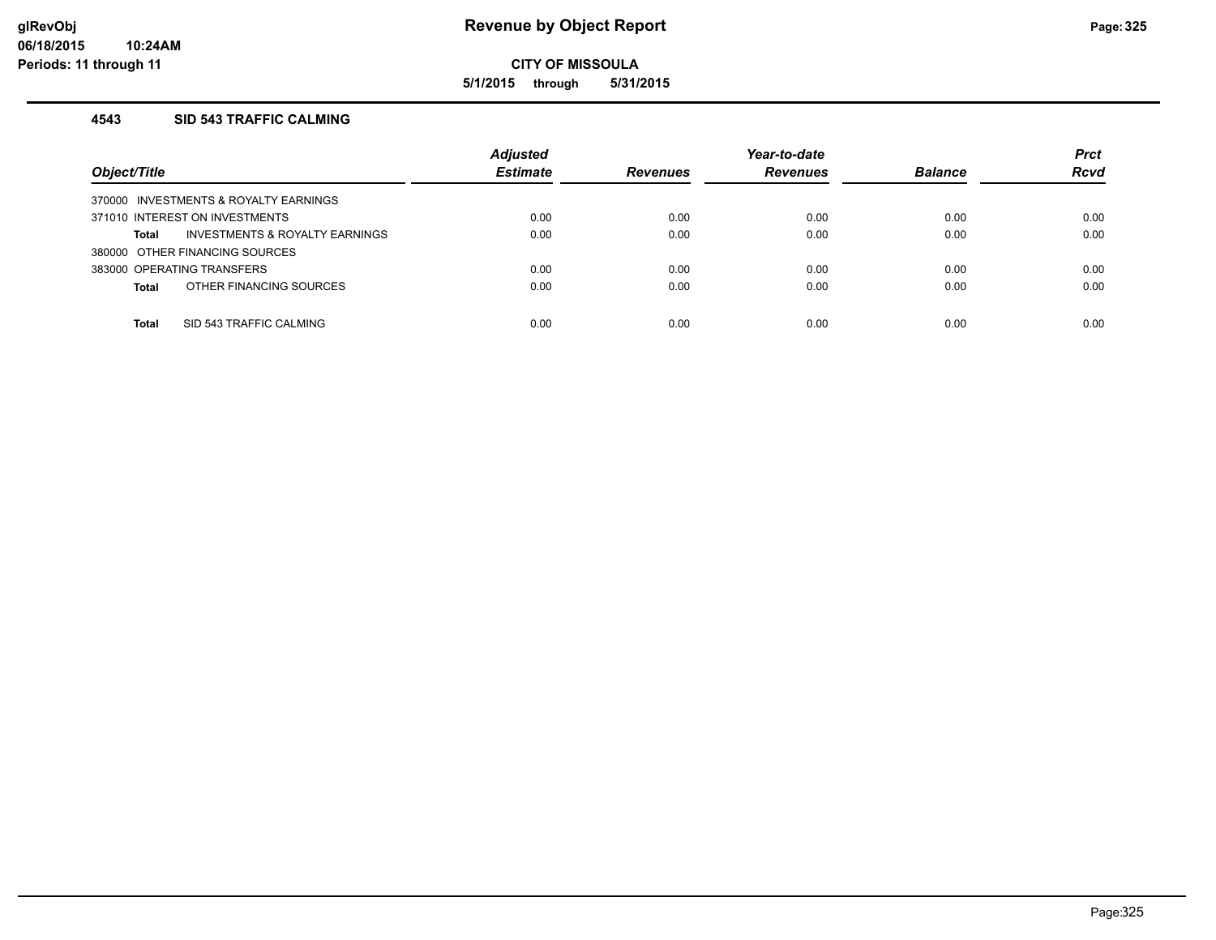# Revenue by Object Report

**CITY OF MISSOULA**

**5/1/2015 through 5/31/2015**

glRevObj
06/18/2015 10:24AM
Periods: 11 through 11

### 4543 SID 543 TRAFFIC CALMING

| Object/Title | Adjusted Estimate | Revenues | Year-to-date Revenues | Balance | Prct Rcvd |
|---|---|---|---|---|---|
| 370000 INVESTMENTS & ROYALTY EARNINGS | | | | | |
| 371010 INTEREST ON INVESTMENTS | 0.00 | 0.00 | 0.00 | 0.00 | 0.00 |
| **Total** INVESTMENTS & ROYALTY EARNINGS | 0.00 | 0.00 | 0.00 | 0.00 | 0.00 |
| 380000 OTHER FINANCING SOURCES | | | | | |
| 383000 OPERATING TRANSFERS | 0.00 | 0.00 | 0.00 | 0.00 | 0.00 |
| **Total** OTHER FINANCING SOURCES | 0.00 | 0.00 | 0.00 | 0.00 | 0.00 |
| **Total** SID 543 TRAFFIC CALMING | 0.00 | 0.00 | 0.00 | 0.00 | 0.00 |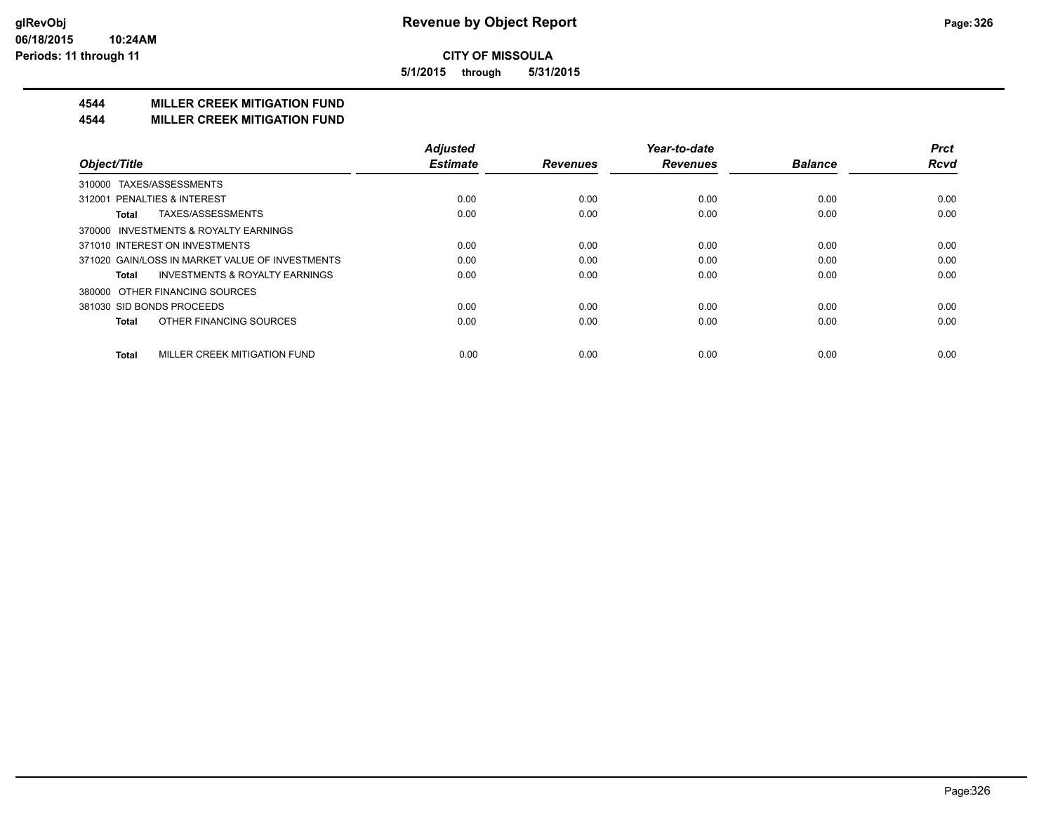# CITY OF MISSOULA

**5/1/2015 through 5/31/2015**

## 4544 MILLER CREEK MITIGATION FUND
## 4544 MILLER CREEK MITIGATION FUND

| Object/Title | Adjusted Estimate | Revenues | Year-to-date Revenues | Balance | Prct Rcvd |
|---|---|---|---|---|---|
| 310000 TAXES/ASSESSMENTS | | | | | |
| 312001 PENALTIES & INTEREST | 0.00 | 0.00 | 0.00 | 0.00 | 0.00 |
| **Total** TAXES/ASSESSMENTS | 0.00 | 0.00 | 0.00 | 0.00 | 0.00 |
| 370000 INVESTMENTS & ROYALTY EARNINGS | | | | | |
| 371010 INTEREST ON INVESTMENTS | 0.00 | 0.00 | 0.00 | 0.00 | 0.00 |
| 371020 GAIN/LOSS IN MARKET VALUE OF INVESTMENTS | 0.00 | 0.00 | 0.00 | 0.00 | 0.00 |
| **Total** INVESTMENTS & ROYALTY EARNINGS | 0.00 | 0.00 | 0.00 | 0.00 | 0.00 |
| 380000 OTHER FINANCING SOURCES | | | | | |
| 381030 SID BONDS PROCEEDS | 0.00 | 0.00 | 0.00 | 0.00 | 0.00 |
| **Total** OTHER FINANCING SOURCES | 0.00 | 0.00 | 0.00 | 0.00 | 0.00 |
| **Total** MILLER CREEK MITIGATION FUND | 0.00 | 0.00 | 0.00 | 0.00 | 0.00 |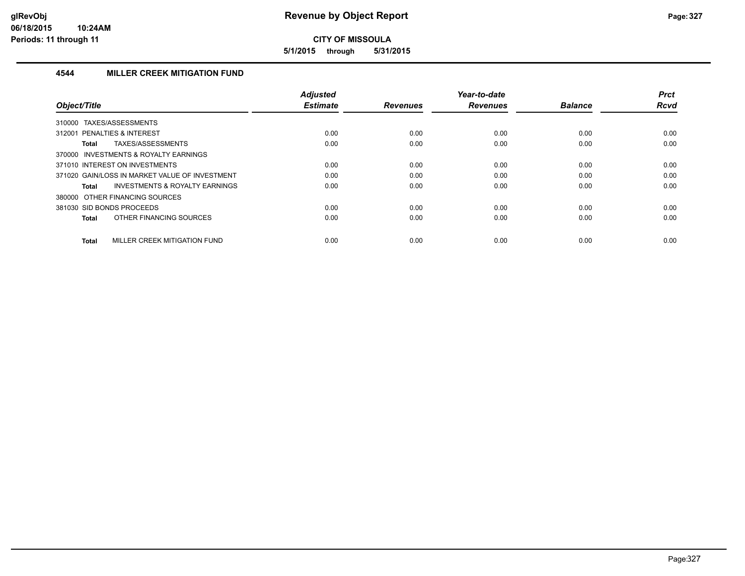# Revenue by Object Report

**CITY OF MISSOULA**

**5/1/2015 through 5/31/2015**

glRevObj
06/18/2015 10:24AM
Periods: 11 through 11

## 4544 MILLER CREEK MITIGATION FUND

| Object/Title | Adjusted Estimate | Revenues | Year-to-date Revenues | Balance | Prct Rcvd |
|---|---|---|---|---|---|
| 310000 TAXES/ASSESSMENTS | | | | | |
| 312001 PENALTIES & INTEREST | 0.00 | 0.00 | 0.00 | 0.00 | 0.00 |
| **Total** TAXES/ASSESSMENTS | 0.00 | 0.00 | 0.00 | 0.00 | 0.00 |
| 370000 INVESTMENTS & ROYALTY EARNINGS | | | | | |
| 371010 INTEREST ON INVESTMENTS | 0.00 | 0.00 | 0.00 | 0.00 | 0.00 |
| 371020 GAIN/LOSS IN MARKET VALUE OF INVESTMENT | 0.00 | 0.00 | 0.00 | 0.00 | 0.00 |
| **Total** INVESTMENTS & ROYALTY EARNINGS | 0.00 | 0.00 | 0.00 | 0.00 | 0.00 |
| 380000 OTHER FINANCING SOURCES | | | | | |
| 381030 SID BONDS PROCEEDS | 0.00 | 0.00 | 0.00 | 0.00 | 0.00 |
| **Total** OTHER FINANCING SOURCES | 0.00 | 0.00 | 0.00 | 0.00 | 0.00 |
| **Total** MILLER CREEK MITIGATION FUND | 0.00 | 0.00 | 0.00 | 0.00 | 0.00 |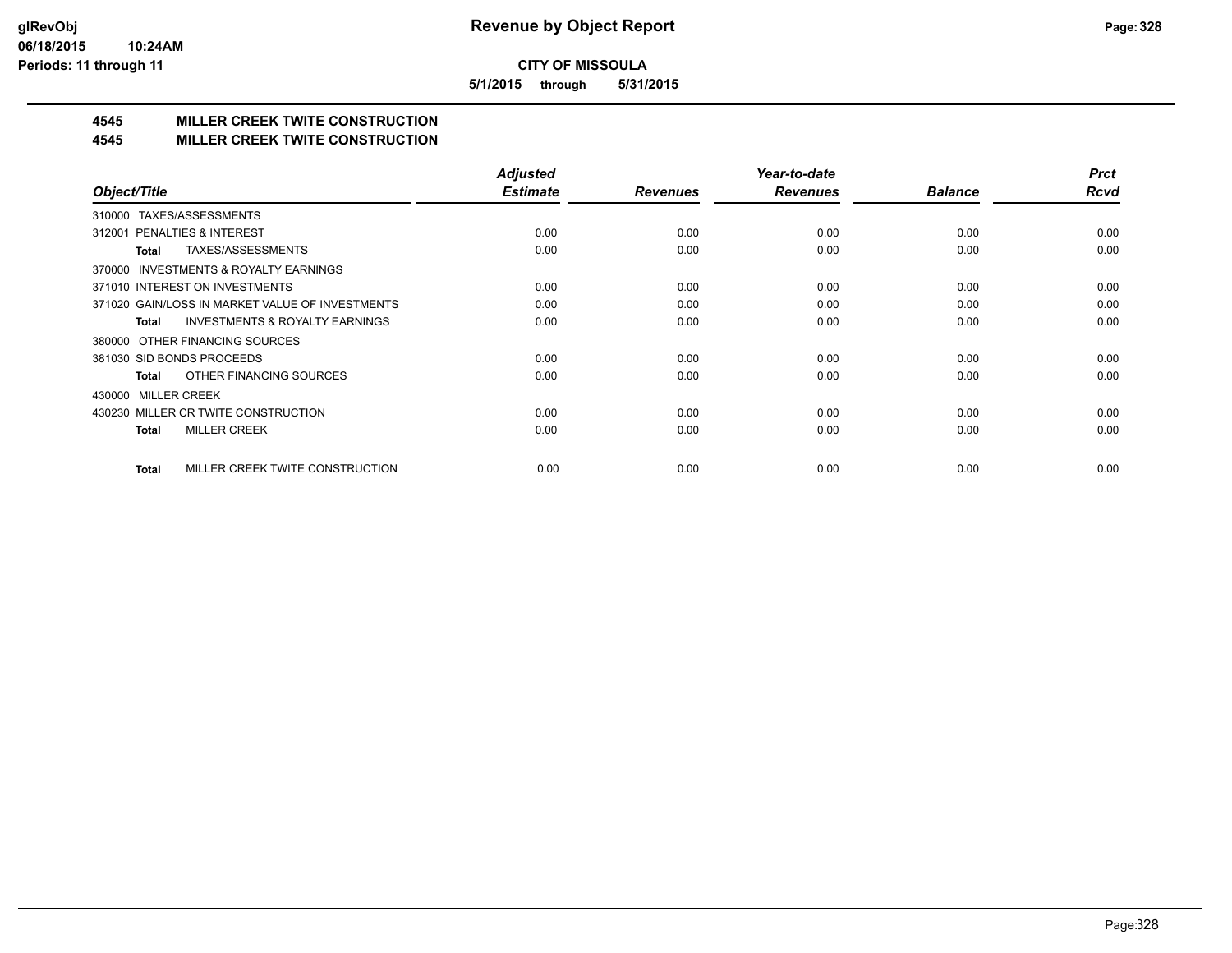**CITY OF MISSOULA**

**5/1/2015 through 5/31/2015**

## 4545 MILLER CREEK TWITE CONSTRUCTION
## 4545 MILLER CREEK TWITE CONSTRUCTION

| Object/Title | Adjusted Estimate | Revenues | Year-to-date Revenues | Balance | Prct Rcvd |
|---|---|---|---|---|---|
| 310000 TAXES/ASSESSMENTS | | | | | |
| 312001 PENALTIES & INTEREST | 0.00 | 0.00 | 0.00 | 0.00 | 0.00 |
| **Total** TAXES/ASSESSMENTS | 0.00 | 0.00 | 0.00 | 0.00 | 0.00 |
| 370000 INVESTMENTS & ROYALTY EARNINGS | | | | | |
| 371010 INTEREST ON INVESTMENTS | 0.00 | 0.00 | 0.00 | 0.00 | 0.00 |
| 371020 GAIN/LOSS IN MARKET VALUE OF INVESTMENTS | 0.00 | 0.00 | 0.00 | 0.00 | 0.00 |
| **Total** INVESTMENTS & ROYALTY EARNINGS | 0.00 | 0.00 | 0.00 | 0.00 | 0.00 |
| 380000 OTHER FINANCING SOURCES | | | | | |
| 381030 SID BONDS PROCEEDS | 0.00 | 0.00 | 0.00 | 0.00 | 0.00 |
| **Total** OTHER FINANCING SOURCES | 0.00 | 0.00 | 0.00 | 0.00 | 0.00 |
| 430000 MILLER CREEK | | | | | |
| 430230 MILLER CR TWITE CONSTRUCTION | 0.00 | 0.00 | 0.00 | 0.00 | 0.00 |
| **Total** MILLER CREEK | 0.00 | 0.00 | 0.00 | 0.00 | 0.00 |
| **Total** MILLER CREEK TWITE CONSTRUCTION | 0.00 | 0.00 | 0.00 | 0.00 | 0.00 |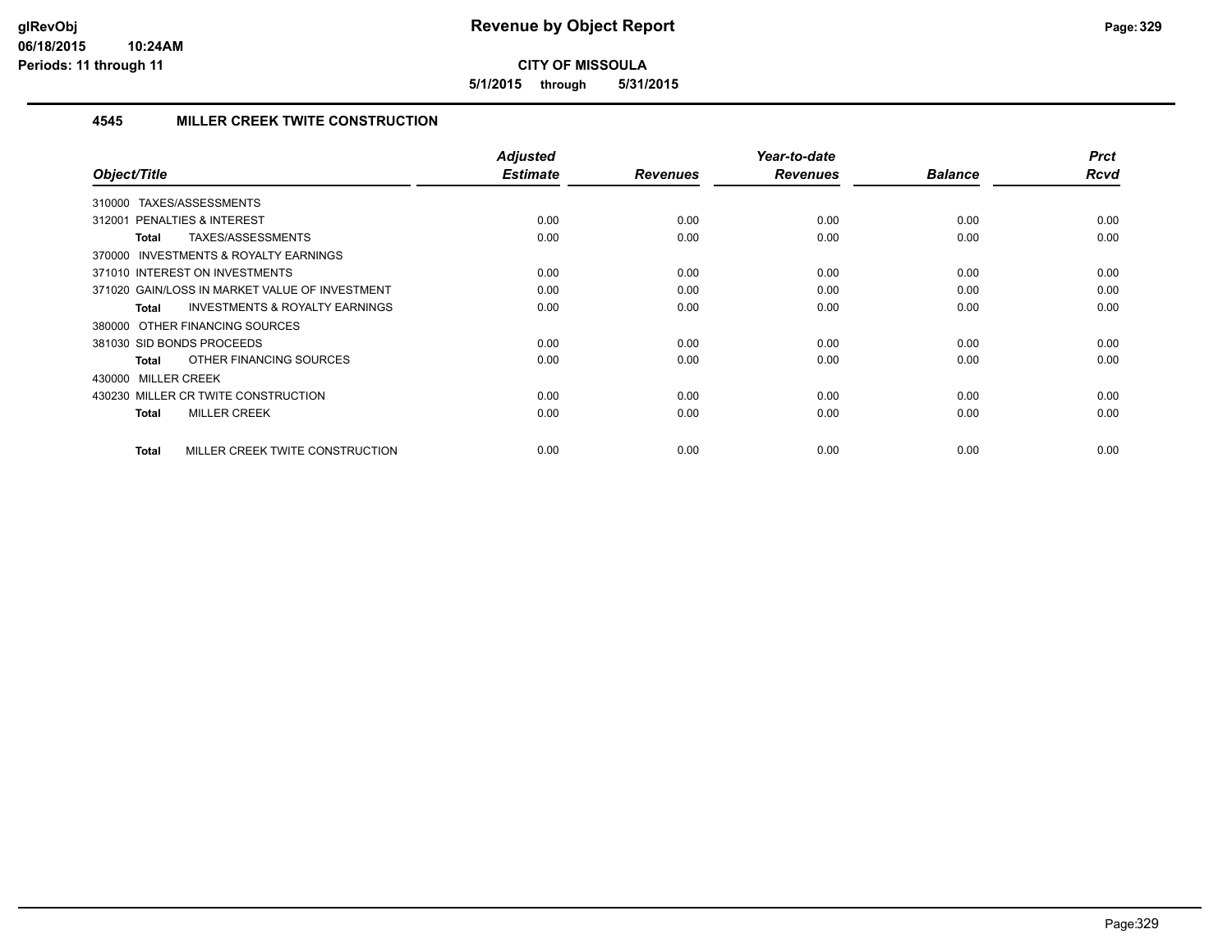# Revenue by Object Report

**CITY OF MISSOULA**

**5/1/2015 through 5/31/2015**

glRevObj
06/18/2015 10:24AM
Periods: 11 through 11

## 4545 MILLER CREEK TWITE CONSTRUCTION

| Object/Title | Adjusted Estimate | Revenues | Year-to-date Revenues | Balance | Prct Rcvd |
|---|---|---|---|---|---|
| 310000 TAXES/ASSESSMENTS | | | | | |
| 312001 PENALTIES & INTEREST | 0.00 | 0.00 | 0.00 | 0.00 | 0.00 |
| **Total** TAXES/ASSESSMENTS | 0.00 | 0.00 | 0.00 | 0.00 | 0.00 |
| 370000 INVESTMENTS & ROYALTY EARNINGS | | | | | |
| 371010 INTEREST ON INVESTMENTS | 0.00 | 0.00 | 0.00 | 0.00 | 0.00 |
| 371020 GAIN/LOSS IN MARKET VALUE OF INVESTMENT | 0.00 | 0.00 | 0.00 | 0.00 | 0.00 |
| **Total** INVESTMENTS & ROYALTY EARNINGS | 0.00 | 0.00 | 0.00 | 0.00 | 0.00 |
| 380000 OTHER FINANCING SOURCES | | | | | |
| 381030 SID BONDS PROCEEDS | 0.00 | 0.00 | 0.00 | 0.00 | 0.00 |
| **Total** OTHER FINANCING SOURCES | 0.00 | 0.00 | 0.00 | 0.00 | 0.00 |
| 430000 MILLER CREEK | | | | | |
| 430230 MILLER CR TWITE CONSTRUCTION | 0.00 | 0.00 | 0.00 | 0.00 | 0.00 |
| **Total** MILLER CREEK | 0.00 | 0.00 | 0.00 | 0.00 | 0.00 |
| **Total** MILLER CREEK TWITE CONSTRUCTION | 0.00 | 0.00 | 0.00 | 0.00 | 0.00 |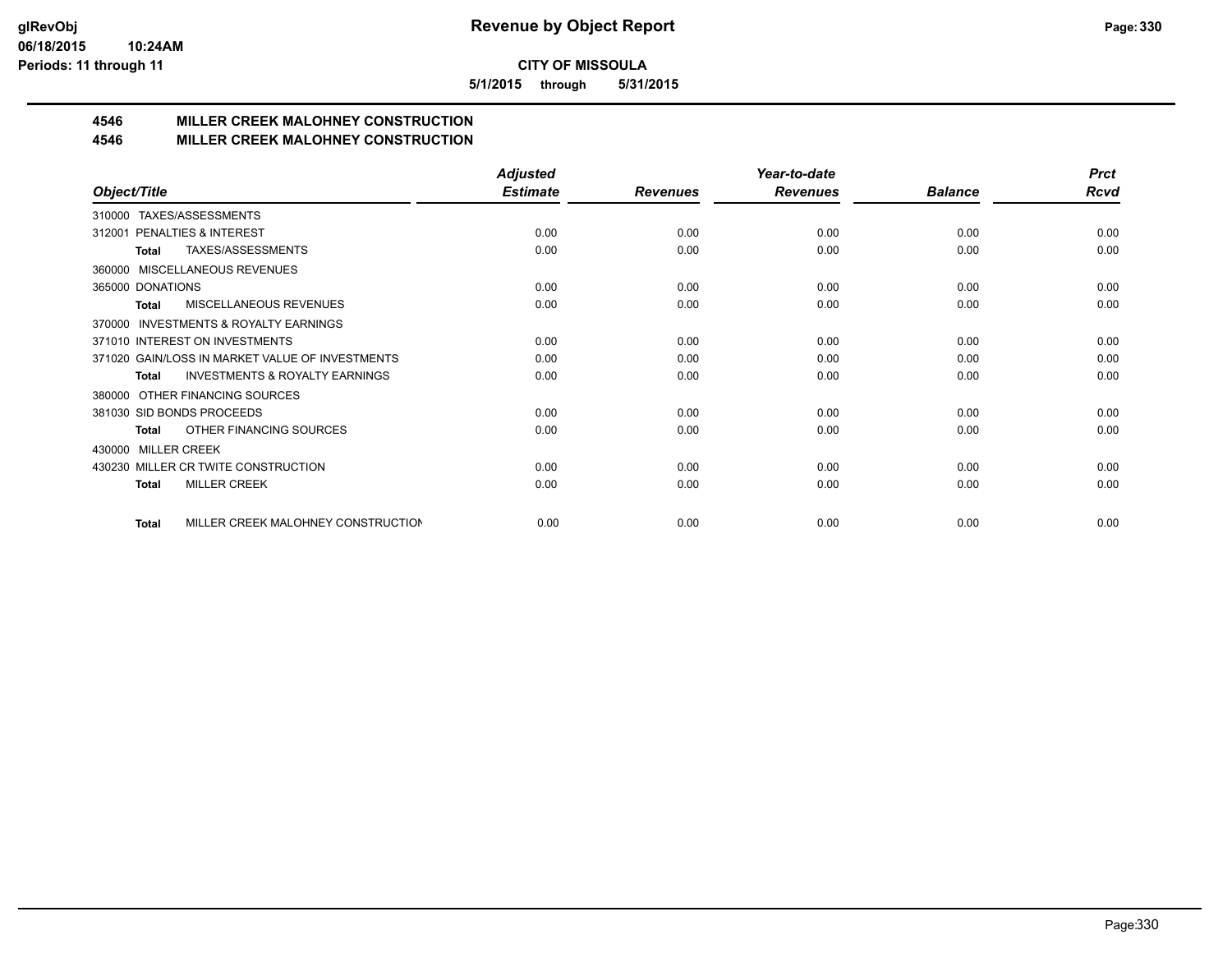**glRevObj**
**06/18/2015 10:24AM**
**Periods: 11 through 11**

# Revenue by Object Report

**CITY OF MISSOULA**

**5/1/2015 through 5/31/2015**

## 4546 MILLER CREEK MALOHNEY CONSTRUCTION
## 4546 MILLER CREEK MALOHNEY CONSTRUCTION

| Object/Title | Adjusted Estimate | Revenues | Year-to-date Revenues | Balance | Prct Rcvd |
|---|---|---|---|---|---|
| 310000 TAXES/ASSESSMENTS | | | | | |
| 312001 PENALTIES & INTEREST | 0.00 | 0.00 | 0.00 | 0.00 | 0.00 |
| **Total** TAXES/ASSESSMENTS | 0.00 | 0.00 | 0.00 | 0.00 | 0.00 |
| 360000 MISCELLANEOUS REVENUES | | | | | |
| 365000 DONATIONS | 0.00 | 0.00 | 0.00 | 0.00 | 0.00 |
| **Total** MISCELLANEOUS REVENUES | 0.00 | 0.00 | 0.00 | 0.00 | 0.00 |
| 370000 INVESTMENTS & ROYALTY EARNINGS | | | | | |
| 371010 INTEREST ON INVESTMENTS | 0.00 | 0.00 | 0.00 | 0.00 | 0.00 |
| 371020 GAIN/LOSS IN MARKET VALUE OF INVESTMENTS | 0.00 | 0.00 | 0.00 | 0.00 | 0.00 |
| **Total** INVESTMENTS & ROYALTY EARNINGS | 0.00 | 0.00 | 0.00 | 0.00 | 0.00 |
| 380000 OTHER FINANCING SOURCES | | | | | |
| 381030 SID BONDS PROCEEDS | 0.00 | 0.00 | 0.00 | 0.00 | 0.00 |
| **Total** OTHER FINANCING SOURCES | 0.00 | 0.00 | 0.00 | 0.00 | 0.00 |
| 430000 MILLER CREEK | | | | | |
| 430230 MILLER CR TWITE CONSTRUCTION | 0.00 | 0.00 | 0.00 | 0.00 | 0.00 |
| **Total** MILLER CREEK | 0.00 | 0.00 | 0.00 | 0.00 | 0.00 |
| **Total** MILLER CREEK MALOHNEY CONSTRUCTION | 0.00 | 0.00 | 0.00 | 0.00 | 0.00 |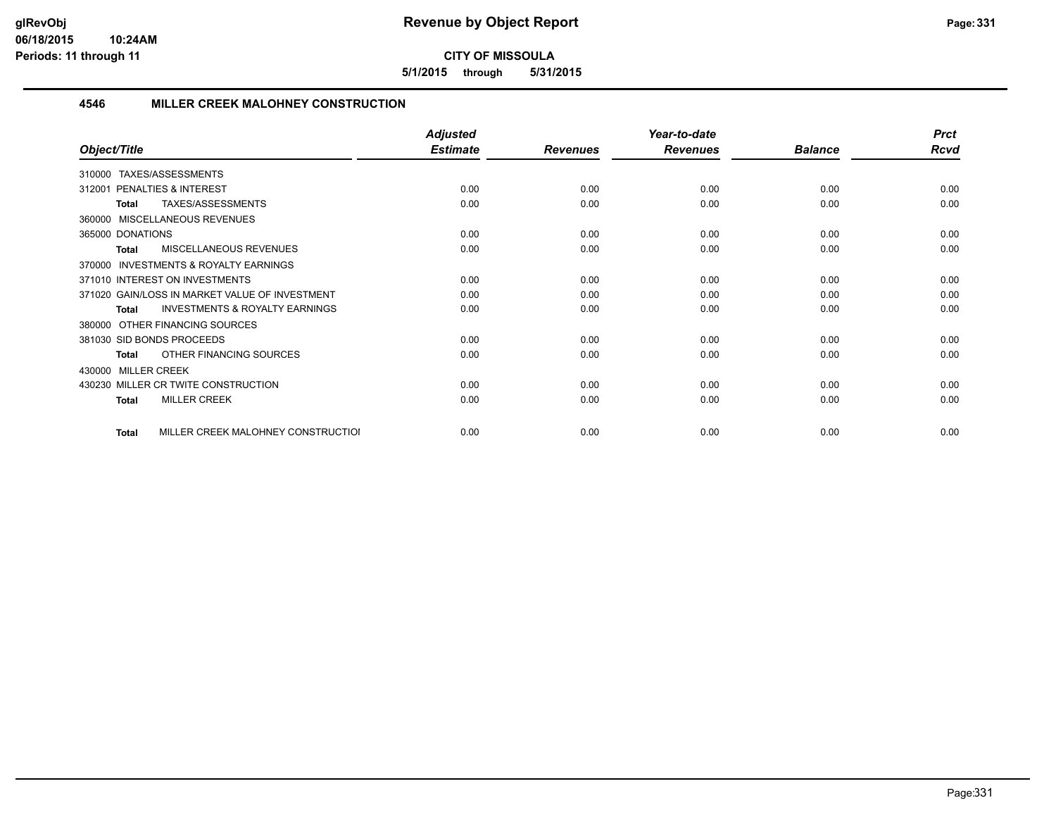# Revenue by Object Report

**CITY OF MISSOULA**

**5/1/2015 through 5/31/2015**

### 4546 MILLER CREEK MALOHNEY CONSTRUCTION

| Object/Title | Adjusted Estimate | Revenues | Year-to-date Revenues | Balance | Prct Rcvd |
|---|---|---|---|---|---|
| 310000 TAXES/ASSESSMENTS | | | | | |
| 312001 PENALTIES & INTEREST | 0.00 | 0.00 | 0.00 | 0.00 | 0.00 |
| **Total** TAXES/ASSESSMENTS | 0.00 | 0.00 | 0.00 | 0.00 | 0.00 |
| 360000 MISCELLANEOUS REVENUES | | | | | |
| 365000 DONATIONS | 0.00 | 0.00 | 0.00 | 0.00 | 0.00 |
| **Total** MISCELLANEOUS REVENUES | 0.00 | 0.00 | 0.00 | 0.00 | 0.00 |
| 370000 INVESTMENTS & ROYALTY EARNINGS | | | | | |
| 371010 INTEREST ON INVESTMENTS | 0.00 | 0.00 | 0.00 | 0.00 | 0.00 |
| 371020 GAIN/LOSS IN MARKET VALUE OF INVESTMENT | 0.00 | 0.00 | 0.00 | 0.00 | 0.00 |
| **Total** INVESTMENTS & ROYALTY EARNINGS | 0.00 | 0.00 | 0.00 | 0.00 | 0.00 |
| 380000 OTHER FINANCING SOURCES | | | | | |
| 381030 SID BONDS PROCEEDS | 0.00 | 0.00 | 0.00 | 0.00 | 0.00 |
| **Total** OTHER FINANCING SOURCES | 0.00 | 0.00 | 0.00 | 0.00 | 0.00 |
| 430000 MILLER CREEK | | | | | |
| 430230 MILLER CR TWITE CONSTRUCTION | 0.00 | 0.00 | 0.00 | 0.00 | 0.00 |
| **Total** MILLER CREEK | 0.00 | 0.00 | 0.00 | 0.00 | 0.00 |
| **Total** MILLER CREEK MALOHNEY CONSTRUCTIOI | 0.00 | 0.00 | 0.00 | 0.00 | 0.00 |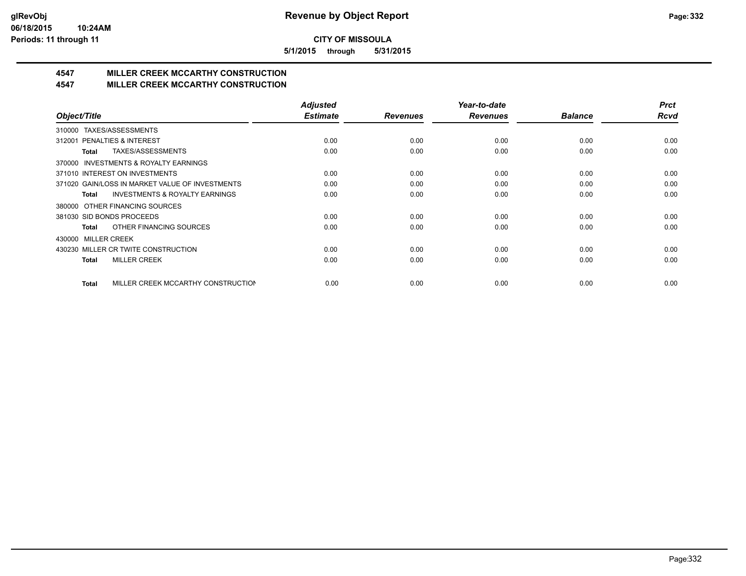**glRevObj**
**06/18/2015 10:24AM**
**Periods: 11 through 11**

# Revenue by Object Report

**CITY OF MISSOULA**

**5/1/2015 through 5/31/2015**

## 4547 MILLER CREEK MCCARTHY CONSTRUCTION
## 4547 MILLER CREEK MCCARTHY CONSTRUCTION

| Object/Title | Adjusted Estimate | Revenues | Year-to-date Revenues | Balance | Prct Rcvd |
|---|---|---|---|---|---|
| 310000 TAXES/ASSESSMENTS | | | | | |
| 312001 PENALTIES & INTEREST | 0.00 | 0.00 | 0.00 | 0.00 | 0.00 |
| **Total** TAXES/ASSESSMENTS | 0.00 | 0.00 | 0.00 | 0.00 | 0.00 |
| 370000 INVESTMENTS & ROYALTY EARNINGS | | | | | |
| 371010 INTEREST ON INVESTMENTS | 0.00 | 0.00 | 0.00 | 0.00 | 0.00 |
| 371020 GAIN/LOSS IN MARKET VALUE OF INVESTMENTS | 0.00 | 0.00 | 0.00 | 0.00 | 0.00 |
| **Total** INVESTMENTS & ROYALTY EARNINGS | 0.00 | 0.00 | 0.00 | 0.00 | 0.00 |
| 380000 OTHER FINANCING SOURCES | | | | | |
| 381030 SID BONDS PROCEEDS | 0.00 | 0.00 | 0.00 | 0.00 | 0.00 |
| **Total** OTHER FINANCING SOURCES | 0.00 | 0.00 | 0.00 | 0.00 | 0.00 |
| 430000 MILLER CREEK | | | | | |
| 430230 MILLER CR TWITE CONSTRUCTION | 0.00 | 0.00 | 0.00 | 0.00 | 0.00 |
| **Total** MILLER CREEK | 0.00 | 0.00 | 0.00 | 0.00 | 0.00 |
| **Total** MILLER CREEK MCCARTHY CONSTRUCTION | 0.00 | 0.00 | 0.00 | 0.00 | 0.00 |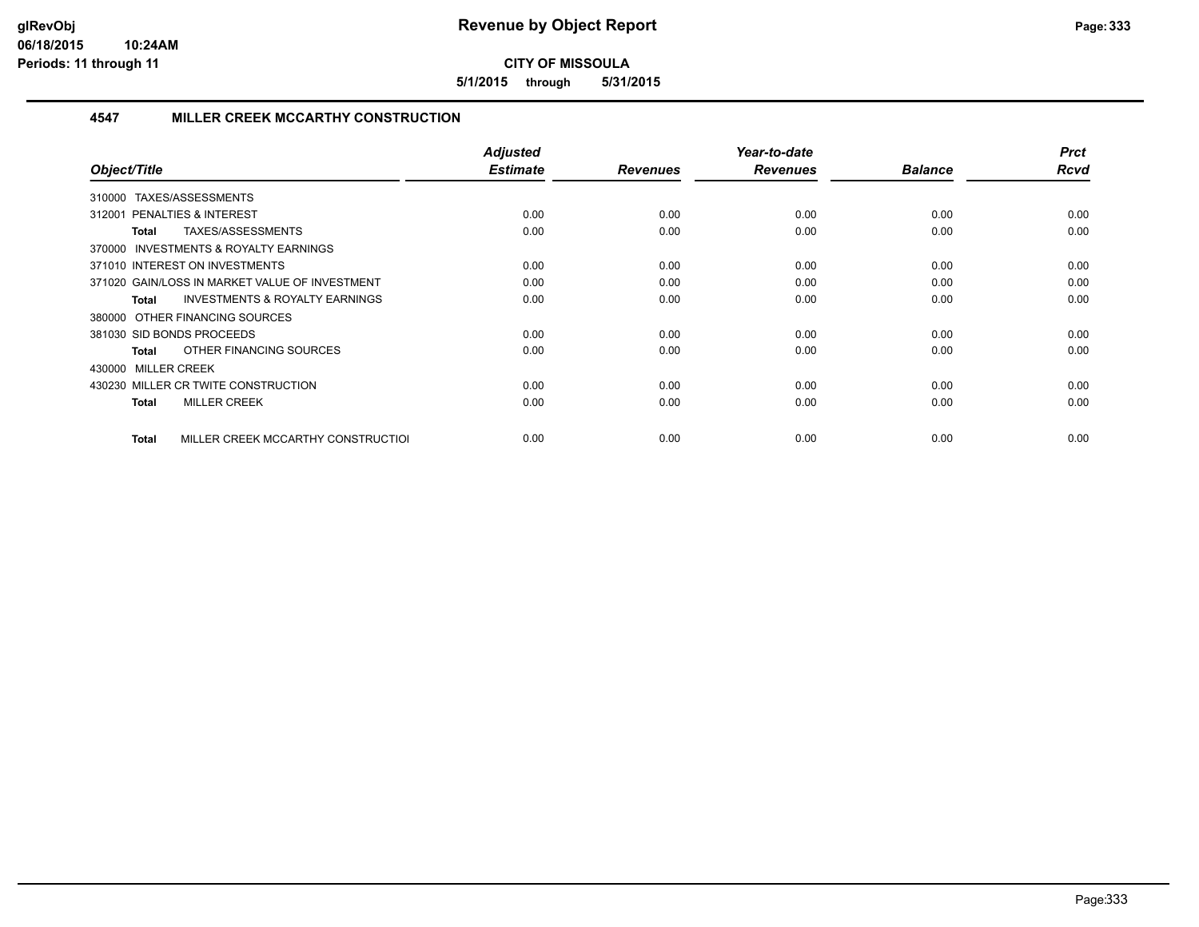**CITY OF MISSOULA**

**5/1/2015 through 5/31/2015**

## 4547 MILLER CREEK MCCARTHY CONSTRUCTION

| Object/Title | Adjusted Estimate | Revenues | Year-to-date Revenues | Balance | Prct Rcvd |
|---|---|---|---|---|---|
| 310000 TAXES/ASSESSMENTS | | | | | |
| 312001 PENALTIES & INTEREST | 0.00 | 0.00 | 0.00 | 0.00 | 0.00 |
| **Total** TAXES/ASSESSMENTS | 0.00 | 0.00 | 0.00 | 0.00 | 0.00 |
| 370000 INVESTMENTS & ROYALTY EARNINGS | | | | | |
| 371010 INTEREST ON INVESTMENTS | 0.00 | 0.00 | 0.00 | 0.00 | 0.00 |
| 371020 GAIN/LOSS IN MARKET VALUE OF INVESTMENT | 0.00 | 0.00 | 0.00 | 0.00 | 0.00 |
| **Total** INVESTMENTS & ROYALTY EARNINGS | 0.00 | 0.00 | 0.00 | 0.00 | 0.00 |
| 380000 OTHER FINANCING SOURCES | | | | | |
| 381030 SID BONDS PROCEEDS | 0.00 | 0.00 | 0.00 | 0.00 | 0.00 |
| **Total** OTHER FINANCING SOURCES | 0.00 | 0.00 | 0.00 | 0.00 | 0.00 |
| 430000 MILLER CREEK | | | | | |
| 430230 MILLER CR TWITE CONSTRUCTION | 0.00 | 0.00 | 0.00 | 0.00 | 0.00 |
| **Total** MILLER CREEK | 0.00 | 0.00 | 0.00 | 0.00 | 0.00 |
| **Total** MILLER CREEK MCCARTHY CONSTRUCTIOI | 0.00 | 0.00 | 0.00 | 0.00 | 0.00 |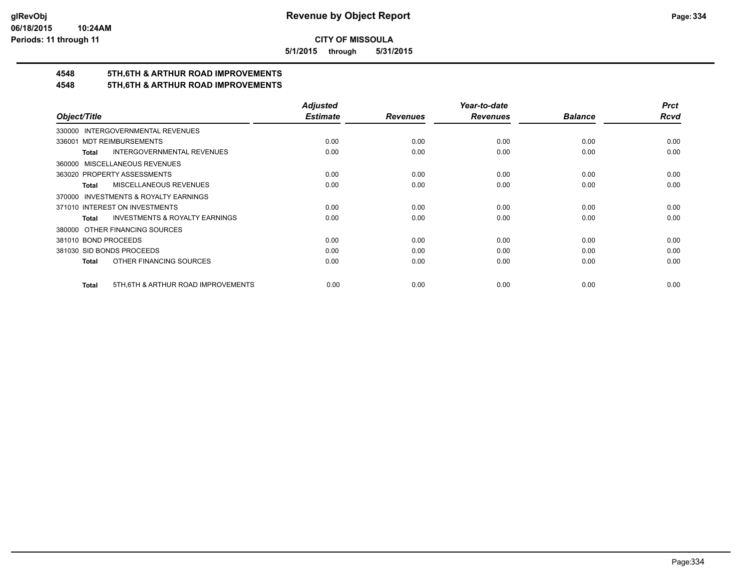**CITY OF MISSOULA**

**5/1/2015 through 5/31/2015**

## 4548 5TH,6TH & ARTHUR ROAD IMPROVEMENTS
## 4548 5TH,6TH & ARTHUR ROAD IMPROVEMENTS

| Object/Title | Adjusted Estimate | Revenues | Year-to-date Revenues | Balance | Prct Rcvd |
|---|---|---|---|---|---|
| 330000 INTERGOVERNMENTAL REVENUES | | | | | |
| 336001 MDT REIMBURSEMENTS | 0.00 | 0.00 | 0.00 | 0.00 | 0.00 |
| **Total** INTERGOVERNMENTAL REVENUES | 0.00 | 0.00 | 0.00 | 0.00 | 0.00 |
| 360000 MISCELLANEOUS REVENUES | | | | | |
| 363020 PROPERTY ASSESSMENTS | 0.00 | 0.00 | 0.00 | 0.00 | 0.00 |
| **Total** MISCELLANEOUS REVENUES | 0.00 | 0.00 | 0.00 | 0.00 | 0.00 |
| 370000 INVESTMENTS & ROYALTY EARNINGS | | | | | |
| 371010 INTEREST ON INVESTMENTS | 0.00 | 0.00 | 0.00 | 0.00 | 0.00 |
| **Total** INVESTMENTS & ROYALTY EARNINGS | 0.00 | 0.00 | 0.00 | 0.00 | 0.00 |
| 380000 OTHER FINANCING SOURCES | | | | | |
| 381010 BOND PROCEEDS | 0.00 | 0.00 | 0.00 | 0.00 | 0.00 |
| 381030 SID BONDS PROCEEDS | 0.00 | 0.00 | 0.00 | 0.00 | 0.00 |
| **Total** OTHER FINANCING SOURCES | 0.00 | 0.00 | 0.00 | 0.00 | 0.00 |
| **Total** 5TH,6TH & ARTHUR ROAD IMPROVEMENTS | 0.00 | 0.00 | 0.00 | 0.00 | 0.00 |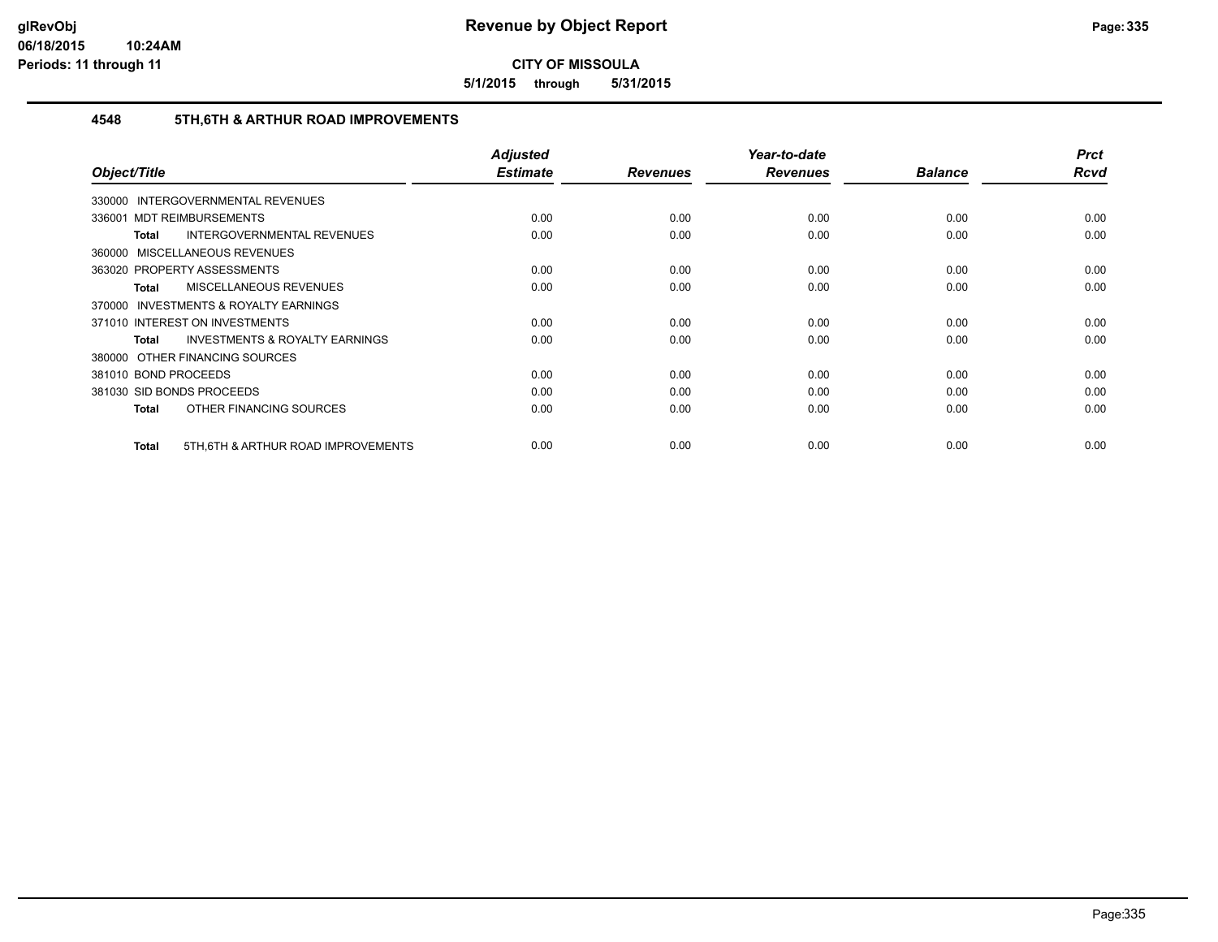# Revenue by Object Report

**CITY OF MISSOULA**

**5/1/2015 through 5/31/2015**

glRevObj
06/18/2015 10:24AM
Periods: 11 through 11

### 4548 5TH,6TH & ARTHUR ROAD IMPROVEMENTS

| Object/Title | Adjusted Estimate | Revenues | Year-to-date Revenues | Balance | Prct Rcvd |
|---|---|---|---|---|---|
| 330000 INTERGOVERNMENTAL REVENUES | | | | | |
| 336001 MDT REIMBURSEMENTS | 0.00 | 0.00 | 0.00 | 0.00 | 0.00 |
| **Total** INTERGOVERNMENTAL REVENUES | 0.00 | 0.00 | 0.00 | 0.00 | 0.00 |
| 360000 MISCELLANEOUS REVENUES | | | | | |
| 363020 PROPERTY ASSESSMENTS | 0.00 | 0.00 | 0.00 | 0.00 | 0.00 |
| **Total** MISCELLANEOUS REVENUES | 0.00 | 0.00 | 0.00 | 0.00 | 0.00 |
| 370000 INVESTMENTS & ROYALTY EARNINGS | | | | | |
| 371010 INTEREST ON INVESTMENTS | 0.00 | 0.00 | 0.00 | 0.00 | 0.00 |
| **Total** INVESTMENTS & ROYALTY EARNINGS | 0.00 | 0.00 | 0.00 | 0.00 | 0.00 |
| 380000 OTHER FINANCING SOURCES | | | | | |
| 381010 BOND PROCEEDS | 0.00 | 0.00 | 0.00 | 0.00 | 0.00 |
| 381030 SID BONDS PROCEEDS | 0.00 | 0.00 | 0.00 | 0.00 | 0.00 |
| **Total** OTHER FINANCING SOURCES | 0.00 | 0.00 | 0.00 | 0.00 | 0.00 |
| **Total** 5TH,6TH & ARTHUR ROAD IMPROVEMENTS | 0.00 | 0.00 | 0.00 | 0.00 | 0.00 |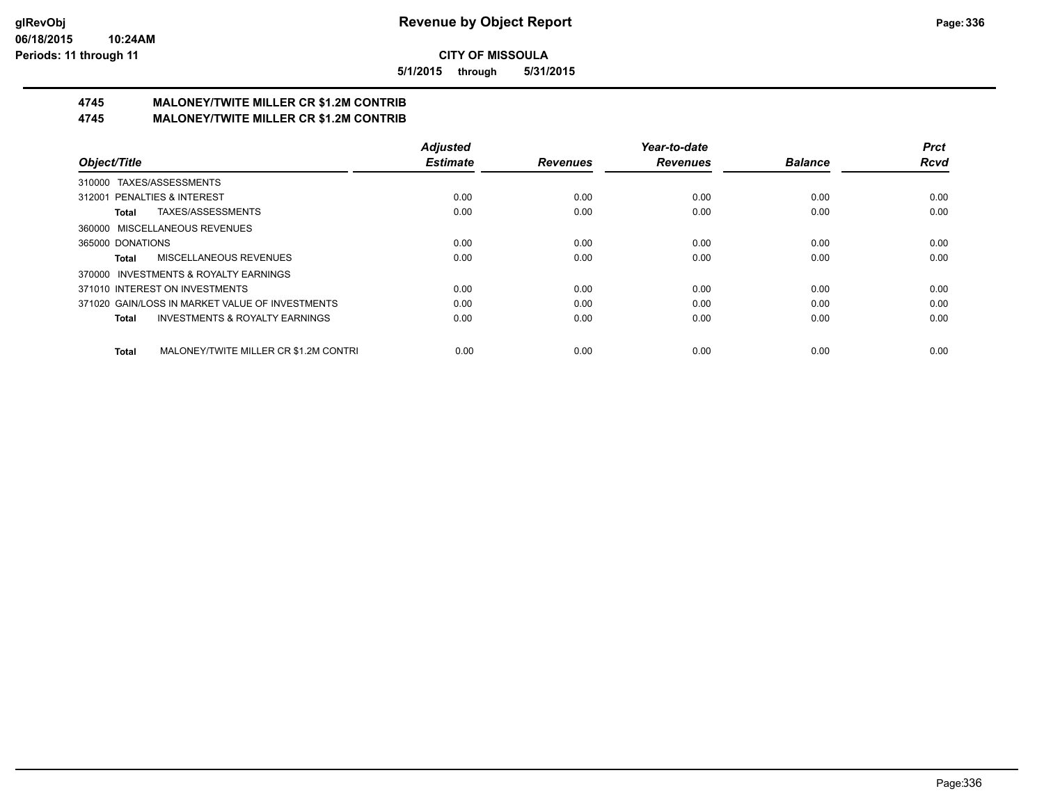**CITY OF MISSOULA**

**5/1/2015 through 5/31/2015**

## 4745 MALONEY/TWITE MILLER CR $1.2M CONTRIB
## 4745 MALONEY/TWITE MILLER CR $1.2M CONTRIB

| Object/Title | Adjusted Estimate | Revenues | Year-to-date Revenues | Balance | Prct Rcvd |
|---|---|---|---|---|---|
| 310000 TAXES/ASSESSMENTS | | | | | |
| 312001 PENALTIES & INTEREST | 0.00 | 0.00 | 0.00 | 0.00 | 0.00 |
| **Total** TAXES/ASSESSMENTS | 0.00 | 0.00 | 0.00 | 0.00 | 0.00 |
| 360000 MISCELLANEOUS REVENUES | | | | | |
| 365000 DONATIONS | 0.00 | 0.00 | 0.00 | 0.00 | 0.00 |
| **Total** MISCELLANEOUS REVENUES | 0.00 | 0.00 | 0.00 | 0.00 | 0.00 |
| 370000 INVESTMENTS & ROYALTY EARNINGS | | | | | |
| 371010 INTEREST ON INVESTMENTS | 0.00 | 0.00 | 0.00 | 0.00 | 0.00 |
| 371020 GAIN/LOSS IN MARKET VALUE OF INVESTMENTS | 0.00 | 0.00 | 0.00 | 0.00 | 0.00 |
| **Total** INVESTMENTS & ROYALTY EARNINGS | 0.00 | 0.00 | 0.00 | 0.00 | 0.00 |
| **Total** MALONEY/TWITE MILLER CR $1.2M CONTRI | 0.00 | 0.00 | 0.00 | 0.00 | 0.00 |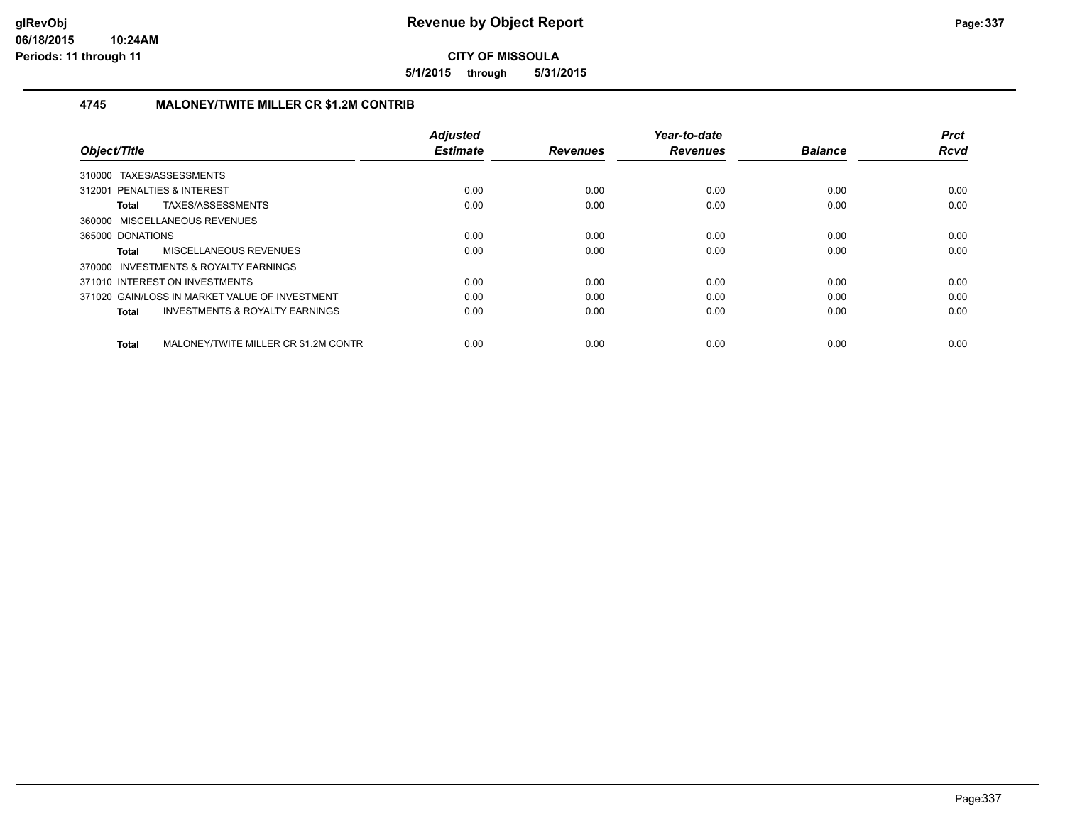# Revenue by Object Report

**CITY OF MISSOULA**

**5/1/2015 through 5/31/2015**

glRevObj
06/18/2015 10:24AM
Periods: 11 through 11

## 4745 MALONEY/TWITE MILLER CR $1.2M CONTRIB

| Object/Title | Adjusted Estimate | Revenues | Year-to-date Revenues | Balance | Prct Rcvd |
|---|---|---|---|---|---|
| 310000 TAXES/ASSESSMENTS | | | | | |
| 312001 PENALTIES & INTEREST | 0.00 | 0.00 | 0.00 | 0.00 | 0.00 |
| **Total** TAXES/ASSESSMENTS | 0.00 | 0.00 | 0.00 | 0.00 | 0.00 |
| 360000 MISCELLANEOUS REVENUES | | | | | |
| 365000 DONATIONS | 0.00 | 0.00 | 0.00 | 0.00 | 0.00 |
| **Total** MISCELLANEOUS REVENUES | 0.00 | 0.00 | 0.00 | 0.00 | 0.00 |
| 370000 INVESTMENTS & ROYALTY EARNINGS | | | | | |
| 371010 INTEREST ON INVESTMENTS | 0.00 | 0.00 | 0.00 | 0.00 | 0.00 |
| 371020 GAIN/LOSS IN MARKET VALUE OF INVESTMENT | 0.00 | 0.00 | 0.00 | 0.00 | 0.00 |
| **Total** INVESTMENTS & ROYALTY EARNINGS | 0.00 | 0.00 | 0.00 | 0.00 | 0.00 |
| **Total** MALONEY/TWITE MILLER CR $1.2M CONTR | 0.00 | 0.00 | 0.00 | 0.00 | 0.00 |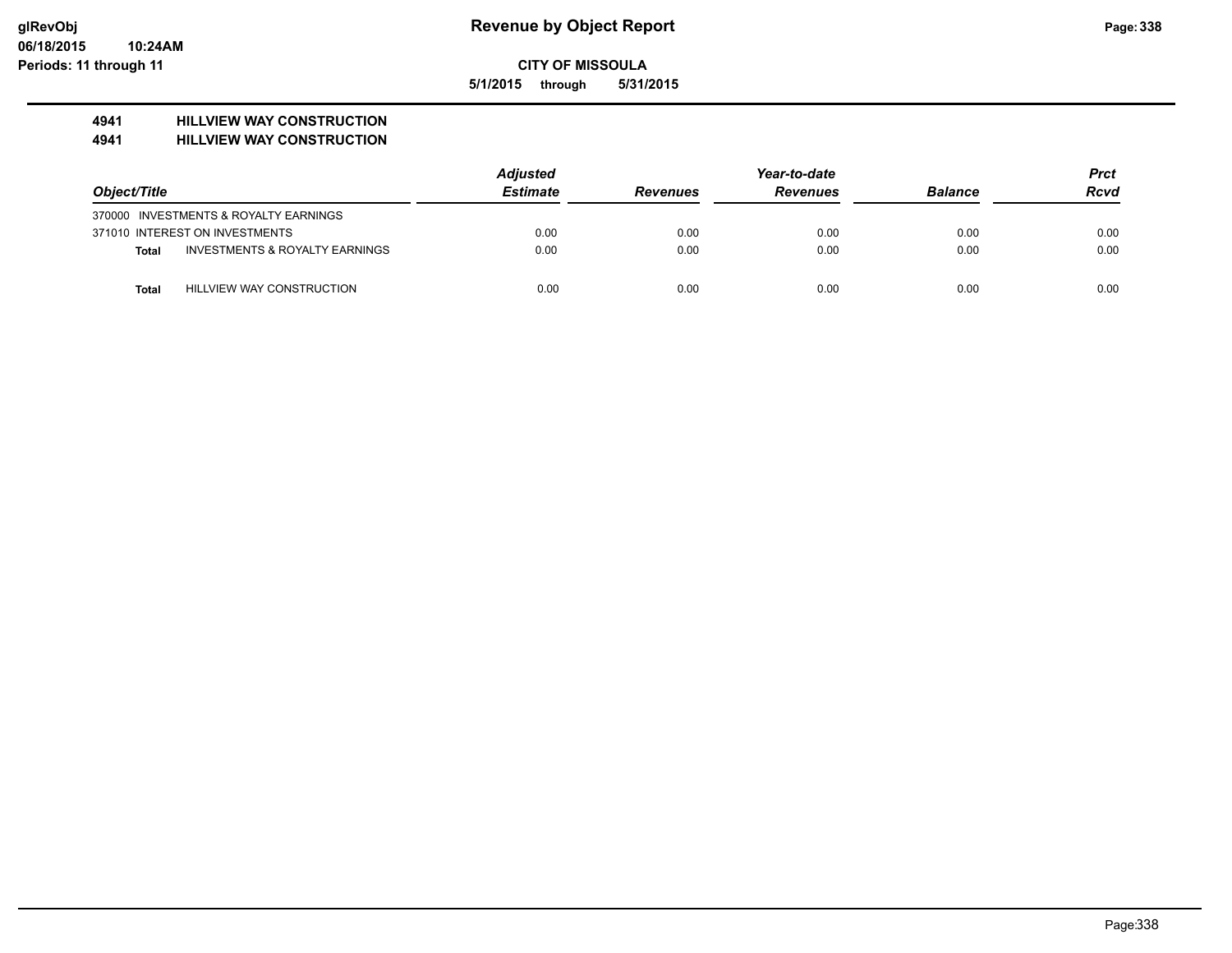# Revenue by Object Report

glRevObj
06/18/2015 10:24AM
Periods: 11 through 11

**CITY OF MISSOULA**

**5/1/2015 through 5/31/2015**

**4941 HILLVIEW WAY CONSTRUCTION**
**4941 HILLVIEW WAY CONSTRUCTION**

| Object/Title | | Adjusted Estimate | Revenues | Year-to-date Revenues | Balance | Prct Rcvd |
|---|---|---|---|---|---|---|
| 370000 INVESTMENTS & ROYALTY EARNINGS | | | | | | |
| 371010 INTEREST ON INVESTMENTS | | 0.00 | 0.00 | 0.00 | 0.00 | 0.00 |
| **Total** | INVESTMENTS & ROYALTY EARNINGS | 0.00 | 0.00 | 0.00 | 0.00 | 0.00 |
| **Total** | HILLVIEW WAY CONSTRUCTION | 0.00 | 0.00 | 0.00 | 0.00 | 0.00 |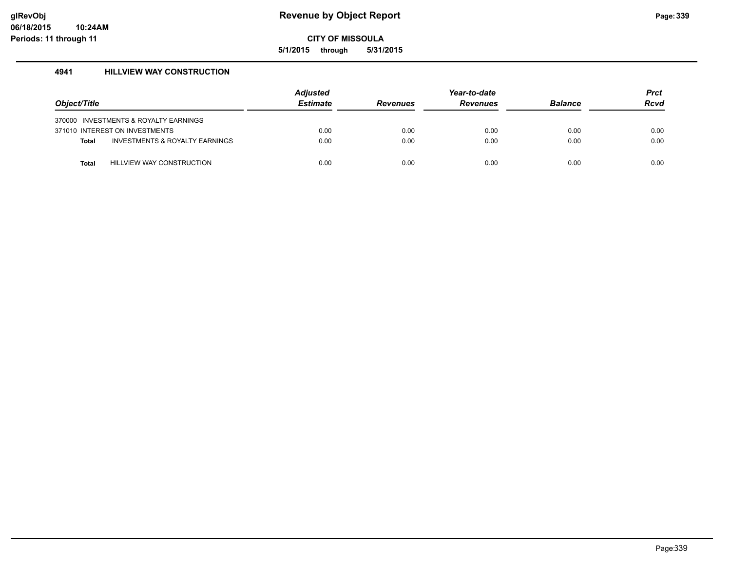# Revenue by Object Report

**CITY OF MISSOULA**

**5/1/2015 through 5/31/2015**

glRevObj
06/18/2015 10:24AM
Periods: 11 through 11

### 4941 HILLVIEW WAY CONSTRUCTION

| Object/Title | Adjusted Estimate | Revenues | Year-to-date Revenues | Balance | Prct Rcvd |
|---|---|---|---|---|---|
| 370000 INVESTMENTS & ROYALTY EARNINGS | | | | | |
| 371010 INTEREST ON INVESTMENTS | 0.00 | 0.00 | 0.00 | 0.00 | 0.00 |
| **Total** INVESTMENTS & ROYALTY EARNINGS | 0.00 | 0.00 | 0.00 | 0.00 | 0.00 |
| **Total** HILLVIEW WAY CONSTRUCTION | 0.00 | 0.00 | 0.00 | 0.00 | 0.00 |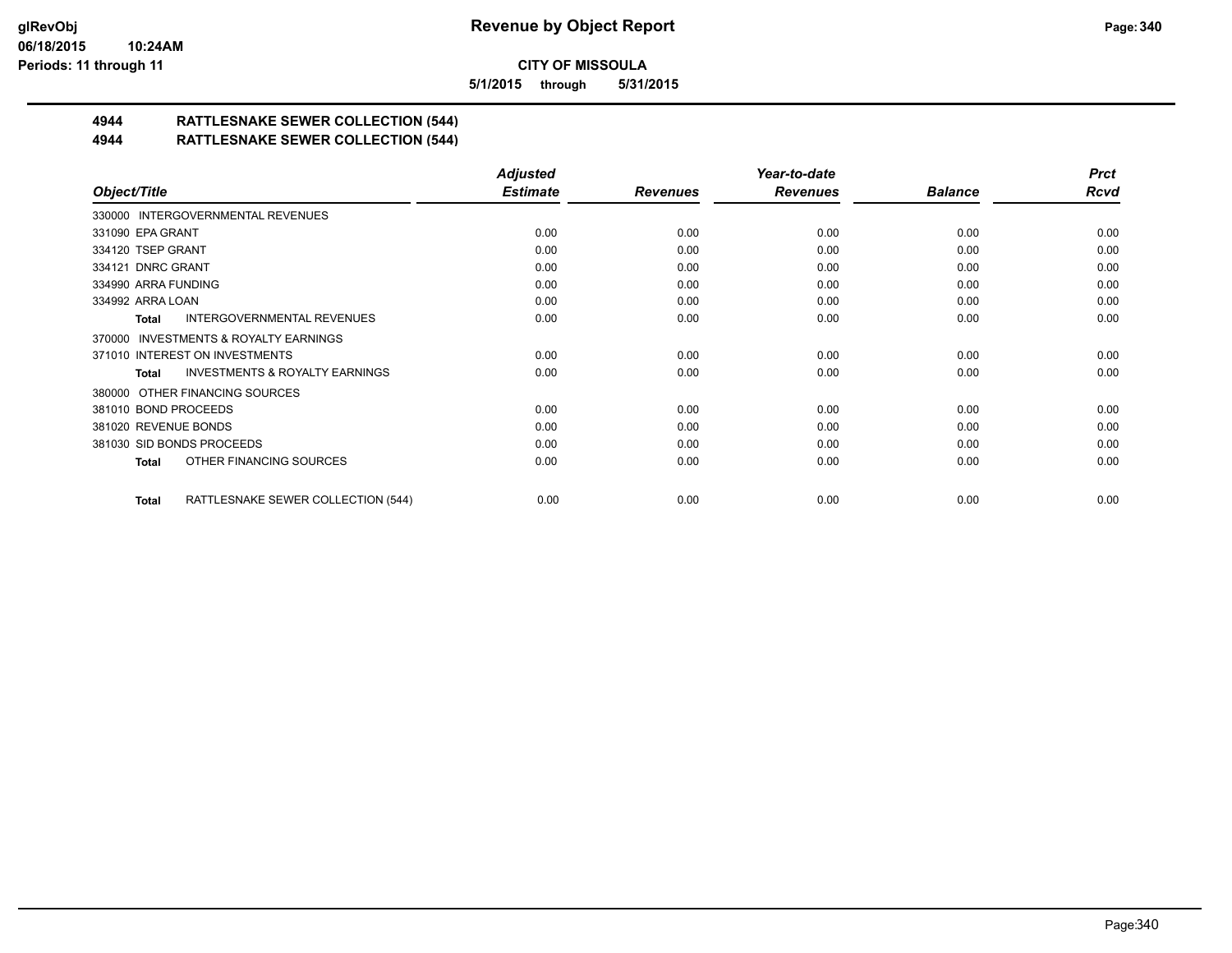**CITY OF MISSOULA**

**5/1/2015 through 5/31/2015**

## 4944 RATTLESNAKE SEWER COLLECTION (544)

## 4944 RATTLESNAKE SEWER COLLECTION (544)

| Object/Title | Adjusted Estimate | Revenues | Year-to-date Revenues | Balance | Prct Rcvd |
|---|---|---|---|---|---|
| 330000 INTERGOVERNMENTAL REVENUES | | | | | |
| 331090 EPA GRANT | 0.00 | 0.00 | 0.00 | 0.00 | 0.00 |
| 334120 TSEP GRANT | 0.00 | 0.00 | 0.00 | 0.00 | 0.00 |
| 334121 DNRC GRANT | 0.00 | 0.00 | 0.00 | 0.00 | 0.00 |
| 334990 ARRA FUNDING | 0.00 | 0.00 | 0.00 | 0.00 | 0.00 |
| 334992 ARRA LOAN | 0.00 | 0.00 | 0.00 | 0.00 | 0.00 |
| **Total** INTERGOVERNMENTAL REVENUES | 0.00 | 0.00 | 0.00 | 0.00 | 0.00 |
| 370000 INVESTMENTS & ROYALTY EARNINGS | | | | | |
| 371010 INTEREST ON INVESTMENTS | 0.00 | 0.00 | 0.00 | 0.00 | 0.00 |
| **Total** INVESTMENTS & ROYALTY EARNINGS | 0.00 | 0.00 | 0.00 | 0.00 | 0.00 |
| 380000 OTHER FINANCING SOURCES | | | | | |
| 381010 BOND PROCEEDS | 0.00 | 0.00 | 0.00 | 0.00 | 0.00 |
| 381020 REVENUE BONDS | 0.00 | 0.00 | 0.00 | 0.00 | 0.00 |
| 381030 SID BONDS PROCEEDS | 0.00 | 0.00 | 0.00 | 0.00 | 0.00 |
| **Total** OTHER FINANCING SOURCES | 0.00 | 0.00 | 0.00 | 0.00 | 0.00 |
| **Total** RATTLESNAKE SEWER COLLECTION (544) | 0.00 | 0.00 | 0.00 | 0.00 | 0.00 |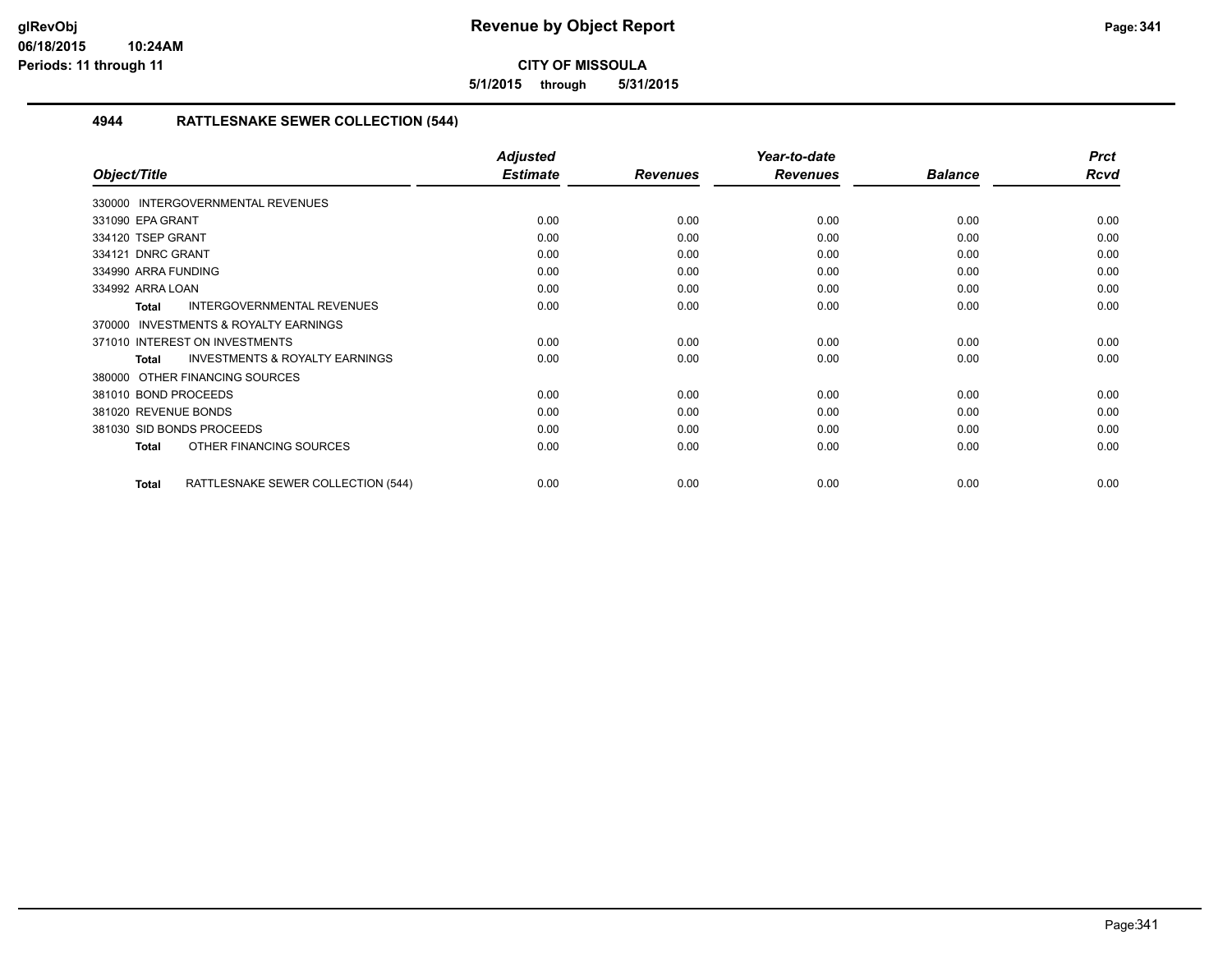# Revenue by Object Report

glRevObj
06/18/2015 10:24AM
Periods: 11 through 11

**CITY OF MISSOULA**

**5/1/2015 through 5/31/2015**

## 4944 RATTLESNAKE SEWER COLLECTION (544)

| Object/Title | Adjusted Estimate | Revenues | Year-to-date Revenues | Balance | Prct Rcvd |
|---|---|---|---|---|---|
| 330000 INTERGOVERNMENTAL REVENUES | | | | | |
| 331090 EPA GRANT | 0.00 | 0.00 | 0.00 | 0.00 | 0.00 |
| 334120 TSEP GRANT | 0.00 | 0.00 | 0.00 | 0.00 | 0.00 |
| 334121 DNRC GRANT | 0.00 | 0.00 | 0.00 | 0.00 | 0.00 |
| 334990 ARRA FUNDING | 0.00 | 0.00 | 0.00 | 0.00 | 0.00 |
| 334992 ARRA LOAN | 0.00 | 0.00 | 0.00 | 0.00 | 0.00 |
| **Total** INTERGOVERNMENTAL REVENUES | 0.00 | 0.00 | 0.00 | 0.00 | 0.00 |
| 370000 INVESTMENTS & ROYALTY EARNINGS | | | | | |
| 371010 INTEREST ON INVESTMENTS | 0.00 | 0.00 | 0.00 | 0.00 | 0.00 |
| **Total** INVESTMENTS & ROYALTY EARNINGS | 0.00 | 0.00 | 0.00 | 0.00 | 0.00 |
| 380000 OTHER FINANCING SOURCES | | | | | |
| 381010 BOND PROCEEDS | 0.00 | 0.00 | 0.00 | 0.00 | 0.00 |
| 381020 REVENUE BONDS | 0.00 | 0.00 | 0.00 | 0.00 | 0.00 |
| 381030 SID BONDS PROCEEDS | 0.00 | 0.00 | 0.00 | 0.00 | 0.00 |
| **Total** OTHER FINANCING SOURCES | 0.00 | 0.00 | 0.00 | 0.00 | 0.00 |
| **Total** RATTLESNAKE SEWER COLLECTION (544) | 0.00 | 0.00 | 0.00 | 0.00 | 0.00 |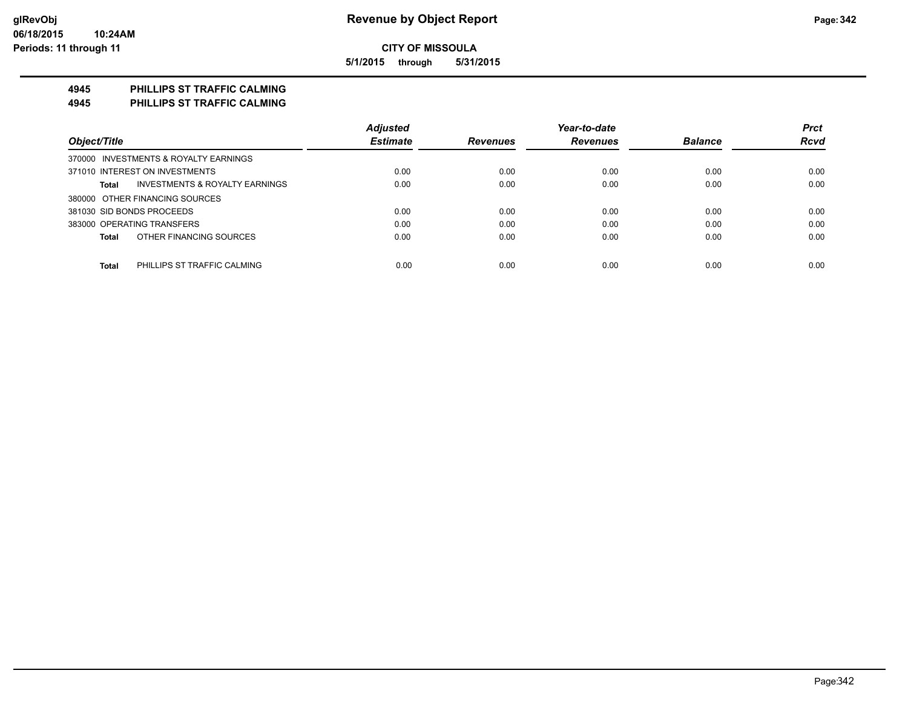**CITY OF MISSOULA**

**5/1/2015 through 5/31/2015**

**4945 PHILLIPS ST TRAFFIC CALMING**

**4945 PHILLIPS ST TRAFFIC CALMING**

| Object/Title | Adjusted Estimate | Revenues | Year-to-date Revenues | Balance | Prct Rcvd |
|---|---|---|---|---|---|
| 370000 INVESTMENTS & ROYALTY EARNINGS | | | | | |
| 371010 INTEREST ON INVESTMENTS | 0.00 | 0.00 | 0.00 | 0.00 | 0.00 |
| **Total** INVESTMENTS & ROYALTY EARNINGS | 0.00 | 0.00 | 0.00 | 0.00 | 0.00 |
| 380000 OTHER FINANCING SOURCES | | | | | |
| 381030 SID BONDS PROCEEDS | 0.00 | 0.00 | 0.00 | 0.00 | 0.00 |
| 383000 OPERATING TRANSFERS | 0.00 | 0.00 | 0.00 | 0.00 | 0.00 |
| **Total** OTHER FINANCING SOURCES | 0.00 | 0.00 | 0.00 | 0.00 | 0.00 |
| **Total** PHILLIPS ST TRAFFIC CALMING | 0.00 | 0.00 | 0.00 | 0.00 | 0.00 |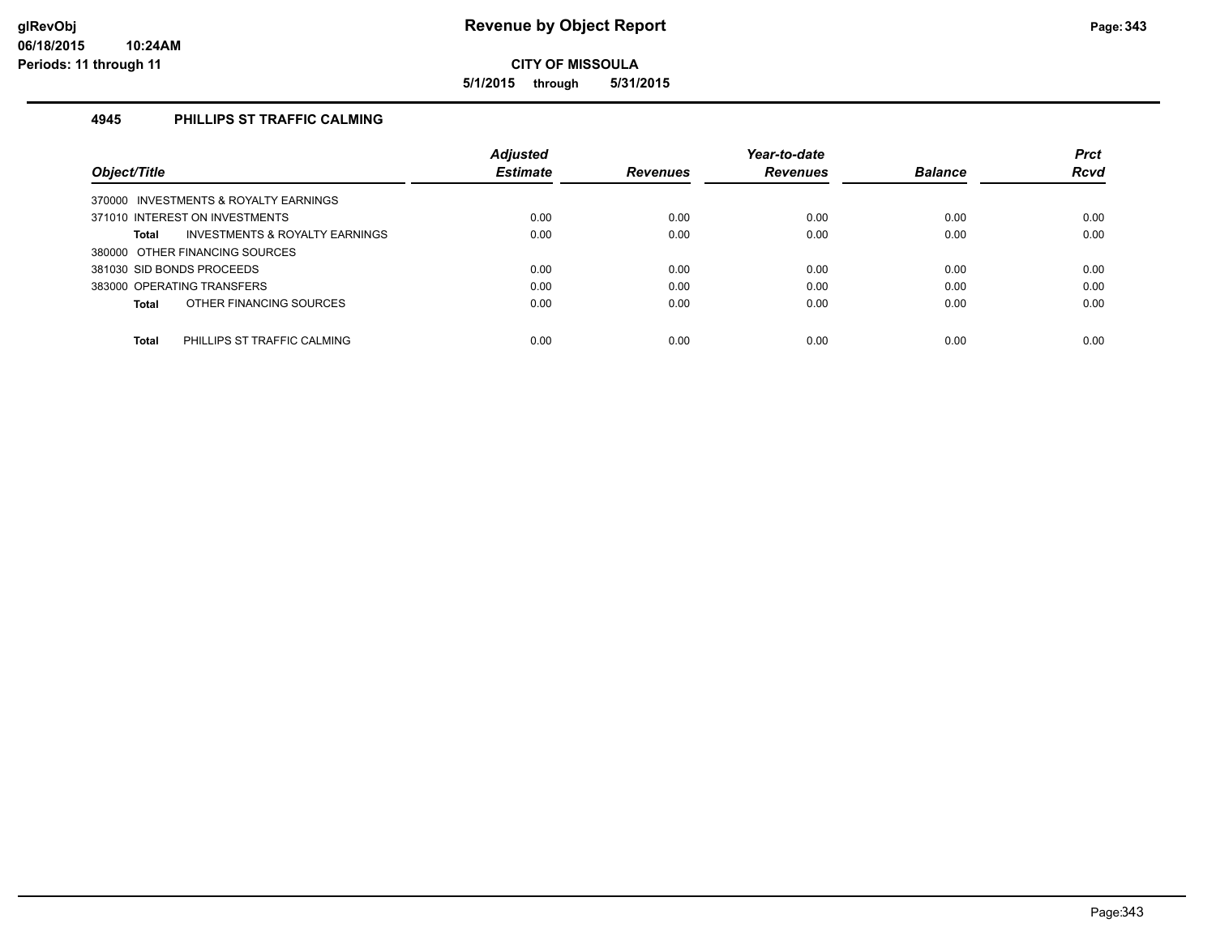# Revenue by Object Report

glRevObj
06/18/2015 10:24AM
Periods: 11 through 11

**CITY OF MISSOULA**

**5/1/2015 through 5/31/2015**

## 4945 PHILLIPS ST TRAFFIC CALMING

| Object/Title | Adjusted Estimate | Revenues | Year-to-date Revenues | Balance | Prct Rcvd |
|---|---|---|---|---|---|
| 370000 INVESTMENTS & ROYALTY EARNINGS | | | | | |
| 371010 INTEREST ON INVESTMENTS | 0.00 | 0.00 | 0.00 | 0.00 | 0.00 |
| **Total** INVESTMENTS & ROYALTY EARNINGS | 0.00 | 0.00 | 0.00 | 0.00 | 0.00 |
| 380000 OTHER FINANCING SOURCES | | | | | |
| 381030 SID BONDS PROCEEDS | 0.00 | 0.00 | 0.00 | 0.00 | 0.00 |
| 383000 OPERATING TRANSFERS | 0.00 | 0.00 | 0.00 | 0.00 | 0.00 |
| **Total** OTHER FINANCING SOURCES | 0.00 | 0.00 | 0.00 | 0.00 | 0.00 |
| **Total** PHILLIPS ST TRAFFIC CALMING | 0.00 | 0.00 | 0.00 | 0.00 | 0.00 |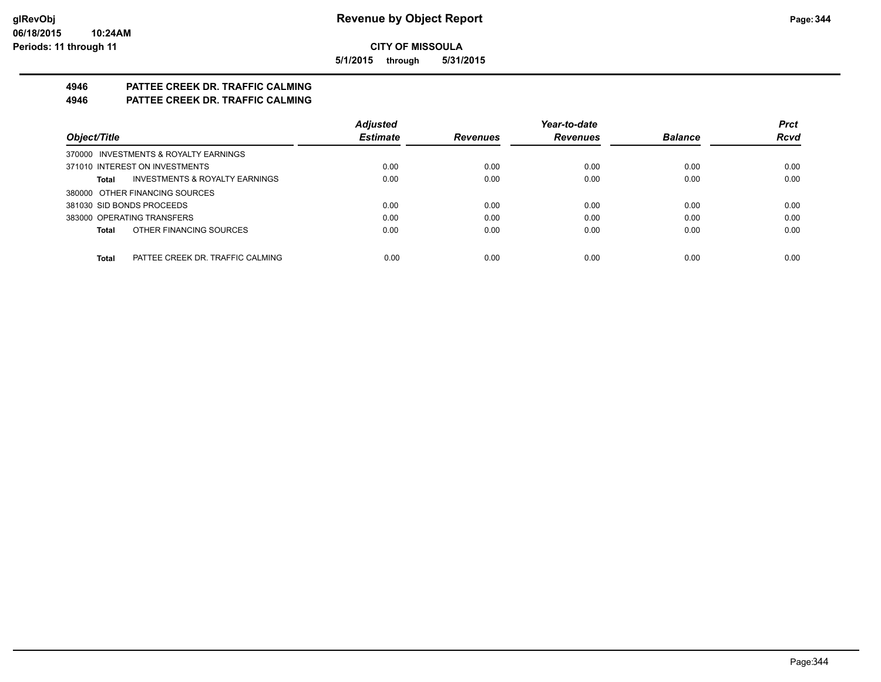## CITY OF MISSOULA

**5/1/2015 through 5/31/2015**

### 4946 PATTEE CREEK DR. TRAFFIC CALMING
### 4946 PATTEE CREEK DR. TRAFFIC CALMING

| Object/Title | Adjusted Estimate | Revenues | Year-to-date Revenues | Balance | Prct Rcvd |
|---|---|---|---|---|---|
| 370000 INVESTMENTS & ROYALTY EARNINGS | | | | | |
| 371010 INTEREST ON INVESTMENTS | 0.00 | 0.00 | 0.00 | 0.00 | 0.00 |
| **Total** INVESTMENTS & ROYALTY EARNINGS | 0.00 | 0.00 | 0.00 | 0.00 | 0.00 |
| 380000 OTHER FINANCING SOURCES | | | | | |
| 381030 SID BONDS PROCEEDS | 0.00 | 0.00 | 0.00 | 0.00 | 0.00 |
| 383000 OPERATING TRANSFERS | 0.00 | 0.00 | 0.00 | 0.00 | 0.00 |
| **Total** OTHER FINANCING SOURCES | 0.00 | 0.00 | 0.00 | 0.00 | 0.00 |
| **Total** PATTEE CREEK DR. TRAFFIC CALMING | 0.00 | 0.00 | 0.00 | 0.00 | 0.00 |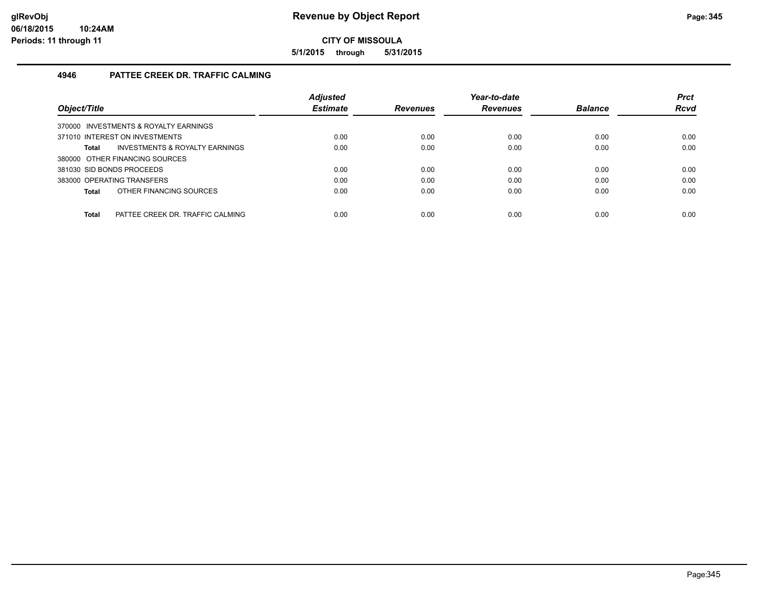# Revenue by Object Report

**CITY OF MISSOULA**

**5/1/2015 through 5/31/2015**

### 4946 PATTEE CREEK DR. TRAFFIC CALMING

| *Object/Title* | *Adjusted Estimate* | *Revenues* | *Year-to-date Revenues* | *Balance* | *Prct Rcvd* |
|---|---|---|---|---|---|
| 370000 INVESTMENTS & ROYALTY EARNINGS | | | | | |
| 371010 INTEREST ON INVESTMENTS | 0.00 | 0.00 | 0.00 | 0.00 | 0.00 |
| **Total** INVESTMENTS & ROYALTY EARNINGS | 0.00 | 0.00 | 0.00 | 0.00 | 0.00 |
| 380000 OTHER FINANCING SOURCES | | | | | |
| 381030 SID BONDS PROCEEDS | 0.00 | 0.00 | 0.00 | 0.00 | 0.00 |
| 383000 OPERATING TRANSFERS | 0.00 | 0.00 | 0.00 | 0.00 | 0.00 |
| **Total** OTHER FINANCING SOURCES | 0.00 | 0.00 | 0.00 | 0.00 | 0.00 |
| **Total** PATTEE CREEK DR. TRAFFIC CALMING | 0.00 | 0.00 | 0.00 | 0.00 | 0.00 |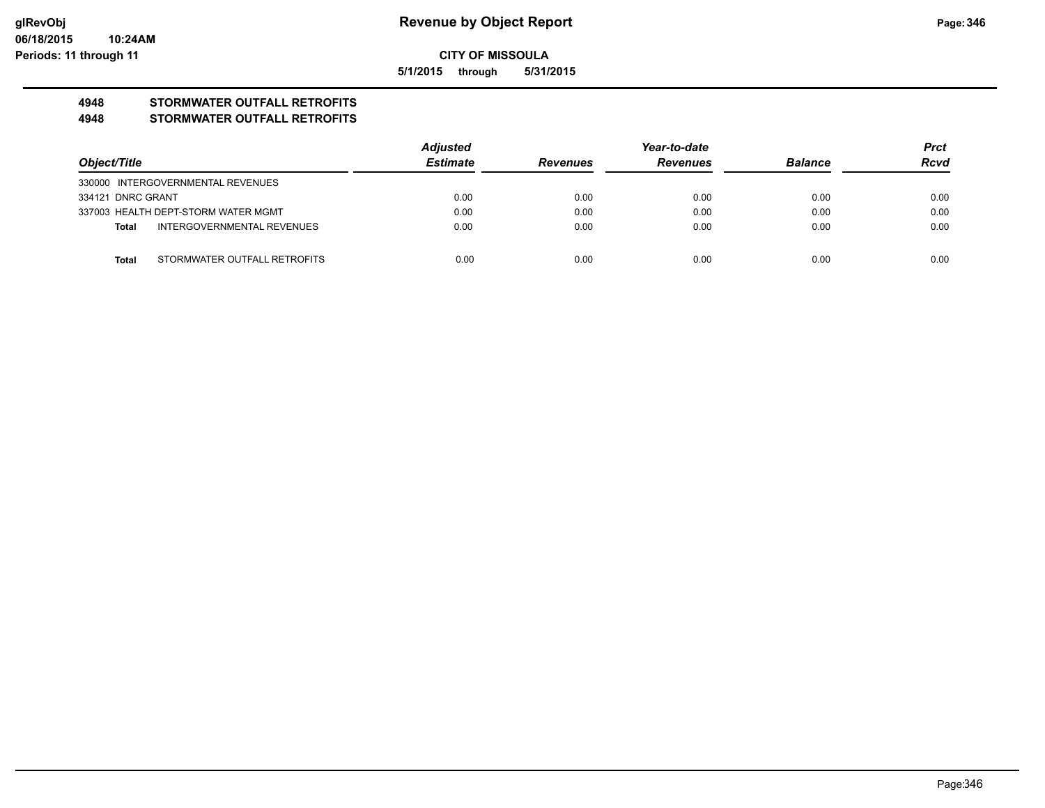# Revenue by Object Report

**CITY OF MISSOULA**

**5/1/2015 through 5/31/2015**

glRevObj
06/18/2015 10:24AM
Periods: 11 through 11

## 4948 STORMWATER OUTFALL RETROFITS
## 4948 STORMWATER OUTFALL RETROFITS

| Object/Title | Adjusted Estimate | Revenues | Year-to-date Revenues | Balance | Prct Rcvd |
|---|---|---|---|---|---|
| 330000 INTERGOVERNMENTAL REVENUES | | | | | |
| 334121 DNRC GRANT | 0.00 | 0.00 | 0.00 | 0.00 | 0.00 |
| 337003 HEALTH DEPT-STORM WATER MGMT | 0.00 | 0.00 | 0.00 | 0.00 | 0.00 |
| **Total** INTERGOVERNMENTAL REVENUES | 0.00 | 0.00 | 0.00 | 0.00 | 0.00 |
| **Total** STORMWATER OUTFALL RETROFITS | 0.00 | 0.00 | 0.00 | 0.00 | 0.00 |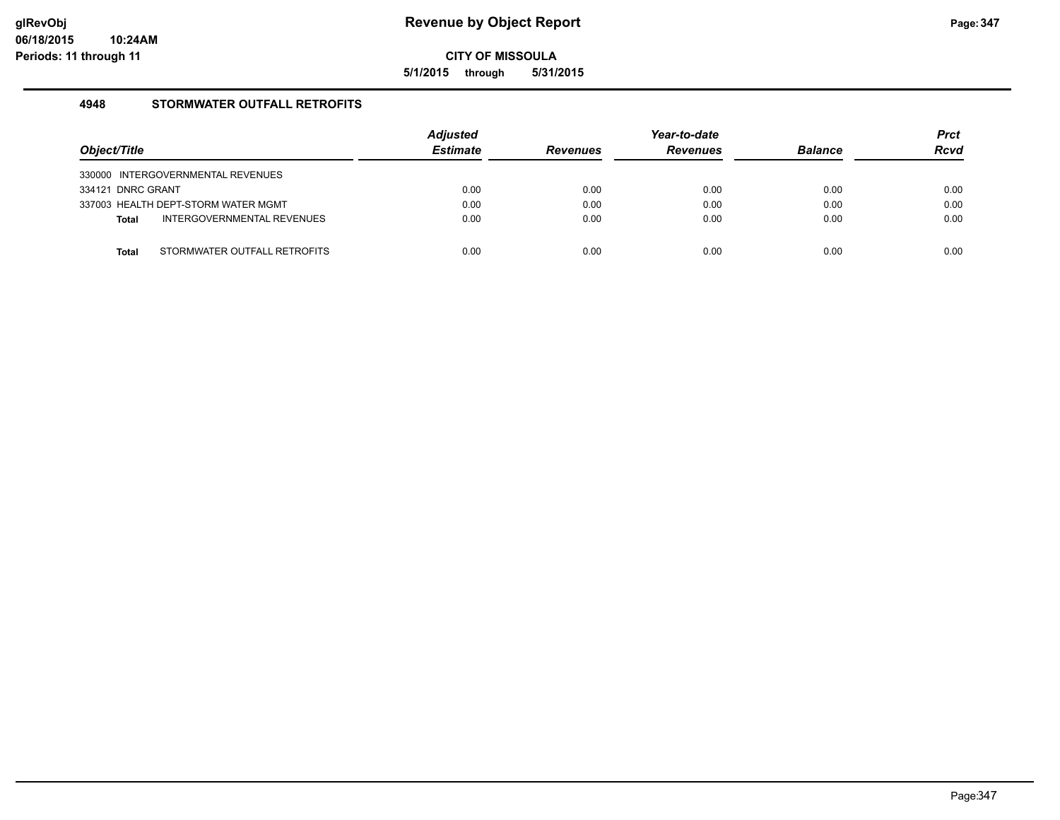# Revenue by Object Report

**CITY OF MISSOULA**

**5/1/2015 through 5/31/2015**

### 4948 STORMWATER OUTFALL RETROFITS

| Object/Title | | Adjusted Estimate | Revenues | Year-to-date Revenues | Balance | Prct Rcvd |
|---|---|---|---|---|---|---|
| 330000 INTERGOVERNMENTAL REVENUES | | | | | | |
| 334121 DNRC GRANT | | 0.00 | 0.00 | 0.00 | 0.00 | 0.00 |
| 337003 HEALTH DEPT-STORM WATER MGMT | | 0.00 | 0.00 | 0.00 | 0.00 | 0.00 |
| **Total** | INTERGOVERNMENTAL REVENUES | 0.00 | 0.00 | 0.00 | 0.00 | 0.00 |
| **Total** | STORMWATER OUTFALL RETROFITS | 0.00 | 0.00 | 0.00 | 0.00 | 0.00 |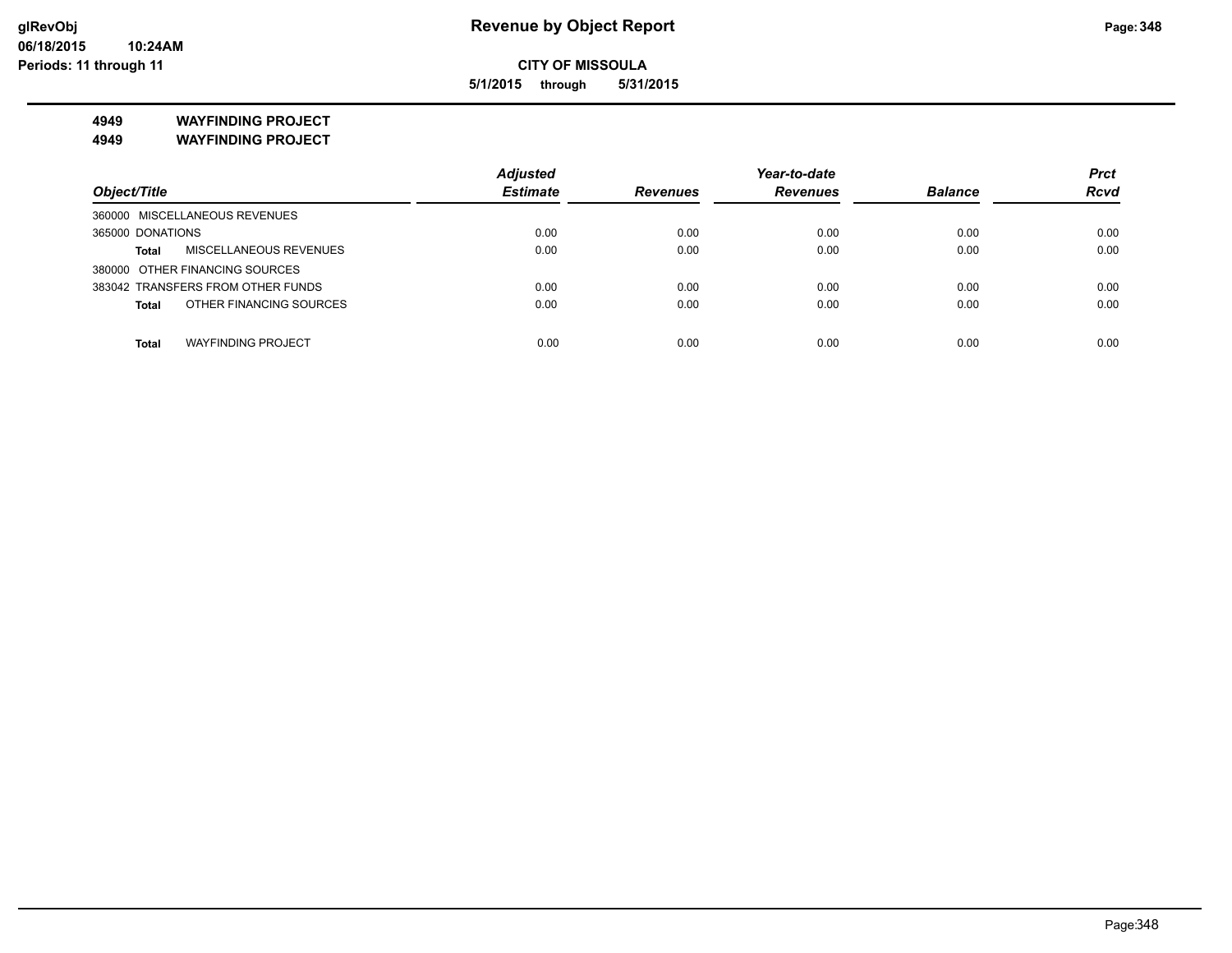glRevObj
06/18/2015 10:24AM
Periods: 11 through 11

# Revenue by Object Report

**CITY OF MISSOULA**

**5/1/2015 through 5/31/2015**

**4949 WAYFINDING PROJECT**
**4949 WAYFINDING PROJECT**

| Object/Title | Adjusted Estimate | Revenues | Year-to-date Revenues | Balance | Prct Rcvd |
|---|---|---|---|---|---|
| 360000 MISCELLANEOUS REVENUES | | | | | |
| 365000 DONATIONS | 0.00 | 0.00 | 0.00 | 0.00 | 0.00 |
| **Total** MISCELLANEOUS REVENUES | 0.00 | 0.00 | 0.00 | 0.00 | 0.00 |
| 380000 OTHER FINANCING SOURCES | | | | | |
| 383042 TRANSFERS FROM OTHER FUNDS | 0.00 | 0.00 | 0.00 | 0.00 | 0.00 |
| **Total** OTHER FINANCING SOURCES | 0.00 | 0.00 | 0.00 | 0.00 | 0.00 |
| **Total** WAYFINDING PROJECT | 0.00 | 0.00 | 0.00 | 0.00 | 0.00 |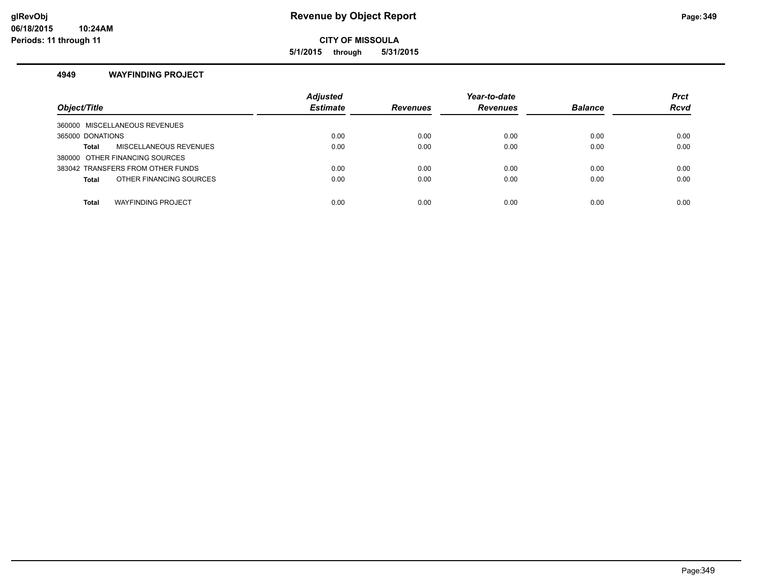# Revenue by Object Report

glRevObj
06/18/2015 10:24AM
Periods: 11 through 11

**CITY OF MISSOULA**

**5/1/2015 through 5/31/2015**

## 4949 WAYFINDING PROJECT

| Object/Title | Adjusted Estimate | Revenues | Year-to-date Revenues | Balance | Prct Rcvd |
|---|---|---|---|---|---|
| 360000 MISCELLANEOUS REVENUES | | | | | |
| 365000 DONATIONS | 0.00 | 0.00 | 0.00 | 0.00 | 0.00 |
| **Total** MISCELLANEOUS REVENUES | 0.00 | 0.00 | 0.00 | 0.00 | 0.00 |
| 380000 OTHER FINANCING SOURCES | | | | | |
| 383042 TRANSFERS FROM OTHER FUNDS | 0.00 | 0.00 | 0.00 | 0.00 | 0.00 |
| **Total** OTHER FINANCING SOURCES | 0.00 | 0.00 | 0.00 | 0.00 | 0.00 |
| **Total** WAYFINDING PROJECT | 0.00 | 0.00 | 0.00 | 0.00 | 0.00 |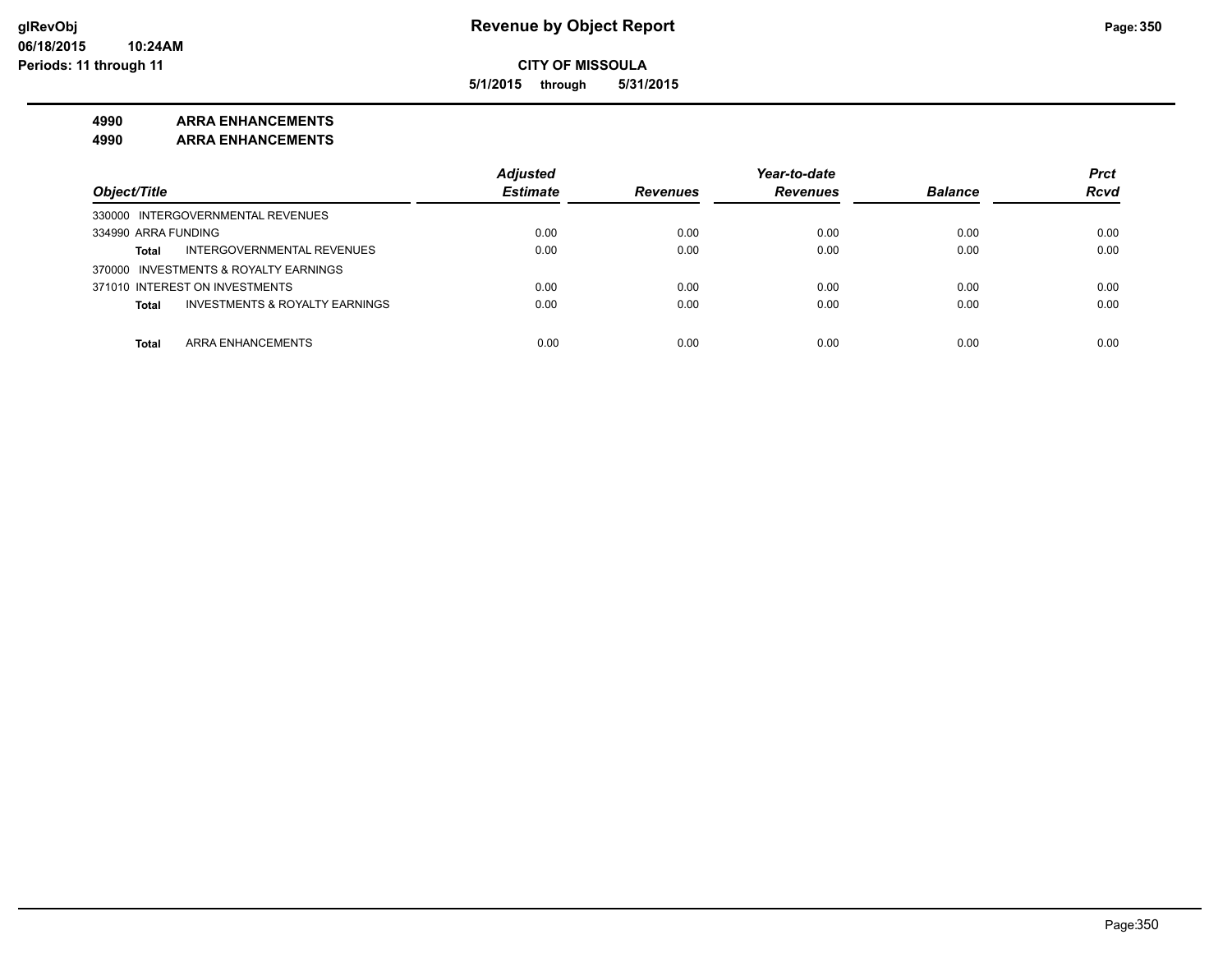**glRevObj**
**06/18/2015 10:24AM**
**Periods: 11 through 11**

# Revenue by Object Report

**CITY OF MISSOULA**

**5/1/2015 through 5/31/2015**

**4990 ARRA ENHANCEMENTS**
**4990 ARRA ENHANCEMENTS**

| Object/Title | Adjusted Estimate | Revenues | Year-to-date Revenues | Balance | Prct Rcvd |
|---|---|---|---|---|---|
| 330000 INTERGOVERNMENTAL REVENUES | | | | | |
| 334990 ARRA FUNDING | 0.00 | 0.00 | 0.00 | 0.00 | 0.00 |
| **Total** INTERGOVERNMENTAL REVENUES | 0.00 | 0.00 | 0.00 | 0.00 | 0.00 |
| 370000 INVESTMENTS & ROYALTY EARNINGS | | | | | |
| 371010 INTEREST ON INVESTMENTS | 0.00 | 0.00 | 0.00 | 0.00 | 0.00 |
| **Total** INVESTMENTS & ROYALTY EARNINGS | 0.00 | 0.00 | 0.00 | 0.00 | 0.00 |
| **Total** ARRA ENHANCEMENTS | 0.00 | 0.00 | 0.00 | 0.00 | 0.00 |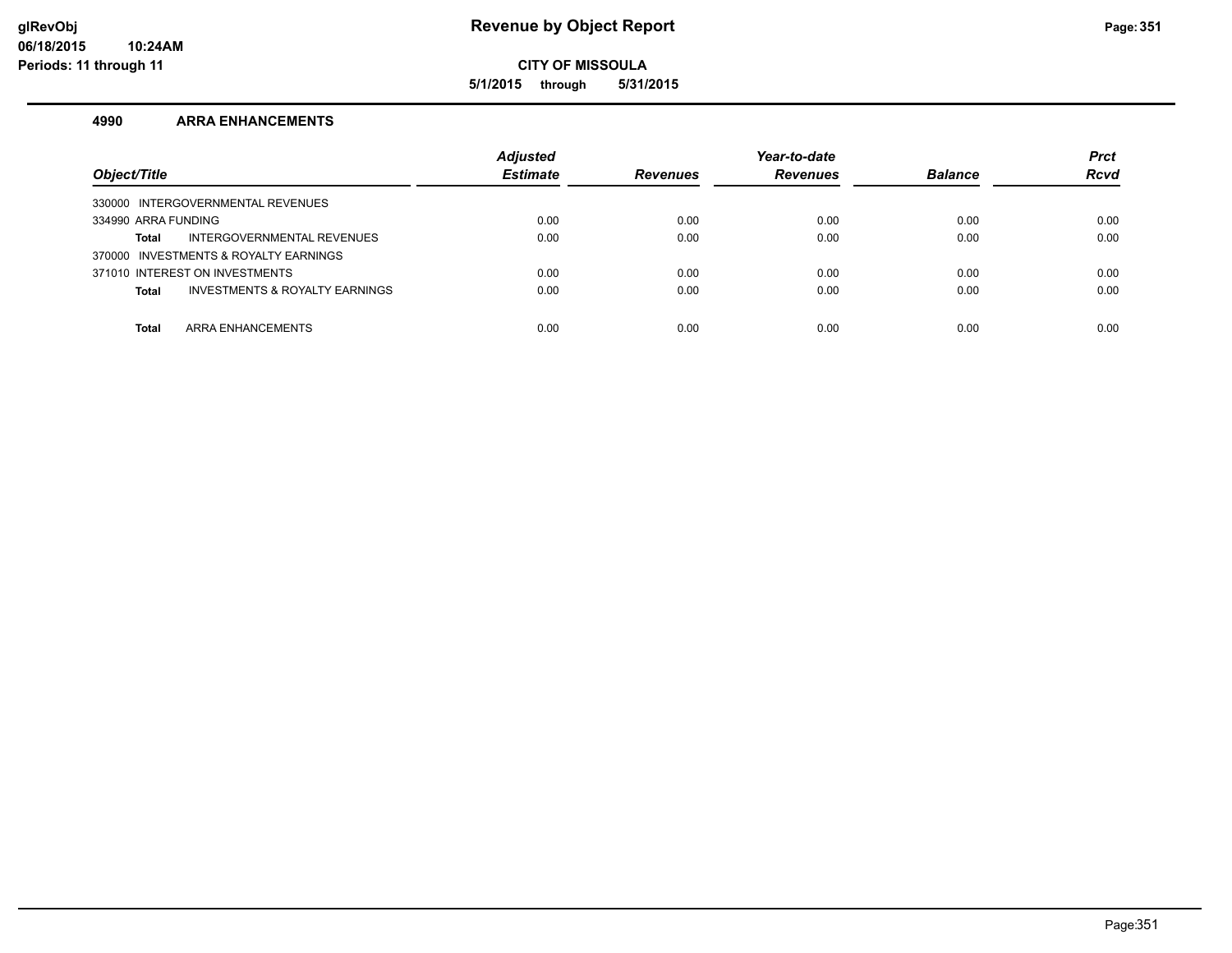**CITY OF MISSOULA**

**5/1/2015 through 5/31/2015**

## 4990 ARRA ENHANCEMENTS

| Object/Title | Adjusted Estimate | Revenues | Year-to-date Revenues | Balance | Prct Rcvd |
|---|---|---|---|---|---|
| 330000 INTERGOVERNMENTAL REVENUES | | | | | |
| 334990 ARRA FUNDING | 0.00 | 0.00 | 0.00 | 0.00 | 0.00 |
| **Total** INTERGOVERNMENTAL REVENUES | 0.00 | 0.00 | 0.00 | 0.00 | 0.00 |
| 370000 INVESTMENTS & ROYALTY EARNINGS | | | | | |
| 371010 INTEREST ON INVESTMENTS | 0.00 | 0.00 | 0.00 | 0.00 | 0.00 |
| **Total** INVESTMENTS & ROYALTY EARNINGS | 0.00 | 0.00 | 0.00 | 0.00 | 0.00 |
| **Total** ARRA ENHANCEMENTS | 0.00 | 0.00 | 0.00 | 0.00 | 0.00 |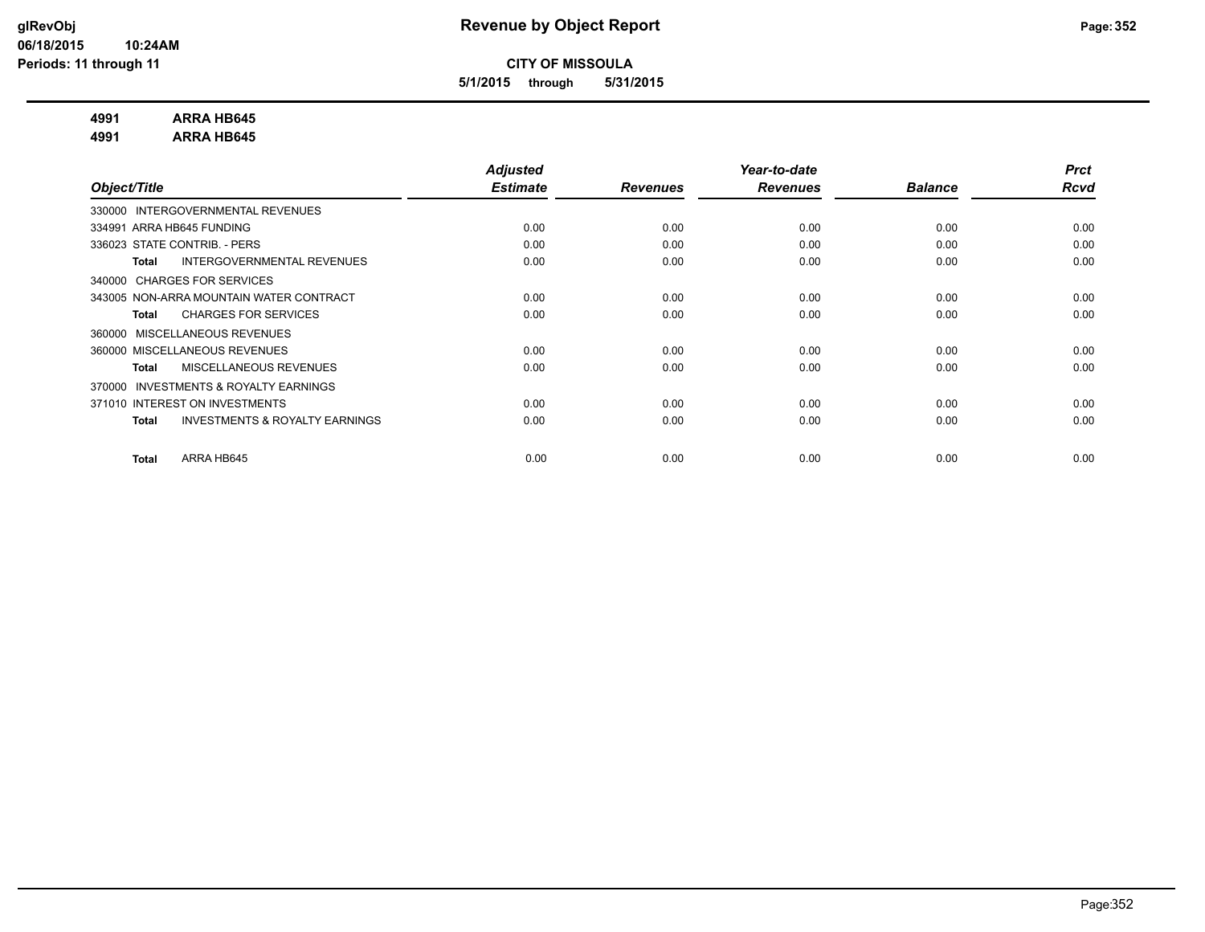# Revenue by Object Report

**CITY OF MISSOULA**

**5/1/2015 through 5/31/2015**

glRevObj
06/18/2015 10:24AM
Periods: 11 through 11

**4991 ARRA HB645**
**4991 ARRA HB645**

| Object/Title | Adjusted Estimate | Revenues | Year-to-date Revenues | Balance | Prct Rcvd |
|---|---|---|---|---|---|
| 330000 INTERGOVERNMENTAL REVENUES | | | | | |
| 334991 ARRA HB645 FUNDING | 0.00 | 0.00 | 0.00 | 0.00 | 0.00 |
| 336023 STATE CONTRIB. - PERS | 0.00 | 0.00 | 0.00 | 0.00 | 0.00 |
| **Total** INTERGOVERNMENTAL REVENUES | 0.00 | 0.00 | 0.00 | 0.00 | 0.00 |
| 340000 CHARGES FOR SERVICES | | | | | |
| 343005 NON-ARRA MOUNTAIN WATER CONTRACT | 0.00 | 0.00 | 0.00 | 0.00 | 0.00 |
| **Total** CHARGES FOR SERVICES | 0.00 | 0.00 | 0.00 | 0.00 | 0.00 |
| 360000 MISCELLANEOUS REVENUES | | | | | |
| 360000 MISCELLANEOUS REVENUES | 0.00 | 0.00 | 0.00 | 0.00 | 0.00 |
| **Total** MISCELLANEOUS REVENUES | 0.00 | 0.00 | 0.00 | 0.00 | 0.00 |
| 370000 INVESTMENTS & ROYALTY EARNINGS | | | | | |
| 371010 INTEREST ON INVESTMENTS | 0.00 | 0.00 | 0.00 | 0.00 | 0.00 |
| **Total** INVESTMENTS & ROYALTY EARNINGS | 0.00 | 0.00 | 0.00 | 0.00 | 0.00 |
| **Total** ARRA HB645 | 0.00 | 0.00 | 0.00 | 0.00 | 0.00 |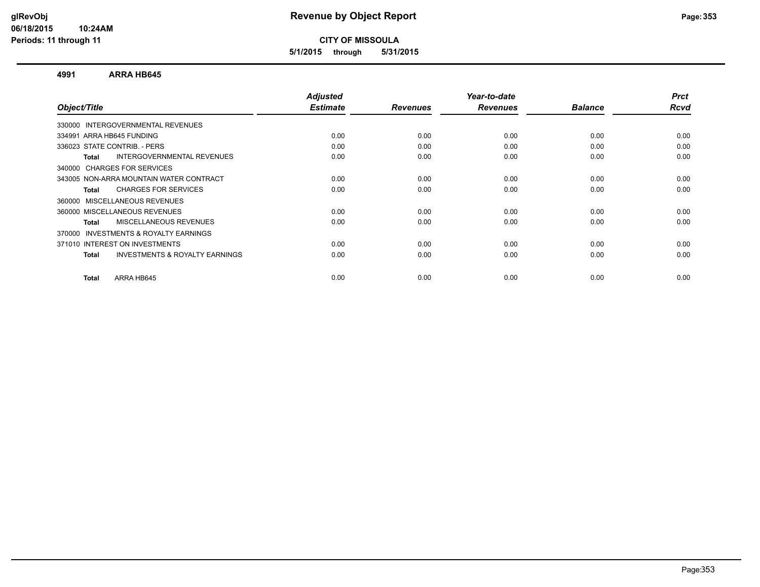# Revenue by Object Report

**CITY OF MISSOULA**

**5/1/2015 through 5/31/2015**

glRevObj
06/18/2015 10:24AM
Periods: 11 through 11

## 4991 ARRA HB645

| Object/Title | Adjusted Estimate | Revenues | Year-to-date Revenues | Balance | Prct Rcvd |
|---|---|---|---|---|---|
| 330000 INTERGOVERNMENTAL REVENUES | | | | | |
| 334991 ARRA HB645 FUNDING | 0.00 | 0.00 | 0.00 | 0.00 | 0.00 |
| 336023 STATE CONTRIB. - PERS | 0.00 | 0.00 | 0.00 | 0.00 | 0.00 |
| **Total** INTERGOVERNMENTAL REVENUES | 0.00 | 0.00 | 0.00 | 0.00 | 0.00 |
| 340000 CHARGES FOR SERVICES | | | | | |
| 343005 NON-ARRA MOUNTAIN WATER CONTRACT | 0.00 | 0.00 | 0.00 | 0.00 | 0.00 |
| **Total** CHARGES FOR SERVICES | 0.00 | 0.00 | 0.00 | 0.00 | 0.00 |
| 360000 MISCELLANEOUS REVENUES | | | | | |
| 360000 MISCELLANEOUS REVENUES | 0.00 | 0.00 | 0.00 | 0.00 | 0.00 |
| **Total** MISCELLANEOUS REVENUES | 0.00 | 0.00 | 0.00 | 0.00 | 0.00 |
| 370000 INVESTMENTS & ROYALTY EARNINGS | | | | | |
| 371010 INTEREST ON INVESTMENTS | 0.00 | 0.00 | 0.00 | 0.00 | 0.00 |
| **Total** INVESTMENTS & ROYALTY EARNINGS | 0.00 | 0.00 | 0.00 | 0.00 | 0.00 |
| **Total** ARRA HB645 | 0.00 | 0.00 | 0.00 | 0.00 | 0.00 |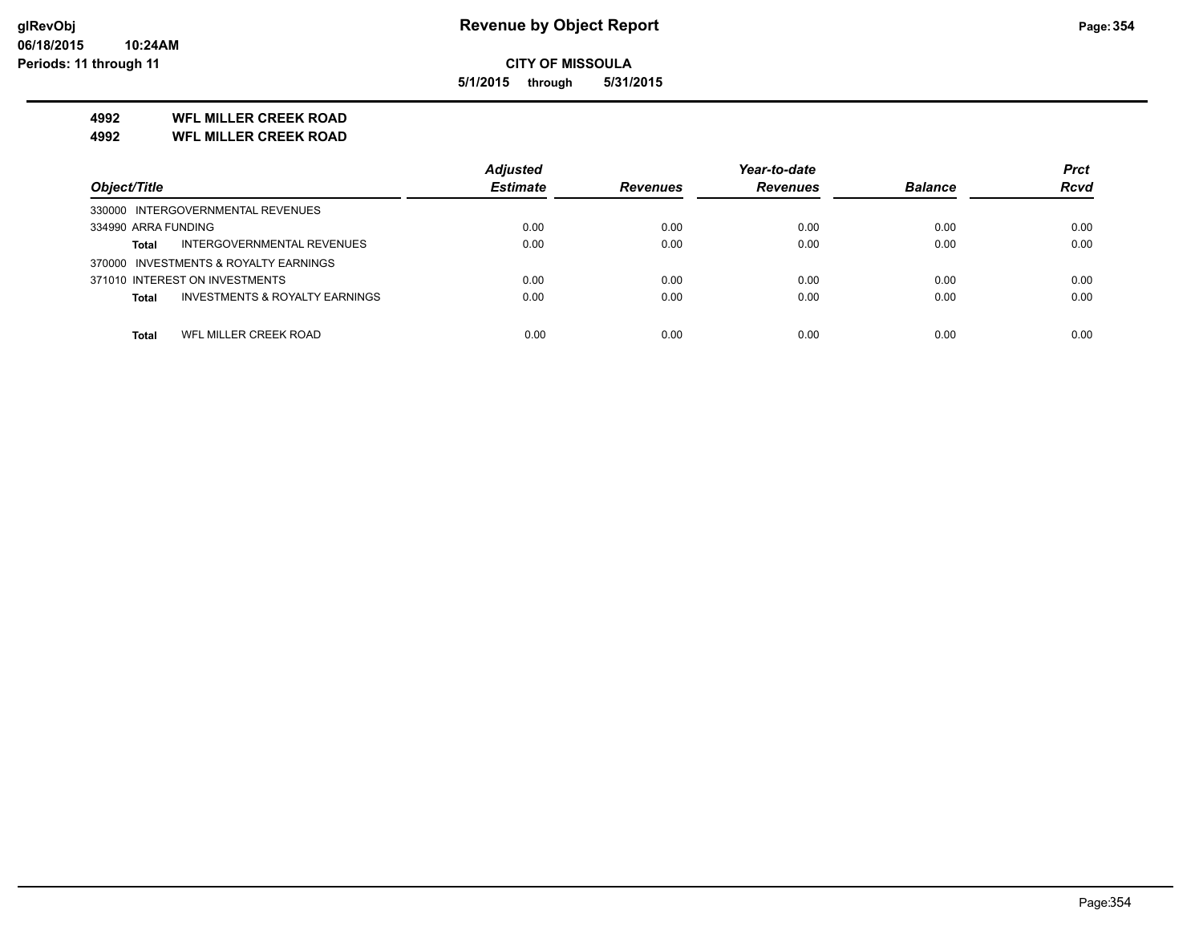**glRevObj**
**06/18/2015 10:24AM**
**Periods: 11 through 11**

# Revenue by Object Report

**CITY OF MISSOULA**

**5/1/2015 through 5/31/2015**

## 4992 WFL MILLER CREEK ROAD
## 4992 WFL MILLER CREEK ROAD

| Object/Title | Adjusted Estimate | Revenues | Year-to-date Revenues | Balance | Prct Rcvd |
|---|---|---|---|---|---|
| 330000 INTERGOVERNMENTAL REVENUES | | | | | |
| 334990 ARRA FUNDING | 0.00 | 0.00 | 0.00 | 0.00 | 0.00 |
| **Total** INTERGOVERNMENTAL REVENUES | 0.00 | 0.00 | 0.00 | 0.00 | 0.00 |
| 370000 INVESTMENTS & ROYALTY EARNINGS | | | | | |
| 371010 INTEREST ON INVESTMENTS | 0.00 | 0.00 | 0.00 | 0.00 | 0.00 |
| **Total** INVESTMENTS & ROYALTY EARNINGS | 0.00 | 0.00 | 0.00 | 0.00 | 0.00 |
| **Total** WFL MILLER CREEK ROAD | 0.00 | 0.00 | 0.00 | 0.00 | 0.00 |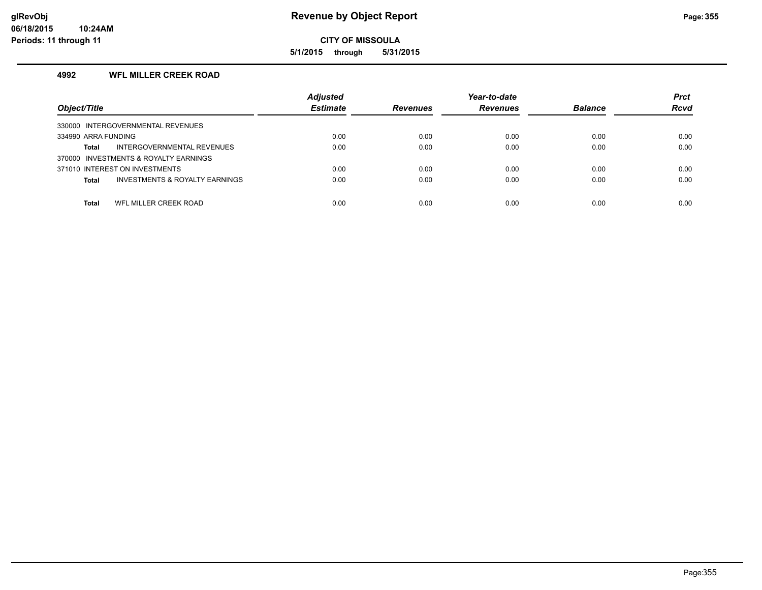# Revenue by Object Report

**CITY OF MISSOULA**

**5/1/2015 through 5/31/2015**

glRevObj
06/18/2015 10:24AM
Periods: 11 through 11

## 4992 WFL MILLER CREEK ROAD

| Object/Title | Adjusted Estimate | Revenues | Year-to-date Revenues | Balance | Prct Rcvd |
|---|---|---|---|---|---|
| 330000 INTERGOVERNMENTAL REVENUES | | | | | |
| 334990 ARRA FUNDING | 0.00 | 0.00 | 0.00 | 0.00 | 0.00 |
| **Total** INTERGOVERNMENTAL REVENUES | 0.00 | 0.00 | 0.00 | 0.00 | 0.00 |
| 370000 INVESTMENTS & ROYALTY EARNINGS | | | | | |
| 371010 INTEREST ON INVESTMENTS | 0.00 | 0.00 | 0.00 | 0.00 | 0.00 |
| **Total** INVESTMENTS & ROYALTY EARNINGS | 0.00 | 0.00 | 0.00 | 0.00 | 0.00 |
| **Total** WFL MILLER CREEK ROAD | 0.00 | 0.00 | 0.00 | 0.00 | 0.00 |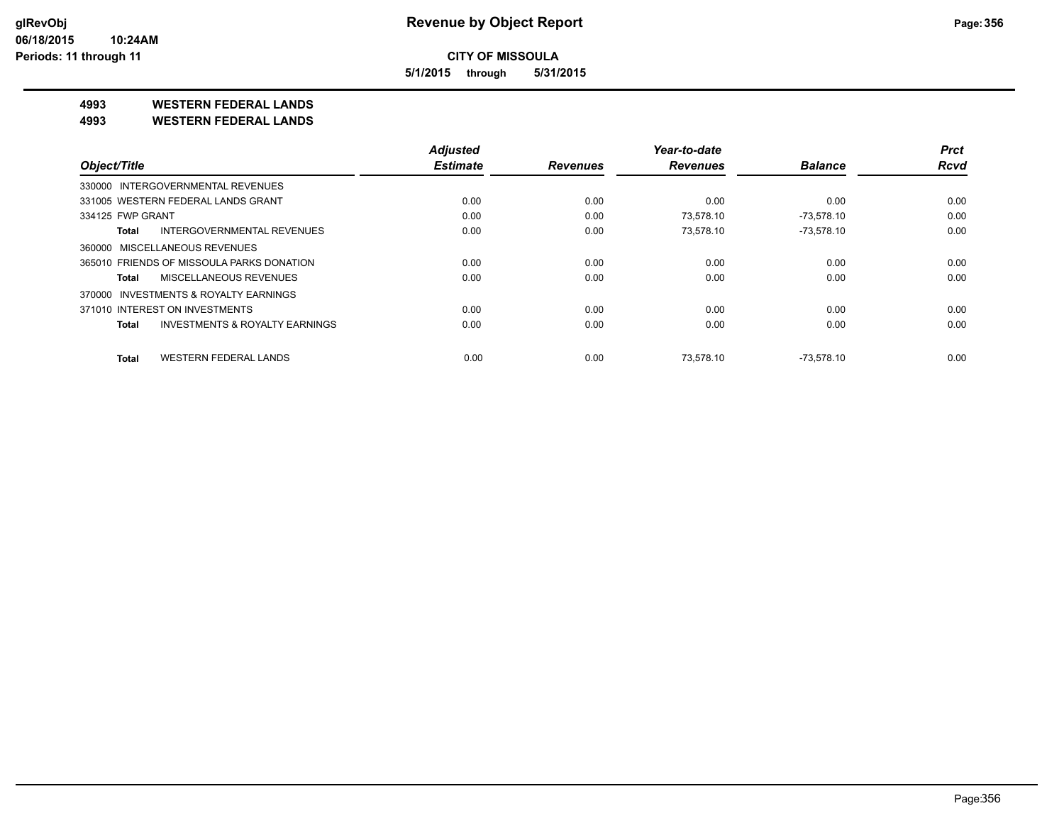**CITY OF MISSOULA**

**5/1/2015 through 5/31/2015**

**4993 WESTERN FEDERAL LANDS**

**4993 WESTERN FEDERAL LANDS**

| Object/Title | Adjusted Estimate | Revenues | Year-to-date Revenues | Balance | Prct Rcvd |
|---|---|---|---|---|---|
| 330000 INTERGOVERNMENTAL REVENUES | | | | | |
| 331005 WESTERN FEDERAL LANDS GRANT | 0.00 | 0.00 | 0.00 | 0.00 | 0.00 |
| 334125 FWP GRANT | 0.00 | 0.00 | 73,578.10 | -73,578.10 | 0.00 |
| **Total** INTERGOVERNMENTAL REVENUES | 0.00 | 0.00 | 73,578.10 | -73,578.10 | 0.00 |
| 360000 MISCELLANEOUS REVENUES | | | | | |
| 365010 FRIENDS OF MISSOULA PARKS DONATION | 0.00 | 0.00 | 0.00 | 0.00 | 0.00 |
| **Total** MISCELLANEOUS REVENUES | 0.00 | 0.00 | 0.00 | 0.00 | 0.00 |
| 370000 INVESTMENTS & ROYALTY EARNINGS | | | | | |
| 371010 INTEREST ON INVESTMENTS | 0.00 | 0.00 | 0.00 | 0.00 | 0.00 |
| **Total** INVESTMENTS & ROYALTY EARNINGS | 0.00 | 0.00 | 0.00 | 0.00 | 0.00 |
| **Total** WESTERN FEDERAL LANDS | 0.00 | 0.00 | 73,578.10 | -73,578.10 | 0.00 |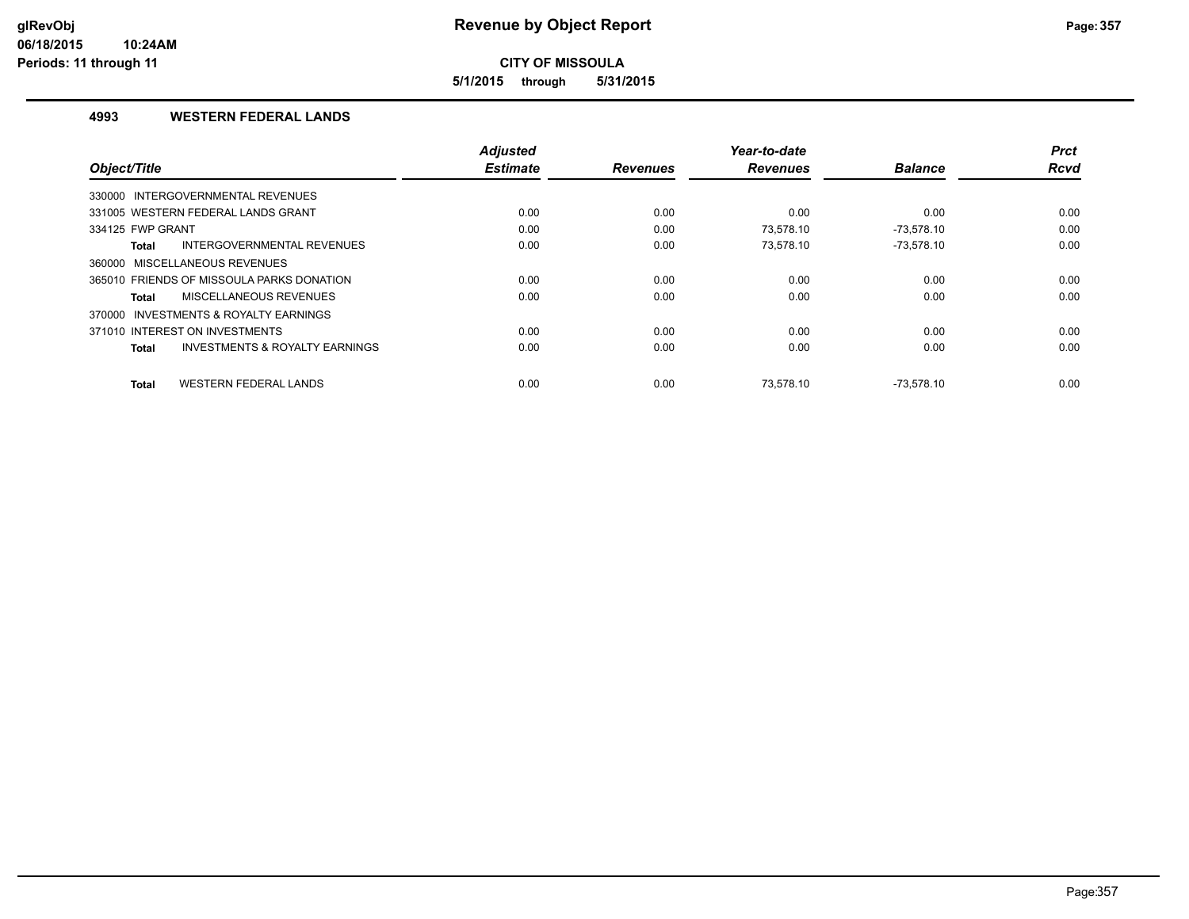**glRevObj**
**06/18/2015 10:24AM**
**Periods: 11 through 11**

# Revenue by Object Report

**CITY OF MISSOULA**

**5/1/2015 through 5/31/2015**

## 4993 WESTERN FEDERAL LANDS

| Object/Title | Adjusted Estimate | Revenues | Year-to-date Revenues | Balance | Prct Rcvd |
|---|---|---|---|---|---|
| 330000 INTERGOVERNMENTAL REVENUES | | | | | |
| 331005 WESTERN FEDERAL LANDS GRANT | 0.00 | 0.00 | 0.00 | 0.00 | 0.00 |
| 334125 FWP GRANT | 0.00 | 0.00 | 73,578.10 | -73,578.10 | 0.00 |
| **Total** INTERGOVERNMENTAL REVENUES | 0.00 | 0.00 | 73,578.10 | -73,578.10 | 0.00 |
| 360000 MISCELLANEOUS REVENUES | | | | | |
| 365010 FRIENDS OF MISSOULA PARKS DONATION | 0.00 | 0.00 | 0.00 | 0.00 | 0.00 |
| **Total** MISCELLANEOUS REVENUES | 0.00 | 0.00 | 0.00 | 0.00 | 0.00 |
| 370000 INVESTMENTS & ROYALTY EARNINGS | | | | | |
| 371010 INTEREST ON INVESTMENTS | 0.00 | 0.00 | 0.00 | 0.00 | 0.00 |
| **Total** INVESTMENTS & ROYALTY EARNINGS | 0.00 | 0.00 | 0.00 | 0.00 | 0.00 |
| **Total** WESTERN FEDERAL LANDS | 0.00 | 0.00 | 73,578.10 | -73,578.10 | 0.00 |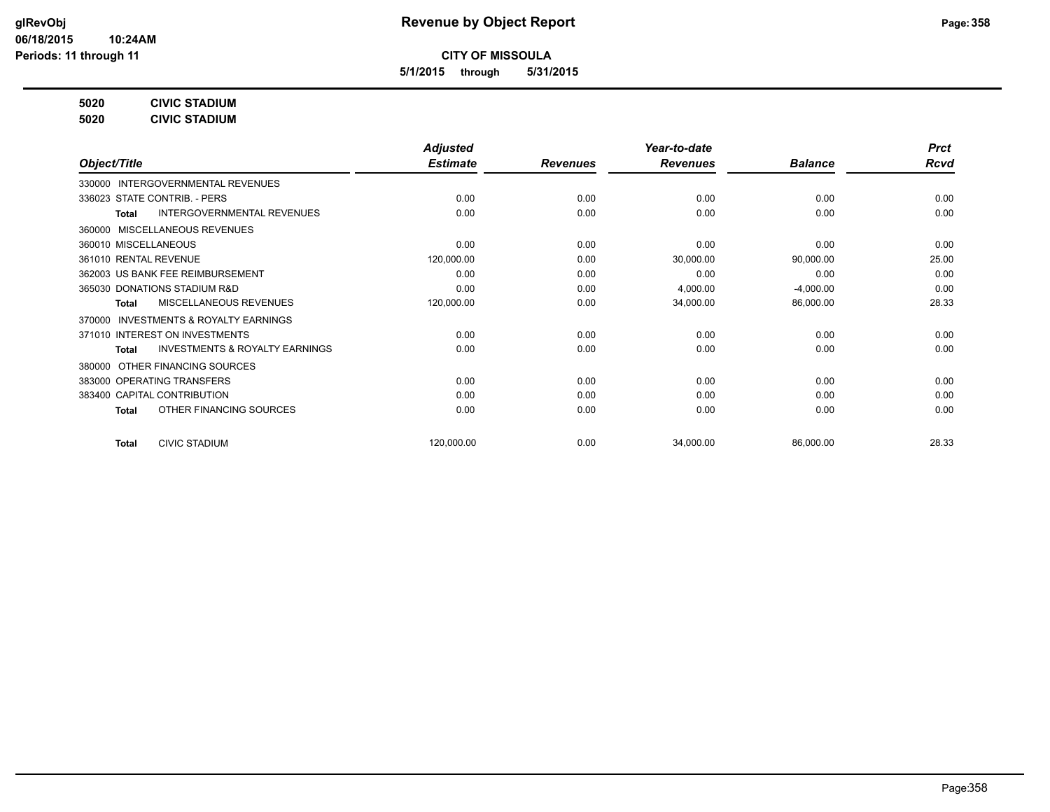**CITY OF MISSOULA**

**5/1/2015 through 5/31/2015**

**Revenue by Object Report**

glRevObj
06/18/2015 10:24AM
Periods: 11 through 11

**5020 CIVIC STADIUM**

**5020 CIVIC STADIUM**

| Object/Title | Adjusted Estimate | Revenues | Year-to-date Revenues | Balance | Prct Rcvd |
|---|---|---|---|---|---|
| 330000 INTERGOVERNMENTAL REVENUES | | | | | |
| 336023 STATE CONTRIB. - PERS | 0.00 | 0.00 | 0.00 | 0.00 | 0.00 |
| **Total** INTERGOVERNMENTAL REVENUES | 0.00 | 0.00 | 0.00 | 0.00 | 0.00 |
| 360000 MISCELLANEOUS REVENUES | | | | | |
| 360010 MISCELLANEOUS | 0.00 | 0.00 | 0.00 | 0.00 | 0.00 |
| 361010 RENTAL REVENUE | 120,000.00 | 0.00 | 30,000.00 | 90,000.00 | 25.00 |
| 362003 US BANK FEE REIMBURSEMENT | 0.00 | 0.00 | 0.00 | 0.00 | 0.00 |
| 365030 DONATIONS STADIUM R&D | 0.00 | 0.00 | 4,000.00 | -4,000.00 | 0.00 |
| **Total** MISCELLANEOUS REVENUES | 120,000.00 | 0.00 | 34,000.00 | 86,000.00 | 28.33 |
| 370000 INVESTMENTS & ROYALTY EARNINGS | | | | | |
| 371010 INTEREST ON INVESTMENTS | 0.00 | 0.00 | 0.00 | 0.00 | 0.00 |
| **Total** INVESTMENTS & ROYALTY EARNINGS | 0.00 | 0.00 | 0.00 | 0.00 | 0.00 |
| 380000 OTHER FINANCING SOURCES | | | | | |
| 383000 OPERATING TRANSFERS | 0.00 | 0.00 | 0.00 | 0.00 | 0.00 |
| 383400 CAPITAL CONTRIBUTION | 0.00 | 0.00 | 0.00 | 0.00 | 0.00 |
| **Total** OTHER FINANCING SOURCES | 0.00 | 0.00 | 0.00 | 0.00 | 0.00 |
| **Total** CIVIC STADIUM | 120,000.00 | 0.00 | 34,000.00 | 86,000.00 | 28.33 |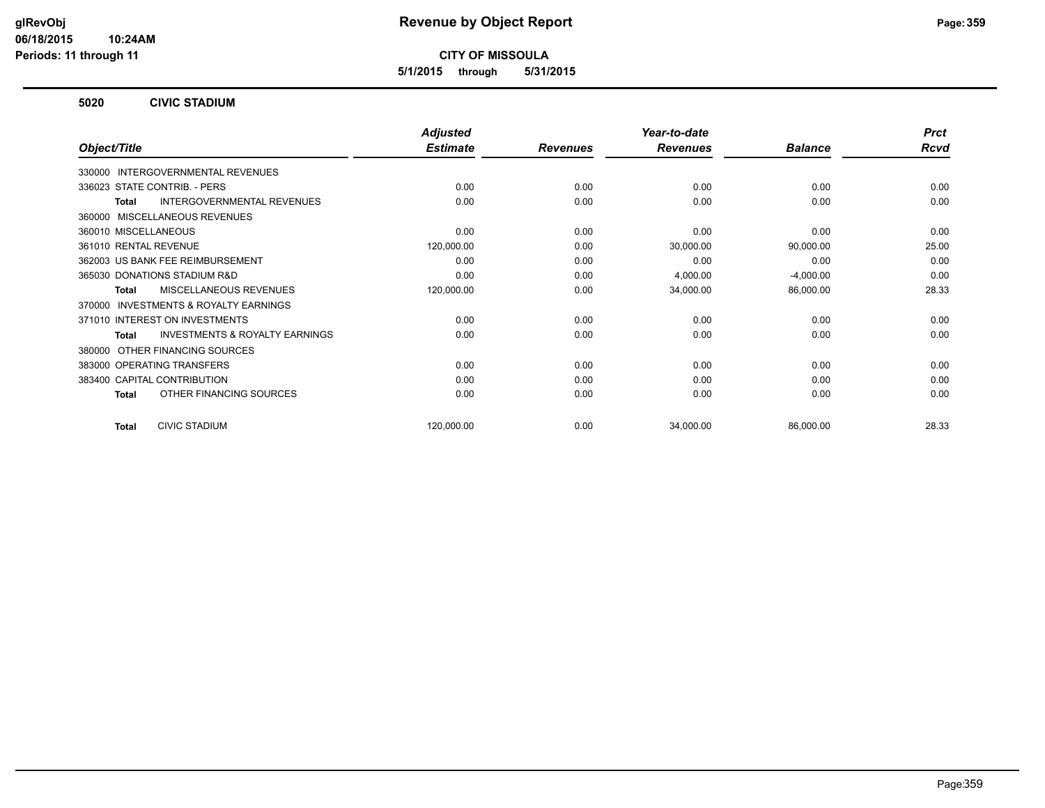# Revenue by Object Report

**CITY OF MISSOULA**

**5/1/2015 through 5/31/2015**

glRevObj
06/18/2015 10:24AM
Periods: 11 through 11

## 5020 CIVIC STADIUM

| Object/Title | Adjusted Estimate | Revenues | Year-to-date Revenues | Balance | Prct Rcvd |
|---|---|---|---|---|---|
| 330000 INTERGOVERNMENTAL REVENUES | | | | | |
| 336023 STATE CONTRIB. - PERS | 0.00 | 0.00 | 0.00 | 0.00 | 0.00 |
| **Total** INTERGOVERNMENTAL REVENUES | 0.00 | 0.00 | 0.00 | 0.00 | 0.00 |
| 360000 MISCELLANEOUS REVENUES | | | | | |
| 360010 MISCELLANEOUS | 0.00 | 0.00 | 0.00 | 0.00 | 0.00 |
| 361010 RENTAL REVENUE | 120,000.00 | 0.00 | 30,000.00 | 90,000.00 | 25.00 |
| 362003 US BANK FEE REIMBURSEMENT | 0.00 | 0.00 | 0.00 | 0.00 | 0.00 |
| 365030 DONATIONS STADIUM R&D | 0.00 | 0.00 | 4,000.00 | -4,000.00 | 0.00 |
| **Total** MISCELLANEOUS REVENUES | 120,000.00 | 0.00 | 34,000.00 | 86,000.00 | 28.33 |
| 370000 INVESTMENTS & ROYALTY EARNINGS | | | | | |
| 371010 INTEREST ON INVESTMENTS | 0.00 | 0.00 | 0.00 | 0.00 | 0.00 |
| **Total** INVESTMENTS & ROYALTY EARNINGS | 0.00 | 0.00 | 0.00 | 0.00 | 0.00 |
| 380000 OTHER FINANCING SOURCES | | | | | |
| 383000 OPERATING TRANSFERS | 0.00 | 0.00 | 0.00 | 0.00 | 0.00 |
| 383400 CAPITAL CONTRIBUTION | 0.00 | 0.00 | 0.00 | 0.00 | 0.00 |
| **Total** OTHER FINANCING SOURCES | 0.00 | 0.00 | 0.00 | 0.00 | 0.00 |
| **Total** CIVIC STADIUM | 120,000.00 | 0.00 | 34,000.00 | 86,000.00 | 28.33 |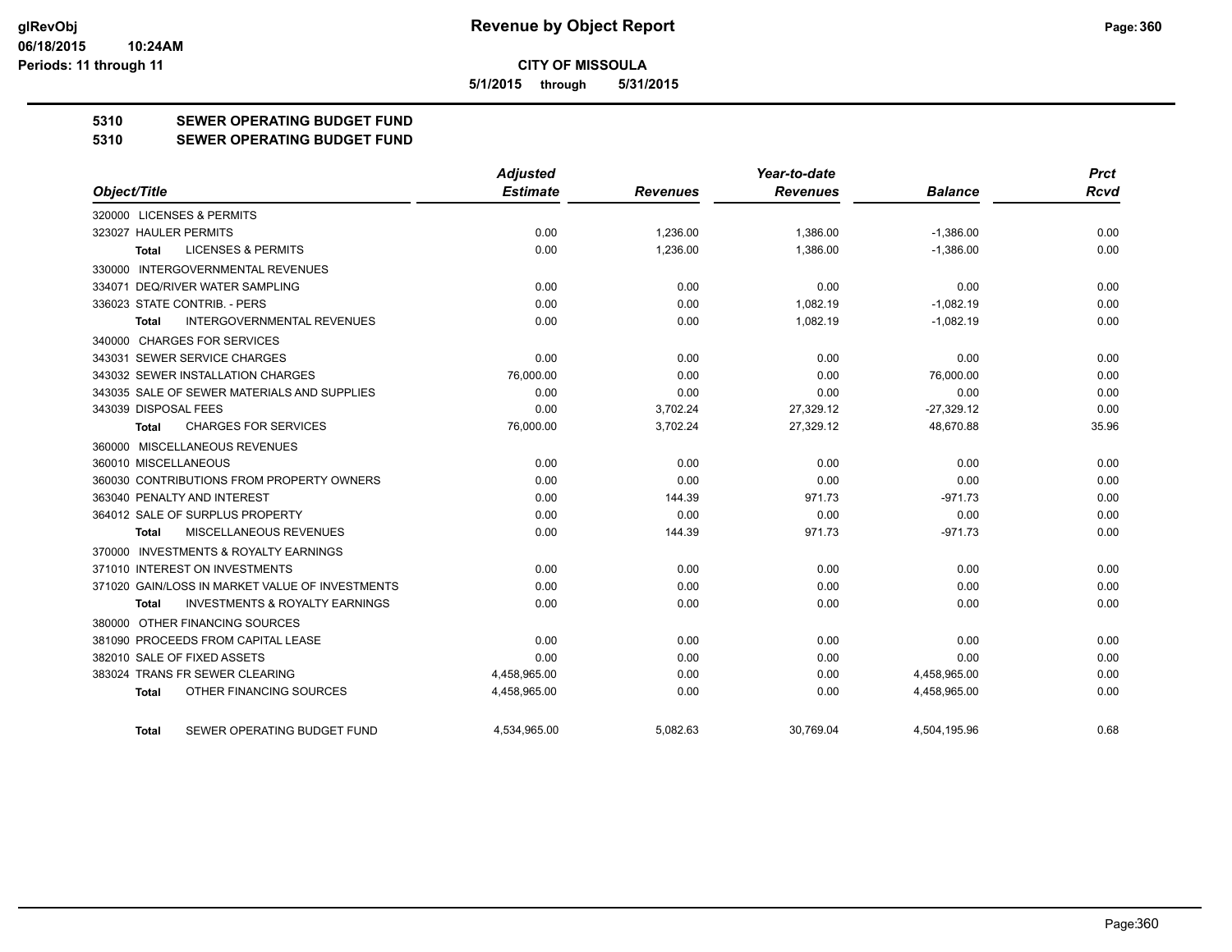**CITY OF MISSOULA**

**5/1/2015 through 5/31/2015**

# 5310 SEWER OPERATING BUDGET FUND

## 5310 SEWER OPERATING BUDGET FUND

| Object/Title | Adjusted Estimate | Revenues | Year-to-date Revenues | Balance | Prct Rcvd |
|---|---|---|---|---|---|
| 320000 LICENSES & PERMITS | | | | | |
| 323027 HAULER PERMITS | 0.00 | 1,236.00 | 1,386.00 | -1,386.00 | 0.00 |
| Total LICENSES & PERMITS | 0.00 | 1,236.00 | 1,386.00 | -1,386.00 | 0.00 |
| 330000 INTERGOVERNMENTAL REVENUES | | | | | |
| 334071 DEQ/RIVER WATER SAMPLING | 0.00 | 0.00 | 0.00 | 0.00 | 0.00 |
| 336023 STATE CONTRIB. - PERS | 0.00 | 0.00 | 1,082.19 | -1,082.19 | 0.00 |
| Total INTERGOVERNMENTAL REVENUES | 0.00 | 0.00 | 1,082.19 | -1,082.19 | 0.00 |
| 340000 CHARGES FOR SERVICES | | | | | |
| 343031 SEWER SERVICE CHARGES | 0.00 | 0.00 | 0.00 | 0.00 | 0.00 |
| 343032 SEWER INSTALLATION CHARGES | 76,000.00 | 0.00 | 0.00 | 76,000.00 | 0.00 |
| 343035 SALE OF SEWER MATERIALS AND SUPPLIES | 0.00 | 0.00 | 0.00 | 0.00 | 0.00 |
| 343039 DISPOSAL FEES | 0.00 | 3,702.24 | 27,329.12 | -27,329.12 | 0.00 |
| Total CHARGES FOR SERVICES | 76,000.00 | 3,702.24 | 27,329.12 | 48,670.88 | 35.96 |
| 360000 MISCELLANEOUS REVENUES | | | | | |
| 360010 MISCELLANEOUS | 0.00 | 0.00 | 0.00 | 0.00 | 0.00 |
| 360030 CONTRIBUTIONS FROM PROPERTY OWNERS | 0.00 | 0.00 | 0.00 | 0.00 | 0.00 |
| 363040 PENALTY AND INTEREST | 0.00 | 144.39 | 971.73 | -971.73 | 0.00 |
| 364012 SALE OF SURPLUS PROPERTY | 0.00 | 0.00 | 0.00 | 0.00 | 0.00 |
| Total MISCELLANEOUS REVENUES | 0.00 | 144.39 | 971.73 | -971.73 | 0.00 |
| 370000 INVESTMENTS & ROYALTY EARNINGS | | | | | |
| 371010 INTEREST ON INVESTMENTS | 0.00 | 0.00 | 0.00 | 0.00 | 0.00 |
| 371020 GAIN/LOSS IN MARKET VALUE OF INVESTMENTS | 0.00 | 0.00 | 0.00 | 0.00 | 0.00 |
| Total INVESTMENTS & ROYALTY EARNINGS | 0.00 | 0.00 | 0.00 | 0.00 | 0.00 |
| 380000 OTHER FINANCING SOURCES | | | | | |
| 381090 PROCEEDS FROM CAPITAL LEASE | 0.00 | 0.00 | 0.00 | 0.00 | 0.00 |
| 382010 SALE OF FIXED ASSETS | 0.00 | 0.00 | 0.00 | 0.00 | 0.00 |
| 383024 TRANS FR SEWER CLEARING | 4,458,965.00 | 0.00 | 0.00 | 4,458,965.00 | 0.00 |
| Total OTHER FINANCING SOURCES | 4,458,965.00 | 0.00 | 0.00 | 4,458,965.00 | 0.00 |
| Total SEWER OPERATING BUDGET FUND | 4,534,965.00 | 5,082.63 | 30,769.04 | 4,504,195.96 | 0.68 |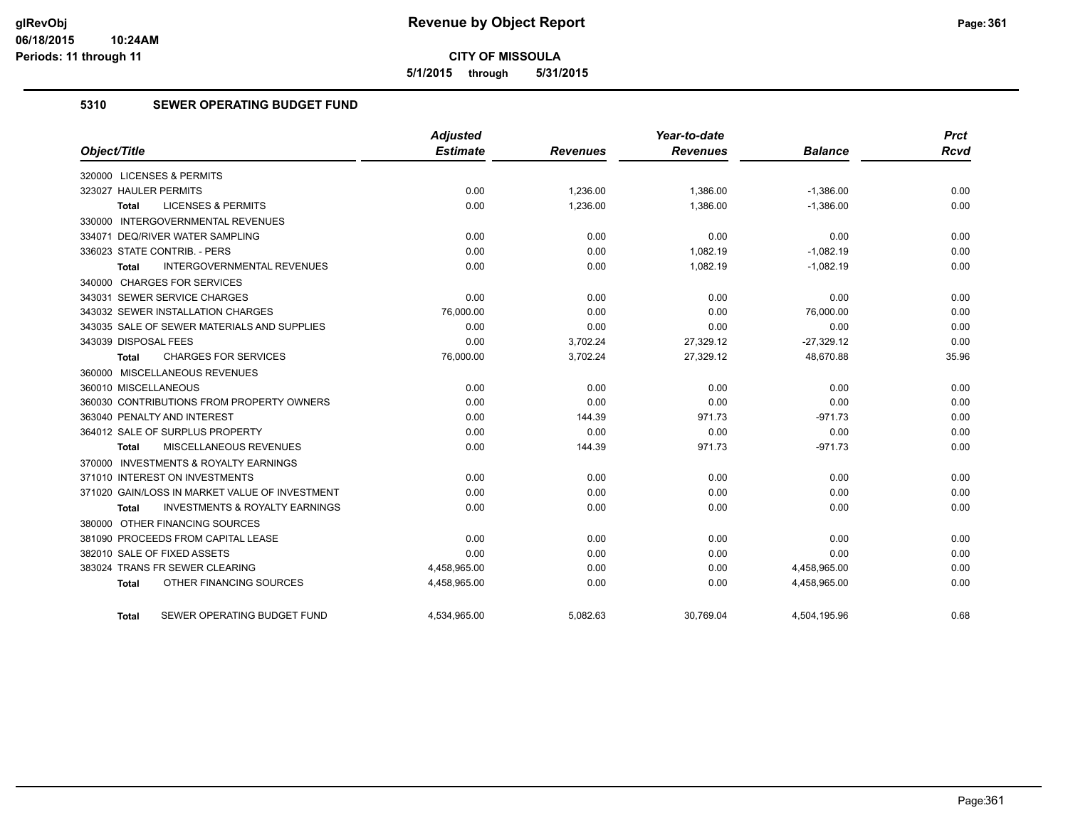# Revenue by Object Report

**CITY OF MISSOULA**

**5/1/2015 through 5/31/2015**

## 5310 SEWER OPERATING BUDGET FUND

| Object/Title | Adjusted Estimate | Revenues | Year-to-date Revenues | Balance | Prct Rcvd |
|---|---|---|---|---|---|
| 320000 LICENSES & PERMITS | | | | | |
| 323027 HAULER PERMITS | 0.00 | 1,236.00 | 1,386.00 | -1,386.00 | 0.00 |
| **Total** LICENSES & PERMITS | 0.00 | 1,236.00 | 1,386.00 | -1,386.00 | 0.00 |
| 330000 INTERGOVERNMENTAL REVENUES | | | | | |
| 334071 DEQ/RIVER WATER SAMPLING | 0.00 | 0.00 | 0.00 | 0.00 | 0.00 |
| 336023 STATE CONTRIB. - PERS | 0.00 | 0.00 | 1,082.19 | -1,082.19 | 0.00 |
| **Total** INTERGOVERNMENTAL REVENUES | 0.00 | 0.00 | 1,082.19 | -1,082.19 | 0.00 |
| 340000 CHARGES FOR SERVICES | | | | | |
| 343031 SEWER SERVICE CHARGES | 0.00 | 0.00 | 0.00 | 0.00 | 0.00 |
| 343032 SEWER INSTALLATION CHARGES | 76,000.00 | 0.00 | 0.00 | 76,000.00 | 0.00 |
| 343035 SALE OF SEWER MATERIALS AND SUPPLIES | 0.00 | 0.00 | 0.00 | 0.00 | 0.00 |
| 343039 DISPOSAL FEES | 0.00 | 3,702.24 | 27,329.12 | -27,329.12 | 0.00 |
| **Total** CHARGES FOR SERVICES | 76,000.00 | 3,702.24 | 27,329.12 | 48,670.88 | 35.96 |
| 360000 MISCELLANEOUS REVENUES | | | | | |
| 360010 MISCELLANEOUS | 0.00 | 0.00 | 0.00 | 0.00 | 0.00 |
| 360030 CONTRIBUTIONS FROM PROPERTY OWNERS | 0.00 | 0.00 | 0.00 | 0.00 | 0.00 |
| 363040 PENALTY AND INTEREST | 0.00 | 144.39 | 971.73 | -971.73 | 0.00 |
| 364012 SALE OF SURPLUS PROPERTY | 0.00 | 0.00 | 0.00 | 0.00 | 0.00 |
| **Total** MISCELLANEOUS REVENUES | 0.00 | 144.39 | 971.73 | -971.73 | 0.00 |
| 370000 INVESTMENTS & ROYALTY EARNINGS | | | | | |
| 371010 INTEREST ON INVESTMENTS | 0.00 | 0.00 | 0.00 | 0.00 | 0.00 |
| 371020 GAIN/LOSS IN MARKET VALUE OF INVESTMENT | 0.00 | 0.00 | 0.00 | 0.00 | 0.00 |
| **Total** INVESTMENTS & ROYALTY EARNINGS | 0.00 | 0.00 | 0.00 | 0.00 | 0.00 |
| 380000 OTHER FINANCING SOURCES | | | | | |
| 381090 PROCEEDS FROM CAPITAL LEASE | 0.00 | 0.00 | 0.00 | 0.00 | 0.00 |
| 382010 SALE OF FIXED ASSETS | 0.00 | 0.00 | 0.00 | 0.00 | 0.00 |
| 383024 TRANS FR SEWER CLEARING | 4,458,965.00 | 0.00 | 0.00 | 4,458,965.00 | 0.00 |
| **Total** OTHER FINANCING SOURCES | 4,458,965.00 | 0.00 | 0.00 | 4,458,965.00 | 0.00 |
| **Total** SEWER OPERATING BUDGET FUND | 4,534,965.00 | 5,082.63 | 30,769.04 | 4,504,195.96 | 0.68 |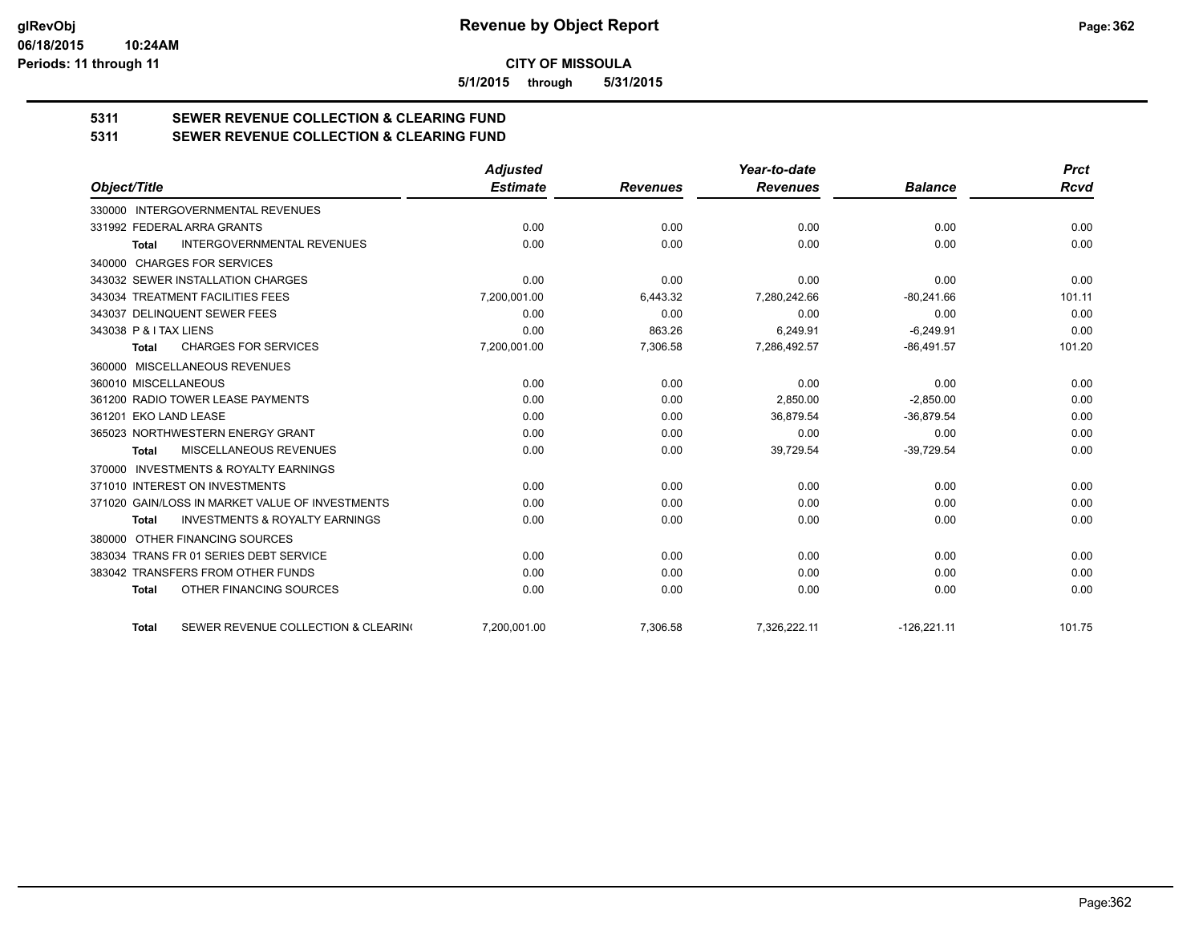**Revenue by Object Report**

**CITY OF MISSOULA**

**5/1/2015 through 5/31/2015**

glRevObj
06/18/2015 10:24AM
Periods: 11 through 11

## 5311 SEWER REVENUE COLLECTION & CLEARING FUND
## 5311 SEWER REVENUE COLLECTION & CLEARING FUND

| Object/Title | Adjusted Estimate | Revenues | Year-to-date Revenues | Balance | Prct Rcvd |
|---|---|---|---|---|---|
| 330000 INTERGOVERNMENTAL REVENUES | | | | | |
| 331992 FEDERAL ARRA GRANTS | 0.00 | 0.00 | 0.00 | 0.00 | 0.00 |
| **Total** INTERGOVERNMENTAL REVENUES | 0.00 | 0.00 | 0.00 | 0.00 | 0.00 |
| 340000 CHARGES FOR SERVICES | | | | | |
| 343032 SEWER INSTALLATION CHARGES | 0.00 | 0.00 | 0.00 | 0.00 | 0.00 |
| 343034 TREATMENT FACILITIES FEES | 7,200,001.00 | 6,443.32 | 7,280,242.66 | -80,241.66 | 101.11 |
| 343037 DELINQUENT SEWER FEES | 0.00 | 0.00 | 0.00 | 0.00 | 0.00 |
| 343038 P & I TAX LIENS | 0.00 | 863.26 | 6,249.91 | -6,249.91 | 0.00 |
| **Total** CHARGES FOR SERVICES | 7,200,001.00 | 7,306.58 | 7,286,492.57 | -86,491.57 | 101.20 |
| 360000 MISCELLANEOUS REVENUES | | | | | |
| 360010 MISCELLANEOUS | 0.00 | 0.00 | 0.00 | 0.00 | 0.00 |
| 361200 RADIO TOWER LEASE PAYMENTS | 0.00 | 0.00 | 2,850.00 | -2,850.00 | 0.00 |
| 361201 EKO LAND LEASE | 0.00 | 0.00 | 36,879.54 | -36,879.54 | 0.00 |
| 365023 NORTHWESTERN ENERGY GRANT | 0.00 | 0.00 | 0.00 | 0.00 | 0.00 |
| **Total** MISCELLANEOUS REVENUES | 0.00 | 0.00 | 39,729.54 | -39,729.54 | 0.00 |
| 370000 INVESTMENTS & ROYALTY EARNINGS | | | | | |
| 371010 INTEREST ON INVESTMENTS | 0.00 | 0.00 | 0.00 | 0.00 | 0.00 |
| 371020 GAIN/LOSS IN MARKET VALUE OF INVESTMENTS | 0.00 | 0.00 | 0.00 | 0.00 | 0.00 |
| **Total** INVESTMENTS & ROYALTY EARNINGS | 0.00 | 0.00 | 0.00 | 0.00 | 0.00 |
| 380000 OTHER FINANCING SOURCES | | | | | |
| 383034 TRANS FR 01 SERIES DEBT SERVICE | 0.00 | 0.00 | 0.00 | 0.00 | 0.00 |
| 383042 TRANSFERS FROM OTHER FUNDS | 0.00 | 0.00 | 0.00 | 0.00 | 0.00 |
| **Total** OTHER FINANCING SOURCES | 0.00 | 0.00 | 0.00 | 0.00 | 0.00 |
| **Total** SEWER REVENUE COLLECTION & CLEARIN( | 7,200,001.00 | 7,306.58 | 7,326,222.11 | -126,221.11 | 101.75 |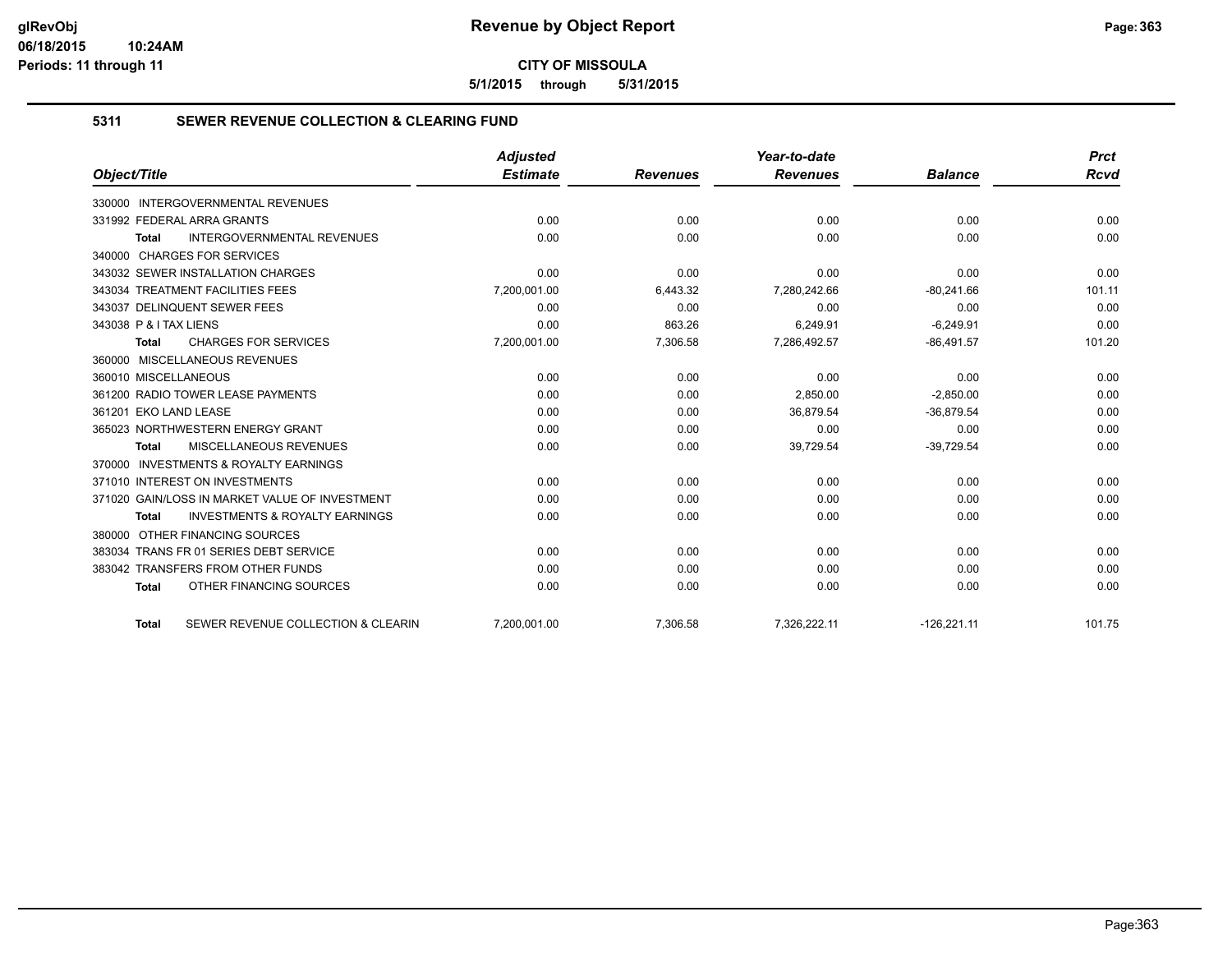**Revenue by Object Report**

**CITY OF MISSOULA**

**5/1/2015 through 5/31/2015**

## 5311 SEWER REVENUE COLLECTION & CLEARING FUND

| Object/Title | Adjusted Estimate | Revenues | Year-to-date Revenues | Balance | Prct Rcvd |
|---|---|---|---|---|---|
| 330000 INTERGOVERNMENTAL REVENUES | | | | | |
| 331992 FEDERAL ARRA GRANTS | 0.00 | 0.00 | 0.00 | 0.00 | 0.00 |
| **Total** INTERGOVERNMENTAL REVENUES | 0.00 | 0.00 | 0.00 | 0.00 | 0.00 |
| 340000 CHARGES FOR SERVICES | | | | | |
| 343032 SEWER INSTALLATION CHARGES | 0.00 | 0.00 | 0.00 | 0.00 | 0.00 |
| 343034 TREATMENT FACILITIES FEES | 7,200,001.00 | 6,443.32 | 7,280,242.66 | -80,241.66 | 101.11 |
| 343037 DELINQUENT SEWER FEES | 0.00 | 0.00 | 0.00 | 0.00 | 0.00 |
| 343038 P & I TAX LIENS | 0.00 | 863.26 | 6,249.91 | -6,249.91 | 0.00 |
| **Total** CHARGES FOR SERVICES | 7,200,001.00 | 7,306.58 | 7,286,492.57 | -86,491.57 | 101.20 |
| 360000 MISCELLANEOUS REVENUES | | | | | |
| 360010 MISCELLANEOUS | 0.00 | 0.00 | 0.00 | 0.00 | 0.00 |
| 361200 RADIO TOWER LEASE PAYMENTS | 0.00 | 0.00 | 2,850.00 | -2,850.00 | 0.00 |
| 361201 EKO LAND LEASE | 0.00 | 0.00 | 36,879.54 | -36,879.54 | 0.00 |
| 365023 NORTHWESTERN ENERGY GRANT | 0.00 | 0.00 | 0.00 | 0.00 | 0.00 |
| **Total** MISCELLANEOUS REVENUES | 0.00 | 0.00 | 39,729.54 | -39,729.54 | 0.00 |
| 370000 INVESTMENTS & ROYALTY EARNINGS | | | | | |
| 371010 INTEREST ON INVESTMENTS | 0.00 | 0.00 | 0.00 | 0.00 | 0.00 |
| 371020 GAIN/LOSS IN MARKET VALUE OF INVESTMENT | 0.00 | 0.00 | 0.00 | 0.00 | 0.00 |
| **Total** INVESTMENTS & ROYALTY EARNINGS | 0.00 | 0.00 | 0.00 | 0.00 | 0.00 |
| 380000 OTHER FINANCING SOURCES | | | | | |
| 383034 TRANS FR 01 SERIES DEBT SERVICE | 0.00 | 0.00 | 0.00 | 0.00 | 0.00 |
| 383042 TRANSFERS FROM OTHER FUNDS | 0.00 | 0.00 | 0.00 | 0.00 | 0.00 |
| **Total** OTHER FINANCING SOURCES | 0.00 | 0.00 | 0.00 | 0.00 | 0.00 |
| **Total** SEWER REVENUE COLLECTION & CLEARIN | 7,200,001.00 | 7,306.58 | 7,326,222.11 | -126,221.11 | 101.75 |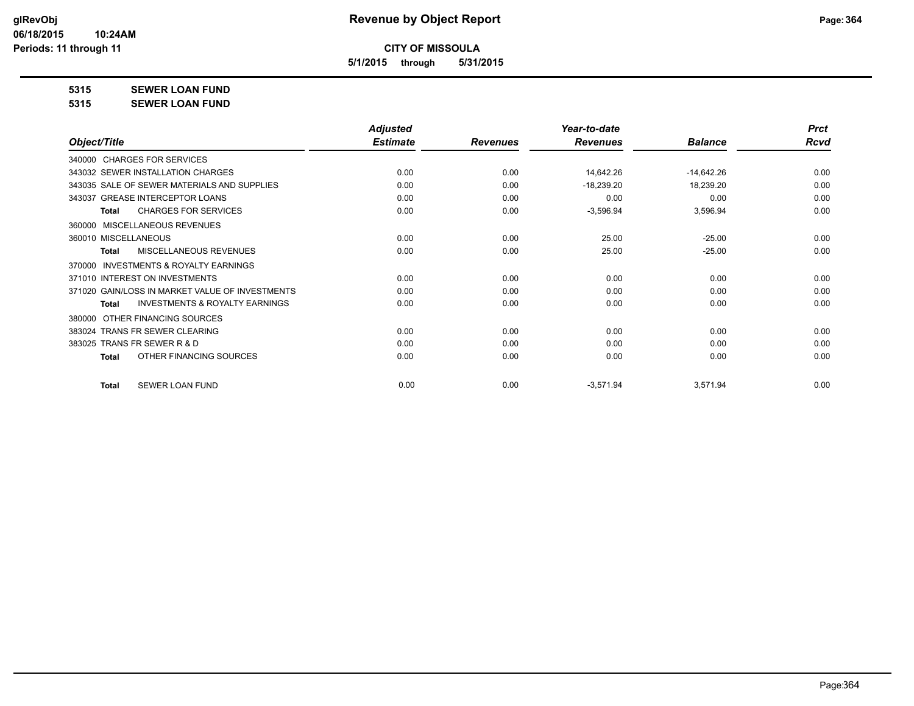# Revenue by Object Report

**CITY OF MISSOULA**

**5/1/2015 through 5/31/2015**

glRevObj
06/18/2015 10:24AM
Periods: 11 through 11

**5315 SEWER LOAN FUND**

**5315 SEWER LOAN FUND**

| Object/Title | Adjusted Estimate | Revenues | Year-to-date Revenues | Balance | Prct Rcvd |
|---|---|---|---|---|---|
| 340000 CHARGES FOR SERVICES | | | | | |
| 343032 SEWER INSTALLATION CHARGES | 0.00 | 0.00 | 14,642.26 | -14,642.26 | 0.00 |
| 343035 SALE OF SEWER MATERIALS AND SUPPLIES | 0.00 | 0.00 | -18,239.20 | 18,239.20 | 0.00 |
| 343037 GREASE INTERCEPTOR LOANS | 0.00 | 0.00 | 0.00 | 0.00 | 0.00 |
| **Total** CHARGES FOR SERVICES | 0.00 | 0.00 | -3,596.94 | 3,596.94 | 0.00 |
| 360000 MISCELLANEOUS REVENUES | | | | | |
| 360010 MISCELLANEOUS | 0.00 | 0.00 | 25.00 | -25.00 | 0.00 |
| **Total** MISCELLANEOUS REVENUES | 0.00 | 0.00 | 25.00 | -25.00 | 0.00 |
| 370000 INVESTMENTS & ROYALTY EARNINGS | | | | | |
| 371010 INTEREST ON INVESTMENTS | 0.00 | 0.00 | 0.00 | 0.00 | 0.00 |
| 371020 GAIN/LOSS IN MARKET VALUE OF INVESTMENTS | 0.00 | 0.00 | 0.00 | 0.00 | 0.00 |
| **Total** INVESTMENTS & ROYALTY EARNINGS | 0.00 | 0.00 | 0.00 | 0.00 | 0.00 |
| 380000 OTHER FINANCING SOURCES | | | | | |
| 383024 TRANS FR SEWER CLEARING | 0.00 | 0.00 | 0.00 | 0.00 | 0.00 |
| 383025 TRANS FR SEWER R & D | 0.00 | 0.00 | 0.00 | 0.00 | 0.00 |
| **Total** OTHER FINANCING SOURCES | 0.00 | 0.00 | 0.00 | 0.00 | 0.00 |
| **Total** SEWER LOAN FUND | 0.00 | 0.00 | -3,571.94 | 3,571.94 | 0.00 |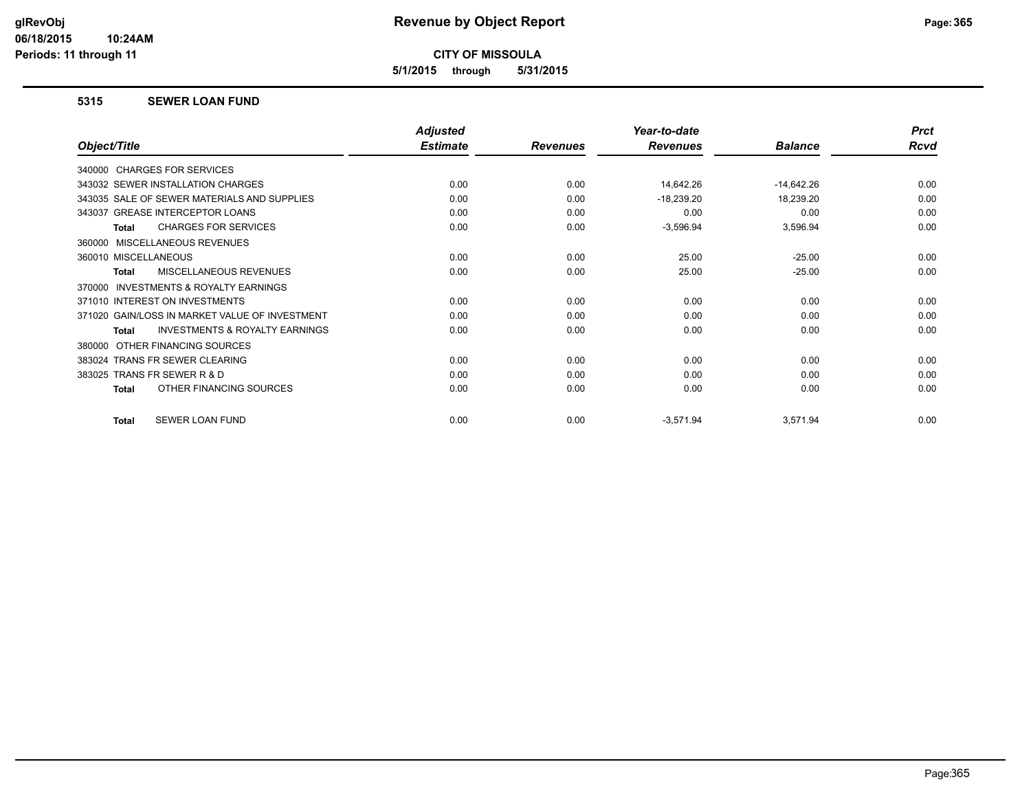# Revenue by Object Report

**CITY OF MISSOULA**

**5/1/2015 through 5/31/2015**

glRevObj
06/18/2015 10:24AM
Periods: 11 through 11

## 5315 SEWER LOAN FUND

| Object/Title | Adjusted Estimate | Revenues | Year-to-date Revenues | Balance | Prct Rcvd |
|---|---|---|---|---|---|
| 340000 CHARGES FOR SERVICES | | | | | |
| 343032 SEWER INSTALLATION CHARGES | 0.00 | 0.00 | 14,642.26 | -14,642.26 | 0.00 |
| 343035 SALE OF SEWER MATERIALS AND SUPPLIES | 0.00 | 0.00 | -18,239.20 | 18,239.20 | 0.00 |
| 343037 GREASE INTERCEPTOR LOANS | 0.00 | 0.00 | 0.00 | 0.00 | 0.00 |
| **Total** CHARGES FOR SERVICES | 0.00 | 0.00 | -3,596.94 | 3,596.94 | 0.00 |
| 360000 MISCELLANEOUS REVENUES | | | | | |
| 360010 MISCELLANEOUS | 0.00 | 0.00 | 25.00 | -25.00 | 0.00 |
| **Total** MISCELLANEOUS REVENUES | 0.00 | 0.00 | 25.00 | -25.00 | 0.00 |
| 370000 INVESTMENTS & ROYALTY EARNINGS | | | | | |
| 371010 INTEREST ON INVESTMENTS | 0.00 | 0.00 | 0.00 | 0.00 | 0.00 |
| 371020 GAIN/LOSS IN MARKET VALUE OF INVESTMENT | 0.00 | 0.00 | 0.00 | 0.00 | 0.00 |
| **Total** INVESTMENTS & ROYALTY EARNINGS | 0.00 | 0.00 | 0.00 | 0.00 | 0.00 |
| 380000 OTHER FINANCING SOURCES | | | | | |
| 383024 TRANS FR SEWER CLEARING | 0.00 | 0.00 | 0.00 | 0.00 | 0.00 |
| 383025 TRANS FR SEWER R & D | 0.00 | 0.00 | 0.00 | 0.00 | 0.00 |
| **Total** OTHER FINANCING SOURCES | 0.00 | 0.00 | 0.00 | 0.00 | 0.00 |
| **Total** SEWER LOAN FUND | 0.00 | 0.00 | -3,571.94 | 3,571.94 | 0.00 |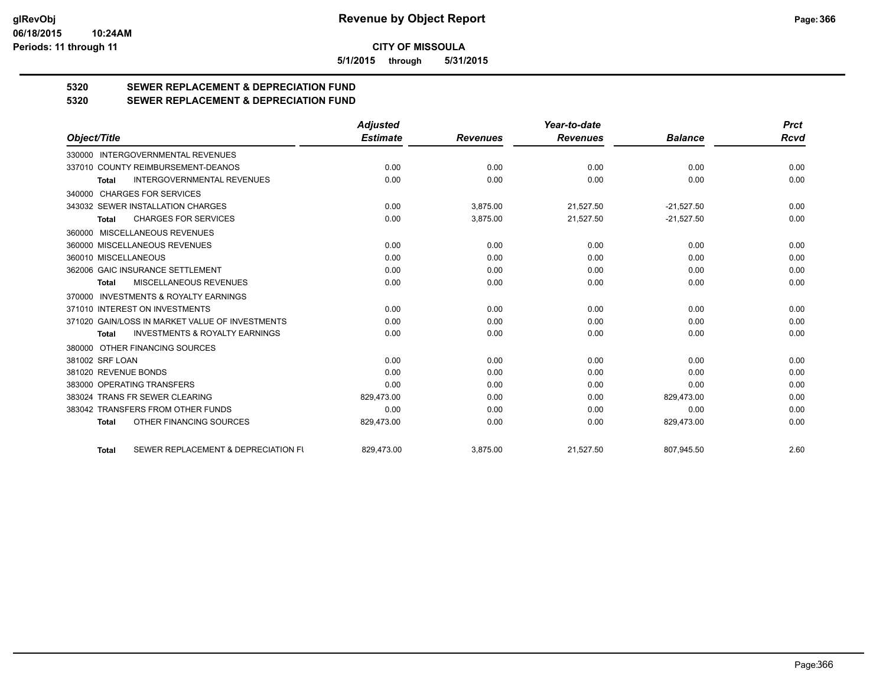**CITY OF MISSOULA**

**5/1/2015 through 5/31/2015**

# 5320 SEWER REPLACEMENT & DEPRECIATION FUND
## 5320 SEWER REPLACEMENT & DEPRECIATION FUND

| Object/Title | Adjusted Estimate | Revenues | Year-to-date Revenues | Balance | Prct Rcvd |
|---|---|---|---|---|---|
| 330000 INTERGOVERNMENTAL REVENUES | | | | | |
| 337010 COUNTY REIMBURSEMENT-DEANOS | 0.00 | 0.00 | 0.00 | 0.00 | 0.00 |
| **Total** INTERGOVERNMENTAL REVENUES | 0.00 | 0.00 | 0.00 | 0.00 | 0.00 |
| 340000 CHARGES FOR SERVICES | | | | | |
| 343032 SEWER INSTALLATION CHARGES | 0.00 | 3,875.00 | 21,527.50 | -21,527.50 | 0.00 |
| **Total** CHARGES FOR SERVICES | 0.00 | 3,875.00 | 21,527.50 | -21,527.50 | 0.00 |
| 360000 MISCELLANEOUS REVENUES | | | | | |
| 360000 MISCELLANEOUS REVENUES | 0.00 | 0.00 | 0.00 | 0.00 | 0.00 |
| 360010 MISCELLANEOUS | 0.00 | 0.00 | 0.00 | 0.00 | 0.00 |
| 362006 GAIC INSURANCE SETTLEMENT | 0.00 | 0.00 | 0.00 | 0.00 | 0.00 |
| **Total** MISCELLANEOUS REVENUES | 0.00 | 0.00 | 0.00 | 0.00 | 0.00 |
| 370000 INVESTMENTS & ROYALTY EARNINGS | | | | | |
| 371010 INTEREST ON INVESTMENTS | 0.00 | 0.00 | 0.00 | 0.00 | 0.00 |
| 371020 GAIN/LOSS IN MARKET VALUE OF INVESTMENTS | 0.00 | 0.00 | 0.00 | 0.00 | 0.00 |
| **Total** INVESTMENTS & ROYALTY EARNINGS | 0.00 | 0.00 | 0.00 | 0.00 | 0.00 |
| 380000 OTHER FINANCING SOURCES | | | | | |
| 381002 SRF LOAN | 0.00 | 0.00 | 0.00 | 0.00 | 0.00 |
| 381020 REVENUE BONDS | 0.00 | 0.00 | 0.00 | 0.00 | 0.00 |
| 383000 OPERATING TRANSFERS | 0.00 | 0.00 | 0.00 | 0.00 | 0.00 |
| 383024 TRANS FR SEWER CLEARING | 829,473.00 | 0.00 | 0.00 | 829,473.00 | 0.00 |
| 383042 TRANSFERS FROM OTHER FUNDS | 0.00 | 0.00 | 0.00 | 0.00 | 0.00 |
| **Total** OTHER FINANCING SOURCES | 829,473.00 | 0.00 | 0.00 | 829,473.00 | 0.00 |
| **Total** SEWER REPLACEMENT & DEPRECIATION FU | 829,473.00 | 3,875.00 | 21,527.50 | 807,945.50 | 2.60 |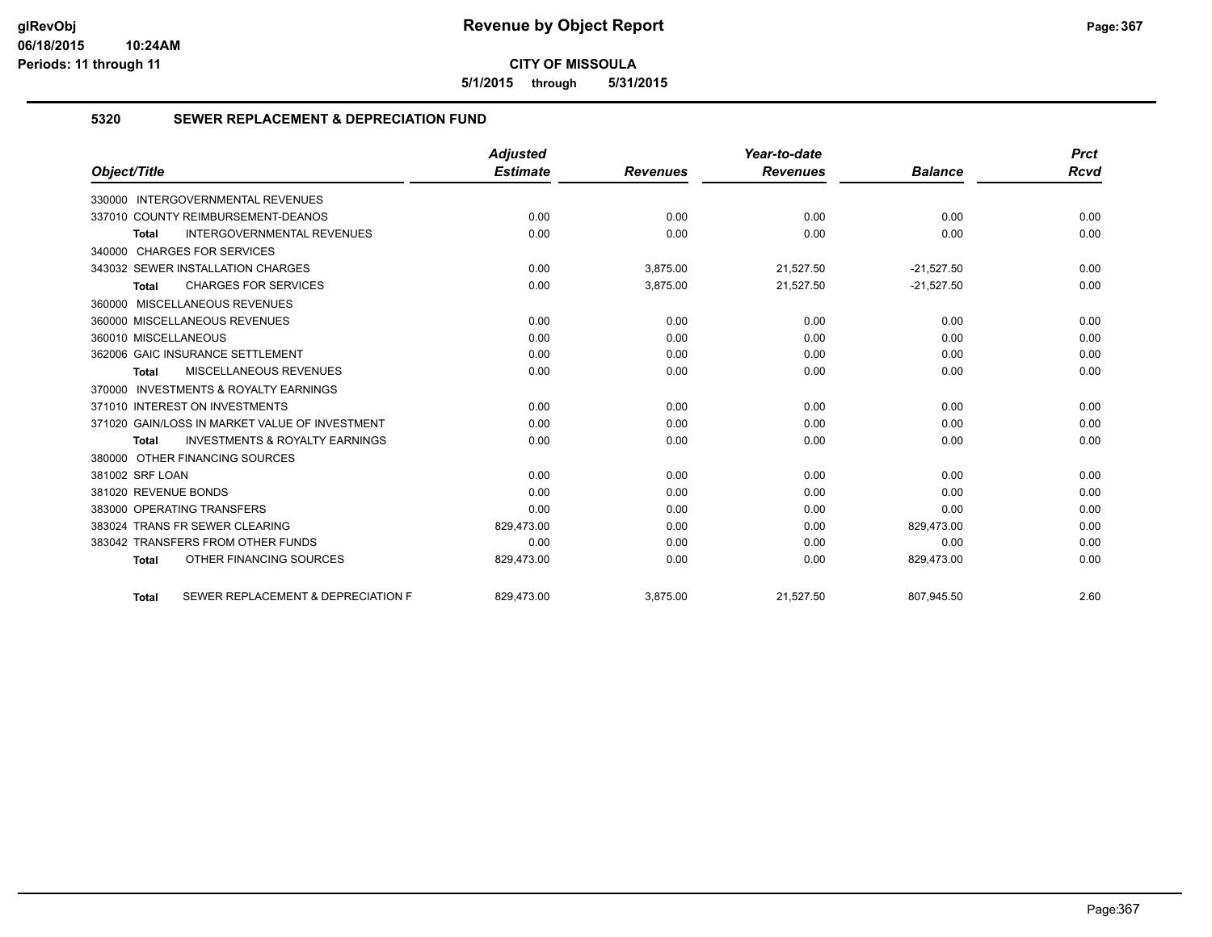# CITY OF MISSOULA

**5/1/2015 through 5/31/2015**

## 5320 SEWER REPLACEMENT & DEPRECIATION FUND

| Object/Title | Adjusted Estimate | Revenues | Year-to-date Revenues | Balance | Prct Rcvd |
|---|---|---|---|---|---|
| 330000 INTERGOVERNMENTAL REVENUES | | | | | |
| 337010 COUNTY REIMBURSEMENT-DEANOS | 0.00 | 0.00 | 0.00 | 0.00 | 0.00 |
| **Total** INTERGOVERNMENTAL REVENUES | 0.00 | 0.00 | 0.00 | 0.00 | 0.00 |
| 340000 CHARGES FOR SERVICES | | | | | |
| 343032 SEWER INSTALLATION CHARGES | 0.00 | 3,875.00 | 21,527.50 | -21,527.50 | 0.00 |
| **Total** CHARGES FOR SERVICES | 0.00 | 3,875.00 | 21,527.50 | -21,527.50 | 0.00 |
| 360000 MISCELLANEOUS REVENUES | | | | | |
| 360000 MISCELLANEOUS REVENUES | 0.00 | 0.00 | 0.00 | 0.00 | 0.00 |
| 360010 MISCELLANEOUS | 0.00 | 0.00 | 0.00 | 0.00 | 0.00 |
| 362006 GAIC INSURANCE SETTLEMENT | 0.00 | 0.00 | 0.00 | 0.00 | 0.00 |
| **Total** MISCELLANEOUS REVENUES | 0.00 | 0.00 | 0.00 | 0.00 | 0.00 |
| 370000 INVESTMENTS & ROYALTY EARNINGS | | | | | |
| 371010 INTEREST ON INVESTMENTS | 0.00 | 0.00 | 0.00 | 0.00 | 0.00 |
| 371020 GAIN/LOSS IN MARKET VALUE OF INVESTMENT | 0.00 | 0.00 | 0.00 | 0.00 | 0.00 |
| **Total** INVESTMENTS & ROYALTY EARNINGS | 0.00 | 0.00 | 0.00 | 0.00 | 0.00 |
| 380000 OTHER FINANCING SOURCES | | | | | |
| 381002 SRF LOAN | 0.00 | 0.00 | 0.00 | 0.00 | 0.00 |
| 381020 REVENUE BONDS | 0.00 | 0.00 | 0.00 | 0.00 | 0.00 |
| 383000 OPERATING TRANSFERS | 0.00 | 0.00 | 0.00 | 0.00 | 0.00 |
| 383024 TRANS FR SEWER CLEARING | 829,473.00 | 0.00 | 0.00 | 829,473.00 | 0.00 |
| 383042 TRANSFERS FROM OTHER FUNDS | 0.00 | 0.00 | 0.00 | 0.00 | 0.00 |
| **Total** OTHER FINANCING SOURCES | 829,473.00 | 0.00 | 0.00 | 829,473.00 | 0.00 |
| **Total** SEWER REPLACEMENT & DEPRECIATION F | 829,473.00 | 3,875.00 | 21,527.50 | 807,945.50 | 2.60 |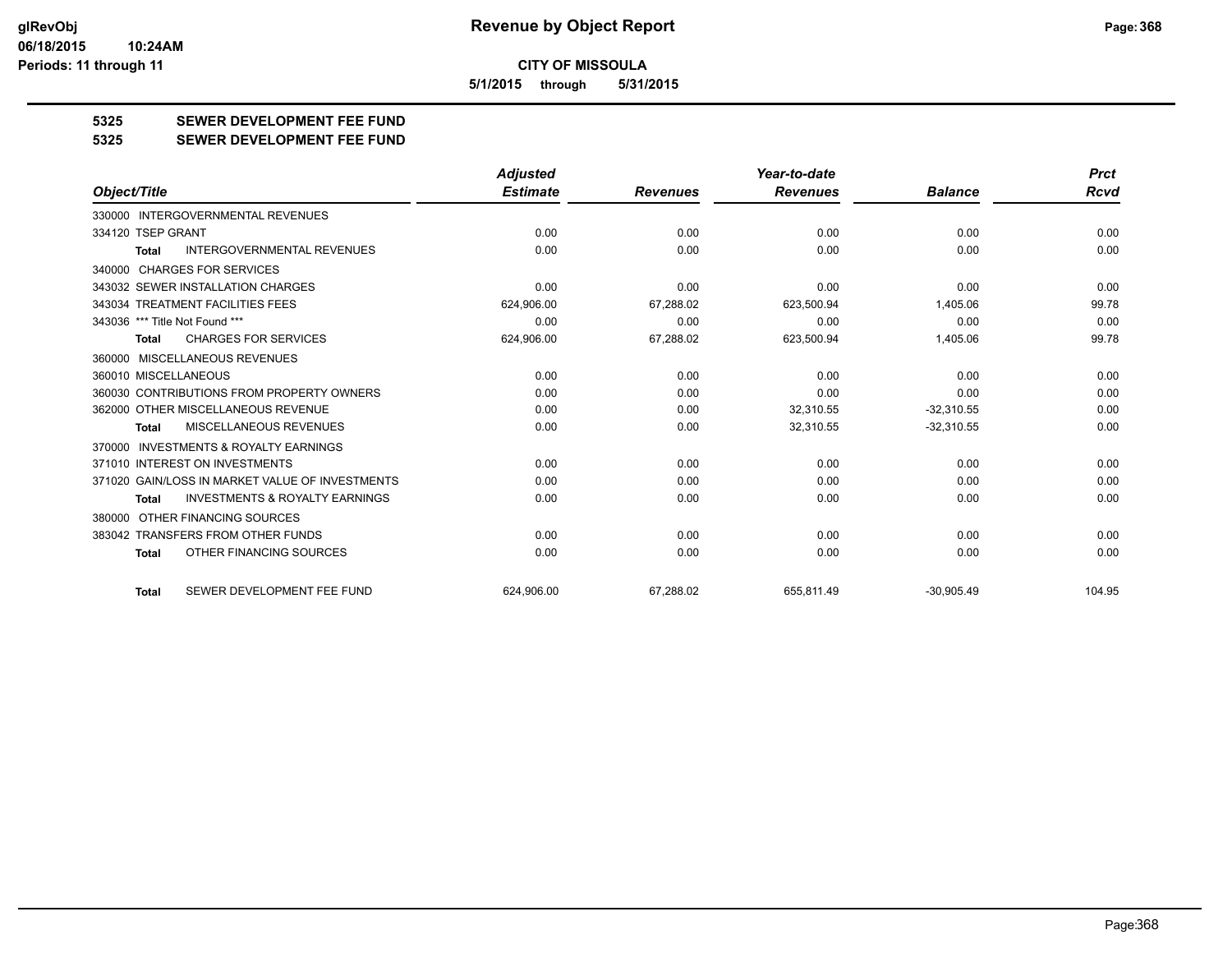**CITY OF MISSOULA**

**5/1/2015 through 5/31/2015**

**Revenue by Object Report**

glRevObj
06/18/2015 10:24AM
Periods: 11 through 11

## 5325 SEWER DEVELOPMENT FEE FUND
## 5325 SEWER DEVELOPMENT FEE FUND

| Object/Title | Adjusted Estimate | Revenues | Year-to-date Revenues | Balance | Prct Rcvd |
|---|---|---|---|---|---|
| 330000 INTERGOVERNMENTAL REVENUES | | | | | |
| 334120 TSEP GRANT | 0.00 | 0.00 | 0.00 | 0.00 | 0.00 |
| **Total** INTERGOVERNMENTAL REVENUES | 0.00 | 0.00 | 0.00 | 0.00 | 0.00 |
| 340000 CHARGES FOR SERVICES | | | | | |
| 343032 SEWER INSTALLATION CHARGES | 0.00 | 0.00 | 0.00 | 0.00 | 0.00 |
| 343034 TREATMENT FACILITIES FEES | 624,906.00 | 67,288.02 | 623,500.94 | 1,405.06 | 99.78 |
| 343036 *** Title Not Found *** | 0.00 | 0.00 | 0.00 | 0.00 | 0.00 |
| **Total** CHARGES FOR SERVICES | 624,906.00 | 67,288.02 | 623,500.94 | 1,405.06 | 99.78 |
| 360000 MISCELLANEOUS REVENUES | | | | | |
| 360010 MISCELLANEOUS | 0.00 | 0.00 | 0.00 | 0.00 | 0.00 |
| 360030 CONTRIBUTIONS FROM PROPERTY OWNERS | 0.00 | 0.00 | 0.00 | 0.00 | 0.00 |
| 362000 OTHER MISCELLANEOUS REVENUE | 0.00 | 0.00 | 32,310.55 | -32,310.55 | 0.00 |
| **Total** MISCELLANEOUS REVENUES | 0.00 | 0.00 | 32,310.55 | -32,310.55 | 0.00 |
| 370000 INVESTMENTS & ROYALTY EARNINGS | | | | | |
| 371010 INTEREST ON INVESTMENTS | 0.00 | 0.00 | 0.00 | 0.00 | 0.00 |
| 371020 GAIN/LOSS IN MARKET VALUE OF INVESTMENTS | 0.00 | 0.00 | 0.00 | 0.00 | 0.00 |
| **Total** INVESTMENTS & ROYALTY EARNINGS | 0.00 | 0.00 | 0.00 | 0.00 | 0.00 |
| 380000 OTHER FINANCING SOURCES | | | | | |
| 383042 TRANSFERS FROM OTHER FUNDS | 0.00 | 0.00 | 0.00 | 0.00 | 0.00 |
| **Total** OTHER FINANCING SOURCES | 0.00 | 0.00 | 0.00 | 0.00 | 0.00 |
| **Total** SEWER DEVELOPMENT FEE FUND | 624,906.00 | 67,288.02 | 655,811.49 | -30,905.49 | 104.95 |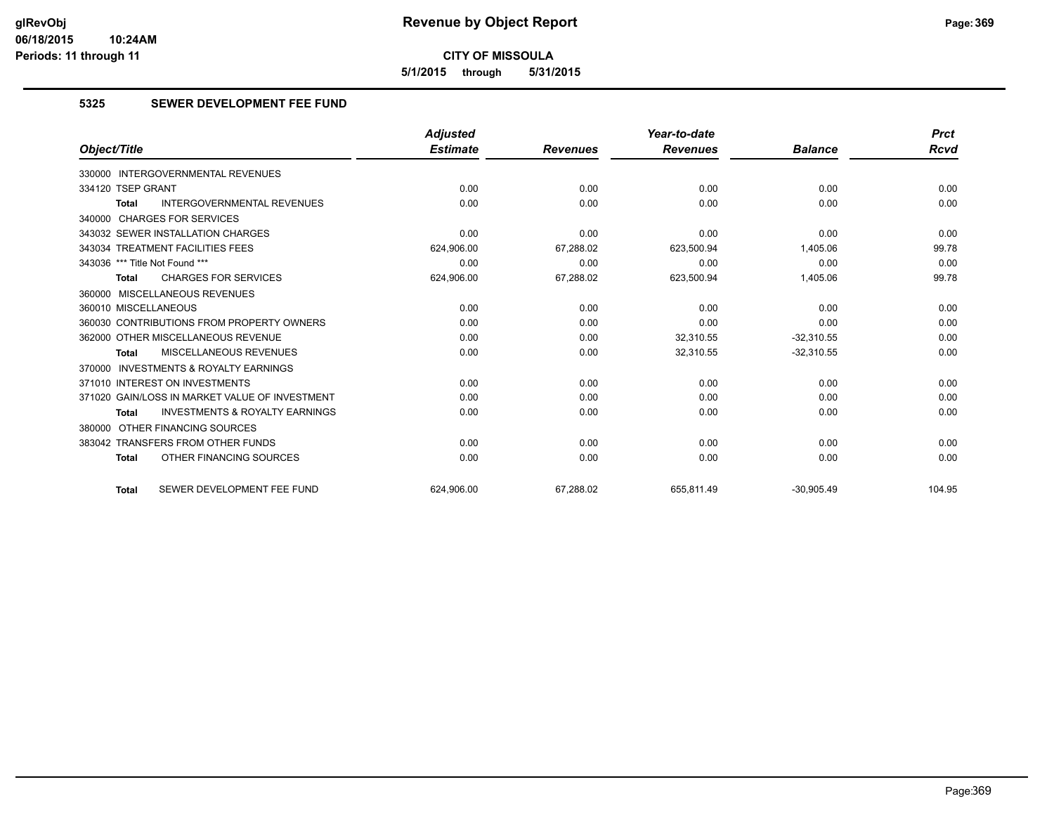**Revenue by Object Report**

**CITY OF MISSOULA**

**5/1/2015 through 5/31/2015**

glRevObj
06/18/2015 10:24AM
Periods: 11 through 11

## 5325 SEWER DEVELOPMENT FEE FUND

| Object/Title | Adjusted Estimate | Revenues | Year-to-date Revenues | Balance | Prct Rcvd |
|---|---|---|---|---|---|
| 330000 INTERGOVERNMENTAL REVENUES | | | | | |
| 334120 TSEP GRANT | 0.00 | 0.00 | 0.00 | 0.00 | 0.00 |
| **Total** INTERGOVERNMENTAL REVENUES | 0.00 | 0.00 | 0.00 | 0.00 | 0.00 |
| 340000 CHARGES FOR SERVICES | | | | | |
| 343032 SEWER INSTALLATION CHARGES | 0.00 | 0.00 | 0.00 | 0.00 | 0.00 |
| 343034 TREATMENT FACILITIES FEES | 624,906.00 | 67,288.02 | 623,500.94 | 1,405.06 | 99.78 |
| 343036 *** Title Not Found *** | 0.00 | 0.00 | 0.00 | 0.00 | 0.00 |
| **Total** CHARGES FOR SERVICES | 624,906.00 | 67,288.02 | 623,500.94 | 1,405.06 | 99.78 |
| 360000 MISCELLANEOUS REVENUES | | | | | |
| 360010 MISCELLANEOUS | 0.00 | 0.00 | 0.00 | 0.00 | 0.00 |
| 360030 CONTRIBUTIONS FROM PROPERTY OWNERS | 0.00 | 0.00 | 0.00 | 0.00 | 0.00 |
| 362000 OTHER MISCELLANEOUS REVENUE | 0.00 | 0.00 | 32,310.55 | -32,310.55 | 0.00 |
| **Total** MISCELLANEOUS REVENUES | 0.00 | 0.00 | 32,310.55 | -32,310.55 | 0.00 |
| 370000 INVESTMENTS & ROYALTY EARNINGS | | | | | |
| 371010 INTEREST ON INVESTMENTS | 0.00 | 0.00 | 0.00 | 0.00 | 0.00 |
| 371020 GAIN/LOSS IN MARKET VALUE OF INVESTMENT | 0.00 | 0.00 | 0.00 | 0.00 | 0.00 |
| **Total** INVESTMENTS & ROYALTY EARNINGS | 0.00 | 0.00 | 0.00 | 0.00 | 0.00 |
| 380000 OTHER FINANCING SOURCES | | | | | |
| 383042 TRANSFERS FROM OTHER FUNDS | 0.00 | 0.00 | 0.00 | 0.00 | 0.00 |
| **Total** OTHER FINANCING SOURCES | 0.00 | 0.00 | 0.00 | 0.00 | 0.00 |
| **Total** SEWER DEVELOPMENT FEE FUND | 624,906.00 | 67,288.02 | 655,811.49 | -30,905.49 | 104.95 |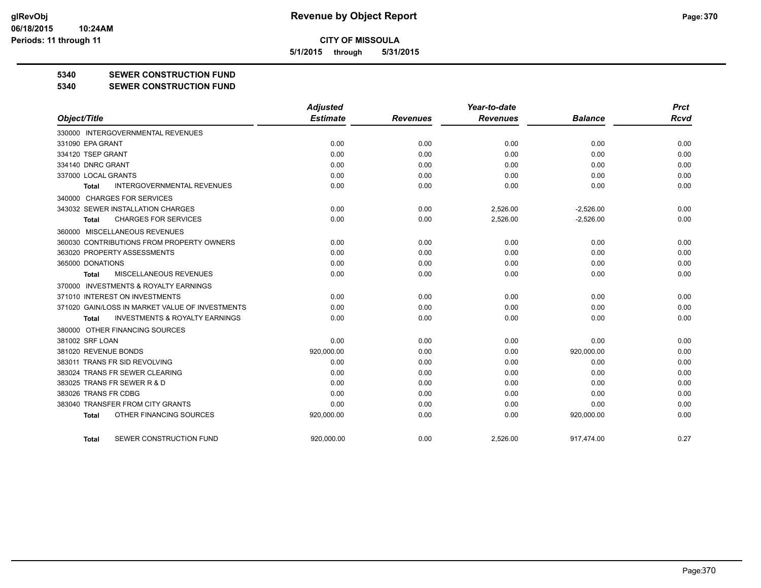# Revenue by Object Report

**CITY OF MISSOULA**

**5/1/2015 through 5/31/2015**

glRevObj
06/18/2015 10:24AM
Periods: 11 through 11

## 5340 SEWER CONSTRUCTION FUND

### 5340 SEWER CONSTRUCTION FUND

| Object/Title | Adjusted Estimate | Revenues | Year-to-date Revenues | Balance | Prct Rcvd |
|---|---|---|---|---|---|
| 330000 INTERGOVERNMENTAL REVENUES | | | | | |
| 331090 EPA GRANT | 0.00 | 0.00 | 0.00 | 0.00 | 0.00 |
| 334120 TSEP GRANT | 0.00 | 0.00 | 0.00 | 0.00 | 0.00 |
| 334140 DNRC GRANT | 0.00 | 0.00 | 0.00 | 0.00 | 0.00 |
| 337000 LOCAL GRANTS | 0.00 | 0.00 | 0.00 | 0.00 | 0.00 |
| **Total** INTERGOVERNMENTAL REVENUES | 0.00 | 0.00 | 0.00 | 0.00 | 0.00 |
| 340000 CHARGES FOR SERVICES | | | | | |
| 343032 SEWER INSTALLATION CHARGES | 0.00 | 0.00 | 2,526.00 | -2,526.00 | 0.00 |
| **Total** CHARGES FOR SERVICES | 0.00 | 0.00 | 2,526.00 | -2,526.00 | 0.00 |
| 360000 MISCELLANEOUS REVENUES | | | | | |
| 360030 CONTRIBUTIONS FROM PROPERTY OWNERS | 0.00 | 0.00 | 0.00 | 0.00 | 0.00 |
| 363020 PROPERTY ASSESSMENTS | 0.00 | 0.00 | 0.00 | 0.00 | 0.00 |
| 365000 DONATIONS | 0.00 | 0.00 | 0.00 | 0.00 | 0.00 |
| **Total** MISCELLANEOUS REVENUES | 0.00 | 0.00 | 0.00 | 0.00 | 0.00 |
| 370000 INVESTMENTS & ROYALTY EARNINGS | | | | | |
| 371010 INTEREST ON INVESTMENTS | 0.00 | 0.00 | 0.00 | 0.00 | 0.00 |
| 371020 GAIN/LOSS IN MARKET VALUE OF INVESTMENTS | 0.00 | 0.00 | 0.00 | 0.00 | 0.00 |
| **Total** INVESTMENTS & ROYALTY EARNINGS | 0.00 | 0.00 | 0.00 | 0.00 | 0.00 |
| 380000 OTHER FINANCING SOURCES | | | | | |
| 381002 SRF LOAN | 0.00 | 0.00 | 0.00 | 0.00 | 0.00 |
| 381020 REVENUE BONDS | 920,000.00 | 0.00 | 0.00 | 920,000.00 | 0.00 |
| 383011 TRANS FR SID REVOLVING | 0.00 | 0.00 | 0.00 | 0.00 | 0.00 |
| 383024 TRANS FR SEWER CLEARING | 0.00 | 0.00 | 0.00 | 0.00 | 0.00 |
| 383025 TRANS FR SEWER R & D | 0.00 | 0.00 | 0.00 | 0.00 | 0.00 |
| 383026 TRANS FR CDBG | 0.00 | 0.00 | 0.00 | 0.00 | 0.00 |
| 383040 TRANSFER FROM CITY GRANTS | 0.00 | 0.00 | 0.00 | 0.00 | 0.00 |
| **Total** OTHER FINANCING SOURCES | 920,000.00 | 0.00 | 0.00 | 920,000.00 | 0.00 |
| **Total** SEWER CONSTRUCTION FUND | 920,000.00 | 0.00 | 2,526.00 | 917,474.00 | 0.27 |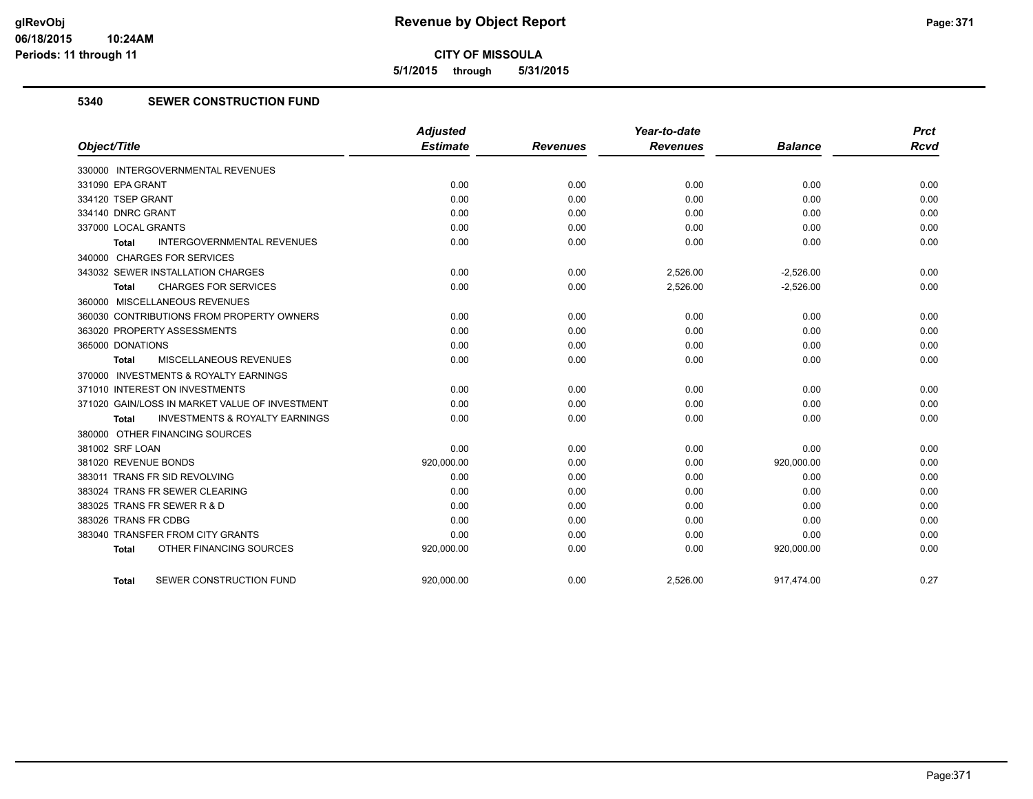# Revenue by Object Report

**CITY OF MISSOULA**

**5/1/2015 through 5/31/2015**

glRevObj
06/18/2015 10:24AM
Periods: 11 through 11

## 5340 SEWER CONSTRUCTION FUND

| Object/Title | Adjusted Estimate | Revenues | Year-to-date Revenues | Balance | Prct Rcvd |
|---|---|---|---|---|---|
| 330000 INTERGOVERNMENTAL REVENUES | | | | | |
| 331090 EPA GRANT | 0.00 | 0.00 | 0.00 | 0.00 | 0.00 |
| 334120 TSEP GRANT | 0.00 | 0.00 | 0.00 | 0.00 | 0.00 |
| 334140 DNRC GRANT | 0.00 | 0.00 | 0.00 | 0.00 | 0.00 |
| 337000 LOCAL GRANTS | 0.00 | 0.00 | 0.00 | 0.00 | 0.00 |
| **Total** INTERGOVERNMENTAL REVENUES | 0.00 | 0.00 | 0.00 | 0.00 | 0.00 |
| 340000 CHARGES FOR SERVICES | | | | | |
| 343032 SEWER INSTALLATION CHARGES | 0.00 | 0.00 | 2,526.00 | -2,526.00 | 0.00 |
| **Total** CHARGES FOR SERVICES | 0.00 | 0.00 | 2,526.00 | -2,526.00 | 0.00 |
| 360000 MISCELLANEOUS REVENUES | | | | | |
| 360030 CONTRIBUTIONS FROM PROPERTY OWNERS | 0.00 | 0.00 | 0.00 | 0.00 | 0.00 |
| 363020 PROPERTY ASSESSMENTS | 0.00 | 0.00 | 0.00 | 0.00 | 0.00 |
| 365000 DONATIONS | 0.00 | 0.00 | 0.00 | 0.00 | 0.00 |
| **Total** MISCELLANEOUS REVENUES | 0.00 | 0.00 | 0.00 | 0.00 | 0.00 |
| 370000 INVESTMENTS & ROYALTY EARNINGS | | | | | |
| 371010 INTEREST ON INVESTMENTS | 0.00 | 0.00 | 0.00 | 0.00 | 0.00 |
| 371020 GAIN/LOSS IN MARKET VALUE OF INVESTMENT | 0.00 | 0.00 | 0.00 | 0.00 | 0.00 |
| **Total** INVESTMENTS & ROYALTY EARNINGS | 0.00 | 0.00 | 0.00 | 0.00 | 0.00 |
| 380000 OTHER FINANCING SOURCES | | | | | |
| 381002 SRF LOAN | 0.00 | 0.00 | 0.00 | 0.00 | 0.00 |
| 381020 REVENUE BONDS | 920,000.00 | 0.00 | 0.00 | 920,000.00 | 0.00 |
| 383011 TRANS FR SID REVOLVING | 0.00 | 0.00 | 0.00 | 0.00 | 0.00 |
| 383024 TRANS FR SEWER CLEARING | 0.00 | 0.00 | 0.00 | 0.00 | 0.00 |
| 383025 TRANS FR SEWER R & D | 0.00 | 0.00 | 0.00 | 0.00 | 0.00 |
| 383026 TRANS FR CDBG | 0.00 | 0.00 | 0.00 | 0.00 | 0.00 |
| 383040 TRANSFER FROM CITY GRANTS | 0.00 | 0.00 | 0.00 | 0.00 | 0.00 |
| **Total** OTHER FINANCING SOURCES | 920,000.00 | 0.00 | 0.00 | 920,000.00 | 0.00 |
| **Total** SEWER CONSTRUCTION FUND | 920,000.00 | 0.00 | 2,526.00 | 917,474.00 | 0.27 |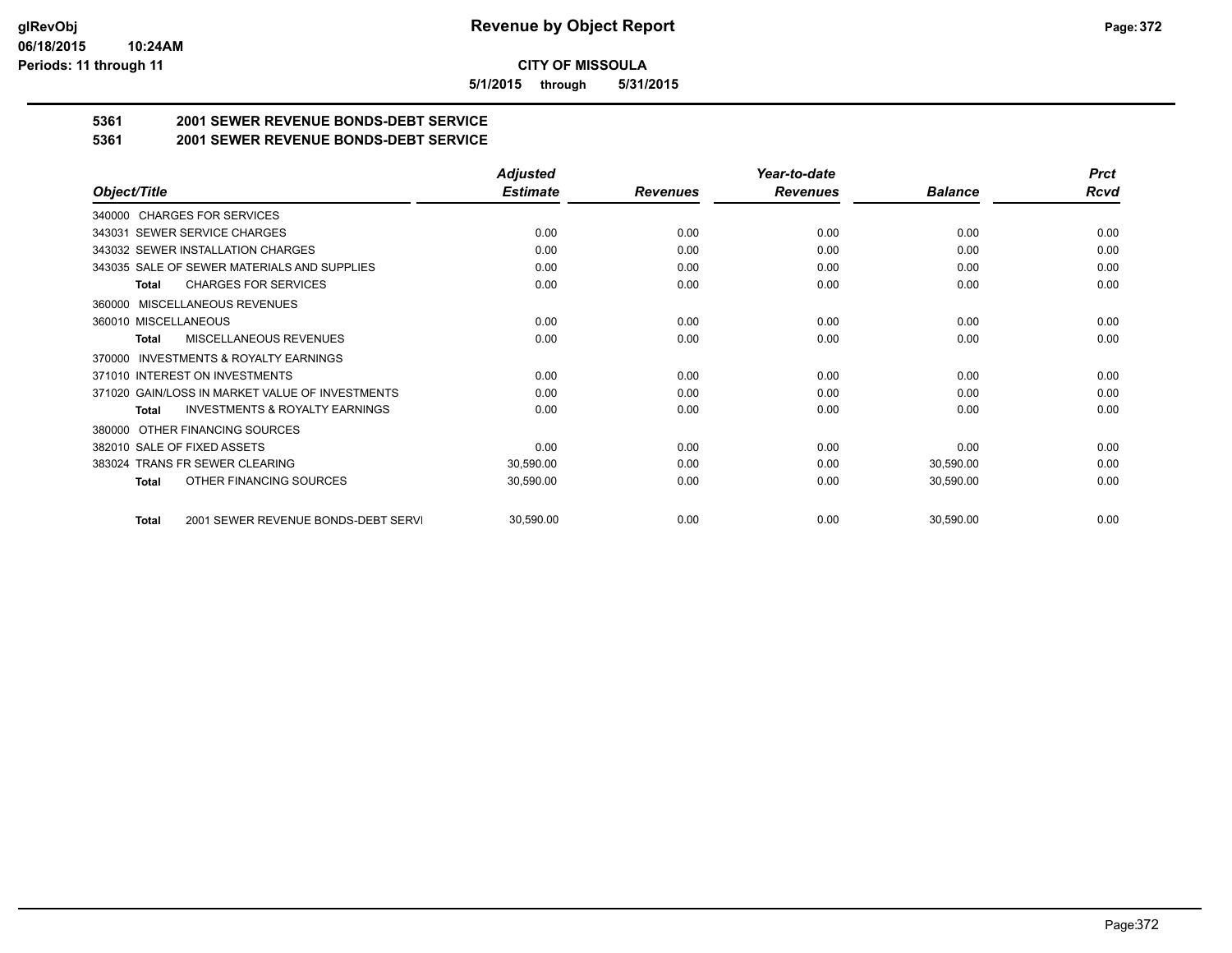# CITY OF MISSOULA

**5/1/2015 through 5/31/2015**

## 5361 2001 SEWER REVENUE BONDS-DEBT SERVICE

## 5361 2001 SEWER REVENUE BONDS-DEBT SERVICE

| *Object/Title* | *Adjusted Estimate* | *Revenues* | *Year-to-date Revenues* | *Balance* | *Prct Rcvd* |
|---|---|---|---|---|---|
| 340000 CHARGES FOR SERVICES | | | | | |
| 343031 SEWER SERVICE CHARGES | 0.00 | 0.00 | 0.00 | 0.00 | 0.00 |
| 343032 SEWER INSTALLATION CHARGES | 0.00 | 0.00 | 0.00 | 0.00 | 0.00 |
| 343035 SALE OF SEWER MATERIALS AND SUPPLIES | 0.00 | 0.00 | 0.00 | 0.00 | 0.00 |
| **Total** CHARGES FOR SERVICES | 0.00 | 0.00 | 0.00 | 0.00 | 0.00 |
| 360000 MISCELLANEOUS REVENUES | | | | | |
| 360010 MISCELLANEOUS | 0.00 | 0.00 | 0.00 | 0.00 | 0.00 |
| **Total** MISCELLANEOUS REVENUES | 0.00 | 0.00 | 0.00 | 0.00 | 0.00 |
| 370000 INVESTMENTS & ROYALTY EARNINGS | | | | | |
| 371010 INTEREST ON INVESTMENTS | 0.00 | 0.00 | 0.00 | 0.00 | 0.00 |
| 371020 GAIN/LOSS IN MARKET VALUE OF INVESTMENTS | 0.00 | 0.00 | 0.00 | 0.00 | 0.00 |
| **Total** INVESTMENTS & ROYALTY EARNINGS | 0.00 | 0.00 | 0.00 | 0.00 | 0.00 |
| 380000 OTHER FINANCING SOURCES | | | | | |
| 382010 SALE OF FIXED ASSETS | 0.00 | 0.00 | 0.00 | 0.00 | 0.00 |
| 383024 TRANS FR SEWER CLEARING | 30,590.00 | 0.00 | 0.00 | 30,590.00 | 0.00 |
| **Total** OTHER FINANCING SOURCES | 30,590.00 | 0.00 | 0.00 | 30,590.00 | 0.00 |
| **Total** 2001 SEWER REVENUE BONDS-DEBT SERVI | 30,590.00 | 0.00 | 0.00 | 30,590.00 | 0.00 |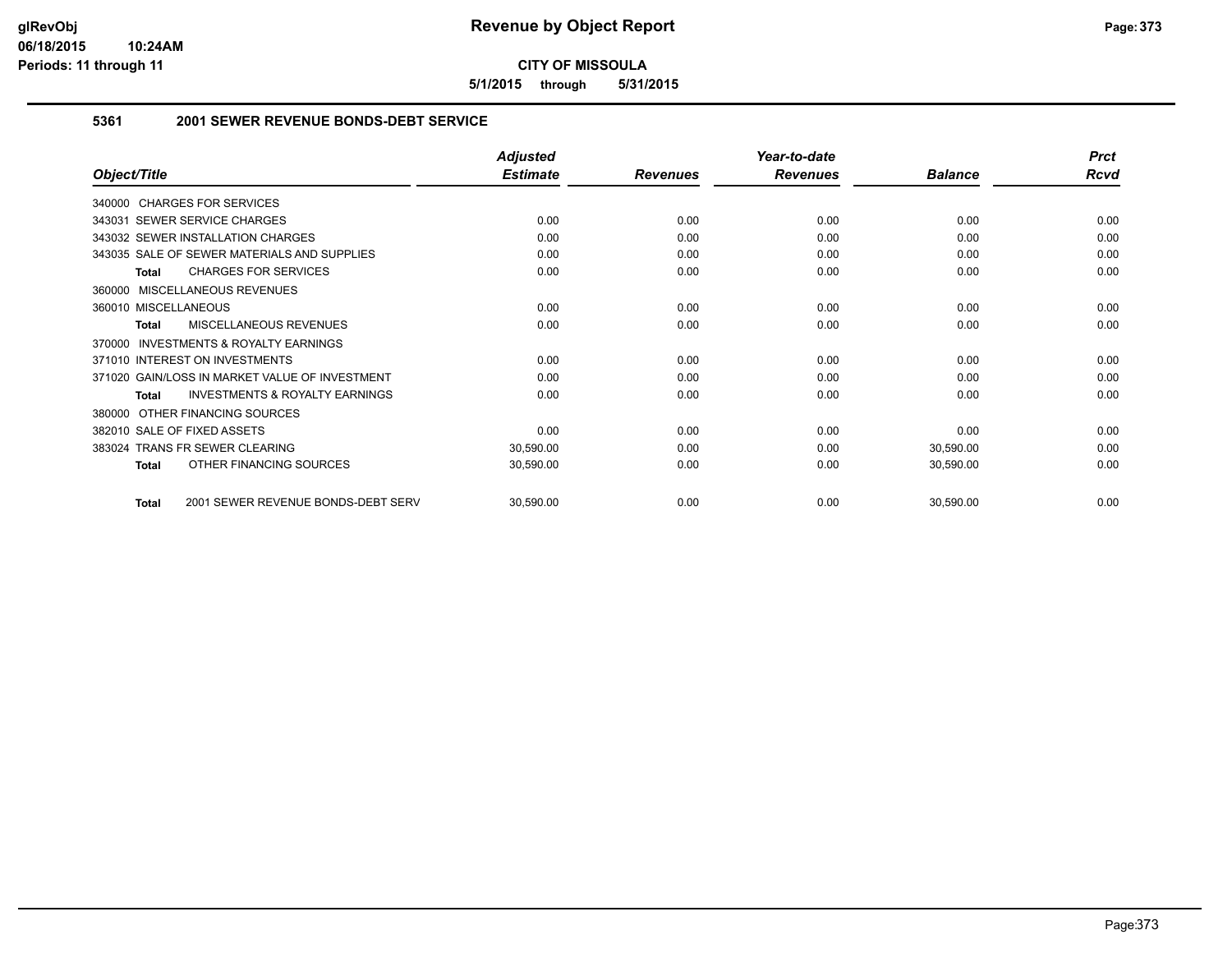# Revenue by Object Report

**CITY OF MISSOULA**

**5/1/2015 through 5/31/2015**

glRevObj
06/18/2015 10:24AM
Periods: 11 through 11

## 5361 2001 SEWER REVENUE BONDS-DEBT SERVICE

| Object/Title | Adjusted Estimate | Revenues | Year-to-date Revenues | Balance | Prct Rcvd |
|---|---|---|---|---|---|
| 340000 CHARGES FOR SERVICES | | | | | |
| 343031 SEWER SERVICE CHARGES | 0.00 | 0.00 | 0.00 | 0.00 | 0.00 |
| 343032 SEWER INSTALLATION CHARGES | 0.00 | 0.00 | 0.00 | 0.00 | 0.00 |
| 343035 SALE OF SEWER MATERIALS AND SUPPLIES | 0.00 | 0.00 | 0.00 | 0.00 | 0.00 |
| **Total** CHARGES FOR SERVICES | 0.00 | 0.00 | 0.00 | 0.00 | 0.00 |
| 360000 MISCELLANEOUS REVENUES | | | | | |
| 360010 MISCELLANEOUS | 0.00 | 0.00 | 0.00 | 0.00 | 0.00 |
| **Total** MISCELLANEOUS REVENUES | 0.00 | 0.00 | 0.00 | 0.00 | 0.00 |
| 370000 INVESTMENTS & ROYALTY EARNINGS | | | | | |
| 371010 INTEREST ON INVESTMENTS | 0.00 | 0.00 | 0.00 | 0.00 | 0.00 |
| 371020 GAIN/LOSS IN MARKET VALUE OF INVESTMENT | 0.00 | 0.00 | 0.00 | 0.00 | 0.00 |
| **Total** INVESTMENTS & ROYALTY EARNINGS | 0.00 | 0.00 | 0.00 | 0.00 | 0.00 |
| 380000 OTHER FINANCING SOURCES | | | | | |
| 382010 SALE OF FIXED ASSETS | 0.00 | 0.00 | 0.00 | 0.00 | 0.00 |
| 383024 TRANS FR SEWER CLEARING | 30,590.00 | 0.00 | 0.00 | 30,590.00 | 0.00 |
| **Total** OTHER FINANCING SOURCES | 30,590.00 | 0.00 | 0.00 | 30,590.00 | 0.00 |
| **Total** 2001 SEWER REVENUE BONDS-DEBT SERV | 30,590.00 | 0.00 | 0.00 | 30,590.00 | 0.00 |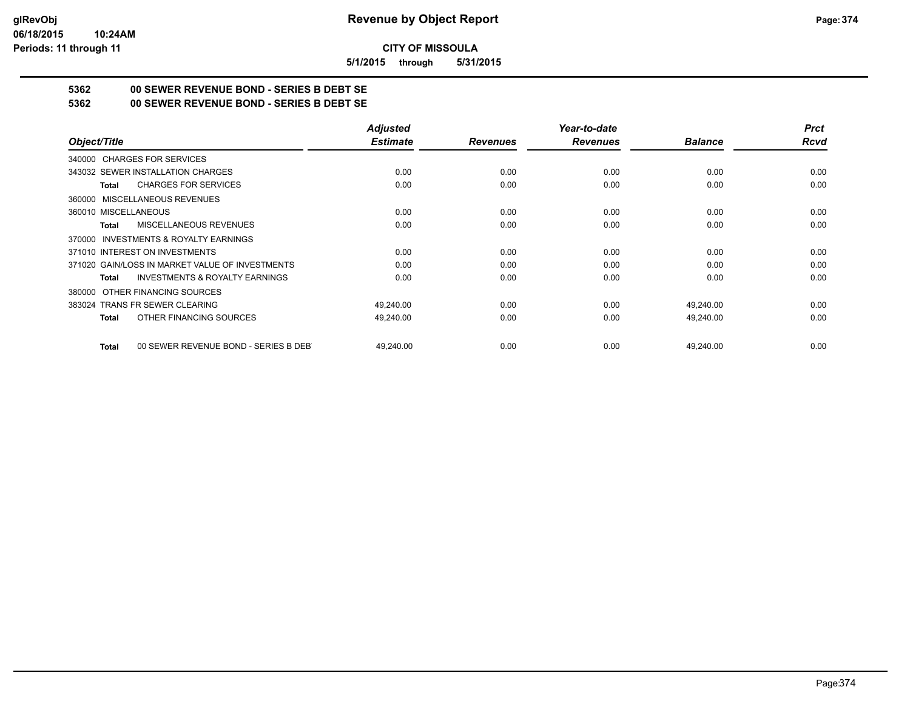**glRevObj**
**06/18/2015 10:24AM**
**Periods: 11 through 11**

# Revenue by Object Report

**CITY OF MISSOULA**

**5/1/2015 through 5/31/2015**

**5362 00 SEWER REVENUE BOND - SERIES B DEBT SE**

**5362 00 SEWER REVENUE BOND - SERIES B DEBT SE**

| Object/Title | Adjusted Estimate | Revenues | Year-to-date Revenues | Balance | Prct Rcvd |
|---|---|---|---|---|---|
| 340000 CHARGES FOR SERVICES | | | | | |
| 343032 SEWER INSTALLATION CHARGES | 0.00 | 0.00 | 0.00 | 0.00 | 0.00 |
| **Total** CHARGES FOR SERVICES | 0.00 | 0.00 | 0.00 | 0.00 | 0.00 |
| 360000 MISCELLANEOUS REVENUES | | | | | |
| 360010 MISCELLANEOUS | 0.00 | 0.00 | 0.00 | 0.00 | 0.00 |
| **Total** MISCELLANEOUS REVENUES | 0.00 | 0.00 | 0.00 | 0.00 | 0.00 |
| 370000 INVESTMENTS & ROYALTY EARNINGS | | | | | |
| 371010 INTEREST ON INVESTMENTS | 0.00 | 0.00 | 0.00 | 0.00 | 0.00 |
| 371020 GAIN/LOSS IN MARKET VALUE OF INVESTMENTS | 0.00 | 0.00 | 0.00 | 0.00 | 0.00 |
| **Total** INVESTMENTS & ROYALTY EARNINGS | 0.00 | 0.00 | 0.00 | 0.00 | 0.00 |
| 380000 OTHER FINANCING SOURCES | | | | | |
| 383024 TRANS FR SEWER CLEARING | 49,240.00 | 0.00 | 0.00 | 49,240.00 | 0.00 |
| **Total** OTHER FINANCING SOURCES | 49,240.00 | 0.00 | 0.00 | 49,240.00 | 0.00 |
| **Total** 00 SEWER REVENUE BOND - SERIES B DEBT | 49,240.00 | 0.00 | 0.00 | 49,240.00 | 0.00 |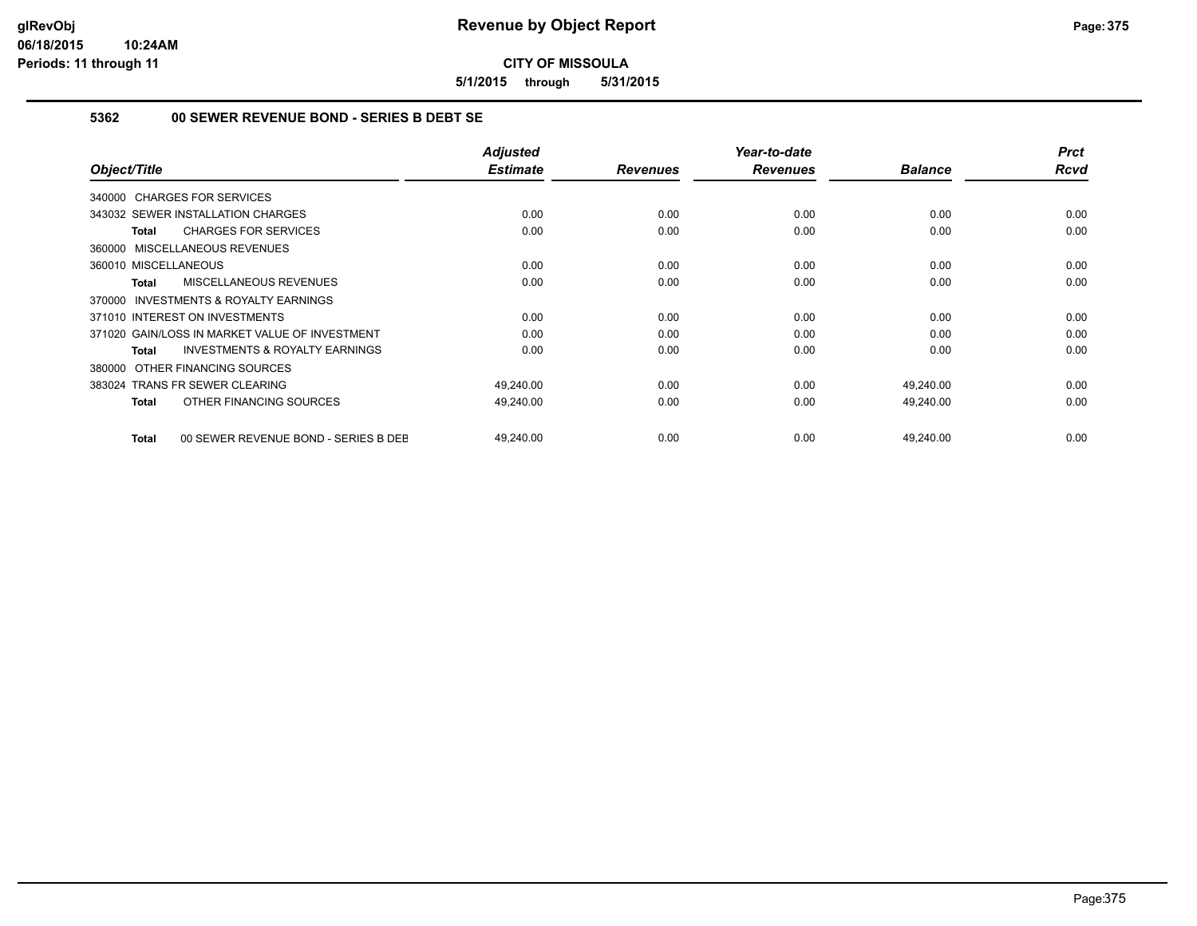**CITY OF MISSOULA**

**5/1/2015 through 5/31/2015**

### 5362 00 SEWER REVENUE BOND - SERIES B DEBT SE

| Object/Title | Adjusted Estimate | Revenues | Year-to-date Revenues | Balance | Prct Rcvd |
|---|---|---|---|---|---|
| 340000 CHARGES FOR SERVICES | | | | | |
| 343032 SEWER INSTALLATION CHARGES | 0.00 | 0.00 | 0.00 | 0.00 | 0.00 |
| **Total** CHARGES FOR SERVICES | 0.00 | 0.00 | 0.00 | 0.00 | 0.00 |
| 360000 MISCELLANEOUS REVENUES | | | | | |
| 360010 MISCELLANEOUS | 0.00 | 0.00 | 0.00 | 0.00 | 0.00 |
| **Total** MISCELLANEOUS REVENUES | 0.00 | 0.00 | 0.00 | 0.00 | 0.00 |
| 370000 INVESTMENTS & ROYALTY EARNINGS | | | | | |
| 371010 INTEREST ON INVESTMENTS | 0.00 | 0.00 | 0.00 | 0.00 | 0.00 |
| 371020 GAIN/LOSS IN MARKET VALUE OF INVESTMENT | 0.00 | 0.00 | 0.00 | 0.00 | 0.00 |
| **Total** INVESTMENTS & ROYALTY EARNINGS | 0.00 | 0.00 | 0.00 | 0.00 | 0.00 |
| 380000 OTHER FINANCING SOURCES | | | | | |
| 383024 TRANS FR SEWER CLEARING | 49,240.00 | 0.00 | 0.00 | 49,240.00 | 0.00 |
| **Total** OTHER FINANCING SOURCES | 49,240.00 | 0.00 | 0.00 | 49,240.00 | 0.00 |
| **Total** 00 SEWER REVENUE BOND - SERIES B DEB | 49,240.00 | 0.00 | 0.00 | 49,240.00 | 0.00 |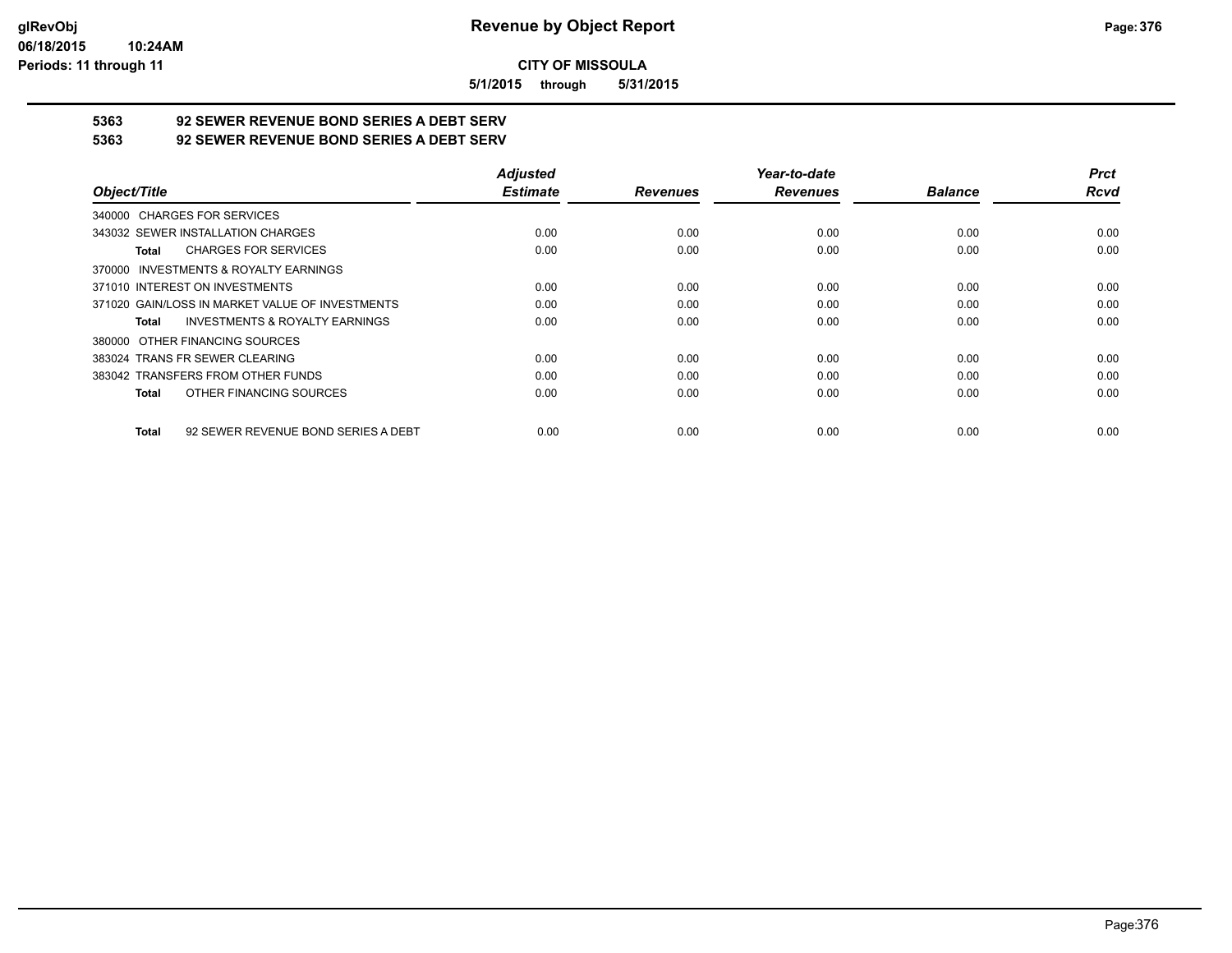# Revenue by Object Report

**CITY OF MISSOULA**

**5/1/2015 through 5/31/2015**

glRevObj
06/18/2015 10:24AM
Periods: 11 through 11

## 5363 92 SEWER REVENUE BOND SERIES A DEBT SERV
## 5363 92 SEWER REVENUE BOND SERIES A DEBT SERV

| Object/Title | Adjusted Estimate | Revenues | Year-to-date Revenues | Balance | Prct Rcvd |
|---|---|---|---|---|---|
| 340000 CHARGES FOR SERVICES | | | | | |
| 343032 SEWER INSTALLATION CHARGES | 0.00 | 0.00 | 0.00 | 0.00 | 0.00 |
| **Total** CHARGES FOR SERVICES | 0.00 | 0.00 | 0.00 | 0.00 | 0.00 |
| 370000 INVESTMENTS & ROYALTY EARNINGS | | | | | |
| 371010 INTEREST ON INVESTMENTS | 0.00 | 0.00 | 0.00 | 0.00 | 0.00 |
| 371020 GAIN/LOSS IN MARKET VALUE OF INVESTMENTS | 0.00 | 0.00 | 0.00 | 0.00 | 0.00 |
| **Total** INVESTMENTS & ROYALTY EARNINGS | 0.00 | 0.00 | 0.00 | 0.00 | 0.00 |
| 380000 OTHER FINANCING SOURCES | | | | | |
| 383024 TRANS FR SEWER CLEARING | 0.00 | 0.00 | 0.00 | 0.00 | 0.00 |
| 383042 TRANSFERS FROM OTHER FUNDS | 0.00 | 0.00 | 0.00 | 0.00 | 0.00 |
| **Total** OTHER FINANCING SOURCES | 0.00 | 0.00 | 0.00 | 0.00 | 0.00 |
| **Total** 92 SEWER REVENUE BOND SERIES A DEBT | 0.00 | 0.00 | 0.00 | 0.00 | 0.00 |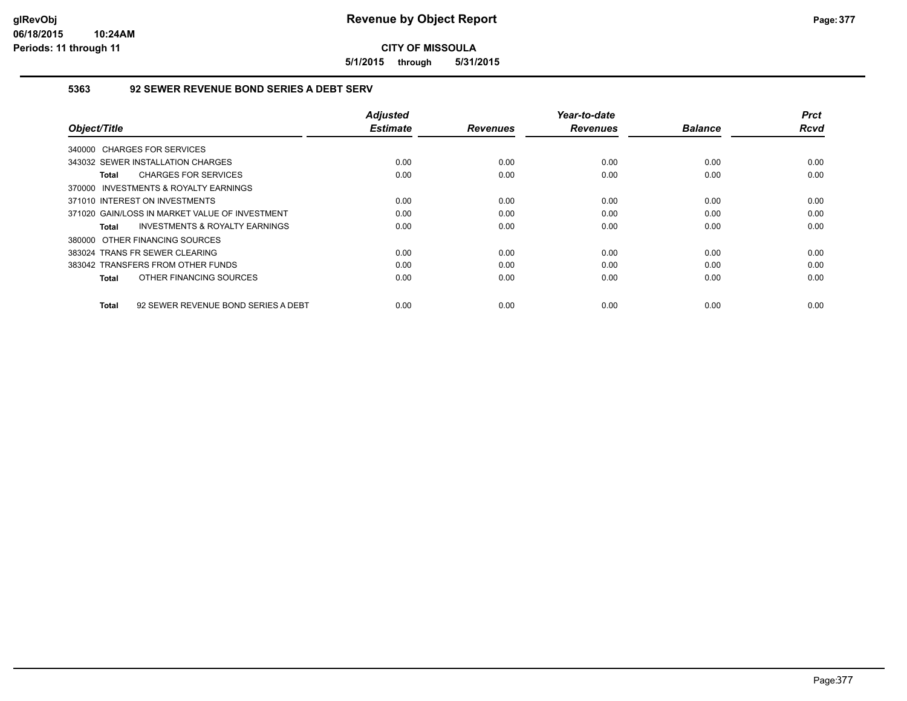# Revenue by Object Report

**CITY OF MISSOULA**

**5/1/2015 through 5/31/2015**

glRevObj
06/18/2015 10:24AM
Periods: 11 through 11

## 5363 92 SEWER REVENUE BOND SERIES A DEBT SERV

| Object/Title | Adjusted Estimate | Revenues | Year-to-date Revenues | Balance | Prct Rcvd |
|---|---|---|---|---|---|
| 340000 CHARGES FOR SERVICES | | | | | |
| 343032 SEWER INSTALLATION CHARGES | 0.00 | 0.00 | 0.00 | 0.00 | 0.00 |
| **Total** CHARGES FOR SERVICES | 0.00 | 0.00 | 0.00 | 0.00 | 0.00 |
| 370000 INVESTMENTS & ROYALTY EARNINGS | | | | | |
| 371010 INTEREST ON INVESTMENTS | 0.00 | 0.00 | 0.00 | 0.00 | 0.00 |
| 371020 GAIN/LOSS IN MARKET VALUE OF INVESTMENT | 0.00 | 0.00 | 0.00 | 0.00 | 0.00 |
| **Total** INVESTMENTS & ROYALTY EARNINGS | 0.00 | 0.00 | 0.00 | 0.00 | 0.00 |
| 380000 OTHER FINANCING SOURCES | | | | | |
| 383024 TRANS FR SEWER CLEARING | 0.00 | 0.00 | 0.00 | 0.00 | 0.00 |
| 383042 TRANSFERS FROM OTHER FUNDS | 0.00 | 0.00 | 0.00 | 0.00 | 0.00 |
| **Total** OTHER FINANCING SOURCES | 0.00 | 0.00 | 0.00 | 0.00 | 0.00 |
| **Total** 92 SEWER REVENUE BOND SERIES A DEBT | 0.00 | 0.00 | 0.00 | 0.00 | 0.00 |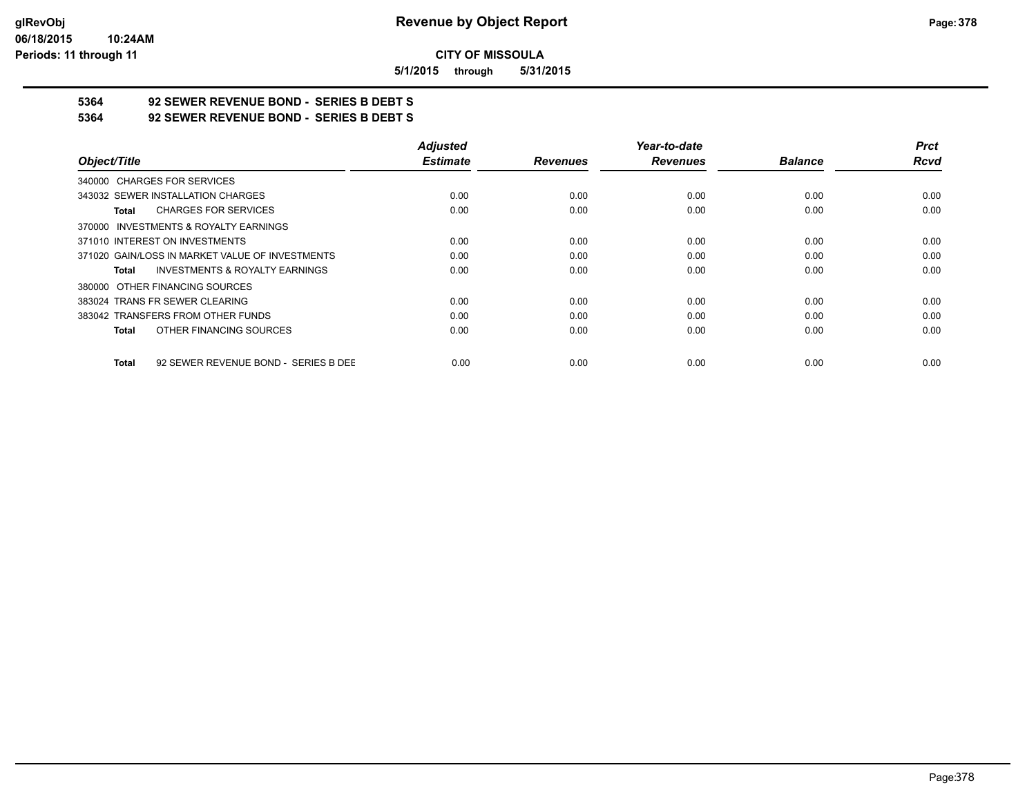**CITY OF MISSOULA**

**5/1/2015 through 5/31/2015**

**5364 92 SEWER REVENUE BOND - SERIES B DEBT S**

**5364 92 SEWER REVENUE BOND - SERIES B DEBT S**

| Object/Title | Adjusted Estimate | Revenues | Year-to-date Revenues | Balance | Prct Rcvd |
|---|---|---|---|---|---|
| 340000 CHARGES FOR SERVICES | | | | | |
| 343032 SEWER INSTALLATION CHARGES | 0.00 | 0.00 | 0.00 | 0.00 | 0.00 |
| **Total** CHARGES FOR SERVICES | 0.00 | 0.00 | 0.00 | 0.00 | 0.00 |
| 370000 INVESTMENTS & ROYALTY EARNINGS | | | | | |
| 371010 INTEREST ON INVESTMENTS | 0.00 | 0.00 | 0.00 | 0.00 | 0.00 |
| 371020 GAIN/LOSS IN MARKET VALUE OF INVESTMENTS | 0.00 | 0.00 | 0.00 | 0.00 | 0.00 |
| **Total** INVESTMENTS & ROYALTY EARNINGS | 0.00 | 0.00 | 0.00 | 0.00 | 0.00 |
| 380000 OTHER FINANCING SOURCES | | | | | |
| 383024 TRANS FR SEWER CLEARING | 0.00 | 0.00 | 0.00 | 0.00 | 0.00 |
| 383042 TRANSFERS FROM OTHER FUNDS | 0.00 | 0.00 | 0.00 | 0.00 | 0.00 |
| **Total** OTHER FINANCING SOURCES | 0.00 | 0.00 | 0.00 | 0.00 | 0.00 |
| **Total** 92 SEWER REVENUE BOND - SERIES B DEE | 0.00 | 0.00 | 0.00 | 0.00 | 0.00 |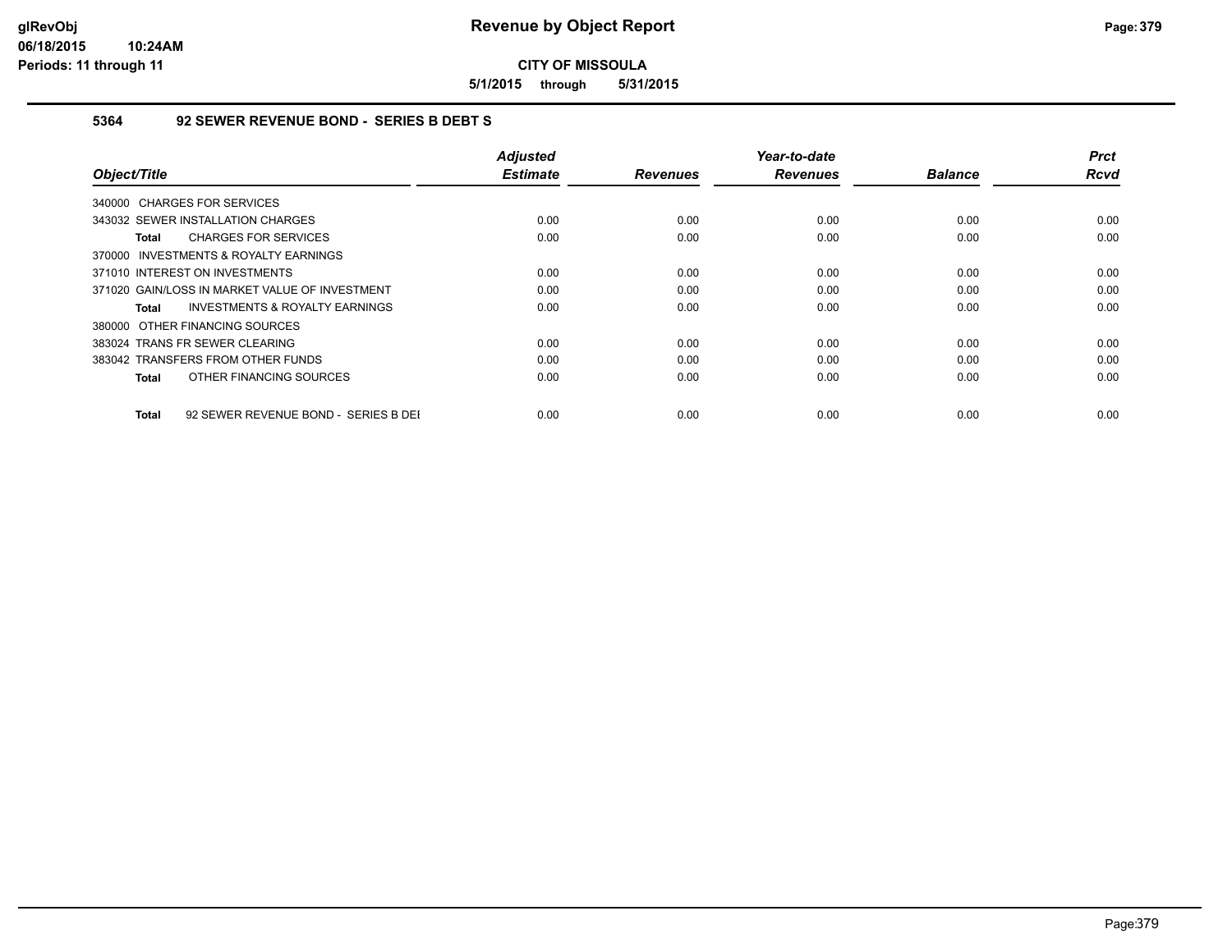**CITY OF MISSOULA**

**5/1/2015 through 5/31/2015**

### 5364 92 SEWER REVENUE BOND - SERIES B DEBT S

| Object/Title | Adjusted Estimate | Revenues | Year-to-date Revenues | Balance | Prct Rcvd |
|---|---|---|---|---|---|
| 340000 CHARGES FOR SERVICES | | | | | |
| 343032 SEWER INSTALLATION CHARGES | 0.00 | 0.00 | 0.00 | 0.00 | 0.00 |
| **Total** CHARGES FOR SERVICES | 0.00 | 0.00 | 0.00 | 0.00 | 0.00 |
| 370000 INVESTMENTS & ROYALTY EARNINGS | | | | | |
| 371010 INTEREST ON INVESTMENTS | 0.00 | 0.00 | 0.00 | 0.00 | 0.00 |
| 371020 GAIN/LOSS IN MARKET VALUE OF INVESTMENT | 0.00 | 0.00 | 0.00 | 0.00 | 0.00 |
| **Total** INVESTMENTS & ROYALTY EARNINGS | 0.00 | 0.00 | 0.00 | 0.00 | 0.00 |
| 380000 OTHER FINANCING SOURCES | | | | | |
| 383024 TRANS FR SEWER CLEARING | 0.00 | 0.00 | 0.00 | 0.00 | 0.00 |
| 383042 TRANSFERS FROM OTHER FUNDS | 0.00 | 0.00 | 0.00 | 0.00 | 0.00 |
| **Total** OTHER FINANCING SOURCES | 0.00 | 0.00 | 0.00 | 0.00 | 0.00 |
| **Total** 92 SEWER REVENUE BOND - SERIES B DEI | 0.00 | 0.00 | 0.00 | 0.00 | 0.00 |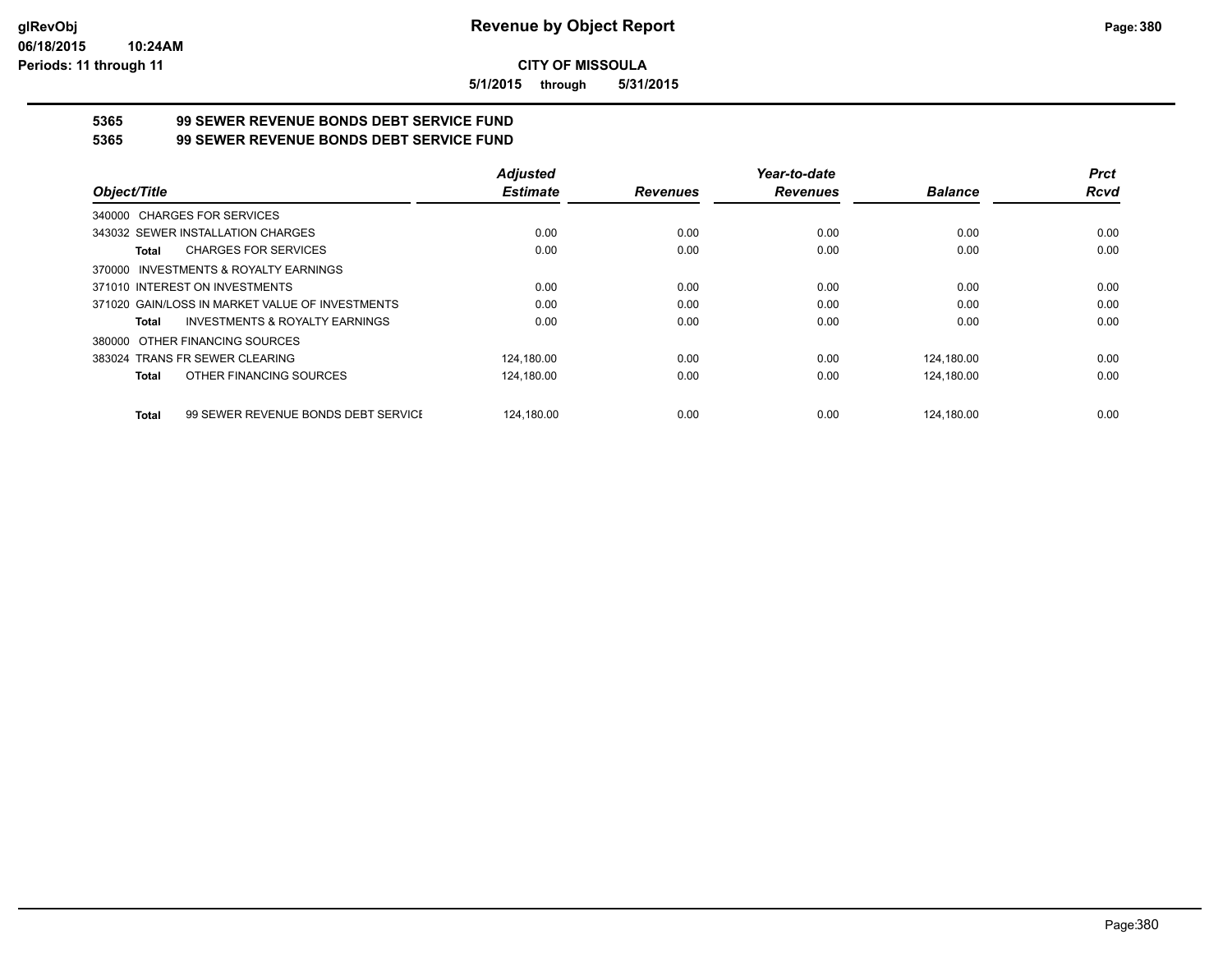# Revenue by Object Report

**CITY OF MISSOULA**

**5/1/2015 through 5/31/2015**

glRevObj
06/18/2015 10:24AM
Periods: 11 through 11

## 5365 99 SEWER REVENUE BONDS DEBT SERVICE FUND
## 5365 99 SEWER REVENUE BONDS DEBT SERVICE FUND

| Object/Title | Adjusted Estimate | Revenues | Year-to-date Revenues | Balance | Prct Rcvd |
|---|---|---|---|---|---|
| 340000 CHARGES FOR SERVICES | | | | | |
| 343032 SEWER INSTALLATION CHARGES | 0.00 | 0.00 | 0.00 | 0.00 | 0.00 |
| **Total** CHARGES FOR SERVICES | 0.00 | 0.00 | 0.00 | 0.00 | 0.00 |
| 370000 INVESTMENTS & ROYALTY EARNINGS | | | | | |
| 371010 INTEREST ON INVESTMENTS | 0.00 | 0.00 | 0.00 | 0.00 | 0.00 |
| 371020 GAIN/LOSS IN MARKET VALUE OF INVESTMENTS | 0.00 | 0.00 | 0.00 | 0.00 | 0.00 |
| **Total** INVESTMENTS & ROYALTY EARNINGS | 0.00 | 0.00 | 0.00 | 0.00 | 0.00 |
| 380000 OTHER FINANCING SOURCES | | | | | |
| 383024 TRANS FR SEWER CLEARING | 124,180.00 | 0.00 | 0.00 | 124,180.00 | 0.00 |
| **Total** OTHER FINANCING SOURCES | 124,180.00 | 0.00 | 0.00 | 124,180.00 | 0.00 |
| **Total** 99 SEWER REVENUE BONDS DEBT SERVICE | 124,180.00 | 0.00 | 0.00 | 124,180.00 | 0.00 |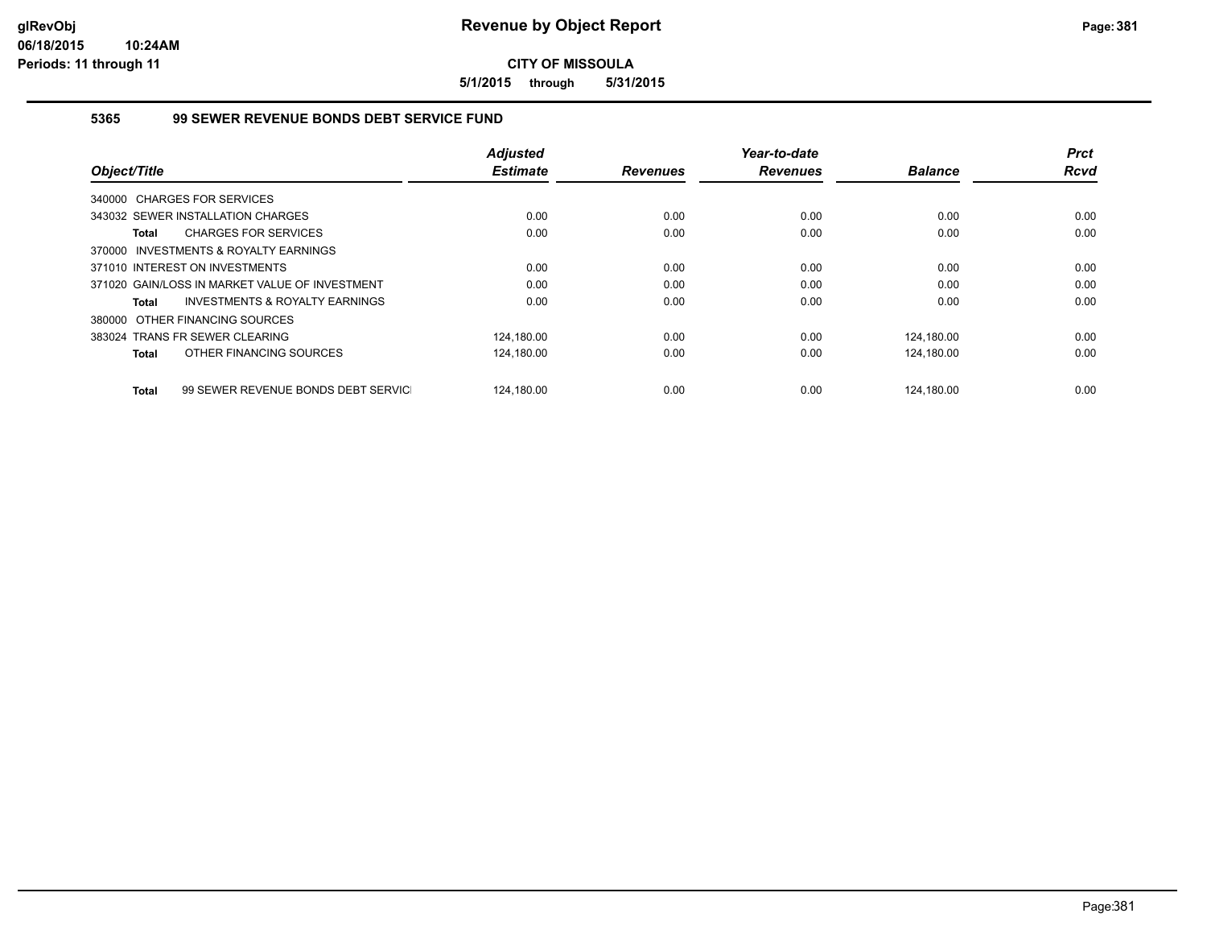# Revenue by Object Report

**CITY OF MISSOULA**

**5/1/2015 through 5/31/2015**

glRevObj
06/18/2015 10:24AM
Periods: 11 through 11

## 5365 99 SEWER REVENUE BONDS DEBT SERVICE FUND

| Object/Title | Adjusted Estimate | Revenues | Year-to-date Revenues | Balance | Prct Rcvd |
|---|---|---|---|---|---|
| 340000 CHARGES FOR SERVICES | | | | | |
| 343032 SEWER INSTALLATION CHARGES | 0.00 | 0.00 | 0.00 | 0.00 | 0.00 |
| **Total** CHARGES FOR SERVICES | 0.00 | 0.00 | 0.00 | 0.00 | 0.00 |
| 370000 INVESTMENTS & ROYALTY EARNINGS | | | | | |
| 371010 INTEREST ON INVESTMENTS | 0.00 | 0.00 | 0.00 | 0.00 | 0.00 |
| 371020 GAIN/LOSS IN MARKET VALUE OF INVESTMENT | 0.00 | 0.00 | 0.00 | 0.00 | 0.00 |
| **Total** INVESTMENTS & ROYALTY EARNINGS | 0.00 | 0.00 | 0.00 | 0.00 | 0.00 |
| 380000 OTHER FINANCING SOURCES | | | | | |
| 383024 TRANS FR SEWER CLEARING | 124,180.00 | 0.00 | 0.00 | 124,180.00 | 0.00 |
| **Total** OTHER FINANCING SOURCES | 124,180.00 | 0.00 | 0.00 | 124,180.00 | 0.00 |
| **Total** 99 SEWER REVENUE BONDS DEBT SERVIC | 124,180.00 | 0.00 | 0.00 | 124,180.00 | 0.00 |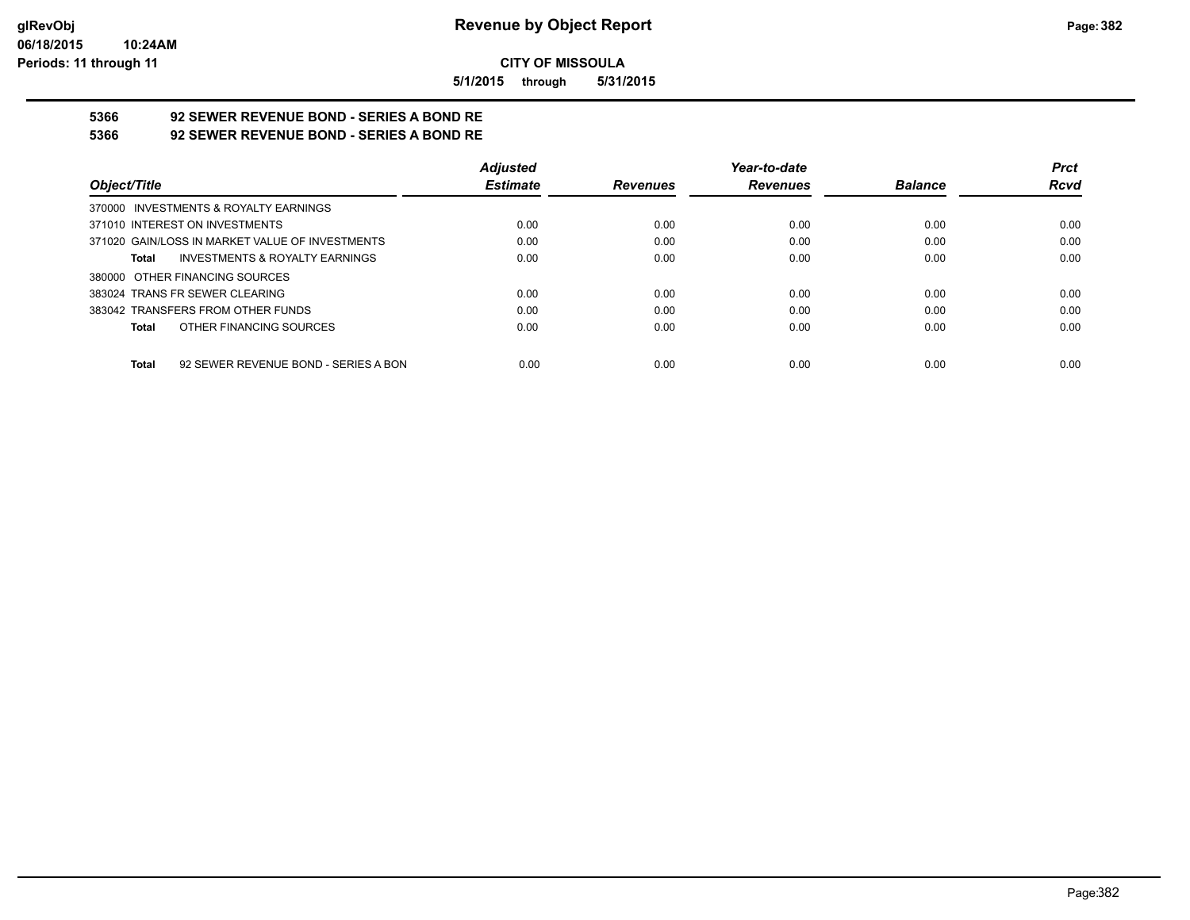# CITY OF MISSOULA

**5/1/2015 through 5/31/2015**

## 5366 92 SEWER REVENUE BOND - SERIES A BOND RE

## 5366 92 SEWER REVENUE BOND - SERIES A BOND RE

| Object/Title | Adjusted Estimate | Revenues | Year-to-date Revenues | Balance | Prct Rcvd |
|---|---|---|---|---|---|
| 370000 INVESTMENTS & ROYALTY EARNINGS | | | | | |
| 371010 INTEREST ON INVESTMENTS | 0.00 | 0.00 | 0.00 | 0.00 | 0.00 |
| 371020 GAIN/LOSS IN MARKET VALUE OF INVESTMENTS | 0.00 | 0.00 | 0.00 | 0.00 | 0.00 |
| **Total** INVESTMENTS & ROYALTY EARNINGS | 0.00 | 0.00 | 0.00 | 0.00 | 0.00 |
| 380000 OTHER FINANCING SOURCES | | | | | |
| 383024 TRANS FR SEWER CLEARING | 0.00 | 0.00 | 0.00 | 0.00 | 0.00 |
| 383042 TRANSFERS FROM OTHER FUNDS | 0.00 | 0.00 | 0.00 | 0.00 | 0.00 |
| **Total** OTHER FINANCING SOURCES | 0.00 | 0.00 | 0.00 | 0.00 | 0.00 |
| **Total** 92 SEWER REVENUE BOND - SERIES A BON | 0.00 | 0.00 | 0.00 | 0.00 | 0.00 |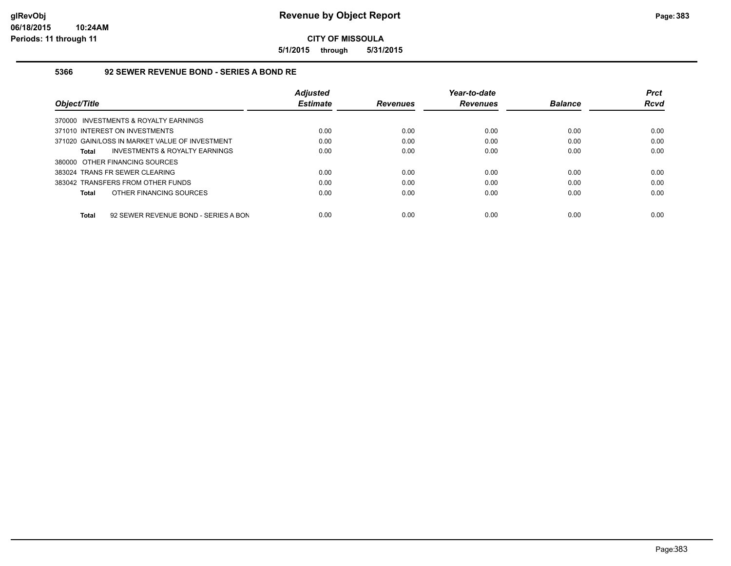# Revenue by Object Report

glRevObj
06/18/2015 10:24AM
Periods: 11 through 11

**CITY OF MISSOULA**

**5/1/2015 through 5/31/2015**

## 5366 92 SEWER REVENUE BOND - SERIES A BOND RE

| Object/Title | Adjusted Estimate | Revenues | Year-to-date Revenues | Balance | Prct Rcvd |
|---|---|---|---|---|---|
| 370000 INVESTMENTS & ROYALTY EARNINGS | | | | | |
| 371010 INTEREST ON INVESTMENTS | 0.00 | 0.00 | 0.00 | 0.00 | 0.00 |
| 371020 GAIN/LOSS IN MARKET VALUE OF INVESTMENT | 0.00 | 0.00 | 0.00 | 0.00 | 0.00 |
| **Total** INVESTMENTS & ROYALTY EARNINGS | 0.00 | 0.00 | 0.00 | 0.00 | 0.00 |
| 380000 OTHER FINANCING SOURCES | | | | | |
| 383024 TRANS FR SEWER CLEARING | 0.00 | 0.00 | 0.00 | 0.00 | 0.00 |
| 383042 TRANSFERS FROM OTHER FUNDS | 0.00 | 0.00 | 0.00 | 0.00 | 0.00 |
| **Total** OTHER FINANCING SOURCES | 0.00 | 0.00 | 0.00 | 0.00 | 0.00 |
| **Total** 92 SEWER REVENUE BOND - SERIES A BON | 0.00 | 0.00 | 0.00 | 0.00 | 0.00 |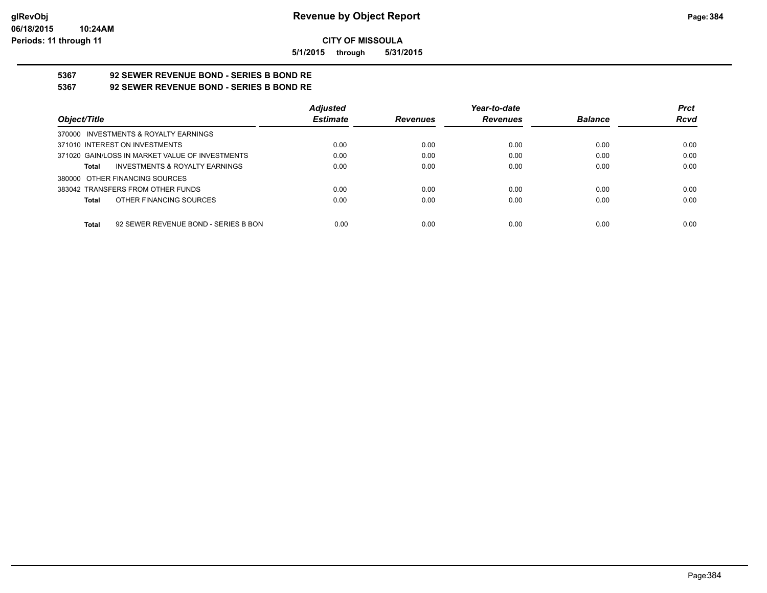**CITY OF MISSOULA**

**5/1/2015 through 5/31/2015**

## 5367 92 SEWER REVENUE BOND - SERIES B BOND RE

## 5367 92 SEWER REVENUE BOND - SERIES B BOND RE

| Object/Title | Adjusted Estimate | Revenues | Year-to-date Revenues | Balance | Prct Rcvd |
|---|---|---|---|---|---|
| 370000 INVESTMENTS & ROYALTY EARNINGS | | | | | |
| 371010 INTEREST ON INVESTMENTS | 0.00 | 0.00 | 0.00 | 0.00 | 0.00 |
| 371020 GAIN/LOSS IN MARKET VALUE OF INVESTMENTS | 0.00 | 0.00 | 0.00 | 0.00 | 0.00 |
| **Total** INVESTMENTS & ROYALTY EARNINGS | 0.00 | 0.00 | 0.00 | 0.00 | 0.00 |
| 380000 OTHER FINANCING SOURCES | | | | | |
| 383042 TRANSFERS FROM OTHER FUNDS | 0.00 | 0.00 | 0.00 | 0.00 | 0.00 |
| **Total** OTHER FINANCING SOURCES | 0.00 | 0.00 | 0.00 | 0.00 | 0.00 |
| **Total** 92 SEWER REVENUE BOND - SERIES B BON | 0.00 | 0.00 | 0.00 | 0.00 | 0.00 |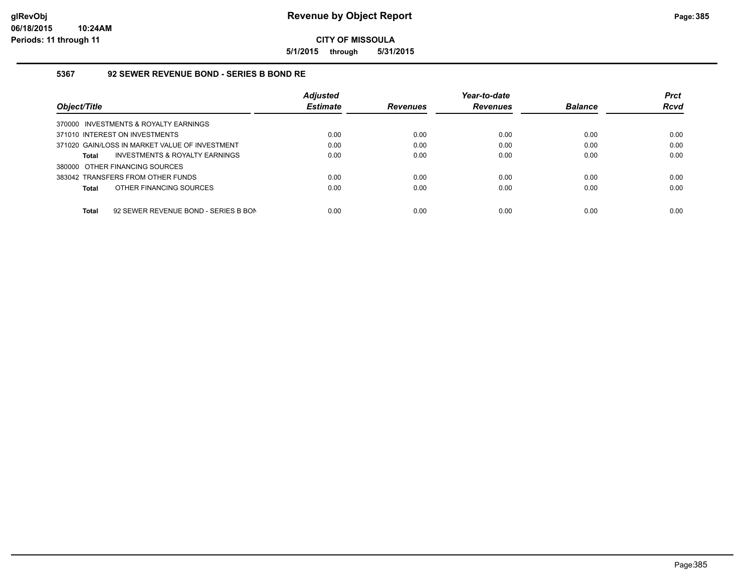# Revenue by Object Report

**CITY OF MISSOULA**

**5/1/2015 through 5/31/2015**

glRevObj
06/18/2015 10:24AM
Periods: 11 through 11

### 5367 92 SEWER REVENUE BOND - SERIES B BOND RE

| Object/Title | Adjusted Estimate | Revenues | Year-to-date Revenues | Balance | Prct Rcvd |
|---|---|---|---|---|---|
| 370000 INVESTMENTS & ROYALTY EARNINGS | | | | | |
| 371010 INTEREST ON INVESTMENTS | 0.00 | 0.00 | 0.00 | 0.00 | 0.00 |
| 371020 GAIN/LOSS IN MARKET VALUE OF INVESTMENT | 0.00 | 0.00 | 0.00 | 0.00 | 0.00 |
| **Total** INVESTMENTS & ROYALTY EARNINGS | 0.00 | 0.00 | 0.00 | 0.00 | 0.00 |
| 380000 OTHER FINANCING SOURCES | | | | | |
| 383042 TRANSFERS FROM OTHER FUNDS | 0.00 | 0.00 | 0.00 | 0.00 | 0.00 |
| **Total** OTHER FINANCING SOURCES | 0.00 | 0.00 | 0.00 | 0.00 | 0.00 |
| **Total** 92 SEWER REVENUE BOND - SERIES B BON | 0.00 | 0.00 | 0.00 | 0.00 | 0.00 |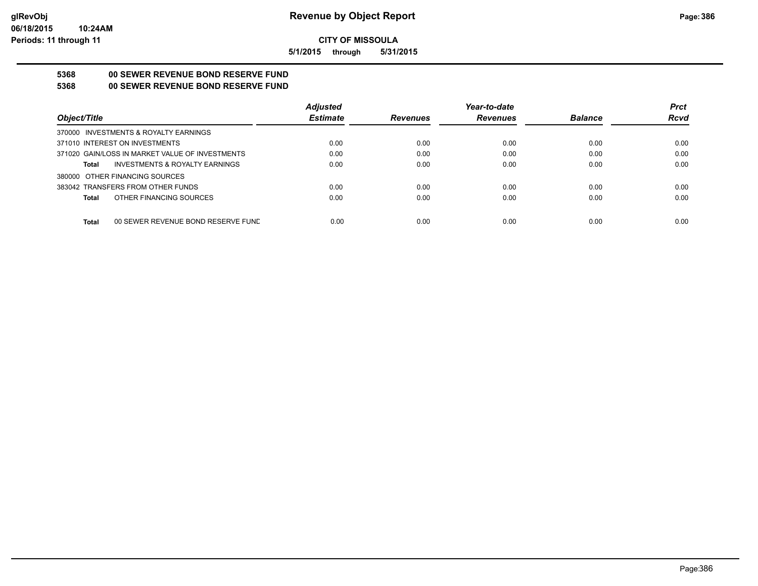# Revenue by Object Report

glRevObj
06/18/2015 10:24AM
Periods: 11 through 11

**CITY OF MISSOULA**

**5/1/2015 through 5/31/2015**

## 5368 00 SEWER REVENUE BOND RESERVE FUND
## 5368 00 SEWER REVENUE BOND RESERVE FUND

| Object/Title | Adjusted Estimate | Revenues | Year-to-date Revenues | Balance | Prct Rcvd |
|---|---|---|---|---|---|
| 370000 INVESTMENTS & ROYALTY EARNINGS | | | | | |
| 371010 INTEREST ON INVESTMENTS | 0.00 | 0.00 | 0.00 | 0.00 | 0.00 |
| 371020 GAIN/LOSS IN MARKET VALUE OF INVESTMENTS | 0.00 | 0.00 | 0.00 | 0.00 | 0.00 |
| **Total** INVESTMENTS & ROYALTY EARNINGS | 0.00 | 0.00 | 0.00 | 0.00 | 0.00 |
| 380000 OTHER FINANCING SOURCES | | | | | |
| 383042 TRANSFERS FROM OTHER FUNDS | 0.00 | 0.00 | 0.00 | 0.00 | 0.00 |
| **Total** OTHER FINANCING SOURCES | 0.00 | 0.00 | 0.00 | 0.00 | 0.00 |
| **Total** 00 SEWER REVENUE BOND RESERVE FUND | 0.00 | 0.00 | 0.00 | 0.00 | 0.00 |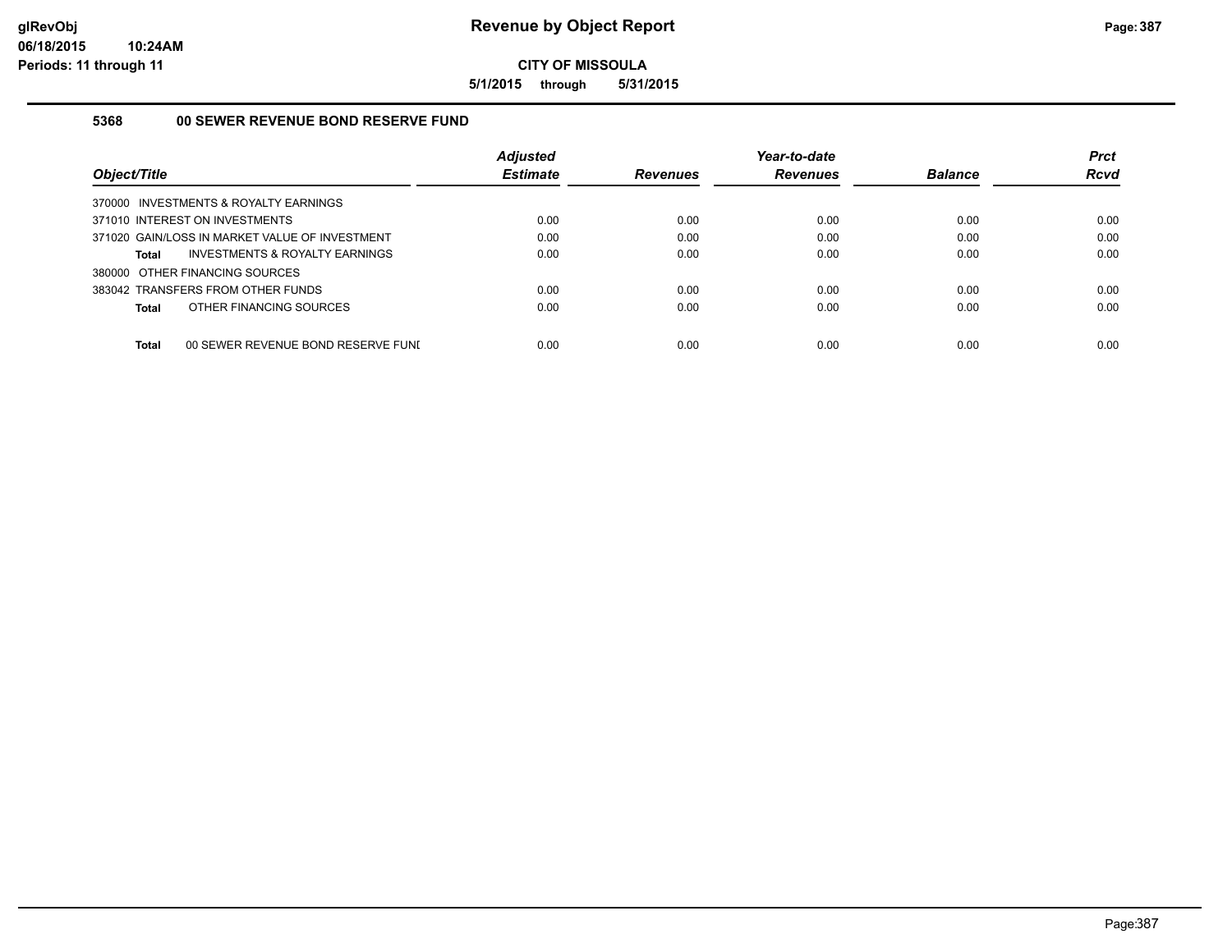# Revenue by Object Report

**CITY OF MISSOULA**

**5/1/2015 through 5/31/2015**

glRevObj
06/18/2015 10:24AM
Periods: 11 through 11

### 5368 00 SEWER REVENUE BOND RESERVE FUND

| Object/Title | Adjusted Estimate | Revenues | Year-to-date Revenues | Balance | Prct Rcvd |
|---|---|---|---|---|---|
| 370000 INVESTMENTS & ROYALTY EARNINGS | | | | | |
| 371010 INTEREST ON INVESTMENTS | 0.00 | 0.00 | 0.00 | 0.00 | 0.00 |
| 371020 GAIN/LOSS IN MARKET VALUE OF INVESTMENT | 0.00 | 0.00 | 0.00 | 0.00 | 0.00 |
| **Total** INVESTMENTS & ROYALTY EARNINGS | 0.00 | 0.00 | 0.00 | 0.00 | 0.00 |
| 380000 OTHER FINANCING SOURCES | | | | | |
| 383042 TRANSFERS FROM OTHER FUNDS | 0.00 | 0.00 | 0.00 | 0.00 | 0.00 |
| **Total** OTHER FINANCING SOURCES | 0.00 | 0.00 | 0.00 | 0.00 | 0.00 |
| **Total** 00 SEWER REVENUE BOND RESERVE FUNI | 0.00 | 0.00 | 0.00 | 0.00 | 0.00 |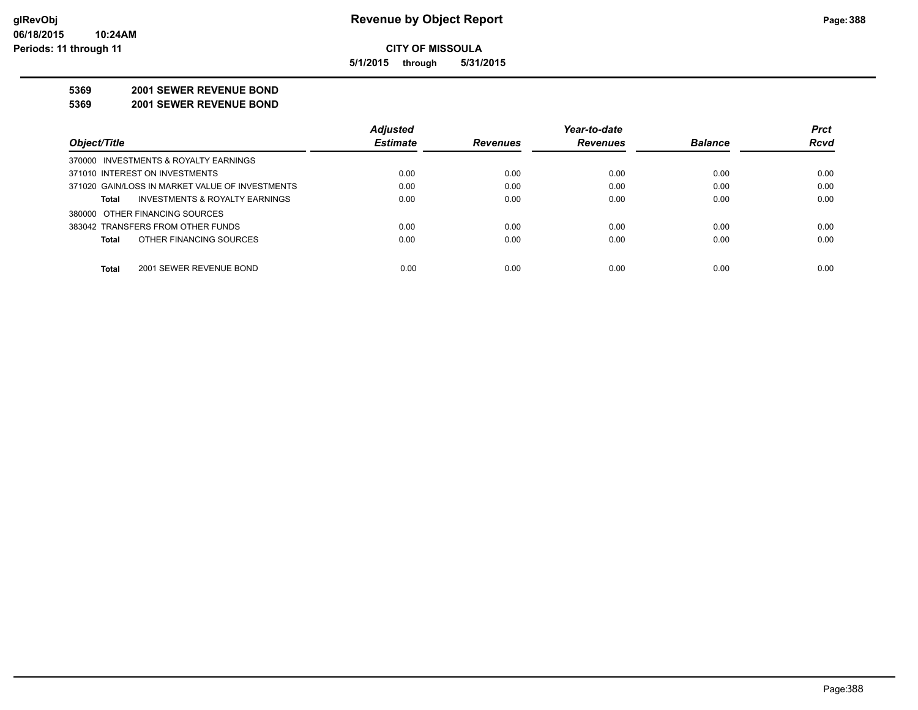**CITY OF MISSOULA**

**5/1/2015 through 5/31/2015**

**5369 2001 SEWER REVENUE BOND**

**5369 2001 SEWER REVENUE BOND**

| Object/Title | Adjusted Estimate | Revenues | Year-to-date Revenues | Balance | Prct Rcvd |
|---|---|---|---|---|---|
| 370000 INVESTMENTS & ROYALTY EARNINGS | | | | | |
| 371010 INTEREST ON INVESTMENTS | 0.00 | 0.00 | 0.00 | 0.00 | 0.00 |
| 371020 GAIN/LOSS IN MARKET VALUE OF INVESTMENTS | 0.00 | 0.00 | 0.00 | 0.00 | 0.00 |
| **Total** INVESTMENTS & ROYALTY EARNINGS | 0.00 | 0.00 | 0.00 | 0.00 | 0.00 |
| 380000 OTHER FINANCING SOURCES | | | | | |
| 383042 TRANSFERS FROM OTHER FUNDS | 0.00 | 0.00 | 0.00 | 0.00 | 0.00 |
| **Total** OTHER FINANCING SOURCES | 0.00 | 0.00 | 0.00 | 0.00 | 0.00 |
| **Total** 2001 SEWER REVENUE BOND | 0.00 | 0.00 | 0.00 | 0.00 | 0.00 |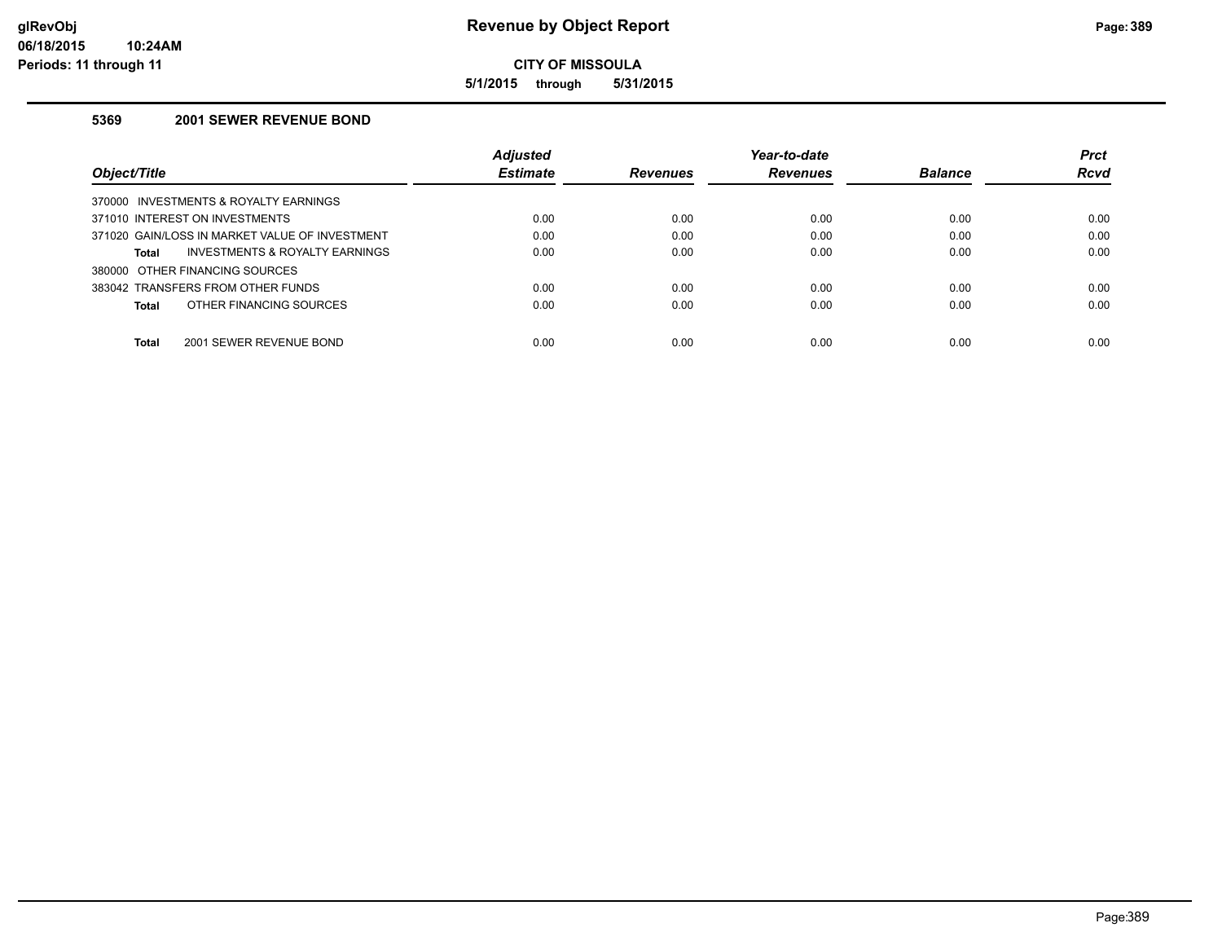# Revenue by Object Report

glRevObj
06/18/2015 10:24AM
Periods: 11 through 11

**CITY OF MISSOULA**

**5/1/2015 through 5/31/2015**

## 5369 2001 SEWER REVENUE BOND

| Object/Title | Adjusted Estimate | Revenues | Year-to-date Revenues | Balance | Prct Rcvd |
|---|---|---|---|---|---|
| 370000 INVESTMENTS & ROYALTY EARNINGS | | | | | |
| 371010 INTEREST ON INVESTMENTS | 0.00 | 0.00 | 0.00 | 0.00 | 0.00 |
| 371020 GAIN/LOSS IN MARKET VALUE OF INVESTMENT | 0.00 | 0.00 | 0.00 | 0.00 | 0.00 |
| **Total** INVESTMENTS & ROYALTY EARNINGS | 0.00 | 0.00 | 0.00 | 0.00 | 0.00 |
| 380000 OTHER FINANCING SOURCES | | | | | |
| 383042 TRANSFERS FROM OTHER FUNDS | 0.00 | 0.00 | 0.00 | 0.00 | 0.00 |
| **Total** OTHER FINANCING SOURCES | 0.00 | 0.00 | 0.00 | 0.00 | 0.00 |
| **Total** 2001 SEWER REVENUE BOND | 0.00 | 0.00 | 0.00 | 0.00 | 0.00 |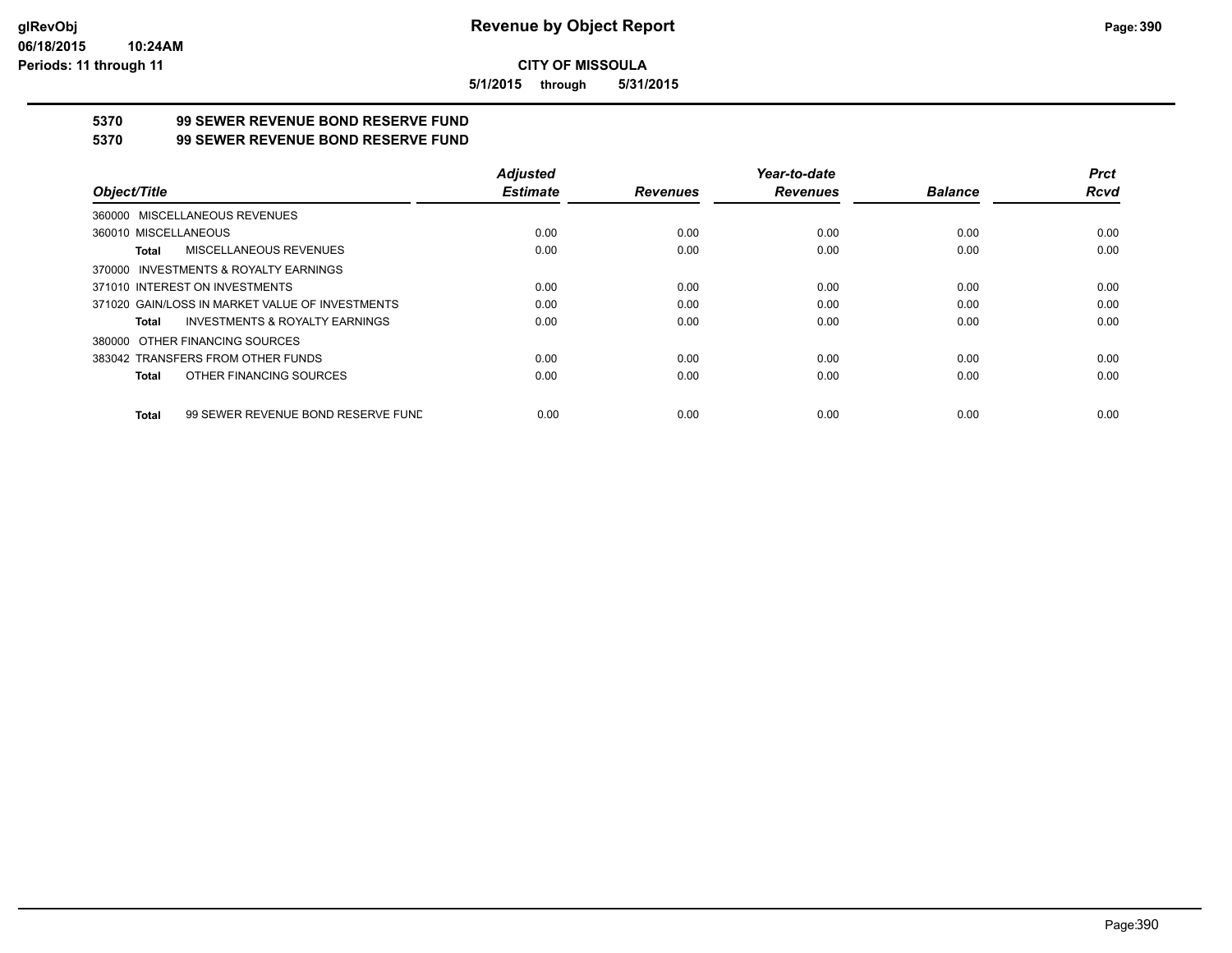**glRevObj**
**06/18/2015 10:24AM**
**Periods: 11 through 11**

# Revenue by Object Report

**CITY OF MISSOULA**

**5/1/2015 through 5/31/2015**

**5370 99 SEWER REVENUE BOND RESERVE FUND**

**5370 99 SEWER REVENUE BOND RESERVE FUND**

| Object/Title | Adjusted Estimate | Revenues | Year-to-date Revenues | Balance | Prct Rcvd |
|---|---|---|---|---|---|
| 360000 MISCELLANEOUS REVENUES | | | | | |
| 360010 MISCELLANEOUS | 0.00 | 0.00 | 0.00 | 0.00 | 0.00 |
| **Total** MISCELLANEOUS REVENUES | 0.00 | 0.00 | 0.00 | 0.00 | 0.00 |
| 370000 INVESTMENTS & ROYALTY EARNINGS | | | | | |
| 371010 INTEREST ON INVESTMENTS | 0.00 | 0.00 | 0.00 | 0.00 | 0.00 |
| 371020 GAIN/LOSS IN MARKET VALUE OF INVESTMENTS | 0.00 | 0.00 | 0.00 | 0.00 | 0.00 |
| **Total** INVESTMENTS & ROYALTY EARNINGS | 0.00 | 0.00 | 0.00 | 0.00 | 0.00 |
| 380000 OTHER FINANCING SOURCES | | | | | |
| 383042 TRANSFERS FROM OTHER FUNDS | 0.00 | 0.00 | 0.00 | 0.00 | 0.00 |
| **Total** OTHER FINANCING SOURCES | 0.00 | 0.00 | 0.00 | 0.00 | 0.00 |
| **Total** 99 SEWER REVENUE BOND RESERVE FUND | 0.00 | 0.00 | 0.00 | 0.00 | 0.00 |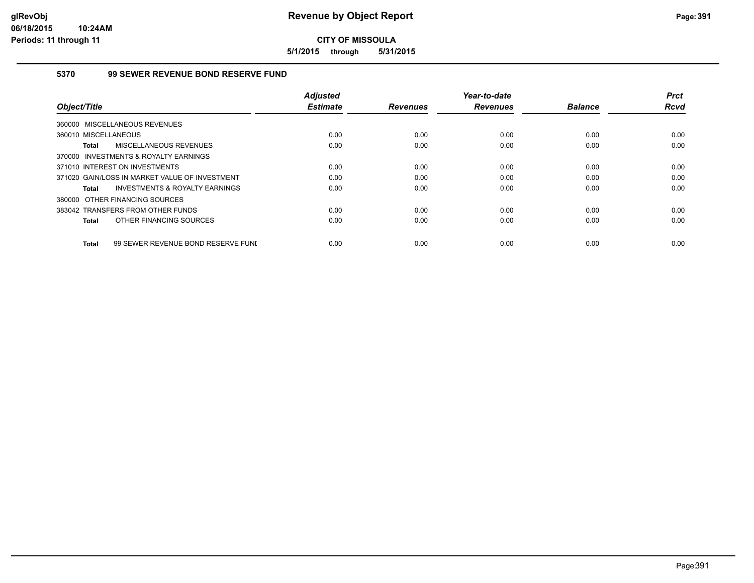# Revenue by Object Report

**CITY OF MISSOULA**

**5/1/2015 through 5/31/2015**

### 5370 99 SEWER REVENUE BOND RESERVE FUND

| Object/Title | Adjusted Estimate | Revenues | Year-to-date Revenues | Balance | Prct Rcvd |
|---|---|---|---|---|---|
| 360000 MISCELLANEOUS REVENUES | | | | | |
| 360010 MISCELLANEOUS | 0.00 | 0.00 | 0.00 | 0.00 | 0.00 |
| **Total** MISCELLANEOUS REVENUES | 0.00 | 0.00 | 0.00 | 0.00 | 0.00 |
| 370000 INVESTMENTS & ROYALTY EARNINGS | | | | | |
| 371010 INTEREST ON INVESTMENTS | 0.00 | 0.00 | 0.00 | 0.00 | 0.00 |
| 371020 GAIN/LOSS IN MARKET VALUE OF INVESTMENT | 0.00 | 0.00 | 0.00 | 0.00 | 0.00 |
| **Total** INVESTMENTS & ROYALTY EARNINGS | 0.00 | 0.00 | 0.00 | 0.00 | 0.00 |
| 380000 OTHER FINANCING SOURCES | | | | | |
| 383042 TRANSFERS FROM OTHER FUNDS | 0.00 | 0.00 | 0.00 | 0.00 | 0.00 |
| **Total** OTHER FINANCING SOURCES | 0.00 | 0.00 | 0.00 | 0.00 | 0.00 |
| **Total** 99 SEWER REVENUE BOND RESERVE FUNI | 0.00 | 0.00 | 0.00 | 0.00 | 0.00 |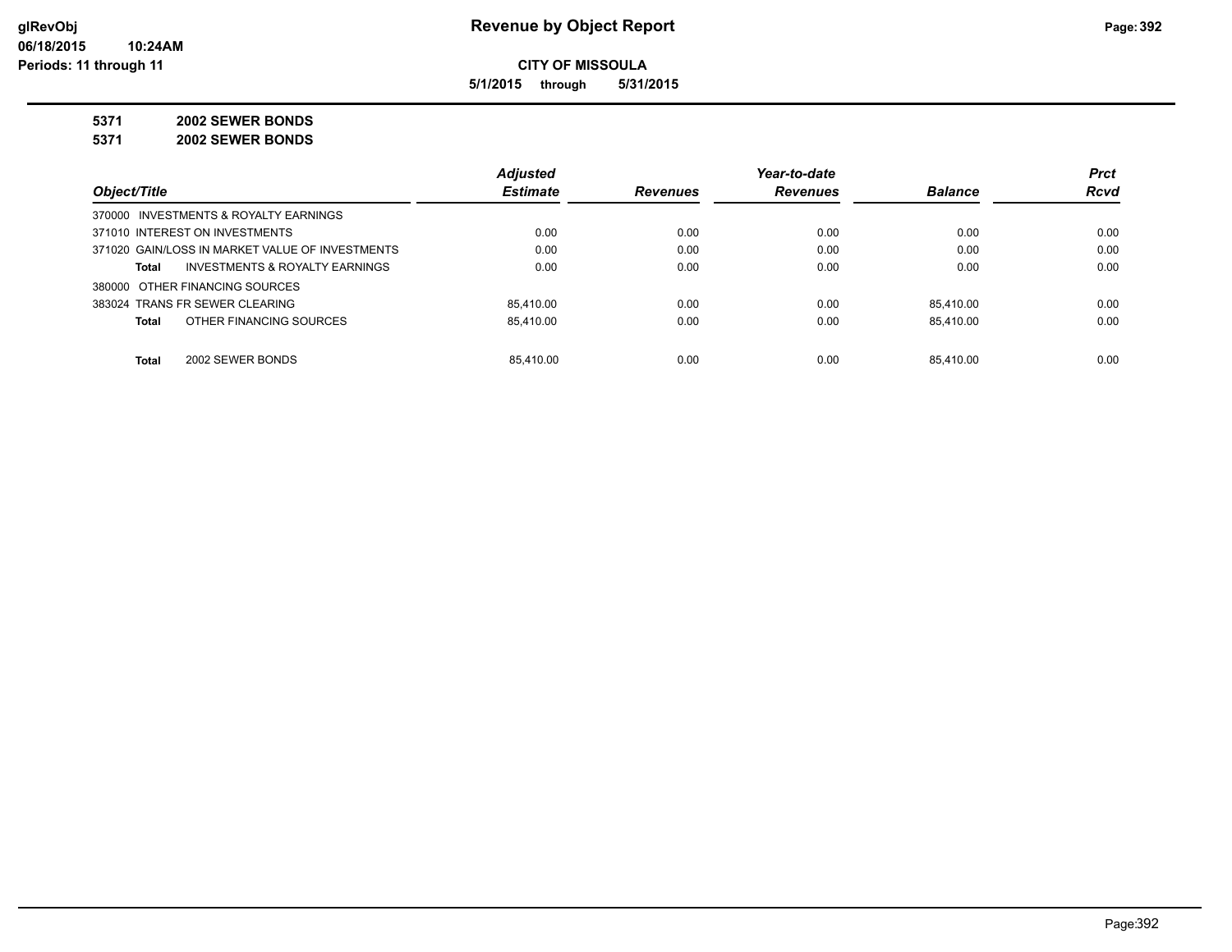# Revenue by Object Report

**CITY OF MISSOULA**

**5/1/2015 through 5/31/2015**

glRevObj
06/18/2015 10:24AM
Periods: 11 through 11

**5371 2002 SEWER BONDS**

**5371 2002 SEWER BONDS**

| Object/Title | Adjusted Estimate | Revenues | Year-to-date Revenues | Balance | Prct Rcvd |
|---|---|---|---|---|---|
| 370000 INVESTMENTS & ROYALTY EARNINGS | | | | | |
| 371010 INTEREST ON INVESTMENTS | 0.00 | 0.00 | 0.00 | 0.00 | 0.00 |
| 371020 GAIN/LOSS IN MARKET VALUE OF INVESTMENTS | 0.00 | 0.00 | 0.00 | 0.00 | 0.00 |
| **Total** INVESTMENTS & ROYALTY EARNINGS | 0.00 | 0.00 | 0.00 | 0.00 | 0.00 |
| 380000 OTHER FINANCING SOURCES | | | | | |
| 383024 TRANS FR SEWER CLEARING | 85,410.00 | 0.00 | 0.00 | 85,410.00 | 0.00 |
| **Total** OTHER FINANCING SOURCES | 85,410.00 | 0.00 | 0.00 | 85,410.00 | 0.00 |
| **Total** 2002 SEWER BONDS | 85,410.00 | 0.00 | 0.00 | 85,410.00 | 0.00 |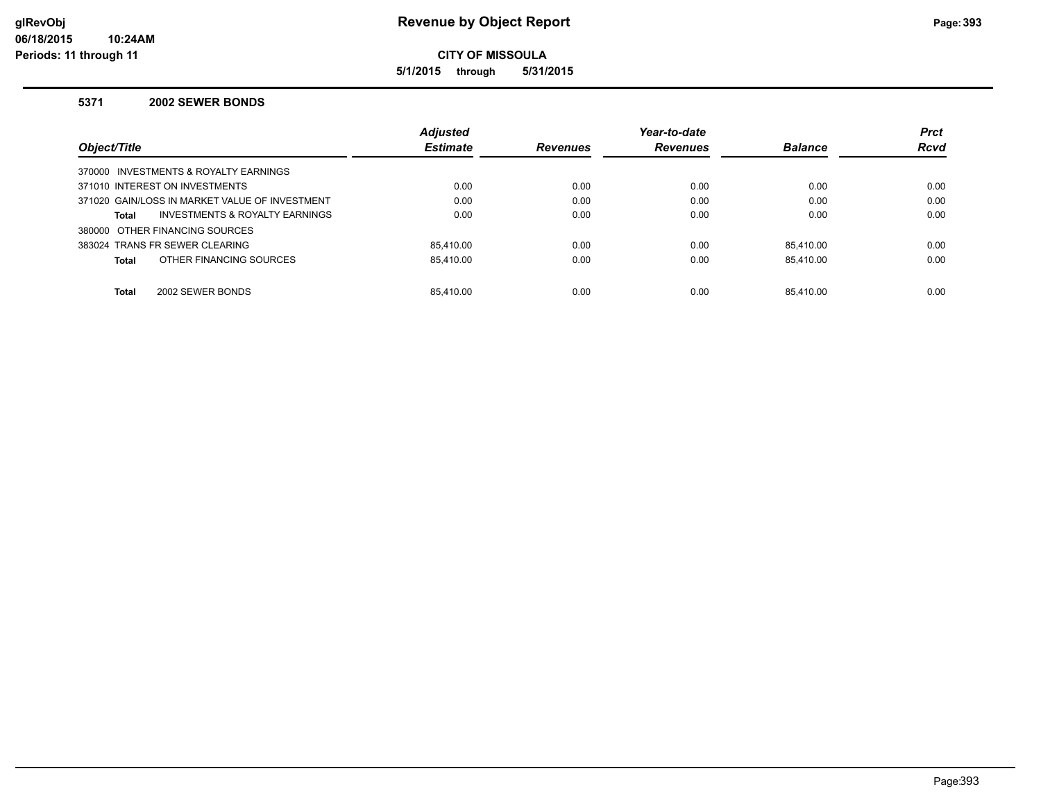**Revenue by Object Report**

**CITY OF MISSOULA**

**5/1/2015 through 5/31/2015**

glRevObj
06/18/2015 10:24AM
Periods: 11 through 11

### 5371 2002 SEWER BONDS

| Object/Title | Adjusted Estimate | Revenues | Year-to-date Revenues | Balance | Prct Rcvd |
|---|---|---|---|---|---|
| 370000 INVESTMENTS & ROYALTY EARNINGS | | | | | |
| 371010 INTEREST ON INVESTMENTS | 0.00 | 0.00 | 0.00 | 0.00 | 0.00 |
| 371020 GAIN/LOSS IN MARKET VALUE OF INVESTMENT | 0.00 | 0.00 | 0.00 | 0.00 | 0.00 |
| **Total** INVESTMENTS & ROYALTY EARNINGS | 0.00 | 0.00 | 0.00 | 0.00 | 0.00 |
| 380000 OTHER FINANCING SOURCES | | | | | |
| 383024 TRANS FR SEWER CLEARING | 85,410.00 | 0.00 | 0.00 | 85,410.00 | 0.00 |
| **Total** OTHER FINANCING SOURCES | 85,410.00 | 0.00 | 0.00 | 85,410.00 | 0.00 |
| **Total** 2002 SEWER BONDS | 85,410.00 | 0.00 | 0.00 | 85,410.00 | 0.00 |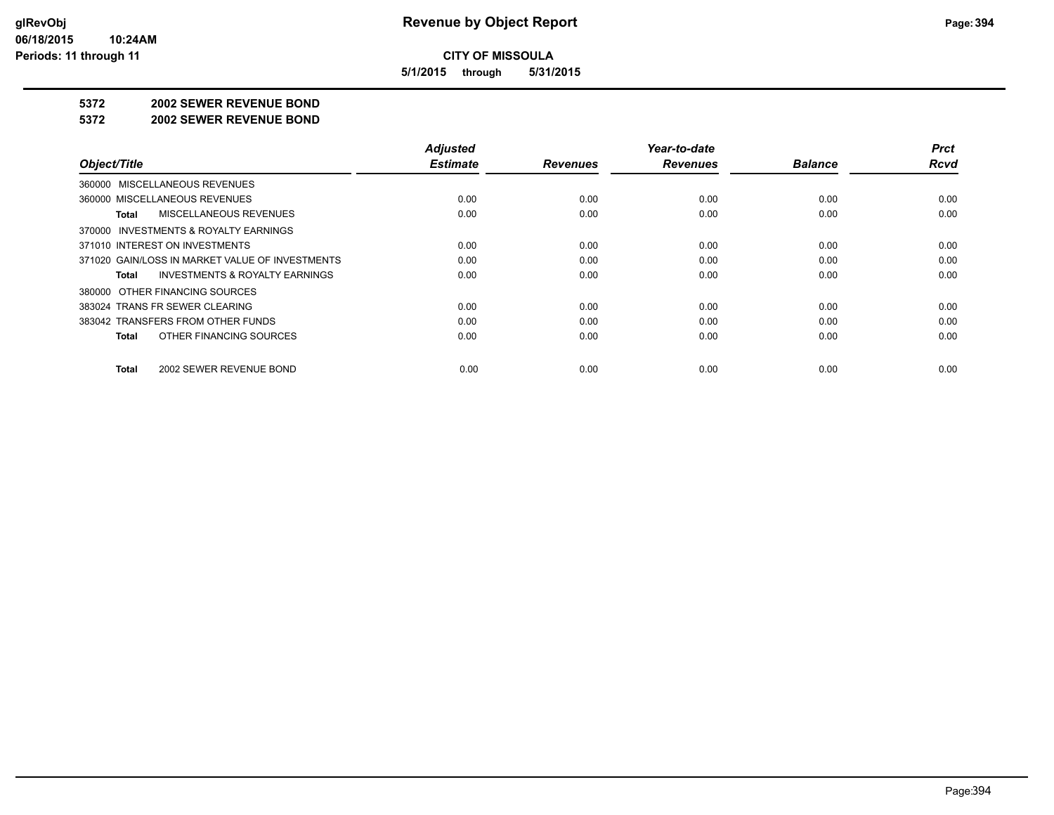**CITY OF MISSOULA**

**5/1/2015 through 5/31/2015**

**5372 2002 SEWER REVENUE BOND**

**5372 2002 SEWER REVENUE BOND**

| Object/Title | Adjusted Estimate | Revenues | Year-to-date Revenues | Balance | Prct Rcvd |
|---|---|---|---|---|---|
| 360000 MISCELLANEOUS REVENUES | | | | | |
| 360000 MISCELLANEOUS REVENUES | 0.00 | 0.00 | 0.00 | 0.00 | 0.00 |
| **Total** MISCELLANEOUS REVENUES | 0.00 | 0.00 | 0.00 | 0.00 | 0.00 |
| 370000 INVESTMENTS & ROYALTY EARNINGS | | | | | |
| 371010 INTEREST ON INVESTMENTS | 0.00 | 0.00 | 0.00 | 0.00 | 0.00 |
| 371020 GAIN/LOSS IN MARKET VALUE OF INVESTMENTS | 0.00 | 0.00 | 0.00 | 0.00 | 0.00 |
| **Total** INVESTMENTS & ROYALTY EARNINGS | 0.00 | 0.00 | 0.00 | 0.00 | 0.00 |
| 380000 OTHER FINANCING SOURCES | | | | | |
| 383024 TRANS FR SEWER CLEARING | 0.00 | 0.00 | 0.00 | 0.00 | 0.00 |
| 383042 TRANSFERS FROM OTHER FUNDS | 0.00 | 0.00 | 0.00 | 0.00 | 0.00 |
| **Total** OTHER FINANCING SOURCES | 0.00 | 0.00 | 0.00 | 0.00 | 0.00 |
| **Total** 2002 SEWER REVENUE BOND | 0.00 | 0.00 | 0.00 | 0.00 | 0.00 |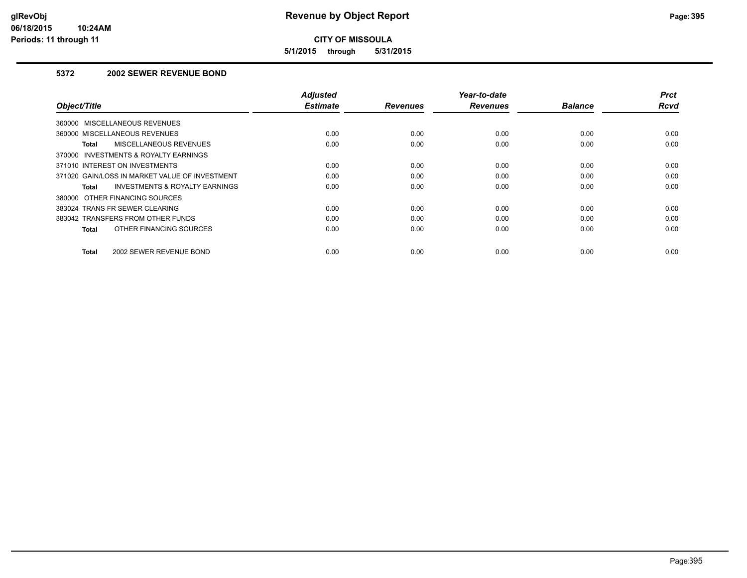# Revenue by Object Report

**CITY OF MISSOULA**

**5/1/2015 through 5/31/2015**

### 5372 2002 SEWER REVENUE BOND

| Object/Title | Adjusted Estimate | Revenues | Year-to-date Revenues | Balance | Prct Rcvd |
|---|---|---|---|---|---|
| 360000 MISCELLANEOUS REVENUES | | | | | |
| 360000 MISCELLANEOUS REVENUES | 0.00 | 0.00 | 0.00 | 0.00 | 0.00 |
| **Total** MISCELLANEOUS REVENUES | 0.00 | 0.00 | 0.00 | 0.00 | 0.00 |
| 370000 INVESTMENTS & ROYALTY EARNINGS | | | | | |
| 371010 INTEREST ON INVESTMENTS | 0.00 | 0.00 | 0.00 | 0.00 | 0.00 |
| 371020 GAIN/LOSS IN MARKET VALUE OF INVESTMENT | 0.00 | 0.00 | 0.00 | 0.00 | 0.00 |
| **Total** INVESTMENTS & ROYALTY EARNINGS | 0.00 | 0.00 | 0.00 | 0.00 | 0.00 |
| 380000 OTHER FINANCING SOURCES | | | | | |
| 383024 TRANS FR SEWER CLEARING | 0.00 | 0.00 | 0.00 | 0.00 | 0.00 |
| 383042 TRANSFERS FROM OTHER FUNDS | 0.00 | 0.00 | 0.00 | 0.00 | 0.00 |
| **Total** OTHER FINANCING SOURCES | 0.00 | 0.00 | 0.00 | 0.00 | 0.00 |
| **Total** 2002 SEWER REVENUE BOND | 0.00 | 0.00 | 0.00 | 0.00 | 0.00 |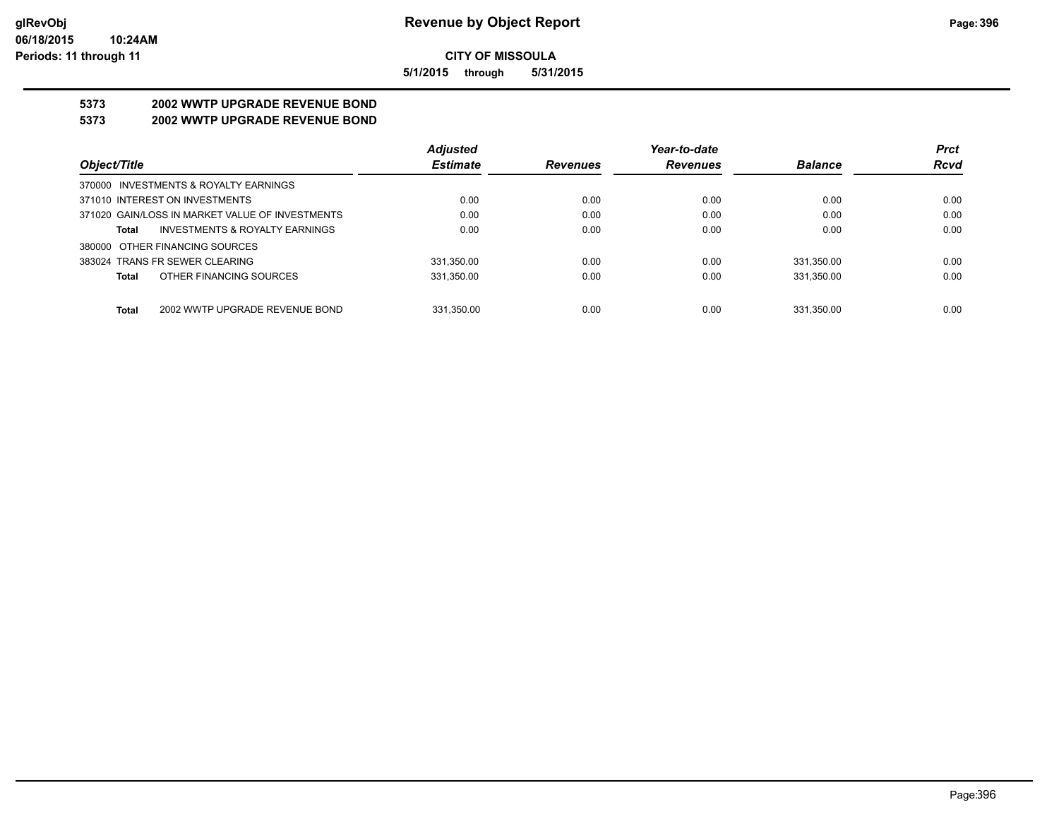**CITY OF MISSOULA**

**5/1/2015 through 5/31/2015**

**5373 2002 WWTP UPGRADE REVENUE BOND**

**5373 2002 WWTP UPGRADE REVENUE BOND**

| Object/Title | Adjusted Estimate | Revenues | Year-to-date Revenues | Balance | Prct Rcvd |
|---|---|---|---|---|---|
| 370000 INVESTMENTS & ROYALTY EARNINGS | | | | | |
| 371010 INTEREST ON INVESTMENTS | 0.00 | 0.00 | 0.00 | 0.00 | 0.00 |
| 371020 GAIN/LOSS IN MARKET VALUE OF INVESTMENTS | 0.00 | 0.00 | 0.00 | 0.00 | 0.00 |
| **Total** INVESTMENTS & ROYALTY EARNINGS | 0.00 | 0.00 | 0.00 | 0.00 | 0.00 |
| 380000 OTHER FINANCING SOURCES | | | | | |
| 383024 TRANS FR SEWER CLEARING | 331,350.00 | 0.00 | 0.00 | 331,350.00 | 0.00 |
| **Total** OTHER FINANCING SOURCES | 331,350.00 | 0.00 | 0.00 | 331,350.00 | 0.00 |
| **Total** 2002 WWTP UPGRADE REVENUE BOND | 331,350.00 | 0.00 | 0.00 | 331,350.00 | 0.00 |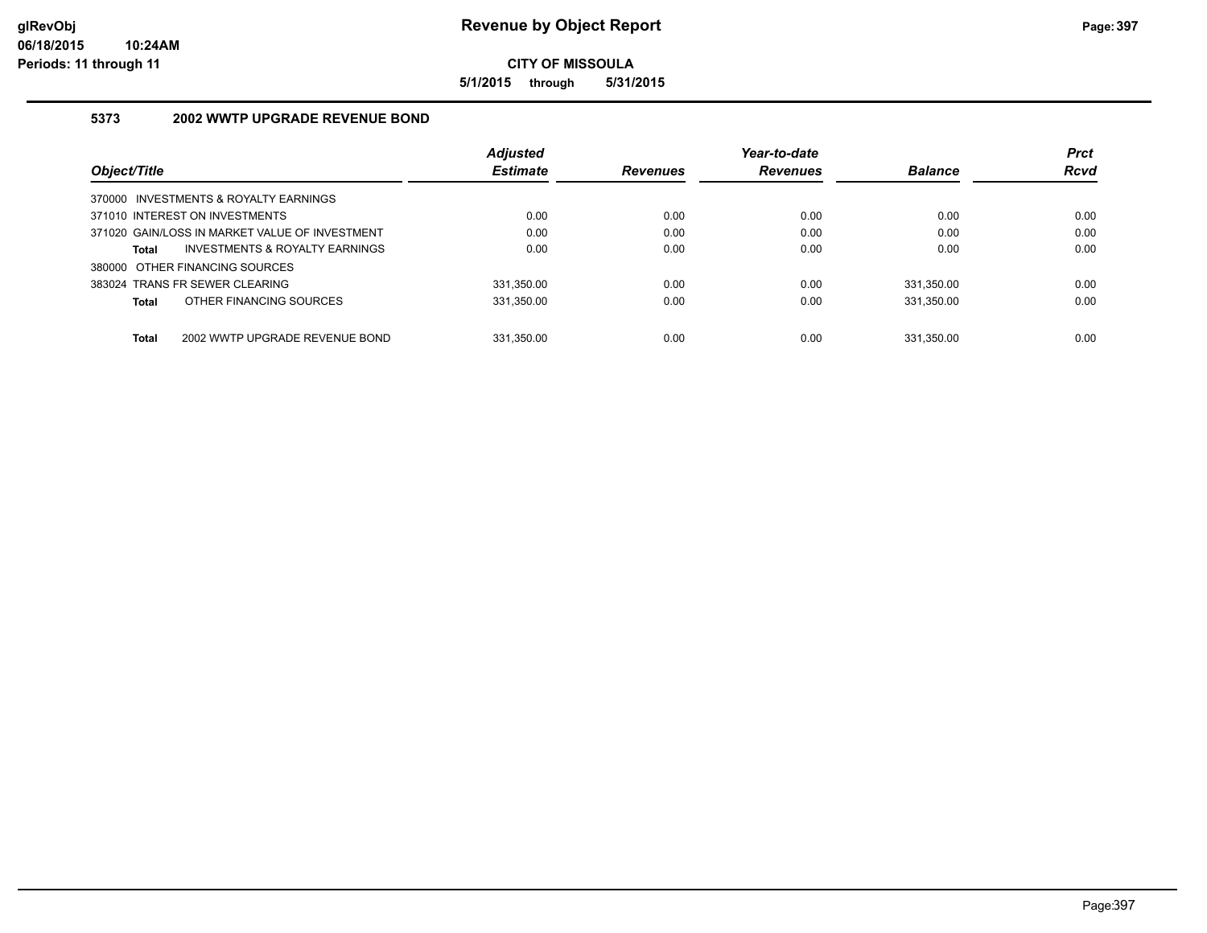# Revenue by Object Report

**CITY OF MISSOULA**

**5/1/2015 through 5/31/2015**

glRevObj
06/18/2015 10:24AM
Periods: 11 through 11

### 5373 2002 WWTP UPGRADE REVENUE BOND

| Object/Title | Adjusted Estimate | Revenues | Year-to-date Revenues | Balance | Prct Rcvd |
|---|---|---|---|---|---|
| 370000 INVESTMENTS & ROYALTY EARNINGS | | | | | |
| 371010 INTEREST ON INVESTMENTS | 0.00 | 0.00 | 0.00 | 0.00 | 0.00 |
| 371020 GAIN/LOSS IN MARKET VALUE OF INVESTMENT | 0.00 | 0.00 | 0.00 | 0.00 | 0.00 |
| **Total** INVESTMENTS & ROYALTY EARNINGS | 0.00 | 0.00 | 0.00 | 0.00 | 0.00 |
| 380000 OTHER FINANCING SOURCES | | | | | |
| 383024 TRANS FR SEWER CLEARING | 331,350.00 | 0.00 | 0.00 | 331,350.00 | 0.00 |
| **Total** OTHER FINANCING SOURCES | 331,350.00 | 0.00 | 0.00 | 331,350.00 | 0.00 |
| **Total** 2002 WWTP UPGRADE REVENUE BOND | 331,350.00 | 0.00 | 0.00 | 331,350.00 | 0.00 |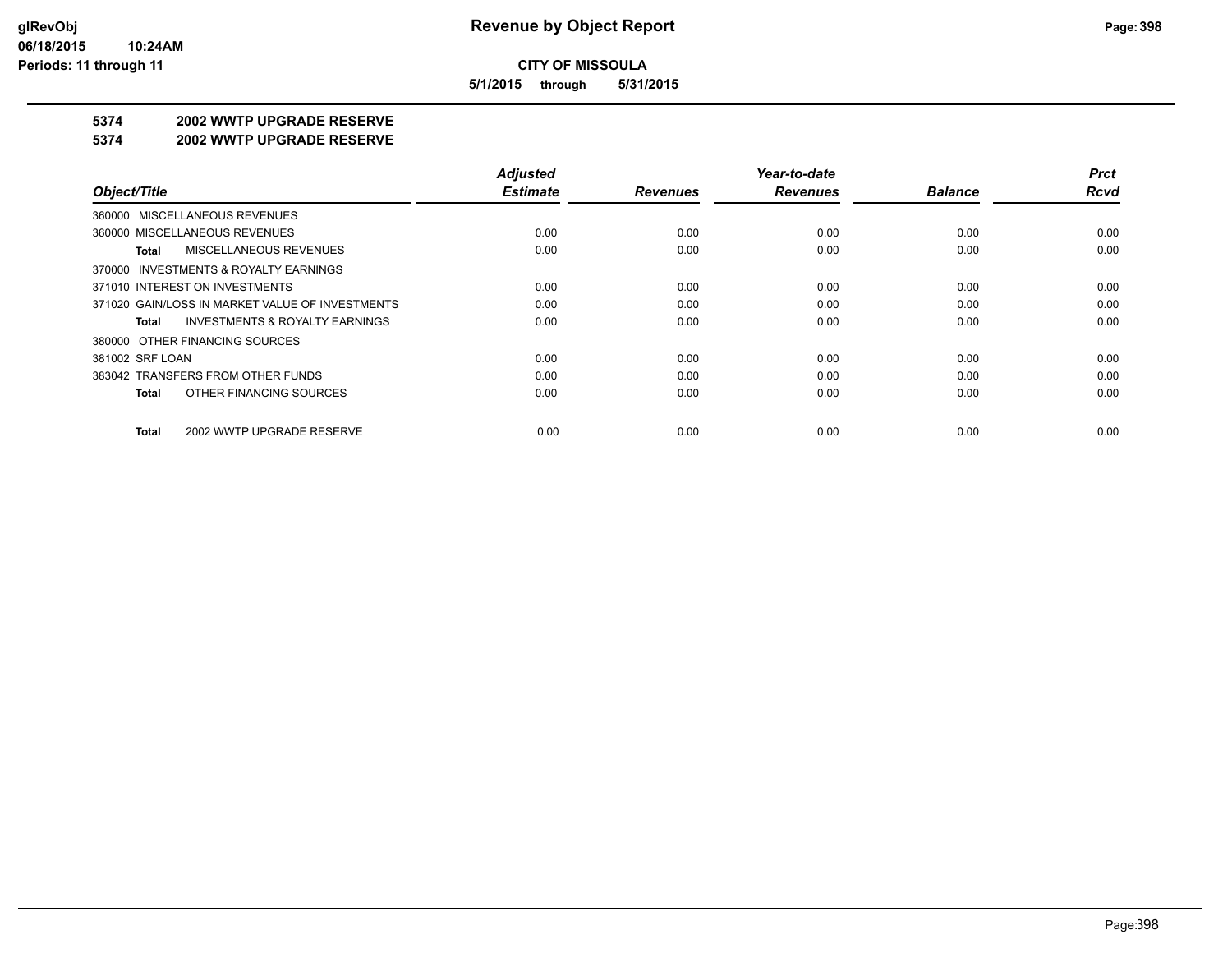**CITY OF MISSOULA**

**5/1/2015 through 5/31/2015**

**5374 2002 WWTP UPGRADE RESERVE**

**5374 2002 WWTP UPGRADE RESERVE**

| Object/Title | Adjusted Estimate | Revenues | Year-to-date Revenues | Balance | Prct Rcvd |
|---|---|---|---|---|---|
| 360000 MISCELLANEOUS REVENUES | | | | | |
| 360000 MISCELLANEOUS REVENUES | 0.00 | 0.00 | 0.00 | 0.00 | 0.00 |
| **Total** MISCELLANEOUS REVENUES | 0.00 | 0.00 | 0.00 | 0.00 | 0.00 |
| 370000 INVESTMENTS & ROYALTY EARNINGS | | | | | |
| 371010 INTEREST ON INVESTMENTS | 0.00 | 0.00 | 0.00 | 0.00 | 0.00 |
| 371020 GAIN/LOSS IN MARKET VALUE OF INVESTMENTS | 0.00 | 0.00 | 0.00 | 0.00 | 0.00 |
| **Total** INVESTMENTS & ROYALTY EARNINGS | 0.00 | 0.00 | 0.00 | 0.00 | 0.00 |
| 380000 OTHER FINANCING SOURCES | | | | | |
| 381002 SRF LOAN | 0.00 | 0.00 | 0.00 | 0.00 | 0.00 |
| 383042 TRANSFERS FROM OTHER FUNDS | 0.00 | 0.00 | 0.00 | 0.00 | 0.00 |
| **Total** OTHER FINANCING SOURCES | 0.00 | 0.00 | 0.00 | 0.00 | 0.00 |
| **Total** 2002 WWTP UPGRADE RESERVE | 0.00 | 0.00 | 0.00 | 0.00 | 0.00 |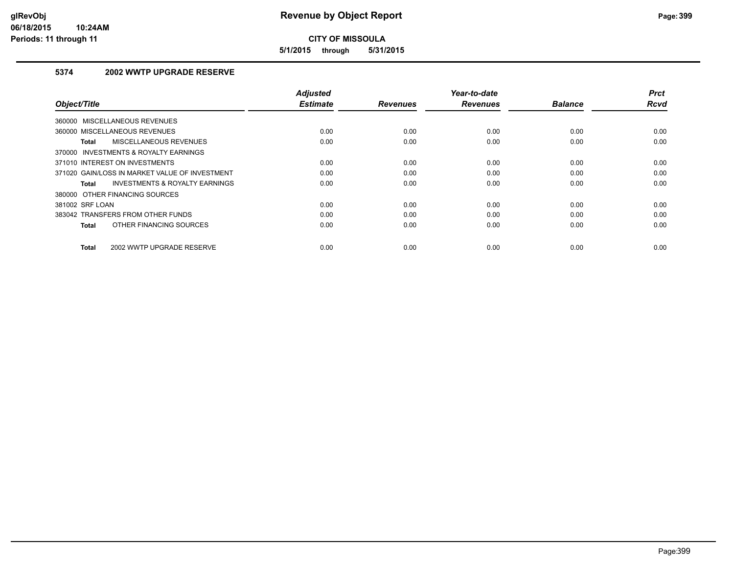glRevObj
06/18/2015 10:24AM
Periods: 11 through 11

# Revenue by Object Report

**CITY OF MISSOULA**

**5/1/2015 through 5/31/2015**

## 5374 2002 WWTP UPGRADE RESERVE

| Object/Title | Adjusted Estimate | Revenues | Year-to-date Revenues | Balance | Prct Rcvd |
|---|---|---|---|---|---|
| 360000 MISCELLANEOUS REVENUES | | | | | |
| 360000 MISCELLANEOUS REVENUES | 0.00 | 0.00 | 0.00 | 0.00 | 0.00 |
| **Total** MISCELLANEOUS REVENUES | 0.00 | 0.00 | 0.00 | 0.00 | 0.00 |
| 370000 INVESTMENTS & ROYALTY EARNINGS | | | | | |
| 371010 INTEREST ON INVESTMENTS | 0.00 | 0.00 | 0.00 | 0.00 | 0.00 |
| 371020 GAIN/LOSS IN MARKET VALUE OF INVESTMENT | 0.00 | 0.00 | 0.00 | 0.00 | 0.00 |
| **Total** INVESTMENTS & ROYALTY EARNINGS | 0.00 | 0.00 | 0.00 | 0.00 | 0.00 |
| 380000 OTHER FINANCING SOURCES | | | | | |
| 381002 SRF LOAN | 0.00 | 0.00 | 0.00 | 0.00 | 0.00 |
| 383042 TRANSFERS FROM OTHER FUNDS | 0.00 | 0.00 | 0.00 | 0.00 | 0.00 |
| **Total** OTHER FINANCING SOURCES | 0.00 | 0.00 | 0.00 | 0.00 | 0.00 |
| **Total** 2002 WWTP UPGRADE RESERVE | 0.00 | 0.00 | 0.00 | 0.00 | 0.00 |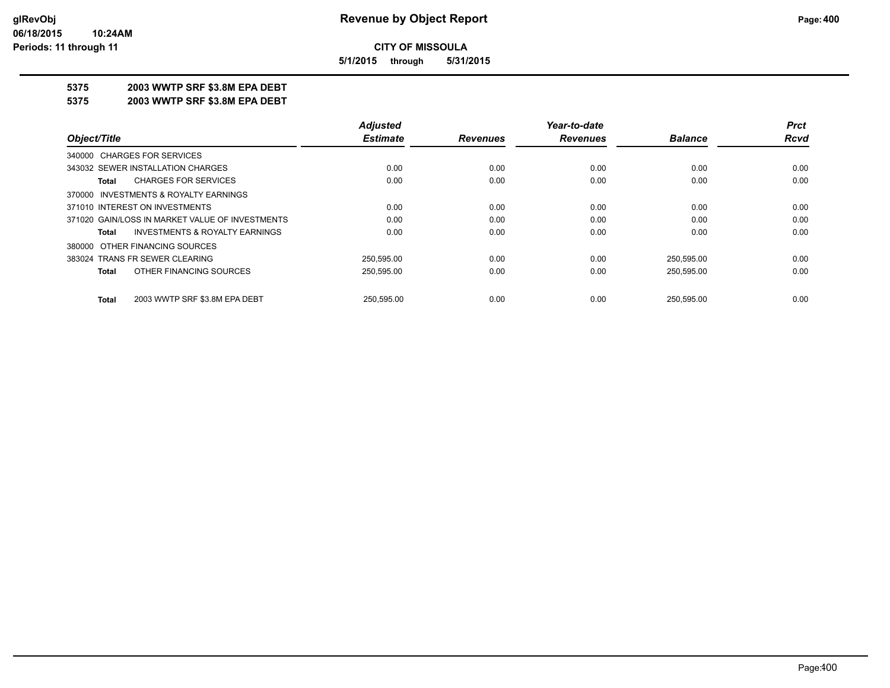# CITY OF MISSOULA

**5/1/2015 through 5/31/2015**

## 5375 2003 WWTP SRF $3.8M EPA DEBT
## 5375 2003 WWTP SRF $3.8M EPA DEBT

| Object/Title | Adjusted Estimate | Revenues | Year-to-date Revenues | Balance | Prct Rcvd |
|---|---|---|---|---|---|
| 340000 CHARGES FOR SERVICES | | | | | |
| 343032 SEWER INSTALLATION CHARGES | 0.00 | 0.00 | 0.00 | 0.00 | 0.00 |
| **Total** CHARGES FOR SERVICES | 0.00 | 0.00 | 0.00 | 0.00 | 0.00 |
| 370000 INVESTMENTS & ROYALTY EARNINGS | | | | | |
| 371010 INTEREST ON INVESTMENTS | 0.00 | 0.00 | 0.00 | 0.00 | 0.00 |
| 371020 GAIN/LOSS IN MARKET VALUE OF INVESTMENTS | 0.00 | 0.00 | 0.00 | 0.00 | 0.00 |
| **Total** INVESTMENTS & ROYALTY EARNINGS | 0.00 | 0.00 | 0.00 | 0.00 | 0.00 |
| 380000 OTHER FINANCING SOURCES | | | | | |
| 383024 TRANS FR SEWER CLEARING | 250,595.00 | 0.00 | 0.00 | 250,595.00 | 0.00 |
| **Total** OTHER FINANCING SOURCES | 250,595.00 | 0.00 | 0.00 | 250,595.00 | 0.00 |
| **Total** 2003 WWTP SRF $3.8M EPA DEBT | 250,595.00 | 0.00 | 0.00 | 250,595.00 | 0.00 |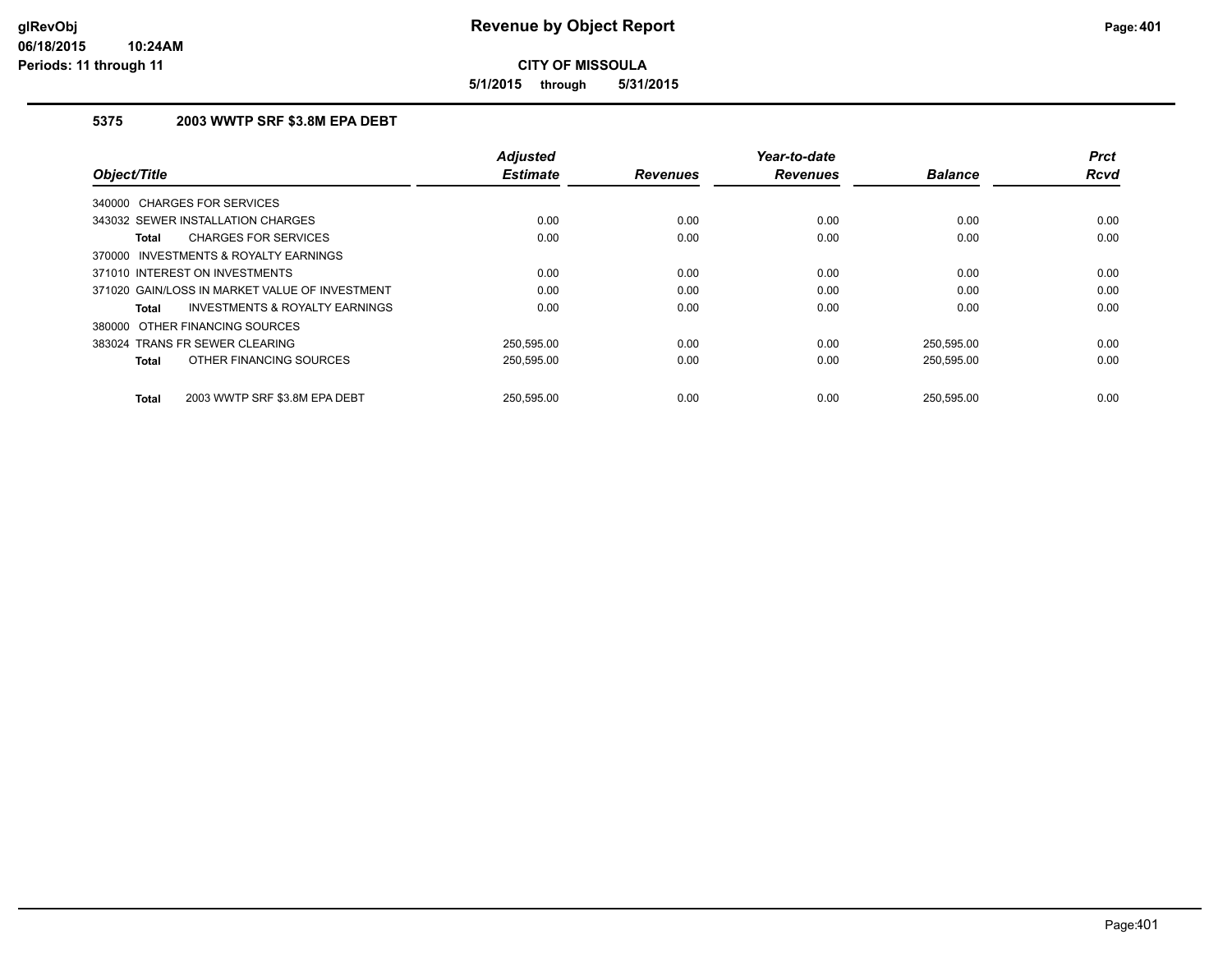# Revenue by Object Report

**CITY OF MISSOULA**

**5/1/2015 through 5/31/2015**

glRevObj
06/18/2015 10:24AM
Periods: 11 through 11

### 5375 2003 WWTP SRF $3.8M EPA DEBT

| Object/Title | Adjusted Estimate | Revenues | Year-to-date Revenues | Balance | Prct Rcvd |
|---|---|---|---|---|---|
| 340000 CHARGES FOR SERVICES | | | | | |
| 343032 SEWER INSTALLATION CHARGES | 0.00 | 0.00 | 0.00 | 0.00 | 0.00 |
| **Total** CHARGES FOR SERVICES | 0.00 | 0.00 | 0.00 | 0.00 | 0.00 |
| 370000 INVESTMENTS & ROYALTY EARNINGS | | | | | |
| 371010 INTEREST ON INVESTMENTS | 0.00 | 0.00 | 0.00 | 0.00 | 0.00 |
| 371020 GAIN/LOSS IN MARKET VALUE OF INVESTMENT | 0.00 | 0.00 | 0.00 | 0.00 | 0.00 |
| **Total** INVESTMENTS & ROYALTY EARNINGS | 0.00 | 0.00 | 0.00 | 0.00 | 0.00 |
| 380000 OTHER FINANCING SOURCES | | | | | |
| 383024 TRANS FR SEWER CLEARING | 250,595.00 | 0.00 | 0.00 | 250,595.00 | 0.00 |
| **Total** OTHER FINANCING SOURCES | 250,595.00 | 0.00 | 0.00 | 250,595.00 | 0.00 |
| **Total** 2003 WWTP SRF $3.8M EPA DEBT | 250,595.00 | 0.00 | 0.00 | 250,595.00 | 0.00 |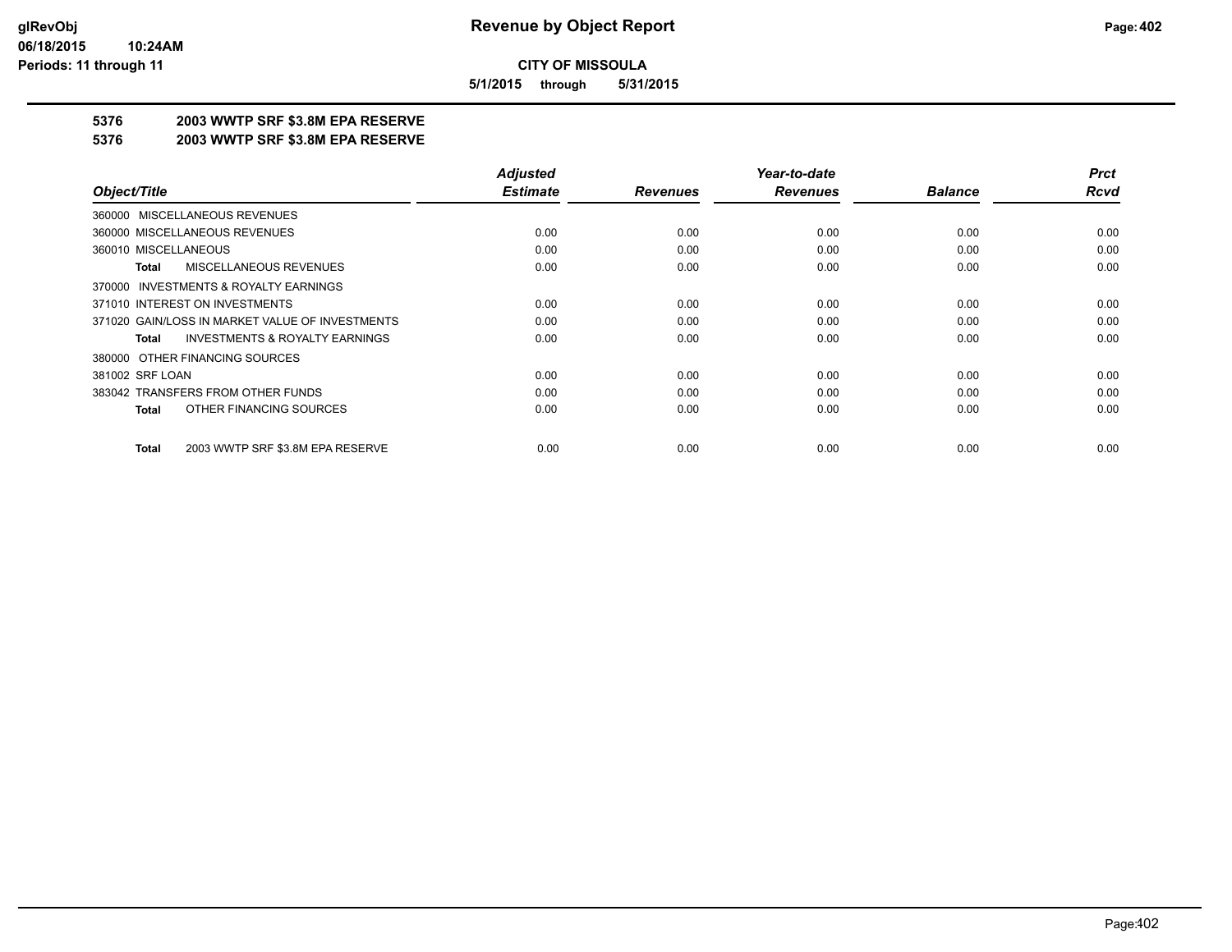**CITY OF MISSOULA**

**5/1/2015 through 5/31/2015**

# 5376 2003 WWTP SRF $3.8M EPA RESERVE

## 5376 2003 WWTP SRF $3.8M EPA RESERVE

| Object/Title | Adjusted Estimate | Revenues | Year-to-date Revenues | Balance | Prct Rcvd |
|---|---|---|---|---|---|
| 360000 MISCELLANEOUS REVENUES | | | | | |
| 360000 MISCELLANEOUS REVENUES | 0.00 | 0.00 | 0.00 | 0.00 | 0.00 |
| 360010 MISCELLANEOUS | 0.00 | 0.00 | 0.00 | 0.00 | 0.00 |
| **Total** MISCELLANEOUS REVENUES | 0.00 | 0.00 | 0.00 | 0.00 | 0.00 |
| 370000 INVESTMENTS & ROYALTY EARNINGS | | | | | |
| 371010 INTEREST ON INVESTMENTS | 0.00 | 0.00 | 0.00 | 0.00 | 0.00 |
| 371020 GAIN/LOSS IN MARKET VALUE OF INVESTMENTS | 0.00 | 0.00 | 0.00 | 0.00 | 0.00 |
| **Total** INVESTMENTS & ROYALTY EARNINGS | 0.00 | 0.00 | 0.00 | 0.00 | 0.00 |
| 380000 OTHER FINANCING SOURCES | | | | | |
| 381002 SRF LOAN | 0.00 | 0.00 | 0.00 | 0.00 | 0.00 |
| 383042 TRANSFERS FROM OTHER FUNDS | 0.00 | 0.00 | 0.00 | 0.00 | 0.00 |
| **Total** OTHER FINANCING SOURCES | 0.00 | 0.00 | 0.00 | 0.00 | 0.00 |
| **Total** 2003 WWTP SRF $3.8M EPA RESERVE | 0.00 | 0.00 | 0.00 | 0.00 | 0.00 |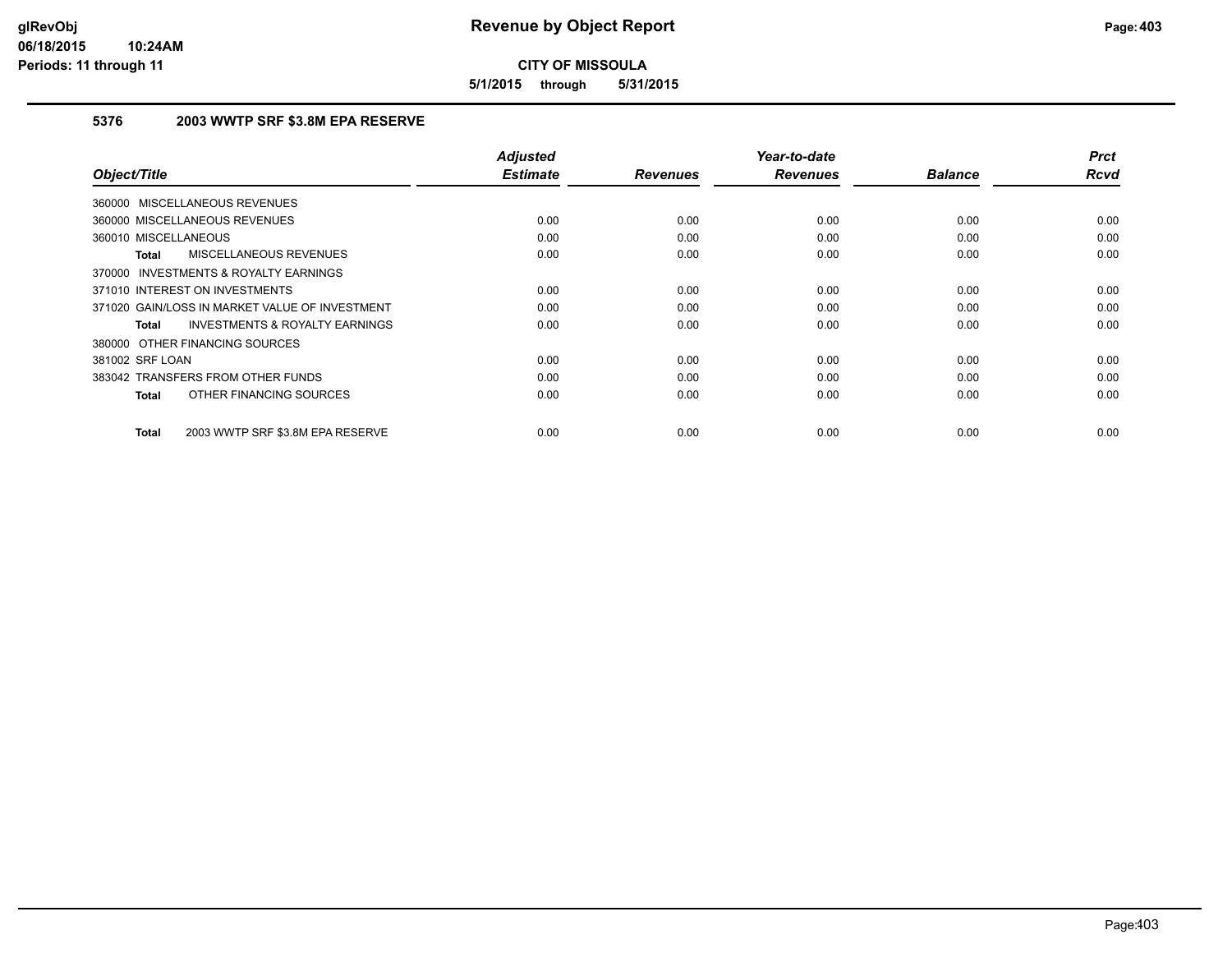# Revenue by Object Report

**CITY OF MISSOULA**

**5/1/2015 through 5/31/2015**

glRevObj
06/18/2015 10:24AM
Periods: 11 through 11

## 5376 2003 WWTP SRF $3.8M EPA RESERVE

| Object/Title | Adjusted Estimate | Revenues | Year-to-date Revenues | Balance | Prct Rcvd |
|---|---|---|---|---|---|
| 360000 MISCELLANEOUS REVENUES | | | | | |
| 360000 MISCELLANEOUS REVENUES | 0.00 | 0.00 | 0.00 | 0.00 | 0.00 |
| 360010 MISCELLANEOUS | 0.00 | 0.00 | 0.00 | 0.00 | 0.00 |
| **Total** MISCELLANEOUS REVENUES | 0.00 | 0.00 | 0.00 | 0.00 | 0.00 |
| 370000 INVESTMENTS & ROYALTY EARNINGS | | | | | |
| 371010 INTEREST ON INVESTMENTS | 0.00 | 0.00 | 0.00 | 0.00 | 0.00 |
| 371020 GAIN/LOSS IN MARKET VALUE OF INVESTMENT | 0.00 | 0.00 | 0.00 | 0.00 | 0.00 |
| **Total** INVESTMENTS & ROYALTY EARNINGS | 0.00 | 0.00 | 0.00 | 0.00 | 0.00 |
| 380000 OTHER FINANCING SOURCES | | | | | |
| 381002 SRF LOAN | 0.00 | 0.00 | 0.00 | 0.00 | 0.00 |
| 383042 TRANSFERS FROM OTHER FUNDS | 0.00 | 0.00 | 0.00 | 0.00 | 0.00 |
| **Total** OTHER FINANCING SOURCES | 0.00 | 0.00 | 0.00 | 0.00 | 0.00 |
| **Total** 2003 WWTP SRF $3.8M EPA RESERVE | 0.00 | 0.00 | 0.00 | 0.00 | 0.00 |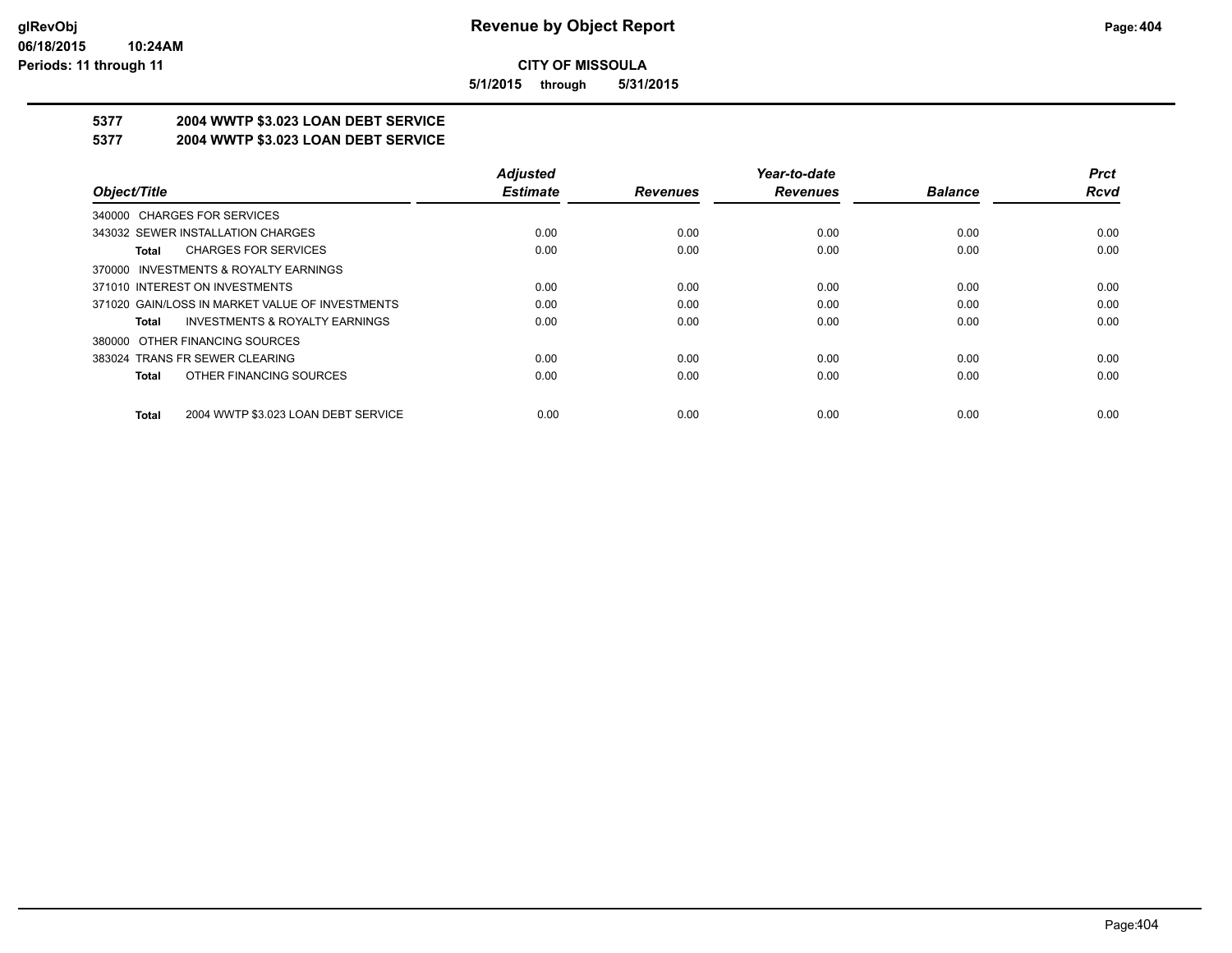**glRevObj**
**06/18/2015 10:24AM**
**Periods: 11 through 11**

# Revenue by Object Report

**CITY OF MISSOULA**

**5/1/2015 through 5/31/2015**

## 5377 2004 WWTP $3.023 LOAN DEBT SERVICE
## 5377 2004 WWTP $3.023 LOAN DEBT SERVICE

| Object/Title | Adjusted Estimate | Revenues | Year-to-date Revenues | Balance | Prct Rcvd |
|---|---|---|---|---|---|
| 340000 CHARGES FOR SERVICES | | | | | |
| 343032 SEWER INSTALLATION CHARGES | 0.00 | 0.00 | 0.00 | 0.00 | 0.00 |
| **Total** CHARGES FOR SERVICES | 0.00 | 0.00 | 0.00 | 0.00 | 0.00 |
| 370000 INVESTMENTS & ROYALTY EARNINGS | | | | | |
| 371010 INTEREST ON INVESTMENTS | 0.00 | 0.00 | 0.00 | 0.00 | 0.00 |
| 371020 GAIN/LOSS IN MARKET VALUE OF INVESTMENTS | 0.00 | 0.00 | 0.00 | 0.00 | 0.00 |
| **Total** INVESTMENTS & ROYALTY EARNINGS | 0.00 | 0.00 | 0.00 | 0.00 | 0.00 |
| 380000 OTHER FINANCING SOURCES | | | | | |
| 383024 TRANS FR SEWER CLEARING | 0.00 | 0.00 | 0.00 | 0.00 | 0.00 |
| **Total** OTHER FINANCING SOURCES | 0.00 | 0.00 | 0.00 | 0.00 | 0.00 |
| **Total** 2004 WWTP $3.023 LOAN DEBT SERVICE | 0.00 | 0.00 | 0.00 | 0.00 | 0.00 |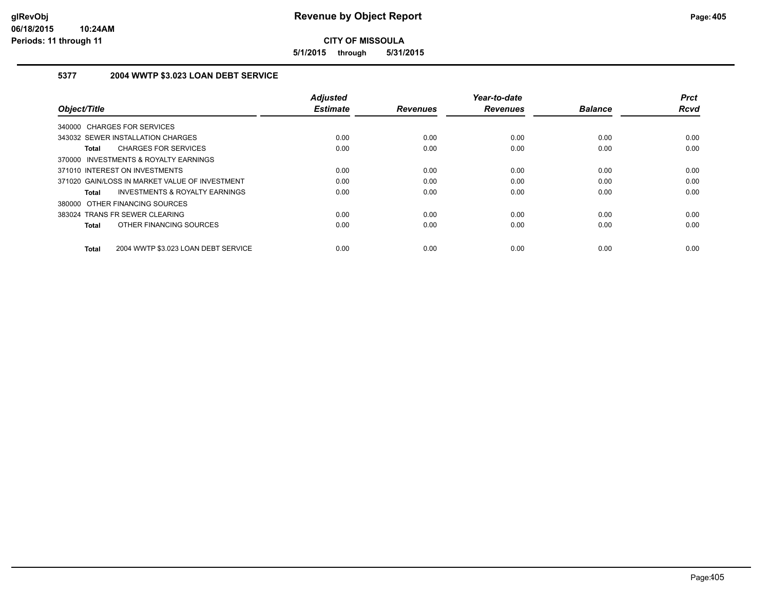# Revenue by Object Report

**CITY OF MISSOULA**

**5/1/2015 through 5/31/2015**

glRevObj
06/18/2015 10:24AM
Periods: 11 through 11

## 5377 2004 WWTP $3.023 LOAN DEBT SERVICE

| Object/Title | Adjusted Estimate | Revenues | Year-to-date Revenues | Balance | Prct Rcvd |
|---|---|---|---|---|---|
| 340000 CHARGES FOR SERVICES | | | | | |
| 343032 SEWER INSTALLATION CHARGES | 0.00 | 0.00 | 0.00 | 0.00 | 0.00 |
| **Total** CHARGES FOR SERVICES | 0.00 | 0.00 | 0.00 | 0.00 | 0.00 |
| 370000 INVESTMENTS & ROYALTY EARNINGS | | | | | |
| 371010 INTEREST ON INVESTMENTS | 0.00 | 0.00 | 0.00 | 0.00 | 0.00 |
| 371020 GAIN/LOSS IN MARKET VALUE OF INVESTMENT | 0.00 | 0.00 | 0.00 | 0.00 | 0.00 |
| **Total** INVESTMENTS & ROYALTY EARNINGS | 0.00 | 0.00 | 0.00 | 0.00 | 0.00 |
| 380000 OTHER FINANCING SOURCES | | | | | |
| 383024 TRANS FR SEWER CLEARING | 0.00 | 0.00 | 0.00 | 0.00 | 0.00 |
| **Total** OTHER FINANCING SOURCES | 0.00 | 0.00 | 0.00 | 0.00 | 0.00 |
| **Total** 2004 WWTP $3.023 LOAN DEBT SERVICE | 0.00 | 0.00 | 0.00 | 0.00 | 0.00 |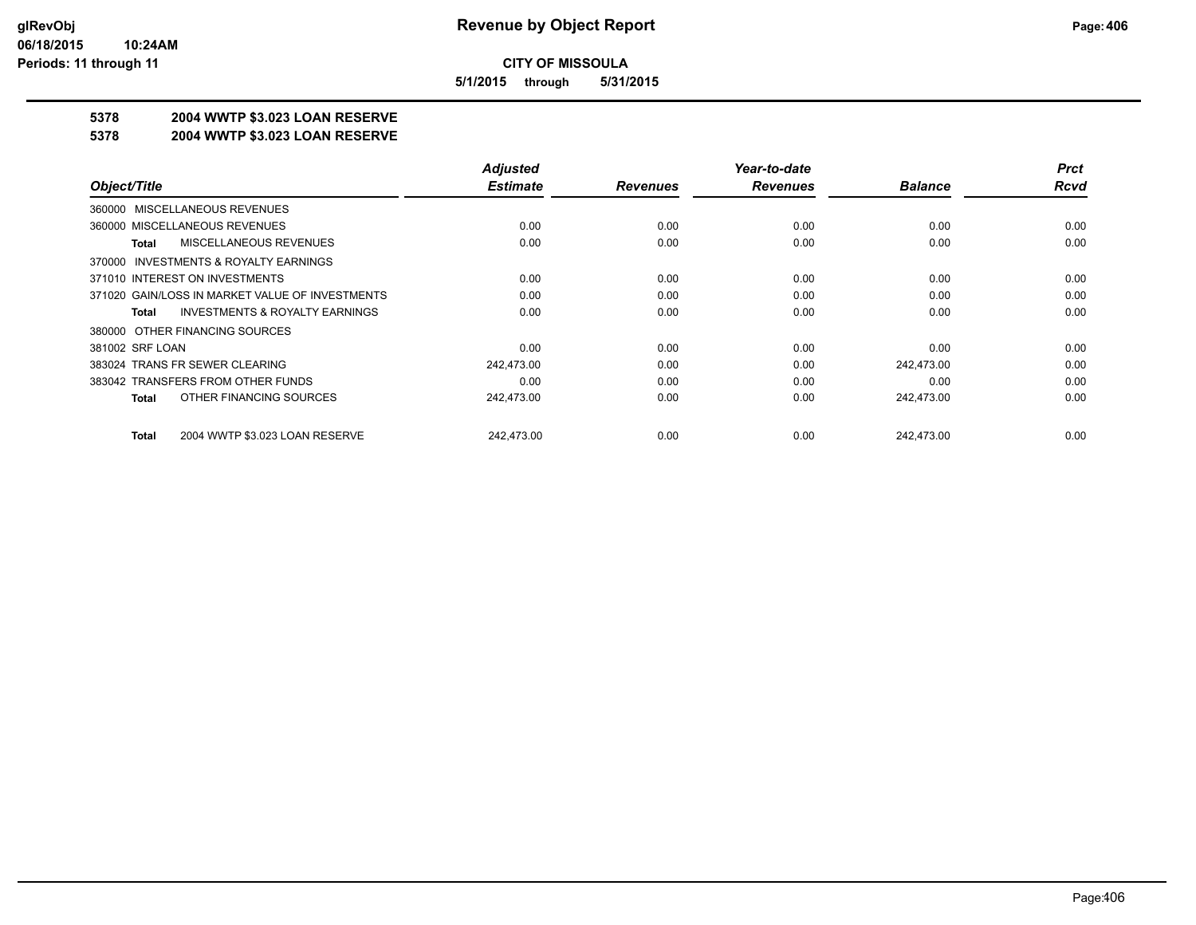# Revenue by Object Report

**CITY OF MISSOULA**

**5/1/2015 through 5/31/2015**

glRevObj
06/18/2015 10:24AM
Periods: 11 through 11

## 5378 2004 WWTP $3.023 LOAN RESERVE
## 5378 2004 WWTP $3.023 LOAN RESERVE

| Object/Title | Adjusted Estimate | Revenues | Year-to-date Revenues | Balance | Prct Rcvd |
|---|---|---|---|---|---|
| 360000 MISCELLANEOUS REVENUES | | | | | |
| 360000 MISCELLANEOUS REVENUES | 0.00 | 0.00 | 0.00 | 0.00 | 0.00 |
| **Total** MISCELLANEOUS REVENUES | 0.00 | 0.00 | 0.00 | 0.00 | 0.00 |
| 370000 INVESTMENTS & ROYALTY EARNINGS | | | | | |
| 371010 INTEREST ON INVESTMENTS | 0.00 | 0.00 | 0.00 | 0.00 | 0.00 |
| 371020 GAIN/LOSS IN MARKET VALUE OF INVESTMENTS | 0.00 | 0.00 | 0.00 | 0.00 | 0.00 |
| **Total** INVESTMENTS & ROYALTY EARNINGS | 0.00 | 0.00 | 0.00 | 0.00 | 0.00 |
| 380000 OTHER FINANCING SOURCES | | | | | |
| 381002 SRF LOAN | 0.00 | 0.00 | 0.00 | 0.00 | 0.00 |
| 383024 TRANS FR SEWER CLEARING | 242,473.00 | 0.00 | 0.00 | 242,473.00 | 0.00 |
| 383042 TRANSFERS FROM OTHER FUNDS | 0.00 | 0.00 | 0.00 | 0.00 | 0.00 |
| **Total** OTHER FINANCING SOURCES | 242,473.00 | 0.00 | 0.00 | 242,473.00 | 0.00 |
| **Total** 2004 WWTP $3.023 LOAN RESERVE | 242,473.00 | 0.00 | 0.00 | 242,473.00 | 0.00 |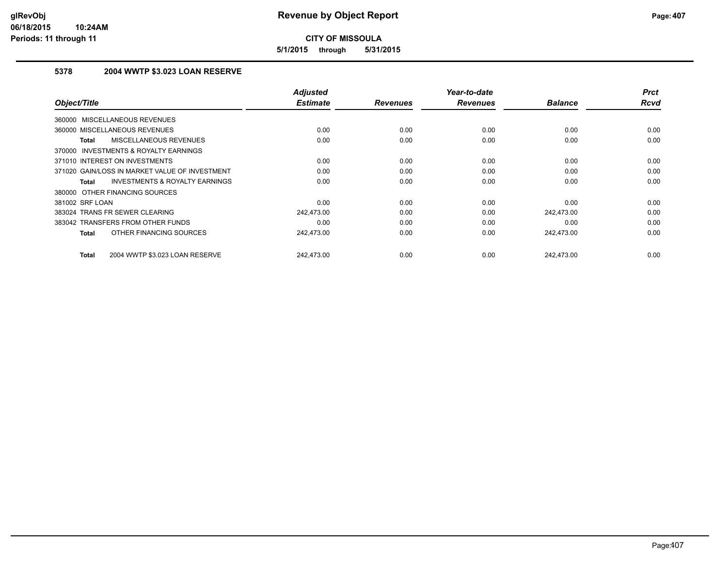**Revenue by Object Report**

**CITY OF MISSOULA**

**5/1/2015 through 5/31/2015**

glRevObj
06/18/2015 10:24AM
Periods: 11 through 11

## 5378 2004 WWTP $3.023 LOAN RESERVE

| Object/Title | Adjusted Estimate | Revenues | Year-to-date Revenues | Balance | Prct Rcvd |
|---|---|---|---|---|---|
| 360000 MISCELLANEOUS REVENUES | | | | | |
| 360000 MISCELLANEOUS REVENUES | 0.00 | 0.00 | 0.00 | 0.00 | 0.00 |
| **Total** MISCELLANEOUS REVENUES | 0.00 | 0.00 | 0.00 | 0.00 | 0.00 |
| 370000 INVESTMENTS & ROYALTY EARNINGS | | | | | |
| 371010 INTEREST ON INVESTMENTS | 0.00 | 0.00 | 0.00 | 0.00 | 0.00 |
| 371020 GAIN/LOSS IN MARKET VALUE OF INVESTMENT | 0.00 | 0.00 | 0.00 | 0.00 | 0.00 |
| **Total** INVESTMENTS & ROYALTY EARNINGS | 0.00 | 0.00 | 0.00 | 0.00 | 0.00 |
| 380000 OTHER FINANCING SOURCES | | | | | |
| 381002 SRF LOAN | 0.00 | 0.00 | 0.00 | 0.00 | 0.00 |
| 383024 TRANS FR SEWER CLEARING | 242,473.00 | 0.00 | 0.00 | 242,473.00 | 0.00 |
| 383042 TRANSFERS FROM OTHER FUNDS | 0.00 | 0.00 | 0.00 | 0.00 | 0.00 |
| **Total** OTHER FINANCING SOURCES | 242,473.00 | 0.00 | 0.00 | 242,473.00 | 0.00 |
| **Total** 2004 WWTP $3.023 LOAN RESERVE | 242,473.00 | 0.00 | 0.00 | 242,473.00 | 0.00 |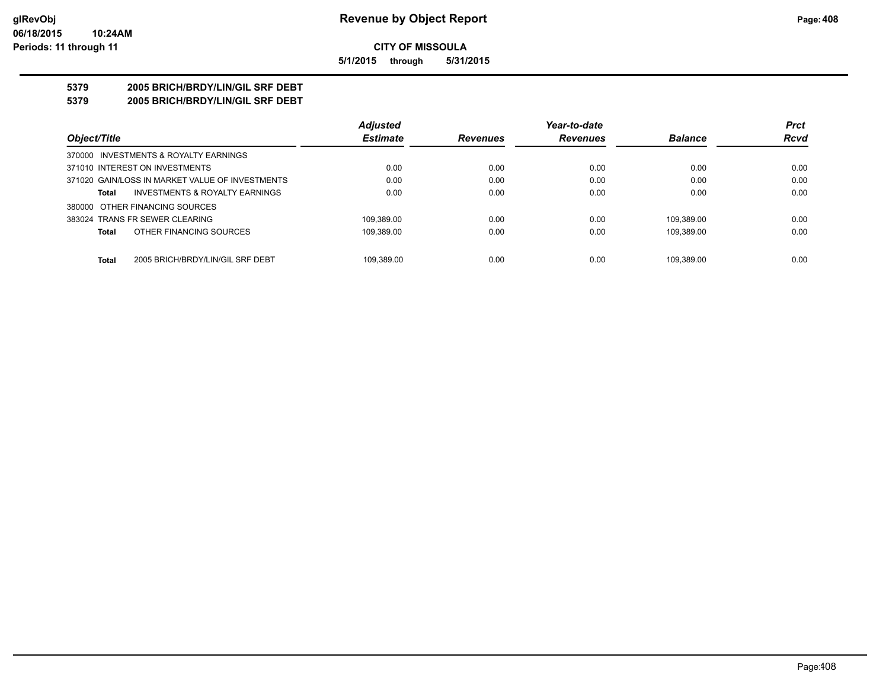**CITY OF MISSOULA**

**5/1/2015 through 5/31/2015**

# 5379 2005 BRICH/BRDY/LIN/GIL SRF DEBT

## 5379 2005 BRICH/BRDY/LIN/GIL SRF DEBT

| Object/Title | Adjusted Estimate | Revenues | Year-to-date Revenues | Balance | Prct Rcvd |
|---|---|---|---|---|---|
| 370000 INVESTMENTS & ROYALTY EARNINGS | | | | | |
| 371010 INTEREST ON INVESTMENTS | 0.00 | 0.00 | 0.00 | 0.00 | 0.00 |
| 371020 GAIN/LOSS IN MARKET VALUE OF INVESTMENTS | 0.00 | 0.00 | 0.00 | 0.00 | 0.00 |
| **Total** INVESTMENTS & ROYALTY EARNINGS | 0.00 | 0.00 | 0.00 | 0.00 | 0.00 |
| 380000 OTHER FINANCING SOURCES | | | | | |
| 383024 TRANS FR SEWER CLEARING | 109,389.00 | 0.00 | 0.00 | 109,389.00 | 0.00 |
| **Total** OTHER FINANCING SOURCES | 109,389.00 | 0.00 | 0.00 | 109,389.00 | 0.00 |
| **Total** 2005 BRICH/BRDY/LIN/GIL SRF DEBT | 109,389.00 | 0.00 | 0.00 | 109,389.00 | 0.00 |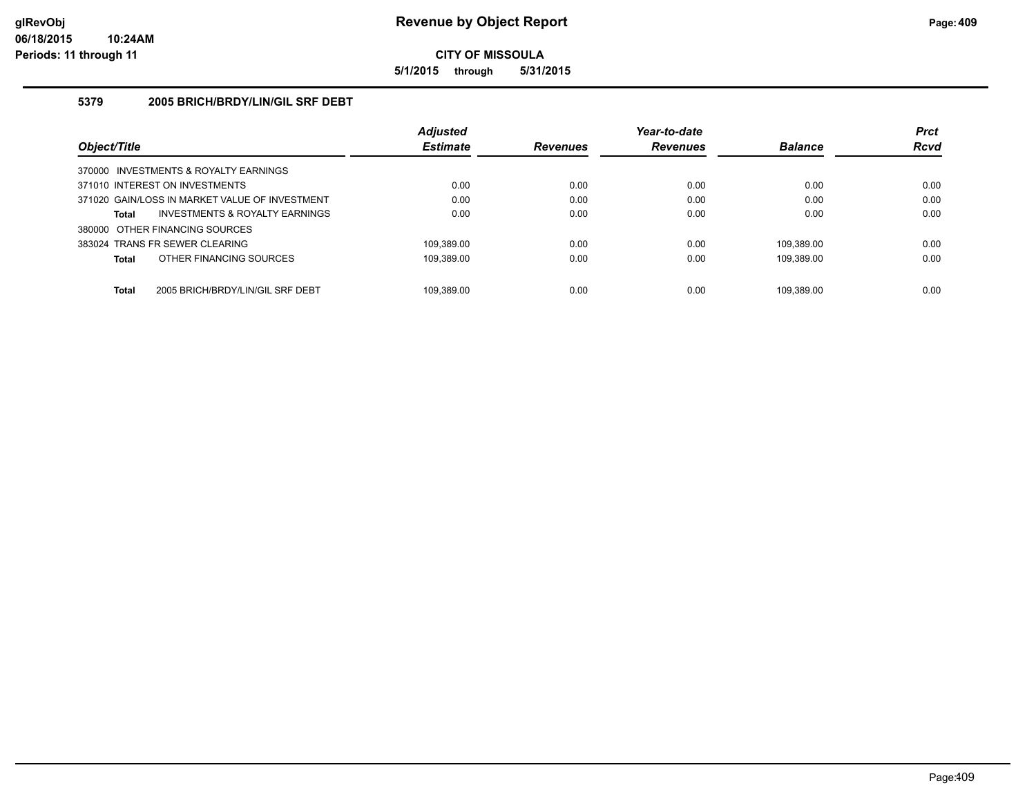**glRevObj**
**06/18/2015 10:24AM**
**Periods: 11 through 11**

# Revenue by Object Report

**CITY OF MISSOULA**

**5/1/2015 through 5/31/2015**

## 5379 2005 BRICH/BRDY/LIN/GIL SRF DEBT

| Object/Title | Adjusted Estimate | Revenues | Year-to-date Revenues | Balance | Prct Rcvd |
|---|---|---|---|---|---|
| 370000 INVESTMENTS & ROYALTY EARNINGS | | | | | |
| 371010 INTEREST ON INVESTMENTS | 0.00 | 0.00 | 0.00 | 0.00 | 0.00 |
| 371020 GAIN/LOSS IN MARKET VALUE OF INVESTMENT | 0.00 | 0.00 | 0.00 | 0.00 | 0.00 |
| **Total** INVESTMENTS & ROYALTY EARNINGS | 0.00 | 0.00 | 0.00 | 0.00 | 0.00 |
| 380000 OTHER FINANCING SOURCES | | | | | |
| 383024 TRANS FR SEWER CLEARING | 109,389.00 | 0.00 | 0.00 | 109,389.00 | 0.00 |
| **Total** OTHER FINANCING SOURCES | 109,389.00 | 0.00 | 0.00 | 109,389.00 | 0.00 |
| **Total** 2005 BRICH/BRDY/LIN/GIL SRF DEBT | 109,389.00 | 0.00 | 0.00 | 109,389.00 | 0.00 |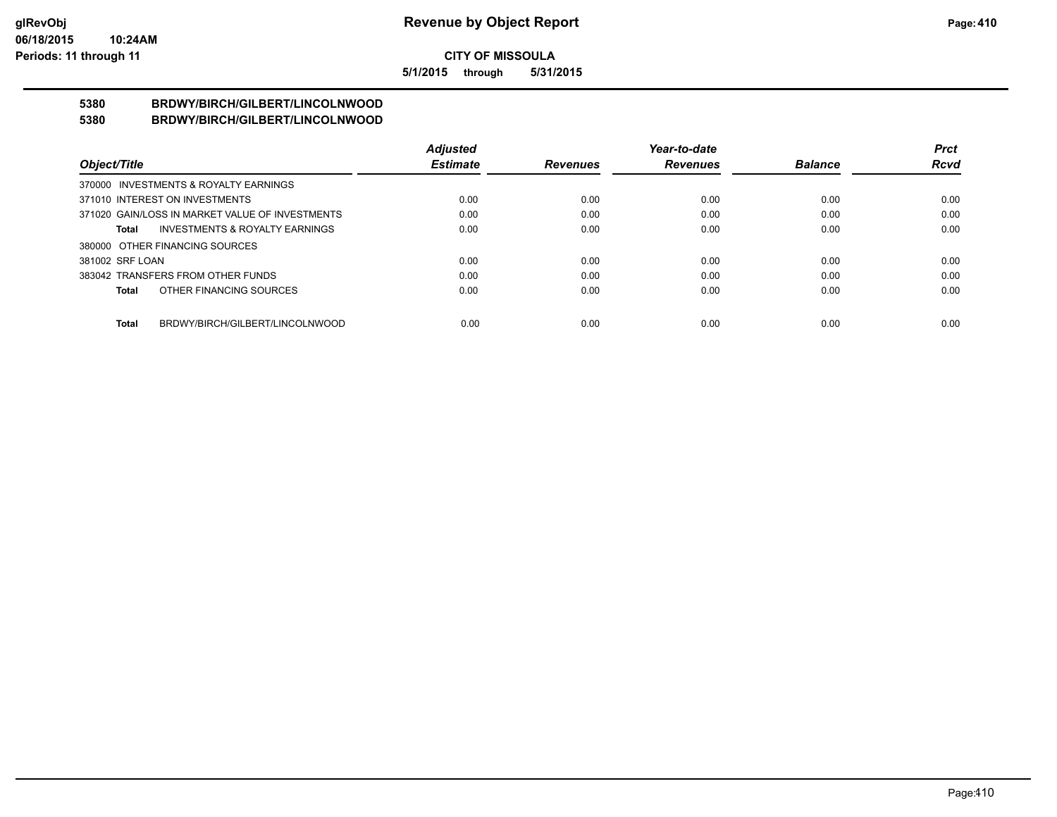**Revenue by Object Report**

**CITY OF MISSOULA**

**5/1/2015 through 5/31/2015**

**5380 BRDWY/BIRCH/GILBERT/LINCOLNWOOD**

**5380 BRDWY/BIRCH/GILBERT/LINCOLNWOOD**

| Object/Title | Adjusted Estimate | Revenues | Year-to-date Revenues | Balance | Prct Rcvd |
|---|---|---|---|---|---|
| 370000 INVESTMENTS & ROYALTY EARNINGS | | | | | |
| 371010 INTEREST ON INVESTMENTS | 0.00 | 0.00 | 0.00 | 0.00 | 0.00 |
| 371020 GAIN/LOSS IN MARKET VALUE OF INVESTMENTS | 0.00 | 0.00 | 0.00 | 0.00 | 0.00 |
| **Total** INVESTMENTS & ROYALTY EARNINGS | 0.00 | 0.00 | 0.00 | 0.00 | 0.00 |
| 380000 OTHER FINANCING SOURCES | | | | | |
| 381002 SRF LOAN | 0.00 | 0.00 | 0.00 | 0.00 | 0.00 |
| 383042 TRANSFERS FROM OTHER FUNDS | 0.00 | 0.00 | 0.00 | 0.00 | 0.00 |
| **Total** OTHER FINANCING SOURCES | 0.00 | 0.00 | 0.00 | 0.00 | 0.00 |
| **Total** BRDWY/BIRCH/GILBERT/LINCOLNWOOD | 0.00 | 0.00 | 0.00 | 0.00 | 0.00 |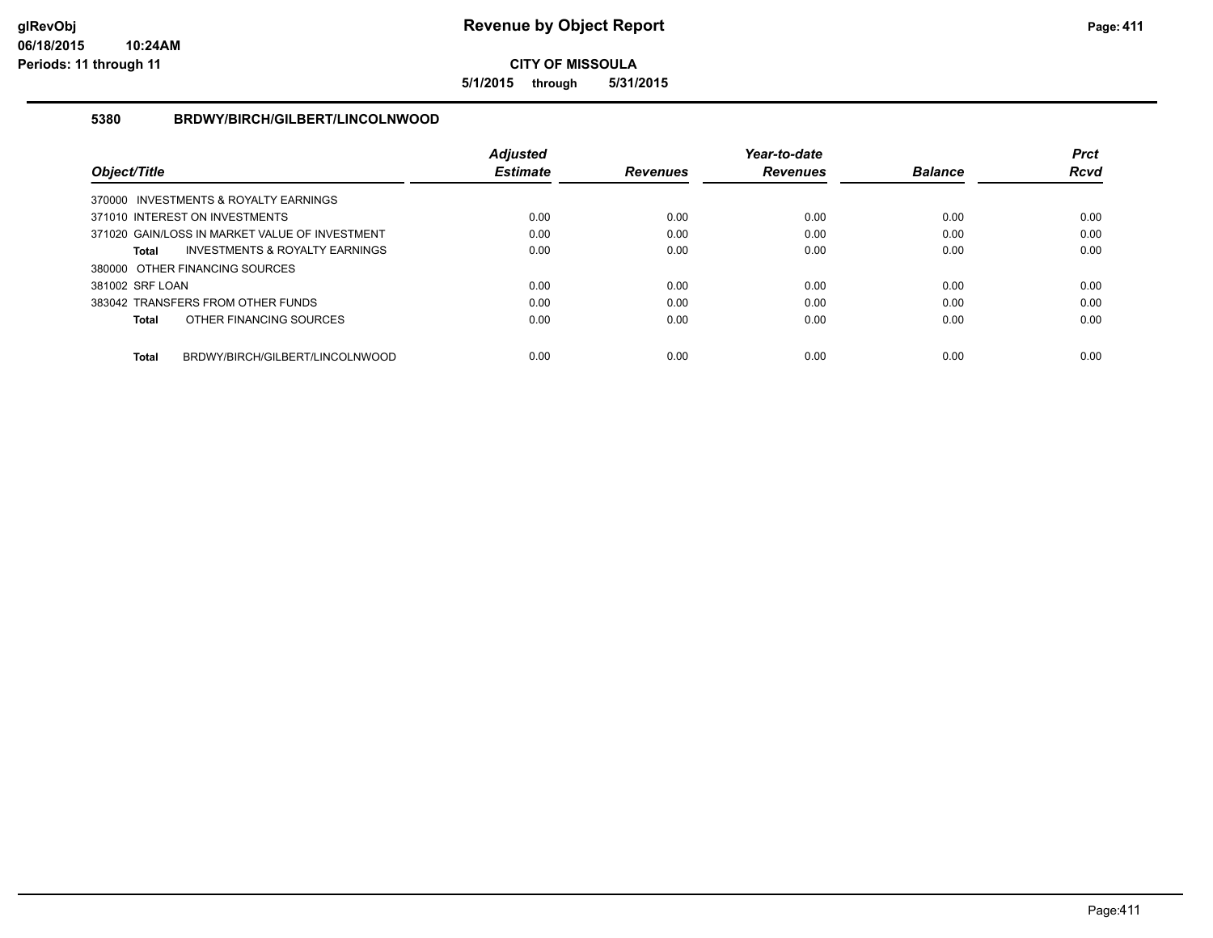# Revenue by Object Report

**CITY OF MISSOULA**

**5/1/2015 through 5/31/2015**

### 5380 BRDWY/BIRCH/GILBERT/LINCOLNWOOD

| Object/Title | Adjusted Estimate | Revenues | Year-to-date Revenues | Balance | Prct Rcvd |
|---|---|---|---|---|---|
| 370000 INVESTMENTS & ROYALTY EARNINGS | | | | | |
| 371010 INTEREST ON INVESTMENTS | 0.00 | 0.00 | 0.00 | 0.00 | 0.00 |
| 371020 GAIN/LOSS IN MARKET VALUE OF INVESTMENT | 0.00 | 0.00 | 0.00 | 0.00 | 0.00 |
| **Total** INVESTMENTS & ROYALTY EARNINGS | 0.00 | 0.00 | 0.00 | 0.00 | 0.00 |
| 380000 OTHER FINANCING SOURCES | | | | | |
| 381002 SRF LOAN | 0.00 | 0.00 | 0.00 | 0.00 | 0.00 |
| 383042 TRANSFERS FROM OTHER FUNDS | 0.00 | 0.00 | 0.00 | 0.00 | 0.00 |
| **Total** OTHER FINANCING SOURCES | 0.00 | 0.00 | 0.00 | 0.00 | 0.00 |
| **Total** BRDWY/BIRCH/GILBERT/LINCOLNWOOD | 0.00 | 0.00 | 0.00 | 0.00 | 0.00 |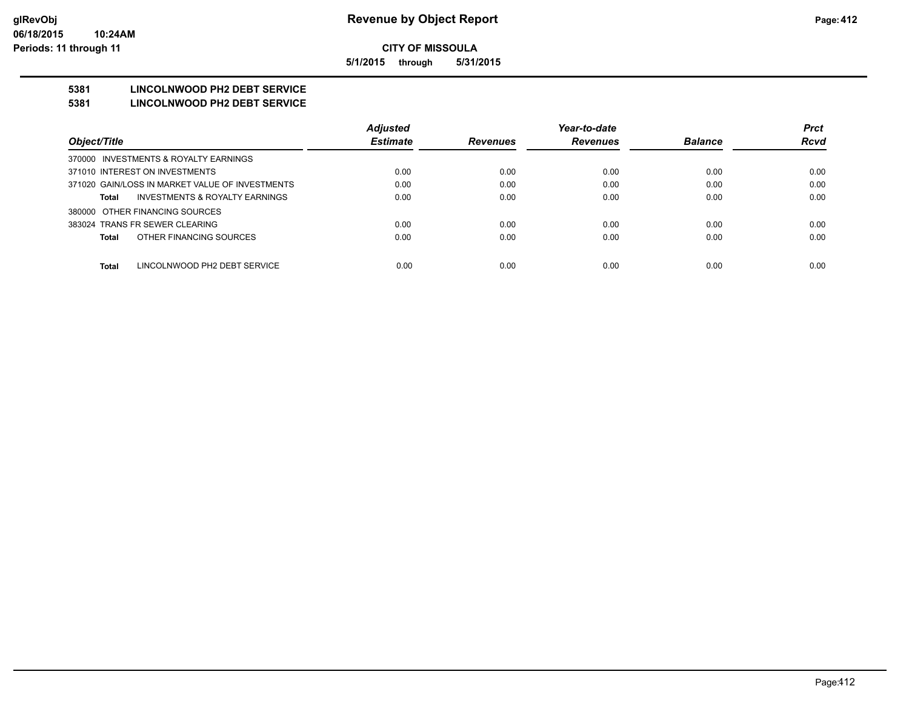# Revenue by Object Report

**CITY OF MISSOULA**

**5/1/2015 through 5/31/2015**

glRevObj
06/18/2015 10:24AM
Periods: 11 through 11

## 5381 LINCOLNWOOD PH2 DEBT SERVICE

## 5381 LINCOLNWOOD PH2 DEBT SERVICE

| Object/Title | Adjusted Estimate | Revenues | Year-to-date Revenues | Balance | Prct Rcvd |
|---|---|---|---|---|---|
| 370000 INVESTMENTS & ROYALTY EARNINGS | | | | | |
| 371010 INTEREST ON INVESTMENTS | 0.00 | 0.00 | 0.00 | 0.00 | 0.00 |
| 371020 GAIN/LOSS IN MARKET VALUE OF INVESTMENTS | 0.00 | 0.00 | 0.00 | 0.00 | 0.00 |
| **Total** INVESTMENTS & ROYALTY EARNINGS | 0.00 | 0.00 | 0.00 | 0.00 | 0.00 |
| 380000 OTHER FINANCING SOURCES | | | | | |
| 383024 TRANS FR SEWER CLEARING | 0.00 | 0.00 | 0.00 | 0.00 | 0.00 |
| **Total** OTHER FINANCING SOURCES | 0.00 | 0.00 | 0.00 | 0.00 | 0.00 |
| **Total** LINCOLNWOOD PH2 DEBT SERVICE | 0.00 | 0.00 | 0.00 | 0.00 | 0.00 |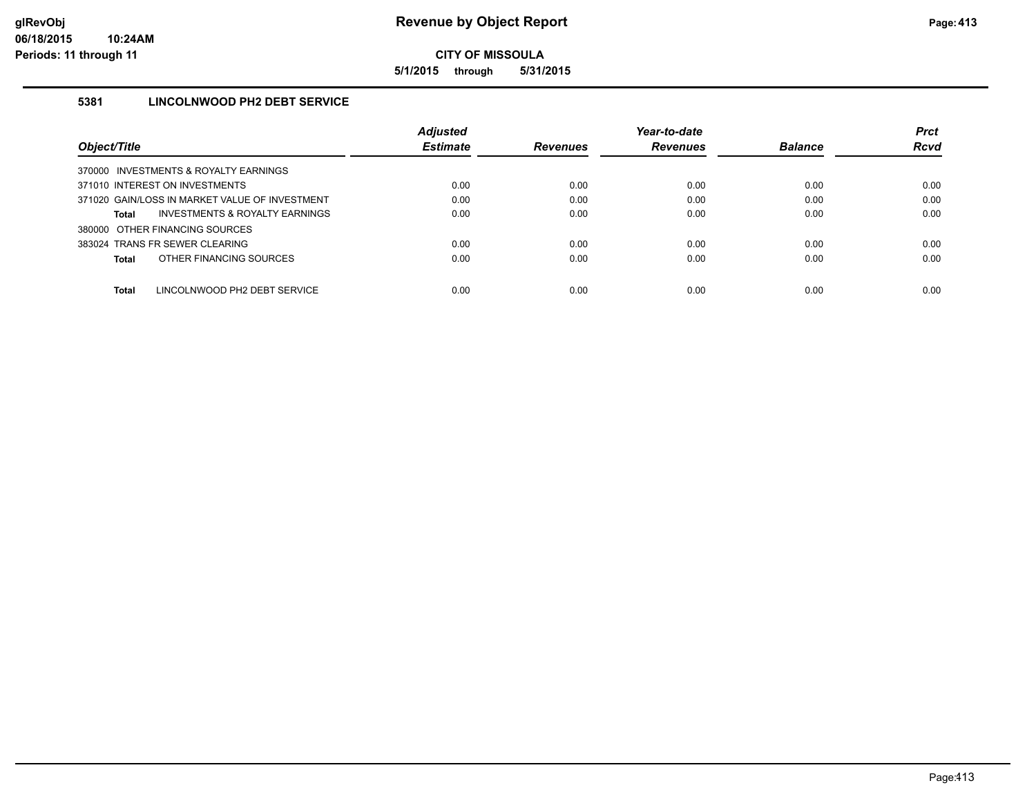# Revenue by Object Report

**CITY OF MISSOULA**

**5/1/2015 through 5/31/2015**

glRevObj
06/18/2015 10:24AM
Periods: 11 through 11

### 5381 LINCOLNWOOD PH2 DEBT SERVICE

| Object/Title | Adjusted Estimate | Revenues | Year-to-date Revenues | Balance | Prct Rcvd |
|---|---|---|---|---|---|
| 370000 INVESTMENTS & ROYALTY EARNINGS | | | | | |
| 371010 INTEREST ON INVESTMENTS | 0.00 | 0.00 | 0.00 | 0.00 | 0.00 |
| 371020 GAIN/LOSS IN MARKET VALUE OF INVESTMENT | 0.00 | 0.00 | 0.00 | 0.00 | 0.00 |
| **Total** INVESTMENTS & ROYALTY EARNINGS | 0.00 | 0.00 | 0.00 | 0.00 | 0.00 |
| 380000 OTHER FINANCING SOURCES | | | | | |
| 383024 TRANS FR SEWER CLEARING | 0.00 | 0.00 | 0.00 | 0.00 | 0.00 |
| **Total** OTHER FINANCING SOURCES | 0.00 | 0.00 | 0.00 | 0.00 | 0.00 |
| **Total** LINCOLNWOOD PH2 DEBT SERVICE | 0.00 | 0.00 | 0.00 | 0.00 | 0.00 |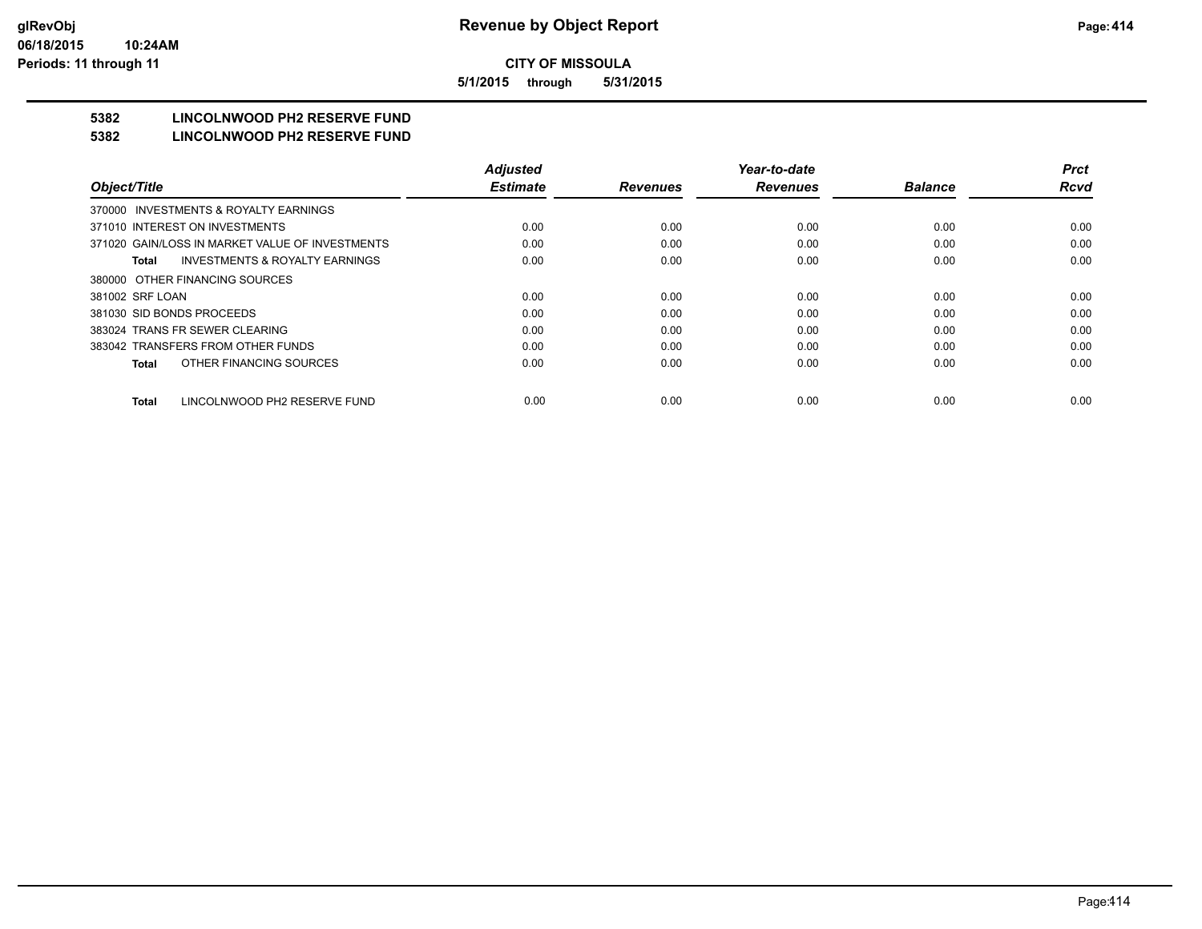# Revenue by Object Report

**CITY OF MISSOULA**

**5/1/2015 through 5/31/2015**

## 5382 LINCOLNWOOD PH2 RESERVE FUND
## 5382 LINCOLNWOOD PH2 RESERVE FUND

| Object/Title | Adjusted Estimate | Revenues | Year-to-date Revenues | Balance | Prct Rcvd |
|---|---|---|---|---|---|
| 370000 INVESTMENTS & ROYALTY EARNINGS | | | | | |
| 371010 INTEREST ON INVESTMENTS | 0.00 | 0.00 | 0.00 | 0.00 | 0.00 |
| 371020 GAIN/LOSS IN MARKET VALUE OF INVESTMENTS | 0.00 | 0.00 | 0.00 | 0.00 | 0.00 |
| **Total** INVESTMENTS & ROYALTY EARNINGS | 0.00 | 0.00 | 0.00 | 0.00 | 0.00 |
| 380000 OTHER FINANCING SOURCES | | | | | |
| 381002 SRF LOAN | 0.00 | 0.00 | 0.00 | 0.00 | 0.00 |
| 381030 SID BONDS PROCEEDS | 0.00 | 0.00 | 0.00 | 0.00 | 0.00 |
| 383024 TRANS FR SEWER CLEARING | 0.00 | 0.00 | 0.00 | 0.00 | 0.00 |
| 383042 TRANSFERS FROM OTHER FUNDS | 0.00 | 0.00 | 0.00 | 0.00 | 0.00 |
| **Total** OTHER FINANCING SOURCES | 0.00 | 0.00 | 0.00 | 0.00 | 0.00 |
| **Total** LINCOLNWOOD PH2 RESERVE FUND | 0.00 | 0.00 | 0.00 | 0.00 | 0.00 |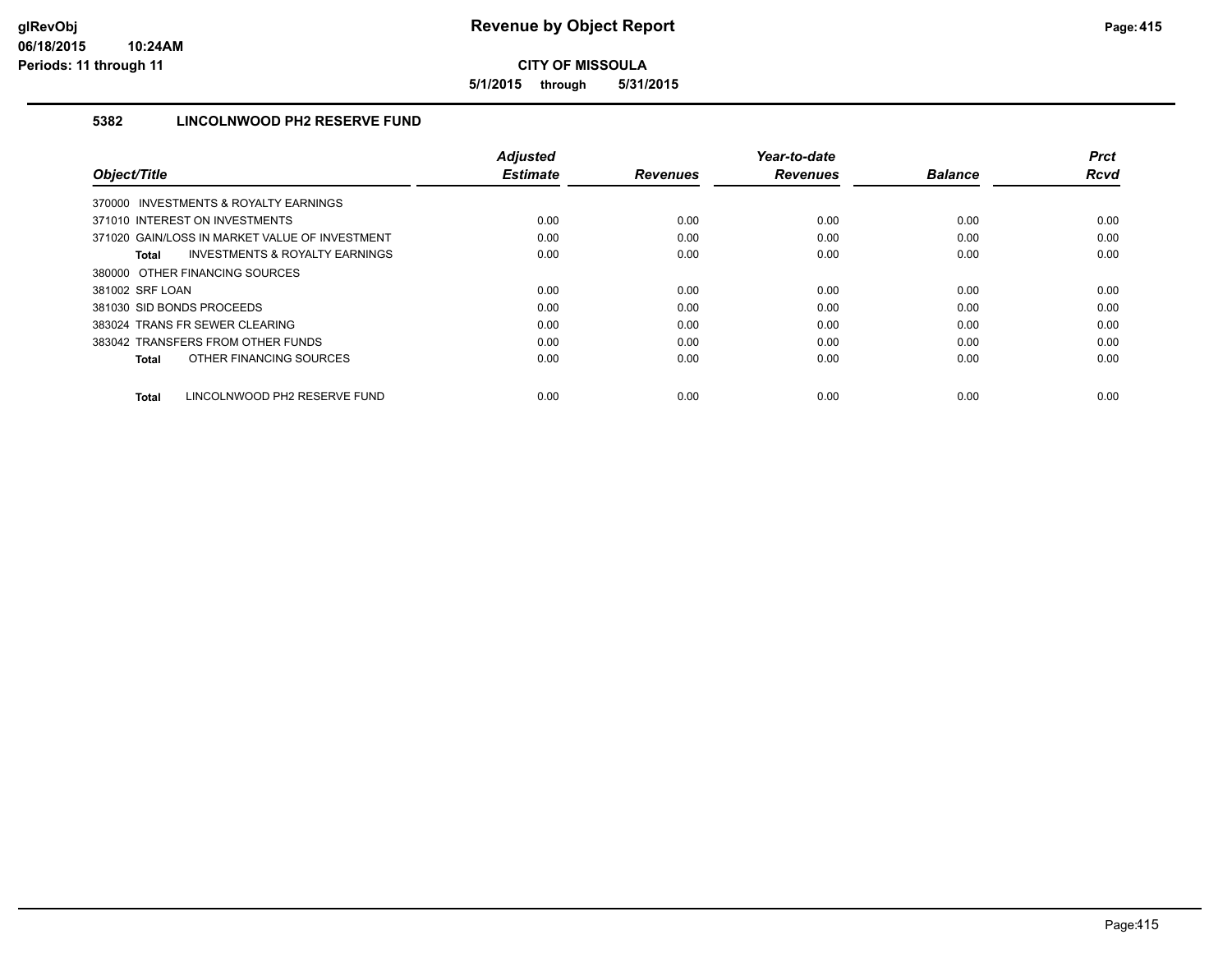**Revenue by Object Report**

**CITY OF MISSOULA**

**5/1/2015 through 5/31/2015**

glRevObj
06/18/2015 10:24AM
Periods: 11 through 11

## 5382 LINCOLNWOOD PH2 RESERVE FUND

| Object/Title | Adjusted Estimate | Revenues | Year-to-date Revenues | Balance | Prct Rcvd |
|---|---|---|---|---|---|
| 370000 INVESTMENTS & ROYALTY EARNINGS | | | | | |
| 371010 INTEREST ON INVESTMENTS | 0.00 | 0.00 | 0.00 | 0.00 | 0.00 |
| 371020 GAIN/LOSS IN MARKET VALUE OF INVESTMENT | 0.00 | 0.00 | 0.00 | 0.00 | 0.00 |
| **Total** INVESTMENTS & ROYALTY EARNINGS | 0.00 | 0.00 | 0.00 | 0.00 | 0.00 |
| 380000 OTHER FINANCING SOURCES | | | | | |
| 381002 SRF LOAN | 0.00 | 0.00 | 0.00 | 0.00 | 0.00 |
| 381030 SID BONDS PROCEEDS | 0.00 | 0.00 | 0.00 | 0.00 | 0.00 |
| 383024 TRANS FR SEWER CLEARING | 0.00 | 0.00 | 0.00 | 0.00 | 0.00 |
| 383042 TRANSFERS FROM OTHER FUNDS | 0.00 | 0.00 | 0.00 | 0.00 | 0.00 |
| **Total** OTHER FINANCING SOURCES | 0.00 | 0.00 | 0.00 | 0.00 | 0.00 |
| **Total** LINCOLNWOOD PH2 RESERVE FUND | 0.00 | 0.00 | 0.00 | 0.00 | 0.00 |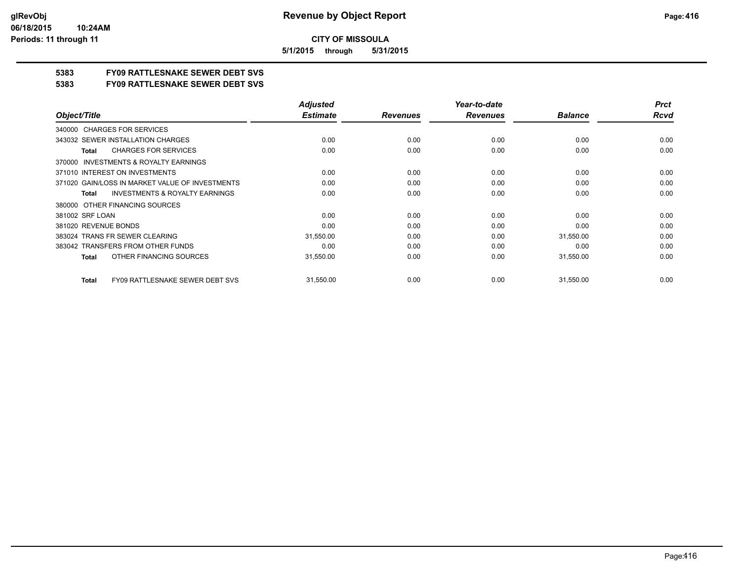# CITY OF MISSOULA

**5/1/2015 through 5/31/2015**

## 5383 FY09 RATTLESNAKE SEWER DEBT SVS
## 5383 FY09 RATTLESNAKE SEWER DEBT SVS

| Object/Title | Adjusted Estimate | Revenues | Year-to-date Revenues | Balance | Prct Rcvd |
|---|---|---|---|---|---|
| 340000 CHARGES FOR SERVICES | | | | | |
| 343032 SEWER INSTALLATION CHARGES | 0.00 | 0.00 | 0.00 | 0.00 | 0.00 |
| **Total** CHARGES FOR SERVICES | 0.00 | 0.00 | 0.00 | 0.00 | 0.00 |
| 370000 INVESTMENTS & ROYALTY EARNINGS | | | | | |
| 371010 INTEREST ON INVESTMENTS | 0.00 | 0.00 | 0.00 | 0.00 | 0.00 |
| 371020 GAIN/LOSS IN MARKET VALUE OF INVESTMENTS | 0.00 | 0.00 | 0.00 | 0.00 | 0.00 |
| **Total** INVESTMENTS & ROYALTY EARNINGS | 0.00 | 0.00 | 0.00 | 0.00 | 0.00 |
| 380000 OTHER FINANCING SOURCES | | | | | |
| 381002 SRF LOAN | 0.00 | 0.00 | 0.00 | 0.00 | 0.00 |
| 381020 REVENUE BONDS | 0.00 | 0.00 | 0.00 | 0.00 | 0.00 |
| 383024 TRANS FR SEWER CLEARING | 31,550.00 | 0.00 | 0.00 | 31,550.00 | 0.00 |
| 383042 TRANSFERS FROM OTHER FUNDS | 0.00 | 0.00 | 0.00 | 0.00 | 0.00 |
| **Total** OTHER FINANCING SOURCES | 31,550.00 | 0.00 | 0.00 | 31,550.00 | 0.00 |
| **Total** FY09 RATTLESNAKE SEWER DEBT SVS | 31,550.00 | 0.00 | 0.00 | 31,550.00 | 0.00 |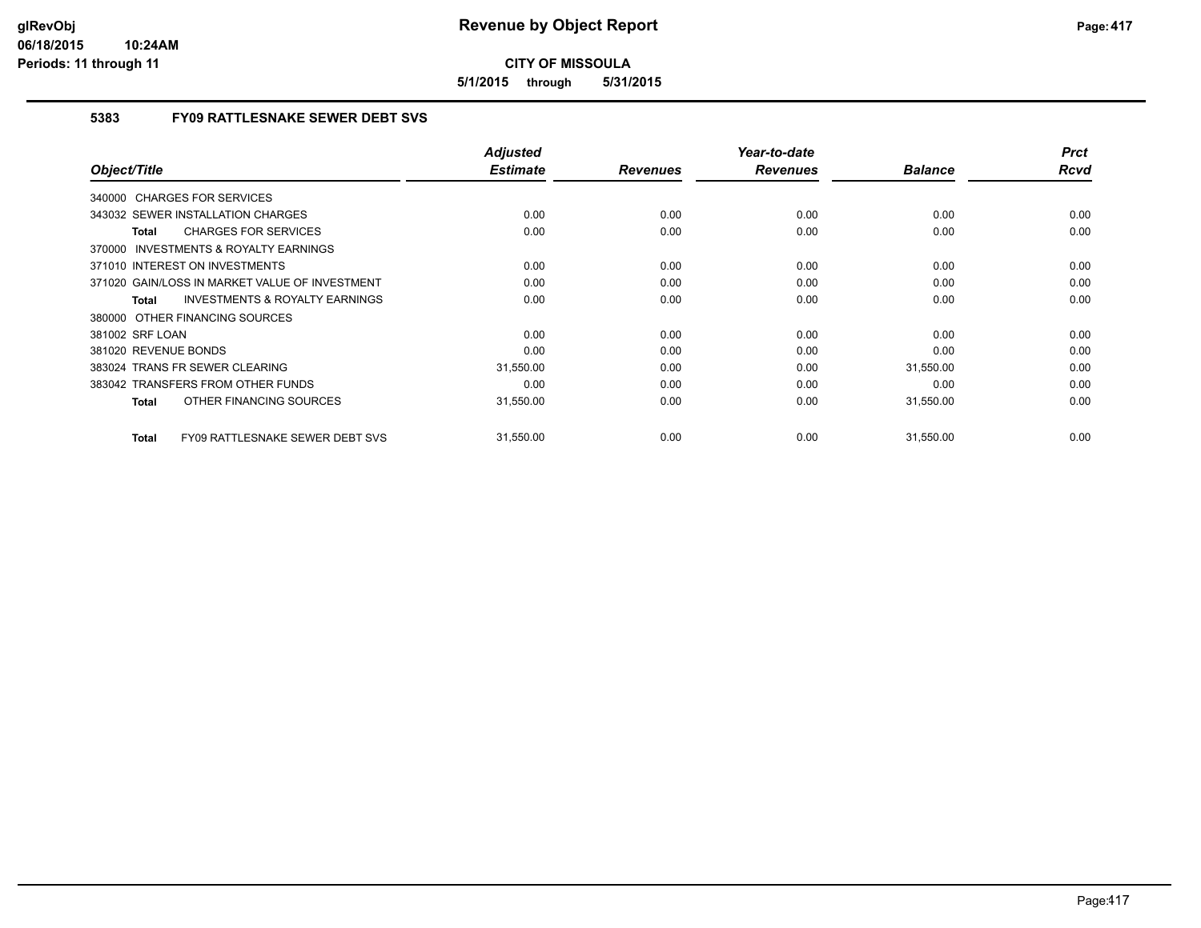# Revenue by Object Report

**CITY OF MISSOULA**

**5/1/2015 through 5/31/2015**

glRevObj
06/18/2015 10:24AM
Periods: 11 through 11

## 5383 FY09 RATTLESNAKE SEWER DEBT SVS

| Object/Title | Adjusted Estimate | Revenues | Year-to-date Revenues | Balance | Prct Rcvd |
|---|---|---|---|---|---|
| 340000 CHARGES FOR SERVICES | | | | | |
| 343032 SEWER INSTALLATION CHARGES | 0.00 | 0.00 | 0.00 | 0.00 | 0.00 |
| **Total** CHARGES FOR SERVICES | 0.00 | 0.00 | 0.00 | 0.00 | 0.00 |
| 370000 INVESTMENTS & ROYALTY EARNINGS | | | | | |
| 371010 INTEREST ON INVESTMENTS | 0.00 | 0.00 | 0.00 | 0.00 | 0.00 |
| 371020 GAIN/LOSS IN MARKET VALUE OF INVESTMENT | 0.00 | 0.00 | 0.00 | 0.00 | 0.00 |
| **Total** INVESTMENTS & ROYALTY EARNINGS | 0.00 | 0.00 | 0.00 | 0.00 | 0.00 |
| 380000 OTHER FINANCING SOURCES | | | | | |
| 381002 SRF LOAN | 0.00 | 0.00 | 0.00 | 0.00 | 0.00 |
| 381020 REVENUE BONDS | 0.00 | 0.00 | 0.00 | 0.00 | 0.00 |
| 383024 TRANS FR SEWER CLEARING | 31,550.00 | 0.00 | 0.00 | 31,550.00 | 0.00 |
| 383042 TRANSFERS FROM OTHER FUNDS | 0.00 | 0.00 | 0.00 | 0.00 | 0.00 |
| **Total** OTHER FINANCING SOURCES | 31,550.00 | 0.00 | 0.00 | 31,550.00 | 0.00 |
| **Total** FY09 RATTLESNAKE SEWER DEBT SVS | 31,550.00 | 0.00 | 0.00 | 31,550.00 | 0.00 |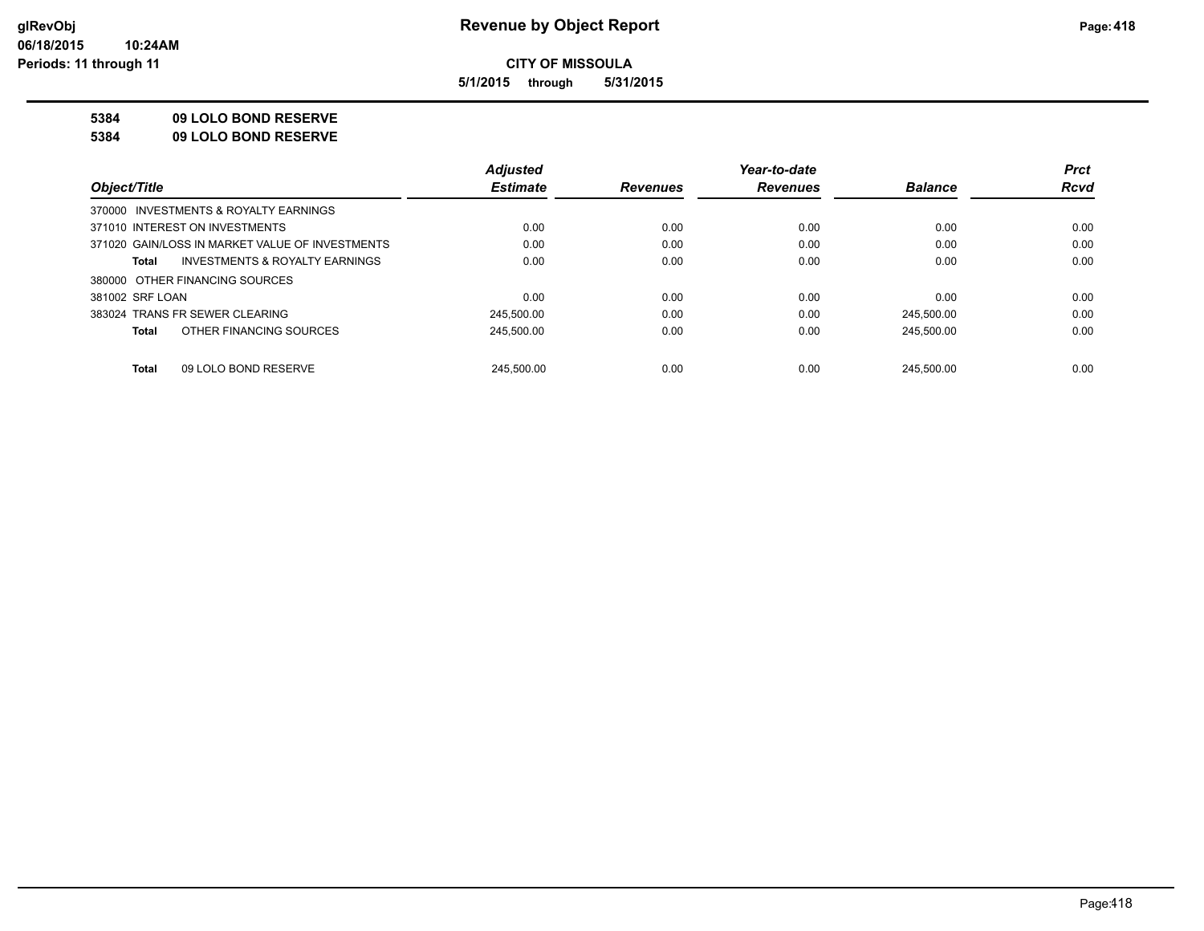**Revenue by Object Report**

**CITY OF MISSOULA**

**5/1/2015 through 5/31/2015**

glRevObj
06/18/2015 10:24AM
Periods: 11 through 11

**5384 09 LOLO BOND RESERVE**

**5384 09 LOLO BOND RESERVE**

| Object/Title | Adjusted Estimate | Revenues | Year-to-date Revenues | Balance | Prct Rcvd |
|---|---|---|---|---|---|
| 370000 INVESTMENTS & ROYALTY EARNINGS | | | | | |
| 371010 INTEREST ON INVESTMENTS | 0.00 | 0.00 | 0.00 | 0.00 | 0.00 |
| 371020 GAIN/LOSS IN MARKET VALUE OF INVESTMENTS | 0.00 | 0.00 | 0.00 | 0.00 | 0.00 |
| **Total** INVESTMENTS & ROYALTY EARNINGS | 0.00 | 0.00 | 0.00 | 0.00 | 0.00 |
| 380000 OTHER FINANCING SOURCES | | | | | |
| 381002 SRF LOAN | 0.00 | 0.00 | 0.00 | 0.00 | 0.00 |
| 383024 TRANS FR SEWER CLEARING | 245,500.00 | 0.00 | 0.00 | 245,500.00 | 0.00 |
| **Total** OTHER FINANCING SOURCES | 245,500.00 | 0.00 | 0.00 | 245,500.00 | 0.00 |
| **Total** 09 LOLO BOND RESERVE | 245,500.00 | 0.00 | 0.00 | 245,500.00 | 0.00 |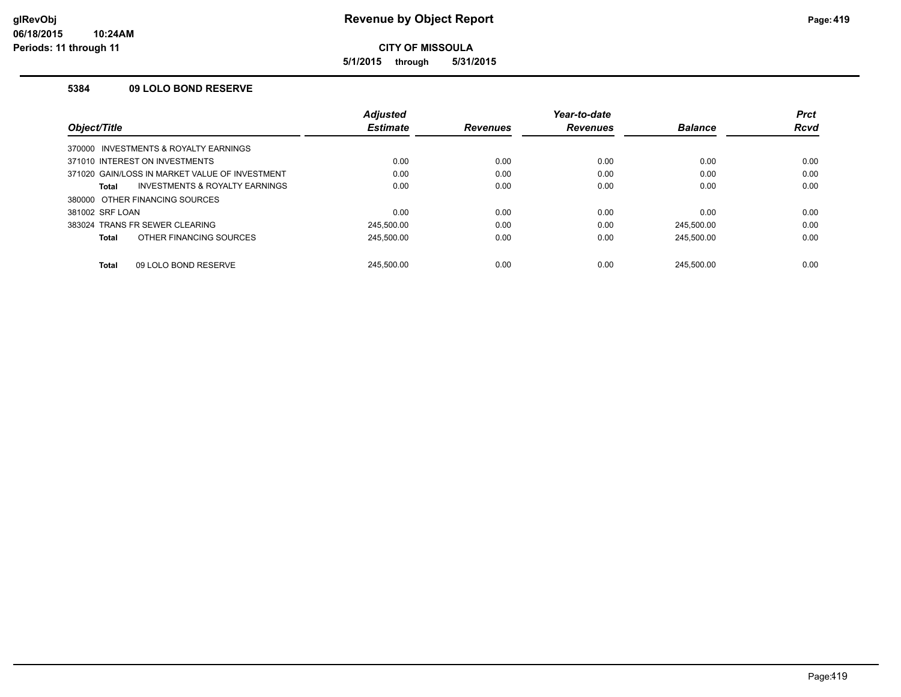# Revenue by Object Report

glRevObj
06/18/2015 10:24AM
Periods: 11 through 11

**CITY OF MISSOULA**

**5/1/2015 through 5/31/2015**

### 5384 09 LOLO BOND RESERVE

| Object/Title | Adjusted Estimate | Revenues | Year-to-date Revenues | Balance | Prct Rcvd |
|---|---|---|---|---|---|
| 370000 INVESTMENTS & ROYALTY EARNINGS | | | | | |
| 371010 INTEREST ON INVESTMENTS | 0.00 | 0.00 | 0.00 | 0.00 | 0.00 |
| 371020 GAIN/LOSS IN MARKET VALUE OF INVESTMENT | 0.00 | 0.00 | 0.00 | 0.00 | 0.00 |
| **Total** INVESTMENTS & ROYALTY EARNINGS | 0.00 | 0.00 | 0.00 | 0.00 | 0.00 |
| 380000 OTHER FINANCING SOURCES | | | | | |
| 381002 SRF LOAN | 0.00 | 0.00 | 0.00 | 0.00 | 0.00 |
| 383024 TRANS FR SEWER CLEARING | 245,500.00 | 0.00 | 0.00 | 245,500.00 | 0.00 |
| **Total** OTHER FINANCING SOURCES | 245,500.00 | 0.00 | 0.00 | 245,500.00 | 0.00 |
| **Total** 09 LOLO BOND RESERVE | 245,500.00 | 0.00 | 0.00 | 245,500.00 | 0.00 |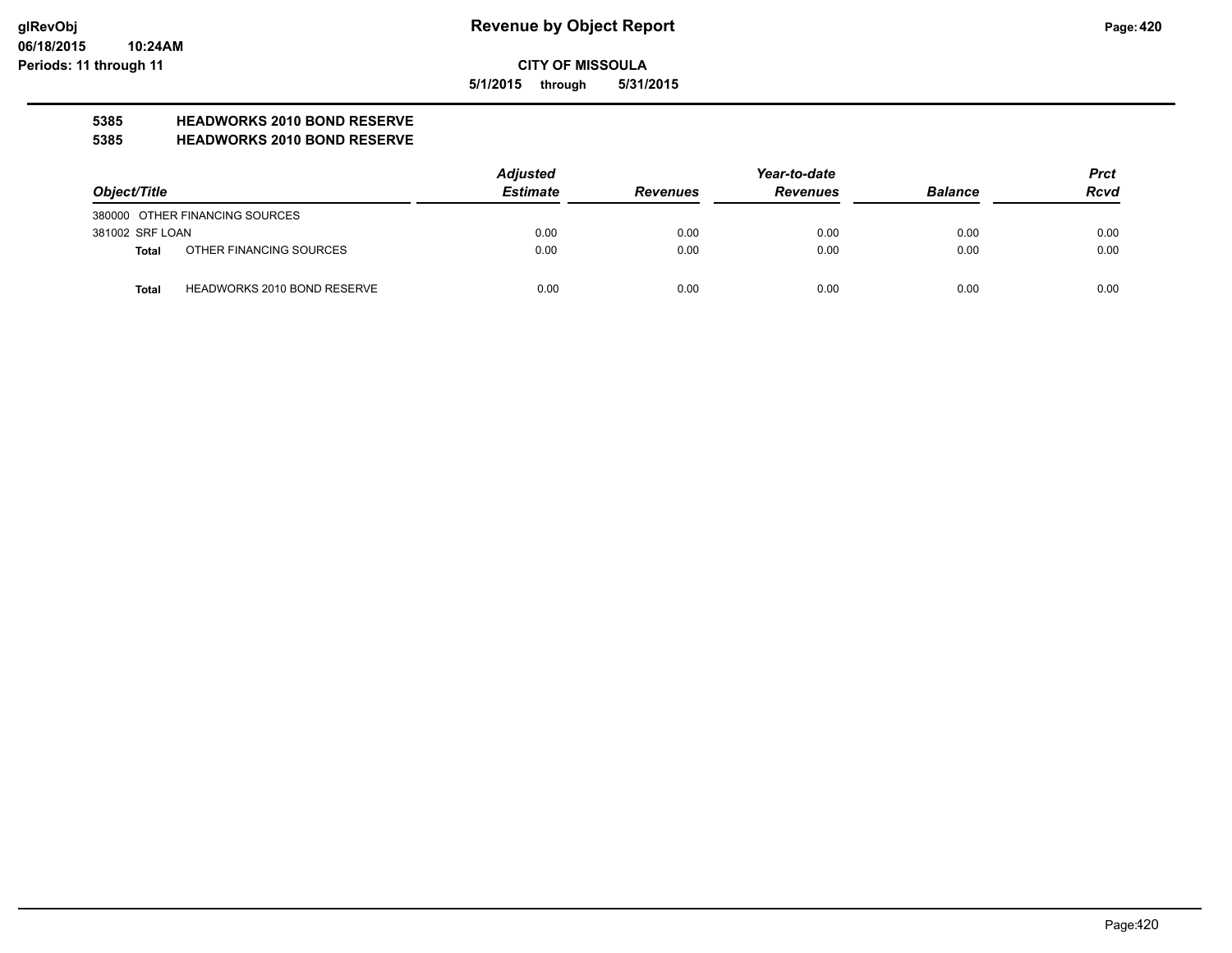# Revenue by Object Report

**CITY OF MISSOULA**

**5/1/2015 through 5/31/2015**

glRevObj
06/18/2015 10:24AM
Periods: 11 through 11

**5385 HEADWORKS 2010 BOND RESERVE**
**5385 HEADWORKS 2010 BOND RESERVE**

| Object/Title | | Adjusted Estimate | Revenues | Year-to-date Revenues | Balance | Prct Rcvd |
|---|---|---|---|---|---|---|
| 380000 OTHER FINANCING SOURCES | | | | | | |
| 381002 SRF LOAN | | 0.00 | 0.00 | 0.00 | 0.00 | 0.00 |
| **Total** | OTHER FINANCING SOURCES | 0.00 | 0.00 | 0.00 | 0.00 | 0.00 |
| **Total** | HEADWORKS 2010 BOND RESERVE | 0.00 | 0.00 | 0.00 | 0.00 | 0.00 |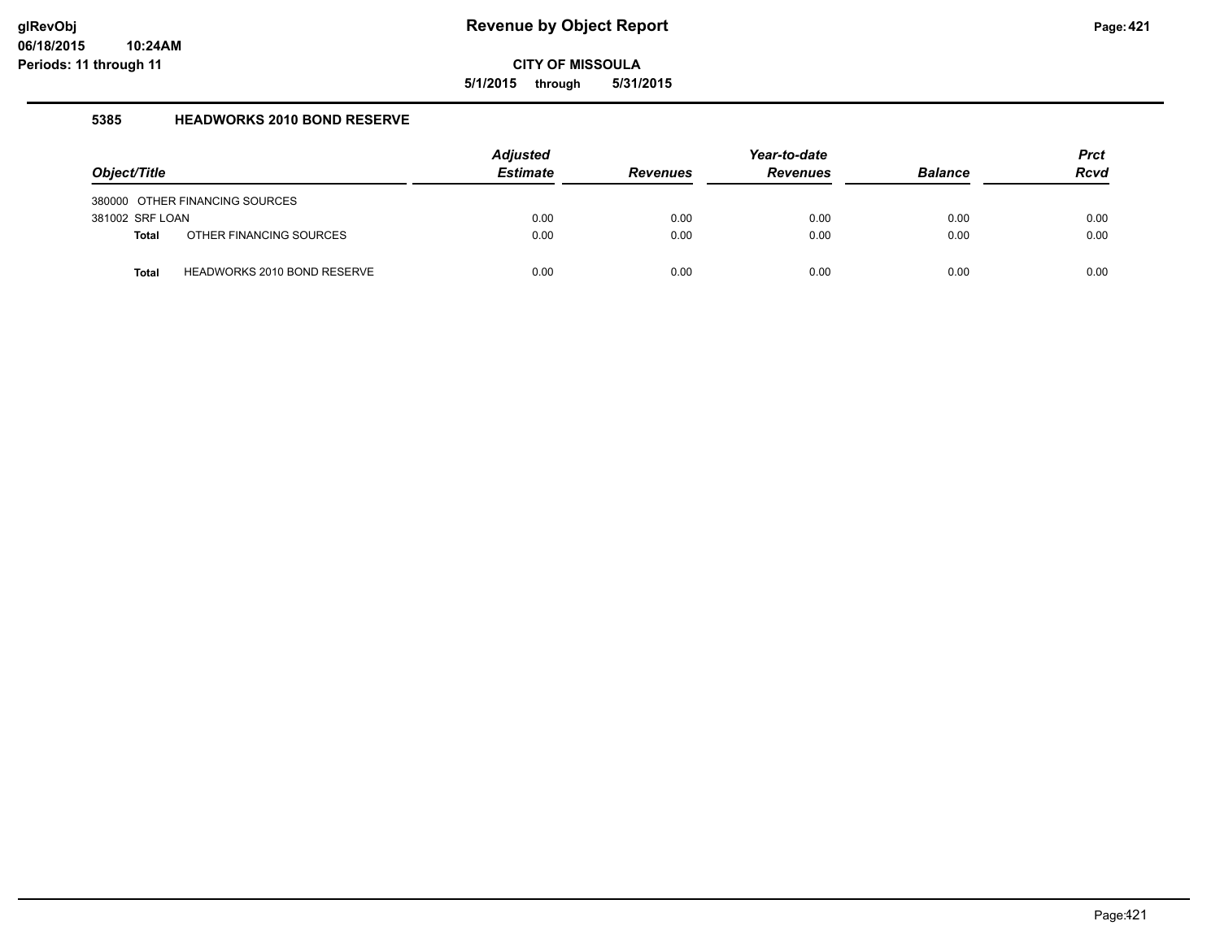# Revenue by Object Report

**CITY OF MISSOULA**

**5/1/2015 through 5/31/2015**

glRevObj
06/18/2015 10:24AM
Periods: 11 through 11

## 5385 HEADWORKS 2010 BOND RESERVE

| Object/Title | | Adjusted Estimate | Revenues | Year-to-date Revenues | Balance | Prct Rcvd |
|---|---|---|---|---|---|---|
| 380000 OTHER FINANCING SOURCES | | | | | | |
| 381002 SRF LOAN | | 0.00 | 0.00 | 0.00 | 0.00 | 0.00 |
| **Total** | OTHER FINANCING SOURCES | 0.00 | 0.00 | 0.00 | 0.00 | 0.00 |
| **Total** | HEADWORKS 2010 BOND RESERVE | 0.00 | 0.00 | 0.00 | 0.00 | 0.00 |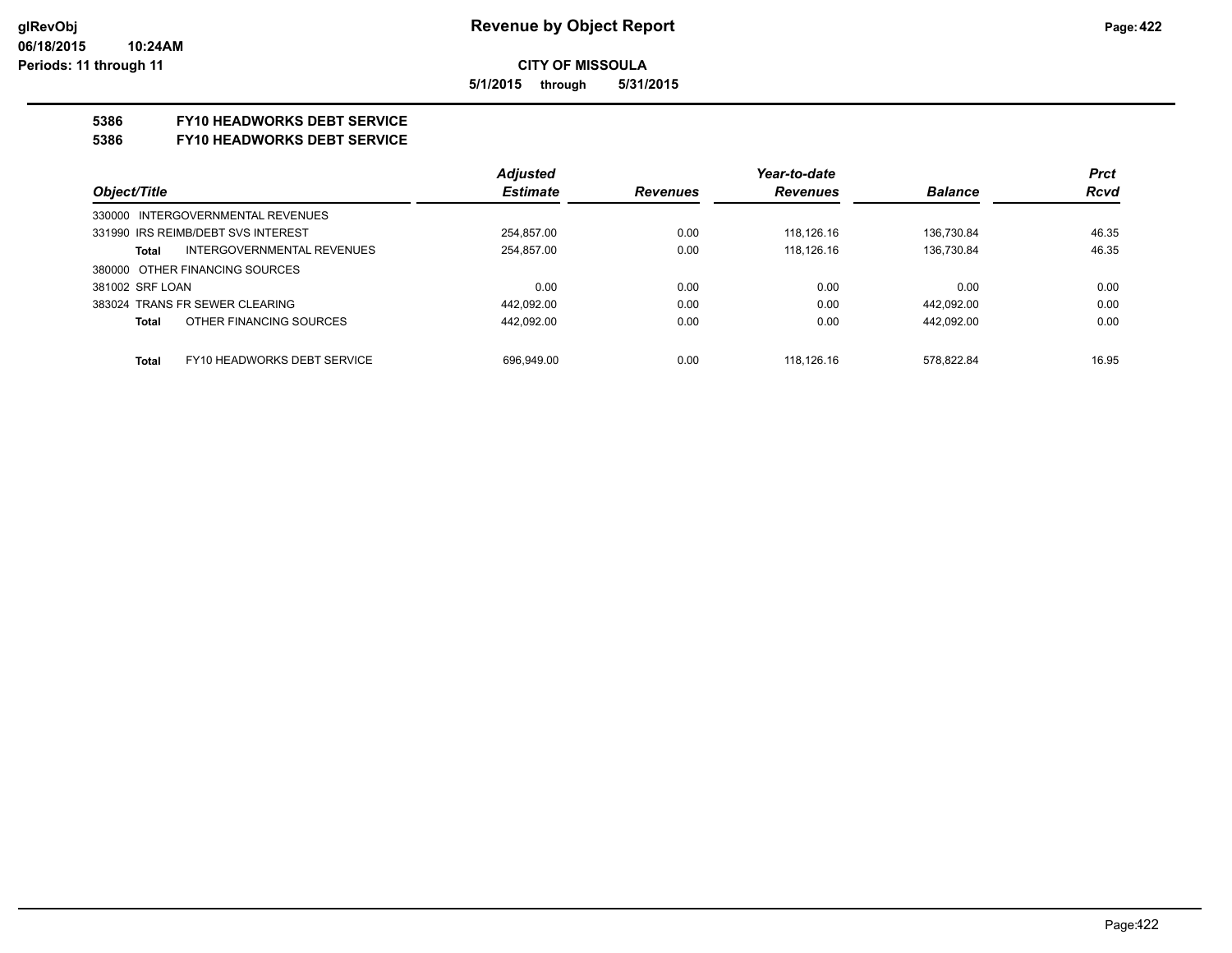**Revenue by Object Report**

**CITY OF MISSOULA**

**5/1/2015 through 5/31/2015**

glRevObj
06/18/2015 10:24AM
Periods: 11 through 11

**5386 FY10 HEADWORKS DEBT SERVICE**

**5386 FY10 HEADWORKS DEBT SERVICE**

| Object/Title | Adjusted Estimate | Revenues | Year-to-date Revenues | Balance | Prct Rcvd |
|---|---|---|---|---|---|
| 330000 INTERGOVERNMENTAL REVENUES | | | | | |
| 331990 IRS REIMB/DEBT SVS INTEREST | 254,857.00 | 0.00 | 118,126.16 | 136,730.84 | 46.35 |
| **Total** INTERGOVERNMENTAL REVENUES | 254,857.00 | 0.00 | 118,126.16 | 136,730.84 | 46.35 |
| 380000 OTHER FINANCING SOURCES | | | | | |
| 381002 SRF LOAN | 0.00 | 0.00 | 0.00 | 0.00 | 0.00 |
| 383024 TRANS FR SEWER CLEARING | 442,092.00 | 0.00 | 0.00 | 442,092.00 | 0.00 |
| **Total** OTHER FINANCING SOURCES | 442,092.00 | 0.00 | 0.00 | 442,092.00 | 0.00 |
| **Total** FY10 HEADWORKS DEBT SERVICE | 696,949.00 | 0.00 | 118,126.16 | 578,822.84 | 16.95 |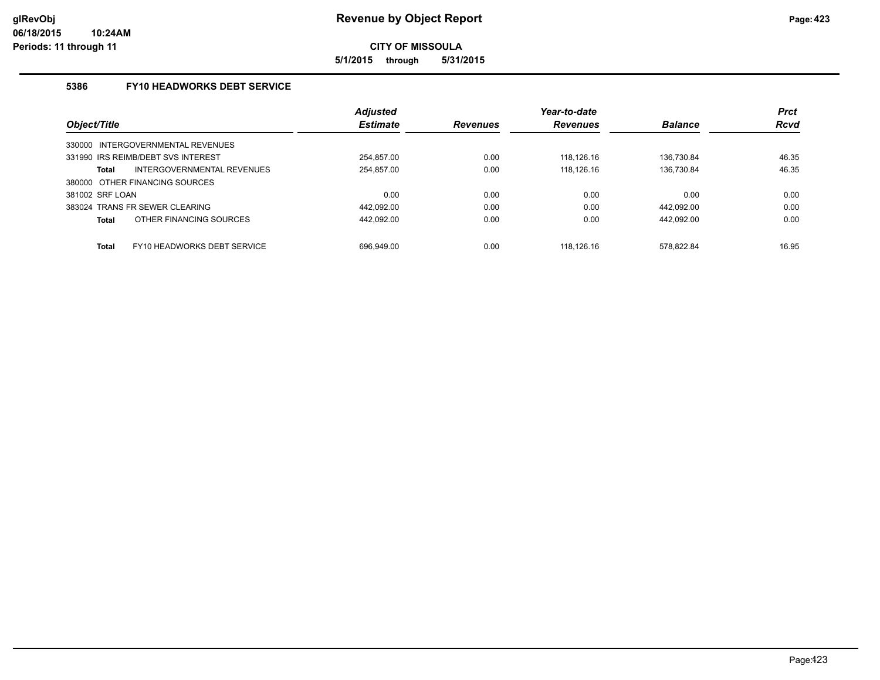# Revenue by Object Report

**CITY OF MISSOULA**

**5/1/2015 through 5/31/2015**

glRevObj
06/18/2015 10:24AM
Periods: 11 through 11

### 5386 FY10 HEADWORKS DEBT SERVICE

| Object/Title | Adjusted Estimate | Revenues | Year-to-date Revenues | Balance | Prct Rcvd |
|---|---|---|---|---|---|
| 330000 INTERGOVERNMENTAL REVENUES | | | | | |
| 331990 IRS REIMB/DEBT SVS INTEREST | 254,857.00 | 0.00 | 118,126.16 | 136,730.84 | 46.35 |
| **Total** INTERGOVERNMENTAL REVENUES | 254,857.00 | 0.00 | 118,126.16 | 136,730.84 | 46.35 |
| 380000 OTHER FINANCING SOURCES | | | | | |
| 381002 SRF LOAN | 0.00 | 0.00 | 0.00 | 0.00 | 0.00 |
| 383024 TRANS FR SEWER CLEARING | 442,092.00 | 0.00 | 0.00 | 442,092.00 | 0.00 |
| **Total** OTHER FINANCING SOURCES | 442,092.00 | 0.00 | 0.00 | 442,092.00 | 0.00 |
| **Total** FY10 HEADWORKS DEBT SERVICE | 696,949.00 | 0.00 | 118,126.16 | 578,822.84 | 16.95 |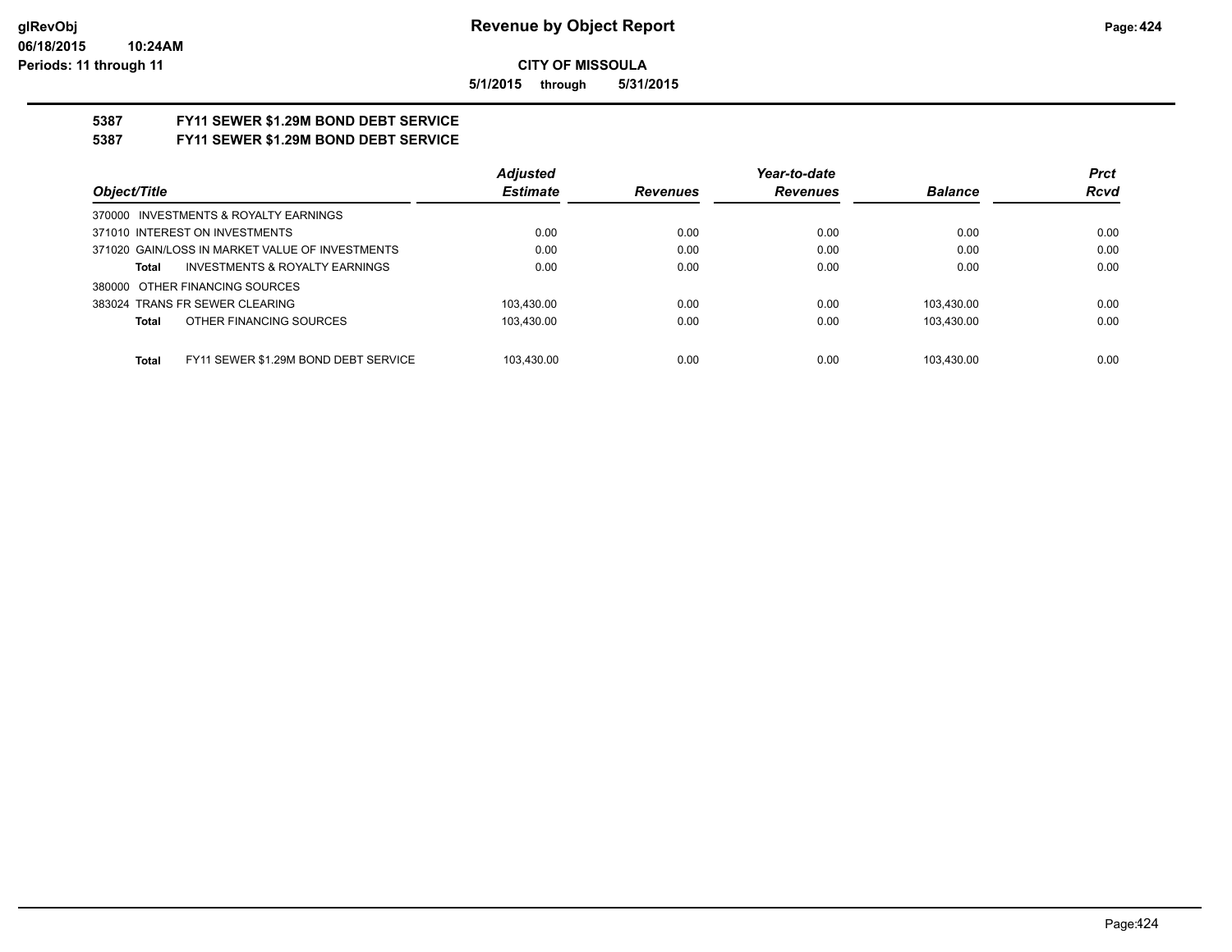**Revenue by Object Report**

**CITY OF MISSOULA**

**5/1/2015 through 5/31/2015**

glRevObj
06/18/2015 10:24AM
Periods: 11 through 11

## 5387 FY11 SEWER $1.29M BOND DEBT SERVICE

## 5387 FY11 SEWER $1.29M BOND DEBT SERVICE

| Object/Title | Adjusted Estimate | Revenues | Year-to-date Revenues | Balance | Prct Rcvd |
|---|---|---|---|---|---|
| 370000 INVESTMENTS & ROYALTY EARNINGS | | | | | |
| 371010 INTEREST ON INVESTMENTS | 0.00 | 0.00 | 0.00 | 0.00 | 0.00 |
| 371020 GAIN/LOSS IN MARKET VALUE OF INVESTMENTS | 0.00 | 0.00 | 0.00 | 0.00 | 0.00 |
| **Total** INVESTMENTS & ROYALTY EARNINGS | 0.00 | 0.00 | 0.00 | 0.00 | 0.00 |
| 380000 OTHER FINANCING SOURCES | | | | | |
| 383024 TRANS FR SEWER CLEARING | 103,430.00 | 0.00 | 0.00 | 103,430.00 | 0.00 |
| **Total** OTHER FINANCING SOURCES | 103,430.00 | 0.00 | 0.00 | 103,430.00 | 0.00 |
| **Total** FY11 SEWER $1.29M BOND DEBT SERVICE | 103,430.00 | 0.00 | 0.00 | 103,430.00 | 0.00 |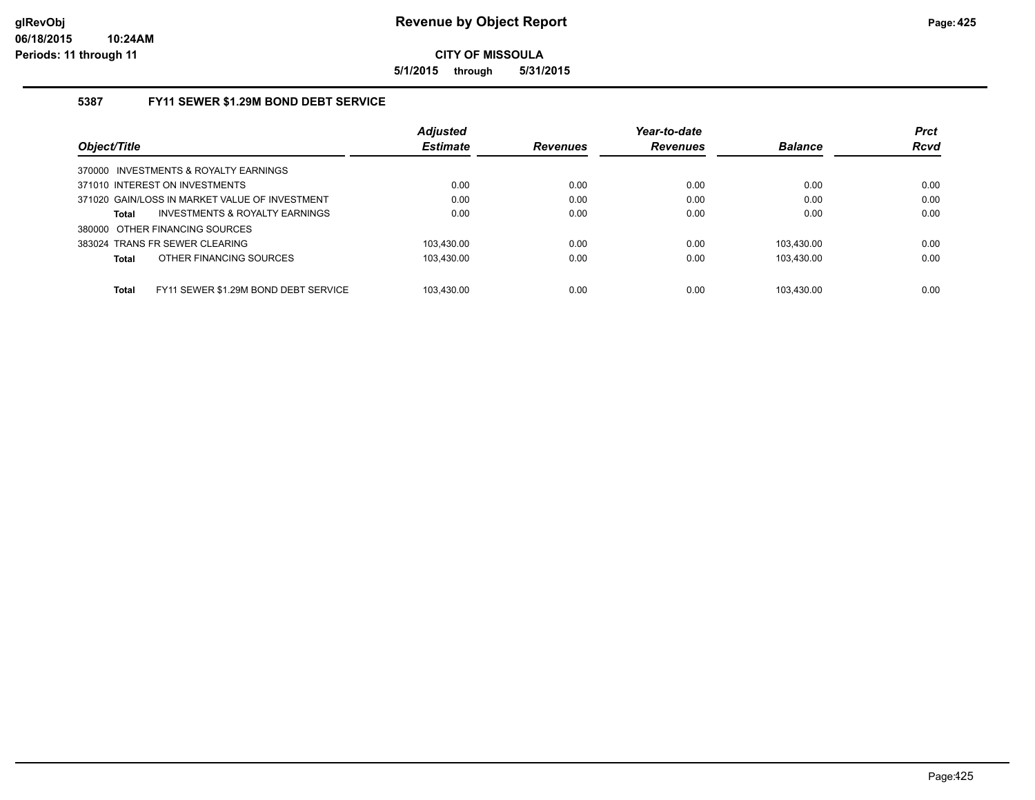# Revenue by Object Report

**CITY OF MISSOULA**

**5/1/2015 through 5/31/2015**

glRevObj
06/18/2015 10:24AM
Periods: 11 through 11

## 5387 FY11 SEWER $1.29M BOND DEBT SERVICE

| Object/Title | Adjusted Estimate | Revenues | Year-to-date Revenues | Balance | Prct Rcvd |
|---|---|---|---|---|---|
| 370000 INVESTMENTS & ROYALTY EARNINGS | | | | | |
| 371010 INTEREST ON INVESTMENTS | 0.00 | 0.00 | 0.00 | 0.00 | 0.00 |
| 371020 GAIN/LOSS IN MARKET VALUE OF INVESTMENT | 0.00 | 0.00 | 0.00 | 0.00 | 0.00 |
| **Total** INVESTMENTS & ROYALTY EARNINGS | 0.00 | 0.00 | 0.00 | 0.00 | 0.00 |
| 380000 OTHER FINANCING SOURCES | | | | | |
| 383024 TRANS FR SEWER CLEARING | 103,430.00 | 0.00 | 0.00 | 103,430.00 | 0.00 |
| **Total** OTHER FINANCING SOURCES | 103,430.00 | 0.00 | 0.00 | 103,430.00 | 0.00 |
| **Total** FY11 SEWER $1.29M BOND DEBT SERVICE | 103,430.00 | 0.00 | 0.00 | 103,430.00 | 0.00 |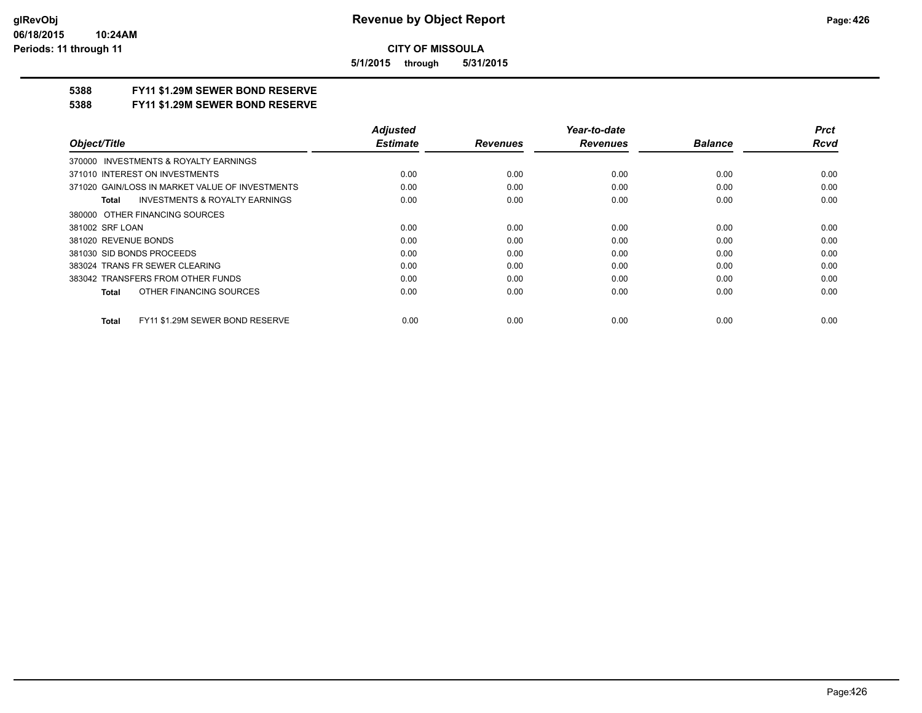**CITY OF MISSOULA**

**5/1/2015 through 5/31/2015**

## 5388 FY11 $1.29M SEWER BOND RESERVE

## 5388 FY11 $1.29M SEWER BOND RESERVE

| Object/Title | Adjusted Estimate | Revenues | Year-to-date Revenues | Balance | Prct Rcvd |
|---|---|---|---|---|---|
| 370000 INVESTMENTS & ROYALTY EARNINGS | | | | | |
| 371010 INTEREST ON INVESTMENTS | 0.00 | 0.00 | 0.00 | 0.00 | 0.00 |
| 371020 GAIN/LOSS IN MARKET VALUE OF INVESTMENTS | 0.00 | 0.00 | 0.00 | 0.00 | 0.00 |
| **Total** INVESTMENTS & ROYALTY EARNINGS | 0.00 | 0.00 | 0.00 | 0.00 | 0.00 |
| 380000 OTHER FINANCING SOURCES | | | | | |
| 381002 SRF LOAN | 0.00 | 0.00 | 0.00 | 0.00 | 0.00 |
| 381020 REVENUE BONDS | 0.00 | 0.00 | 0.00 | 0.00 | 0.00 |
| 381030 SID BONDS PROCEEDS | 0.00 | 0.00 | 0.00 | 0.00 | 0.00 |
| 383024 TRANS FR SEWER CLEARING | 0.00 | 0.00 | 0.00 | 0.00 | 0.00 |
| 383042 TRANSFERS FROM OTHER FUNDS | 0.00 | 0.00 | 0.00 | 0.00 | 0.00 |
| **Total** OTHER FINANCING SOURCES | 0.00 | 0.00 | 0.00 | 0.00 | 0.00 |
| **Total** FY11 $1.29M SEWER BOND RESERVE | 0.00 | 0.00 | 0.00 | 0.00 | 0.00 |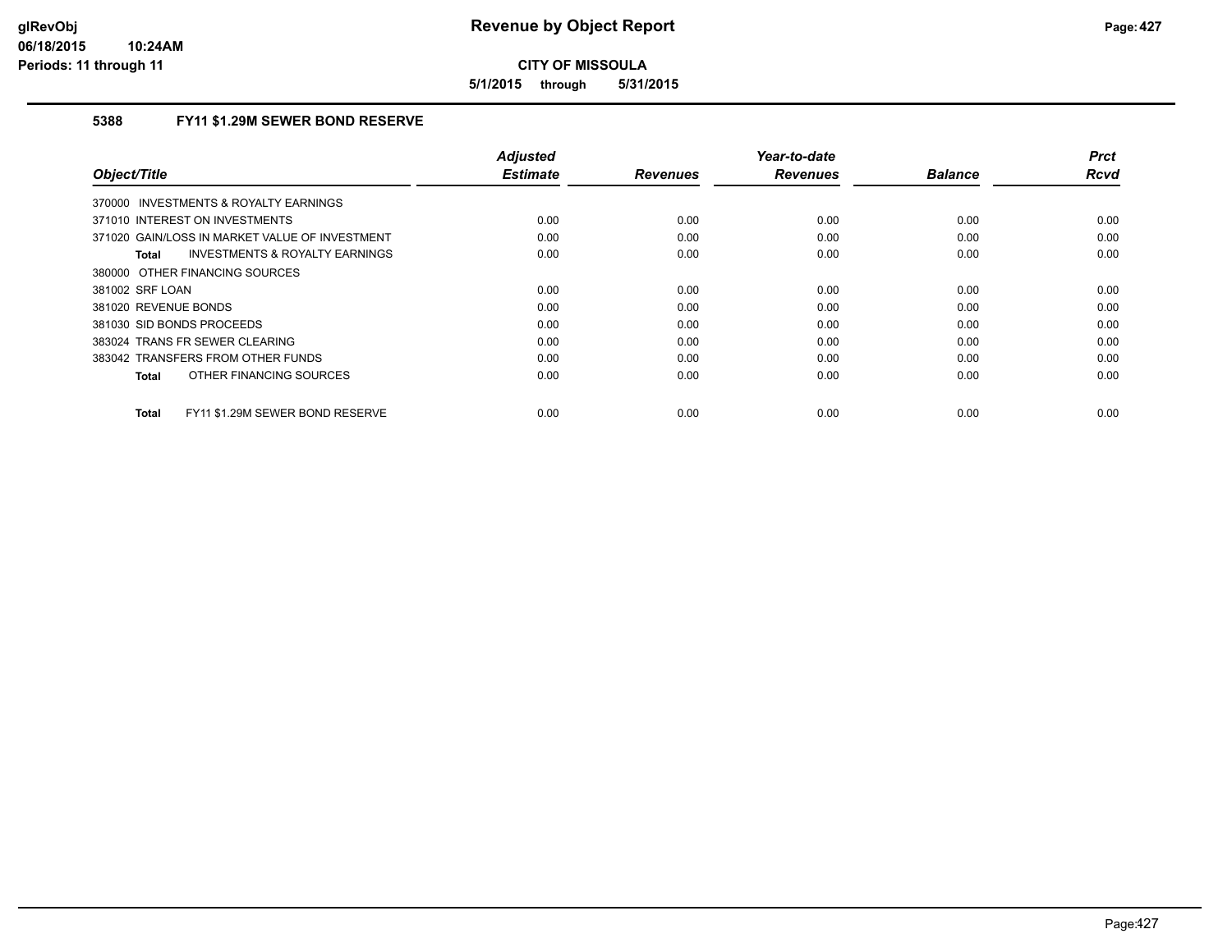**glRevObj** **Revenue by Object Report**

**06/18/2015 10:24AM**

**Periods: 11 through 11**

**CITY OF MISSOULA**

**5/1/2015 through 5/31/2015**

## 5388 FY11 $1.29M SEWER BOND RESERVE

| Object/Title | Adjusted Estimate | Revenues | Year-to-date Revenues | Balance | Prct Rcvd |
|---|---|---|---|---|---|
| 370000 INVESTMENTS & ROYALTY EARNINGS | | | | | |
| 371010 INTEREST ON INVESTMENTS | 0.00 | 0.00 | 0.00 | 0.00 | 0.00 |
| 371020 GAIN/LOSS IN MARKET VALUE OF INVESTMENT | 0.00 | 0.00 | 0.00 | 0.00 | 0.00 |
| **Total** INVESTMENTS & ROYALTY EARNINGS | 0.00 | 0.00 | 0.00 | 0.00 | 0.00 |
| 380000 OTHER FINANCING SOURCES | | | | | |
| 381002 SRF LOAN | 0.00 | 0.00 | 0.00 | 0.00 | 0.00 |
| 381020 REVENUE BONDS | 0.00 | 0.00 | 0.00 | 0.00 | 0.00 |
| 381030 SID BONDS PROCEEDS | 0.00 | 0.00 | 0.00 | 0.00 | 0.00 |
| 383024 TRANS FR SEWER CLEARING | 0.00 | 0.00 | 0.00 | 0.00 | 0.00 |
| 383042 TRANSFERS FROM OTHER FUNDS | 0.00 | 0.00 | 0.00 | 0.00 | 0.00 |
| **Total** OTHER FINANCING SOURCES | 0.00 | 0.00 | 0.00 | 0.00 | 0.00 |
| **Total** FY11 $1.29M SEWER BOND RESERVE | 0.00 | 0.00 | 0.00 | 0.00 | 0.00 |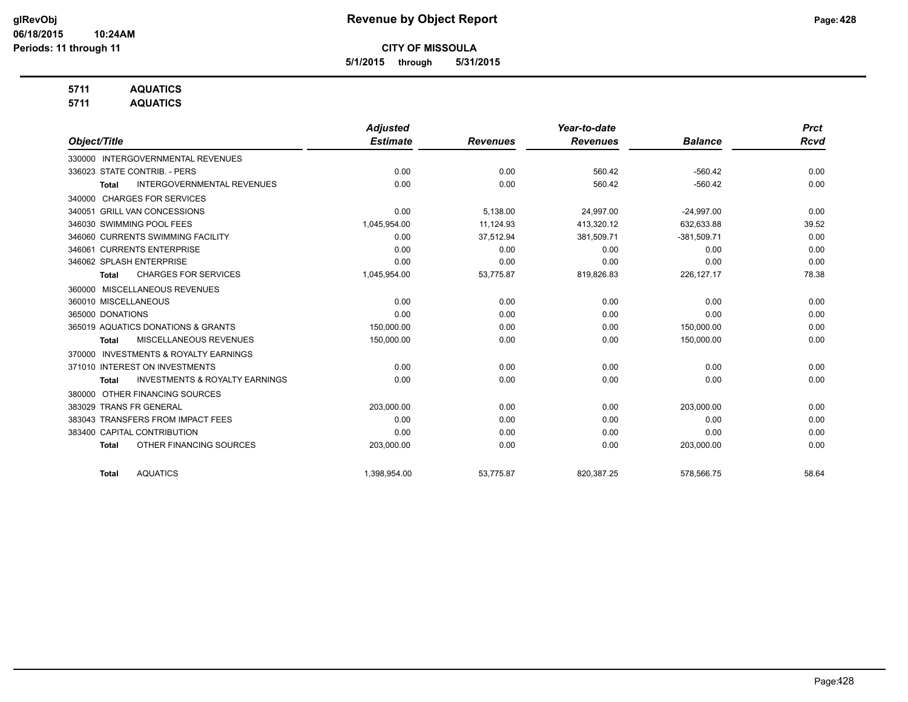# Revenue by Object Report

**CITY OF MISSOULA**

**5/1/2015 through 5/31/2015**

glRevObj
06/18/2015 10:24AM
Periods: 11 through 11

**5711 AQUATICS**
**5711 AQUATICS**

| Object/Title | Adjusted Estimate | Revenues | Year-to-date Revenues | Balance | Prct Rcvd |
|---|---|---|---|---|---|
| 330000 INTERGOVERNMENTAL REVENUES | | | | | |
| 336023 STATE CONTRIB. - PERS | 0.00 | 0.00 | 560.42 | -560.42 | 0.00 |
| **Total** INTERGOVERNMENTAL REVENUES | 0.00 | 0.00 | 560.42 | -560.42 | 0.00 |
| 340000 CHARGES FOR SERVICES | | | | | |
| 340051 GRILL VAN CONCESSIONS | 0.00 | 5,138.00 | 24,997.00 | -24,997.00 | 0.00 |
| 346030 SWIMMING POOL FEES | 1,045,954.00 | 11,124.93 | 413,320.12 | 632,633.88 | 39.52 |
| 346060 CURRENTS SWIMMING FACILITY | 0.00 | 37,512.94 | 381,509.71 | -381,509.71 | 0.00 |
| 346061 CURRENTS ENTERPRISE | 0.00 | 0.00 | 0.00 | 0.00 | 0.00 |
| 346062 SPLASH ENTERPRISE | 0.00 | 0.00 | 0.00 | 0.00 | 0.00 |
| **Total** CHARGES FOR SERVICES | 1,045,954.00 | 53,775.87 | 819,826.83 | 226,127.17 | 78.38 |
| 360000 MISCELLANEOUS REVENUES | | | | | |
| 360010 MISCELLANEOUS | 0.00 | 0.00 | 0.00 | 0.00 | 0.00 |
| 365000 DONATIONS | 0.00 | 0.00 | 0.00 | 0.00 | 0.00 |
| 365019 AQUATICS DONATIONS & GRANTS | 150,000.00 | 0.00 | 0.00 | 150,000.00 | 0.00 |
| **Total** MISCELLANEOUS REVENUES | 150,000.00 | 0.00 | 0.00 | 150,000.00 | 0.00 |
| 370000 INVESTMENTS & ROYALTY EARNINGS | | | | | |
| 371010 INTEREST ON INVESTMENTS | 0.00 | 0.00 | 0.00 | 0.00 | 0.00 |
| **Total** INVESTMENTS & ROYALTY EARNINGS | 0.00 | 0.00 | 0.00 | 0.00 | 0.00 |
| 380000 OTHER FINANCING SOURCES | | | | | |
| 383029 TRANS FR GENERAL | 203,000.00 | 0.00 | 0.00 | 203,000.00 | 0.00 |
| 383043 TRANSFERS FROM IMPACT FEES | 0.00 | 0.00 | 0.00 | 0.00 | 0.00 |
| 383400 CAPITAL CONTRIBUTION | 0.00 | 0.00 | 0.00 | 0.00 | 0.00 |
| **Total** OTHER FINANCING SOURCES | 203,000.00 | 0.00 | 0.00 | 203,000.00 | 0.00 |
| **Total** AQUATICS | 1,398,954.00 | 53,775.87 | 820,387.25 | 578,566.75 | 58.64 |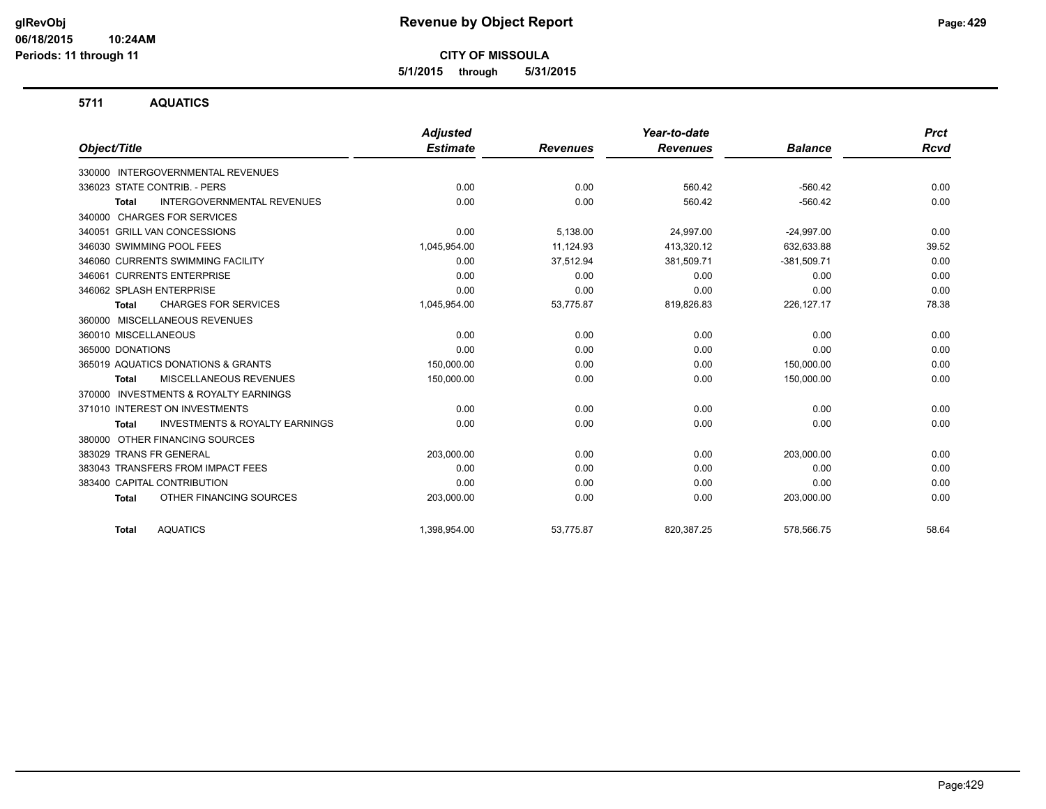# Revenue by Object Report

**CITY OF MISSOULA**

**5/1/2015 through 5/31/2015**

glRevObj
06/18/2015 10:24AM
Periods: 11 through 11

## 5711 AQUATICS

| Object/Title | Adjusted Estimate | Revenues | Year-to-date Revenues | Balance | Prct Rcvd |
|---|---|---|---|---|---|
| 330000 INTERGOVERNMENTAL REVENUES | | | | | |
| 336023 STATE CONTRIB. - PERS | 0.00 | 0.00 | 560.42 | -560.42 | 0.00 |
| **Total** INTERGOVERNMENTAL REVENUES | 0.00 | 0.00 | 560.42 | -560.42 | 0.00 |
| 340000 CHARGES FOR SERVICES | | | | | |
| 340051 GRILL VAN CONCESSIONS | 0.00 | 5,138.00 | 24,997.00 | -24,997.00 | 0.00 |
| 346030 SWIMMING POOL FEES | 1,045,954.00 | 11,124.93 | 413,320.12 | 632,633.88 | 39.52 |
| 346060 CURRENTS SWIMMING FACILITY | 0.00 | 37,512.94 | 381,509.71 | -381,509.71 | 0.00 |
| 346061 CURRENTS ENTERPRISE | 0.00 | 0.00 | 0.00 | 0.00 | 0.00 |
| 346062 SPLASH ENTERPRISE | 0.00 | 0.00 | 0.00 | 0.00 | 0.00 |
| **Total** CHARGES FOR SERVICES | 1,045,954.00 | 53,775.87 | 819,826.83 | 226,127.17 | 78.38 |
| 360000 MISCELLANEOUS REVENUES | | | | | |
| 360010 MISCELLANEOUS | 0.00 | 0.00 | 0.00 | 0.00 | 0.00 |
| 365000 DONATIONS | 0.00 | 0.00 | 0.00 | 0.00 | 0.00 |
| 365019 AQUATICS DONATIONS & GRANTS | 150,000.00 | 0.00 | 0.00 | 150,000.00 | 0.00 |
| **Total** MISCELLANEOUS REVENUES | 150,000.00 | 0.00 | 0.00 | 150,000.00 | 0.00 |
| 370000 INVESTMENTS & ROYALTY EARNINGS | | | | | |
| 371010 INTEREST ON INVESTMENTS | 0.00 | 0.00 | 0.00 | 0.00 | 0.00 |
| **Total** INVESTMENTS & ROYALTY EARNINGS | 0.00 | 0.00 | 0.00 | 0.00 | 0.00 |
| 380000 OTHER FINANCING SOURCES | | | | | |
| 383029 TRANS FR GENERAL | 203,000.00 | 0.00 | 0.00 | 203,000.00 | 0.00 |
| 383043 TRANSFERS FROM IMPACT FEES | 0.00 | 0.00 | 0.00 | 0.00 | 0.00 |
| 383400 CAPITAL CONTRIBUTION | 0.00 | 0.00 | 0.00 | 0.00 | 0.00 |
| **Total** OTHER FINANCING SOURCES | 203,000.00 | 0.00 | 0.00 | 203,000.00 | 0.00 |
| **Total** AQUATICS | 1,398,954.00 | 53,775.87 | 820,387.25 | 578,566.75 | 58.64 |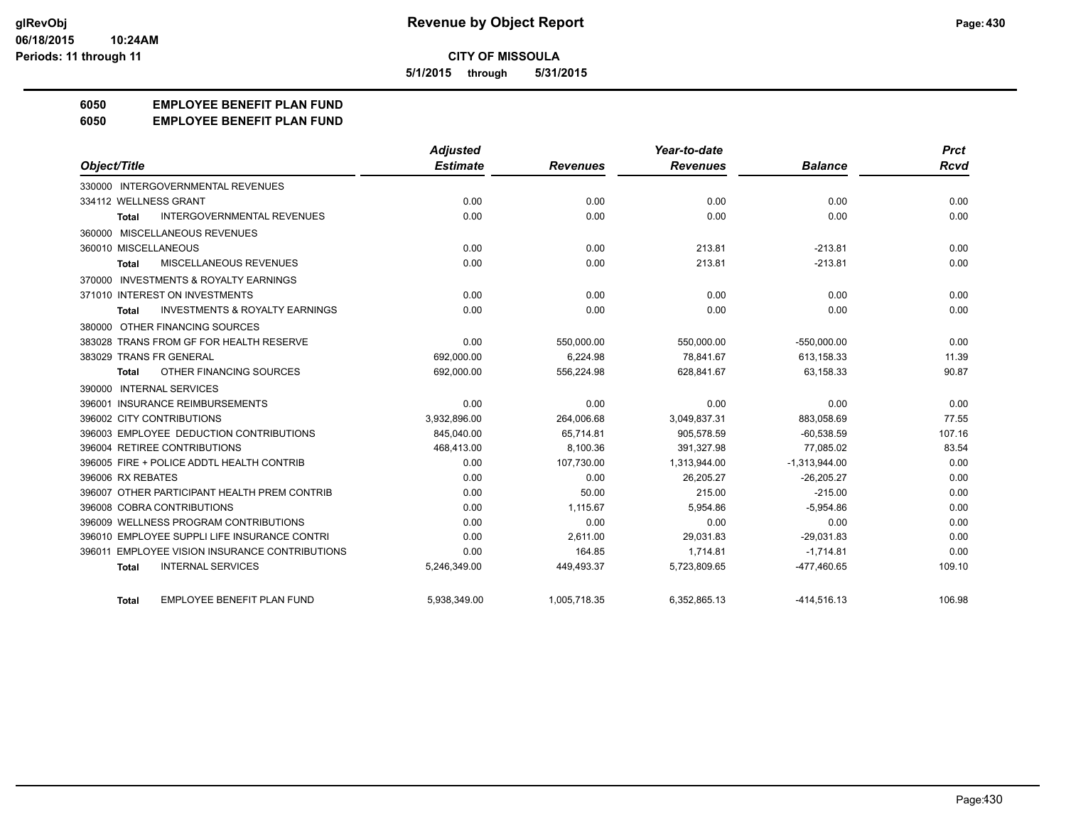# CITY OF MISSOULA

**5/1/2015 through 5/31/2015**

## 6050 EMPLOYEE BENEFIT PLAN FUND
## 6050 EMPLOYEE BENEFIT PLAN FUND

| Object/Title | Adjusted Estimate | Revenues | Year-to-date Revenues | Balance | Prct Rcvd |
|---|---|---|---|---|---|
| 330000 INTERGOVERNMENTAL REVENUES | | | | | |
| 334112 WELLNESS GRANT | 0.00 | 0.00 | 0.00 | 0.00 | 0.00 |
| **Total** INTERGOVERNMENTAL REVENUES | 0.00 | 0.00 | 0.00 | 0.00 | 0.00 |
| 360000 MISCELLANEOUS REVENUES | | | | | |
| 360010 MISCELLANEOUS | 0.00 | 0.00 | 213.81 | -213.81 | 0.00 |
| **Total** MISCELLANEOUS REVENUES | 0.00 | 0.00 | 213.81 | -213.81 | 0.00 |
| 370000 INVESTMENTS & ROYALTY EARNINGS | | | | | |
| 371010 INTEREST ON INVESTMENTS | 0.00 | 0.00 | 0.00 | 0.00 | 0.00 |
| **Total** INVESTMENTS & ROYALTY EARNINGS | 0.00 | 0.00 | 0.00 | 0.00 | 0.00 |
| 380000 OTHER FINANCING SOURCES | | | | | |
| 383028 TRANS FROM GF FOR HEALTH RESERVE | 0.00 | 550,000.00 | 550,000.00 | -550,000.00 | 0.00 |
| 383029 TRANS FR GENERAL | 692,000.00 | 6,224.98 | 78,841.67 | 613,158.33 | 11.39 |
| **Total** OTHER FINANCING SOURCES | 692,000.00 | 556,224.98 | 628,841.67 | 63,158.33 | 90.87 |
| 390000 INTERNAL SERVICES | | | | | |
| 396001 INSURANCE REIMBURSEMENTS | 0.00 | 0.00 | 0.00 | 0.00 | 0.00 |
| 396002 CITY CONTRIBUTIONS | 3,932,896.00 | 264,006.68 | 3,049,837.31 | 883,058.69 | 77.55 |
| 396003 EMPLOYEE DEDUCTION CONTRIBUTIONS | 845,040.00 | 65,714.81 | 905,578.59 | -60,538.59 | 107.16 |
| 396004 RETIREE CONTRIBUTIONS | 468,413.00 | 8,100.36 | 391,327.98 | 77,085.02 | 83.54 |
| 396005 FIRE + POLICE ADDTL HEALTH CONTRIB | 0.00 | 107,730.00 | 1,313,944.00 | -1,313,944.00 | 0.00 |
| 396006 RX REBATES | 0.00 | 0.00 | 26,205.27 | -26,205.27 | 0.00 |
| 396007 OTHER PARTICIPANT HEALTH PREM CONTRIB | 0.00 | 50.00 | 215.00 | -215.00 | 0.00 |
| 396008 COBRA CONTRIBUTIONS | 0.00 | 1,115.67 | 5,954.86 | -5,954.86 | 0.00 |
| 396009 WELLNESS PROGRAM CONTRIBUTIONS | 0.00 | 0.00 | 0.00 | 0.00 | 0.00 |
| 396010 EMPLOYEE SUPPLI LIFE INSURANCE CONTRI | 0.00 | 2,611.00 | 29,031.83 | -29,031.83 | 0.00 |
| 396011 EMPLOYEE VISION INSURANCE CONTRIBUTIONS | 0.00 | 164.85 | 1,714.81 | -1,714.81 | 0.00 |
| **Total** INTERNAL SERVICES | 5,246,349.00 | 449,493.37 | 5,723,809.65 | -477,460.65 | 109.10 |
| **Total** EMPLOYEE BENEFIT PLAN FUND | 5,938,349.00 | 1,005,718.35 | 6,352,865.13 | -414,516.13 | 106.98 |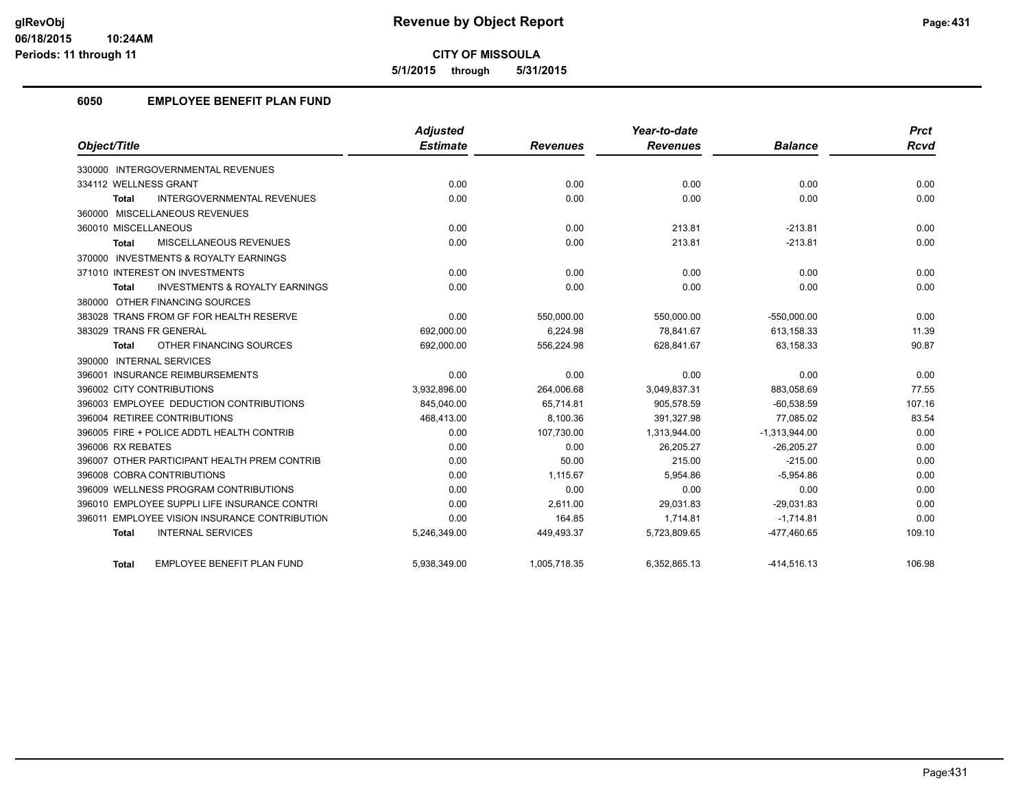**glRevObj** **Revenue by Object Report**
**06/18/2015 10:24AM**
**Periods: 11 through 11**

**CITY OF MISSOULA**

**5/1/2015 through 5/31/2015**

## 6050 EMPLOYEE BENEFIT PLAN FUND

| Object/Title | Adjusted Estimate | Revenues | Year-to-date Revenues | Balance | Prct Rcvd |
|---|---|---|---|---|---|
| 330000 INTERGOVERNMENTAL REVENUES | | | | | |
| 334112 WELLNESS GRANT | 0.00 | 0.00 | 0.00 | 0.00 | 0.00 |
| **Total** INTERGOVERNMENTAL REVENUES | 0.00 | 0.00 | 0.00 | 0.00 | 0.00 |
| 360000 MISCELLANEOUS REVENUES | | | | | |
| 360010 MISCELLANEOUS | 0.00 | 0.00 | 213.81 | -213.81 | 0.00 |
| **Total** MISCELLANEOUS REVENUES | 0.00 | 0.00 | 213.81 | -213.81 | 0.00 |
| 370000 INVESTMENTS & ROYALTY EARNINGS | | | | | |
| 371010 INTEREST ON INVESTMENTS | 0.00 | 0.00 | 0.00 | 0.00 | 0.00 |
| **Total** INVESTMENTS & ROYALTY EARNINGS | 0.00 | 0.00 | 0.00 | 0.00 | 0.00 |
| 380000 OTHER FINANCING SOURCES | | | | | |
| 383028 TRANS FROM GF FOR HEALTH RESERVE | 0.00 | 550,000.00 | 550,000.00 | -550,000.00 | 0.00 |
| 383029 TRANS FR GENERAL | 692,000.00 | 6,224.98 | 78,841.67 | 613,158.33 | 11.39 |
| **Total** OTHER FINANCING SOURCES | 692,000.00 | 556,224.98 | 628,841.67 | 63,158.33 | 90.87 |
| 390000 INTERNAL SERVICES | | | | | |
| 396001 INSURANCE REIMBURSEMENTS | 0.00 | 0.00 | 0.00 | 0.00 | 0.00 |
| 396002 CITY CONTRIBUTIONS | 3,932,896.00 | 264,006.68 | 3,049,837.31 | 883,058.69 | 77.55 |
| 396003 EMPLOYEE DEDUCTION CONTRIBUTIONS | 845,040.00 | 65,714.81 | 905,578.59 | -60,538.59 | 107.16 |
| 396004 RETIREE CONTRIBUTIONS | 468,413.00 | 8,100.36 | 391,327.98 | 77,085.02 | 83.54 |
| 396005 FIRE + POLICE ADDTL HEALTH CONTRIB | 0.00 | 107,730.00 | 1,313,944.00 | -1,313,944.00 | 0.00 |
| 396006 RX REBATES | 0.00 | 0.00 | 26,205.27 | -26,205.27 | 0.00 |
| 396007 OTHER PARTICIPANT HEALTH PREM CONTRIB | 0.00 | 50.00 | 215.00 | -215.00 | 0.00 |
| 396008 COBRA CONTRIBUTIONS | 0.00 | 1,115.67 | 5,954.86 | -5,954.86 | 0.00 |
| 396009 WELLNESS PROGRAM CONTRIBUTIONS | 0.00 | 0.00 | 0.00 | 0.00 | 0.00 |
| 396010 EMPLOYEE SUPPLI LIFE INSURANCE CONTRI | 0.00 | 2,611.00 | 29,031.83 | -29,031.83 | 0.00 |
| 396011 EMPLOYEE VISION INSURANCE CONTRIBUTION | 0.00 | 164.85 | 1,714.81 | -1,714.81 | 0.00 |
| **Total** INTERNAL SERVICES | 5,246,349.00 | 449,493.37 | 5,723,809.65 | -477,460.65 | 109.10 |
| **Total** EMPLOYEE BENEFIT PLAN FUND | 5,938,349.00 | 1,005,718.35 | 6,352,865.13 | -414,516.13 | 106.98 |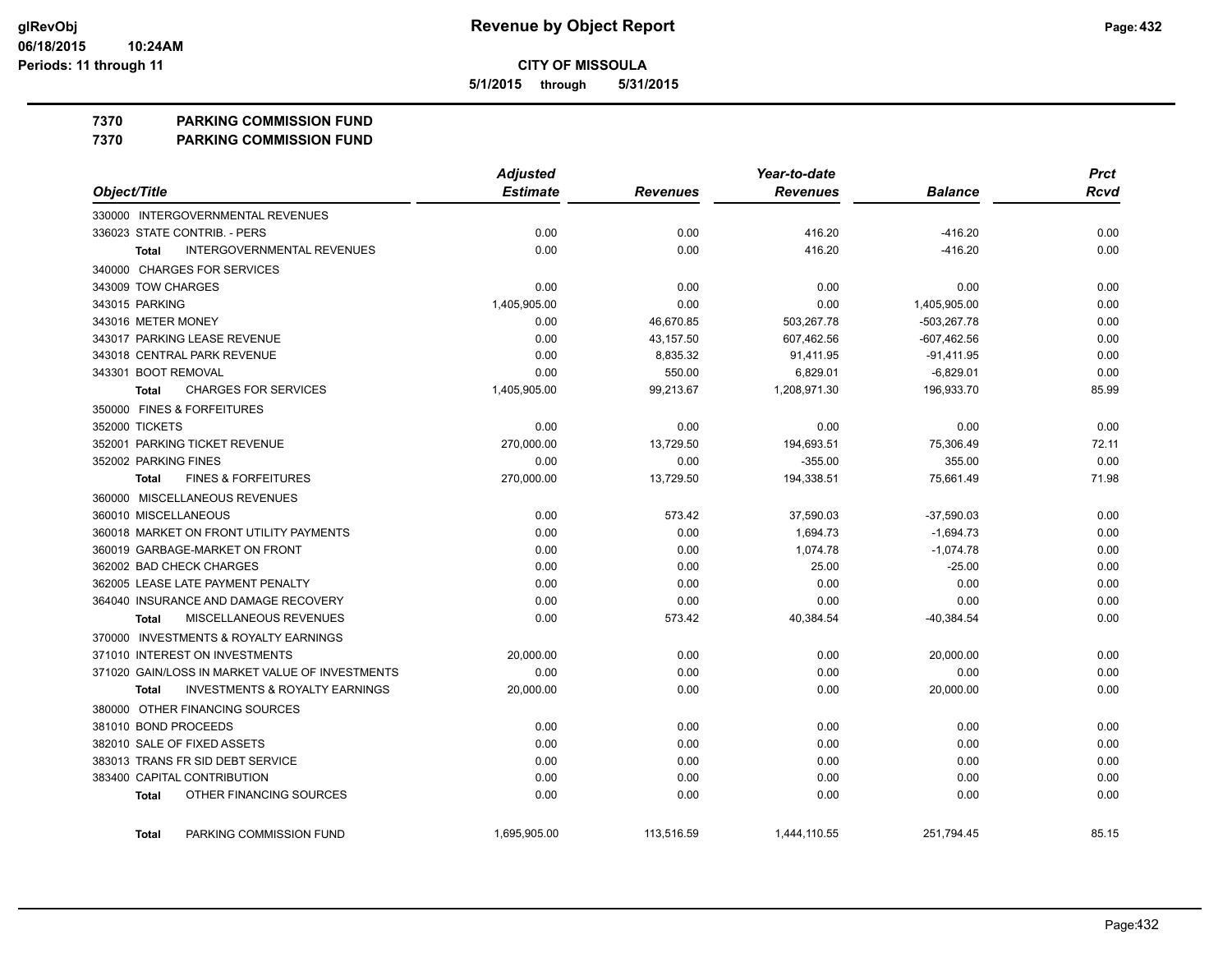# Revenue by Object Report

**CITY OF MISSOULA**

**5/1/2015 through 5/31/2015**

glRevObj
06/18/2015 10:24AM
Periods: 11 through 11

## 7370 PARKING COMMISSION FUND
## 7370 PARKING COMMISSION FUND

| Object/Title | Adjusted Estimate | Revenues | Year-to-date Revenues | Balance | Prct Rcvd |
|---|---|---|---|---|---|
| 330000 INTERGOVERNMENTAL REVENUES | | | | | |
| 336023 STATE CONTRIB. - PERS | 0.00 | 0.00 | 416.20 | -416.20 | 0.00 |
| **Total** INTERGOVERNMENTAL REVENUES | 0.00 | 0.00 | 416.20 | -416.20 | 0.00 |
| 340000 CHARGES FOR SERVICES | | | | | |
| 343009 TOW CHARGES | 0.00 | 0.00 | 0.00 | 0.00 | 0.00 |
| 343015 PARKING | 1,405,905.00 | 0.00 | 0.00 | 1,405,905.00 | 0.00 |
| 343016 METER MONEY | 0.00 | 46,670.85 | 503,267.78 | -503,267.78 | 0.00 |
| 343017 PARKING LEASE REVENUE | 0.00 | 43,157.50 | 607,462.56 | -607,462.56 | 0.00 |
| 343018 CENTRAL PARK REVENUE | 0.00 | 8,835.32 | 91,411.95 | -91,411.95 | 0.00 |
| 343301 BOOT REMOVAL | 0.00 | 550.00 | 6,829.01 | -6,829.01 | 0.00 |
| **Total** CHARGES FOR SERVICES | 1,405,905.00 | 99,213.67 | 1,208,971.30 | 196,933.70 | 85.99 |
| 350000 FINES & FORFEITURES | | | | | |
| 352000 TICKETS | 0.00 | 0.00 | 0.00 | 0.00 | 0.00 |
| 352001 PARKING TICKET REVENUE | 270,000.00 | 13,729.50 | 194,693.51 | 75,306.49 | 72.11 |
| 352002 PARKING FINES | 0.00 | 0.00 | -355.00 | 355.00 | 0.00 |
| **Total** FINES & FORFEITURES | 270,000.00 | 13,729.50 | 194,338.51 | 75,661.49 | 71.98 |
| 360000 MISCELLANEOUS REVENUES | | | | | |
| 360010 MISCELLANEOUS | 0.00 | 573.42 | 37,590.03 | -37,590.03 | 0.00 |
| 360018 MARKET ON FRONT UTILITY PAYMENTS | 0.00 | 0.00 | 1,694.73 | -1,694.73 | 0.00 |
| 360019 GARBAGE-MARKET ON FRONT | 0.00 | 0.00 | 1,074.78 | -1,074.78 | 0.00 |
| 362002 BAD CHECK CHARGES | 0.00 | 0.00 | 25.00 | -25.00 | 0.00 |
| 362005 LEASE LATE PAYMENT PENALTY | 0.00 | 0.00 | 0.00 | 0.00 | 0.00 |
| 364040 INSURANCE AND DAMAGE RECOVERY | 0.00 | 0.00 | 0.00 | 0.00 | 0.00 |
| **Total** MISCELLANEOUS REVENUES | 0.00 | 573.42 | 40,384.54 | -40,384.54 | 0.00 |
| 370000 INVESTMENTS & ROYALTY EARNINGS | | | | | |
| 371010 INTEREST ON INVESTMENTS | 20,000.00 | 0.00 | 0.00 | 20,000.00 | 0.00 |
| 371020 GAIN/LOSS IN MARKET VALUE OF INVESTMENTS | 0.00 | 0.00 | 0.00 | 0.00 | 0.00 |
| **Total** INVESTMENTS & ROYALTY EARNINGS | 20,000.00 | 0.00 | 0.00 | 20,000.00 | 0.00 |
| 380000 OTHER FINANCING SOURCES | | | | | |
| 381010 BOND PROCEEDS | 0.00 | 0.00 | 0.00 | 0.00 | 0.00 |
| 382010 SALE OF FIXED ASSETS | 0.00 | 0.00 | 0.00 | 0.00 | 0.00 |
| 383013 TRANS FR SID DEBT SERVICE | 0.00 | 0.00 | 0.00 | 0.00 | 0.00 |
| 383400 CAPITAL CONTRIBUTION | 0.00 | 0.00 | 0.00 | 0.00 | 0.00 |
| **Total** OTHER FINANCING SOURCES | 0.00 | 0.00 | 0.00 | 0.00 | 0.00 |
| **Total** PARKING COMMISSION FUND | 1,695,905.00 | 113,516.59 | 1,444,110.55 | 251,794.45 | 85.15 |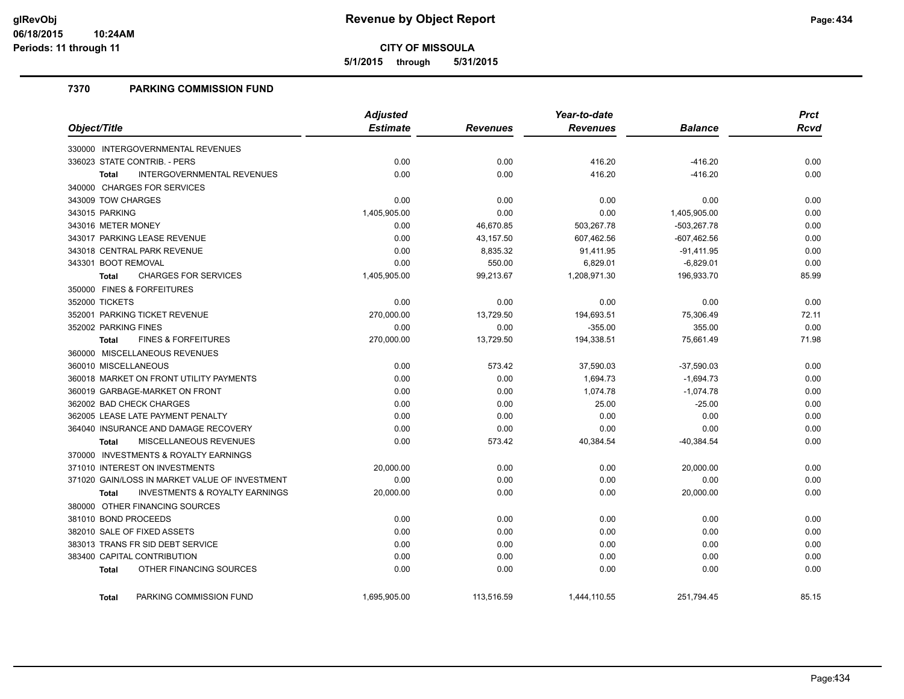# Revenue by Object Report

**CITY OF MISSOULA**

**5/1/2015 through 5/31/2015**

glRevObj
06/18/2015 10:24AM
Periods: 11 through 11

## 7370 PARKING COMMISSION FUND

| Object/Title | Adjusted Estimate | Revenues | Year-to-date Revenues | Balance | Prct Rcvd |
|---|---|---|---|---|---|
| 330000 INTERGOVERNMENTAL REVENUES | | | | | |
| 336023 STATE CONTRIB. - PERS | 0.00 | 0.00 | 416.20 | -416.20 | 0.00 |
| **Total** INTERGOVERNMENTAL REVENUES | 0.00 | 0.00 | 416.20 | -416.20 | 0.00 |
| 340000 CHARGES FOR SERVICES | | | | | |
| 343009 TOW CHARGES | 0.00 | 0.00 | 0.00 | 0.00 | 0.00 |
| 343015 PARKING | 1,405,905.00 | 0.00 | 0.00 | 1,405,905.00 | 0.00 |
| 343016 METER MONEY | 0.00 | 46,670.85 | 503,267.78 | -503,267.78 | 0.00 |
| 343017 PARKING LEASE REVENUE | 0.00 | 43,157.50 | 607,462.56 | -607,462.56 | 0.00 |
| 343018 CENTRAL PARK REVENUE | 0.00 | 8,835.32 | 91,411.95 | -91,411.95 | 0.00 |
| 343301 BOOT REMOVAL | 0.00 | 550.00 | 6,829.01 | -6,829.01 | 0.00 |
| **Total** CHARGES FOR SERVICES | 1,405,905.00 | 99,213.67 | 1,208,971.30 | 196,933.70 | 85.99 |
| 350000 FINES & FORFEITURES | | | | | |
| 352000 TICKETS | 0.00 | 0.00 | 0.00 | 0.00 | 0.00 |
| 352001 PARKING TICKET REVENUE | 270,000.00 | 13,729.50 | 194,693.51 | 75,306.49 | 72.11 |
| 352002 PARKING FINES | 0.00 | 0.00 | -355.00 | 355.00 | 0.00 |
| **Total** FINES & FORFEITURES | 270,000.00 | 13,729.50 | 194,338.51 | 75,661.49 | 71.98 |
| 360000 MISCELLANEOUS REVENUES | | | | | |
| 360010 MISCELLANEOUS | 0.00 | 573.42 | 37,590.03 | -37,590.03 | 0.00 |
| 360018 MARKET ON FRONT UTILITY PAYMENTS | 0.00 | 0.00 | 1,694.73 | -1,694.73 | 0.00 |
| 360019 GARBAGE-MARKET ON FRONT | 0.00 | 0.00 | 1,074.78 | -1,074.78 | 0.00 |
| 362002 BAD CHECK CHARGES | 0.00 | 0.00 | 25.00 | -25.00 | 0.00 |
| 362005 LEASE LATE PAYMENT PENALTY | 0.00 | 0.00 | 0.00 | 0.00 | 0.00 |
| 364040 INSURANCE AND DAMAGE RECOVERY | 0.00 | 0.00 | 0.00 | 0.00 | 0.00 |
| **Total** MISCELLANEOUS REVENUES | 0.00 | 573.42 | 40,384.54 | -40,384.54 | 0.00 |
| 370000 INVESTMENTS & ROYALTY EARNINGS | | | | | |
| 371010 INTEREST ON INVESTMENTS | 20,000.00 | 0.00 | 0.00 | 20,000.00 | 0.00 |
| 371020 GAIN/LOSS IN MARKET VALUE OF INVESTMENT | 0.00 | 0.00 | 0.00 | 0.00 | 0.00 |
| **Total** INVESTMENTS & ROYALTY EARNINGS | 20,000.00 | 0.00 | 0.00 | 20,000.00 | 0.00 |
| 380000 OTHER FINANCING SOURCES | | | | | |
| 381010 BOND PROCEEDS | 0.00 | 0.00 | 0.00 | 0.00 | 0.00 |
| 382010 SALE OF FIXED ASSETS | 0.00 | 0.00 | 0.00 | 0.00 | 0.00 |
| 383013 TRANS FR SID DEBT SERVICE | 0.00 | 0.00 | 0.00 | 0.00 | 0.00 |
| 383400 CAPITAL CONTRIBUTION | 0.00 | 0.00 | 0.00 | 0.00 | 0.00 |
| **Total** OTHER FINANCING SOURCES | 0.00 | 0.00 | 0.00 | 0.00 | 0.00 |
| **Total** PARKING COMMISSION FUND | 1,695,905.00 | 113,516.59 | 1,444,110.55 | 251,794.45 | 85.15 |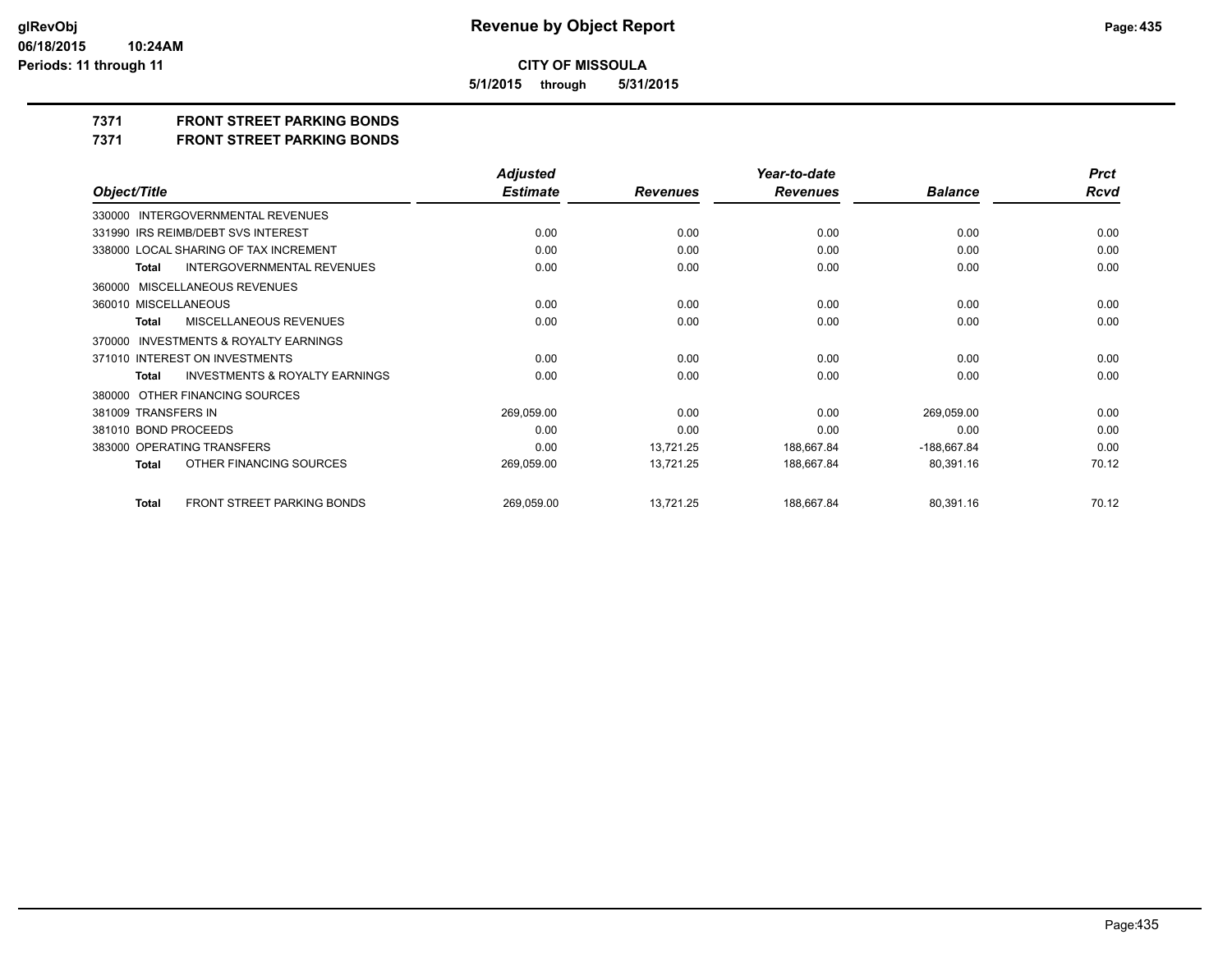# Revenue by Object Report

**CITY OF MISSOULA**

**5/1/2015 through 5/31/2015**

glRevObj
06/18/2015 10:24AM
Periods: 11 through 11

## 7371 FRONT STREET PARKING BONDS
## 7371 FRONT STREET PARKING BONDS

| Object/Title | | Adjusted Estimate | Revenues | Year-to-date Revenues | Balance | Prct Rcvd |
|---|---|---|---|---|---|---|
| 330000 INTERGOVERNMENTAL REVENUES | | | | | | |
| 331990 IRS REIMB/DEBT SVS INTEREST | | 0.00 | 0.00 | 0.00 | 0.00 | 0.00 |
| 338000 LOCAL SHARING OF TAX INCREMENT | | 0.00 | 0.00 | 0.00 | 0.00 | 0.00 |
| Total | INTERGOVERNMENTAL REVENUES | 0.00 | 0.00 | 0.00 | 0.00 | 0.00 |
| 360000 MISCELLANEOUS REVENUES | | | | | | |
| 360010 MISCELLANEOUS | | 0.00 | 0.00 | 0.00 | 0.00 | 0.00 |
| Total | MISCELLANEOUS REVENUES | 0.00 | 0.00 | 0.00 | 0.00 | 0.00 |
| 370000 INVESTMENTS & ROYALTY EARNINGS | | | | | | |
| 371010 INTEREST ON INVESTMENTS | | 0.00 | 0.00 | 0.00 | 0.00 | 0.00 |
| Total | INVESTMENTS & ROYALTY EARNINGS | 0.00 | 0.00 | 0.00 | 0.00 | 0.00 |
| 380000 OTHER FINANCING SOURCES | | | | | | |
| 381009 TRANSFERS IN | | 269,059.00 | 0.00 | 0.00 | 269,059.00 | 0.00 |
| 381010 BOND PROCEEDS | | 0.00 | 0.00 | 0.00 | 0.00 | 0.00 |
| 383000 OPERATING TRANSFERS | | 0.00 | 13,721.25 | 188,667.84 | -188,667.84 | 0.00 |
| Total | OTHER FINANCING SOURCES | 269,059.00 | 13,721.25 | 188,667.84 | 80,391.16 | 70.12 |
| Total | FRONT STREET PARKING BONDS | 269,059.00 | 13,721.25 | 188,667.84 | 80,391.16 | 70.12 |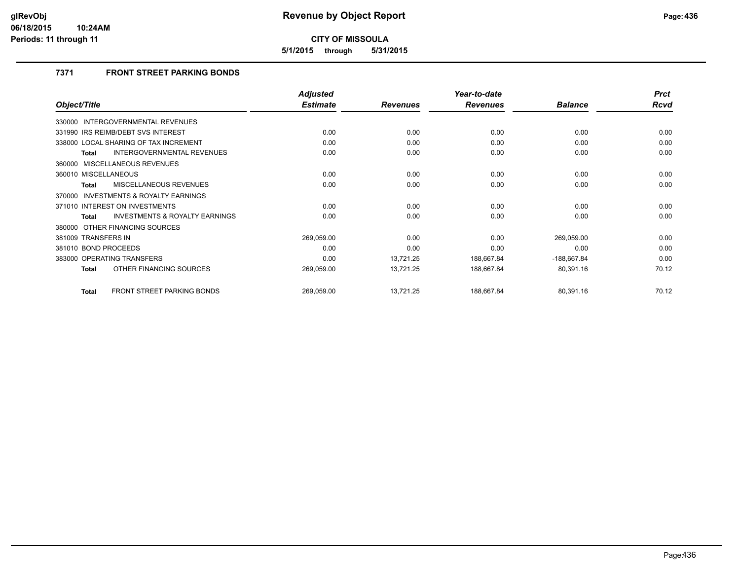**CITY OF MISSOULA**

**5/1/2015 through 5/31/2015**

### 7371 FRONT STREET PARKING BONDS

| Object/Title | Adjusted Estimate | Revenues | Year-to-date Revenues | Balance | Prct Rcvd |
|---|---|---|---|---|---|
| 330000 INTERGOVERNMENTAL REVENUES | | | | | |
| 331990 IRS REIMB/DEBT SVS INTEREST | 0.00 | 0.00 | 0.00 | 0.00 | 0.00 |
| 338000 LOCAL SHARING OF TAX INCREMENT | 0.00 | 0.00 | 0.00 | 0.00 | 0.00 |
| **Total** INTERGOVERNMENTAL REVENUES | 0.00 | 0.00 | 0.00 | 0.00 | 0.00 |
| 360000 MISCELLANEOUS REVENUES | | | | | |
| 360010 MISCELLANEOUS | 0.00 | 0.00 | 0.00 | 0.00 | 0.00 |
| **Total** MISCELLANEOUS REVENUES | 0.00 | 0.00 | 0.00 | 0.00 | 0.00 |
| 370000 INVESTMENTS & ROYALTY EARNINGS | | | | | |
| 371010 INTEREST ON INVESTMENTS | 0.00 | 0.00 | 0.00 | 0.00 | 0.00 |
| **Total** INVESTMENTS & ROYALTY EARNINGS | 0.00 | 0.00 | 0.00 | 0.00 | 0.00 |
| 380000 OTHER FINANCING SOURCES | | | | | |
| 381009 TRANSFERS IN | 269,059.00 | 0.00 | 0.00 | 269,059.00 | 0.00 |
| 381010 BOND PROCEEDS | 0.00 | 0.00 | 0.00 | 0.00 | 0.00 |
| 383000 OPERATING TRANSFERS | 0.00 | 13,721.25 | 188,667.84 | -188,667.84 | 0.00 |
| **Total** OTHER FINANCING SOURCES | 269,059.00 | 13,721.25 | 188,667.84 | 80,391.16 | 70.12 |
| **Total** FRONT STREET PARKING BONDS | 269,059.00 | 13,721.25 | 188,667.84 | 80,391.16 | 70.12 |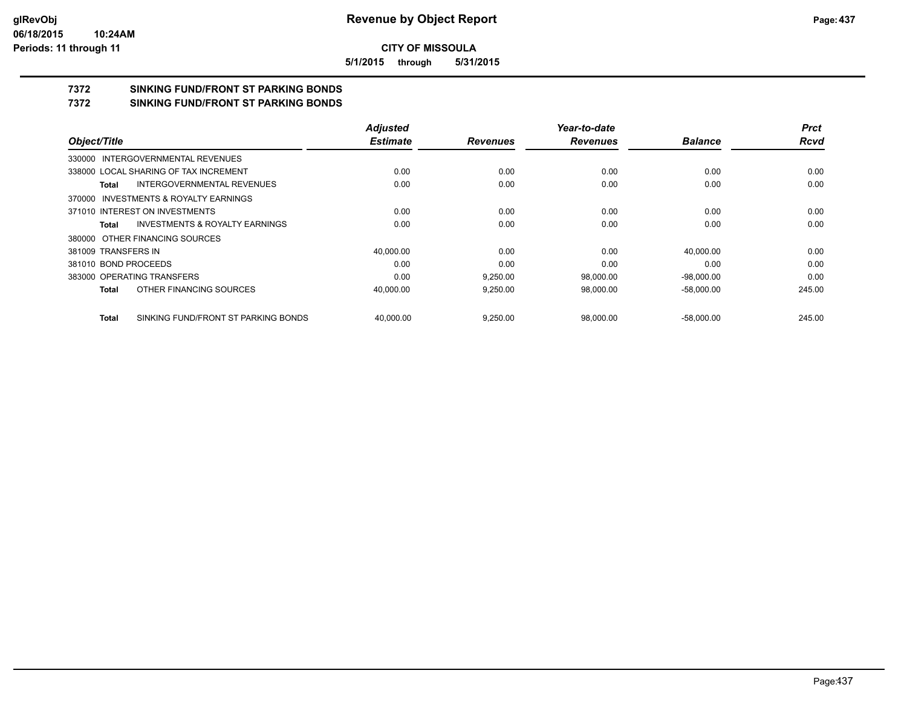## Revenue by Object Report

**CITY OF MISSOULA**

**5/1/2015 through 5/31/2015**

### 7372 SINKING FUND/FRONT ST PARKING BONDS
### 7372 SINKING FUND/FRONT ST PARKING BONDS

| Object/Title | Adjusted Estimate | Revenues | Year-to-date Revenues | Balance | Prct Rcvd |
|---|---|---|---|---|---|
| 330000 INTERGOVERNMENTAL REVENUES | | | | | |
| 338000 LOCAL SHARING OF TAX INCREMENT | 0.00 | 0.00 | 0.00 | 0.00 | 0.00 |
| **Total** INTERGOVERNMENTAL REVENUES | 0.00 | 0.00 | 0.00 | 0.00 | 0.00 |
| 370000 INVESTMENTS & ROYALTY EARNINGS | | | | | |
| 371010 INTEREST ON INVESTMENTS | 0.00 | 0.00 | 0.00 | 0.00 | 0.00 |
| **Total** INVESTMENTS & ROYALTY EARNINGS | 0.00 | 0.00 | 0.00 | 0.00 | 0.00 |
| 380000 OTHER FINANCING SOURCES | | | | | |
| 381009 TRANSFERS IN | 40,000.00 | 0.00 | 0.00 | 40,000.00 | 0.00 |
| 381010 BOND PROCEEDS | 0.00 | 0.00 | 0.00 | 0.00 | 0.00 |
| 383000 OPERATING TRANSFERS | 0.00 | 9,250.00 | 98,000.00 | -98,000.00 | 0.00 |
| **Total** OTHER FINANCING SOURCES | 40,000.00 | 9,250.00 | 98,000.00 | -58,000.00 | 245.00 |
| **Total** SINKING FUND/FRONT ST PARKING BONDS | 40,000.00 | 9,250.00 | 98,000.00 | -58,000.00 | 245.00 |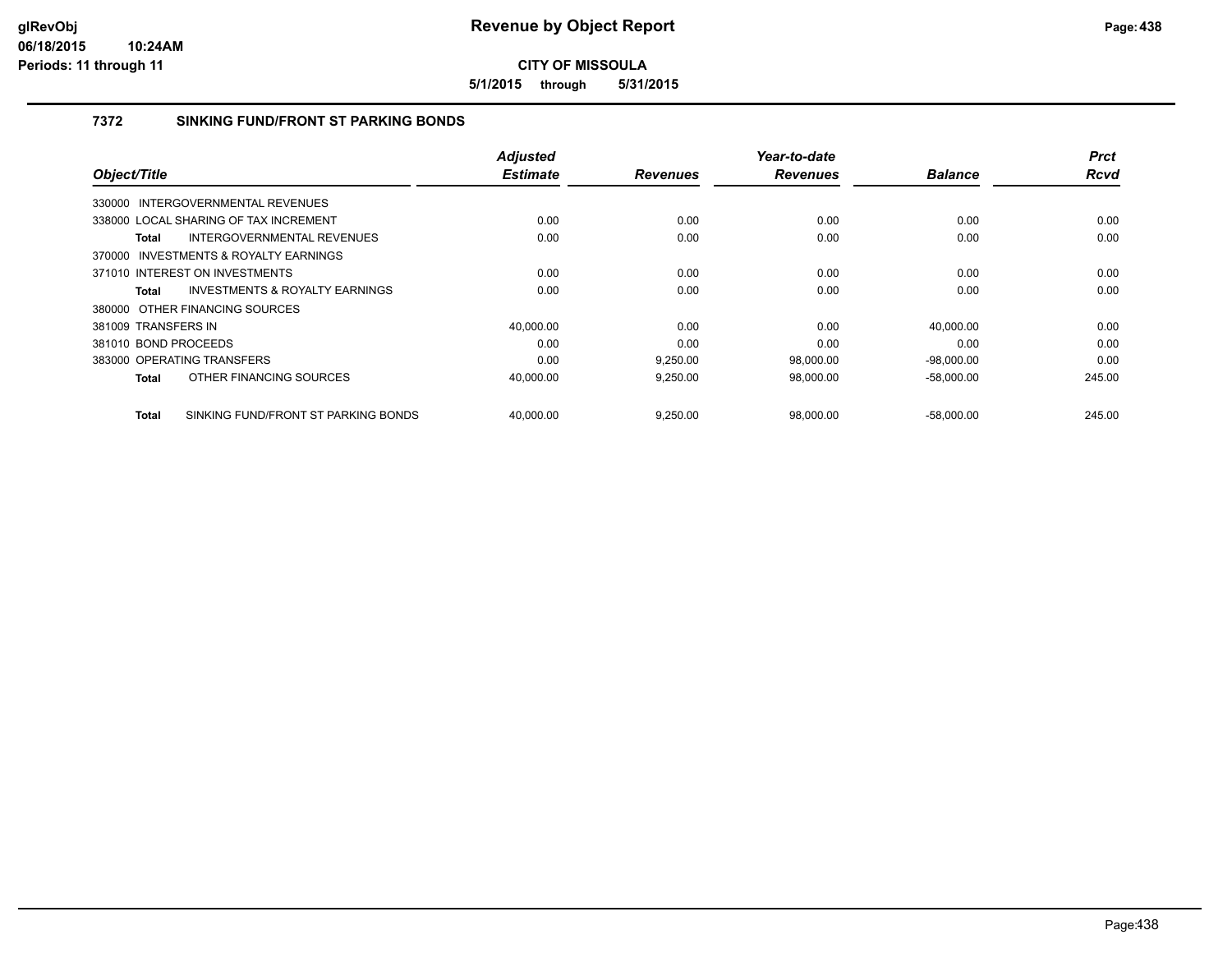**CITY OF MISSOULA**

**5/1/2015 through 5/31/2015**

### 7372 SINKING FUND/FRONT ST PARKING BONDS

| Object/Title | Adjusted Estimate | Revenues | Year-to-date Revenues | Balance | Prct Rcvd |
|---|---|---|---|---|---|
| 330000 INTERGOVERNMENTAL REVENUES | | | | | |
| 338000 LOCAL SHARING OF TAX INCREMENT | 0.00 | 0.00 | 0.00 | 0.00 | 0.00 |
| **Total** INTERGOVERNMENTAL REVENUES | 0.00 | 0.00 | 0.00 | 0.00 | 0.00 |
| 370000 INVESTMENTS & ROYALTY EARNINGS | | | | | |
| 371010 INTEREST ON INVESTMENTS | 0.00 | 0.00 | 0.00 | 0.00 | 0.00 |
| **Total** INVESTMENTS & ROYALTY EARNINGS | 0.00 | 0.00 | 0.00 | 0.00 | 0.00 |
| 380000 OTHER FINANCING SOURCES | | | | | |
| 381009 TRANSFERS IN | 40,000.00 | 0.00 | 0.00 | 40,000.00 | 0.00 |
| 381010 BOND PROCEEDS | 0.00 | 0.00 | 0.00 | 0.00 | 0.00 |
| 383000 OPERATING TRANSFERS | 0.00 | 9,250.00 | 98,000.00 | -98,000.00 | 0.00 |
| **Total** OTHER FINANCING SOURCES | 40,000.00 | 9,250.00 | 98,000.00 | -58,000.00 | 245.00 |
| **Total** SINKING FUND/FRONT ST PARKING BONDS | 40,000.00 | 9,250.00 | 98,000.00 | -58,000.00 | 245.00 |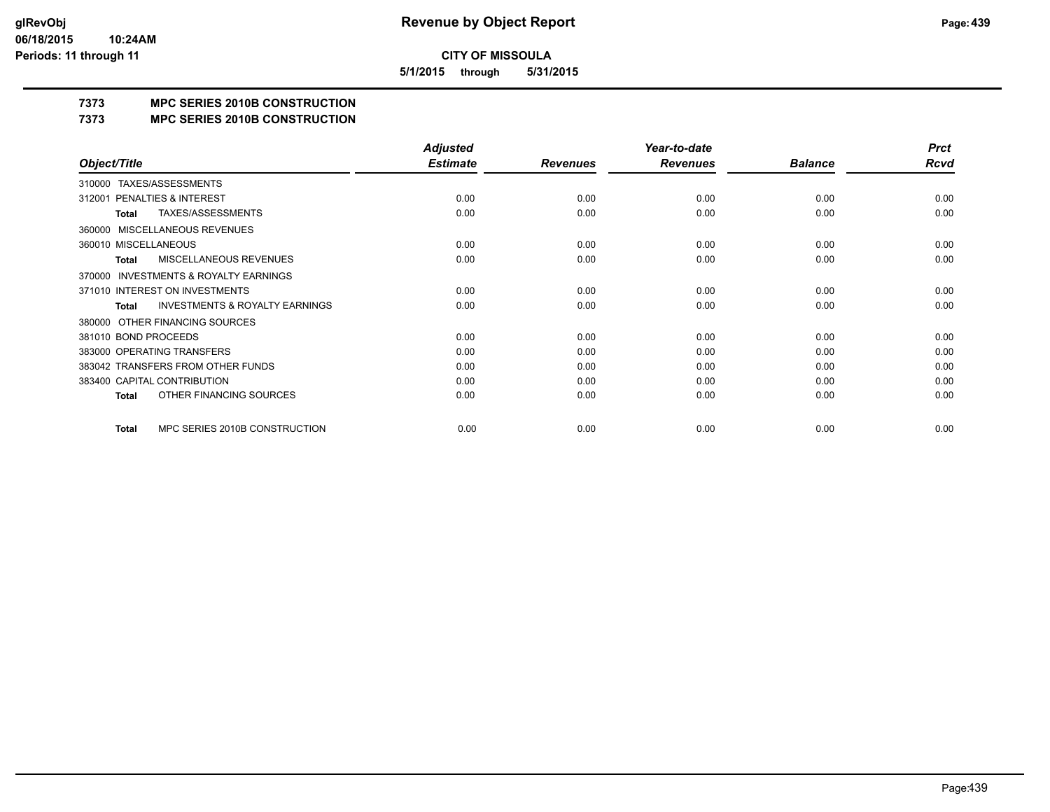# Revenue by Object Report

**CITY OF MISSOULA**

**5/1/2015 through 5/31/2015**

glRevObj
06/18/2015 10:24AM
Periods: 11 through 11

## 7373 MPC SERIES 2010B CONSTRUCTION
## 7373 MPC SERIES 2010B CONSTRUCTION

| Object/Title | Adjusted Estimate | Revenues | Year-to-date Revenues | Balance | Prct Rcvd |
|---|---|---|---|---|---|
| 310000 TAXES/ASSESSMENTS | | | | | |
| 312001 PENALTIES & INTEREST | 0.00 | 0.00 | 0.00 | 0.00 | 0.00 |
| **Total** TAXES/ASSESSMENTS | 0.00 | 0.00 | 0.00 | 0.00 | 0.00 |
| 360000 MISCELLANEOUS REVENUES | | | | | |
| 360010 MISCELLANEOUS | 0.00 | 0.00 | 0.00 | 0.00 | 0.00 |
| **Total** MISCELLANEOUS REVENUES | 0.00 | 0.00 | 0.00 | 0.00 | 0.00 |
| 370000 INVESTMENTS & ROYALTY EARNINGS | | | | | |
| 371010 INTEREST ON INVESTMENTS | 0.00 | 0.00 | 0.00 | 0.00 | 0.00 |
| **Total** INVESTMENTS & ROYALTY EARNINGS | 0.00 | 0.00 | 0.00 | 0.00 | 0.00 |
| 380000 OTHER FINANCING SOURCES | | | | | |
| 381010 BOND PROCEEDS | 0.00 | 0.00 | 0.00 | 0.00 | 0.00 |
| 383000 OPERATING TRANSFERS | 0.00 | 0.00 | 0.00 | 0.00 | 0.00 |
| 383042 TRANSFERS FROM OTHER FUNDS | 0.00 | 0.00 | 0.00 | 0.00 | 0.00 |
| 383400 CAPITAL CONTRIBUTION | 0.00 | 0.00 | 0.00 | 0.00 | 0.00 |
| **Total** OTHER FINANCING SOURCES | 0.00 | 0.00 | 0.00 | 0.00 | 0.00 |
| **Total** MPC SERIES 2010B CONSTRUCTION | 0.00 | 0.00 | 0.00 | 0.00 | 0.00 |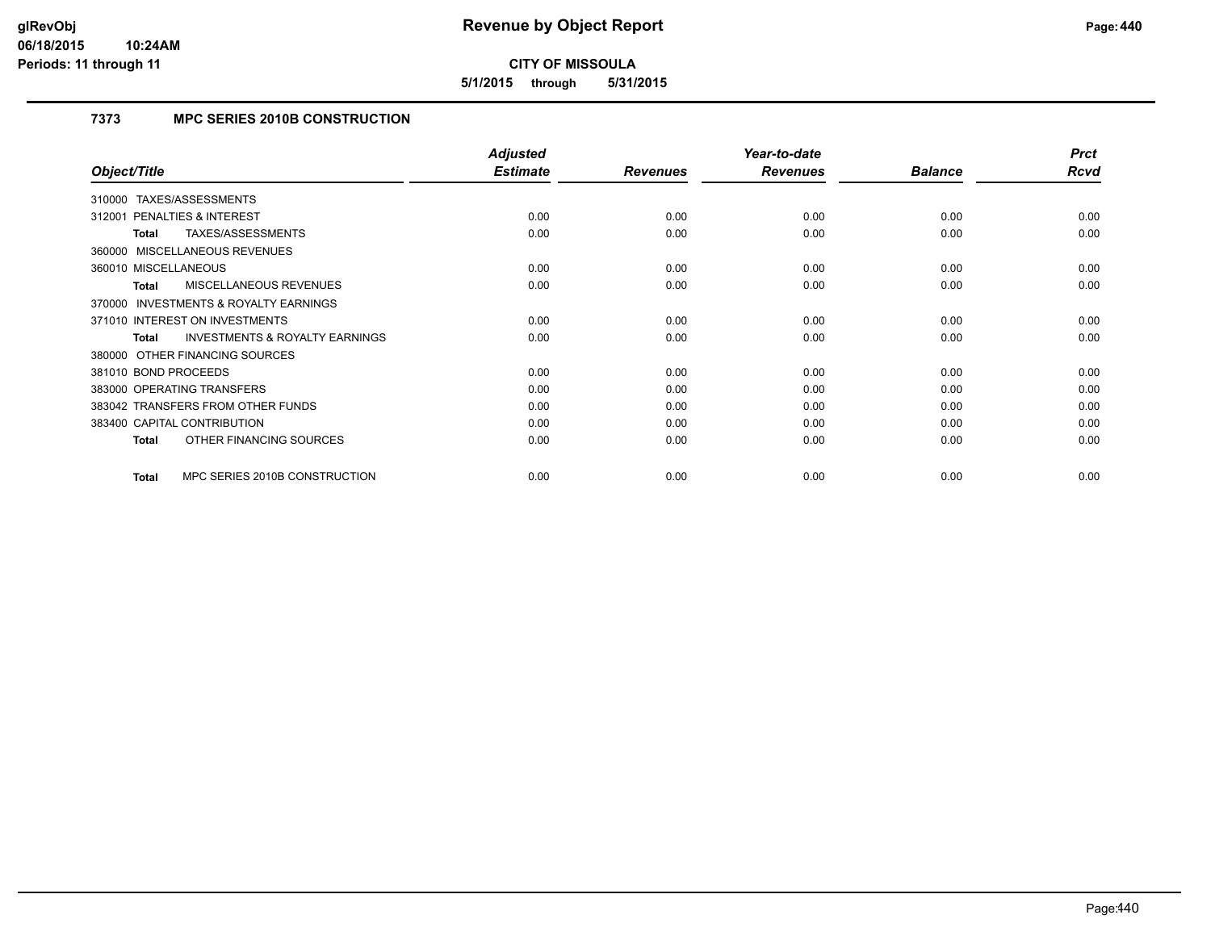**CITY OF MISSOULA**

**5/1/2015 through 5/31/2015**

## 7373 MPC SERIES 2010B CONSTRUCTION

| Object/Title | Adjusted Estimate | Revenues | Year-to-date Revenues | Balance | Prct Rcvd |
|---|---|---|---|---|---|
| 310000 TAXES/ASSESSMENTS | | | | | |
| 312001 PENALTIES & INTEREST | 0.00 | 0.00 | 0.00 | 0.00 | 0.00 |
| **Total** TAXES/ASSESSMENTS | 0.00 | 0.00 | 0.00 | 0.00 | 0.00 |
| 360000 MISCELLANEOUS REVENUES | | | | | |
| 360010 MISCELLANEOUS | 0.00 | 0.00 | 0.00 | 0.00 | 0.00 |
| **Total** MISCELLANEOUS REVENUES | 0.00 | 0.00 | 0.00 | 0.00 | 0.00 |
| 370000 INVESTMENTS & ROYALTY EARNINGS | | | | | |
| 371010 INTEREST ON INVESTMENTS | 0.00 | 0.00 | 0.00 | 0.00 | 0.00 |
| **Total** INVESTMENTS & ROYALTY EARNINGS | 0.00 | 0.00 | 0.00 | 0.00 | 0.00 |
| 380000 OTHER FINANCING SOURCES | | | | | |
| 381010 BOND PROCEEDS | 0.00 | 0.00 | 0.00 | 0.00 | 0.00 |
| 383000 OPERATING TRANSFERS | 0.00 | 0.00 | 0.00 | 0.00 | 0.00 |
| 383042 TRANSFERS FROM OTHER FUNDS | 0.00 | 0.00 | 0.00 | 0.00 | 0.00 |
| 383400 CAPITAL CONTRIBUTION | 0.00 | 0.00 | 0.00 | 0.00 | 0.00 |
| **Total** OTHER FINANCING SOURCES | 0.00 | 0.00 | 0.00 | 0.00 | 0.00 |
| **Total** MPC SERIES 2010B CONSTRUCTION | 0.00 | 0.00 | 0.00 | 0.00 | 0.00 |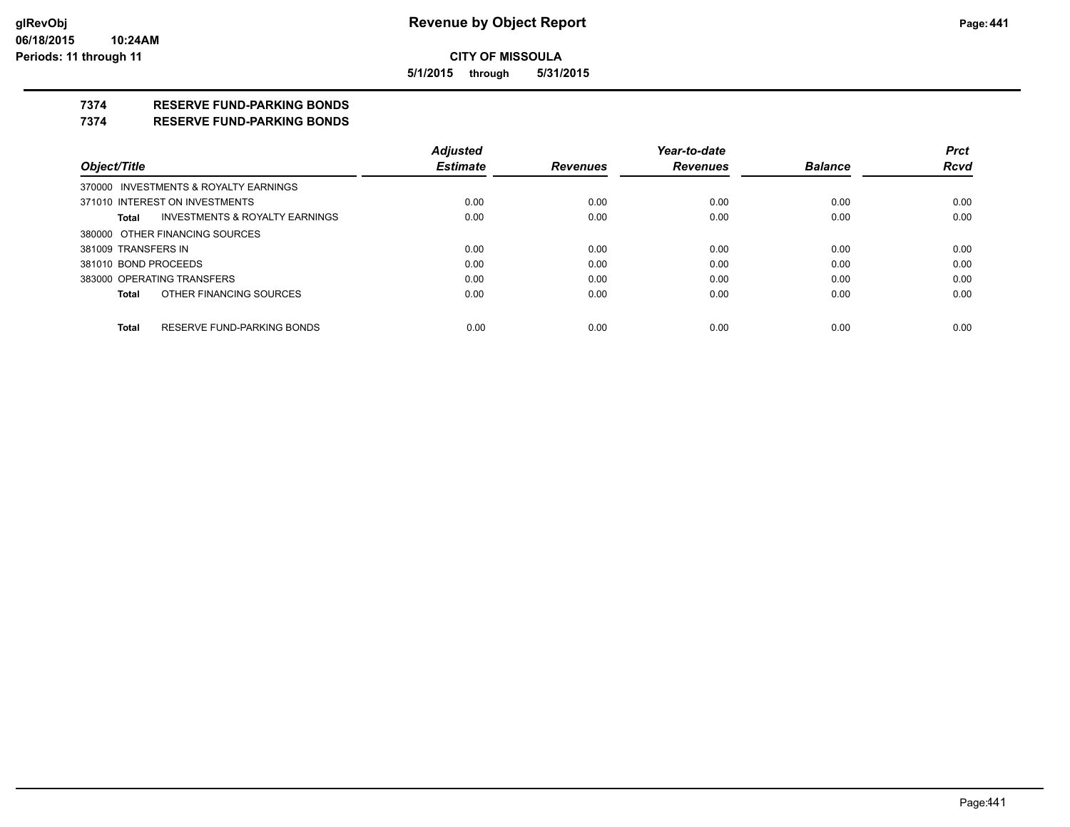**CITY OF MISSOULA**

**5/1/2015 through 5/31/2015**

**7374 RESERVE FUND-PARKING BONDS**

**7374 RESERVE FUND-PARKING BONDS**

| Object/Title | Adjusted Estimate | Revenues | Year-to-date Revenues | Balance | Prct Rcvd |
|---|---|---|---|---|---|
| 370000 INVESTMENTS & ROYALTY EARNINGS | | | | | |
| 371010 INTEREST ON INVESTMENTS | 0.00 | 0.00 | 0.00 | 0.00 | 0.00 |
| **Total** INVESTMENTS & ROYALTY EARNINGS | 0.00 | 0.00 | 0.00 | 0.00 | 0.00 |
| 380000 OTHER FINANCING SOURCES | | | | | |
| 381009 TRANSFERS IN | 0.00 | 0.00 | 0.00 | 0.00 | 0.00 |
| 381010 BOND PROCEEDS | 0.00 | 0.00 | 0.00 | 0.00 | 0.00 |
| 383000 OPERATING TRANSFERS | 0.00 | 0.00 | 0.00 | 0.00 | 0.00 |
| **Total** OTHER FINANCING SOURCES | 0.00 | 0.00 | 0.00 | 0.00 | 0.00 |
| **Total** RESERVE FUND-PARKING BONDS | 0.00 | 0.00 | 0.00 | 0.00 | 0.00 |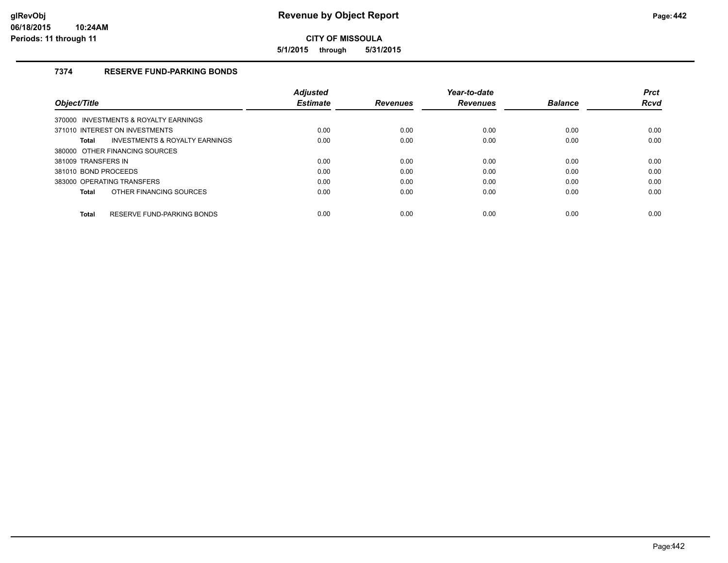# Revenue by Object Report

**CITY OF MISSOULA**

**5/1/2015 through 5/31/2015**

glRevObj
06/18/2015 10:24AM
Periods: 11 through 11

## 7374 RESERVE FUND-PARKING BONDS

| Object/Title | Adjusted Estimate | Revenues | Year-to-date Revenues | Balance | Prct Rcvd |
|---|---|---|---|---|---|
| 370000 INVESTMENTS & ROYALTY EARNINGS | | | | | |
| 371010 INTEREST ON INVESTMENTS | 0.00 | 0.00 | 0.00 | 0.00 | 0.00 |
| **Total** INVESTMENTS & ROYALTY EARNINGS | 0.00 | 0.00 | 0.00 | 0.00 | 0.00 |
| 380000 OTHER FINANCING SOURCES | | | | | |
| 381009 TRANSFERS IN | 0.00 | 0.00 | 0.00 | 0.00 | 0.00 |
| 381010 BOND PROCEEDS | 0.00 | 0.00 | 0.00 | 0.00 | 0.00 |
| 383000 OPERATING TRANSFERS | 0.00 | 0.00 | 0.00 | 0.00 | 0.00 |
| **Total** OTHER FINANCING SOURCES | 0.00 | 0.00 | 0.00 | 0.00 | 0.00 |
| **Total** RESERVE FUND-PARKING BONDS | 0.00 | 0.00 | 0.00 | 0.00 | 0.00 |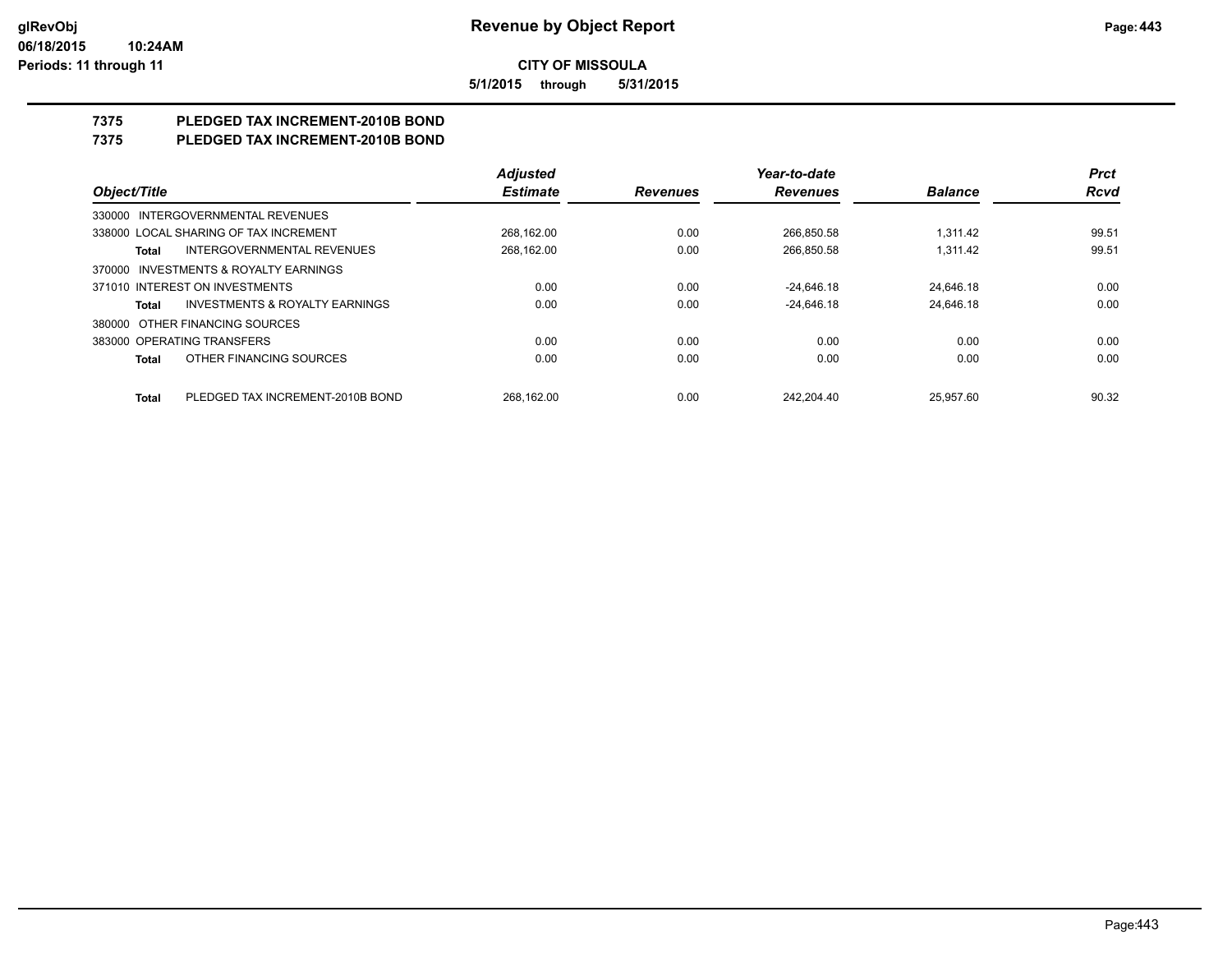# Revenue by Object Report

**CITY OF MISSOULA**

**5/1/2015 through 5/31/2015**

glRevObj
06/18/2015 10:24AM
Periods: 11 through 11

## 7375 PLEDGED TAX INCREMENT-2010B BOND
## 7375 PLEDGED TAX INCREMENT-2010B BOND

| Object/Title | Adjusted Estimate | Revenues | Year-to-date Revenues | Balance | Prct Rcvd |
|---|---|---|---|---|---|
| 330000 INTERGOVERNMENTAL REVENUES | | | | | |
| 338000 LOCAL SHARING OF TAX INCREMENT | 268,162.00 | 0.00 | 266,850.58 | 1,311.42 | 99.51 |
| **Total** INTERGOVERNMENTAL REVENUES | 268,162.00 | 0.00 | 266,850.58 | 1,311.42 | 99.51 |
| 370000 INVESTMENTS & ROYALTY EARNINGS | | | | | |
| 371010 INTEREST ON INVESTMENTS | 0.00 | 0.00 | -24,646.18 | 24,646.18 | 0.00 |
| **Total** INVESTMENTS & ROYALTY EARNINGS | 0.00 | 0.00 | -24,646.18 | 24,646.18 | 0.00 |
| 380000 OTHER FINANCING SOURCES | | | | | |
| 383000 OPERATING TRANSFERS | 0.00 | 0.00 | 0.00 | 0.00 | 0.00 |
| **Total** OTHER FINANCING SOURCES | 0.00 | 0.00 | 0.00 | 0.00 | 0.00 |
| **Total** PLEDGED TAX INCREMENT-2010B BOND | 268,162.00 | 0.00 | 242,204.40 | 25,957.60 | 90.32 |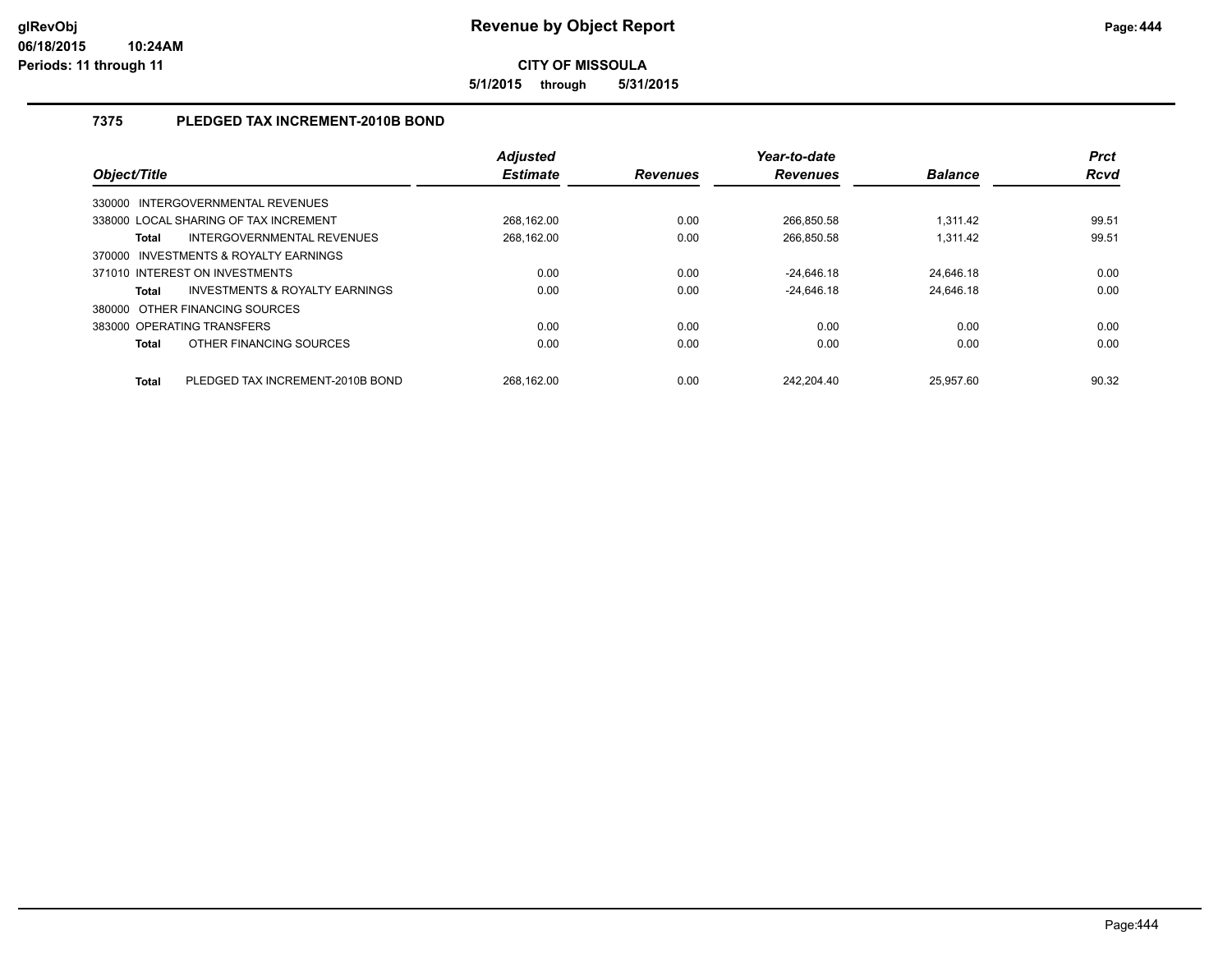# Revenue by Object Report

**CITY OF MISSOULA**

**5/1/2015 through 5/31/2015**

glRevObj
06/18/2015 10:24AM
Periods: 11 through 11

## 7375 PLEDGED TAX INCREMENT-2010B BOND

| Object/Title | Adjusted Estimate | Revenues | Year-to-date Revenues | Balance | Prct Rcvd |
|---|---|---|---|---|---|
| 330000 INTERGOVERNMENTAL REVENUES | | | | | |
| 338000 LOCAL SHARING OF TAX INCREMENT | 268,162.00 | 0.00 | 266,850.58 | 1,311.42 | 99.51 |
| **Total** INTERGOVERNMENTAL REVENUES | 268,162.00 | 0.00 | 266,850.58 | 1,311.42 | 99.51 |
| 370000 INVESTMENTS & ROYALTY EARNINGS | | | | | |
| 371010 INTEREST ON INVESTMENTS | 0.00 | 0.00 | -24,646.18 | 24,646.18 | 0.00 |
| **Total** INVESTMENTS & ROYALTY EARNINGS | 0.00 | 0.00 | -24,646.18 | 24,646.18 | 0.00 |
| 380000 OTHER FINANCING SOURCES | | | | | |
| 383000 OPERATING TRANSFERS | 0.00 | 0.00 | 0.00 | 0.00 | 0.00 |
| **Total** OTHER FINANCING SOURCES | 0.00 | 0.00 | 0.00 | 0.00 | 0.00 |
| **Total** PLEDGED TAX INCREMENT-2010B BOND | 268,162.00 | 0.00 | 242,204.40 | 25,957.60 | 90.32 |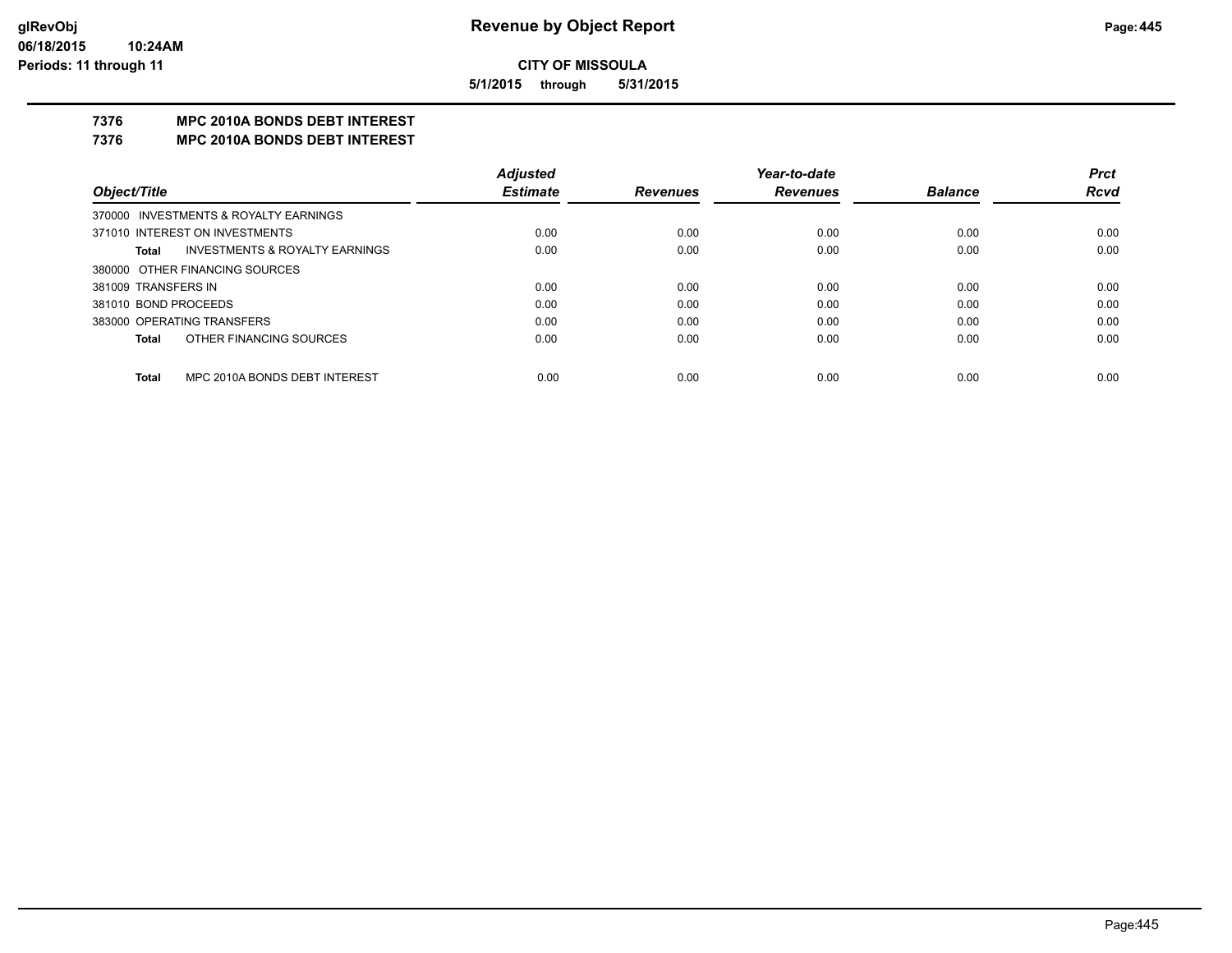**glRevObj**
**06/18/2015 10:24AM**
**Periods: 11 through 11**

# Revenue by Object Report

**CITY OF MISSOULA**

**5/1/2015 through 5/31/2015**

## 7376 MPC 2010A BONDS DEBT INTEREST
## 7376 MPC 2010A BONDS DEBT INTEREST

| Object/Title | Adjusted Estimate | Revenues | Year-to-date Revenues | Balance | Prct Rcvd |
|---|---|---|---|---|---|
| 370000 INVESTMENTS & ROYALTY EARNINGS | | | | | |
| 371010 INTEREST ON INVESTMENTS | 0.00 | 0.00 | 0.00 | 0.00 | 0.00 |
| **Total** INVESTMENTS & ROYALTY EARNINGS | 0.00 | 0.00 | 0.00 | 0.00 | 0.00 |
| 380000 OTHER FINANCING SOURCES | | | | | |
| 381009 TRANSFERS IN | 0.00 | 0.00 | 0.00 | 0.00 | 0.00 |
| 381010 BOND PROCEEDS | 0.00 | 0.00 | 0.00 | 0.00 | 0.00 |
| 383000 OPERATING TRANSFERS | 0.00 | 0.00 | 0.00 | 0.00 | 0.00 |
| **Total** OTHER FINANCING SOURCES | 0.00 | 0.00 | 0.00 | 0.00 | 0.00 |
| **Total** MPC 2010A BONDS DEBT INTEREST | 0.00 | 0.00 | 0.00 | 0.00 | 0.00 |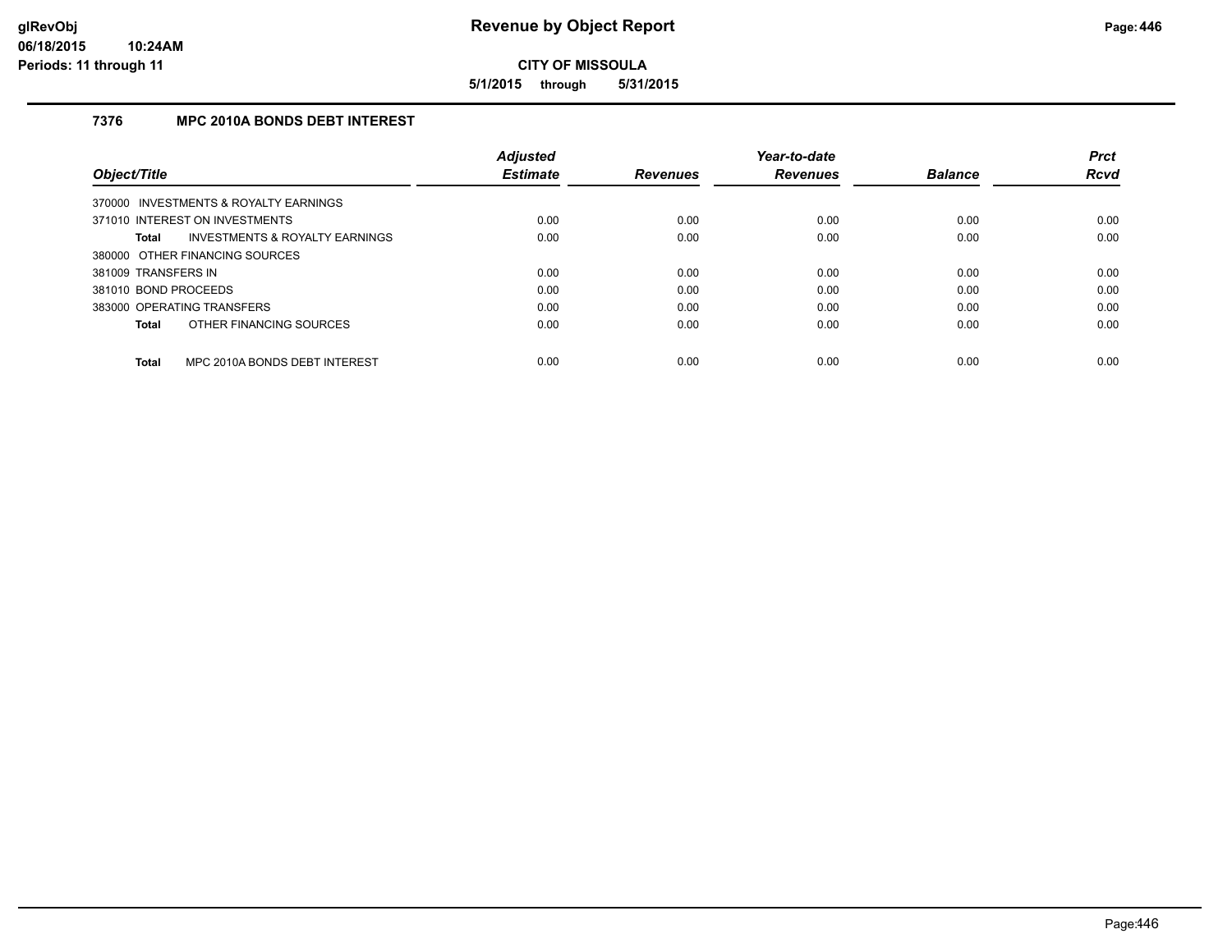# Revenue by Object Report

**CITY OF MISSOULA**

**5/1/2015 through 5/31/2015**

glRevObj
06/18/2015 10:24AM
Periods: 11 through 11

### 7376 MPC 2010A BONDS DEBT INTEREST

| Object/Title | Adjusted Estimate | Revenues | Year-to-date Revenues | Balance | Prct Rcvd |
|---|---|---|---|---|---|
| 370000 INVESTMENTS & ROYALTY EARNINGS | | | | | |
| 371010 INTEREST ON INVESTMENTS | 0.00 | 0.00 | 0.00 | 0.00 | 0.00 |
| **Total** INVESTMENTS & ROYALTY EARNINGS | 0.00 | 0.00 | 0.00 | 0.00 | 0.00 |
| 380000 OTHER FINANCING SOURCES | | | | | |
| 381009 TRANSFERS IN | 0.00 | 0.00 | 0.00 | 0.00 | 0.00 |
| 381010 BOND PROCEEDS | 0.00 | 0.00 | 0.00 | 0.00 | 0.00 |
| 383000 OPERATING TRANSFERS | 0.00 | 0.00 | 0.00 | 0.00 | 0.00 |
| **Total** OTHER FINANCING SOURCES | 0.00 | 0.00 | 0.00 | 0.00 | 0.00 |
| **Total** MPC 2010A BONDS DEBT INTEREST | 0.00 | 0.00 | 0.00 | 0.00 | 0.00 |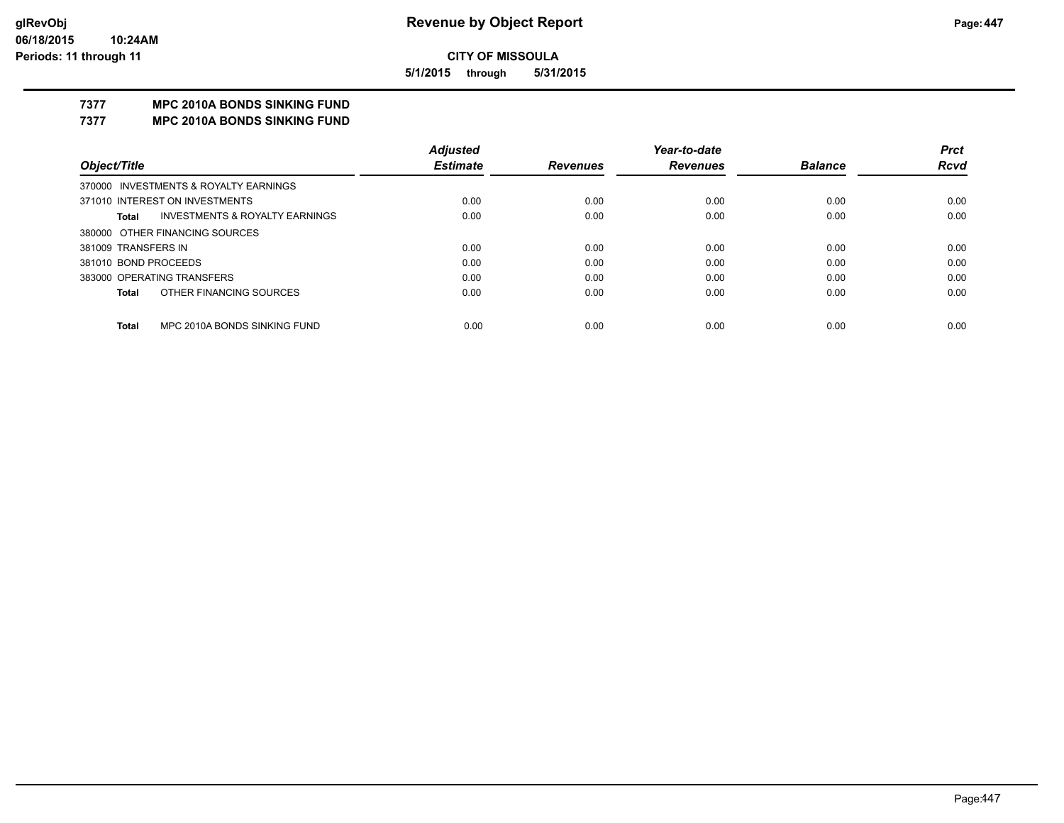**CITY OF MISSOULA**

**5/1/2015 through 5/31/2015**

# 7377 MPC 2010A BONDS SINKING FUND

## 7377 MPC 2010A BONDS SINKING FUND

| Object/Title | | Adjusted Estimate | Revenues | Year-to-date Revenues | Balance | Prct Rcvd |
|---|---|---|---|---|---|---|
| 370000 INVESTMENTS & ROYALTY EARNINGS | | | | | | |
| 371010 INTEREST ON INVESTMENTS | | 0.00 | 0.00 | 0.00 | 0.00 | 0.00 |
| **Total** | INVESTMENTS & ROYALTY EARNINGS | 0.00 | 0.00 | 0.00 | 0.00 | 0.00 |
| 380000 OTHER FINANCING SOURCES | | | | | | |
| 381009 TRANSFERS IN | | 0.00 | 0.00 | 0.00 | 0.00 | 0.00 |
| 381010 BOND PROCEEDS | | 0.00 | 0.00 | 0.00 | 0.00 | 0.00 |
| 383000 OPERATING TRANSFERS | | 0.00 | 0.00 | 0.00 | 0.00 | 0.00 |
| **Total** | OTHER FINANCING SOURCES | 0.00 | 0.00 | 0.00 | 0.00 | 0.00 |
| **Total** | MPC 2010A BONDS SINKING FUND | 0.00 | 0.00 | 0.00 | 0.00 | 0.00 |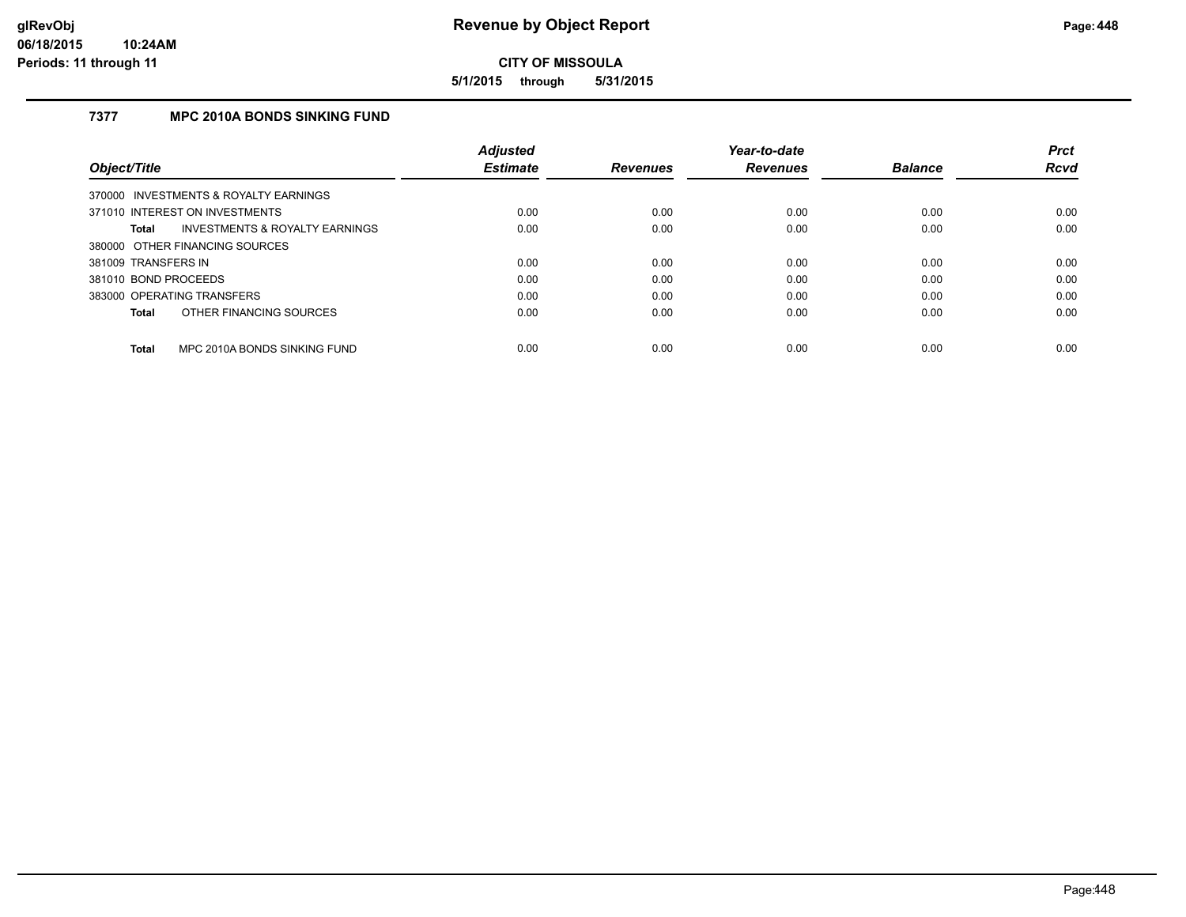# Revenue by Object Report

**CITY OF MISSOULA**

**5/1/2015 through 5/31/2015**

glRevObj
06/18/2015 10:24AM
Periods: 11 through 11

### 7377 MPC 2010A BONDS SINKING FUND

| Object/Title | Adjusted Estimate | Revenues | Year-to-date Revenues | Balance | Prct Rcvd |
|---|---|---|---|---|---|
| 370000 INVESTMENTS & ROYALTY EARNINGS | | | | | |
| 371010 INTEREST ON INVESTMENTS | 0.00 | 0.00 | 0.00 | 0.00 | 0.00 |
| **Total** INVESTMENTS & ROYALTY EARNINGS | 0.00 | 0.00 | 0.00 | 0.00 | 0.00 |
| 380000 OTHER FINANCING SOURCES | | | | | |
| 381009 TRANSFERS IN | 0.00 | 0.00 | 0.00 | 0.00 | 0.00 |
| 381010 BOND PROCEEDS | 0.00 | 0.00 | 0.00 | 0.00 | 0.00 |
| 383000 OPERATING TRANSFERS | 0.00 | 0.00 | 0.00 | 0.00 | 0.00 |
| **Total** OTHER FINANCING SOURCES | 0.00 | 0.00 | 0.00 | 0.00 | 0.00 |
| **Total** MPC 2010A BONDS SINKING FUND | 0.00 | 0.00 | 0.00 | 0.00 | 0.00 |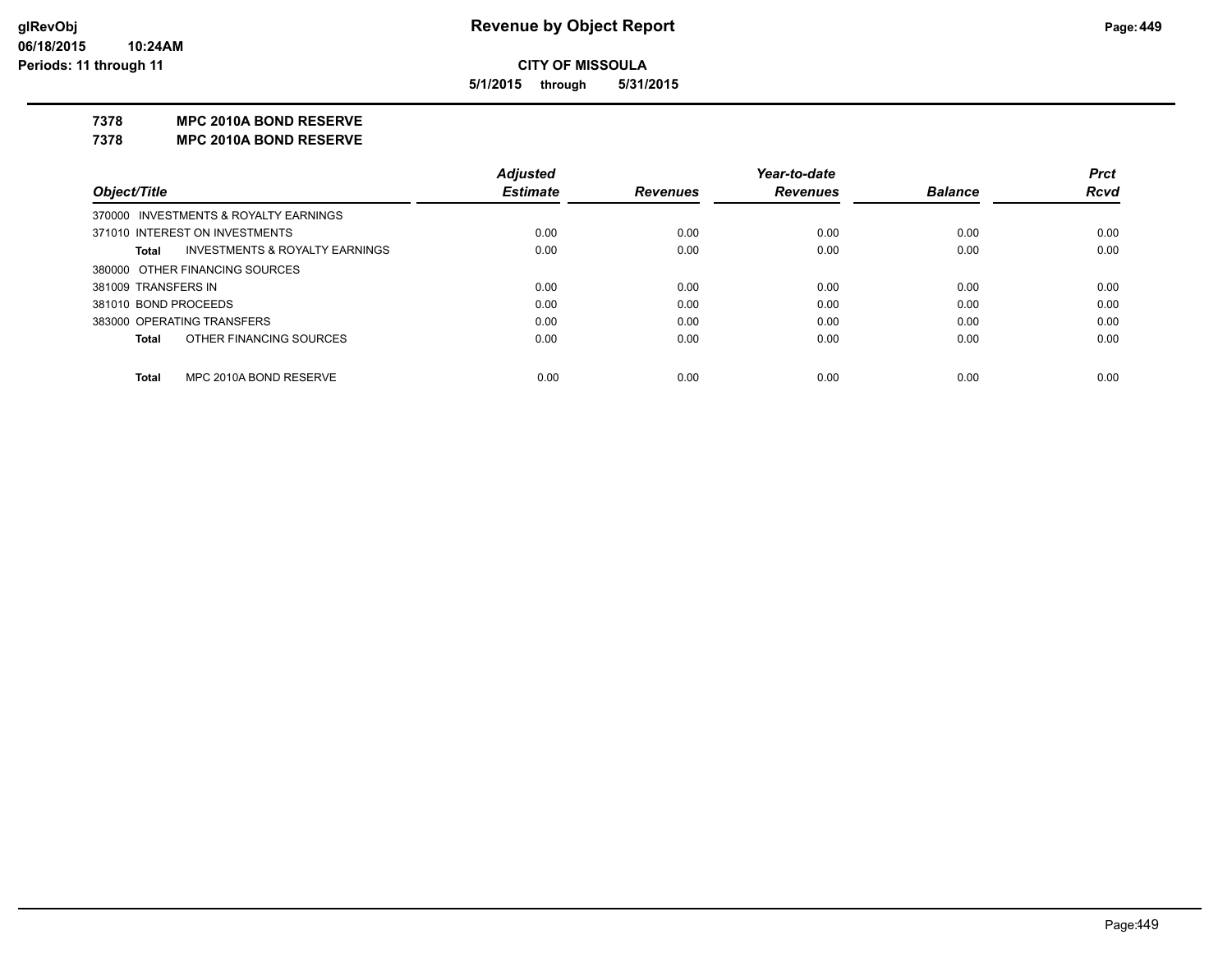# Revenue by Object Report

**CITY OF MISSOULA**

**5/1/2015 through 5/31/2015**

glRevObj
06/18/2015 10:24AM
Periods: 11 through 11

## 7378 MPC 2010A BOND RESERVE
## 7378 MPC 2010A BOND RESERVE

| Object/Title | Adjusted Estimate | Revenues | Year-to-date Revenues | Balance | Prct Rcvd |
|---|---|---|---|---|---|
| 370000 INVESTMENTS & ROYALTY EARNINGS | | | | | |
| 371010 INTEREST ON INVESTMENTS | 0.00 | 0.00 | 0.00 | 0.00 | 0.00 |
| **Total** INVESTMENTS & ROYALTY EARNINGS | 0.00 | 0.00 | 0.00 | 0.00 | 0.00 |
| 380000 OTHER FINANCING SOURCES | | | | | |
| 381009 TRANSFERS IN | 0.00 | 0.00 | 0.00 | 0.00 | 0.00 |
| 381010 BOND PROCEEDS | 0.00 | 0.00 | 0.00 | 0.00 | 0.00 |
| 383000 OPERATING TRANSFERS | 0.00 | 0.00 | 0.00 | 0.00 | 0.00 |
| **Total** OTHER FINANCING SOURCES | 0.00 | 0.00 | 0.00 | 0.00 | 0.00 |
| **Total** MPC 2010A BOND RESERVE | 0.00 | 0.00 | 0.00 | 0.00 | 0.00 |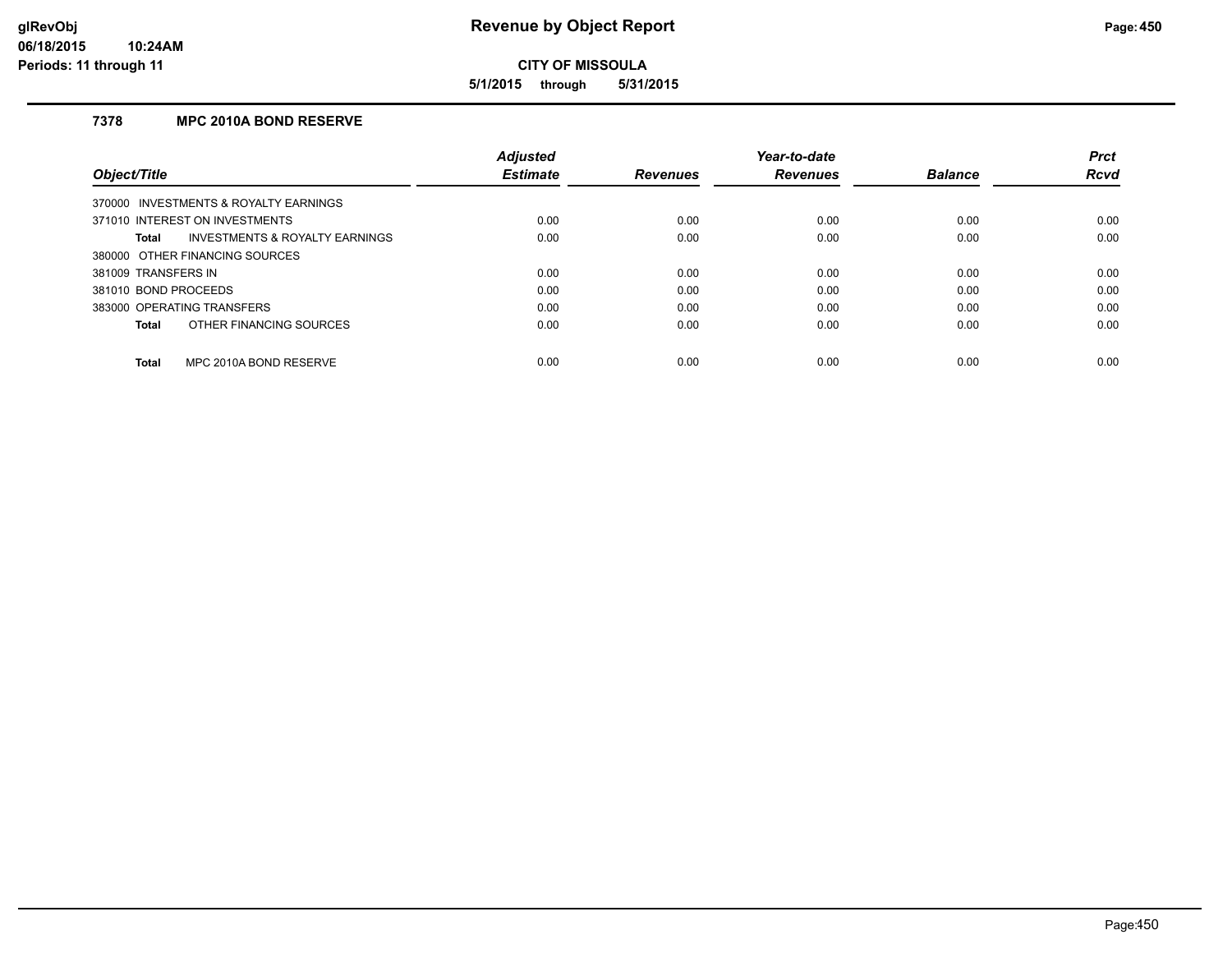# Revenue by Object Report

**CITY OF MISSOULA**

**5/1/2015 through 5/31/2015**

glRevObj
06/18/2015 10:24AM
Periods: 11 through 11

### 7378 MPC 2010A BOND RESERVE

| Object/Title | Adjusted Estimate | Revenues | Year-to-date Revenues | Balance | Prct Rcvd |
|---|---|---|---|---|---|
| 370000 INVESTMENTS & ROYALTY EARNINGS | | | | | |
| 371010 INTEREST ON INVESTMENTS | 0.00 | 0.00 | 0.00 | 0.00 | 0.00 |
| **Total** INVESTMENTS & ROYALTY EARNINGS | 0.00 | 0.00 | 0.00 | 0.00 | 0.00 |
| 380000 OTHER FINANCING SOURCES | | | | | |
| 381009 TRANSFERS IN | 0.00 | 0.00 | 0.00 | 0.00 | 0.00 |
| 381010 BOND PROCEEDS | 0.00 | 0.00 | 0.00 | 0.00 | 0.00 |
| 383000 OPERATING TRANSFERS | 0.00 | 0.00 | 0.00 | 0.00 | 0.00 |
| **Total** OTHER FINANCING SOURCES | 0.00 | 0.00 | 0.00 | 0.00 | 0.00 |
| **Total** MPC 2010A BOND RESERVE | 0.00 | 0.00 | 0.00 | 0.00 | 0.00 |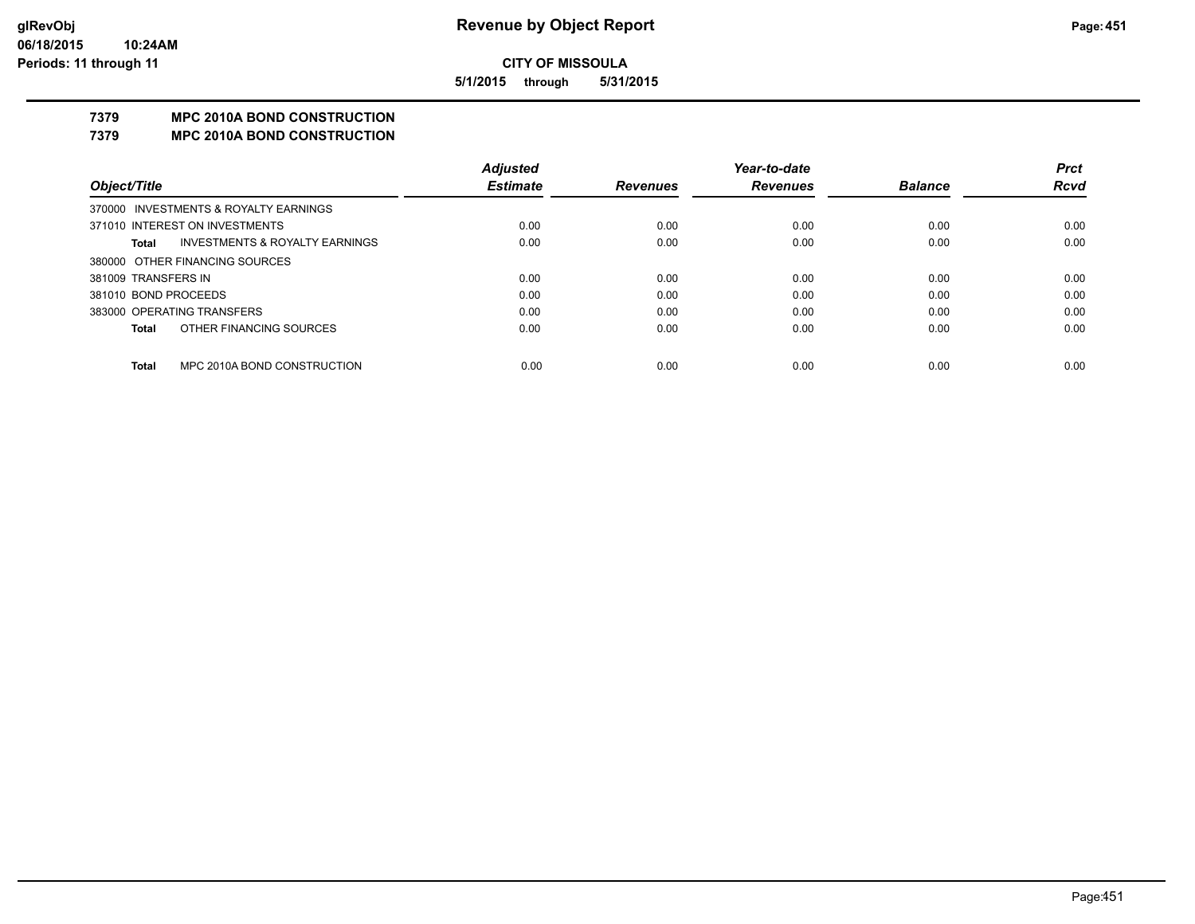**CITY OF MISSOULA**

**5/1/2015 through 5/31/2015**

**Revenue by Object Report**

glRevObj
06/18/2015 10:24AM
Periods: 11 through 11

## 7379 MPC 2010A BOND CONSTRUCTION

## 7379 MPC 2010A BOND CONSTRUCTION

| Object/Title | Adjusted Estimate | Revenues | Year-to-date Revenues | Balance | Prct Rcvd |
|---|---|---|---|---|---|
| 370000 INVESTMENTS & ROYALTY EARNINGS | | | | | |
| 371010 INTEREST ON INVESTMENTS | 0.00 | 0.00 | 0.00 | 0.00 | 0.00 |
| **Total** INVESTMENTS & ROYALTY EARNINGS | 0.00 | 0.00 | 0.00 | 0.00 | 0.00 |
| 380000 OTHER FINANCING SOURCES | | | | | |
| 381009 TRANSFERS IN | 0.00 | 0.00 | 0.00 | 0.00 | 0.00 |
| 381010 BOND PROCEEDS | 0.00 | 0.00 | 0.00 | 0.00 | 0.00 |
| 383000 OPERATING TRANSFERS | 0.00 | 0.00 | 0.00 | 0.00 | 0.00 |
| **Total** OTHER FINANCING SOURCES | 0.00 | 0.00 | 0.00 | 0.00 | 0.00 |
| **Total** MPC 2010A BOND CONSTRUCTION | 0.00 | 0.00 | 0.00 | 0.00 | 0.00 |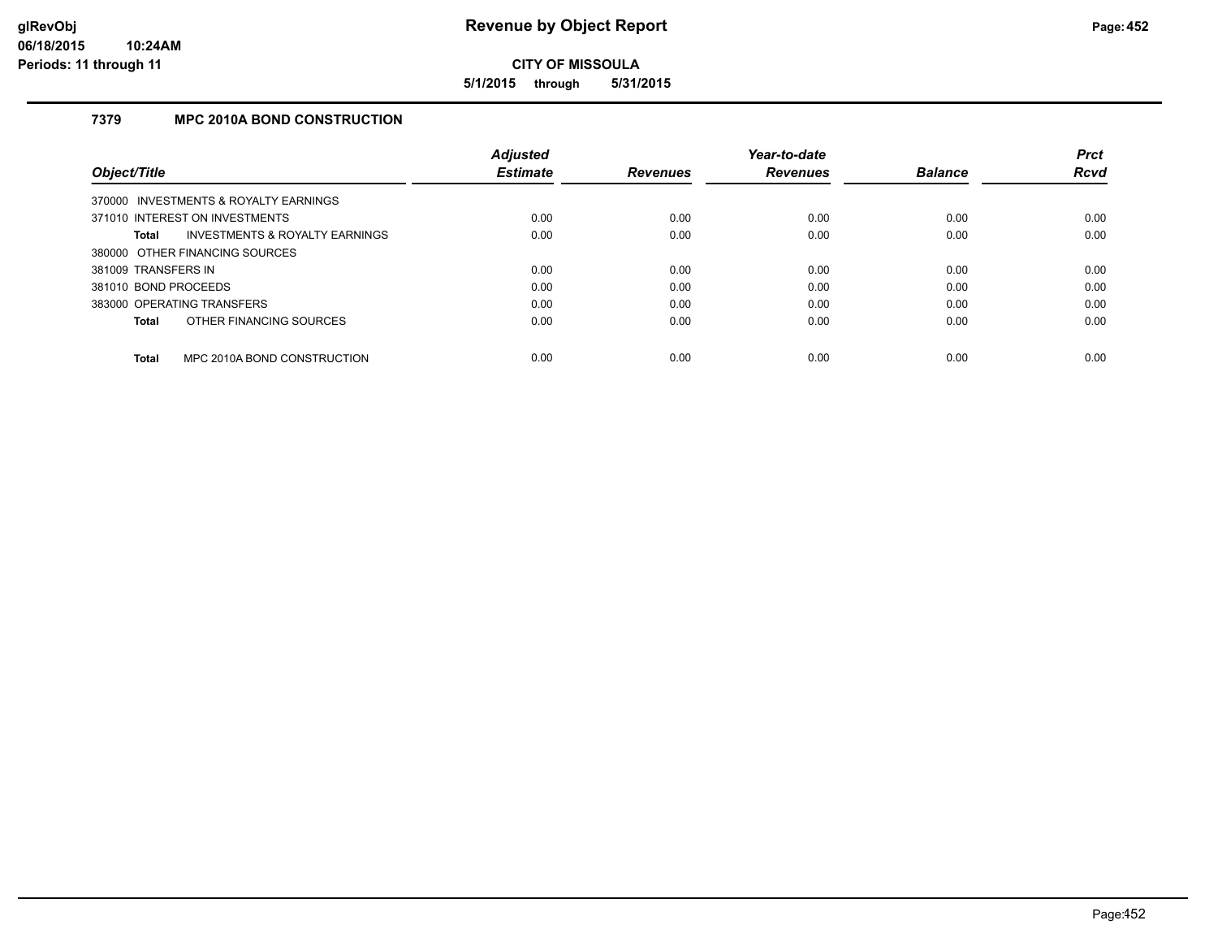**CITY OF MISSOULA**

**5/1/2015 through 5/31/2015**

## 7379 MPC 2010A BOND CONSTRUCTION

| Object/Title | Adjusted Estimate | Revenues | Year-to-date Revenues | Balance | Prct Rcvd |
|---|---|---|---|---|---|
| 370000 INVESTMENTS & ROYALTY EARNINGS | | | | | |
| 371010 INTEREST ON INVESTMENTS | 0.00 | 0.00 | 0.00 | 0.00 | 0.00 |
| **Total** INVESTMENTS & ROYALTY EARNINGS | 0.00 | 0.00 | 0.00 | 0.00 | 0.00 |
| 380000 OTHER FINANCING SOURCES | | | | | |
| 381009 TRANSFERS IN | 0.00 | 0.00 | 0.00 | 0.00 | 0.00 |
| 381010 BOND PROCEEDS | 0.00 | 0.00 | 0.00 | 0.00 | 0.00 |
| 383000 OPERATING TRANSFERS | 0.00 | 0.00 | 0.00 | 0.00 | 0.00 |
| **Total** OTHER FINANCING SOURCES | 0.00 | 0.00 | 0.00 | 0.00 | 0.00 |
| **Total** MPC 2010A BOND CONSTRUCTION | 0.00 | 0.00 | 0.00 | 0.00 | 0.00 |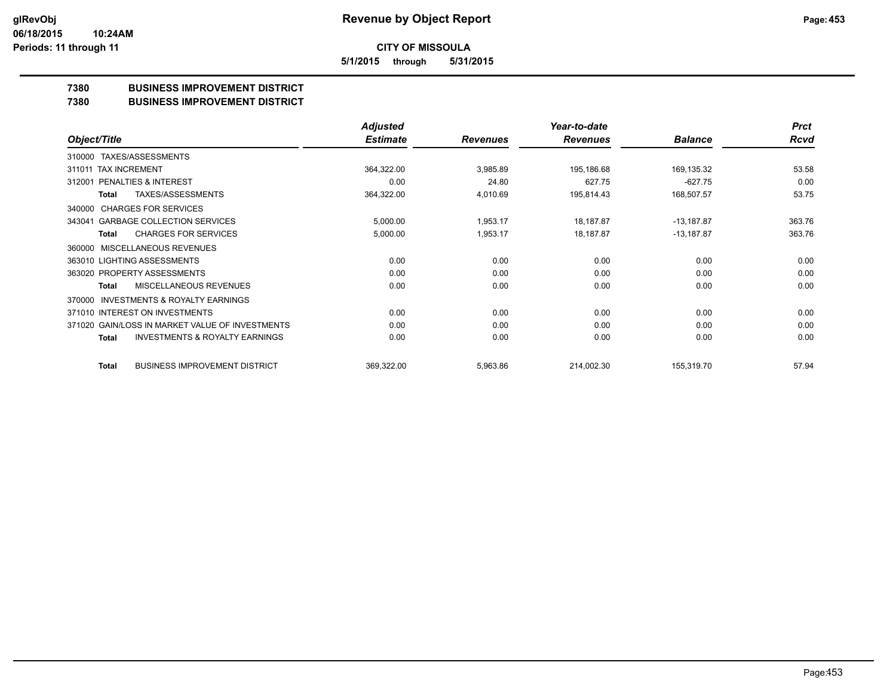# Revenue by Object Report

**CITY OF MISSOULA**

**5/1/2015 through 5/31/2015**

glRevObj
06/18/2015 10:24AM
Periods: 11 through 11

## 7380 BUSINESS IMPROVEMENT DISTRICT
## 7380 BUSINESS IMPROVEMENT DISTRICT

| Object/Title | Adjusted Estimate | Revenues | Year-to-date Revenues | Balance | Prct Rcvd |
|---|---|---|---|---|---|
| 310000 TAXES/ASSESSMENTS | | | | | |
| 311011 TAX INCREMENT | 364,322.00 | 3,985.89 | 195,186.68 | 169,135.32 | 53.58 |
| 312001 PENALTIES & INTEREST | 0.00 | 24.80 | 627.75 | -627.75 | 0.00 |
| Total TAXES/ASSESSMENTS | 364,322.00 | 4,010.69 | 195,814.43 | 168,507.57 | 53.75 |
| 340000 CHARGES FOR SERVICES | | | | | |
| 343041 GARBAGE COLLECTION SERVICES | 5,000.00 | 1,953.17 | 18,187.87 | -13,187.87 | 363.76 |
| Total CHARGES FOR SERVICES | 5,000.00 | 1,953.17 | 18,187.87 | -13,187.87 | 363.76 |
| 360000 MISCELLANEOUS REVENUES | | | | | |
| 363010 LIGHTING ASSESSMENTS | 0.00 | 0.00 | 0.00 | 0.00 | 0.00 |
| 363020 PROPERTY ASSESSMENTS | 0.00 | 0.00 | 0.00 | 0.00 | 0.00 |
| Total MISCELLANEOUS REVENUES | 0.00 | 0.00 | 0.00 | 0.00 | 0.00 |
| 370000 INVESTMENTS & ROYALTY EARNINGS | | | | | |
| 371010 INTEREST ON INVESTMENTS | 0.00 | 0.00 | 0.00 | 0.00 | 0.00 |
| 371020 GAIN/LOSS IN MARKET VALUE OF INVESTMENTS | 0.00 | 0.00 | 0.00 | 0.00 | 0.00 |
| Total INVESTMENTS & ROYALTY EARNINGS | 0.00 | 0.00 | 0.00 | 0.00 | 0.00 |
| Total BUSINESS IMPROVEMENT DISTRICT | 369,322.00 | 5,963.86 | 214,002.30 | 155,319.70 | 57.94 |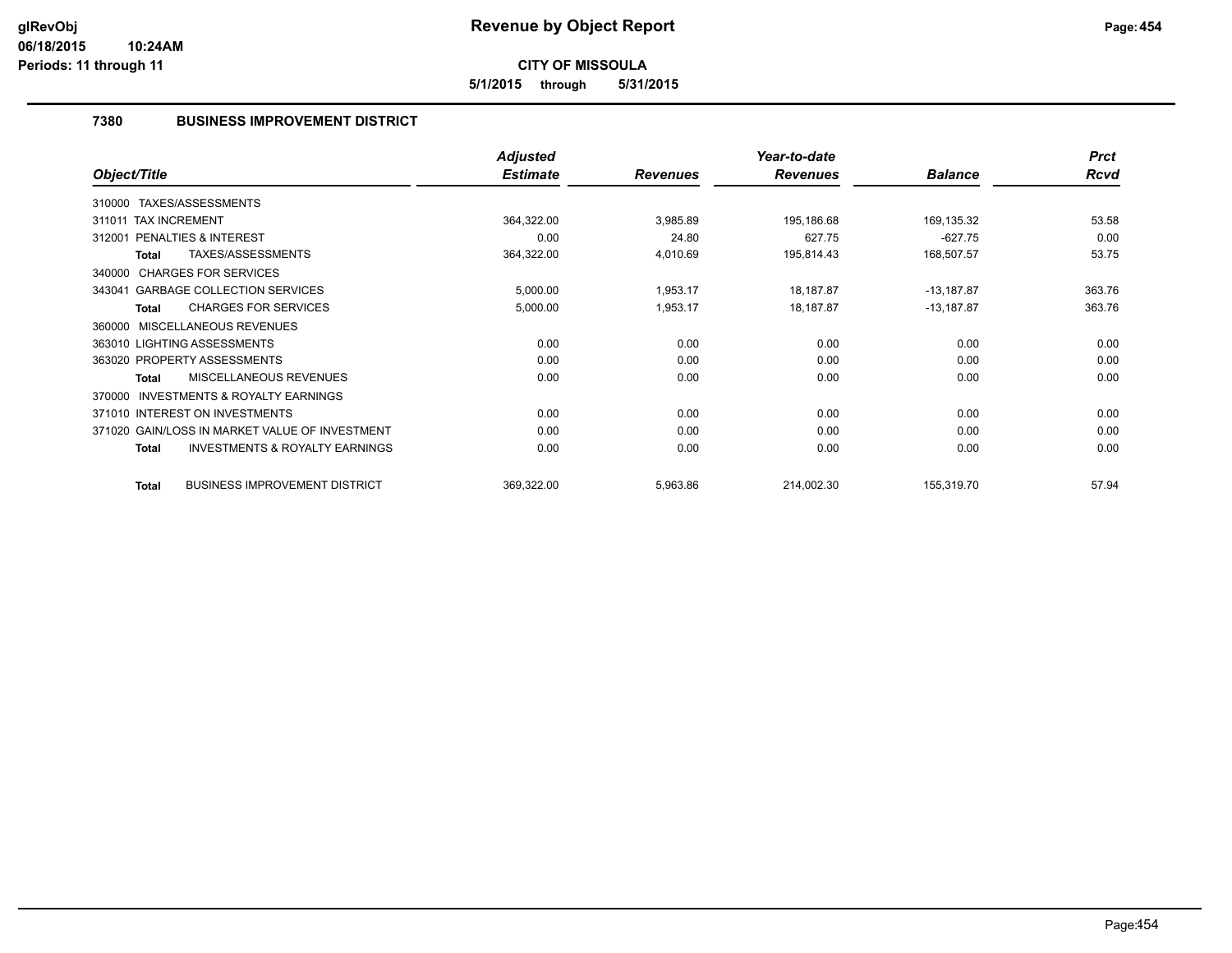# Revenue by Object Report

**CITY OF MISSOULA**

**5/1/2015 through 5/31/2015**

glRevObj
06/18/2015 10:24AM
Periods: 11 through 11

## 7380 BUSINESS IMPROVEMENT DISTRICT

| Object/Title | Adjusted Estimate | Revenues | Year-to-date Revenues | Balance | Prct Rcvd |
|---|---|---|---|---|---|
| 310000 TAXES/ASSESSMENTS | | | | | |
| 311011 TAX INCREMENT | 364,322.00 | 3,985.89 | 195,186.68 | 169,135.32 | 53.58 |
| 312001 PENALTIES & INTEREST | 0.00 | 24.80 | 627.75 | -627.75 | 0.00 |
| **Total** TAXES/ASSESSMENTS | 364,322.00 | 4,010.69 | 195,814.43 | 168,507.57 | 53.75 |
| 340000 CHARGES FOR SERVICES | | | | | |
| 343041 GARBAGE COLLECTION SERVICES | 5,000.00 | 1,953.17 | 18,187.87 | -13,187.87 | 363.76 |
| **Total** CHARGES FOR SERVICES | 5,000.00 | 1,953.17 | 18,187.87 | -13,187.87 | 363.76 |
| 360000 MISCELLANEOUS REVENUES | | | | | |
| 363010 LIGHTING ASSESSMENTS | 0.00 | 0.00 | 0.00 | 0.00 | 0.00 |
| 363020 PROPERTY ASSESSMENTS | 0.00 | 0.00 | 0.00 | 0.00 | 0.00 |
| **Total** MISCELLANEOUS REVENUES | 0.00 | 0.00 | 0.00 | 0.00 | 0.00 |
| 370000 INVESTMENTS & ROYALTY EARNINGS | | | | | |
| 371010 INTEREST ON INVESTMENTS | 0.00 | 0.00 | 0.00 | 0.00 | 0.00 |
| 371020 GAIN/LOSS IN MARKET VALUE OF INVESTMENT | 0.00 | 0.00 | 0.00 | 0.00 | 0.00 |
| **Total** INVESTMENTS & ROYALTY EARNINGS | 0.00 | 0.00 | 0.00 | 0.00 | 0.00 |
| **Total** BUSINESS IMPROVEMENT DISTRICT | 369,322.00 | 5,963.86 | 214,002.30 | 155,319.70 | 57.94 |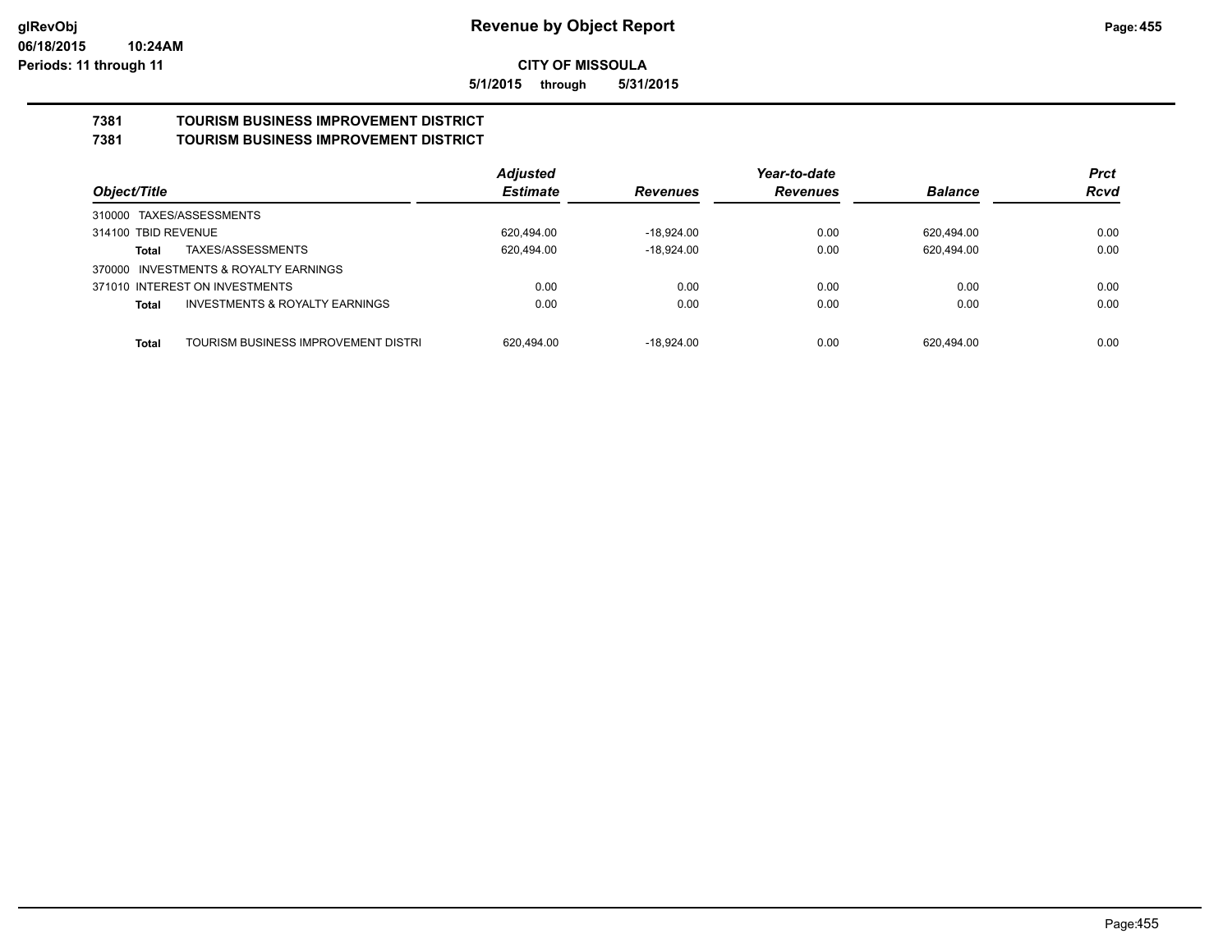**glRevObj**
**06/18/2015 10:24AM**
**Periods: 11 through 11**

# Revenue by Object Report

**CITY OF MISSOULA**

**5/1/2015 through 5/31/2015**

## 7381 TOURISM BUSINESS IMPROVEMENT DISTRICT
## 7381 TOURISM BUSINESS IMPROVEMENT DISTRICT

| Object/Title | | Adjusted Estimate | Revenues | Year-to-date Revenues | Balance | Prct Rcvd |
|---|---|---|---|---|---|---|
| 310000 TAXES/ASSESSMENTS | | | | | | |
| 314100 TBID REVENUE | | 620,494.00 | -18,924.00 | 0.00 | 620,494.00 | 0.00 |
| **Total** | TAXES/ASSESSMENTS | 620,494.00 | -18,924.00 | 0.00 | 620,494.00 | 0.00 |
| 370000 INVESTMENTS & ROYALTY EARNINGS | | | | | | |
| 371010 INTEREST ON INVESTMENTS | | 0.00 | 0.00 | 0.00 | 0.00 | 0.00 |
| **Total** | INVESTMENTS & ROYALTY EARNINGS | 0.00 | 0.00 | 0.00 | 0.00 | 0.00 |
| **Total** | TOURISM BUSINESS IMPROVEMENT DISTRI | 620,494.00 | -18,924.00 | 0.00 | 620,494.00 | 0.00 |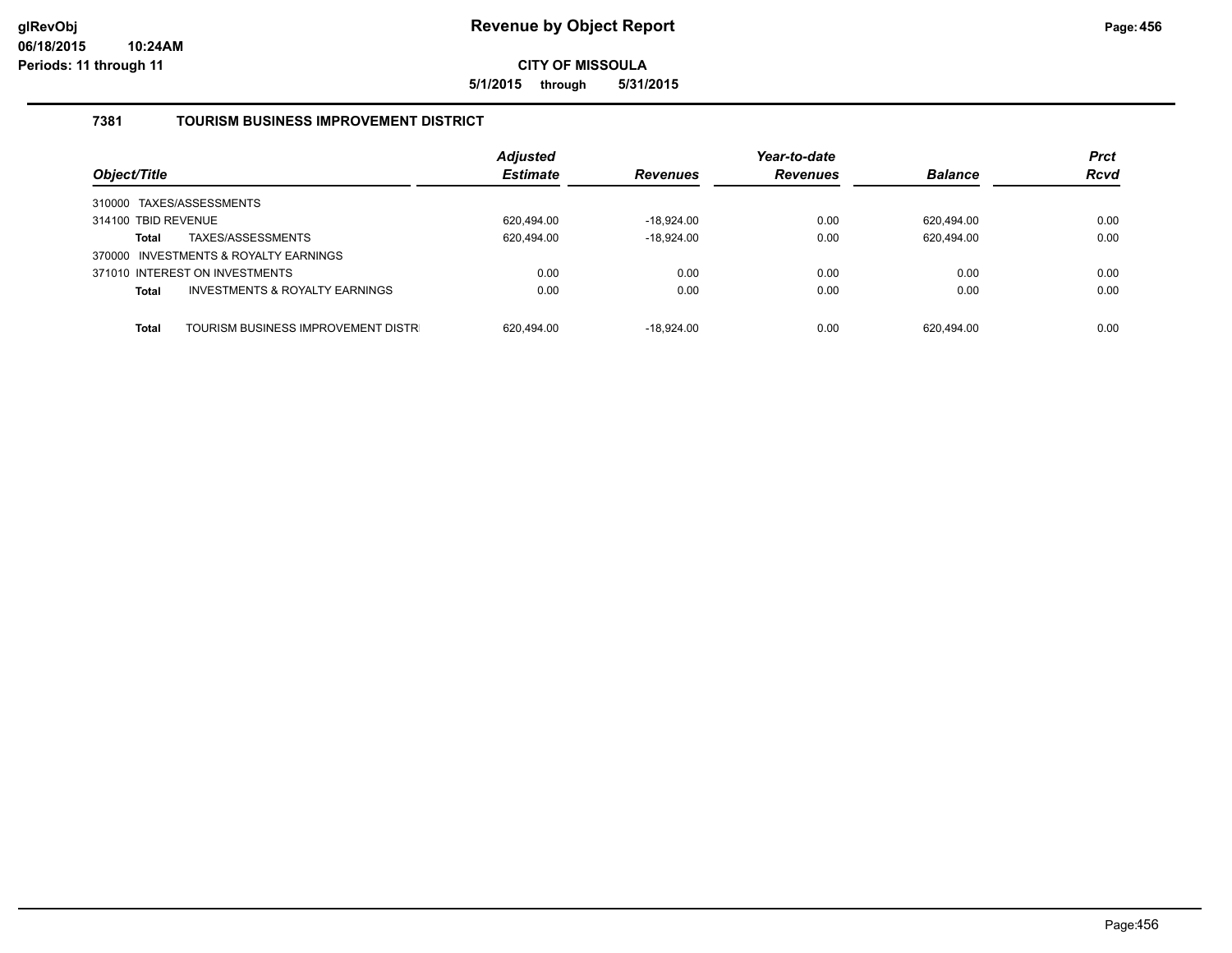# Revenue by Object Report

**CITY OF MISSOULA**

**5/1/2015 through 5/31/2015**

glRevObj
06/18/2015 10:24AM
Periods: 11 through 11

### 7381 TOURISM BUSINESS IMPROVEMENT DISTRICT

| Object/Title | Adjusted Estimate | Revenues | Year-to-date Revenues | Balance | Prct Rcvd |
|---|---|---|---|---|---|
| 310000 TAXES/ASSESSMENTS | | | | | |
| 314100 TBID REVENUE | 620,494.00 | -18,924.00 | 0.00 | 620,494.00 | 0.00 |
| **Total** TAXES/ASSESSMENTS | 620,494.00 | -18,924.00 | 0.00 | 620,494.00 | 0.00 |
| 370000 INVESTMENTS & ROYALTY EARNINGS | | | | | |
| 371010 INTEREST ON INVESTMENTS | 0.00 | 0.00 | 0.00 | 0.00 | 0.00 |
| **Total** INVESTMENTS & ROYALTY EARNINGS | 0.00 | 0.00 | 0.00 | 0.00 | 0.00 |
| **Total** TOURISM BUSINESS IMPROVEMENT DISTR | 620,494.00 | -18,924.00 | 0.00 | 620,494.00 | 0.00 |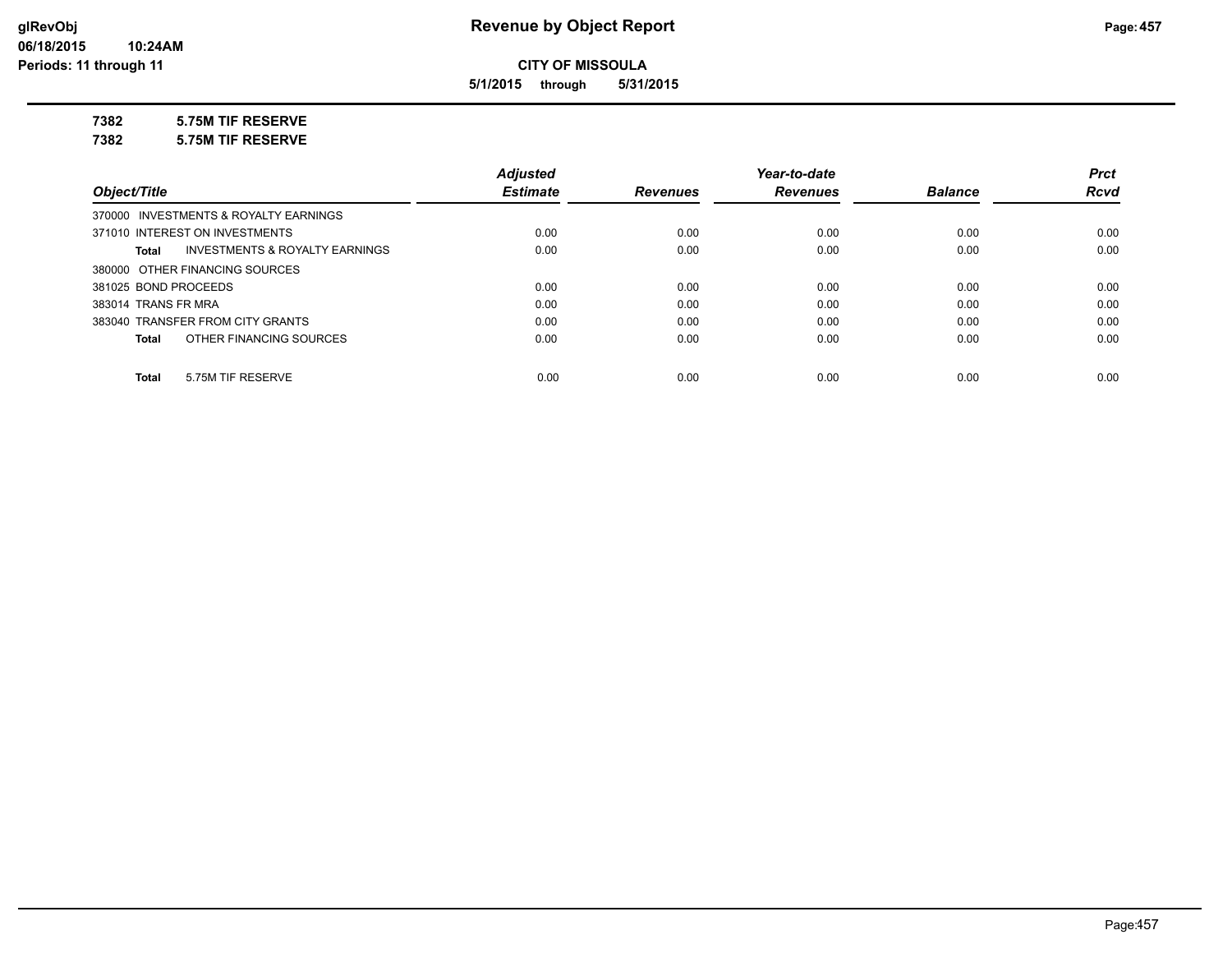**glRevObj**
**06/18/2015 10:24AM**
**Periods: 11 through 11**

# Revenue by Object Report

**CITY OF MISSOULA**

**5/1/2015 through 5/31/2015**

**7382 5.75M TIF RESERVE**

**7382 5.75M TIF RESERVE**

| Object/Title | Adjusted Estimate | Revenues | Year-to-date Revenues | Balance | Prct Rcvd |
|---|---|---|---|---|---|
| 370000 INVESTMENTS & ROYALTY EARNINGS | | | | | |
| 371010 INTEREST ON INVESTMENTS | 0.00 | 0.00 | 0.00 | 0.00 | 0.00 |
| **Total** INVESTMENTS & ROYALTY EARNINGS | 0.00 | 0.00 | 0.00 | 0.00 | 0.00 |
| 380000 OTHER FINANCING SOURCES | | | | | |
| 381025 BOND PROCEEDS | 0.00 | 0.00 | 0.00 | 0.00 | 0.00 |
| 383014 TRANS FR MRA | 0.00 | 0.00 | 0.00 | 0.00 | 0.00 |
| 383040 TRANSFER FROM CITY GRANTS | 0.00 | 0.00 | 0.00 | 0.00 | 0.00 |
| **Total** OTHER FINANCING SOURCES | 0.00 | 0.00 | 0.00 | 0.00 | 0.00 |
| **Total** 5.75M TIF RESERVE | 0.00 | 0.00 | 0.00 | 0.00 | 0.00 |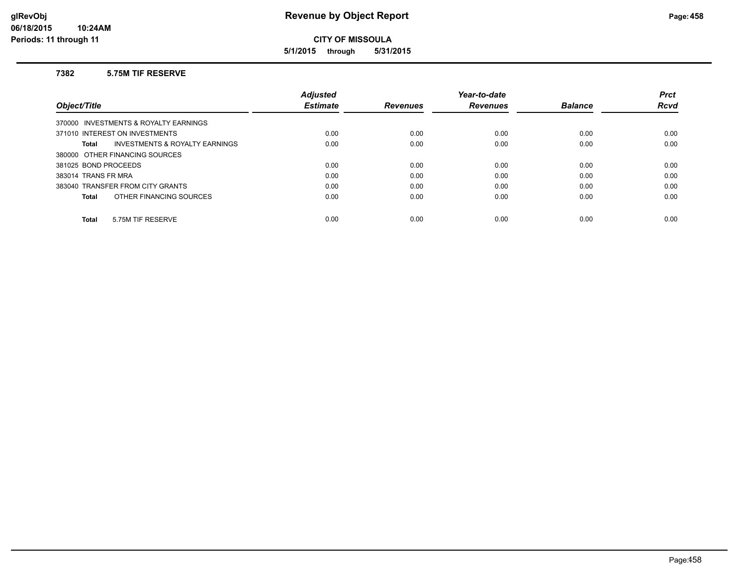# Revenue by Object Report

**CITY OF MISSOULA**

**5/1/2015 through 5/31/2015**

glRevObj
06/18/2015 10:24AM
Periods: 11 through 11

### 7382 5.75M TIF RESERVE

| Object/Title | Adjusted Estimate | Revenues | Year-to-date Revenues | Balance | Prct Rcvd |
|---|---|---|---|---|---|
| 370000 INVESTMENTS & ROYALTY EARNINGS | | | | | |
| 371010 INTEREST ON INVESTMENTS | 0.00 | 0.00 | 0.00 | 0.00 | 0.00 |
| **Total** INVESTMENTS & ROYALTY EARNINGS | 0.00 | 0.00 | 0.00 | 0.00 | 0.00 |
| 380000 OTHER FINANCING SOURCES | | | | | |
| 381025 BOND PROCEEDS | 0.00 | 0.00 | 0.00 | 0.00 | 0.00 |
| 383014 TRANS FR MRA | 0.00 | 0.00 | 0.00 | 0.00 | 0.00 |
| 383040 TRANSFER FROM CITY GRANTS | 0.00 | 0.00 | 0.00 | 0.00 | 0.00 |
| **Total** OTHER FINANCING SOURCES | 0.00 | 0.00 | 0.00 | 0.00 | 0.00 |
| **Total** 5.75M TIF RESERVE | 0.00 | 0.00 | 0.00 | 0.00 | 0.00 |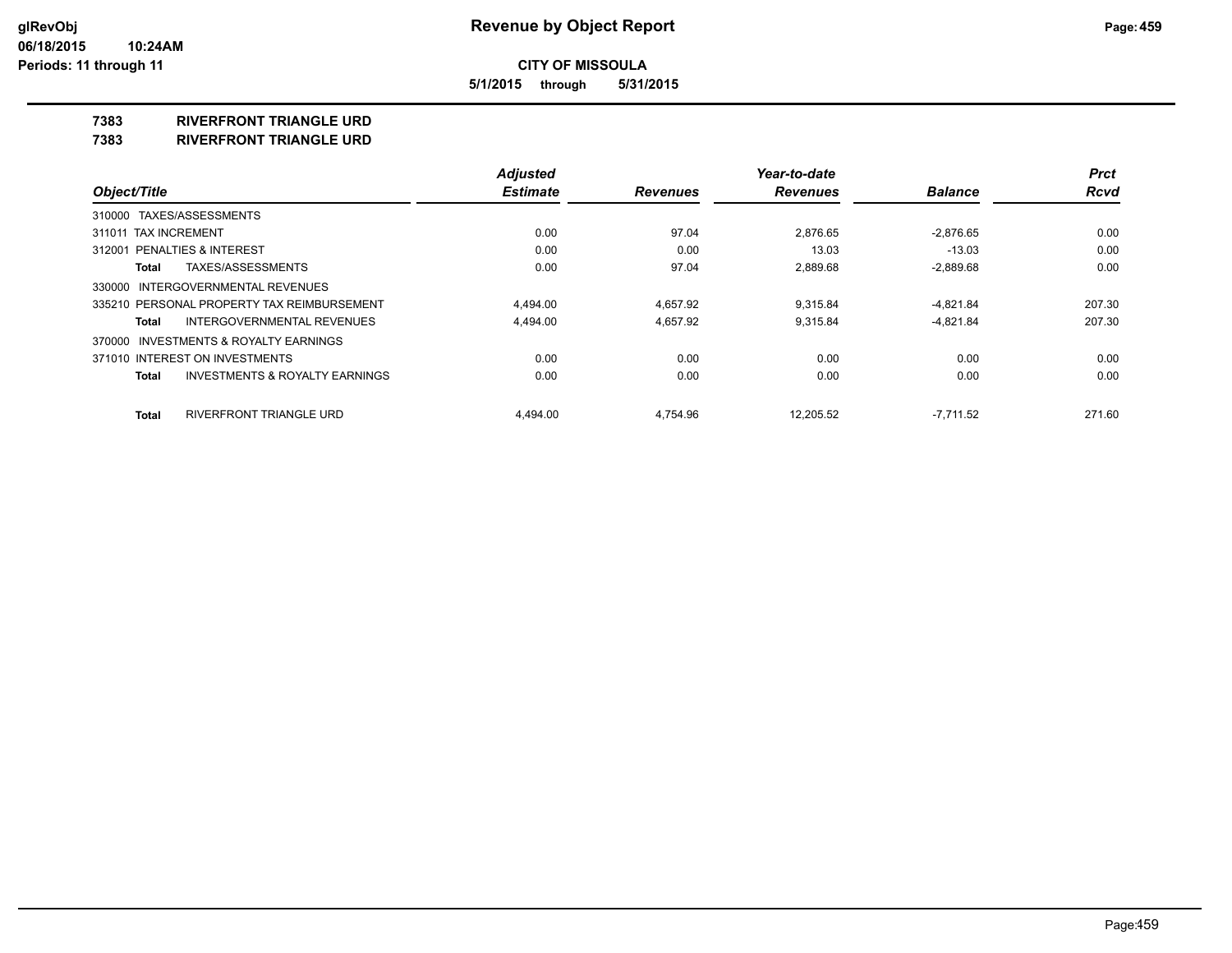# Revenue by Object Report

**CITY OF MISSOULA**

**5/1/2015 through 5/31/2015**

glRevObj
06/18/2015 10:24AM
Periods: 11 through 11

## 7383 RIVERFRONT TRIANGLE URD
## 7383 RIVERFRONT TRIANGLE URD

| Object/Title | Adjusted Estimate | Revenues | Year-to-date Revenues | Balance | Prct Rcvd |
|---|---|---|---|---|---|
| 310000 TAXES/ASSESSMENTS | | | | | |
| 311011 TAX INCREMENT | 0.00 | 97.04 | 2,876.65 | -2,876.65 | 0.00 |
| 312001 PENALTIES & INTEREST | 0.00 | 0.00 | 13.03 | -13.03 | 0.00 |
| **Total** TAXES/ASSESSMENTS | 0.00 | 97.04 | 2,889.68 | -2,889.68 | 0.00 |
| 330000 INTERGOVERNMENTAL REVENUES | | | | | |
| 335210 PERSONAL PROPERTY TAX REIMBURSEMENT | 4,494.00 | 4,657.92 | 9,315.84 | -4,821.84 | 207.30 |
| **Total** INTERGOVERNMENTAL REVENUES | 4,494.00 | 4,657.92 | 9,315.84 | -4,821.84 | 207.30 |
| 370000 INVESTMENTS & ROYALTY EARNINGS | | | | | |
| 371010 INTEREST ON INVESTMENTS | 0.00 | 0.00 | 0.00 | 0.00 | 0.00 |
| **Total** INVESTMENTS & ROYALTY EARNINGS | 0.00 | 0.00 | 0.00 | 0.00 | 0.00 |
| **Total** RIVERFRONT TRIANGLE URD | 4,494.00 | 4,754.96 | 12,205.52 | -7,711.52 | 271.60 |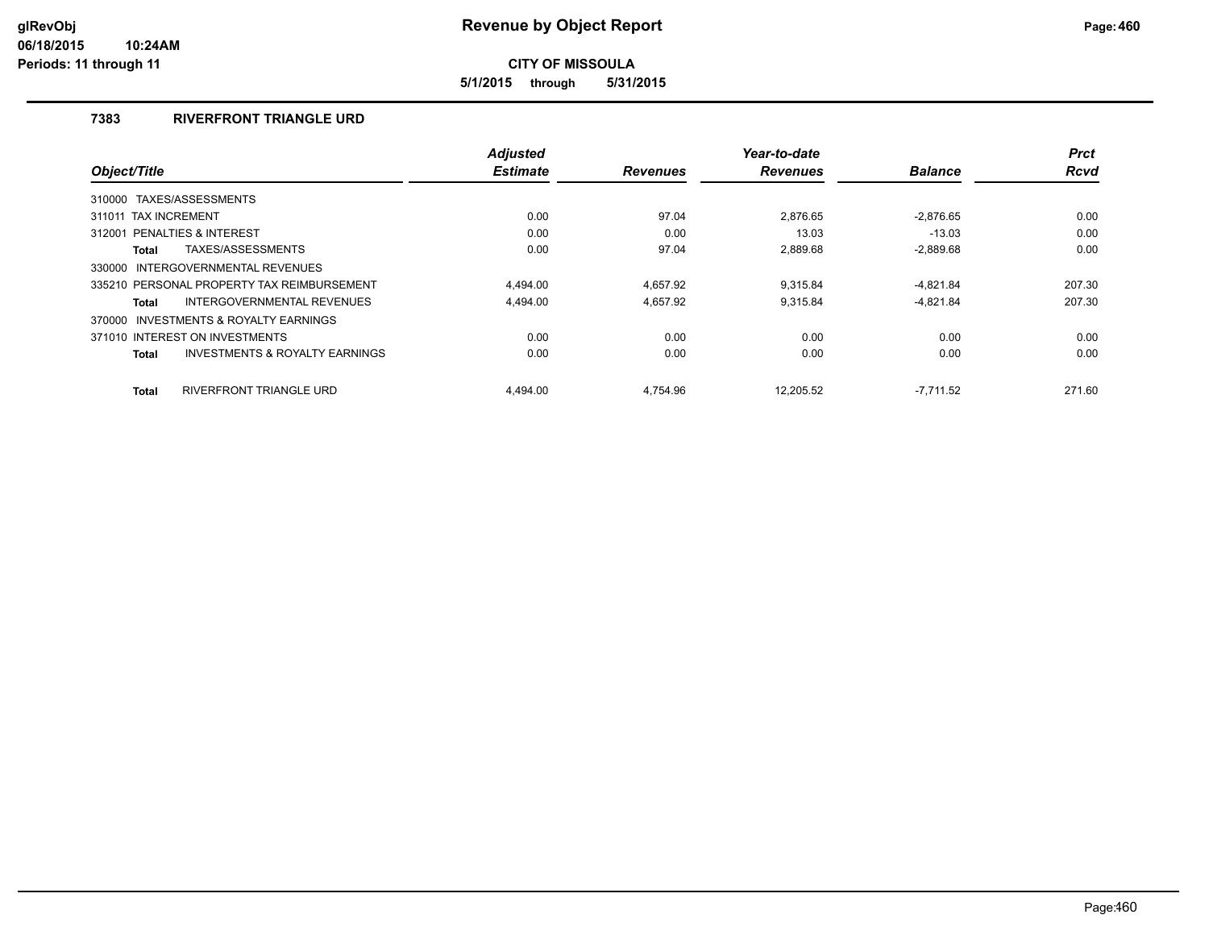# Revenue by Object Report

**CITY OF MISSOULA**

**5/1/2015 through 5/31/2015**

glRevObj
06/18/2015 10:24AM
Periods: 11 through 11

### 7383 RIVERFRONT TRIANGLE URD

| Object/Title | Adjusted Estimate | Revenues | Year-to-date Revenues | Balance | Prct Rcvd |
|---|---|---|---|---|---|
| 310000 TAXES/ASSESSMENTS | | | | | |
| 311011 TAX INCREMENT | 0.00 | 97.04 | 2,876.65 | -2,876.65 | 0.00 |
| 312001 PENALTIES & INTEREST | 0.00 | 0.00 | 13.03 | -13.03 | 0.00 |
| **Total** TAXES/ASSESSMENTS | 0.00 | 97.04 | 2,889.68 | -2,889.68 | 0.00 |
| 330000 INTERGOVERNMENTAL REVENUES | | | | | |
| 335210 PERSONAL PROPERTY TAX REIMBURSEMENT | 4,494.00 | 4,657.92 | 9,315.84 | -4,821.84 | 207.30 |
| **Total** INTERGOVERNMENTAL REVENUES | 4,494.00 | 4,657.92 | 9,315.84 | -4,821.84 | 207.30 |
| 370000 INVESTMENTS & ROYALTY EARNINGS | | | | | |
| 371010 INTEREST ON INVESTMENTS | 0.00 | 0.00 | 0.00 | 0.00 | 0.00 |
| **Total** INVESTMENTS & ROYALTY EARNINGS | 0.00 | 0.00 | 0.00 | 0.00 | 0.00 |
| **Total** RIVERFRONT TRIANGLE URD | 4,494.00 | 4,754.96 | 12,205.52 | -7,711.52 | 271.60 |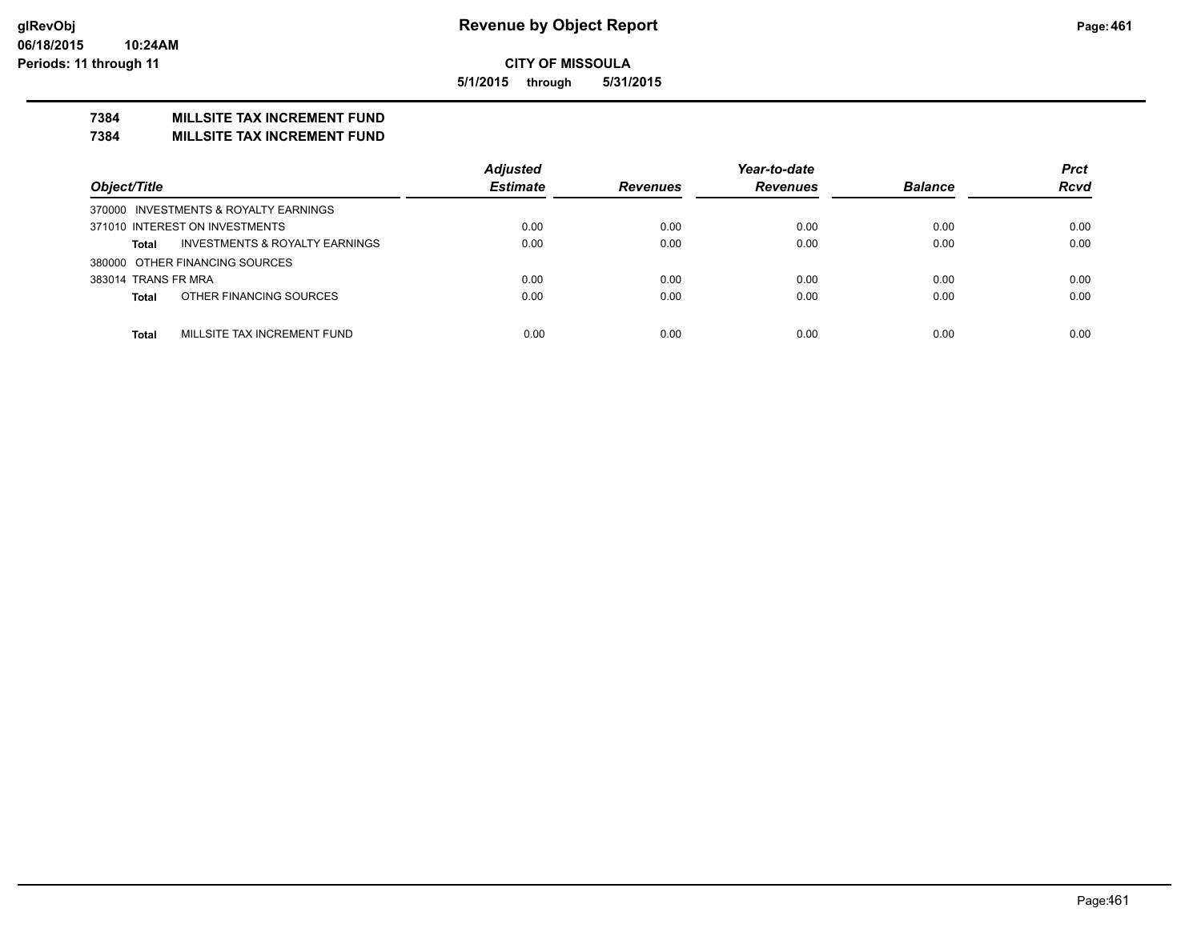# Revenue by Object Report

**CITY OF MISSOULA**

**5/1/2015 through 5/31/2015**

glRevObj
06/18/2015 10:24AM
Periods: 11 through 11

## 7384 MILLSITE TAX INCREMENT FUND
## 7384 MILLSITE TAX INCREMENT FUND

| Object/Title | Adjusted Estimate | Revenues | Year-to-date Revenues | Balance | Prct Rcvd |
|---|---|---|---|---|---|
| 370000 INVESTMENTS & ROYALTY EARNINGS | | | | | |
| 371010 INTEREST ON INVESTMENTS | 0.00 | 0.00 | 0.00 | 0.00 | 0.00 |
| **Total** INVESTMENTS & ROYALTY EARNINGS | 0.00 | 0.00 | 0.00 | 0.00 | 0.00 |
| 380000 OTHER FINANCING SOURCES | | | | | |
| 383014 TRANS FR MRA | 0.00 | 0.00 | 0.00 | 0.00 | 0.00 |
| **Total** OTHER FINANCING SOURCES | 0.00 | 0.00 | 0.00 | 0.00 | 0.00 |
| **Total** MILLSITE TAX INCREMENT FUND | 0.00 | 0.00 | 0.00 | 0.00 | 0.00 |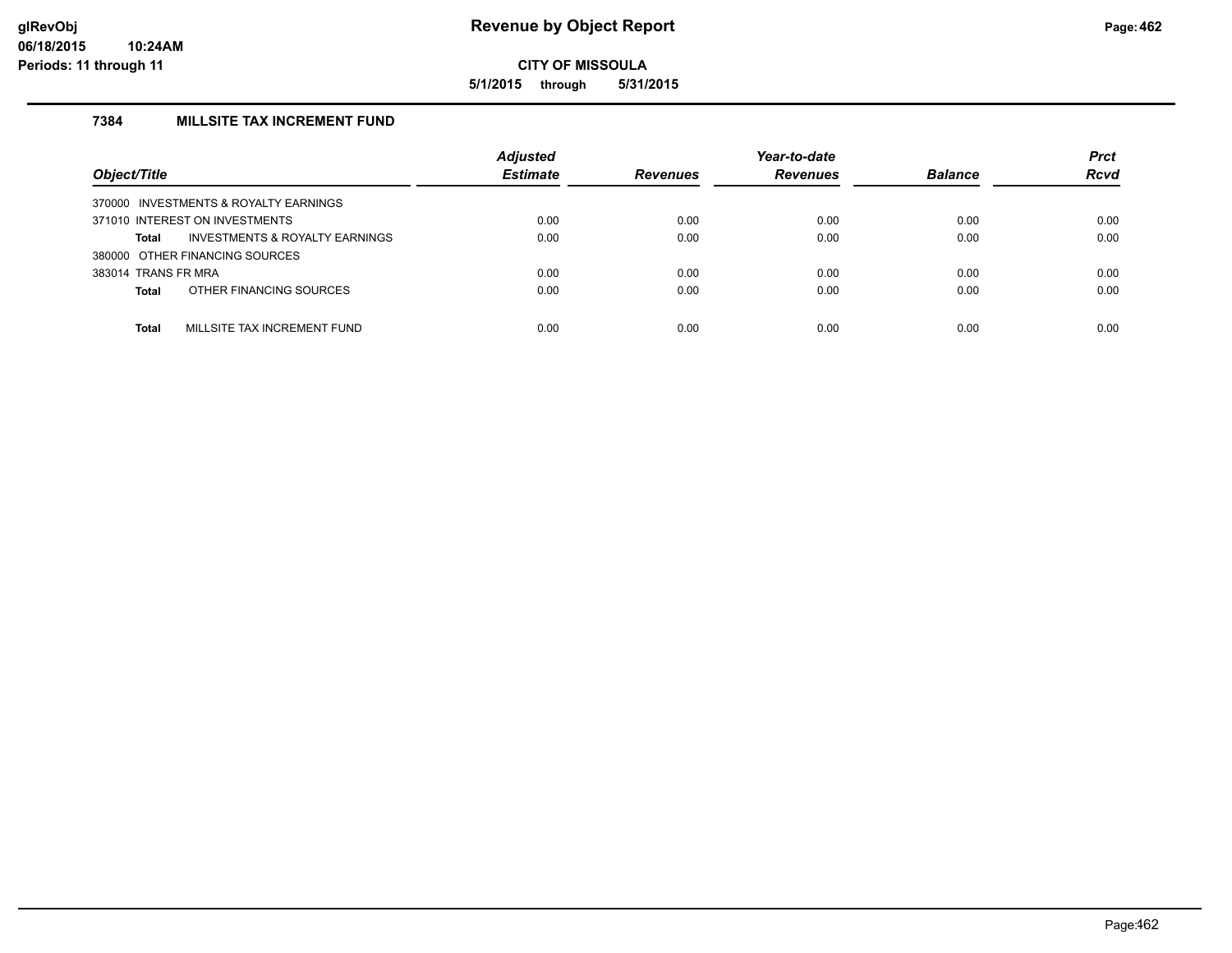# Revenue by Object Report

glRevObj
06/18/2015 10:24AM
Periods: 11 through 11

**CITY OF MISSOULA**

**5/1/2015 through 5/31/2015**

## 7384 MILLSITE TAX INCREMENT FUND

| Object/Title | Adjusted Estimate | Revenues | Year-to-date Revenues | Balance | Prct Rcvd |
|---|---|---|---|---|---|
| 370000 INVESTMENTS & ROYALTY EARNINGS | | | | | |
| 371010 INTEREST ON INVESTMENTS | 0.00 | 0.00 | 0.00 | 0.00 | 0.00 |
| **Total** INVESTMENTS & ROYALTY EARNINGS | 0.00 | 0.00 | 0.00 | 0.00 | 0.00 |
| 380000 OTHER FINANCING SOURCES | | | | | |
| 383014 TRANS FR MRA | 0.00 | 0.00 | 0.00 | 0.00 | 0.00 |
| **Total** OTHER FINANCING SOURCES | 0.00 | 0.00 | 0.00 | 0.00 | 0.00 |
| **Total** MILLSITE TAX INCREMENT FUND | 0.00 | 0.00 | 0.00 | 0.00 | 0.00 |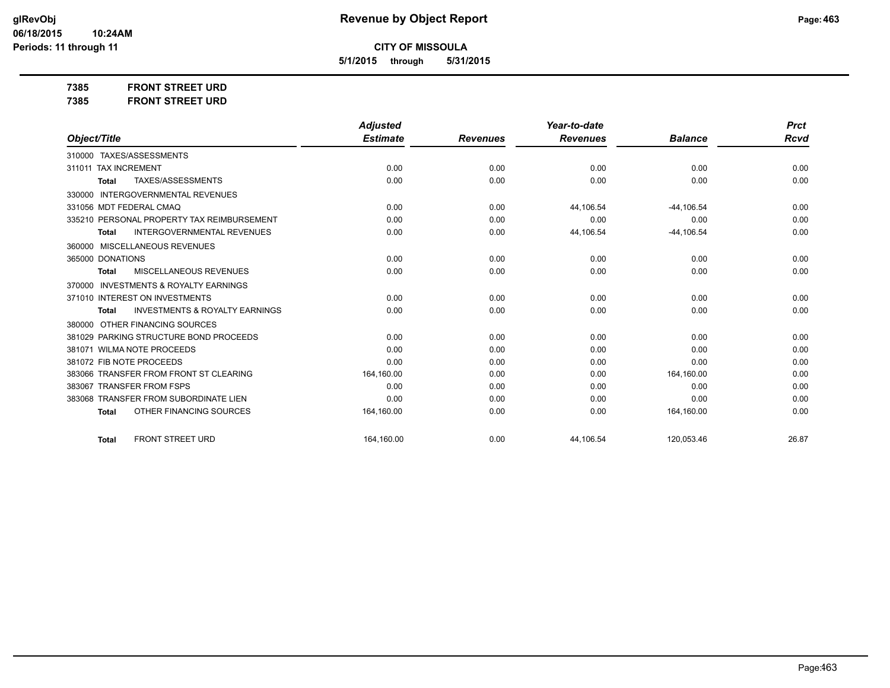# CITY OF MISSOULA

**5/1/2015 through 5/31/2015**

**7385 FRONT STREET URD**

**7385 FRONT STREET URD**

| Object/Title | Adjusted Estimate | Revenues | Year-to-date Revenues | Balance | Prct Rcvd |
|---|---|---|---|---|---|
| 310000 TAXES/ASSESSMENTS | | | | | |
| 311011 TAX INCREMENT | 0.00 | 0.00 | 0.00 | 0.00 | 0.00 |
| **Total** TAXES/ASSESSMENTS | 0.00 | 0.00 | 0.00 | 0.00 | 0.00 |
| 330000 INTERGOVERNMENTAL REVENUES | | | | | |
| 331056 MDT FEDERAL CMAQ | 0.00 | 0.00 | 44,106.54 | -44,106.54 | 0.00 |
| 335210 PERSONAL PROPERTY TAX REIMBURSEMENT | 0.00 | 0.00 | 0.00 | 0.00 | 0.00 |
| **Total** INTERGOVERNMENTAL REVENUES | 0.00 | 0.00 | 44,106.54 | -44,106.54 | 0.00 |
| 360000 MISCELLANEOUS REVENUES | | | | | |
| 365000 DONATIONS | 0.00 | 0.00 | 0.00 | 0.00 | 0.00 |
| **Total** MISCELLANEOUS REVENUES | 0.00 | 0.00 | 0.00 | 0.00 | 0.00 |
| 370000 INVESTMENTS & ROYALTY EARNINGS | | | | | |
| 371010 INTEREST ON INVESTMENTS | 0.00 | 0.00 | 0.00 | 0.00 | 0.00 |
| **Total** INVESTMENTS & ROYALTY EARNINGS | 0.00 | 0.00 | 0.00 | 0.00 | 0.00 |
| 380000 OTHER FINANCING SOURCES | | | | | |
| 381029 PARKING STRUCTURE BOND PROCEEDS | 0.00 | 0.00 | 0.00 | 0.00 | 0.00 |
| 381071 WILMA NOTE PROCEEDS | 0.00 | 0.00 | 0.00 | 0.00 | 0.00 |
| 381072 FIB NOTE PROCEEDS | 0.00 | 0.00 | 0.00 | 0.00 | 0.00 |
| 383066 TRANSFER FROM FRONT ST CLEARING | 164,160.00 | 0.00 | 0.00 | 164,160.00 | 0.00 |
| 383067 TRANSFER FROM FSPS | 0.00 | 0.00 | 0.00 | 0.00 | 0.00 |
| 383068 TRANSFER FROM SUBORDINATE LIEN | 0.00 | 0.00 | 0.00 | 0.00 | 0.00 |
| **Total** OTHER FINANCING SOURCES | 164,160.00 | 0.00 | 0.00 | 164,160.00 | 0.00 |
| **Total** FRONT STREET URD | 164,160.00 | 0.00 | 44,106.54 | 120,053.46 | 26.87 |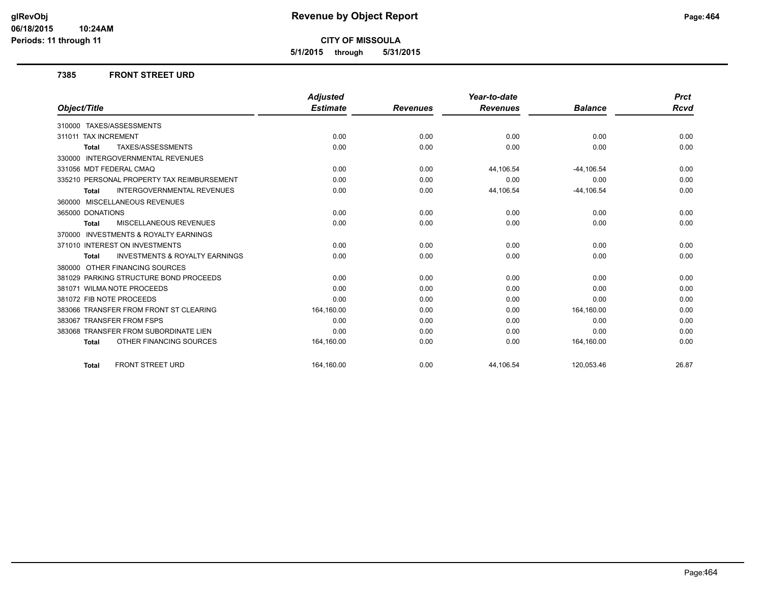# Revenue by Object Report

**CITY OF MISSOULA**

**5/1/2015 through 5/31/2015**

glRevObj
06/18/2015 10:24AM
Periods: 11 through 11

## 7385 FRONT STREET URD

| Object/Title | Adjusted Estimate | Revenues | Year-to-date Revenues | Balance | Prct Rcvd |
|---|---|---|---|---|---|
| 310000 TAXES/ASSESSMENTS | | | | | |
| 311011 TAX INCREMENT | 0.00 | 0.00 | 0.00 | 0.00 | 0.00 |
| **Total** TAXES/ASSESSMENTS | 0.00 | 0.00 | 0.00 | 0.00 | 0.00 |
| 330000 INTERGOVERNMENTAL REVENUES | | | | | |
| 331056 MDT FEDERAL CMAQ | 0.00 | 0.00 | 44,106.54 | -44,106.54 | 0.00 |
| 335210 PERSONAL PROPERTY TAX REIMBURSEMENT | 0.00 | 0.00 | 0.00 | 0.00 | 0.00 |
| **Total** INTERGOVERNMENTAL REVENUES | 0.00 | 0.00 | 44,106.54 | -44,106.54 | 0.00 |
| 360000 MISCELLANEOUS REVENUES | | | | | |
| 365000 DONATIONS | 0.00 | 0.00 | 0.00 | 0.00 | 0.00 |
| **Total** MISCELLANEOUS REVENUES | 0.00 | 0.00 | 0.00 | 0.00 | 0.00 |
| 370000 INVESTMENTS & ROYALTY EARNINGS | | | | | |
| 371010 INTEREST ON INVESTMENTS | 0.00 | 0.00 | 0.00 | 0.00 | 0.00 |
| **Total** INVESTMENTS & ROYALTY EARNINGS | 0.00 | 0.00 | 0.00 | 0.00 | 0.00 |
| 380000 OTHER FINANCING SOURCES | | | | | |
| 381029 PARKING STRUCTURE BOND PROCEEDS | 0.00 | 0.00 | 0.00 | 0.00 | 0.00 |
| 381071 WILMA NOTE PROCEEDS | 0.00 | 0.00 | 0.00 | 0.00 | 0.00 |
| 381072 FIB NOTE PROCEEDS | 0.00 | 0.00 | 0.00 | 0.00 | 0.00 |
| 383066 TRANSFER FROM FRONT ST CLEARING | 164,160.00 | 0.00 | 0.00 | 164,160.00 | 0.00 |
| 383067 TRANSFER FROM FSPS | 0.00 | 0.00 | 0.00 | 0.00 | 0.00 |
| 383068 TRANSFER FROM SUBORDINATE LIEN | 0.00 | 0.00 | 0.00 | 0.00 | 0.00 |
| **Total** OTHER FINANCING SOURCES | 164,160.00 | 0.00 | 0.00 | 164,160.00 | 0.00 |
| **Total** FRONT STREET URD | 164,160.00 | 0.00 | 44,106.54 | 120,053.46 | 26.87 |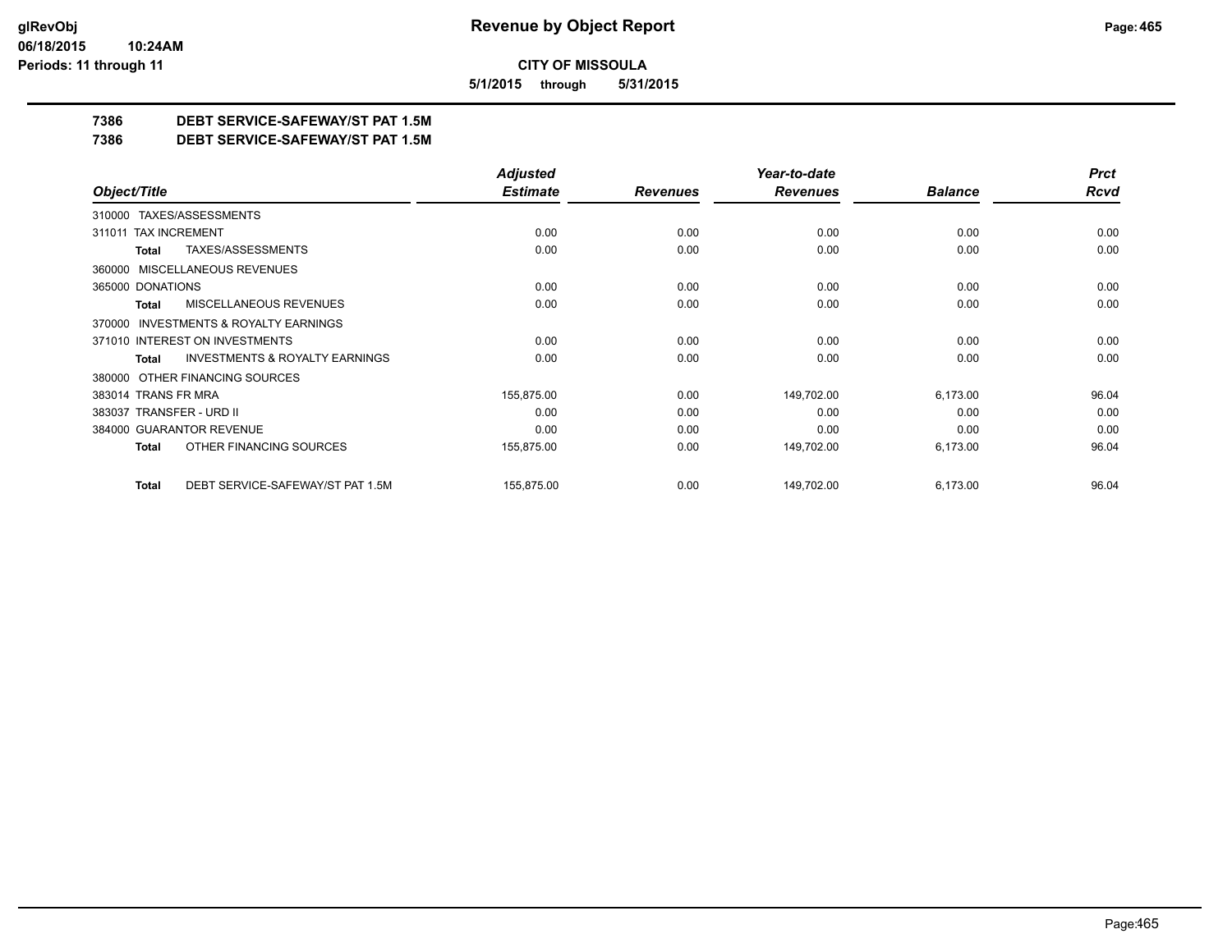**glRevObj**
**06/18/2015 10:24AM**
**Periods: 11 through 11**

# Revenue by Object Report

**CITY OF MISSOULA**

**5/1/2015 through 5/31/2015**

## 7386 DEBT SERVICE-SAFEWAY/ST PAT 1.5M
## 7386 DEBT SERVICE-SAFEWAY/ST PAT 1.5M

| Object/Title | Adjusted Estimate | Revenues | Year-to-date Revenues | Balance | Prct Rcvd |
|---|---|---|---|---|---|
| 310000 TAXES/ASSESSMENTS | | | | | |
| 311011 TAX INCREMENT | 0.00 | 0.00 | 0.00 | 0.00 | 0.00 |
| **Total** TAXES/ASSESSMENTS | 0.00 | 0.00 | 0.00 | 0.00 | 0.00 |
| 360000 MISCELLANEOUS REVENUES | | | | | |
| 365000 DONATIONS | 0.00 | 0.00 | 0.00 | 0.00 | 0.00 |
| **Total** MISCELLANEOUS REVENUES | 0.00 | 0.00 | 0.00 | 0.00 | 0.00 |
| 370000 INVESTMENTS & ROYALTY EARNINGS | | | | | |
| 371010 INTEREST ON INVESTMENTS | 0.00 | 0.00 | 0.00 | 0.00 | 0.00 |
| **Total** INVESTMENTS & ROYALTY EARNINGS | 0.00 | 0.00 | 0.00 | 0.00 | 0.00 |
| 380000 OTHER FINANCING SOURCES | | | | | |
| 383014 TRANS FR MRA | 155,875.00 | 0.00 | 149,702.00 | 6,173.00 | 96.04 |
| 383037 TRANSFER - URD II | 0.00 | 0.00 | 0.00 | 0.00 | 0.00 |
| 384000 GUARANTOR REVENUE | 0.00 | 0.00 | 0.00 | 0.00 | 0.00 |
| **Total** OTHER FINANCING SOURCES | 155,875.00 | 0.00 | 149,702.00 | 6,173.00 | 96.04 |
| **Total** DEBT SERVICE-SAFEWAY/ST PAT 1.5M | 155,875.00 | 0.00 | 149,702.00 | 6,173.00 | 96.04 |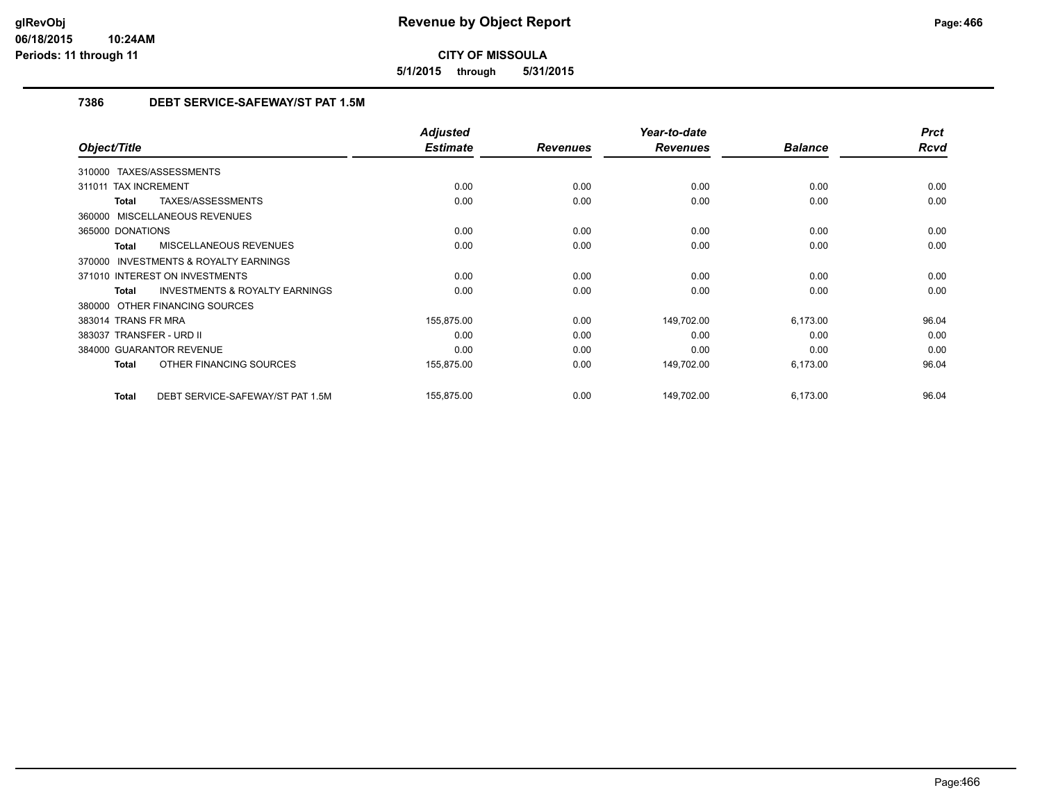**CITY OF MISSOULA**

**5/1/2015 through 5/31/2015**

### 7386 DEBT SERVICE-SAFEWAY/ST PAT 1.5M

| Object/Title | Adjusted Estimate | Revenues | Year-to-date Revenues | Balance | Prct Rcvd |
|---|---|---|---|---|---|
| 310000 TAXES/ASSESSMENTS | | | | | |
| 311011 TAX INCREMENT | 0.00 | 0.00 | 0.00 | 0.00 | 0.00 |
| **Total** TAXES/ASSESSMENTS | 0.00 | 0.00 | 0.00 | 0.00 | 0.00 |
| 360000 MISCELLANEOUS REVENUES | | | | | |
| 365000 DONATIONS | 0.00 | 0.00 | 0.00 | 0.00 | 0.00 |
| **Total** MISCELLANEOUS REVENUES | 0.00 | 0.00 | 0.00 | 0.00 | 0.00 |
| 370000 INVESTMENTS & ROYALTY EARNINGS | | | | | |
| 371010 INTEREST ON INVESTMENTS | 0.00 | 0.00 | 0.00 | 0.00 | 0.00 |
| **Total** INVESTMENTS & ROYALTY EARNINGS | 0.00 | 0.00 | 0.00 | 0.00 | 0.00 |
| 380000 OTHER FINANCING SOURCES | | | | | |
| 383014 TRANS FR MRA | 155,875.00 | 0.00 | 149,702.00 | 6,173.00 | 96.04 |
| 383037 TRANSFER - URD II | 0.00 | 0.00 | 0.00 | 0.00 | 0.00 |
| 384000 GUARANTOR REVENUE | 0.00 | 0.00 | 0.00 | 0.00 | 0.00 |
| **Total** OTHER FINANCING SOURCES | 155,875.00 | 0.00 | 149,702.00 | 6,173.00 | 96.04 |
| **Total** DEBT SERVICE-SAFEWAY/ST PAT 1.5M | 155,875.00 | 0.00 | 149,702.00 | 6,173.00 | 96.04 |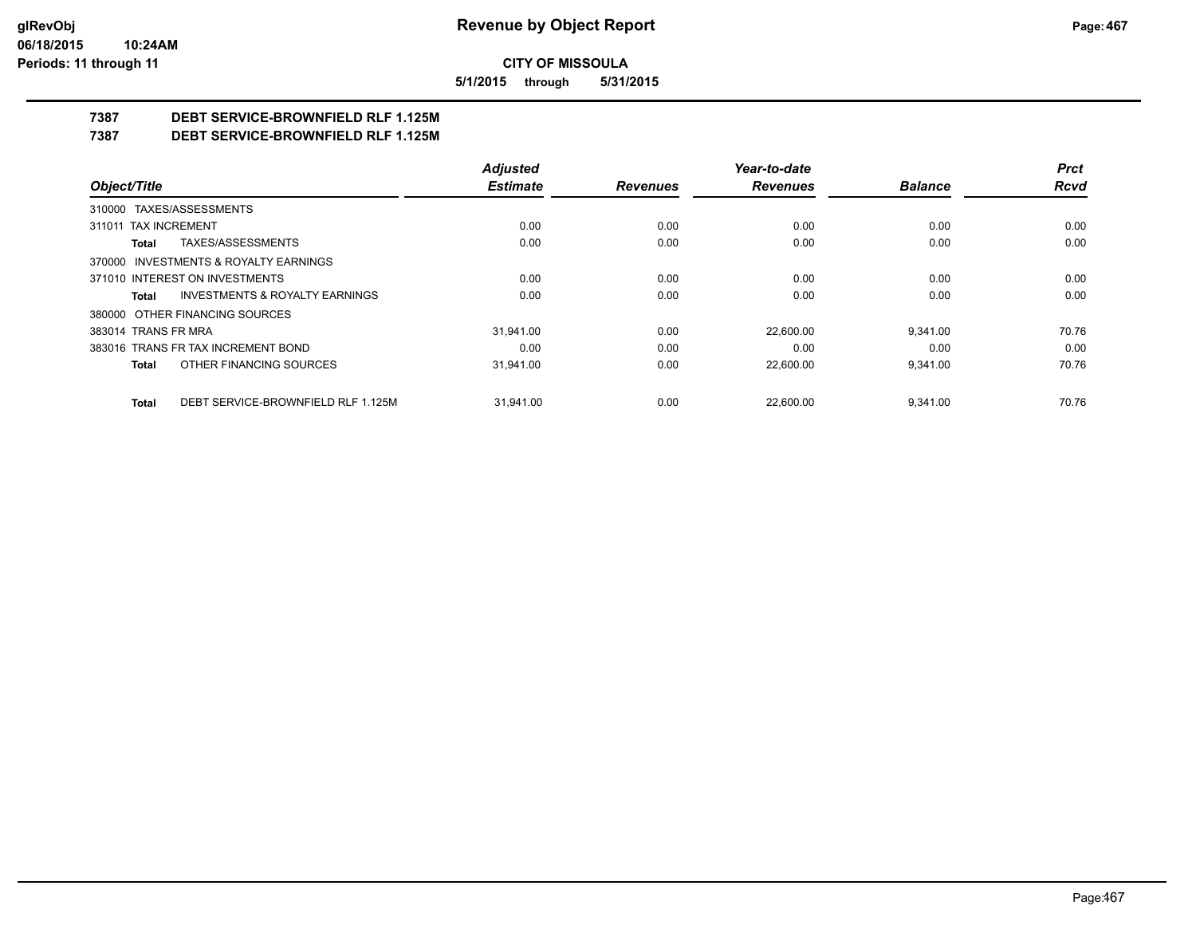**CITY OF MISSOULA**

**5/1/2015 through 5/31/2015**

# 7387 DEBT SERVICE-BROWNFIELD RLF 1.125M
# 7387 DEBT SERVICE-BROWNFIELD RLF 1.125M

| Object/Title | Adjusted Estimate | Revenues | Year-to-date Revenues | Balance | Prct Rcvd |
|---|---|---|---|---|---|
| 310000 TAXES/ASSESSMENTS | | | | | |
| 311011 TAX INCREMENT | 0.00 | 0.00 | 0.00 | 0.00 | 0.00 |
| **Total** TAXES/ASSESSMENTS | 0.00 | 0.00 | 0.00 | 0.00 | 0.00 |
| 370000 INVESTMENTS & ROYALTY EARNINGS | | | | | |
| 371010 INTEREST ON INVESTMENTS | 0.00 | 0.00 | 0.00 | 0.00 | 0.00 |
| **Total** INVESTMENTS & ROYALTY EARNINGS | 0.00 | 0.00 | 0.00 | 0.00 | 0.00 |
| 380000 OTHER FINANCING SOURCES | | | | | |
| 383014 TRANS FR MRA | 31,941.00 | 0.00 | 22,600.00 | 9,341.00 | 70.76 |
| 383016 TRANS FR TAX INCREMENT BOND | 0.00 | 0.00 | 0.00 | 0.00 | 0.00 |
| **Total** OTHER FINANCING SOURCES | 31,941.00 | 0.00 | 22,600.00 | 9,341.00 | 70.76 |
| **Total** DEBT SERVICE-BROWNFIELD RLF 1.125M | 31,941.00 | 0.00 | 22,600.00 | 9,341.00 | 70.76 |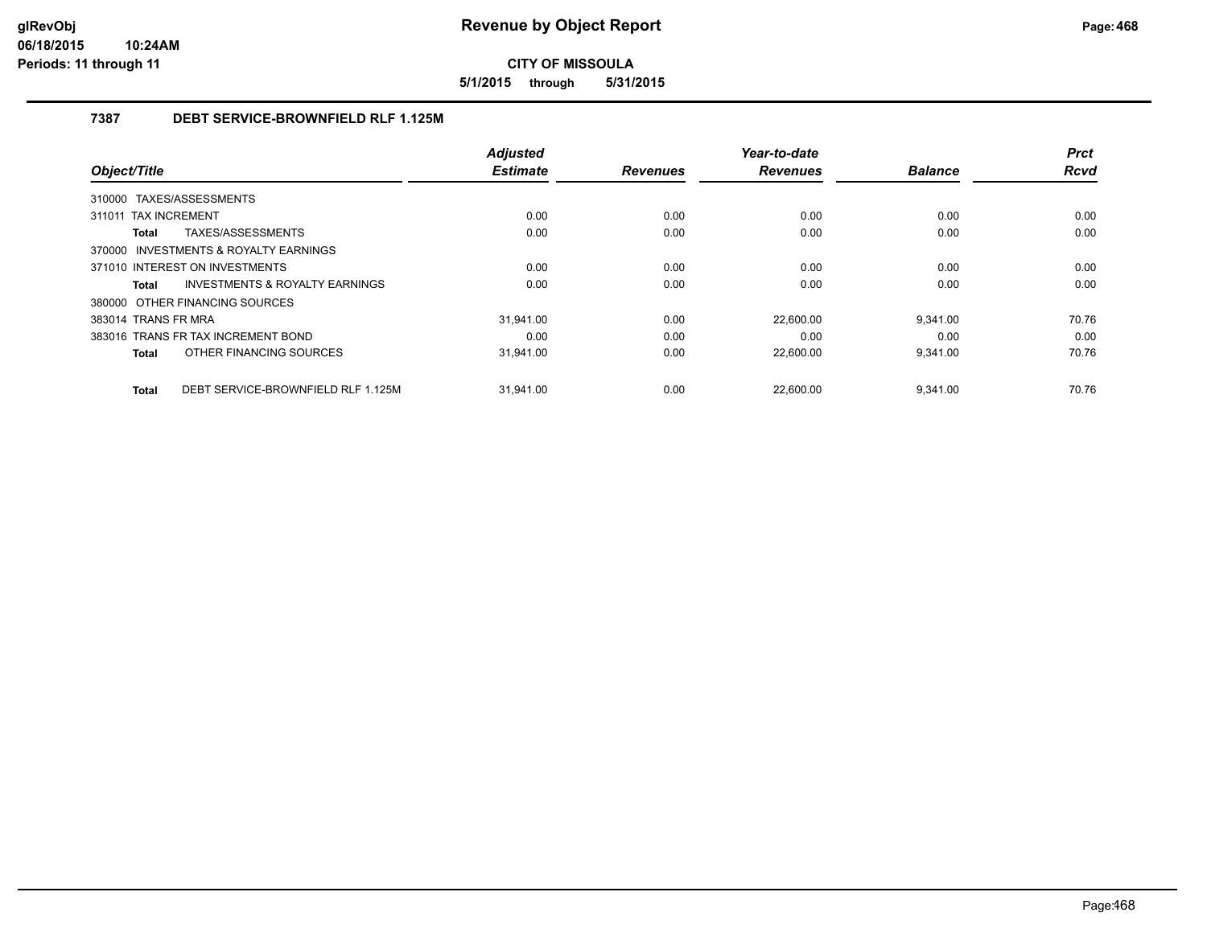# Revenue by Object Report

**CITY OF MISSOULA**

**5/1/2015 through 5/31/2015**

glRevObj
06/18/2015 10:24AM
Periods: 11 through 11

### 7387 DEBT SERVICE-BROWNFIELD RLF 1.125M

| Object/Title | Adjusted Estimate | Revenues | Year-to-date Revenues | Balance | Prct Rcvd |
|---|---|---|---|---|---|
| 310000 TAXES/ASSESSMENTS | | | | | |
| 311011 TAX INCREMENT | 0.00 | 0.00 | 0.00 | 0.00 | 0.00 |
| **Total** TAXES/ASSESSMENTS | 0.00 | 0.00 | 0.00 | 0.00 | 0.00 |
| 370000 INVESTMENTS & ROYALTY EARNINGS | | | | | |
| 371010 INTEREST ON INVESTMENTS | 0.00 | 0.00 | 0.00 | 0.00 | 0.00 |
| **Total** INVESTMENTS & ROYALTY EARNINGS | 0.00 | 0.00 | 0.00 | 0.00 | 0.00 |
| 380000 OTHER FINANCING SOURCES | | | | | |
| 383014 TRANS FR MRA | 31,941.00 | 0.00 | 22,600.00 | 9,341.00 | 70.76 |
| 383016 TRANS FR TAX INCREMENT BOND | 0.00 | 0.00 | 0.00 | 0.00 | 0.00 |
| **Total** OTHER FINANCING SOURCES | 31,941.00 | 0.00 | 22,600.00 | 9,341.00 | 70.76 |
| **Total** DEBT SERVICE-BROWNFIELD RLF 1.125M | 31,941.00 | 0.00 | 22,600.00 | 9,341.00 | 70.76 |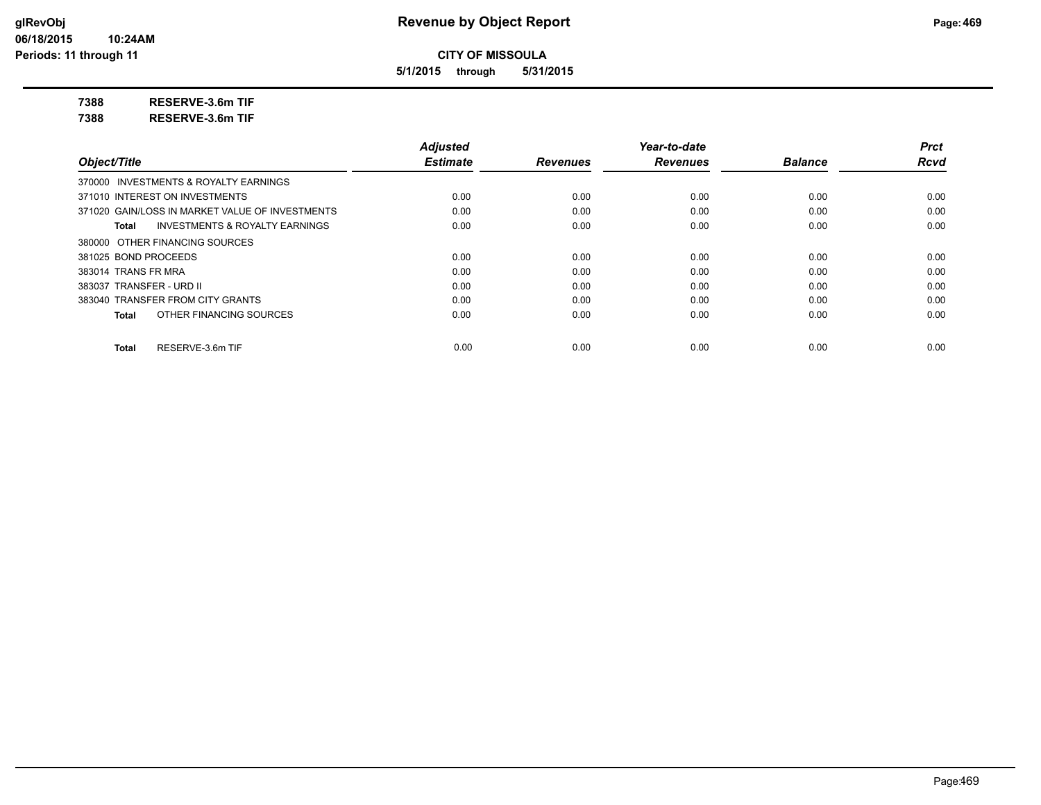# Revenue by Object Report

**CITY OF MISSOULA**

**5/1/2015 through 5/31/2015**

glRevObj
06/18/2015 10:24AM
Periods: 11 through 11

**7388 RESERVE-3.6m TIF**

**7388 RESERVE-3.6m TIF**

| Object/Title | Adjusted Estimate | Revenues | Year-to-date Revenues | Balance | Prct Rcvd |
|---|---|---|---|---|---|
| 370000 INVESTMENTS & ROYALTY EARNINGS | | | | | |
| 371010 INTEREST ON INVESTMENTS | 0.00 | 0.00 | 0.00 | 0.00 | 0.00 |
| 371020 GAIN/LOSS IN MARKET VALUE OF INVESTMENTS | 0.00 | 0.00 | 0.00 | 0.00 | 0.00 |
| **Total** INVESTMENTS & ROYALTY EARNINGS | 0.00 | 0.00 | 0.00 | 0.00 | 0.00 |
| 380000 OTHER FINANCING SOURCES | | | | | |
| 381025 BOND PROCEEDS | 0.00 | 0.00 | 0.00 | 0.00 | 0.00 |
| 383014 TRANS FR MRA | 0.00 | 0.00 | 0.00 | 0.00 | 0.00 |
| 383037 TRANSFER - URD II | 0.00 | 0.00 | 0.00 | 0.00 | 0.00 |
| 383040 TRANSFER FROM CITY GRANTS | 0.00 | 0.00 | 0.00 | 0.00 | 0.00 |
| **Total** OTHER FINANCING SOURCES | 0.00 | 0.00 | 0.00 | 0.00 | 0.00 |
| **Total** RESERVE-3.6m TIF | 0.00 | 0.00 | 0.00 | 0.00 | 0.00 |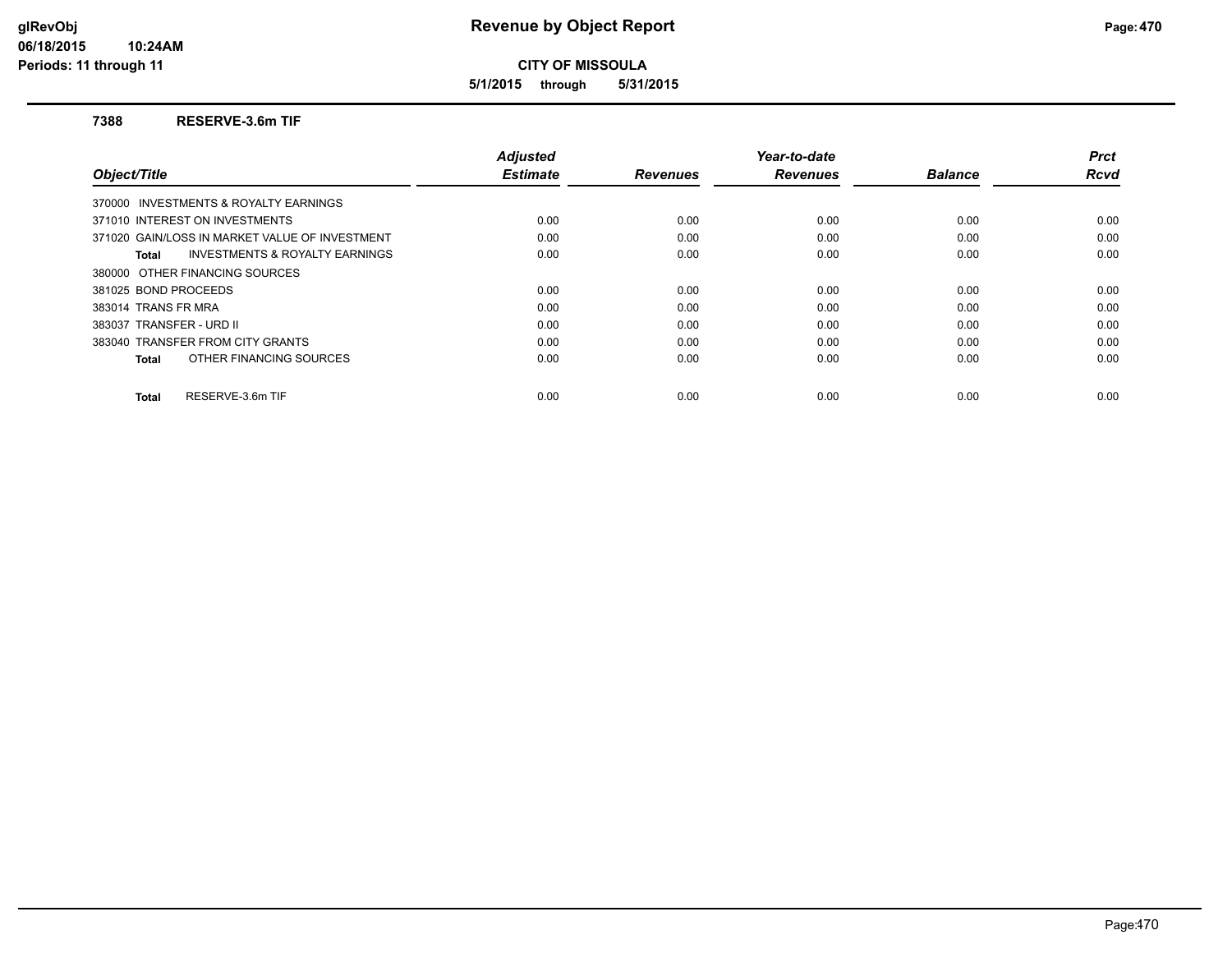**glRevObj**
**06/18/2015 10:24AM**
**Periods: 11 through 11**

# Revenue by Object Report

**CITY OF MISSOULA**

**5/1/2015 through 5/31/2015**

## 7388 RESERVE-3.6m TIF

| Object/Title | Adjusted Estimate | Revenues | Year-to-date Revenues | Balance | Prct Rcvd |
|---|---|---|---|---|---|
| 370000 INVESTMENTS & ROYALTY EARNINGS | | | | | |
| 371010 INTEREST ON INVESTMENTS | 0.00 | 0.00 | 0.00 | 0.00 | 0.00 |
| 371020 GAIN/LOSS IN MARKET VALUE OF INVESTMENT | 0.00 | 0.00 | 0.00 | 0.00 | 0.00 |
| **Total** INVESTMENTS & ROYALTY EARNINGS | 0.00 | 0.00 | 0.00 | 0.00 | 0.00 |
| 380000 OTHER FINANCING SOURCES | | | | | |
| 381025 BOND PROCEEDS | 0.00 | 0.00 | 0.00 | 0.00 | 0.00 |
| 383014 TRANS FR MRA | 0.00 | 0.00 | 0.00 | 0.00 | 0.00 |
| 383037 TRANSFER - URD II | 0.00 | 0.00 | 0.00 | 0.00 | 0.00 |
| 383040 TRANSFER FROM CITY GRANTS | 0.00 | 0.00 | 0.00 | 0.00 | 0.00 |
| **Total** OTHER FINANCING SOURCES | 0.00 | 0.00 | 0.00 | 0.00 | 0.00 |
| **Total** RESERVE-3.6m TIF | 0.00 | 0.00 | 0.00 | 0.00 | 0.00 |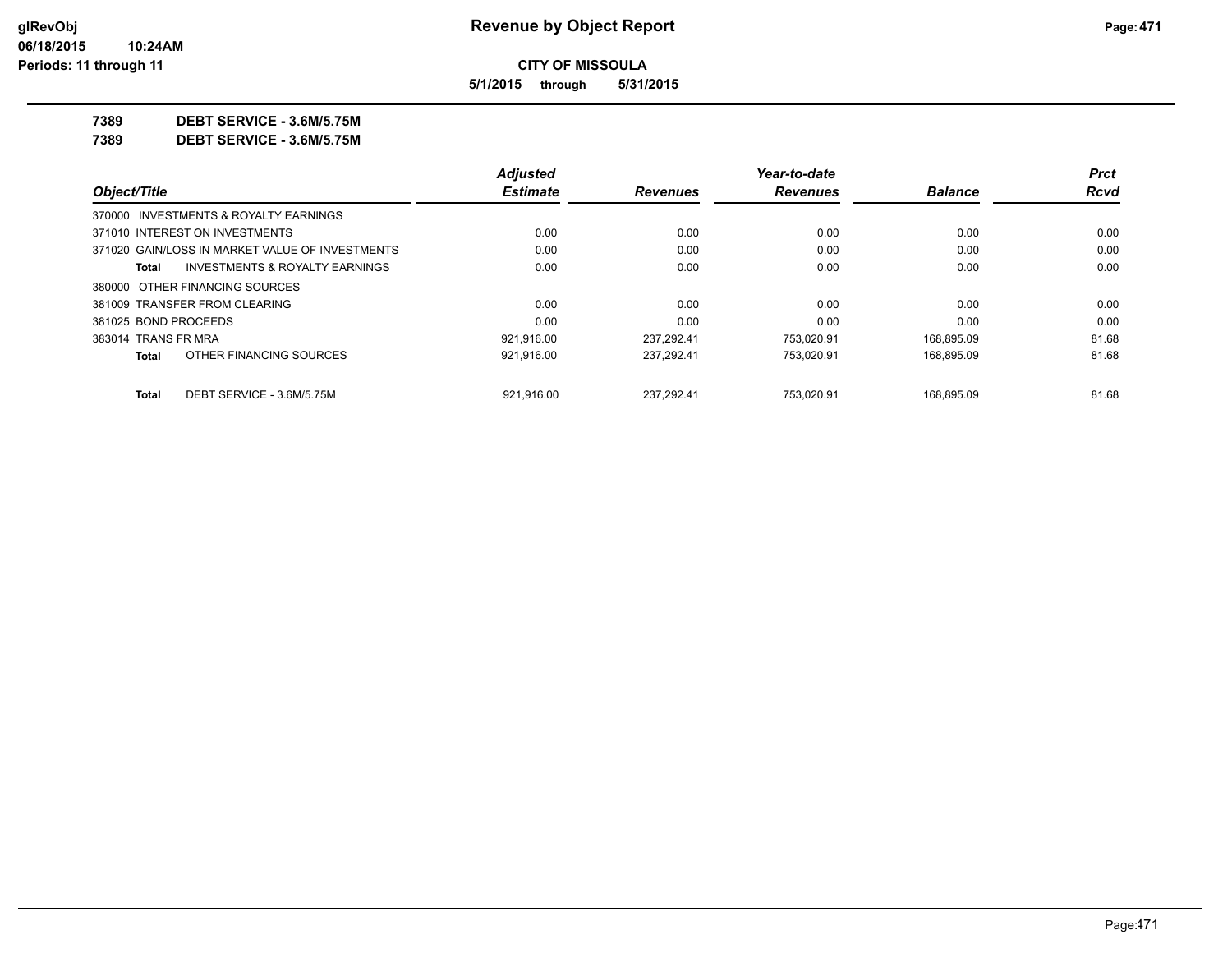**CITY OF MISSOULA**

**5/1/2015 through 5/31/2015**

**7389 DEBT SERVICE - 3.6M/5.75M**

**7389 DEBT SERVICE - 3.6M/5.75M**

| Object/Title | Adjusted Estimate | Revenues | Year-to-date Revenues | Balance | Prct Rcvd |
|---|---|---|---|---|---|
| 370000 INVESTMENTS & ROYALTY EARNINGS | | | | | |
| 371010 INTEREST ON INVESTMENTS | 0.00 | 0.00 | 0.00 | 0.00 | 0.00 |
| 371020 GAIN/LOSS IN MARKET VALUE OF INVESTMENTS | 0.00 | 0.00 | 0.00 | 0.00 | 0.00 |
| **Total** INVESTMENTS & ROYALTY EARNINGS | 0.00 | 0.00 | 0.00 | 0.00 | 0.00 |
| 380000 OTHER FINANCING SOURCES | | | | | |
| 381009 TRANSFER FROM CLEARING | 0.00 | 0.00 | 0.00 | 0.00 | 0.00 |
| 381025 BOND PROCEEDS | 0.00 | 0.00 | 0.00 | 0.00 | 0.00 |
| 383014 TRANS FR MRA | 921,916.00 | 237,292.41 | 753,020.91 | 168,895.09 | 81.68 |
| **Total** OTHER FINANCING SOURCES | 921,916.00 | 237,292.41 | 753,020.91 | 168,895.09 | 81.68 |
| **Total** DEBT SERVICE - 3.6M/5.75M | 921,916.00 | 237,292.41 | 753,020.91 | 168,895.09 | 81.68 |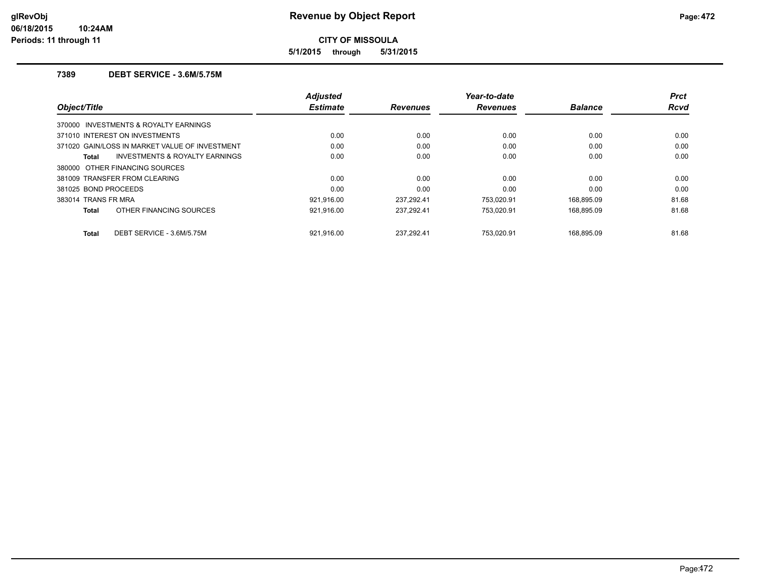# Revenue by Object Report

**CITY OF MISSOULA**

**5/1/2015 through 5/31/2015**

glRevObj
06/18/2015 10:24AM
Periods: 11 through 11

## 7389 DEBT SERVICE - 3.6M/5.75M

| Object/Title | Adjusted Estimate | Revenues | Year-to-date Revenues | Balance | Prct Rcvd |
|---|---|---|---|---|---|
| 370000 INVESTMENTS & ROYALTY EARNINGS | | | | | |
| 371010 INTEREST ON INVESTMENTS | 0.00 | 0.00 | 0.00 | 0.00 | 0.00 |
| 371020 GAIN/LOSS IN MARKET VALUE OF INVESTMENT | 0.00 | 0.00 | 0.00 | 0.00 | 0.00 |
| **Total** INVESTMENTS & ROYALTY EARNINGS | 0.00 | 0.00 | 0.00 | 0.00 | 0.00 |
| 380000 OTHER FINANCING SOURCES | | | | | |
| 381009 TRANSFER FROM CLEARING | 0.00 | 0.00 | 0.00 | 0.00 | 0.00 |
| 381025 BOND PROCEEDS | 0.00 | 0.00 | 0.00 | 0.00 | 0.00 |
| 383014 TRANS FR MRA | 921,916.00 | 237,292.41 | 753,020.91 | 168,895.09 | 81.68 |
| **Total** OTHER FINANCING SOURCES | 921,916.00 | 237,292.41 | 753,020.91 | 168,895.09 | 81.68 |
| **Total** DEBT SERVICE - 3.6M/5.75M | 921,916.00 | 237,292.41 | 753,020.91 | 168,895.09 | 81.68 |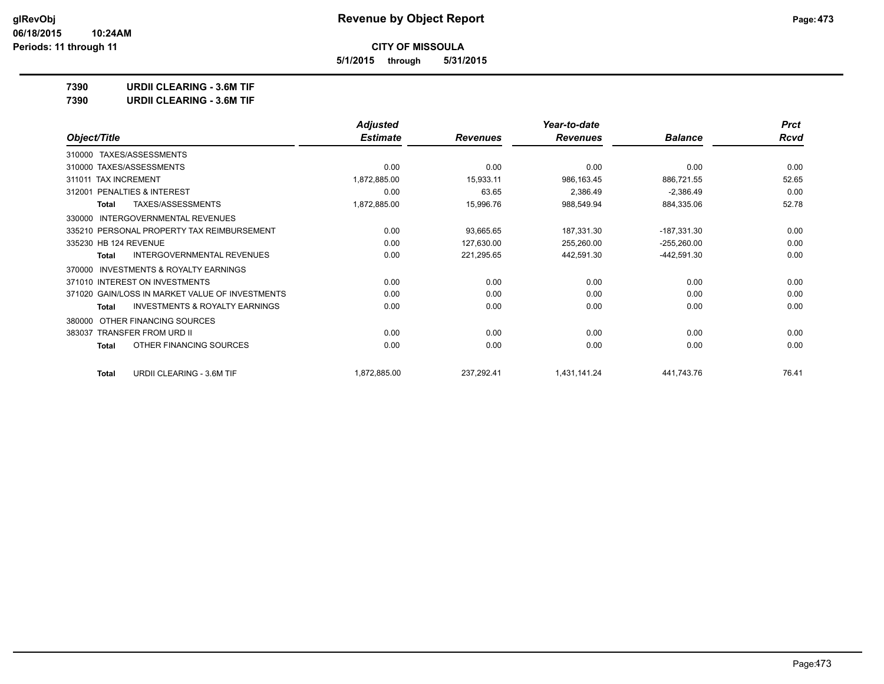# CITY OF MISSOULA

**5/1/2015 through 5/31/2015**

Revenue by Object Report

glRevObj
06/18/2015 10:24AM
Periods: 11 through 11

**7390 URDII CLEARING - 3.6M TIF**

**7390 URDII CLEARING - 3.6M TIF**

| Object/Title | Adjusted Estimate | Revenues | Year-to-date Revenues | Balance | Prct Rcvd |
|---|---|---|---|---|---|
| 310000 TAXES/ASSESSMENTS | | | | | |
| 310000 TAXES/ASSESSMENTS | 0.00 | 0.00 | 0.00 | 0.00 | 0.00 |
| 311011 TAX INCREMENT | 1,872,885.00 | 15,933.11 | 986,163.45 | 886,721.55 | 52.65 |
| 312001 PENALTIES & INTEREST | 0.00 | 63.65 | 2,386.49 | -2,386.49 | 0.00 |
| **Total** TAXES/ASSESSMENTS | 1,872,885.00 | 15,996.76 | 988,549.94 | 884,335.06 | 52.78 |
| 330000 INTERGOVERNMENTAL REVENUES | | | | | |
| 335210 PERSONAL PROPERTY TAX REIMBURSEMENT | 0.00 | 93,665.65 | 187,331.30 | -187,331.30 | 0.00 |
| 335230 HB 124 REVENUE | 0.00 | 127,630.00 | 255,260.00 | -255,260.00 | 0.00 |
| **Total** INTERGOVERNMENTAL REVENUES | 0.00 | 221,295.65 | 442,591.30 | -442,591.30 | 0.00 |
| 370000 INVESTMENTS & ROYALTY EARNINGS | | | | | |
| 371010 INTEREST ON INVESTMENTS | 0.00 | 0.00 | 0.00 | 0.00 | 0.00 |
| 371020 GAIN/LOSS IN MARKET VALUE OF INVESTMENTS | 0.00 | 0.00 | 0.00 | 0.00 | 0.00 |
| **Total** INVESTMENTS & ROYALTY EARNINGS | 0.00 | 0.00 | 0.00 | 0.00 | 0.00 |
| 380000 OTHER FINANCING SOURCES | | | | | |
| 383037 TRANSFER FROM URD II | 0.00 | 0.00 | 0.00 | 0.00 | 0.00 |
| **Total** OTHER FINANCING SOURCES | 0.00 | 0.00 | 0.00 | 0.00 | 0.00 |
| **Total** URDII CLEARING - 3.6M TIF | 1,872,885.00 | 237,292.41 | 1,431,141.24 | 441,743.76 | 76.41 |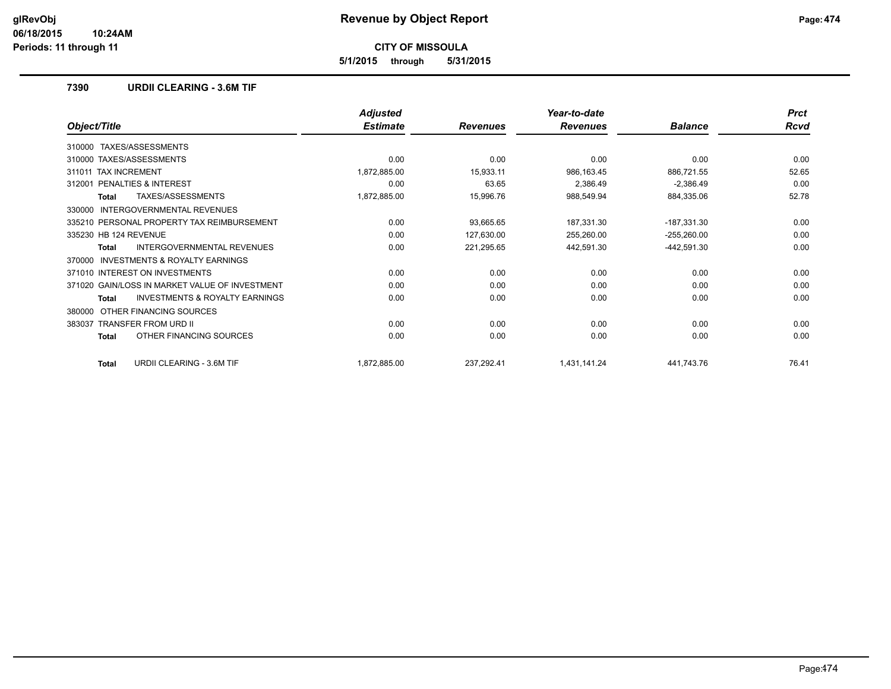**CITY OF MISSOULA**

**5/1/2015 through 5/31/2015**

## 7390 URDII CLEARING - 3.6M TIF

| Object/Title | Adjusted Estimate | Revenues | Year-to-date Revenues | Balance | Prct Rcvd |
|---|---|---|---|---|---|
| 310000 TAXES/ASSESSMENTS | | | | | |
| 310000 TAXES/ASSESSMENTS | 0.00 | 0.00 | 0.00 | 0.00 | 0.00 |
| 311011 TAX INCREMENT | 1,872,885.00 | 15,933.11 | 986,163.45 | 886,721.55 | 52.65 |
| 312001 PENALTIES & INTEREST | 0.00 | 63.65 | 2,386.49 | -2,386.49 | 0.00 |
| **Total** TAXES/ASSESSMENTS | 1,872,885.00 | 15,996.76 | 988,549.94 | 884,335.06 | 52.78 |
| 330000 INTERGOVERNMENTAL REVENUES | | | | | |
| 335210 PERSONAL PROPERTY TAX REIMBURSEMENT | 0.00 | 93,665.65 | 187,331.30 | -187,331.30 | 0.00 |
| 335230 HB 124 REVENUE | 0.00 | 127,630.00 | 255,260.00 | -255,260.00 | 0.00 |
| **Total** INTERGOVERNMENTAL REVENUES | 0.00 | 221,295.65 | 442,591.30 | -442,591.30 | 0.00 |
| 370000 INVESTMENTS & ROYALTY EARNINGS | | | | | |
| 371010 INTEREST ON INVESTMENTS | 0.00 | 0.00 | 0.00 | 0.00 | 0.00 |
| 371020 GAIN/LOSS IN MARKET VALUE OF INVESTMENT | 0.00 | 0.00 | 0.00 | 0.00 | 0.00 |
| **Total** INVESTMENTS & ROYALTY EARNINGS | 0.00 | 0.00 | 0.00 | 0.00 | 0.00 |
| 380000 OTHER FINANCING SOURCES | | | | | |
| 383037 TRANSFER FROM URD II | 0.00 | 0.00 | 0.00 | 0.00 | 0.00 |
| **Total** OTHER FINANCING SOURCES | 0.00 | 0.00 | 0.00 | 0.00 | 0.00 |
| **Total** URDII CLEARING - 3.6M TIF | 1,872,885.00 | 237,292.41 | 1,431,141.24 | 441,743.76 | 76.41 |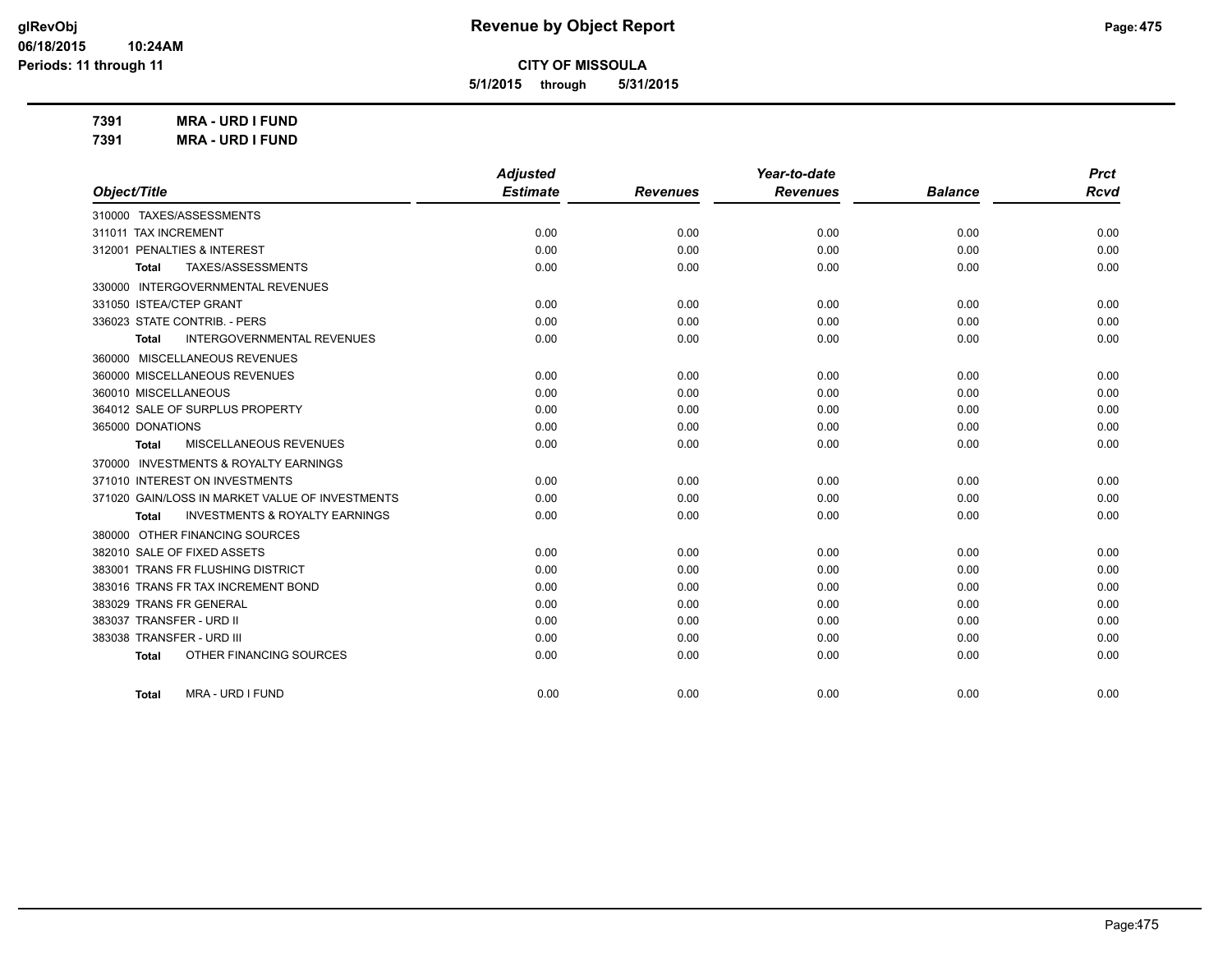# Revenue by Object Report

**CITY OF MISSOULA**

**5/1/2015 through 5/31/2015**

glRevObj
06/18/2015 10:24AM
Periods: 11 through 11

**7391 MRA - URD I FUND**
**7391 MRA - URD I FUND**

| Object/Title | Adjusted Estimate | Revenues | Year-to-date Revenues | Balance | Prct Rcvd |
|---|---|---|---|---|---|
| 310000 TAXES/ASSESSMENTS | | | | | |
| 311011 TAX INCREMENT | 0.00 | 0.00 | 0.00 | 0.00 | 0.00 |
| 312001 PENALTIES & INTEREST | 0.00 | 0.00 | 0.00 | 0.00 | 0.00 |
| **Total** TAXES/ASSESSMENTS | 0.00 | 0.00 | 0.00 | 0.00 | 0.00 |
| 330000 INTERGOVERNMENTAL REVENUES | | | | | |
| 331050 ISTEA/CTEP GRANT | 0.00 | 0.00 | 0.00 | 0.00 | 0.00 |
| 336023 STATE CONTRIB. - PERS | 0.00 | 0.00 | 0.00 | 0.00 | 0.00 |
| **Total** INTERGOVERNMENTAL REVENUES | 0.00 | 0.00 | 0.00 | 0.00 | 0.00 |
| 360000 MISCELLANEOUS REVENUES | | | | | |
| 360000 MISCELLANEOUS REVENUES | 0.00 | 0.00 | 0.00 | 0.00 | 0.00 |
| 360010 MISCELLANEOUS | 0.00 | 0.00 | 0.00 | 0.00 | 0.00 |
| 364012 SALE OF SURPLUS PROPERTY | 0.00 | 0.00 | 0.00 | 0.00 | 0.00 |
| 365000 DONATIONS | 0.00 | 0.00 | 0.00 | 0.00 | 0.00 |
| **Total** MISCELLANEOUS REVENUES | 0.00 | 0.00 | 0.00 | 0.00 | 0.00 |
| 370000 INVESTMENTS & ROYALTY EARNINGS | | | | | |
| 371010 INTEREST ON INVESTMENTS | 0.00 | 0.00 | 0.00 | 0.00 | 0.00 |
| 371020 GAIN/LOSS IN MARKET VALUE OF INVESTMENTS | 0.00 | 0.00 | 0.00 | 0.00 | 0.00 |
| **Total** INVESTMENTS & ROYALTY EARNINGS | 0.00 | 0.00 | 0.00 | 0.00 | 0.00 |
| 380000 OTHER FINANCING SOURCES | | | | | |
| 382010 SALE OF FIXED ASSETS | 0.00 | 0.00 | 0.00 | 0.00 | 0.00 |
| 383001 TRANS FR FLUSHING DISTRICT | 0.00 | 0.00 | 0.00 | 0.00 | 0.00 |
| 383016 TRANS FR TAX INCREMENT BOND | 0.00 | 0.00 | 0.00 | 0.00 | 0.00 |
| 383029 TRANS FR GENERAL | 0.00 | 0.00 | 0.00 | 0.00 | 0.00 |
| 383037 TRANSFER - URD II | 0.00 | 0.00 | 0.00 | 0.00 | 0.00 |
| 383038 TRANSFER - URD III | 0.00 | 0.00 | 0.00 | 0.00 | 0.00 |
| **Total** OTHER FINANCING SOURCES | 0.00 | 0.00 | 0.00 | 0.00 | 0.00 |
| **Total** MRA - URD I FUND | 0.00 | 0.00 | 0.00 | 0.00 | 0.00 |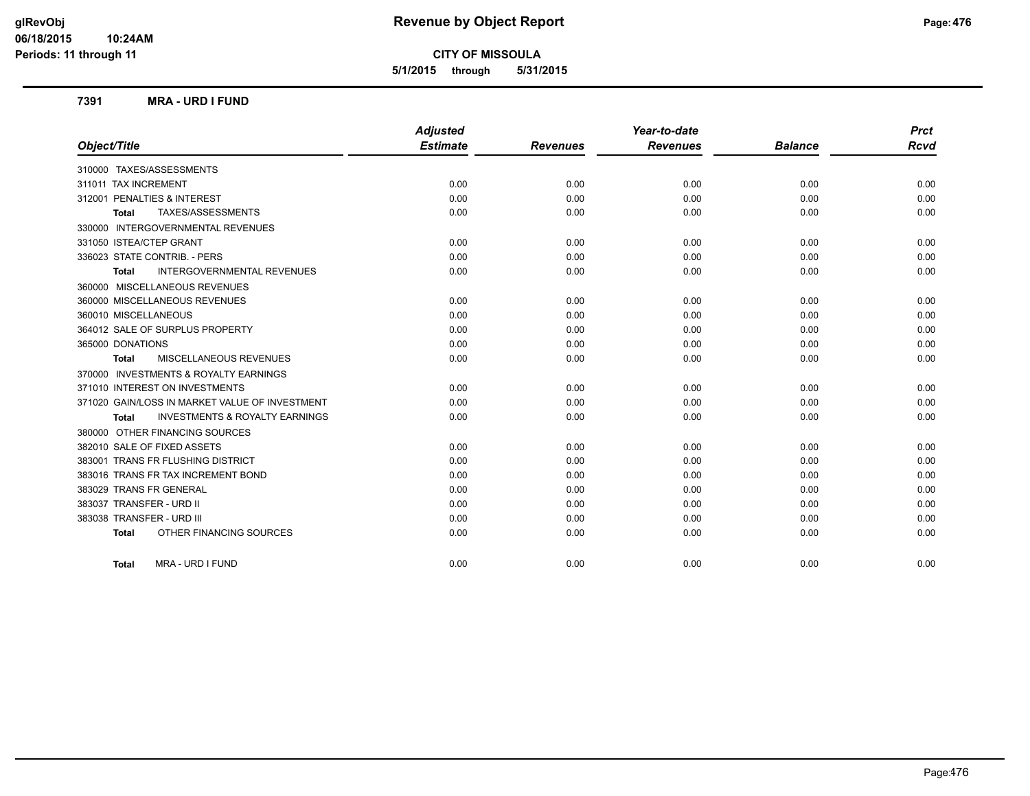# Revenue by Object Report

**CITY OF MISSOULA**

**5/1/2015 through 5/31/2015**

glRevObj
06/18/2015 10:24AM
Periods: 11 through 11

## 7391 MRA - URD I FUND

| Object/Title | Adjusted Estimate | Revenues | Year-to-date Revenues | Balance | Prct Rcvd |
|---|---|---|---|---|---|
| 310000 TAXES/ASSESSMENTS | | | | | |
| 311011 TAX INCREMENT | 0.00 | 0.00 | 0.00 | 0.00 | 0.00 |
| 312001 PENALTIES & INTEREST | 0.00 | 0.00 | 0.00 | 0.00 | 0.00 |
| **Total** TAXES/ASSESSMENTS | 0.00 | 0.00 | 0.00 | 0.00 | 0.00 |
| 330000 INTERGOVERNMENTAL REVENUES | | | | | |
| 331050 ISTEA/CTEP GRANT | 0.00 | 0.00 | 0.00 | 0.00 | 0.00 |
| 336023 STATE CONTRIB. - PERS | 0.00 | 0.00 | 0.00 | 0.00 | 0.00 |
| **Total** INTERGOVERNMENTAL REVENUES | 0.00 | 0.00 | 0.00 | 0.00 | 0.00 |
| 360000 MISCELLANEOUS REVENUES | | | | | |
| 360000 MISCELLANEOUS REVENUES | 0.00 | 0.00 | 0.00 | 0.00 | 0.00 |
| 360010 MISCELLANEOUS | 0.00 | 0.00 | 0.00 | 0.00 | 0.00 |
| 364012 SALE OF SURPLUS PROPERTY | 0.00 | 0.00 | 0.00 | 0.00 | 0.00 |
| 365000 DONATIONS | 0.00 | 0.00 | 0.00 | 0.00 | 0.00 |
| **Total** MISCELLANEOUS REVENUES | 0.00 | 0.00 | 0.00 | 0.00 | 0.00 |
| 370000 INVESTMENTS & ROYALTY EARNINGS | | | | | |
| 371010 INTEREST ON INVESTMENTS | 0.00 | 0.00 | 0.00 | 0.00 | 0.00 |
| 371020 GAIN/LOSS IN MARKET VALUE OF INVESTMENT | 0.00 | 0.00 | 0.00 | 0.00 | 0.00 |
| **Total** INVESTMENTS & ROYALTY EARNINGS | 0.00 | 0.00 | 0.00 | 0.00 | 0.00 |
| 380000 OTHER FINANCING SOURCES | | | | | |
| 382010 SALE OF FIXED ASSETS | 0.00 | 0.00 | 0.00 | 0.00 | 0.00 |
| 383001 TRANS FR FLUSHING DISTRICT | 0.00 | 0.00 | 0.00 | 0.00 | 0.00 |
| 383016 TRANS FR TAX INCREMENT BOND | 0.00 | 0.00 | 0.00 | 0.00 | 0.00 |
| 383029 TRANS FR GENERAL | 0.00 | 0.00 | 0.00 | 0.00 | 0.00 |
| 383037 TRANSFER - URD II | 0.00 | 0.00 | 0.00 | 0.00 | 0.00 |
| 383038 TRANSFER - URD III | 0.00 | 0.00 | 0.00 | 0.00 | 0.00 |
| **Total** OTHER FINANCING SOURCES | 0.00 | 0.00 | 0.00 | 0.00 | 0.00 |
| **Total** MRA - URD I FUND | 0.00 | 0.00 | 0.00 | 0.00 | 0.00 |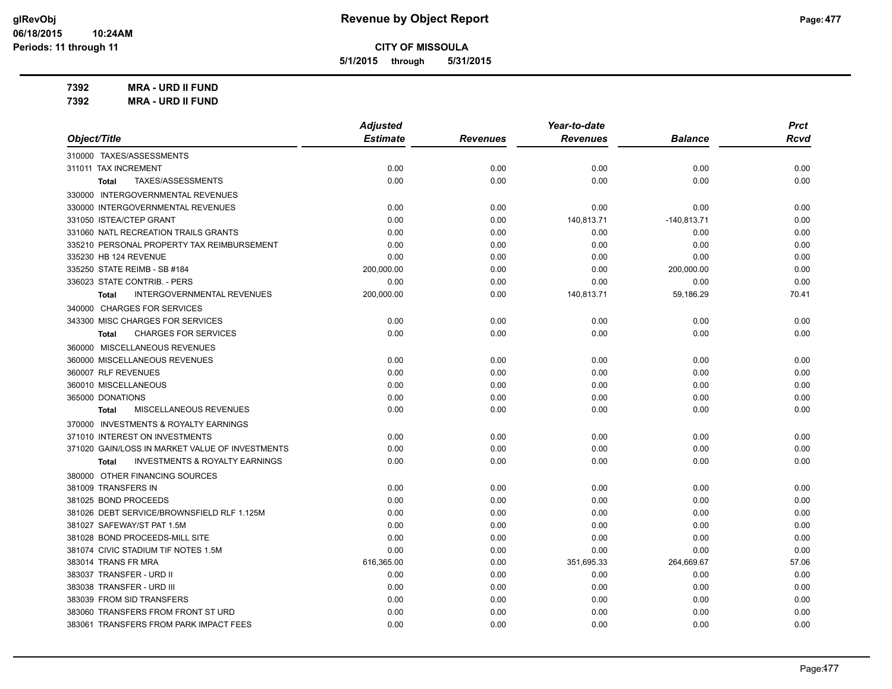# Revenue by Object Report

**CITY OF MISSOULA**

**5/1/2015 through 5/31/2015**

glRevObj
06/18/2015 10:24AM
Periods: 11 through 11

**7392 MRA - URD II FUND**
**7392 MRA - URD II FUND**

| Object/Title | Adjusted Estimate | Revenues | Year-to-date Revenues | Balance | Prct Rcvd |
|---|---|---|---|---|---|
| 310000 TAXES/ASSESSMENTS | | | | | |
| 311011 TAX INCREMENT | 0.00 | 0.00 | 0.00 | 0.00 | 0.00 |
| **Total** TAXES/ASSESSMENTS | 0.00 | 0.00 | 0.00 | 0.00 | 0.00 |
| 330000 INTERGOVERNMENTAL REVENUES | | | | | |
| 330000 INTERGOVERNMENTAL REVENUES | 0.00 | 0.00 | 0.00 | 0.00 | 0.00 |
| 331050 ISTEA/CTEP GRANT | 0.00 | 0.00 | 140,813.71 | -140,813.71 | 0.00 |
| 331060 NATL RECREATION TRAILS GRANTS | 0.00 | 0.00 | 0.00 | 0.00 | 0.00 |
| 335210 PERSONAL PROPERTY TAX REIMBURSEMENT | 0.00 | 0.00 | 0.00 | 0.00 | 0.00 |
| 335230 HB 124 REVENUE | 0.00 | 0.00 | 0.00 | 0.00 | 0.00 |
| 335250 STATE REIMB - SB #184 | 200,000.00 | 0.00 | 0.00 | 200,000.00 | 0.00 |
| 336023 STATE CONTRIB. - PERS | 0.00 | 0.00 | 0.00 | 0.00 | 0.00 |
| **Total** INTERGOVERNMENTAL REVENUES | 200,000.00 | 0.00 | 140,813.71 | 59,186.29 | 70.41 |
| 340000 CHARGES FOR SERVICES | | | | | |
| 343300 MISC CHARGES FOR SERVICES | 0.00 | 0.00 | 0.00 | 0.00 | 0.00 |
| **Total** CHARGES FOR SERVICES | 0.00 | 0.00 | 0.00 | 0.00 | 0.00 |
| 360000 MISCELLANEOUS REVENUES | | | | | |
| 360000 MISCELLANEOUS REVENUES | 0.00 | 0.00 | 0.00 | 0.00 | 0.00 |
| 360007 RLF REVENUES | 0.00 | 0.00 | 0.00 | 0.00 | 0.00 |
| 360010 MISCELLANEOUS | 0.00 | 0.00 | 0.00 | 0.00 | 0.00 |
| 365000 DONATIONS | 0.00 | 0.00 | 0.00 | 0.00 | 0.00 |
| **Total** MISCELLANEOUS REVENUES | 0.00 | 0.00 | 0.00 | 0.00 | 0.00 |
| 370000 INVESTMENTS & ROYALTY EARNINGS | | | | | |
| 371010 INTEREST ON INVESTMENTS | 0.00 | 0.00 | 0.00 | 0.00 | 0.00 |
| 371020 GAIN/LOSS IN MARKET VALUE OF INVESTMENTS | 0.00 | 0.00 | 0.00 | 0.00 | 0.00 |
| **Total** INVESTMENTS & ROYALTY EARNINGS | 0.00 | 0.00 | 0.00 | 0.00 | 0.00 |
| 380000 OTHER FINANCING SOURCES | | | | | |
| 381009 TRANSFERS IN | 0.00 | 0.00 | 0.00 | 0.00 | 0.00 |
| 381025 BOND PROCEEDS | 0.00 | 0.00 | 0.00 | 0.00 | 0.00 |
| 381026 DEBT SERVICE/BROWNSFIELD RLF 1.125M | 0.00 | 0.00 | 0.00 | 0.00 | 0.00 |
| 381027 SAFEWAY/ST PAT 1.5M | 0.00 | 0.00 | 0.00 | 0.00 | 0.00 |
| 381028 BOND PROCEEDS-MILL SITE | 0.00 | 0.00 | 0.00 | 0.00 | 0.00 |
| 381074 CIVIC STADIUM TIF NOTES 1.5M | 0.00 | 0.00 | 0.00 | 0.00 | 0.00 |
| 383014 TRANS FR MRA | 616,365.00 | 0.00 | 351,695.33 | 264,669.67 | 57.06 |
| 383037 TRANSFER - URD II | 0.00 | 0.00 | 0.00 | 0.00 | 0.00 |
| 383038 TRANSFER - URD III | 0.00 | 0.00 | 0.00 | 0.00 | 0.00 |
| 383039 FROM SID TRANSFERS | 0.00 | 0.00 | 0.00 | 0.00 | 0.00 |
| 383060 TRANSFERS FROM FRONT ST URD | 0.00 | 0.00 | 0.00 | 0.00 | 0.00 |
| 383061 TRANSFERS FROM PARK IMPACT FEES | 0.00 | 0.00 | 0.00 | 0.00 | 0.00 |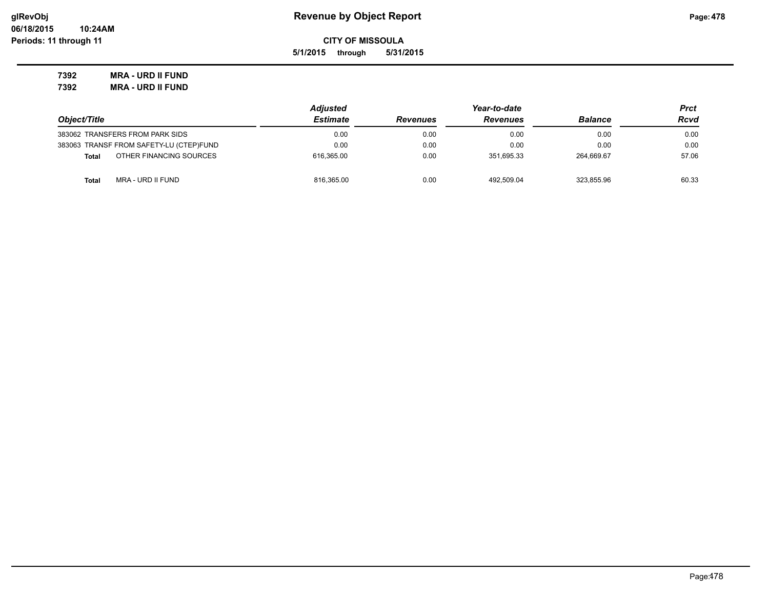**Revenue by Object Report**

**CITY OF MISSOULA**

**5/1/2015 through 5/31/2015**

**glRevObj**
**06/18/2015 10:24AM**
**Periods: 11 through 11**

**7392 MRA - URD II FUND**

**7392 MRA - URD II FUND**

| Object/Title | Adjusted Estimate | Revenues | Year-to-date Revenues | Balance | Prct Rcvd |
|---|---|---|---|---|---|
| 383062 TRANSFERS FROM PARK SIDS | 0.00 | 0.00 | 0.00 | 0.00 | 0.00 |
| 383063 TRANSF FROM SAFETY-LU (CTEP)FUND | 0.00 | 0.00 | 0.00 | 0.00 | 0.00 |
| **Total** OTHER FINANCING SOURCES | 616,365.00 | 0.00 | 351,695.33 | 264,669.67 | 57.06 |
| **Total** MRA - URD II FUND | 816,365.00 | 0.00 | 492,509.04 | 323,855.96 | 60.33 |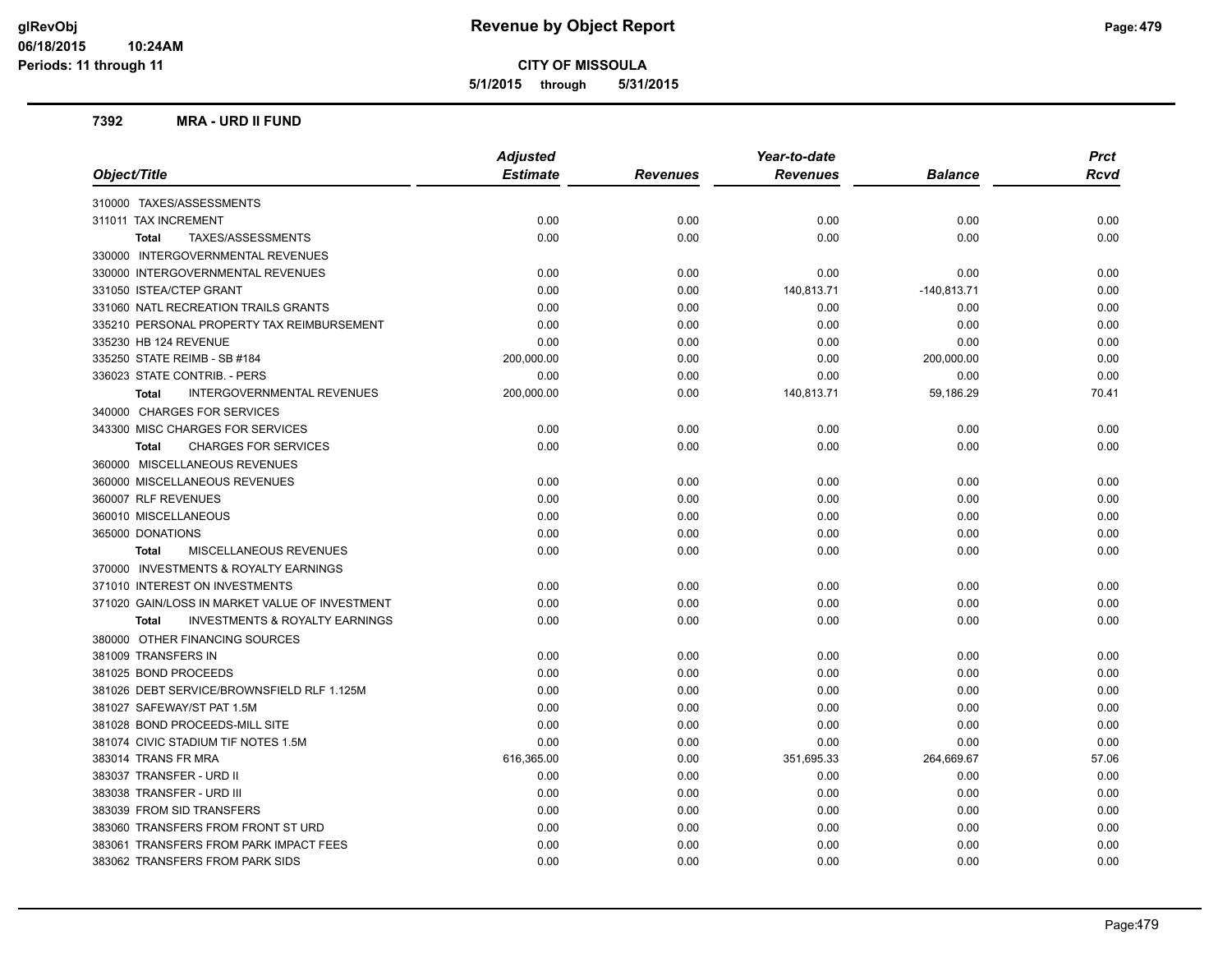# Revenue by Object Report

**CITY OF MISSOULA**

**5/1/2015 through 5/31/2015**

glRevObj
06/18/2015 10:24AM
Periods: 11 through 11

### 7392 MRA - URD II FUND

| Object/Title | Adjusted Estimate | Revenues | Year-to-date Revenues | Balance | Prct Rcvd |
|---|---|---|---|---|---|
| 310000 TAXES/ASSESSMENTS | | | | | |
| 311011 TAX INCREMENT | 0.00 | 0.00 | 0.00 | 0.00 | 0.00 |
| **Total** TAXES/ASSESSMENTS | 0.00 | 0.00 | 0.00 | 0.00 | 0.00 |
| 330000 INTERGOVERNMENTAL REVENUES | | | | | |
| 330000 INTERGOVERNMENTAL REVENUES | 0.00 | 0.00 | 0.00 | 0.00 | 0.00 |
| 331050 ISTEA/CTEP GRANT | 0.00 | 0.00 | 140,813.71 | -140,813.71 | 0.00 |
| 331060 NATL RECREATION TRAILS GRANTS | 0.00 | 0.00 | 0.00 | 0.00 | 0.00 |
| 335210 PERSONAL PROPERTY TAX REIMBURSEMENT | 0.00 | 0.00 | 0.00 | 0.00 | 0.00 |
| 335230 HB 124 REVENUE | 0.00 | 0.00 | 0.00 | 0.00 | 0.00 |
| 335250 STATE REIMB - SB #184 | 200,000.00 | 0.00 | 0.00 | 200,000.00 | 0.00 |
| 336023 STATE CONTRIB. - PERS | 0.00 | 0.00 | 0.00 | 0.00 | 0.00 |
| **Total** INTERGOVERNMENTAL REVENUES | 200,000.00 | 0.00 | 140,813.71 | 59,186.29 | 70.41 |
| 340000 CHARGES FOR SERVICES | | | | | |
| 343300 MISC CHARGES FOR SERVICES | 0.00 | 0.00 | 0.00 | 0.00 | 0.00 |
| **Total** CHARGES FOR SERVICES | 0.00 | 0.00 | 0.00 | 0.00 | 0.00 |
| 360000 MISCELLANEOUS REVENUES | | | | | |
| 360000 MISCELLANEOUS REVENUES | 0.00 | 0.00 | 0.00 | 0.00 | 0.00 |
| 360007 RLF REVENUES | 0.00 | 0.00 | 0.00 | 0.00 | 0.00 |
| 360010 MISCELLANEOUS | 0.00 | 0.00 | 0.00 | 0.00 | 0.00 |
| 365000 DONATIONS | 0.00 | 0.00 | 0.00 | 0.00 | 0.00 |
| **Total** MISCELLANEOUS REVENUES | 0.00 | 0.00 | 0.00 | 0.00 | 0.00 |
| 370000 INVESTMENTS & ROYALTY EARNINGS | | | | | |
| 371010 INTEREST ON INVESTMENTS | 0.00 | 0.00 | 0.00 | 0.00 | 0.00 |
| 371020 GAIN/LOSS IN MARKET VALUE OF INVESTMENT | 0.00 | 0.00 | 0.00 | 0.00 | 0.00 |
| **Total** INVESTMENTS & ROYALTY EARNINGS | 0.00 | 0.00 | 0.00 | 0.00 | 0.00 |
| 380000 OTHER FINANCING SOURCES | | | | | |
| 381009 TRANSFERS IN | 0.00 | 0.00 | 0.00 | 0.00 | 0.00 |
| 381025 BOND PROCEEDS | 0.00 | 0.00 | 0.00 | 0.00 | 0.00 |
| 381026 DEBT SERVICE/BROWNSFIELD RLF 1.125M | 0.00 | 0.00 | 0.00 | 0.00 | 0.00 |
| 381027 SAFEWAY/ST PAT 1.5M | 0.00 | 0.00 | 0.00 | 0.00 | 0.00 |
| 381028 BOND PROCEEDS-MILL SITE | 0.00 | 0.00 | 0.00 | 0.00 | 0.00 |
| 381074 CIVIC STADIUM TIF NOTES 1.5M | 0.00 | 0.00 | 0.00 | 0.00 | 0.00 |
| 383014 TRANS FR MRA | 616,365.00 | 0.00 | 351,695.33 | 264,669.67 | 57.06 |
| 383037 TRANSFER - URD II | 0.00 | 0.00 | 0.00 | 0.00 | 0.00 |
| 383038 TRANSFER - URD III | 0.00 | 0.00 | 0.00 | 0.00 | 0.00 |
| 383039 FROM SID TRANSFERS | 0.00 | 0.00 | 0.00 | 0.00 | 0.00 |
| 383060 TRANSFERS FROM FRONT ST URD | 0.00 | 0.00 | 0.00 | 0.00 | 0.00 |
| 383061 TRANSFERS FROM PARK IMPACT FEES | 0.00 | 0.00 | 0.00 | 0.00 | 0.00 |
| 383062 TRANSFERS FROM PARK SIDS | 0.00 | 0.00 | 0.00 | 0.00 | 0.00 |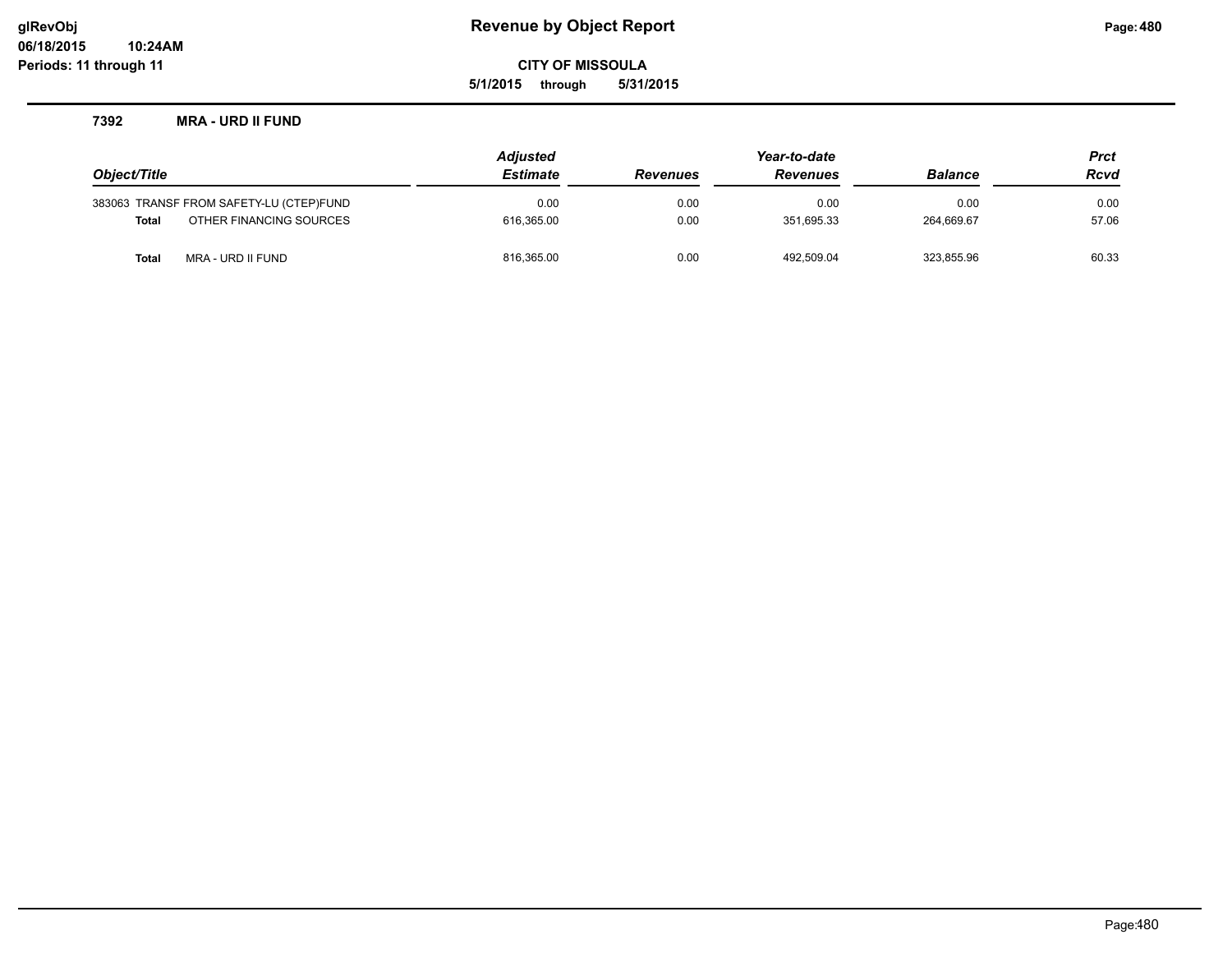**Revenue by Object Report**

**CITY OF MISSOULA**

**5/1/2015 through 5/31/2015**

glRevObj
06/18/2015 10:24AM
Periods: 11 through 11

### 7392 MRA - URD II FUND

| Object/Title | | Adjusted Estimate | Revenues | Year-to-date Revenues | Balance | Prct Rcvd |
|---|---|---|---|---|---|---|
| 383063 | TRANSF FROM SAFETY-LU (CTEP)FUND | 0.00 | 0.00 | 0.00 | 0.00 | 0.00 |
| **Total** | OTHER FINANCING SOURCES | 616,365.00 | 0.00 | 351,695.33 | 264,669.67 | 57.06 |
| **Total** | MRA - URD II FUND | 816,365.00 | 0.00 | 492,509.04 | 323,855.96 | 60.33 |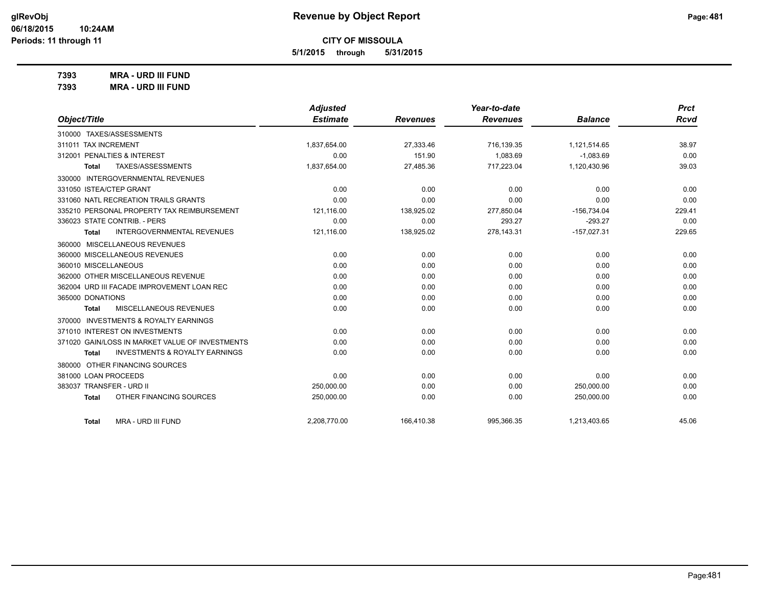# Revenue by Object Report

**CITY OF MISSOULA**

**5/1/2015 through 5/31/2015**

glRevObj
06/18/2015 10:24AM
Periods: 11 through 11

**7393 MRA - URD III FUND**
**7393 MRA - URD III FUND**

| Object/Title | Adjusted Estimate | Revenues | Year-to-date Revenues | Balance | Prct Rcvd |
|---|---|---|---|---|---|
| 310000 TAXES/ASSESSMENTS | | | | | |
| 311011 TAX INCREMENT | 1,837,654.00 | 27,333.46 | 716,139.35 | 1,121,514.65 | 38.97 |
| 312001 PENALTIES & INTEREST | 0.00 | 151.90 | 1,083.69 | -1,083.69 | 0.00 |
| Total TAXES/ASSESSMENTS | 1,837,654.00 | 27,485.36 | 717,223.04 | 1,120,430.96 | 39.03 |
| 330000 INTERGOVERNMENTAL REVENUES | | | | | |
| 331050 ISTEA/CTEP GRANT | 0.00 | 0.00 | 0.00 | 0.00 | 0.00 |
| 331060 NATL RECREATION TRAILS GRANTS | 0.00 | 0.00 | 0.00 | 0.00 | 0.00 |
| 335210 PERSONAL PROPERTY TAX REIMBURSEMENT | 121,116.00 | 138,925.02 | 277,850.04 | -156,734.04 | 229.41 |
| 336023 STATE CONTRIB. - PERS | 0.00 | 0.00 | 293.27 | -293.27 | 0.00 |
| Total INTERGOVERNMENTAL REVENUES | 121,116.00 | 138,925.02 | 278,143.31 | -157,027.31 | 229.65 |
| 360000 MISCELLANEOUS REVENUES | | | | | |
| 360000 MISCELLANEOUS REVENUES | 0.00 | 0.00 | 0.00 | 0.00 | 0.00 |
| 360010 MISCELLANEOUS | 0.00 | 0.00 | 0.00 | 0.00 | 0.00 |
| 362000 OTHER MISCELLANEOUS REVENUE | 0.00 | 0.00 | 0.00 | 0.00 | 0.00 |
| 362004 URD III FACADE IMPROVEMENT LOAN REC | 0.00 | 0.00 | 0.00 | 0.00 | 0.00 |
| 365000 DONATIONS | 0.00 | 0.00 | 0.00 | 0.00 | 0.00 |
| Total MISCELLANEOUS REVENUES | 0.00 | 0.00 | 0.00 | 0.00 | 0.00 |
| 370000 INVESTMENTS & ROYALTY EARNINGS | | | | | |
| 371010 INTEREST ON INVESTMENTS | 0.00 | 0.00 | 0.00 | 0.00 | 0.00 |
| 371020 GAIN/LOSS IN MARKET VALUE OF INVESTMENTS | 0.00 | 0.00 | 0.00 | 0.00 | 0.00 |
| Total INVESTMENTS & ROYALTY EARNINGS | 0.00 | 0.00 | 0.00 | 0.00 | 0.00 |
| 380000 OTHER FINANCING SOURCES | | | | | |
| 381000 LOAN PROCEEDS | 0.00 | 0.00 | 0.00 | 0.00 | 0.00 |
| 383037 TRANSFER - URD II | 250,000.00 | 0.00 | 0.00 | 250,000.00 | 0.00 |
| Total OTHER FINANCING SOURCES | 250,000.00 | 0.00 | 0.00 | 250,000.00 | 0.00 |
| Total MRA - URD III FUND | 2,208,770.00 | 166,410.38 | 995,366.35 | 1,213,403.65 | 45.06 |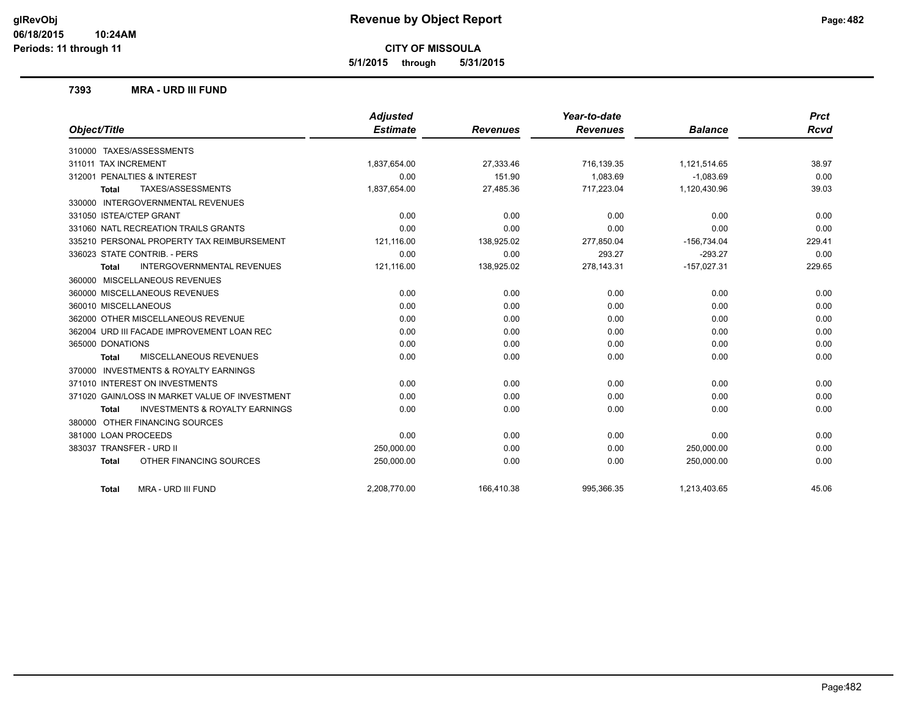# Revenue by Object Report

**CITY OF MISSOULA**

**5/1/2015 through 5/31/2015**

glRevObj
06/18/2015 10:24AM
Periods: 11 through 11

## 7393 MRA - URD III FUND

| Object/Title | Adjusted Estimate | Revenues | Year-to-date Revenues | Balance | Prct Rcvd |
|---|---|---|---|---|---|
| 310000 TAXES/ASSESSMENTS | | | | | |
| 311011 TAX INCREMENT | 1,837,654.00 | 27,333.46 | 716,139.35 | 1,121,514.65 | 38.97 |
| 312001 PENALTIES & INTEREST | 0.00 | 151.90 | 1,083.69 | -1,083.69 | 0.00 |
| **Total** TAXES/ASSESSMENTS | 1,837,654.00 | 27,485.36 | 717,223.04 | 1,120,430.96 | 39.03 |
| 330000 INTERGOVERNMENTAL REVENUES | | | | | |
| 331050 ISTEA/CTEP GRANT | 0.00 | 0.00 | 0.00 | 0.00 | 0.00 |
| 331060 NATL RECREATION TRAILS GRANTS | 0.00 | 0.00 | 0.00 | 0.00 | 0.00 |
| 335210 PERSONAL PROPERTY TAX REIMBURSEMENT | 121,116.00 | 138,925.02 | 277,850.04 | -156,734.04 | 229.41 |
| 336023 STATE CONTRIB. - PERS | 0.00 | 0.00 | 293.27 | -293.27 | 0.00 |
| **Total** INTERGOVERNMENTAL REVENUES | 121,116.00 | 138,925.02 | 278,143.31 | -157,027.31 | 229.65 |
| 360000 MISCELLANEOUS REVENUES | | | | | |
| 360000 MISCELLANEOUS REVENUES | 0.00 | 0.00 | 0.00 | 0.00 | 0.00 |
| 360010 MISCELLANEOUS | 0.00 | 0.00 | 0.00 | 0.00 | 0.00 |
| 362000 OTHER MISCELLANEOUS REVENUE | 0.00 | 0.00 | 0.00 | 0.00 | 0.00 |
| 362004 URD III FACADE IMPROVEMENT LOAN REC | 0.00 | 0.00 | 0.00 | 0.00 | 0.00 |
| 365000 DONATIONS | 0.00 | 0.00 | 0.00 | 0.00 | 0.00 |
| **Total** MISCELLANEOUS REVENUES | 0.00 | 0.00 | 0.00 | 0.00 | 0.00 |
| 370000 INVESTMENTS & ROYALTY EARNINGS | | | | | |
| 371010 INTEREST ON INVESTMENTS | 0.00 | 0.00 | 0.00 | 0.00 | 0.00 |
| 371020 GAIN/LOSS IN MARKET VALUE OF INVESTMENT | 0.00 | 0.00 | 0.00 | 0.00 | 0.00 |
| **Total** INVESTMENTS & ROYALTY EARNINGS | 0.00 | 0.00 | 0.00 | 0.00 | 0.00 |
| 380000 OTHER FINANCING SOURCES | | | | | |
| 381000 LOAN PROCEEDS | 0.00 | 0.00 | 0.00 | 0.00 | 0.00 |
| 383037 TRANSFER - URD II | 250,000.00 | 0.00 | 0.00 | 250,000.00 | 0.00 |
| **Total** OTHER FINANCING SOURCES | 250,000.00 | 0.00 | 0.00 | 250,000.00 | 0.00 |
| **Total** MRA - URD III FUND | 2,208,770.00 | 166,410.38 | 995,366.35 | 1,213,403.65 | 45.06 |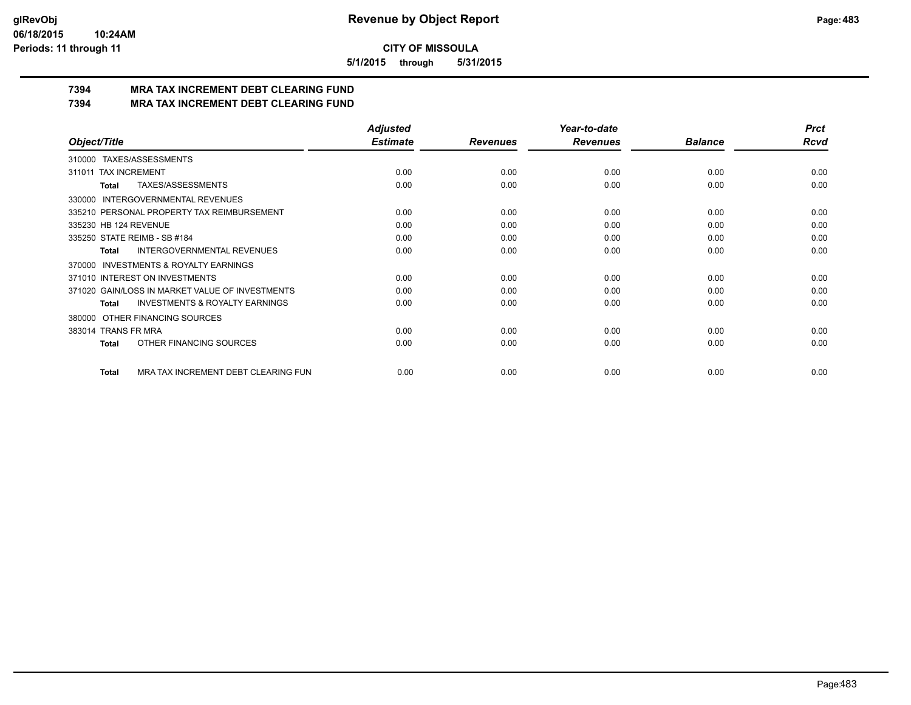glRevObj
06/18/2015 10:24AM
Periods: 11 through 11

# Revenue by Object Report

**CITY OF MISSOULA**

**5/1/2015 through 5/31/2015**

## 7394 MRA TAX INCREMENT DEBT CLEARING FUND
## 7394 MRA TAX INCREMENT DEBT CLEARING FUND

| Object/Title | Adjusted Estimate | Revenues | Year-to-date Revenues | Balance | Prct Rcvd |
|---|---|---|---|---|---|
| 310000 TAXES/ASSESSMENTS | | | | | |
| 311011 TAX INCREMENT | 0.00 | 0.00 | 0.00 | 0.00 | 0.00 |
| **Total** TAXES/ASSESSMENTS | 0.00 | 0.00 | 0.00 | 0.00 | 0.00 |
| 330000 INTERGOVERNMENTAL REVENUES | | | | | |
| 335210 PERSONAL PROPERTY TAX REIMBURSEMENT | 0.00 | 0.00 | 0.00 | 0.00 | 0.00 |
| 335230 HB 124 REVENUE | 0.00 | 0.00 | 0.00 | 0.00 | 0.00 |
| 335250 STATE REIMB - SB #184 | 0.00 | 0.00 | 0.00 | 0.00 | 0.00 |
| **Total** INTERGOVERNMENTAL REVENUES | 0.00 | 0.00 | 0.00 | 0.00 | 0.00 |
| 370000 INVESTMENTS & ROYALTY EARNINGS | | | | | |
| 371010 INTEREST ON INVESTMENTS | 0.00 | 0.00 | 0.00 | 0.00 | 0.00 |
| 371020 GAIN/LOSS IN MARKET VALUE OF INVESTMENTS | 0.00 | 0.00 | 0.00 | 0.00 | 0.00 |
| **Total** INVESTMENTS & ROYALTY EARNINGS | 0.00 | 0.00 | 0.00 | 0.00 | 0.00 |
| 380000 OTHER FINANCING SOURCES | | | | | |
| 383014 TRANS FR MRA | 0.00 | 0.00 | 0.00 | 0.00 | 0.00 |
| **Total** OTHER FINANCING SOURCES | 0.00 | 0.00 | 0.00 | 0.00 | 0.00 |
| **Total** MRA TAX INCREMENT DEBT CLEARING FUN | 0.00 | 0.00 | 0.00 | 0.00 | 0.00 |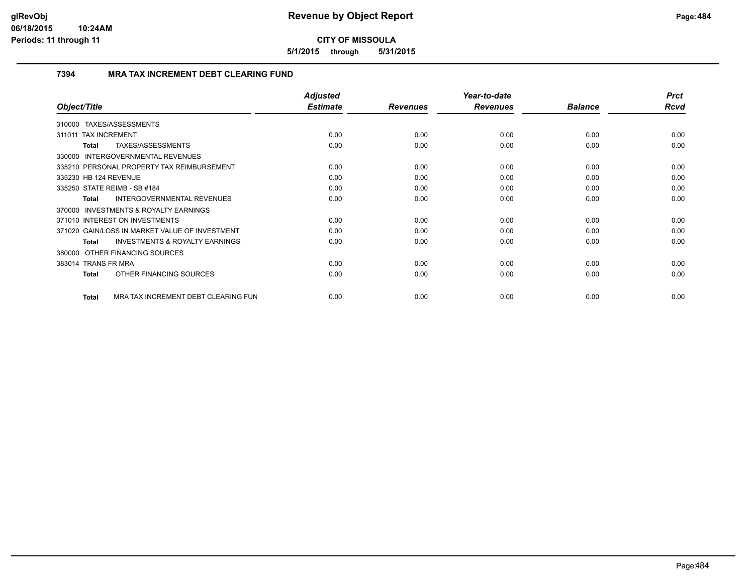# Revenue by Object Report

**CITY OF MISSOULA**

**5/1/2015 through 5/31/2015**

glRevObj
06/18/2015 10:24AM
Periods: 11 through 11

## 7394 MRA TAX INCREMENT DEBT CLEARING FUND

| Object/Title | Adjusted Estimate | Revenues | Year-to-date Revenues | Balance | Prct Rcvd |
|---|---|---|---|---|---|
| 310000 TAXES/ASSESSMENTS | | | | | |
| 311011 TAX INCREMENT | 0.00 | 0.00 | 0.00 | 0.00 | 0.00 |
| **Total** TAXES/ASSESSMENTS | 0.00 | 0.00 | 0.00 | 0.00 | 0.00 |
| 330000 INTERGOVERNMENTAL REVENUES | | | | | |
| 335210 PERSONAL PROPERTY TAX REIMBURSEMENT | 0.00 | 0.00 | 0.00 | 0.00 | 0.00 |
| 335230 HB 124 REVENUE | 0.00 | 0.00 | 0.00 | 0.00 | 0.00 |
| 335250 STATE REIMB - SB #184 | 0.00 | 0.00 | 0.00 | 0.00 | 0.00 |
| **Total** INTERGOVERNMENTAL REVENUES | 0.00 | 0.00 | 0.00 | 0.00 | 0.00 |
| 370000 INVESTMENTS & ROYALTY EARNINGS | | | | | |
| 371010 INTEREST ON INVESTMENTS | 0.00 | 0.00 | 0.00 | 0.00 | 0.00 |
| 371020 GAIN/LOSS IN MARKET VALUE OF INVESTMENT | 0.00 | 0.00 | 0.00 | 0.00 | 0.00 |
| **Total** INVESTMENTS & ROYALTY EARNINGS | 0.00 | 0.00 | 0.00 | 0.00 | 0.00 |
| 380000 OTHER FINANCING SOURCES | | | | | |
| 383014 TRANS FR MRA | 0.00 | 0.00 | 0.00 | 0.00 | 0.00 |
| **Total** OTHER FINANCING SOURCES | 0.00 | 0.00 | 0.00 | 0.00 | 0.00 |
| **Total** MRA TAX INCREMENT DEBT CLEARING FUN | 0.00 | 0.00 | 0.00 | 0.00 | 0.00 |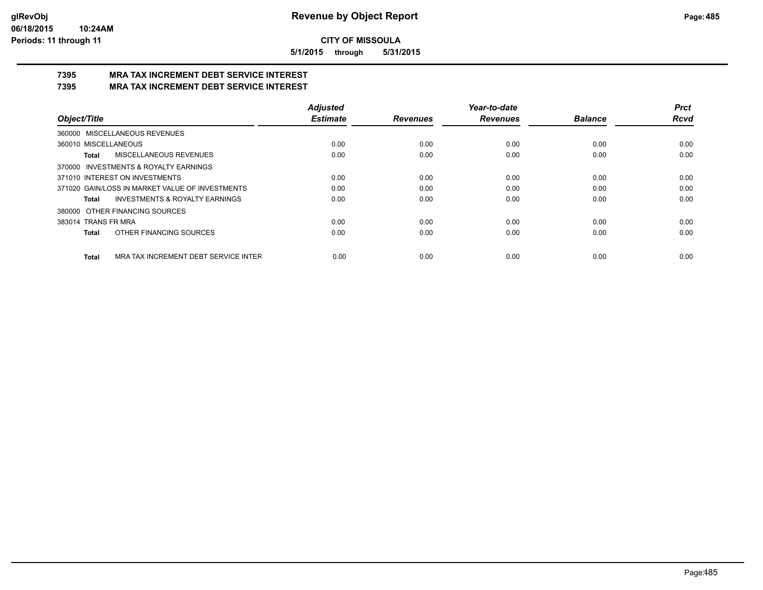# Revenue by Object Report

**CITY OF MISSOULA**

**5/1/2015 through 5/31/2015**

glRevObj
06/18/2015 10:24AM
Periods: 11 through 11

## 7395 MRA TAX INCREMENT DEBT SERVICE INTEREST
## 7395 MRA TAX INCREMENT DEBT SERVICE INTEREST

| Object/Title | Adjusted Estimate | Revenues | Year-to-date Revenues | Balance | Prct Rcvd |
|---|---|---|---|---|---|
| 360000 MISCELLANEOUS REVENUES | | | | | |
| 360010 MISCELLANEOUS | 0.00 | 0.00 | 0.00 | 0.00 | 0.00 |
| **Total** MISCELLANEOUS REVENUES | 0.00 | 0.00 | 0.00 | 0.00 | 0.00 |
| 370000 INVESTMENTS & ROYALTY EARNINGS | | | | | |
| 371010 INTEREST ON INVESTMENTS | 0.00 | 0.00 | 0.00 | 0.00 | 0.00 |
| 371020 GAIN/LOSS IN MARKET VALUE OF INVESTMENTS | 0.00 | 0.00 | 0.00 | 0.00 | 0.00 |
| **Total** INVESTMENTS & ROYALTY EARNINGS | 0.00 | 0.00 | 0.00 | 0.00 | 0.00 |
| 380000 OTHER FINANCING SOURCES | | | | | |
| 383014 TRANS FR MRA | 0.00 | 0.00 | 0.00 | 0.00 | 0.00 |
| **Total** OTHER FINANCING SOURCES | 0.00 | 0.00 | 0.00 | 0.00 | 0.00 |
| **Total** MRA TAX INCREMENT DEBT SERVICE INTER | 0.00 | 0.00 | 0.00 | 0.00 | 0.00 |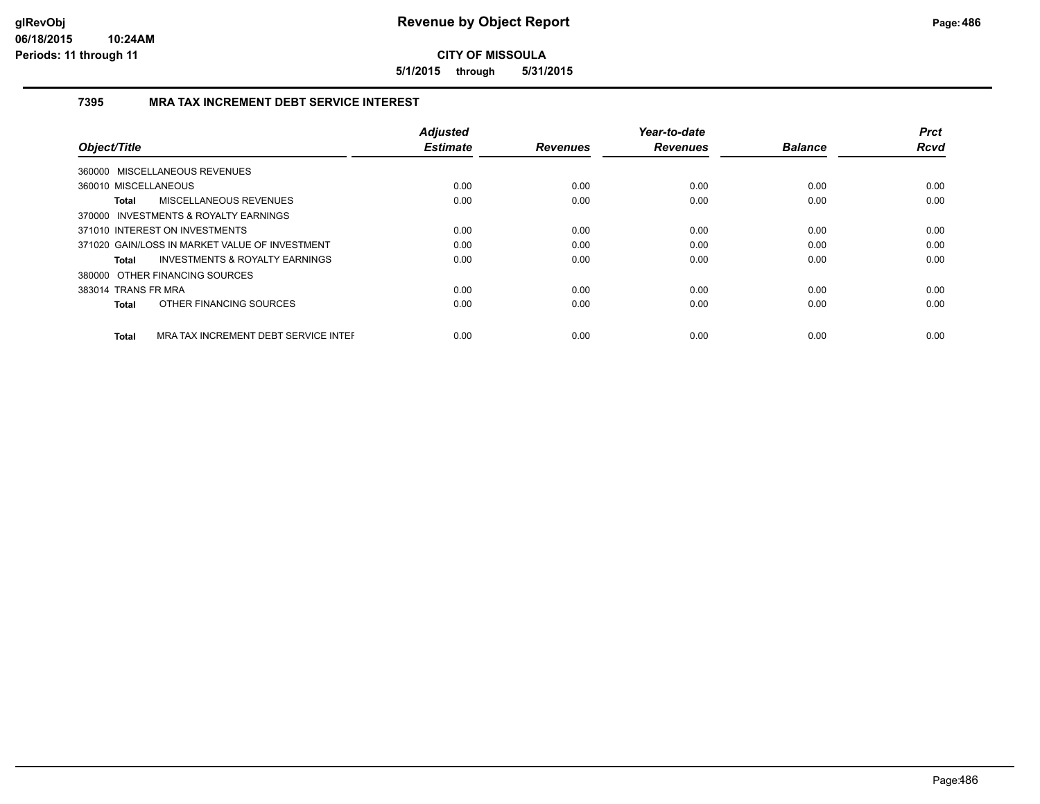# Revenue by Object Report

**CITY OF MISSOULA**

**5/1/2015 through 5/31/2015**

glRevObj
06/18/2015 10:24AM
Periods: 11 through 11

## 7395 MRA TAX INCREMENT DEBT SERVICE INTEREST

| Object/Title | Adjusted Estimate | Revenues | Year-to-date Revenues | Balance | Prct Rcvd |
|---|---|---|---|---|---|
| 360000 MISCELLANEOUS REVENUES | | | | | |
| 360010 MISCELLANEOUS | 0.00 | 0.00 | 0.00 | 0.00 | 0.00 |
| **Total** MISCELLANEOUS REVENUES | 0.00 | 0.00 | 0.00 | 0.00 | 0.00 |
| 370000 INVESTMENTS & ROYALTY EARNINGS | | | | | |
| 371010 INTEREST ON INVESTMENTS | 0.00 | 0.00 | 0.00 | 0.00 | 0.00 |
| 371020 GAIN/LOSS IN MARKET VALUE OF INVESTMENT | 0.00 | 0.00 | 0.00 | 0.00 | 0.00 |
| **Total** INVESTMENTS & ROYALTY EARNINGS | 0.00 | 0.00 | 0.00 | 0.00 | 0.00 |
| 380000 OTHER FINANCING SOURCES | | | | | |
| 383014 TRANS FR MRA | 0.00 | 0.00 | 0.00 | 0.00 | 0.00 |
| **Total** OTHER FINANCING SOURCES | 0.00 | 0.00 | 0.00 | 0.00 | 0.00 |
| **Total** MRA TAX INCREMENT DEBT SERVICE INTEF | 0.00 | 0.00 | 0.00 | 0.00 | 0.00 |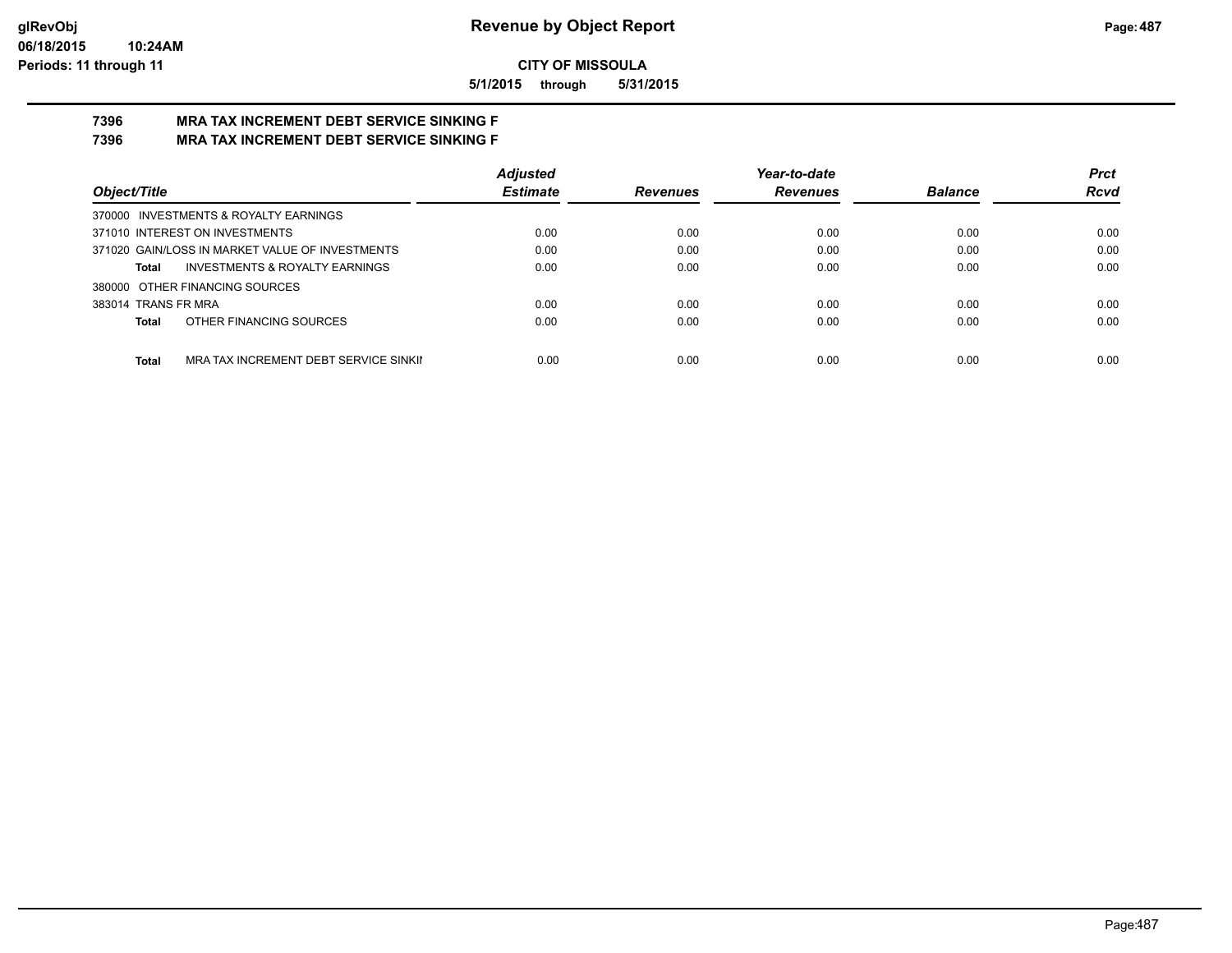**CITY OF MISSOULA**

**5/1/2015 through 5/31/2015**

## 7396 MRA TAX INCREMENT DEBT SERVICE SINKING F
## 7396 MRA TAX INCREMENT DEBT SERVICE SINKING F

| Object/Title | Adjusted Estimate | Revenues | Year-to-date Revenues | Balance | Prct Rcvd |
|---|---|---|---|---|---|
| 370000 INVESTMENTS & ROYALTY EARNINGS | | | | | |
| 371010 INTEREST ON INVESTMENTS | 0.00 | 0.00 | 0.00 | 0.00 | 0.00 |
| 371020 GAIN/LOSS IN MARKET VALUE OF INVESTMENTS | 0.00 | 0.00 | 0.00 | 0.00 | 0.00 |
| **Total** INVESTMENTS & ROYALTY EARNINGS | 0.00 | 0.00 | 0.00 | 0.00 | 0.00 |
| 380000 OTHER FINANCING SOURCES | | | | | |
| 383014 TRANS FR MRA | 0.00 | 0.00 | 0.00 | 0.00 | 0.00 |
| **Total** OTHER FINANCING SOURCES | 0.00 | 0.00 | 0.00 | 0.00 | 0.00 |
| **Total** MRA TAX INCREMENT DEBT SERVICE SINKII | 0.00 | 0.00 | 0.00 | 0.00 | 0.00 |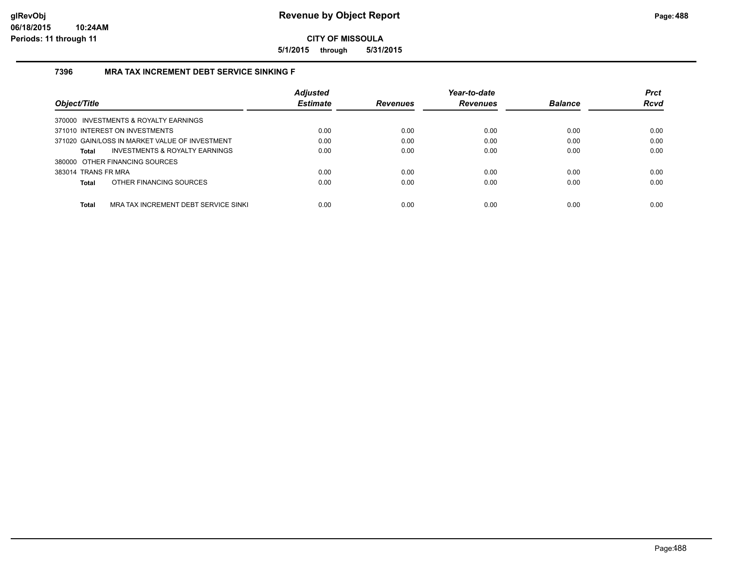# Revenue by Object Report

**CITY OF MISSOULA**

**5/1/2015 through 5/31/2015**

glRevObj
06/18/2015 10:24AM
Periods: 11 through 11

## 7396 MRA TAX INCREMENT DEBT SERVICE SINKING F

| Object/Title | Adjusted Estimate | Revenues | Year-to-date Revenues | Balance | Prct Rcvd |
|---|---|---|---|---|---|
| 370000 INVESTMENTS & ROYALTY EARNINGS | | | | | |
| 371010 INTEREST ON INVESTMENTS | 0.00 | 0.00 | 0.00 | 0.00 | 0.00 |
| 371020 GAIN/LOSS IN MARKET VALUE OF INVESTMENT | 0.00 | 0.00 | 0.00 | 0.00 | 0.00 |
| **Total** INVESTMENTS & ROYALTY EARNINGS | 0.00 | 0.00 | 0.00 | 0.00 | 0.00 |
| 380000 OTHER FINANCING SOURCES | | | | | |
| 383014 TRANS FR MRA | 0.00 | 0.00 | 0.00 | 0.00 | 0.00 |
| **Total** OTHER FINANCING SOURCES | 0.00 | 0.00 | 0.00 | 0.00 | 0.00 |
| **Total** MRA TAX INCREMENT DEBT SERVICE SINKI | 0.00 | 0.00 | 0.00 | 0.00 | 0.00 |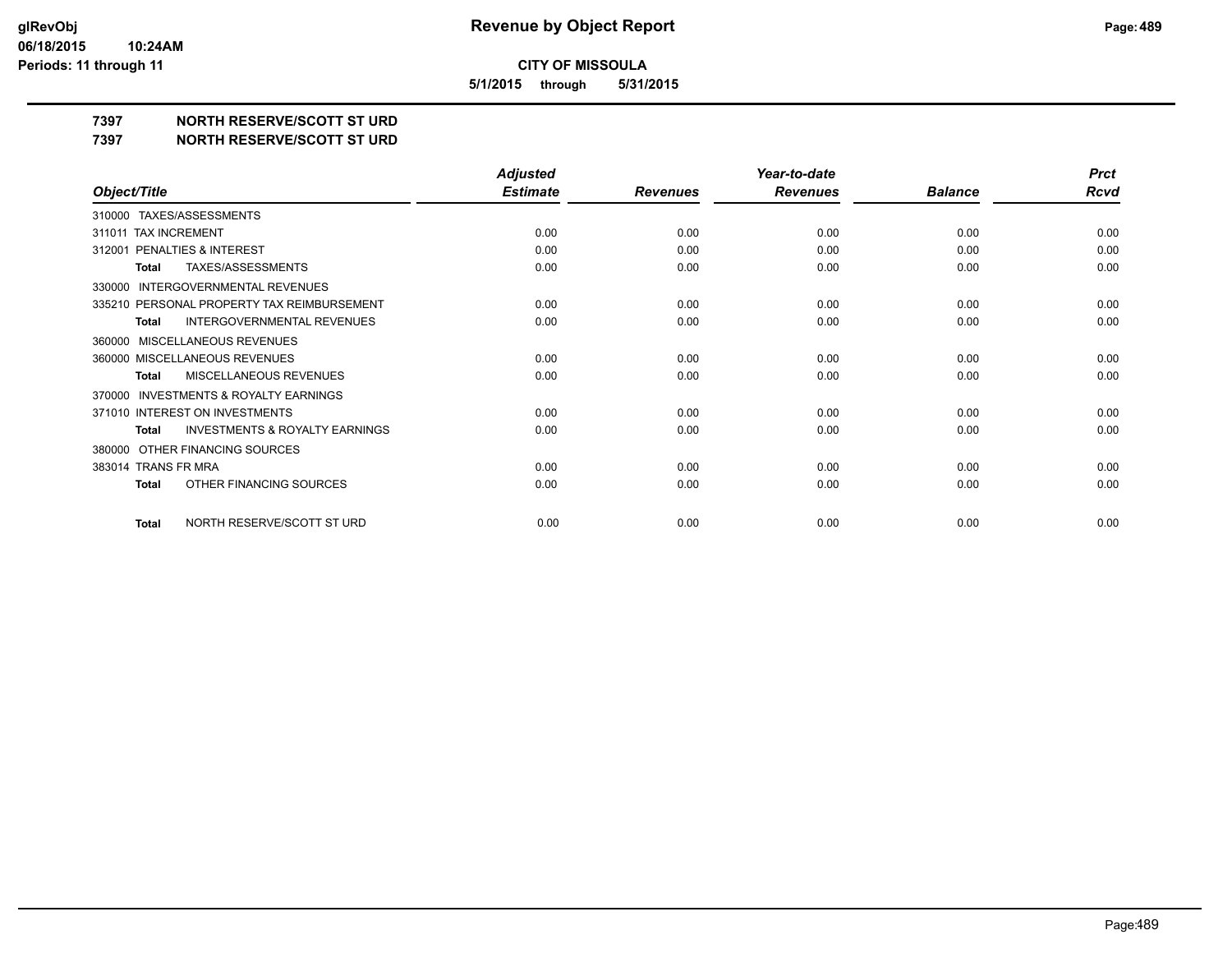**CITY OF MISSOULA**

**5/1/2015 through 5/31/2015**

**7397 NORTH RESERVE/SCOTT ST URD**

**7397 NORTH RESERVE/SCOTT ST URD**

| Object/Title | Adjusted Estimate | Revenues | Year-to-date Revenues | Balance | Prct Rcvd |
|---|---|---|---|---|---|
| 310000 TAXES/ASSESSMENTS | | | | | |
| 311011 TAX INCREMENT | 0.00 | 0.00 | 0.00 | 0.00 | 0.00 |
| 312001 PENALTIES & INTEREST | 0.00 | 0.00 | 0.00 | 0.00 | 0.00 |
| **Total** TAXES/ASSESSMENTS | 0.00 | 0.00 | 0.00 | 0.00 | 0.00 |
| 330000 INTERGOVERNMENTAL REVENUES | | | | | |
| 335210 PERSONAL PROPERTY TAX REIMBURSEMENT | 0.00 | 0.00 | 0.00 | 0.00 | 0.00 |
| **Total** INTERGOVERNMENTAL REVENUES | 0.00 | 0.00 | 0.00 | 0.00 | 0.00 |
| 360000 MISCELLANEOUS REVENUES | | | | | |
| 360000 MISCELLANEOUS REVENUES | 0.00 | 0.00 | 0.00 | 0.00 | 0.00 |
| **Total** MISCELLANEOUS REVENUES | 0.00 | 0.00 | 0.00 | 0.00 | 0.00 |
| 370000 INVESTMENTS & ROYALTY EARNINGS | | | | | |
| 371010 INTEREST ON INVESTMENTS | 0.00 | 0.00 | 0.00 | 0.00 | 0.00 |
| **Total** INVESTMENTS & ROYALTY EARNINGS | 0.00 | 0.00 | 0.00 | 0.00 | 0.00 |
| 380000 OTHER FINANCING SOURCES | | | | | |
| 383014 TRANS FR MRA | 0.00 | 0.00 | 0.00 | 0.00 | 0.00 |
| **Total** OTHER FINANCING SOURCES | 0.00 | 0.00 | 0.00 | 0.00 | 0.00 |
| **Total** NORTH RESERVE/SCOTT ST URD | 0.00 | 0.00 | 0.00 | 0.00 | 0.00 |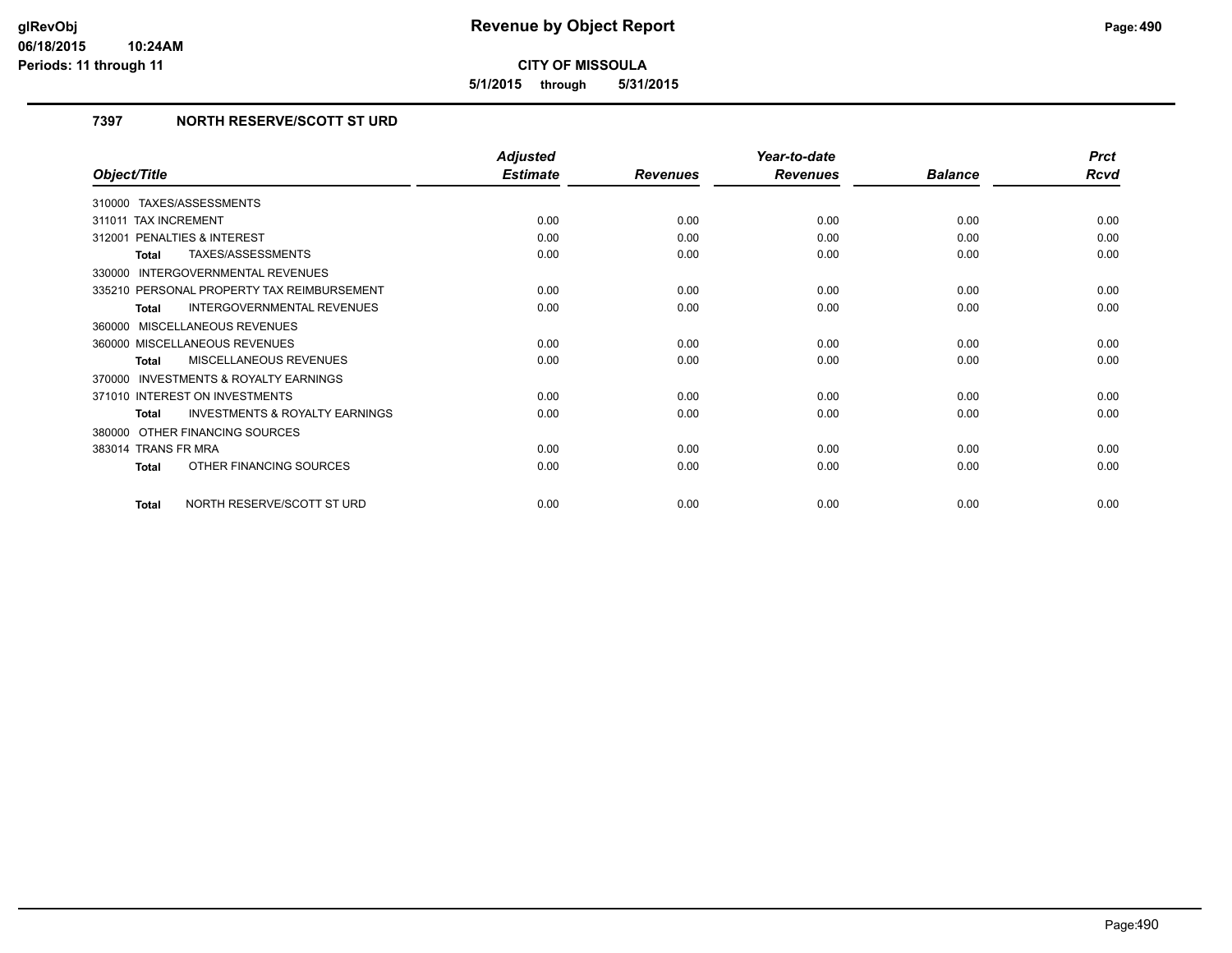# Revenue by Object Report

**CITY OF MISSOULA**

**5/1/2015 through 5/31/2015**

glRevObj
06/18/2015 10:24AM
Periods: 11 through 11

## 7397 NORTH RESERVE/SCOTT ST URD

| Object/Title | Adjusted Estimate | Revenues | Year-to-date Revenues | Balance | Prct Rcvd |
|---|---|---|---|---|---|
| 310000 TAXES/ASSESSMENTS | | | | | |
| 311011 TAX INCREMENT | 0.00 | 0.00 | 0.00 | 0.00 | 0.00 |
| 312001 PENALTIES & INTEREST | 0.00 | 0.00 | 0.00 | 0.00 | 0.00 |
| **Total** TAXES/ASSESSMENTS | 0.00 | 0.00 | 0.00 | 0.00 | 0.00 |
| 330000 INTERGOVERNMENTAL REVENUES | | | | | |
| 335210 PERSONAL PROPERTY TAX REIMBURSEMENT | 0.00 | 0.00 | 0.00 | 0.00 | 0.00 |
| **Total** INTERGOVERNMENTAL REVENUES | 0.00 | 0.00 | 0.00 | 0.00 | 0.00 |
| 360000 MISCELLANEOUS REVENUES | | | | | |
| 360000 MISCELLANEOUS REVENUES | 0.00 | 0.00 | 0.00 | 0.00 | 0.00 |
| **Total** MISCELLANEOUS REVENUES | 0.00 | 0.00 | 0.00 | 0.00 | 0.00 |
| 370000 INVESTMENTS & ROYALTY EARNINGS | | | | | |
| 371010 INTEREST ON INVESTMENTS | 0.00 | 0.00 | 0.00 | 0.00 | 0.00 |
| **Total** INVESTMENTS & ROYALTY EARNINGS | 0.00 | 0.00 | 0.00 | 0.00 | 0.00 |
| 380000 OTHER FINANCING SOURCES | | | | | |
| 383014 TRANS FR MRA | 0.00 | 0.00 | 0.00 | 0.00 | 0.00 |
| **Total** OTHER FINANCING SOURCES | 0.00 | 0.00 | 0.00 | 0.00 | 0.00 |
| **Total** NORTH RESERVE/SCOTT ST URD | 0.00 | 0.00 | 0.00 | 0.00 | 0.00 |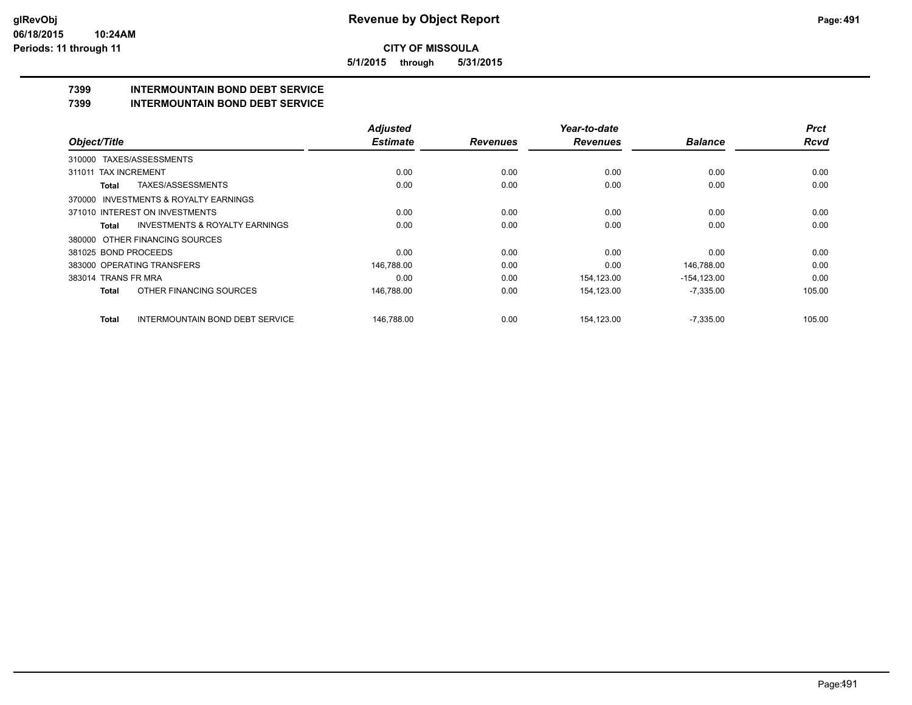**glRevObj**
**06/18/2015 10:24AM**
**Periods: 11 through 11**

# Revenue by Object Report

**CITY OF MISSOULA**

**5/1/2015 through 5/31/2015**

## 7399 INTERMOUNTAIN BOND DEBT SERVICE
## 7399 INTERMOUNTAIN BOND DEBT SERVICE

| Object/Title | Adjusted Estimate | Revenues | Year-to-date Revenues | Balance | Prct Rcvd |
|---|---|---|---|---|---|
| 310000 TAXES/ASSESSMENTS | | | | | |
| 311011 TAX INCREMENT | 0.00 | 0.00 | 0.00 | 0.00 | 0.00 |
| **Total** TAXES/ASSESSMENTS | 0.00 | 0.00 | 0.00 | 0.00 | 0.00 |
| 370000 INVESTMENTS & ROYALTY EARNINGS | | | | | |
| 371010 INTEREST ON INVESTMENTS | 0.00 | 0.00 | 0.00 | 0.00 | 0.00 |
| **Total** INVESTMENTS & ROYALTY EARNINGS | 0.00 | 0.00 | 0.00 | 0.00 | 0.00 |
| 380000 OTHER FINANCING SOURCES | | | | | |
| 381025 BOND PROCEEDS | 0.00 | 0.00 | 0.00 | 0.00 | 0.00 |
| 383000 OPERATING TRANSFERS | 146,788.00 | 0.00 | 0.00 | 146,788.00 | 0.00 |
| 383014 TRANS FR MRA | 0.00 | 0.00 | 154,123.00 | -154,123.00 | 0.00 |
| **Total** OTHER FINANCING SOURCES | 146,788.00 | 0.00 | 154,123.00 | -7,335.00 | 105.00 |
| **Total** INTERMOUNTAIN BOND DEBT SERVICE | 146,788.00 | 0.00 | 154,123.00 | -7,335.00 | 105.00 |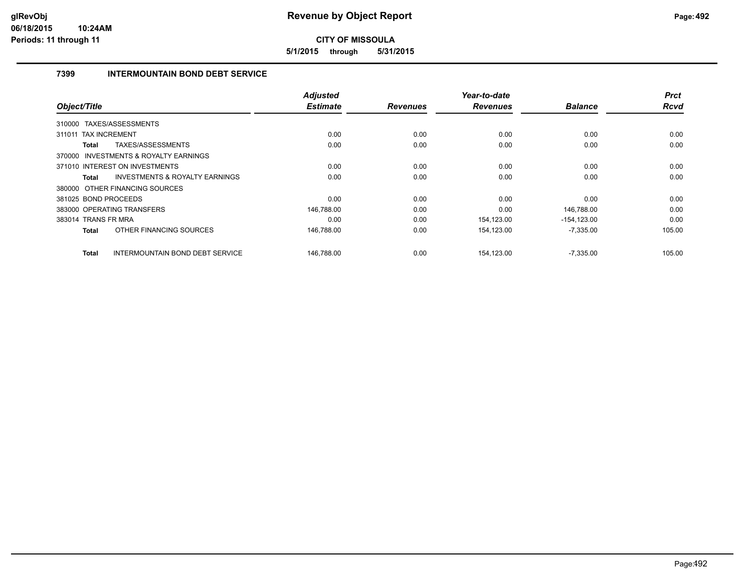# Revenue by Object Report

**CITY OF MISSOULA**

**5/1/2015 through 5/31/2015**

glRevObj
06/18/2015 10:24AM
Periods: 11 through 11

## 7399 INTERMOUNTAIN BOND DEBT SERVICE

| Object/Title | Adjusted Estimate | Revenues | Year-to-date Revenues | Balance | Prct Rcvd |
|---|---|---|---|---|---|
| 310000 TAXES/ASSESSMENTS | | | | | |
| 311011 TAX INCREMENT | 0.00 | 0.00 | 0.00 | 0.00 | 0.00 |
| **Total** TAXES/ASSESSMENTS | 0.00 | 0.00 | 0.00 | 0.00 | 0.00 |
| 370000 INVESTMENTS & ROYALTY EARNINGS | | | | | |
| 371010 INTEREST ON INVESTMENTS | 0.00 | 0.00 | 0.00 | 0.00 | 0.00 |
| **Total** INVESTMENTS & ROYALTY EARNINGS | 0.00 | 0.00 | 0.00 | 0.00 | 0.00 |
| 380000 OTHER FINANCING SOURCES | | | | | |
| 381025 BOND PROCEEDS | 0.00 | 0.00 | 0.00 | 0.00 | 0.00 |
| 383000 OPERATING TRANSFERS | 146,788.00 | 0.00 | 0.00 | 146,788.00 | 0.00 |
| 383014 TRANS FR MRA | 0.00 | 0.00 | 154,123.00 | -154,123.00 | 0.00 |
| **Total** OTHER FINANCING SOURCES | 146,788.00 | 0.00 | 154,123.00 | -7,335.00 | 105.00 |
| **Total** INTERMOUNTAIN BOND DEBT SERVICE | 146,788.00 | 0.00 | 154,123.00 | -7,335.00 | 105.00 |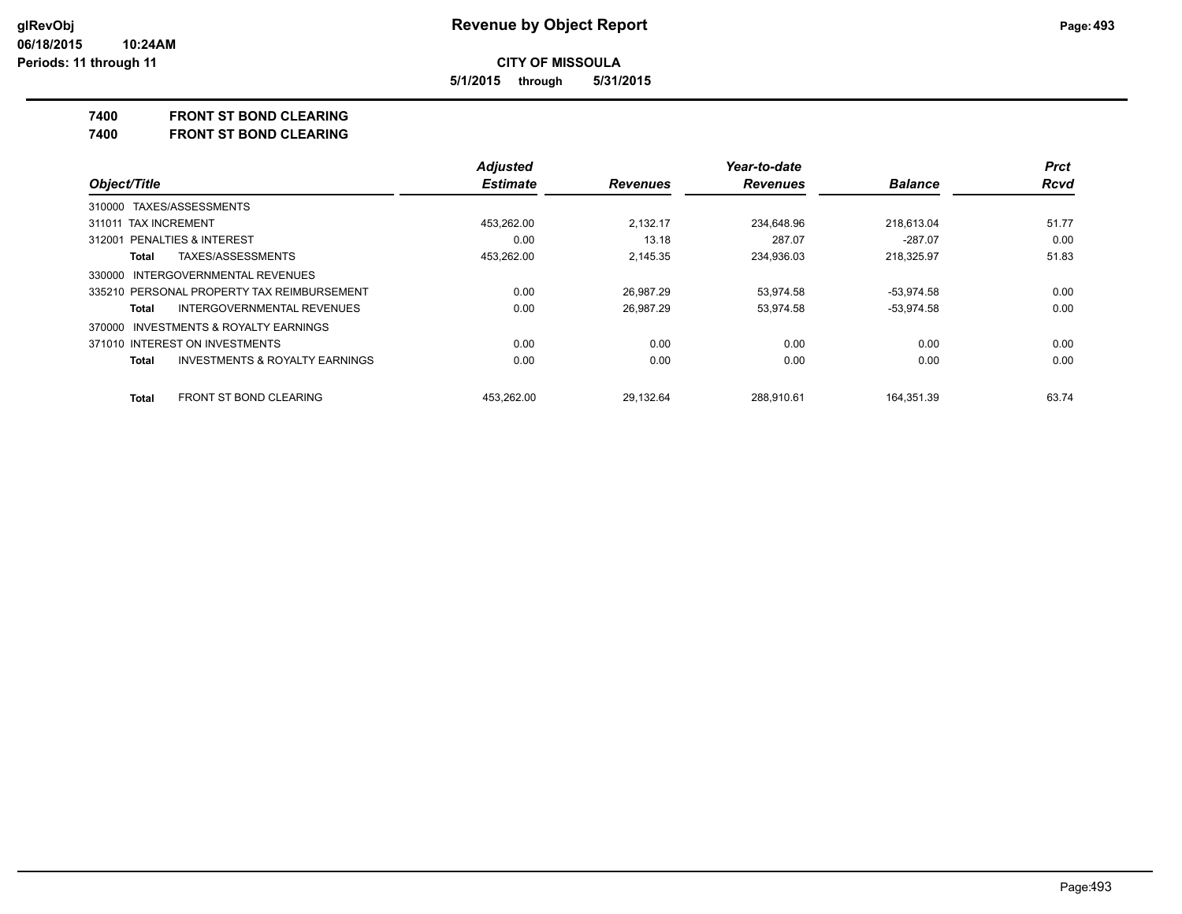**CITY OF MISSOULA**

**5/1/2015 through 5/31/2015**

# 7400 FRONT ST BOND CLEARING

## 7400 FRONT ST BOND CLEARING

| Object/Title | | Adjusted Estimate | Revenues | Year-to-date Revenues | Balance | Prct Rcvd |
|---|---|---|---|---|---|---|
| 310000 TAXES/ASSESSMENTS | | | | | | |
| 311011 TAX INCREMENT | | 453,262.00 | 2,132.17 | 234,648.96 | 218,613.04 | 51.77 |
| 312001 PENALTIES & INTEREST | | 0.00 | 13.18 | 287.07 | -287.07 | 0.00 |
| **Total** | TAXES/ASSESSMENTS | 453,262.00 | 2,145.35 | 234,936.03 | 218,325.97 | 51.83 |
| 330000 INTERGOVERNMENTAL REVENUES | | | | | | |
| 335210 PERSONAL PROPERTY TAX REIMBURSEMENT | | 0.00 | 26,987.29 | 53,974.58 | -53,974.58 | 0.00 |
| **Total** | INTERGOVERNMENTAL REVENUES | 0.00 | 26,987.29 | 53,974.58 | -53,974.58 | 0.00 |
| 370000 INVESTMENTS & ROYALTY EARNINGS | | | | | | |
| 371010 INTEREST ON INVESTMENTS | | 0.00 | 0.00 | 0.00 | 0.00 | 0.00 |
| **Total** | INVESTMENTS & ROYALTY EARNINGS | 0.00 | 0.00 | 0.00 | 0.00 | 0.00 |
| **Total** | FRONT ST BOND CLEARING | 453,262.00 | 29,132.64 | 288,910.61 | 164,351.39 | 63.74 |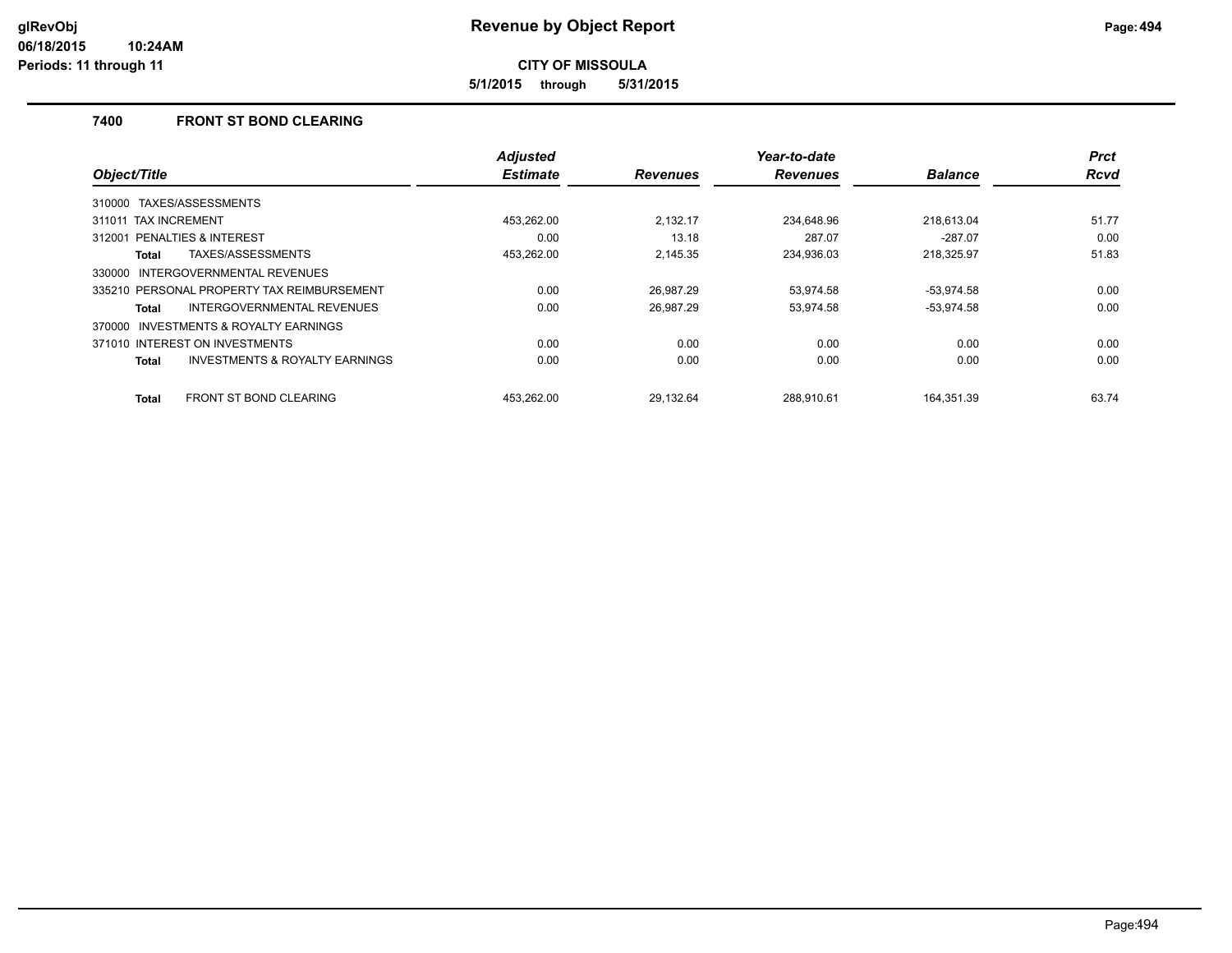# Revenue by Object Report

**CITY OF MISSOULA**

**5/1/2015 through 5/31/2015**

glRevObj
06/18/2015 10:24AM
Periods: 11 through 11

## 7400 FRONT ST BOND CLEARING

| Object/Title | Adjusted Estimate | Revenues | Year-to-date Revenues | Balance | Prct Rcvd |
|---|---|---|---|---|---|
| 310000 TAXES/ASSESSMENTS | | | | | |
| 311011 TAX INCREMENT | 453,262.00 | 2,132.17 | 234,648.96 | 218,613.04 | 51.77 |
| 312001 PENALTIES & INTEREST | 0.00 | 13.18 | 287.07 | -287.07 | 0.00 |
| **Total** TAXES/ASSESSMENTS | 453,262.00 | 2,145.35 | 234,936.03 | 218,325.97 | 51.83 |
| 330000 INTERGOVERNMENTAL REVENUES | | | | | |
| 335210 PERSONAL PROPERTY TAX REIMBURSEMENT | 0.00 | 26,987.29 | 53,974.58 | -53,974.58 | 0.00 |
| **Total** INTERGOVERNMENTAL REVENUES | 0.00 | 26,987.29 | 53,974.58 | -53,974.58 | 0.00 |
| 370000 INVESTMENTS & ROYALTY EARNINGS | | | | | |
| 371010 INTEREST ON INVESTMENTS | 0.00 | 0.00 | 0.00 | 0.00 | 0.00 |
| **Total** INVESTMENTS & ROYALTY EARNINGS | 0.00 | 0.00 | 0.00 | 0.00 | 0.00 |
| **Total** FRONT ST BOND CLEARING | 453,262.00 | 29,132.64 | 288,910.61 | 164,351.39 | 63.74 |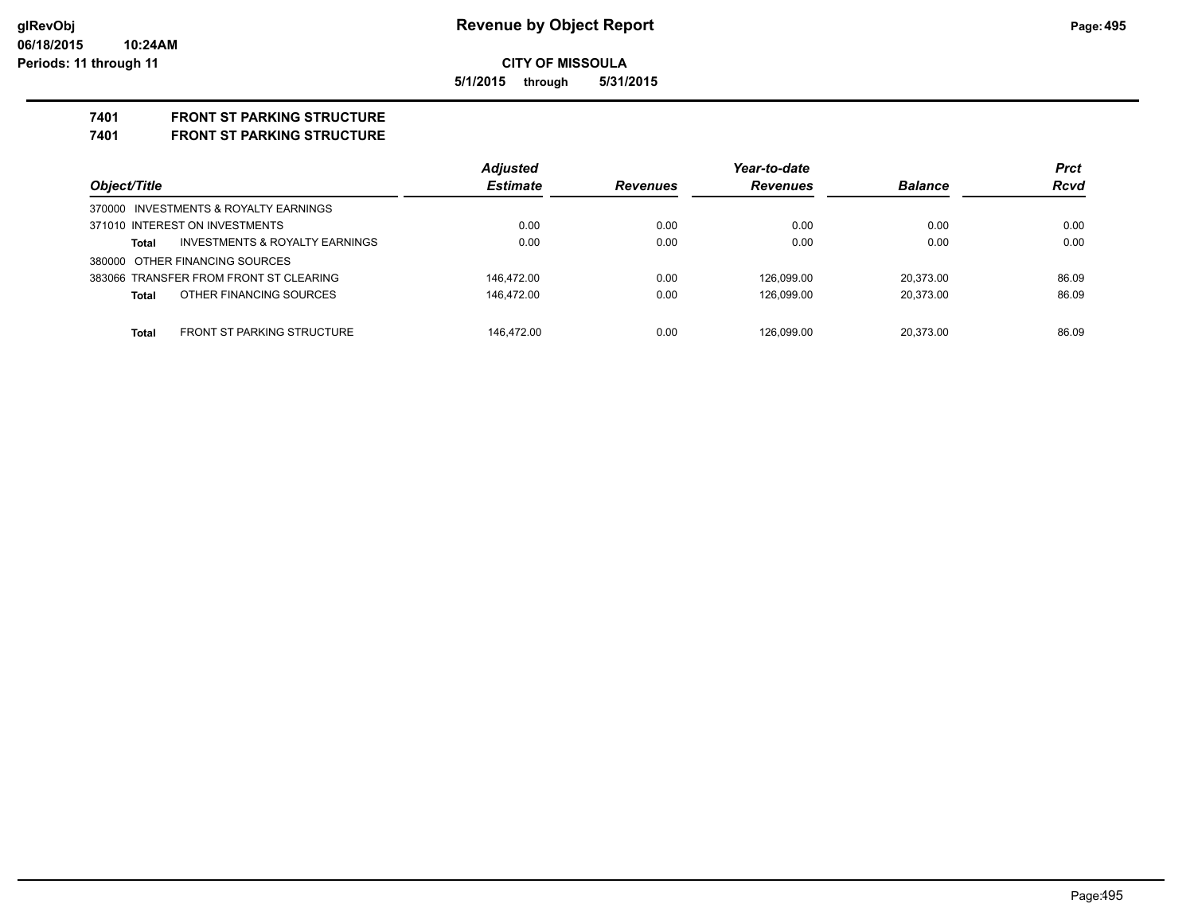**CITY OF MISSOULA**

**5/1/2015 through 5/31/2015**

**7401 FRONT ST PARKING STRUCTURE**

**7401 FRONT ST PARKING STRUCTURE**

| Object/Title | Adjusted Estimate | Revenues | Year-to-date Revenues | Balance | Prct Rcvd |
|---|---|---|---|---|---|
| 370000 INVESTMENTS & ROYALTY EARNINGS | | | | | |
| 371010 INTEREST ON INVESTMENTS | 0.00 | 0.00 | 0.00 | 0.00 | 0.00 |
| **Total** INVESTMENTS & ROYALTY EARNINGS | 0.00 | 0.00 | 0.00 | 0.00 | 0.00 |
| 380000 OTHER FINANCING SOURCES | | | | | |
| 383066 TRANSFER FROM FRONT ST CLEARING | 146,472.00 | 0.00 | 126,099.00 | 20,373.00 | 86.09 |
| **Total** OTHER FINANCING SOURCES | 146,472.00 | 0.00 | 126,099.00 | 20,373.00 | 86.09 |
| **Total** FRONT ST PARKING STRUCTURE | 146,472.00 | 0.00 | 126,099.00 | 20,373.00 | 86.09 |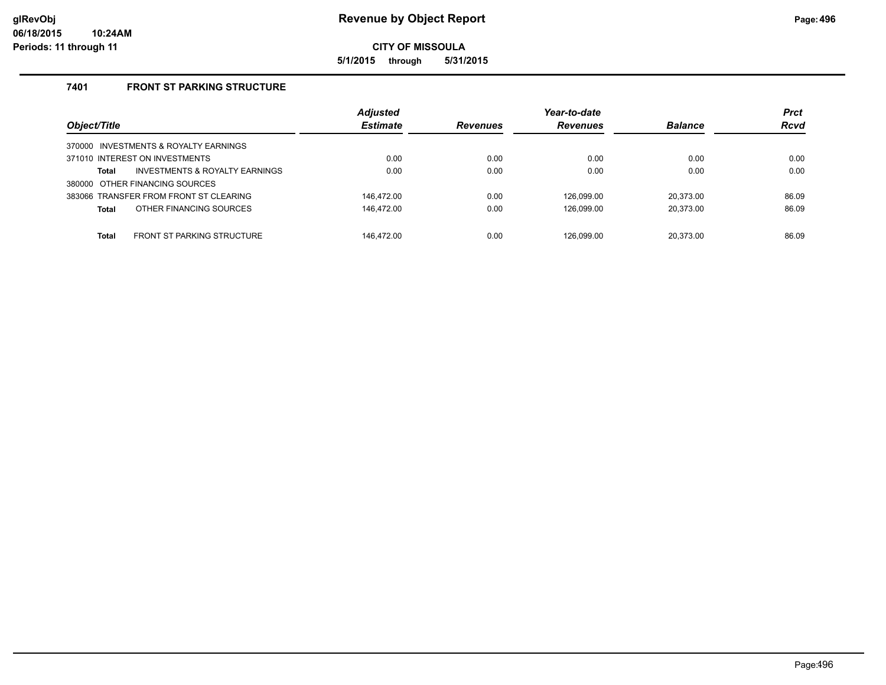# Revenue by Object Report

**CITY OF MISSOULA**

**5/1/2015 through 5/31/2015**

glRevObj
06/18/2015 10:24AM
Periods: 11 through 11

## 7401 FRONT ST PARKING STRUCTURE

| Object/Title | Adjusted Estimate | Revenues | Year-to-date Revenues | Balance | Prct Rcvd |
|---|---|---|---|---|---|
| 370000 INVESTMENTS & ROYALTY EARNINGS | | | | | |
| 371010 INTEREST ON INVESTMENTS | 0.00 | 0.00 | 0.00 | 0.00 | 0.00 |
| **Total** INVESTMENTS & ROYALTY EARNINGS | 0.00 | 0.00 | 0.00 | 0.00 | 0.00 |
| 380000 OTHER FINANCING SOURCES | | | | | |
| 383066 TRANSFER FROM FRONT ST CLEARING | 146,472.00 | 0.00 | 126,099.00 | 20,373.00 | 86.09 |
| **Total** OTHER FINANCING SOURCES | 146,472.00 | 0.00 | 126,099.00 | 20,373.00 | 86.09 |
| **Total** FRONT ST PARKING STRUCTURE | 146,472.00 | 0.00 | 126,099.00 | 20,373.00 | 86.09 |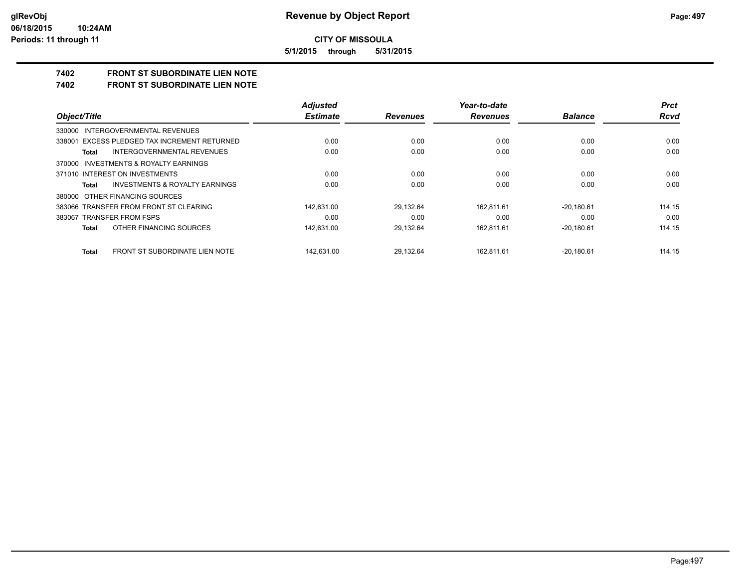**CITY OF MISSOULA**

**5/1/2015 through 5/31/2015**

## 7402 FRONT ST SUBORDINATE LIEN NOTE
## 7402 FRONT ST SUBORDINATE LIEN NOTE

| Object/Title | Adjusted Estimate | Revenues | Year-to-date Revenues | Balance | Prct Rcvd |
|---|---|---|---|---|---|
| 330000 INTERGOVERNMENTAL REVENUES | | | | | |
| 338001 EXCESS PLEDGED TAX INCREMENT RETURNED | 0.00 | 0.00 | 0.00 | 0.00 | 0.00 |
| **Total** INTERGOVERNMENTAL REVENUES | 0.00 | 0.00 | 0.00 | 0.00 | 0.00 |
| 370000 INVESTMENTS & ROYALTY EARNINGS | | | | | |
| 371010 INTEREST ON INVESTMENTS | 0.00 | 0.00 | 0.00 | 0.00 | 0.00 |
| **Total** INVESTMENTS & ROYALTY EARNINGS | 0.00 | 0.00 | 0.00 | 0.00 | 0.00 |
| 380000 OTHER FINANCING SOURCES | | | | | |
| 383066 TRANSFER FROM FRONT ST CLEARING | 142,631.00 | 29,132.64 | 162,811.61 | -20,180.61 | 114.15 |
| 383067 TRANSFER FROM FSPS | 0.00 | 0.00 | 0.00 | 0.00 | 0.00 |
| **Total** OTHER FINANCING SOURCES | 142,631.00 | 29,132.64 | 162,811.61 | -20,180.61 | 114.15 |
| **Total** FRONT ST SUBORDINATE LIEN NOTE | 142,631.00 | 29,132.64 | 162,811.61 | -20,180.61 | 114.15 |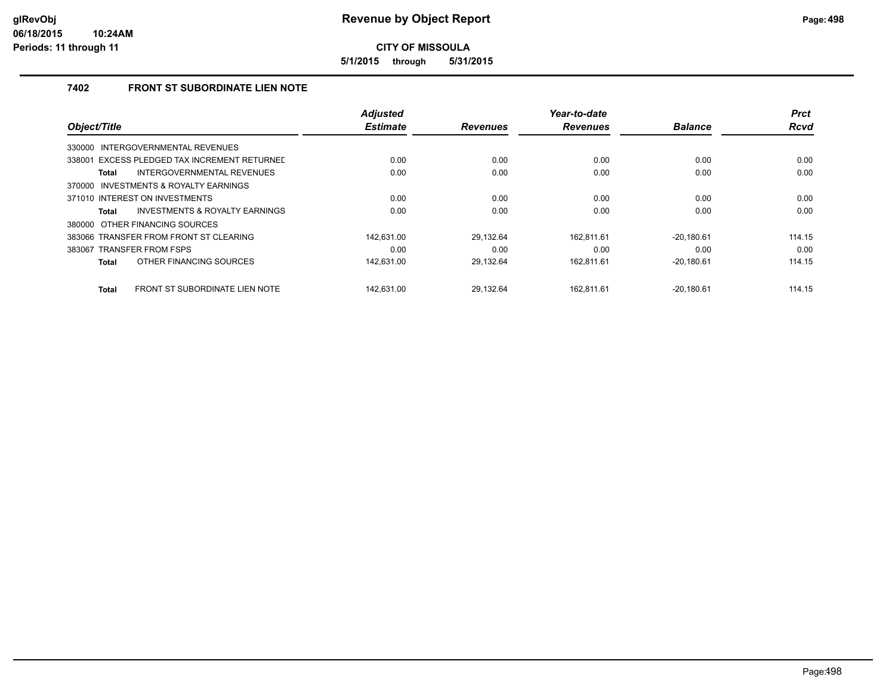# CITY OF MISSOULA

**5/1/2015 through 5/31/2015**

## 7402 FRONT ST SUBORDINATE LIEN NOTE

| Object/Title | | Adjusted Estimate | Revenues | Year-to-date Revenues | Balance | Prct Rcvd |
|---|---|---|---|---|---|---|
| 330000 INTERGOVERNMENTAL REVENUES | | | | | | |
| 338001 EXCESS PLEDGED TAX INCREMENT RETURNED | | 0.00 | 0.00 | 0.00 | 0.00 | 0.00 |
| Total | INTERGOVERNMENTAL REVENUES | 0.00 | 0.00 | 0.00 | 0.00 | 0.00 |
| 370000 INVESTMENTS & ROYALTY EARNINGS | | | | | | |
| 371010 INTEREST ON INVESTMENTS | | 0.00 | 0.00 | 0.00 | 0.00 | 0.00 |
| Total | INVESTMENTS & ROYALTY EARNINGS | 0.00 | 0.00 | 0.00 | 0.00 | 0.00 |
| 380000 OTHER FINANCING SOURCES | | | | | | |
| 383066 TRANSFER FROM FRONT ST CLEARING | | 142,631.00 | 29,132.64 | 162,811.61 | -20,180.61 | 114.15 |
| 383067 TRANSFER FROM FSPS | | 0.00 | 0.00 | 0.00 | 0.00 | 0.00 |
| Total | OTHER FINANCING SOURCES | 142,631.00 | 29,132.64 | 162,811.61 | -20,180.61 | 114.15 |
| Total | FRONT ST SUBORDINATE LIEN NOTE | 142,631.00 | 29,132.64 | 162,811.61 | -20,180.61 | 114.15 |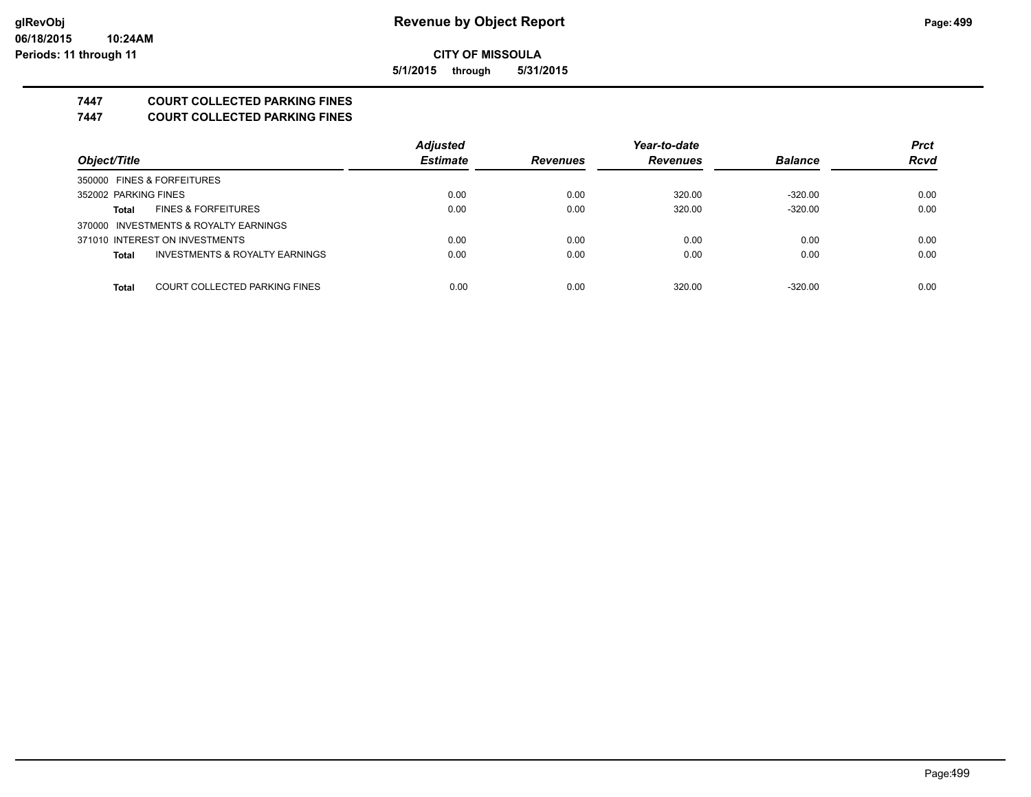# Revenue by Object Report

**CITY OF MISSOULA**

**5/1/2015 through 5/31/2015**

glRevObj
06/18/2015 10:24AM
Periods: 11 through 11

## 7447 COURT COLLECTED PARKING FINES
## 7447 COURT COLLECTED PARKING FINES

| Object/Title | Adjusted Estimate | Revenues | Year-to-date Revenues | Balance | Prct Rcvd |
|---|---|---|---|---|---|
| 350000 FINES & FORFEITURES | | | | | |
| 352002 PARKING FINES | 0.00 | 0.00 | 320.00 | -320.00 | 0.00 |
| **Total** FINES & FORFEITURES | 0.00 | 0.00 | 320.00 | -320.00 | 0.00 |
| 370000 INVESTMENTS & ROYALTY EARNINGS | | | | | |
| 371010 INTEREST ON INVESTMENTS | 0.00 | 0.00 | 0.00 | 0.00 | 0.00 |
| **Total** INVESTMENTS & ROYALTY EARNINGS | 0.00 | 0.00 | 0.00 | 0.00 | 0.00 |
| **Total** COURT COLLECTED PARKING FINES | 0.00 | 0.00 | 320.00 | -320.00 | 0.00 |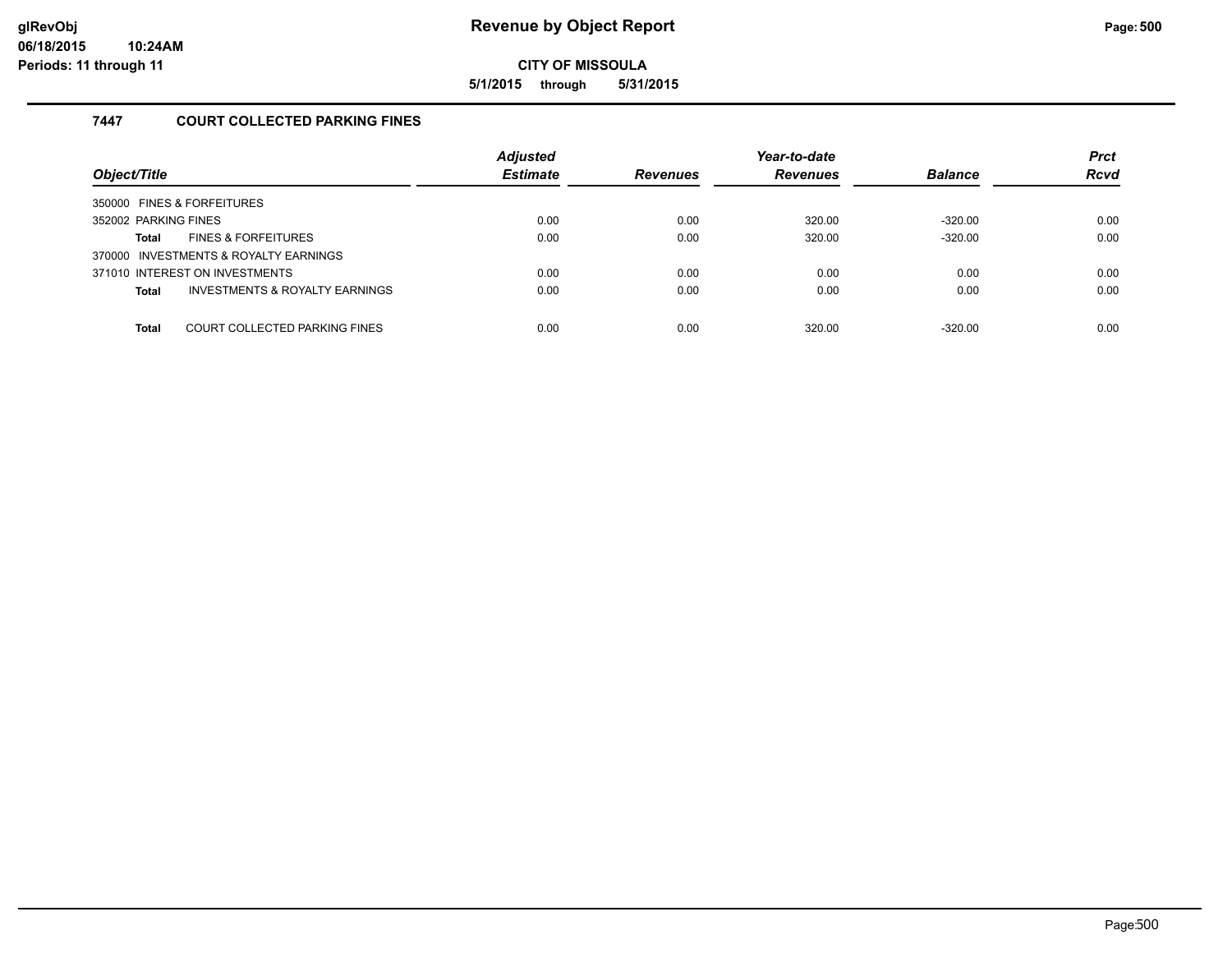# Revenue by Object Report

glRevObj
06/18/2015 10:24AM
Periods: 11 through 11

**CITY OF MISSOULA**

**5/1/2015 through 5/31/2015**

## 7447 COURT COLLECTED PARKING FINES

| Object/Title | Adjusted Estimate | Revenues | Year-to-date Revenues | Balance | Prct Rcvd |
|---|---|---|---|---|---|
| 350000 FINES & FORFEITURES | | | | | |
| 352002 PARKING FINES | 0.00 | 0.00 | 320.00 | -320.00 | 0.00 |
| **Total** FINES & FORFEITURES | 0.00 | 0.00 | 320.00 | -320.00 | 0.00 |
| 370000 INVESTMENTS & ROYALTY EARNINGS | | | | | |
| 371010 INTEREST ON INVESTMENTS | 0.00 | 0.00 | 0.00 | 0.00 | 0.00 |
| **Total** INVESTMENTS & ROYALTY EARNINGS | 0.00 | 0.00 | 0.00 | 0.00 | 0.00 |
| **Total** COURT COLLECTED PARKING FINES | 0.00 | 0.00 | 320.00 | -320.00 | 0.00 |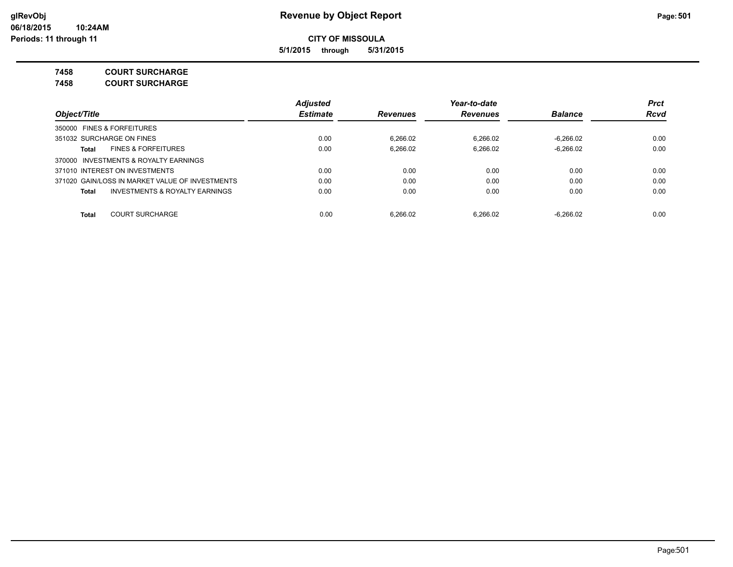# Revenue by Object Report

**CITY OF MISSOULA**

**5/1/2015 through 5/31/2015**

glRevObj
06/18/2015 10:24AM
Periods: 11 through 11

## 7458 COURT SURCHARGE
## 7458 COURT SURCHARGE

| Object/Title | Adjusted Estimate | Revenues | Year-to-date Revenues | Balance | Prct Rcvd |
|---|---|---|---|---|---|
| 350000 FINES & FORFEITURES | | | | | |
| 351032 SURCHARGE ON FINES | 0.00 | 6,266.02 | 6,266.02 | -6,266.02 | 0.00 |
| **Total** FINES & FORFEITURES | 0.00 | 6,266.02 | 6,266.02 | -6,266.02 | 0.00 |
| 370000 INVESTMENTS & ROYALTY EARNINGS | | | | | |
| 371010 INTEREST ON INVESTMENTS | 0.00 | 0.00 | 0.00 | 0.00 | 0.00 |
| 371020 GAIN/LOSS IN MARKET VALUE OF INVESTMENTS | 0.00 | 0.00 | 0.00 | 0.00 | 0.00 |
| **Total** INVESTMENTS & ROYALTY EARNINGS | 0.00 | 0.00 | 0.00 | 0.00 | 0.00 |
| **Total** COURT SURCHARGE | 0.00 | 6,266.02 | 6,266.02 | -6,266.02 | 0.00 |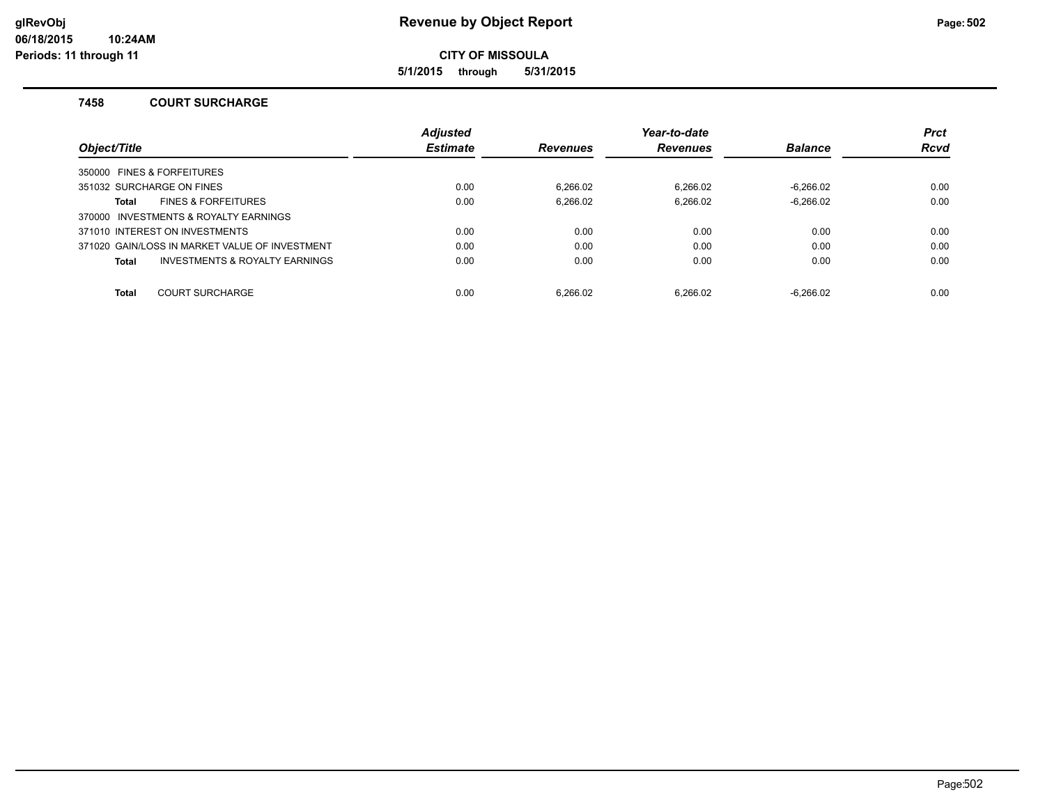# Revenue by Object Report

**CITY OF MISSOULA**

**5/1/2015 through 5/31/2015**

### 7458 COURT SURCHARGE

| Object/Title | Adjusted Estimate | Revenues | Year-to-date Revenues | Balance | Prct Rcvd |
|---|---|---|---|---|---|
| 350000 FINES & FORFEITURES | | | | | |
| 351032 SURCHARGE ON FINES | 0.00 | 6,266.02 | 6,266.02 | -6,266.02 | 0.00 |
| **Total** FINES & FORFEITURES | 0.00 | 6,266.02 | 6,266.02 | -6,266.02 | 0.00 |
| 370000 INVESTMENTS & ROYALTY EARNINGS | | | | | |
| 371010 INTEREST ON INVESTMENTS | 0.00 | 0.00 | 0.00 | 0.00 | 0.00 |
| 371020 GAIN/LOSS IN MARKET VALUE OF INVESTMENT | 0.00 | 0.00 | 0.00 | 0.00 | 0.00 |
| **Total** INVESTMENTS & ROYALTY EARNINGS | 0.00 | 0.00 | 0.00 | 0.00 | 0.00 |
| **Total** COURT SURCHARGE | 0.00 | 6,266.02 | 6,266.02 | -6,266.02 | 0.00 |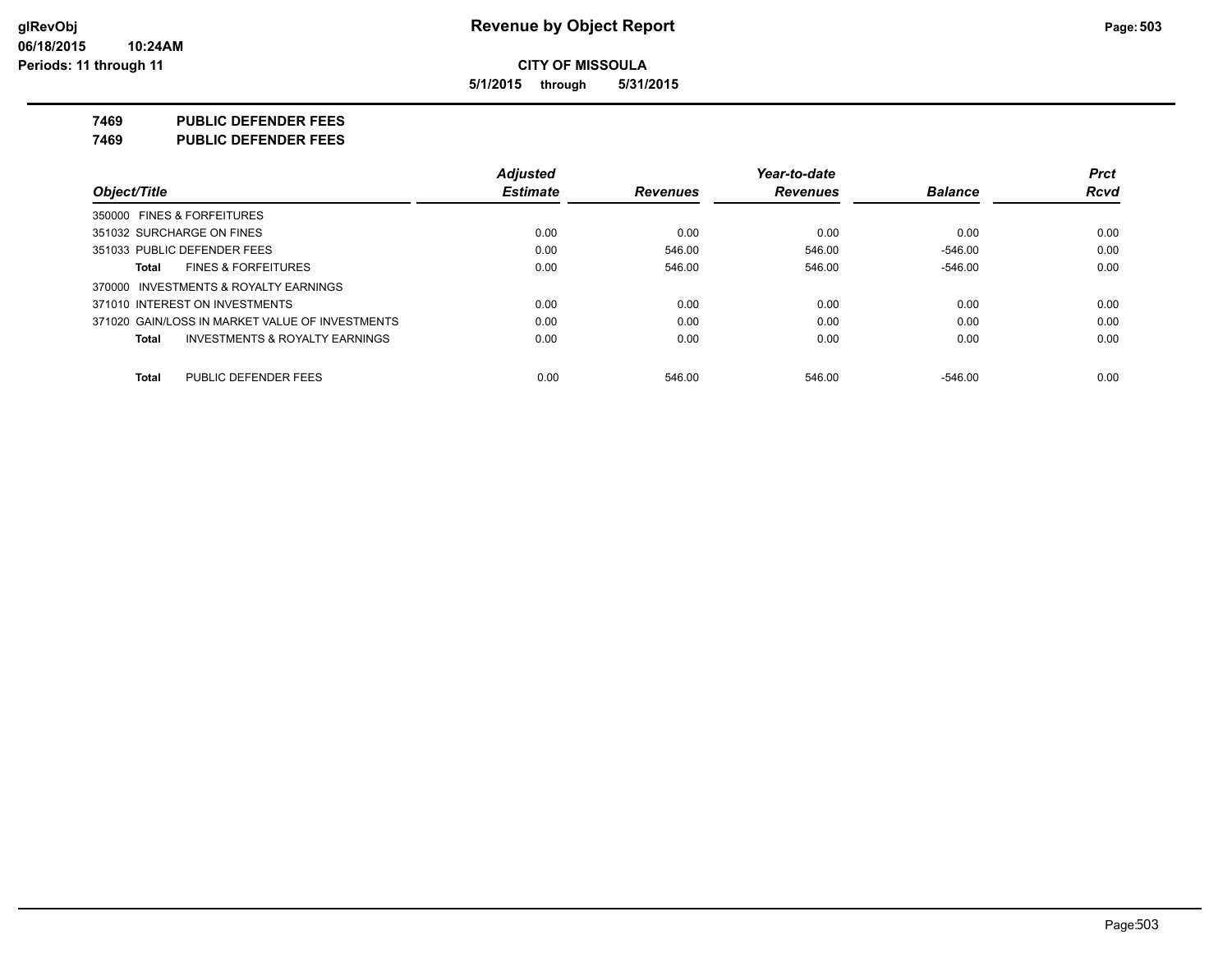# Revenue by Object Report

**CITY OF MISSOULA**

**5/1/2015 through 5/31/2015**

glRevObj
06/18/2015 10:24AM
Periods: 11 through 11

## 7469 PUBLIC DEFENDER FEES
## 7469 PUBLIC DEFENDER FEES

| Object/Title | Adjusted Estimate | Revenues | Year-to-date Revenues | Balance | Prct Rcvd |
|---|---|---|---|---|---|
| 350000 FINES & FORFEITURES | | | | | |
| 351032 SURCHARGE ON FINES | 0.00 | 0.00 | 0.00 | 0.00 | 0.00 |
| 351033 PUBLIC DEFENDER FEES | 0.00 | 546.00 | 546.00 | -546.00 | 0.00 |
| **Total** FINES & FORFEITURES | 0.00 | 546.00 | 546.00 | -546.00 | 0.00 |
| 370000 INVESTMENTS & ROYALTY EARNINGS | | | | | |
| 371010 INTEREST ON INVESTMENTS | 0.00 | 0.00 | 0.00 | 0.00 | 0.00 |
| 371020 GAIN/LOSS IN MARKET VALUE OF INVESTMENTS | 0.00 | 0.00 | 0.00 | 0.00 | 0.00 |
| **Total** INVESTMENTS & ROYALTY EARNINGS | 0.00 | 0.00 | 0.00 | 0.00 | 0.00 |
| **Total** PUBLIC DEFENDER FEES | 0.00 | 546.00 | 546.00 | -546.00 | 0.00 |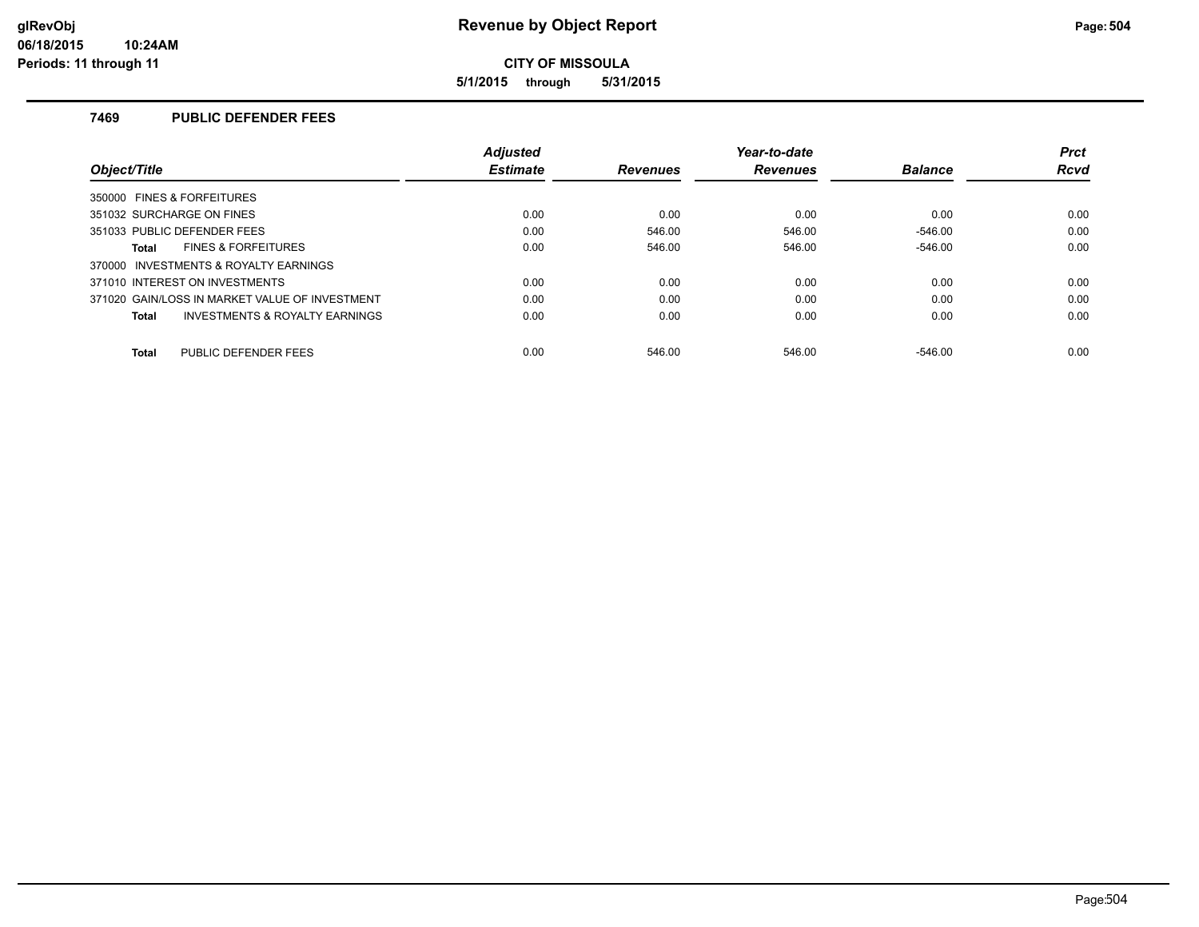# Revenue by Object Report

**CITY OF MISSOULA**

**5/1/2015 through 5/31/2015**

glRevObj
06/18/2015 10:24AM
Periods: 11 through 11

### 7469 PUBLIC DEFENDER FEES

| Object/Title | Adjusted Estimate | Revenues | Year-to-date Revenues | Balance | Prct Rcvd |
|---|---|---|---|---|---|
| 350000 FINES & FORFEITURES | | | | | |
| 351032 SURCHARGE ON FINES | 0.00 | 0.00 | 0.00 | 0.00 | 0.00 |
| 351033 PUBLIC DEFENDER FEES | 0.00 | 546.00 | 546.00 | -546.00 | 0.00 |
| **Total** FINES & FORFEITURES | 0.00 | 546.00 | 546.00 | -546.00 | 0.00 |
| 370000 INVESTMENTS & ROYALTY EARNINGS | | | | | |
| 371010 INTEREST ON INVESTMENTS | 0.00 | 0.00 | 0.00 | 0.00 | 0.00 |
| 371020 GAIN/LOSS IN MARKET VALUE OF INVESTMENT | 0.00 | 0.00 | 0.00 | 0.00 | 0.00 |
| **Total** INVESTMENTS & ROYALTY EARNINGS | 0.00 | 0.00 | 0.00 | 0.00 | 0.00 |
| **Total** PUBLIC DEFENDER FEES | 0.00 | 546.00 | 546.00 | -546.00 | 0.00 |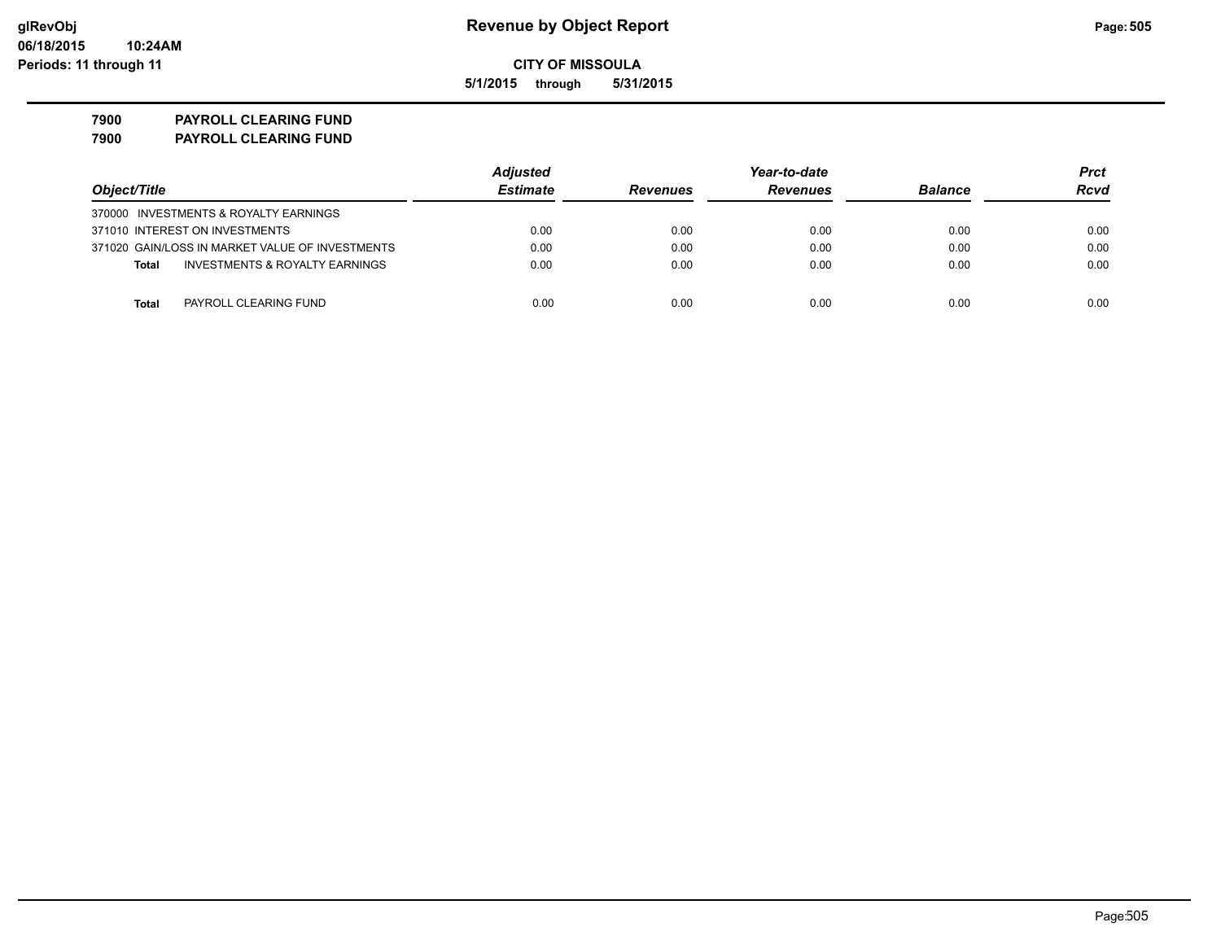# Revenue by Object Report

**CITY OF MISSOULA**

**5/1/2015 through 5/31/2015**

**7900 PAYROLL CLEARING FUND**

**7900 PAYROLL CLEARING FUND**

| Object/Title | Adjusted Estimate | Revenues | Year-to-date Revenues | Balance | Prct Rcvd |
|---|---|---|---|---|---|
| 370000 INVESTMENTS & ROYALTY EARNINGS | | | | | |
| 371010 INTEREST ON INVESTMENTS | 0.00 | 0.00 | 0.00 | 0.00 | 0.00 |
| 371020 GAIN/LOSS IN MARKET VALUE OF INVESTMENTS | 0.00 | 0.00 | 0.00 | 0.00 | 0.00 |
| **Total** INVESTMENTS & ROYALTY EARNINGS | 0.00 | 0.00 | 0.00 | 0.00 | 0.00 |
| **Total** PAYROLL CLEARING FUND | 0.00 | 0.00 | 0.00 | 0.00 | 0.00 |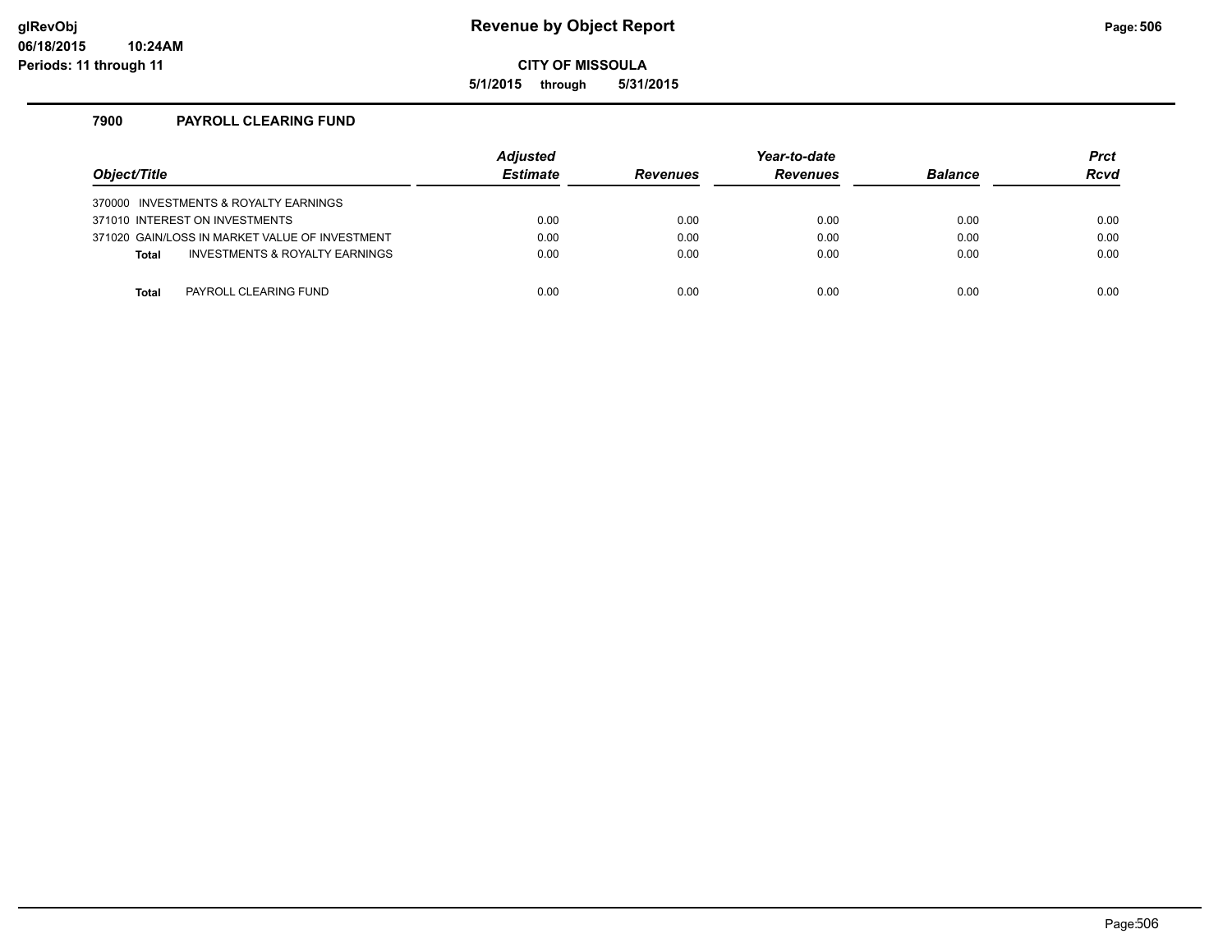# Revenue by Object Report

glRevObj
06/18/2015 10:24AM
Periods: 11 through 11

**CITY OF MISSOULA**

**5/1/2015 through 5/31/2015**

## 7900 PAYROLL CLEARING FUND

| Object/Title | Adjusted Estimate | Revenues | Year-to-date Revenues | Balance | Prct Rcvd |
|---|---|---|---|---|---|
| 370000 INVESTMENTS & ROYALTY EARNINGS | | | | | |
| 371010 INTEREST ON INVESTMENTS | 0.00 | 0.00 | 0.00 | 0.00 | 0.00 |
| 371020 GAIN/LOSS IN MARKET VALUE OF INVESTMENT | 0.00 | 0.00 | 0.00 | 0.00 | 0.00 |
| **Total** INVESTMENTS & ROYALTY EARNINGS | 0.00 | 0.00 | 0.00 | 0.00 | 0.00 |
| **Total** PAYROLL CLEARING FUND | 0.00 | 0.00 | 0.00 | 0.00 | 0.00 |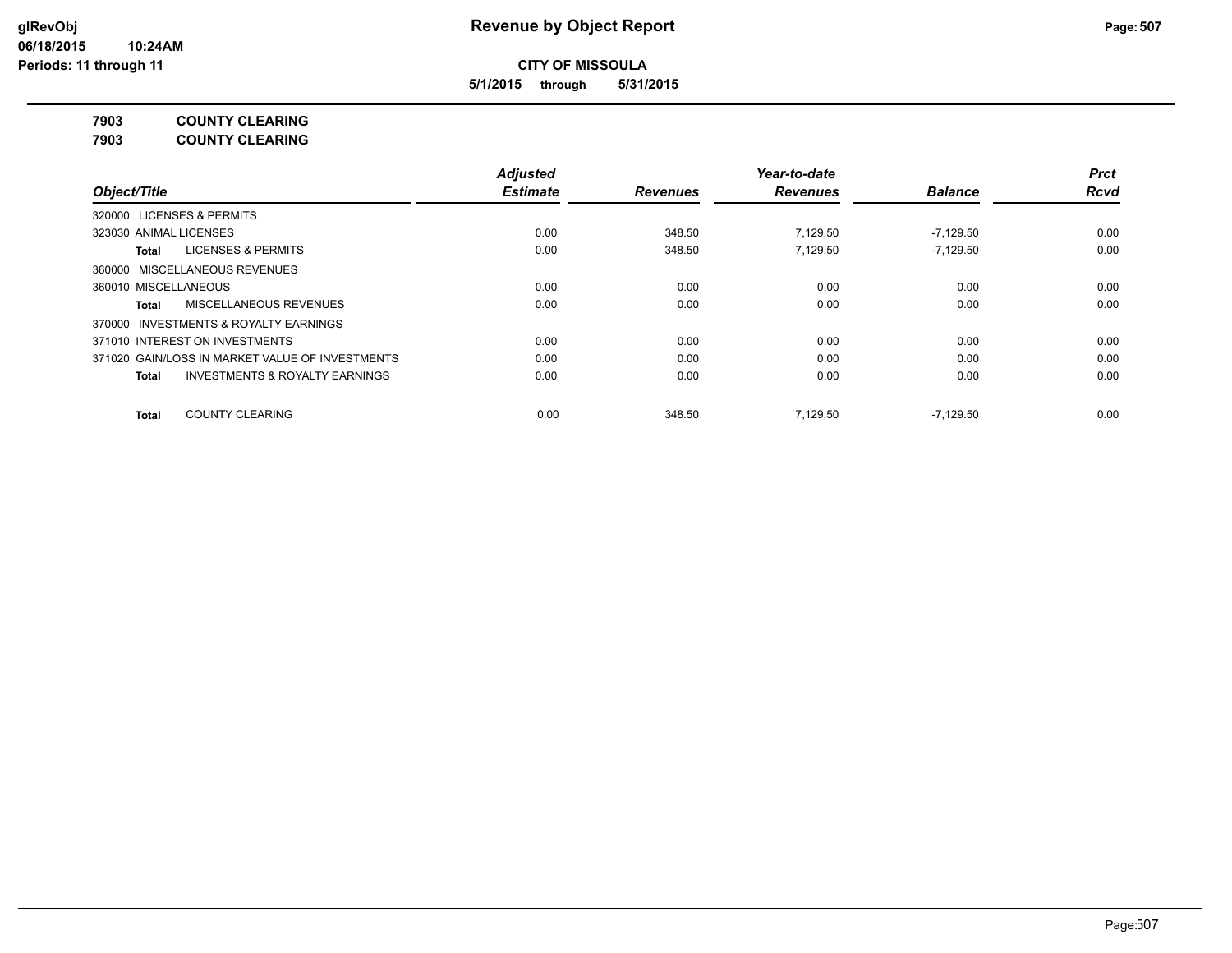**Revenue by Object Report**

**CITY OF MISSOULA**

**5/1/2015 through 5/31/2015**

glRevObj
06/18/2015 10:24AM
Periods: 11 through 11

**7903 COUNTY CLEARING**

**7903 COUNTY CLEARING**

| Object/Title | Adjusted Estimate | Revenues | Year-to-date Revenues | Balance | Prct Rcvd |
|---|---|---|---|---|---|
| 320000 LICENSES & PERMITS | | | | | |
| 323030 ANIMAL LICENSES | 0.00 | 348.50 | 7,129.50 | -7,129.50 | 0.00 |
| **Total** LICENSES & PERMITS | 0.00 | 348.50 | 7,129.50 | -7,129.50 | 0.00 |
| 360000 MISCELLANEOUS REVENUES | | | | | |
| 360010 MISCELLANEOUS | 0.00 | 0.00 | 0.00 | 0.00 | 0.00 |
| **Total** MISCELLANEOUS REVENUES | 0.00 | 0.00 | 0.00 | 0.00 | 0.00 |
| 370000 INVESTMENTS & ROYALTY EARNINGS | | | | | |
| 371010 INTEREST ON INVESTMENTS | 0.00 | 0.00 | 0.00 | 0.00 | 0.00 |
| 371020 GAIN/LOSS IN MARKET VALUE OF INVESTMENTS | 0.00 | 0.00 | 0.00 | 0.00 | 0.00 |
| **Total** INVESTMENTS & ROYALTY EARNINGS | 0.00 | 0.00 | 0.00 | 0.00 | 0.00 |
| **Total** COUNTY CLEARING | 0.00 | 348.50 | 7,129.50 | -7,129.50 | 0.00 |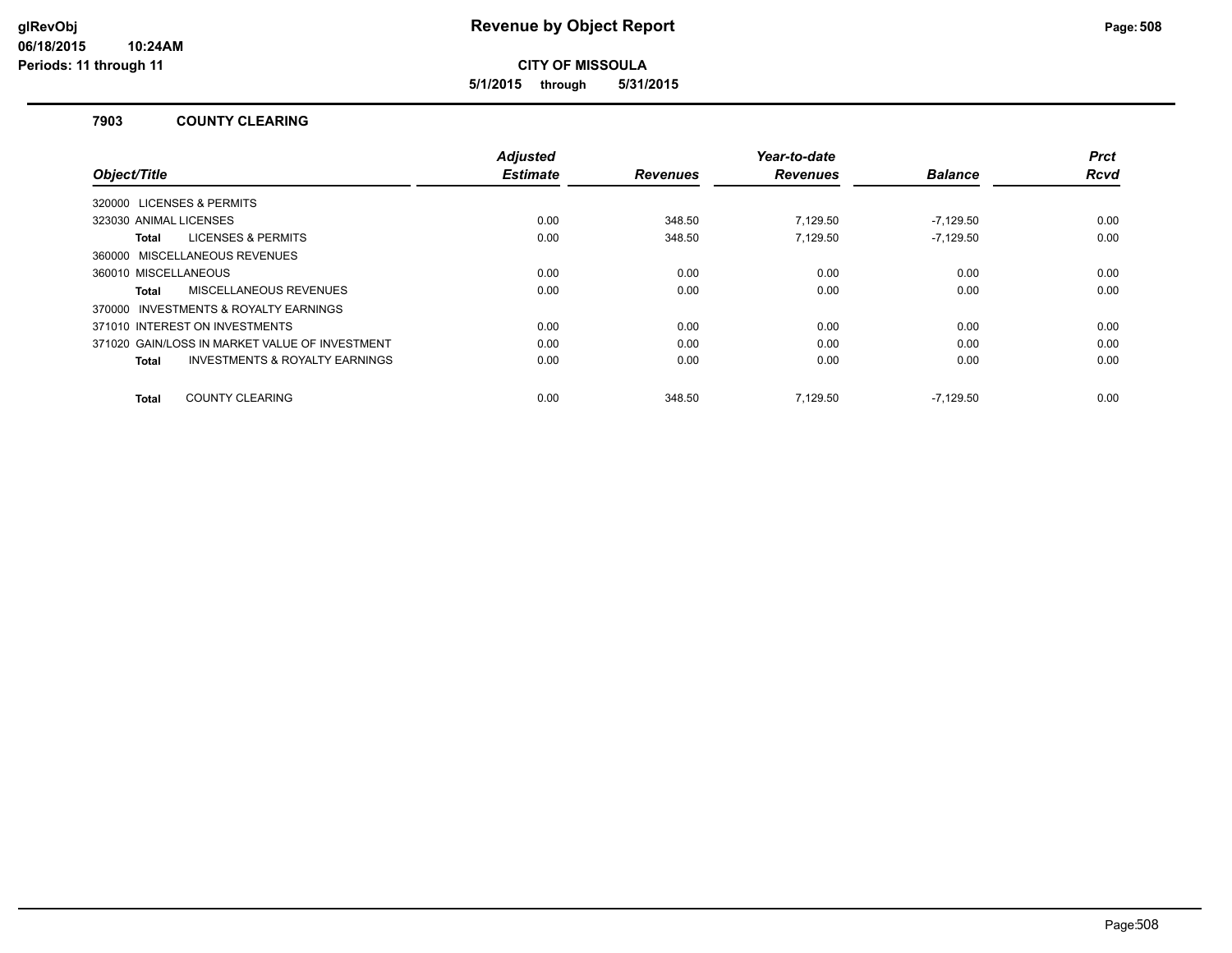# Revenue by Object Report

**CITY OF MISSOULA**

**5/1/2015 through 5/31/2015**

glRevObj
06/18/2015 10:24AM
Periods: 11 through 11

### 7903 COUNTY CLEARING

| Object/Title | Adjusted Estimate | Revenues | Year-to-date Revenues | Balance | Prct Rcvd |
|---|---|---|---|---|---|
| 320000 LICENSES & PERMITS | | | | | |
| 323030 ANIMAL LICENSES | 0.00 | 348.50 | 7,129.50 | -7,129.50 | 0.00 |
| **Total** LICENSES & PERMITS | 0.00 | 348.50 | 7,129.50 | -7,129.50 | 0.00 |
| 360000 MISCELLANEOUS REVENUES | | | | | |
| 360010 MISCELLANEOUS | 0.00 | 0.00 | 0.00 | 0.00 | 0.00 |
| **Total** MISCELLANEOUS REVENUES | 0.00 | 0.00 | 0.00 | 0.00 | 0.00 |
| 370000 INVESTMENTS & ROYALTY EARNINGS | | | | | |
| 371010 INTEREST ON INVESTMENTS | 0.00 | 0.00 | 0.00 | 0.00 | 0.00 |
| 371020 GAIN/LOSS IN MARKET VALUE OF INVESTMENT | 0.00 | 0.00 | 0.00 | 0.00 | 0.00 |
| **Total** INVESTMENTS & ROYALTY EARNINGS | 0.00 | 0.00 | 0.00 | 0.00 | 0.00 |
| **Total** COUNTY CLEARING | 0.00 | 348.50 | 7,129.50 | -7,129.50 | 0.00 |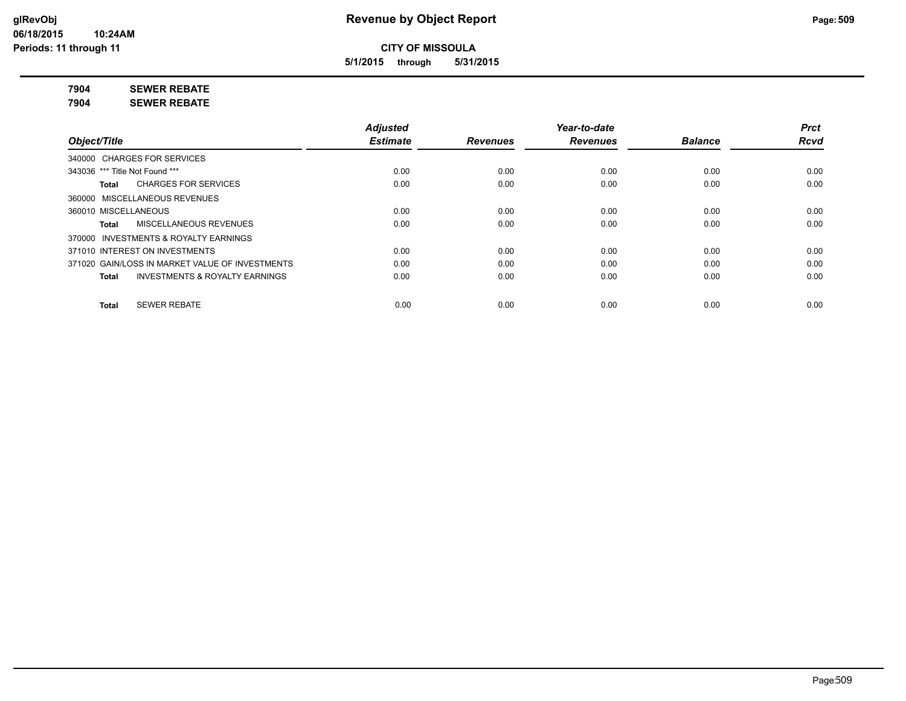# Revenue by Object Report

**CITY OF MISSOULA**

**5/1/2015 through 5/31/2015**

glRevObj
06/18/2015 10:24AM
Periods: 11 through 11

**7904 SEWER REBATE**
**7904 SEWER REBATE**

| Object/Title | Adjusted Estimate | Revenues | Year-to-date Revenues | Balance | Prct Rcvd |
|---|---|---|---|---|---|
| 340000 CHARGES FOR SERVICES | | | | | |
| 343036 *** Title Not Found *** | 0.00 | 0.00 | 0.00 | 0.00 | 0.00 |
| **Total** CHARGES FOR SERVICES | 0.00 | 0.00 | 0.00 | 0.00 | 0.00 |
| 360000 MISCELLANEOUS REVENUES | | | | | |
| 360010 MISCELLANEOUS | 0.00 | 0.00 | 0.00 | 0.00 | 0.00 |
| **Total** MISCELLANEOUS REVENUES | 0.00 | 0.00 | 0.00 | 0.00 | 0.00 |
| 370000 INVESTMENTS & ROYALTY EARNINGS | | | | | |
| 371010 INTEREST ON INVESTMENTS | 0.00 | 0.00 | 0.00 | 0.00 | 0.00 |
| 371020 GAIN/LOSS IN MARKET VALUE OF INVESTMENTS | 0.00 | 0.00 | 0.00 | 0.00 | 0.00 |
| **Total** INVESTMENTS & ROYALTY EARNINGS | 0.00 | 0.00 | 0.00 | 0.00 | 0.00 |
| **Total** SEWER REBATE | 0.00 | 0.00 | 0.00 | 0.00 | 0.00 |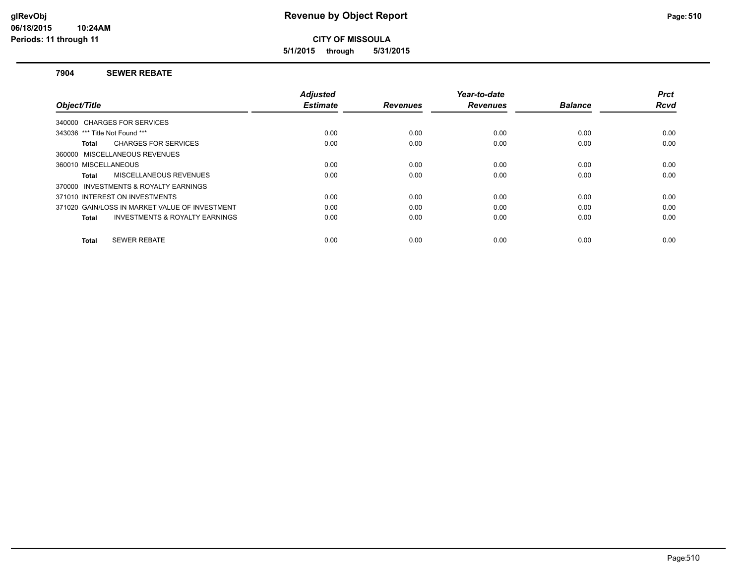# Revenue by Object Report

**CITY OF MISSOULA**

**5/1/2015 through 5/31/2015**

glRevObj
06/18/2015 10:24AM
Periods: 11 through 11

## 7904 SEWER REBATE

| Object/Title | Adjusted Estimate | Revenues | Year-to-date Revenues | Balance | Prct Rcvd |
|---|---|---|---|---|---|
| 340000 CHARGES FOR SERVICES | | | | | |
| 343036 *** Title Not Found *** | 0.00 | 0.00 | 0.00 | 0.00 | 0.00 |
| **Total** CHARGES FOR SERVICES | 0.00 | 0.00 | 0.00 | 0.00 | 0.00 |
| 360000 MISCELLANEOUS REVENUES | | | | | |
| 360010 MISCELLANEOUS | 0.00 | 0.00 | 0.00 | 0.00 | 0.00 |
| **Total** MISCELLANEOUS REVENUES | 0.00 | 0.00 | 0.00 | 0.00 | 0.00 |
| 370000 INVESTMENTS & ROYALTY EARNINGS | | | | | |
| 371010 INTEREST ON INVESTMENTS | 0.00 | 0.00 | 0.00 | 0.00 | 0.00 |
| 371020 GAIN/LOSS IN MARKET VALUE OF INVESTMENT | 0.00 | 0.00 | 0.00 | 0.00 | 0.00 |
| **Total** INVESTMENTS & ROYALTY EARNINGS | 0.00 | 0.00 | 0.00 | 0.00 | 0.00 |
| **Total** SEWER REBATE | 0.00 | 0.00 | 0.00 | 0.00 | 0.00 |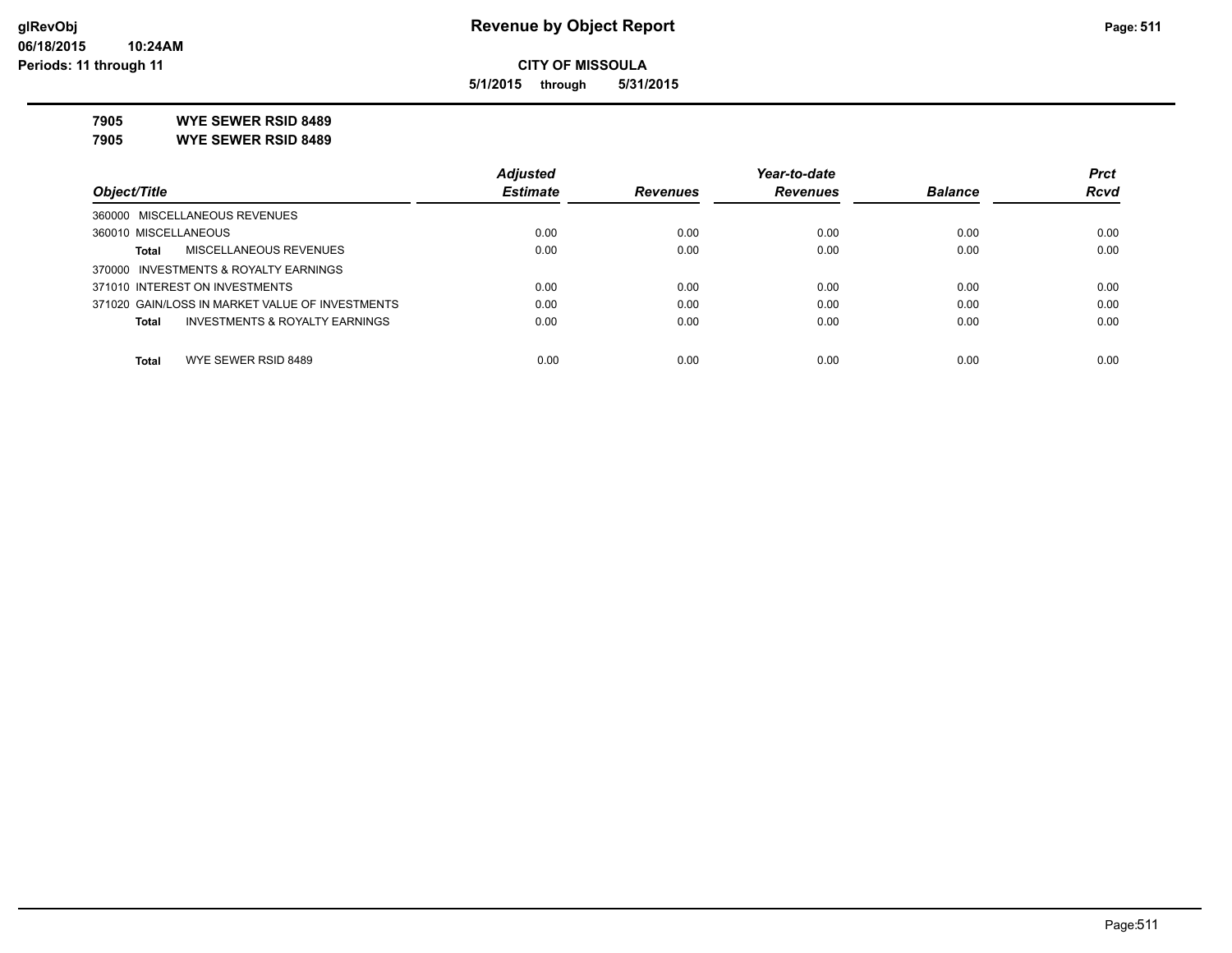**Revenue by Object Report**

**CITY OF MISSOULA**

**5/1/2015 through 5/31/2015**

glRevObj
06/18/2015 10:24AM
Periods: 11 through 11

**7905 WYE SEWER RSID 8489**

**7905 WYE SEWER RSID 8489**

| Object/Title | Adjusted Estimate | Revenues | Year-to-date Revenues | Balance | Prct Rcvd |
|---|---|---|---|---|---|
| 360000 MISCELLANEOUS REVENUES | | | | | |
| 360010 MISCELLANEOUS | 0.00 | 0.00 | 0.00 | 0.00 | 0.00 |
| **Total** MISCELLANEOUS REVENUES | 0.00 | 0.00 | 0.00 | 0.00 | 0.00 |
| 370000 INVESTMENTS & ROYALTY EARNINGS | | | | | |
| 371010 INTEREST ON INVESTMENTS | 0.00 | 0.00 | 0.00 | 0.00 | 0.00 |
| 371020 GAIN/LOSS IN MARKET VALUE OF INVESTMENTS | 0.00 | 0.00 | 0.00 | 0.00 | 0.00 |
| **Total** INVESTMENTS & ROYALTY EARNINGS | 0.00 | 0.00 | 0.00 | 0.00 | 0.00 |
| **Total** WYE SEWER RSID 8489 | 0.00 | 0.00 | 0.00 | 0.00 | 0.00 |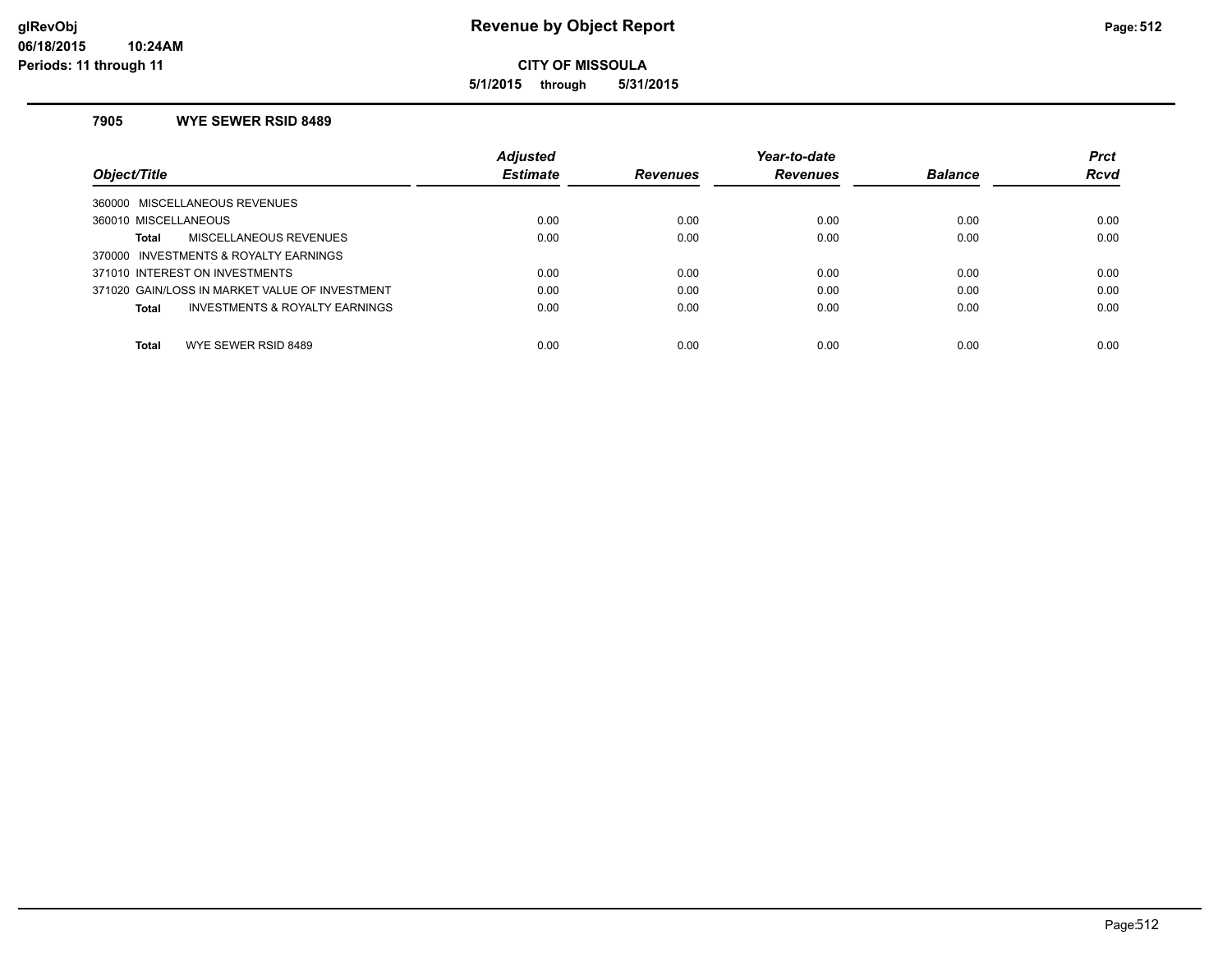# Revenue by Object Report

glRevObj
06/18/2015 10:24AM
Periods: 11 through 11

**CITY OF MISSOULA**

**5/1/2015 through 5/31/2015**

### 7905 WYE SEWER RSID 8489

| Object/Title | Adjusted Estimate | Revenues | Year-to-date Revenues | Balance | Prct Rcvd |
|---|---|---|---|---|---|
| 360000 MISCELLANEOUS REVENUES | | | | | |
| 360010 MISCELLANEOUS | 0.00 | 0.00 | 0.00 | 0.00 | 0.00 |
| **Total** MISCELLANEOUS REVENUES | 0.00 | 0.00 | 0.00 | 0.00 | 0.00 |
| 370000 INVESTMENTS & ROYALTY EARNINGS | | | | | |
| 371010 INTEREST ON INVESTMENTS | 0.00 | 0.00 | 0.00 | 0.00 | 0.00 |
| 371020 GAIN/LOSS IN MARKET VALUE OF INVESTMENT | 0.00 | 0.00 | 0.00 | 0.00 | 0.00 |
| **Total** INVESTMENTS & ROYALTY EARNINGS | 0.00 | 0.00 | 0.00 | 0.00 | 0.00 |
| **Total** WYE SEWER RSID 8489 | 0.00 | 0.00 | 0.00 | 0.00 | 0.00 |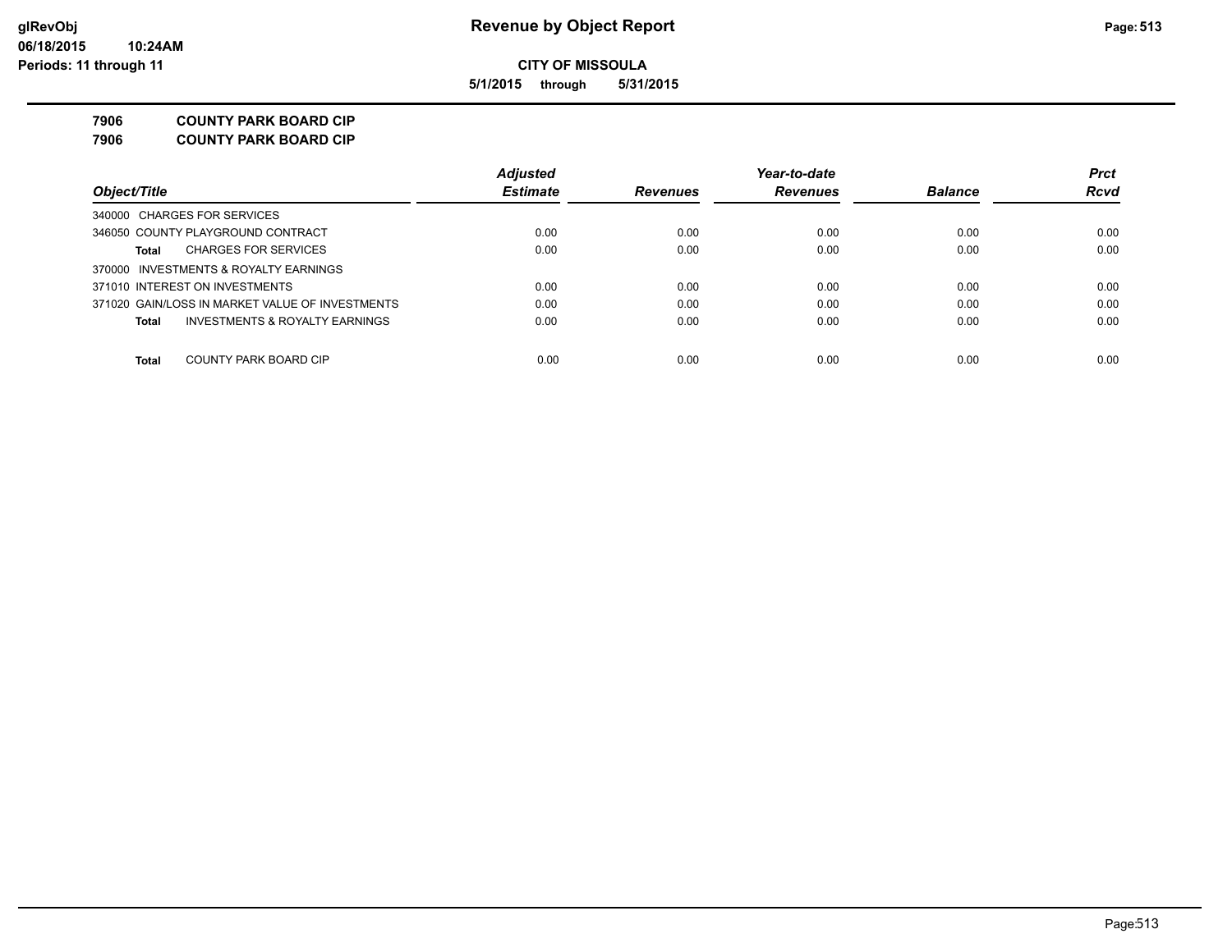**Revenue by Object Report**

**CITY OF MISSOULA**

**5/1/2015 through 5/31/2015**

glRevObj
06/18/2015 10:24AM
Periods: 11 through 11

**7906 COUNTY PARK BOARD CIP**

**7906 COUNTY PARK BOARD CIP**

| Object/Title | Adjusted Estimate | Revenues | Year-to-date Revenues | Balance | Prct Rcvd |
|---|---|---|---|---|---|
| 340000 CHARGES FOR SERVICES | | | | | |
| 346050 COUNTY PLAYGROUND CONTRACT | 0.00 | 0.00 | 0.00 | 0.00 | 0.00 |
| **Total** CHARGES FOR SERVICES | 0.00 | 0.00 | 0.00 | 0.00 | 0.00 |
| 370000 INVESTMENTS & ROYALTY EARNINGS | | | | | |
| 371010 INTEREST ON INVESTMENTS | 0.00 | 0.00 | 0.00 | 0.00 | 0.00 |
| 371020 GAIN/LOSS IN MARKET VALUE OF INVESTMENTS | 0.00 | 0.00 | 0.00 | 0.00 | 0.00 |
| **Total** INVESTMENTS & ROYALTY EARNINGS | 0.00 | 0.00 | 0.00 | 0.00 | 0.00 |
| **Total** COUNTY PARK BOARD CIP | 0.00 | 0.00 | 0.00 | 0.00 | 0.00 |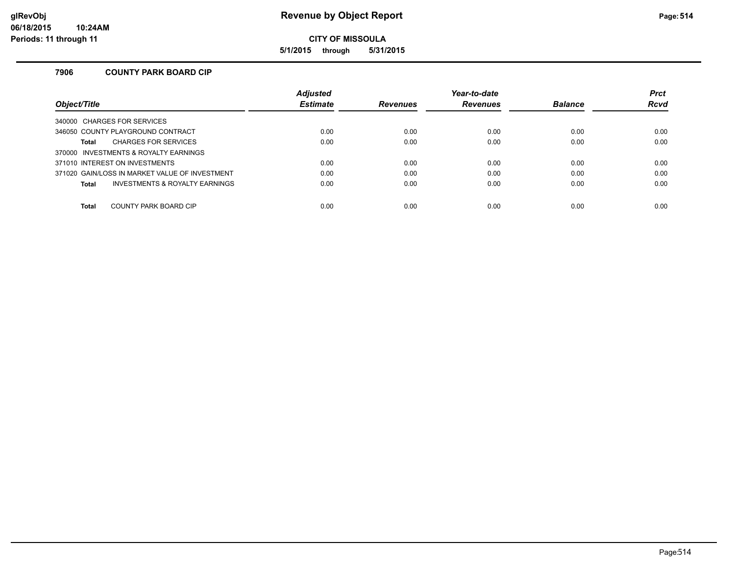# Revenue by Object Report

**CITY OF MISSOULA**

**5/1/2015 through 5/31/2015**

### 7906 COUNTY PARK BOARD CIP

| Object/Title | Adjusted Estimate | Revenues | Year-to-date Revenues | Balance | Prct Rcvd |
|---|---|---|---|---|---|
| 340000 CHARGES FOR SERVICES | | | | | |
| 346050 COUNTY PLAYGROUND CONTRACT | 0.00 | 0.00 | 0.00 | 0.00 | 0.00 |
| **Total** CHARGES FOR SERVICES | 0.00 | 0.00 | 0.00 | 0.00 | 0.00 |
| 370000 INVESTMENTS & ROYALTY EARNINGS | | | | | |
| 371010 INTEREST ON INVESTMENTS | 0.00 | 0.00 | 0.00 | 0.00 | 0.00 |
| 371020 GAIN/LOSS IN MARKET VALUE OF INVESTMENT | 0.00 | 0.00 | 0.00 | 0.00 | 0.00 |
| **Total** INVESTMENTS & ROYALTY EARNINGS | 0.00 | 0.00 | 0.00 | 0.00 | 0.00 |
| **Total** COUNTY PARK BOARD CIP | 0.00 | 0.00 | 0.00 | 0.00 | 0.00 |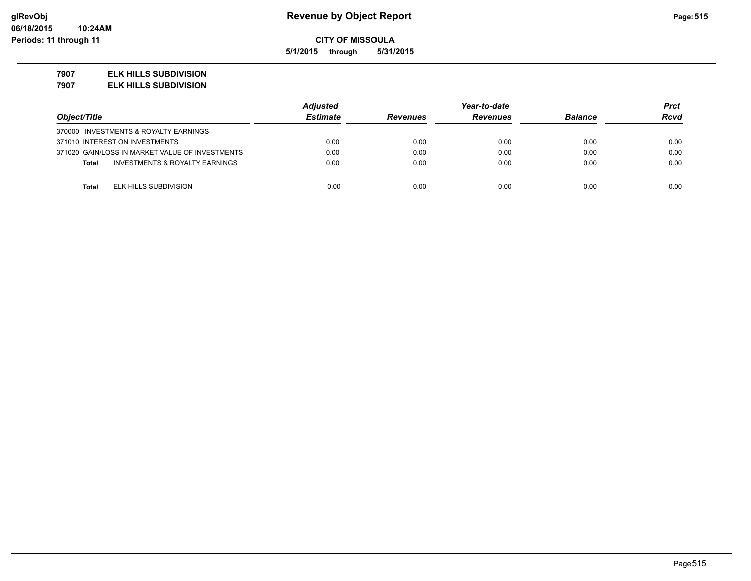glRevObj
06/18/2015 10:24AM
Periods: 11 through 11

# Revenue by Object Report

**CITY OF MISSOULA**

**5/1/2015 through 5/31/2015**

**7907 ELK HILLS SUBDIVISION**
**7907 ELK HILLS SUBDIVISION**

| Object/Title | Adjusted Estimate | Revenues | Year-to-date Revenues | Balance | Prct Rcvd |
|---|---|---|---|---|---|
| 370000 INVESTMENTS & ROYALTY EARNINGS | | | | | |
| 371010 INTEREST ON INVESTMENTS | 0.00 | 0.00 | 0.00 | 0.00 | 0.00 |
| 371020 GAIN/LOSS IN MARKET VALUE OF INVESTMENTS | 0.00 | 0.00 | 0.00 | 0.00 | 0.00 |
| **Total** INVESTMENTS & ROYALTY EARNINGS | 0.00 | 0.00 | 0.00 | 0.00 | 0.00 |
| **Total** ELK HILLS SUBDIVISION | 0.00 | 0.00 | 0.00 | 0.00 | 0.00 |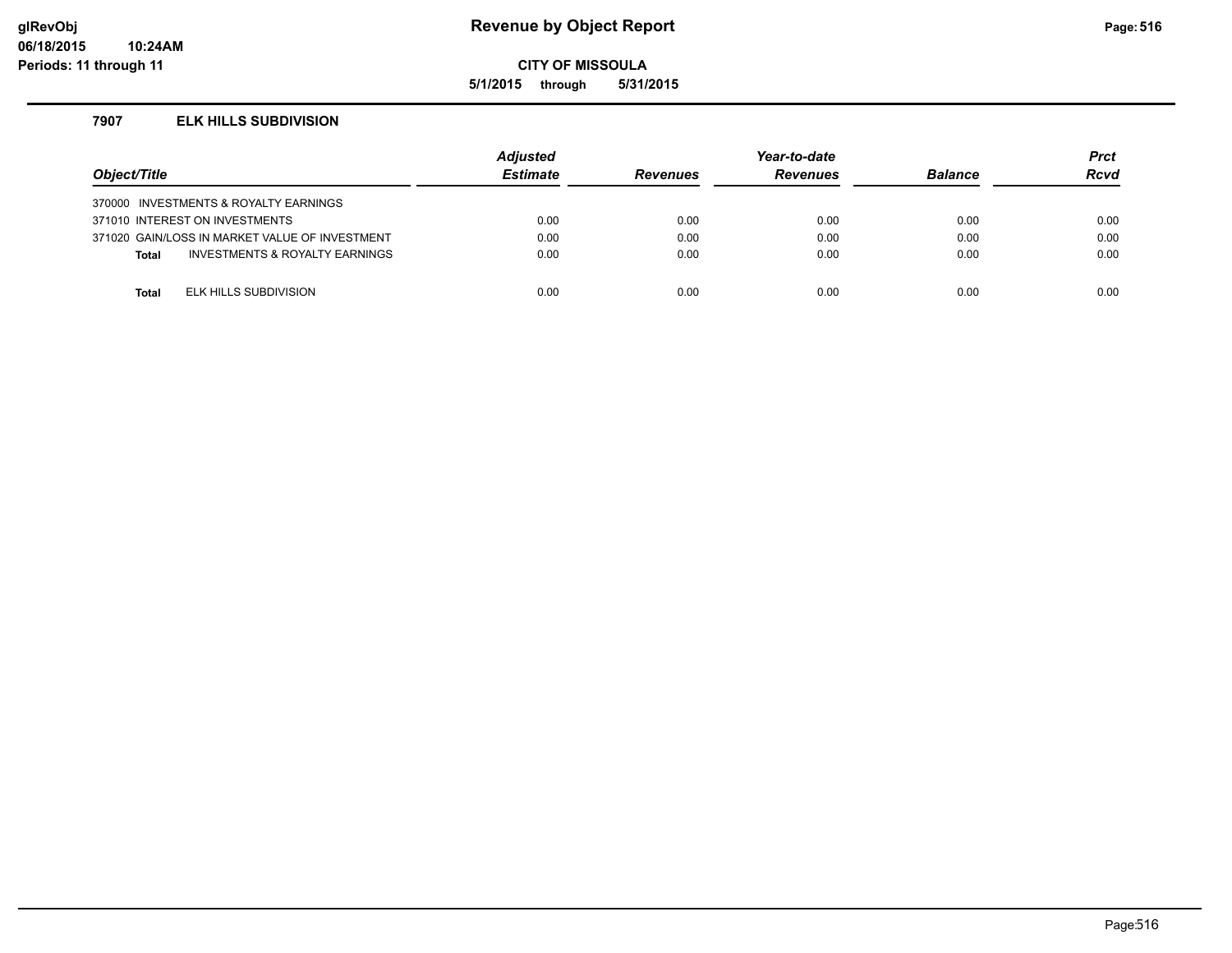# Revenue by Object Report

**CITY OF MISSOULA**

**5/1/2015 through 5/31/2015**

glRevObj
06/18/2015 10:24AM
Periods: 11 through 11

### 7907 ELK HILLS SUBDIVISION

| Object/Title | Adjusted Estimate | Revenues | Year-to-date Revenues | Balance | Prct Rcvd |
|---|---|---|---|---|---|
| 370000 INVESTMENTS & ROYALTY EARNINGS | | | | | |
| 371010 INTEREST ON INVESTMENTS | 0.00 | 0.00 | 0.00 | 0.00 | 0.00 |
| 371020 GAIN/LOSS IN MARKET VALUE OF INVESTMENT | 0.00 | 0.00 | 0.00 | 0.00 | 0.00 |
| **Total** INVESTMENTS & ROYALTY EARNINGS | 0.00 | 0.00 | 0.00 | 0.00 | 0.00 |
| **Total** ELK HILLS SUBDIVISION | 0.00 | 0.00 | 0.00 | 0.00 | 0.00 |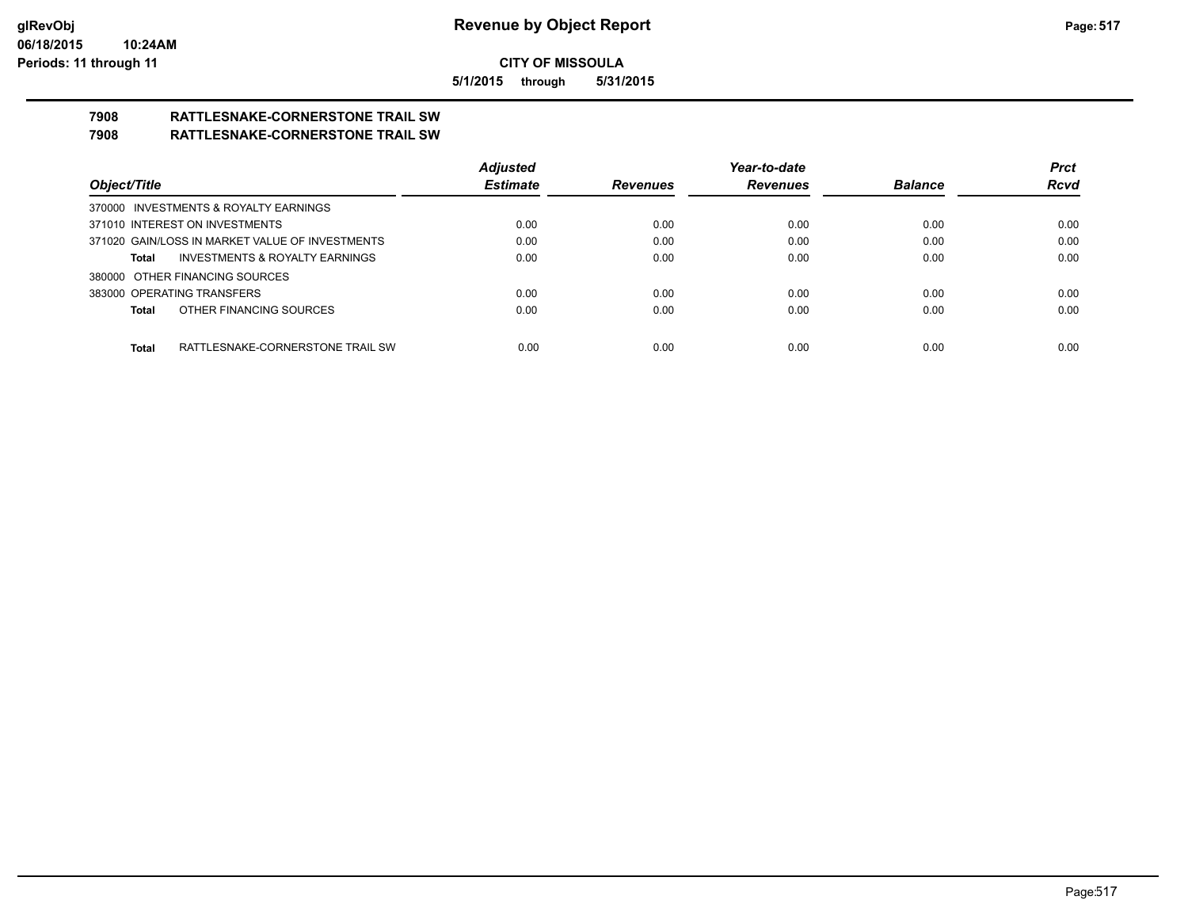# Revenue by Object Report

glRevObj
06/18/2015 10:24AM
Periods: 11 through 11

**CITY OF MISSOULA**

**5/1/2015 through 5/31/2015**

## 7908 RATTLESNAKE-CORNERSTONE TRAIL SW
## 7908 RATTLESNAKE-CORNERSTONE TRAIL SW

| Object/Title | Adjusted Estimate | Revenues | Year-to-date Revenues | Balance | Prct Rcvd |
|---|---|---|---|---|---|
| 370000 INVESTMENTS & ROYALTY EARNINGS | | | | | |
| 371010 INTEREST ON INVESTMENTS | 0.00 | 0.00 | 0.00 | 0.00 | 0.00 |
| 371020 GAIN/LOSS IN MARKET VALUE OF INVESTMENTS | 0.00 | 0.00 | 0.00 | 0.00 | 0.00 |
| **Total** INVESTMENTS & ROYALTY EARNINGS | 0.00 | 0.00 | 0.00 | 0.00 | 0.00 |
| 380000 OTHER FINANCING SOURCES | | | | | |
| 383000 OPERATING TRANSFERS | 0.00 | 0.00 | 0.00 | 0.00 | 0.00 |
| **Total** OTHER FINANCING SOURCES | 0.00 | 0.00 | 0.00 | 0.00 | 0.00 |
| **Total** RATTLESNAKE-CORNERSTONE TRAIL SW | 0.00 | 0.00 | 0.00 | 0.00 | 0.00 |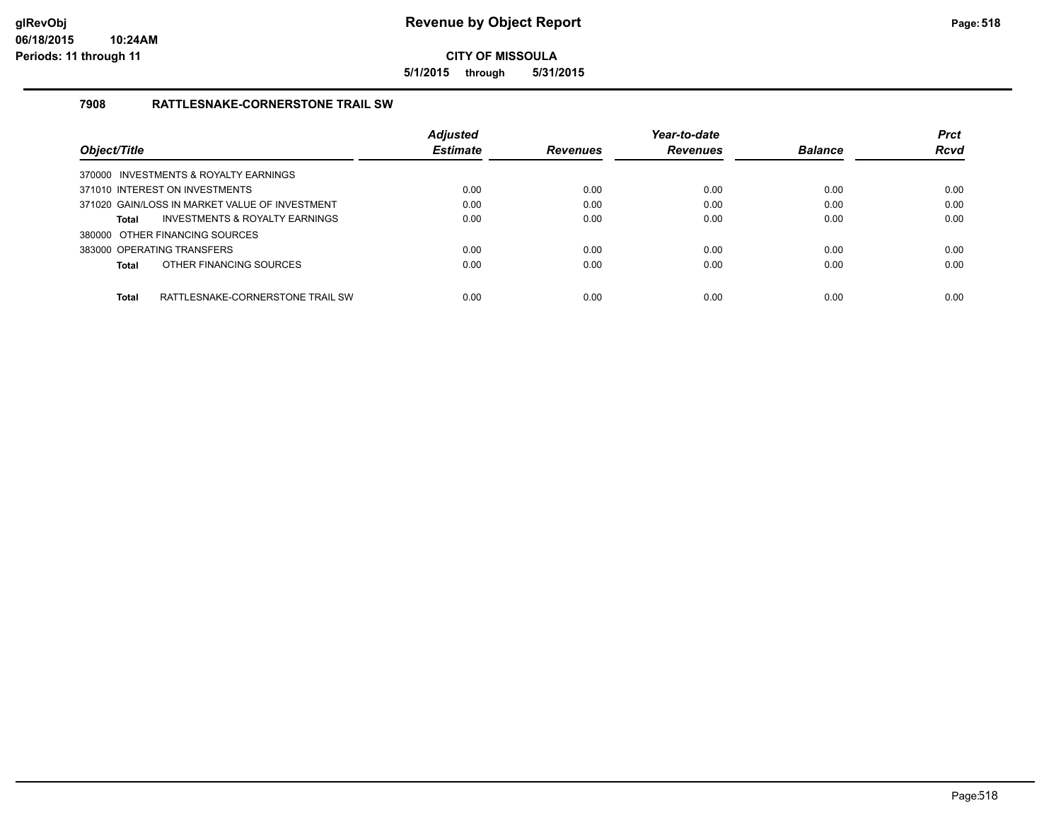# Revenue by Object Report

glRevObj
06/18/2015 10:24AM
Periods: 11 through 11

**CITY OF MISSOULA**

**5/1/2015 through 5/31/2015**

## 7908 RATTLESNAKE-CORNERSTONE TRAIL SW

| Object/Title | Adjusted Estimate | Revenues | Year-to-date Revenues | Balance | Prct Rcvd |
|---|---|---|---|---|---|
| 370000 INVESTMENTS & ROYALTY EARNINGS | | | | | |
| 371010 INTEREST ON INVESTMENTS | 0.00 | 0.00 | 0.00 | 0.00 | 0.00 |
| 371020 GAIN/LOSS IN MARKET VALUE OF INVESTMENT | 0.00 | 0.00 | 0.00 | 0.00 | 0.00 |
| **Total** INVESTMENTS & ROYALTY EARNINGS | 0.00 | 0.00 | 0.00 | 0.00 | 0.00 |
| 380000 OTHER FINANCING SOURCES | | | | | |
| 383000 OPERATING TRANSFERS | 0.00 | 0.00 | 0.00 | 0.00 | 0.00 |
| **Total** OTHER FINANCING SOURCES | 0.00 | 0.00 | 0.00 | 0.00 | 0.00 |
| **Total** RATTLESNAKE-CORNERSTONE TRAIL SW | 0.00 | 0.00 | 0.00 | 0.00 | 0.00 |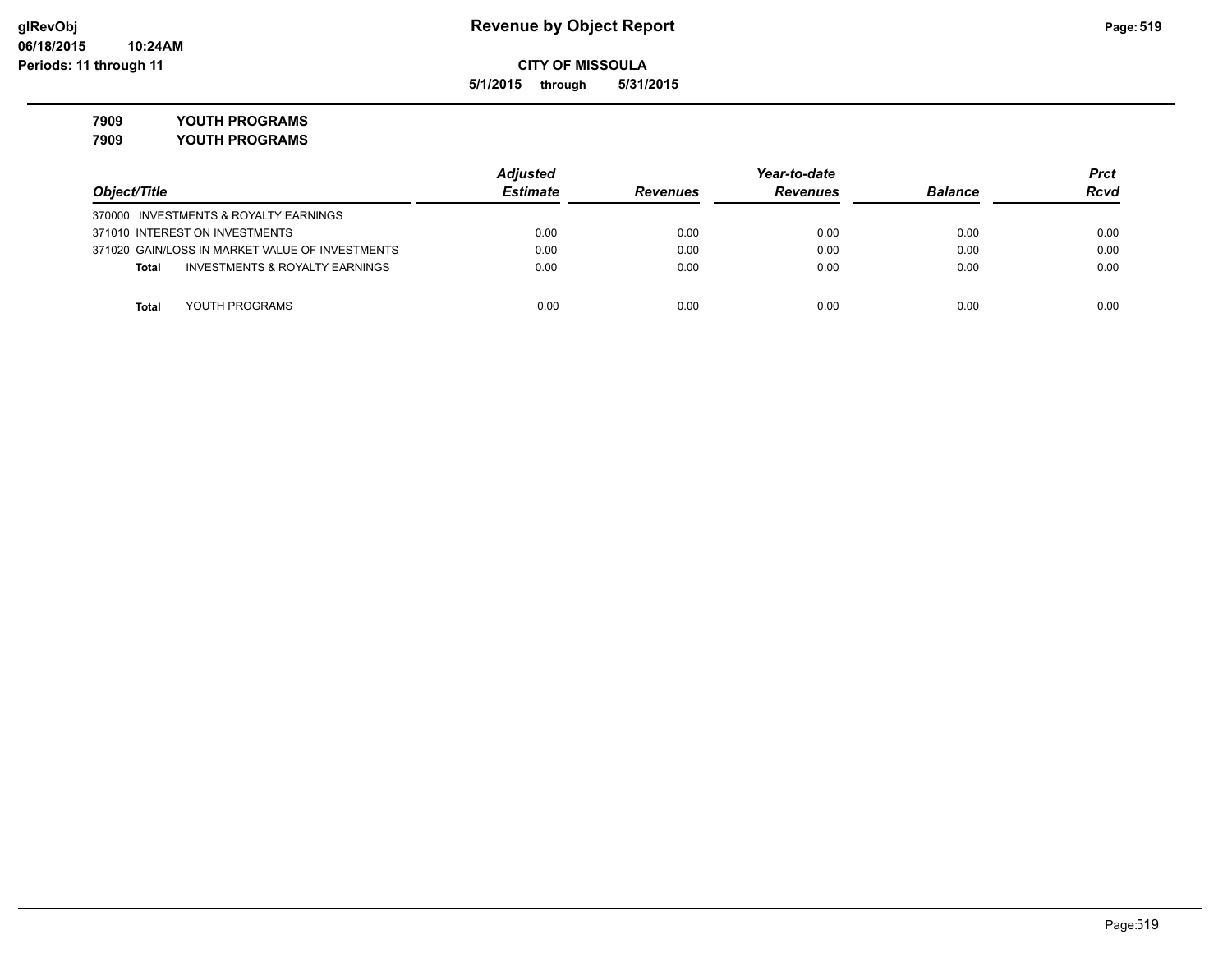# Revenue by Object Report

**CITY OF MISSOULA**

**5/1/2015 through 5/31/2015**

glRevObj
06/18/2015 10:24AM
Periods: 11 through 11

## 7909 YOUTH PROGRAMS
## 7909 YOUTH PROGRAMS

| Object/Title | Adjusted Estimate | Revenues | Year-to-date Revenues | Balance | Prct Rcvd |
|---|---|---|---|---|---|
| 370000 INVESTMENTS & ROYALTY EARNINGS | | | | | |
| 371010 INTEREST ON INVESTMENTS | 0.00 | 0.00 | 0.00 | 0.00 | 0.00 |
| 371020 GAIN/LOSS IN MARKET VALUE OF INVESTMENTS | 0.00 | 0.00 | 0.00 | 0.00 | 0.00 |
| **Total** INVESTMENTS & ROYALTY EARNINGS | 0.00 | 0.00 | 0.00 | 0.00 | 0.00 |
| **Total** YOUTH PROGRAMS | 0.00 | 0.00 | 0.00 | 0.00 | 0.00 |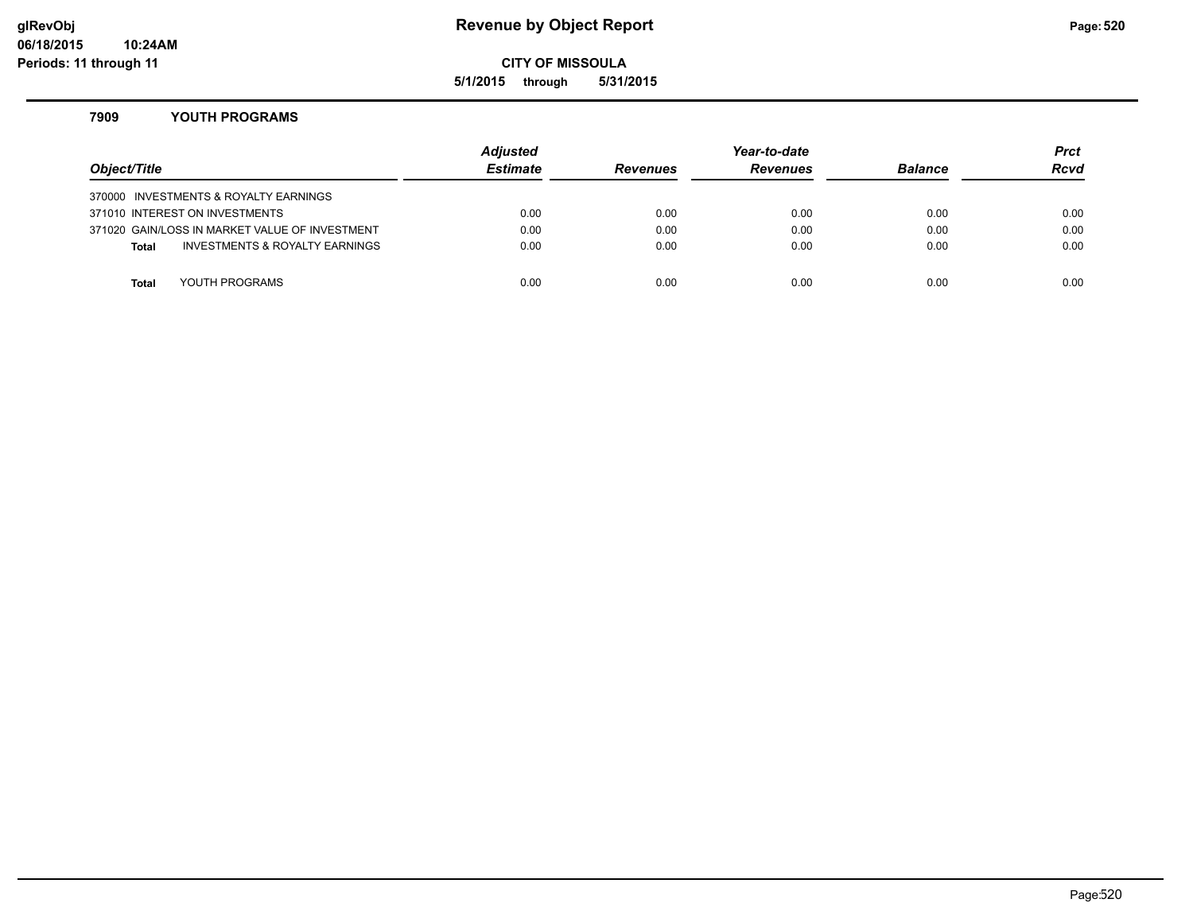# Revenue by Object Report

**CITY OF MISSOULA**

**5/1/2015 through 5/31/2015**

glRevObj
06/18/2015 10:24AM
Periods: 11 through 11

## 7909 YOUTH PROGRAMS

| Object/Title | | Adjusted Estimate | Revenues | Year-to-date Revenues | Balance | Prct Rcvd |
|---|---|---|---|---|---|---|
| 370000 INVESTMENTS & ROYALTY EARNINGS | | | | | | |
| 371010 INTEREST ON INVESTMENTS | | 0.00 | 0.00 | 0.00 | 0.00 | 0.00 |
| 371020 GAIN/LOSS IN MARKET VALUE OF INVESTMENT | | 0.00 | 0.00 | 0.00 | 0.00 | 0.00 |
| **Total** | INVESTMENTS & ROYALTY EARNINGS | 0.00 | 0.00 | 0.00 | 0.00 | 0.00 |
| **Total** | YOUTH PROGRAMS | 0.00 | 0.00 | 0.00 | 0.00 | 0.00 |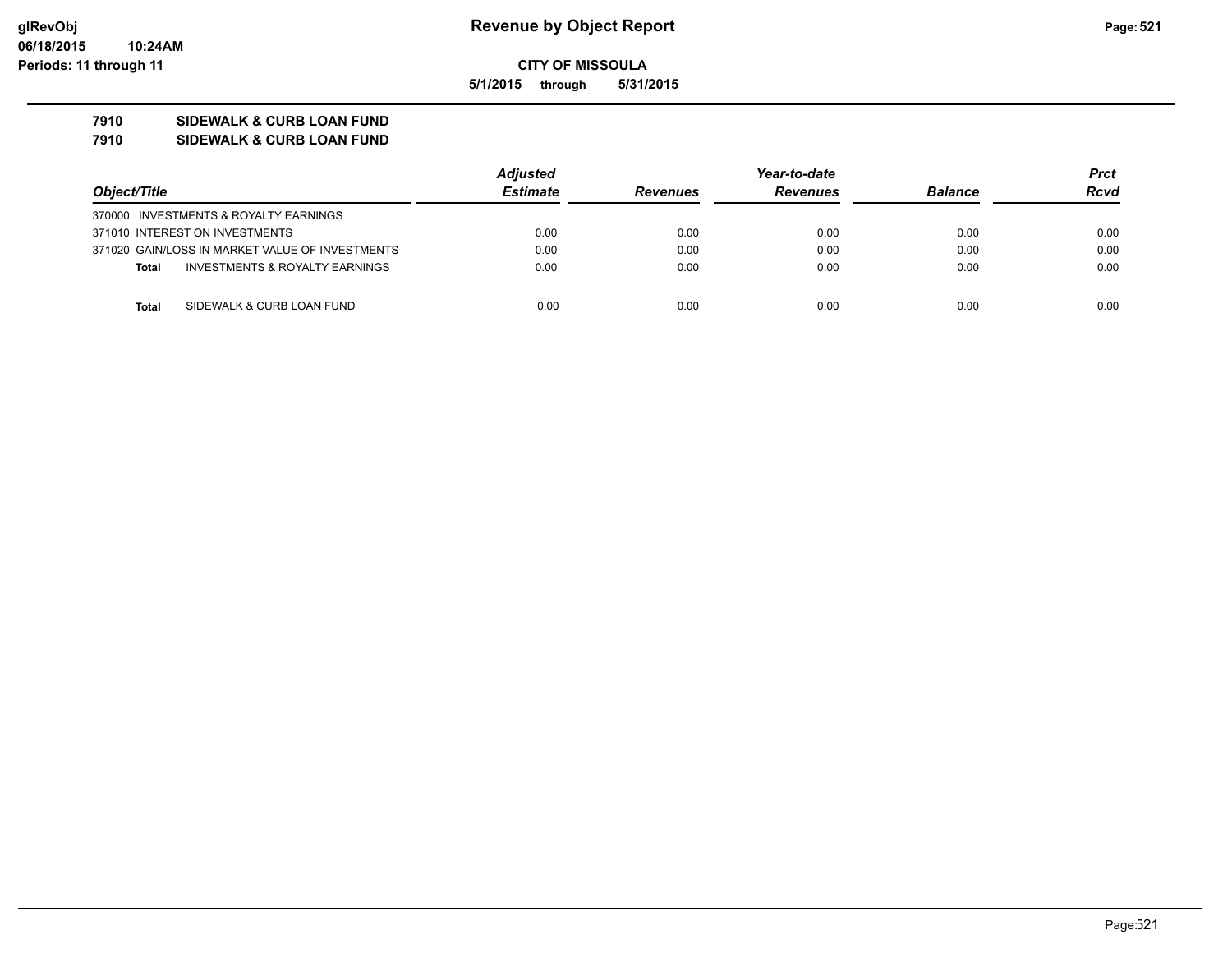# Revenue by Object Report

**CITY OF MISSOULA**

**5/1/2015 through 5/31/2015**

glRevObj
06/18/2015 10:24AM
Periods: 11 through 11

**7910 SIDEWALK & CURB LOAN FUND**
**7910 SIDEWALK & CURB LOAN FUND**

| Object/Title | Adjusted Estimate | Revenues | Year-to-date Revenues | Balance | Prct Rcvd |
|---|---|---|---|---|---|
| 370000 INVESTMENTS & ROYALTY EARNINGS | | | | | |
| 371010 INTEREST ON INVESTMENTS | 0.00 | 0.00 | 0.00 | 0.00 | 0.00 |
| 371020 GAIN/LOSS IN MARKET VALUE OF INVESTMENTS | 0.00 | 0.00 | 0.00 | 0.00 | 0.00 |
| **Total** INVESTMENTS & ROYALTY EARNINGS | 0.00 | 0.00 | 0.00 | 0.00 | 0.00 |
| **Total** SIDEWALK & CURB LOAN FUND | 0.00 | 0.00 | 0.00 | 0.00 | 0.00 |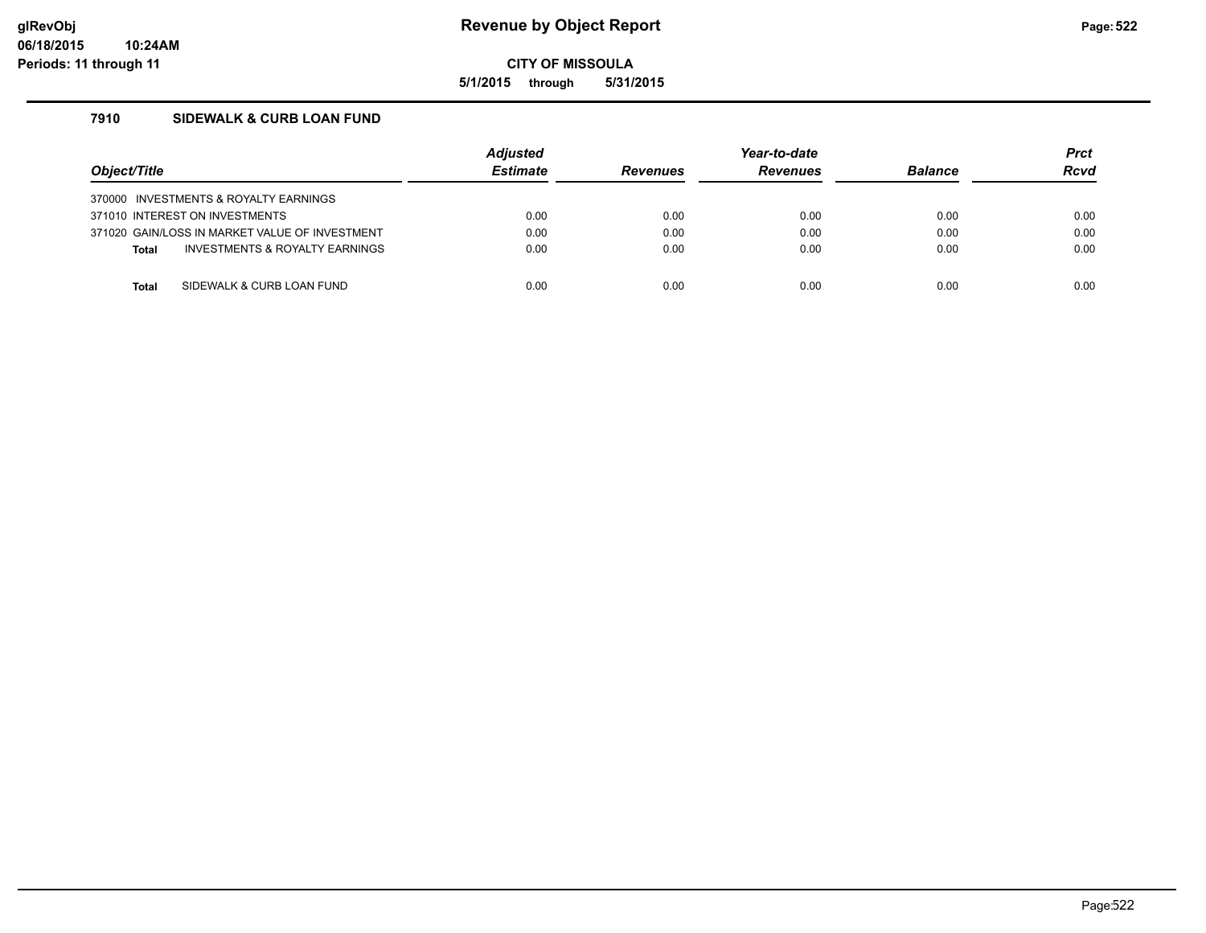# Revenue by Object Report

**CITY OF MISSOULA**

**5/1/2015 through 5/31/2015**

glRevObj
06/18/2015 10:24AM
Periods: 11 through 11

### 7910 SIDEWALK & CURB LOAN FUND

| Object/Title | Adjusted Estimate | Revenues | Year-to-date Revenues | Balance | Prct Rcvd |
|---|---|---|---|---|---|
| 370000 INVESTMENTS & ROYALTY EARNINGS | | | | | |
| 371010 INTEREST ON INVESTMENTS | 0.00 | 0.00 | 0.00 | 0.00 | 0.00 |
| 371020 GAIN/LOSS IN MARKET VALUE OF INVESTMENT | 0.00 | 0.00 | 0.00 | 0.00 | 0.00 |
| **Total** INVESTMENTS & ROYALTY EARNINGS | 0.00 | 0.00 | 0.00 | 0.00 | 0.00 |
| **Total** SIDEWALK & CURB LOAN FUND | 0.00 | 0.00 | 0.00 | 0.00 | 0.00 |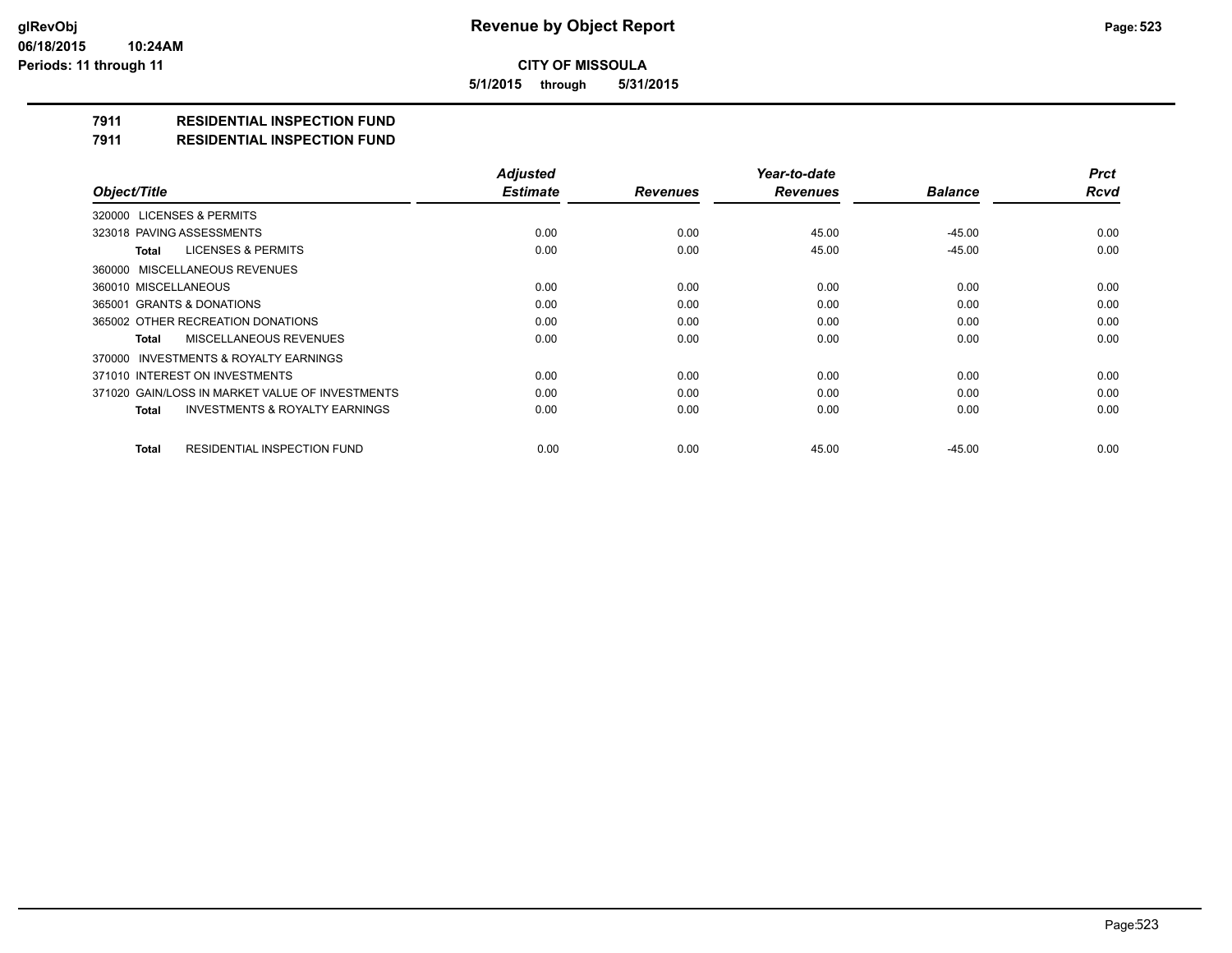**CITY OF MISSOULA**

**5/1/2015 through 5/31/2015**

## 7911 RESIDENTIAL INSPECTION FUND
## 7911 RESIDENTIAL INSPECTION FUND

| Object/Title | Adjusted Estimate | Revenues | Year-to-date Revenues | Balance | Prct Rcvd |
|---|---|---|---|---|---|
| 320000 LICENSES & PERMITS | | | | | |
| 323018 PAVING ASSESSMENTS | 0.00 | 0.00 | 45.00 | -45.00 | 0.00 |
| **Total** LICENSES & PERMITS | 0.00 | 0.00 | 45.00 | -45.00 | 0.00 |
| 360000 MISCELLANEOUS REVENUES | | | | | |
| 360010 MISCELLANEOUS | 0.00 | 0.00 | 0.00 | 0.00 | 0.00 |
| 365001 GRANTS & DONATIONS | 0.00 | 0.00 | 0.00 | 0.00 | 0.00 |
| 365002 OTHER RECREATION DONATIONS | 0.00 | 0.00 | 0.00 | 0.00 | 0.00 |
| **Total** MISCELLANEOUS REVENUES | 0.00 | 0.00 | 0.00 | 0.00 | 0.00 |
| 370000 INVESTMENTS & ROYALTY EARNINGS | | | | | |
| 371010 INTEREST ON INVESTMENTS | 0.00 | 0.00 | 0.00 | 0.00 | 0.00 |
| 371020 GAIN/LOSS IN MARKET VALUE OF INVESTMENTS | 0.00 | 0.00 | 0.00 | 0.00 | 0.00 |
| **Total** INVESTMENTS & ROYALTY EARNINGS | 0.00 | 0.00 | 0.00 | 0.00 | 0.00 |
| **Total** RESIDENTIAL INSPECTION FUND | 0.00 | 0.00 | 45.00 | -45.00 | 0.00 |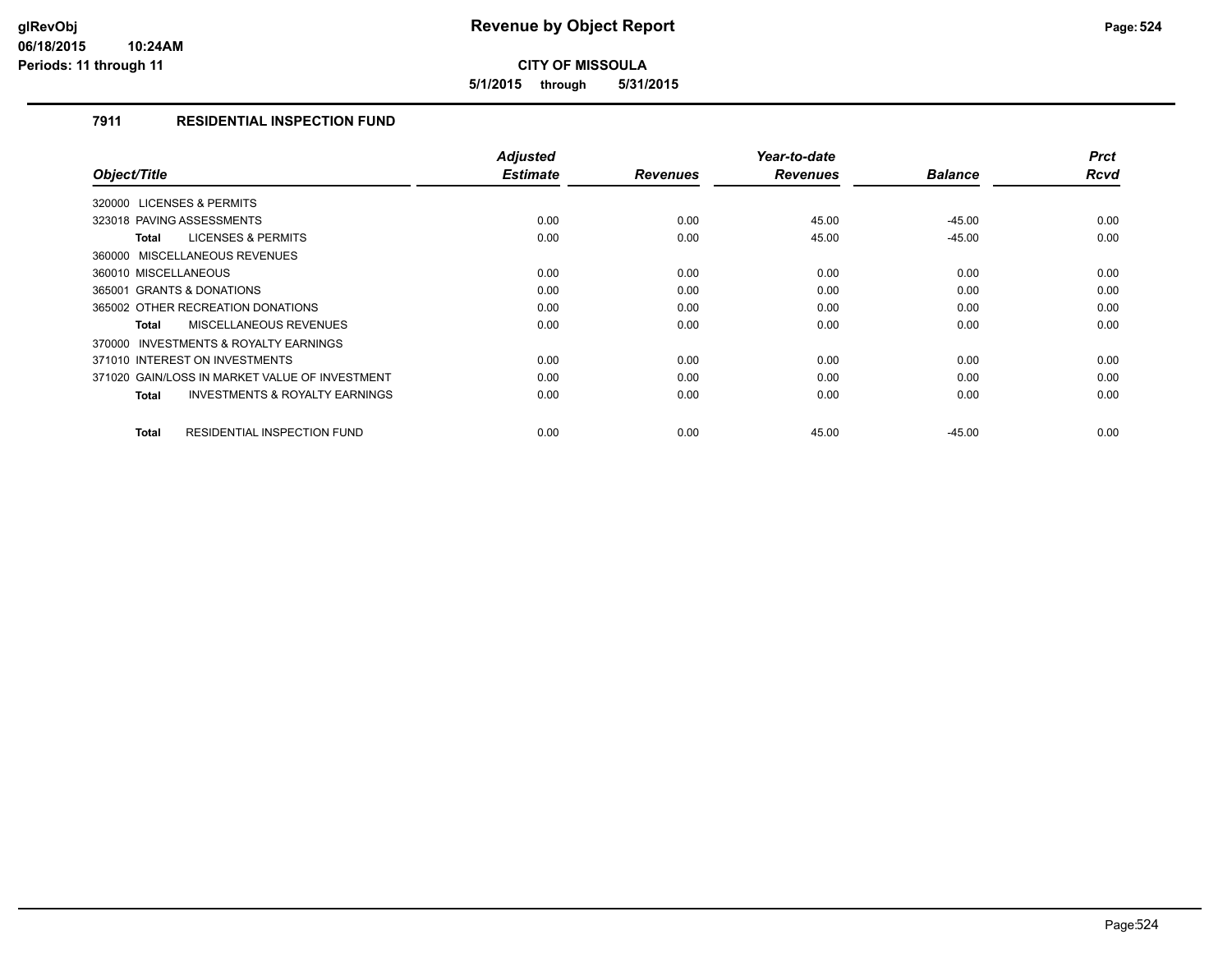# Revenue by Object Report

**CITY OF MISSOULA**

**5/1/2015 through 5/31/2015**

glRevObj
06/18/2015 10:24AM
Periods: 11 through 11

### 7911 RESIDENTIAL INSPECTION FUND

| Object/Title | Adjusted Estimate | Revenues | Year-to-date Revenues | Balance | Prct Rcvd |
|---|---|---|---|---|---|
| 320000 LICENSES & PERMITS | | | | | |
| 323018 PAVING ASSESSMENTS | 0.00 | 0.00 | 45.00 | -45.00 | 0.00 |
| **Total** LICENSES & PERMITS | 0.00 | 0.00 | 45.00 | -45.00 | 0.00 |
| 360000 MISCELLANEOUS REVENUES | | | | | |
| 360010 MISCELLANEOUS | 0.00 | 0.00 | 0.00 | 0.00 | 0.00 |
| 365001 GRANTS & DONATIONS | 0.00 | 0.00 | 0.00 | 0.00 | 0.00 |
| 365002 OTHER RECREATION DONATIONS | 0.00 | 0.00 | 0.00 | 0.00 | 0.00 |
| **Total** MISCELLANEOUS REVENUES | 0.00 | 0.00 | 0.00 | 0.00 | 0.00 |
| 370000 INVESTMENTS & ROYALTY EARNINGS | | | | | |
| 371010 INTEREST ON INVESTMENTS | 0.00 | 0.00 | 0.00 | 0.00 | 0.00 |
| 371020 GAIN/LOSS IN MARKET VALUE OF INVESTMENT | 0.00 | 0.00 | 0.00 | 0.00 | 0.00 |
| **Total** INVESTMENTS & ROYALTY EARNINGS | 0.00 | 0.00 | 0.00 | 0.00 | 0.00 |
| **Total** RESIDENTIAL INSPECTION FUND | 0.00 | 0.00 | 45.00 | -45.00 | 0.00 |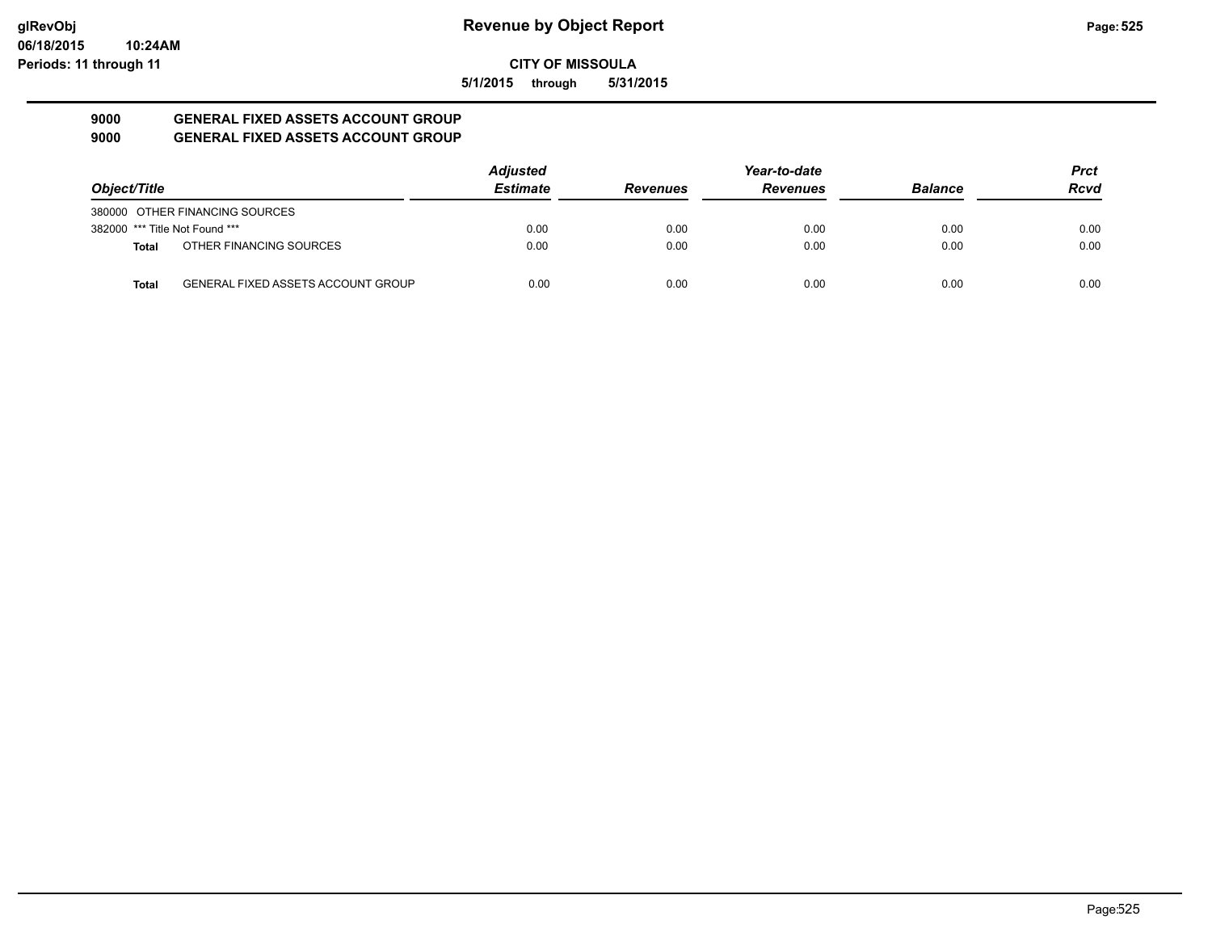# Revenue by Object Report

**CITY OF MISSOULA**

**5/1/2015 through 5/31/2015**

glRevObj
06/18/2015 10:24AM
Periods: 11 through 11

## 9000 GENERAL FIXED ASSETS ACCOUNT GROUP
## 9000 GENERAL FIXED ASSETS ACCOUNT GROUP

| Object/Title | | Adjusted Estimate | Revenues | Year-to-date Revenues | Balance | Prct Rcvd |
|---|---|---|---|---|---|---|
| 380000 OTHER FINANCING SOURCES | | | | | | |
| 382000 *** Title Not Found *** | | 0.00 | 0.00 | 0.00 | 0.00 | 0.00 |
| Total | OTHER FINANCING SOURCES | 0.00 | 0.00 | 0.00 | 0.00 | 0.00 |
| Total | GENERAL FIXED ASSETS ACCOUNT GROUP | 0.00 | 0.00 | 0.00 | 0.00 | 0.00 |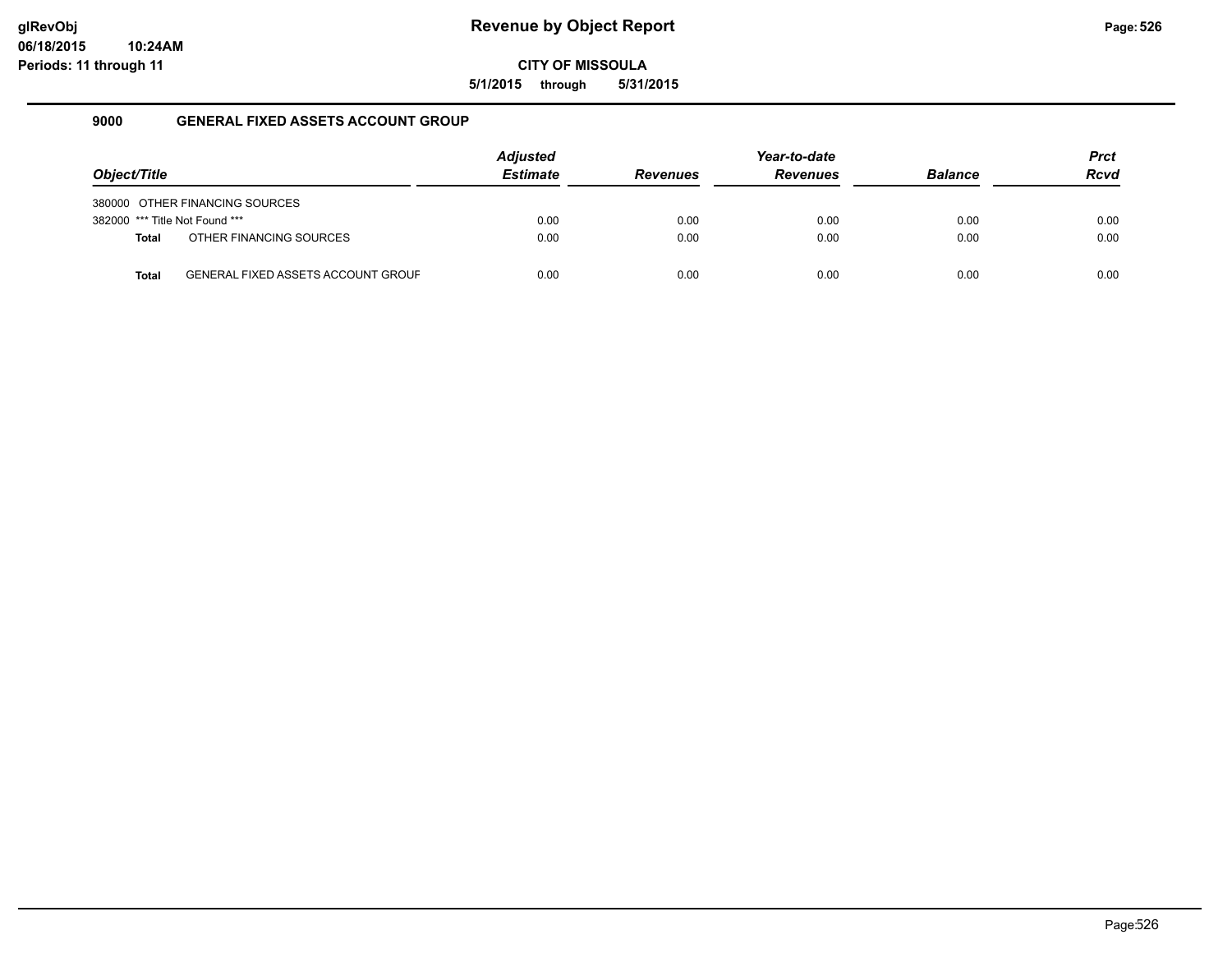# Revenue by Object Report

glRevObj
06/18/2015 10:24AM
Periods: 11 through 11

**CITY OF MISSOULA**

**5/1/2015 through 5/31/2015**

## 9000 GENERAL FIXED ASSETS ACCOUNT GROUP

| Object/Title | | Adjusted Estimate | Revenues | Year-to-date Revenues | Balance | Prct Rcvd |
|---|---|---|---|---|---|---|
| 380000 | OTHER FINANCING SOURCES | | | | | |
| 382000 | *** Title Not Found *** | 0.00 | 0.00 | 0.00 | 0.00 | 0.00 |
| **Total** | OTHER FINANCING SOURCES | 0.00 | 0.00 | 0.00 | 0.00 | 0.00 |
| **Total** | GENERAL FIXED ASSETS ACCOUNT GROUF | 0.00 | 0.00 | 0.00 | 0.00 | 0.00 |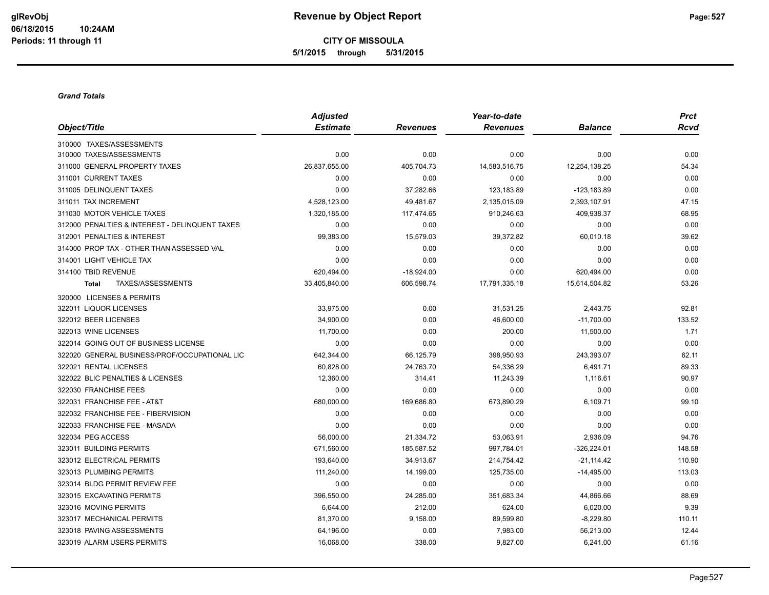**Revenue by Object Report**

**CITY OF MISSOULA**

**5/1/2015 through 5/31/2015**

glRevObj
06/18/2015 10:24AM
Periods: 11 through 11

***Grand Totals***

| Object/Title | Adjusted Estimate | Revenues | Year-to-date Revenues | Balance | Prct Rcvd |
|---|---|---|---|---|---|
| 310000 TAXES/ASSESSMENTS | | | | | |
| 310000 TAXES/ASSESSMENTS | 0.00 | 0.00 | 0.00 | 0.00 | 0.00 |
| 311000 GENERAL PROPERTY TAXES | 26,837,655.00 | 405,704.73 | 14,583,516.75 | 12,254,138.25 | 54.34 |
| 311001 CURRENT TAXES | 0.00 | 0.00 | 0.00 | 0.00 | 0.00 |
| 311005 DELINQUENT TAXES | 0.00 | 37,282.66 | 123,183.89 | -123,183.89 | 0.00 |
| 311011 TAX INCREMENT | 4,528,123.00 | 49,481.67 | 2,135,015.09 | 2,393,107.91 | 47.15 |
| 311030 MOTOR VEHICLE TAXES | 1,320,185.00 | 117,474.65 | 910,246.63 | 409,938.37 | 68.95 |
| 312000 PENALTIES & INTEREST - DELINQUENT TAXES | 0.00 | 0.00 | 0.00 | 0.00 | 0.00 |
| 312001 PENALTIES & INTEREST | 99,383.00 | 15,579.03 | 39,372.82 | 60,010.18 | 39.62 |
| 314000 PROP TAX - OTHER THAN ASSESSED VAL | 0.00 | 0.00 | 0.00 | 0.00 | 0.00 |
| 314001 LIGHT VEHICLE TAX | 0.00 | 0.00 | 0.00 | 0.00 | 0.00 |
| 314100 TBID REVENUE | 620,494.00 | -18,924.00 | 0.00 | 620,494.00 | 0.00 |
| **Total** TAXES/ASSESSMENTS | 33,405,840.00 | 606,598.74 | 17,791,335.18 | 15,614,504.82 | 53.26 |
| 320000 LICENSES & PERMITS | | | | | |
| 322011 LIQUOR LICENSES | 33,975.00 | 0.00 | 31,531.25 | 2,443.75 | 92.81 |
| 322012 BEER LICENSES | 34,900.00 | 0.00 | 46,600.00 | -11,700.00 | 133.52 |
| 322013 WINE LICENSES | 11,700.00 | 0.00 | 200.00 | 11,500.00 | 1.71 |
| 322014 GOING OUT OF BUSINESS LICENSE | 0.00 | 0.00 | 0.00 | 0.00 | 0.00 |
| 322020 GENERAL BUSINESS/PROF/OCCUPATIONAL LIC | 642,344.00 | 66,125.79 | 398,950.93 | 243,393.07 | 62.11 |
| 322021 RENTAL LICENSES | 60,828.00 | 24,763.70 | 54,336.29 | 6,491.71 | 89.33 |
| 322022 BLIC PENALTIES & LICENSES | 12,360.00 | 314.41 | 11,243.39 | 1,116.61 | 90.97 |
| 322030 FRANCHISE FEES | 0.00 | 0.00 | 0.00 | 0.00 | 0.00 |
| 322031 FRANCHISE FEE - AT&T | 680,000.00 | 169,686.80 | 673,890.29 | 6,109.71 | 99.10 |
| 322032 FRANCHISE FEE - FIBERVISION | 0.00 | 0.00 | 0.00 | 0.00 | 0.00 |
| 322033 FRANCHISE FEE - MASADA | 0.00 | 0.00 | 0.00 | 0.00 | 0.00 |
| 322034 PEG ACCESS | 56,000.00 | 21,334.72 | 53,063.91 | 2,936.09 | 94.76 |
| 323011 BUILDING PERMITS | 671,560.00 | 185,587.52 | 997,784.01 | -326,224.01 | 148.58 |
| 323012 ELECTRICAL PERMITS | 193,640.00 | 34,913.67 | 214,754.42 | -21,114.42 | 110.90 |
| 323013 PLUMBING PERMITS | 111,240.00 | 14,199.00 | 125,735.00 | -14,495.00 | 113.03 |
| 323014 BLDG PERMIT REVIEW FEE | 0.00 | 0.00 | 0.00 | 0.00 | 0.00 |
| 323015 EXCAVATING PERMITS | 396,550.00 | 24,285.00 | 351,683.34 | 44,866.66 | 88.69 |
| 323016 MOVING PERMITS | 6,644.00 | 212.00 | 624.00 | 6,020.00 | 9.39 |
| 323017 MECHANICAL PERMITS | 81,370.00 | 9,158.00 | 89,599.80 | -8,229.80 | 110.11 |
| 323018 PAVING ASSESSMENTS | 64,196.00 | 0.00 | 7,983.00 | 56,213.00 | 12.44 |
| 323019 ALARM USERS PERMITS | 16,068.00 | 338.00 | 9,827.00 | 6,241.00 | 61.16 |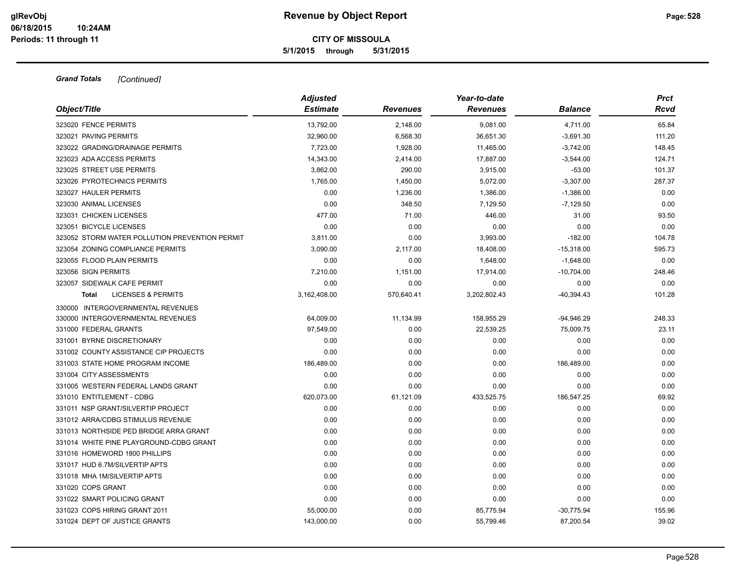**CITY OF MISSOULA**

**5/1/2015 through 5/31/2015**

***Grand Totals*** *[Continued]*

| Object/Title | Adjusted Estimate | Revenues | Year-to-date Revenues | Balance | Prct Rcvd |
|---|---|---|---|---|---|
| 323020 FENCE PERMITS | 13,792.00 | 2,148.00 | 9,081.00 | 4,711.00 | 65.84 |
| 323021 PAVING PERMITS | 32,960.00 | 6,568.30 | 36,651.30 | -3,691.30 | 111.20 |
| 323022 GRADING/DRAINAGE PERMITS | 7,723.00 | 1,928.00 | 11,465.00 | -3,742.00 | 148.45 |
| 323023 ADA ACCESS PERMITS | 14,343.00 | 2,414.00 | 17,887.00 | -3,544.00 | 124.71 |
| 323025 STREET USE PERMITS | 3,862.00 | 290.00 | 3,915.00 | -53.00 | 101.37 |
| 323026 PYROTECHNICS PERMITS | 1,765.00 | 1,450.00 | 5,072.00 | -3,307.00 | 287.37 |
| 323027 HAULER PERMITS | 0.00 | 1,236.00 | 1,386.00 | -1,386.00 | 0.00 |
| 323030 ANIMAL LICENSES | 0.00 | 348.50 | 7,129.50 | -7,129.50 | 0.00 |
| 323031 CHICKEN LICENSES | 477.00 | 71.00 | 446.00 | 31.00 | 93.50 |
| 323051 BICYCLE LICENSES | 0.00 | 0.00 | 0.00 | 0.00 | 0.00 |
| 323052 STORM WATER POLLUTION PREVENTION PERMIT | 3,811.00 | 0.00 | 3,993.00 | -182.00 | 104.78 |
| 323054 ZONING COMPLIANCE PERMITS | 3,090.00 | 2,117.00 | 18,408.00 | -15,318.00 | 595.73 |
| 323055 FLOOD PLAIN PERMITS | 0.00 | 0.00 | 1,648.00 | -1,648.00 | 0.00 |
| 323056 SIGN PERMITS | 7,210.00 | 1,151.00 | 17,914.00 | -10,704.00 | 248.46 |
| 323057 SIDEWALK CAFE PERMIT | 0.00 | 0.00 | 0.00 | 0.00 | 0.00 |
| **Total** LICENSES & PERMITS | 3,162,408.00 | 570,640.41 | 3,202,802.43 | -40,394.43 | 101.28 |
| 330000 INTERGOVERNMENTAL REVENUES | | | | | |
| 330000 INTERGOVERNMENTAL REVENUES | 64,009.00 | 11,134.99 | 158,955.29 | -94,946.29 | 248.33 |
| 331000 FEDERAL GRANTS | 97,549.00 | 0.00 | 22,539.25 | 75,009.75 | 23.11 |
| 331001 BYRNE DISCRETIONARY | 0.00 | 0.00 | 0.00 | 0.00 | 0.00 |
| 331002 COUNTY ASSISTANCE CIP PROJECTS | 0.00 | 0.00 | 0.00 | 0.00 | 0.00 |
| 331003 STATE HOME PROGRAM INCOME | 186,489.00 | 0.00 | 0.00 | 186,489.00 | 0.00 |
| 331004 CITY ASSESSMENTS | 0.00 | 0.00 | 0.00 | 0.00 | 0.00 |
| 331005 WESTERN FEDERAL LANDS GRANT | 0.00 | 0.00 | 0.00 | 0.00 | 0.00 |
| 331010 ENTITLEMENT - CDBG | 620,073.00 | 61,121.09 | 433,525.75 | 186,547.25 | 69.92 |
| 331011 NSP GRANT/SILVERTIP PROJECT | 0.00 | 0.00 | 0.00 | 0.00 | 0.00 |
| 331012 ARRA/CDBG STIMULUS REVENUE | 0.00 | 0.00 | 0.00 | 0.00 | 0.00 |
| 331013 NORTHSIDE PED BRIDGE ARRA GRANT | 0.00 | 0.00 | 0.00 | 0.00 | 0.00 |
| 331014 WHITE PINE PLAYGROUND-CDBG GRANT | 0.00 | 0.00 | 0.00 | 0.00 | 0.00 |
| 331016 HOMEWORD 1800 PHILLIPS | 0.00 | 0.00 | 0.00 | 0.00 | 0.00 |
| 331017 HUD 6.7M/SILVERTIP APTS | 0.00 | 0.00 | 0.00 | 0.00 | 0.00 |
| 331018 MHA 1M/SILVERTIP APTS | 0.00 | 0.00 | 0.00 | 0.00 | 0.00 |
| 331020 COPS GRANT | 0.00 | 0.00 | 0.00 | 0.00 | 0.00 |
| 331022 SMART POLICING GRANT | 0.00 | 0.00 | 0.00 | 0.00 | 0.00 |
| 331023 COPS HIRING GRANT 2011 | 55,000.00 | 0.00 | 85,775.94 | -30,775.94 | 155.96 |
| 331024 DEPT OF JUSTICE GRANTS | 143,000.00 | 0.00 | 55,799.46 | 87,200.54 | 39.02 |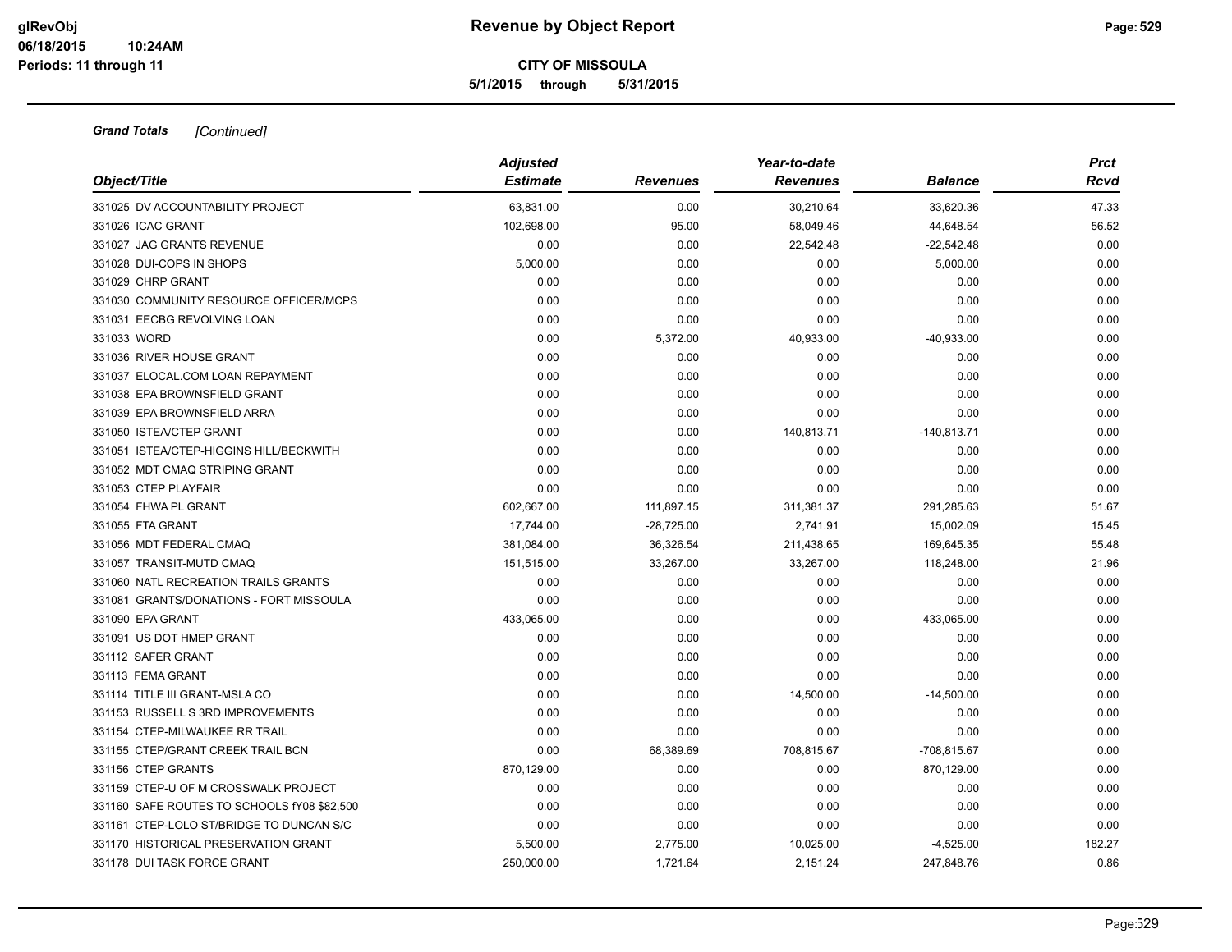**CITY OF MISSOULA**

**5/1/2015 through 5/31/2015**

***Grand Totals*** *[Continued]*

| *Object/Title* | *Adjusted Estimate* | *Revenues* | *Year-to-date Revenues* | *Balance* | *Prct Rcvd* |
|---|---|---|---|---|---|
| 331025 DV ACCOUNTABILITY PROJECT | 63,831.00 | 0.00 | 30,210.64 | 33,620.36 | 47.33 |
| 331026 ICAC GRANT | 102,698.00 | 95.00 | 58,049.46 | 44,648.54 | 56.52 |
| 331027 JAG GRANTS REVENUE | 0.00 | 0.00 | 22,542.48 | -22,542.48 | 0.00 |
| 331028 DUI-COPS IN SHOPS | 5,000.00 | 0.00 | 0.00 | 5,000.00 | 0.00 |
| 331029 CHRP GRANT | 0.00 | 0.00 | 0.00 | 0.00 | 0.00 |
| 331030 COMMUNITY RESOURCE OFFICER/MCPS | 0.00 | 0.00 | 0.00 | 0.00 | 0.00 |
| 331031 EECBG REVOLVING LOAN | 0.00 | 0.00 | 0.00 | 0.00 | 0.00 |
| 331033 WORD | 0.00 | 5,372.00 | 40,933.00 | -40,933.00 | 0.00 |
| 331036 RIVER HOUSE GRANT | 0.00 | 0.00 | 0.00 | 0.00 | 0.00 |
| 331037 ELOCAL.COM LOAN REPAYMENT | 0.00 | 0.00 | 0.00 | 0.00 | 0.00 |
| 331038 EPA BROWNSFIELD GRANT | 0.00 | 0.00 | 0.00 | 0.00 | 0.00 |
| 331039 EPA BROWNSFIELD ARRA | 0.00 | 0.00 | 0.00 | 0.00 | 0.00 |
| 331050 ISTEA/CTEP GRANT | 0.00 | 0.00 | 140,813.71 | -140,813.71 | 0.00 |
| 331051 ISTEA/CTEP-HIGGINS HILL/BECKWITH | 0.00 | 0.00 | 0.00 | 0.00 | 0.00 |
| 331052 MDT CMAQ STRIPING GRANT | 0.00 | 0.00 | 0.00 | 0.00 | 0.00 |
| 331053 CTEP PLAYFAIR | 0.00 | 0.00 | 0.00 | 0.00 | 0.00 |
| 331054 FHWA PL GRANT | 602,667.00 | 111,897.15 | 311,381.37 | 291,285.63 | 51.67 |
| 331055 FTA GRANT | 17,744.00 | -28,725.00 | 2,741.91 | 15,002.09 | 15.45 |
| 331056 MDT FEDERAL CMAQ | 381,084.00 | 36,326.54 | 211,438.65 | 169,645.35 | 55.48 |
| 331057 TRANSIT-MUTD CMAQ | 151,515.00 | 33,267.00 | 33,267.00 | 118,248.00 | 21.96 |
| 331060 NATL RECREATION TRAILS GRANTS | 0.00 | 0.00 | 0.00 | 0.00 | 0.00 |
| 331081 GRANTS/DONATIONS - FORT MISSOULA | 0.00 | 0.00 | 0.00 | 0.00 | 0.00 |
| 331090 EPA GRANT | 433,065.00 | 0.00 | 0.00 | 433,065.00 | 0.00 |
| 331091 US DOT HMEP GRANT | 0.00 | 0.00 | 0.00 | 0.00 | 0.00 |
| 331112 SAFER GRANT | 0.00 | 0.00 | 0.00 | 0.00 | 0.00 |
| 331113 FEMA GRANT | 0.00 | 0.00 | 0.00 | 0.00 | 0.00 |
| 331114 TITLE III GRANT-MSLA CO | 0.00 | 0.00 | 14,500.00 | -14,500.00 | 0.00 |
| 331153 RUSSELL S 3RD IMPROVEMENTS | 0.00 | 0.00 | 0.00 | 0.00 | 0.00 |
| 331154 CTEP-MILWAUKEE RR TRAIL | 0.00 | 0.00 | 0.00 | 0.00 | 0.00 |
| 331155 CTEP/GRANT CREEK TRAIL BCN | 0.00 | 68,389.69 | 708,815.67 | -708,815.67 | 0.00 |
| 331156 CTEP GRANTS | 870,129.00 | 0.00 | 0.00 | 870,129.00 | 0.00 |
| 331159 CTEP-U OF M CROSSWALK PROJECT | 0.00 | 0.00 | 0.00 | 0.00 | 0.00 |
| 331160 SAFE ROUTES TO SCHOOLS fY08 $82,500 | 0.00 | 0.00 | 0.00 | 0.00 | 0.00 |
| 331161 CTEP-LOLO ST/BRIDGE TO DUNCAN S/C | 0.00 | 0.00 | 0.00 | 0.00 | 0.00 |
| 331170 HISTORICAL PRESERVATION GRANT | 5,500.00 | 2,775.00 | 10,025.00 | -4,525.00 | 182.27 |
| 331178 DUI TASK FORCE GRANT | 250,000.00 | 1,721.64 | 2,151.24 | 247,848.76 | 0.86 |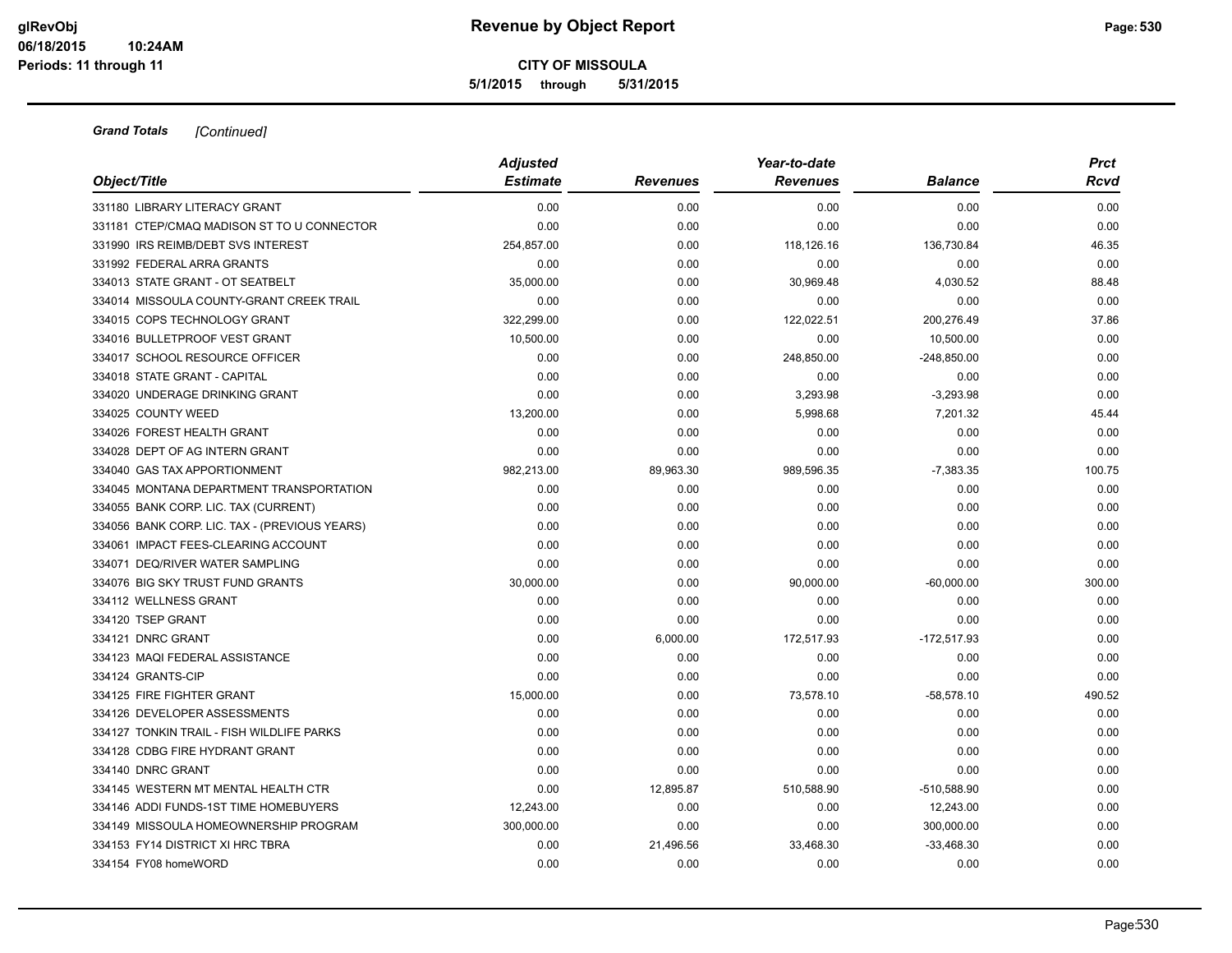# Revenue by Object Report

**CITY OF MISSOULA**

**5/1/2015 through 5/31/2015**

***Grand Totals*** *[Continued]*

| Object/Title | Adjusted Estimate | Revenues | Year-to-date Revenues | Balance | Prct Rcvd |
|---|---|---|---|---|---|
| 331180 LIBRARY LITERACY GRANT | 0.00 | 0.00 | 0.00 | 0.00 | 0.00 |
| 331181 CTEP/CMAQ MADISON ST TO U CONNECTOR | 0.00 | 0.00 | 0.00 | 0.00 | 0.00 |
| 331990 IRS REIMB/DEBT SVS INTEREST | 254,857.00 | 0.00 | 118,126.16 | 136,730.84 | 46.35 |
| 331992 FEDERAL ARRA GRANTS | 0.00 | 0.00 | 0.00 | 0.00 | 0.00 |
| 334013 STATE GRANT - OT SEATBELT | 35,000.00 | 0.00 | 30,969.48 | 4,030.52 | 88.48 |
| 334014 MISSOULA COUNTY-GRANT CREEK TRAIL | 0.00 | 0.00 | 0.00 | 0.00 | 0.00 |
| 334015 COPS TECHNOLOGY GRANT | 322,299.00 | 0.00 | 122,022.51 | 200,276.49 | 37.86 |
| 334016 BULLETPROOF VEST GRANT | 10,500.00 | 0.00 | 0.00 | 10,500.00 | 0.00 |
| 334017 SCHOOL RESOURCE OFFICER | 0.00 | 0.00 | 248,850.00 | -248,850.00 | 0.00 |
| 334018 STATE GRANT - CAPITAL | 0.00 | 0.00 | 0.00 | 0.00 | 0.00 |
| 334020 UNDERAGE DRINKING GRANT | 0.00 | 0.00 | 3,293.98 | -3,293.98 | 0.00 |
| 334025 COUNTY WEED | 13,200.00 | 0.00 | 5,998.68 | 7,201.32 | 45.44 |
| 334026 FOREST HEALTH GRANT | 0.00 | 0.00 | 0.00 | 0.00 | 0.00 |
| 334028 DEPT OF AG INTERN GRANT | 0.00 | 0.00 | 0.00 | 0.00 | 0.00 |
| 334040 GAS TAX APPORTIONMENT | 982,213.00 | 89,963.30 | 989,596.35 | -7,383.35 | 100.75 |
| 334045 MONTANA DEPARTMENT TRANSPORTATION | 0.00 | 0.00 | 0.00 | 0.00 | 0.00 |
| 334055 BANK CORP. LIC. TAX (CURRENT) | 0.00 | 0.00 | 0.00 | 0.00 | 0.00 |
| 334056 BANK CORP. LIC. TAX - (PREVIOUS YEARS) | 0.00 | 0.00 | 0.00 | 0.00 | 0.00 |
| 334061 IMPACT FEES-CLEARING ACCOUNT | 0.00 | 0.00 | 0.00 | 0.00 | 0.00 |
| 334071 DEQ/RIVER WATER SAMPLING | 0.00 | 0.00 | 0.00 | 0.00 | 0.00 |
| 334076 BIG SKY TRUST FUND GRANTS | 30,000.00 | 0.00 | 90,000.00 | -60,000.00 | 300.00 |
| 334112 WELLNESS GRANT | 0.00 | 0.00 | 0.00 | 0.00 | 0.00 |
| 334120 TSEP GRANT | 0.00 | 0.00 | 0.00 | 0.00 | 0.00 |
| 334121 DNRC GRANT | 0.00 | 6,000.00 | 172,517.93 | -172,517.93 | 0.00 |
| 334123 MAQI FEDERAL ASSISTANCE | 0.00 | 0.00 | 0.00 | 0.00 | 0.00 |
| 334124 GRANTS-CIP | 0.00 | 0.00 | 0.00 | 0.00 | 0.00 |
| 334125 FIRE FIGHTER GRANT | 15,000.00 | 0.00 | 73,578.10 | -58,578.10 | 490.52 |
| 334126 DEVELOPER ASSESSMENTS | 0.00 | 0.00 | 0.00 | 0.00 | 0.00 |
| 334127 TONKIN TRAIL - FISH WILDLIFE PARKS | 0.00 | 0.00 | 0.00 | 0.00 | 0.00 |
| 334128 CDBG FIRE HYDRANT GRANT | 0.00 | 0.00 | 0.00 | 0.00 | 0.00 |
| 334140 DNRC GRANT | 0.00 | 0.00 | 0.00 | 0.00 | 0.00 |
| 334145 WESTERN MT MENTAL HEALTH CTR | 0.00 | 12,895.87 | 510,588.90 | -510,588.90 | 0.00 |
| 334146 ADDI FUNDS-1ST TIME HOMEBUYERS | 12,243.00 | 0.00 | 0.00 | 12,243.00 | 0.00 |
| 334149 MISSOULA HOMEOWNERSHIP PROGRAM | 300,000.00 | 0.00 | 0.00 | 300,000.00 | 0.00 |
| 334153 FY14 DISTRICT XI HRC TBRA | 0.00 | 21,496.56 | 33,468.30 | -33,468.30 | 0.00 |
| 334154 FY08 homeWORD | 0.00 | 0.00 | 0.00 | 0.00 | 0.00 |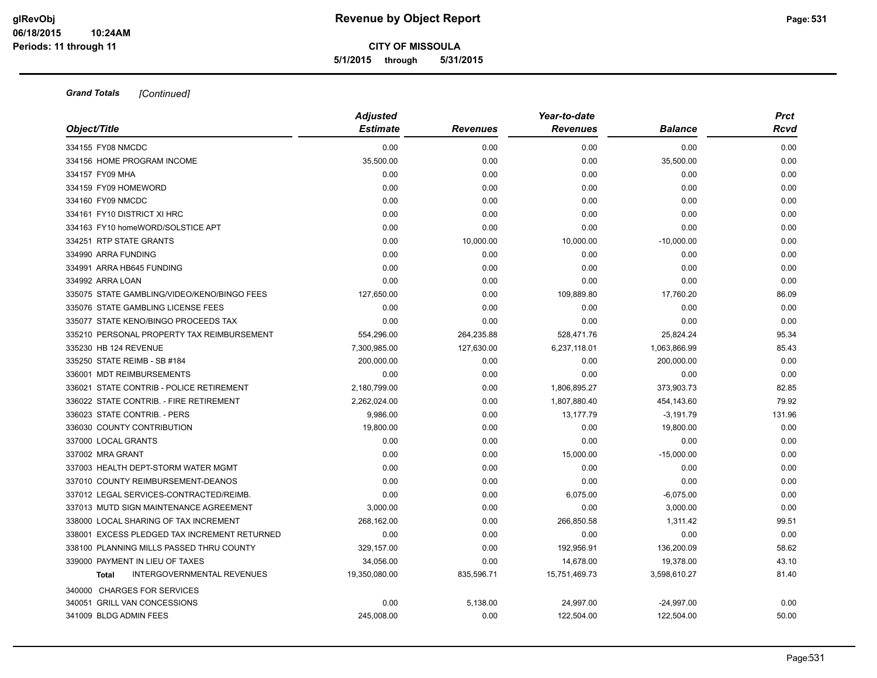**CITY OF MISSOULA**

**5/1/2015 through 5/31/2015**

***Grand Totals*** *[Continued]*

| *Object/Title* | *Adjusted Estimate* | *Revenues* | *Year-to-date Revenues* | *Balance* | *Prct Rcvd* |
|---|---|---|---|---|---|
| 334155 FY08 NMCDC | 0.00 | 0.00 | 0.00 | 0.00 | 0.00 |
| 334156 HOME PROGRAM INCOME | 35,500.00 | 0.00 | 0.00 | 35,500.00 | 0.00 |
| 334157 FY09 MHA | 0.00 | 0.00 | 0.00 | 0.00 | 0.00 |
| 334159 FY09 HOMEWORD | 0.00 | 0.00 | 0.00 | 0.00 | 0.00 |
| 334160 FY09 NMCDC | 0.00 | 0.00 | 0.00 | 0.00 | 0.00 |
| 334161 FY10 DISTRICT XI HRC | 0.00 | 0.00 | 0.00 | 0.00 | 0.00 |
| 334163 FY10 homeWORD/SOLSTICE APT | 0.00 | 0.00 | 0.00 | 0.00 | 0.00 |
| 334251 RTP STATE GRANTS | 0.00 | 10,000.00 | 10,000.00 | -10,000.00 | 0.00 |
| 334990 ARRA FUNDING | 0.00 | 0.00 | 0.00 | 0.00 | 0.00 |
| 334991 ARRA HB645 FUNDING | 0.00 | 0.00 | 0.00 | 0.00 | 0.00 |
| 334992 ARRA LOAN | 0.00 | 0.00 | 0.00 | 0.00 | 0.00 |
| 335075 STATE GAMBLING/VIDEO/KENO/BINGO FEES | 127,650.00 | 0.00 | 109,889.80 | 17,760.20 | 86.09 |
| 335076 STATE GAMBLING LICENSE FEES | 0.00 | 0.00 | 0.00 | 0.00 | 0.00 |
| 335077 STATE KENO/BINGO PROCEEDS TAX | 0.00 | 0.00 | 0.00 | 0.00 | 0.00 |
| 335210 PERSONAL PROPERTY TAX REIMBURSEMENT | 554,296.00 | 264,235.88 | 528,471.76 | 25,824.24 | 95.34 |
| 335230 HB 124 REVENUE | 7,300,985.00 | 127,630.00 | 6,237,118.01 | 1,063,866.99 | 85.43 |
| 335250 STATE REIMB - SB #184 | 200,000.00 | 0.00 | 0.00 | 200,000.00 | 0.00 |
| 336001 MDT REIMBURSEMENTS | 0.00 | 0.00 | 0.00 | 0.00 | 0.00 |
| 336021 STATE CONTRIB - POLICE RETIREMENT | 2,180,799.00 | 0.00 | 1,806,895.27 | 373,903.73 | 82.85 |
| 336022 STATE CONTRIB. - FIRE RETIREMENT | 2,262,024.00 | 0.00 | 1,807,880.40 | 454,143.60 | 79.92 |
| 336023 STATE CONTRIB. - PERS | 9,986.00 | 0.00 | 13,177.79 | -3,191.79 | 131.96 |
| 336030 COUNTY CONTRIBUTION | 19,800.00 | 0.00 | 0.00 | 19,800.00 | 0.00 |
| 337000 LOCAL GRANTS | 0.00 | 0.00 | 0.00 | 0.00 | 0.00 |
| 337002 MRA GRANT | 0.00 | 0.00 | 15,000.00 | -15,000.00 | 0.00 |
| 337003 HEALTH DEPT-STORM WATER MGMT | 0.00 | 0.00 | 0.00 | 0.00 | 0.00 |
| 337010 COUNTY REIMBURSEMENT-DEANOS | 0.00 | 0.00 | 0.00 | 0.00 | 0.00 |
| 337012 LEGAL SERVICES-CONTRACTED/REIMB. | 0.00 | 0.00 | 6,075.00 | -6,075.00 | 0.00 |
| 337013 MUTD SIGN MAINTENANCE AGREEMENT | 3,000.00 | 0.00 | 0.00 | 3,000.00 | 0.00 |
| 338000 LOCAL SHARING OF TAX INCREMENT | 268,162.00 | 0.00 | 266,850.58 | 1,311.42 | 99.51 |
| 338001 EXCESS PLEDGED TAX INCREMENT RETURNED | 0.00 | 0.00 | 0.00 | 0.00 | 0.00 |
| 338100 PLANNING MILLS PASSED THRU COUNTY | 329,157.00 | 0.00 | 192,956.91 | 136,200.09 | 58.62 |
| 339000 PAYMENT IN LIEU OF TAXES | 34,056.00 | 0.00 | 14,678.00 | 19,378.00 | 43.10 |
| **Total** INTERGOVERNMENTAL REVENUES | 19,350,080.00 | 835,596.71 | 15,751,469.73 | 3,598,610.27 | 81.40 |
| 340000 CHARGES FOR SERVICES | | | | | |
| 340051 GRILL VAN CONCESSIONS | 0.00 | 5,138.00 | 24,997.00 | -24,997.00 | 0.00 |
| 341009 BLDG ADMIN FEES | 245,008.00 | 0.00 | 122,504.00 | 122,504.00 | 50.00 |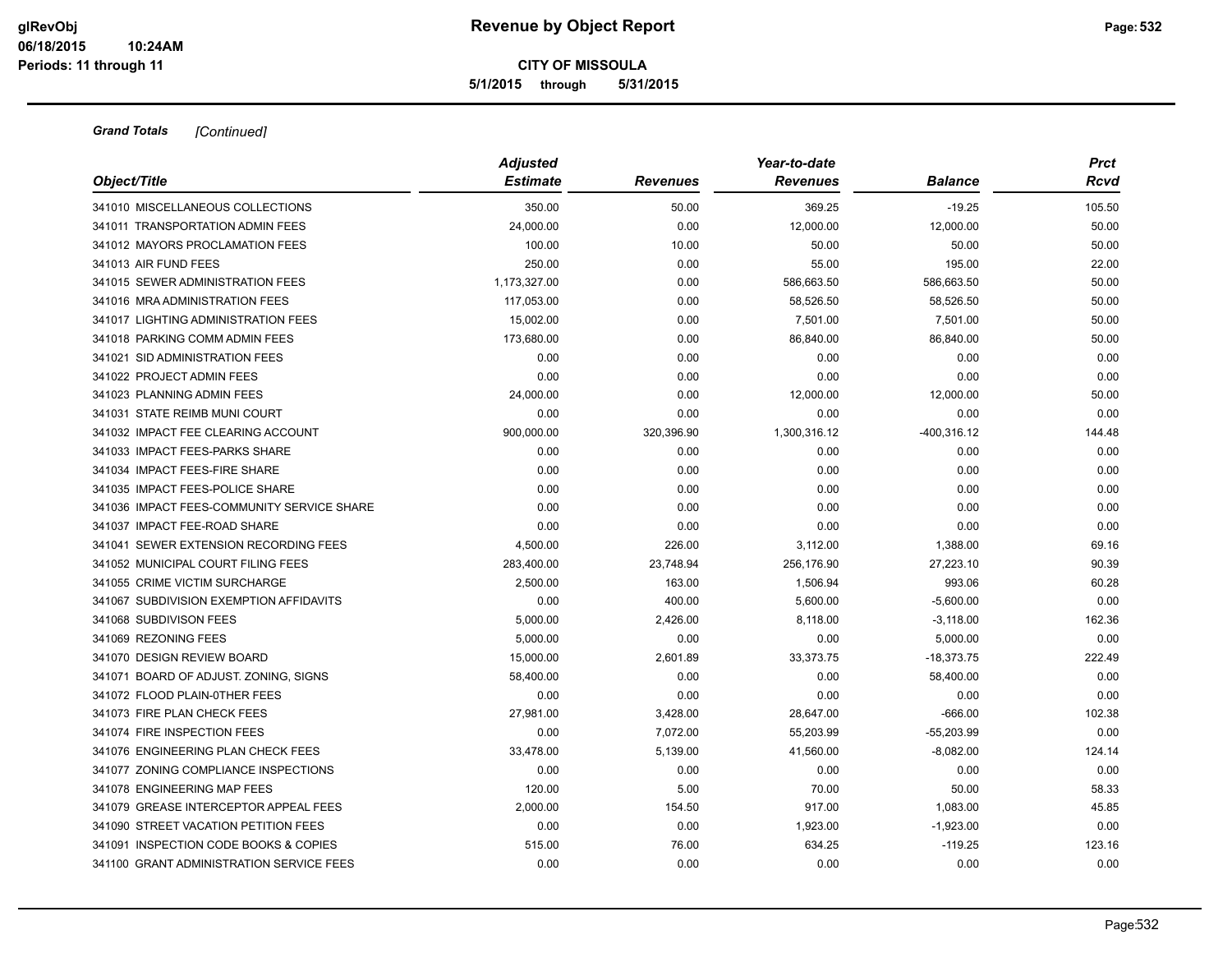**Grand Totals** *[Continued]*

| Object/Title | Adjusted Estimate | Revenues | Year-to-date Revenues | Balance | Prct Rcvd |
|---|---|---|---|---|---|
| 341010 MISCELLANEOUS COLLECTIONS | 350.00 | 50.00 | 369.25 | -19.25 | 105.50 |
| 341011 TRANSPORTATION ADMIN FEES | 24,000.00 | 0.00 | 12,000.00 | 12,000.00 | 50.00 |
| 341012 MAYORS PROCLAMATION FEES | 100.00 | 10.00 | 50.00 | 50.00 | 50.00 |
| 341013 AIR FUND FEES | 250.00 | 0.00 | 55.00 | 195.00 | 22.00 |
| 341015 SEWER ADMINISTRATION FEES | 1,173,327.00 | 0.00 | 586,663.50 | 586,663.50 | 50.00 |
| 341016 MRA ADMINISTRATION FEES | 117,053.00 | 0.00 | 58,526.50 | 58,526.50 | 50.00 |
| 341017 LIGHTING ADMINISTRATION FEES | 15,002.00 | 0.00 | 7,501.00 | 7,501.00 | 50.00 |
| 341018 PARKING COMM ADMIN FEES | 173,680.00 | 0.00 | 86,840.00 | 86,840.00 | 50.00 |
| 341021 SID ADMINISTRATION FEES | 0.00 | 0.00 | 0.00 | 0.00 | 0.00 |
| 341022 PROJECT ADMIN FEES | 0.00 | 0.00 | 0.00 | 0.00 | 0.00 |
| 341023 PLANNING ADMIN FEES | 24,000.00 | 0.00 | 12,000.00 | 12,000.00 | 50.00 |
| 341031 STATE REIMB MUNI COURT | 0.00 | 0.00 | 0.00 | 0.00 | 0.00 |
| 341032 IMPACT FEE CLEARING ACCOUNT | 900,000.00 | 320,396.90 | 1,300,316.12 | -400,316.12 | 144.48 |
| 341033 IMPACT FEES-PARKS SHARE | 0.00 | 0.00 | 0.00 | 0.00 | 0.00 |
| 341034 IMPACT FEES-FIRE SHARE | 0.00 | 0.00 | 0.00 | 0.00 | 0.00 |
| 341035 IMPACT FEES-POLICE SHARE | 0.00 | 0.00 | 0.00 | 0.00 | 0.00 |
| 341036 IMPACT FEES-COMMUNITY SERVICE SHARE | 0.00 | 0.00 | 0.00 | 0.00 | 0.00 |
| 341037 IMPACT FEE-ROAD SHARE | 0.00 | 0.00 | 0.00 | 0.00 | 0.00 |
| 341041 SEWER EXTENSION RECORDING FEES | 4,500.00 | 226.00 | 3,112.00 | 1,388.00 | 69.16 |
| 341052 MUNICIPAL COURT FILING FEES | 283,400.00 | 23,748.94 | 256,176.90 | 27,223.10 | 90.39 |
| 341055 CRIME VICTIM SURCHARGE | 2,500.00 | 163.00 | 1,506.94 | 993.06 | 60.28 |
| 341067 SUBDIVISION EXEMPTION AFFIDAVITS | 0.00 | 400.00 | 5,600.00 | -5,600.00 | 0.00 |
| 341068 SUBDIVISON FEES | 5,000.00 | 2,426.00 | 8,118.00 | -3,118.00 | 162.36 |
| 341069 REZONING FEES | 5,000.00 | 0.00 | 0.00 | 5,000.00 | 0.00 |
| 341070 DESIGN REVIEW BOARD | 15,000.00 | 2,601.89 | 33,373.75 | -18,373.75 | 222.49 |
| 341071 BOARD OF ADJUST. ZONING, SIGNS | 58,400.00 | 0.00 | 0.00 | 58,400.00 | 0.00 |
| 341072 FLOOD PLAIN-0THER FEES | 0.00 | 0.00 | 0.00 | 0.00 | 0.00 |
| 341073 FIRE PLAN CHECK FEES | 27,981.00 | 3,428.00 | 28,647.00 | -666.00 | 102.38 |
| 341074 FIRE INSPECTION FEES | 0.00 | 7,072.00 | 55,203.99 | -55,203.99 | 0.00 |
| 341076 ENGINEERING PLAN CHECK FEES | 33,478.00 | 5,139.00 | 41,560.00 | -8,082.00 | 124.14 |
| 341077 ZONING COMPLIANCE INSPECTIONS | 0.00 | 0.00 | 0.00 | 0.00 | 0.00 |
| 341078 ENGINEERING MAP FEES | 120.00 | 5.00 | 70.00 | 50.00 | 58.33 |
| 341079 GREASE INTERCEPTOR APPEAL FEES | 2,000.00 | 154.50 | 917.00 | 1,083.00 | 45.85 |
| 341090 STREET VACATION PETITION FEES | 0.00 | 0.00 | 1,923.00 | -1,923.00 | 0.00 |
| 341091 INSPECTION CODE BOOKS & COPIES | 515.00 | 76.00 | 634.25 | -119.25 | 123.16 |
| 341100 GRANT ADMINISTRATION SERVICE FEES | 0.00 | 0.00 | 0.00 | 0.00 | 0.00 |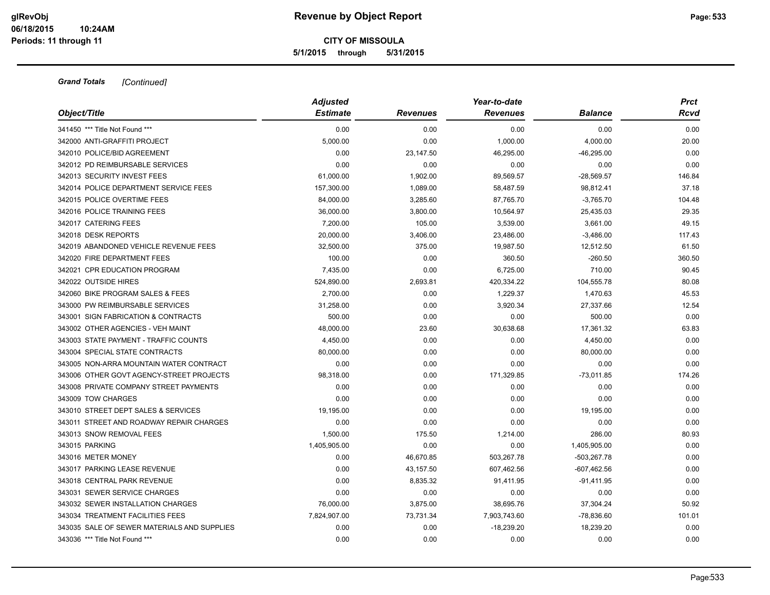CITY OF MISSOULA

5/1/2015 through 5/31/2015

***Grand Totals*** *[Continued]*

| Object/Title | Adjusted Estimate | Revenues | Year-to-date Revenues | Balance | Prct Rcvd |
|---|---|---|---|---|---|
| 341450 *** Title Not Found *** | 0.00 | 0.00 | 0.00 | 0.00 | 0.00 |
| 342000 ANTI-GRAFFITI PROJECT | 5,000.00 | 0.00 | 1,000.00 | 4,000.00 | 20.00 |
| 342010 POLICE/BID AGREEMENT | 0.00 | 23,147.50 | 46,295.00 | -46,295.00 | 0.00 |
| 342012 PD REIMBURSABLE SERVICES | 0.00 | 0.00 | 0.00 | 0.00 | 0.00 |
| 342013 SECURITY INVEST FEES | 61,000.00 | 1,902.00 | 89,569.57 | -28,569.57 | 146.84 |
| 342014 POLICE DEPARTMENT SERVICE FEES | 157,300.00 | 1,089.00 | 58,487.59 | 98,812.41 | 37.18 |
| 342015 POLICE OVERTIME FEES | 84,000.00 | 3,285.60 | 87,765.70 | -3,765.70 | 104.48 |
| 342016 POLICE TRAINING FEES | 36,000.00 | 3,800.00 | 10,564.97 | 25,435.03 | 29.35 |
| 342017 CATERING FEES | 7,200.00 | 105.00 | 3,539.00 | 3,661.00 | 49.15 |
| 342018 DESK REPORTS | 20,000.00 | 3,406.00 | 23,486.00 | -3,486.00 | 117.43 |
| 342019 ABANDONED VEHICLE REVENUE FEES | 32,500.00 | 375.00 | 19,987.50 | 12,512.50 | 61.50 |
| 342020 FIRE DEPARTMENT FEES | 100.00 | 0.00 | 360.50 | -260.50 | 360.50 |
| 342021 CPR EDUCATION PROGRAM | 7,435.00 | 0.00 | 6,725.00 | 710.00 | 90.45 |
| 342022 OUTSIDE HIRES | 524,890.00 | 2,693.81 | 420,334.22 | 104,555.78 | 80.08 |
| 342060 BIKE PROGRAM SALES & FEES | 2,700.00 | 0.00 | 1,229.37 | 1,470.63 | 45.53 |
| 343000 PW REIMBURSABLE SERVICES | 31,258.00 | 0.00 | 3,920.34 | 27,337.66 | 12.54 |
| 343001 SIGN FABRICATION & CONTRACTS | 500.00 | 0.00 | 0.00 | 500.00 | 0.00 |
| 343002 OTHER AGENCIES - VEH MAINT | 48,000.00 | 23.60 | 30,638.68 | 17,361.32 | 63.83 |
| 343003 STATE PAYMENT - TRAFFIC COUNTS | 4,450.00 | 0.00 | 0.00 | 4,450.00 | 0.00 |
| 343004 SPECIAL STATE CONTRACTS | 80,000.00 | 0.00 | 0.00 | 80,000.00 | 0.00 |
| 343005 NON-ARRA MOUNTAIN WATER CONTRACT | 0.00 | 0.00 | 0.00 | 0.00 | 0.00 |
| 343006 OTHER GOVT AGENCY-STREET PROJECTS | 98,318.00 | 0.00 | 171,329.85 | -73,011.85 | 174.26 |
| 343008 PRIVATE COMPANY STREET PAYMENTS | 0.00 | 0.00 | 0.00 | 0.00 | 0.00 |
| 343009 TOW CHARGES | 0.00 | 0.00 | 0.00 | 0.00 | 0.00 |
| 343010 STREET DEPT SALES & SERVICES | 19,195.00 | 0.00 | 0.00 | 19,195.00 | 0.00 |
| 343011 STREET AND ROADWAY REPAIR CHARGES | 0.00 | 0.00 | 0.00 | 0.00 | 0.00 |
| 343013 SNOW REMOVAL FEES | 1,500.00 | 175.50 | 1,214.00 | 286.00 | 80.93 |
| 343015 PARKING | 1,405,905.00 | 0.00 | 0.00 | 1,405,905.00 | 0.00 |
| 343016 METER MONEY | 0.00 | 46,670.85 | 503,267.78 | -503,267.78 | 0.00 |
| 343017 PARKING LEASE REVENUE | 0.00 | 43,157.50 | 607,462.56 | -607,462.56 | 0.00 |
| 343018 CENTRAL PARK REVENUE | 0.00 | 8,835.32 | 91,411.95 | -91,411.95 | 0.00 |
| 343031 SEWER SERVICE CHARGES | 0.00 | 0.00 | 0.00 | 0.00 | 0.00 |
| 343032 SEWER INSTALLATION CHARGES | 76,000.00 | 3,875.00 | 38,695.76 | 37,304.24 | 50.92 |
| 343034 TREATMENT FACILITIES FEES | 7,824,907.00 | 73,731.34 | 7,903,743.60 | -78,836.60 | 101.01 |
| 343035 SALE OF SEWER MATERIALS AND SUPPLIES | 0.00 | 0.00 | -18,239.20 | 18,239.20 | 0.00 |
| 343036 *** Title Not Found *** | 0.00 | 0.00 | 0.00 | 0.00 | 0.00 |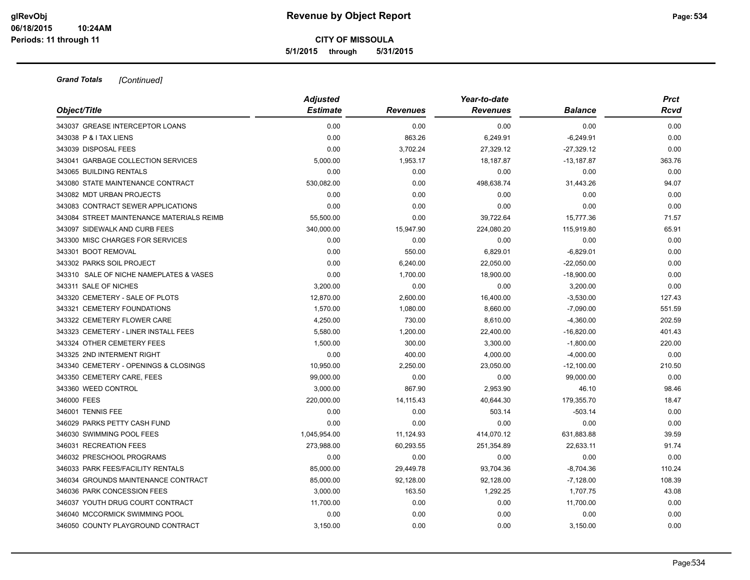# Revenue by Object Report

**CITY OF MISSOULA**

**5/1/2015 through 5/31/2015**

glRevObj
06/18/2015 10:24AM
Periods: 11 through 11

***Grand Totals*** *[Continued]*

| *Object/Title* | *Adjusted Estimate* | *Revenues* | *Year-to-date Revenues* | *Balance* | *Prct Rcvd* |
|---|---|---|---|---|---|
| 343037 GREASE INTERCEPTOR LOANS | 0.00 | 0.00 | 0.00 | 0.00 | 0.00 |
| 343038 P & I TAX LIENS | 0.00 | 863.26 | 6,249.91 | -6,249.91 | 0.00 |
| 343039 DISPOSAL FEES | 0.00 | 3,702.24 | 27,329.12 | -27,329.12 | 0.00 |
| 343041 GARBAGE COLLECTION SERVICES | 5,000.00 | 1,953.17 | 18,187.87 | -13,187.87 | 363.76 |
| 343065 BUILDING RENTALS | 0.00 | 0.00 | 0.00 | 0.00 | 0.00 |
| 343080 STATE MAINTENANCE CONTRACT | 530,082.00 | 0.00 | 498,638.74 | 31,443.26 | 94.07 |
| 343082 MDT URBAN PROJECTS | 0.00 | 0.00 | 0.00 | 0.00 | 0.00 |
| 343083 CONTRACT SEWER APPLICATIONS | 0.00 | 0.00 | 0.00 | 0.00 | 0.00 |
| 343084 STREET MAINTENANCE MATERIALS REIMB | 55,500.00 | 0.00 | 39,722.64 | 15,777.36 | 71.57 |
| 343097 SIDEWALK AND CURB FEES | 340,000.00 | 15,947.90 | 224,080.20 | 115,919.80 | 65.91 |
| 343300 MISC CHARGES FOR SERVICES | 0.00 | 0.00 | 0.00 | 0.00 | 0.00 |
| 343301 BOOT REMOVAL | 0.00 | 550.00 | 6,829.01 | -6,829.01 | 0.00 |
| 343302 PARKS SOIL PROJECT | 0.00 | 6,240.00 | 22,050.00 | -22,050.00 | 0.00 |
| 343310 SALE OF NICHE NAMEPLATES & VASES | 0.00 | 1,700.00 | 18,900.00 | -18,900.00 | 0.00 |
| 343311 SALE OF NICHES | 3,200.00 | 0.00 | 0.00 | 3,200.00 | 0.00 |
| 343320 CEMETERY - SALE OF PLOTS | 12,870.00 | 2,600.00 | 16,400.00 | -3,530.00 | 127.43 |
| 343321 CEMETERY FOUNDATIONS | 1,570.00 | 1,080.00 | 8,660.00 | -7,090.00 | 551.59 |
| 343322 CEMETERY FLOWER CARE | 4,250.00 | 730.00 | 8,610.00 | -4,360.00 | 202.59 |
| 343323 CEMETERY - LINER INSTALL FEES | 5,580.00 | 1,200.00 | 22,400.00 | -16,820.00 | 401.43 |
| 343324 OTHER CEMETERY FEES | 1,500.00 | 300.00 | 3,300.00 | -1,800.00 | 220.00 |
| 343325 2ND INTERMENT RIGHT | 0.00 | 400.00 | 4,000.00 | -4,000.00 | 0.00 |
| 343340 CEMETERY - OPENINGS & CLOSINGS | 10,950.00 | 2,250.00 | 23,050.00 | -12,100.00 | 210.50 |
| 343350 CEMETERY CARE, FEES | 99,000.00 | 0.00 | 0.00 | 99,000.00 | 0.00 |
| 343360 WEED CONTROL | 3,000.00 | 867.90 | 2,953.90 | 46.10 | 98.46 |
| 346000 FEES | 220,000.00 | 14,115.43 | 40,644.30 | 179,355.70 | 18.47 |
| 346001 TENNIS FEE | 0.00 | 0.00 | 503.14 | -503.14 | 0.00 |
| 346029 PARKS PETTY CASH FUND | 0.00 | 0.00 | 0.00 | 0.00 | 0.00 |
| 346030 SWIMMING POOL FEES | 1,045,954.00 | 11,124.93 | 414,070.12 | 631,883.88 | 39.59 |
| 346031 RECREATION FEES | 273,988.00 | 60,293.55 | 251,354.89 | 22,633.11 | 91.74 |
| 346032 PRESCHOOL PROGRAMS | 0.00 | 0.00 | 0.00 | 0.00 | 0.00 |
| 346033 PARK FEES/FACILITY RENTALS | 85,000.00 | 29,449.78 | 93,704.36 | -8,704.36 | 110.24 |
| 346034 GROUNDS MAINTENANCE CONTRACT | 85,000.00 | 92,128.00 | 92,128.00 | -7,128.00 | 108.39 |
| 346036 PARK CONCESSION FEES | 3,000.00 | 163.50 | 1,292.25 | 1,707.75 | 43.08 |
| 346037 YOUTH DRUG COURT CONTRACT | 11,700.00 | 0.00 | 0.00 | 11,700.00 | 0.00 |
| 346040 MCCORMICK SWIMMING POOL | 0.00 | 0.00 | 0.00 | 0.00 | 0.00 |
| 346050 COUNTY PLAYGROUND CONTRACT | 3,150.00 | 0.00 | 0.00 | 3,150.00 | 0.00 |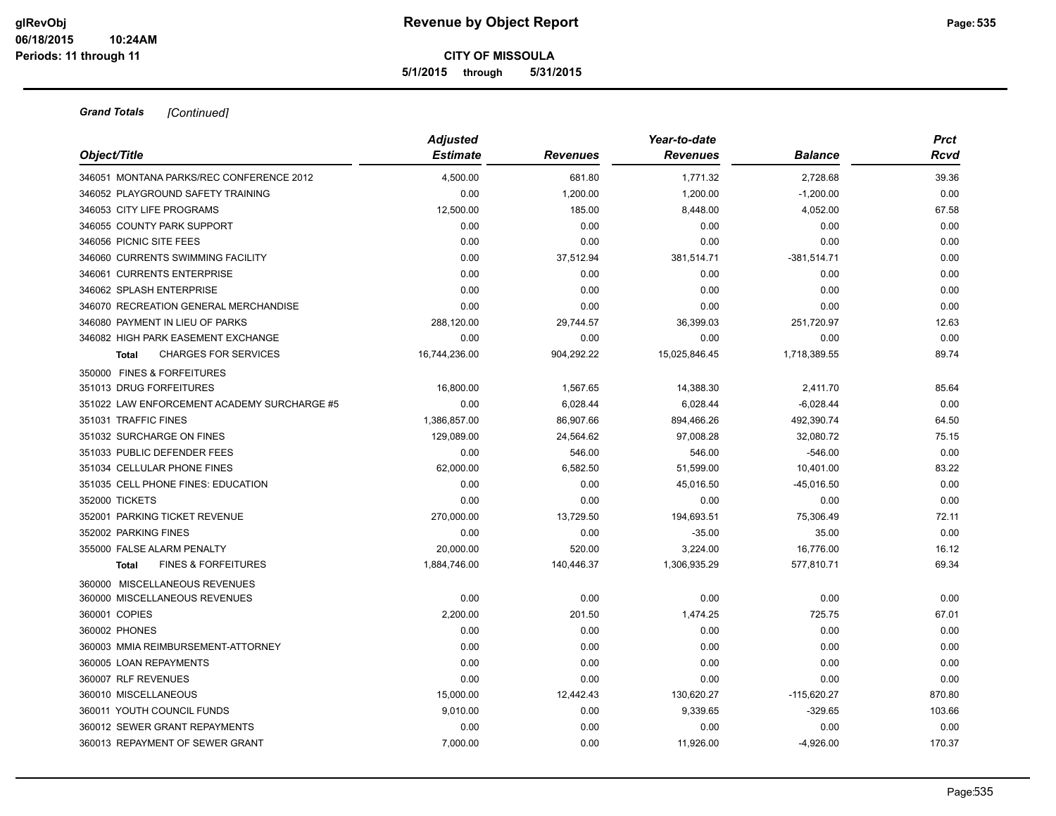# Revenue by Object Report

**CITY OF MISSOULA**

**5/1/2015 through 5/31/2015**

***Grand Totals*** *[Continued]*

| Object/Title | Adjusted Estimate | Revenues | Year-to-date Revenues | Balance | Prct Rcvd |
|---|---|---|---|---|---|
| 346051 MONTANA PARKS/REC CONFERENCE 2012 | 4,500.00 | 681.80 | 1,771.32 | 2,728.68 | 39.36 |
| 346052 PLAYGROUND SAFETY TRAINING | 0.00 | 1,200.00 | 1,200.00 | -1,200.00 | 0.00 |
| 346053 CITY LIFE PROGRAMS | 12,500.00 | 185.00 | 8,448.00 | 4,052.00 | 67.58 |
| 346055 COUNTY PARK SUPPORT | 0.00 | 0.00 | 0.00 | 0.00 | 0.00 |
| 346056 PICNIC SITE FEES | 0.00 | 0.00 | 0.00 | 0.00 | 0.00 |
| 346060 CURRENTS SWIMMING FACILITY | 0.00 | 37,512.94 | 381,514.71 | -381,514.71 | 0.00 |
| 346061 CURRENTS ENTERPRISE | 0.00 | 0.00 | 0.00 | 0.00 | 0.00 |
| 346062 SPLASH ENTERPRISE | 0.00 | 0.00 | 0.00 | 0.00 | 0.00 |
| 346070 RECREATION GENERAL MERCHANDISE | 0.00 | 0.00 | 0.00 | 0.00 | 0.00 |
| 346080 PAYMENT IN LIEU OF PARKS | 288,120.00 | 29,744.57 | 36,399.03 | 251,720.97 | 12.63 |
| 346082 HIGH PARK EASEMENT EXCHANGE | 0.00 | 0.00 | 0.00 | 0.00 | 0.00 |
| **Total** CHARGES FOR SERVICES | 16,744,236.00 | 904,292.22 | 15,025,846.45 | 1,718,389.55 | 89.74 |
| 350000 FINES & FORFEITURES | | | | | |
| 351013 DRUG FORFEITURES | 16,800.00 | 1,567.65 | 14,388.30 | 2,411.70 | 85.64 |
| 351022 LAW ENFORCEMENT ACADEMY SURCHARGE #5 | 0.00 | 6,028.44 | 6,028.44 | -6,028.44 | 0.00 |
| 351031 TRAFFIC FINES | 1,386,857.00 | 86,907.66 | 894,466.26 | 492,390.74 | 64.50 |
| 351032 SURCHARGE ON FINES | 129,089.00 | 24,564.62 | 97,008.28 | 32,080.72 | 75.15 |
| 351033 PUBLIC DEFENDER FEES | 0.00 | 546.00 | 546.00 | -546.00 | 0.00 |
| 351034 CELLULAR PHONE FINES | 62,000.00 | 6,582.50 | 51,599.00 | 10,401.00 | 83.22 |
| 351035 CELL PHONE FINES: EDUCATION | 0.00 | 0.00 | 45,016.50 | -45,016.50 | 0.00 |
| 352000 TICKETS | 0.00 | 0.00 | 0.00 | 0.00 | 0.00 |
| 352001 PARKING TICKET REVENUE | 270,000.00 | 13,729.50 | 194,693.51 | 75,306.49 | 72.11 |
| 352002 PARKING FINES | 0.00 | 0.00 | -35.00 | 35.00 | 0.00 |
| 355000 FALSE ALARM PENALTY | 20,000.00 | 520.00 | 3,224.00 | 16,776.00 | 16.12 |
| **Total** FINES & FORFEITURES | 1,884,746.00 | 140,446.37 | 1,306,935.29 | 577,810.71 | 69.34 |
| 360000 MISCELLANEOUS REVENUES | | | | | |
| 360000 MISCELLANEOUS REVENUES | 0.00 | 0.00 | 0.00 | 0.00 | 0.00 |
| 360001 COPIES | 2,200.00 | 201.50 | 1,474.25 | 725.75 | 67.01 |
| 360002 PHONES | 0.00 | 0.00 | 0.00 | 0.00 | 0.00 |
| 360003 MMIA REIMBURSEMENT-ATTORNEY | 0.00 | 0.00 | 0.00 | 0.00 | 0.00 |
| 360005 LOAN REPAYMENTS | 0.00 | 0.00 | 0.00 | 0.00 | 0.00 |
| 360007 RLF REVENUES | 0.00 | 0.00 | 0.00 | 0.00 | 0.00 |
| 360010 MISCELLANEOUS | 15,000.00 | 12,442.43 | 130,620.27 | -115,620.27 | 870.80 |
| 360011 YOUTH COUNCIL FUNDS | 9,010.00 | 0.00 | 9,339.65 | -329.65 | 103.66 |
| 360012 SEWER GRANT REPAYMENTS | 0.00 | 0.00 | 0.00 | 0.00 | 0.00 |
| 360013 REPAYMENT OF SEWER GRANT | 7,000.00 | 0.00 | 11,926.00 | -4,926.00 | 170.37 |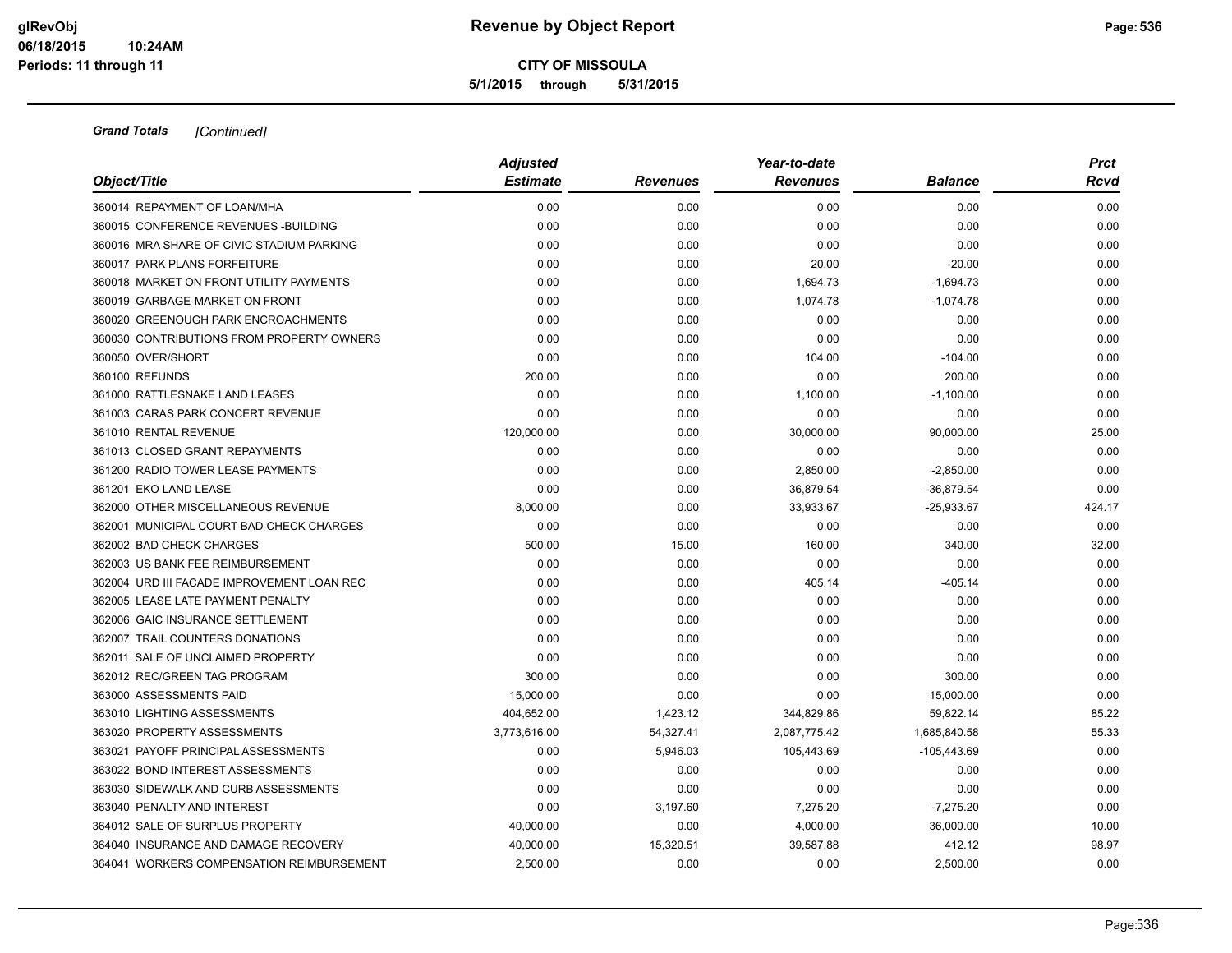# Revenue by Object Report

**CITY OF MISSOULA**

**5/1/2015 through 5/31/2015**

glRevObj
06/18/2015 10:24AM
Periods: 11 through 11

***Grand Totals*** *[Continued]*

| Object/Title | Adjusted Estimate | Revenues | Year-to-date Revenues | Balance | Prct Rcvd |
|---|---|---|---|---|---|
| 360014 REPAYMENT OF LOAN/MHA | 0.00 | 0.00 | 0.00 | 0.00 | 0.00 |
| 360015 CONFERENCE REVENUES -BUILDING | 0.00 | 0.00 | 0.00 | 0.00 | 0.00 |
| 360016 MRA SHARE OF CIVIC STADIUM PARKING | 0.00 | 0.00 | 0.00 | 0.00 | 0.00 |
| 360017 PARK PLANS FORFEITURE | 0.00 | 0.00 | 20.00 | -20.00 | 0.00 |
| 360018 MARKET ON FRONT UTILITY PAYMENTS | 0.00 | 0.00 | 1,694.73 | -1,694.73 | 0.00 |
| 360019 GARBAGE-MARKET ON FRONT | 0.00 | 0.00 | 1,074.78 | -1,074.78 | 0.00 |
| 360020 GREENOUGH PARK ENCROACHMENTS | 0.00 | 0.00 | 0.00 | 0.00 | 0.00 |
| 360030 CONTRIBUTIONS FROM PROPERTY OWNERS | 0.00 | 0.00 | 0.00 | 0.00 | 0.00 |
| 360050 OVER/SHORT | 0.00 | 0.00 | 104.00 | -104.00 | 0.00 |
| 360100 REFUNDS | 200.00 | 0.00 | 0.00 | 200.00 | 0.00 |
| 361000 RATTLESNAKE LAND LEASES | 0.00 | 0.00 | 1,100.00 | -1,100.00 | 0.00 |
| 361003 CARAS PARK CONCERT REVENUE | 0.00 | 0.00 | 0.00 | 0.00 | 0.00 |
| 361010 RENTAL REVENUE | 120,000.00 | 0.00 | 30,000.00 | 90,000.00 | 25.00 |
| 361013 CLOSED GRANT REPAYMENTS | 0.00 | 0.00 | 0.00 | 0.00 | 0.00 |
| 361200 RADIO TOWER LEASE PAYMENTS | 0.00 | 0.00 | 2,850.00 | -2,850.00 | 0.00 |
| 361201 EKO LAND LEASE | 0.00 | 0.00 | 36,879.54 | -36,879.54 | 0.00 |
| 362000 OTHER MISCELLANEOUS REVENUE | 8,000.00 | 0.00 | 33,933.67 | -25,933.67 | 424.17 |
| 362001 MUNICIPAL COURT BAD CHECK CHARGES | 0.00 | 0.00 | 0.00 | 0.00 | 0.00 |
| 362002 BAD CHECK CHARGES | 500.00 | 15.00 | 160.00 | 340.00 | 32.00 |
| 362003 US BANK FEE REIMBURSEMENT | 0.00 | 0.00 | 0.00 | 0.00 | 0.00 |
| 362004 URD III FACADE IMPROVEMENT LOAN REC | 0.00 | 0.00 | 405.14 | -405.14 | 0.00 |
| 362005 LEASE LATE PAYMENT PENALTY | 0.00 | 0.00 | 0.00 | 0.00 | 0.00 |
| 362006 GAIC INSURANCE SETTLEMENT | 0.00 | 0.00 | 0.00 | 0.00 | 0.00 |
| 362007 TRAIL COUNTERS DONATIONS | 0.00 | 0.00 | 0.00 | 0.00 | 0.00 |
| 362011 SALE OF UNCLAIMED PROPERTY | 0.00 | 0.00 | 0.00 | 0.00 | 0.00 |
| 362012 REC/GREEN TAG PROGRAM | 300.00 | 0.00 | 0.00 | 300.00 | 0.00 |
| 363000 ASSESSMENTS PAID | 15,000.00 | 0.00 | 0.00 | 15,000.00 | 0.00 |
| 363010 LIGHTING ASSESSMENTS | 404,652.00 | 1,423.12 | 344,829.86 | 59,822.14 | 85.22 |
| 363020 PROPERTY ASSESSMENTS | 3,773,616.00 | 54,327.41 | 2,087,775.42 | 1,685,840.58 | 55.33 |
| 363021 PAYOFF PRINCIPAL ASSESSMENTS | 0.00 | 5,946.03 | 105,443.69 | -105,443.69 | 0.00 |
| 363022 BOND INTEREST ASSESSMENTS | 0.00 | 0.00 | 0.00 | 0.00 | 0.00 |
| 363030 SIDEWALK AND CURB ASSESSMENTS | 0.00 | 0.00 | 0.00 | 0.00 | 0.00 |
| 363040 PENALTY AND INTEREST | 0.00 | 3,197.60 | 7,275.20 | -7,275.20 | 0.00 |
| 364012 SALE OF SURPLUS PROPERTY | 40,000.00 | 0.00 | 4,000.00 | 36,000.00 | 10.00 |
| 364040 INSURANCE AND DAMAGE RECOVERY | 40,000.00 | 15,320.51 | 39,587.88 | 412.12 | 98.97 |
| 364041 WORKERS COMPENSATION REIMBURSEMENT | 2,500.00 | 0.00 | 0.00 | 2,500.00 | 0.00 |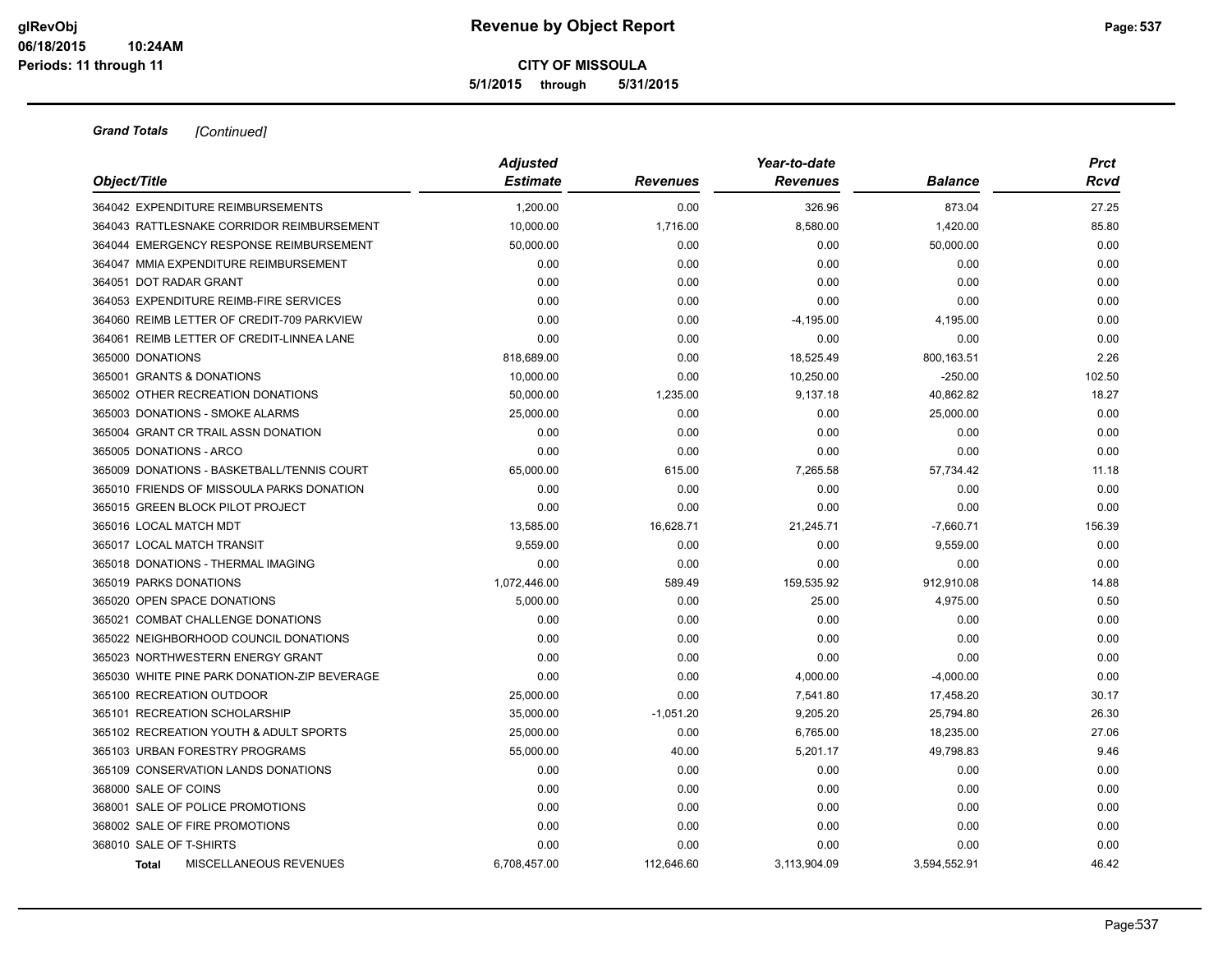**Grand Totals** *[Continued]*

| Object/Title | Adjusted Estimate | Revenues | Year-to-date Revenues | Balance | Prct Rcvd |
|---|---|---|---|---|---|
| 364042 EXPENDITURE REIMBURSEMENTS | 1,200.00 | 0.00 | 326.96 | 873.04 | 27.25 |
| 364043 RATTLESNAKE CORRIDOR REIMBURSEMENT | 10,000.00 | 1,716.00 | 8,580.00 | 1,420.00 | 85.80 |
| 364044 EMERGENCY RESPONSE REIMBURSEMENT | 50,000.00 | 0.00 | 0.00 | 50,000.00 | 0.00 |
| 364047 MMIA EXPENDITURE REIMBURSEMENT | 0.00 | 0.00 | 0.00 | 0.00 | 0.00 |
| 364051 DOT RADAR GRANT | 0.00 | 0.00 | 0.00 | 0.00 | 0.00 |
| 364053 EXPENDITURE REIMB-FIRE SERVICES | 0.00 | 0.00 | 0.00 | 0.00 | 0.00 |
| 364060 REIMB LETTER OF CREDIT-709 PARKVIEW | 0.00 | 0.00 | -4,195.00 | 4,195.00 | 0.00 |
| 364061 REIMB LETTER OF CREDIT-LINNEA LANE | 0.00 | 0.00 | 0.00 | 0.00 | 0.00 |
| 365000 DONATIONS | 818,689.00 | 0.00 | 18,525.49 | 800,163.51 | 2.26 |
| 365001 GRANTS & DONATIONS | 10,000.00 | 0.00 | 10,250.00 | -250.00 | 102.50 |
| 365002 OTHER RECREATION DONATIONS | 50,000.00 | 1,235.00 | 9,137.18 | 40,862.82 | 18.27 |
| 365003 DONATIONS - SMOKE ALARMS | 25,000.00 | 0.00 | 0.00 | 25,000.00 | 0.00 |
| 365004 GRANT CR TRAIL ASSN DONATION | 0.00 | 0.00 | 0.00 | 0.00 | 0.00 |
| 365005 DONATIONS - ARCO | 0.00 | 0.00 | 0.00 | 0.00 | 0.00 |
| 365009 DONATIONS - BASKETBALL/TENNIS COURT | 65,000.00 | 615.00 | 7,265.58 | 57,734.42 | 11.18 |
| 365010 FRIENDS OF MISSOULA PARKS DONATION | 0.00 | 0.00 | 0.00 | 0.00 | 0.00 |
| 365015 GREEN BLOCK PILOT PROJECT | 0.00 | 0.00 | 0.00 | 0.00 | 0.00 |
| 365016 LOCAL MATCH MDT | 13,585.00 | 16,628.71 | 21,245.71 | -7,660.71 | 156.39 |
| 365017 LOCAL MATCH TRANSIT | 9,559.00 | 0.00 | 0.00 | 9,559.00 | 0.00 |
| 365018 DONATIONS - THERMAL IMAGING | 0.00 | 0.00 | 0.00 | 0.00 | 0.00 |
| 365019 PARKS DONATIONS | 1,072,446.00 | 589.49 | 159,535.92 | 912,910.08 | 14.88 |
| 365020 OPEN SPACE DONATIONS | 5,000.00 | 0.00 | 25.00 | 4,975.00 | 0.50 |
| 365021 COMBAT CHALLENGE DONATIONS | 0.00 | 0.00 | 0.00 | 0.00 | 0.00 |
| 365022 NEIGHBORHOOD COUNCIL DONATIONS | 0.00 | 0.00 | 0.00 | 0.00 | 0.00 |
| 365023 NORTHWESTERN ENERGY GRANT | 0.00 | 0.00 | 0.00 | 0.00 | 0.00 |
| 365030 WHITE PINE PARK DONATION-ZIP BEVERAGE | 0.00 | 0.00 | 4,000.00 | -4,000.00 | 0.00 |
| 365100 RECREATION OUTDOOR | 25,000.00 | 0.00 | 7,541.80 | 17,458.20 | 30.17 |
| 365101 RECREATION SCHOLARSHIP | 35,000.00 | -1,051.20 | 9,205.20 | 25,794.80 | 26.30 |
| 365102 RECREATION YOUTH & ADULT SPORTS | 25,000.00 | 0.00 | 6,765.00 | 18,235.00 | 27.06 |
| 365103 URBAN FORESTRY PROGRAMS | 55,000.00 | 40.00 | 5,201.17 | 49,798.83 | 9.46 |
| 365109 CONSERVATION LANDS DONATIONS | 0.00 | 0.00 | 0.00 | 0.00 | 0.00 |
| 368000 SALE OF COINS | 0.00 | 0.00 | 0.00 | 0.00 | 0.00 |
| 368001 SALE OF POLICE PROMOTIONS | 0.00 | 0.00 | 0.00 | 0.00 | 0.00 |
| 368002 SALE OF FIRE PROMOTIONS | 0.00 | 0.00 | 0.00 | 0.00 | 0.00 |
| 368010 SALE OF T-SHIRTS | 0.00 | 0.00 | 0.00 | 0.00 | 0.00 |
| **Total** MISCELLANEOUS REVENUES | 6,708,457.00 | 112,646.60 | 3,113,904.09 | 3,594,552.91 | 46.42 |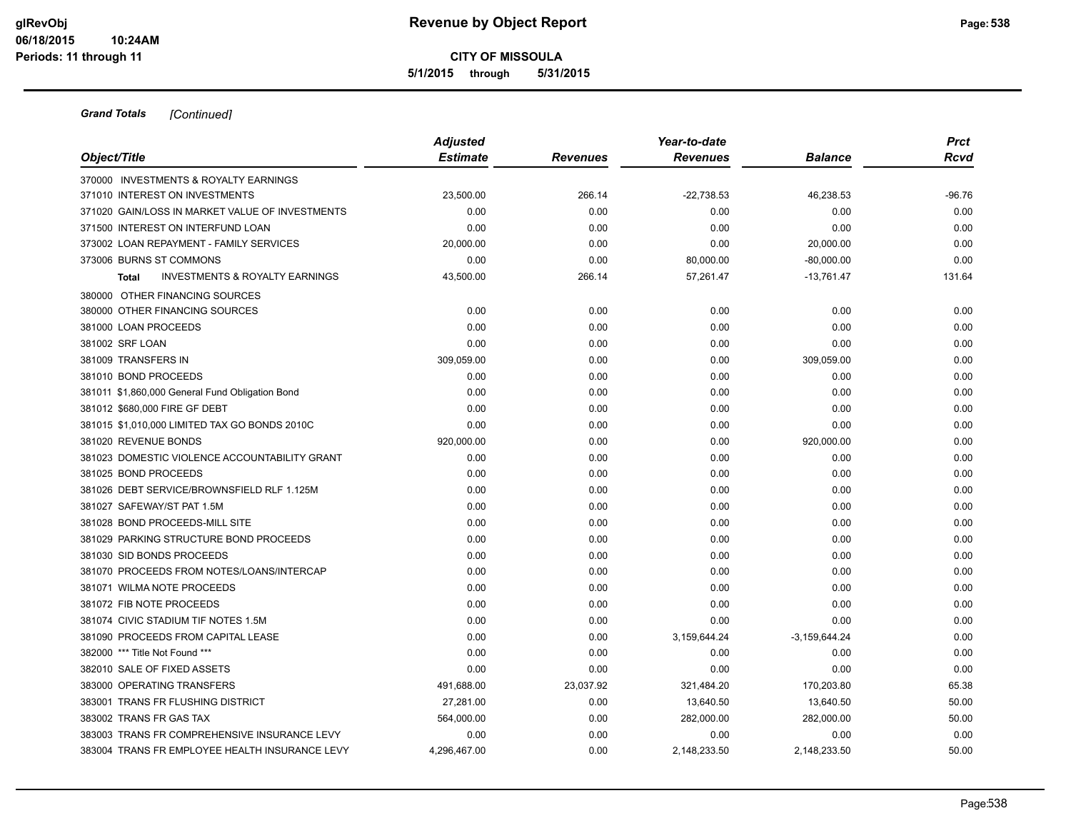**CITY OF MISSOULA**

**5/1/2015 through 5/31/2015**

***Grand Totals*** *[Continued]*

| Object/Title | Adjusted Estimate | Revenues | Year-to-date Revenues | Balance | Prct Rcvd |
|---|---|---|---|---|---|
| 370000 INVESTMENTS & ROYALTY EARNINGS | | | | | |
| 371010 INTEREST ON INVESTMENTS | 23,500.00 | 266.14 | -22,738.53 | 46,238.53 | -96.76 |
| 371020 GAIN/LOSS IN MARKET VALUE OF INVESTMENTS | 0.00 | 0.00 | 0.00 | 0.00 | 0.00 |
| 371500 INTEREST ON INTERFUND LOAN | 0.00 | 0.00 | 0.00 | 0.00 | 0.00 |
| 373002 LOAN REPAYMENT - FAMILY SERVICES | 20,000.00 | 0.00 | 0.00 | 20,000.00 | 0.00 |
| 373006 BURNS ST COMMONS | 0.00 | 0.00 | 80,000.00 | -80,000.00 | 0.00 |
| **Total** INVESTMENTS & ROYALTY EARNINGS | 43,500.00 | 266.14 | 57,261.47 | -13,761.47 | 131.64 |
| 380000 OTHER FINANCING SOURCES | | | | | |
| 380000 OTHER FINANCING SOURCES | 0.00 | 0.00 | 0.00 | 0.00 | 0.00 |
| 381000 LOAN PROCEEDS | 0.00 | 0.00 | 0.00 | 0.00 | 0.00 |
| 381002 SRF LOAN | 0.00 | 0.00 | 0.00 | 0.00 | 0.00 |
| 381009 TRANSFERS IN | 309,059.00 | 0.00 | 0.00 | 309,059.00 | 0.00 |
| 381010 BOND PROCEEDS | 0.00 | 0.00 | 0.00 | 0.00 | 0.00 |
| 381011 $1,860,000 General Fund Obligation Bond | 0.00 | 0.00 | 0.00 | 0.00 | 0.00 |
| 381012 $680,000 FIRE GF DEBT | 0.00 | 0.00 | 0.00 | 0.00 | 0.00 |
| 381015 $1,010,000 LIMITED TAX GO BONDS 2010C | 0.00 | 0.00 | 0.00 | 0.00 | 0.00 |
| 381020 REVENUE BONDS | 920,000.00 | 0.00 | 0.00 | 920,000.00 | 0.00 |
| 381023 DOMESTIC VIOLENCE ACCOUNTABILITY GRANT | 0.00 | 0.00 | 0.00 | 0.00 | 0.00 |
| 381025 BOND PROCEEDS | 0.00 | 0.00 | 0.00 | 0.00 | 0.00 |
| 381026 DEBT SERVICE/BROWNSFIELD RLF 1.125M | 0.00 | 0.00 | 0.00 | 0.00 | 0.00 |
| 381027 SAFEWAY/ST PAT 1.5M | 0.00 | 0.00 | 0.00 | 0.00 | 0.00 |
| 381028 BOND PROCEEDS-MILL SITE | 0.00 | 0.00 | 0.00 | 0.00 | 0.00 |
| 381029 PARKING STRUCTURE BOND PROCEEDS | 0.00 | 0.00 | 0.00 | 0.00 | 0.00 |
| 381030 SID BONDS PROCEEDS | 0.00 | 0.00 | 0.00 | 0.00 | 0.00 |
| 381070 PROCEEDS FROM NOTES/LOANS/INTERCAP | 0.00 | 0.00 | 0.00 | 0.00 | 0.00 |
| 381071 WILMA NOTE PROCEEDS | 0.00 | 0.00 | 0.00 | 0.00 | 0.00 |
| 381072 FIB NOTE PROCEEDS | 0.00 | 0.00 | 0.00 | 0.00 | 0.00 |
| 381074 CIVIC STADIUM TIF NOTES 1.5M | 0.00 | 0.00 | 0.00 | 0.00 | 0.00 |
| 381090 PROCEEDS FROM CAPITAL LEASE | 0.00 | 0.00 | 3,159,644.24 | -3,159,644.24 | 0.00 |
| 382000 *** Title Not Found *** | 0.00 | 0.00 | 0.00 | 0.00 | 0.00 |
| 382010 SALE OF FIXED ASSETS | 0.00 | 0.00 | 0.00 | 0.00 | 0.00 |
| 383000 OPERATING TRANSFERS | 491,688.00 | 23,037.92 | 321,484.20 | 170,203.80 | 65.38 |
| 383001 TRANS FR FLUSHING DISTRICT | 27,281.00 | 0.00 | 13,640.50 | 13,640.50 | 50.00 |
| 383002 TRANS FR GAS TAX | 564,000.00 | 0.00 | 282,000.00 | 282,000.00 | 50.00 |
| 383003 TRANS FR COMPREHENSIVE INSURANCE LEVY | 0.00 | 0.00 | 0.00 | 0.00 | 0.00 |
| 383004 TRANS FR EMPLOYEE HEALTH INSURANCE LEVY | 4,296,467.00 | 0.00 | 2,148,233.50 | 2,148,233.50 | 50.00 |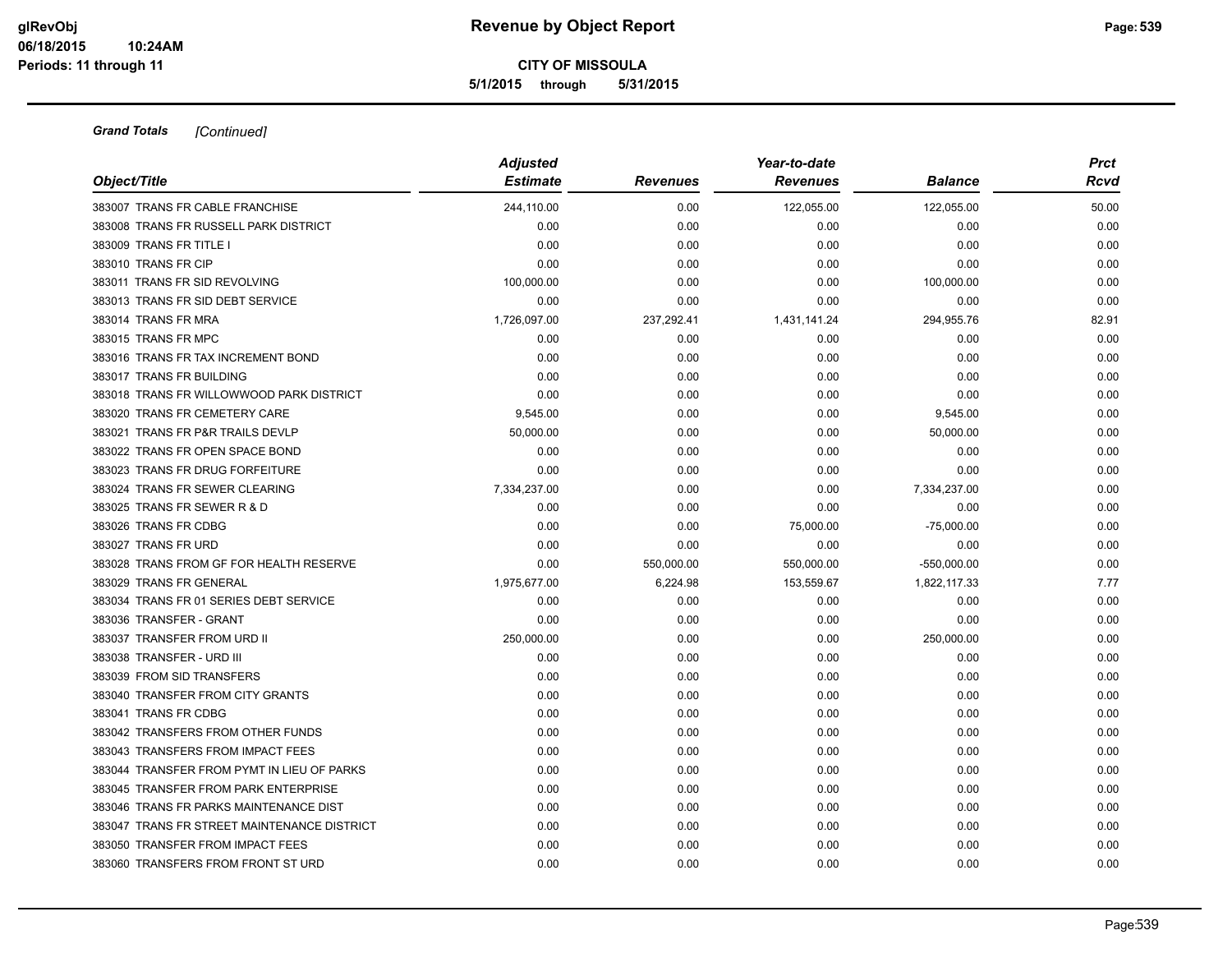# Revenue by Object Report

**CITY OF MISSOULA**

**5/1/2015 through 5/31/2015**

glRevObj
06/18/2015 10:24AM
Periods: 11 through 11

***Grand Totals*** *[Continued]*

| Object/Title | Adjusted Estimate | Revenues | Year-to-date Revenues | Balance | Prct Rcvd |
|---|---|---|---|---|---|
| 383007 TRANS FR CABLE FRANCHISE | 244,110.00 | 0.00 | 122,055.00 | 122,055.00 | 50.00 |
| 383008 TRANS FR RUSSELL PARK DISTRICT | 0.00 | 0.00 | 0.00 | 0.00 | 0.00 |
| 383009 TRANS FR TITLE I | 0.00 | 0.00 | 0.00 | 0.00 | 0.00 |
| 383010 TRANS FR CIP | 0.00 | 0.00 | 0.00 | 0.00 | 0.00 |
| 383011 TRANS FR SID REVOLVING | 100,000.00 | 0.00 | 0.00 | 100,000.00 | 0.00 |
| 383013 TRANS FR SID DEBT SERVICE | 0.00 | 0.00 | 0.00 | 0.00 | 0.00 |
| 383014 TRANS FR MRA | 1,726,097.00 | 237,292.41 | 1,431,141.24 | 294,955.76 | 82.91 |
| 383015 TRANS FR MPC | 0.00 | 0.00 | 0.00 | 0.00 | 0.00 |
| 383016 TRANS FR TAX INCREMENT BOND | 0.00 | 0.00 | 0.00 | 0.00 | 0.00 |
| 383017 TRANS FR BUILDING | 0.00 | 0.00 | 0.00 | 0.00 | 0.00 |
| 383018 TRANS FR WILLOWWOOD PARK DISTRICT | 0.00 | 0.00 | 0.00 | 0.00 | 0.00 |
| 383020 TRANS FR CEMETERY CARE | 9,545.00 | 0.00 | 0.00 | 9,545.00 | 0.00 |
| 383021 TRANS FR P&R TRAILS DEVLP | 50,000.00 | 0.00 | 0.00 | 50,000.00 | 0.00 |
| 383022 TRANS FR OPEN SPACE BOND | 0.00 | 0.00 | 0.00 | 0.00 | 0.00 |
| 383023 TRANS FR DRUG FORFEITURE | 0.00 | 0.00 | 0.00 | 0.00 | 0.00 |
| 383024 TRANS FR SEWER CLEARING | 7,334,237.00 | 0.00 | 0.00 | 7,334,237.00 | 0.00 |
| 383025 TRANS FR SEWER R & D | 0.00 | 0.00 | 0.00 | 0.00 | 0.00 |
| 383026 TRANS FR CDBG | 0.00 | 0.00 | 75,000.00 | -75,000.00 | 0.00 |
| 383027 TRANS FR URD | 0.00 | 0.00 | 0.00 | 0.00 | 0.00 |
| 383028 TRANS FROM GF FOR HEALTH RESERVE | 0.00 | 550,000.00 | 550,000.00 | -550,000.00 | 0.00 |
| 383029 TRANS FR GENERAL | 1,975,677.00 | 6,224.98 | 153,559.67 | 1,822,117.33 | 7.77 |
| 383034 TRANS FR 01 SERIES DEBT SERVICE | 0.00 | 0.00 | 0.00 | 0.00 | 0.00 |
| 383036 TRANSFER - GRANT | 0.00 | 0.00 | 0.00 | 0.00 | 0.00 |
| 383037 TRANSFER FROM URD II | 250,000.00 | 0.00 | 0.00 | 250,000.00 | 0.00 |
| 383038 TRANSFER - URD III | 0.00 | 0.00 | 0.00 | 0.00 | 0.00 |
| 383039 FROM SID TRANSFERS | 0.00 | 0.00 | 0.00 | 0.00 | 0.00 |
| 383040 TRANSFER FROM CITY GRANTS | 0.00 | 0.00 | 0.00 | 0.00 | 0.00 |
| 383041 TRANS FR CDBG | 0.00 | 0.00 | 0.00 | 0.00 | 0.00 |
| 383042 TRANSFERS FROM OTHER FUNDS | 0.00 | 0.00 | 0.00 | 0.00 | 0.00 |
| 383043 TRANSFERS FROM IMPACT FEES | 0.00 | 0.00 | 0.00 | 0.00 | 0.00 |
| 383044 TRANSFER FROM PYMT IN LIEU OF PARKS | 0.00 | 0.00 | 0.00 | 0.00 | 0.00 |
| 383045 TRANSFER FROM PARK ENTERPRISE | 0.00 | 0.00 | 0.00 | 0.00 | 0.00 |
| 383046 TRANS FR PARKS MAINTENANCE DIST | 0.00 | 0.00 | 0.00 | 0.00 | 0.00 |
| 383047 TRANS FR STREET MAINTENANCE DISTRICT | 0.00 | 0.00 | 0.00 | 0.00 | 0.00 |
| 383050 TRANSFER FROM IMPACT FEES | 0.00 | 0.00 | 0.00 | 0.00 | 0.00 |
| 383060 TRANSFERS FROM FRONT ST URD | 0.00 | 0.00 | 0.00 | 0.00 | 0.00 |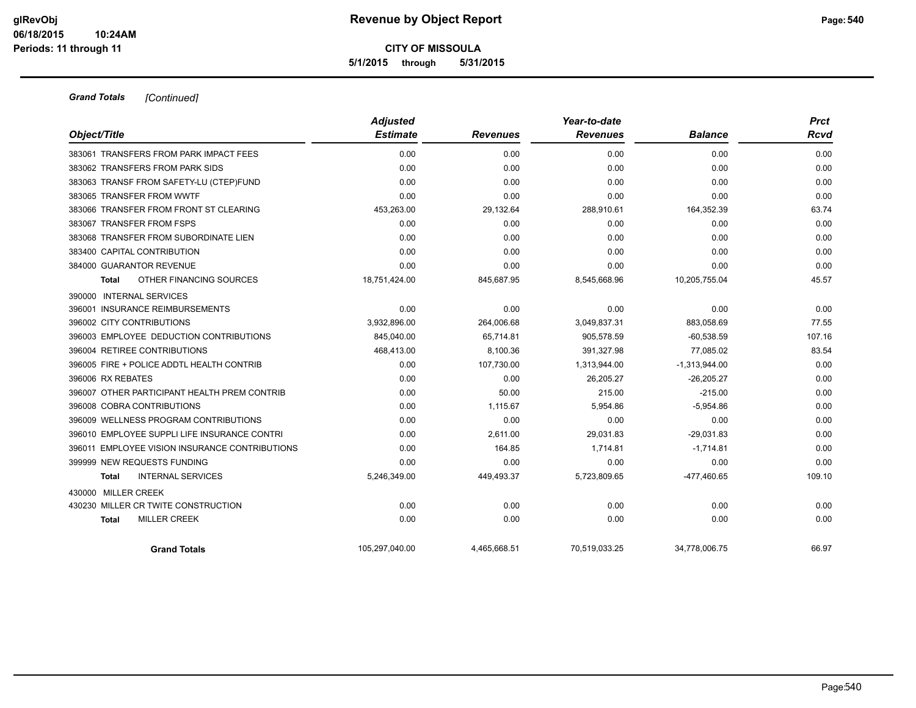# Revenue by Object Report

**CITY OF MISSOULA**

**5/1/2015 through 5/31/2015**

***Grand Totals*** *[Continued]*

| Object/Title | Adjusted Estimate | Revenues | Year-to-date Revenues | Balance | Prct Rcvd |
|---|---|---|---|---|---|
| 383061 TRANSFERS FROM PARK IMPACT FEES | 0.00 | 0.00 | 0.00 | 0.00 | 0.00 |
| 383062 TRANSFERS FROM PARK SIDS | 0.00 | 0.00 | 0.00 | 0.00 | 0.00 |
| 383063 TRANSF FROM SAFETY-LU (CTEP)FUND | 0.00 | 0.00 | 0.00 | 0.00 | 0.00 |
| 383065 TRANSFER FROM WWTF | 0.00 | 0.00 | 0.00 | 0.00 | 0.00 |
| 383066 TRANSFER FROM FRONT ST CLEARING | 453,263.00 | 29,132.64 | 288,910.61 | 164,352.39 | 63.74 |
| 383067 TRANSFER FROM FSPS | 0.00 | 0.00 | 0.00 | 0.00 | 0.00 |
| 383068 TRANSFER FROM SUBORDINATE LIEN | 0.00 | 0.00 | 0.00 | 0.00 | 0.00 |
| 383400 CAPITAL CONTRIBUTION | 0.00 | 0.00 | 0.00 | 0.00 | 0.00 |
| 384000 GUARANTOR REVENUE | 0.00 | 0.00 | 0.00 | 0.00 | 0.00 |
| **Total** OTHER FINANCING SOURCES | 18,751,424.00 | 845,687.95 | 8,545,668.96 | 10,205,755.04 | 45.57 |
| 390000 INTERNAL SERVICES | | | | | |
| 396001 INSURANCE REIMBURSEMENTS | 0.00 | 0.00 | 0.00 | 0.00 | 0.00 |
| 396002 CITY CONTRIBUTIONS | 3,932,896.00 | 264,006.68 | 3,049,837.31 | 883,058.69 | 77.55 |
| 396003 EMPLOYEE DEDUCTION CONTRIBUTIONS | 845,040.00 | 65,714.81 | 905,578.59 | -60,538.59 | 107.16 |
| 396004 RETIREE CONTRIBUTIONS | 468,413.00 | 8,100.36 | 391,327.98 | 77,085.02 | 83.54 |
| 396005 FIRE + POLICE ADDTL HEALTH CONTRIB | 0.00 | 107,730.00 | 1,313,944.00 | -1,313,944.00 | 0.00 |
| 396006 RX REBATES | 0.00 | 0.00 | 26,205.27 | -26,205.27 | 0.00 |
| 396007 OTHER PARTICIPANT HEALTH PREM CONTRIB | 0.00 | 50.00 | 215.00 | -215.00 | 0.00 |
| 396008 COBRA CONTRIBUTIONS | 0.00 | 1,115.67 | 5,954.86 | -5,954.86 | 0.00 |
| 396009 WELLNESS PROGRAM CONTRIBUTIONS | 0.00 | 0.00 | 0.00 | 0.00 | 0.00 |
| 396010 EMPLOYEE SUPPLI LIFE INSURANCE CONTRI | 0.00 | 2,611.00 | 29,031.83 | -29,031.83 | 0.00 |
| 396011 EMPLOYEE VISION INSURANCE CONTRIBUTIONS | 0.00 | 164.85 | 1,714.81 | -1,714.81 | 0.00 |
| 399999 NEW REQUESTS FUNDING | 0.00 | 0.00 | 0.00 | 0.00 | 0.00 |
| **Total** INTERNAL SERVICES | 5,246,349.00 | 449,493.37 | 5,723,809.65 | -477,460.65 | 109.10 |
| 430000 MILLER CREEK | | | | | |
| 430230 MILLER CR TWITE CONSTRUCTION | 0.00 | 0.00 | 0.00 | 0.00 | 0.00 |
| **Total** MILLER CREEK | 0.00 | 0.00 | 0.00 | 0.00 | 0.00 |
| **Grand Totals** | 105,297,040.00 | 4,465,668.51 | 70,519,033.25 | 34,778,006.75 | 66.97 |